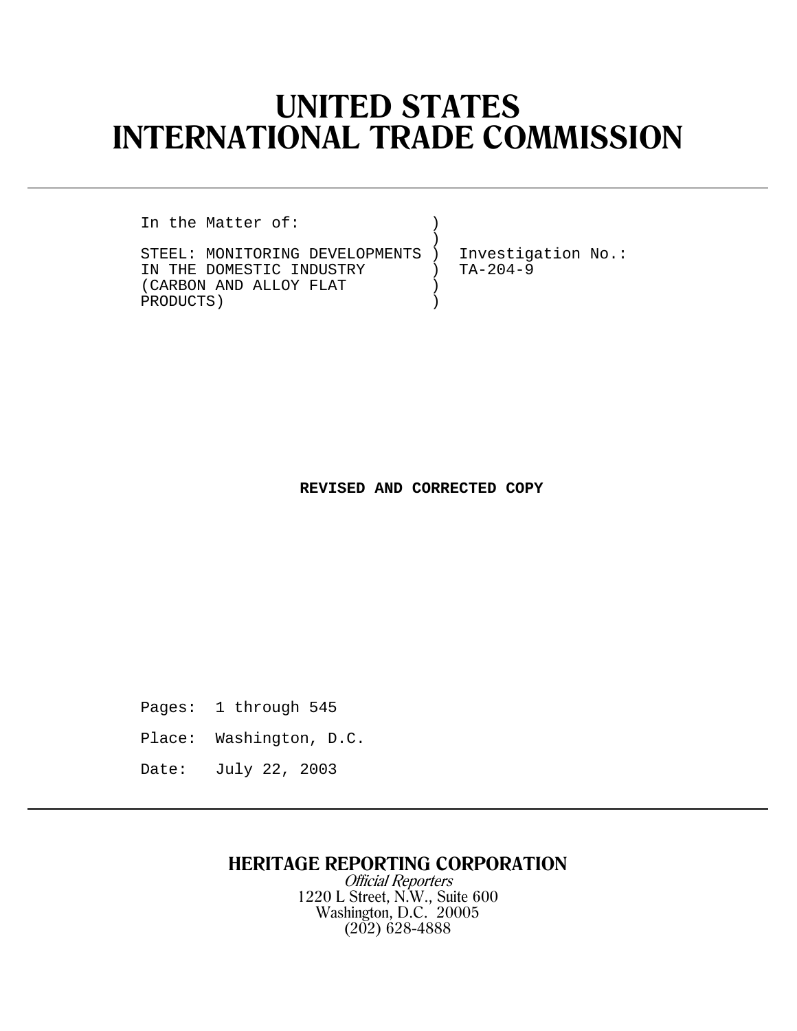# UNITED STATES
# INTERNATIONAL TRADE COMMISSION

---

```
In the Matter of:              )
                               )
STEEL: MONITORING DEVELOPMENTS )  Investigation No.:
IN THE DOMESTIC INDUSTRY       )  TA-204-9
(CARBON AND ALLOY FLAT         )
PRODUCTS)                      )
```

**REVISED AND CORRECTED COPY**

Pages: 1 through 545

Place: Washington, D.C.

Date: July 22, 2003

---

**HERITAGE REPORTING CORPORATION**

*Official Reporters*

1220 L Street, N.W., Suite 600

Washington, D.C. 20005

(202) 628-4888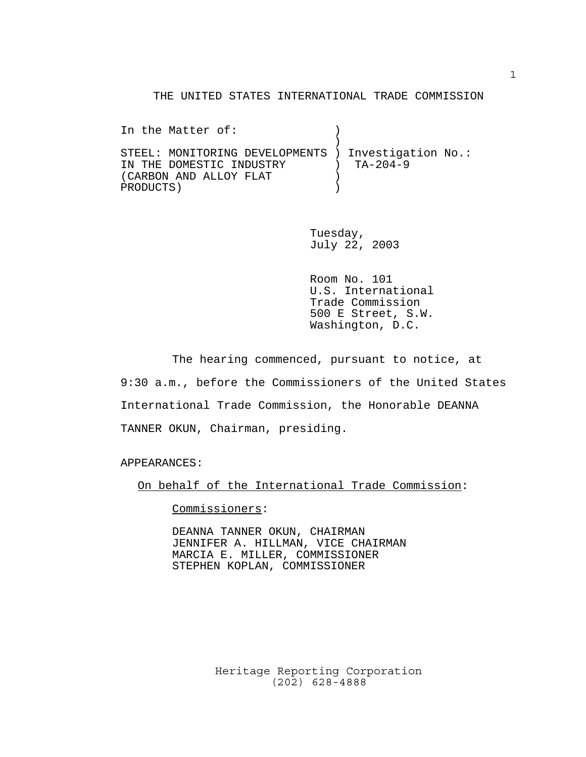THE UNITED STATES INTERNATIONAL TRADE COMMISSION

```
In the Matter of:              )
                               )
STEEL: MONITORING DEVELOPMENTS ) Investigation No.:
IN THE DOMESTIC INDUSTRY       )  TA-204-9
(CARBON AND ALLOY FLAT         )
PRODUCTS)                      )
```

Tuesday,
July 22, 2003

Room No. 101
U.S. International
Trade Commission
500 E Street, S.W.
Washington, D.C.

The hearing commenced, pursuant to notice, at 9:30 a.m., before the Commissioners of the United States International Trade Commission, the Honorable DEANNA TANNER OKUN, Chairman, presiding.

APPEARANCES:

On behalf of the International Trade Commission:

Commissioners:

DEANNA TANNER OKUN, CHAIRMAN
JENNIFER A. HILLMAN, VICE CHAIRMAN
MARCIA E. MILLER, COMMISSIONER
STEPHEN KOPLAN, COMMISSIONER

Heritage Reporting Corporation
(202) 628-4888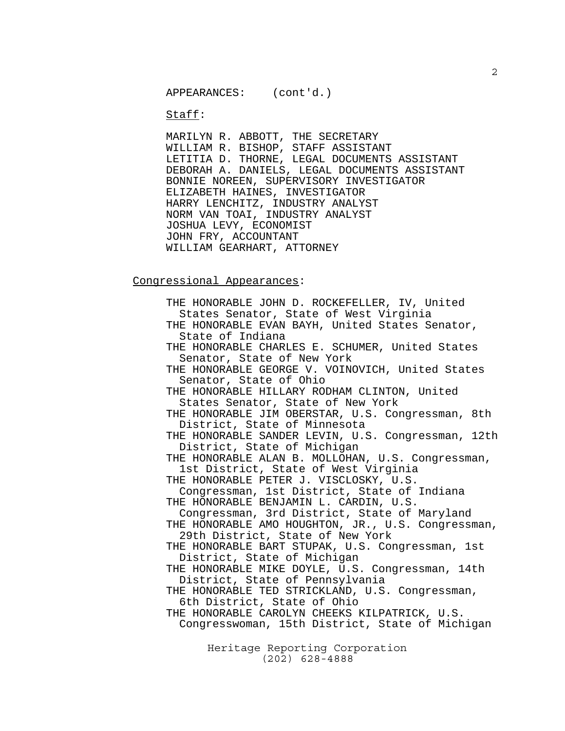APPEARANCES: (cont'd.)

Staff:

MARILYN R. ABBOTT, THE SECRETARY
WILLIAM R. BISHOP, STAFF ASSISTANT
LETITIA D. THORNE, LEGAL DOCUMENTS ASSISTANT
DEBORAH A. DANIELS, LEGAL DOCUMENTS ASSISTANT
BONNIE NOREEN, SUPERVISORY INVESTIGATOR
ELIZABETH HAINES, INVESTIGATOR
HARRY LENCHITZ, INDUSTRY ANALYST
NORM VAN TOAI, INDUSTRY ANALYST
JOSHUA LEVY, ECONOMIST
JOHN FRY, ACCOUNTANT
WILLIAM GEARHART, ATTORNEY

Congressional Appearances:

THE HONORABLE JOHN D. ROCKEFELLER, IV, United States Senator, State of West Virginia
THE HONORABLE EVAN BAYH, United States Senator, State of Indiana
THE HONORABLE CHARLES E. SCHUMER, United States Senator, State of New York
THE HONORABLE GEORGE V. VOINOVICH, United States Senator, State of Ohio
THE HONORABLE HILLARY RODHAM CLINTON, United States Senator, State of New York
THE HONORABLE JIM OBERSTAR, U.S. Congressman, 8th District, State of Minnesota
THE HONORABLE SANDER LEVIN, U.S. Congressman, 12th District, State of Michigan
THE HONORABLE ALAN B. MOLLOHAN, U.S. Congressman, 1st District, State of West Virginia
THE HONORABLE PETER J. VISCLOSKY, U.S. Congressman, 1st District, State of Indiana
THE HONORABLE BENJAMIN L. CARDIN, U.S. Congressman, 3rd District, State of Maryland
THE HONORABLE AMO HOUGHTON, JR., U.S. Congressman, 29th District, State of New York
THE HONORABLE BART STUPAK, U.S. Congressman, 1st District, State of Michigan
THE HONORABLE MIKE DOYLE, U.S. Congressman, 14th District, State of Pennsylvania
THE HONORABLE TED STRICKLAND, U.S. Congressman, 6th District, State of Ohio
THE HONORABLE CAROLYN CHEEKS KILPATRICK, U.S. Congresswoman, 15th District, State of Michigan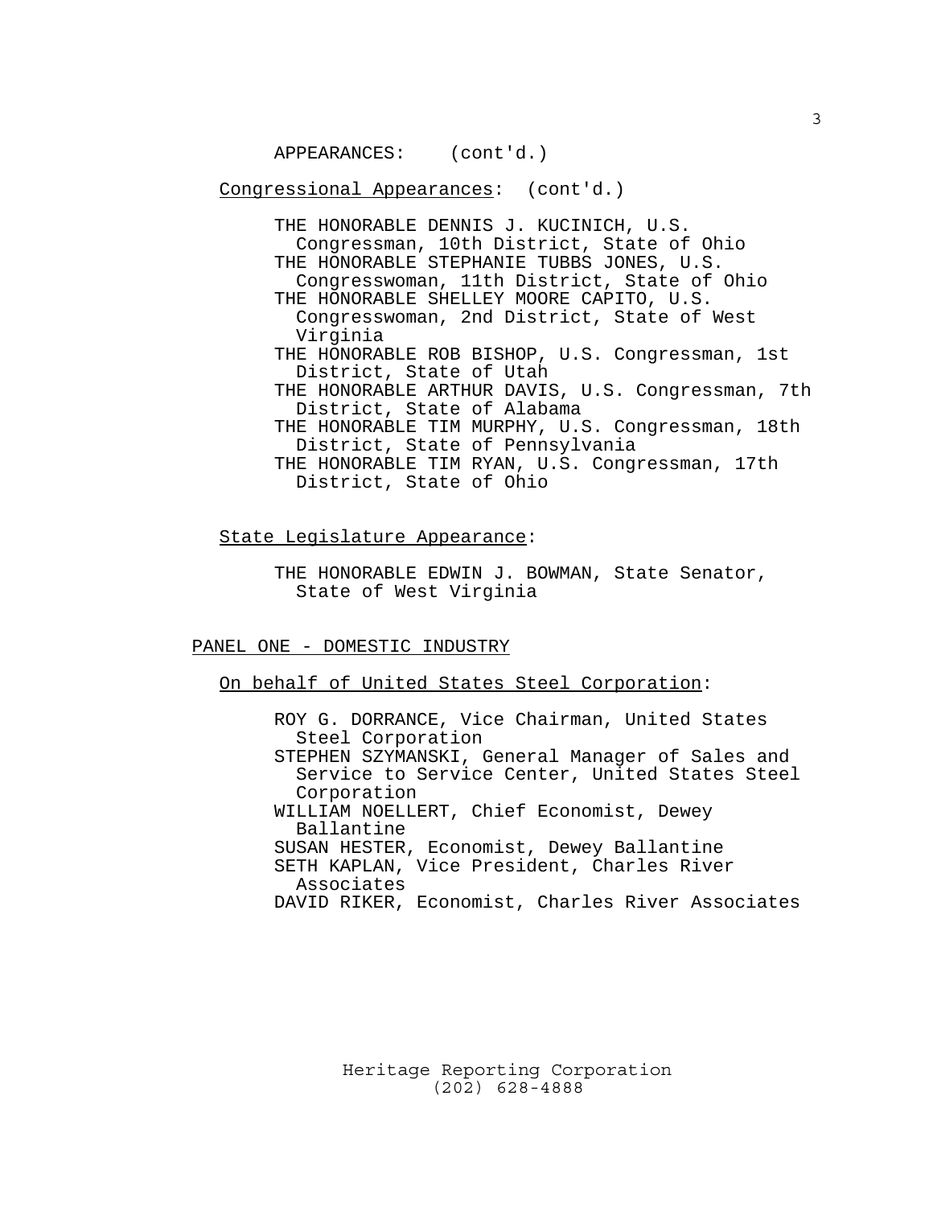APPEARANCES: (cont'd.)

Congressional Appearances: (cont'd.)

THE HONORABLE DENNIS J. KUCINICH, U.S. Congressman, 10th District, State of Ohio
THE HONORABLE STEPHANIE TUBBS JONES, U.S. Congresswoman, 11th District, State of Ohio
THE HONORABLE SHELLEY MOORE CAPITO, U.S. Congresswoman, 2nd District, State of West Virginia
THE HONORABLE ROB BISHOP, U.S. Congressman, 1st District, State of Utah
THE HONORABLE ARTHUR DAVIS, U.S. Congressman, 7th District, State of Alabama
THE HONORABLE TIM MURPHY, U.S. Congressman, 18th District, State of Pennsylvania
THE HONORABLE TIM RYAN, U.S. Congressman, 17th District, State of Ohio

State Legislature Appearance:

THE HONORABLE EDWIN J. BOWMAN, State Senator, State of West Virginia

PANEL ONE - DOMESTIC INDUSTRY

On behalf of United States Steel Corporation:

ROY G. DORRANCE, Vice Chairman, United States Steel Corporation
STEPHEN SZYMANSKI, General Manager of Sales and Service to Service Center, United States Steel Corporation
WILLIAM NOELLERT, Chief Economist, Dewey Ballantine
SUSAN HESTER, Economist, Dewey Ballantine
SETH KAPLAN, Vice President, Charles River Associates
DAVID RIKER, Economist, Charles River Associates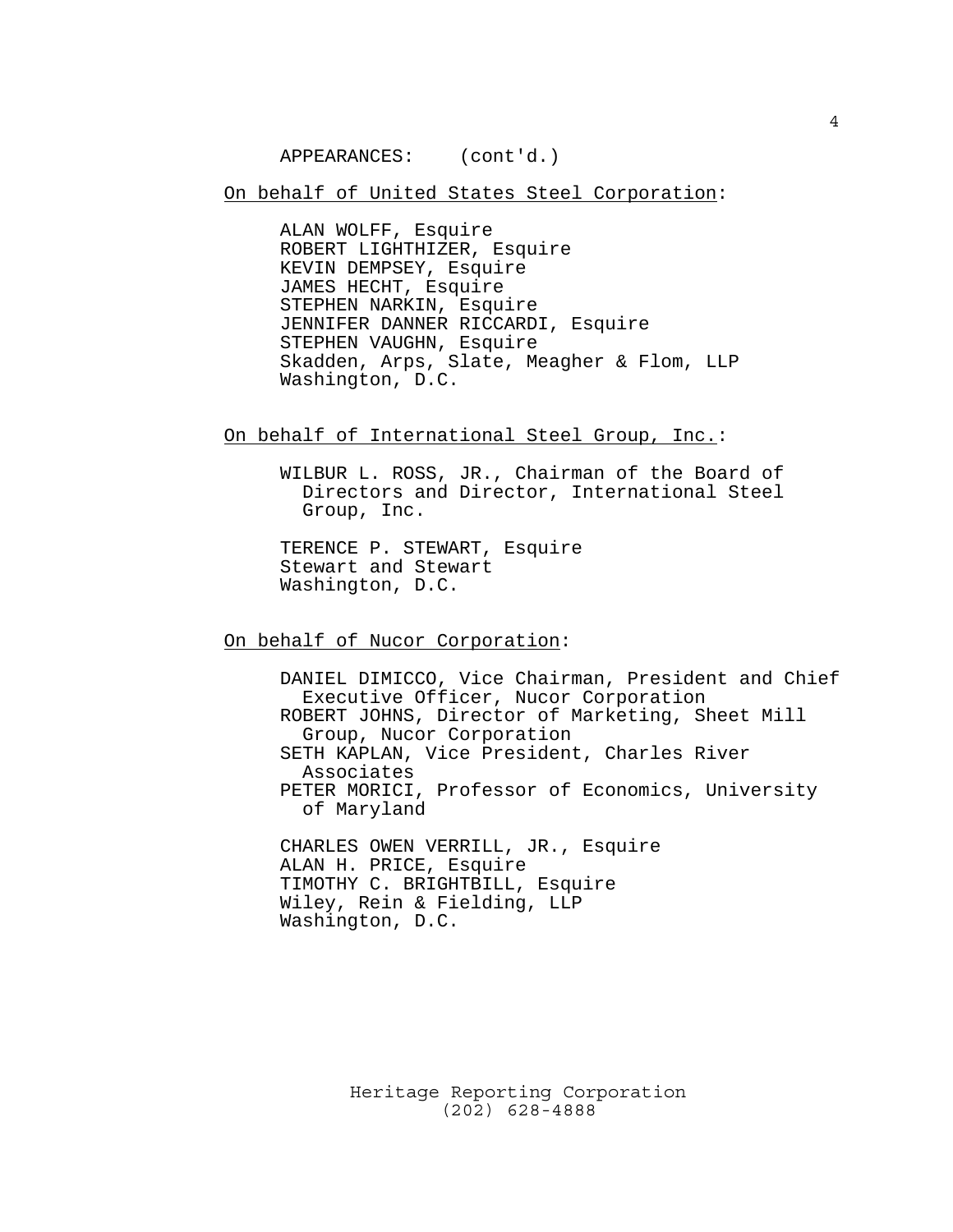APPEARANCES: (cont'd.)

<u>On behalf of United States Steel Corporation</u>:

ALAN WOLFF, Esquire
ROBERT LIGHTHIZER, Esquire
KEVIN DEMPSEY, Esquire
JAMES HECHT, Esquire
STEPHEN NARKIN, Esquire
JENNIFER DANNER RICCARDI, Esquire
STEPHEN VAUGHN, Esquire
Skadden, Arps, Slate, Meagher & Flom, LLP
Washington, D.C.

<u>On behalf of International Steel Group, Inc.</u>:

WILBUR L. ROSS, JR., Chairman of the Board of Directors and Director, International Steel Group, Inc.

TERENCE P. STEWART, Esquire
Stewart and Stewart
Washington, D.C.

<u>On behalf of Nucor Corporation</u>:

DANIEL DIMICCO, Vice Chairman, President and Chief Executive Officer, Nucor Corporation
ROBERT JOHNS, Director of Marketing, Sheet Mill Group, Nucor Corporation
SETH KAPLAN, Vice President, Charles River Associates
PETER MORICI, Professor of Economics, University of Maryland

CHARLES OWEN VERRILL, JR., Esquire
ALAN H. PRICE, Esquire
TIMOTHY C. BRIGHTBILL, Esquire
Wiley, Rein & Fielding, LLP
Washington, D.C.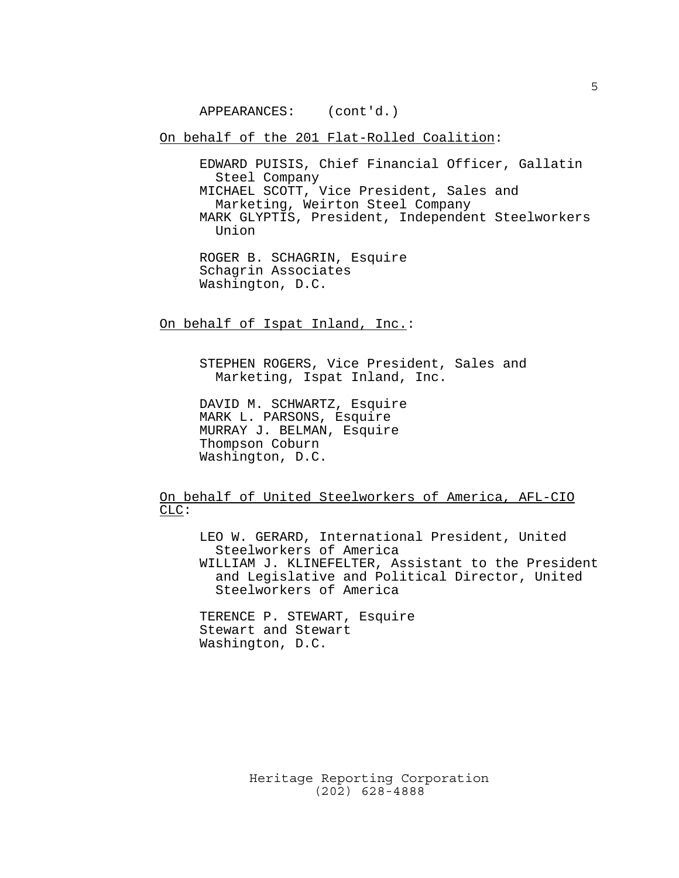APPEARANCES: (cont'd.)

On behalf of the 201 Flat-Rolled Coalition:

EDWARD PUISIS, Chief Financial Officer, Gallatin Steel Company
MICHAEL SCOTT, Vice President, Sales and Marketing, Weirton Steel Company
MARK GLYPTIS, President, Independent Steelworkers Union

ROGER B. SCHAGRIN, Esquire
Schagrin Associates
Washington, D.C.

On behalf of Ispat Inland, Inc.:

STEPHEN ROGERS, Vice President, Sales and Marketing, Ispat Inland, Inc.

DAVID M. SCHWARTZ, Esquire
MARK L. PARSONS, Esquire
MURRAY J. BELMAN, Esquire
Thompson Coburn
Washington, D.C.

On behalf of United Steelworkers of America, AFL-CIO CLC:

LEO W. GERARD, International President, United Steelworkers of America
WILLIAM J. KLINEFELTER, Assistant to the President and Legislative and Political Director, United Steelworkers of America

TERENCE P. STEWART, Esquire
Stewart and Stewart
Washington, D.C.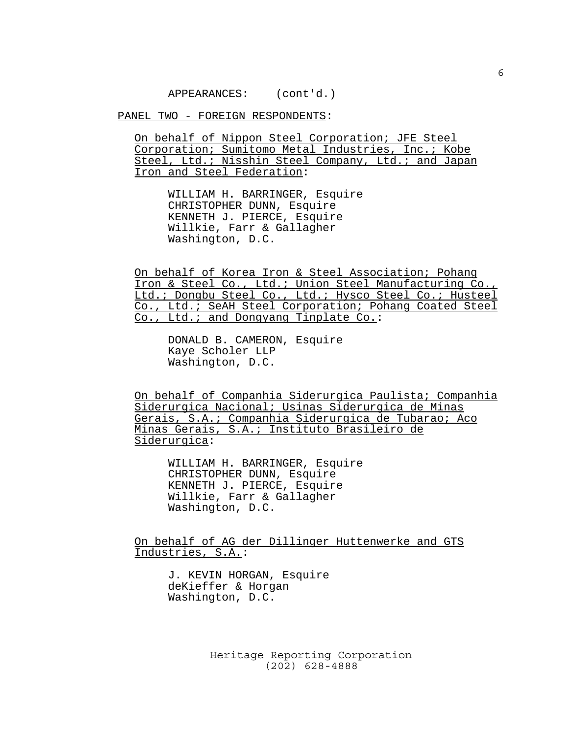APPEARANCES: (cont'd.)

PANEL TWO - FOREIGN RESPONDENTS:

On behalf of Nippon Steel Corporation; JFE Steel Corporation; Sumitomo Metal Industries, Inc.; Kobe Steel, Ltd.; Nisshin Steel Company, Ltd.; and Japan Iron and Steel Federation:

WILLIAM H. BARRINGER, Esquire
CHRISTOPHER DUNN, Esquire
KENNETH J. PIERCE, Esquire
Willkie, Farr & Gallagher
Washington, D.C.

On behalf of Korea Iron & Steel Association; Pohang Iron & Steel Co., Ltd.; Union Steel Manufacturing Co., Ltd.; Dongbu Steel Co., Ltd.; Hysco Steel Co.; Husteel Co., Ltd.; SeAH Steel Corporation; Pohang Coated Steel Co., Ltd.; and Dongyang Tinplate Co.:

DONALD B. CAMERON, Esquire
Kaye Scholer LLP
Washington, D.C.

On behalf of Companhia Siderurgica Paulista; Companhia Siderurgica Nacional; Usinas Siderurgica de Minas Gerais, S.A.; Companhia Siderurgica de Tubarao; Aco Minas Gerais, S.A.; Instituto Brasileiro de Siderurgica:

WILLIAM H. BARRINGER, Esquire
CHRISTOPHER DUNN, Esquire
KENNETH J. PIERCE, Esquire
Willkie, Farr & Gallagher
Washington, D.C.

On behalf of AG der Dillinger Huttenwerke and GTS Industries, S.A.:

J. KEVIN HORGAN, Esquire
deKieffer & Horgan
Washington, D.C.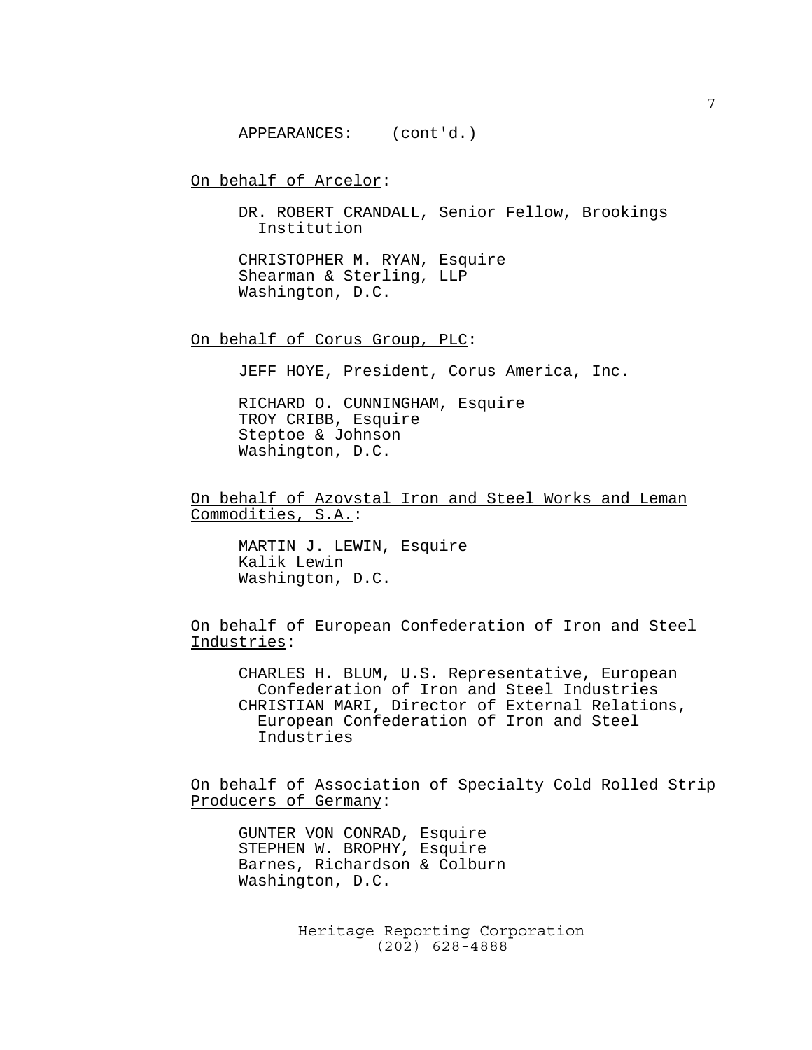APPEARANCES: (cont'd.)

On behalf of Arcelor:

DR. ROBERT CRANDALL, Senior Fellow, Brookings Institution

CHRISTOPHER M. RYAN, Esquire
Shearman & Sterling, LLP
Washington, D.C.

On behalf of Corus Group, PLC:

JEFF HOYE, President, Corus America, Inc.

RICHARD O. CUNNINGHAM, Esquire
TROY CRIBB, Esquire
Steptoe & Johnson
Washington, D.C.

On behalf of Azovstal Iron and Steel Works and Leman Commodities, S.A.:

MARTIN J. LEWIN, Esquire
Kalik Lewin
Washington, D.C.

On behalf of European Confederation of Iron and Steel Industries:

CHARLES H. BLUM, U.S. Representative, European Confederation of Iron and Steel Industries
CHRISTIAN MARI, Director of External Relations, European Confederation of Iron and Steel Industries

On behalf of Association of Specialty Cold Rolled Strip Producers of Germany:

GUNTER VON CONRAD, Esquire
STEPHEN W. BROPHY, Esquire
Barnes, Richardson & Colburn
Washington, D.C.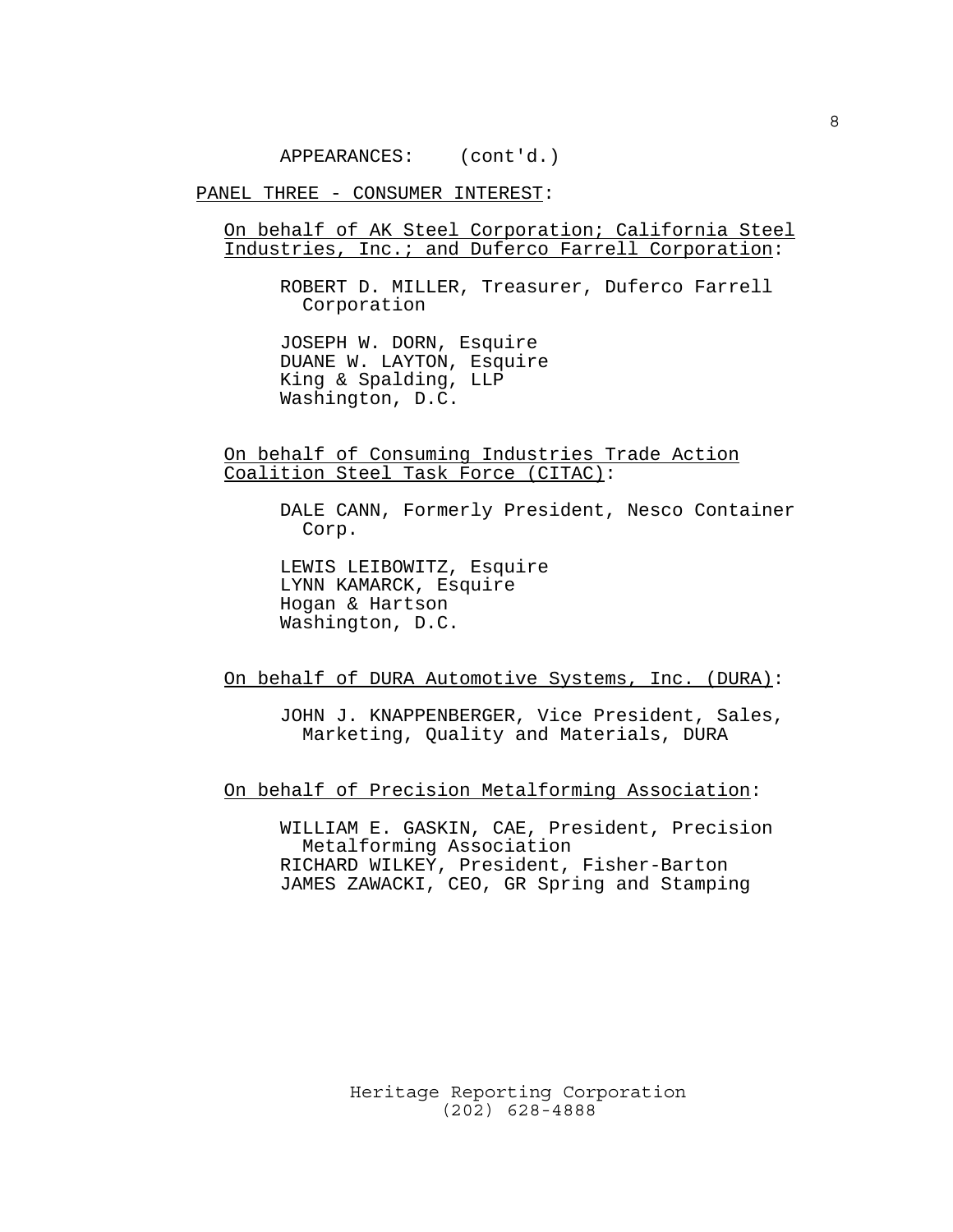APPEARANCES: (cont'd.)

PANEL THREE - CONSUMER INTEREST:

On behalf of AK Steel Corporation; California Steel Industries, Inc.; and Duferco Farrell Corporation:

ROBERT D. MILLER, Treasurer, Duferco Farrell Corporation

JOSEPH W. DORN, Esquire
DUANE W. LAYTON, Esquire
King & Spalding, LLP
Washington, D.C.

On behalf of Consuming Industries Trade Action Coalition Steel Task Force (CITAC):

DALE CANN, Formerly President, Nesco Container Corp.

LEWIS LEIBOWITZ, Esquire
LYNN KAMARCK, Esquire
Hogan & Hartson
Washington, D.C.

On behalf of DURA Automotive Systems, Inc. (DURA):

JOHN J. KNAPPENBERGER, Vice President, Sales, Marketing, Quality and Materials, DURA

On behalf of Precision Metalforming Association:

WILLIAM E. GASKIN, CAE, President, Precision Metalforming Association
RICHARD WILKEY, President, Fisher-Barton
JAMES ZAWACKI, CEO, GR Spring and Stamping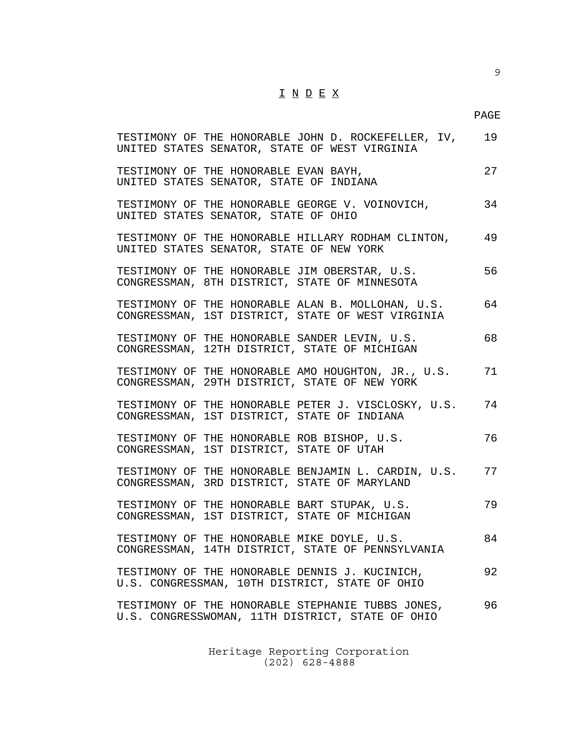# I N D E X

| | PAGE |
|---|---|
| TESTIMONY OF THE HONORABLE JOHN D. ROCKEFELLER, IV, UNITED STATES SENATOR, STATE OF WEST VIRGINIA | 19 |
| TESTIMONY OF THE HONORABLE EVAN BAYH, UNITED STATES SENATOR, STATE OF INDIANA | 27 |
| TESTIMONY OF THE HONORABLE GEORGE V. VOINOVICH, UNITED STATES SENATOR, STATE OF OHIO | 34 |
| TESTIMONY OF THE HONORABLE HILLARY RODHAM CLINTON, UNITED STATES SENATOR, STATE OF NEW YORK | 49 |
| TESTIMONY OF THE HONORABLE JIM OBERSTAR, U.S. CONGRESSMAN, 8TH DISTRICT, STATE OF MINNESOTA | 56 |
| TESTIMONY OF THE HONORABLE ALAN B. MOLLOHAN, U.S. CONGRESSMAN, 1ST DISTRICT, STATE OF WEST VIRGINIA | 64 |
| TESTIMONY OF THE HONORABLE SANDER LEVIN, U.S. CONGRESSMAN, 12TH DISTRICT, STATE OF MICHIGAN | 68 |
| TESTIMONY OF THE HONORABLE AMO HOUGHTON, JR., U.S. CONGRESSMAN, 29TH DISTRICT, STATE OF NEW YORK | 71 |
| TESTIMONY OF THE HONORABLE PETER J. VISCLOSKY, U.S. CONGRESSMAN, 1ST DISTRICT, STATE OF INDIANA | 74 |
| TESTIMONY OF THE HONORABLE ROB BISHOP, U.S. CONGRESSMAN, 1ST DISTRICT, STATE OF UTAH | 76 |
| TESTIMONY OF THE HONORABLE BENJAMIN L. CARDIN, U.S. CONGRESSMAN, 3RD DISTRICT, STATE OF MARYLAND | 77 |
| TESTIMONY OF THE HONORABLE BART STUPAK, U.S. CONGRESSMAN, 1ST DISTRICT, STATE OF MICHIGAN | 79 |
| TESTIMONY OF THE HONORABLE MIKE DOYLE, U.S. CONGRESSMAN, 14TH DISTRICT, STATE OF PENNSYLVANIA | 84 |
| TESTIMONY OF THE HONORABLE DENNIS J. KUCINICH, U.S. CONGRESSMAN, 10TH DISTRICT, STATE OF OHIO | 92 |
| TESTIMONY OF THE HONORABLE STEPHANIE TUBBS JONES, U.S. CONGRESSWOMAN, 11TH DISTRICT, STATE OF OHIO | 96 |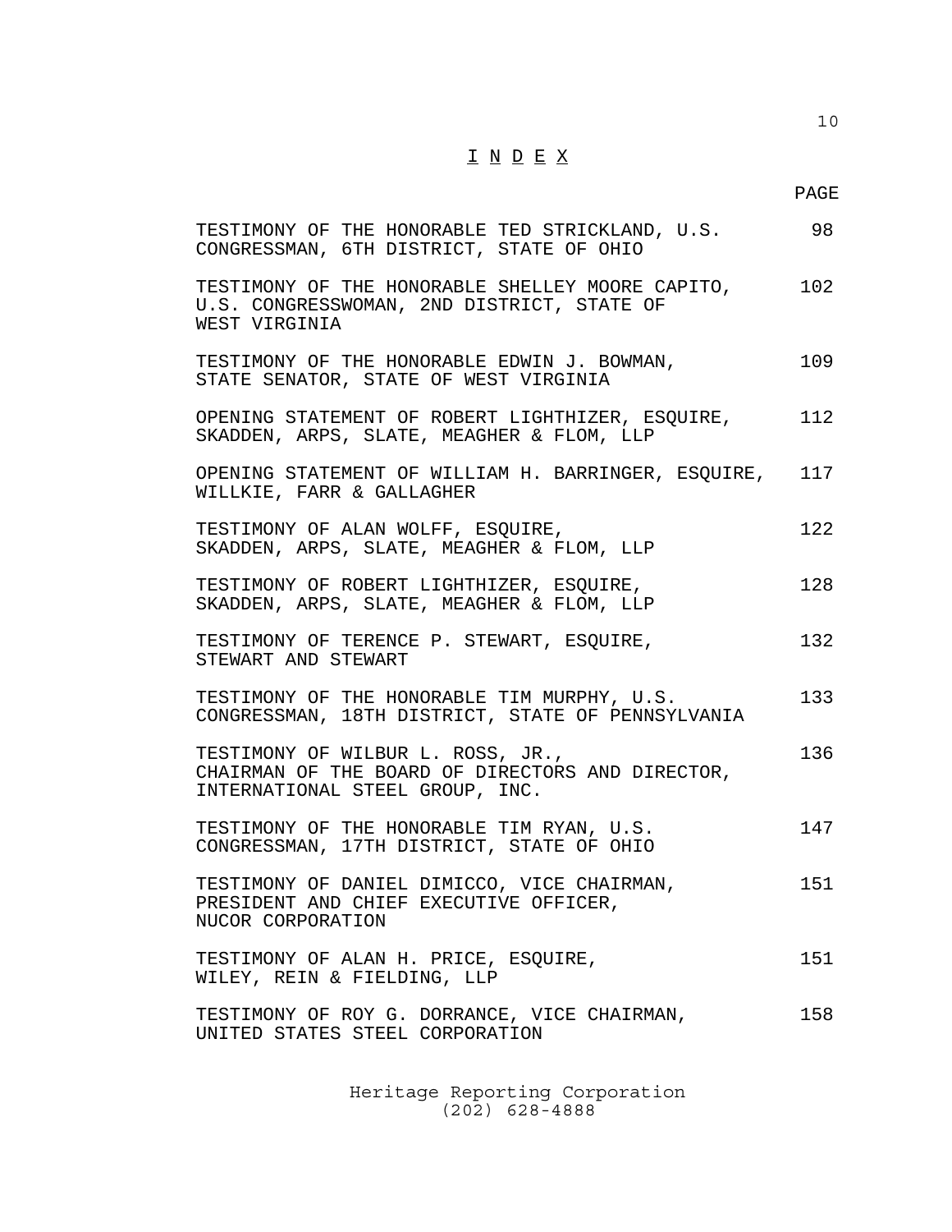# I N D E X

| | PAGE |
|---|---|
| TESTIMONY OF THE HONORABLE TED STRICKLAND, U.S. CONGRESSMAN, 6TH DISTRICT, STATE OF OHIO | 98 |
| TESTIMONY OF THE HONORABLE SHELLEY MOORE CAPITO, U.S. CONGRESSWOMAN, 2ND DISTRICT, STATE OF WEST VIRGINIA | 102 |
| TESTIMONY OF THE HONORABLE EDWIN J. BOWMAN, STATE SENATOR, STATE OF WEST VIRGINIA | 109 |
| OPENING STATEMENT OF ROBERT LIGHTHIZER, ESQUIRE, SKADDEN, ARPS, SLATE, MEAGHER & FLOM, LLP | 112 |
| OPENING STATEMENT OF WILLIAM H. BARRINGER, ESQUIRE, WILLKIE, FARR & GALLAGHER | 117 |
| TESTIMONY OF ALAN WOLFF, ESQUIRE, SKADDEN, ARPS, SLATE, MEAGHER & FLOM, LLP | 122 |
| TESTIMONY OF ROBERT LIGHTHIZER, ESQUIRE, SKADDEN, ARPS, SLATE, MEAGHER & FLOM, LLP | 128 |
| TESTIMONY OF TERENCE P. STEWART, ESQUIRE, STEWART AND STEWART | 132 |
| TESTIMONY OF THE HONORABLE TIM MURPHY, U.S. CONGRESSMAN, 18TH DISTRICT, STATE OF PENNSYLVANIA | 133 |
| TESTIMONY OF WILBUR L. ROSS, JR., CHAIRMAN OF THE BOARD OF DIRECTORS AND DIRECTOR, INTERNATIONAL STEEL GROUP, INC. | 136 |
| TESTIMONY OF THE HONORABLE TIM RYAN, U.S. CONGRESSMAN, 17TH DISTRICT, STATE OF OHIO | 147 |
| TESTIMONY OF DANIEL DIMICCO, VICE CHAIRMAN, PRESIDENT AND CHIEF EXECUTIVE OFFICER, NUCOR CORPORATION | 151 |
| TESTIMONY OF ALAN H. PRICE, ESQUIRE, WILEY, REIN & FIELDING, LLP | 151 |
| TESTIMONY OF ROY G. DORRANCE, VICE CHAIRMAN, UNITED STATES STEEL CORPORATION | 158 |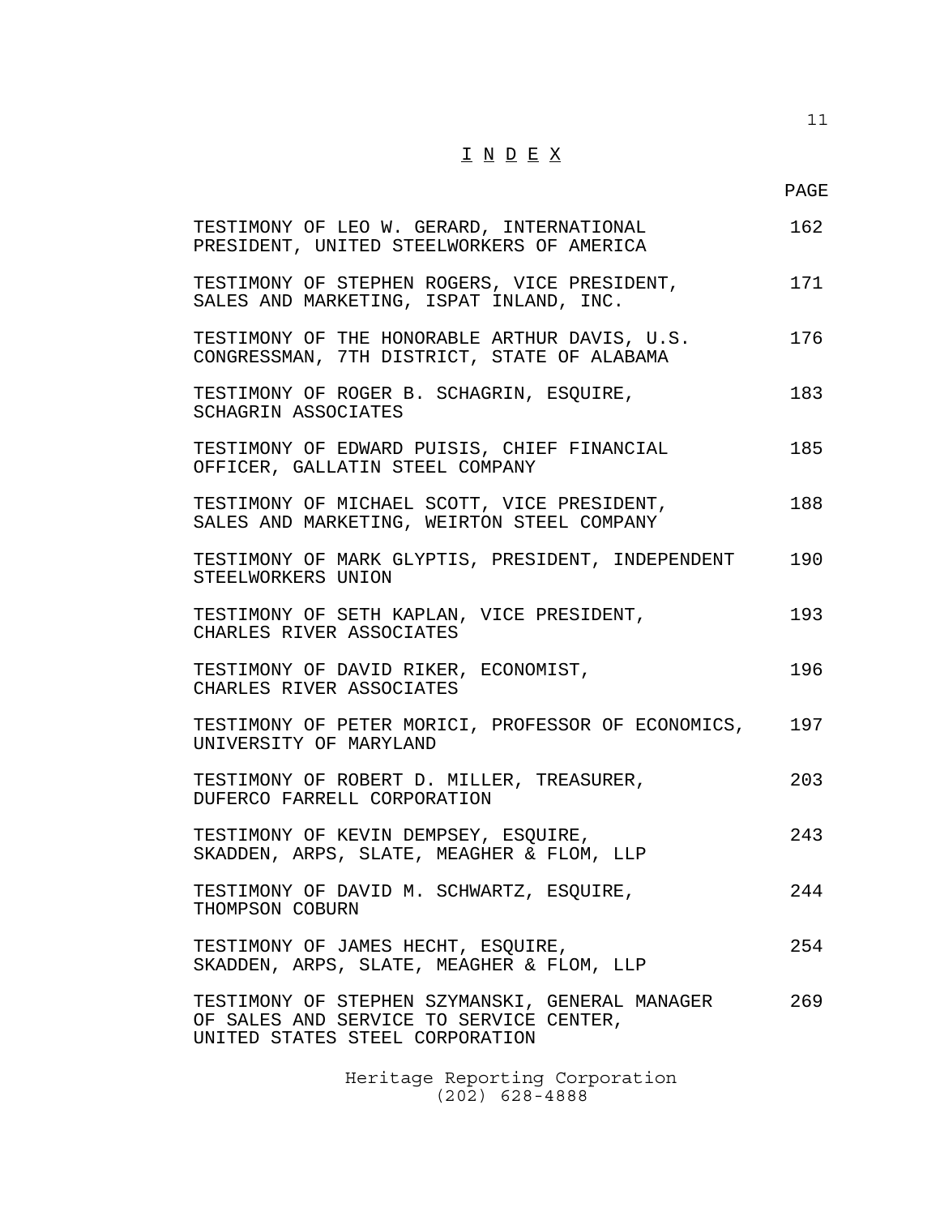# I N D E X

| | PAGE |
|---|---|
| TESTIMONY OF LEO W. GERARD, INTERNATIONAL PRESIDENT, UNITED STEELWORKERS OF AMERICA | 162 |
| TESTIMONY OF STEPHEN ROGERS, VICE PRESIDENT, SALES AND MARKETING, ISPAT INLAND, INC. | 171 |
| TESTIMONY OF THE HONORABLE ARTHUR DAVIS, U.S. CONGRESSMAN, 7TH DISTRICT, STATE OF ALABAMA | 176 |
| TESTIMONY OF ROGER B. SCHAGRIN, ESQUIRE, SCHAGRIN ASSOCIATES | 183 |
| TESTIMONY OF EDWARD PUISIS, CHIEF FINANCIAL OFFICER, GALLATIN STEEL COMPANY | 185 |
| TESTIMONY OF MICHAEL SCOTT, VICE PRESIDENT, SALES AND MARKETING, WEIRTON STEEL COMPANY | 188 |
| TESTIMONY OF MARK GLYPTIS, PRESIDENT, INDEPENDENT STEELWORKERS UNION | 190 |
| TESTIMONY OF SETH KAPLAN, VICE PRESIDENT, CHARLES RIVER ASSOCIATES | 193 |
| TESTIMONY OF DAVID RIKER, ECONOMIST, CHARLES RIVER ASSOCIATES | 196 |
| TESTIMONY OF PETER MORICI, PROFESSOR OF ECONOMICS, UNIVERSITY OF MARYLAND | 197 |
| TESTIMONY OF ROBERT D. MILLER, TREASURER, DUFERCO FARRELL CORPORATION | 203 |
| TESTIMONY OF KEVIN DEMPSEY, ESQUIRE, SKADDEN, ARPS, SLATE, MEAGHER & FLOM, LLP | 243 |
| TESTIMONY OF DAVID M. SCHWARTZ, ESQUIRE, THOMPSON COBURN | 244 |
| TESTIMONY OF JAMES HECHT, ESQUIRE, SKADDEN, ARPS, SLATE, MEAGHER & FLOM, LLP | 254 |
| TESTIMONY OF STEPHEN SZYMANSKI, GENERAL MANAGER OF SALES AND SERVICE TO SERVICE CENTER, UNITED STATES STEEL CORPORATION | 269 |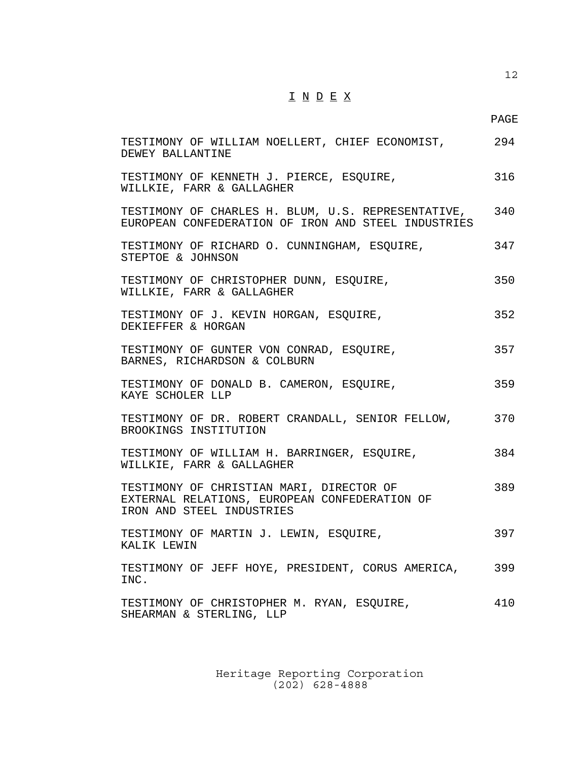# I N D E X

| | PAGE |
|---|---|
| TESTIMONY OF WILLIAM NOELLERT, CHIEF ECONOMIST, DEWEY BALLANTINE | 294 |
| TESTIMONY OF KENNETH J. PIERCE, ESQUIRE, WILLKIE, FARR & GALLAGHER | 316 |
| TESTIMONY OF CHARLES H. BLUM, U.S. REPRESENTATIVE, EUROPEAN CONFEDERATION OF IRON AND STEEL INDUSTRIES | 340 |
| TESTIMONY OF RICHARD O. CUNNINGHAM, ESQUIRE, STEPTOE & JOHNSON | 347 |
| TESTIMONY OF CHRISTOPHER DUNN, ESQUIRE, WILLKIE, FARR & GALLAGHER | 350 |
| TESTIMONY OF J. KEVIN HORGAN, ESQUIRE, DEKIEFFER & HORGAN | 352 |
| TESTIMONY OF GUNTER VON CONRAD, ESQUIRE, BARNES, RICHARDSON & COLBURN | 357 |
| TESTIMONY OF DONALD B. CAMERON, ESQUIRE, KAYE SCHOLER LLP | 359 |
| TESTIMONY OF DR. ROBERT CRANDALL, SENIOR FELLOW, BROOKINGS INSTITUTION | 370 |
| TESTIMONY OF WILLIAM H. BARRINGER, ESQUIRE, WILLKIE, FARR & GALLAGHER | 384 |
| TESTIMONY OF CHRISTIAN MARI, DIRECTOR OF EXTERNAL RELATIONS, EUROPEAN CONFEDERATION OF IRON AND STEEL INDUSTRIES | 389 |
| TESTIMONY OF MARTIN J. LEWIN, ESQUIRE, KALIK LEWIN | 397 |
| TESTIMONY OF JEFF HOYE, PRESIDENT, CORUS AMERICA, INC. | 399 |
| TESTIMONY OF CHRISTOPHER M. RYAN, ESQUIRE, SHEARMAN & STERLING, LLP | 410 |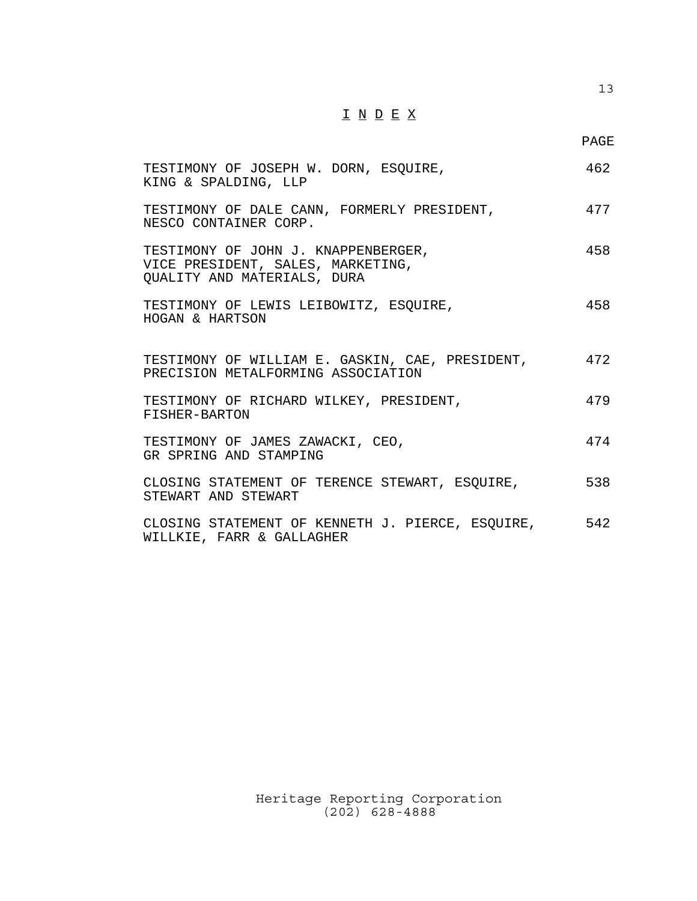# I N D E X

| | PAGE |
|---|---|
| TESTIMONY OF JOSEPH W. DORN, ESQUIRE, KING & SPALDING, LLP | 462 |
| TESTIMONY OF DALE CANN, FORMERLY PRESIDENT, NESCO CONTAINER CORP. | 477 |
| TESTIMONY OF JOHN J. KNAPPENBERGER, VICE PRESIDENT, SALES, MARKETING, QUALITY AND MATERIALS, DURA | 458 |
| TESTIMONY OF LEWIS LEIBOWITZ, ESQUIRE, HOGAN & HARTSON | 458 |
| TESTIMONY OF WILLIAM E. GASKIN, CAE, PRESIDENT, PRECISION METALFORMING ASSOCIATION | 472 |
| TESTIMONY OF RICHARD WILKEY, PRESIDENT, FISHER-BARTON | 479 |
| TESTIMONY OF JAMES ZAWACKI, CEO, GR SPRING AND STAMPING | 474 |
| CLOSING STATEMENT OF TERENCE STEWART, ESQUIRE, STEWART AND STEWART | 538 |
| CLOSING STATEMENT OF KENNETH J. PIERCE, ESQUIRE, WILLKIE, FARR & GALLAGHER | 542 |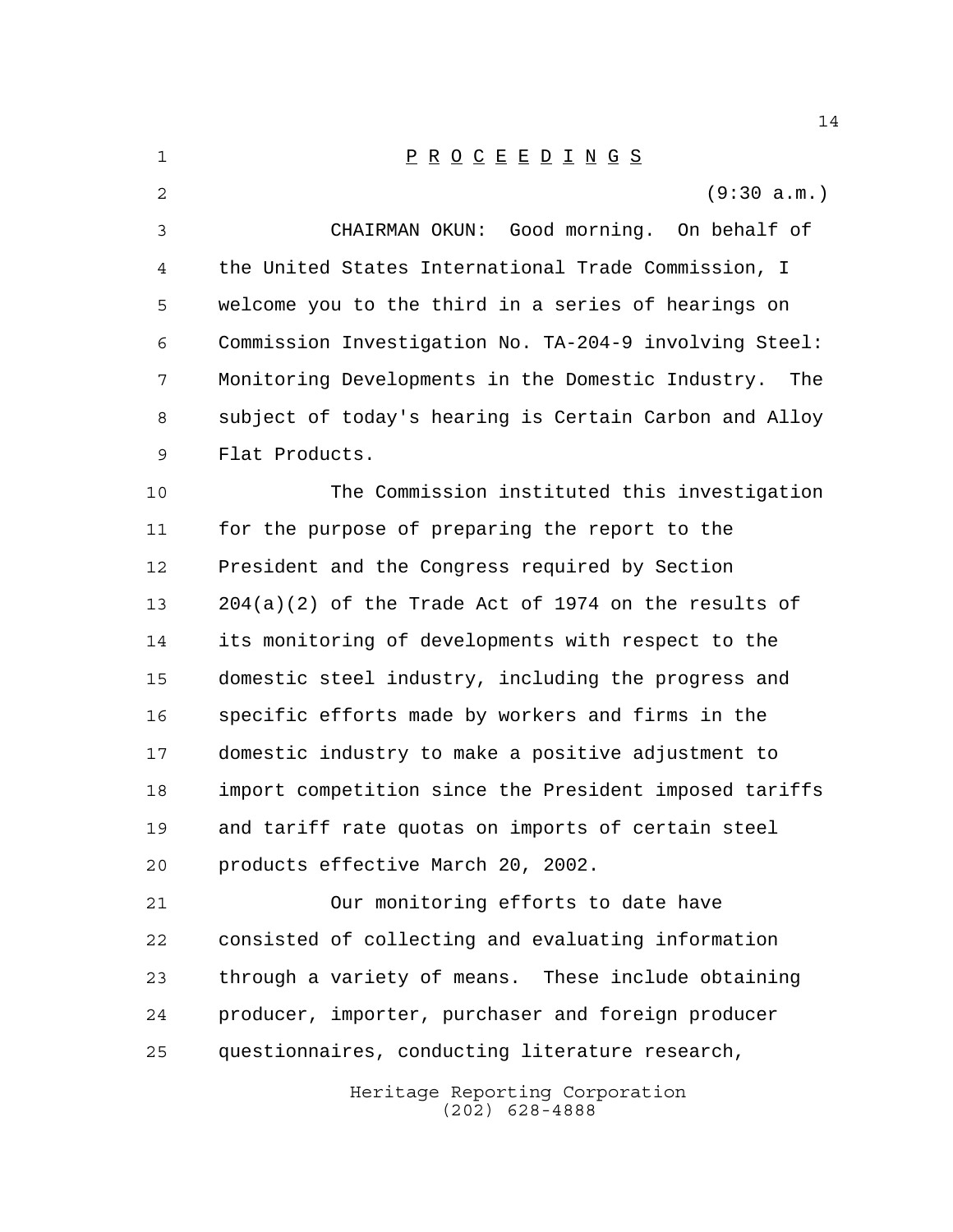P R O C E E D I N G S

(9:30 a.m.)

CHAIRMAN OKUN: Good morning. On behalf of the United States International Trade Commission, I welcome you to the third in a series of hearings on Commission Investigation No. TA-204-9 involving Steel: Monitoring Developments in the Domestic Industry. The subject of today's hearing is Certain Carbon and Alloy Flat Products.

The Commission instituted this investigation for the purpose of preparing the report to the President and the Congress required by Section 204(a)(2) of the Trade Act of 1974 on the results of its monitoring of developments with respect to the domestic steel industry, including the progress and specific efforts made by workers and firms in the domestic industry to make a positive adjustment to import competition since the President imposed tariffs and tariff rate quotas on imports of certain steel products effective March 20, 2002.

Our monitoring efforts to date have consisted of collecting and evaluating information through a variety of means. These include obtaining producer, importer, purchaser and foreign producer questionnaires, conducting literature research,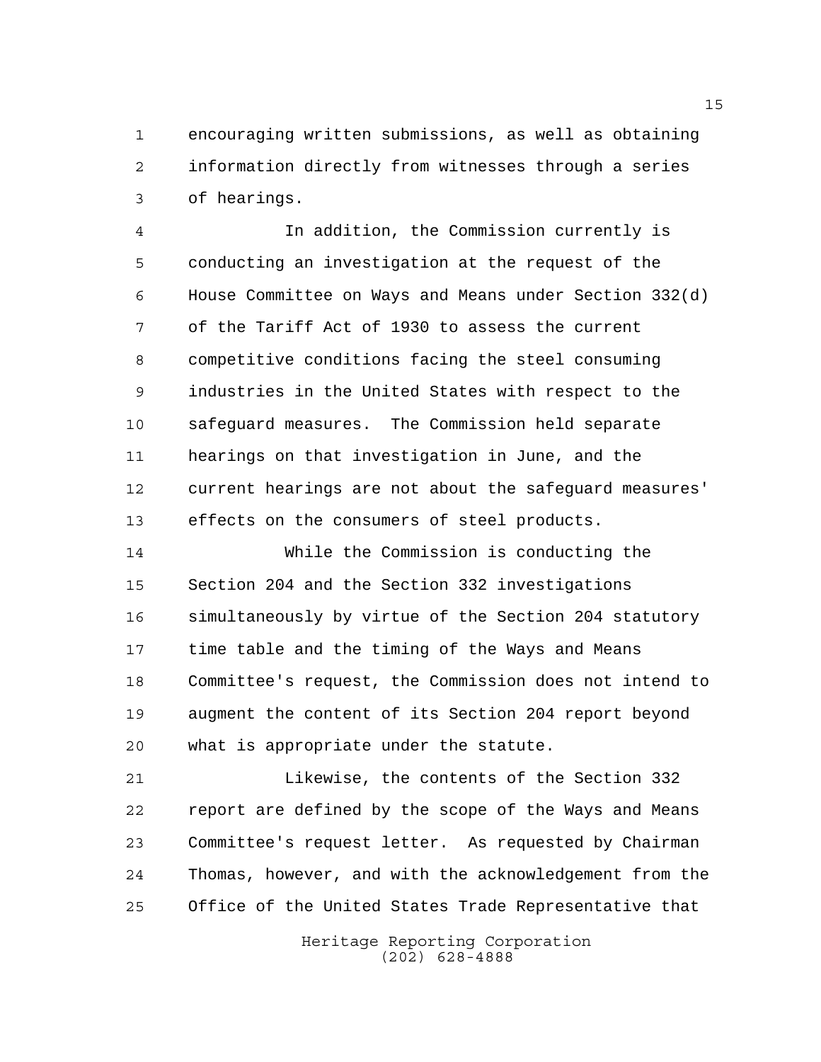encouraging written submissions, as well as obtaining information directly from witnesses through a series of hearings.

In addition, the Commission currently is conducting an investigation at the request of the House Committee on Ways and Means under Section 332(d) of the Tariff Act of 1930 to assess the current competitive conditions facing the steel consuming industries in the United States with respect to the safeguard measures. The Commission held separate hearings on that investigation in June, and the current hearings are not about the safeguard measures' effects on the consumers of steel products.

While the Commission is conducting the Section 204 and the Section 332 investigations simultaneously by virtue of the Section 204 statutory time table and the timing of the Ways and Means Committee's request, the Commission does not intend to augment the content of its Section 204 report beyond what is appropriate under the statute.

Likewise, the contents of the Section 332 report are defined by the scope of the Ways and Means Committee's request letter. As requested by Chairman Thomas, however, and with the acknowledgement from the Office of the United States Trade Representative that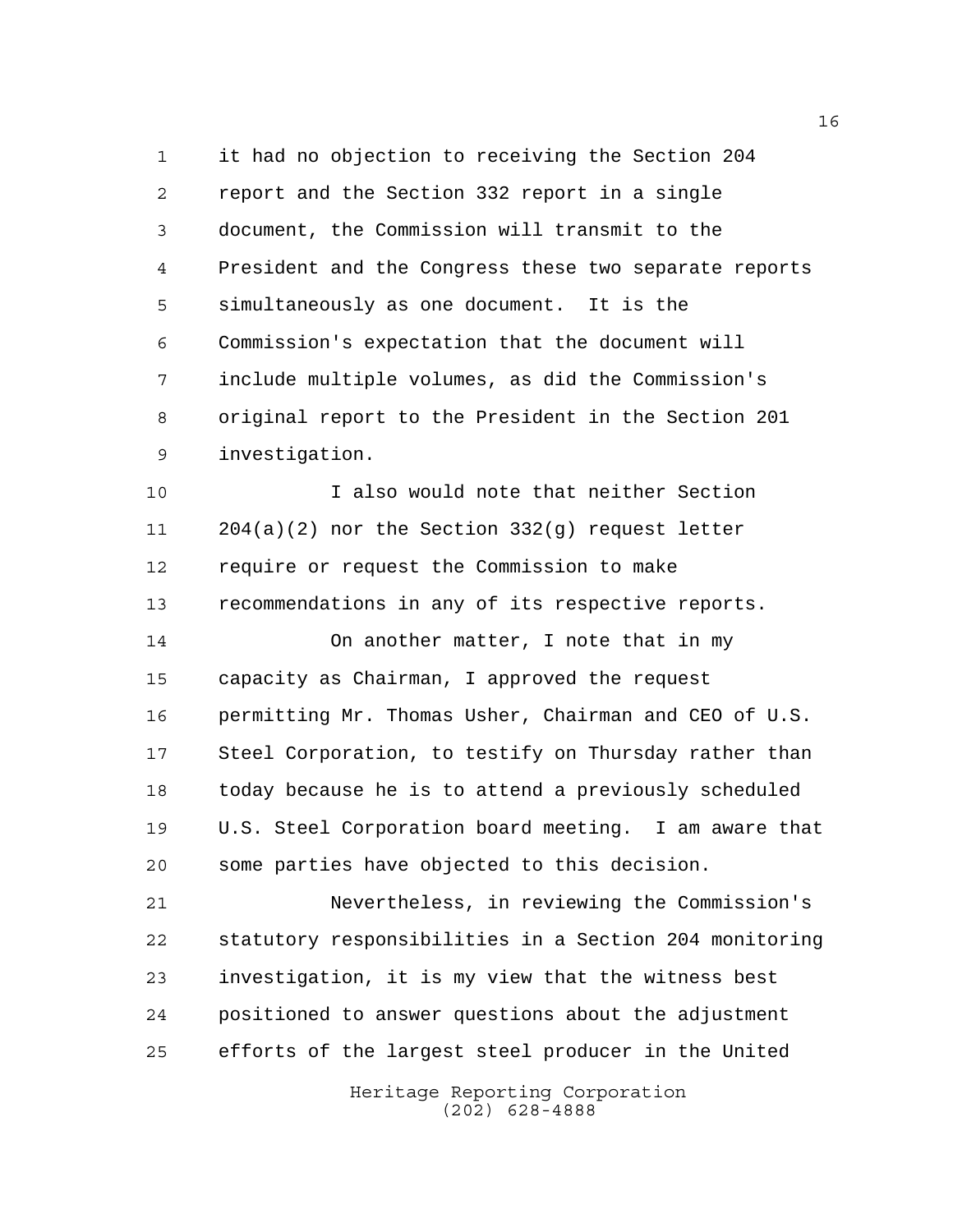it had no objection to receiving the Section 204 report and the Section 332 report in a single document, the Commission will transmit to the President and the Congress these two separate reports simultaneously as one document. It is the Commission's expectation that the document will include multiple volumes, as did the Commission's original report to the President in the Section 201 investigation.

I also would note that neither Section 204(a)(2) nor the Section 332(g) request letter require or request the Commission to make recommendations in any of its respective reports.

On another matter, I note that in my capacity as Chairman, I approved the request permitting Mr. Thomas Usher, Chairman and CEO of U.S. Steel Corporation, to testify on Thursday rather than today because he is to attend a previously scheduled U.S. Steel Corporation board meeting. I am aware that some parties have objected to this decision.

Nevertheless, in reviewing the Commission's statutory responsibilities in a Section 204 monitoring investigation, it is my view that the witness best positioned to answer questions about the adjustment efforts of the largest steel producer in the United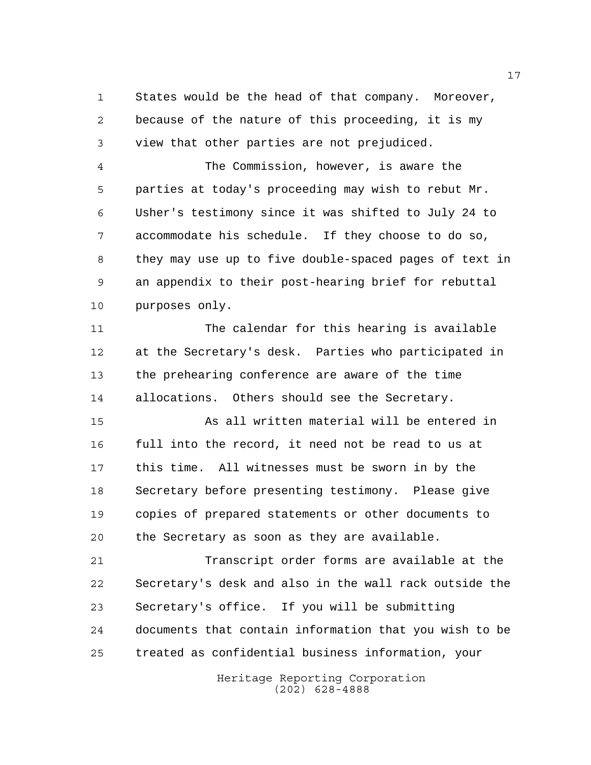States would be the head of that company. Moreover, because of the nature of this proceeding, it is my view that other parties are not prejudiced.

The Commission, however, is aware the parties at today's proceeding may wish to rebut Mr. Usher's testimony since it was shifted to July 24 to accommodate his schedule. If they choose to do so, they may use up to five double-spaced pages of text in an appendix to their post-hearing brief for rebuttal purposes only.

The calendar for this hearing is available at the Secretary's desk. Parties who participated in the prehearing conference are aware of the time allocations. Others should see the Secretary.

As all written material will be entered in full into the record, it need not be read to us at this time. All witnesses must be sworn in by the Secretary before presenting testimony. Please give copies of prepared statements or other documents to the Secretary as soon as they are available.

Transcript order forms are available at the Secretary's desk and also in the wall rack outside the Secretary's office. If you will be submitting documents that contain information that you wish to be treated as confidential business information, your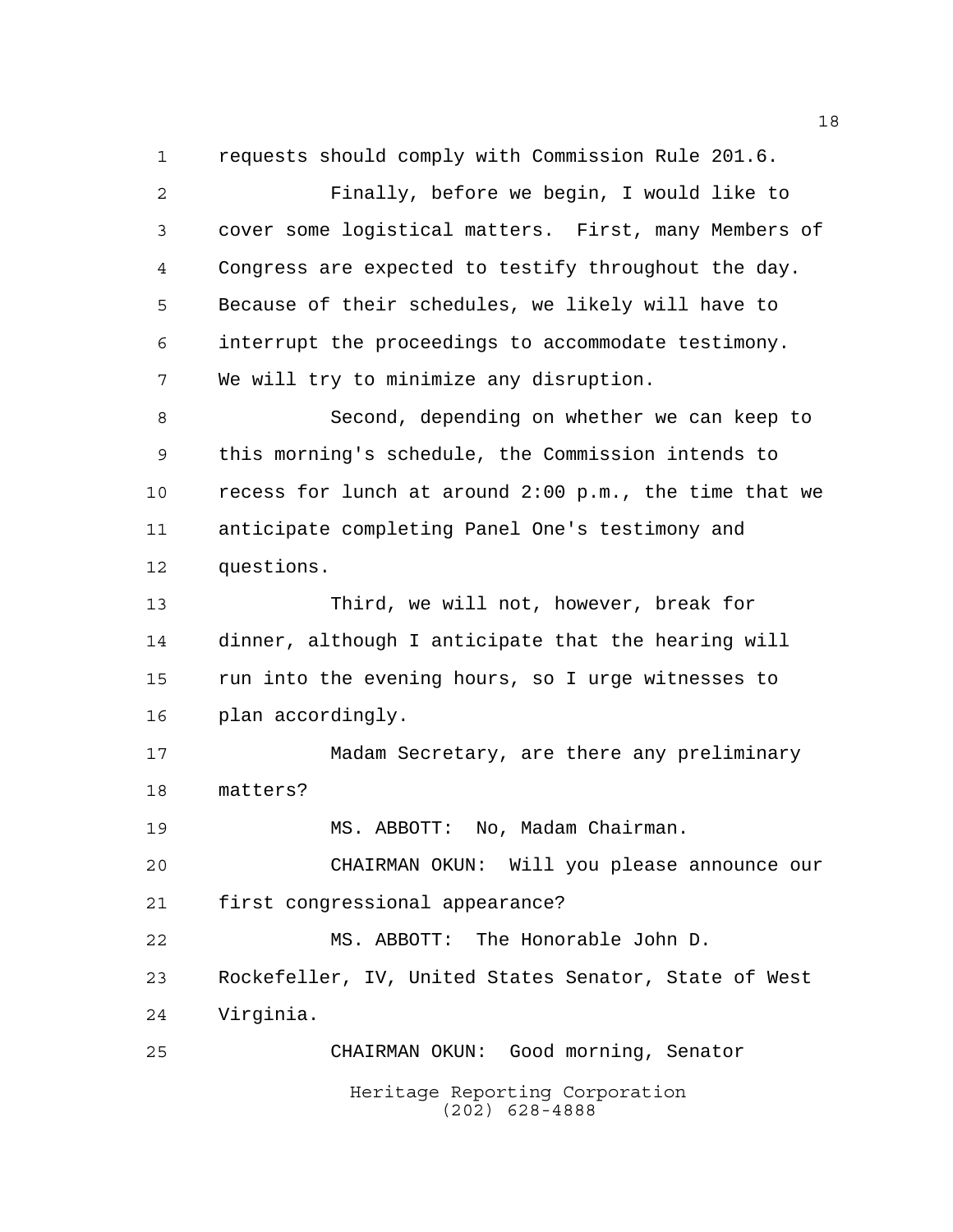requests should comply with Commission Rule 201.6.

Finally, before we begin, I would like to cover some logistical matters. First, many Members of Congress are expected to testify throughout the day. Because of their schedules, we likely will have to interrupt the proceedings to accommodate testimony. We will try to minimize any disruption.

Second, depending on whether we can keep to this morning's schedule, the Commission intends to recess for lunch at around 2:00 p.m., the time that we anticipate completing Panel One's testimony and questions.

Third, we will not, however, break for dinner, although I anticipate that the hearing will run into the evening hours, so I urge witnesses to plan accordingly.

Madam Secretary, are there any preliminary matters?

MS. ABBOTT: No, Madam Chairman.

CHAIRMAN OKUN: Will you please announce our first congressional appearance?

MS. ABBOTT: The Honorable John D. Rockefeller, IV, United States Senator, State of West Virginia.

CHAIRMAN OKUN: Good morning, Senator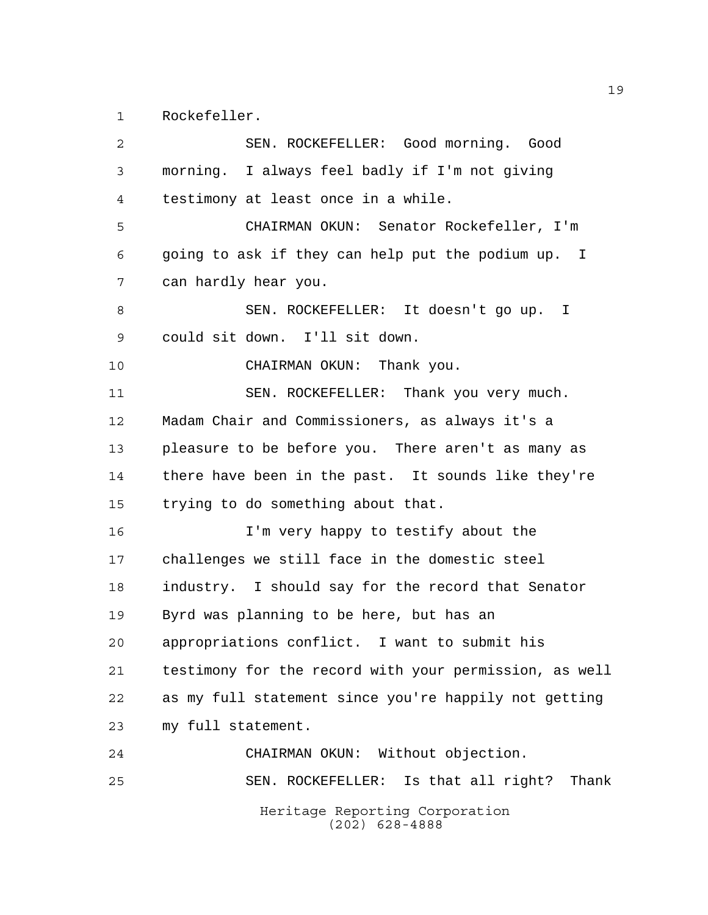Rockefeller.

SEN. ROCKEFELLER: Good morning. Good morning. I always feel badly if I'm not giving testimony at least once in a while.

CHAIRMAN OKUN: Senator Rockefeller, I'm going to ask if they can help put the podium up. I can hardly hear you.

SEN. ROCKEFELLER: It doesn't go up. I could sit down. I'll sit down.

CHAIRMAN OKUN: Thank you.

SEN. ROCKEFELLER: Thank you very much. Madam Chair and Commissioners, as always it's a pleasure to be before you. There aren't as many as there have been in the past. It sounds like they're trying to do something about that.

I'm very happy to testify about the challenges we still face in the domestic steel industry. I should say for the record that Senator Byrd was planning to be here, but has an appropriations conflict. I want to submit his testimony for the record with your permission, as well as my full statement since you're happily not getting my full statement.

CHAIRMAN OKUN: Without objection.

SEN. ROCKEFELLER: Is that all right? Thank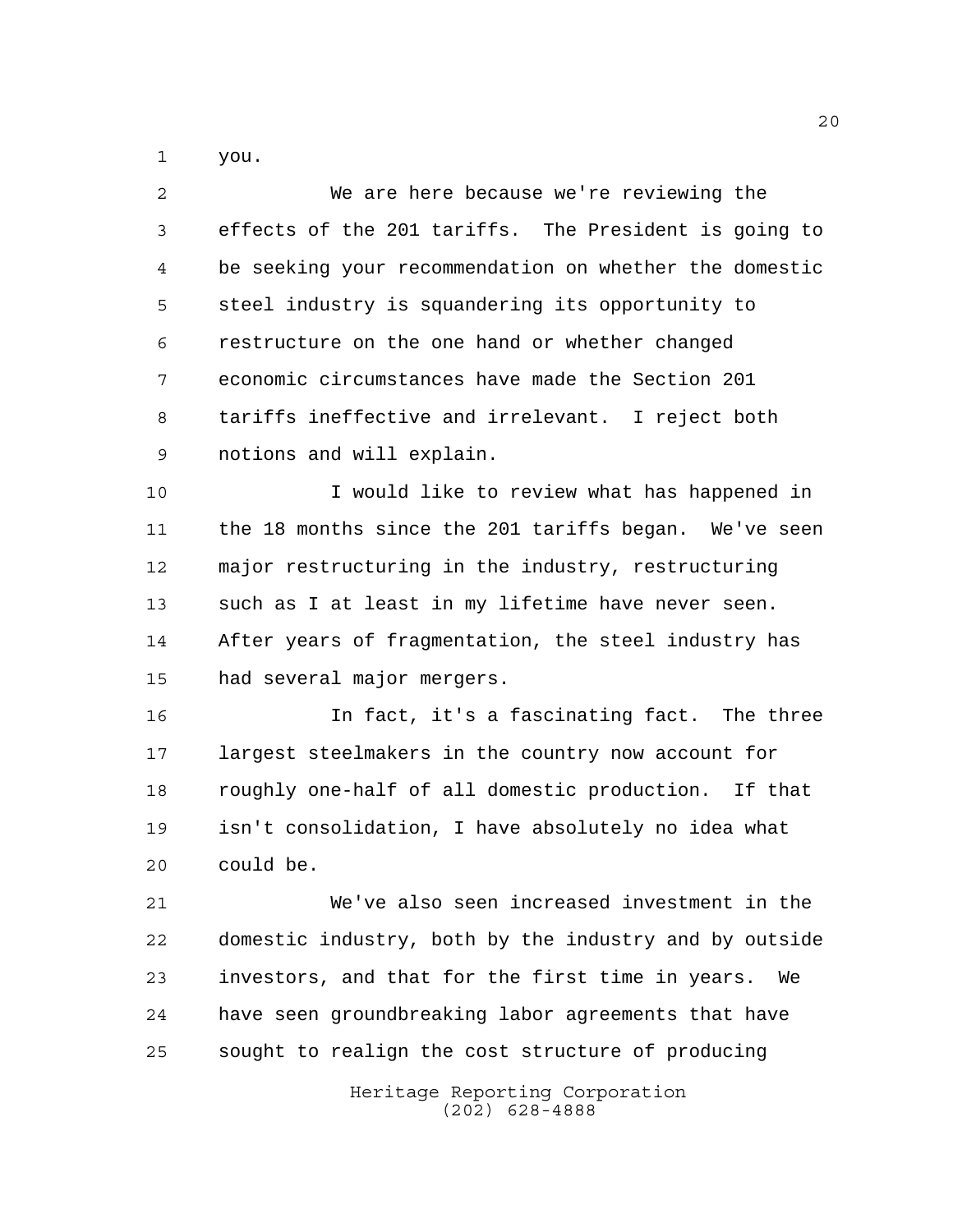you.

We are here because we're reviewing the effects of the 201 tariffs. The President is going to be seeking your recommendation on whether the domestic steel industry is squandering its opportunity to restructure on the one hand or whether changed economic circumstances have made the Section 201 tariffs ineffective and irrelevant. I reject both notions and will explain.

I would like to review what has happened in the 18 months since the 201 tariffs began. We've seen major restructuring in the industry, restructuring such as I at least in my lifetime have never seen. After years of fragmentation, the steel industry has had several major mergers.

In fact, it's a fascinating fact. The three largest steelmakers in the country now account for roughly one-half of all domestic production. If that isn't consolidation, I have absolutely no idea what could be.

We've also seen increased investment in the domestic industry, both by the industry and by outside investors, and that for the first time in years. We have seen groundbreaking labor agreements that have sought to realign the cost structure of producing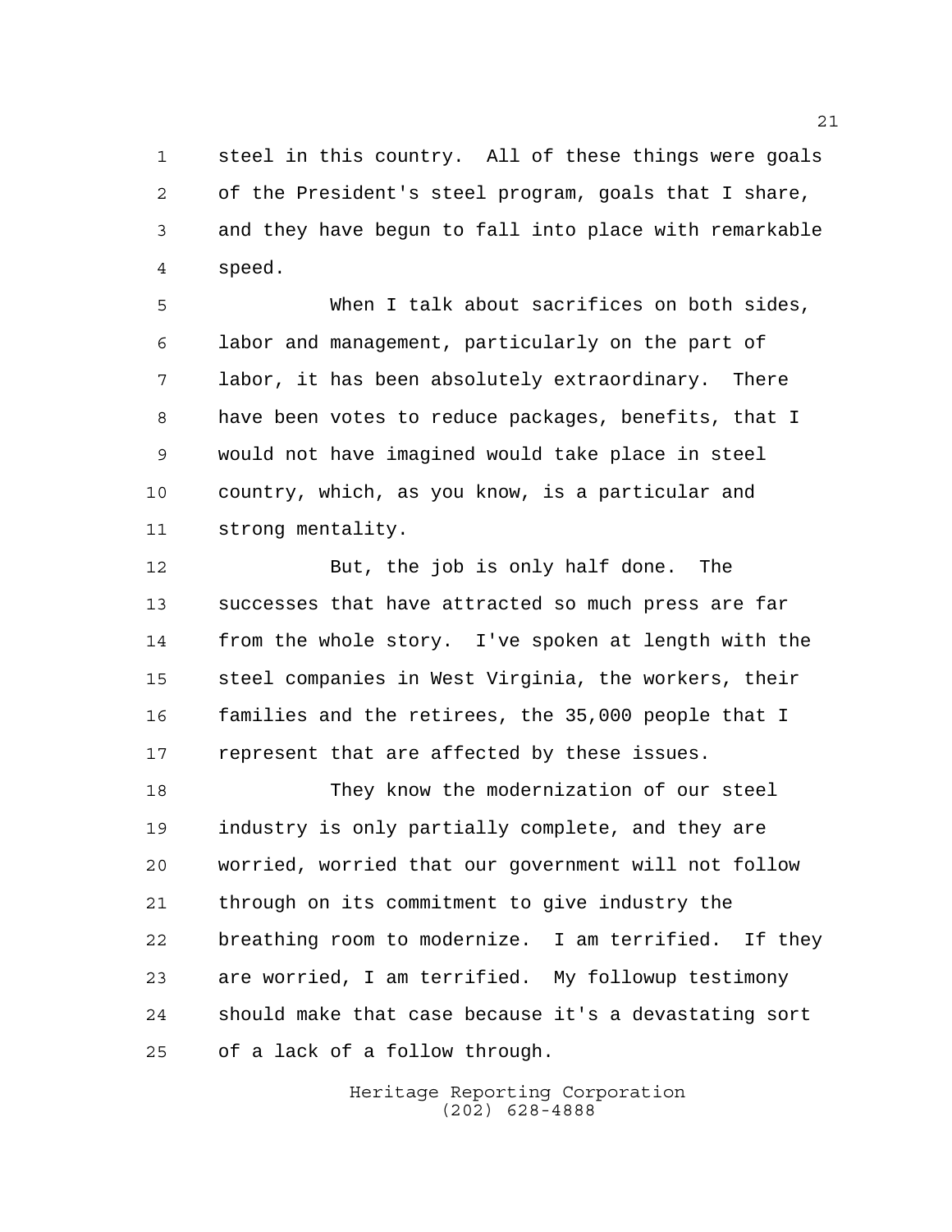steel in this country. All of these things were goals of the President's steel program, goals that I share, and they have begun to fall into place with remarkable speed.

When I talk about sacrifices on both sides, labor and management, particularly on the part of labor, it has been absolutely extraordinary. There have been votes to reduce packages, benefits, that I would not have imagined would take place in steel country, which, as you know, is a particular and strong mentality.

But, the job is only half done. The successes that have attracted so much press are far from the whole story. I've spoken at length with the steel companies in West Virginia, the workers, their families and the retirees, the 35,000 people that I represent that are affected by these issues.

They know the modernization of our steel industry is only partially complete, and they are worried, worried that our government will not follow through on its commitment to give industry the breathing room to modernize. I am terrified. If they are worried, I am terrified. My followup testimony should make that case because it's a devastating sort of a lack of a follow through.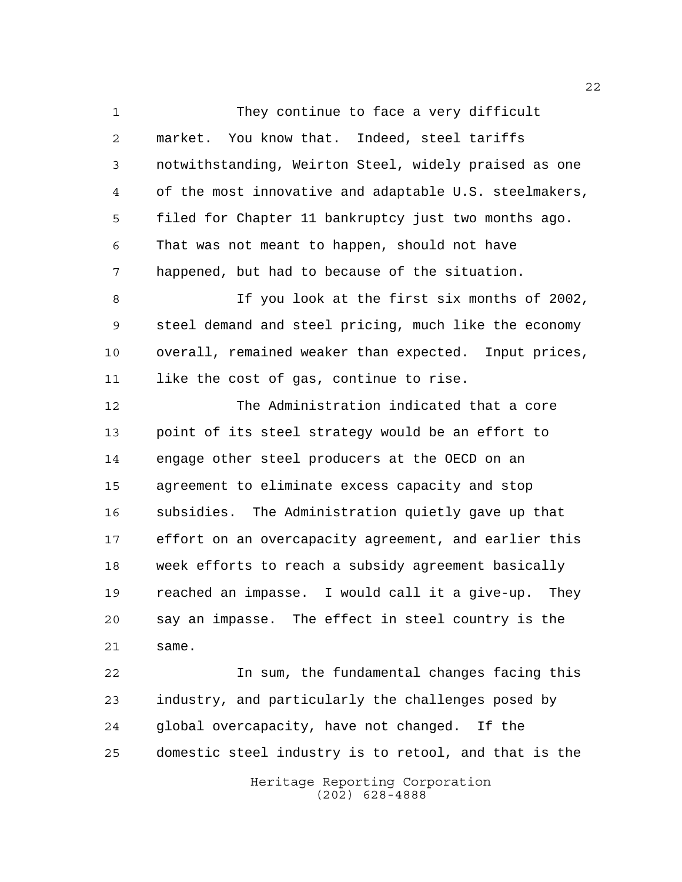They continue to face a very difficult market. You know that. Indeed, steel tariffs notwithstanding, Weirton Steel, widely praised as one of the most innovative and adaptable U.S. steelmakers, filed for Chapter 11 bankruptcy just two months ago. That was not meant to happen, should not have happened, but had to because of the situation.

If you look at the first six months of 2002, steel demand and steel pricing, much like the economy overall, remained weaker than expected. Input prices, like the cost of gas, continue to rise.

The Administration indicated that a core point of its steel strategy would be an effort to engage other steel producers at the OECD on an agreement to eliminate excess capacity and stop subsidies. The Administration quietly gave up that effort on an overcapacity agreement, and earlier this week efforts to reach a subsidy agreement basically reached an impasse. I would call it a give-up. They say an impasse. The effect in steel country is the same.

In sum, the fundamental changes facing this industry, and particularly the challenges posed by global overcapacity, have not changed. If the domestic steel industry is to retool, and that is the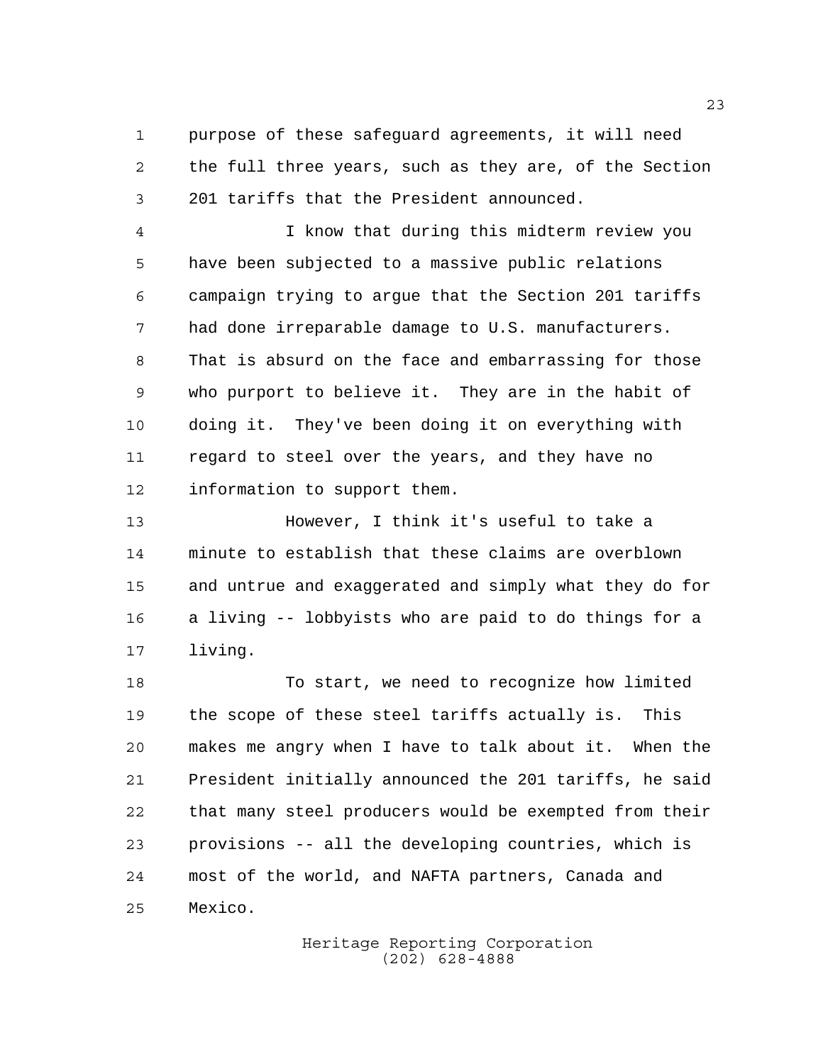purpose of these safeguard agreements, it will need the full three years, such as they are, of the Section 201 tariffs that the President announced.

I know that during this midterm review you have been subjected to a massive public relations campaign trying to argue that the Section 201 tariffs had done irreparable damage to U.S. manufacturers. That is absurd on the face and embarrassing for those who purport to believe it. They are in the habit of doing it. They've been doing it on everything with regard to steel over the years, and they have no information to support them.

However, I think it's useful to take a minute to establish that these claims are overblown and untrue and exaggerated and simply what they do for a living -- lobbyists who are paid to do things for a living.

To start, we need to recognize how limited the scope of these steel tariffs actually is. This makes me angry when I have to talk about it. When the President initially announced the 201 tariffs, he said that many steel producers would be exempted from their provisions -- all the developing countries, which is most of the world, and NAFTA partners, Canada and Mexico.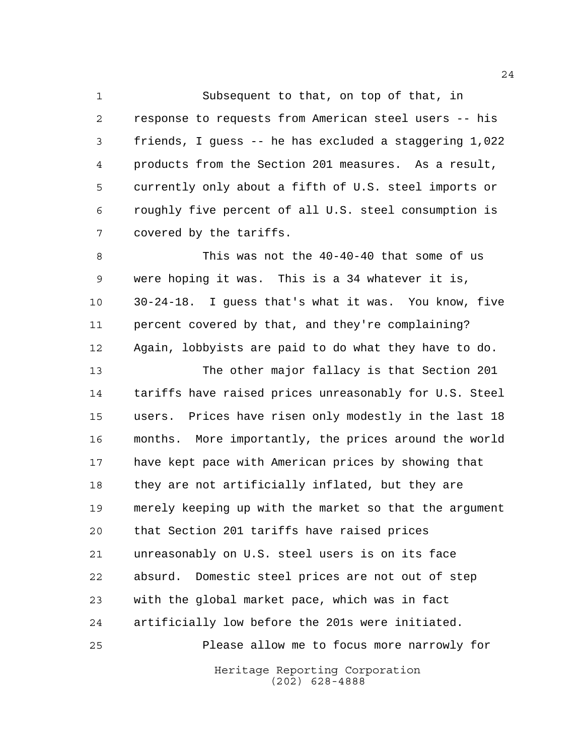Subsequent to that, on top of that, in response to requests from American steel users -- his friends, I guess -- he has excluded a staggering 1,022 products from the Section 201 measures. As a result, currently only about a fifth of U.S. steel imports or roughly five percent of all U.S. steel consumption is covered by the tariffs.

This was not the 40-40-40 that some of us were hoping it was. This is a 34 whatever it is, 30-24-18. I guess that's what it was. You know, five percent covered by that, and they're complaining? Again, lobbyists are paid to do what they have to do.

The other major fallacy is that Section 201 tariffs have raised prices unreasonably for U.S. Steel users. Prices have risen only modestly in the last 18 months. More importantly, the prices around the world have kept pace with American prices by showing that they are not artificially inflated, but they are merely keeping up with the market so that the argument that Section 201 tariffs have raised prices unreasonably on U.S. steel users is on its face absurd. Domestic steel prices are not out of step with the global market pace, which was in fact artificially low before the 201s were initiated.

Please allow me to focus more narrowly for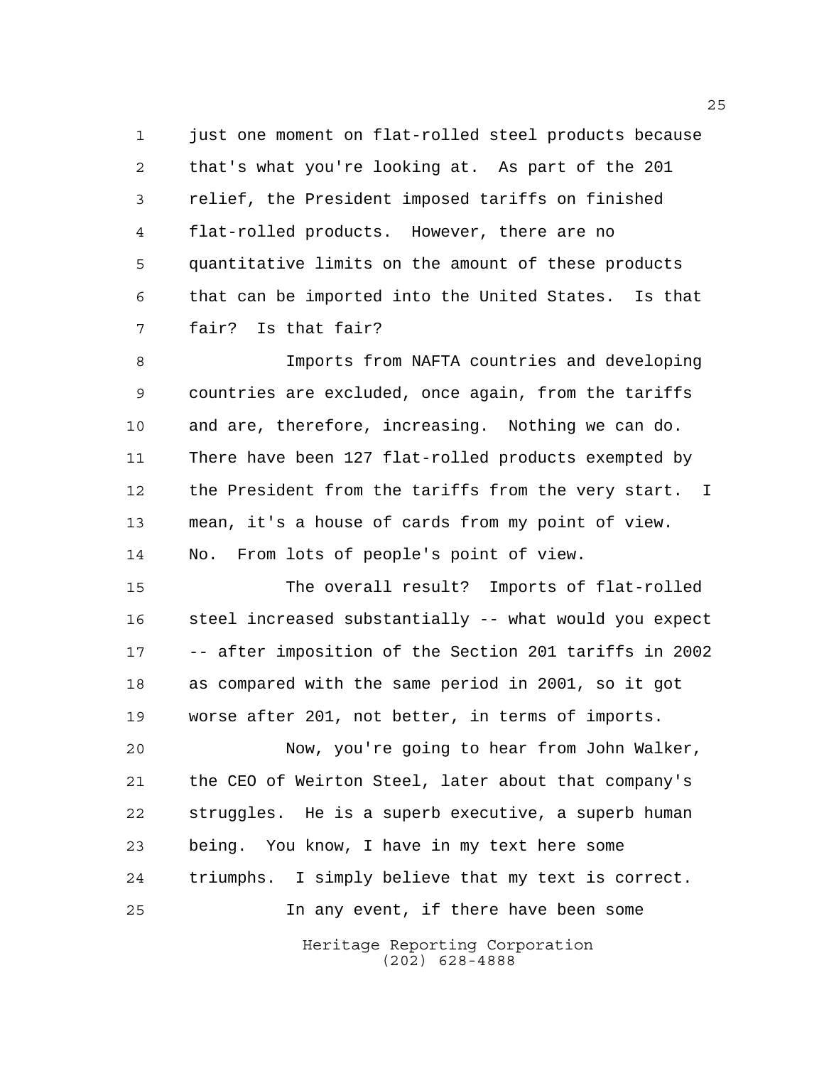just one moment on flat-rolled steel products because that's what you're looking at. As part of the 201 relief, the President imposed tariffs on finished flat-rolled products. However, there are no quantitative limits on the amount of these products that can be imported into the United States. Is that fair? Is that fair?

Imports from NAFTA countries and developing countries are excluded, once again, from the tariffs and are, therefore, increasing. Nothing we can do. There have been 127 flat-rolled products exempted by the President from the tariffs from the very start. I mean, it's a house of cards from my point of view. No. From lots of people's point of view.

The overall result? Imports of flat-rolled steel increased substantially -- what would you expect -- after imposition of the Section 201 tariffs in 2002 as compared with the same period in 2001, so it got worse after 201, not better, in terms of imports.

Now, you're going to hear from John Walker, the CEO of Weirton Steel, later about that company's struggles. He is a superb executive, a superb human being. You know, I have in my text here some triumphs. I simply believe that my text is correct.

In any event, if there have been some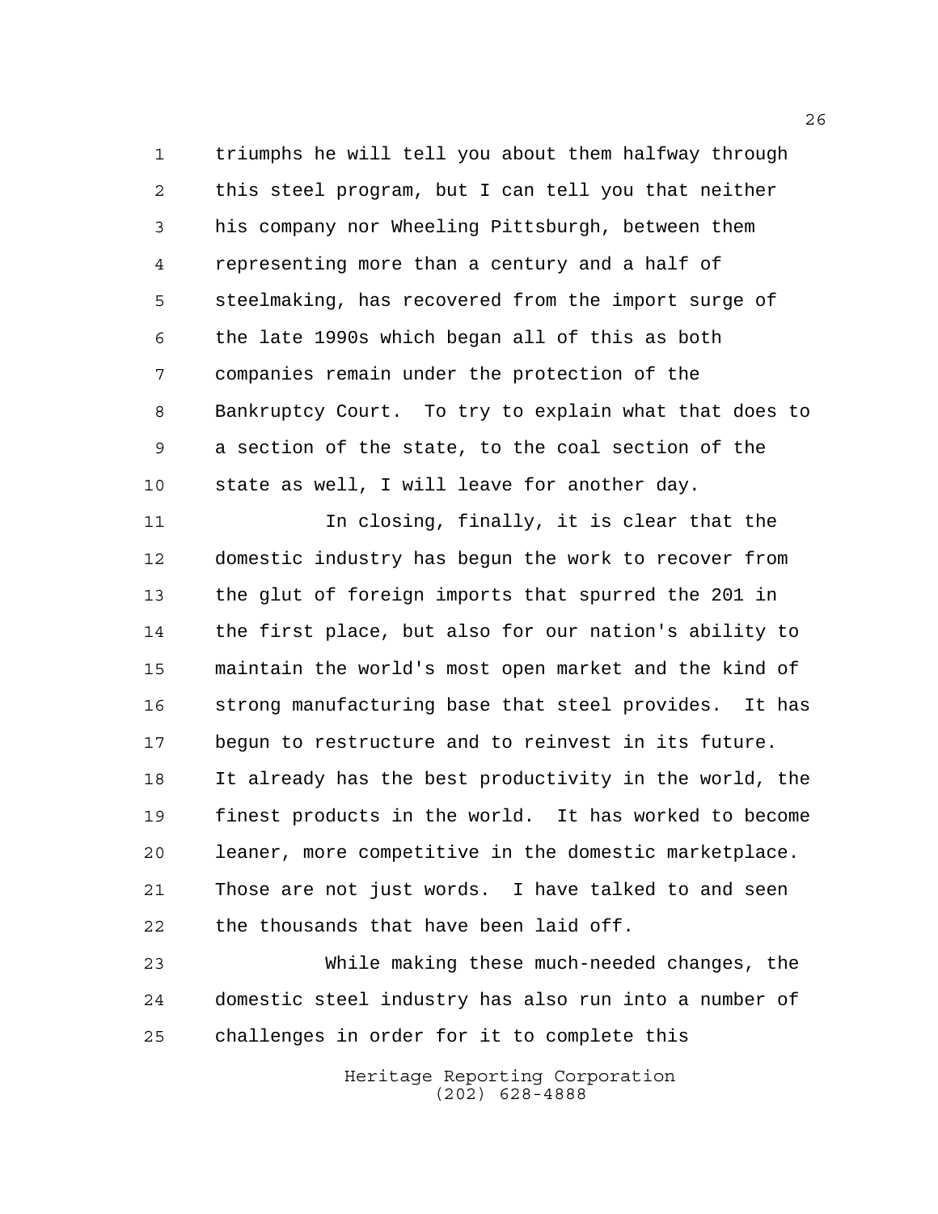triumphs he will tell you about them halfway through this steel program, but I can tell you that neither his company nor Wheeling Pittsburgh, between them representing more than a century and a half of steelmaking, has recovered from the import surge of the late 1990s which began all of this as both companies remain under the protection of the Bankruptcy Court. To try to explain what that does to a section of the state, to the coal section of the state as well, I will leave for another day.

In closing, finally, it is clear that the domestic industry has begun the work to recover from the glut of foreign imports that spurred the 201 in the first place, but also for our nation's ability to maintain the world's most open market and the kind of strong manufacturing base that steel provides. It has begun to restructure and to reinvest in its future. It already has the best productivity in the world, the finest products in the world. It has worked to become leaner, more competitive in the domestic marketplace. Those are not just words. I have talked to and seen the thousands that have been laid off.

While making these much-needed changes, the domestic steel industry has also run into a number of challenges in order for it to complete this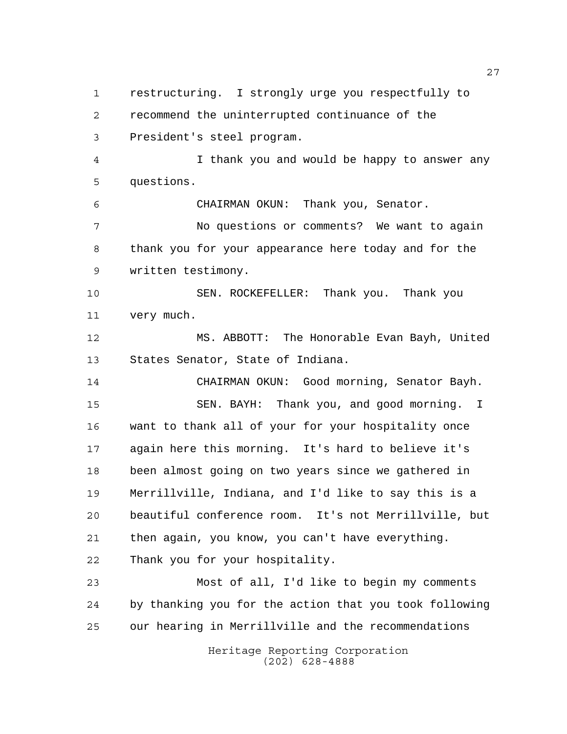restructuring. I strongly urge you respectfully to recommend the uninterrupted continuance of the President's steel program.

I thank you and would be happy to answer any questions.

CHAIRMAN OKUN: Thank you, Senator.

No questions or comments? We want to again thank you for your appearance here today and for the written testimony.

SEN. ROCKEFELLER: Thank you. Thank you very much.

MS. ABBOTT: The Honorable Evan Bayh, United States Senator, State of Indiana.

CHAIRMAN OKUN: Good morning, Senator Bayh.

SEN. BAYH: Thank you, and good morning. I want to thank all of your for your hospitality once again here this morning. It's hard to believe it's been almost going on two years since we gathered in Merrillville, Indiana, and I'd like to say this is a beautiful conference room. It's not Merrillville, but then again, you know, you can't have everything. Thank you for your hospitality.

Most of all, I'd like to begin my comments by thanking you for the action that you took following our hearing in Merrillville and the recommendations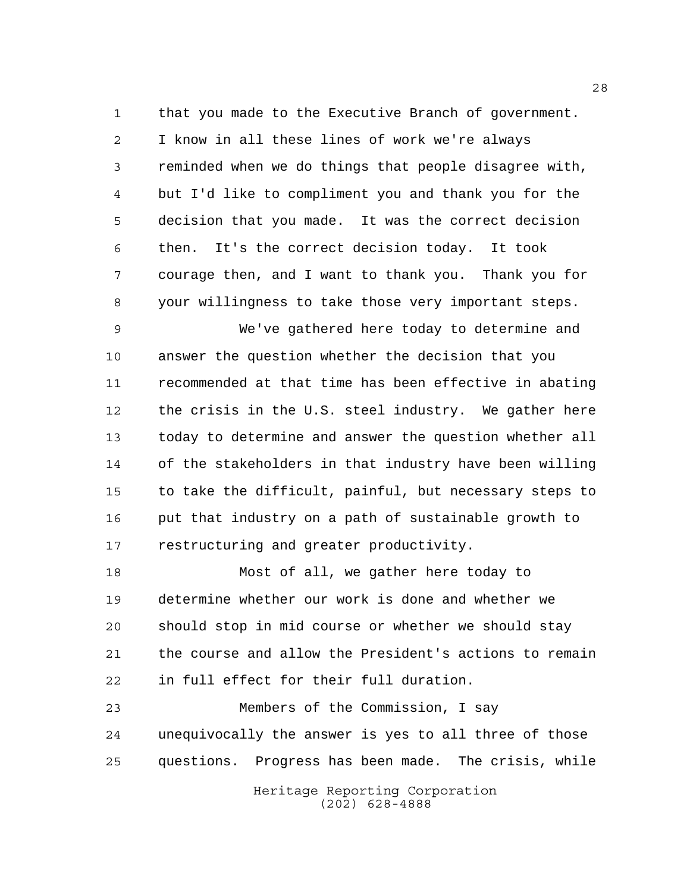that you made to the Executive Branch of government. I know in all these lines of work we're always reminded when we do things that people disagree with, but I'd like to compliment you and thank you for the decision that you made. It was the correct decision then. It's the correct decision today. It took courage then, and I want to thank you. Thank you for your willingness to take those very important steps.

We've gathered here today to determine and answer the question whether the decision that you recommended at that time has been effective in abating the crisis in the U.S. steel industry. We gather here today to determine and answer the question whether all of the stakeholders in that industry have been willing to take the difficult, painful, but necessary steps to put that industry on a path of sustainable growth to restructuring and greater productivity.

Most of all, we gather here today to determine whether our work is done and whether we should stop in mid course or whether we should stay the course and allow the President's actions to remain in full effect for their full duration.

Members of the Commission, I say unequivocally the answer is yes to all three of those questions. Progress has been made. The crisis, while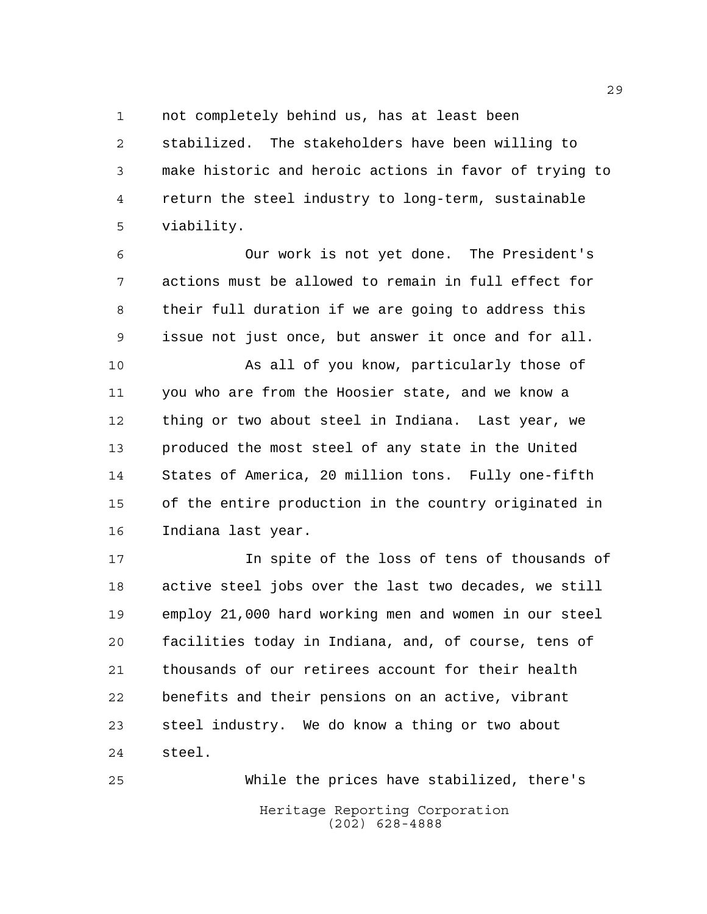not completely behind us, has at least been stabilized. The stakeholders have been willing to make historic and heroic actions in favor of trying to return the steel industry to long-term, sustainable viability.

Our work is not yet done. The President's actions must be allowed to remain in full effect for their full duration if we are going to address this issue not just once, but answer it once and for all.

As all of you know, particularly those of you who are from the Hoosier state, and we know a thing or two about steel in Indiana. Last year, we produced the most steel of any state in the United States of America, 20 million tons. Fully one-fifth of the entire production in the country originated in Indiana last year.

In spite of the loss of tens of thousands of active steel jobs over the last two decades, we still employ 21,000 hard working men and women in our steel facilities today in Indiana, and, of course, tens of thousands of our retirees account for their health benefits and their pensions on an active, vibrant steel industry. We do know a thing or two about steel.

While the prices have stabilized, there's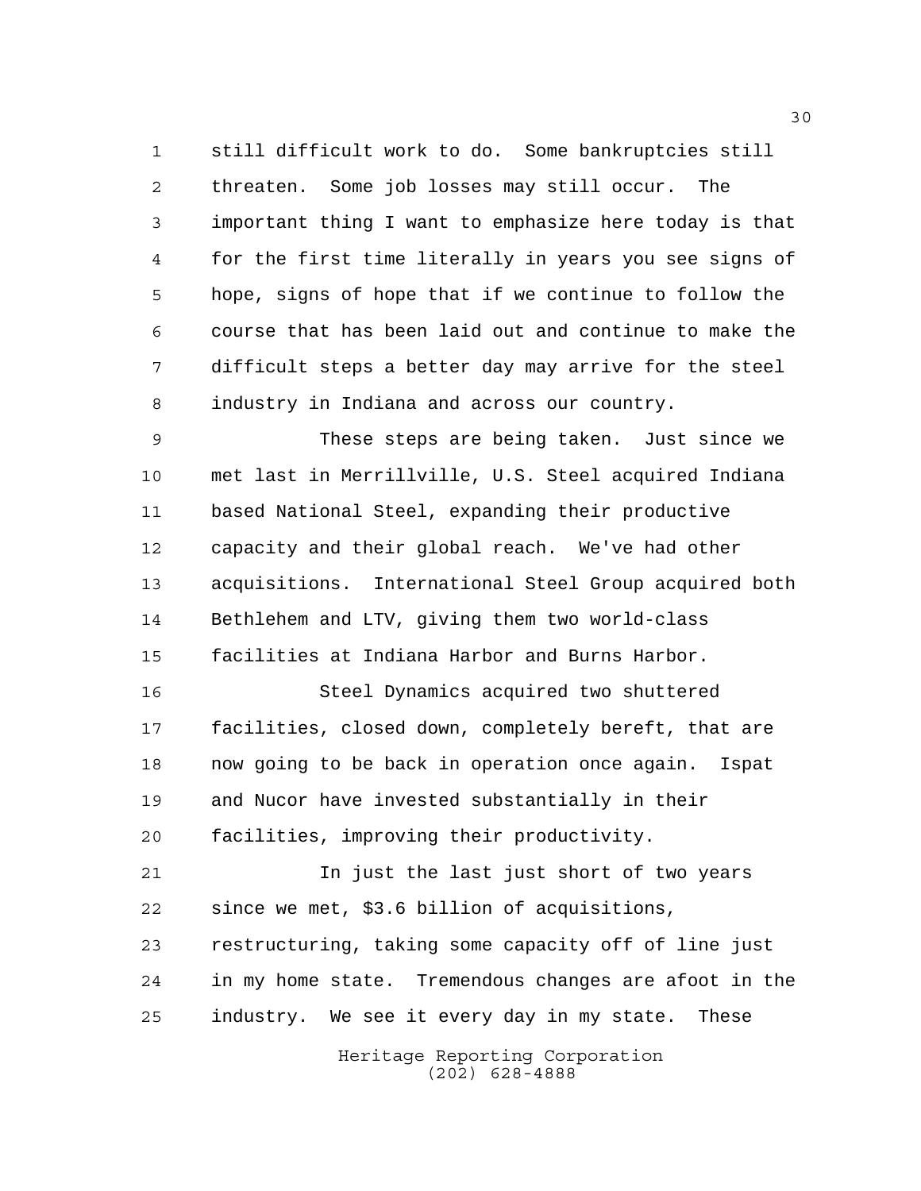still difficult work to do. Some bankruptcies still threaten. Some job losses may still occur. The important thing I want to emphasize here today is that for the first time literally in years you see signs of hope, signs of hope that if we continue to follow the course that has been laid out and continue to make the difficult steps a better day may arrive for the steel industry in Indiana and across our country.

These steps are being taken. Just since we met last in Merrillville, U.S. Steel acquired Indiana based National Steel, expanding their productive capacity and their global reach. We've had other acquisitions. International Steel Group acquired both Bethlehem and LTV, giving them two world-class facilities at Indiana Harbor and Burns Harbor.

Steel Dynamics acquired two shuttered facilities, closed down, completely bereft, that are now going to be back in operation once again. Ispat and Nucor have invested substantially in their facilities, improving their productivity.

In just the last just short of two years since we met, $3.6 billion of acquisitions, restructuring, taking some capacity off of line just in my home state. Tremendous changes are afoot in the industry. We see it every day in my state. These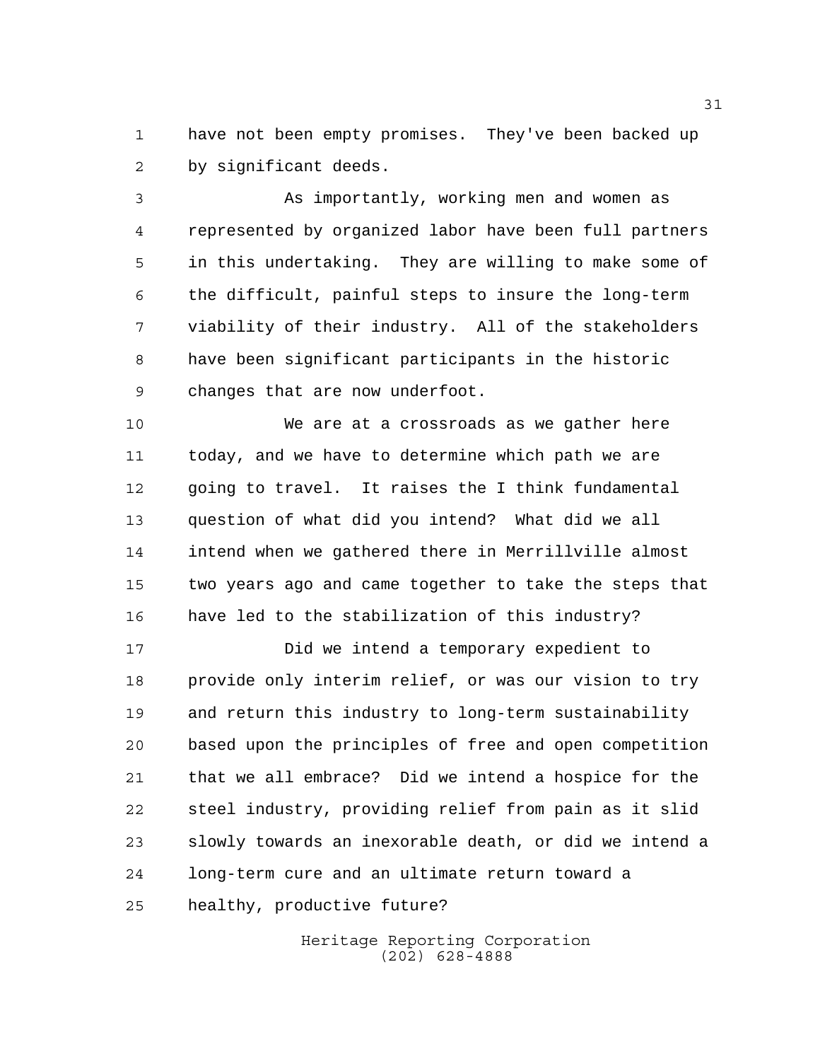have not been empty promises. They've been backed up by significant deeds.

As importantly, working men and women as represented by organized labor have been full partners in this undertaking. They are willing to make some of the difficult, painful steps to insure the long-term viability of their industry. All of the stakeholders have been significant participants in the historic changes that are now underfoot.

We are at a crossroads as we gather here today, and we have to determine which path we are going to travel. It raises the I think fundamental question of what did you intend? What did we all intend when we gathered there in Merrillville almost two years ago and came together to take the steps that have led to the stabilization of this industry?

Did we intend a temporary expedient to provide only interim relief, or was our vision to try and return this industry to long-term sustainability based upon the principles of free and open competition that we all embrace? Did we intend a hospice for the steel industry, providing relief from pain as it slid slowly towards an inexorable death, or did we intend a long-term cure and an ultimate return toward a healthy, productive future?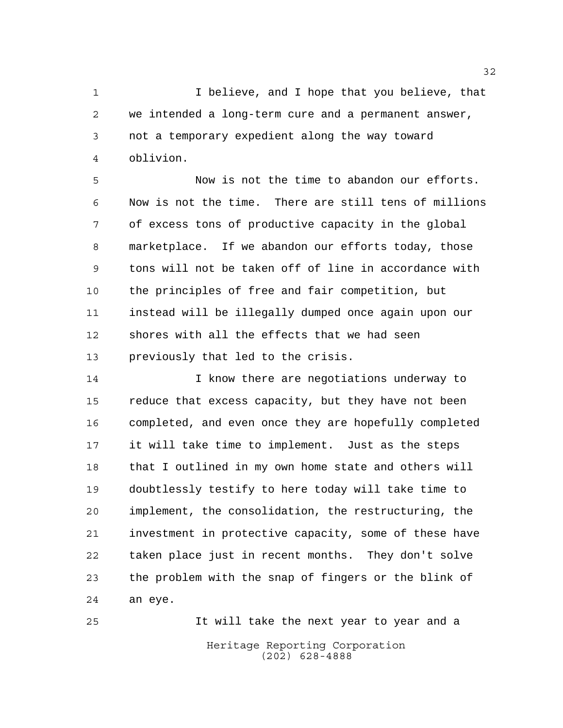I believe, and I hope that you believe, that we intended a long-term cure and a permanent answer, not a temporary expedient along the way toward oblivion.

Now is not the time to abandon our efforts. Now is not the time. There are still tens of millions of excess tons of productive capacity in the global marketplace. If we abandon our efforts today, those tons will not be taken off of line in accordance with the principles of free and fair competition, but instead will be illegally dumped once again upon our shores with all the effects that we had seen previously that led to the crisis.

I know there are negotiations underway to reduce that excess capacity, but they have not been completed, and even once they are hopefully completed it will take time to implement. Just as the steps that I outlined in my own home state and others will doubtlessly testify to here today will take time to implement, the consolidation, the restructuring, the investment in protective capacity, some of these have taken place just in recent months. They don't solve the problem with the snap of fingers or the blink of an eye.

It will take the next year to year and a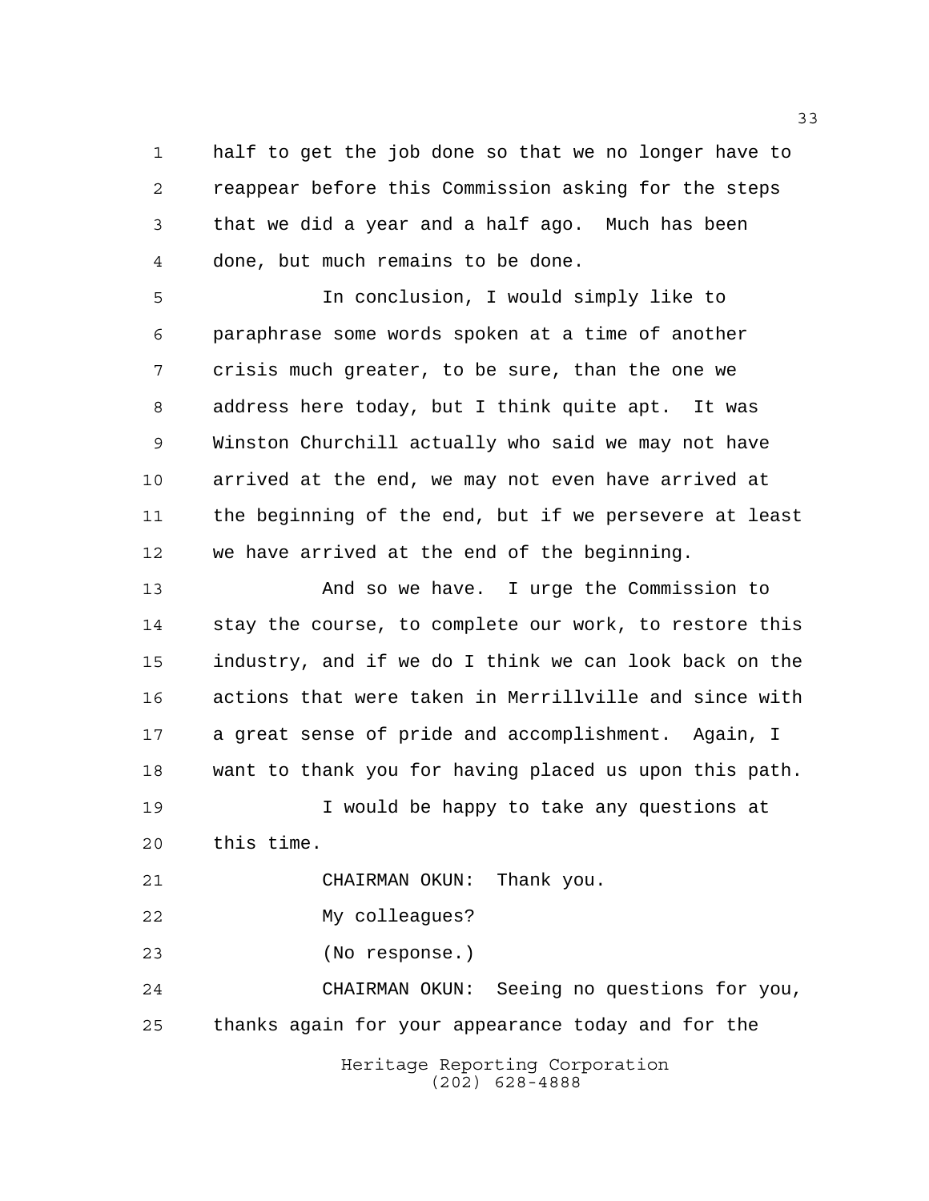half to get the job done so that we no longer have to reappear before this Commission asking for the steps that we did a year and a half ago. Much has been done, but much remains to be done.

In conclusion, I would simply like to paraphrase some words spoken at a time of another crisis much greater, to be sure, than the one we address here today, but I think quite apt. It was Winston Churchill actually who said we may not have arrived at the end, we may not even have arrived at the beginning of the end, but if we persevere at least we have arrived at the end of the beginning.

And so we have. I urge the Commission to stay the course, to complete our work, to restore this industry, and if we do I think we can look back on the actions that were taken in Merrillville and since with a great sense of pride and accomplishment. Again, I want to thank you for having placed us upon this path.

I would be happy to take any questions at this time.

CHAIRMAN OKUN: Thank you.

My colleagues?

(No response.)

CHAIRMAN OKUN: Seeing no questions for you, thanks again for your appearance today and for the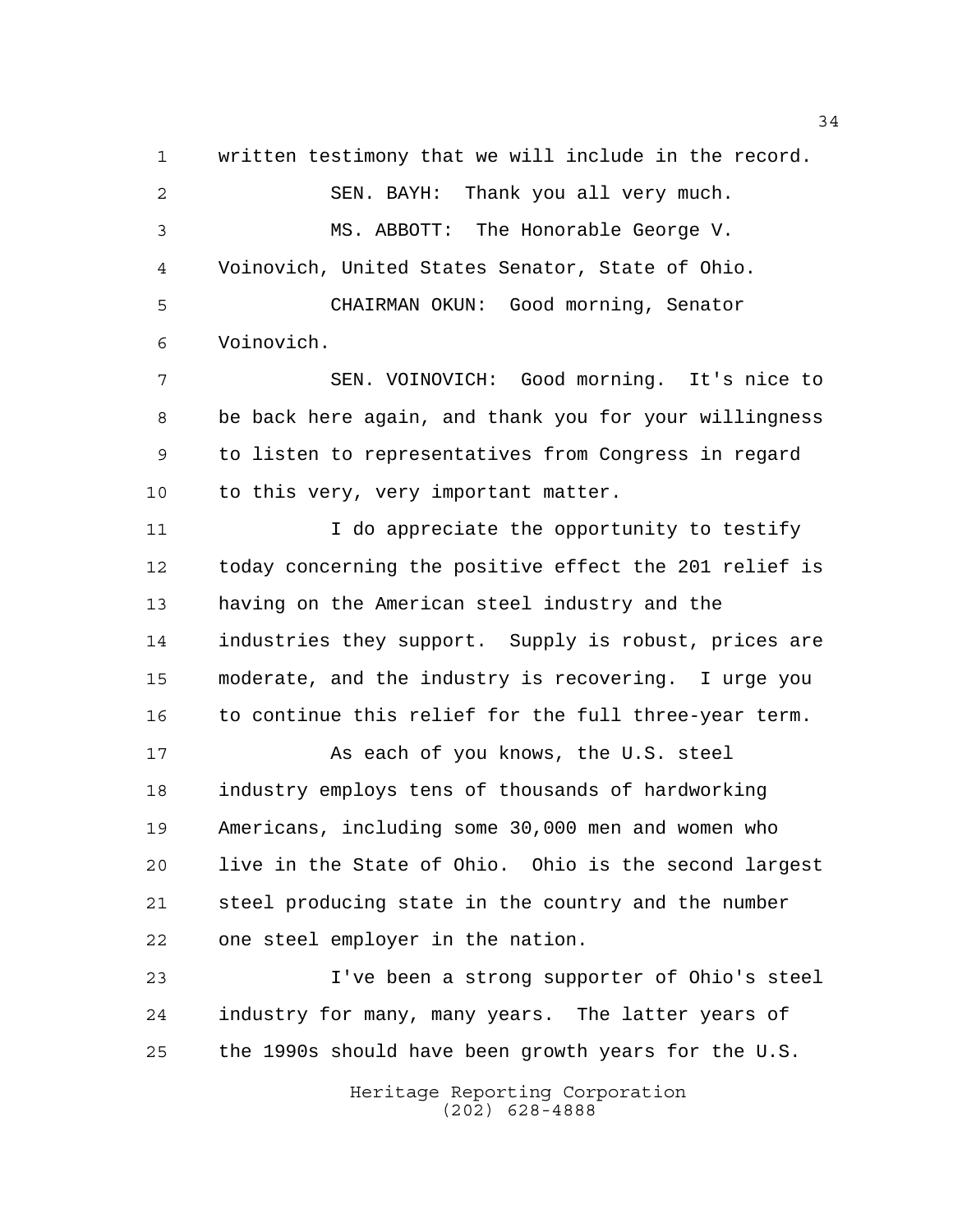written testimony that we will include in the record.

SEN. BAYH: Thank you all very much.

MS. ABBOTT: The Honorable George V. Voinovich, United States Senator, State of Ohio.

CHAIRMAN OKUN: Good morning, Senator Voinovich.

SEN. VOINOVICH: Good morning. It's nice to be back here again, and thank you for your willingness to listen to representatives from Congress in regard to this very, very important matter.

I do appreciate the opportunity to testify today concerning the positive effect the 201 relief is having on the American steel industry and the industries they support. Supply is robust, prices are moderate, and the industry is recovering. I urge you to continue this relief for the full three-year term.

As each of you knows, the U.S. steel industry employs tens of thousands of hardworking Americans, including some 30,000 men and women who live in the State of Ohio. Ohio is the second largest steel producing state in the country and the number one steel employer in the nation.

I've been a strong supporter of Ohio's steel industry for many, many years. The latter years of the 1990s should have been growth years for the U.S.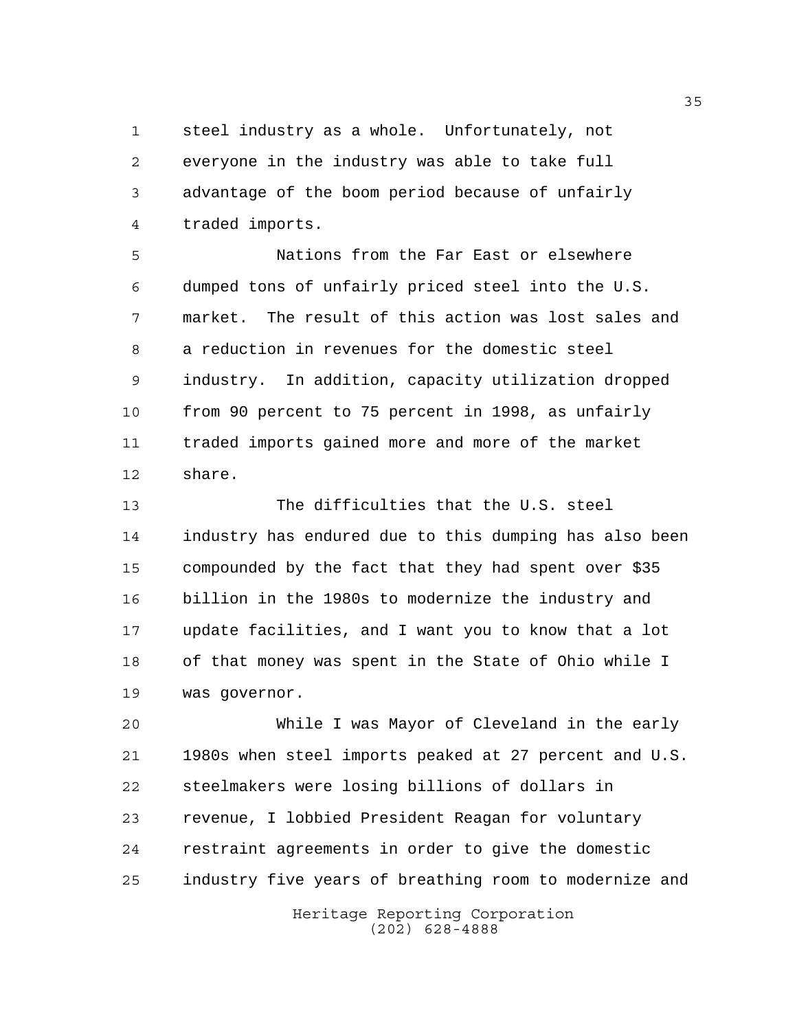steel industry as a whole. Unfortunately, not everyone in the industry was able to take full advantage of the boom period because of unfairly traded imports.

Nations from the Far East or elsewhere dumped tons of unfairly priced steel into the U.S. market. The result of this action was lost sales and a reduction in revenues for the domestic steel industry. In addition, capacity utilization dropped from 90 percent to 75 percent in 1998, as unfairly traded imports gained more and more of the market share.

The difficulties that the U.S. steel industry has endured due to this dumping has also been compounded by the fact that they had spent over $35 billion in the 1980s to modernize the industry and update facilities, and I want you to know that a lot of that money was spent in the State of Ohio while I was governor.

While I was Mayor of Cleveland in the early 1980s when steel imports peaked at 27 percent and U.S. steelmakers were losing billions of dollars in revenue, I lobbied President Reagan for voluntary restraint agreements in order to give the domestic industry five years of breathing room to modernize and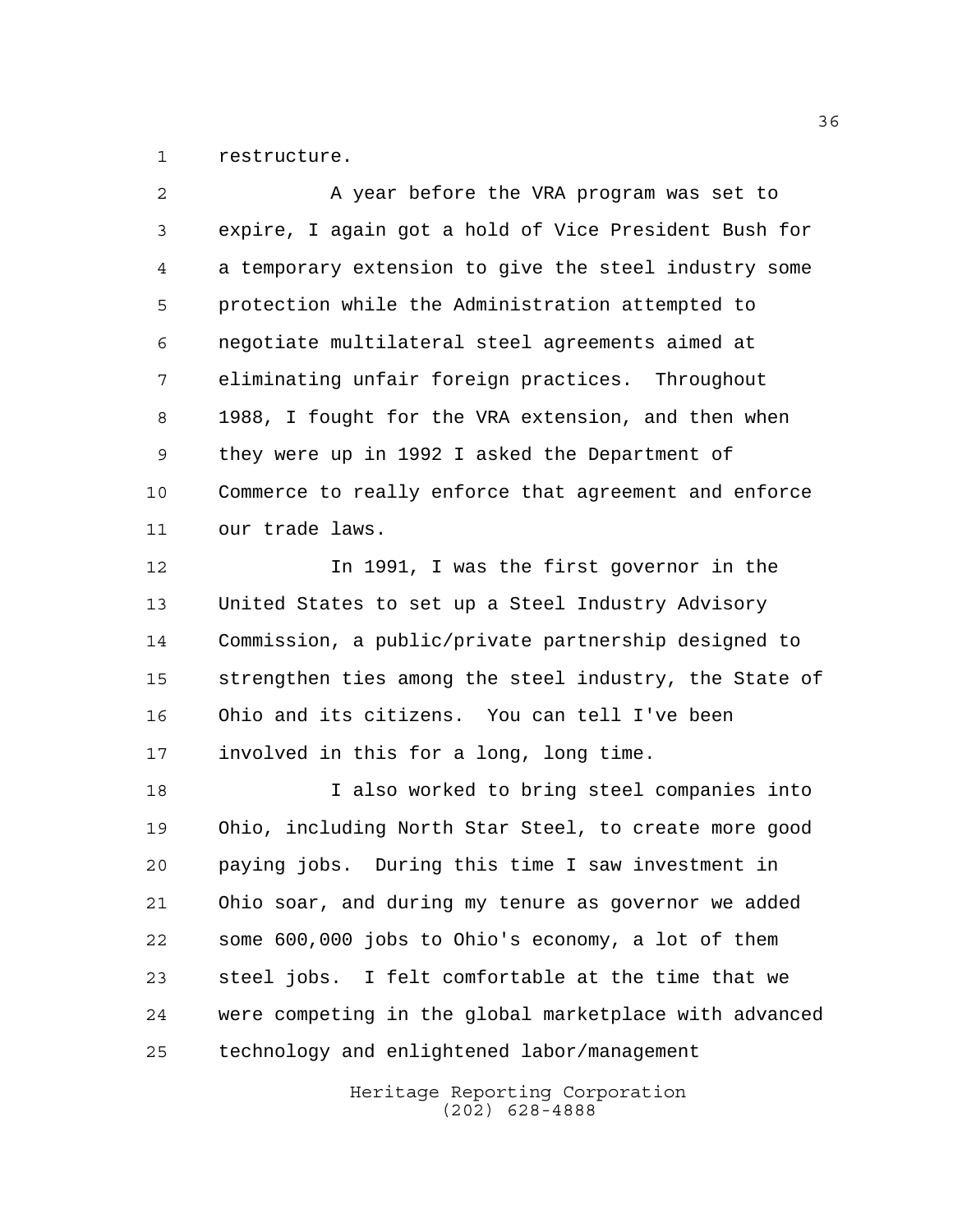restructure.

A year before the VRA program was set to expire, I again got a hold of Vice President Bush for a temporary extension to give the steel industry some protection while the Administration attempted to negotiate multilateral steel agreements aimed at eliminating unfair foreign practices. Throughout 1988, I fought for the VRA extension, and then when they were up in 1992 I asked the Department of Commerce to really enforce that agreement and enforce our trade laws.

In 1991, I was the first governor in the United States to set up a Steel Industry Advisory Commission, a public/private partnership designed to strengthen ties among the steel industry, the State of Ohio and its citizens. You can tell I've been involved in this for a long, long time.

I also worked to bring steel companies into Ohio, including North Star Steel, to create more good paying jobs. During this time I saw investment in Ohio soar, and during my tenure as governor we added some 600,000 jobs to Ohio's economy, a lot of them steel jobs. I felt comfortable at the time that we were competing in the global marketplace with advanced technology and enlightened labor/management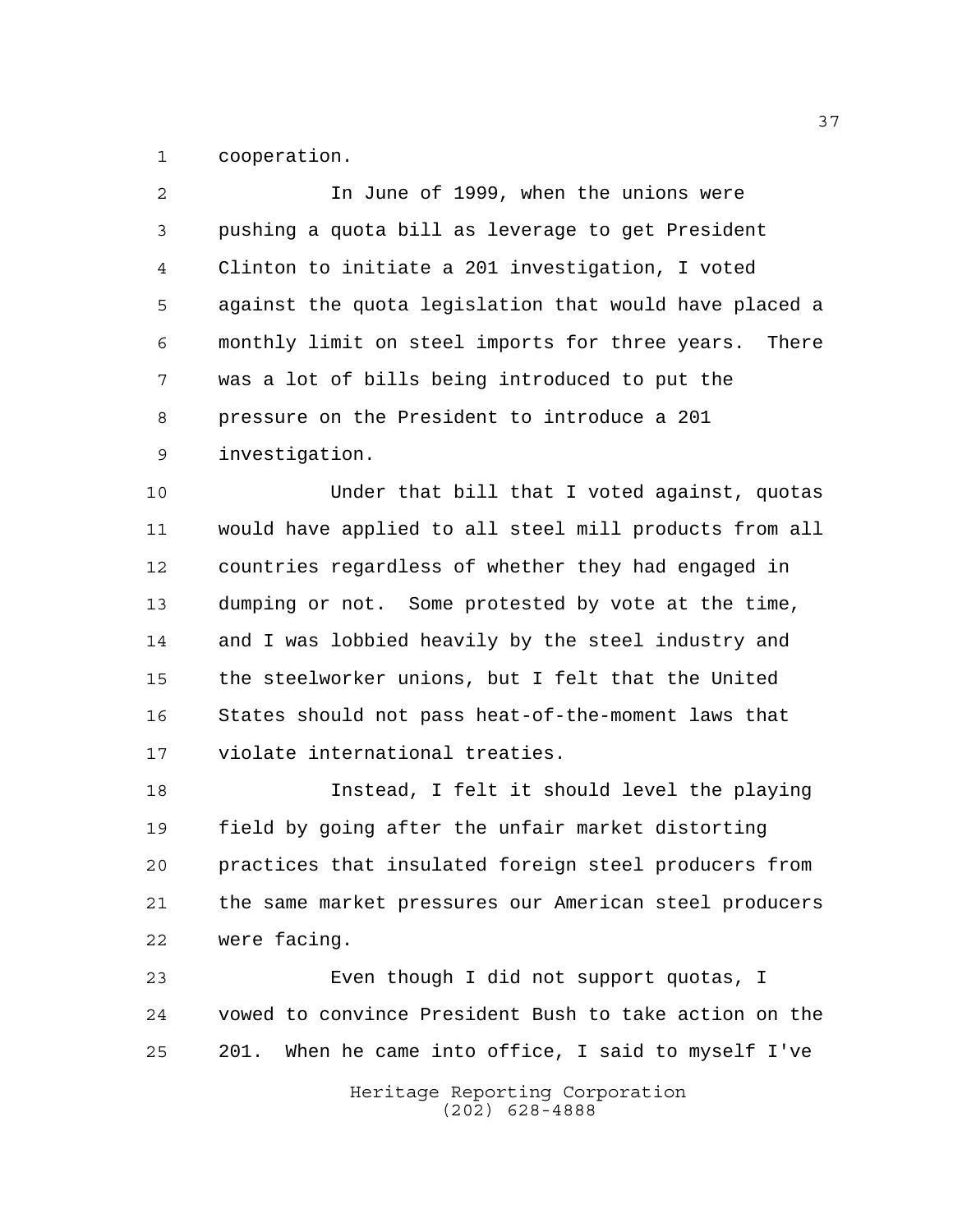cooperation.

In June of 1999, when the unions were pushing a quota bill as leverage to get President Clinton to initiate a 201 investigation, I voted against the quota legislation that would have placed a monthly limit on steel imports for three years. There was a lot of bills being introduced to put the pressure on the President to introduce a 201 investigation.

Under that bill that I voted against, quotas would have applied to all steel mill products from all countries regardless of whether they had engaged in dumping or not. Some protested by vote at the time, and I was lobbied heavily by the steel industry and the steelworker unions, but I felt that the United States should not pass heat-of-the-moment laws that violate international treaties.

Instead, I felt it should level the playing field by going after the unfair market distorting practices that insulated foreign steel producers from the same market pressures our American steel producers were facing.

Even though I did not support quotas, I vowed to convince President Bush to take action on the 201. When he came into office, I said to myself I've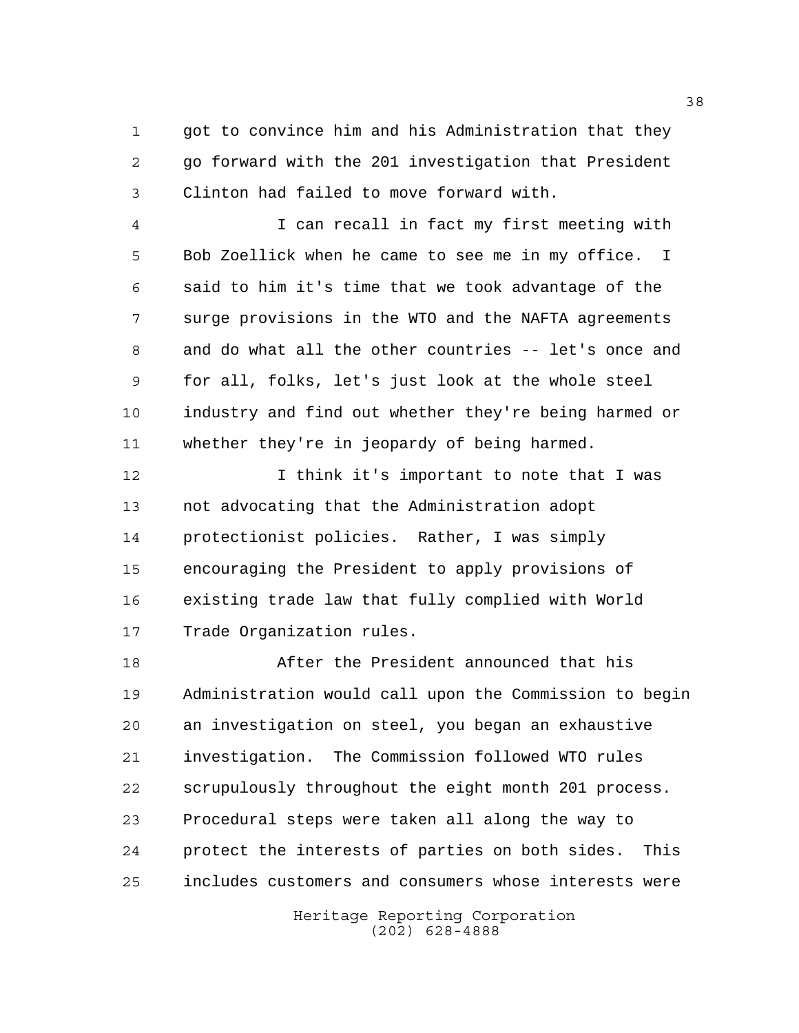got to convince him and his Administration that they go forward with the 201 investigation that President Clinton had failed to move forward with.

I can recall in fact my first meeting with Bob Zoellick when he came to see me in my office. I said to him it's time that we took advantage of the surge provisions in the WTO and the NAFTA agreements and do what all the other countries -- let's once and for all, folks, let's just look at the whole steel industry and find out whether they're being harmed or whether they're in jeopardy of being harmed.

I think it's important to note that I was not advocating that the Administration adopt protectionist policies. Rather, I was simply encouraging the President to apply provisions of existing trade law that fully complied with World Trade Organization rules.

After the President announced that his Administration would call upon the Commission to begin an investigation on steel, you began an exhaustive investigation. The Commission followed WTO rules scrupulously throughout the eight month 201 process. Procedural steps were taken all along the way to protect the interests of parties on both sides. This includes customers and consumers whose interests were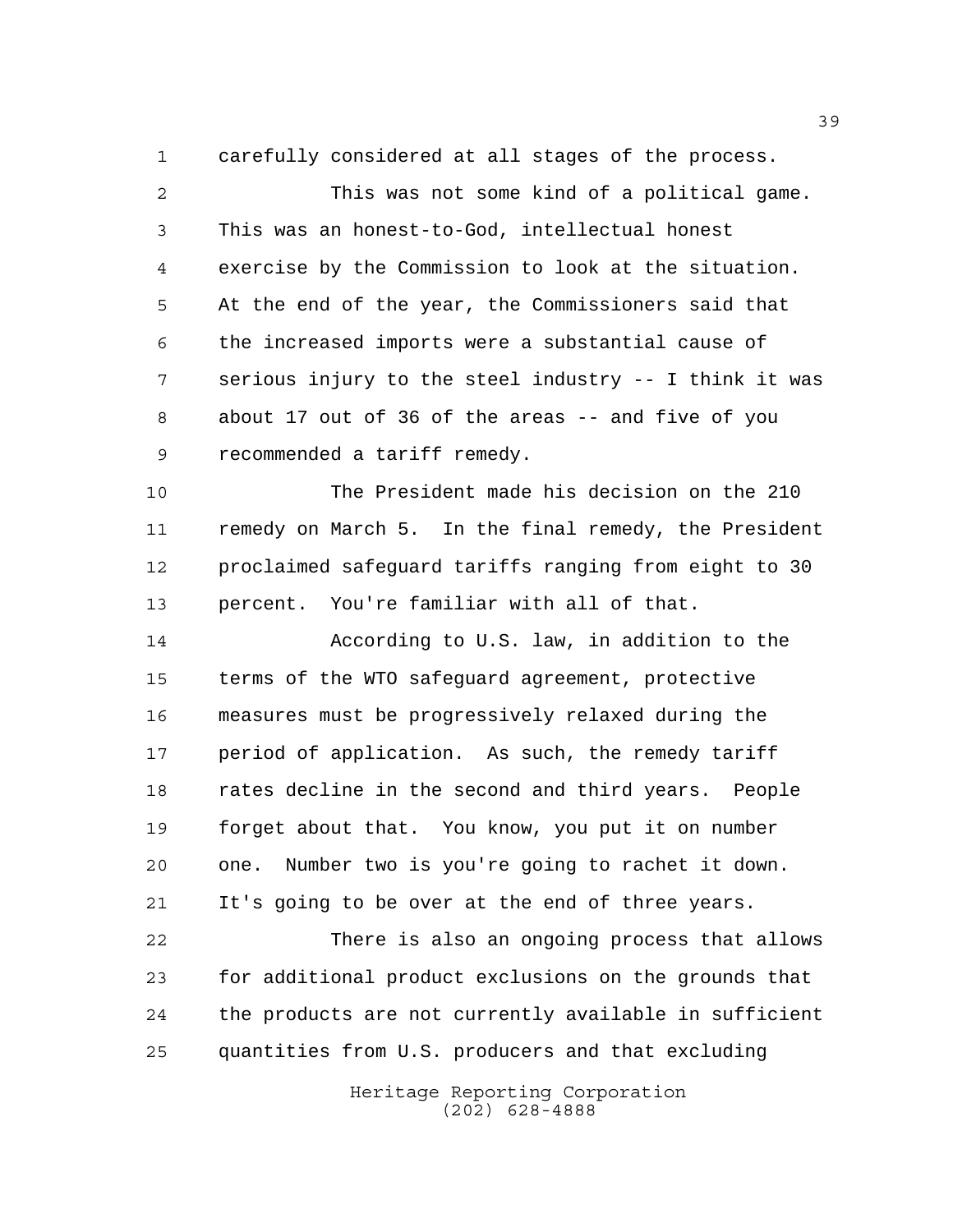carefully considered at all stages of the process.

This was not some kind of a political game. This was an honest-to-God, intellectual honest exercise by the Commission to look at the situation. At the end of the year, the Commissioners said that the increased imports were a substantial cause of serious injury to the steel industry -- I think it was about 17 out of 36 of the areas -- and five of you recommended a tariff remedy.

The President made his decision on the 210 remedy on March 5. In the final remedy, the President proclaimed safeguard tariffs ranging from eight to 30 percent. You're familiar with all of that.

According to U.S. law, in addition to the terms of the WTO safeguard agreement, protective measures must be progressively relaxed during the period of application. As such, the remedy tariff rates decline in the second and third years. People forget about that. You know, you put it on number one. Number two is you're going to rachet it down. It's going to be over at the end of three years.

There is also an ongoing process that allows for additional product exclusions on the grounds that the products are not currently available in sufficient quantities from U.S. producers and that excluding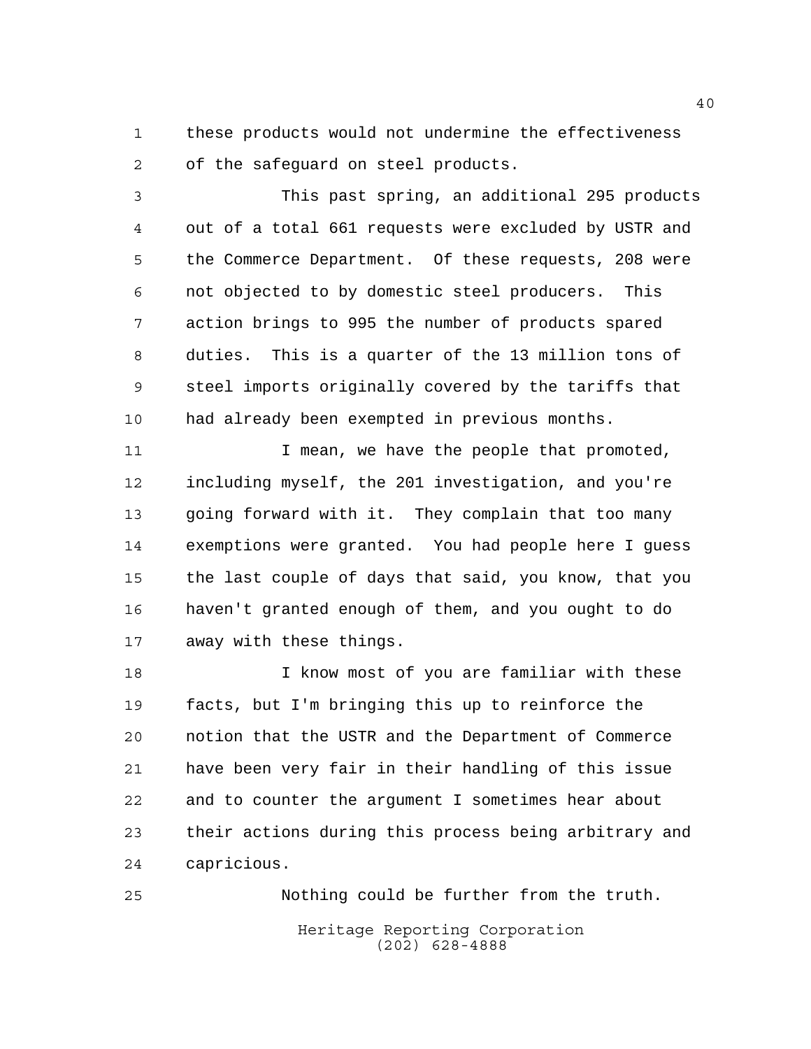these products would not undermine the effectiveness of the safeguard on steel products.

This past spring, an additional 295 products out of a total 661 requests were excluded by USTR and the Commerce Department. Of these requests, 208 were not objected to by domestic steel producers. This action brings to 995 the number of products spared duties. This is a quarter of the 13 million tons of steel imports originally covered by the tariffs that had already been exempted in previous months.

I mean, we have the people that promoted, including myself, the 201 investigation, and you're going forward with it. They complain that too many exemptions were granted. You had people here I guess the last couple of days that said, you know, that you haven't granted enough of them, and you ought to do away with these things.

I know most of you are familiar with these facts, but I'm bringing this up to reinforce the notion that the USTR and the Department of Commerce have been very fair in their handling of this issue and to counter the argument I sometimes hear about their actions during this process being arbitrary and capricious.

Nothing could be further from the truth.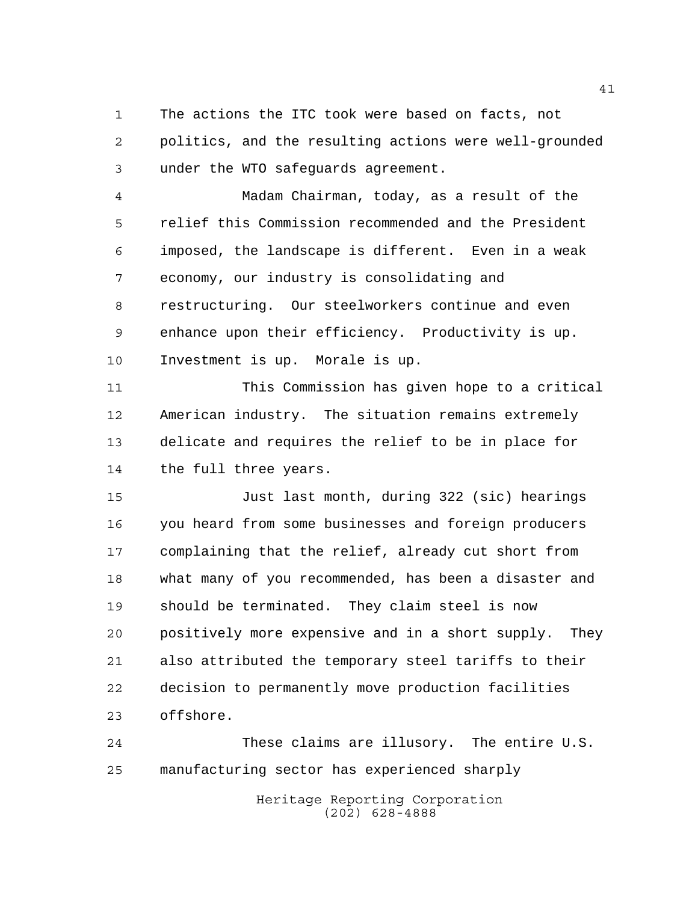The actions the ITC took were based on facts, not politics, and the resulting actions were well-grounded under the WTO safeguards agreement.

Madam Chairman, today, as a result of the relief this Commission recommended and the President imposed, the landscape is different. Even in a weak economy, our industry is consolidating and restructuring. Our steelworkers continue and even enhance upon their efficiency. Productivity is up. Investment is up. Morale is up.

This Commission has given hope to a critical American industry. The situation remains extremely delicate and requires the relief to be in place for the full three years.

Just last month, during 322 (sic) hearings you heard from some businesses and foreign producers complaining that the relief, already cut short from what many of you recommended, has been a disaster and should be terminated. They claim steel is now positively more expensive and in a short supply. They also attributed the temporary steel tariffs to their decision to permanently move production facilities offshore.

These claims are illusory. The entire U.S. manufacturing sector has experienced sharply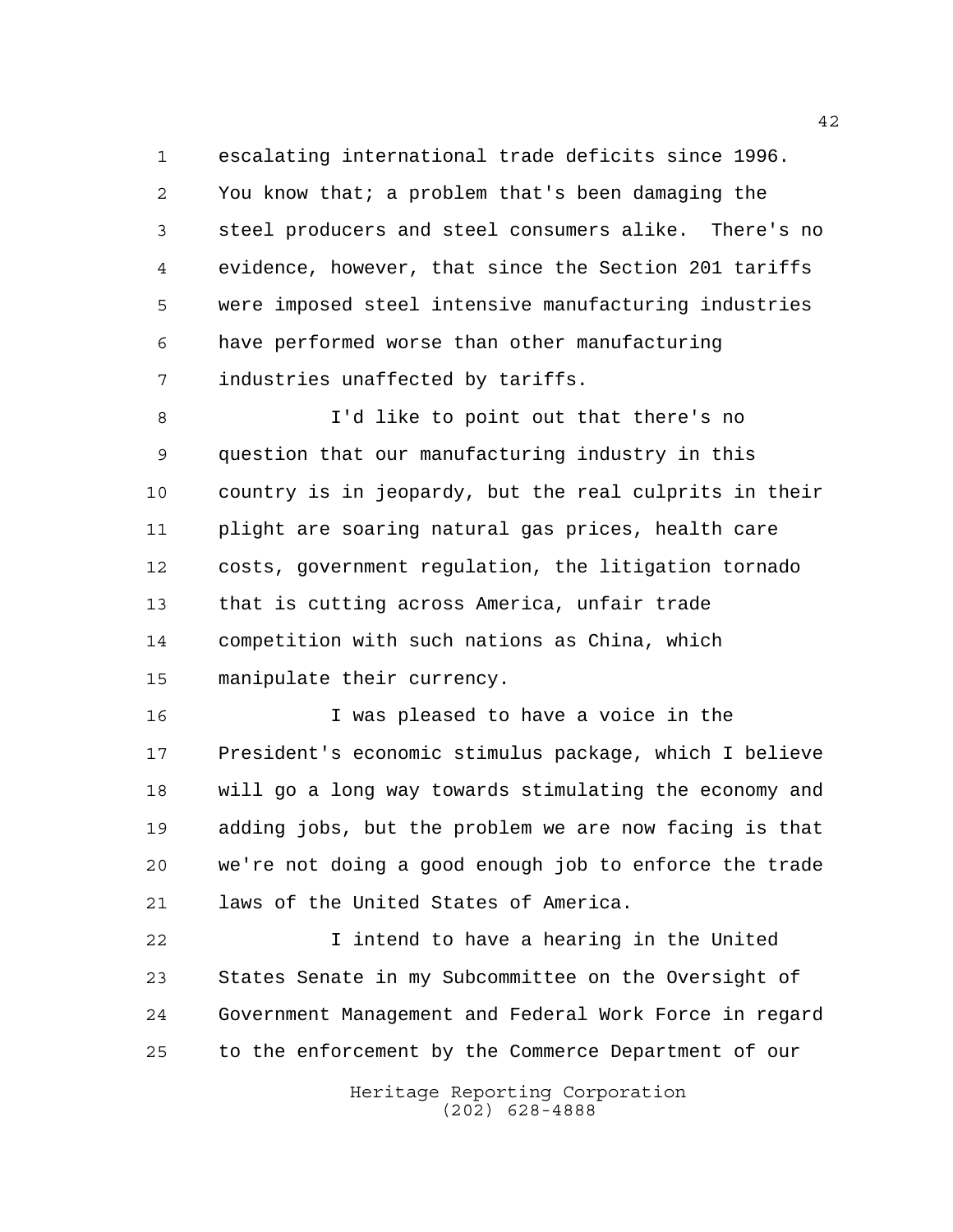escalating international trade deficits since 1996. You know that; a problem that's been damaging the steel producers and steel consumers alike. There's no evidence, however, that since the Section 201 tariffs were imposed steel intensive manufacturing industries have performed worse than other manufacturing industries unaffected by tariffs.

I'd like to point out that there's no question that our manufacturing industry in this country is in jeopardy, but the real culprits in their plight are soaring natural gas prices, health care costs, government regulation, the litigation tornado that is cutting across America, unfair trade competition with such nations as China, which manipulate their currency.

I was pleased to have a voice in the President's economic stimulus package, which I believe will go a long way towards stimulating the economy and adding jobs, but the problem we are now facing is that we're not doing a good enough job to enforce the trade laws of the United States of America.

I intend to have a hearing in the United States Senate in my Subcommittee on the Oversight of Government Management and Federal Work Force in regard to the enforcement by the Commerce Department of our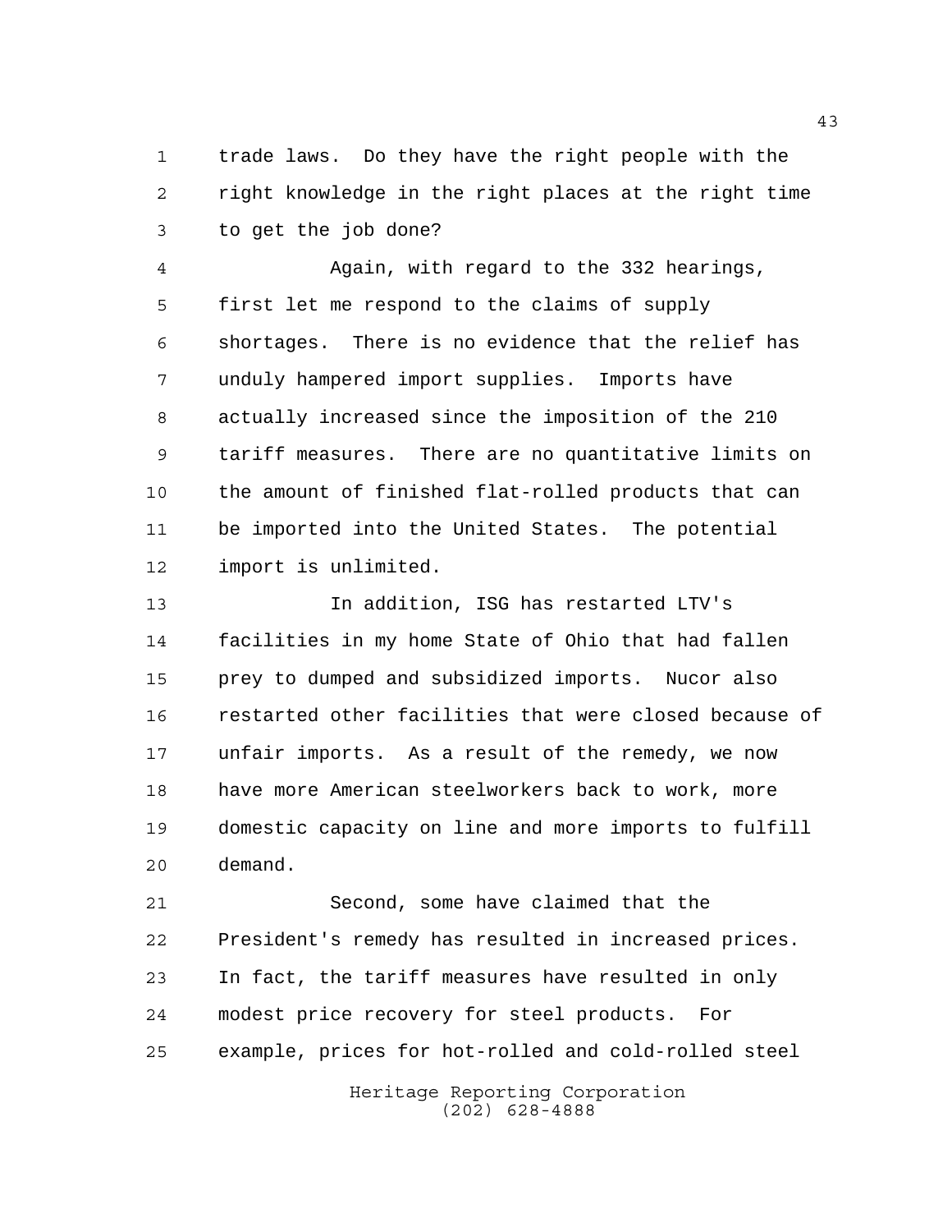trade laws. Do they have the right people with the right knowledge in the right places at the right time to get the job done?

Again, with regard to the 332 hearings, first let me respond to the claims of supply shortages. There is no evidence that the relief has unduly hampered import supplies. Imports have actually increased since the imposition of the 210 tariff measures. There are no quantitative limits on the amount of finished flat-rolled products that can be imported into the United States. The potential import is unlimited.

In addition, ISG has restarted LTV's facilities in my home State of Ohio that had fallen prey to dumped and subsidized imports. Nucor also restarted other facilities that were closed because of unfair imports. As a result of the remedy, we now have more American steelworkers back to work, more domestic capacity on line and more imports to fulfill demand.

Second, some have claimed that the President's remedy has resulted in increased prices. In fact, the tariff measures have resulted in only modest price recovery for steel products. For example, prices for hot-rolled and cold-rolled steel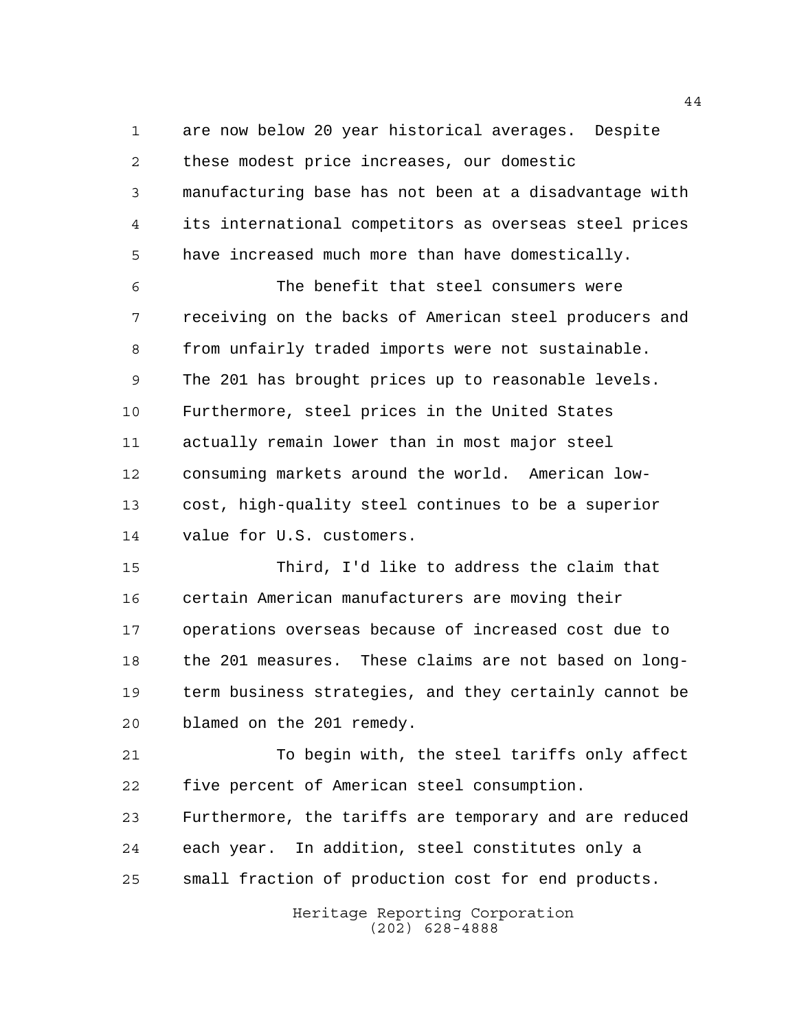are now below 20 year historical averages. Despite these modest price increases, our domestic manufacturing base has not been at a disadvantage with its international competitors as overseas steel prices have increased much more than have domestically.

The benefit that steel consumers were receiving on the backs of American steel producers and from unfairly traded imports were not sustainable. The 201 has brought prices up to reasonable levels. Furthermore, steel prices in the United States actually remain lower than in most major steel consuming markets around the world. American low-cost, high-quality steel continues to be a superior value for U.S. customers.

Third, I'd like to address the claim that certain American manufacturers are moving their operations overseas because of increased cost due to the 201 measures. These claims are not based on long-term business strategies, and they certainly cannot be blamed on the 201 remedy.

To begin with, the steel tariffs only affect five percent of American steel consumption. Furthermore, the tariffs are temporary and are reduced each year. In addition, steel constitutes only a small fraction of production cost for end products.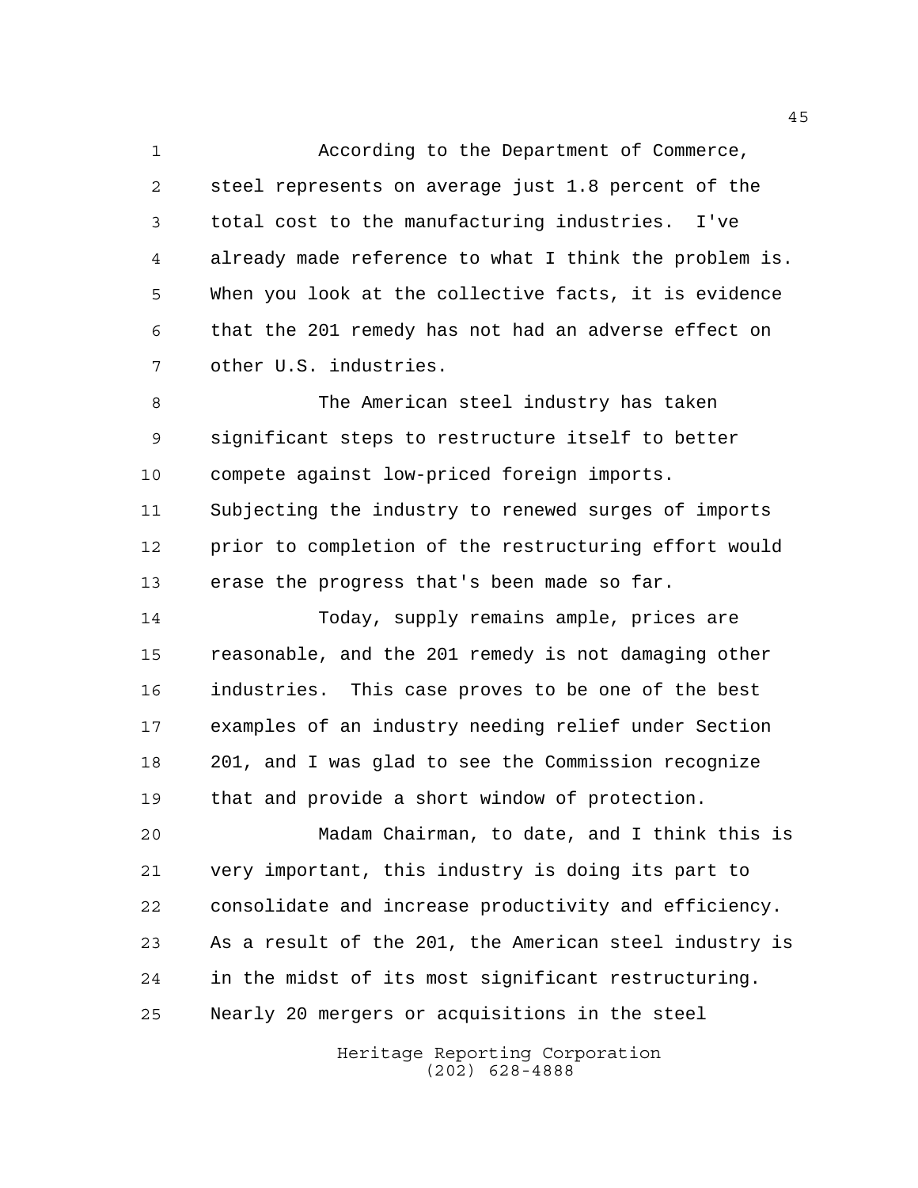According to the Department of Commerce, steel represents on average just 1.8 percent of the total cost to the manufacturing industries. I've already made reference to what I think the problem is. When you look at the collective facts, it is evidence that the 201 remedy has not had an adverse effect on other U.S. industries.

The American steel industry has taken significant steps to restructure itself to better compete against low-priced foreign imports. Subjecting the industry to renewed surges of imports prior to completion of the restructuring effort would erase the progress that's been made so far.

Today, supply remains ample, prices are reasonable, and the 201 remedy is not damaging other industries. This case proves to be one of the best examples of an industry needing relief under Section 201, and I was glad to see the Commission recognize that and provide a short window of protection.

Madam Chairman, to date, and I think this is very important, this industry is doing its part to consolidate and increase productivity and efficiency. As a result of the 201, the American steel industry is in the midst of its most significant restructuring. Nearly 20 mergers or acquisitions in the steel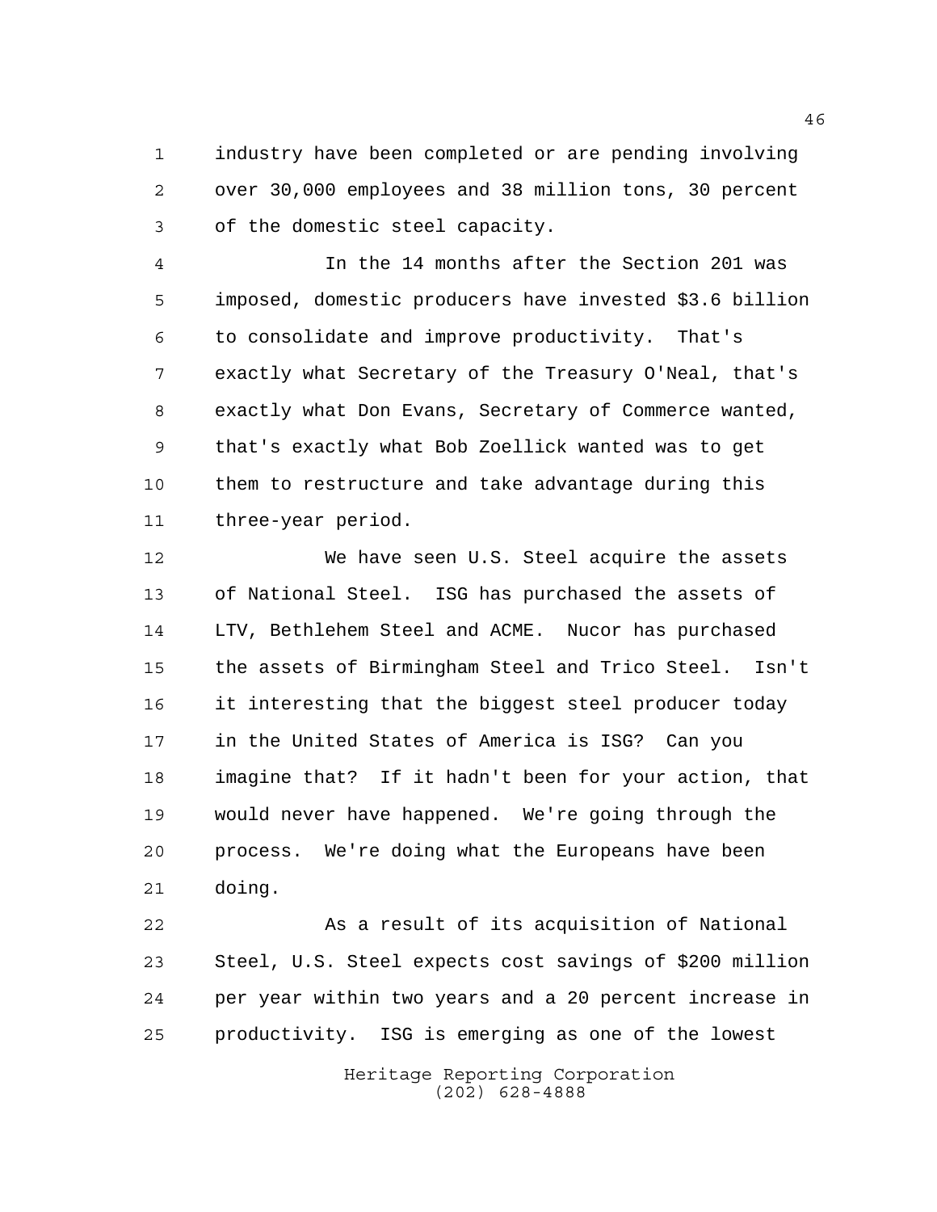industry have been completed or are pending involving over 30,000 employees and 38 million tons, 30 percent of the domestic steel capacity.

In the 14 months after the Section 201 was imposed, domestic producers have invested $3.6 billion to consolidate and improve productivity. That's exactly what Secretary of the Treasury O'Neal, that's exactly what Don Evans, Secretary of Commerce wanted, that's exactly what Bob Zoellick wanted was to get them to restructure and take advantage during this three-year period.

We have seen U.S. Steel acquire the assets of National Steel. ISG has purchased the assets of LTV, Bethlehem Steel and ACME. Nucor has purchased the assets of Birmingham Steel and Trico Steel. Isn't it interesting that the biggest steel producer today in the United States of America is ISG? Can you imagine that? If it hadn't been for your action, that would never have happened. We're going through the process. We're doing what the Europeans have been doing.

As a result of its acquisition of National Steel, U.S. Steel expects cost savings of $200 million per year within two years and a 20 percent increase in productivity. ISG is emerging as one of the lowest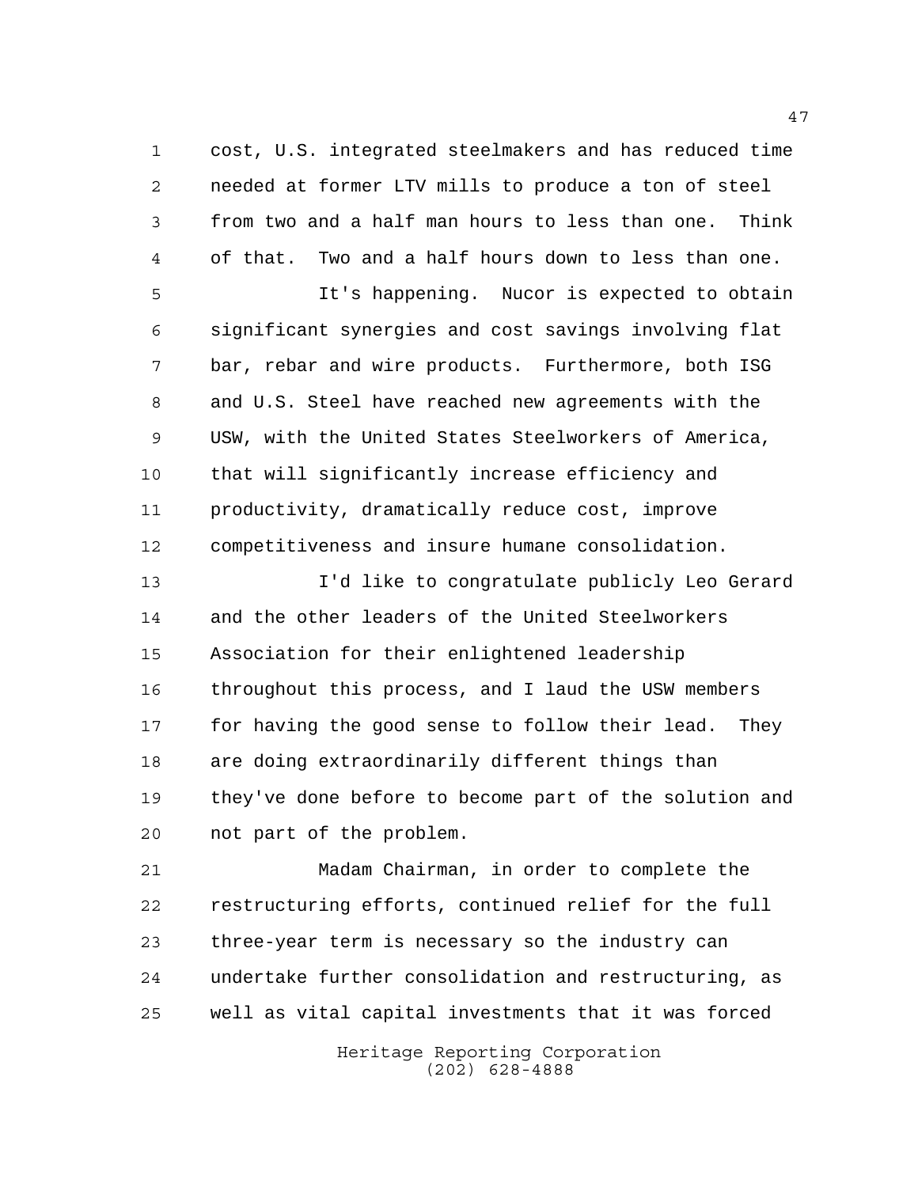cost, U.S. integrated steelmakers and has reduced time needed at former LTV mills to produce a ton of steel from two and a half man hours to less than one. Think of that. Two and a half hours down to less than one.

It's happening. Nucor is expected to obtain significant synergies and cost savings involving flat bar, rebar and wire products. Furthermore, both ISG and U.S. Steel have reached new agreements with the USW, with the United States Steelworkers of America, that will significantly increase efficiency and productivity, dramatically reduce cost, improve competitiveness and insure humane consolidation.

I'd like to congratulate publicly Leo Gerard and the other leaders of the United Steelworkers Association for their enlightened leadership throughout this process, and I laud the USW members for having the good sense to follow their lead. They are doing extraordinarily different things than they've done before to become part of the solution and not part of the problem.

Madam Chairman, in order to complete the restructuring efforts, continued relief for the full three-year term is necessary so the industry can undertake further consolidation and restructuring, as well as vital capital investments that it was forced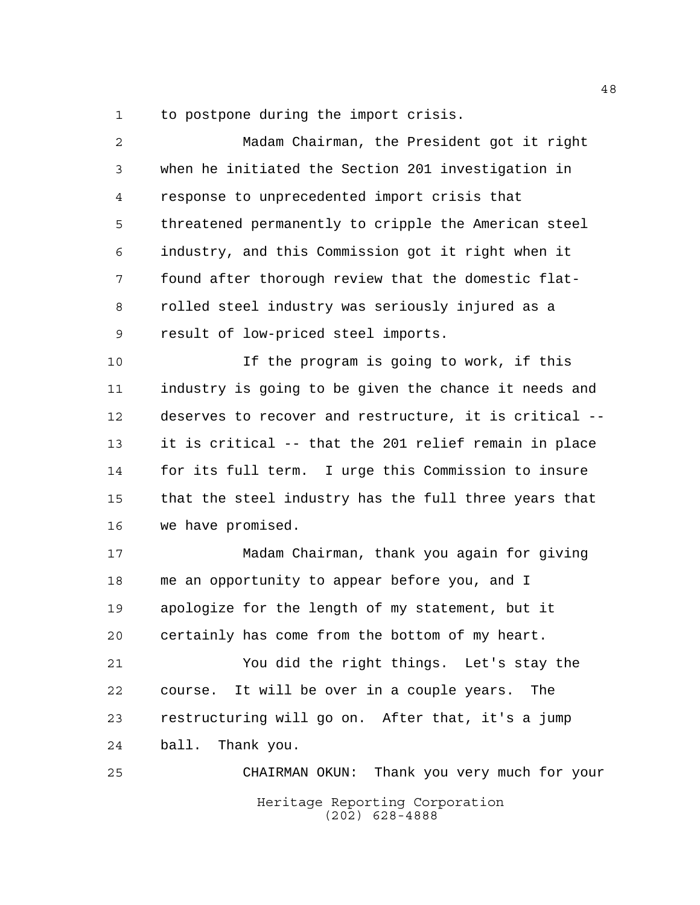to postpone during the import crisis.

Madam Chairman, the President got it right when he initiated the Section 201 investigation in response to unprecedented import crisis that threatened permanently to cripple the American steel industry, and this Commission got it right when it found after thorough review that the domestic flat-rolled steel industry was seriously injured as a result of low-priced steel imports.

If the program is going to work, if this industry is going to be given the chance it needs and deserves to recover and restructure, it is critical -- it is critical -- that the 201 relief remain in place for its full term. I urge this Commission to insure that the steel industry has the full three years that we have promised.

Madam Chairman, thank you again for giving me an opportunity to appear before you, and I apologize for the length of my statement, but it certainly has come from the bottom of my heart.

You did the right things. Let's stay the course. It will be over in a couple years. The restructuring will go on. After that, it's a jump ball. Thank you.

CHAIRMAN OKUN: Thank you very much for your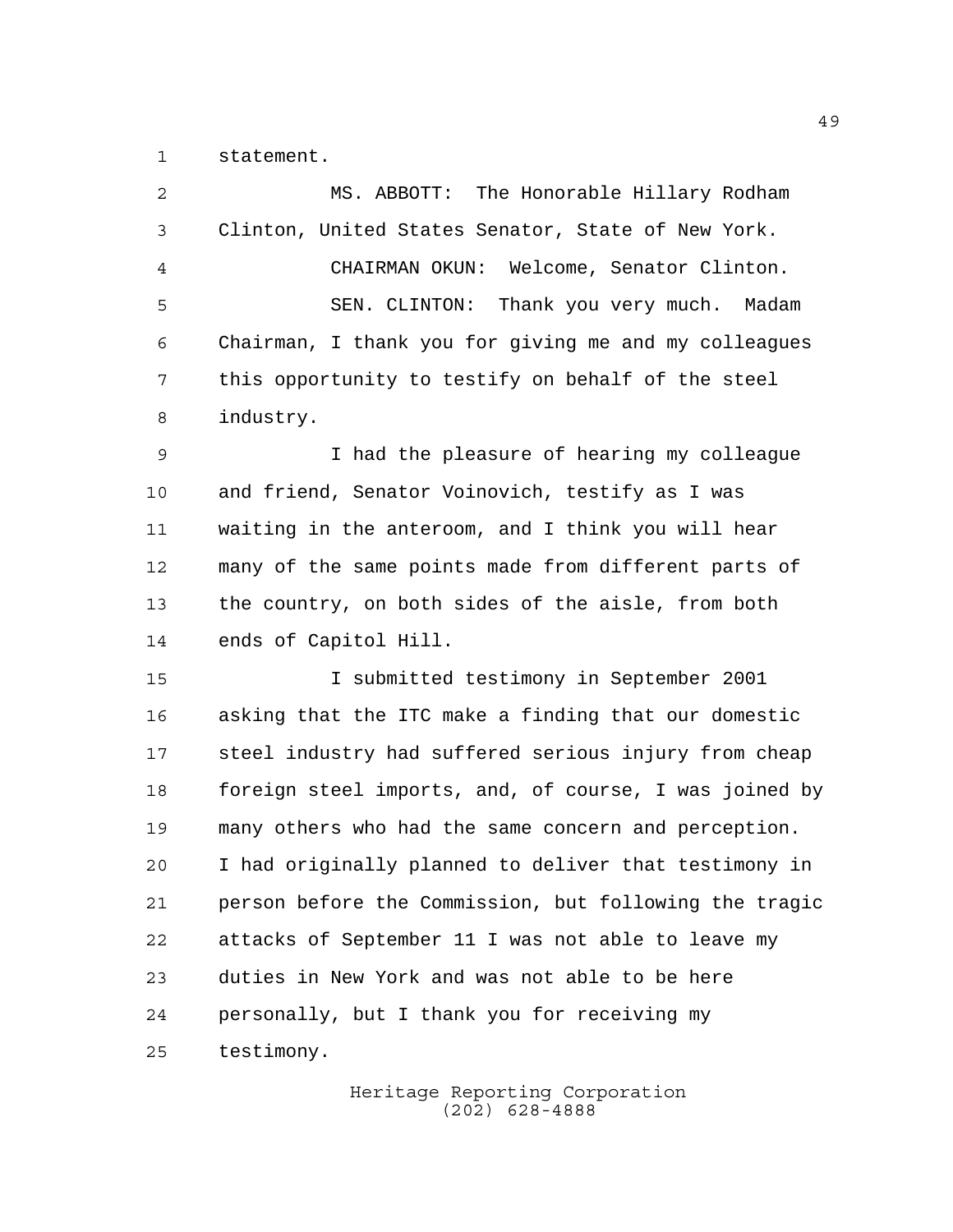statement.

MS. ABBOTT: The Honorable Hillary Rodham Clinton, United States Senator, State of New York.

CHAIRMAN OKUN: Welcome, Senator Clinton.

SEN. CLINTON: Thank you very much. Madam Chairman, I thank you for giving me and my colleagues this opportunity to testify on behalf of the steel industry.

I had the pleasure of hearing my colleague and friend, Senator Voinovich, testify as I was waiting in the anteroom, and I think you will hear many of the same points made from different parts of the country, on both sides of the aisle, from both ends of Capitol Hill.

I submitted testimony in September 2001 asking that the ITC make a finding that our domestic steel industry had suffered serious injury from cheap foreign steel imports, and, of course, I was joined by many others who had the same concern and perception. I had originally planned to deliver that testimony in person before the Commission, but following the tragic attacks of September 11 I was not able to leave my duties in New York and was not able to be here personally, but I thank you for receiving my testimony.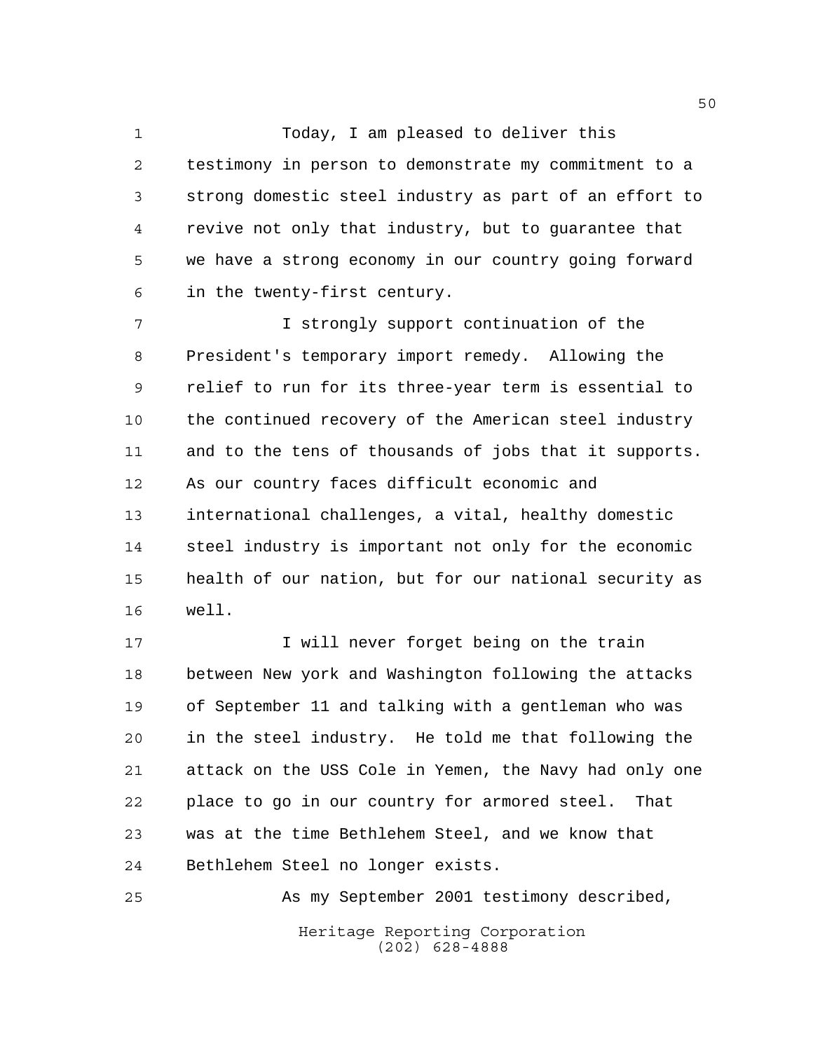Today, I am pleased to deliver this testimony in person to demonstrate my commitment to a strong domestic steel industry as part of an effort to revive not only that industry, but to guarantee that we have a strong economy in our country going forward in the twenty-first century.

I strongly support continuation of the President's temporary import remedy. Allowing the relief to run for its three-year term is essential to the continued recovery of the American steel industry and to the tens of thousands of jobs that it supports. As our country faces difficult economic and international challenges, a vital, healthy domestic steel industry is important not only for the economic health of our nation, but for our national security as well.

I will never forget being on the train between New york and Washington following the attacks of September 11 and talking with a gentleman who was in the steel industry. He told me that following the attack on the USS Cole in Yemen, the Navy had only one place to go in our country for armored steel. That was at the time Bethlehem Steel, and we know that Bethlehem Steel no longer exists.

As my September 2001 testimony described,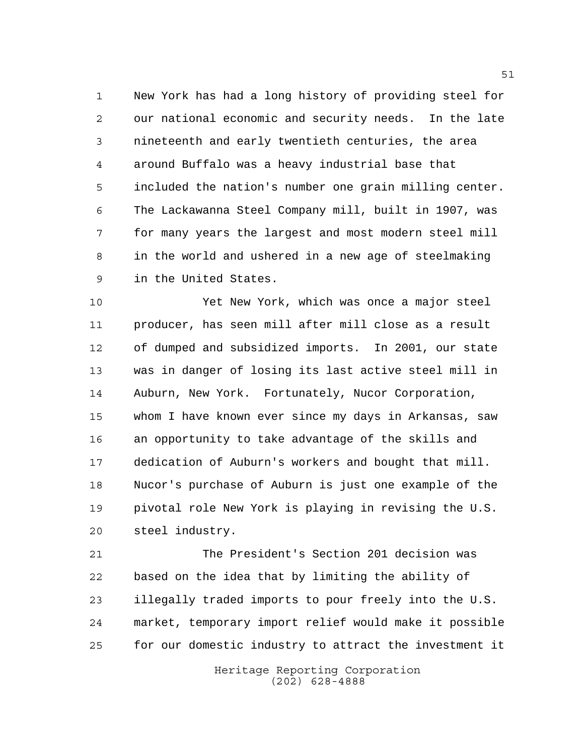New York has had a long history of providing steel for our national economic and security needs. In the late nineteenth and early twentieth centuries, the area around Buffalo was a heavy industrial base that included the nation's number one grain milling center. The Lackawanna Steel Company mill, built in 1907, was for many years the largest and most modern steel mill in the world and ushered in a new age of steelmaking in the United States.

Yet New York, which was once a major steel producer, has seen mill after mill close as a result of dumped and subsidized imports. In 2001, our state was in danger of losing its last active steel mill in Auburn, New York. Fortunately, Nucor Corporation, whom I have known ever since my days in Arkansas, saw an opportunity to take advantage of the skills and dedication of Auburn's workers and bought that mill. Nucor's purchase of Auburn is just one example of the pivotal role New York is playing in revising the U.S. steel industry.

The President's Section 201 decision was based on the idea that by limiting the ability of illegally traded imports to pour freely into the U.S. market, temporary import relief would make it possible for our domestic industry to attract the investment it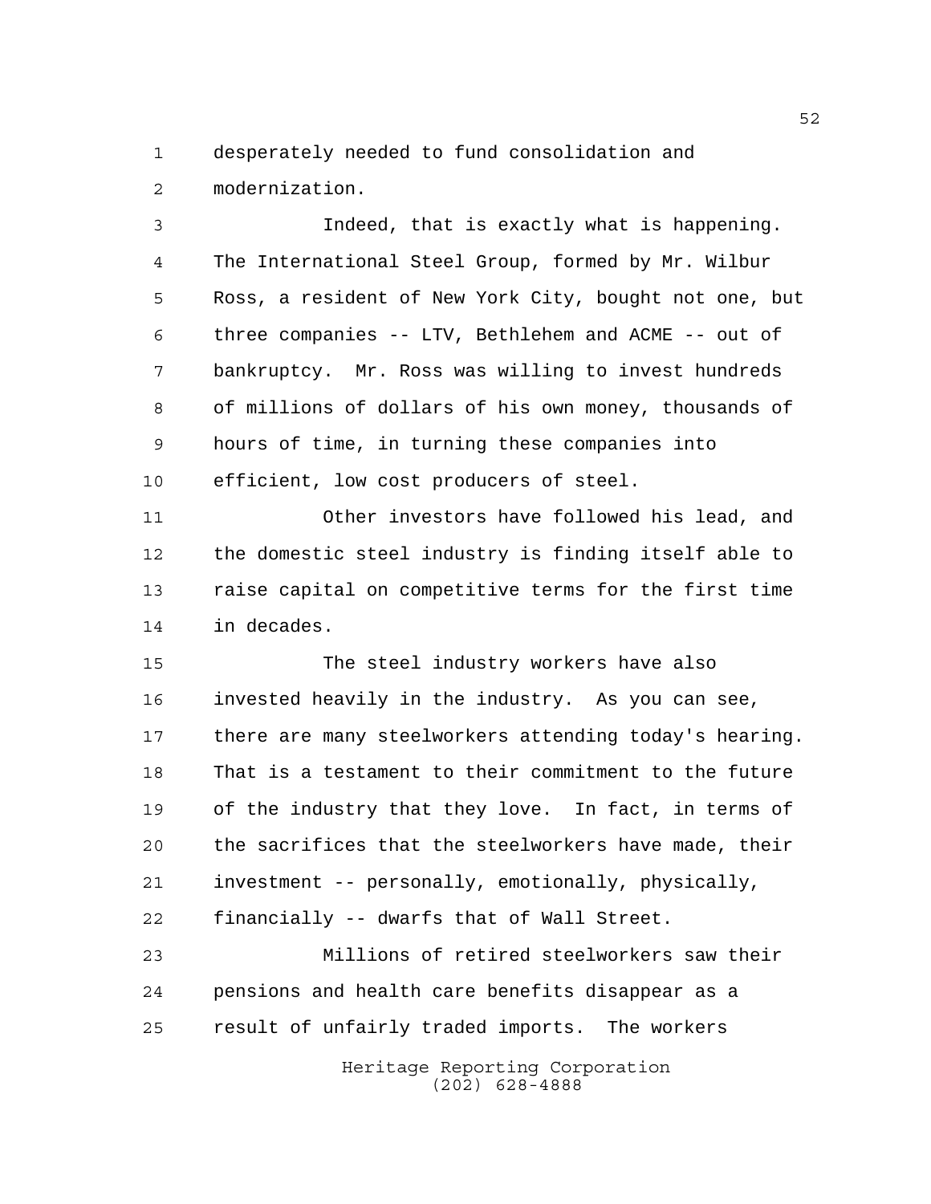desperately needed to fund consolidation and modernization.

Indeed, that is exactly what is happening. The International Steel Group, formed by Mr. Wilbur Ross, a resident of New York City, bought not one, but three companies -- LTV, Bethlehem and ACME -- out of bankruptcy. Mr. Ross was willing to invest hundreds of millions of dollars of his own money, thousands of hours of time, in turning these companies into efficient, low cost producers of steel.

Other investors have followed his lead, and the domestic steel industry is finding itself able to raise capital on competitive terms for the first time in decades.

The steel industry workers have also invested heavily in the industry. As you can see, there are many steelworkers attending today's hearing. That is a testament to their commitment to the future of the industry that they love. In fact, in terms of the sacrifices that the steelworkers have made, their investment -- personally, emotionally, physically, financially -- dwarfs that of Wall Street.

Millions of retired steelworkers saw their pensions and health care benefits disappear as a result of unfairly traded imports. The workers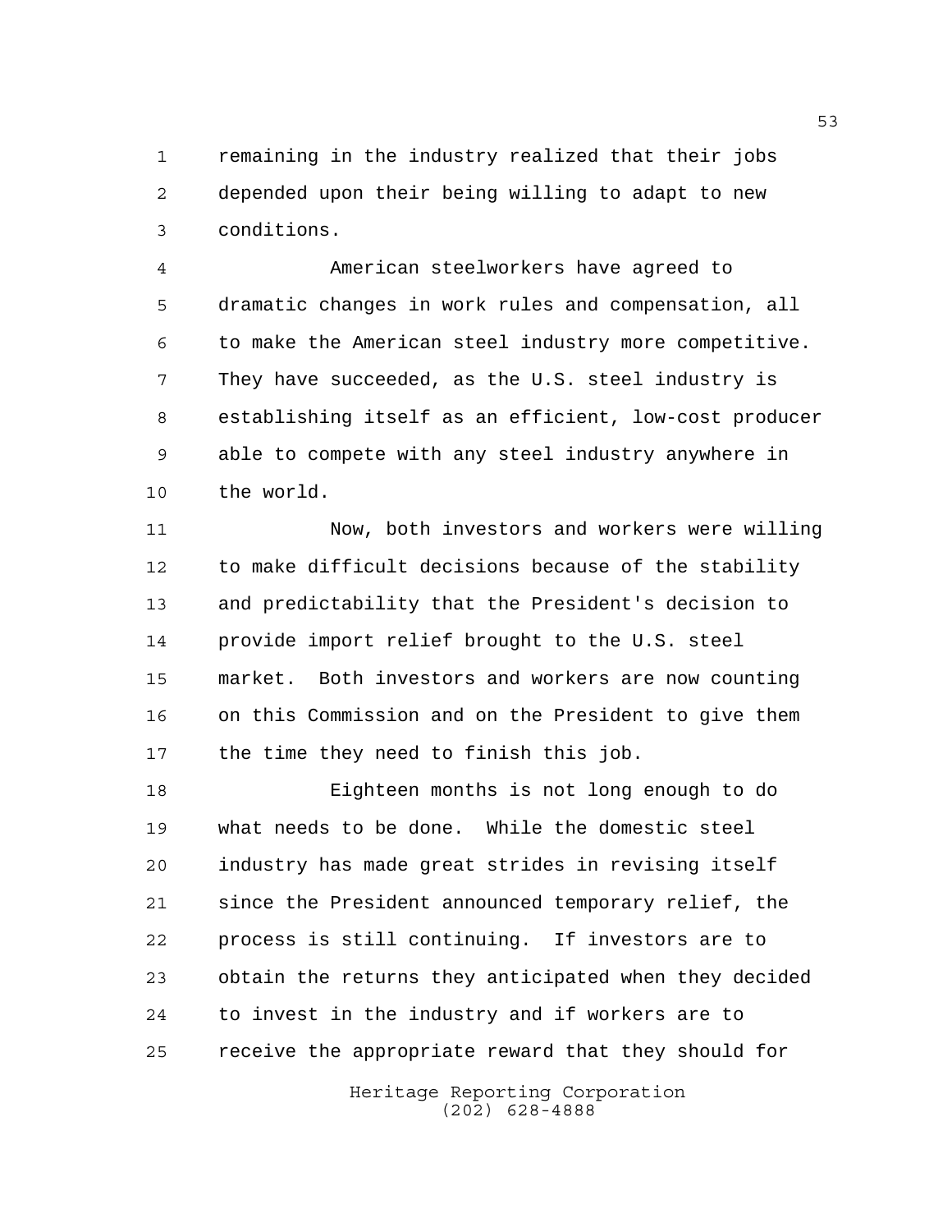remaining in the industry realized that their jobs depended upon their being willing to adapt to new conditions.

American steelworkers have agreed to dramatic changes in work rules and compensation, all to make the American steel industry more competitive. They have succeeded, as the U.S. steel industry is establishing itself as an efficient, low-cost producer able to compete with any steel industry anywhere in the world.

Now, both investors and workers were willing to make difficult decisions because of the stability and predictability that the President's decision to provide import relief brought to the U.S. steel market. Both investors and workers are now counting on this Commission and on the President to give them the time they need to finish this job.

Eighteen months is not long enough to do what needs to be done. While the domestic steel industry has made great strides in revising itself since the President announced temporary relief, the process is still continuing. If investors are to obtain the returns they anticipated when they decided to invest in the industry and if workers are to receive the appropriate reward that they should for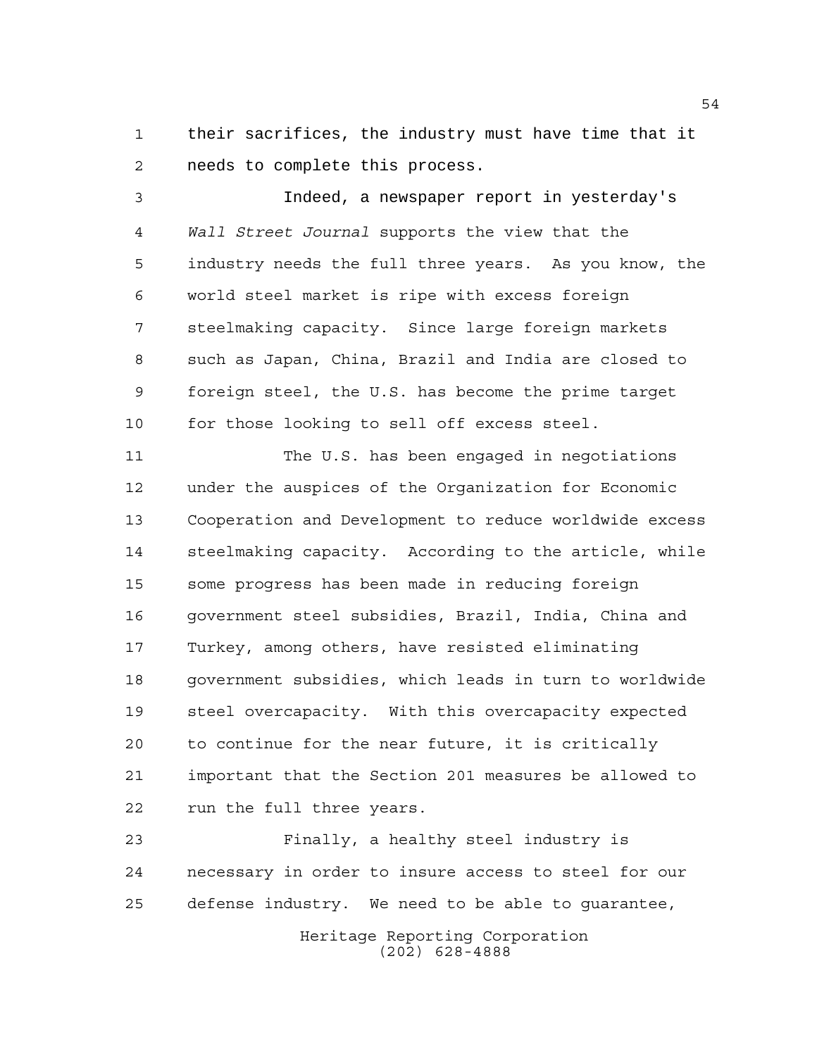their sacrifices, the industry must have time that it needs to complete this process.

Indeed, a newspaper report in yesterday's *Wall Street Journal* supports the view that the industry needs the full three years. As you know, the world steel market is ripe with excess foreign steelmaking capacity. Since large foreign markets such as Japan, China, Brazil and India are closed to foreign steel, the U.S. has become the prime target for those looking to sell off excess steel.

The U.S. has been engaged in negotiations under the auspices of the Organization for Economic Cooperation and Development to reduce worldwide excess steelmaking capacity. According to the article, while some progress has been made in reducing foreign government steel subsidies, Brazil, India, China and Turkey, among others, have resisted eliminating government subsidies, which leads in turn to worldwide steel overcapacity. With this overcapacity expected to continue for the near future, it is critically important that the Section 201 measures be allowed to run the full three years.

Finally, a healthy steel industry is necessary in order to insure access to steel for our defense industry. We need to be able to guarantee,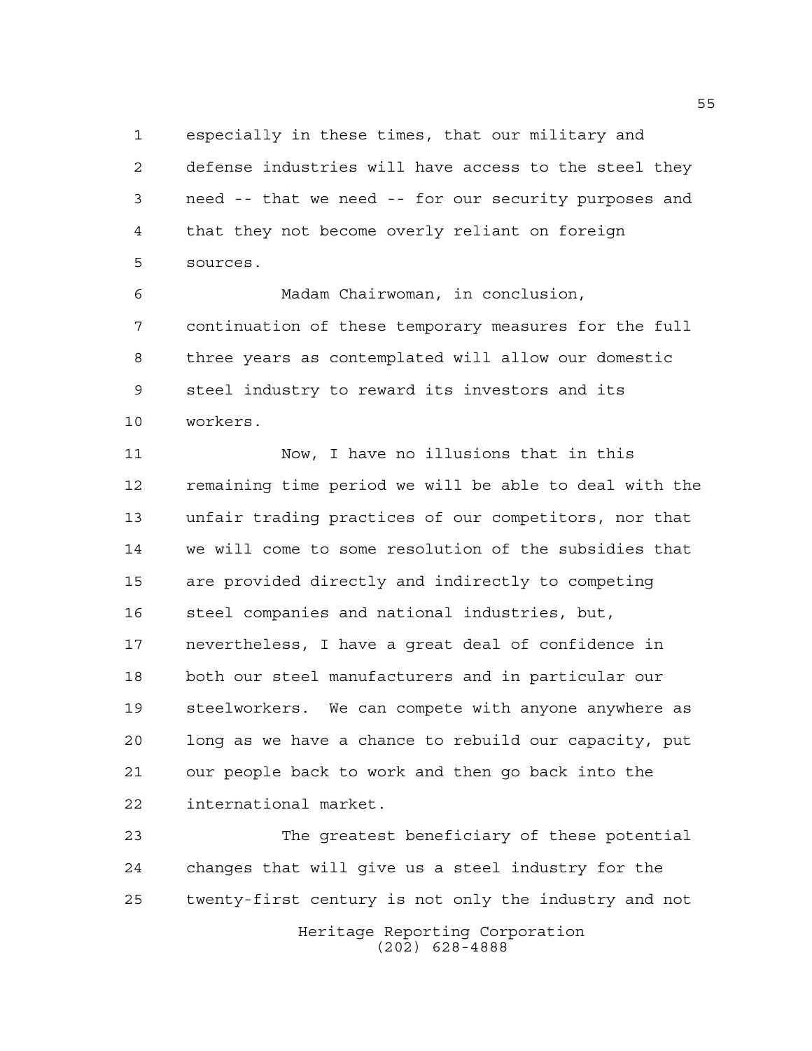especially in these times, that our military and defense industries will have access to the steel they need -- that we need -- for our security purposes and that they not become overly reliant on foreign sources.

Madam Chairwoman, in conclusion, continuation of these temporary measures for the full three years as contemplated will allow our domestic steel industry to reward its investors and its workers.

Now, I have no illusions that in this remaining time period we will be able to deal with the unfair trading practices of our competitors, nor that we will come to some resolution of the subsidies that are provided directly and indirectly to competing steel companies and national industries, but, nevertheless, I have a great deal of confidence in both our steel manufacturers and in particular our steelworkers. We can compete with anyone anywhere as long as we have a chance to rebuild our capacity, put our people back to work and then go back into the international market.

The greatest beneficiary of these potential changes that will give us a steel industry for the twenty-first century is not only the industry and not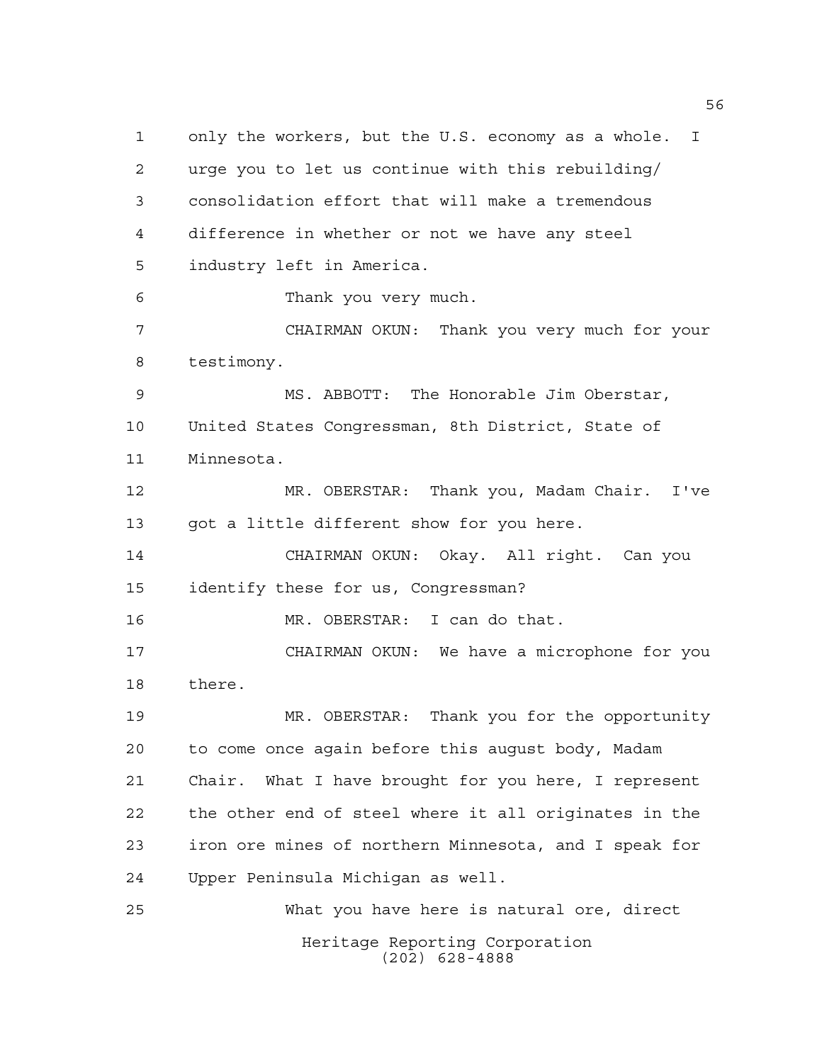only the workers, but the U.S. economy as a whole. I urge you to let us continue with this rebuilding/ consolidation effort that will make a tremendous difference in whether or not we have any steel industry left in America.

Thank you very much.

CHAIRMAN OKUN: Thank you very much for your testimony.

MS. ABBOTT: The Honorable Jim Oberstar, United States Congressman, 8th District, State of Minnesota.

MR. OBERSTAR: Thank you, Madam Chair. I've got a little different show for you here.

CHAIRMAN OKUN: Okay. All right. Can you identify these for us, Congressman?

MR. OBERSTAR: I can do that.

CHAIRMAN OKUN: We have a microphone for you there.

MR. OBERSTAR: Thank you for the opportunity to come once again before this august body, Madam Chair. What I have brought for you here, I represent the other end of steel where it all originates in the iron ore mines of northern Minnesota, and I speak for Upper Peninsula Michigan as well.

What you have here is natural ore, direct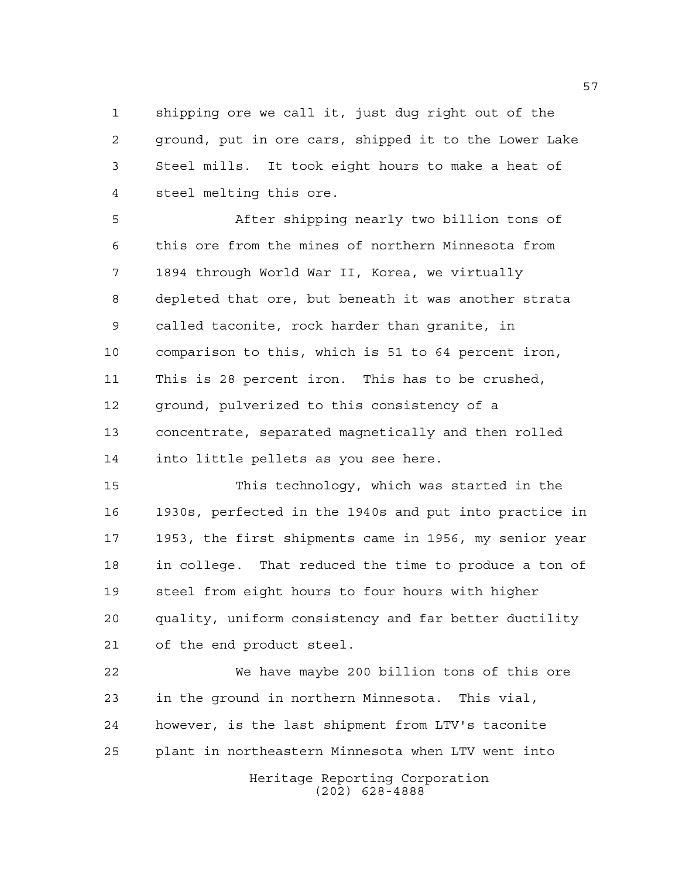shipping ore we call it, just dug right out of the ground, put in ore cars, shipped it to the Lower Lake Steel mills. It took eight hours to make a heat of steel melting this ore.

After shipping nearly two billion tons of this ore from the mines of northern Minnesota from 1894 through World War II, Korea, we virtually depleted that ore, but beneath it was another strata called taconite, rock harder than granite, in comparison to this, which is 51 to 64 percent iron, This is 28 percent iron. This has to be crushed, ground, pulverized to this consistency of a concentrate, separated magnetically and then rolled into little pellets as you see here.

This technology, which was started in the 1930s, perfected in the 1940s and put into practice in 1953, the first shipments came in 1956, my senior year in college. That reduced the time to produce a ton of steel from eight hours to four hours with higher quality, uniform consistency and far better ductility of the end product steel.

We have maybe 200 billion tons of this ore in the ground in northern Minnesota. This vial, however, is the last shipment from LTV's taconite plant in northeastern Minnesota when LTV went into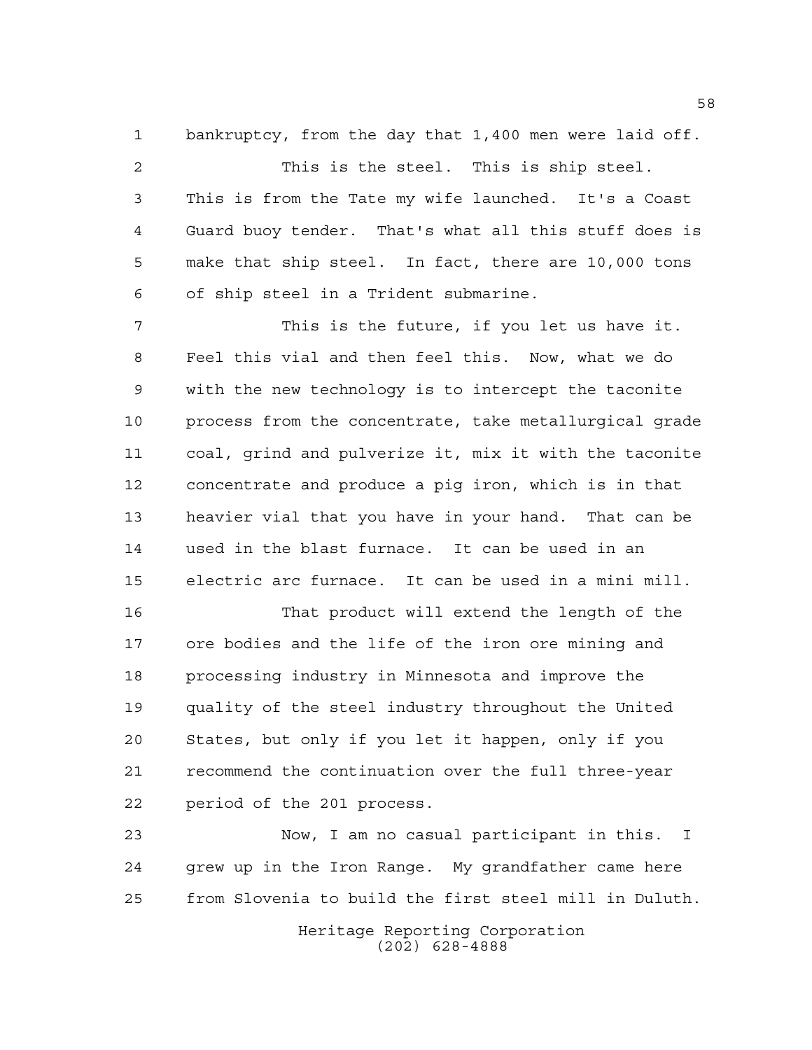bankruptcy, from the day that 1,400 men were laid off.

This is the steel. This is ship steel. This is from the Tate my wife launched. It's a Coast Guard buoy tender. That's what all this stuff does is make that ship steel. In fact, there are 10,000 tons of ship steel in a Trident submarine.

This is the future, if you let us have it. Feel this vial and then feel this. Now, what we do with the new technology is to intercept the taconite process from the concentrate, take metallurgical grade coal, grind and pulverize it, mix it with the taconite concentrate and produce a pig iron, which is in that heavier vial that you have in your hand. That can be used in the blast furnace. It can be used in an electric arc furnace. It can be used in a mini mill.

That product will extend the length of the ore bodies and the life of the iron ore mining and processing industry in Minnesota and improve the quality of the steel industry throughout the United States, but only if you let it happen, only if you recommend the continuation over the full three-year period of the 201 process.

Now, I am no casual participant in this. I grew up in the Iron Range. My grandfather came here from Slovenia to build the first steel mill in Duluth.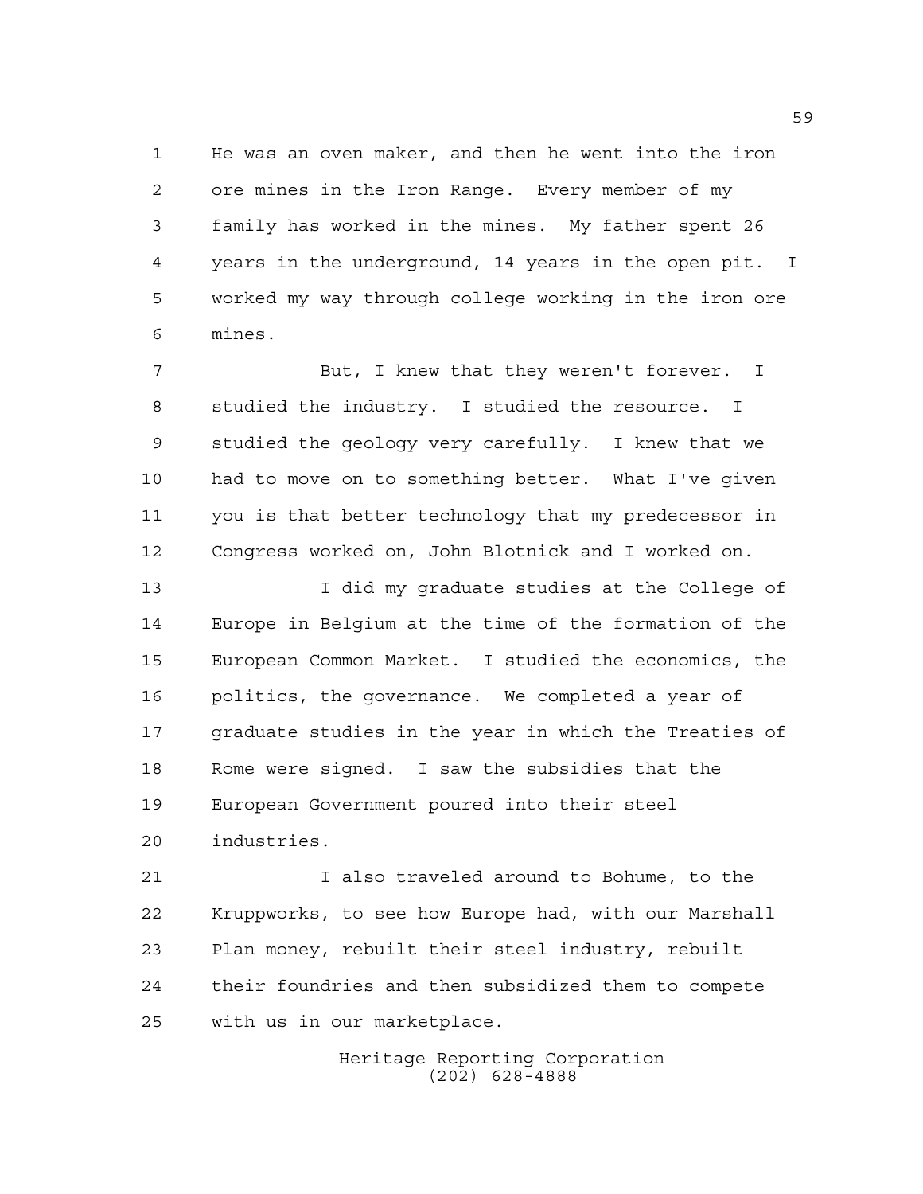He was an oven maker, and then he went into the iron ore mines in the Iron Range. Every member of my family has worked in the mines. My father spent 26 years in the underground, 14 years in the open pit. I worked my way through college working in the iron ore mines.

But, I knew that they weren't forever. I studied the industry. I studied the resource. I studied the geology very carefully. I knew that we had to move on to something better. What I've given you is that better technology that my predecessor in Congress worked on, John Blotnick and I worked on.

I did my graduate studies at the College of Europe in Belgium at the time of the formation of the European Common Market. I studied the economics, the politics, the governance. We completed a year of graduate studies in the year in which the Treaties of Rome were signed. I saw the subsidies that the European Government poured into their steel industries.

I also traveled around to Bohume, to the Kruppworks, to see how Europe had, with our Marshall Plan money, rebuilt their steel industry, rebuilt their foundries and then subsidized them to compete with us in our marketplace.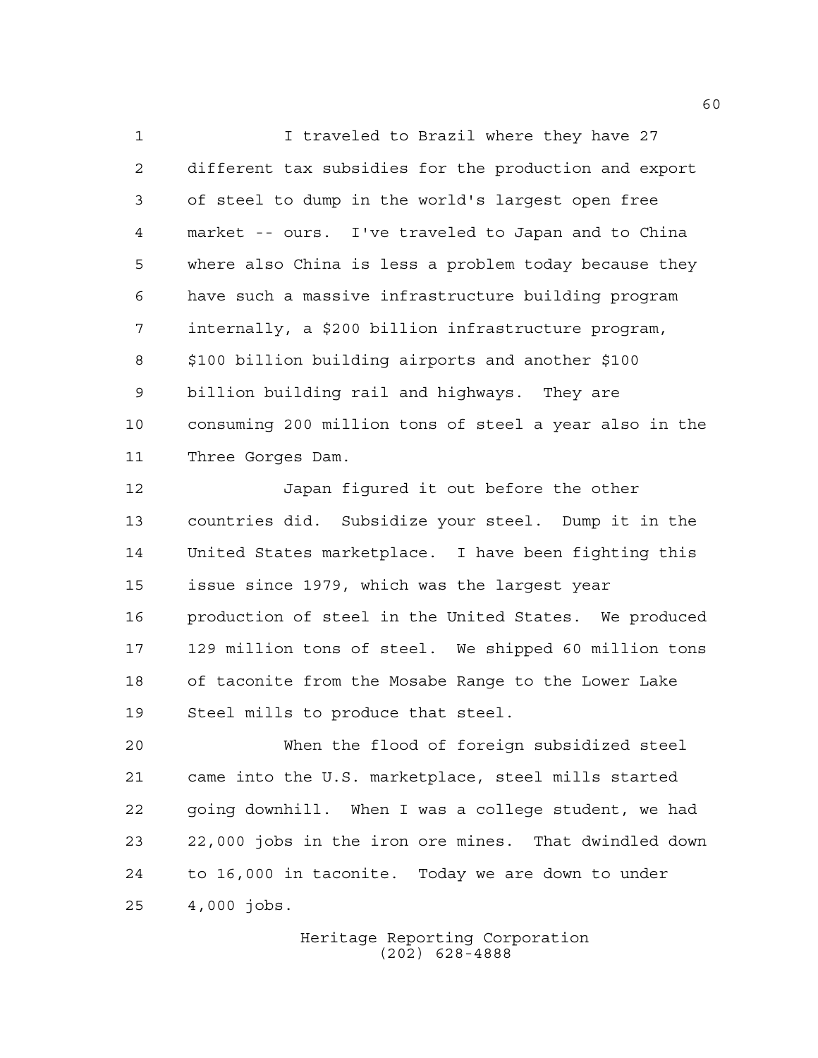I traveled to Brazil where they have 27 different tax subsidies for the production and export of steel to dump in the world's largest open free market -- ours. I've traveled to Japan and to China where also China is less a problem today because they have such a massive infrastructure building program internally, a $200 billion infrastructure program, $100 billion building airports and another $100 billion building rail and highways. They are consuming 200 million tons of steel a year also in the Three Gorges Dam.

Japan figured it out before the other countries did. Subsidize your steel. Dump it in the United States marketplace. I have been fighting this issue since 1979, which was the largest year production of steel in the United States. We produced 129 million tons of steel. We shipped 60 million tons of taconite from the Mosabe Range to the Lower Lake Steel mills to produce that steel.

When the flood of foreign subsidized steel came into the U.S. marketplace, steel mills started going downhill. When I was a college student, we had 22,000 jobs in the iron ore mines. That dwindled down to 16,000 in taconite. Today we are down to under 4,000 jobs.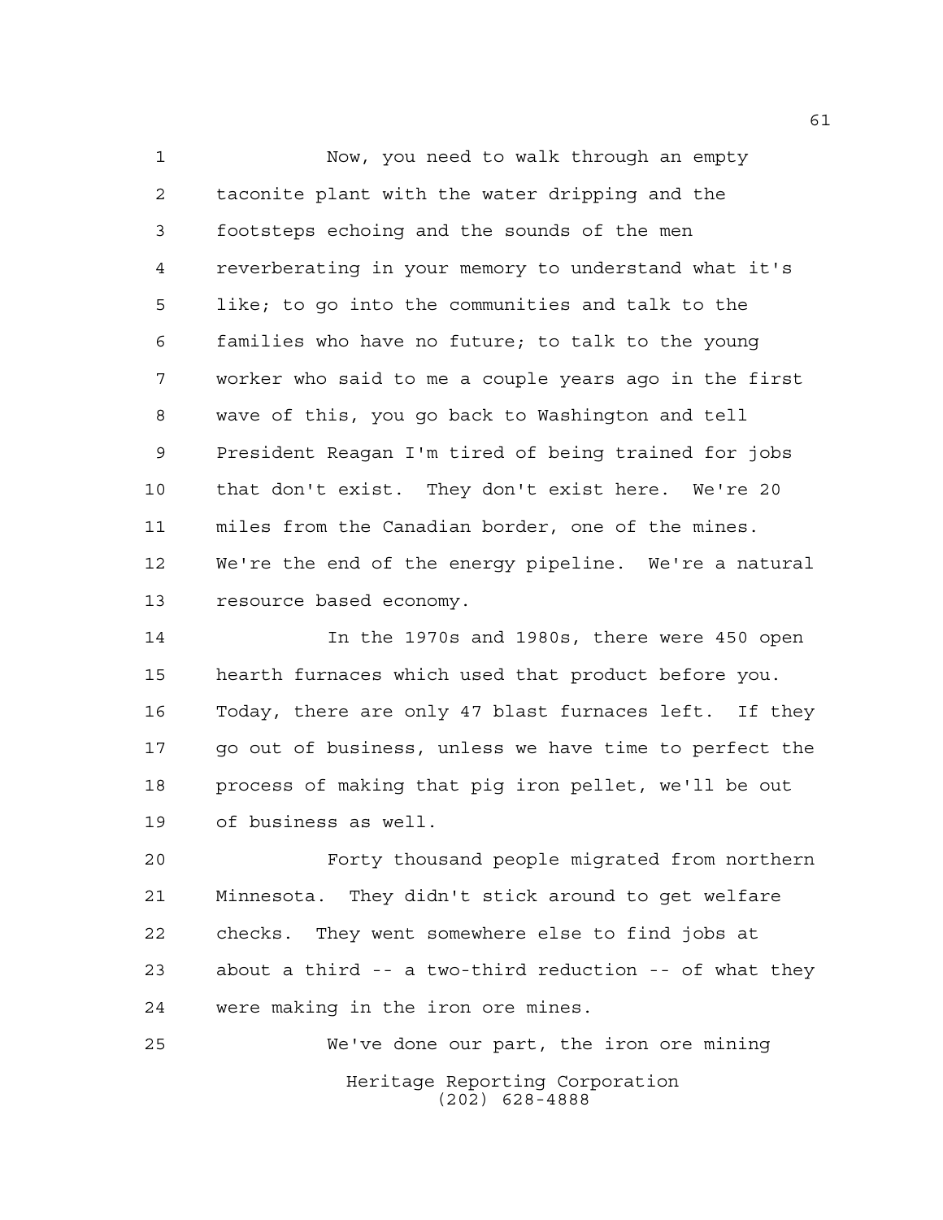Now, you need to walk through an empty taconite plant with the water dripping and the footsteps echoing and the sounds of the men reverberating in your memory to understand what it's like; to go into the communities and talk to the families who have no future; to talk to the young worker who said to me a couple years ago in the first wave of this, you go back to Washington and tell President Reagan I'm tired of being trained for jobs that don't exist. They don't exist here. We're 20 miles from the Canadian border, one of the mines. We're the end of the energy pipeline. We're a natural resource based economy.

In the 1970s and 1980s, there were 450 open hearth furnaces which used that product before you. Today, there are only 47 blast furnaces left. If they go out of business, unless we have time to perfect the process of making that pig iron pellet, we'll be out of business as well.

Forty thousand people migrated from northern Minnesota. They didn't stick around to get welfare checks. They went somewhere else to find jobs at about a third -- a two-third reduction -- of what they were making in the iron ore mines.

We've done our part, the iron ore mining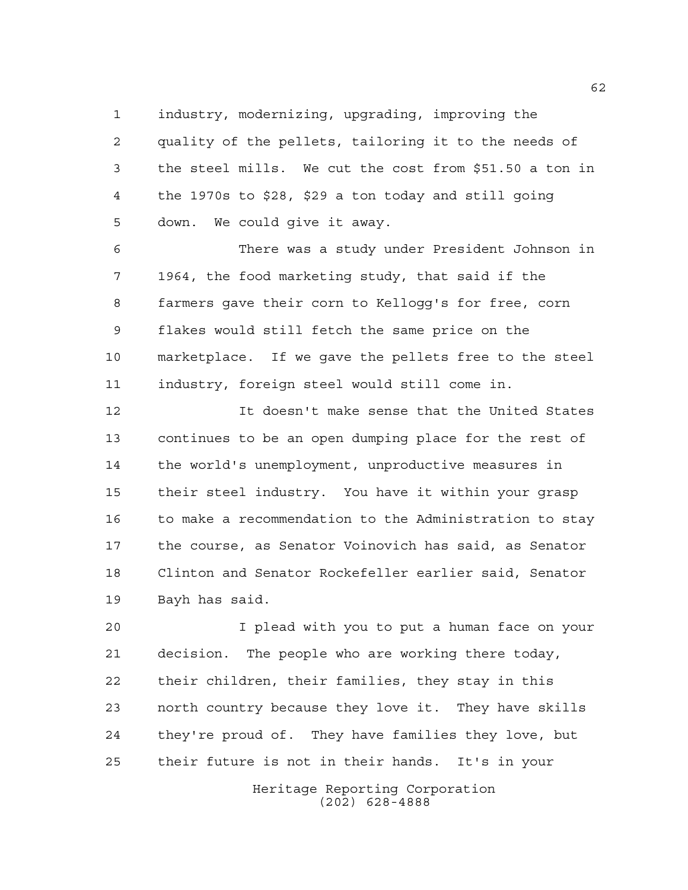industry, modernizing, upgrading, improving the quality of the pellets, tailoring it to the needs of the steel mills. We cut the cost from $51.50 a ton in the 1970s to $28, $29 a ton today and still going down. We could give it away.

There was a study under President Johnson in 1964, the food marketing study, that said if the farmers gave their corn to Kellogg's for free, corn flakes would still fetch the same price on the marketplace. If we gave the pellets free to the steel industry, foreign steel would still come in.

It doesn't make sense that the United States continues to be an open dumping place for the rest of the world's unemployment, unproductive measures in their steel industry. You have it within your grasp to make a recommendation to the Administration to stay the course, as Senator Voinovich has said, as Senator Clinton and Senator Rockefeller earlier said, Senator Bayh has said.

I plead with you to put a human face on your decision. The people who are working there today, their children, their families, they stay in this north country because they love it. They have skills they're proud of. They have families they love, but their future is not in their hands. It's in your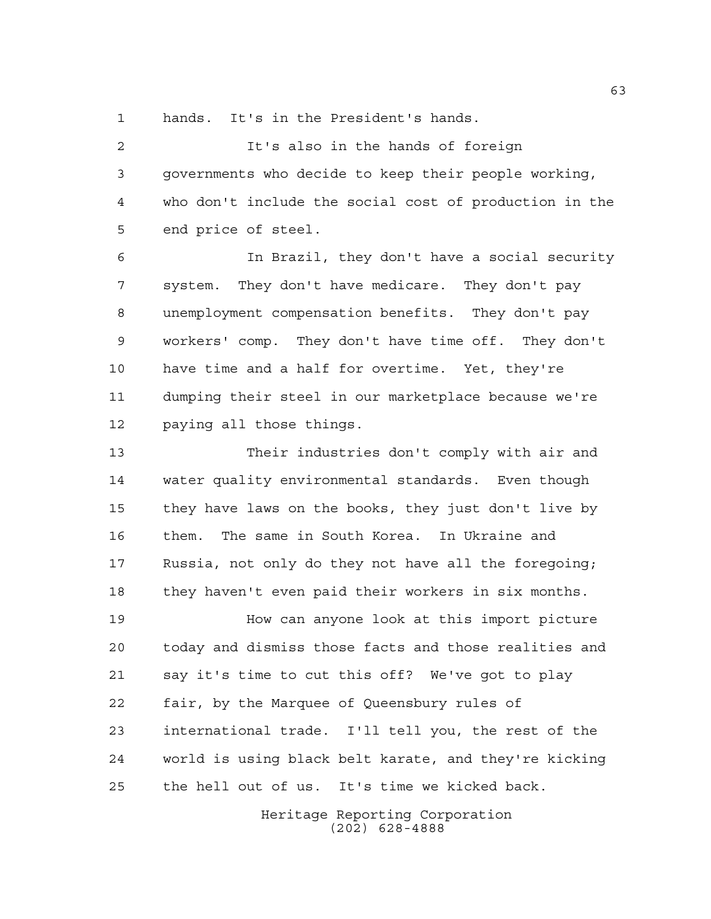hands. It's in the President's hands.

It's also in the hands of foreign governments who decide to keep their people working, who don't include the social cost of production in the end price of steel.

In Brazil, they don't have a social security system. They don't have medicare. They don't pay unemployment compensation benefits. They don't pay workers' comp. They don't have time off. They don't have time and a half for overtime. Yet, they're dumping their steel in our marketplace because we're paying all those things.

Their industries don't comply with air and water quality environmental standards. Even though they have laws on the books, they just don't live by them. The same in South Korea. In Ukraine and Russia, not only do they not have all the foregoing; they haven't even paid their workers in six months.

How can anyone look at this import picture today and dismiss those facts and those realities and say it's time to cut this off? We've got to play fair, by the Marquee of Queensbury rules of international trade. I'll tell you, the rest of the world is using black belt karate, and they're kicking the hell out of us. It's time we kicked back.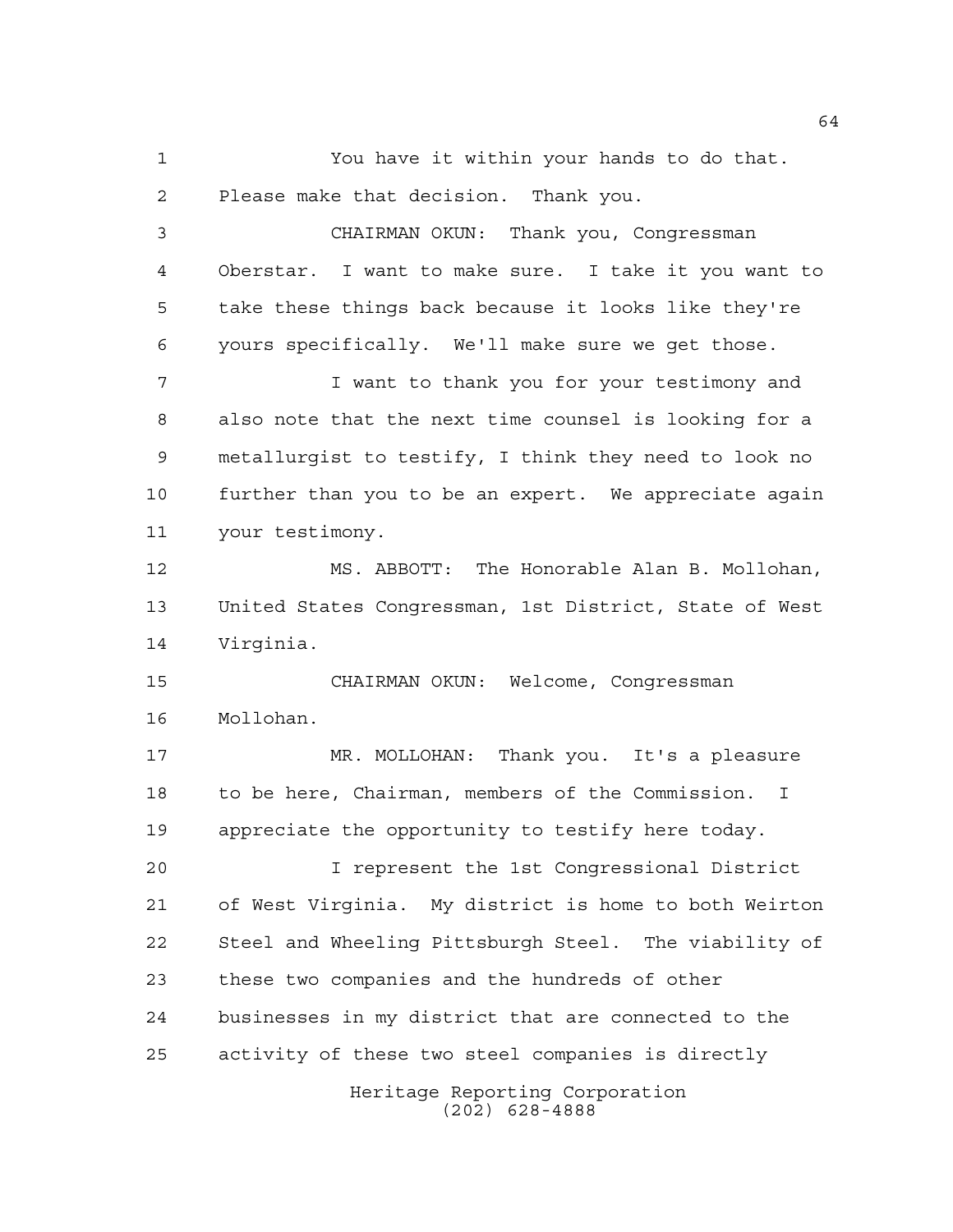You have it within your hands to do that. Please make that decision. Thank you.

CHAIRMAN OKUN: Thank you, Congressman Oberstar. I want to make sure. I take it you want to take these things back because it looks like they're yours specifically. We'll make sure we get those.

I want to thank you for your testimony and also note that the next time counsel is looking for a metallurgist to testify, I think they need to look no further than you to be an expert. We appreciate again your testimony.

MS. ABBOTT: The Honorable Alan B. Mollohan, United States Congressman, 1st District, State of West Virginia.

CHAIRMAN OKUN: Welcome, Congressman Mollohan.

MR. MOLLOHAN: Thank you. It's a pleasure to be here, Chairman, members of the Commission. I appreciate the opportunity to testify here today.

I represent the 1st Congressional District of West Virginia. My district is home to both Weirton Steel and Wheeling Pittsburgh Steel. The viability of these two companies and the hundreds of other businesses in my district that are connected to the activity of these two steel companies is directly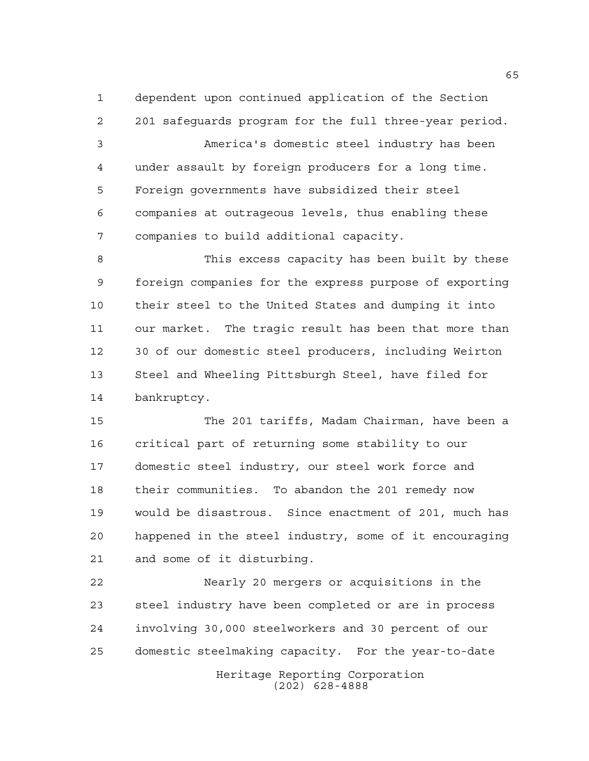dependent upon continued application of the Section 201 safeguards program for the full three-year period.

America's domestic steel industry has been under assault by foreign producers for a long time. Foreign governments have subsidized their steel companies at outrageous levels, thus enabling these companies to build additional capacity.

This excess capacity has been built by these foreign companies for the express purpose of exporting their steel to the United States and dumping it into our market. The tragic result has been that more than 30 of our domestic steel producers, including Weirton Steel and Wheeling Pittsburgh Steel, have filed for bankruptcy.

The 201 tariffs, Madam Chairman, have been a critical part of returning some stability to our domestic steel industry, our steel work force and their communities. To abandon the 201 remedy now would be disastrous. Since enactment of 201, much has happened in the steel industry, some of it encouraging and some of it disturbing.

Nearly 20 mergers or acquisitions in the steel industry have been completed or are in process involving 30,000 steelworkers and 30 percent of our domestic steelmaking capacity. For the year-to-date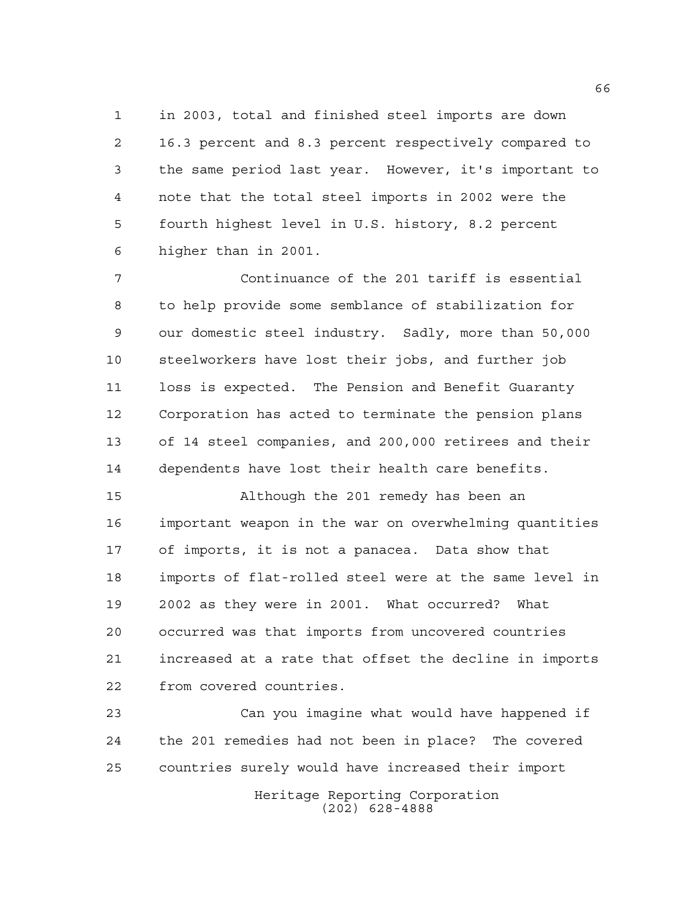in 2003, total and finished steel imports are down 16.3 percent and 8.3 percent respectively compared to the same period last year. However, it's important to note that the total steel imports in 2002 were the fourth highest level in U.S. history, 8.2 percent higher than in 2001.

Continuance of the 201 tariff is essential to help provide some semblance of stabilization for our domestic steel industry. Sadly, more than 50,000 steelworkers have lost their jobs, and further job loss is expected. The Pension and Benefit Guaranty Corporation has acted to terminate the pension plans of 14 steel companies, and 200,000 retirees and their dependents have lost their health care benefits.

Although the 201 remedy has been an important weapon in the war on overwhelming quantities of imports, it is not a panacea. Data show that imports of flat-rolled steel were at the same level in 2002 as they were in 2001. What occurred? What occurred was that imports from uncovered countries increased at a rate that offset the decline in imports from covered countries.

Can you imagine what would have happened if the 201 remedies had not been in place? The covered countries surely would have increased their import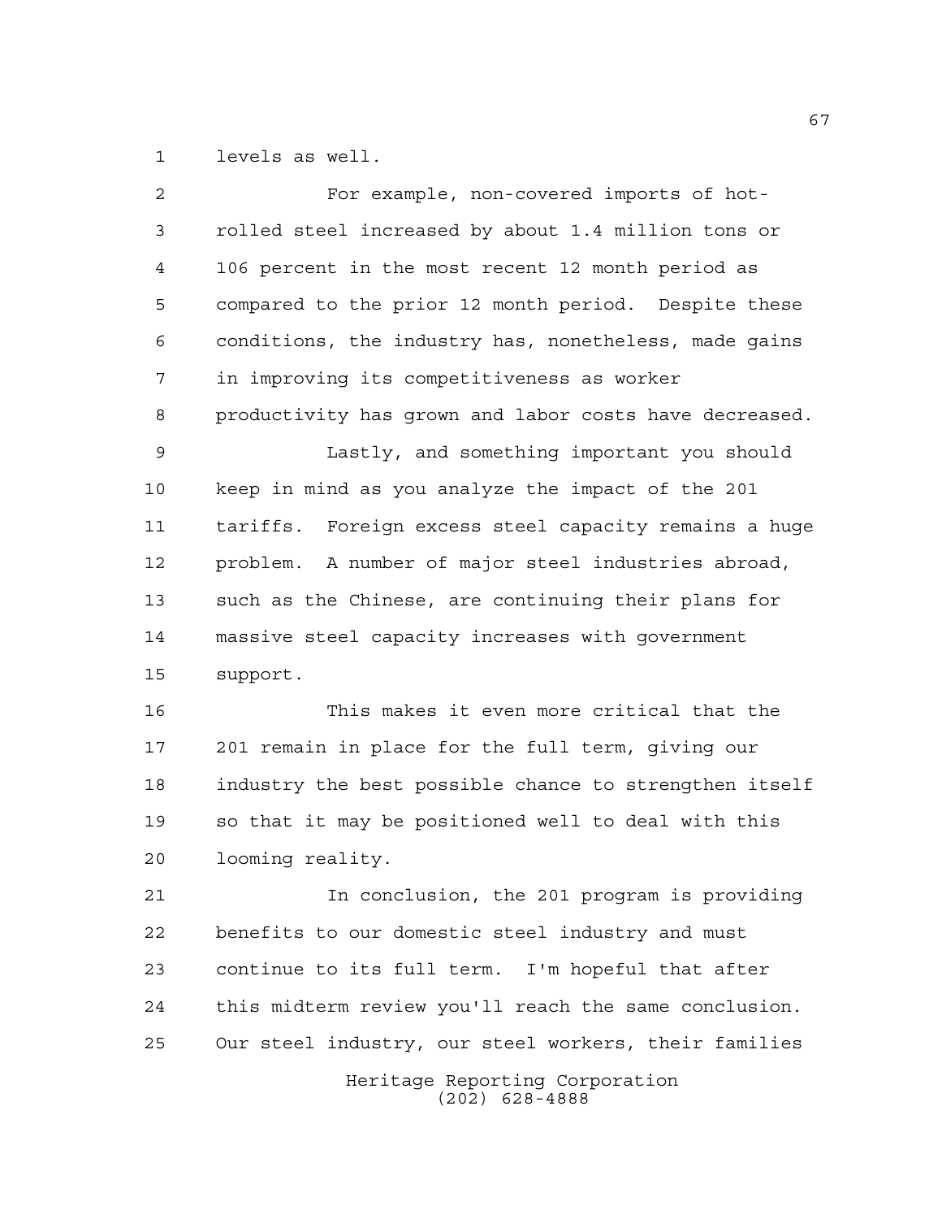levels as well.

For example, non-covered imports of hot-rolled steel increased by about 1.4 million tons or 106 percent in the most recent 12 month period as compared to the prior 12 month period. Despite these conditions, the industry has, nonetheless, made gains in improving its competitiveness as worker productivity has grown and labor costs have decreased.

Lastly, and something important you should keep in mind as you analyze the impact of the 201 tariffs. Foreign excess steel capacity remains a huge problem. A number of major steel industries abroad, such as the Chinese, are continuing their plans for massive steel capacity increases with government support.

This makes it even more critical that the 201 remain in place for the full term, giving our industry the best possible chance to strengthen itself so that it may be positioned well to deal with this looming reality.

In conclusion, the 201 program is providing benefits to our domestic steel industry and must continue to its full term. I'm hopeful that after this midterm review you'll reach the same conclusion. Our steel industry, our steel workers, their families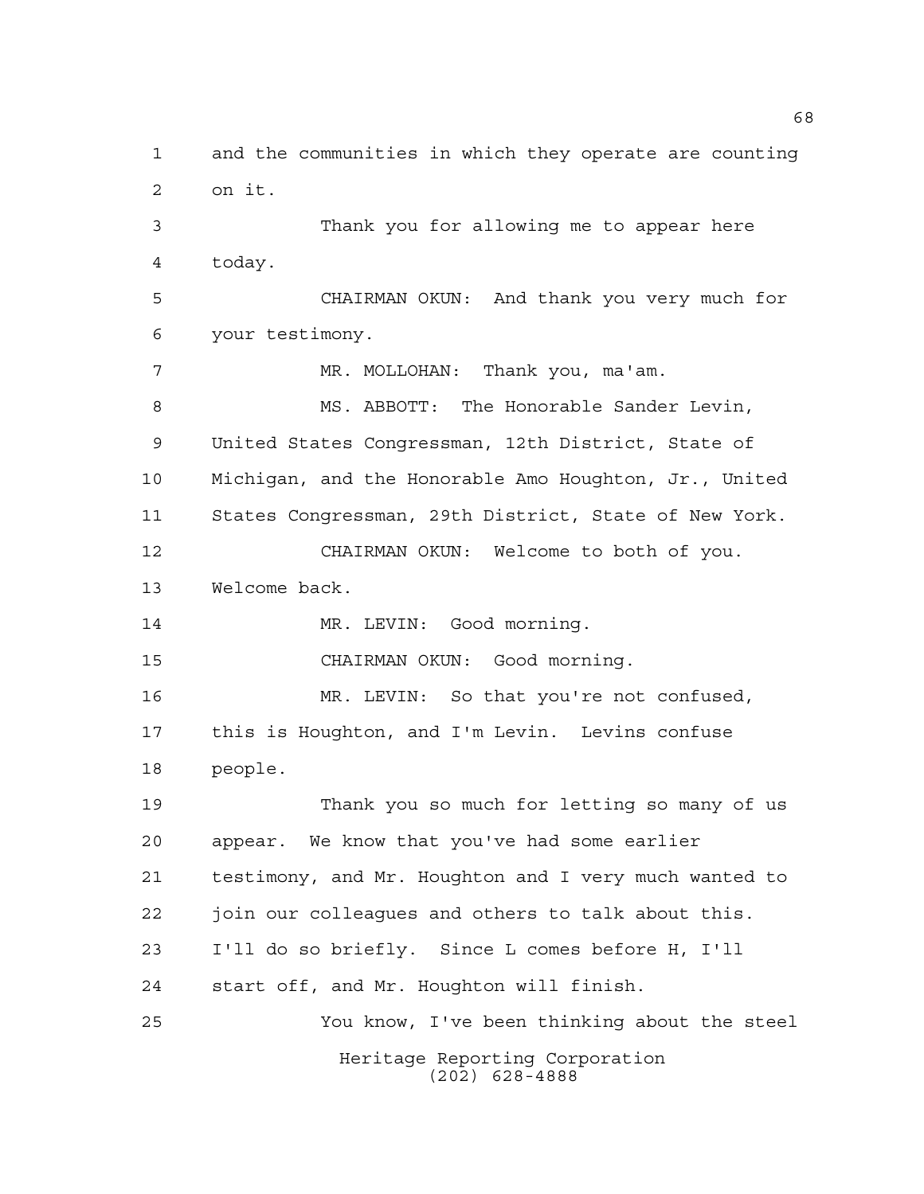and the communities in which they operate are counting on it.

Thank you for allowing me to appear here today.

CHAIRMAN OKUN: And thank you very much for your testimony.

MR. MOLLOHAN: Thank you, ma'am.

MS. ABBOTT: The Honorable Sander Levin, United States Congressman, 12th District, State of Michigan, and the Honorable Amo Houghton, Jr., United States Congressman, 29th District, State of New York.

CHAIRMAN OKUN: Welcome to both of you. Welcome back.

MR. LEVIN: Good morning.

CHAIRMAN OKUN: Good morning.

MR. LEVIN: So that you're not confused, this is Houghton, and I'm Levin. Levins confuse people.

Thank you so much for letting so many of us appear. We know that you've had some earlier testimony, and Mr. Houghton and I very much wanted to join our colleagues and others to talk about this. I'll do so briefly. Since L comes before H, I'll start off, and Mr. Houghton will finish.

You know, I've been thinking about the steel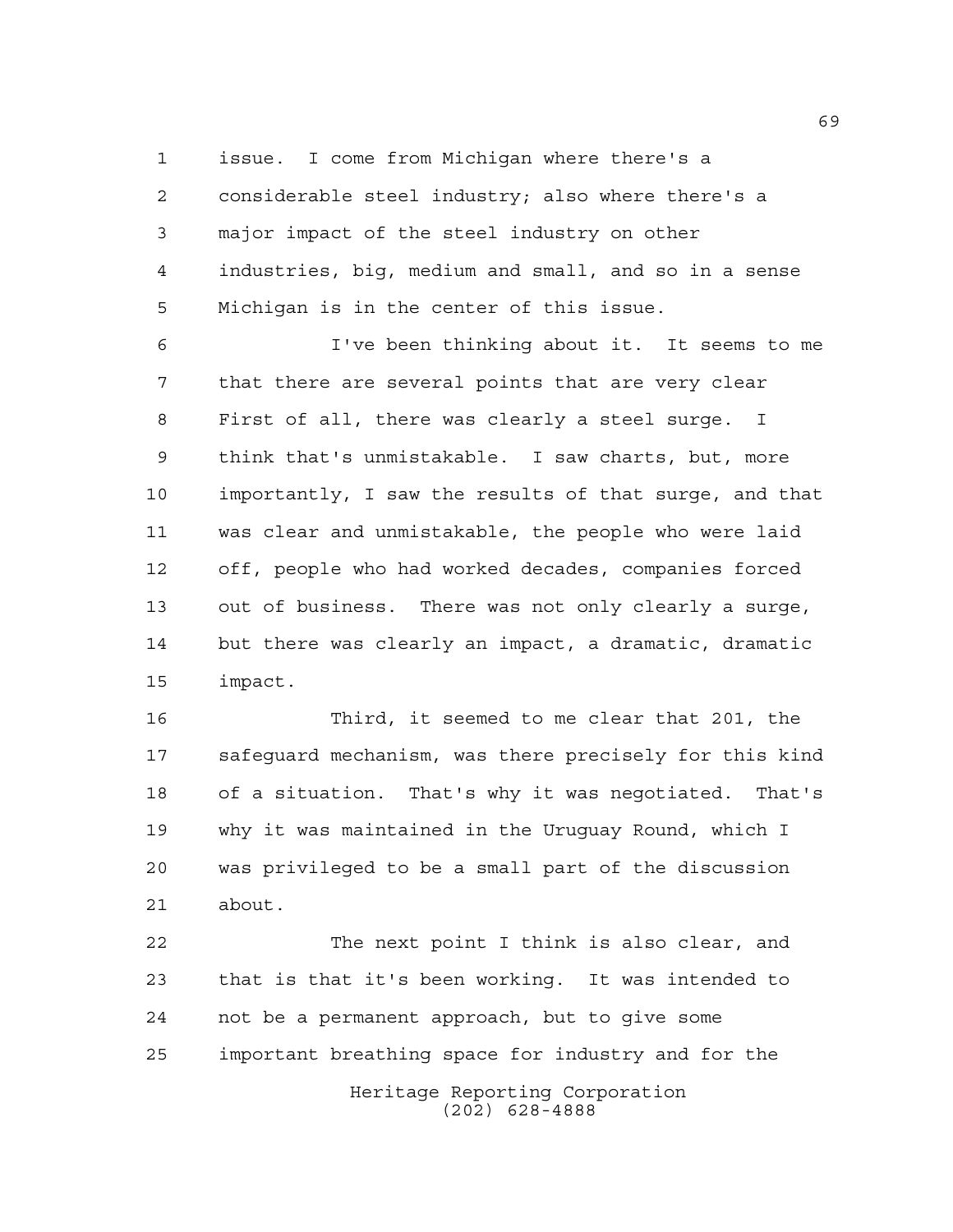issue. I come from Michigan where there's a considerable steel industry; also where there's a major impact of the steel industry on other industries, big, medium and small, and so in a sense Michigan is in the center of this issue.

I've been thinking about it. It seems to me that there are several points that are very clear First of all, there was clearly a steel surge. I think that's unmistakable. I saw charts, but, more importantly, I saw the results of that surge, and that was clear and unmistakable, the people who were laid off, people who had worked decades, companies forced out of business. There was not only clearly a surge, but there was clearly an impact, a dramatic, dramatic impact.

Third, it seemed to me clear that 201, the safeguard mechanism, was there precisely for this kind of a situation. That's why it was negotiated. That's why it was maintained in the Uruguay Round, which I was privileged to be a small part of the discussion about.

The next point I think is also clear, and that is that it's been working. It was intended to not be a permanent approach, but to give some important breathing space for industry and for the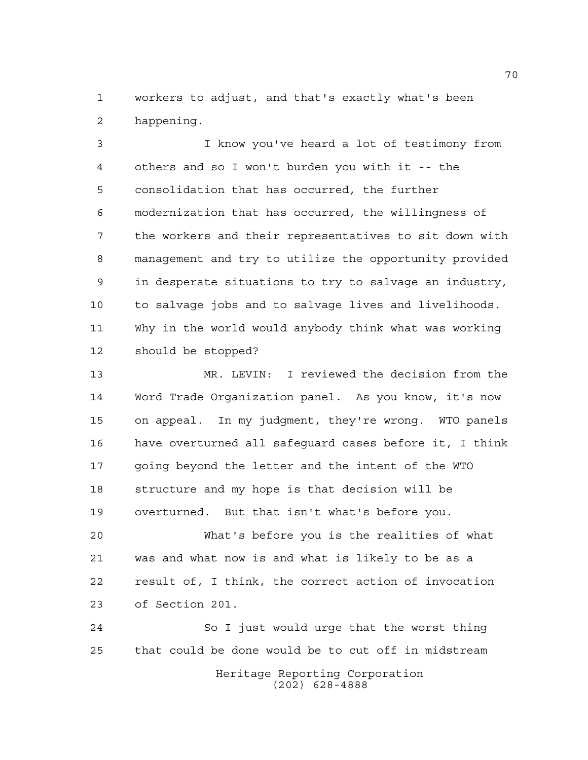workers to adjust, and that's exactly what's been happening.

I know you've heard a lot of testimony from others and so I won't burden you with it -- the consolidation that has occurred, the further modernization that has occurred, the willingness of the workers and their representatives to sit down with management and try to utilize the opportunity provided in desperate situations to try to salvage an industry, to salvage jobs and to salvage lives and livelihoods. Why in the world would anybody think what was working should be stopped?

MR. LEVIN: I reviewed the decision from the Word Trade Organization panel. As you know, it's now on appeal. In my judgment, they're wrong. WTO panels have overturned all safeguard cases before it, I think going beyond the letter and the intent of the WTO structure and my hope is that decision will be overturned. But that isn't what's before you.

What's before you is the realities of what was and what now is and what is likely to be as a result of, I think, the correct action of invocation of Section 201.

So I just would urge that the worst thing that could be done would be to cut off in midstream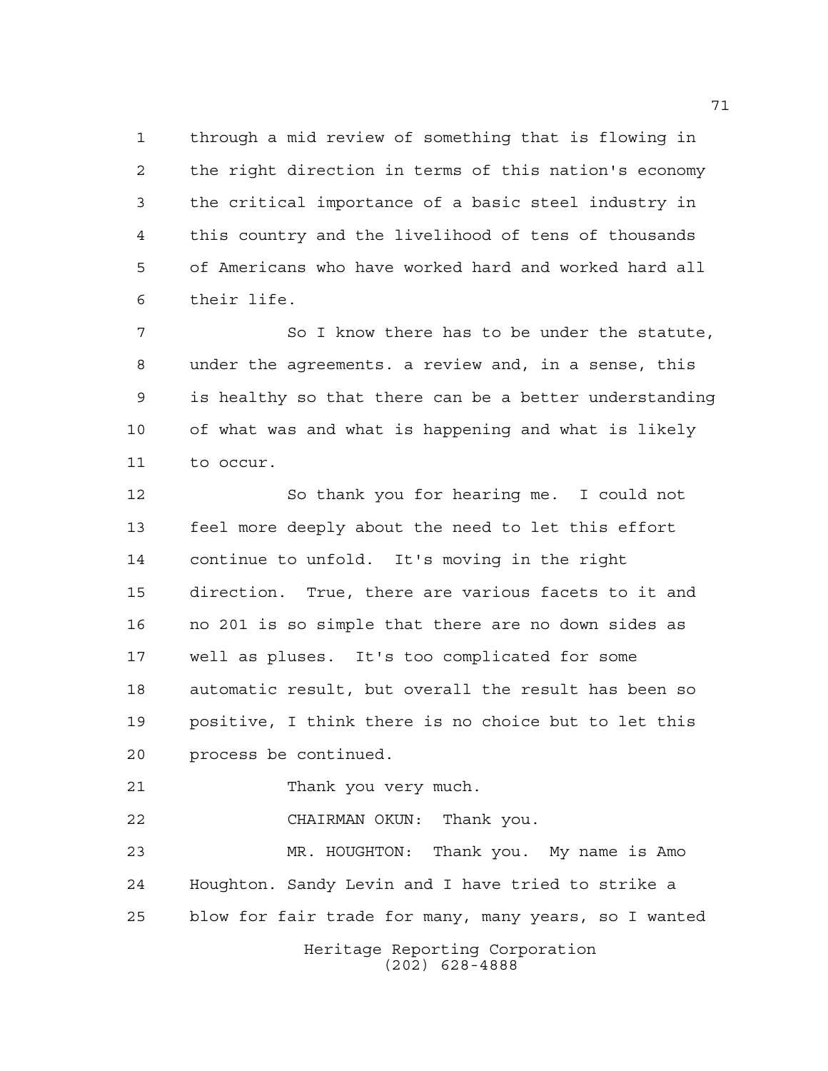through a mid review of something that is flowing in the right direction in terms of this nation's economy the critical importance of a basic steel industry in this country and the livelihood of tens of thousands of Americans who have worked hard and worked hard all their life.

So I know there has to be under the statute, under the agreements. a review and, in a sense, this is healthy so that there can be a better understanding of what was and what is happening and what is likely to occur.

So thank you for hearing me. I could not feel more deeply about the need to let this effort continue to unfold. It's moving in the right direction. True, there are various facets to it and no 201 is so simple that there are no down sides as well as pluses. It's too complicated for some automatic result, but overall the result has been so positive, I think there is no choice but to let this process be continued.

Thank you very much.

CHAIRMAN OKUN: Thank you.

MR. HOUGHTON: Thank you. My name is Amo Houghton. Sandy Levin and I have tried to strike a blow for fair trade for many, many years, so I wanted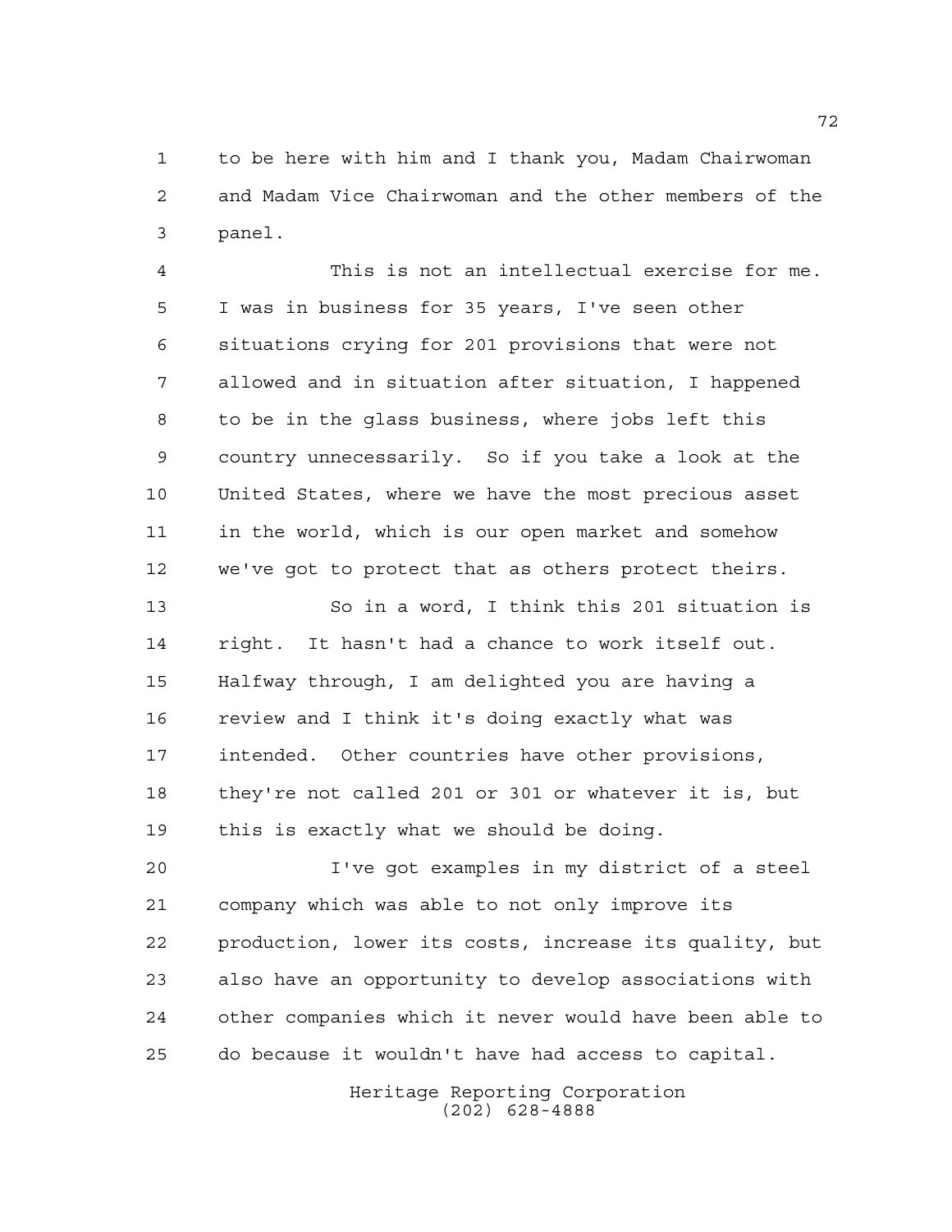to be here with him and I thank you, Madam Chairwoman and Madam Vice Chairwoman and the other members of the panel.

This is not an intellectual exercise for me. I was in business for 35 years, I've seen other situations crying for 201 provisions that were not allowed and in situation after situation, I happened to be in the glass business, where jobs left this country unnecessarily. So if you take a look at the United States, where we have the most precious asset in the world, which is our open market and somehow we've got to protect that as others protect theirs.

So in a word, I think this 201 situation is right. It hasn't had a chance to work itself out. Halfway through, I am delighted you are having a review and I think it's doing exactly what was intended. Other countries have other provisions, they're not called 201 or 301 or whatever it is, but this is exactly what we should be doing.

I've got examples in my district of a steel company which was able to not only improve its production, lower its costs, increase its quality, but also have an opportunity to develop associations with other companies which it never would have been able to do because it wouldn't have had access to capital.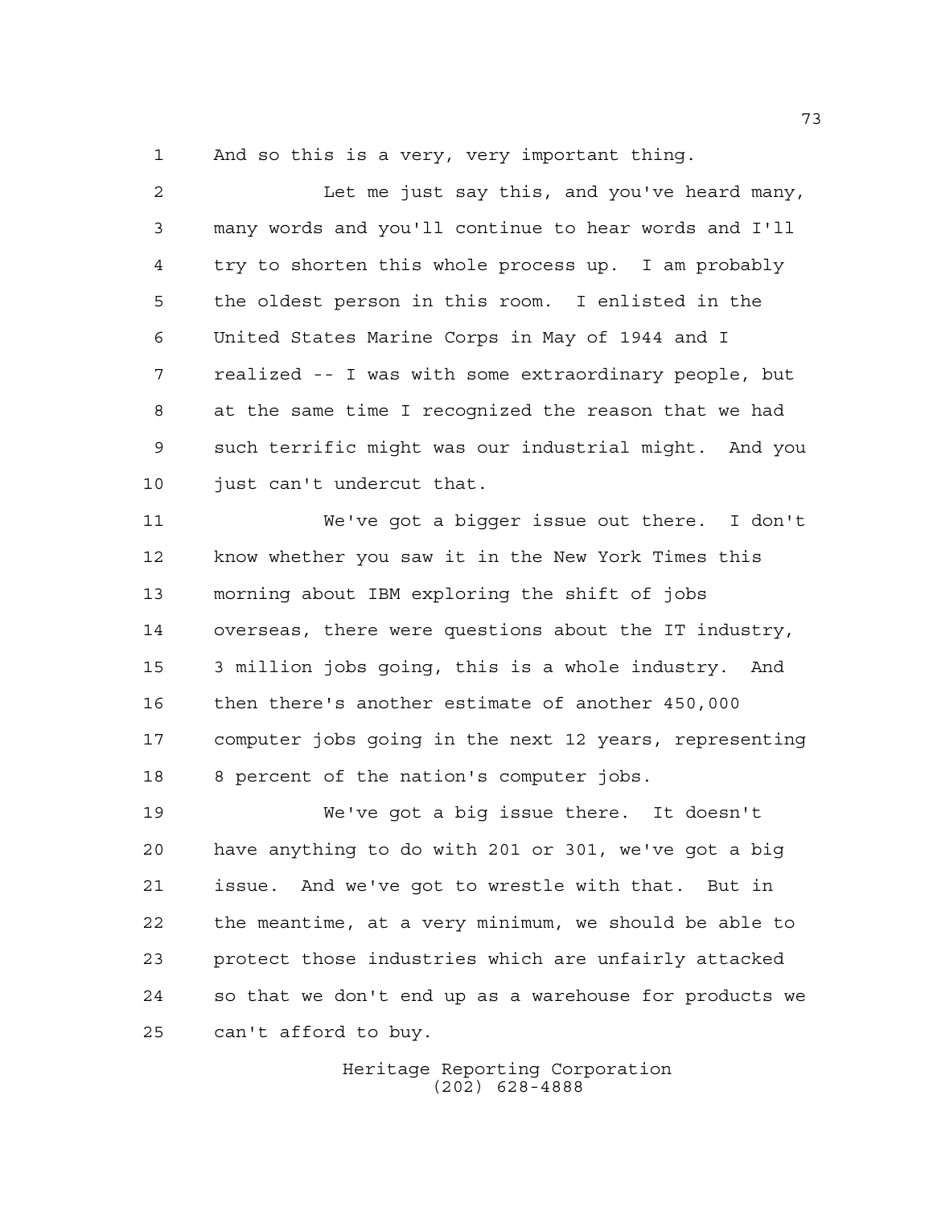And so this is a very, very important thing.

Let me just say this, and you've heard many, many words and you'll continue to hear words and I'll try to shorten this whole process up. I am probably the oldest person in this room. I enlisted in the United States Marine Corps in May of 1944 and I realized -- I was with some extraordinary people, but at the same time I recognized the reason that we had such terrific might was our industrial might. And you just can't undercut that.

We've got a bigger issue out there. I don't know whether you saw it in the New York Times this morning about IBM exploring the shift of jobs overseas, there were questions about the IT industry, 3 million jobs going, this is a whole industry. And then there's another estimate of another 450,000 computer jobs going in the next 12 years, representing 8 percent of the nation's computer jobs.

We've got a big issue there. It doesn't have anything to do with 201 or 301, we've got a big issue. And we've got to wrestle with that. But in the meantime, at a very minimum, we should be able to protect those industries which are unfairly attacked so that we don't end up as a warehouse for products we can't afford to buy.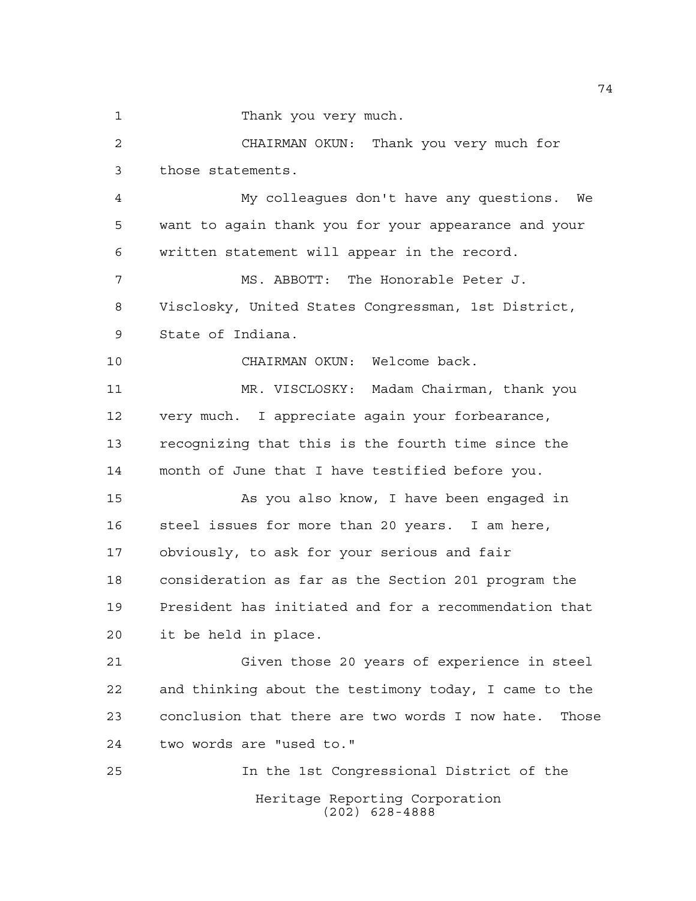Thank you very much.

CHAIRMAN OKUN: Thank you very much for those statements.

My colleagues don't have any questions. We want to again thank you for your appearance and your written statement will appear in the record.

MS. ABBOTT: The Honorable Peter J. Visclosky, United States Congressman, 1st District, State of Indiana.

CHAIRMAN OKUN: Welcome back.

MR. VISCLOSKY: Madam Chairman, thank you very much. I appreciate again your forbearance, recognizing that this is the fourth time since the month of June that I have testified before you.

As you also know, I have been engaged in steel issues for more than 20 years. I am here, obviously, to ask for your serious and fair consideration as far as the Section 201 program the President has initiated and for a recommendation that it be held in place.

Given those 20 years of experience in steel and thinking about the testimony today, I came to the conclusion that there are two words I now hate. Those two words are "used to."

In the 1st Congressional District of the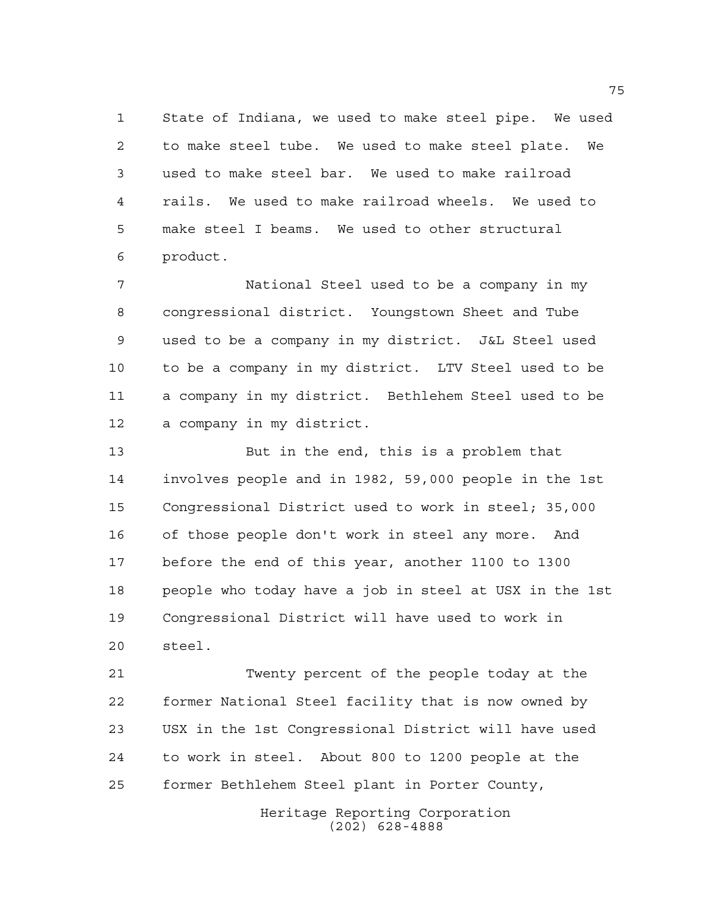State of Indiana, we used to make steel pipe. We used to make steel tube. We used to make steel plate. We used to make steel bar. We used to make railroad rails. We used to make railroad wheels. We used to make steel I beams. We used to other structural product.

National Steel used to be a company in my congressional district. Youngstown Sheet and Tube used to be a company in my district. J&L Steel used to be a company in my district. LTV Steel used to be a company in my district. Bethlehem Steel used to be a company in my district.

But in the end, this is a problem that involves people and in 1982, 59,000 people in the 1st Congressional District used to work in steel; 35,000 of those people don't work in steel any more. And before the end of this year, another 1100 to 1300 people who today have a job in steel at USX in the 1st Congressional District will have used to work in steel.

Twenty percent of the people today at the former National Steel facility that is now owned by USX in the 1st Congressional District will have used to work in steel. About 800 to 1200 people at the former Bethlehem Steel plant in Porter County,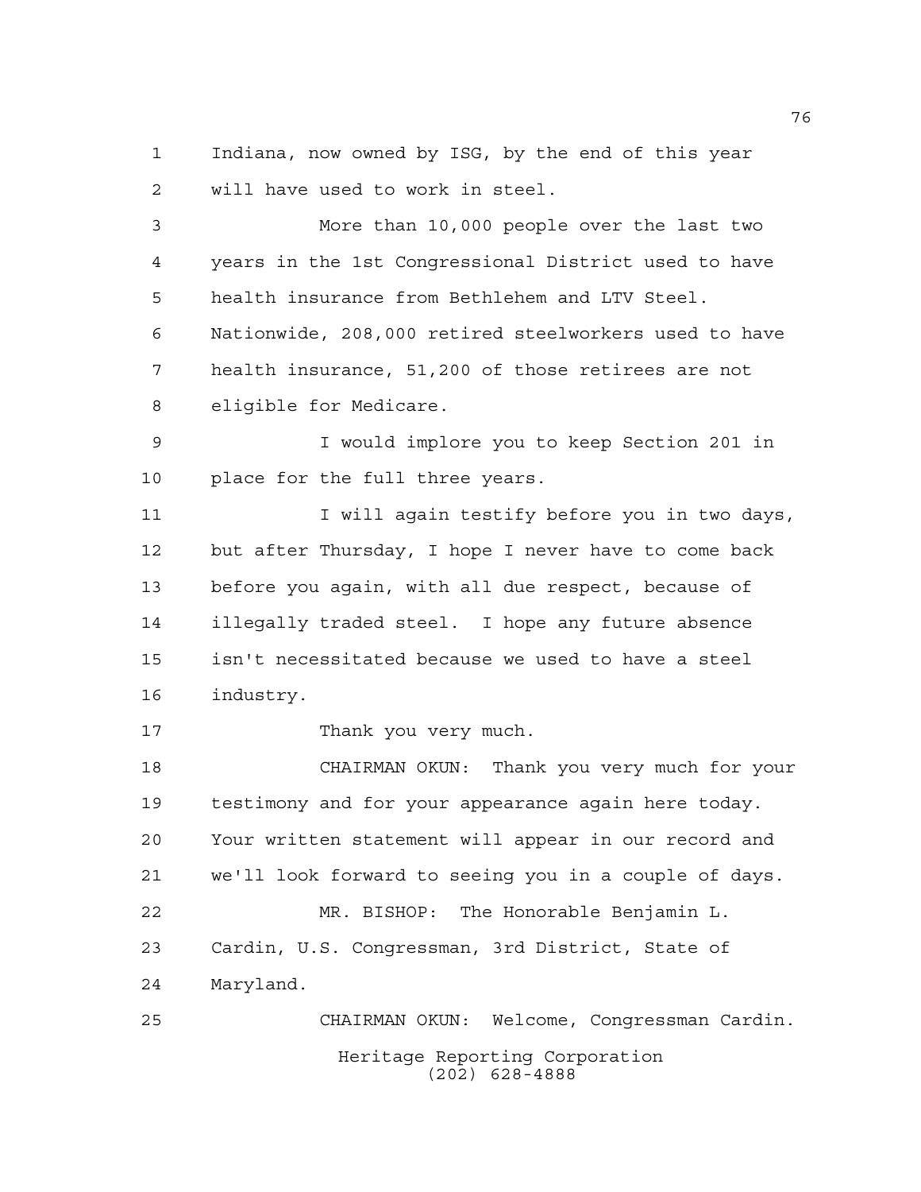Indiana, now owned by ISG, by the end of this year will have used to work in steel.

More than 10,000 people over the last two years in the 1st Congressional District used to have health insurance from Bethlehem and LTV Steel. Nationwide, 208,000 retired steelworkers used to have health insurance, 51,200 of those retirees are not eligible for Medicare.

I would implore you to keep Section 201 in place for the full three years.

I will again testify before you in two days, but after Thursday, I hope I never have to come back before you again, with all due respect, because of illegally traded steel. I hope any future absence isn't necessitated because we used to have a steel industry.

Thank you very much.

CHAIRMAN OKUN: Thank you very much for your testimony and for your appearance again here today. Your written statement will appear in our record and we'll look forward to seeing you in a couple of days.

MR. BISHOP: The Honorable Benjamin L. Cardin, U.S. Congressman, 3rd District, State of Maryland.

CHAIRMAN OKUN: Welcome, Congressman Cardin.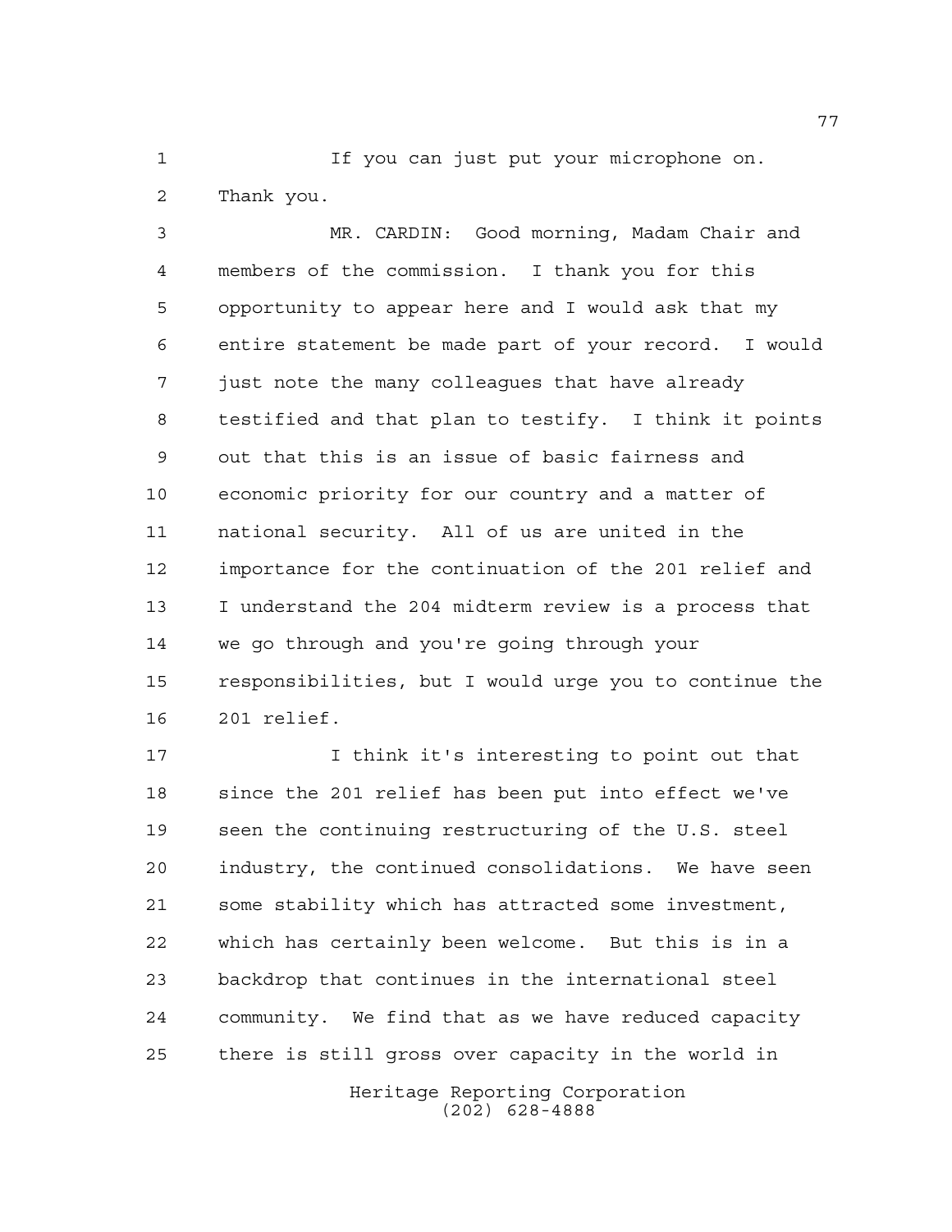If you can just put your microphone on. Thank you.

MR. CARDIN: Good morning, Madam Chair and members of the commission. I thank you for this opportunity to appear here and I would ask that my entire statement be made part of your record. I would just note the many colleagues that have already testified and that plan to testify. I think it points out that this is an issue of basic fairness and economic priority for our country and a matter of national security. All of us are united in the importance for the continuation of the 201 relief and I understand the 204 midterm review is a process that we go through and you're going through your responsibilities, but I would urge you to continue the 201 relief.

I think it's interesting to point out that since the 201 relief has been put into effect we've seen the continuing restructuring of the U.S. steel industry, the continued consolidations. We have seen some stability which has attracted some investment, which has certainly been welcome. But this is in a backdrop that continues in the international steel community. We find that as we have reduced capacity there is still gross over capacity in the world in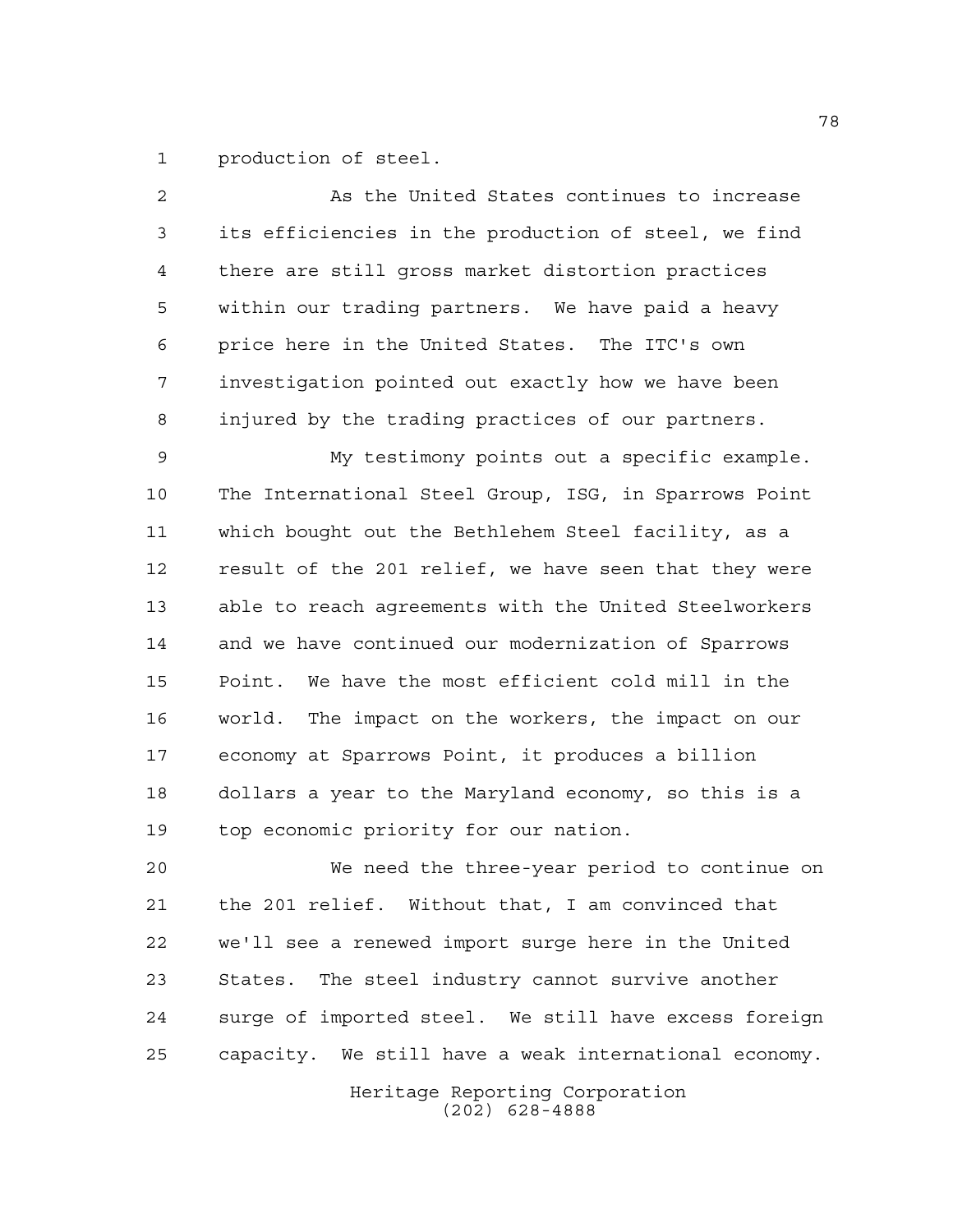production of steel.

As the United States continues to increase its efficiencies in the production of steel, we find there are still gross market distortion practices within our trading partners. We have paid a heavy price here in the United States. The ITC's own investigation pointed out exactly how we have been injured by the trading practices of our partners.

My testimony points out a specific example. The International Steel Group, ISG, in Sparrows Point which bought out the Bethlehem Steel facility, as a result of the 201 relief, we have seen that they were able to reach agreements with the United Steelworkers and we have continued our modernization of Sparrows Point. We have the most efficient cold mill in the world. The impact on the workers, the impact on our economy at Sparrows Point, it produces a billion dollars a year to the Maryland economy, so this is a top economic priority for our nation.

We need the three-year period to continue on the 201 relief. Without that, I am convinced that we'll see a renewed import surge here in the United States. The steel industry cannot survive another surge of imported steel. We still have excess foreign capacity. We still have a weak international economy.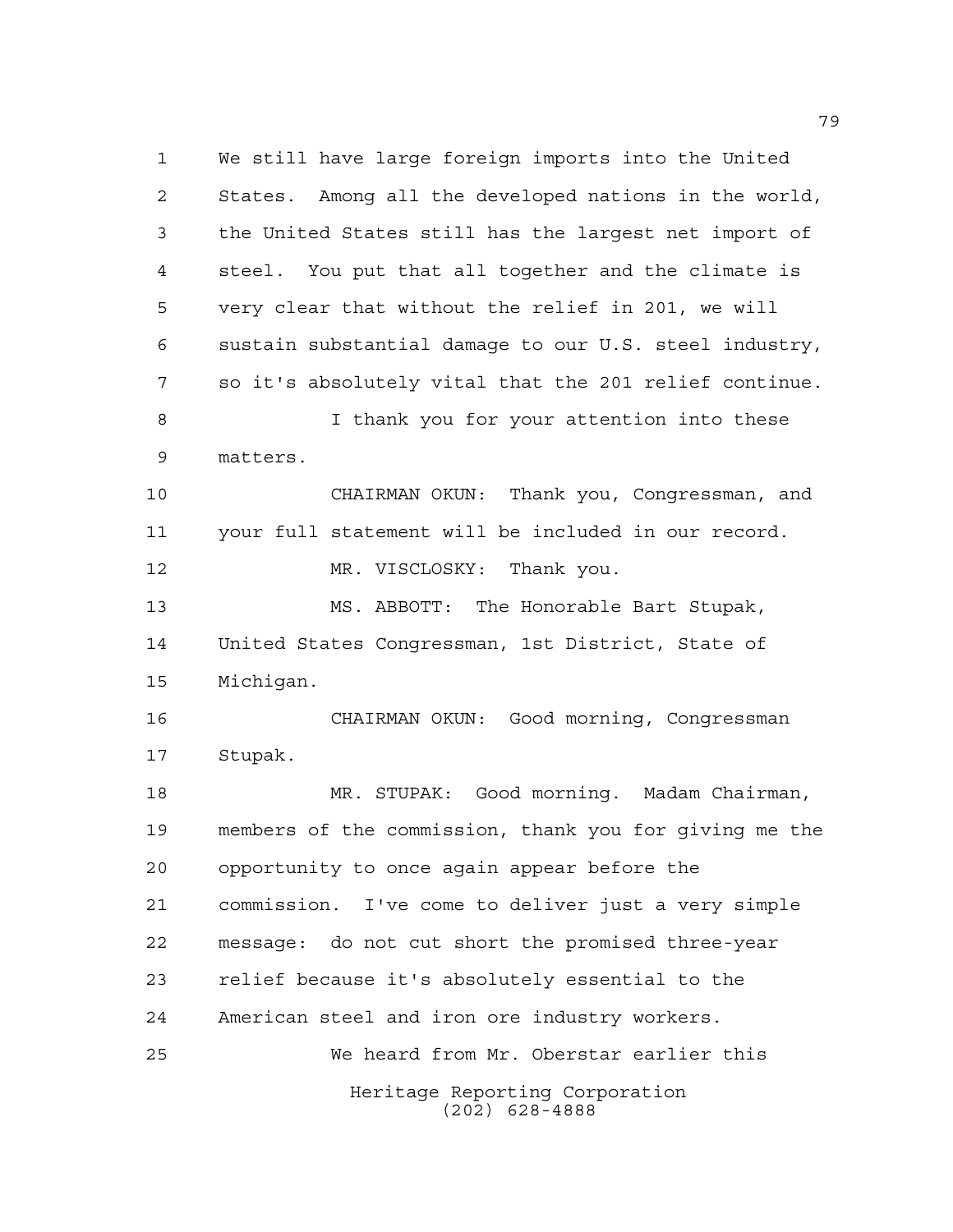We still have large foreign imports into the United States. Among all the developed nations in the world, the United States still has the largest net import of steel. You put that all together and the climate is very clear that without the relief in 201, we will sustain substantial damage to our U.S. steel industry, so it's absolutely vital that the 201 relief continue.

I thank you for your attention into these matters.

CHAIRMAN OKUN: Thank you, Congressman, and your full statement will be included in our record.

MR. VISCLOSKY: Thank you.

MS. ABBOTT: The Honorable Bart Stupak, United States Congressman, 1st District, State of Michigan.

CHAIRMAN OKUN: Good morning, Congressman Stupak.

MR. STUPAK: Good morning. Madam Chairman, members of the commission, thank you for giving me the opportunity to once again appear before the commission. I've come to deliver just a very simple message: do not cut short the promised three-year relief because it's absolutely essential to the American steel and iron ore industry workers.

We heard from Mr. Oberstar earlier this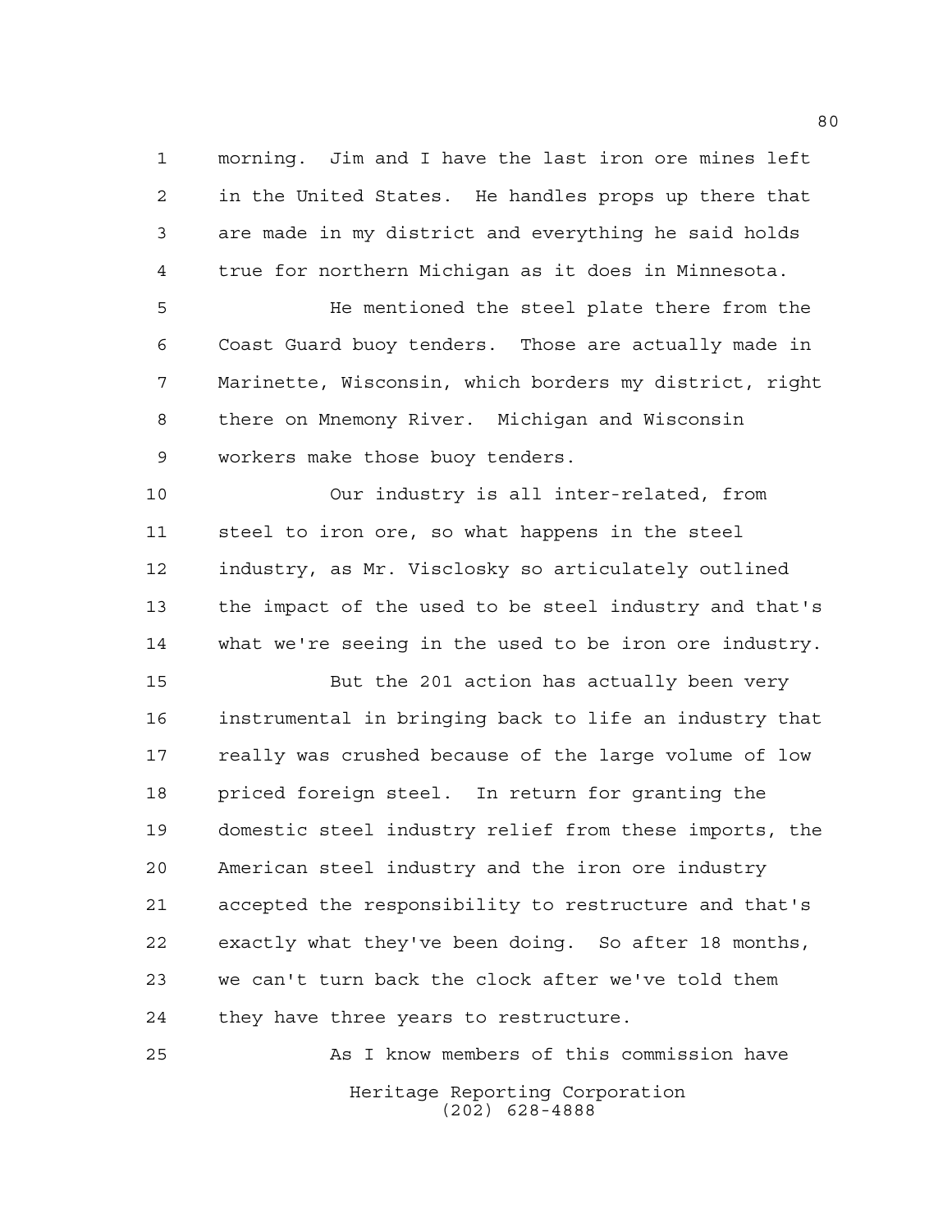morning. Jim and I have the last iron ore mines left in the United States. He handles props up there that are made in my district and everything he said holds true for northern Michigan as it does in Minnesota.

He mentioned the steel plate there from the Coast Guard buoy tenders. Those are actually made in Marinette, Wisconsin, which borders my district, right there on Mnemony River. Michigan and Wisconsin workers make those buoy tenders.

Our industry is all inter-related, from steel to iron ore, so what happens in the steel industry, as Mr. Visclosky so articulately outlined the impact of the used to be steel industry and that's what we're seeing in the used to be iron ore industry.

But the 201 action has actually been very instrumental in bringing back to life an industry that really was crushed because of the large volume of low priced foreign steel. In return for granting the domestic steel industry relief from these imports, the American steel industry and the iron ore industry accepted the responsibility to restructure and that's exactly what they've been doing. So after 18 months, we can't turn back the clock after we've told them they have three years to restructure.

As I know members of this commission have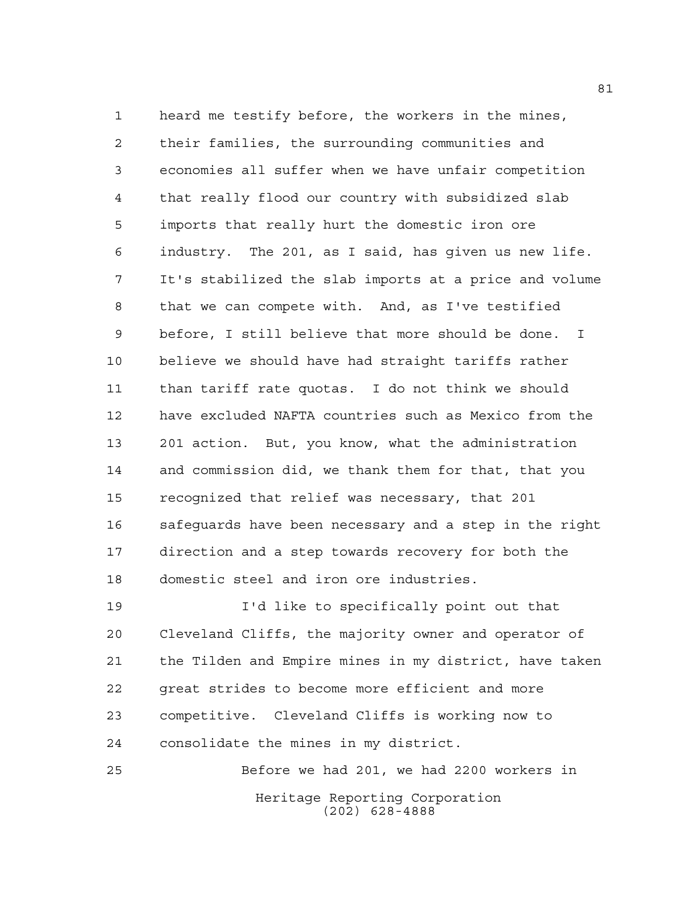heard me testify before, the workers in the mines, their families, the surrounding communities and economies all suffer when we have unfair competition that really flood our country with subsidized slab imports that really hurt the domestic iron ore industry. The 201, as I said, has given us new life. It's stabilized the slab imports at a price and volume that we can compete with. And, as I've testified before, I still believe that more should be done. I believe we should have had straight tariffs rather than tariff rate quotas. I do not think we should have excluded NAFTA countries such as Mexico from the 201 action. But, you know, what the administration and commission did, we thank them for that, that you recognized that relief was necessary, that 201 safeguards have been necessary and a step in the right direction and a step towards recovery for both the domestic steel and iron ore industries.

I'd like to specifically point out that Cleveland Cliffs, the majority owner and operator of the Tilden and Empire mines in my district, have taken great strides to become more efficient and more competitive. Cleveland Cliffs is working now to consolidate the mines in my district.

Before we had 201, we had 2200 workers in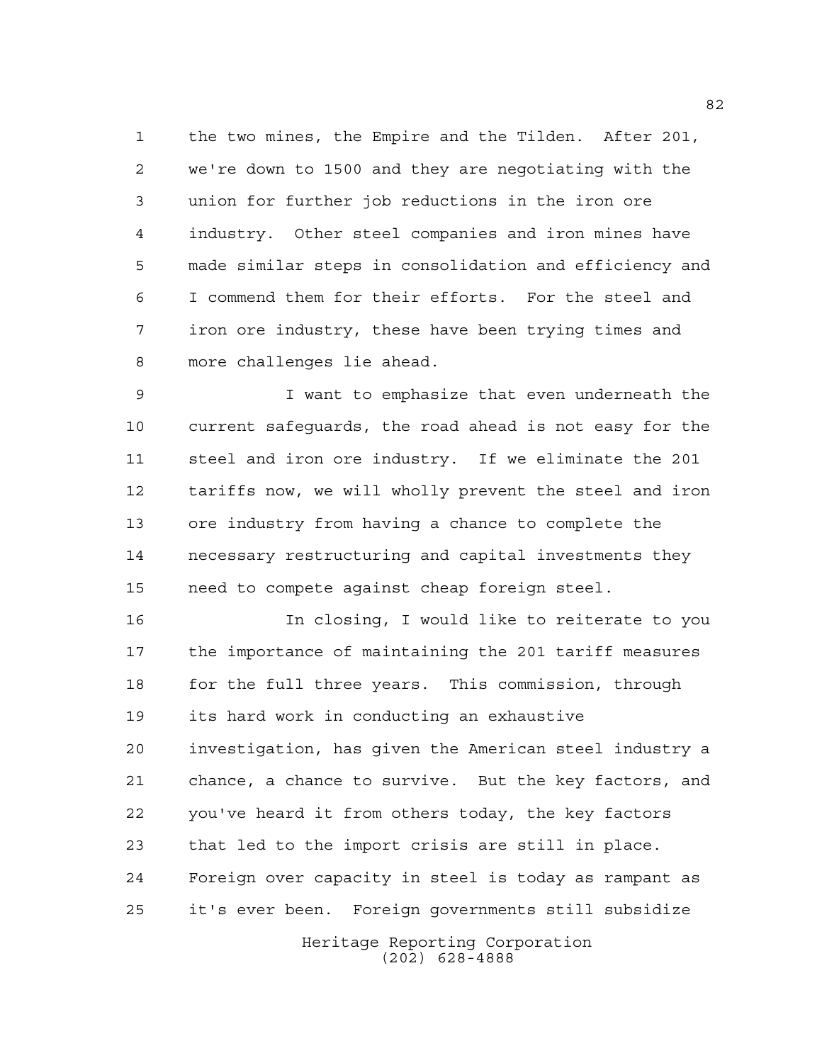the two mines, the Empire and the Tilden. After 201, we're down to 1500 and they are negotiating with the union for further job reductions in the iron ore industry. Other steel companies and iron mines have made similar steps in consolidation and efficiency and I commend them for their efforts. For the steel and iron ore industry, these have been trying times and more challenges lie ahead.

I want to emphasize that even underneath the current safeguards, the road ahead is not easy for the steel and iron ore industry. If we eliminate the 201 tariffs now, we will wholly prevent the steel and iron ore industry from having a chance to complete the necessary restructuring and capital investments they need to compete against cheap foreign steel.

In closing, I would like to reiterate to you the importance of maintaining the 201 tariff measures for the full three years. This commission, through its hard work in conducting an exhaustive investigation, has given the American steel industry a chance, a chance to survive. But the key factors, and you've heard it from others today, the key factors that led to the import crisis are still in place. Foreign over capacity in steel is today as rampant as it's ever been. Foreign governments still subsidize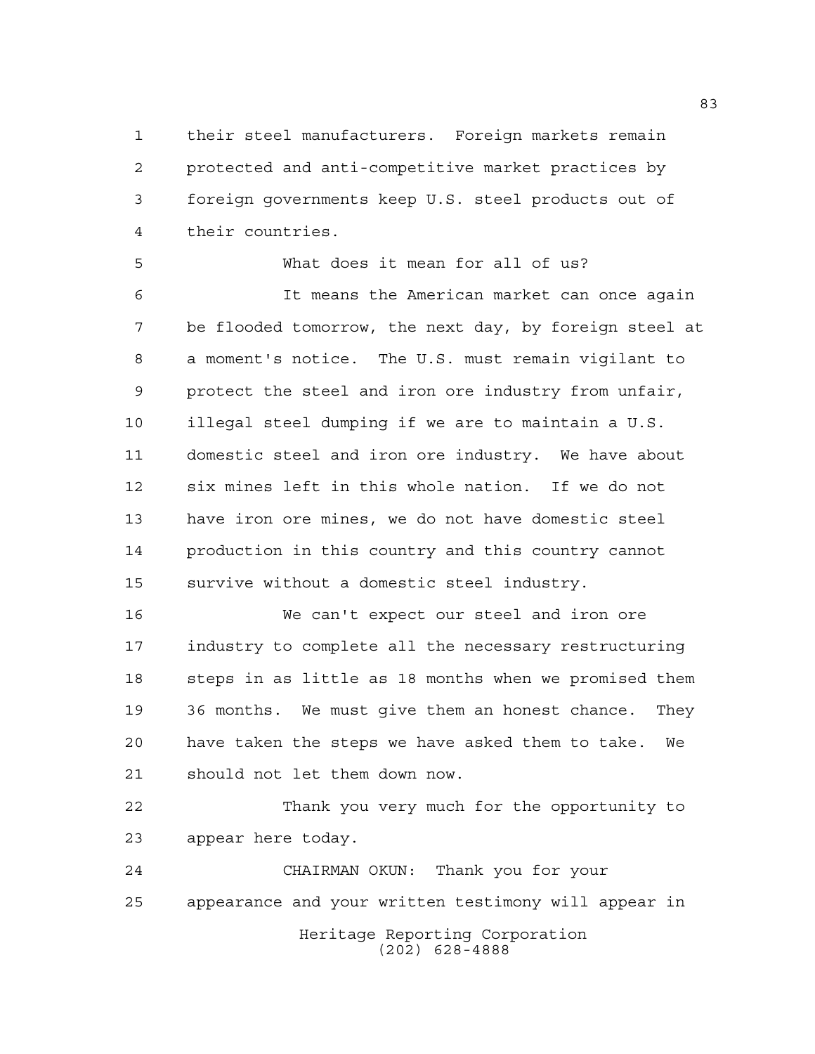their steel manufacturers. Foreign markets remain protected and anti-competitive market practices by foreign governments keep U.S. steel products out of their countries.

What does it mean for all of us?

It means the American market can once again be flooded tomorrow, the next day, by foreign steel at a moment's notice. The U.S. must remain vigilant to protect the steel and iron ore industry from unfair, illegal steel dumping if we are to maintain a U.S. domestic steel and iron ore industry. We have about six mines left in this whole nation. If we do not have iron ore mines, we do not have domestic steel production in this country and this country cannot survive without a domestic steel industry.

We can't expect our steel and iron ore industry to complete all the necessary restructuring steps in as little as 18 months when we promised them 36 months. We must give them an honest chance. They have taken the steps we have asked them to take. We should not let them down now.

Thank you very much for the opportunity to appear here today.

CHAIRMAN OKUN: Thank you for your appearance and your written testimony will appear in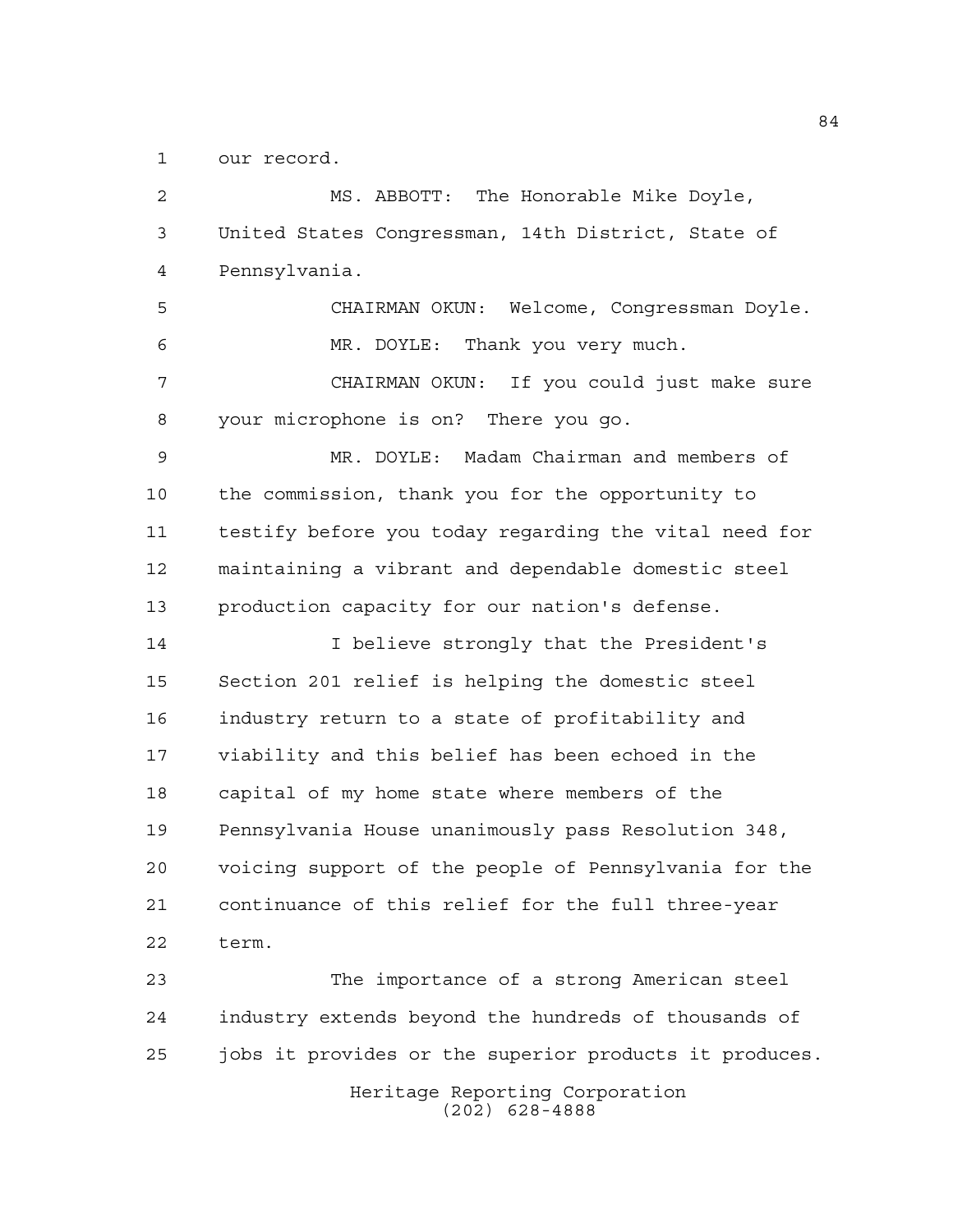our record.

MS. ABBOTT: The Honorable Mike Doyle, United States Congressman, 14th District, State of Pennsylvania.

CHAIRMAN OKUN: Welcome, Congressman Doyle.

MR. DOYLE: Thank you very much.

CHAIRMAN OKUN: If you could just make sure your microphone is on? There you go.

MR. DOYLE: Madam Chairman and members of the commission, thank you for the opportunity to testify before you today regarding the vital need for maintaining a vibrant and dependable domestic steel production capacity for our nation's defense.

I believe strongly that the President's Section 201 relief is helping the domestic steel industry return to a state of profitability and viability and this belief has been echoed in the capital of my home state where members of the Pennsylvania House unanimously pass Resolution 348, voicing support of the people of Pennsylvania for the continuance of this relief for the full three-year term.

The importance of a strong American steel industry extends beyond the hundreds of thousands of jobs it provides or the superior products it produces.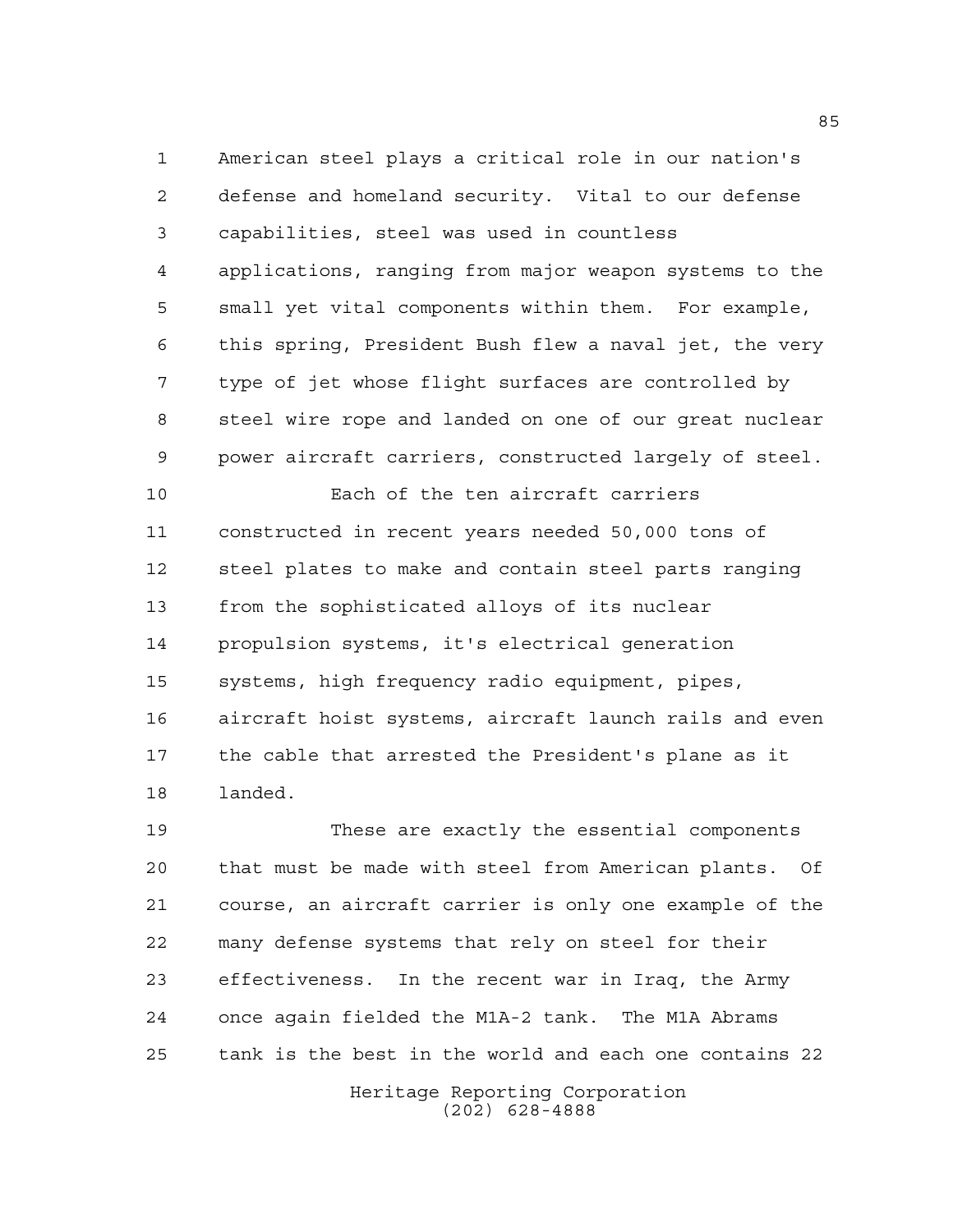American steel plays a critical role in our nation's defense and homeland security. Vital to our defense capabilities, steel was used in countless applications, ranging from major weapon systems to the small yet vital components within them. For example, this spring, President Bush flew a naval jet, the very type of jet whose flight surfaces are controlled by steel wire rope and landed on one of our great nuclear power aircraft carriers, constructed largely of steel.

Each of the ten aircraft carriers constructed in recent years needed 50,000 tons of steel plates to make and contain steel parts ranging from the sophisticated alloys of its nuclear propulsion systems, it's electrical generation systems, high frequency radio equipment, pipes, aircraft hoist systems, aircraft launch rails and even the cable that arrested the President's plane as it landed.

These are exactly the essential components that must be made with steel from American plants. Of course, an aircraft carrier is only one example of the many defense systems that rely on steel for their effectiveness. In the recent war in Iraq, the Army once again fielded the M1A-2 tank. The M1A Abrams tank is the best in the world and each one contains 22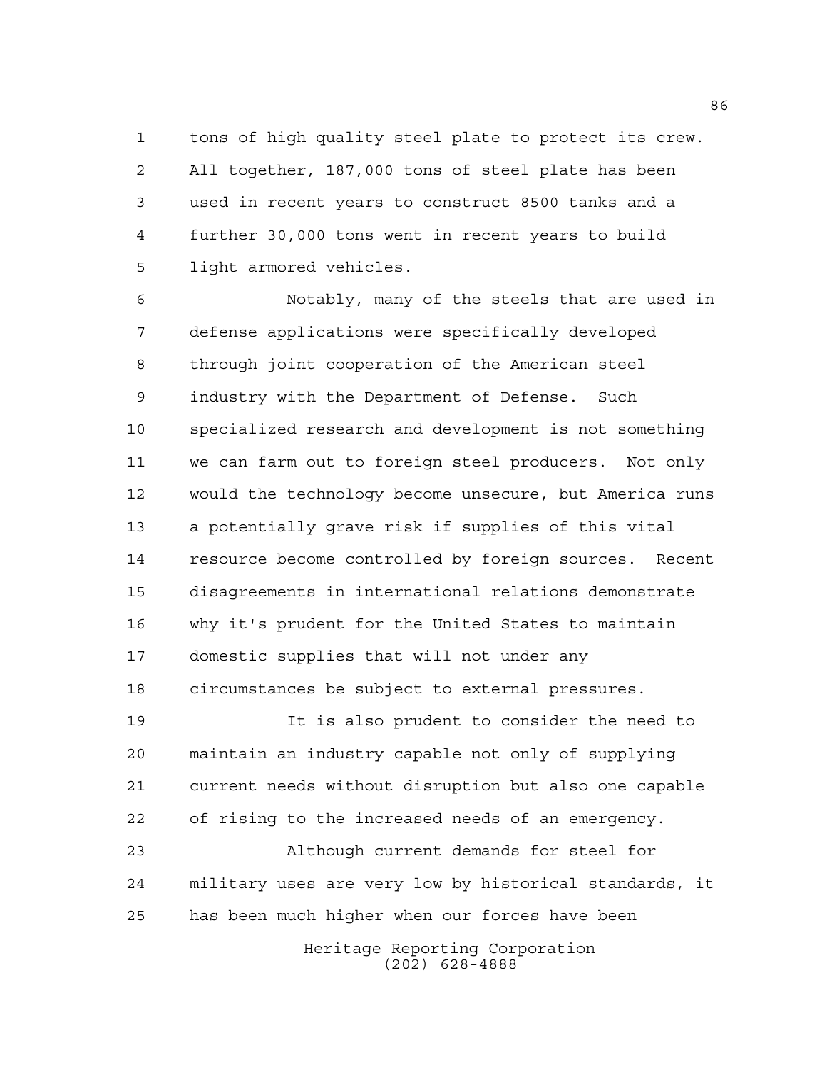tons of high quality steel plate to protect its crew. All together, 187,000 tons of steel plate has been used in recent years to construct 8500 tanks and a further 30,000 tons went in recent years to build light armored vehicles.

Notably, many of the steels that are used in defense applications were specifically developed through joint cooperation of the American steel industry with the Department of Defense. Such specialized research and development is not something we can farm out to foreign steel producers. Not only would the technology become unsecure, but America runs a potentially grave risk if supplies of this vital resource become controlled by foreign sources. Recent disagreements in international relations demonstrate why it's prudent for the United States to maintain domestic supplies that will not under any circumstances be subject to external pressures.

It is also prudent to consider the need to maintain an industry capable not only of supplying current needs without disruption but also one capable of rising to the increased needs of an emergency.

Although current demands for steel for military uses are very low by historical standards, it has been much higher when our forces have been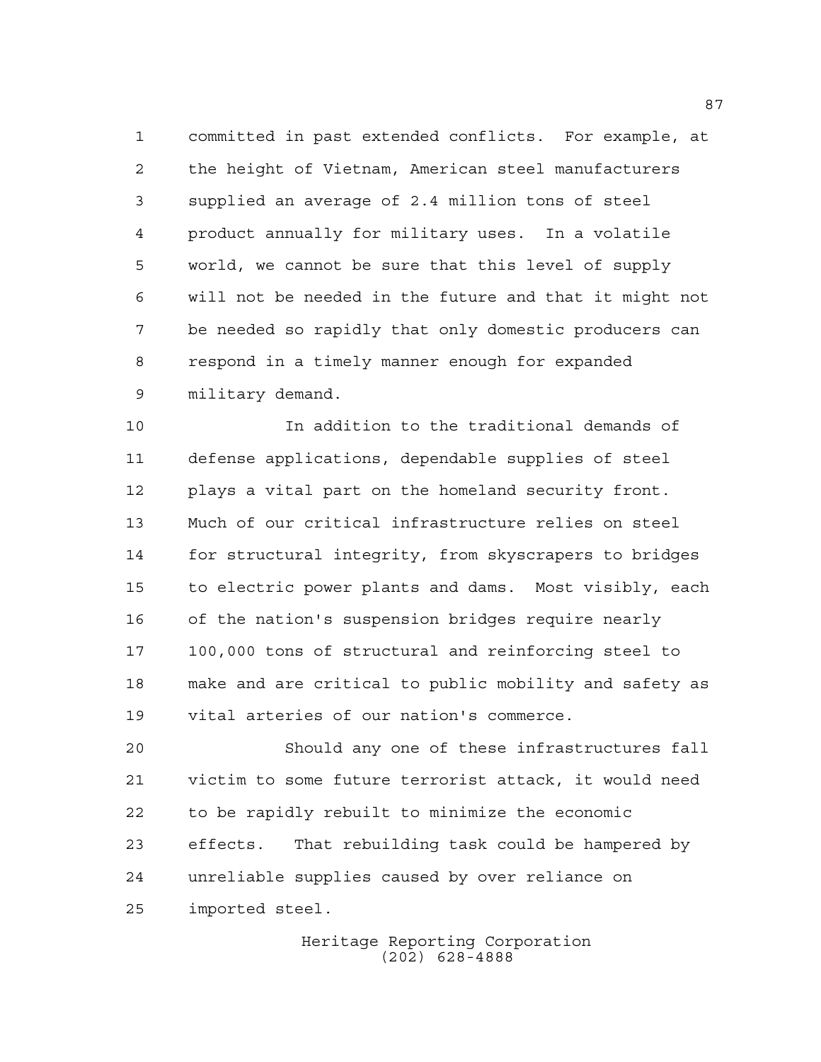committed in past extended conflicts. For example, at the height of Vietnam, American steel manufacturers supplied an average of 2.4 million tons of steel product annually for military uses. In a volatile world, we cannot be sure that this level of supply will not be needed in the future and that it might not be needed so rapidly that only domestic producers can respond in a timely manner enough for expanded military demand.

In addition to the traditional demands of defense applications, dependable supplies of steel plays a vital part on the homeland security front. Much of our critical infrastructure relies on steel for structural integrity, from skyscrapers to bridges to electric power plants and dams. Most visibly, each of the nation's suspension bridges require nearly 100,000 tons of structural and reinforcing steel to make and are critical to public mobility and safety as vital arteries of our nation's commerce.

Should any one of these infrastructures fall victim to some future terrorist attack, it would need to be rapidly rebuilt to minimize the economic effects. That rebuilding task could be hampered by unreliable supplies caused by over reliance on imported steel.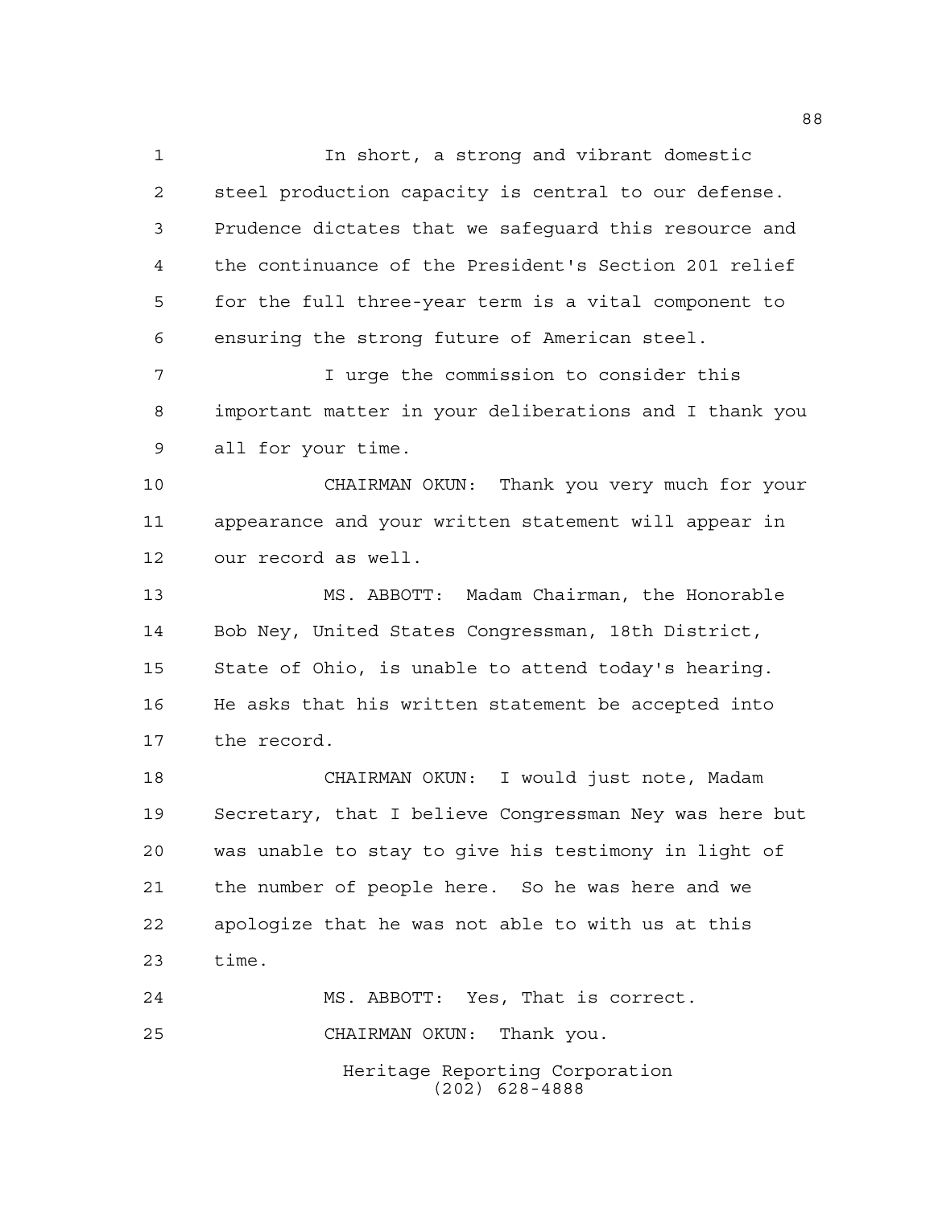In short, a strong and vibrant domestic steel production capacity is central to our defense. Prudence dictates that we safeguard this resource and the continuance of the President's Section 201 relief for the full three-year term is a vital component to ensuring the strong future of American steel.

I urge the commission to consider this important matter in your deliberations and I thank you all for your time.

CHAIRMAN OKUN: Thank you very much for your appearance and your written statement will appear in our record as well.

MS. ABBOTT: Madam Chairman, the Honorable Bob Ney, United States Congressman, 18th District, State of Ohio, is unable to attend today's hearing. He asks that his written statement be accepted into the record.

CHAIRMAN OKUN: I would just note, Madam Secretary, that I believe Congressman Ney was here but was unable to stay to give his testimony in light of the number of people here. So he was here and we apologize that he was not able to with us at this time.

MS. ABBOTT: Yes, That is correct.

CHAIRMAN OKUN: Thank you.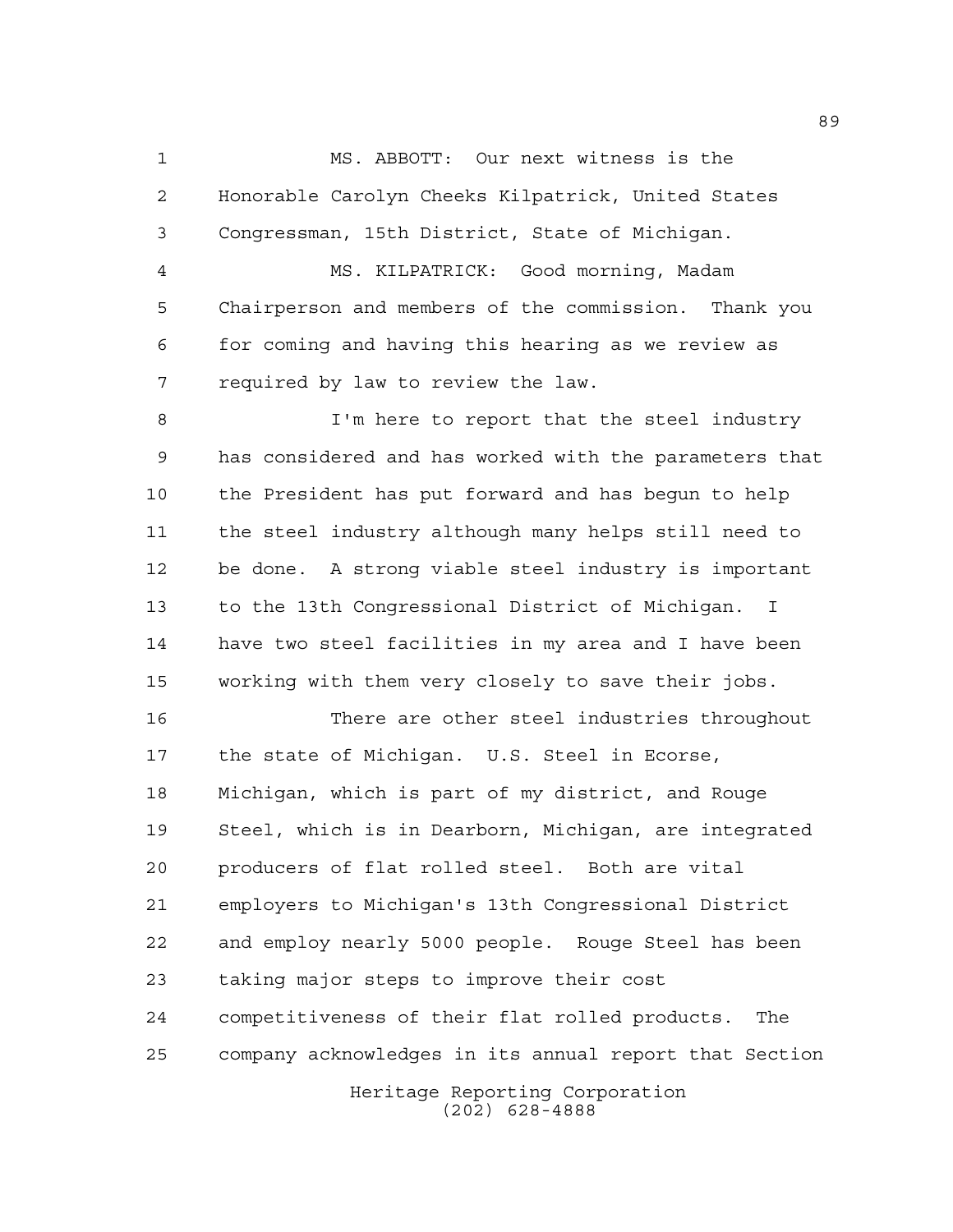MS. ABBOTT: Our next witness is the Honorable Carolyn Cheeks Kilpatrick, United States Congressman, 15th District, State of Michigan.

MS. KILPATRICK: Good morning, Madam Chairperson and members of the commission. Thank you for coming and having this hearing as we review as required by law to review the law.

I'm here to report that the steel industry has considered and has worked with the parameters that the President has put forward and has begun to help the steel industry although many helps still need to be done. A strong viable steel industry is important to the 13th Congressional District of Michigan. I have two steel facilities in my area and I have been working with them very closely to save their jobs.

There are other steel industries throughout the state of Michigan. U.S. Steel in Ecorse, Michigan, which is part of my district, and Rouge Steel, which is in Dearborn, Michigan, are integrated producers of flat rolled steel. Both are vital employers to Michigan's 13th Congressional District and employ nearly 5000 people. Rouge Steel has been taking major steps to improve their cost competitiveness of their flat rolled products. The company acknowledges in its annual report that Section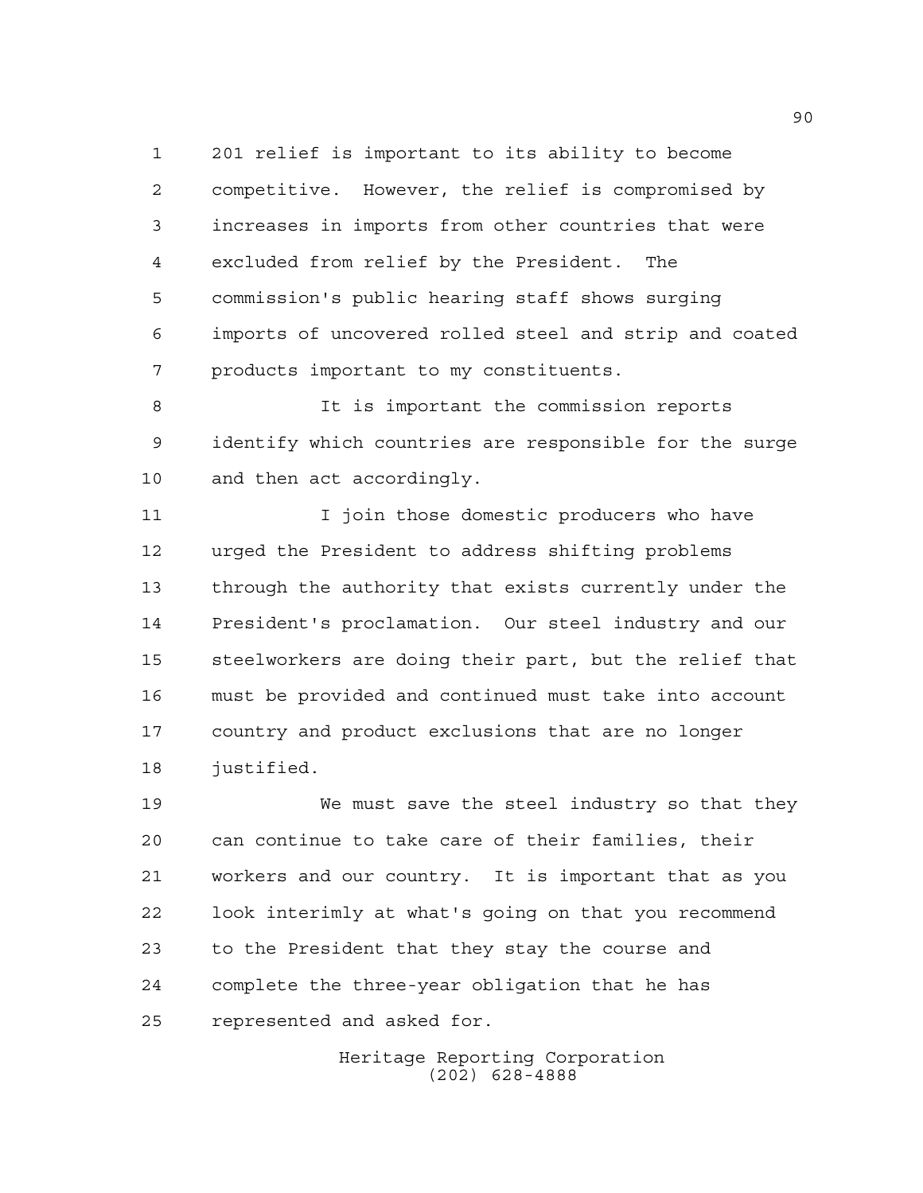201 relief is important to its ability to become competitive. However, the relief is compromised by increases in imports from other countries that were excluded from relief by the President. The commission's public hearing staff shows surging imports of uncovered rolled steel and strip and coated products important to my constituents.

It is important the commission reports identify which countries are responsible for the surge and then act accordingly.

I join those domestic producers who have urged the President to address shifting problems through the authority that exists currently under the President's proclamation. Our steel industry and our steelworkers are doing their part, but the relief that must be provided and continued must take into account country and product exclusions that are no longer justified.

We must save the steel industry so that they can continue to take care of their families, their workers and our country. It is important that as you look interimly at what's going on that you recommend to the President that they stay the course and complete the three-year obligation that he has represented and asked for.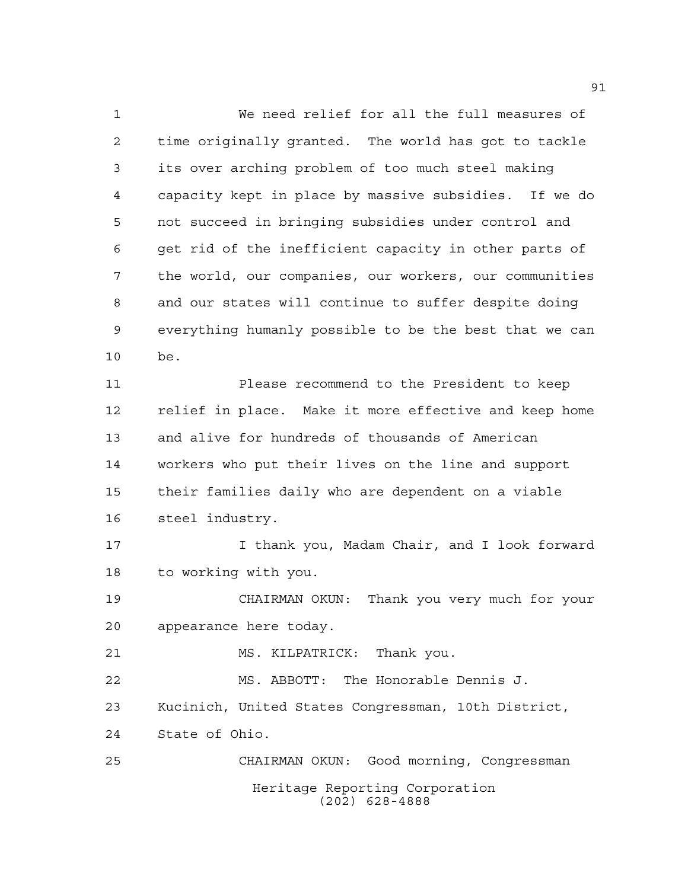We need relief for all the full measures of time originally granted. The world has got to tackle its over arching problem of too much steel making capacity kept in place by massive subsidies. If we do not succeed in bringing subsidies under control and get rid of the inefficient capacity in other parts of the world, our companies, our workers, our communities and our states will continue to suffer despite doing everything humanly possible to be the best that we can be.

Please recommend to the President to keep relief in place. Make it more effective and keep home and alive for hundreds of thousands of American workers who put their lives on the line and support their families daily who are dependent on a viable steel industry.

I thank you, Madam Chair, and I look forward to working with you.

CHAIRMAN OKUN: Thank you very much for your appearance here today.

MS. KILPATRICK: Thank you.

MS. ABBOTT: The Honorable Dennis J. Kucinich, United States Congressman, 10th District, State of Ohio.

CHAIRMAN OKUN: Good morning, Congressman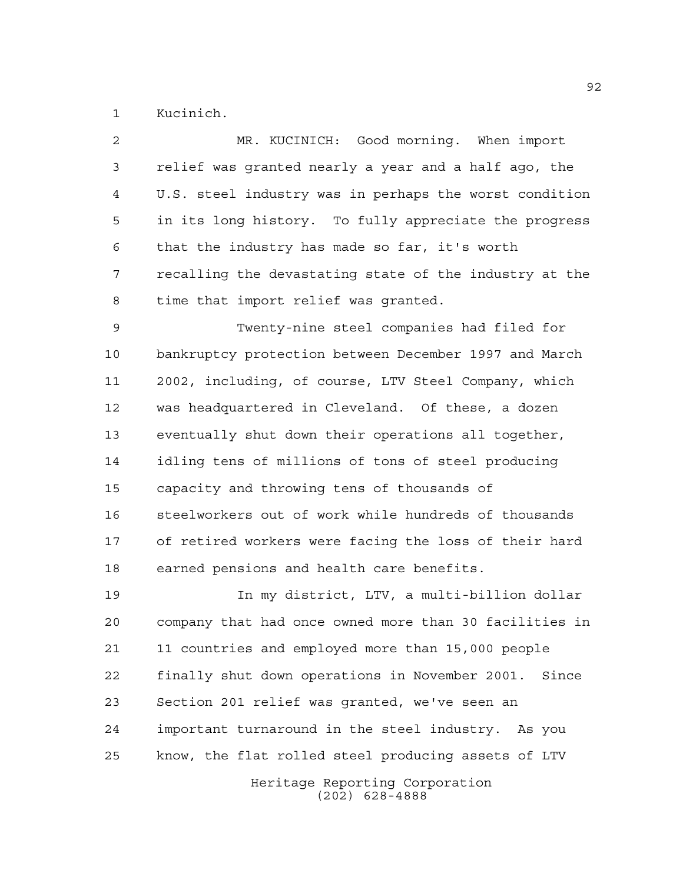Kucinich.

MR. KUCINICH: Good morning. When import relief was granted nearly a year and a half ago, the U.S. steel industry was in perhaps the worst condition in its long history. To fully appreciate the progress that the industry has made so far, it's worth recalling the devastating state of the industry at the time that import relief was granted.

Twenty-nine steel companies had filed for bankruptcy protection between December 1997 and March 2002, including, of course, LTV Steel Company, which was headquartered in Cleveland. Of these, a dozen eventually shut down their operations all together, idling tens of millions of tons of steel producing capacity and throwing tens of thousands of steelworkers out of work while hundreds of thousands of retired workers were facing the loss of their hard earned pensions and health care benefits.

In my district, LTV, a multi-billion dollar company that had once owned more than 30 facilities in 11 countries and employed more than 15,000 people finally shut down operations in November 2001. Since Section 201 relief was granted, we've seen an important turnaround in the steel industry. As you know, the flat rolled steel producing assets of LTV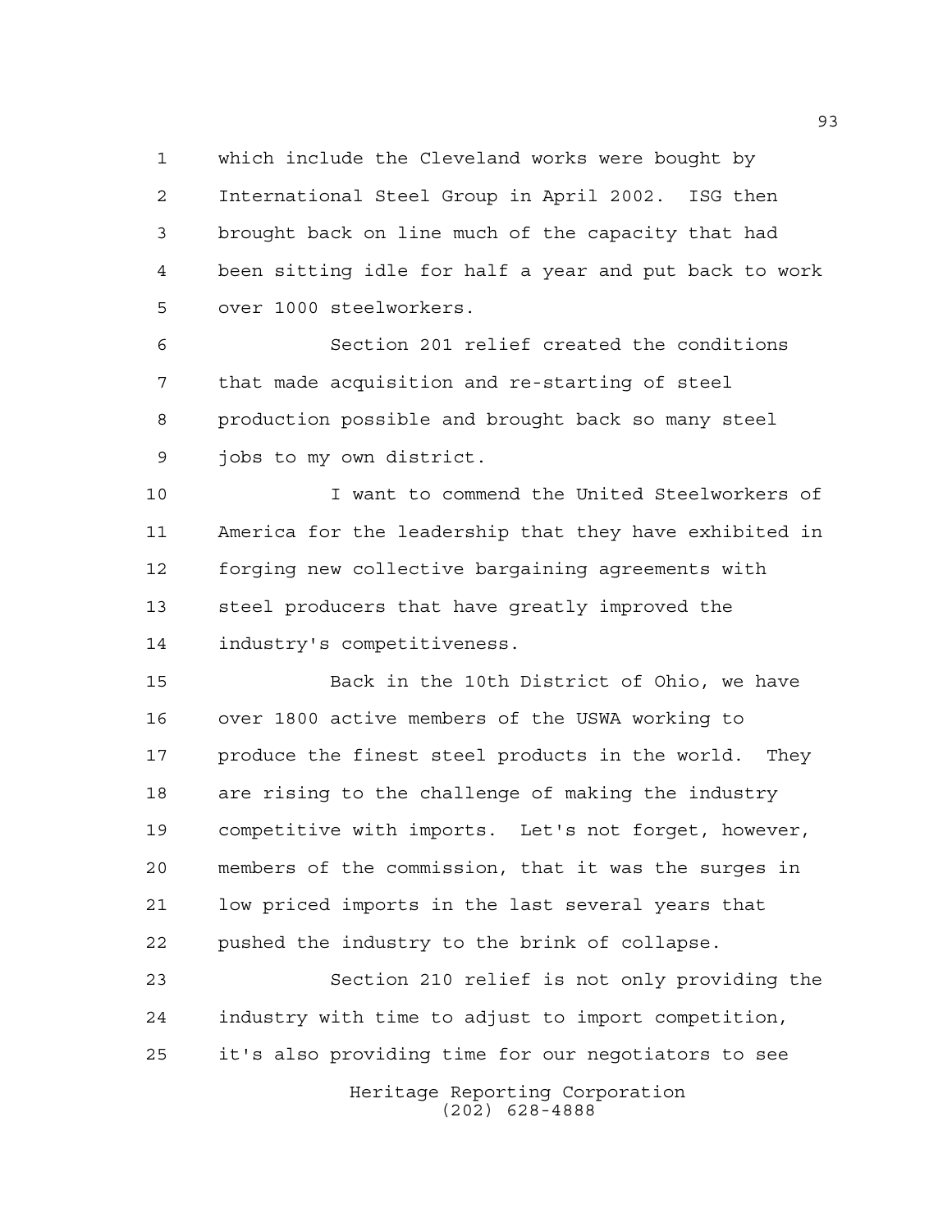which include the Cleveland works were bought by International Steel Group in April 2002. ISG then brought back on line much of the capacity that had been sitting idle for half a year and put back to work over 1000 steelworkers.

Section 201 relief created the conditions that made acquisition and re-starting of steel production possible and brought back so many steel jobs to my own district.

I want to commend the United Steelworkers of America for the leadership that they have exhibited in forging new collective bargaining agreements with steel producers that have greatly improved the industry's competitiveness.

Back in the 10th District of Ohio, we have over 1800 active members of the USWA working to produce the finest steel products in the world. They are rising to the challenge of making the industry competitive with imports. Let's not forget, however, members of the commission, that it was the surges in low priced imports in the last several years that pushed the industry to the brink of collapse.

Section 210 relief is not only providing the industry with time to adjust to import competition, it's also providing time for our negotiators to see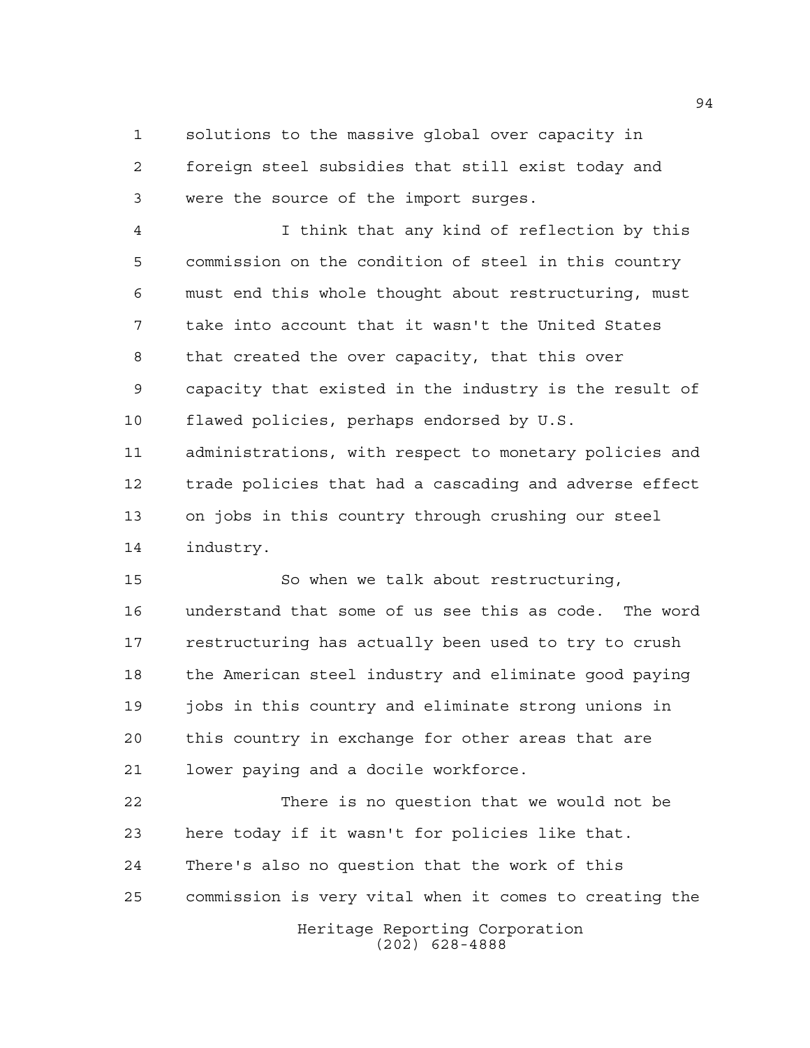solutions to the massive global over capacity in foreign steel subsidies that still exist today and were the source of the import surges.

I think that any kind of reflection by this commission on the condition of steel in this country must end this whole thought about restructuring, must take into account that it wasn't the United States that created the over capacity, that this over capacity that existed in the industry is the result of flawed policies, perhaps endorsed by U.S. administrations, with respect to monetary policies and trade policies that had a cascading and adverse effect on jobs in this country through crushing our steel industry.

So when we talk about restructuring, understand that some of us see this as code. The word restructuring has actually been used to try to crush the American steel industry and eliminate good paying jobs in this country and eliminate strong unions in this country in exchange for other areas that are lower paying and a docile workforce.

There is no question that we would not be here today if it wasn't for policies like that. There's also no question that the work of this commission is very vital when it comes to creating the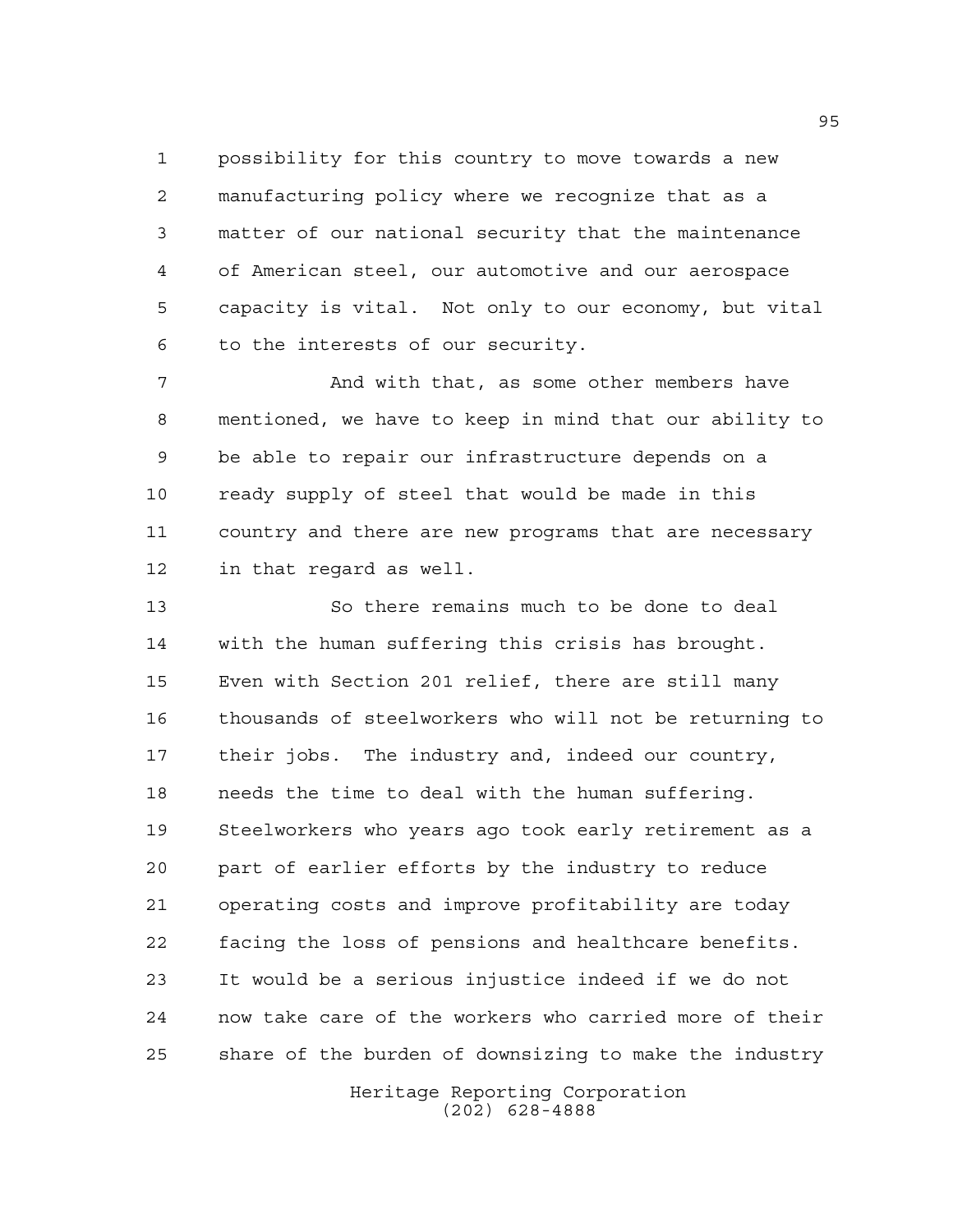possibility for this country to move towards a new manufacturing policy where we recognize that as a matter of our national security that the maintenance of American steel, our automotive and our aerospace capacity is vital. Not only to our economy, but vital to the interests of our security.

And with that, as some other members have mentioned, we have to keep in mind that our ability to be able to repair our infrastructure depends on a ready supply of steel that would be made in this country and there are new programs that are necessary in that regard as well.

So there remains much to be done to deal with the human suffering this crisis has brought. Even with Section 201 relief, there are still many thousands of steelworkers who will not be returning to their jobs. The industry and, indeed our country, needs the time to deal with the human suffering. Steelworkers who years ago took early retirement as a part of earlier efforts by the industry to reduce operating costs and improve profitability are today facing the loss of pensions and healthcare benefits. It would be a serious injustice indeed if we do not now take care of the workers who carried more of their share of the burden of downsizing to make the industry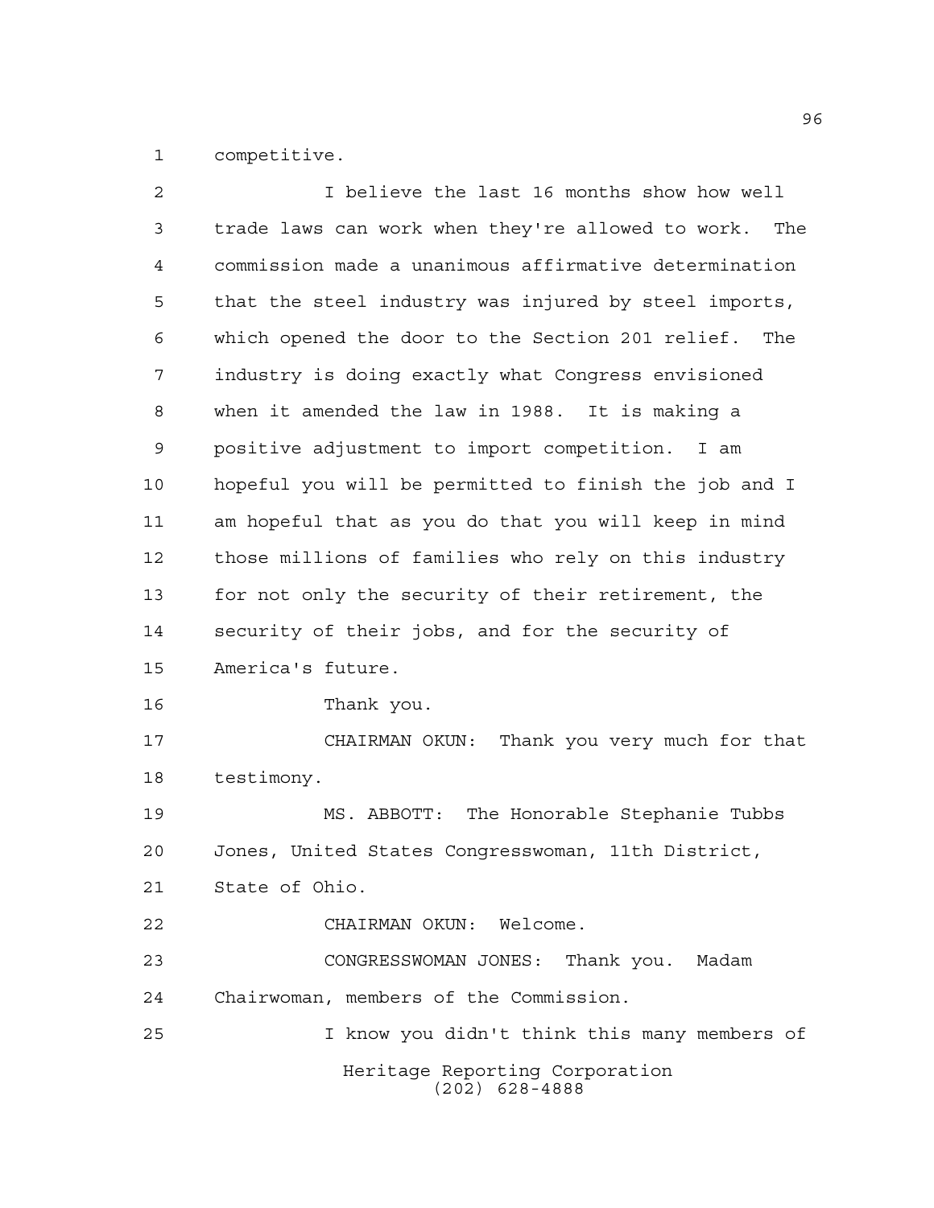competitive.

I believe the last 16 months show how well trade laws can work when they're allowed to work. The commission made a unanimous affirmative determination that the steel industry was injured by steel imports, which opened the door to the Section 201 relief. The industry is doing exactly what Congress envisioned when it amended the law in 1988. It is making a positive adjustment to import competition. I am hopeful you will be permitted to finish the job and I am hopeful that as you do that you will keep in mind those millions of families who rely on this industry for not only the security of their retirement, the security of their jobs, and for the security of America's future.

Thank you.

CHAIRMAN OKUN: Thank you very much for that testimony.

MS. ABBOTT: The Honorable Stephanie Tubbs Jones, United States Congresswoman, 11th District, State of Ohio.

CHAIRMAN OKUN: Welcome.

CONGRESSWOMAN JONES: Thank you. Madam Chairwoman, members of the Commission.

I know you didn't think this many members of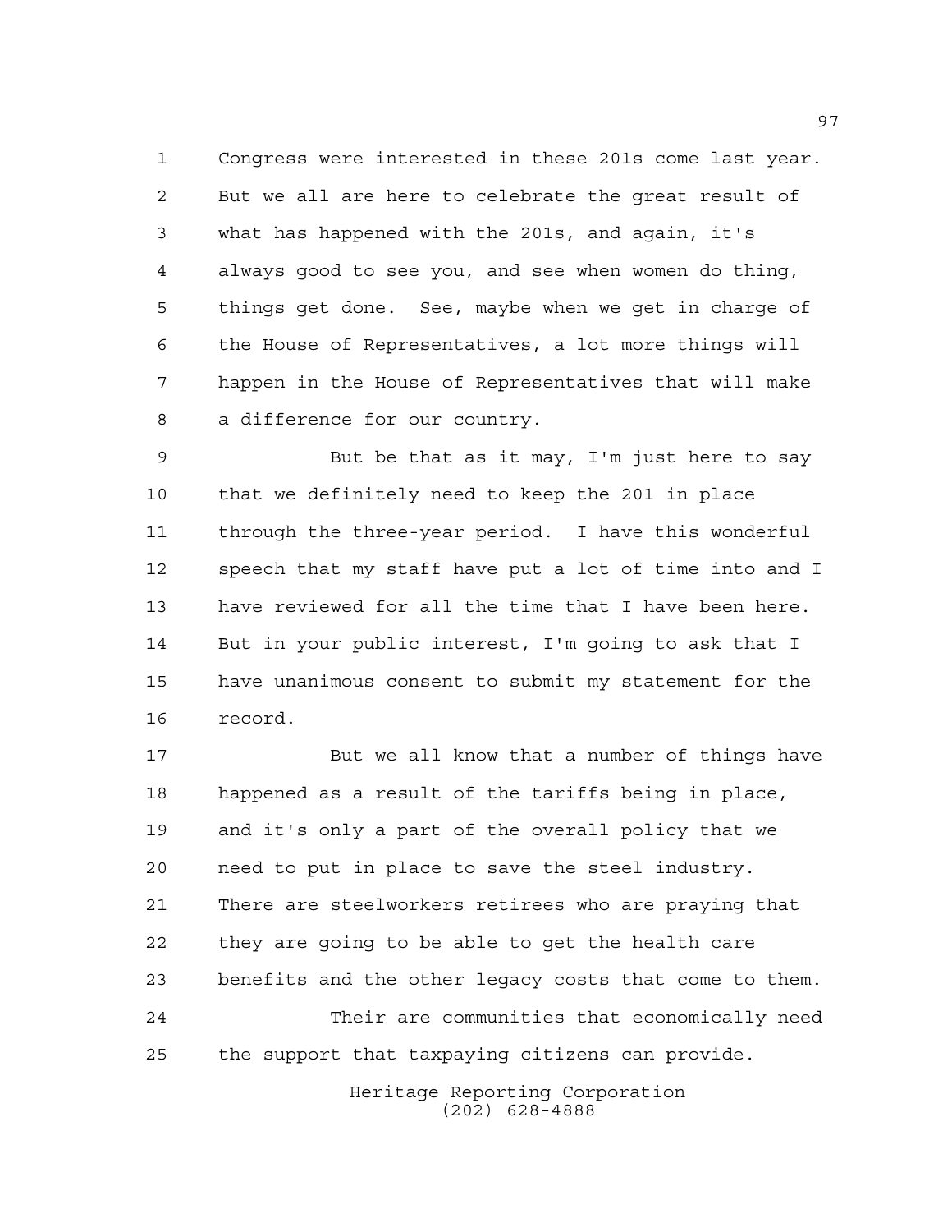Congress were interested in these 201s come last year. But we all are here to celebrate the great result of what has happened with the 201s, and again, it's always good to see you, and see when women do thing, things get done. See, maybe when we get in charge of the House of Representatives, a lot more things will happen in the House of Representatives that will make a difference for our country.

But be that as it may, I'm just here to say that we definitely need to keep the 201 in place through the three-year period. I have this wonderful speech that my staff have put a lot of time into and I have reviewed for all the time that I have been here. But in your public interest, I'm going to ask that I have unanimous consent to submit my statement for the record.

But we all know that a number of things have happened as a result of the tariffs being in place, and it's only a part of the overall policy that we need to put in place to save the steel industry. There are steelworkers retirees who are praying that they are going to be able to get the health care benefits and the other legacy costs that come to them.

Their are communities that economically need the support that taxpaying citizens can provide.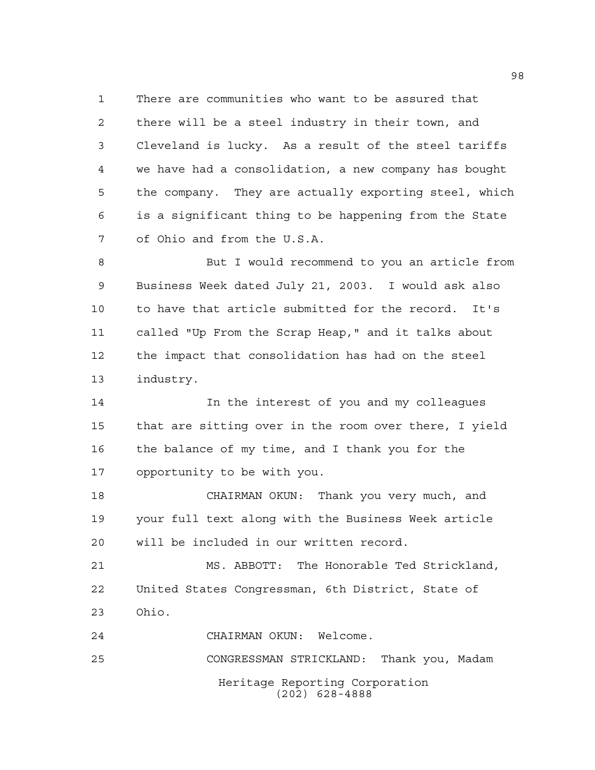There are communities who want to be assured that there will be a steel industry in their town, and Cleveland is lucky. As a result of the steel tariffs we have had a consolidation, a new company has bought the company. They are actually exporting steel, which is a significant thing to be happening from the State of Ohio and from the U.S.A.

But I would recommend to you an article from Business Week dated July 21, 2003. I would ask also to have that article submitted for the record. It's called "Up From the Scrap Heap," and it talks about the impact that consolidation has had on the steel industry.

In the interest of you and my colleagues that are sitting over in the room over there, I yield the balance of my time, and I thank you for the opportunity to be with you.

CHAIRMAN OKUN: Thank you very much, and your full text along with the Business Week article will be included in our written record.

MS. ABBOTT: The Honorable Ted Strickland, United States Congressman, 6th District, State of Ohio.

CHAIRMAN OKUN: Welcome.

CONGRESSMAN STRICKLAND: Thank you, Madam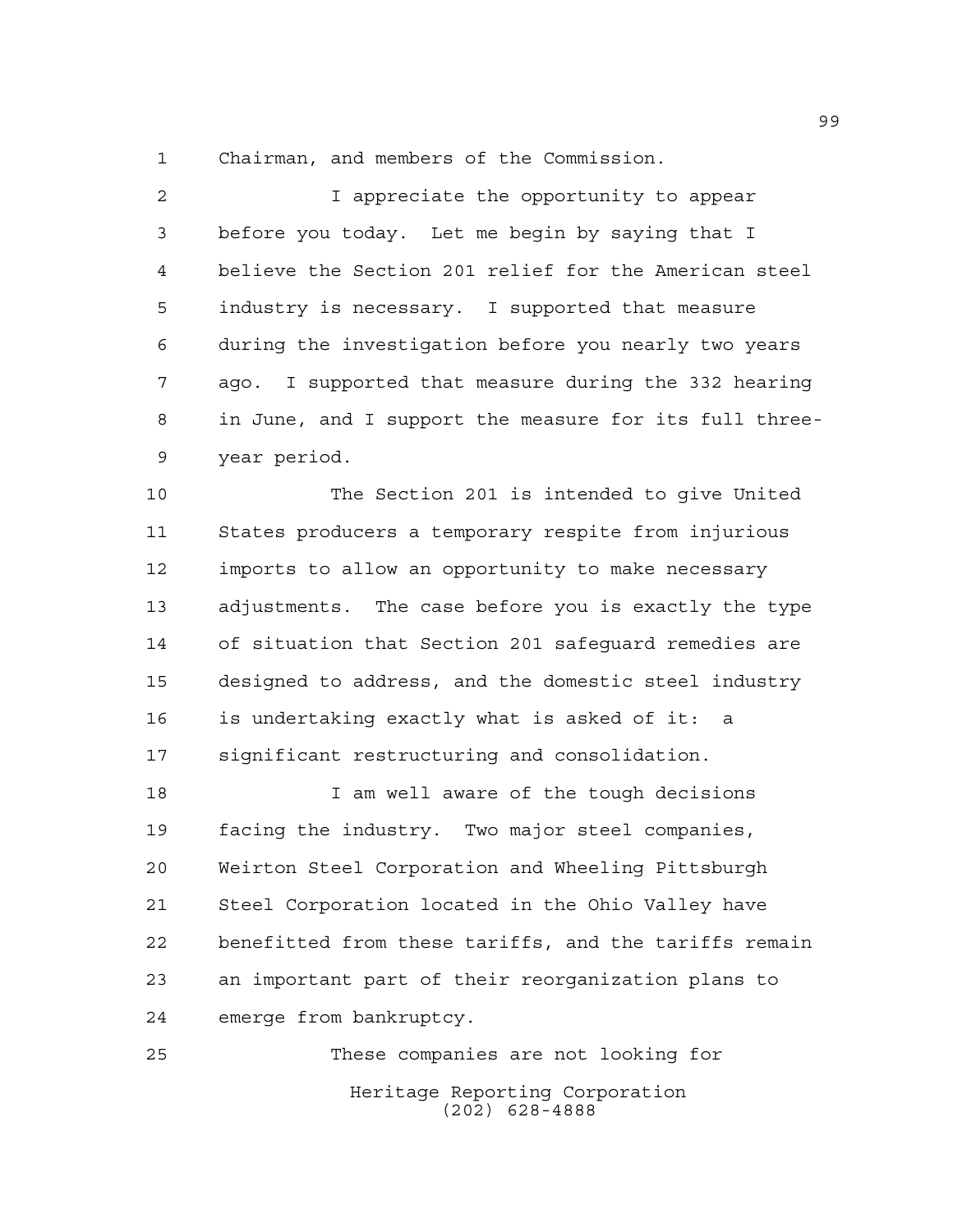Chairman, and members of the Commission.

I appreciate the opportunity to appear before you today. Let me begin by saying that I believe the Section 201 relief for the American steel industry is necessary. I supported that measure during the investigation before you nearly two years ago. I supported that measure during the 332 hearing in June, and I support the measure for its full three-year period.

The Section 201 is intended to give United States producers a temporary respite from injurious imports to allow an opportunity to make necessary adjustments. The case before you is exactly the type of situation that Section 201 safeguard remedies are designed to address, and the domestic steel industry is undertaking exactly what is asked of it: a significant restructuring and consolidation.

I am well aware of the tough decisions facing the industry. Two major steel companies, Weirton Steel Corporation and Wheeling Pittsburgh Steel Corporation located in the Ohio Valley have benefitted from these tariffs, and the tariffs remain an important part of their reorganization plans to emerge from bankruptcy.

These companies are not looking for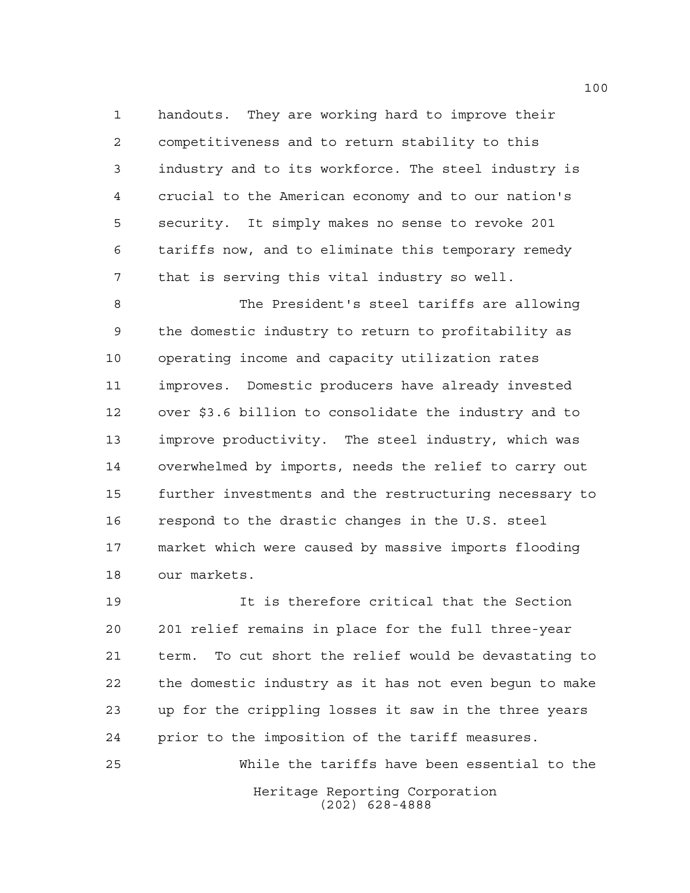handouts. They are working hard to improve their competitiveness and to return stability to this industry and to its workforce. The steel industry is crucial to the American economy and to our nation's security. It simply makes no sense to revoke 201 tariffs now, and to eliminate this temporary remedy that is serving this vital industry so well.

The President's steel tariffs are allowing the domestic industry to return to profitability as operating income and capacity utilization rates improves. Domestic producers have already invested over $3.6 billion to consolidate the industry and to improve productivity. The steel industry, which was overwhelmed by imports, needs the relief to carry out further investments and the restructuring necessary to respond to the drastic changes in the U.S. steel market which were caused by massive imports flooding our markets.

It is therefore critical that the Section 201 relief remains in place for the full three-year term. To cut short the relief would be devastating to the domestic industry as it has not even begun to make up for the crippling losses it saw in the three years prior to the imposition of the tariff measures.

While the tariffs have been essential to the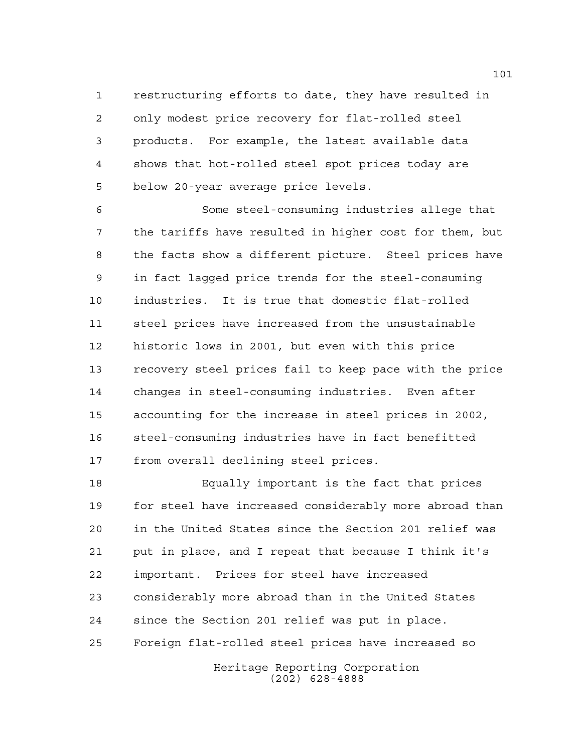restructuring efforts to date, they have resulted in only modest price recovery for flat-rolled steel products. For example, the latest available data shows that hot-rolled steel spot prices today are below 20-year average price levels.

Some steel-consuming industries allege that the tariffs have resulted in higher cost for them, but the facts show a different picture. Steel prices have in fact lagged price trends for the steel-consuming industries. It is true that domestic flat-rolled steel prices have increased from the unsustainable historic lows in 2001, but even with this price recovery steel prices fail to keep pace with the price changes in steel-consuming industries. Even after accounting for the increase in steel prices in 2002, steel-consuming industries have in fact benefitted from overall declining steel prices.

Equally important is the fact that prices for steel have increased considerably more abroad than in the United States since the Section 201 relief was put in place, and I repeat that because I think it's important. Prices for steel have increased considerably more abroad than in the United States since the Section 201 relief was put in place. Foreign flat-rolled steel prices have increased so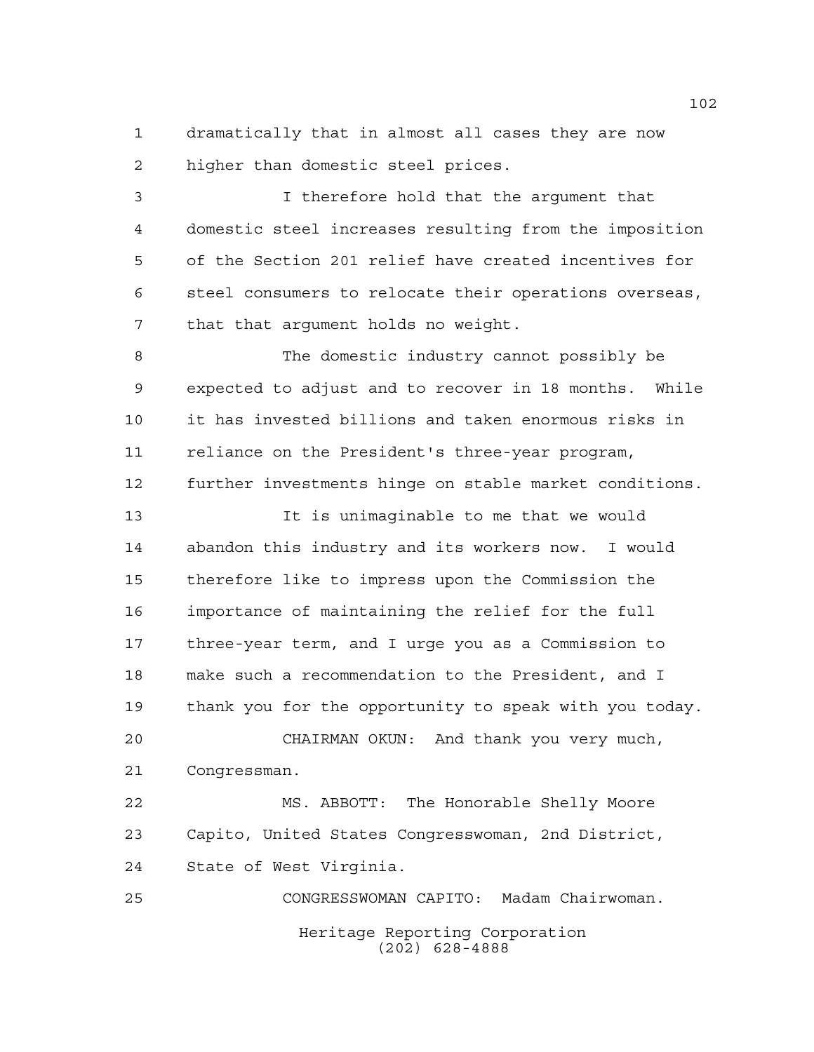dramatically that in almost all cases they are now higher than domestic steel prices.

I therefore hold that the argument that domestic steel increases resulting from the imposition of the Section 201 relief have created incentives for steel consumers to relocate their operations overseas, that that argument holds no weight.

The domestic industry cannot possibly be expected to adjust and to recover in 18 months. While it has invested billions and taken enormous risks in reliance on the President's three-year program, further investments hinge on stable market conditions.

It is unimaginable to me that we would abandon this industry and its workers now. I would therefore like to impress upon the Commission the importance of maintaining the relief for the full three-year term, and I urge you as a Commission to make such a recommendation to the President, and I thank you for the opportunity to speak with you today.

CHAIRMAN OKUN: And thank you very much, Congressman.

MS. ABBOTT: The Honorable Shelly Moore Capito, United States Congresswoman, 2nd District, State of West Virginia.

CONGRESSWOMAN CAPITO: Madam Chairwoman.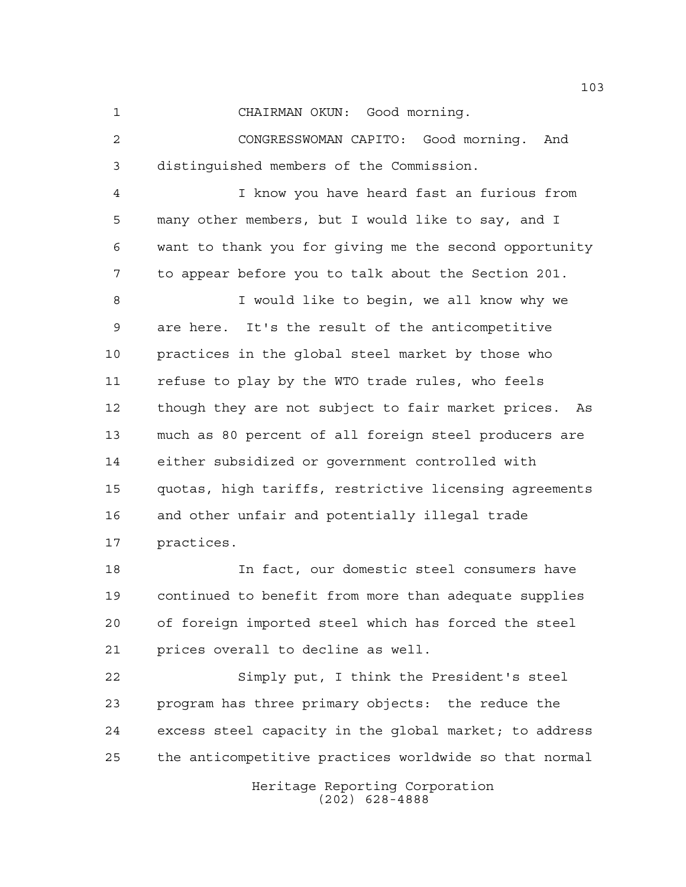CHAIRMAN OKUN: Good morning.

CONGRESSWOMAN CAPITO: Good morning. And distinguished members of the Commission.

I know you have heard fast an furious from many other members, but I would like to say, and I want to thank you for giving me the second opportunity to appear before you to talk about the Section 201.

I would like to begin, we all know why we are here. It's the result of the anticompetitive practices in the global steel market by those who refuse to play by the WTO trade rules, who feels though they are not subject to fair market prices. As much as 80 percent of all foreign steel producers are either subsidized or government controlled with quotas, high tariffs, restrictive licensing agreements and other unfair and potentially illegal trade practices.

In fact, our domestic steel consumers have continued to benefit from more than adequate supplies of foreign imported steel which has forced the steel prices overall to decline as well.

Simply put, I think the President's steel program has three primary objects: the reduce the excess steel capacity in the global market; to address the anticompetitive practices worldwide so that normal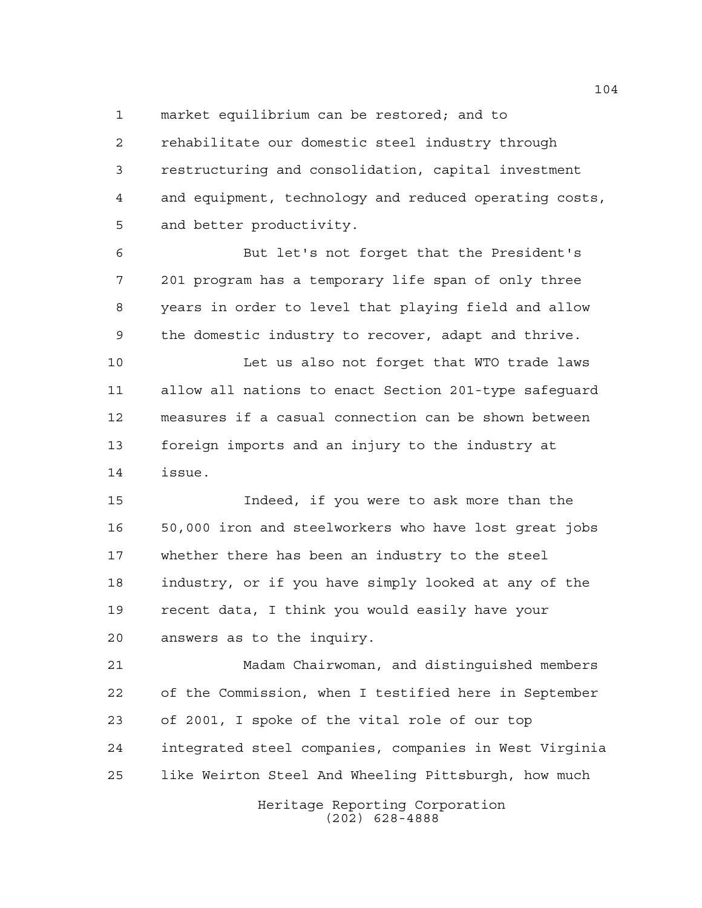market equilibrium can be restored; and to rehabilitate our domestic steel industry through restructuring and consolidation, capital investment and equipment, technology and reduced operating costs, and better productivity.

But let's not forget that the President's 201 program has a temporary life span of only three years in order to level that playing field and allow the domestic industry to recover, adapt and thrive.

Let us also not forget that WTO trade laws allow all nations to enact Section 201-type safeguard measures if a casual connection can be shown between foreign imports and an injury to the industry at issue.

Indeed, if you were to ask more than the 50,000 iron and steelworkers who have lost great jobs whether there has been an industry to the steel industry, or if you have simply looked at any of the recent data, I think you would easily have your answers as to the inquiry.

Madam Chairwoman, and distinguished members of the Commission, when I testified here in September of 2001, I spoke of the vital role of our top integrated steel companies, companies in West Virginia like Weirton Steel And Wheeling Pittsburgh, how much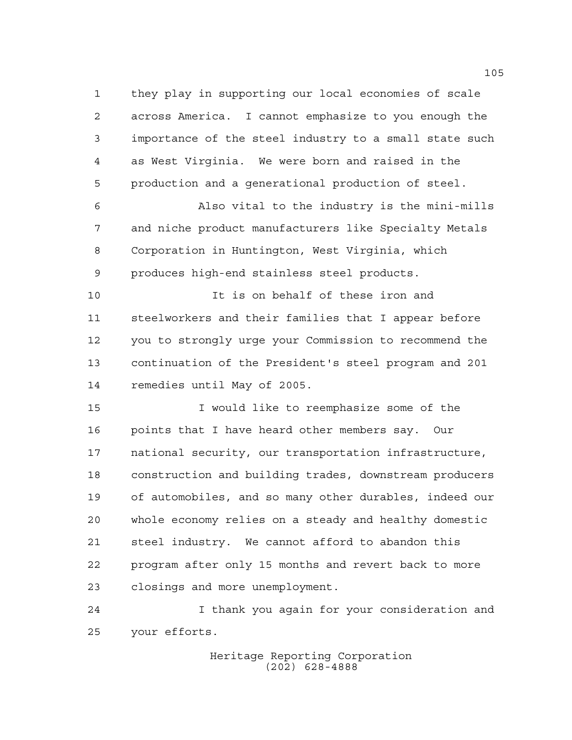they play in supporting our local economies of scale across America. I cannot emphasize to you enough the importance of the steel industry to a small state such as West Virginia. We were born and raised in the production and a generational production of steel.

Also vital to the industry is the mini-mills and niche product manufacturers like Specialty Metals Corporation in Huntington, West Virginia, which produces high-end stainless steel products.

It is on behalf of these iron and steelworkers and their families that I appear before you to strongly urge your Commission to recommend the continuation of the President's steel program and 201 remedies until May of 2005.

I would like to reemphasize some of the points that I have heard other members say. Our national security, our transportation infrastructure, construction and building trades, downstream producers of automobiles, and so many other durables, indeed our whole economy relies on a steady and healthy domestic steel industry. We cannot afford to abandon this program after only 15 months and revert back to more closings and more unemployment.

I thank you again for your consideration and your efforts.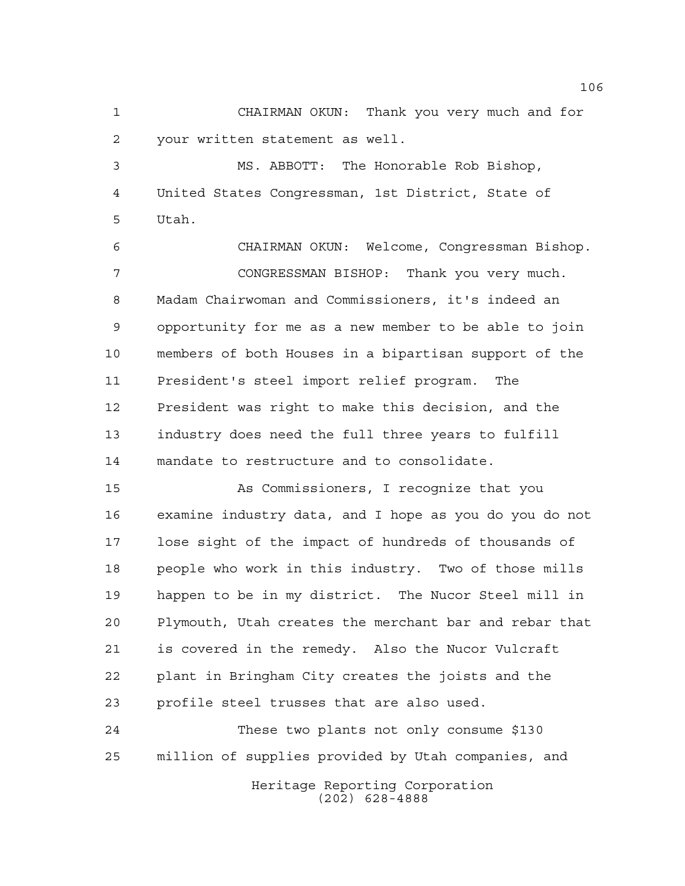CHAIRMAN OKUN: Thank you very much and for your written statement as well.

MS. ABBOTT: The Honorable Rob Bishop, United States Congressman, 1st District, State of Utah.

CHAIRMAN OKUN: Welcome, Congressman Bishop.

CONGRESSMAN BISHOP: Thank you very much. Madam Chairwoman and Commissioners, it's indeed an opportunity for me as a new member to be able to join members of both Houses in a bipartisan support of the President's steel import relief program. The President was right to make this decision, and the industry does need the full three years to fulfill mandate to restructure and to consolidate.

As Commissioners, I recognize that you examine industry data, and I hope as you do you do not lose sight of the impact of hundreds of thousands of people who work in this industry. Two of those mills happen to be in my district. The Nucor Steel mill in Plymouth, Utah creates the merchant bar and rebar that is covered in the remedy. Also the Nucor Vulcraft plant in Bringham City creates the joists and the profile steel trusses that are also used.

These two plants not only consume $130 million of supplies provided by Utah companies, and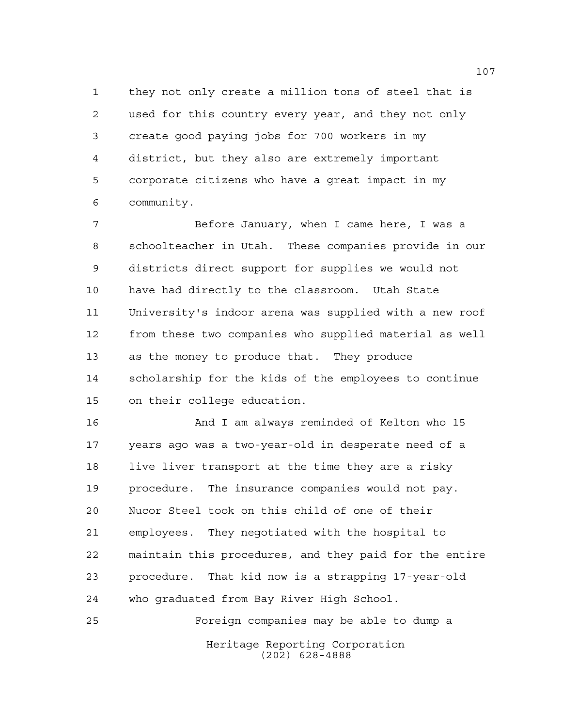they not only create a million tons of steel that is used for this country every year, and they not only create good paying jobs for 700 workers in my district, but they also are extremely important corporate citizens who have a great impact in my community.

Before January, when I came here, I was a schoolteacher in Utah. These companies provide in our districts direct support for supplies we would not have had directly to the classroom. Utah State University's indoor arena was supplied with a new roof from these two companies who supplied material as well as the money to produce that. They produce scholarship for the kids of the employees to continue on their college education.

And I am always reminded of Kelton who 15 years ago was a two-year-old in desperate need of a live liver transport at the time they are a risky procedure. The insurance companies would not pay. Nucor Steel took on this child of one of their employees. They negotiated with the hospital to maintain this procedures, and they paid for the entire procedure. That kid now is a strapping 17-year-old who graduated from Bay River High School.

Foreign companies may be able to dump a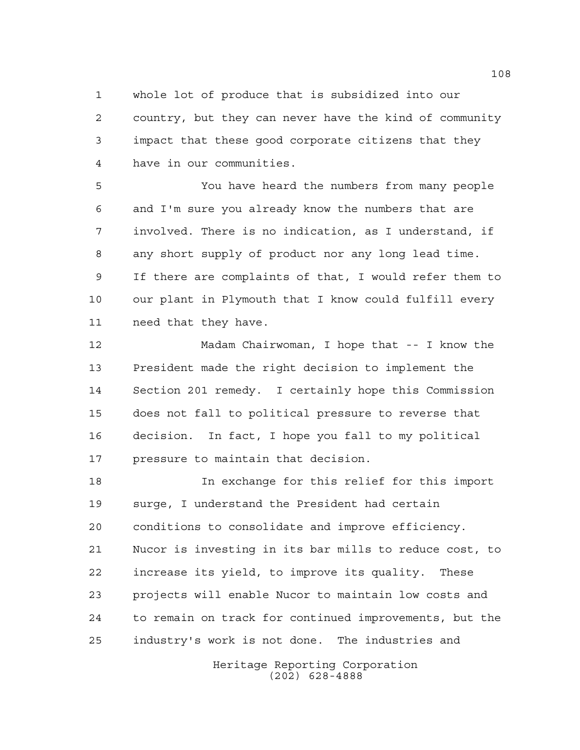whole lot of produce that is subsidized into our country, but they can never have the kind of community impact that these good corporate citizens that they have in our communities.

You have heard the numbers from many people and I'm sure you already know the numbers that are involved. There is no indication, as I understand, if any short supply of product nor any long lead time. If there are complaints of that, I would refer them to our plant in Plymouth that I know could fulfill every need that they have.

Madam Chairwoman, I hope that -- I know the President made the right decision to implement the Section 201 remedy. I certainly hope this Commission does not fall to political pressure to reverse that decision. In fact, I hope you fall to my political pressure to maintain that decision.

In exchange for this relief for this import surge, I understand the President had certain conditions to consolidate and improve efficiency. Nucor is investing in its bar mills to reduce cost, to increase its yield, to improve its quality. These projects will enable Nucor to maintain low costs and to remain on track for continued improvements, but the industry's work is not done. The industries and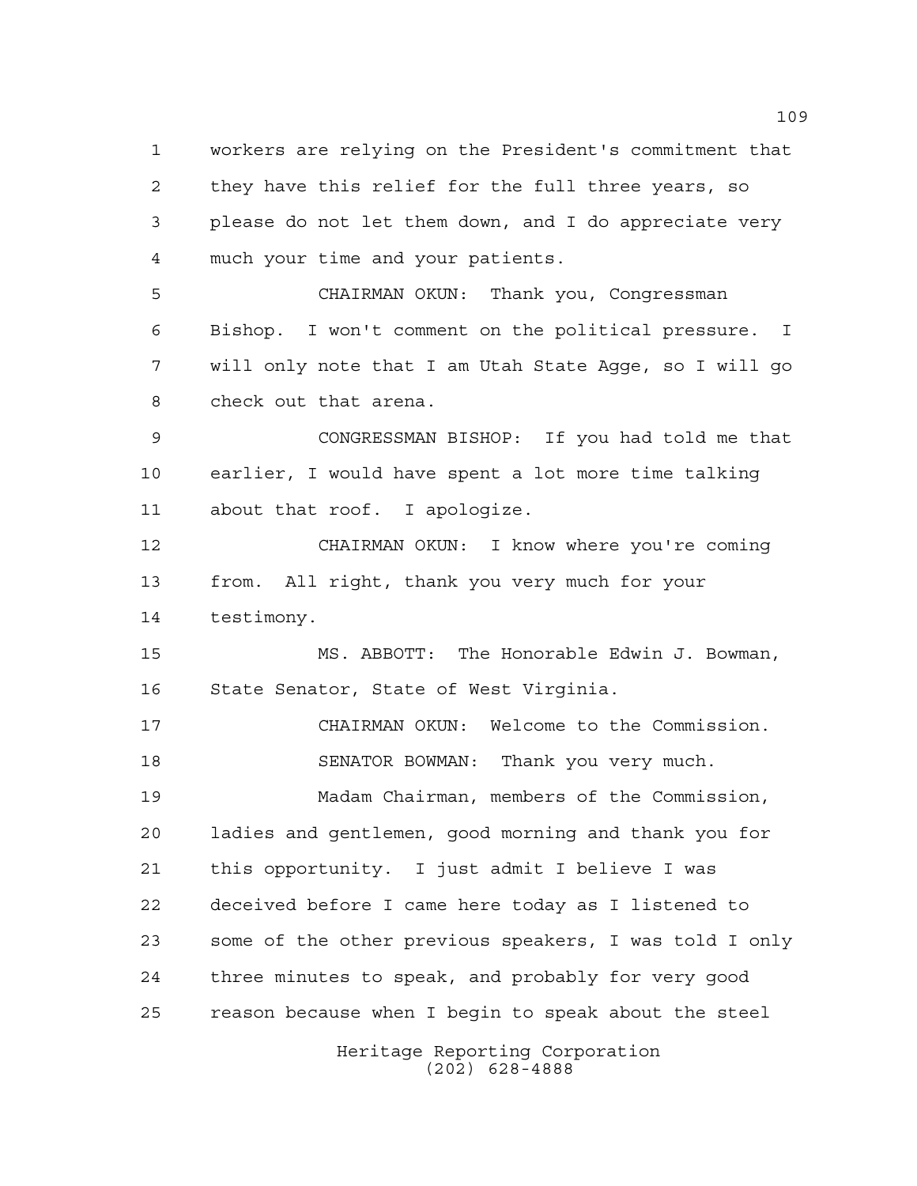workers are relying on the President's commitment that they have this relief for the full three years, so please do not let them down, and I do appreciate very much your time and your patients.

CHAIRMAN OKUN: Thank you, Congressman Bishop. I won't comment on the political pressure. I will only note that I am Utah State Agge, so I will go check out that arena.

CONGRESSMAN BISHOP: If you had told me that earlier, I would have spent a lot more time talking about that roof. I apologize.

CHAIRMAN OKUN: I know where you're coming from. All right, thank you very much for your testimony.

MS. ABBOTT: The Honorable Edwin J. Bowman, State Senator, State of West Virginia.

CHAIRMAN OKUN: Welcome to the Commission.

SENATOR BOWMAN: Thank you very much.

Madam Chairman, members of the Commission, ladies and gentlemen, good morning and thank you for this opportunity. I just admit I believe I was deceived before I came here today as I listened to some of the other previous speakers, I was told I only three minutes to speak, and probably for very good reason because when I begin to speak about the steel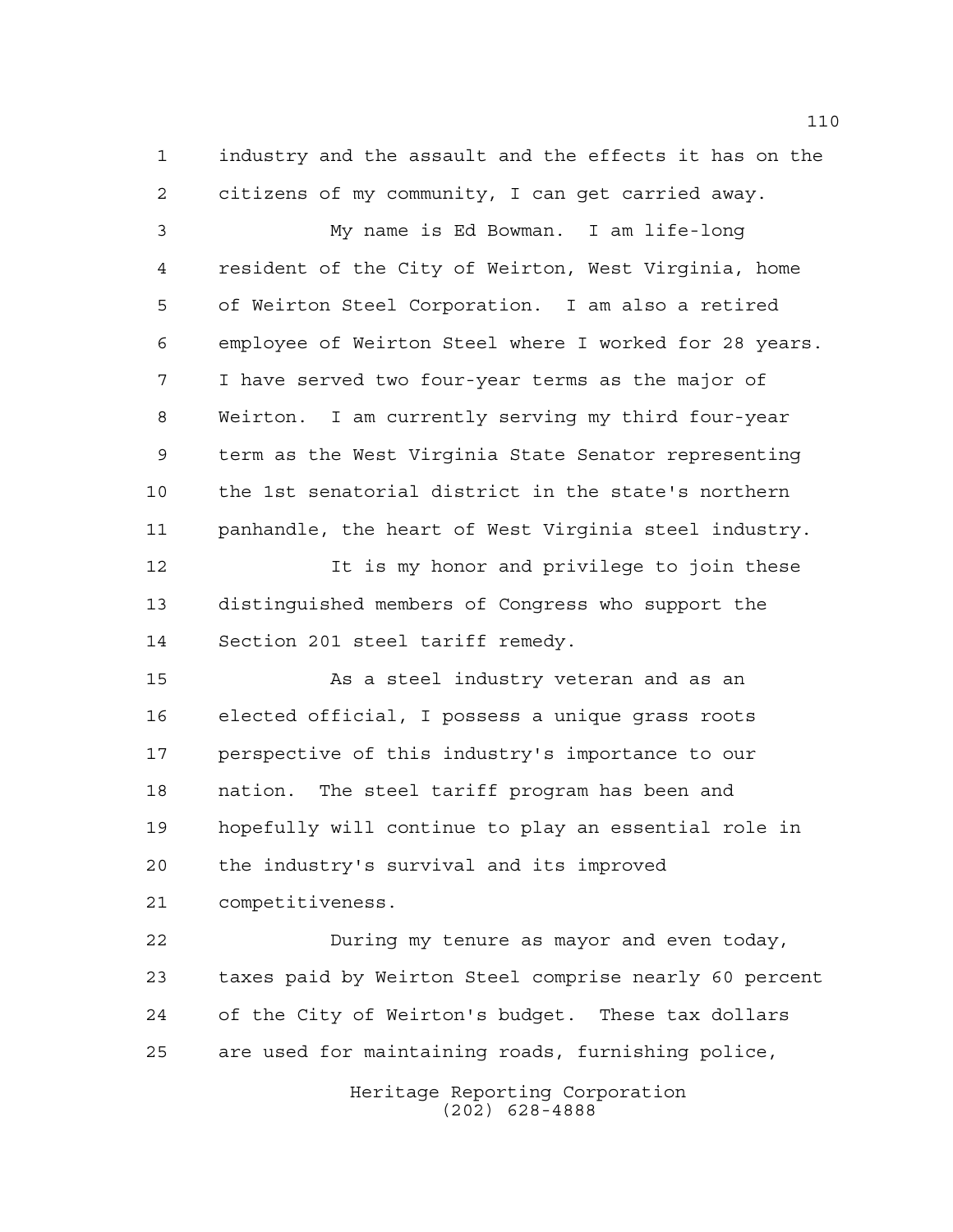industry and the assault and the effects it has on the citizens of my community, I can get carried away.

My name is Ed Bowman. I am life-long resident of the City of Weirton, West Virginia, home of Weirton Steel Corporation. I am also a retired employee of Weirton Steel where I worked for 28 years. I have served two four-year terms as the major of Weirton. I am currently serving my third four-year term as the West Virginia State Senator representing the 1st senatorial district in the state's northern panhandle, the heart of West Virginia steel industry.

It is my honor and privilege to join these distinguished members of Congress who support the Section 201 steel tariff remedy.

As a steel industry veteran and as an elected official, I possess a unique grass roots perspective of this industry's importance to our nation. The steel tariff program has been and hopefully will continue to play an essential role in the industry's survival and its improved competitiveness.

During my tenure as mayor and even today, taxes paid by Weirton Steel comprise nearly 60 percent of the City of Weirton's budget. These tax dollars are used for maintaining roads, furnishing police,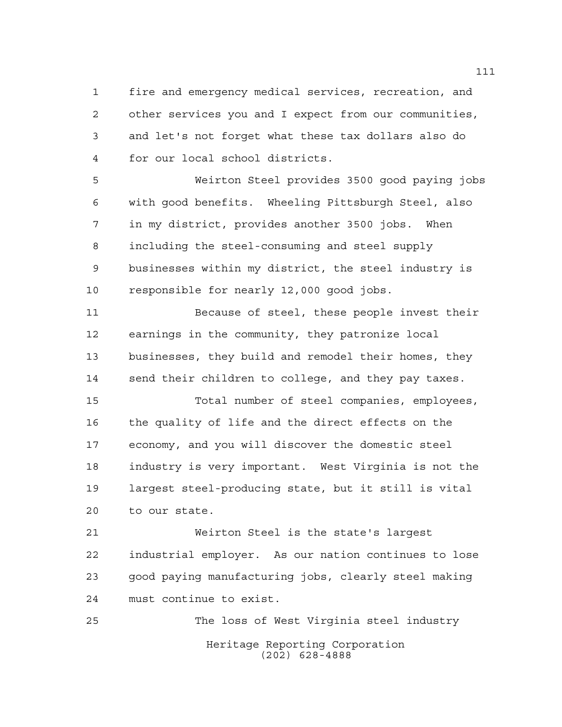fire and emergency medical services, recreation, and other services you and I expect from our communities, and let's not forget what these tax dollars also do for our local school districts.

Weirton Steel provides 3500 good paying jobs with good benefits. Wheeling Pittsburgh Steel, also in my district, provides another 3500 jobs. When including the steel-consuming and steel supply businesses within my district, the steel industry is responsible for nearly 12,000 good jobs.

Because of steel, these people invest their earnings in the community, they patronize local businesses, they build and remodel their homes, they send their children to college, and they pay taxes.

Total number of steel companies, employees, the quality of life and the direct effects on the economy, and you will discover the domestic steel industry is very important. West Virginia is not the largest steel-producing state, but it still is vital to our state.

Weirton Steel is the state's largest industrial employer. As our nation continues to lose good paying manufacturing jobs, clearly steel making must continue to exist.

The loss of West Virginia steel industry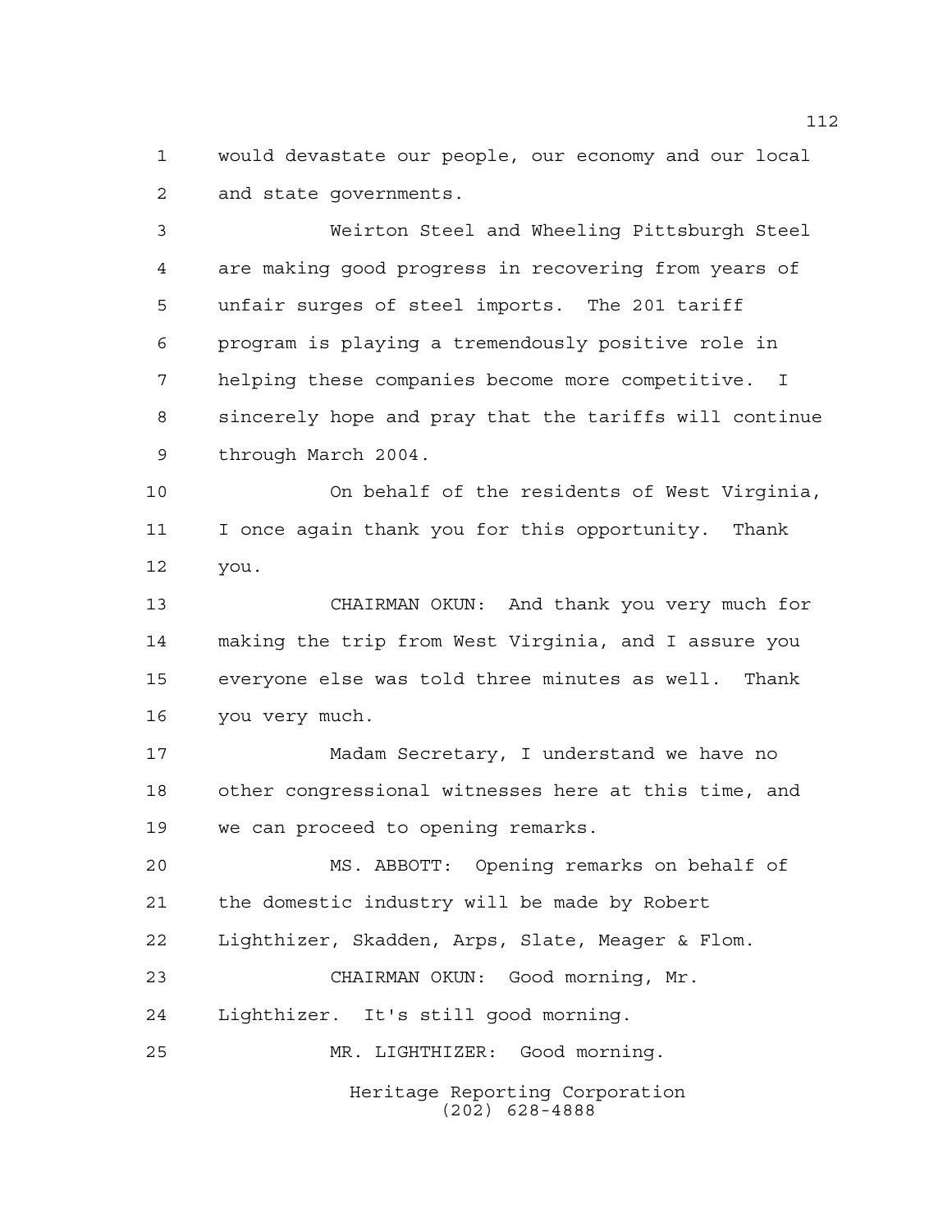would devastate our people, our economy and our local and state governments.

Weirton Steel and Wheeling Pittsburgh Steel are making good progress in recovering from years of unfair surges of steel imports. The 201 tariff program is playing a tremendously positive role in helping these companies become more competitive. I sincerely hope and pray that the tariffs will continue through March 2004.

On behalf of the residents of West Virginia, I once again thank you for this opportunity. Thank you.

CHAIRMAN OKUN: And thank you very much for making the trip from West Virginia, and I assure you everyone else was told three minutes as well. Thank you very much.

Madam Secretary, I understand we have no other congressional witnesses here at this time, and we can proceed to opening remarks.

MS. ABBOTT: Opening remarks on behalf of the domestic industry will be made by Robert Lighthizer, Skadden, Arps, Slate, Meager & Flom.

CHAIRMAN OKUN: Good morning, Mr. Lighthizer. It's still good morning.

MR. LIGHTHIZER: Good morning.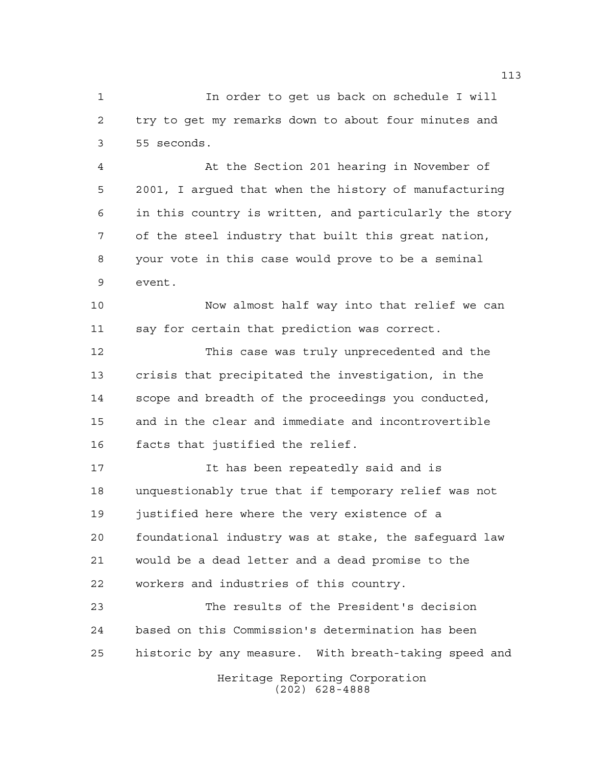In order to get us back on schedule I will try to get my remarks down to about four minutes and 55 seconds.

At the Section 201 hearing in November of 2001, I argued that when the history of manufacturing in this country is written, and particularly the story of the steel industry that built this great nation, your vote in this case would prove to be a seminal event.

Now almost half way into that relief we can say for certain that prediction was correct.

This case was truly unprecedented and the crisis that precipitated the investigation, in the scope and breadth of the proceedings you conducted, and in the clear and immediate and incontrovertible facts that justified the relief.

It has been repeatedly said and is unquestionably true that if temporary relief was not justified here where the very existence of a foundational industry was at stake, the safeguard law would be a dead letter and a dead promise to the workers and industries of this country.

The results of the President's decision based on this Commission's determination has been historic by any measure. With breath-taking speed and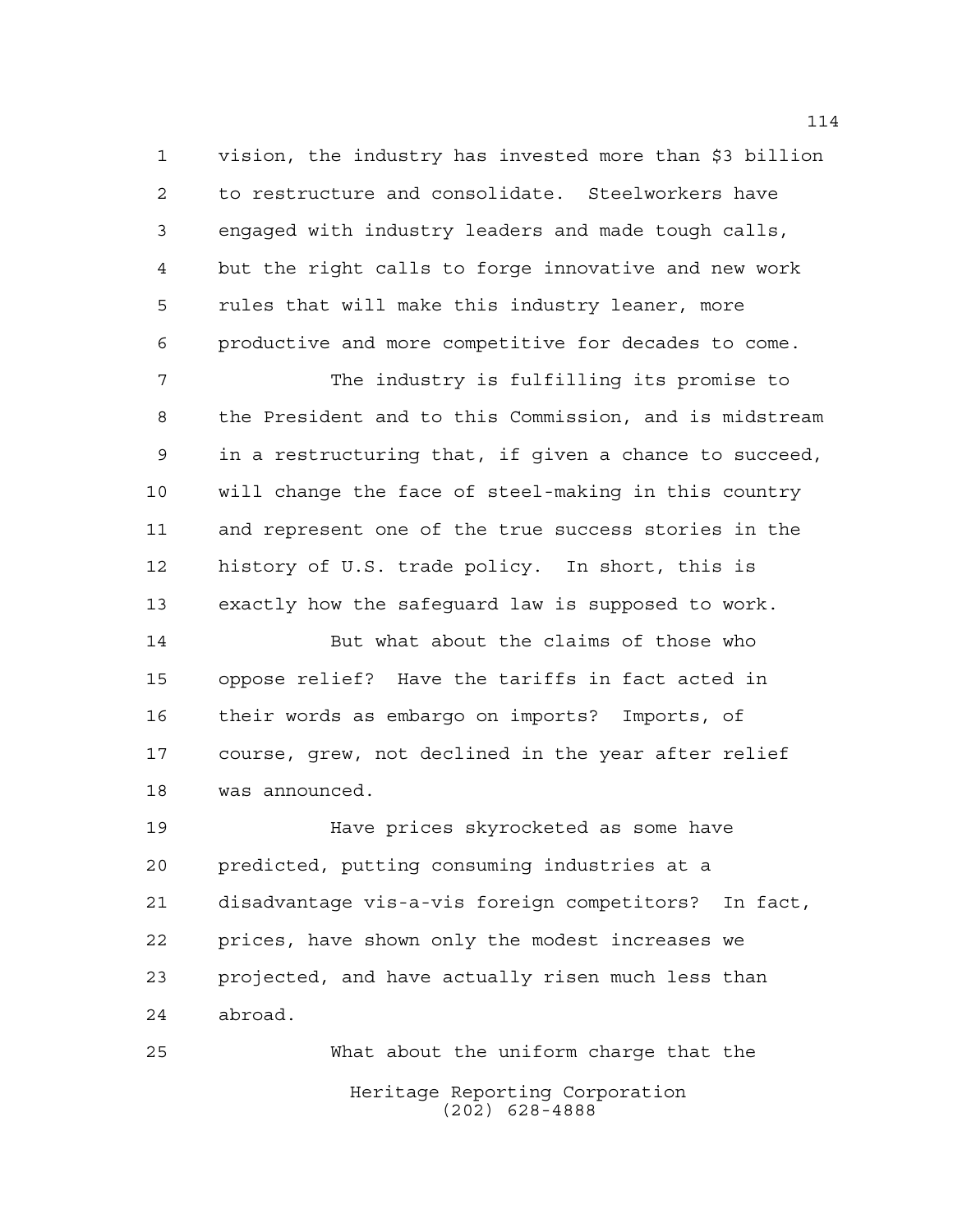vision, the industry has invested more than $3 billion to restructure and consolidate. Steelworkers have engaged with industry leaders and made tough calls, but the right calls to forge innovative and new work rules that will make this industry leaner, more productive and more competitive for decades to come.

The industry is fulfilling its promise to the President and to this Commission, and is midstream in a restructuring that, if given a chance to succeed, will change the face of steel-making in this country and represent one of the true success stories in the history of U.S. trade policy. In short, this is exactly how the safeguard law is supposed to work.

But what about the claims of those who oppose relief? Have the tariffs in fact acted in their words as embargo on imports? Imports, of course, grew, not declined in the year after relief was announced.

Have prices skyrocketed as some have predicted, putting consuming industries at a disadvantage vis-a-vis foreign competitors? In fact, prices, have shown only the modest increases we projected, and have actually risen much less than abroad.

What about the uniform charge that the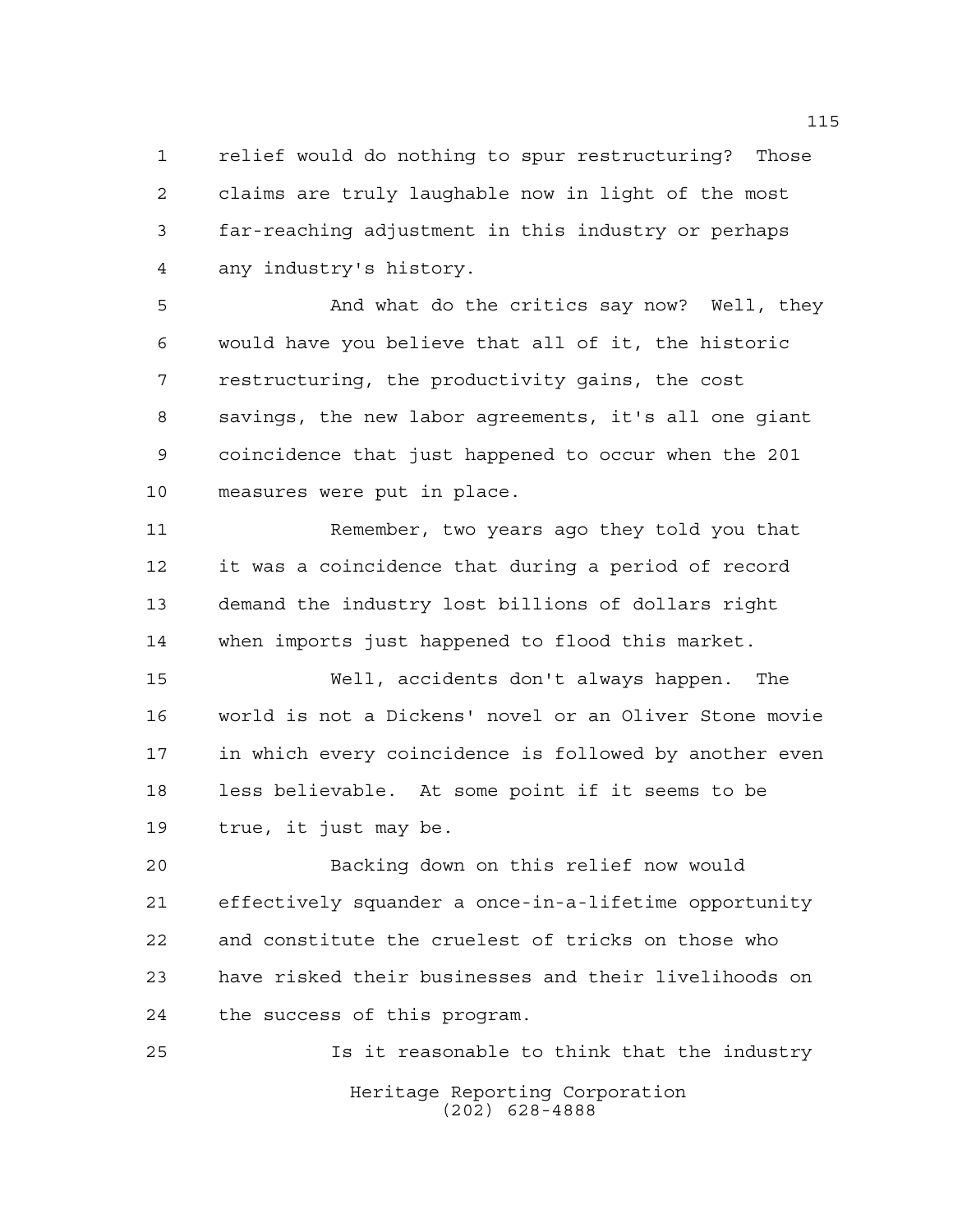relief would do nothing to spur restructuring? Those claims are truly laughable now in light of the most far-reaching adjustment in this industry or perhaps any industry's history.

And what do the critics say now? Well, they would have you believe that all of it, the historic restructuring, the productivity gains, the cost savings, the new labor agreements, it's all one giant coincidence that just happened to occur when the 201 measures were put in place.

Remember, two years ago they told you that it was a coincidence that during a period of record demand the industry lost billions of dollars right when imports just happened to flood this market.

Well, accidents don't always happen. The world is not a Dickens' novel or an Oliver Stone movie in which every coincidence is followed by another even less believable. At some point if it seems to be true, it just may be.

Backing down on this relief now would effectively squander a once-in-a-lifetime opportunity and constitute the cruelest of tricks on those who have risked their businesses and their livelihoods on the success of this program.

Is it reasonable to think that the industry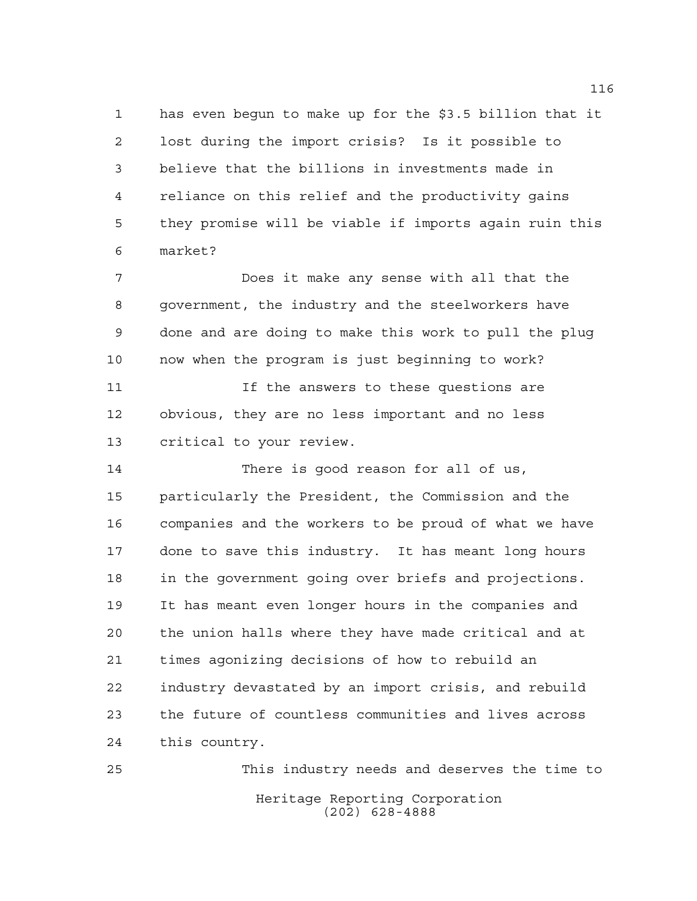has even begun to make up for the $3.5 billion that it lost during the import crisis? Is it possible to believe that the billions in investments made in reliance on this relief and the productivity gains they promise will be viable if imports again ruin this market?

Does it make any sense with all that the government, the industry and the steelworkers have done and are doing to make this work to pull the plug now when the program is just beginning to work?

If the answers to these questions are obvious, they are no less important and no less critical to your review.

There is good reason for all of us, particularly the President, the Commission and the companies and the workers to be proud of what we have done to save this industry. It has meant long hours in the government going over briefs and projections. It has meant even longer hours in the companies and the union halls where they have made critical and at times agonizing decisions of how to rebuild an industry devastated by an import crisis, and rebuild the future of countless communities and lives across this country.

This industry needs and deserves the time to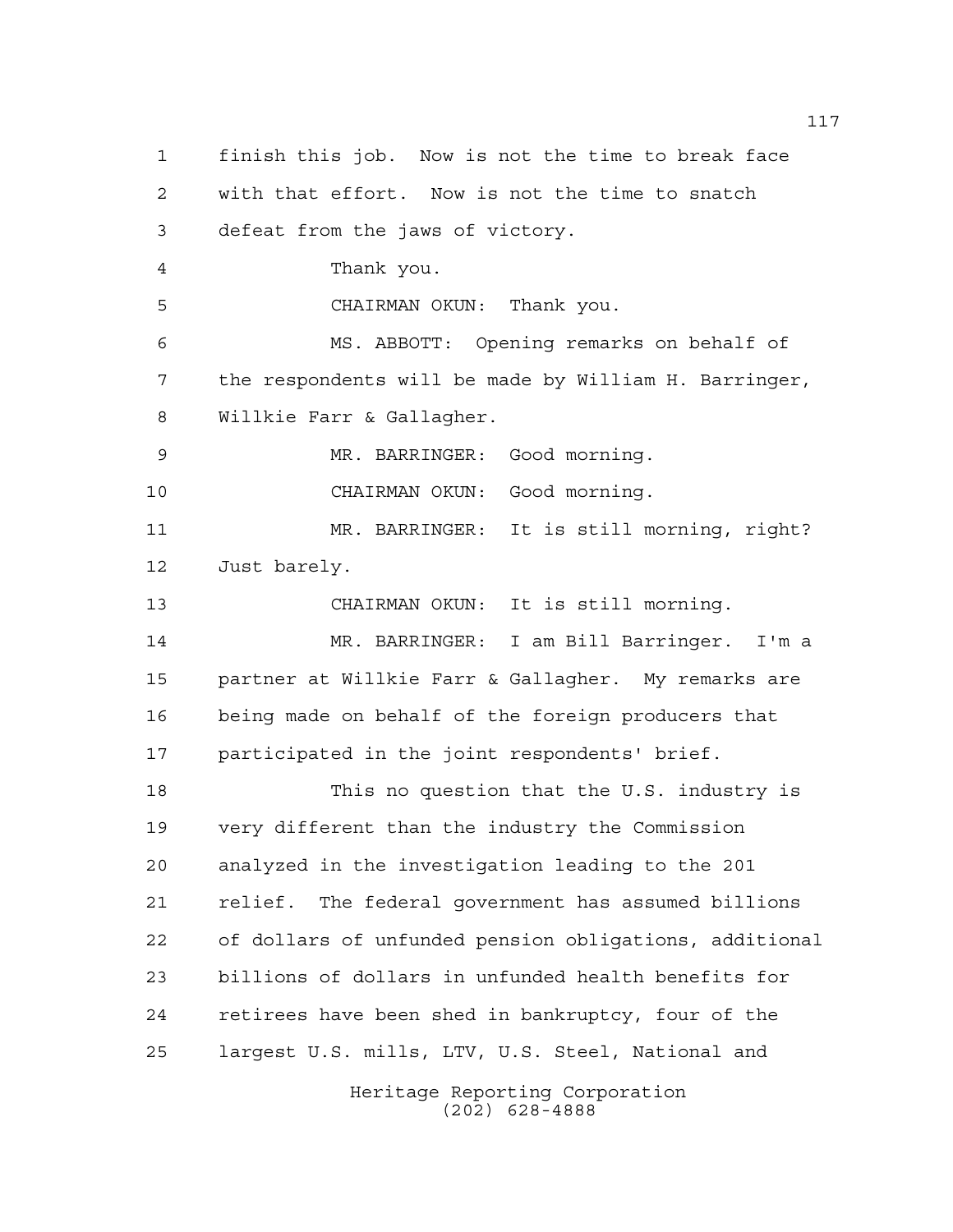finish this job. Now is not the time to break face with that effort. Now is not the time to snatch defeat from the jaws of victory.

Thank you.

CHAIRMAN OKUN: Thank you.

MS. ABBOTT: Opening remarks on behalf of the respondents will be made by William H. Barringer, Willkie Farr & Gallagher.

MR. BARRINGER: Good morning.

CHAIRMAN OKUN: Good morning.

MR. BARRINGER: It is still morning, right? Just barely.

CHAIRMAN OKUN: It is still morning.

MR. BARRINGER: I am Bill Barringer. I'm a partner at Willkie Farr & Gallagher. My remarks are being made on behalf of the foreign producers that participated in the joint respondents' brief.

This no question that the U.S. industry is very different than the industry the Commission analyzed in the investigation leading to the 201 relief. The federal government has assumed billions of dollars of unfunded pension obligations, additional billions of dollars in unfunded health benefits for retirees have been shed in bankruptcy, four of the largest U.S. mills, LTV, U.S. Steel, National and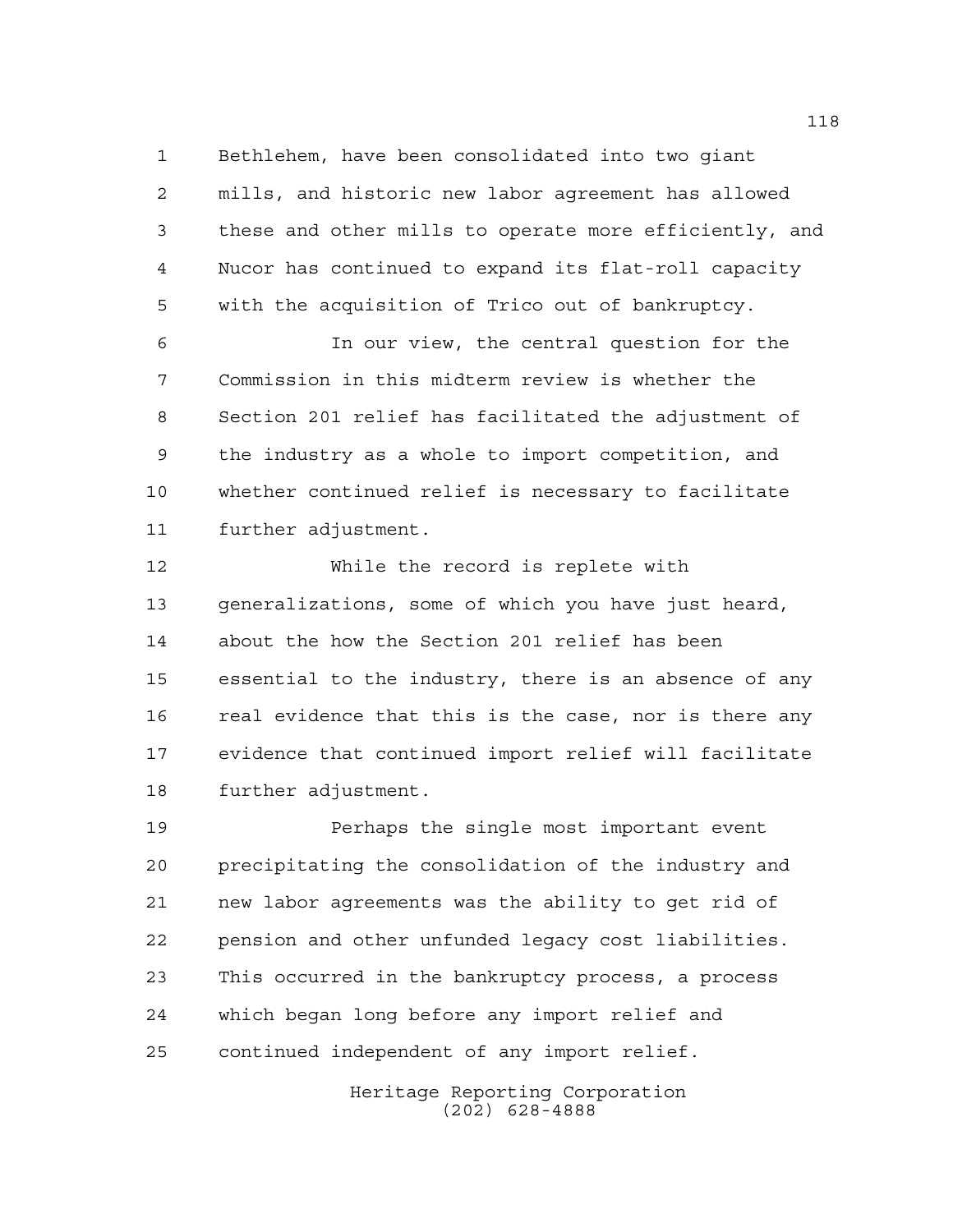Bethlehem, have been consolidated into two giant mills, and historic new labor agreement has allowed these and other mills to operate more efficiently, and Nucor has continued to expand its flat-roll capacity with the acquisition of Trico out of bankruptcy.

In our view, the central question for the Commission in this midterm review is whether the Section 201 relief has facilitated the adjustment of the industry as a whole to import competition, and whether continued relief is necessary to facilitate further adjustment.

While the record is replete with generalizations, some of which you have just heard, about the how the Section 201 relief has been essential to the industry, there is an absence of any real evidence that this is the case, nor is there any evidence that continued import relief will facilitate further adjustment.

Perhaps the single most important event precipitating the consolidation of the industry and new labor agreements was the ability to get rid of pension and other unfunded legacy cost liabilities. This occurred in the bankruptcy process, a process which began long before any import relief and continued independent of any import relief.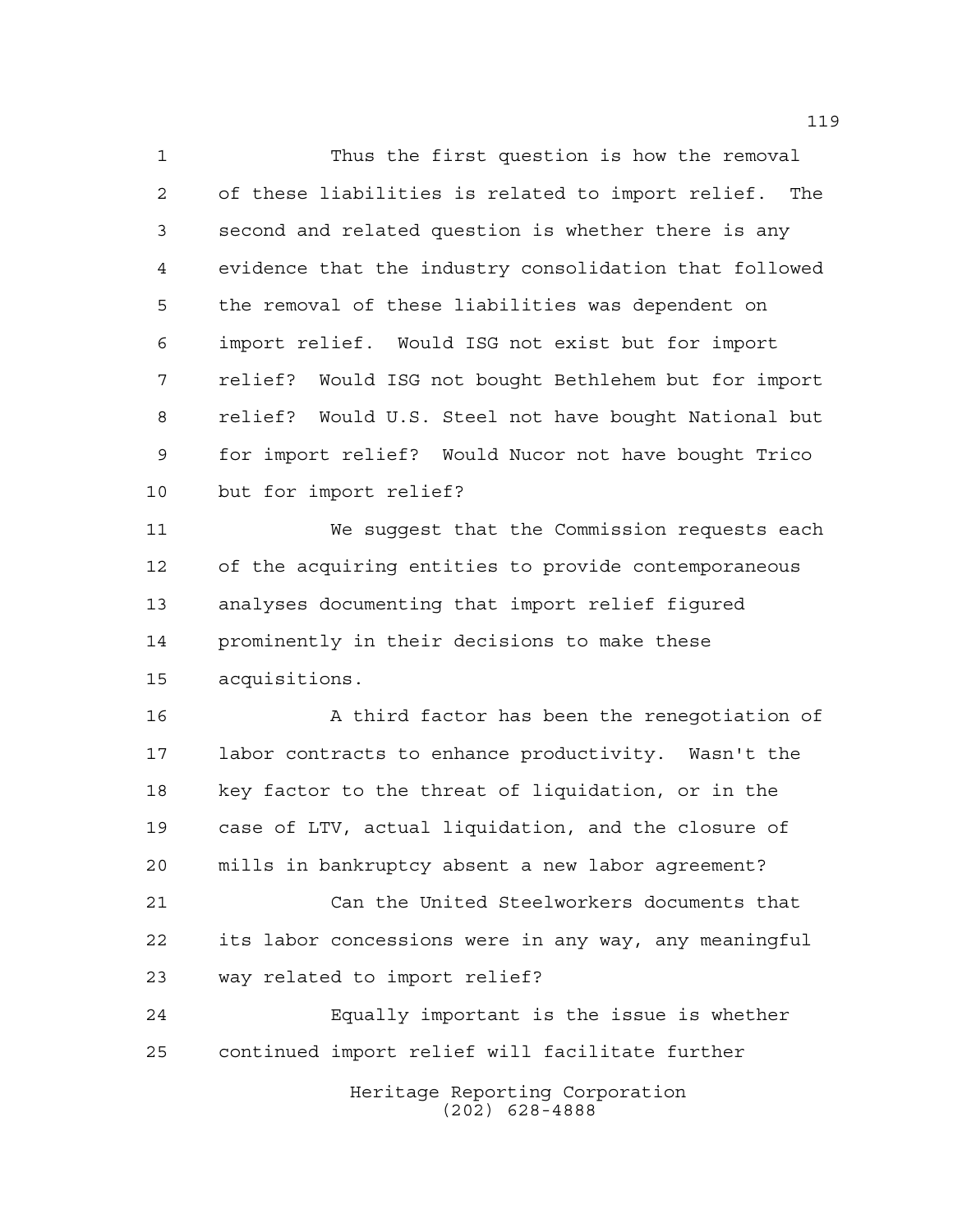Thus the first question is how the removal of these liabilities is related to import relief. The second and related question is whether there is any evidence that the industry consolidation that followed the removal of these liabilities was dependent on import relief. Would ISG not exist but for import relief? Would ISG not bought Bethlehem but for import relief? Would U.S. Steel not have bought National but for import relief? Would Nucor not have bought Trico but for import relief?

We suggest that the Commission requests each of the acquiring entities to provide contemporaneous analyses documenting that import relief figured prominently in their decisions to make these acquisitions.

A third factor has been the renegotiation of labor contracts to enhance productivity. Wasn't the key factor to the threat of liquidation, or in the case of LTV, actual liquidation, and the closure of mills in bankruptcy absent a new labor agreement?

Can the United Steelworkers documents that its labor concessions were in any way, any meaningful way related to import relief?

Equally important is the issue is whether continued import relief will facilitate further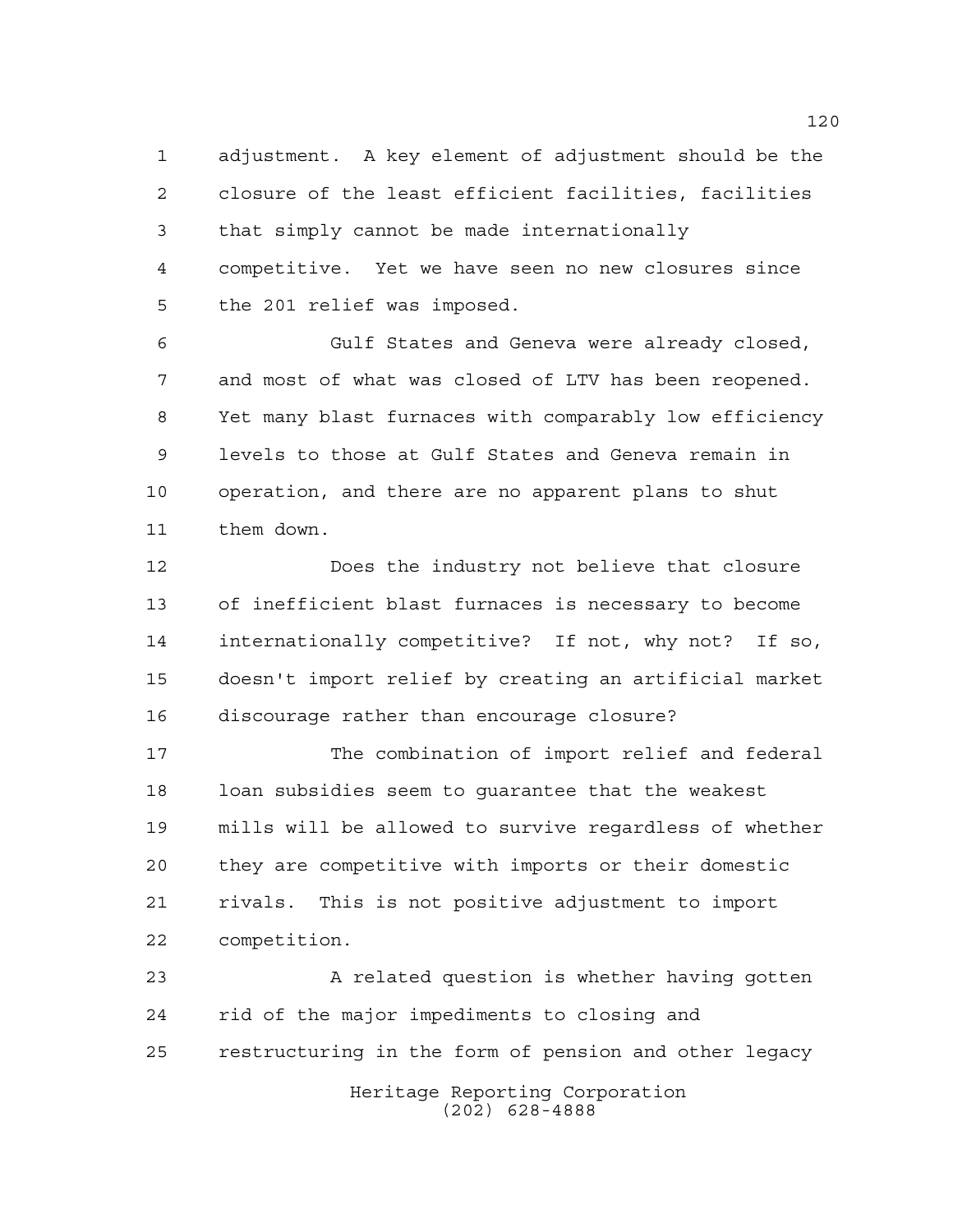adjustment. A key element of adjustment should be the closure of the least efficient facilities, facilities that simply cannot be made internationally competitive. Yet we have seen no new closures since the 201 relief was imposed.

Gulf States and Geneva were already closed, and most of what was closed of LTV has been reopened. Yet many blast furnaces with comparably low efficiency levels to those at Gulf States and Geneva remain in operation, and there are no apparent plans to shut them down.

Does the industry not believe that closure of inefficient blast furnaces is necessary to become internationally competitive? If not, why not? If so, doesn't import relief by creating an artificial market discourage rather than encourage closure?

The combination of import relief and federal loan subsidies seem to guarantee that the weakest mills will be allowed to survive regardless of whether they are competitive with imports or their domestic rivals. This is not positive adjustment to import competition.

A related question is whether having gotten rid of the major impediments to closing and restructuring in the form of pension and other legacy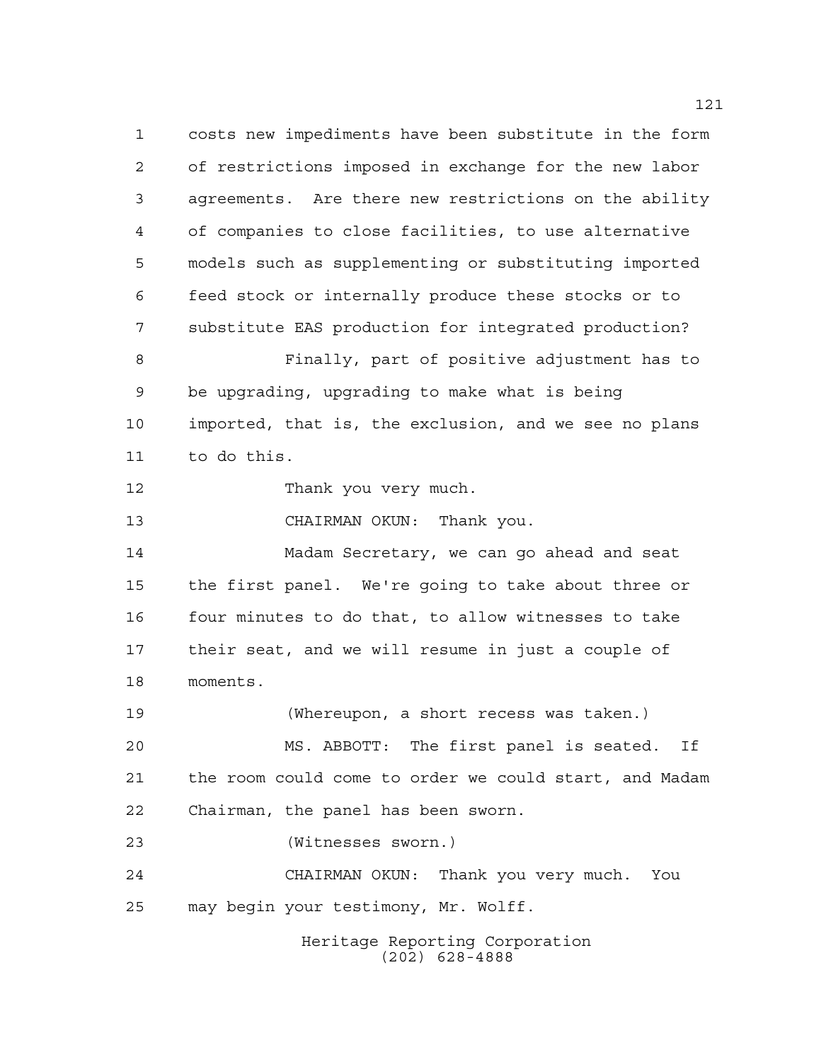costs new impediments have been substitute in the form of restrictions imposed in exchange for the new labor agreements. Are there new restrictions on the ability of companies to close facilities, to use alternative models such as supplementing or substituting imported feed stock or internally produce these stocks or to substitute EAS production for integrated production?

Finally, part of positive adjustment has to be upgrading, upgrading to make what is being imported, that is, the exclusion, and we see no plans to do this.

Thank you very much.

CHAIRMAN OKUN: Thank you.

Madam Secretary, we can go ahead and seat the first panel. We're going to take about three or four minutes to do that, to allow witnesses to take their seat, and we will resume in just a couple of moments.

(Whereupon, a short recess was taken.)

MS. ABBOTT: The first panel is seated. If the room could come to order we could start, and Madam Chairman, the panel has been sworn.

(Witnesses sworn.)

CHAIRMAN OKUN: Thank you very much. You may begin your testimony, Mr. Wolff.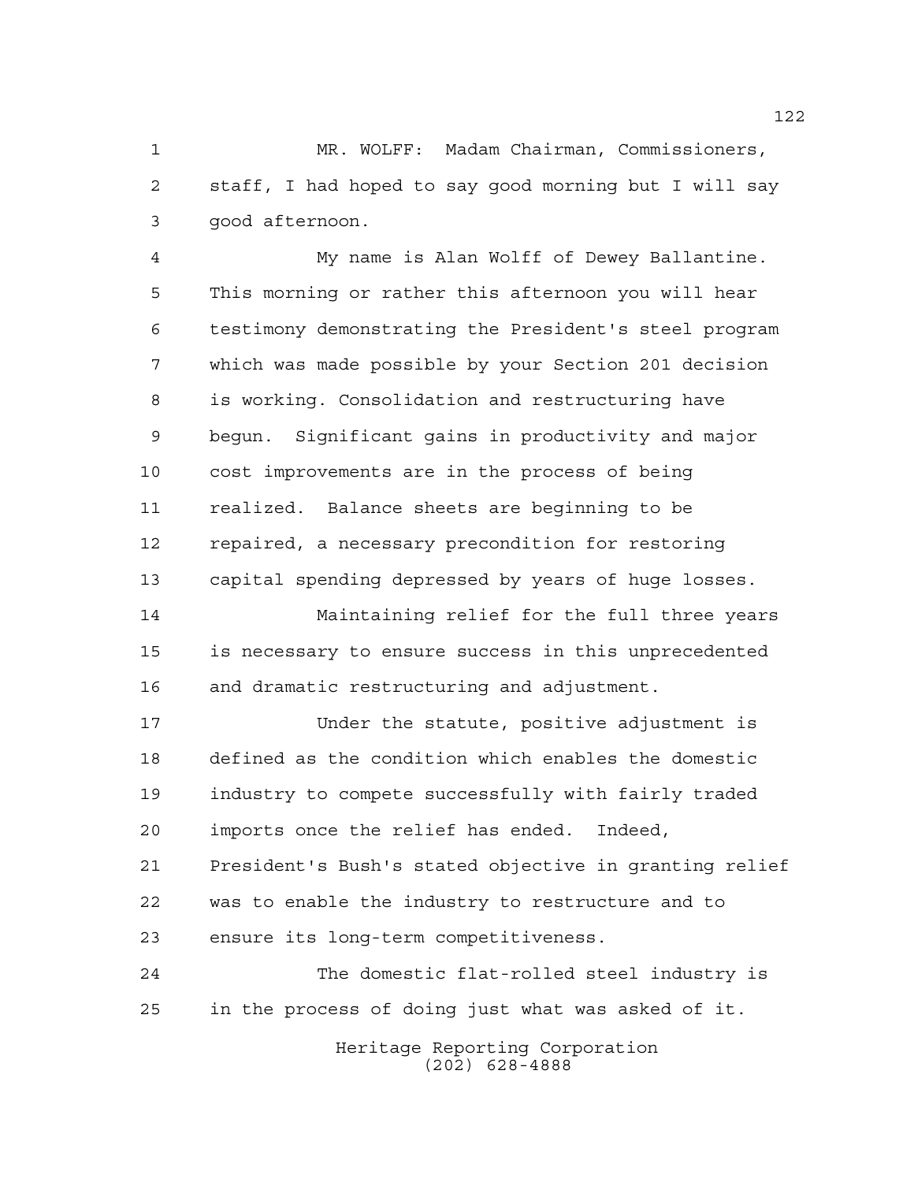MR. WOLFF: Madam Chairman, Commissioners, staff, I had hoped to say good morning but I will say good afternoon.

My name is Alan Wolff of Dewey Ballantine. This morning or rather this afternoon you will hear testimony demonstrating the President's steel program which was made possible by your Section 201 decision is working. Consolidation and restructuring have begun. Significant gains in productivity and major cost improvements are in the process of being realized. Balance sheets are beginning to be repaired, a necessary precondition for restoring capital spending depressed by years of huge losses.

Maintaining relief for the full three years is necessary to ensure success in this unprecedented and dramatic restructuring and adjustment.

Under the statute, positive adjustment is defined as the condition which enables the domestic industry to compete successfully with fairly traded imports once the relief has ended. Indeed, President's Bush's stated objective in granting relief was to enable the industry to restructure and to ensure its long-term competitiveness.

The domestic flat-rolled steel industry is in the process of doing just what was asked of it.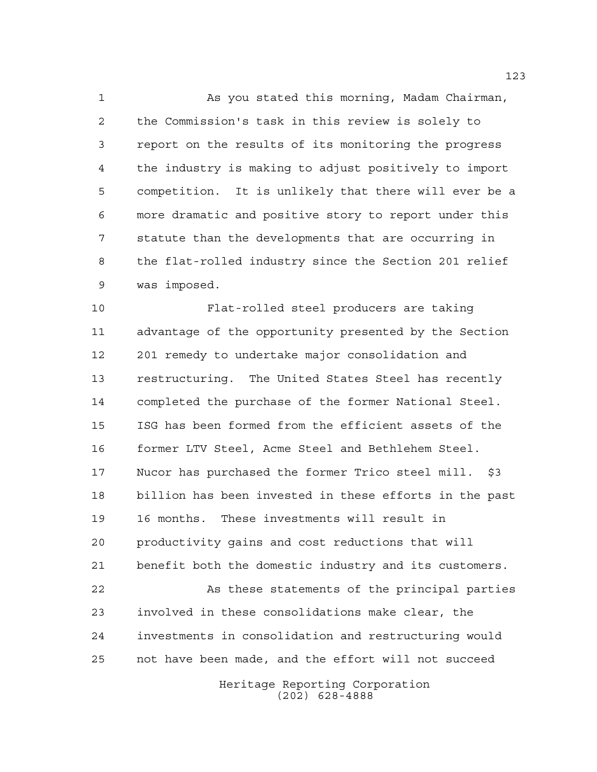As you stated this morning, Madam Chairman, the Commission's task in this review is solely to report on the results of its monitoring the progress the industry is making to adjust positively to import competition. It is unlikely that there will ever be a more dramatic and positive story to report under this statute than the developments that are occurring in the flat-rolled industry since the Section 201 relief was imposed.

Flat-rolled steel producers are taking advantage of the opportunity presented by the Section 201 remedy to undertake major consolidation and restructuring. The United States Steel has recently completed the purchase of the former National Steel. ISG has been formed from the efficient assets of the former LTV Steel, Acme Steel and Bethlehem Steel. Nucor has purchased the former Trico steel mill. $3 billion has been invested in these efforts in the past 16 months. These investments will result in productivity gains and cost reductions that will benefit both the domestic industry and its customers.

As these statements of the principal parties involved in these consolidations make clear, the investments in consolidation and restructuring would not have been made, and the effort will not succeed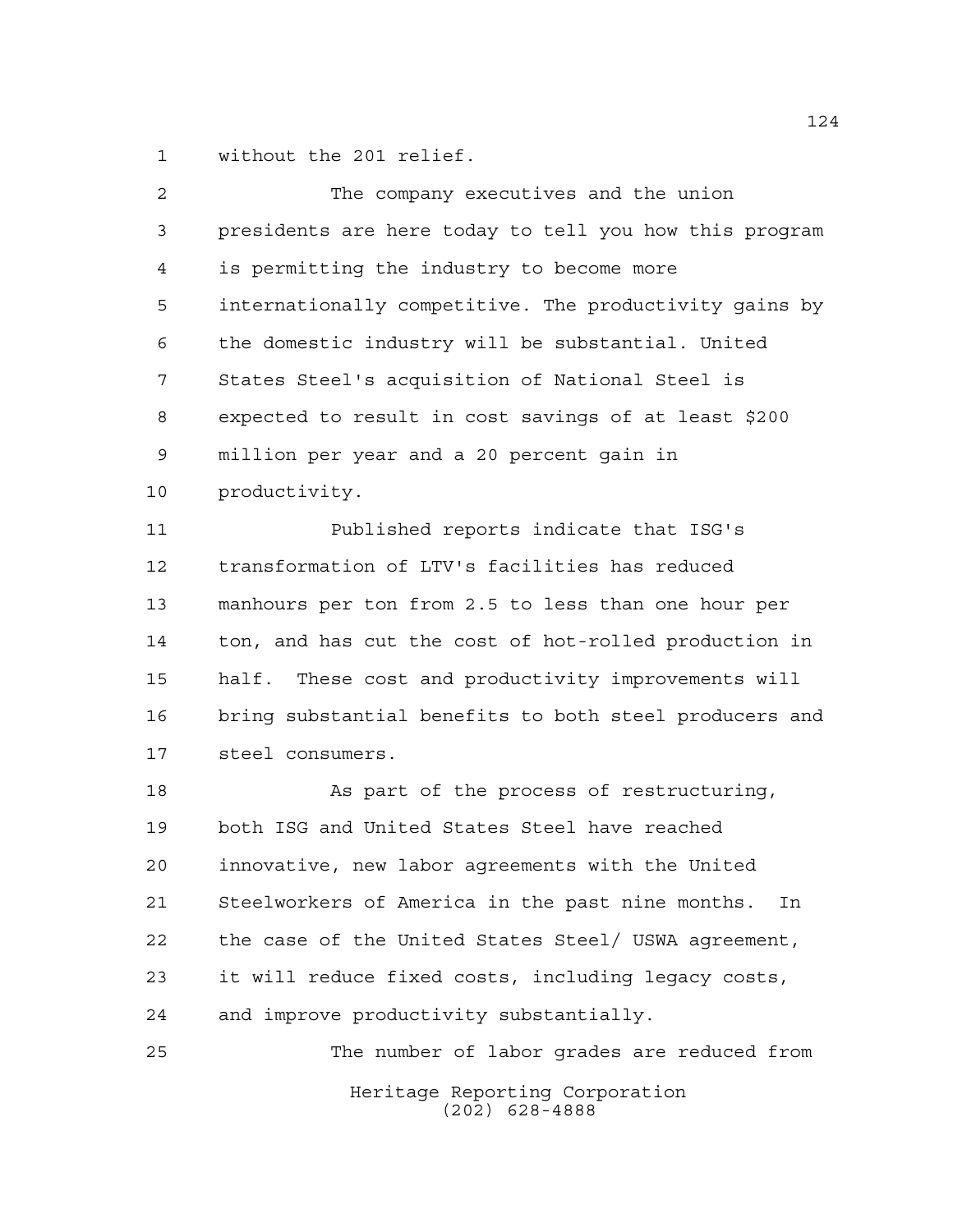without the 201 relief.

The company executives and the union presidents are here today to tell you how this program is permitting the industry to become more internationally competitive. The productivity gains by the domestic industry will be substantial. United States Steel's acquisition of National Steel is expected to result in cost savings of at least $200 million per year and a 20 percent gain in productivity.

Published reports indicate that ISG's transformation of LTV's facilities has reduced manhours per ton from 2.5 to less than one hour per ton, and has cut the cost of hot-rolled production in half. These cost and productivity improvements will bring substantial benefits to both steel producers and steel consumers.

As part of the process of restructuring, both ISG and United States Steel have reached innovative, new labor agreements with the United Steelworkers of America in the past nine months. In the case of the United States Steel/ USWA agreement, it will reduce fixed costs, including legacy costs, and improve productivity substantially.

The number of labor grades are reduced from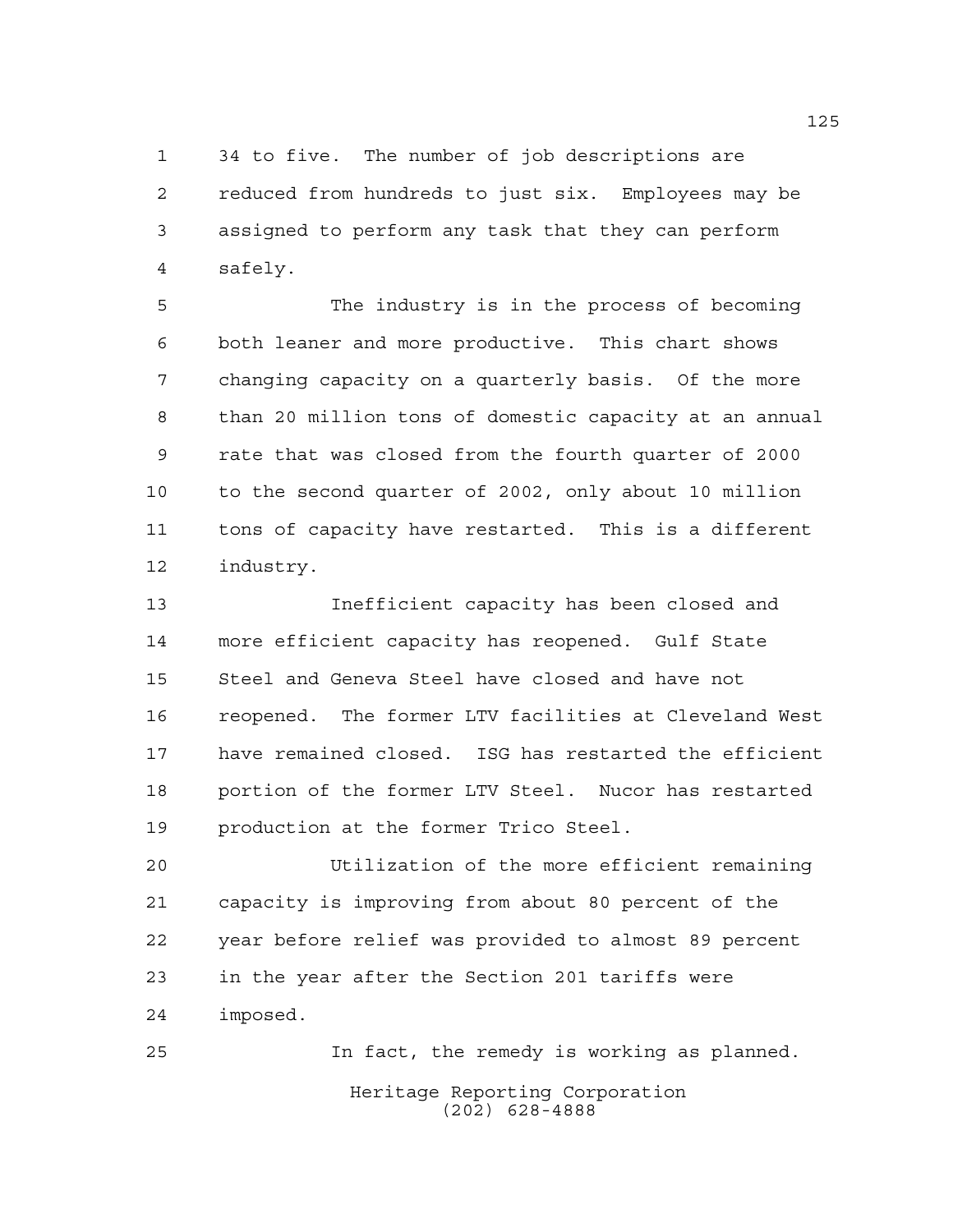34 to five. The number of job descriptions are reduced from hundreds to just six. Employees may be assigned to perform any task that they can perform safely.

The industry is in the process of becoming both leaner and more productive. This chart shows changing capacity on a quarterly basis. Of the more than 20 million tons of domestic capacity at an annual rate that was closed from the fourth quarter of 2000 to the second quarter of 2002, only about 10 million tons of capacity have restarted. This is a different industry.

Inefficient capacity has been closed and more efficient capacity has reopened. Gulf State Steel and Geneva Steel have closed and have not reopened. The former LTV facilities at Cleveland West have remained closed. ISG has restarted the efficient portion of the former LTV Steel. Nucor has restarted production at the former Trico Steel.

Utilization of the more efficient remaining capacity is improving from about 80 percent of the year before relief was provided to almost 89 percent in the year after the Section 201 tariffs were imposed.

In fact, the remedy is working as planned.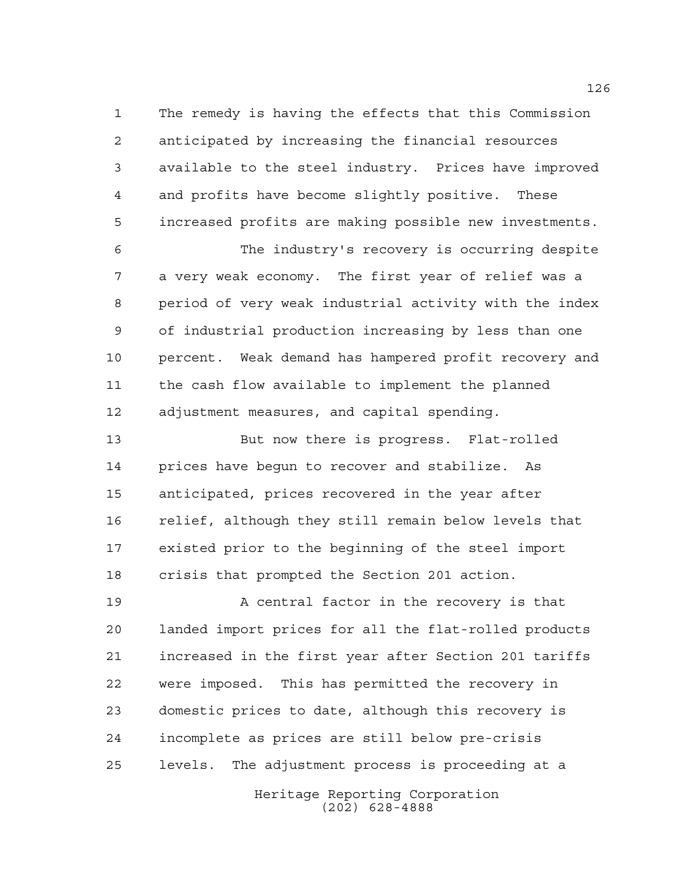The remedy is having the effects that this Commission anticipated by increasing the financial resources available to the steel industry. Prices have improved and profits have become slightly positive. These increased profits are making possible new investments.

The industry's recovery is occurring despite a very weak economy. The first year of relief was a period of very weak industrial activity with the index of industrial production increasing by less than one percent. Weak demand has hampered profit recovery and the cash flow available to implement the planned adjustment measures, and capital spending.

But now there is progress. Flat-rolled prices have begun to recover and stabilize. As anticipated, prices recovered in the year after relief, although they still remain below levels that existed prior to the beginning of the steel import crisis that prompted the Section 201 action.

A central factor in the recovery is that landed import prices for all the flat-rolled products increased in the first year after Section 201 tariffs were imposed. This has permitted the recovery in domestic prices to date, although this recovery is incomplete as prices are still below pre-crisis levels. The adjustment process is proceeding at a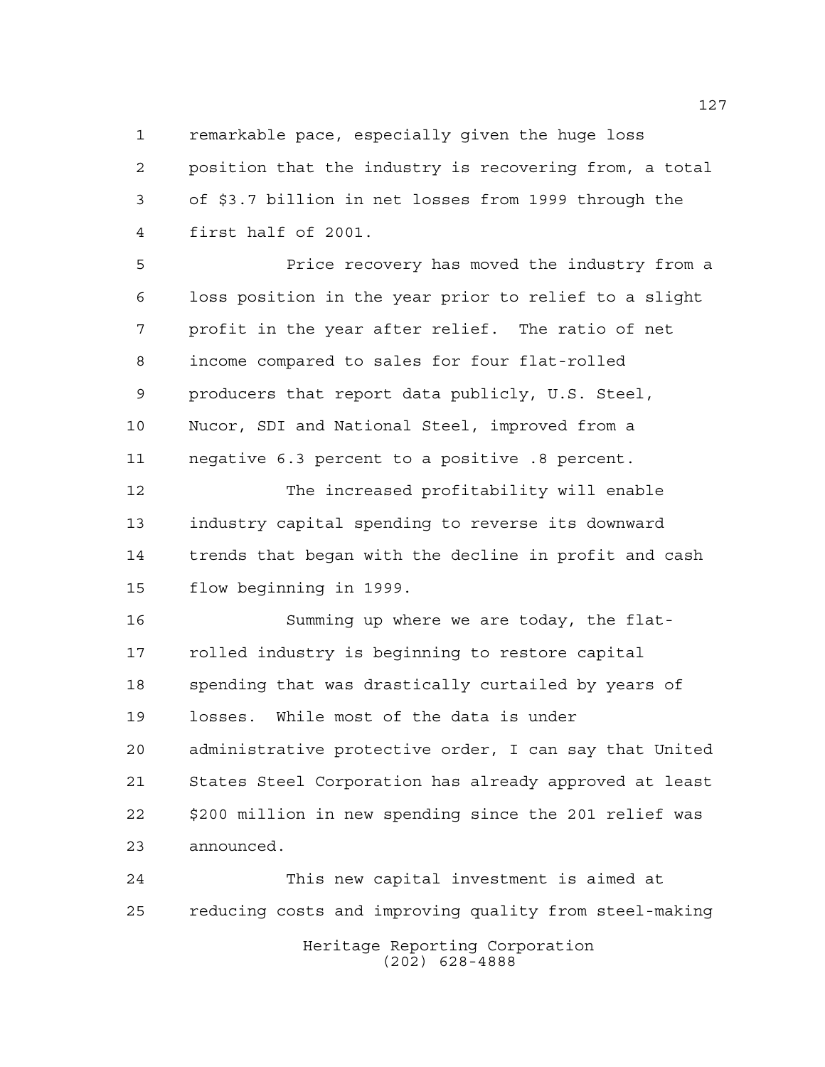remarkable pace, especially given the huge loss position that the industry is recovering from, a total of $3.7 billion in net losses from 1999 through the first half of 2001.

Price recovery has moved the industry from a loss position in the year prior to relief to a slight profit in the year after relief. The ratio of net income compared to sales for four flat-rolled producers that report data publicly, U.S. Steel, Nucor, SDI and National Steel, improved from a negative 6.3 percent to a positive .8 percent.

The increased profitability will enable industry capital spending to reverse its downward trends that began with the decline in profit and cash flow beginning in 1999.

Summing up where we are today, the flat-rolled industry is beginning to restore capital spending that was drastically curtailed by years of losses. While most of the data is under administrative protective order, I can say that United States Steel Corporation has already approved at least $200 million in new spending since the 201 relief was announced.

This new capital investment is aimed at reducing costs and improving quality from steel-making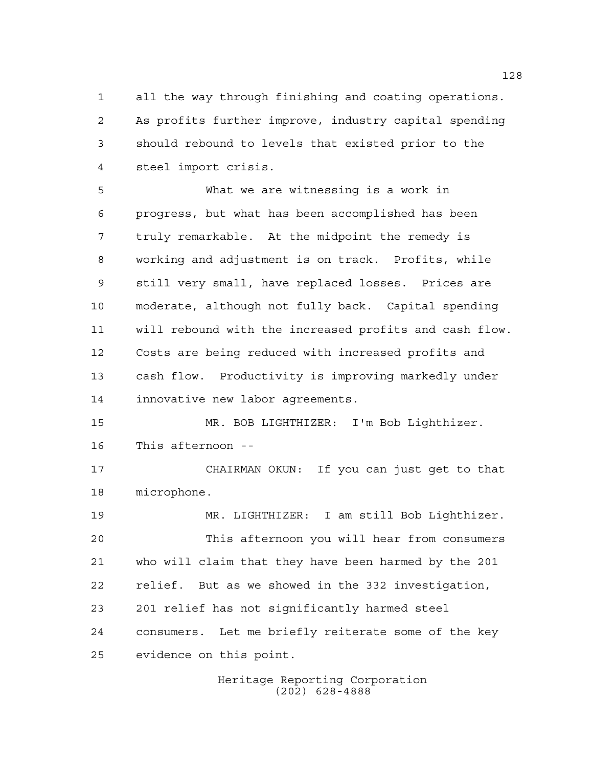all the way through finishing and coating operations. As profits further improve, industry capital spending should rebound to levels that existed prior to the steel import crisis.

What we are witnessing is a work in progress, but what has been accomplished has been truly remarkable. At the midpoint the remedy is working and adjustment is on track. Profits, while still very small, have replaced losses. Prices are moderate, although not fully back. Capital spending will rebound with the increased profits and cash flow. Costs are being reduced with increased profits and cash flow. Productivity is improving markedly under innovative new labor agreements.

MR. BOB LIGHTHIZER: I'm Bob Lighthizer. This afternoon --

CHAIRMAN OKUN: If you can just get to that microphone.

MR. LIGHTHIZER: I am still Bob Lighthizer.

This afternoon you will hear from consumers who will claim that they have been harmed by the 201 relief. But as we showed in the 332 investigation, 201 relief has not significantly harmed steel consumers. Let me briefly reiterate some of the key evidence on this point.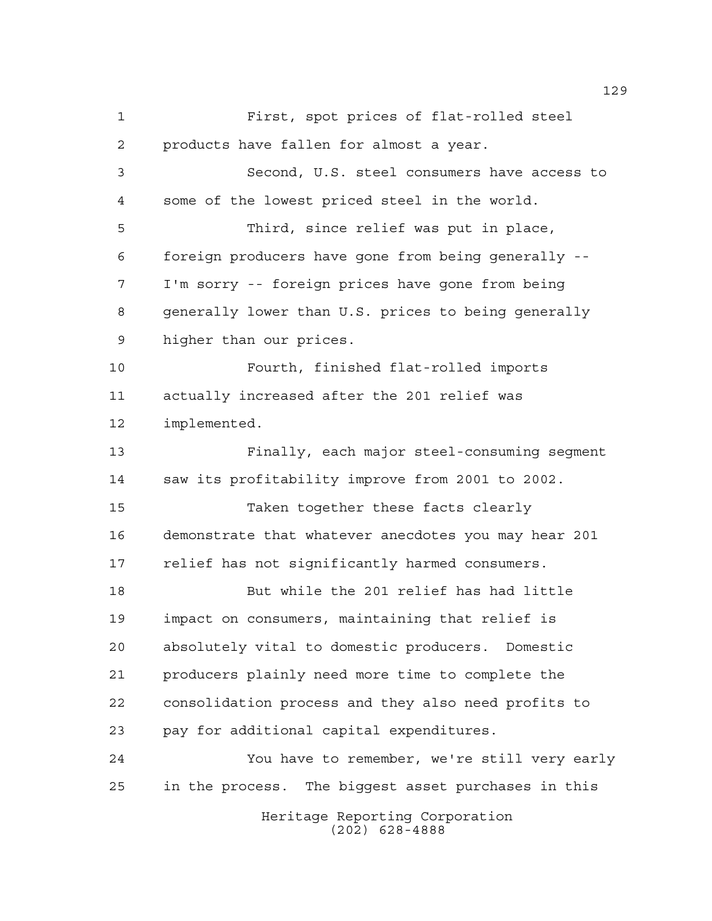First, spot prices of flat-rolled steel products have fallen for almost a year.

Second, U.S. steel consumers have access to some of the lowest priced steel in the world.

Third, since relief was put in place, foreign producers have gone from being generally -- I'm sorry -- foreign prices have gone from being generally lower than U.S. prices to being generally higher than our prices.

Fourth, finished flat-rolled imports actually increased after the 201 relief was implemented.

Finally, each major steel-consuming segment saw its profitability improve from 2001 to 2002.

Taken together these facts clearly demonstrate that whatever anecdotes you may hear 201 relief has not significantly harmed consumers.

But while the 201 relief has had little impact on consumers, maintaining that relief is absolutely vital to domestic producers. Domestic producers plainly need more time to complete the consolidation process and they also need profits to pay for additional capital expenditures.

You have to remember, we're still very early in the process. The biggest asset purchases in this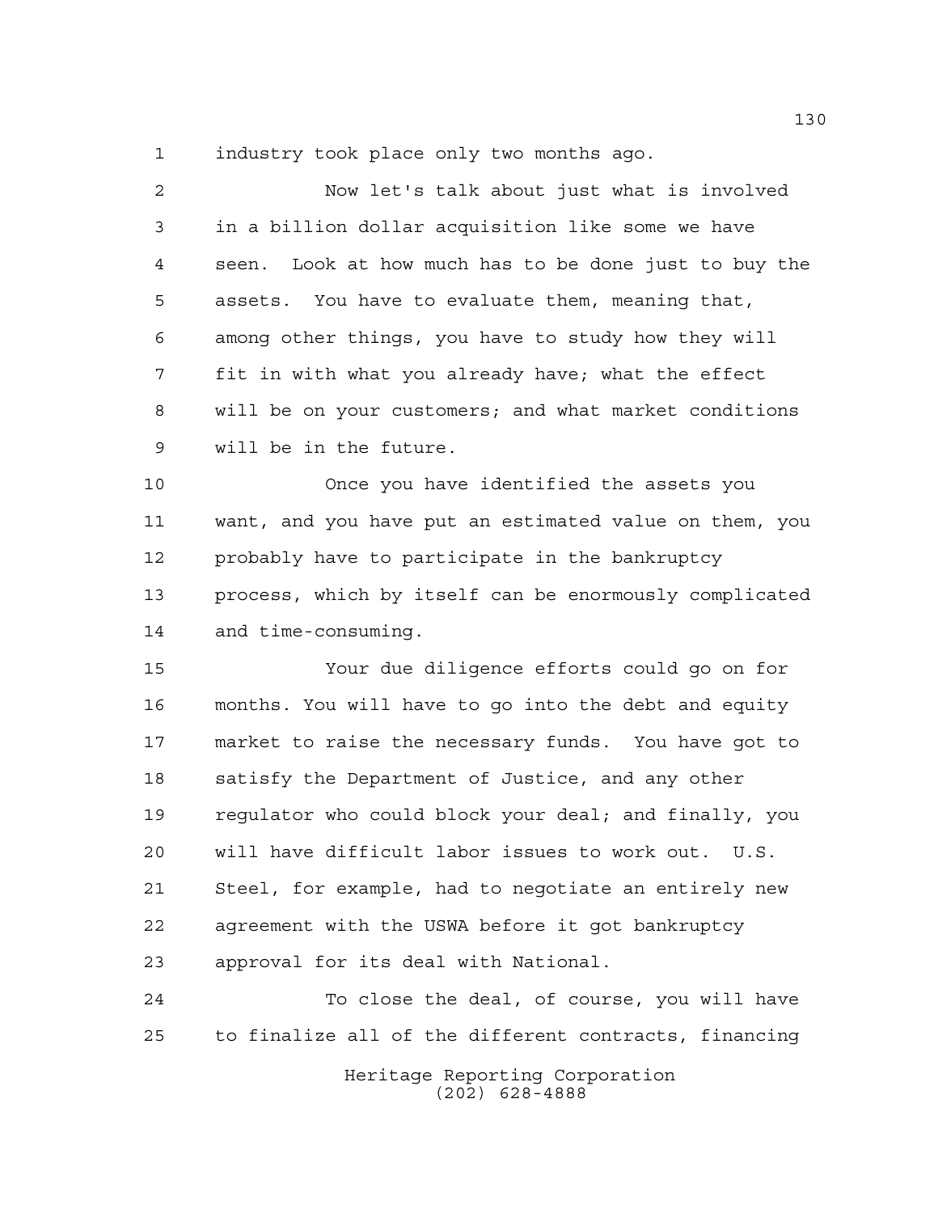industry took place only two months ago.

Now let's talk about just what is involved in a billion dollar acquisition like some we have seen. Look at how much has to be done just to buy the assets. You have to evaluate them, meaning that, among other things, you have to study how they will fit in with what you already have; what the effect will be on your customers; and what market conditions will be in the future.

Once you have identified the assets you want, and you have put an estimated value on them, you probably have to participate in the bankruptcy process, which by itself can be enormously complicated and time-consuming.

Your due diligence efforts could go on for months. You will have to go into the debt and equity market to raise the necessary funds. You have got to satisfy the Department of Justice, and any other regulator who could block your deal; and finally, you will have difficult labor issues to work out. U.S. Steel, for example, had to negotiate an entirely new agreement with the USWA before it got bankruptcy approval for its deal with National.

To close the deal, of course, you will have to finalize all of the different contracts, financing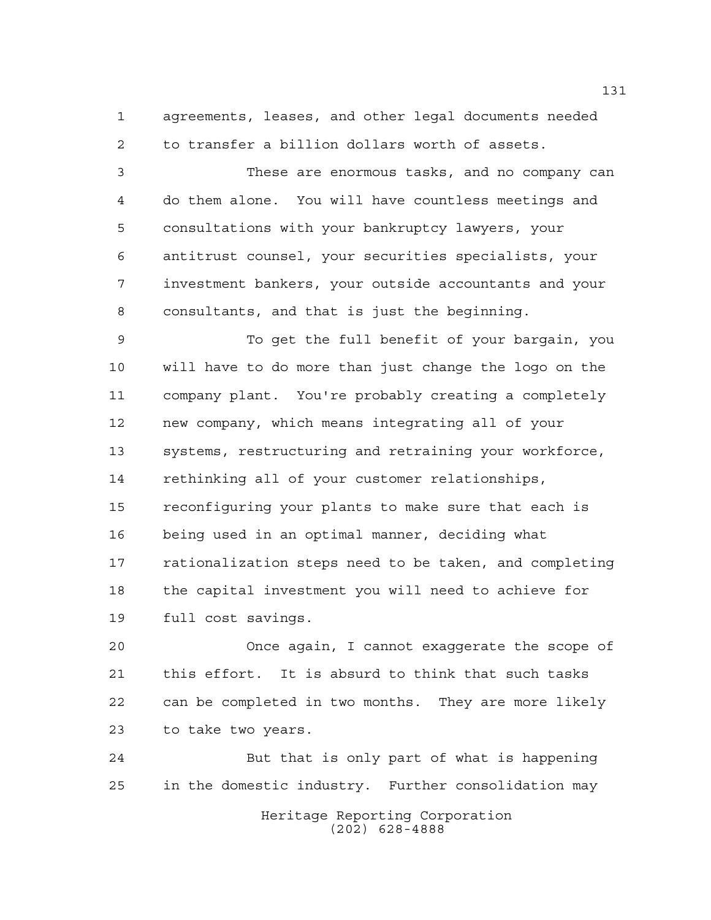agreements, leases, and other legal documents needed to transfer a billion dollars worth of assets.

These are enormous tasks, and no company can do them alone. You will have countless meetings and consultations with your bankruptcy lawyers, your antitrust counsel, your securities specialists, your investment bankers, your outside accountants and your consultants, and that is just the beginning.

To get the full benefit of your bargain, you will have to do more than just change the logo on the company plant. You're probably creating a completely new company, which means integrating all of your systems, restructuring and retraining your workforce, rethinking all of your customer relationships, reconfiguring your plants to make sure that each is being used in an optimal manner, deciding what rationalization steps need to be taken, and completing the capital investment you will need to achieve for full cost savings.

Once again, I cannot exaggerate the scope of this effort. It is absurd to think that such tasks can be completed in two months. They are more likely to take two years.

But that is only part of what is happening in the domestic industry. Further consolidation may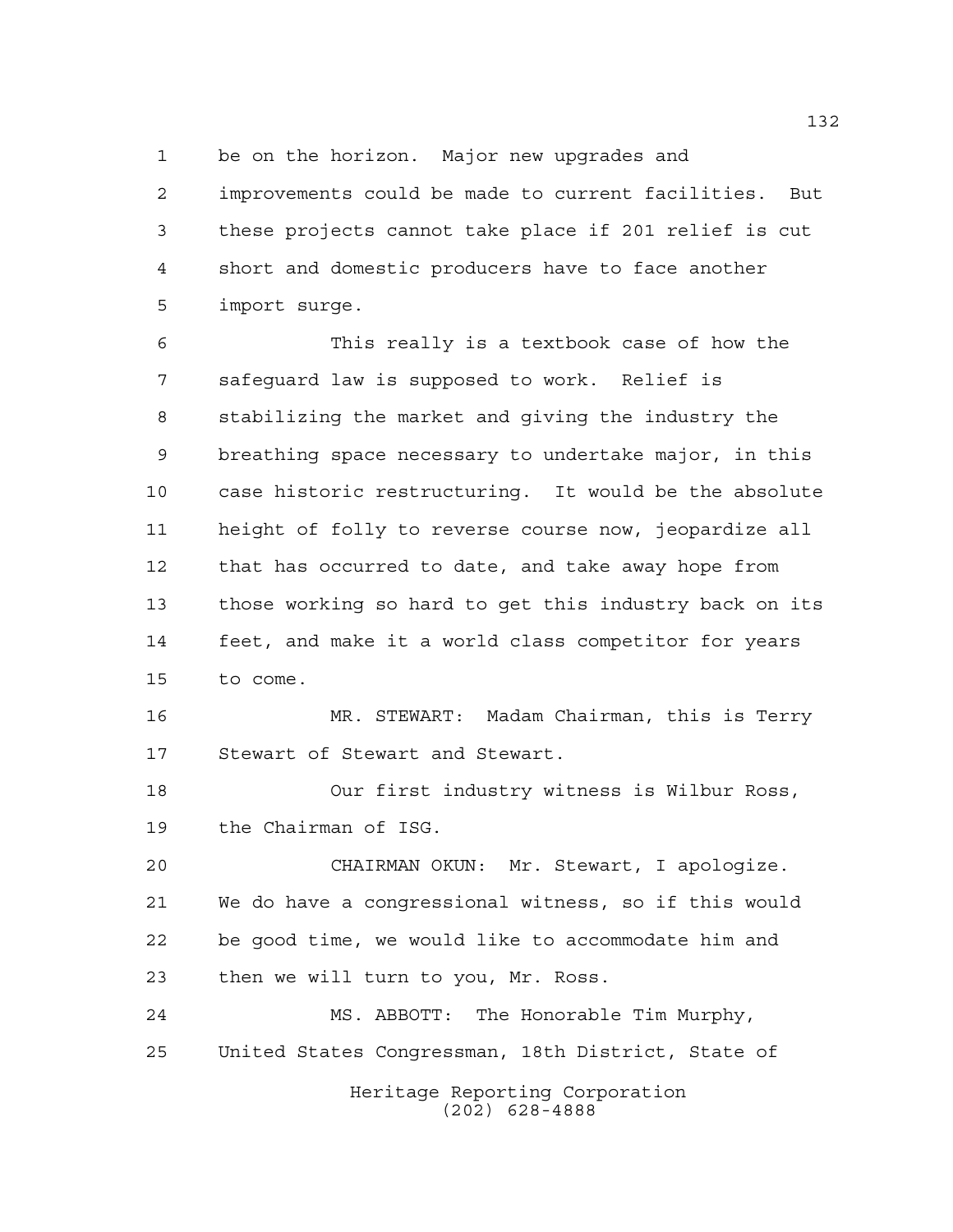be on the horizon. Major new upgrades and improvements could be made to current facilities. But these projects cannot take place if 201 relief is cut short and domestic producers have to face another import surge.

This really is a textbook case of how the safeguard law is supposed to work. Relief is stabilizing the market and giving the industry the breathing space necessary to undertake major, in this case historic restructuring. It would be the absolute height of folly to reverse course now, jeopardize all that has occurred to date, and take away hope from those working so hard to get this industry back on its feet, and make it a world class competitor for years to come.

MR. STEWART: Madam Chairman, this is Terry Stewart of Stewart and Stewart.

Our first industry witness is Wilbur Ross, the Chairman of ISG.

CHAIRMAN OKUN: Mr. Stewart, I apologize. We do have a congressional witness, so if this would be good time, we would like to accommodate him and then we will turn to you, Mr. Ross.

MS. ABBOTT: The Honorable Tim Murphy, United States Congressman, 18th District, State of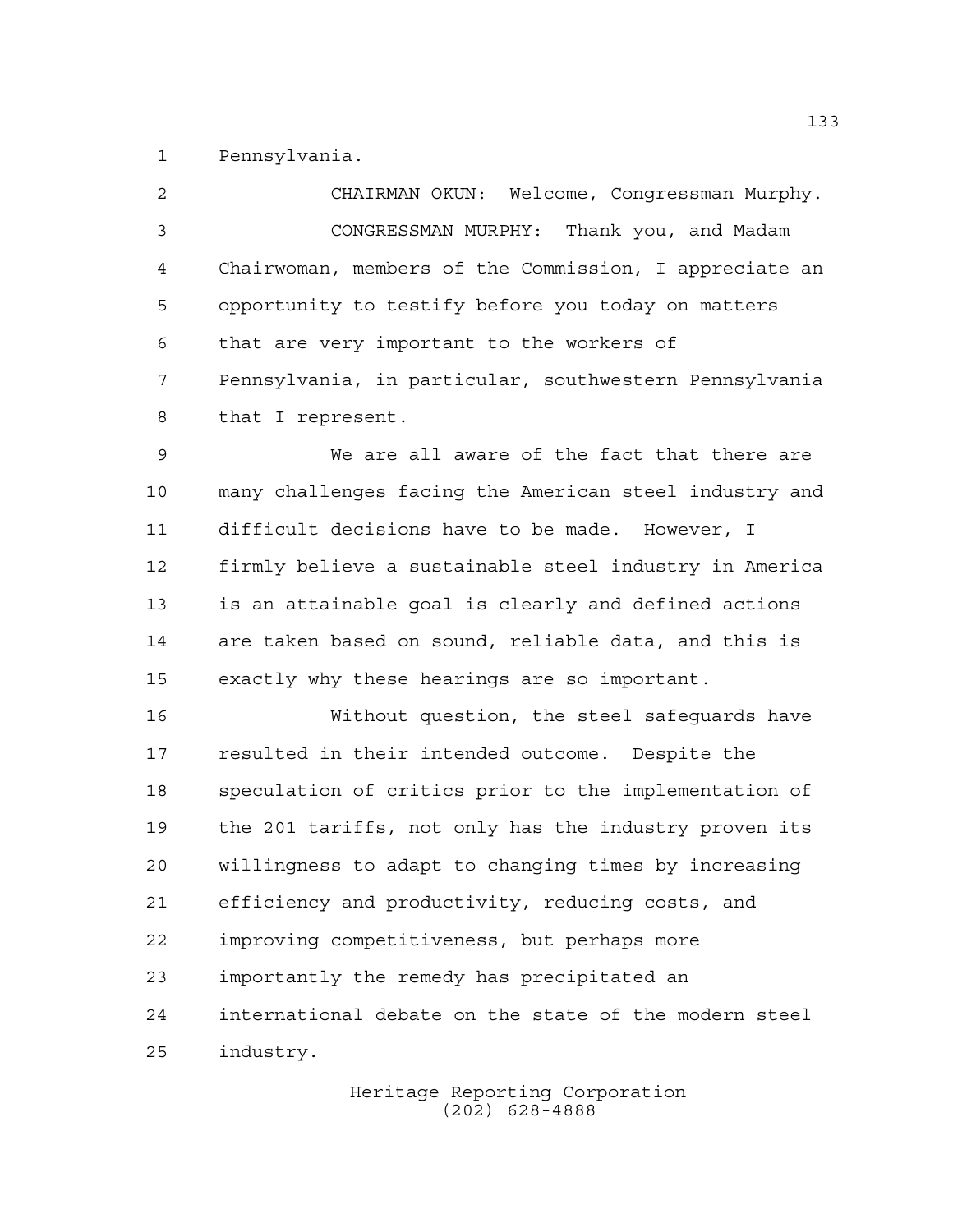Pennsylvania.

CHAIRMAN OKUN: Welcome, Congressman Murphy.

CONGRESSMAN MURPHY: Thank you, and Madam Chairwoman, members of the Commission, I appreciate an opportunity to testify before you today on matters that are very important to the workers of Pennsylvania, in particular, southwestern Pennsylvania that I represent.

We are all aware of the fact that there are many challenges facing the American steel industry and difficult decisions have to be made. However, I firmly believe a sustainable steel industry in America is an attainable goal is clearly and defined actions are taken based on sound, reliable data, and this is exactly why these hearings are so important.

Without question, the steel safeguards have resulted in their intended outcome. Despite the speculation of critics prior to the implementation of the 201 tariffs, not only has the industry proven its willingness to adapt to changing times by increasing efficiency and productivity, reducing costs, and improving competitiveness, but perhaps more importantly the remedy has precipitated an international debate on the state of the modern steel industry.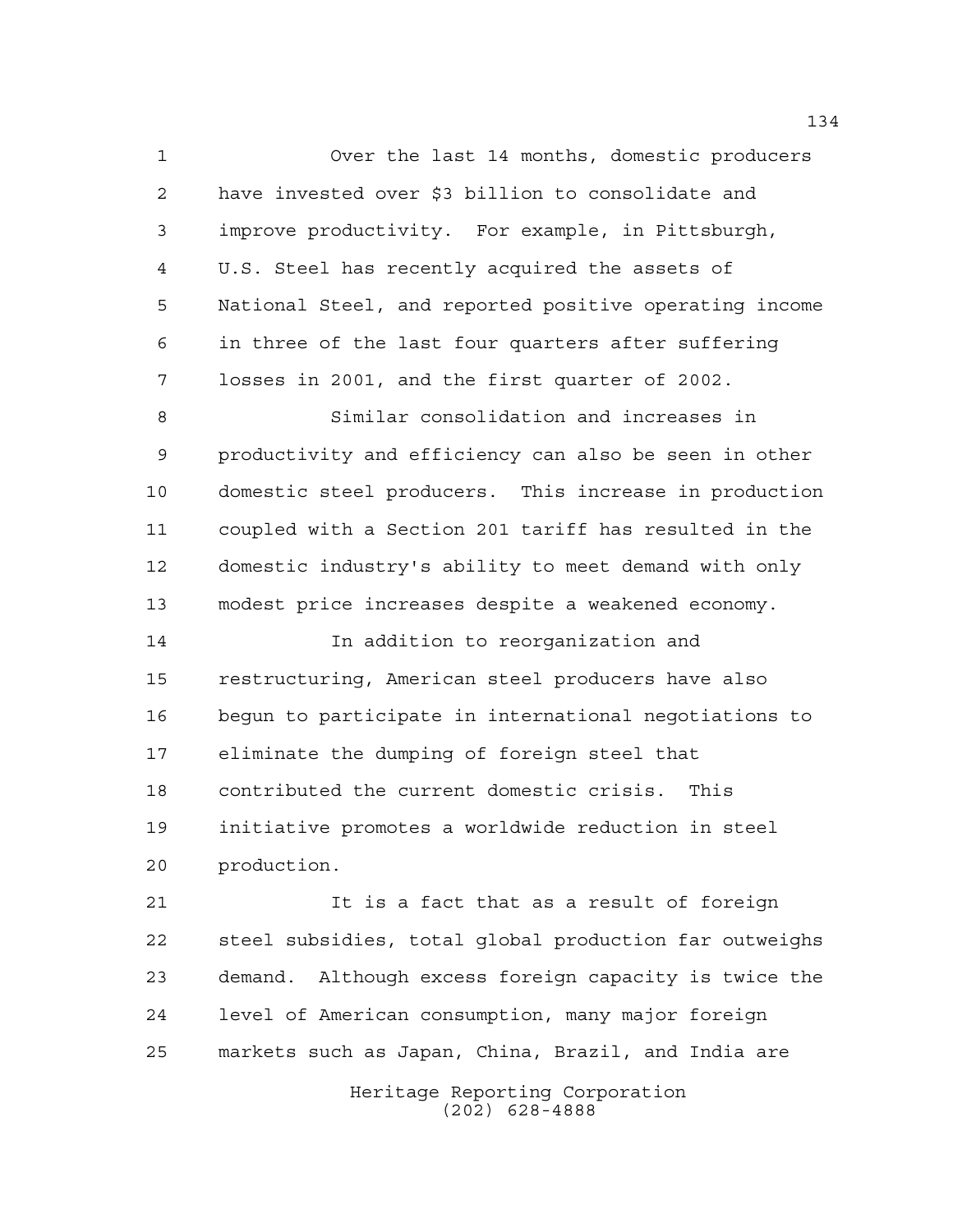Over the last 14 months, domestic producers have invested over $3 billion to consolidate and improve productivity. For example, in Pittsburgh, U.S. Steel has recently acquired the assets of National Steel, and reported positive operating income in three of the last four quarters after suffering losses in 2001, and the first quarter of 2002.

Similar consolidation and increases in productivity and efficiency can also be seen in other domestic steel producers. This increase in production coupled with a Section 201 tariff has resulted in the domestic industry's ability to meet demand with only modest price increases despite a weakened economy.

In addition to reorganization and restructuring, American steel producers have also begun to participate in international negotiations to eliminate the dumping of foreign steel that contributed the current domestic crisis. This initiative promotes a worldwide reduction in steel production.

It is a fact that as a result of foreign steel subsidies, total global production far outweighs demand. Although excess foreign capacity is twice the level of American consumption, many major foreign markets such as Japan, China, Brazil, and India are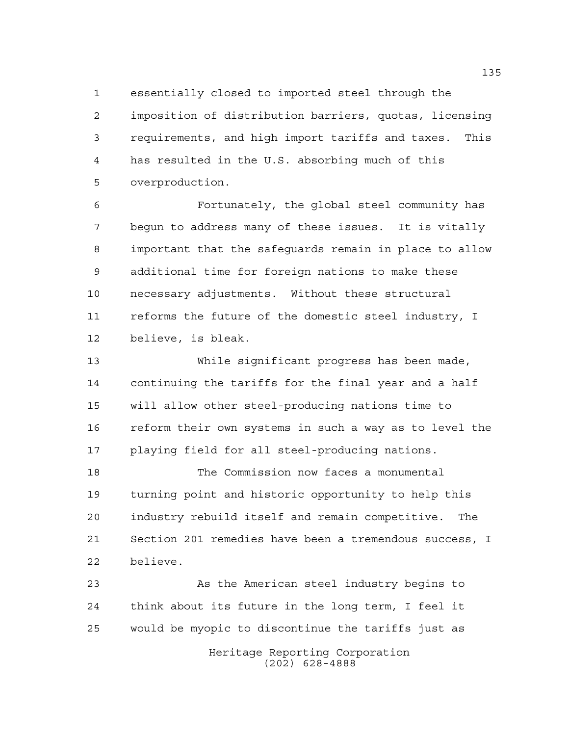essentially closed to imported steel through the imposition of distribution barriers, quotas, licensing requirements, and high import tariffs and taxes. This has resulted in the U.S. absorbing much of this overproduction.

Fortunately, the global steel community has begun to address many of these issues. It is vitally important that the safeguards remain in place to allow additional time for foreign nations to make these necessary adjustments. Without these structural reforms the future of the domestic steel industry, I believe, is bleak.

While significant progress has been made, continuing the tariffs for the final year and a half will allow other steel-producing nations time to reform their own systems in such a way as to level the playing field for all steel-producing nations.

The Commission now faces a monumental turning point and historic opportunity to help this industry rebuild itself and remain competitive. The Section 201 remedies have been a tremendous success, I believe.

As the American steel industry begins to think about its future in the long term, I feel it would be myopic to discontinue the tariffs just as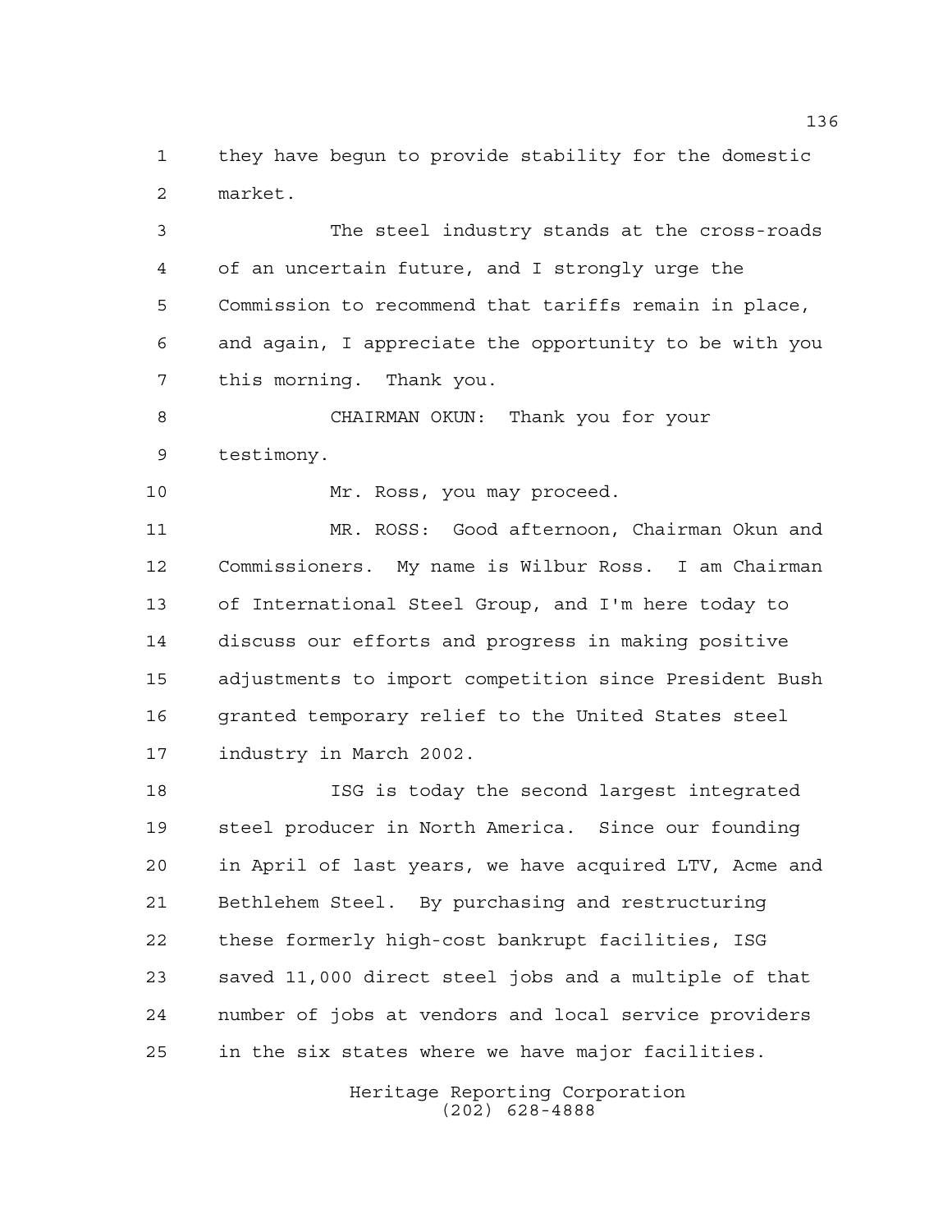they have begun to provide stability for the domestic market.

The steel industry stands at the cross-roads of an uncertain future, and I strongly urge the Commission to recommend that tariffs remain in place, and again, I appreciate the opportunity to be with you this morning. Thank you.

CHAIRMAN OKUN: Thank you for your testimony.

Mr. Ross, you may proceed.

MR. ROSS: Good afternoon, Chairman Okun and Commissioners. My name is Wilbur Ross. I am Chairman of International Steel Group, and I'm here today to discuss our efforts and progress in making positive adjustments to import competition since President Bush granted temporary relief to the United States steel industry in March 2002.

ISG is today the second largest integrated steel producer in North America. Since our founding in April of last years, we have acquired LTV, Acme and Bethlehem Steel. By purchasing and restructuring these formerly high-cost bankrupt facilities, ISG saved 11,000 direct steel jobs and a multiple of that number of jobs at vendors and local service providers in the six states where we have major facilities.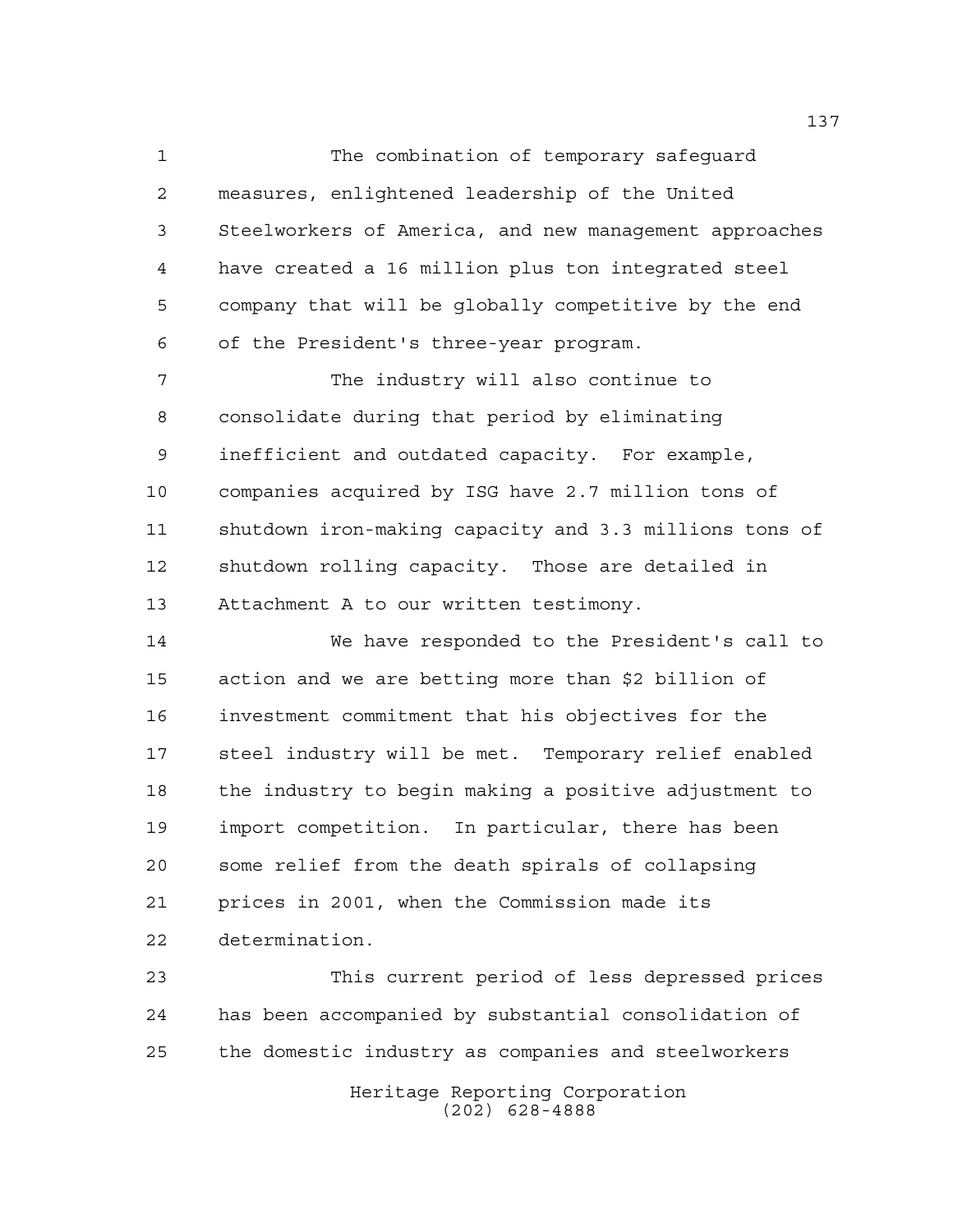The combination of temporary safeguard measures, enlightened leadership of the United Steelworkers of America, and new management approaches have created a 16 million plus ton integrated steel company that will be globally competitive by the end of the President's three-year program.

The industry will also continue to consolidate during that period by eliminating inefficient and outdated capacity. For example, companies acquired by ISG have 2.7 million tons of shutdown iron-making capacity and 3.3 millions tons of shutdown rolling capacity. Those are detailed in Attachment A to our written testimony.

We have responded to the President's call to action and we are betting more than $2 billion of investment commitment that his objectives for the steel industry will be met. Temporary relief enabled the industry to begin making a positive adjustment to import competition. In particular, there has been some relief from the death spirals of collapsing prices in 2001, when the Commission made its determination.

This current period of less depressed prices has been accompanied by substantial consolidation of the domestic industry as companies and steelworkers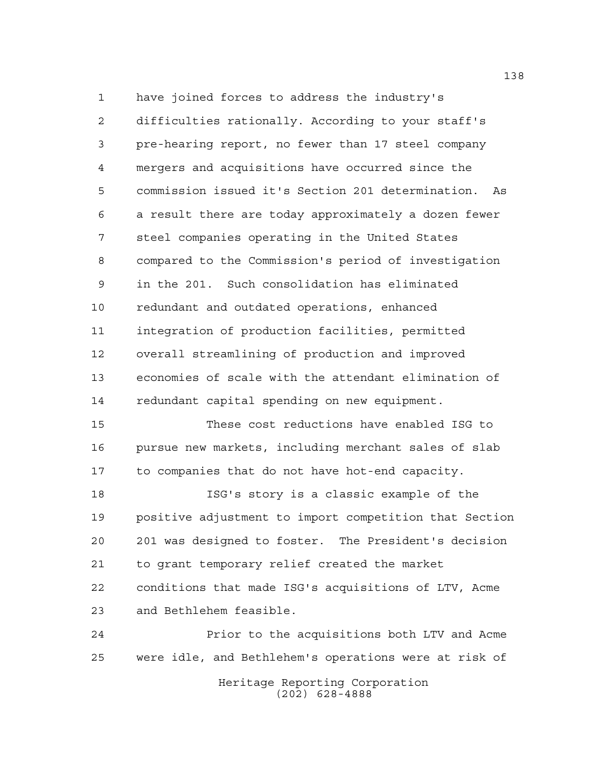have joined forces to address the industry's difficulties rationally. According to your staff's pre-hearing report, no fewer than 17 steel company mergers and acquisitions have occurred since the commission issued it's Section 201 determination. As a result there are today approximately a dozen fewer steel companies operating in the United States compared to the Commission's period of investigation in the 201. Such consolidation has eliminated redundant and outdated operations, enhanced integration of production facilities, permitted overall streamlining of production and improved economies of scale with the attendant elimination of redundant capital spending on new equipment.

These cost reductions have enabled ISG to pursue new markets, including merchant sales of slab to companies that do not have hot-end capacity.

ISG's story is a classic example of the positive adjustment to import competition that Section 201 was designed to foster. The President's decision to grant temporary relief created the market conditions that made ISG's acquisitions of LTV, Acme and Bethlehem feasible.

Prior to the acquisitions both LTV and Acme were idle, and Bethlehem's operations were at risk of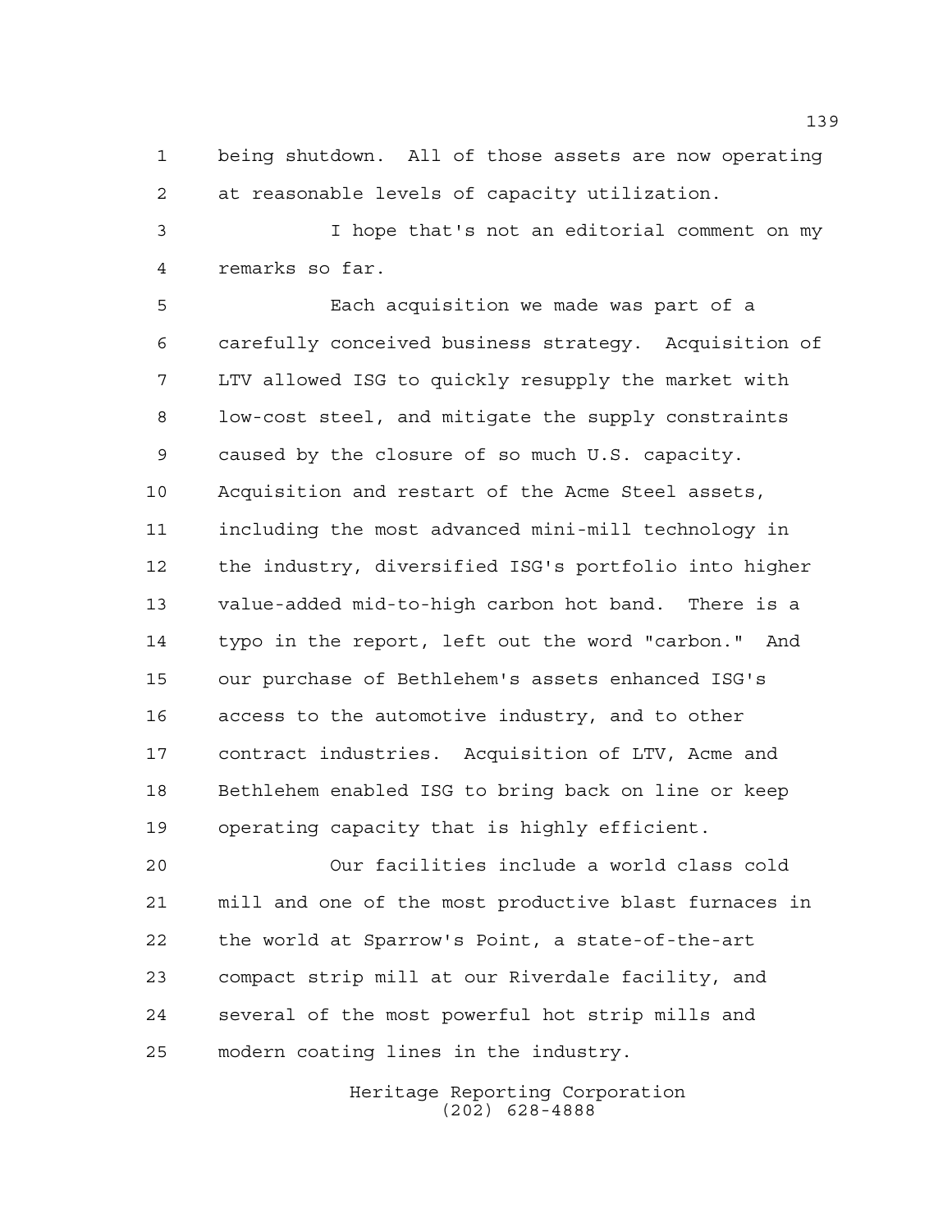being shutdown. All of those assets are now operating at reasonable levels of capacity utilization.

I hope that's not an editorial comment on my remarks so far.

Each acquisition we made was part of a carefully conceived business strategy. Acquisition of LTV allowed ISG to quickly resupply the market with low-cost steel, and mitigate the supply constraints caused by the closure of so much U.S. capacity. Acquisition and restart of the Acme Steel assets, including the most advanced mini-mill technology in the industry, diversified ISG's portfolio into higher value-added mid-to-high carbon hot band. There is a typo in the report, left out the word "carbon." And our purchase of Bethlehem's assets enhanced ISG's access to the automotive industry, and to other contract industries. Acquisition of LTV, Acme and Bethlehem enabled ISG to bring back on line or keep operating capacity that is highly efficient.

Our facilities include a world class cold mill and one of the most productive blast furnaces in the world at Sparrow's Point, a state-of-the-art compact strip mill at our Riverdale facility, and several of the most powerful hot strip mills and modern coating lines in the industry.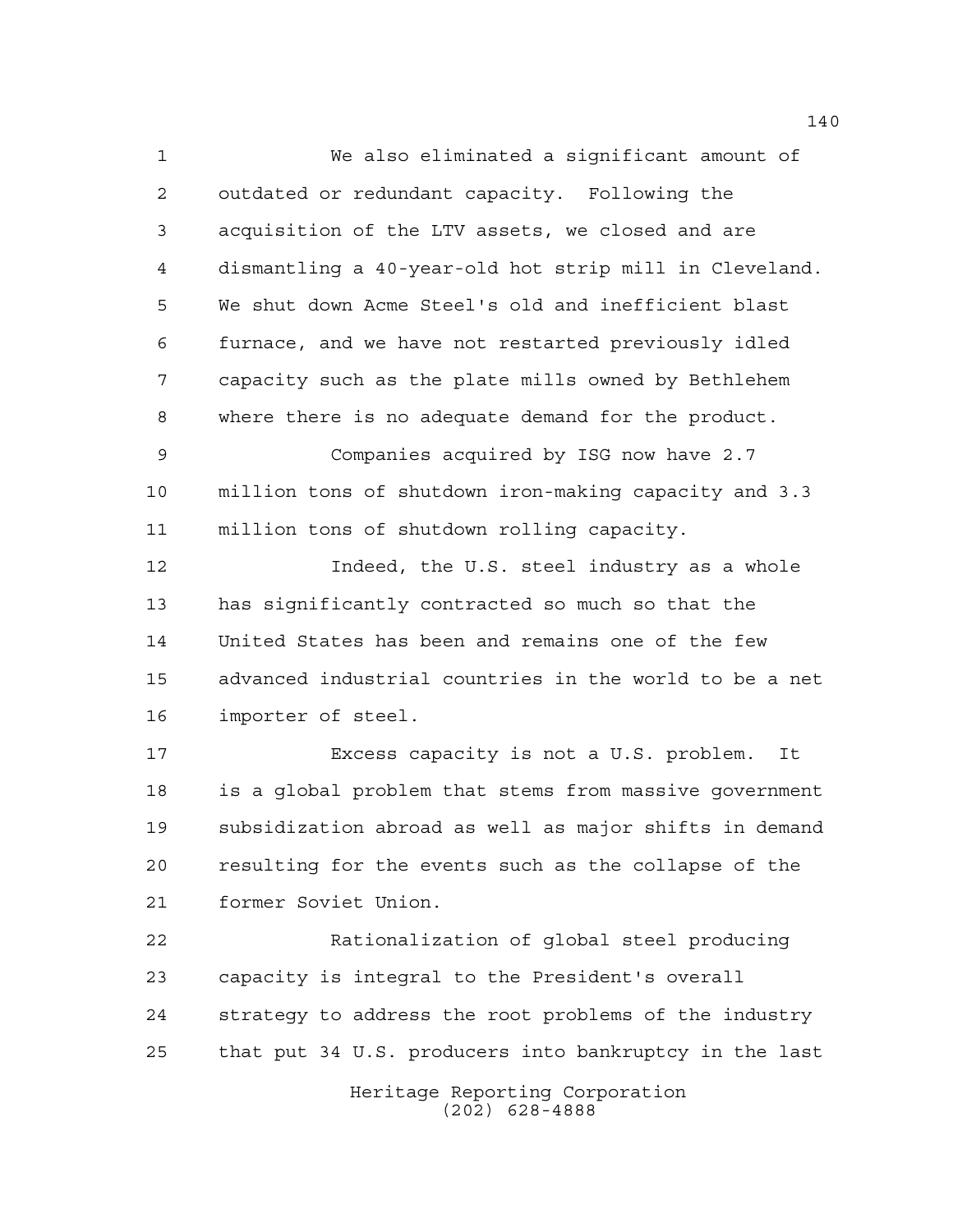We also eliminated a significant amount of outdated or redundant capacity. Following the acquisition of the LTV assets, we closed and are dismantling a 40-year-old hot strip mill in Cleveland. We shut down Acme Steel's old and inefficient blast furnace, and we have not restarted previously idled capacity such as the plate mills owned by Bethlehem where there is no adequate demand for the product.

Companies acquired by ISG now have 2.7 million tons of shutdown iron-making capacity and 3.3 million tons of shutdown rolling capacity.

Indeed, the U.S. steel industry as a whole has significantly contracted so much so that the United States has been and remains one of the few advanced industrial countries in the world to be a net importer of steel.

Excess capacity is not a U.S. problem. It is a global problem that stems from massive government subsidization abroad as well as major shifts in demand resulting for the events such as the collapse of the former Soviet Union.

Rationalization of global steel producing capacity is integral to the President's overall strategy to address the root problems of the industry that put 34 U.S. producers into bankruptcy in the last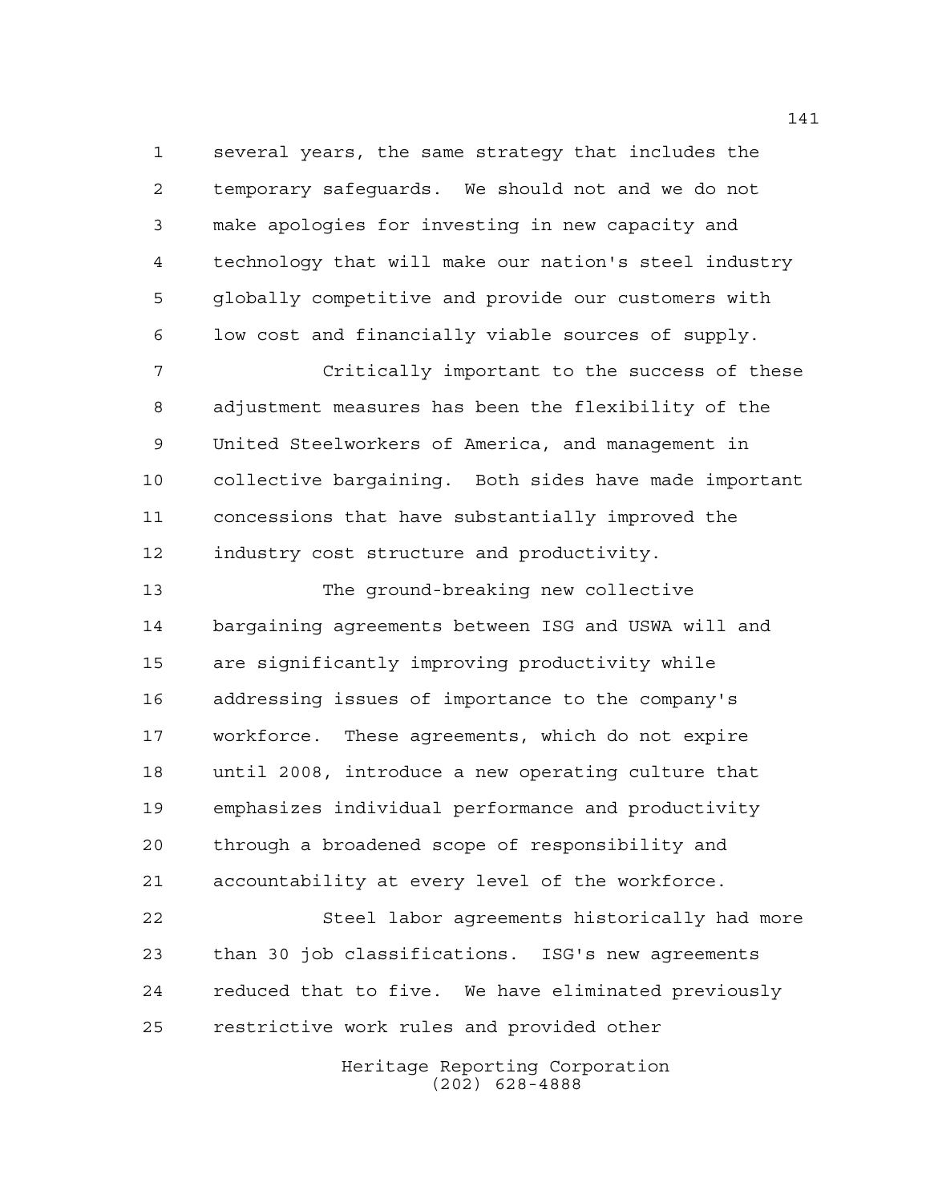several years, the same strategy that includes the temporary safeguards. We should not and we do not make apologies for investing in new capacity and technology that will make our nation's steel industry globally competitive and provide our customers with low cost and financially viable sources of supply.

Critically important to the success of these adjustment measures has been the flexibility of the United Steelworkers of America, and management in collective bargaining. Both sides have made important concessions that have substantially improved the industry cost structure and productivity.

The ground-breaking new collective bargaining agreements between ISG and USWA will and are significantly improving productivity while addressing issues of importance to the company's workforce. These agreements, which do not expire until 2008, introduce a new operating culture that emphasizes individual performance and productivity through a broadened scope of responsibility and accountability at every level of the workforce.

Steel labor agreements historically had more than 30 job classifications. ISG's new agreements reduced that to five. We have eliminated previously restrictive work rules and provided other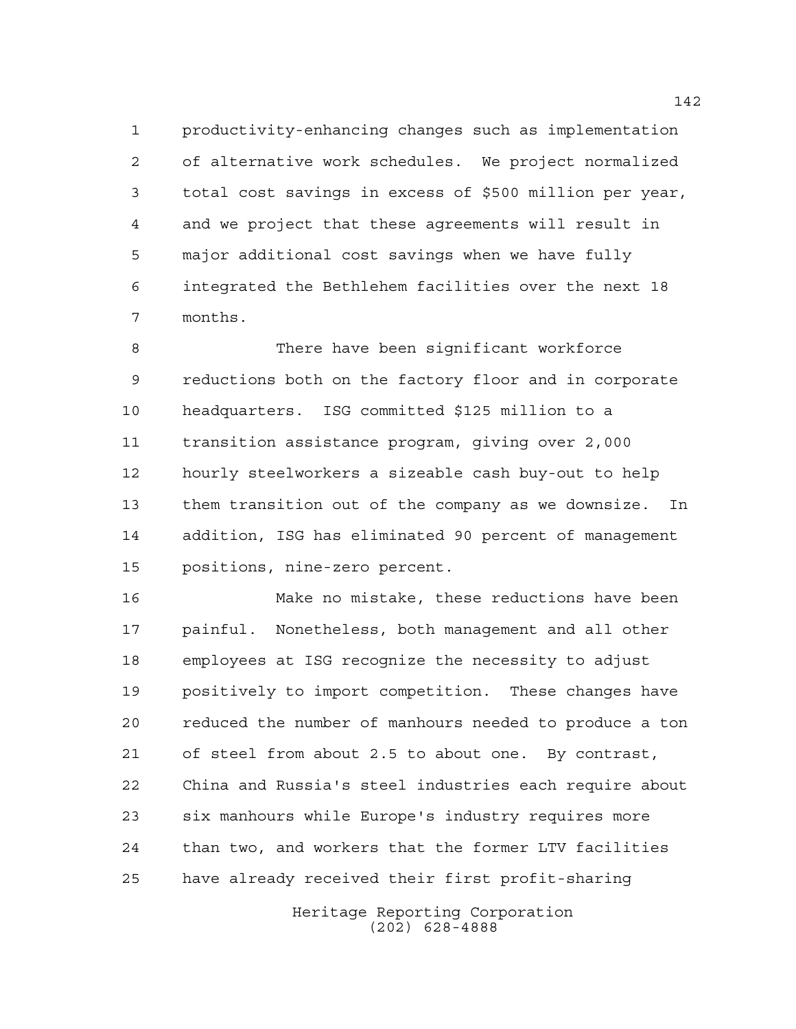productivity-enhancing changes such as implementation of alternative work schedules. We project normalized total cost savings in excess of $500 million per year, and we project that these agreements will result in major additional cost savings when we have fully integrated the Bethlehem facilities over the next 18 months.

There have been significant workforce reductions both on the factory floor and in corporate headquarters. ISG committed $125 million to a transition assistance program, giving over 2,000 hourly steelworkers a sizeable cash buy-out to help them transition out of the company as we downsize. In addition, ISG has eliminated 90 percent of management positions, nine-zero percent.

Make no mistake, these reductions have been painful. Nonetheless, both management and all other employees at ISG recognize the necessity to adjust positively to import competition. These changes have reduced the number of manhours needed to produce a ton of steel from about 2.5 to about one. By contrast, China and Russia's steel industries each require about six manhours while Europe's industry requires more than two, and workers that the former LTV facilities have already received their first profit-sharing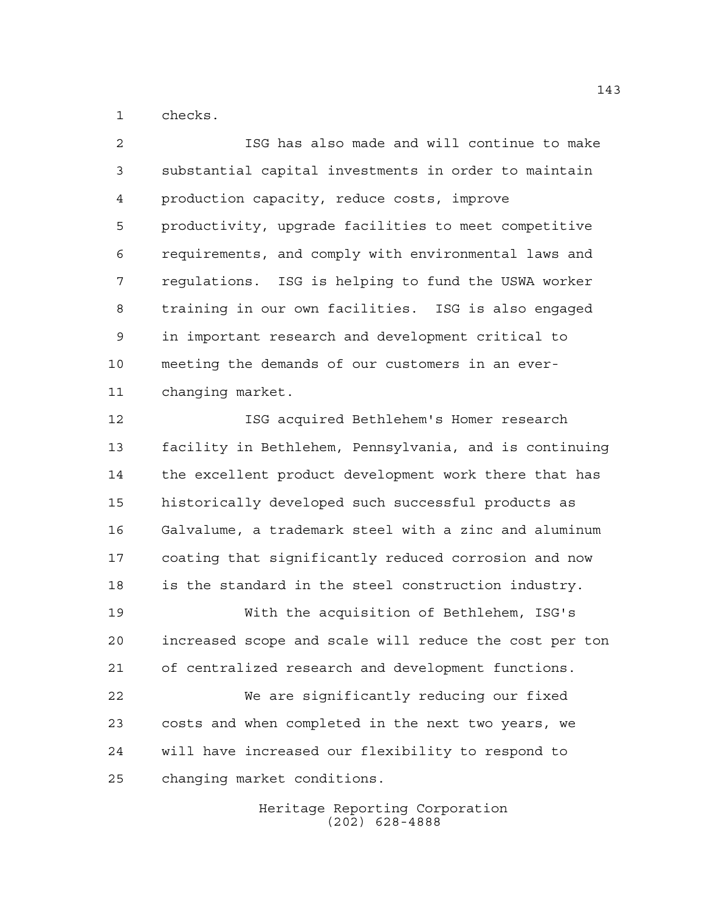checks.

ISG has also made and will continue to make substantial capital investments in order to maintain production capacity, reduce costs, improve productivity, upgrade facilities to meet competitive requirements, and comply with environmental laws and regulations. ISG is helping to fund the USWA worker training in our own facilities. ISG is also engaged in important research and development critical to meeting the demands of our customers in an ever-changing market.

ISG acquired Bethlehem's Homer research facility in Bethlehem, Pennsylvania, and is continuing the excellent product development work there that has historically developed such successful products as Galvalume, a trademark steel with a zinc and aluminum coating that significantly reduced corrosion and now is the standard in the steel construction industry.

With the acquisition of Bethlehem, ISG's increased scope and scale will reduce the cost per ton of centralized research and development functions.

We are significantly reducing our fixed costs and when completed in the next two years, we will have increased our flexibility to respond to changing market conditions.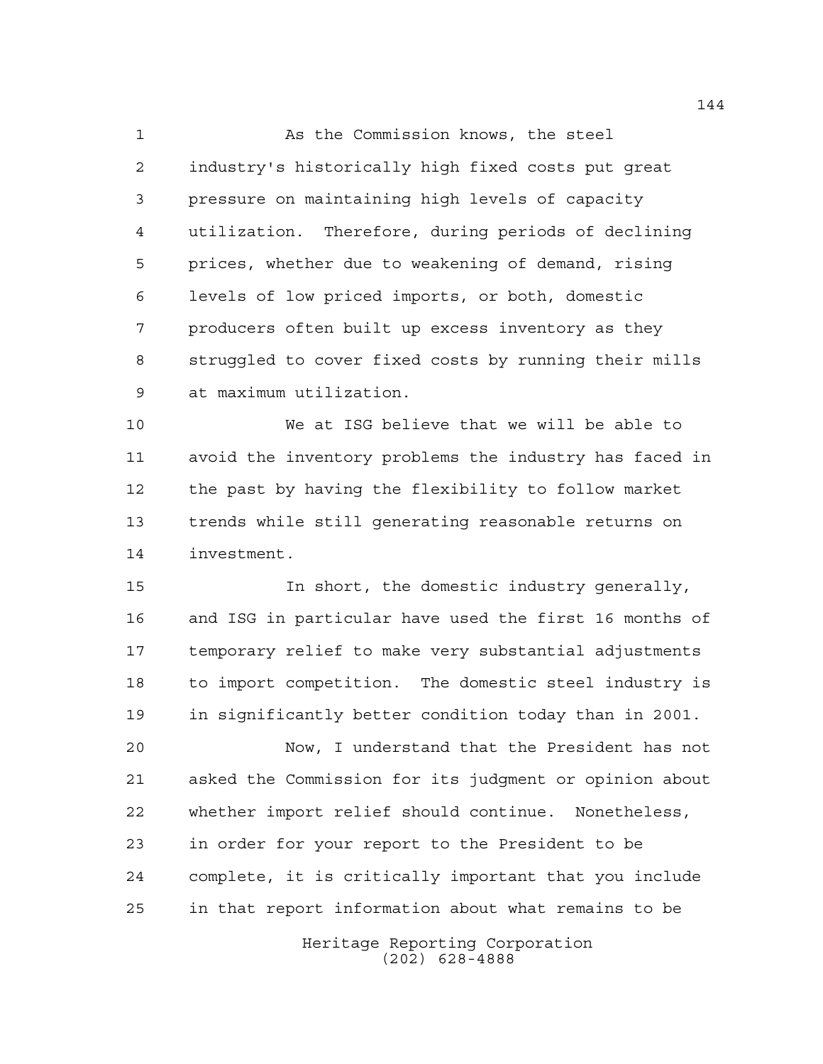As the Commission knows, the steel industry's historically high fixed costs put great pressure on maintaining high levels of capacity utilization. Therefore, during periods of declining prices, whether due to weakening of demand, rising levels of low priced imports, or both, domestic producers often built up excess inventory as they struggled to cover fixed costs by running their mills at maximum utilization.

We at ISG believe that we will be able to avoid the inventory problems the industry has faced in the past by having the flexibility to follow market trends while still generating reasonable returns on investment.

In short, the domestic industry generally, and ISG in particular have used the first 16 months of temporary relief to make very substantial adjustments to import competition. The domestic steel industry is in significantly better condition today than in 2001.

Now, I understand that the President has not asked the Commission for its judgment or opinion about whether import relief should continue. Nonetheless, in order for your report to the President to be complete, it is critically important that you include in that report information about what remains to be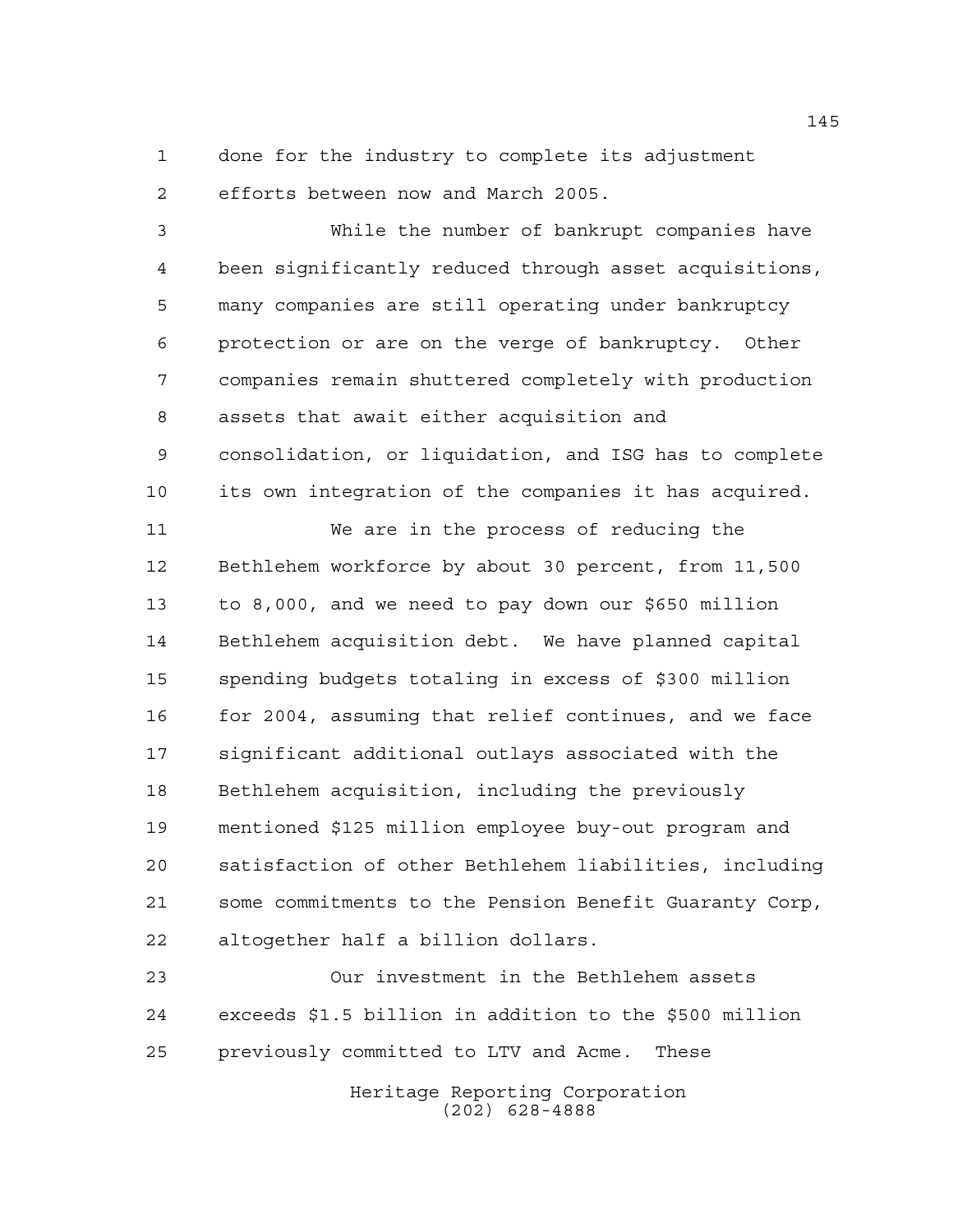done for the industry to complete its adjustment efforts between now and March 2005.

While the number of bankrupt companies have been significantly reduced through asset acquisitions, many companies are still operating under bankruptcy protection or are on the verge of bankruptcy. Other companies remain shuttered completely with production assets that await either acquisition and consolidation, or liquidation, and ISG has to complete its own integration of the companies it has acquired.

We are in the process of reducing the Bethlehem workforce by about 30 percent, from 11,500 to 8,000, and we need to pay down our $650 million Bethlehem acquisition debt. We have planned capital spending budgets totaling in excess of $300 million for 2004, assuming that relief continues, and we face significant additional outlays associated with the Bethlehem acquisition, including the previously mentioned $125 million employee buy-out program and satisfaction of other Bethlehem liabilities, including some commitments to the Pension Benefit Guaranty Corp, altogether half a billion dollars.

Our investment in the Bethlehem assets exceeds $1.5 billion in addition to the $500 million previously committed to LTV and Acme. These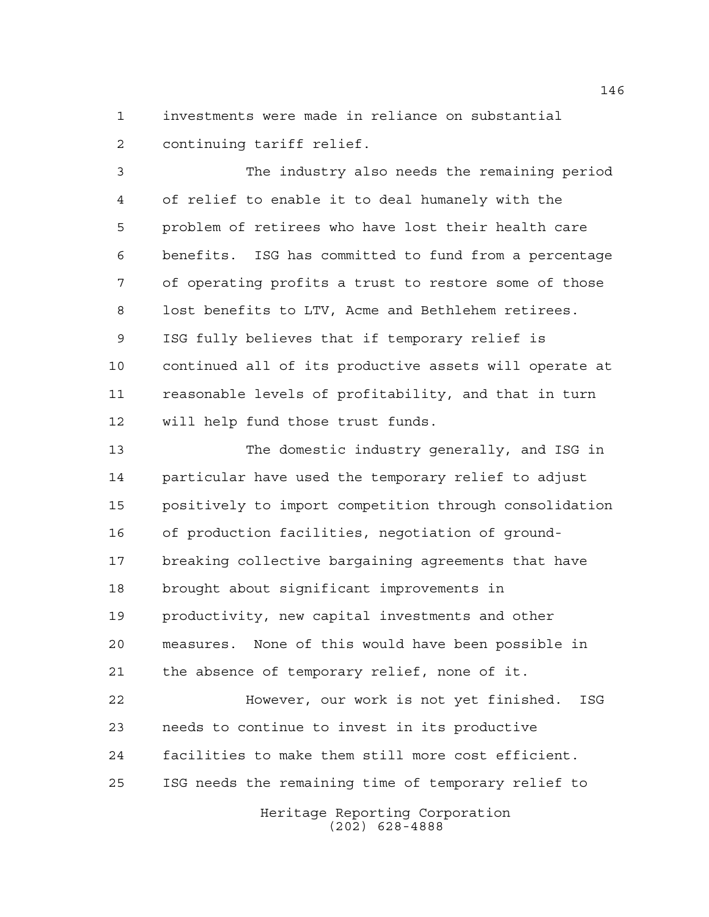investments were made in reliance on substantial continuing tariff relief.

The industry also needs the remaining period of relief to enable it to deal humanely with the problem of retirees who have lost their health care benefits. ISG has committed to fund from a percentage of operating profits a trust to restore some of those lost benefits to LTV, Acme and Bethlehem retirees. ISG fully believes that if temporary relief is continued all of its productive assets will operate at reasonable levels of profitability, and that in turn will help fund those trust funds.

The domestic industry generally, and ISG in particular have used the temporary relief to adjust positively to import competition through consolidation of production facilities, negotiation of ground-breaking collective bargaining agreements that have brought about significant improvements in productivity, new capital investments and other measures. None of this would have been possible in the absence of temporary relief, none of it.

However, our work is not yet finished. ISG needs to continue to invest in its productive facilities to make them still more cost efficient. ISG needs the remaining time of temporary relief to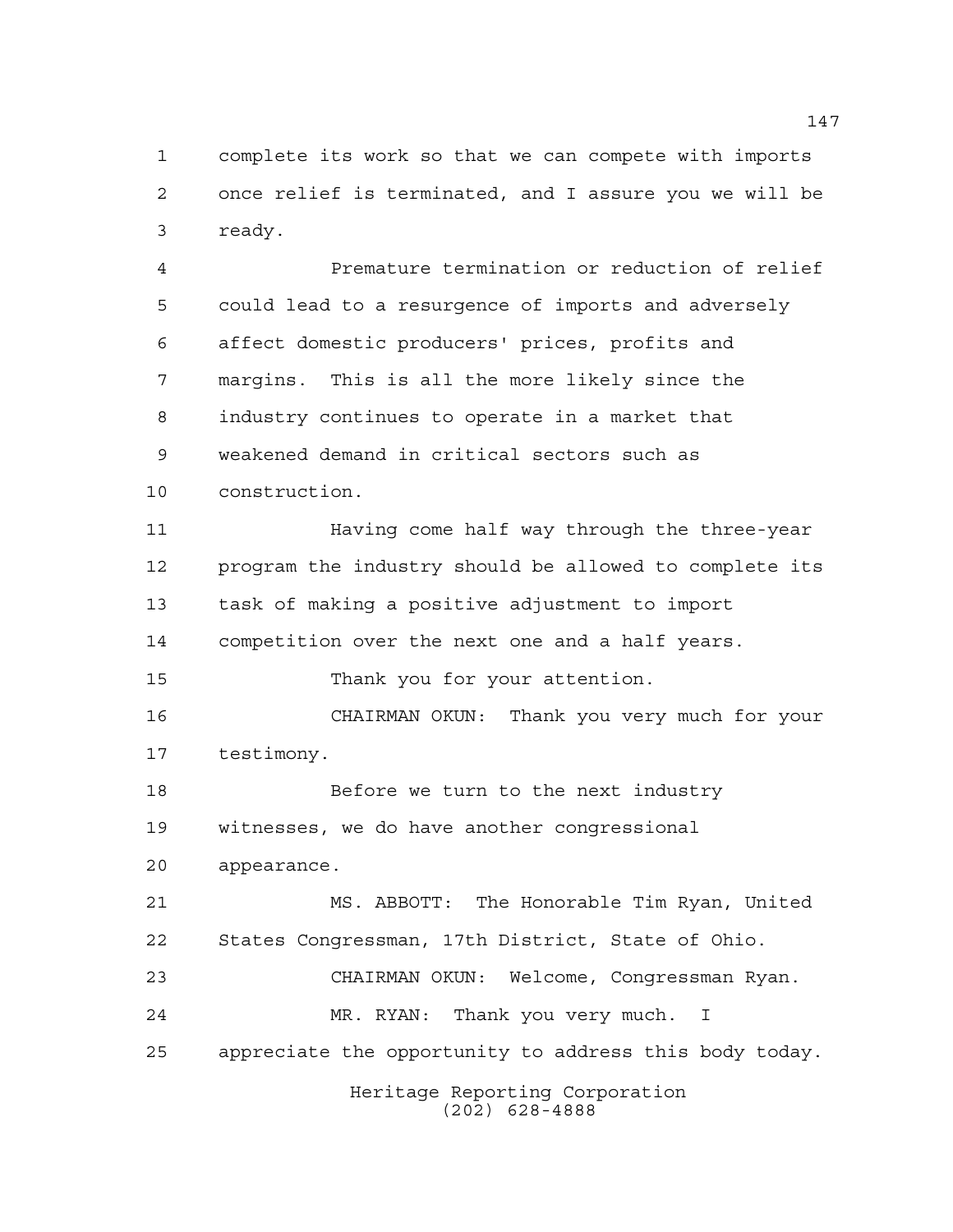complete its work so that we can compete with imports once relief is terminated, and I assure you we will be ready.

Premature termination or reduction of relief could lead to a resurgence of imports and adversely affect domestic producers' prices, profits and margins. This is all the more likely since the industry continues to operate in a market that weakened demand in critical sectors such as construction.

Having come half way through the three-year program the industry should be allowed to complete its task of making a positive adjustment to import competition over the next one and a half years.

Thank you for your attention.

CHAIRMAN OKUN: Thank you very much for your testimony.

Before we turn to the next industry witnesses, we do have another congressional appearance.

MS. ABBOTT: The Honorable Tim Ryan, United States Congressman, 17th District, State of Ohio.

CHAIRMAN OKUN: Welcome, Congressman Ryan.

MR. RYAN: Thank you very much. I appreciate the opportunity to address this body today.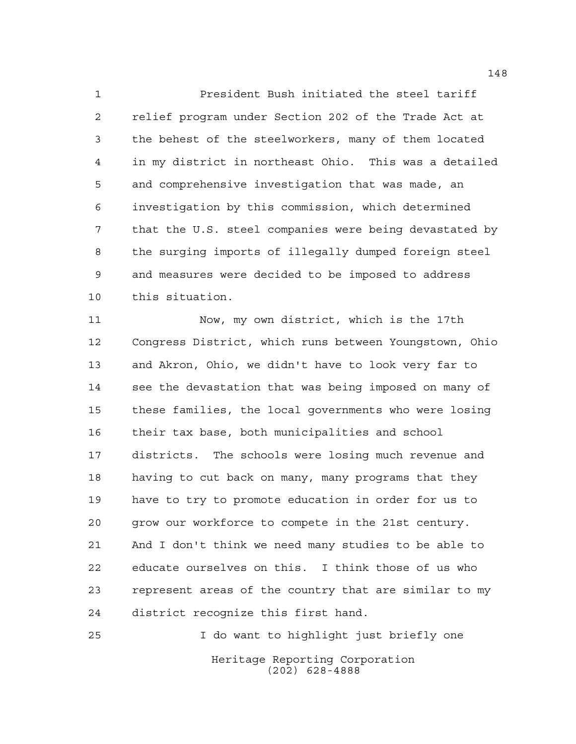President Bush initiated the steel tariff relief program under Section 202 of the Trade Act at the behest of the steelworkers, many of them located in my district in northeast Ohio. This was a detailed and comprehensive investigation that was made, an investigation by this commission, which determined that the U.S. steel companies were being devastated by the surging imports of illegally dumped foreign steel and measures were decided to be imposed to address this situation.

Now, my own district, which is the 17th Congress District, which runs between Youngstown, Ohio and Akron, Ohio, we didn't have to look very far to see the devastation that was being imposed on many of these families, the local governments who were losing their tax base, both municipalities and school districts. The schools were losing much revenue and having to cut back on many, many programs that they have to try to promote education in order for us to grow our workforce to compete in the 21st century. And I don't think we need many studies to be able to educate ourselves on this. I think those of us who represent areas of the country that are similar to my district recognize this first hand.

I do want to highlight just briefly one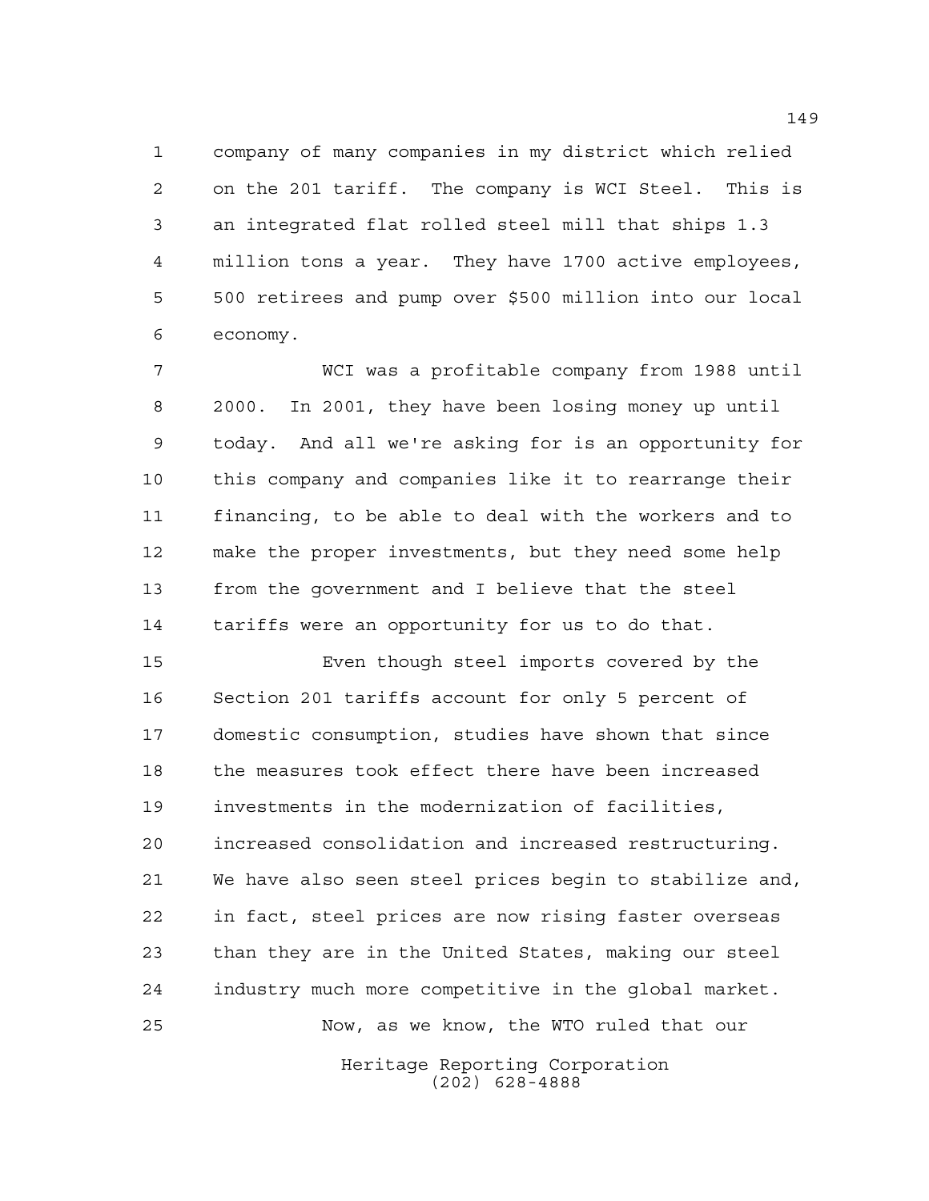company of many companies in my district which relied on the 201 tariff. The company is WCI Steel. This is an integrated flat rolled steel mill that ships 1.3 million tons a year. They have 1700 active employees, 500 retirees and pump over $500 million into our local economy.

WCI was a profitable company from 1988 until 2000. In 2001, they have been losing money up until today. And all we're asking for is an opportunity for this company and companies like it to rearrange their financing, to be able to deal with the workers and to make the proper investments, but they need some help from the government and I believe that the steel tariffs were an opportunity for us to do that.

Even though steel imports covered by the Section 201 tariffs account for only 5 percent of domestic consumption, studies have shown that since the measures took effect there have been increased investments in the modernization of facilities, increased consolidation and increased restructuring. We have also seen steel prices begin to stabilize and, in fact, steel prices are now rising faster overseas than they are in the United States, making our steel industry much more competitive in the global market.

Now, as we know, the WTO ruled that our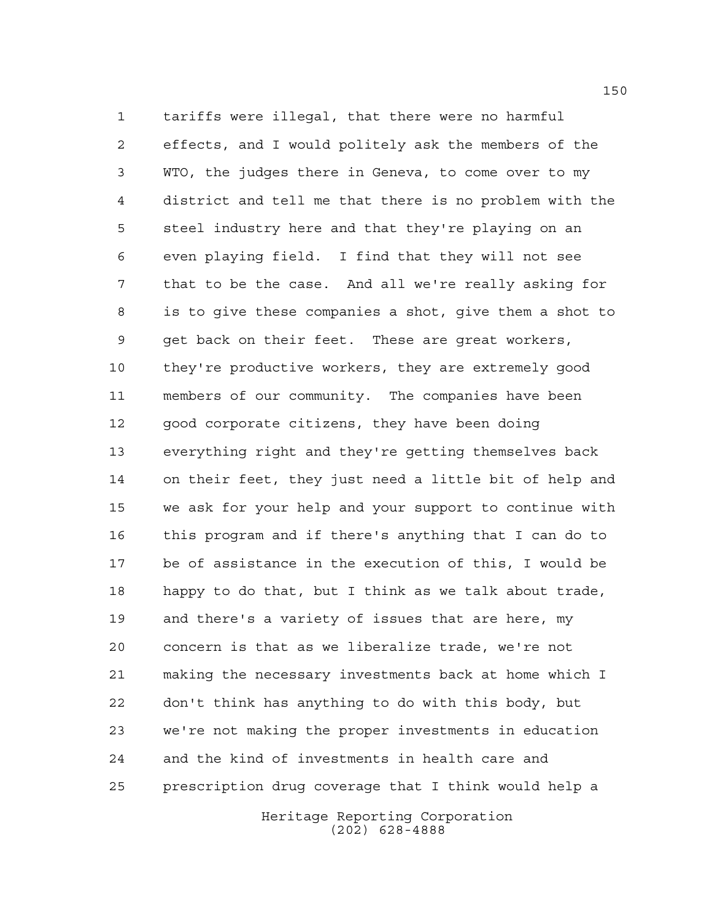tariffs were illegal, that there were no harmful effects, and I would politely ask the members of the WTO, the judges there in Geneva, to come over to my district and tell me that there is no problem with the steel industry here and that they're playing on an even playing field. I find that they will not see that to be the case. And all we're really asking for is to give these companies a shot, give them a shot to get back on their feet. These are great workers, they're productive workers, they are extremely good members of our community. The companies have been good corporate citizens, they have been doing everything right and they're getting themselves back on their feet, they just need a little bit of help and we ask for your help and your support to continue with this program and if there's anything that I can do to be of assistance in the execution of this, I would be happy to do that, but I think as we talk about trade, and there's a variety of issues that are here, my concern is that as we liberalize trade, we're not making the necessary investments back at home which I don't think has anything to do with this body, but we're not making the proper investments in education and the kind of investments in health care and prescription drug coverage that I think would help a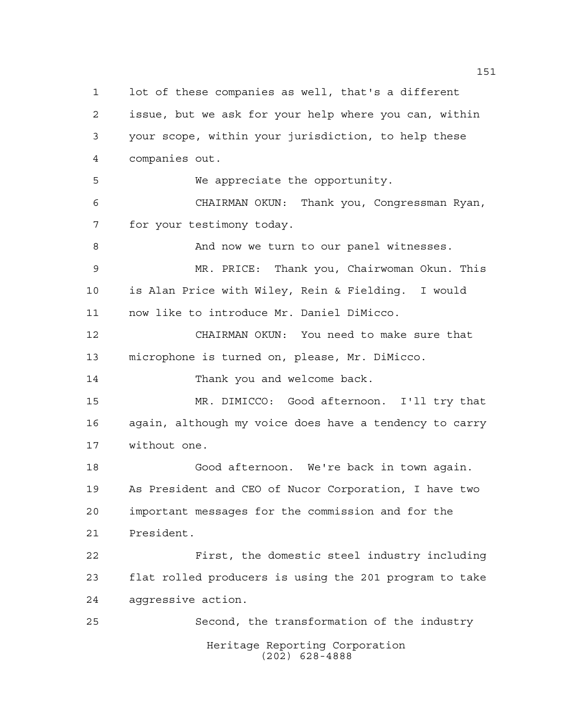lot of these companies as well, that's a different issue, but we ask for your help where you can, within your scope, within your jurisdiction, to help these companies out.

We appreciate the opportunity.

CHAIRMAN OKUN: Thank you, Congressman Ryan, for your testimony today.

And now we turn to our panel witnesses.

MR. PRICE: Thank you, Chairwoman Okun. This is Alan Price with Wiley, Rein & Fielding. I would now like to introduce Mr. Daniel DiMicco.

CHAIRMAN OKUN: You need to make sure that microphone is turned on, please, Mr. DiMicco.

Thank you and welcome back.

MR. DIMICCO: Good afternoon. I'll try that again, although my voice does have a tendency to carry without one.

Good afternoon. We're back in town again. As President and CEO of Nucor Corporation, I have two important messages for the commission and for the President.

First, the domestic steel industry including flat rolled producers is using the 201 program to take aggressive action.

Second, the transformation of the industry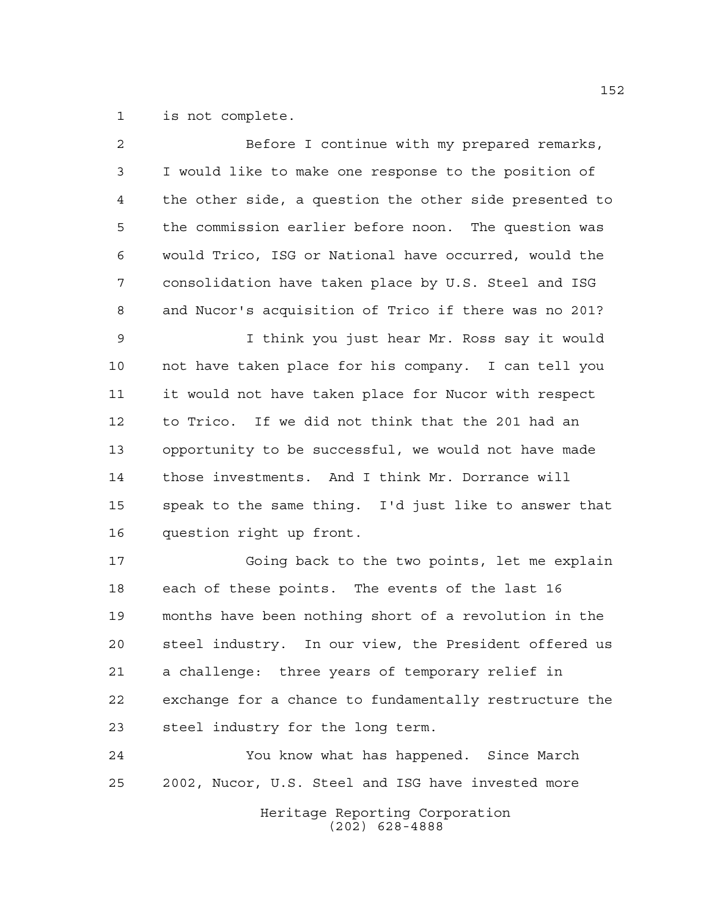is not complete.

Before I continue with my prepared remarks, I would like to make one response to the position of the other side, a question the other side presented to the commission earlier before noon. The question was would Trico, ISG or National have occurred, would the consolidation have taken place by U.S. Steel and ISG and Nucor's acquisition of Trico if there was no 201?

I think you just hear Mr. Ross say it would not have taken place for his company. I can tell you it would not have taken place for Nucor with respect to Trico. If we did not think that the 201 had an opportunity to be successful, we would not have made those investments. And I think Mr. Dorrance will speak to the same thing. I'd just like to answer that question right up front.

Going back to the two points, let me explain each of these points. The events of the last 16 months have been nothing short of a revolution in the steel industry. In our view, the President offered us a challenge: three years of temporary relief in exchange for a chance to fundamentally restructure the steel industry for the long term.

You know what has happened. Since March 2002, Nucor, U.S. Steel and ISG have invested more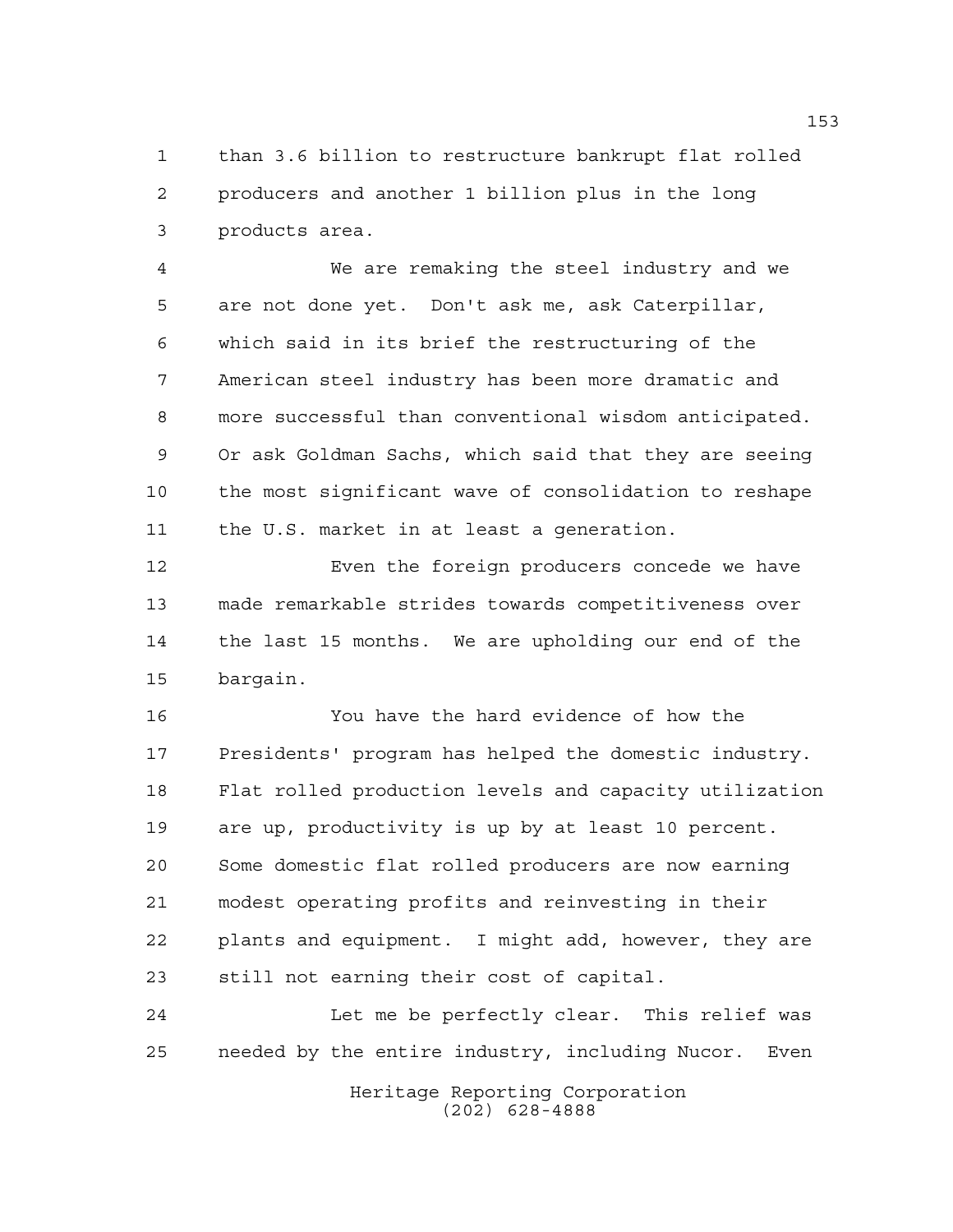than 3.6 billion to restructure bankrupt flat rolled producers and another 1 billion plus in the long products area.

We are remaking the steel industry and we are not done yet. Don't ask me, ask Caterpillar, which said in its brief the restructuring of the American steel industry has been more dramatic and more successful than conventional wisdom anticipated. Or ask Goldman Sachs, which said that they are seeing the most significant wave of consolidation to reshape the U.S. market in at least a generation.

Even the foreign producers concede we have made remarkable strides towards competitiveness over the last 15 months. We are upholding our end of the bargain.

You have the hard evidence of how the Presidents' program has helped the domestic industry. Flat rolled production levels and capacity utilization are up, productivity is up by at least 10 percent. Some domestic flat rolled producers are now earning modest operating profits and reinvesting in their plants and equipment. I might add, however, they are still not earning their cost of capital.

Let me be perfectly clear. This relief was needed by the entire industry, including Nucor. Even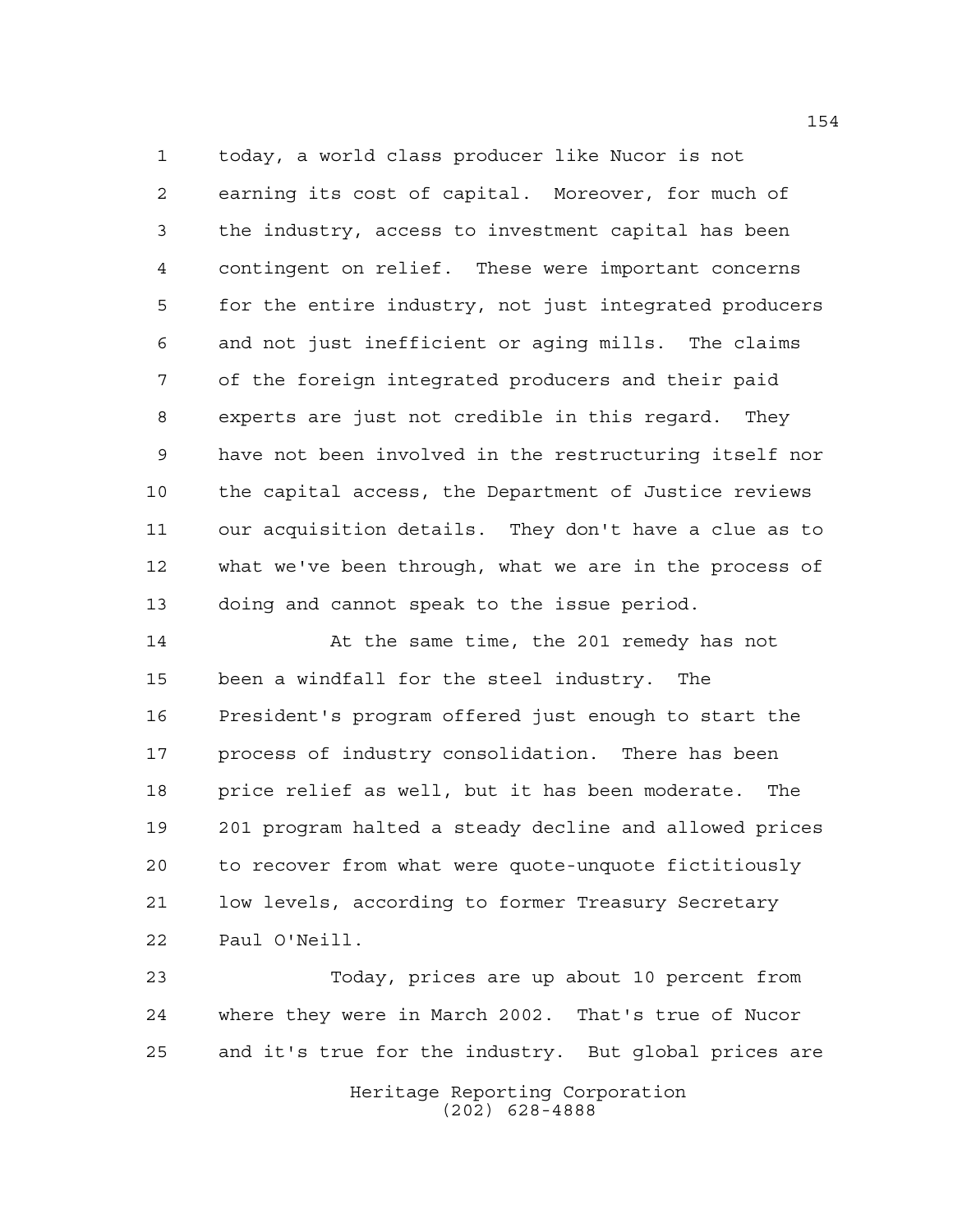today, a world class producer like Nucor is not earning its cost of capital. Moreover, for much of the industry, access to investment capital has been contingent on relief. These were important concerns for the entire industry, not just integrated producers and not just inefficient or aging mills. The claims of the foreign integrated producers and their paid experts are just not credible in this regard. They have not been involved in the restructuring itself nor the capital access, the Department of Justice reviews our acquisition details. They don't have a clue as to what we've been through, what we are in the process of doing and cannot speak to the issue period.

At the same time, the 201 remedy has not been a windfall for the steel industry. The President's program offered just enough to start the process of industry consolidation. There has been price relief as well, but it has been moderate. The 201 program halted a steady decline and allowed prices to recover from what were quote-unquote fictitiously low levels, according to former Treasury Secretary Paul O'Neill.

Today, prices are up about 10 percent from where they were in March 2002. That's true of Nucor and it's true for the industry. But global prices are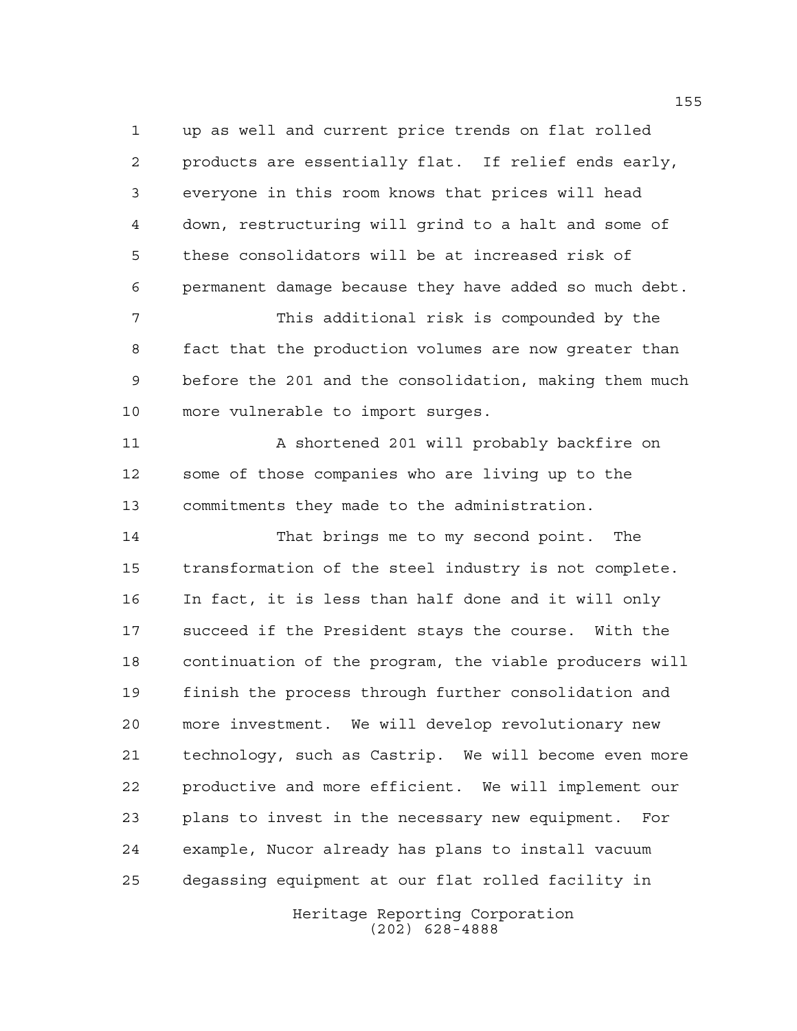up as well and current price trends on flat rolled products are essentially flat. If relief ends early, everyone in this room knows that prices will head down, restructuring will grind to a halt and some of these consolidators will be at increased risk of permanent damage because they have added so much debt.

This additional risk is compounded by the fact that the production volumes are now greater than before the 201 and the consolidation, making them much more vulnerable to import surges.

A shortened 201 will probably backfire on some of those companies who are living up to the commitments they made to the administration.

That brings me to my second point. The transformation of the steel industry is not complete. In fact, it is less than half done and it will only succeed if the President stays the course. With the continuation of the program, the viable producers will finish the process through further consolidation and more investment. We will develop revolutionary new technology, such as Castrip. We will become even more productive and more efficient. We will implement our plans to invest in the necessary new equipment. For example, Nucor already has plans to install vacuum degassing equipment at our flat rolled facility in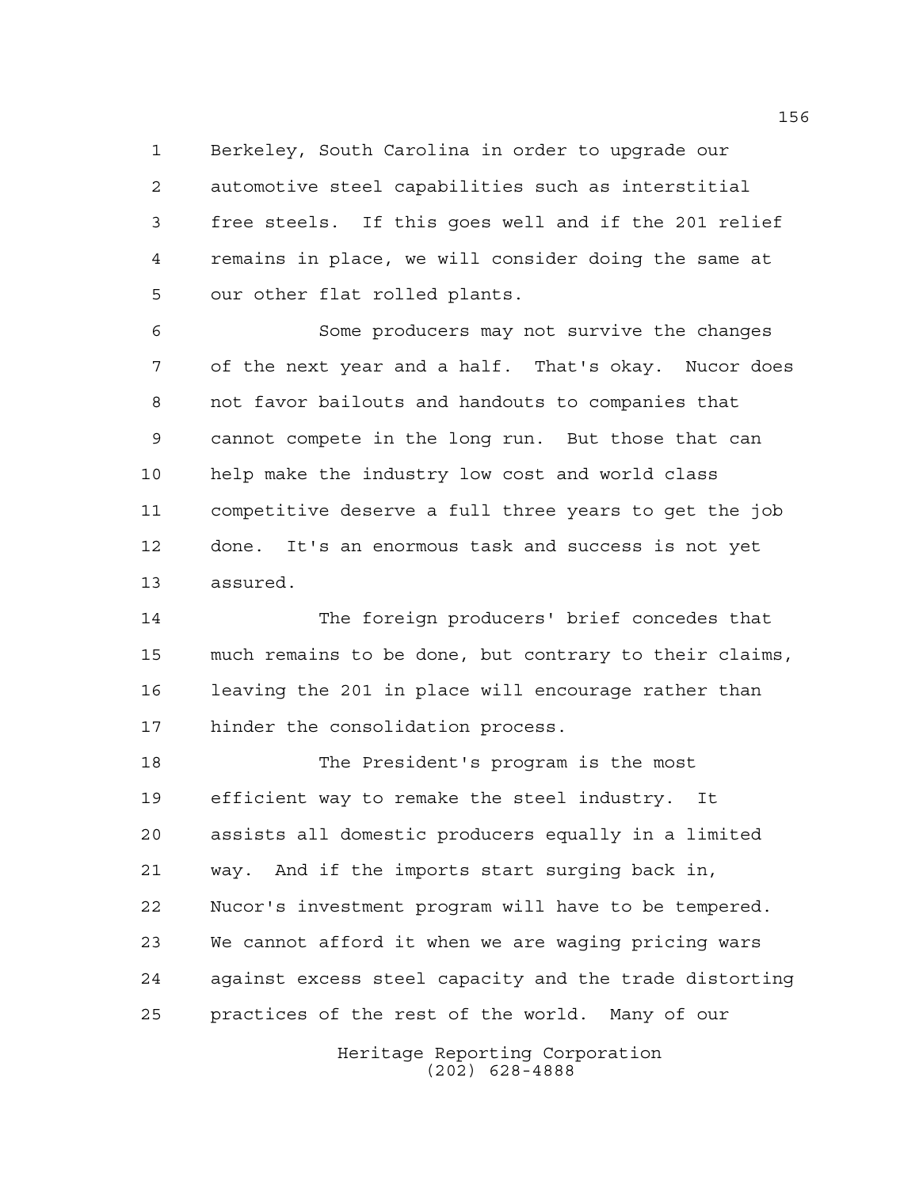Berkeley, South Carolina in order to upgrade our automotive steel capabilities such as interstitial free steels. If this goes well and if the 201 relief remains in place, we will consider doing the same at our other flat rolled plants.

Some producers may not survive the changes of the next year and a half. That's okay. Nucor does not favor bailouts and handouts to companies that cannot compete in the long run. But those that can help make the industry low cost and world class competitive deserve a full three years to get the job done. It's an enormous task and success is not yet assured.

The foreign producers' brief concedes that much remains to be done, but contrary to their claims, leaving the 201 in place will encourage rather than hinder the consolidation process.

The President's program is the most efficient way to remake the steel industry. It assists all domestic producers equally in a limited way. And if the imports start surging back in, Nucor's investment program will have to be tempered. We cannot afford it when we are waging pricing wars against excess steel capacity and the trade distorting practices of the rest of the world. Many of our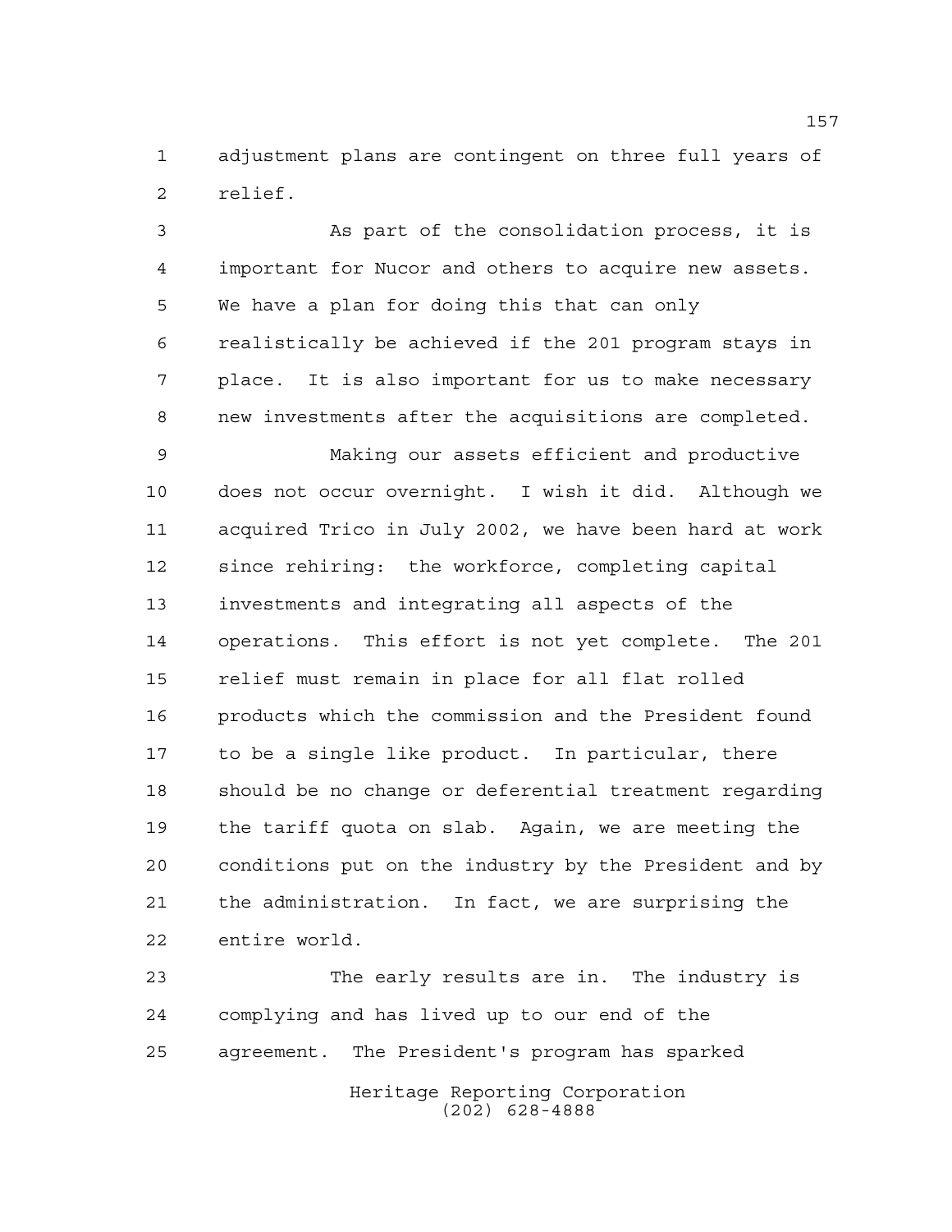adjustment plans are contingent on three full years of relief.

As part of the consolidation process, it is important for Nucor and others to acquire new assets. We have a plan for doing this that can only realistically be achieved if the 201 program stays in place. It is also important for us to make necessary new investments after the acquisitions are completed.

Making our assets efficient and productive does not occur overnight. I wish it did. Although we acquired Trico in July 2002, we have been hard at work since rehiring: the workforce, completing capital investments and integrating all aspects of the operations. This effort is not yet complete. The 201 relief must remain in place for all flat rolled products which the commission and the President found to be a single like product. In particular, there should be no change or deferential treatment regarding the tariff quota on slab. Again, we are meeting the conditions put on the industry by the President and by the administration. In fact, we are surprising the entire world.

The early results are in. The industry is complying and has lived up to our end of the agreement. The President's program has sparked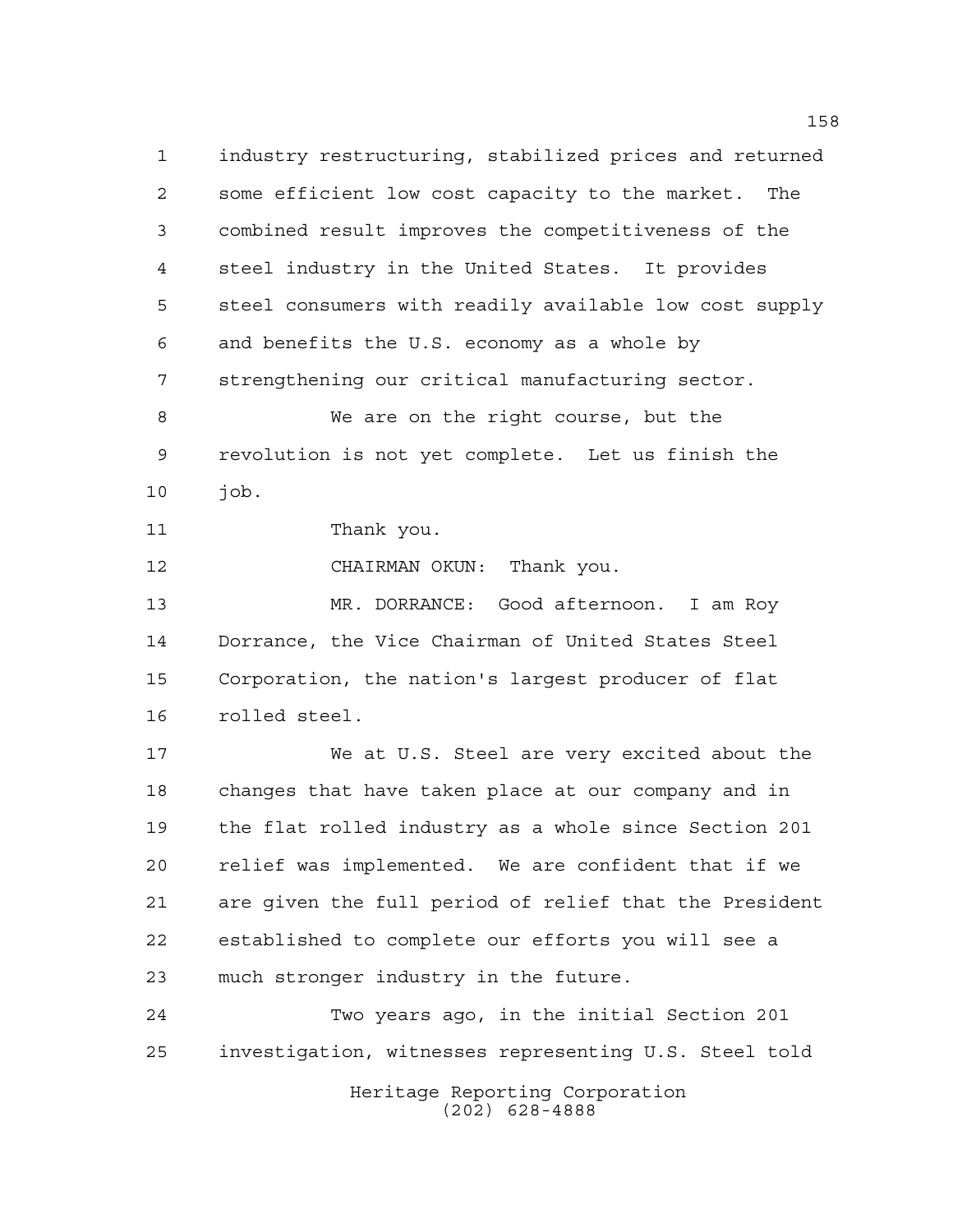industry restructuring, stabilized prices and returned some efficient low cost capacity to the market. The combined result improves the competitiveness of the steel industry in the United States. It provides steel consumers with readily available low cost supply and benefits the U.S. economy as a whole by strengthening our critical manufacturing sector.

We are on the right course, but the revolution is not yet complete. Let us finish the job.

Thank you.

CHAIRMAN OKUN: Thank you.

MR. DORRANCE: Good afternoon. I am Roy Dorrance, the Vice Chairman of United States Steel Corporation, the nation's largest producer of flat rolled steel.

We at U.S. Steel are very excited about the changes that have taken place at our company and in the flat rolled industry as a whole since Section 201 relief was implemented. We are confident that if we are given the full period of relief that the President established to complete our efforts you will see a much stronger industry in the future.

Two years ago, in the initial Section 201 investigation, witnesses representing U.S. Steel told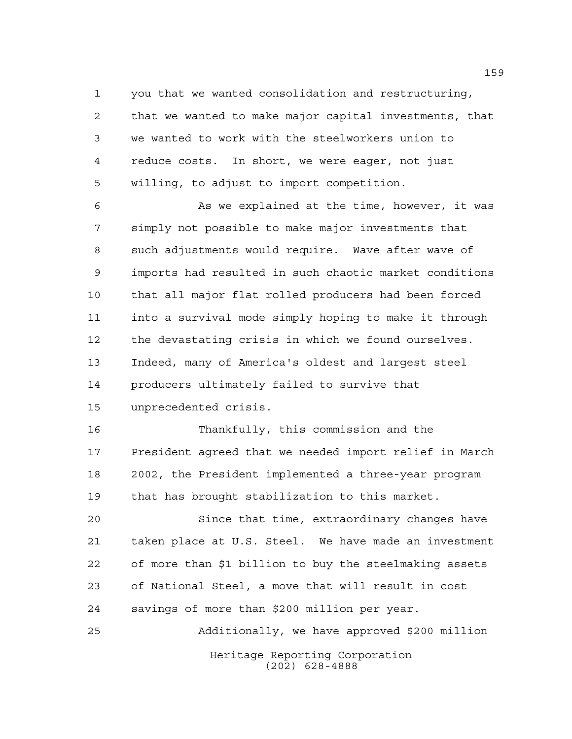you that we wanted consolidation and restructuring, that we wanted to make major capital investments, that we wanted to work with the steelworkers union to reduce costs. In short, we were eager, not just willing, to adjust to import competition.

As we explained at the time, however, it was simply not possible to make major investments that such adjustments would require. Wave after wave of imports had resulted in such chaotic market conditions that all major flat rolled producers had been forced into a survival mode simply hoping to make it through the devastating crisis in which we found ourselves. Indeed, many of America's oldest and largest steel producers ultimately failed to survive that unprecedented crisis.

Thankfully, this commission and the President agreed that we needed import relief in March 2002, the President implemented a three-year program that has brought stabilization to this market.

Since that time, extraordinary changes have taken place at U.S. Steel. We have made an investment of more than $1 billion to buy the steelmaking assets of National Steel, a move that will result in cost savings of more than $200 million per year.

Additionally, we have approved $200 million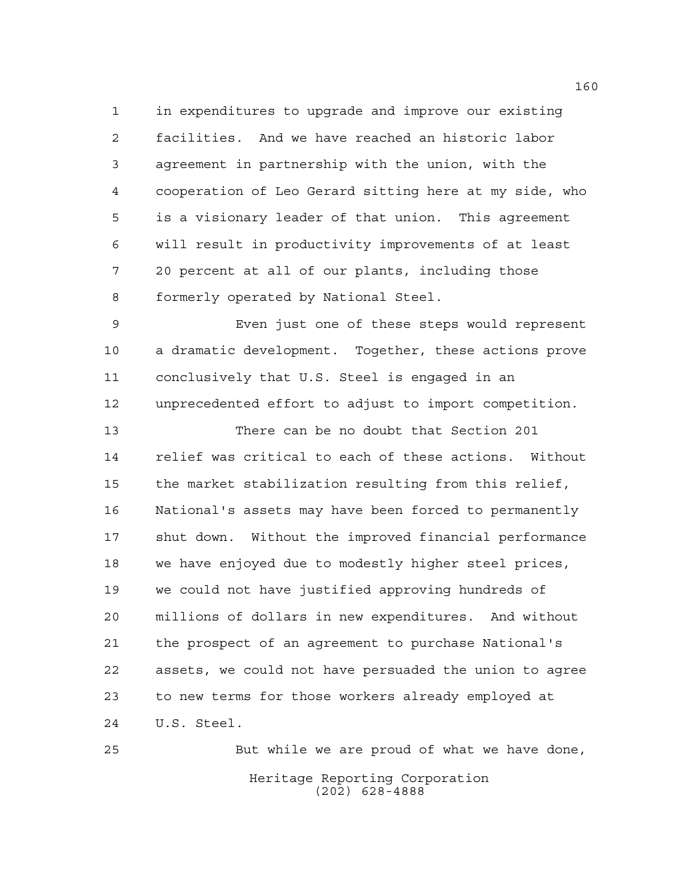in expenditures to upgrade and improve our existing facilities. And we have reached an historic labor agreement in partnership with the union, with the cooperation of Leo Gerard sitting here at my side, who is a visionary leader of that union. This agreement will result in productivity improvements of at least 20 percent at all of our plants, including those formerly operated by National Steel.

Even just one of these steps would represent a dramatic development. Together, these actions prove conclusively that U.S. Steel is engaged in an unprecedented effort to adjust to import competition.

There can be no doubt that Section 201 relief was critical to each of these actions. Without the market stabilization resulting from this relief, National's assets may have been forced to permanently shut down. Without the improved financial performance we have enjoyed due to modestly higher steel prices, we could not have justified approving hundreds of millions of dollars in new expenditures. And without the prospect of an agreement to purchase National's assets, we could not have persuaded the union to agree to new terms for those workers already employed at U.S. Steel.

But while we are proud of what we have done,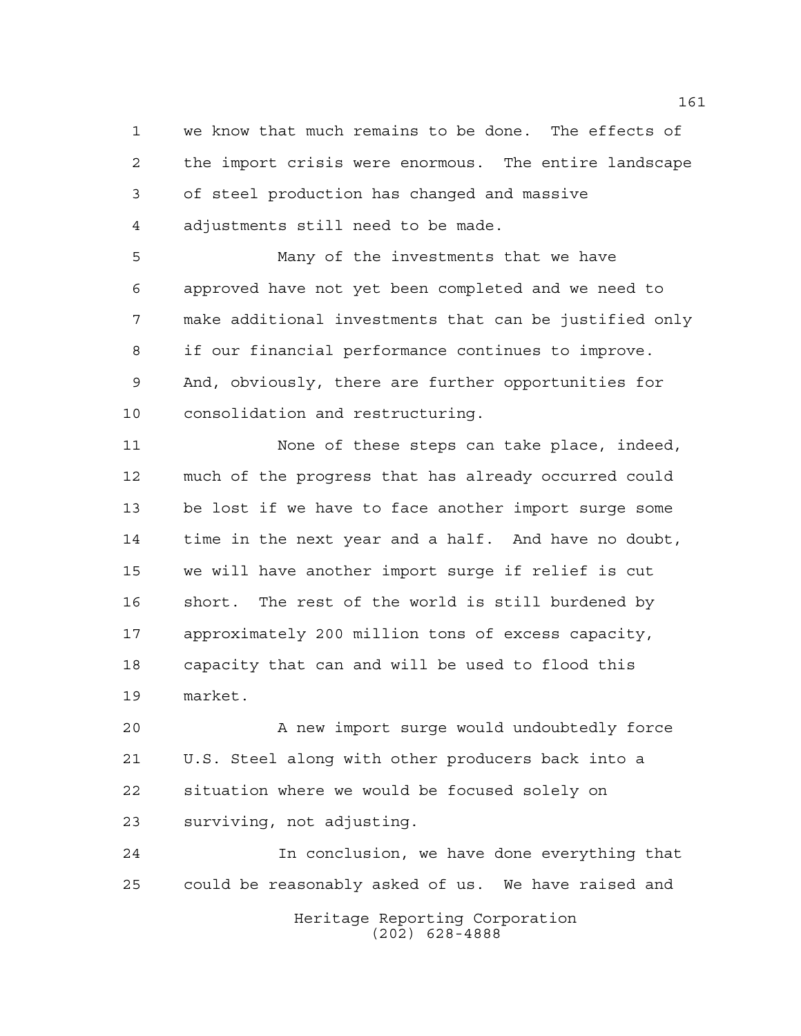we know that much remains to be done. The effects of the import crisis were enormous. The entire landscape of steel production has changed and massive adjustments still need to be made.

Many of the investments that we have approved have not yet been completed and we need to make additional investments that can be justified only if our financial performance continues to improve. And, obviously, there are further opportunities for consolidation and restructuring.

None of these steps can take place, indeed, much of the progress that has already occurred could be lost if we have to face another import surge some time in the next year and a half. And have no doubt, we will have another import surge if relief is cut short. The rest of the world is still burdened by approximately 200 million tons of excess capacity, capacity that can and will be used to flood this market.

A new import surge would undoubtedly force U.S. Steel along with other producers back into a situation where we would be focused solely on surviving, not adjusting.

In conclusion, we have done everything that could be reasonably asked of us. We have raised and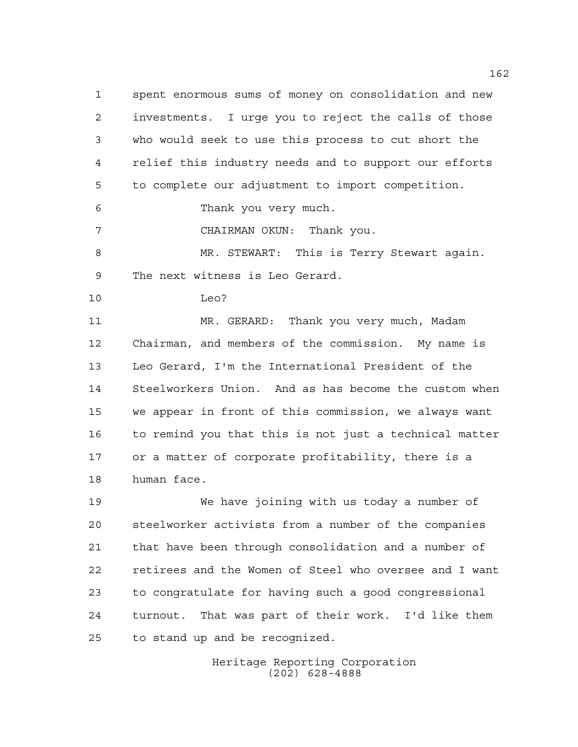spent enormous sums of money on consolidation and new investments. I urge you to reject the calls of those who would seek to use this process to cut short the relief this industry needs and to support our efforts to complete our adjustment to import competition.

Thank you very much.

CHAIRMAN OKUN: Thank you.

MR. STEWART: This is Terry Stewart again. The next witness is Leo Gerard.

Leo?

MR. GERARD: Thank you very much, Madam Chairman, and members of the commission. My name is Leo Gerard, I'm the International President of the Steelworkers Union. And as has become the custom when we appear in front of this commission, we always want to remind you that this is not just a technical matter or a matter of corporate profitability, there is a human face.

We have joining with us today a number of steelworker activists from a number of the companies that have been through consolidation and a number of retirees and the Women of Steel who oversee and I want to congratulate for having such a good congressional turnout. That was part of their work. I'd like them to stand up and be recognized.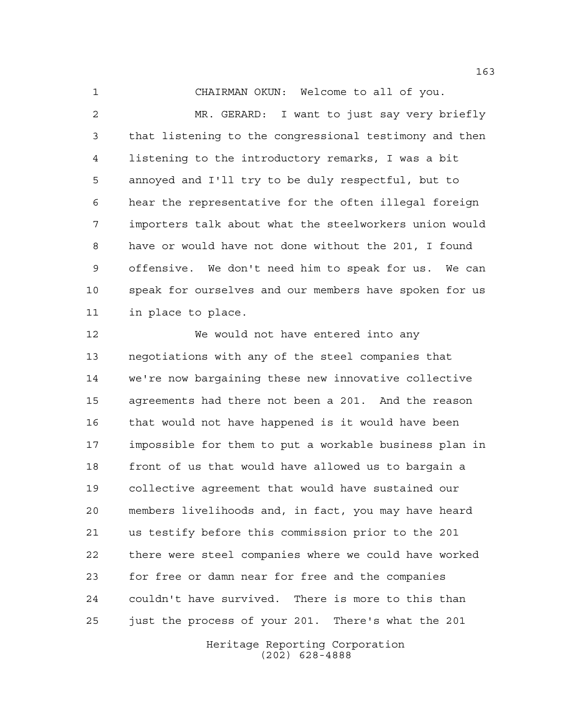CHAIRMAN OKUN: Welcome to all of you.

MR. GERARD: I want to just say very briefly that listening to the congressional testimony and then listening to the introductory remarks, I was a bit annoyed and I'll try to be duly respectful, but to hear the representative for the often illegal foreign importers talk about what the steelworkers union would have or would have not done without the 201, I found offensive. We don't need him to speak for us. We can speak for ourselves and our members have spoken for us in place to place.

We would not have entered into any negotiations with any of the steel companies that we're now bargaining these new innovative collective agreements had there not been a 201. And the reason that would not have happened is it would have been impossible for them to put a workable business plan in front of us that would have allowed us to bargain a collective agreement that would have sustained our members livelihoods and, in fact, you may have heard us testify before this commission prior to the 201 there were steel companies where we could have worked for free or damn near for free and the companies couldn't have survived. There is more to this than just the process of your 201. There's what the 201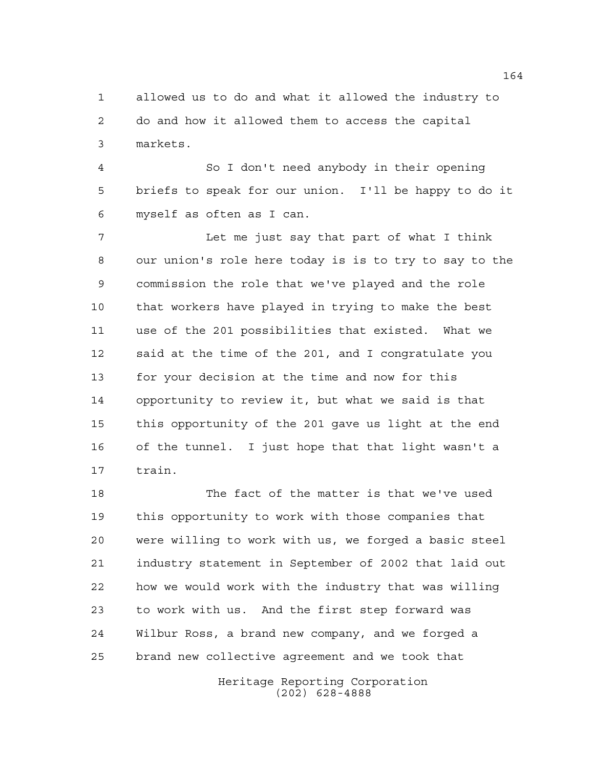allowed us to do and what it allowed the industry to do and how it allowed them to access the capital markets.

So I don't need anybody in their opening briefs to speak for our union. I'll be happy to do it myself as often as I can.

Let me just say that part of what I think our union's role here today is is to try to say to the commission the role that we've played and the role that workers have played in trying to make the best use of the 201 possibilities that existed. What we said at the time of the 201, and I congratulate you for your decision at the time and now for this opportunity to review it, but what we said is that this opportunity of the 201 gave us light at the end of the tunnel. I just hope that that light wasn't a train.

The fact of the matter is that we've used this opportunity to work with those companies that were willing to work with us, we forged a basic steel industry statement in September of 2002 that laid out how we would work with the industry that was willing to work with us. And the first step forward was Wilbur Ross, a brand new company, and we forged a brand new collective agreement and we took that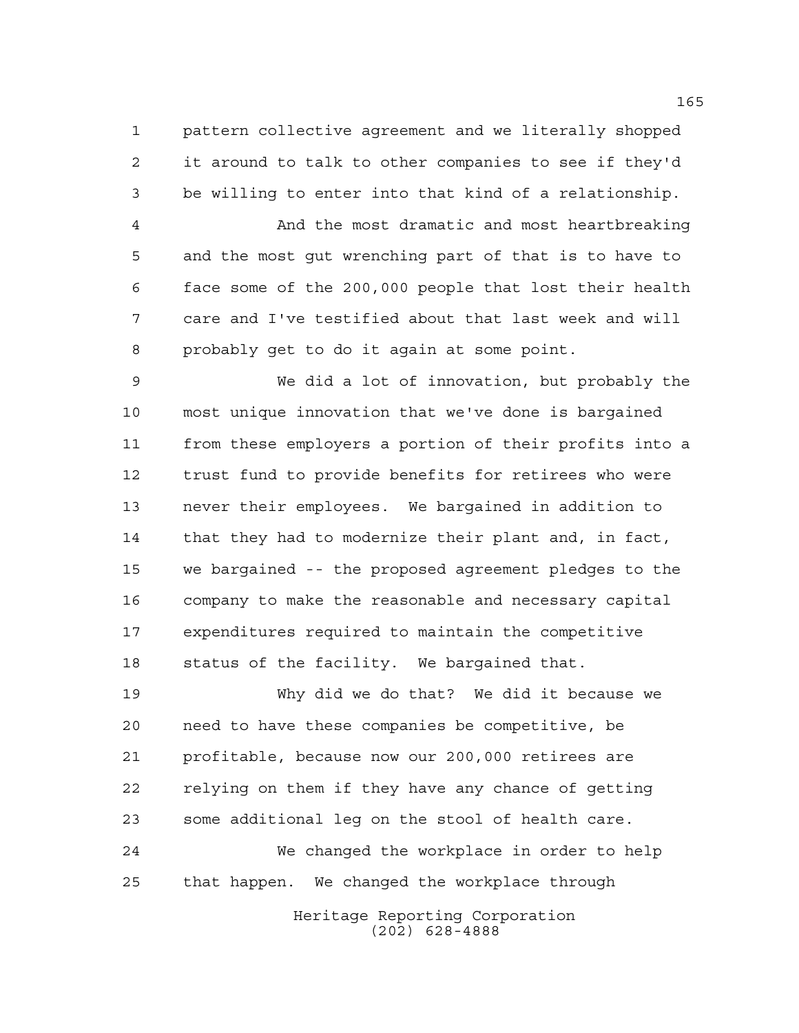pattern collective agreement and we literally shopped it around to talk to other companies to see if they'd be willing to enter into that kind of a relationship.

And the most dramatic and most heartbreaking and the most gut wrenching part of that is to have to face some of the 200,000 people that lost their health care and I've testified about that last week and will probably get to do it again at some point.

We did a lot of innovation, but probably the most unique innovation that we've done is bargained from these employers a portion of their profits into a trust fund to provide benefits for retirees who were never their employees. We bargained in addition to that they had to modernize their plant and, in fact, we bargained -- the proposed agreement pledges to the company to make the reasonable and necessary capital expenditures required to maintain the competitive status of the facility. We bargained that.

Why did we do that? We did it because we need to have these companies be competitive, be profitable, because now our 200,000 retirees are relying on them if they have any chance of getting some additional leg on the stool of health care.

We changed the workplace in order to help that happen. We changed the workplace through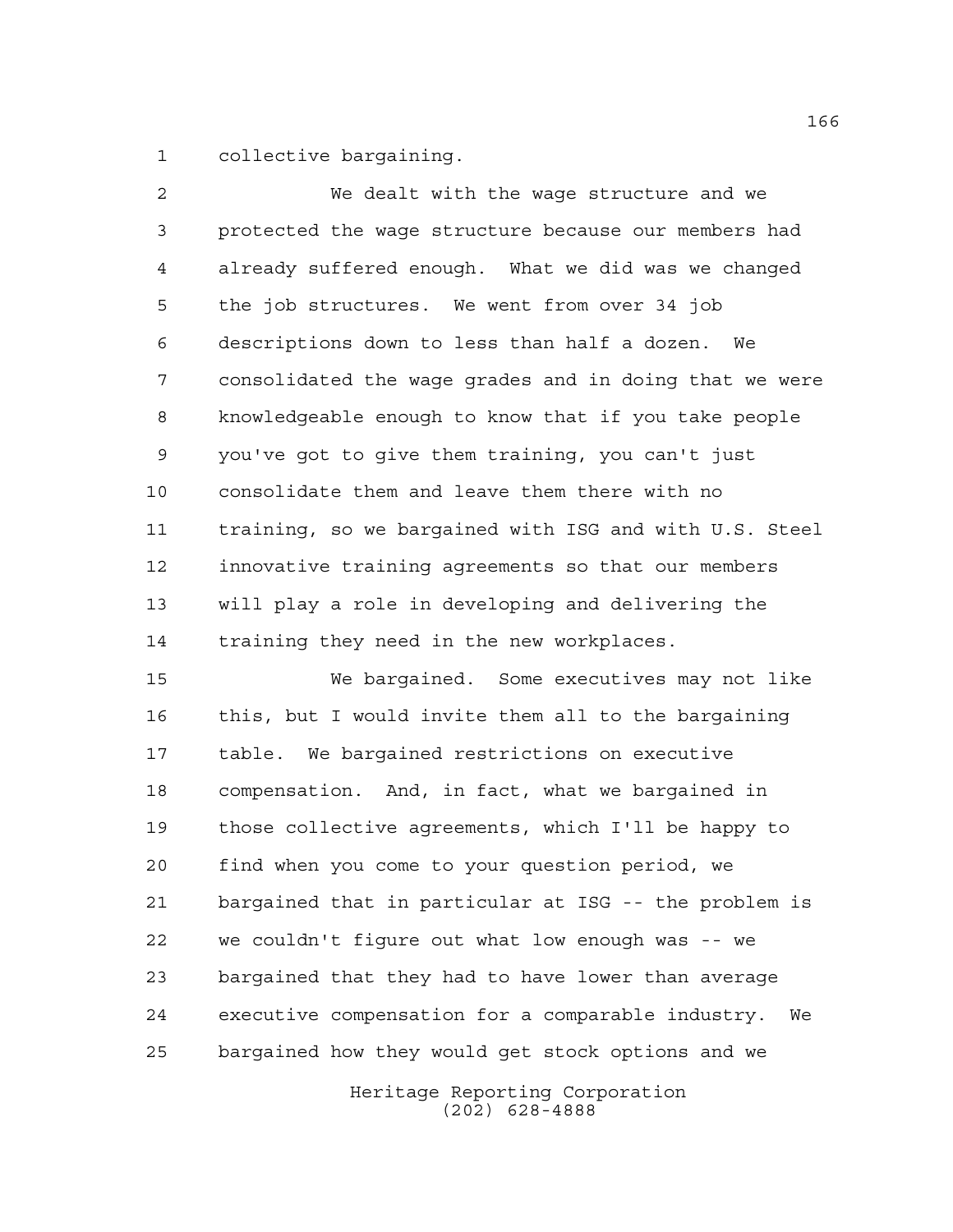collective bargaining.

We dealt with the wage structure and we protected the wage structure because our members had already suffered enough. What we did was we changed the job structures. We went from over 34 job descriptions down to less than half a dozen. We consolidated the wage grades and in doing that we were knowledgeable enough to know that if you take people you've got to give them training, you can't just consolidate them and leave them there with no training, so we bargained with ISG and with U.S. Steel innovative training agreements so that our members will play a role in developing and delivering the training they need in the new workplaces.

We bargained. Some executives may not like this, but I would invite them all to the bargaining table. We bargained restrictions on executive compensation. And, in fact, what we bargained in those collective agreements, which I'll be happy to find when you come to your question period, we bargained that in particular at ISG -- the problem is we couldn't figure out what low enough was -- we bargained that they had to have lower than average executive compensation for a comparable industry. We bargained how they would get stock options and we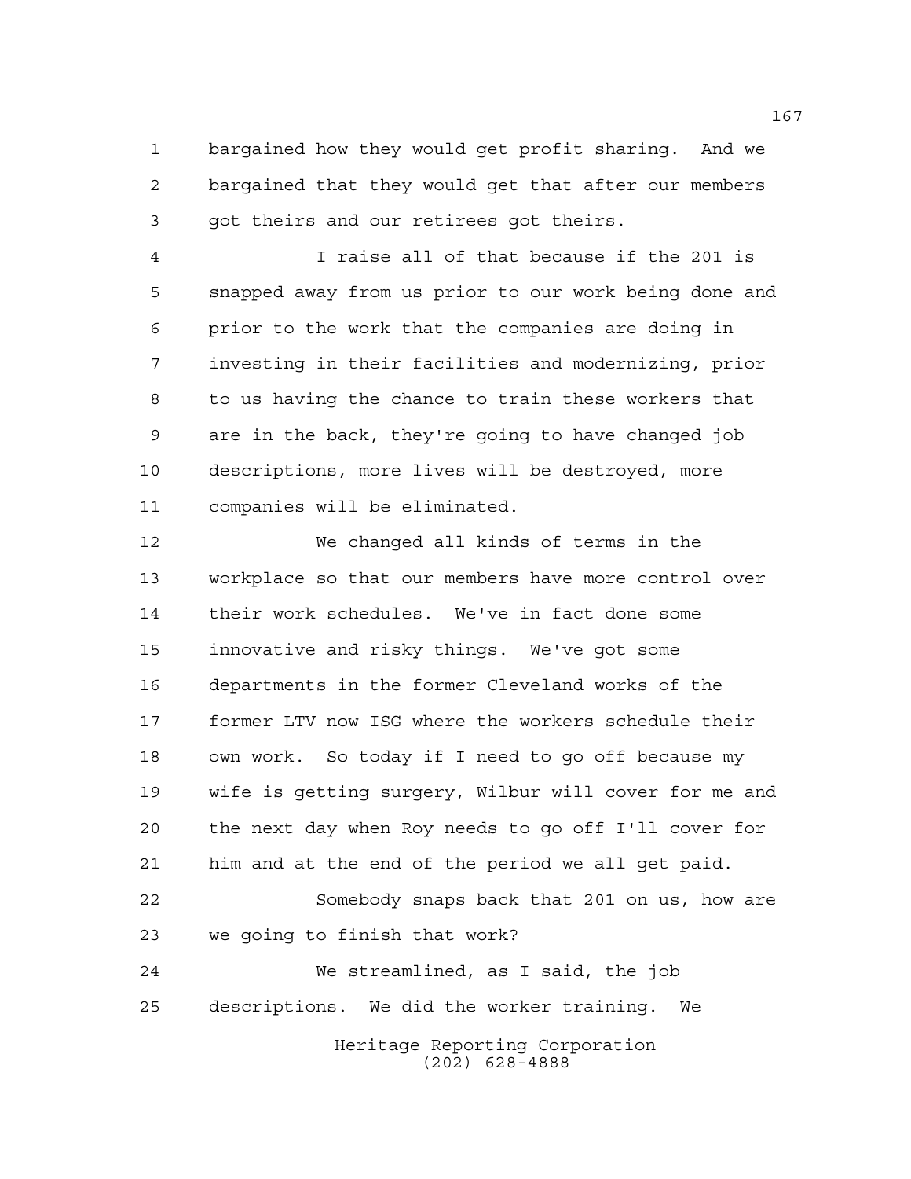bargained how they would get profit sharing. And we bargained that they would get that after our members got theirs and our retirees got theirs.

I raise all of that because if the 201 is snapped away from us prior to our work being done and prior to the work that the companies are doing in investing in their facilities and modernizing, prior to us having the chance to train these workers that are in the back, they're going to have changed job descriptions, more lives will be destroyed, more companies will be eliminated.

We changed all kinds of terms in the workplace so that our members have more control over their work schedules. We've in fact done some innovative and risky things. We've got some departments in the former Cleveland works of the former LTV now ISG where the workers schedule their own work. So today if I need to go off because my wife is getting surgery, Wilbur will cover for me and the next day when Roy needs to go off I'll cover for him and at the end of the period we all get paid.

Somebody snaps back that 201 on us, how are we going to finish that work?

We streamlined, as I said, the job descriptions. We did the worker training. We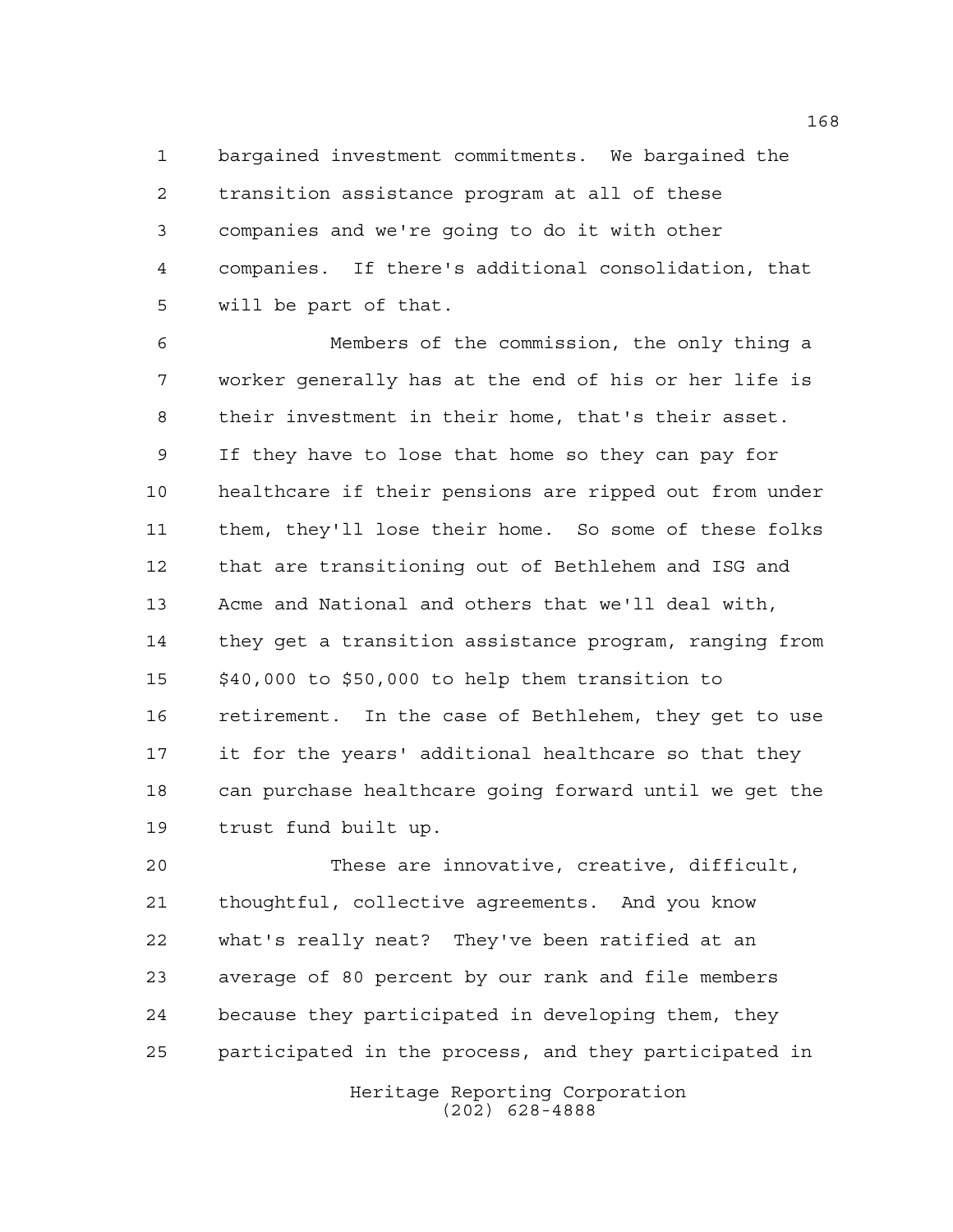bargained investment commitments. We bargained the transition assistance program at all of these companies and we're going to do it with other companies. If there's additional consolidation, that will be part of that.

Members of the commission, the only thing a worker generally has at the end of his or her life is their investment in their home, that's their asset. If they have to lose that home so they can pay for healthcare if their pensions are ripped out from under them, they'll lose their home. So some of these folks that are transitioning out of Bethlehem and ISG and Acme and National and others that we'll deal with, they get a transition assistance program, ranging from $40,000 to $50,000 to help them transition to retirement. In the case of Bethlehem, they get to use it for the years' additional healthcare so that they can purchase healthcare going forward until we get the trust fund built up.

These are innovative, creative, difficult, thoughtful, collective agreements. And you know what's really neat? They've been ratified at an average of 80 percent by our rank and file members because they participated in developing them, they participated in the process, and they participated in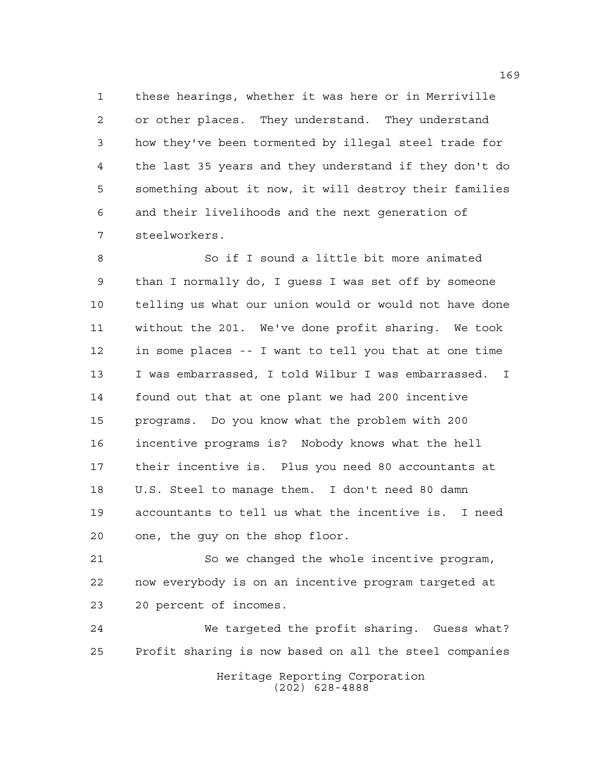these hearings, whether it was here or in Merriville or other places. They understand. They understand how they've been tormented by illegal steel trade for the last 35 years and they understand if they don't do something about it now, it will destroy their families and their livelihoods and the next generation of steelworkers.

So if I sound a little bit more animated than I normally do, I guess I was set off by someone telling us what our union would or would not have done without the 201. We've done profit sharing. We took in some places -- I want to tell you that at one time I was embarrassed, I told Wilbur I was embarrassed. I found out that at one plant we had 200 incentive programs. Do you know what the problem with 200 incentive programs is? Nobody knows what the hell their incentive is. Plus you need 80 accountants at U.S. Steel to manage them. I don't need 80 damn accountants to tell us what the incentive is. I need one, the guy on the shop floor.

So we changed the whole incentive program, now everybody is on an incentive program targeted at 20 percent of incomes.

We targeted the profit sharing. Guess what? Profit sharing is now based on all the steel companies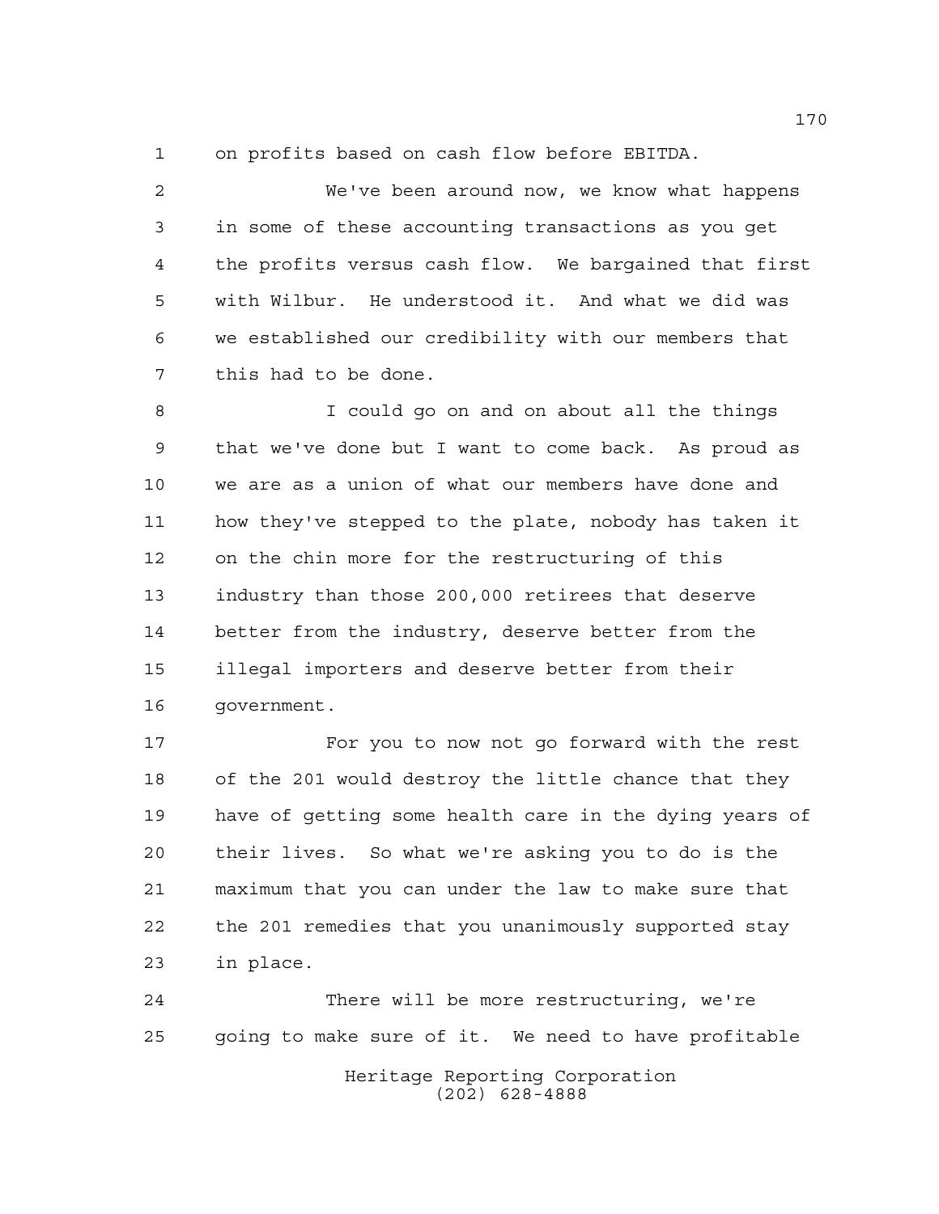on profits based on cash flow before EBITDA.

We've been around now, we know what happens in some of these accounting transactions as you get the profits versus cash flow. We bargained that first with Wilbur. He understood it. And what we did was we established our credibility with our members that this had to be done.

I could go on and on about all the things that we've done but I want to come back. As proud as we are as a union of what our members have done and how they've stepped to the plate, nobody has taken it on the chin more for the restructuring of this industry than those 200,000 retirees that deserve better from the industry, deserve better from the illegal importers and deserve better from their government.

For you to now not go forward with the rest of the 201 would destroy the little chance that they have of getting some health care in the dying years of their lives. So what we're asking you to do is the maximum that you can under the law to make sure that the 201 remedies that you unanimously supported stay in place.

There will be more restructuring, we're going to make sure of it. We need to have profitable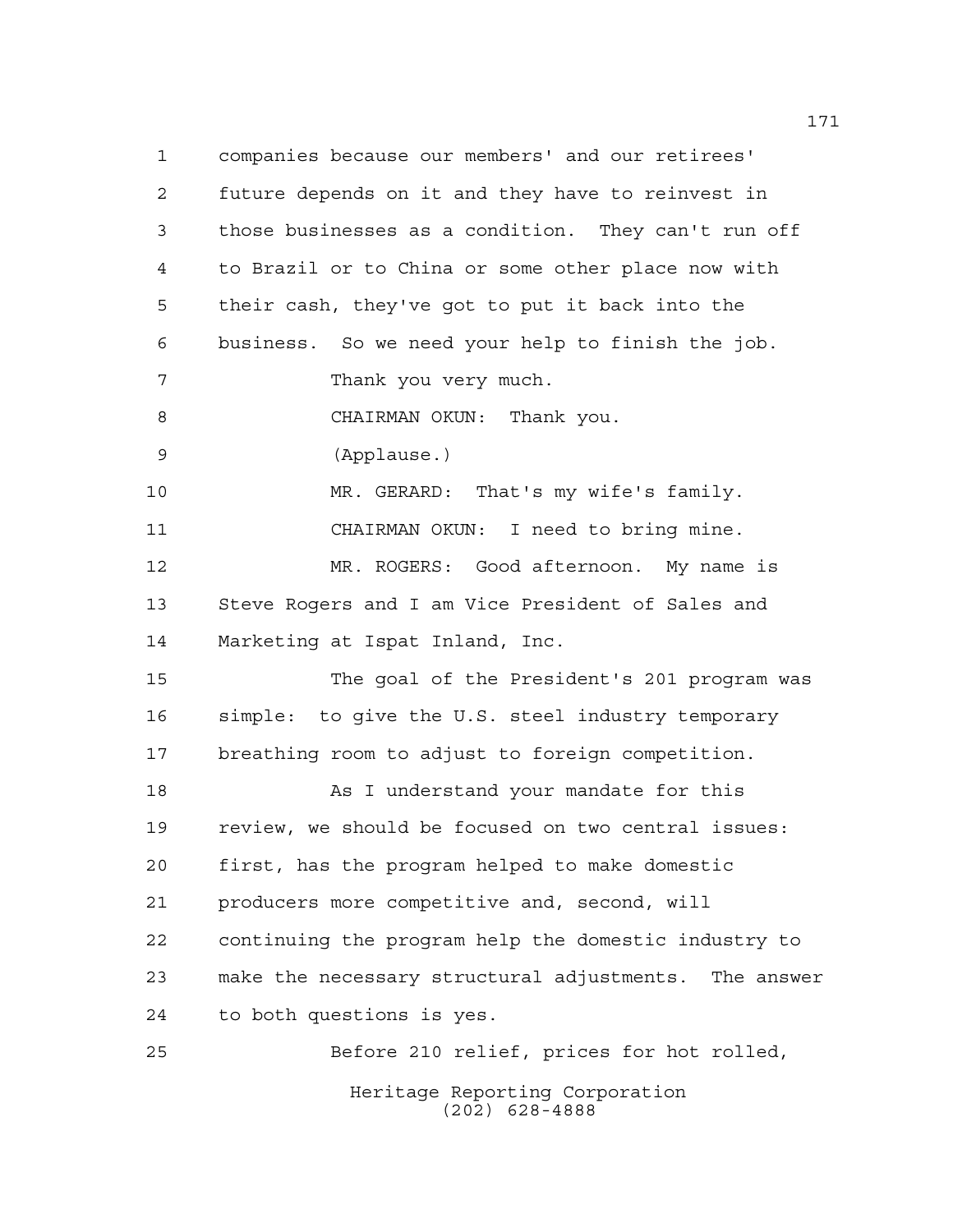companies because our members' and our retirees' future depends on it and they have to reinvest in those businesses as a condition. They can't run off to Brazil or to China or some other place now with their cash, they've got to put it back into the business. So we need your help to finish the job.

Thank you very much.

CHAIRMAN OKUN: Thank you.

(Applause.)

MR. GERARD: That's my wife's family.

CHAIRMAN OKUN: I need to bring mine.

MR. ROGERS: Good afternoon. My name is Steve Rogers and I am Vice President of Sales and Marketing at Ispat Inland, Inc.

The goal of the President's 201 program was simple: to give the U.S. steel industry temporary breathing room to adjust to foreign competition.

As I understand your mandate for this review, we should be focused on two central issues: first, has the program helped to make domestic producers more competitive and, second, will continuing the program help the domestic industry to make the necessary structural adjustments. The answer to both questions is yes.

Before 210 relief, prices for hot rolled,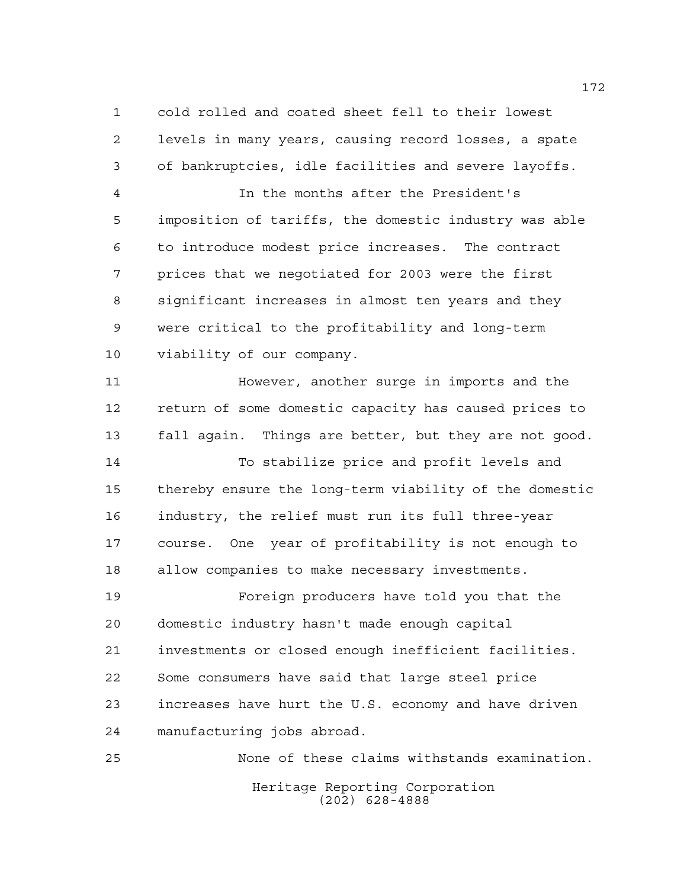cold rolled and coated sheet fell to their lowest levels in many years, causing record losses, a spate of bankruptcies, idle facilities and severe layoffs.

In the months after the President's imposition of tariffs, the domestic industry was able to introduce modest price increases. The contract prices that we negotiated for 2003 were the first significant increases in almost ten years and they were critical to the profitability and long-term viability of our company.

However, another surge in imports and the return of some domestic capacity has caused prices to fall again. Things are better, but they are not good.

To stabilize price and profit levels and thereby ensure the long-term viability of the domestic industry, the relief must run its full three-year course. One year of profitability is not enough to allow companies to make necessary investments.

Foreign producers have told you that the domestic industry hasn't made enough capital investments or closed enough inefficient facilities. Some consumers have said that large steel price increases have hurt the U.S. economy and have driven manufacturing jobs abroad.

None of these claims withstands examination.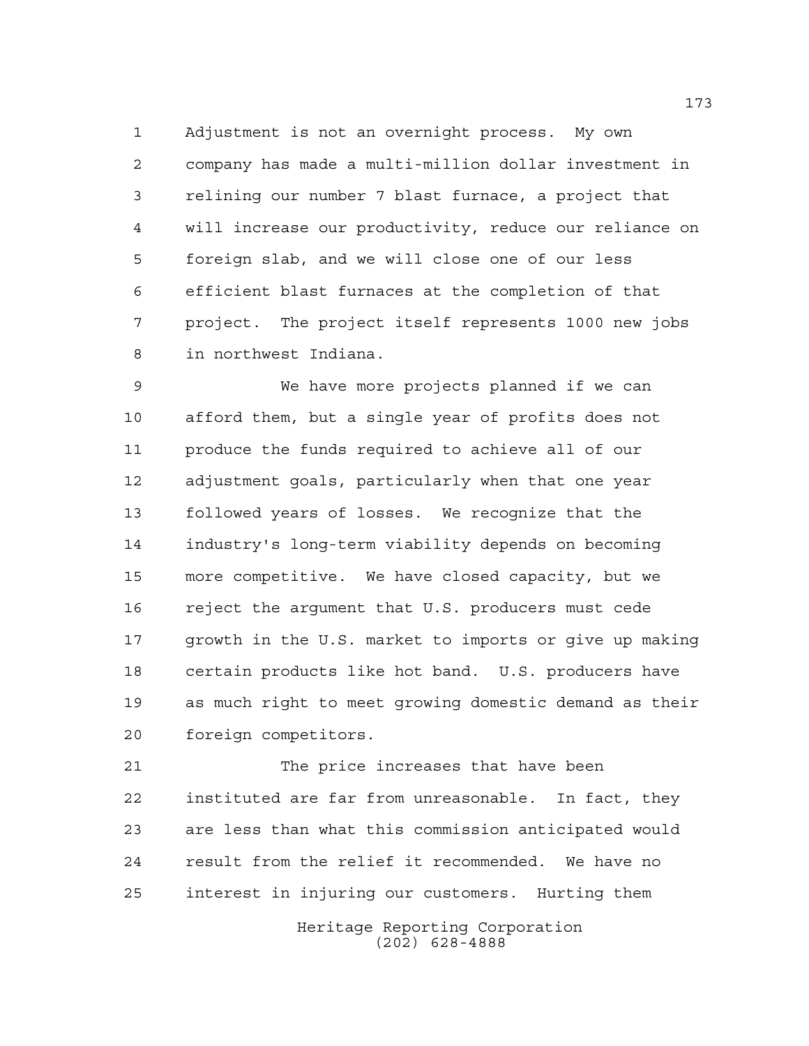Adjustment is not an overnight process. My own company has made a multi-million dollar investment in relining our number 7 blast furnace, a project that will increase our productivity, reduce our reliance on foreign slab, and we will close one of our less efficient blast furnaces at the completion of that project. The project itself represents 1000 new jobs in northwest Indiana.

We have more projects planned if we can afford them, but a single year of profits does not produce the funds required to achieve all of our adjustment goals, particularly when that one year followed years of losses. We recognize that the industry's long-term viability depends on becoming more competitive. We have closed capacity, but we reject the argument that U.S. producers must cede growth in the U.S. market to imports or give up making certain products like hot band. U.S. producers have as much right to meet growing domestic demand as their foreign competitors.

The price increases that have been instituted are far from unreasonable. In fact, they are less than what this commission anticipated would result from the relief it recommended. We have no interest in injuring our customers. Hurting them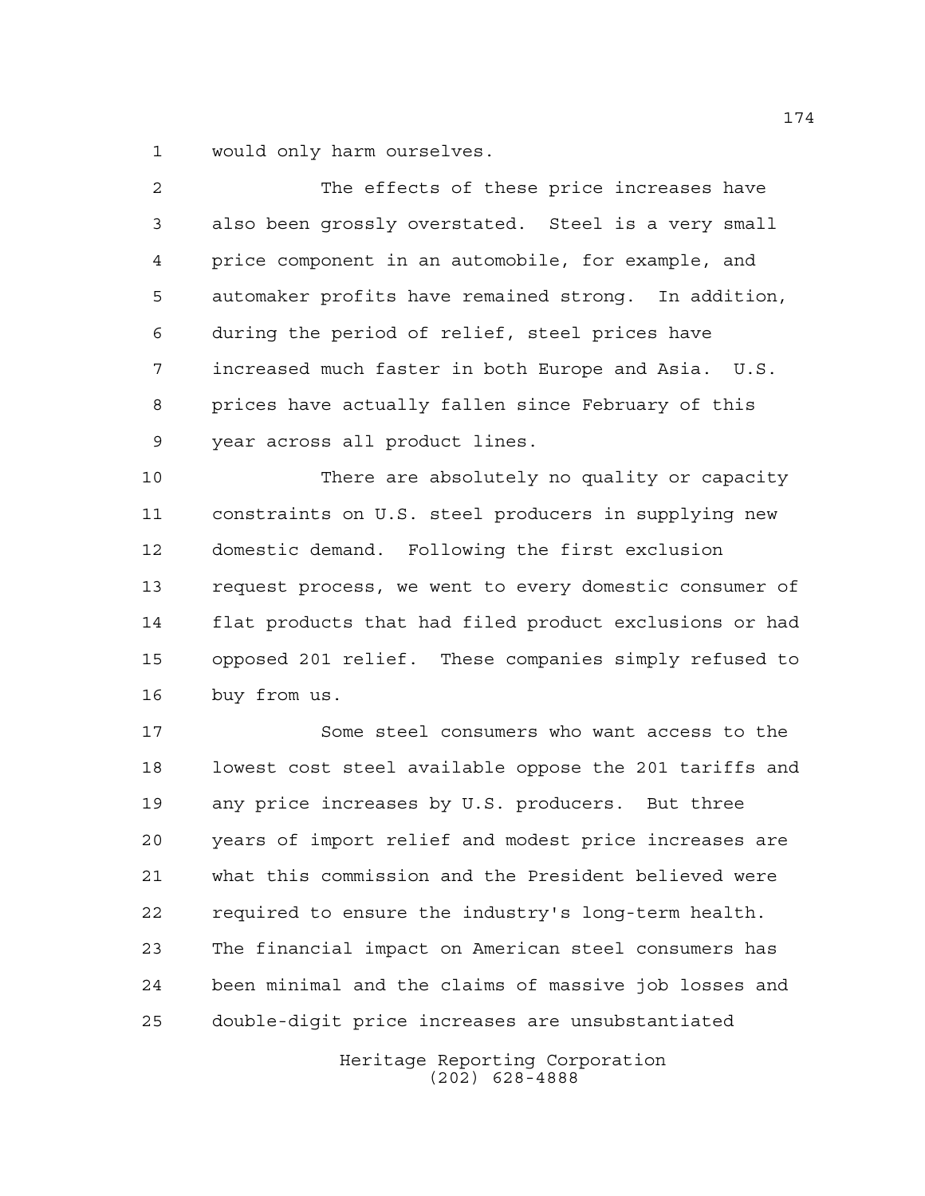would only harm ourselves.

The effects of these price increases have also been grossly overstated. Steel is a very small price component in an automobile, for example, and automaker profits have remained strong. In addition, during the period of relief, steel prices have increased much faster in both Europe and Asia. U.S. prices have actually fallen since February of this year across all product lines.

There are absolutely no quality or capacity constraints on U.S. steel producers in supplying new domestic demand. Following the first exclusion request process, we went to every domestic consumer of flat products that had filed product exclusions or had opposed 201 relief. These companies simply refused to buy from us.

Some steel consumers who want access to the lowest cost steel available oppose the 201 tariffs and any price increases by U.S. producers. But three years of import relief and modest price increases are what this commission and the President believed were required to ensure the industry's long-term health. The financial impact on American steel consumers has been minimal and the claims of massive job losses and double-digit price increases are unsubstantiated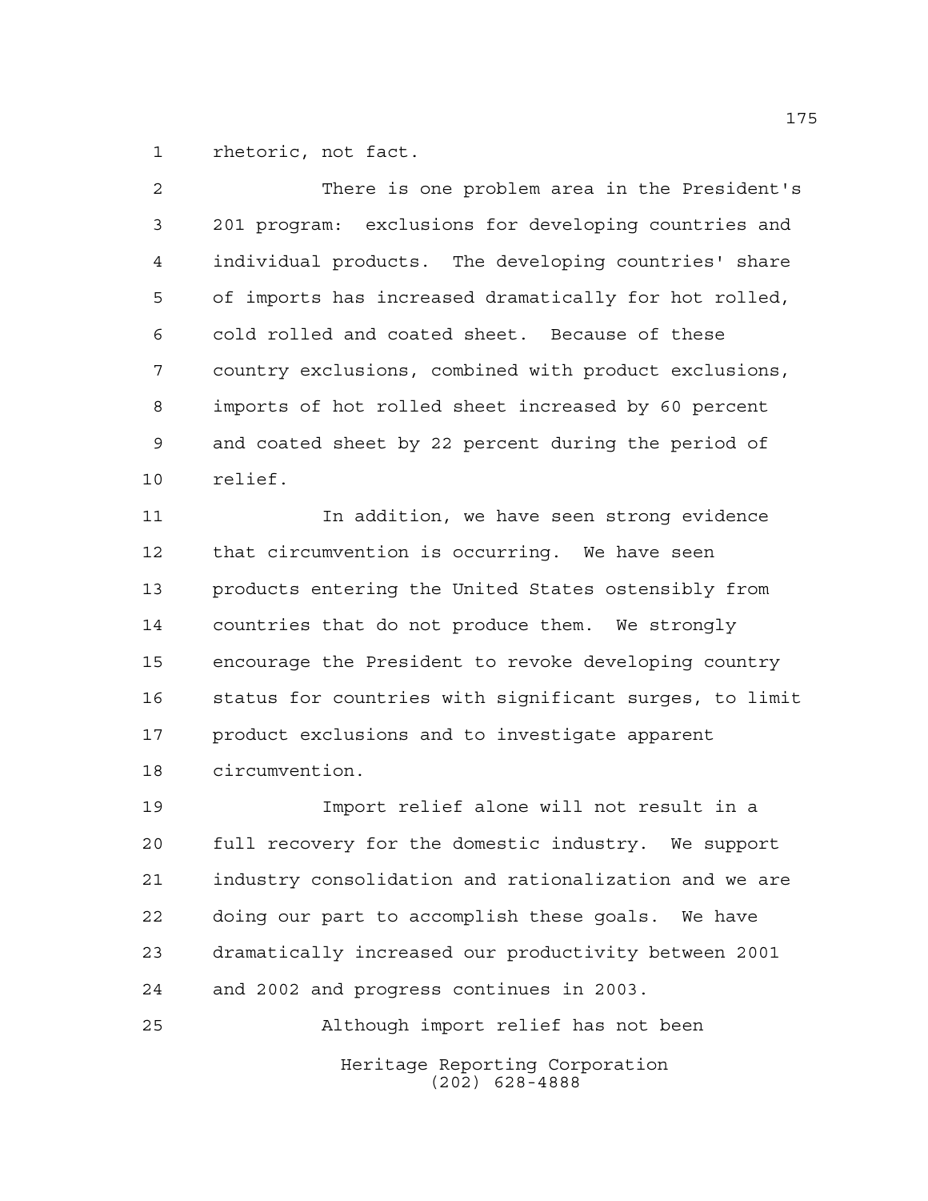rhetoric, not fact.

There is one problem area in the President's 201 program: exclusions for developing countries and individual products. The developing countries' share of imports has increased dramatically for hot rolled, cold rolled and coated sheet. Because of these country exclusions, combined with product exclusions, imports of hot rolled sheet increased by 60 percent and coated sheet by 22 percent during the period of relief.

In addition, we have seen strong evidence that circumvention is occurring. We have seen products entering the United States ostensibly from countries that do not produce them. We strongly encourage the President to revoke developing country status for countries with significant surges, to limit product exclusions and to investigate apparent circumvention.

Import relief alone will not result in a full recovery for the domestic industry. We support industry consolidation and rationalization and we are doing our part to accomplish these goals. We have dramatically increased our productivity between 2001 and 2002 and progress continues in 2003.

Although import relief has not been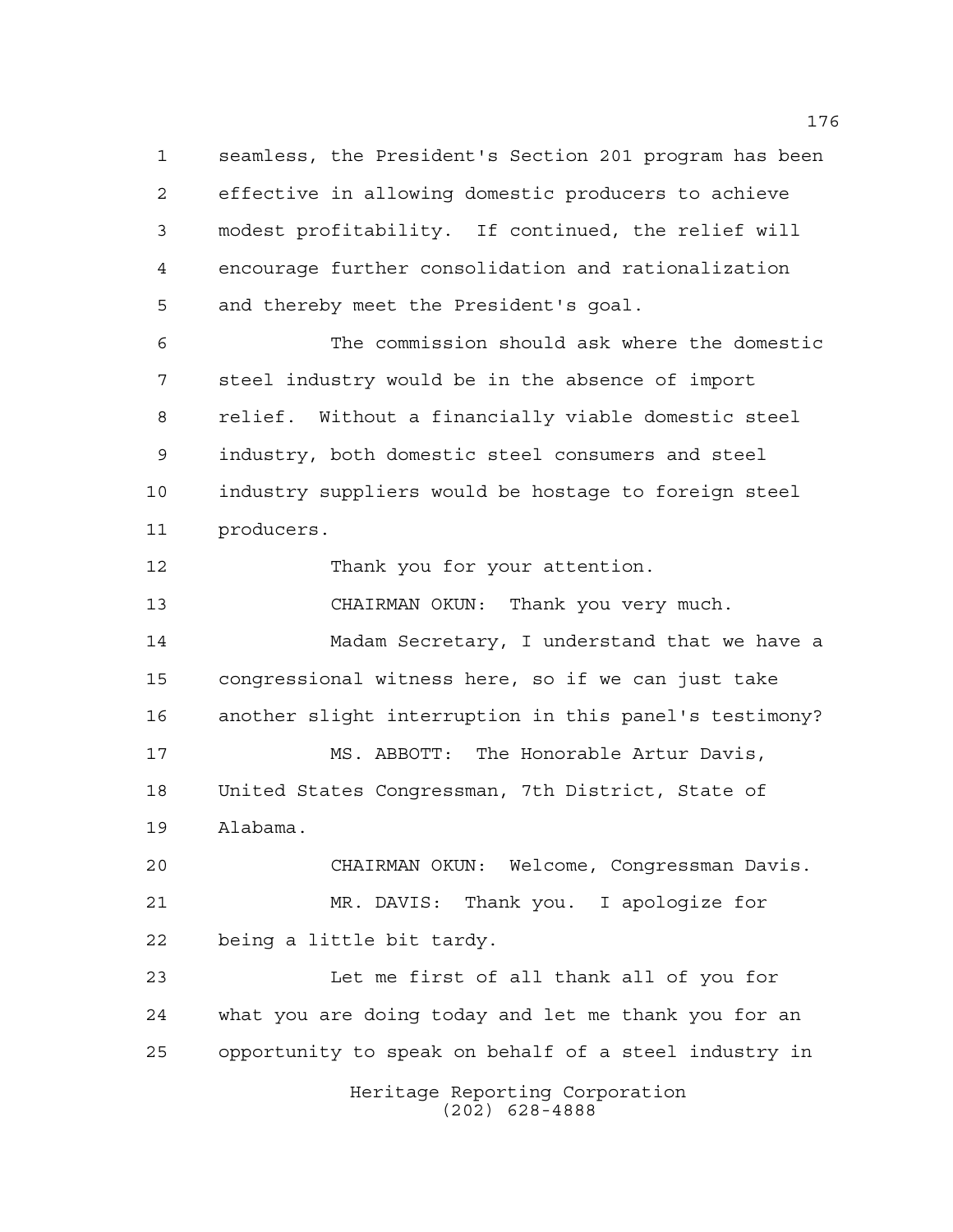seamless, the President's Section 201 program has been effective in allowing domestic producers to achieve modest profitability. If continued, the relief will encourage further consolidation and rationalization and thereby meet the President's goal.

The commission should ask where the domestic steel industry would be in the absence of import relief. Without a financially viable domestic steel industry, both domestic steel consumers and steel industry suppliers would be hostage to foreign steel producers.

Thank you for your attention.

CHAIRMAN OKUN: Thank you very much.

Madam Secretary, I understand that we have a congressional witness here, so if we can just take another slight interruption in this panel's testimony?

MS. ABBOTT: The Honorable Artur Davis, United States Congressman, 7th District, State of Alabama.

CHAIRMAN OKUN: Welcome, Congressman Davis.

MR. DAVIS: Thank you. I apologize for being a little bit tardy.

Let me first of all thank all of you for what you are doing today and let me thank you for an opportunity to speak on behalf of a steel industry in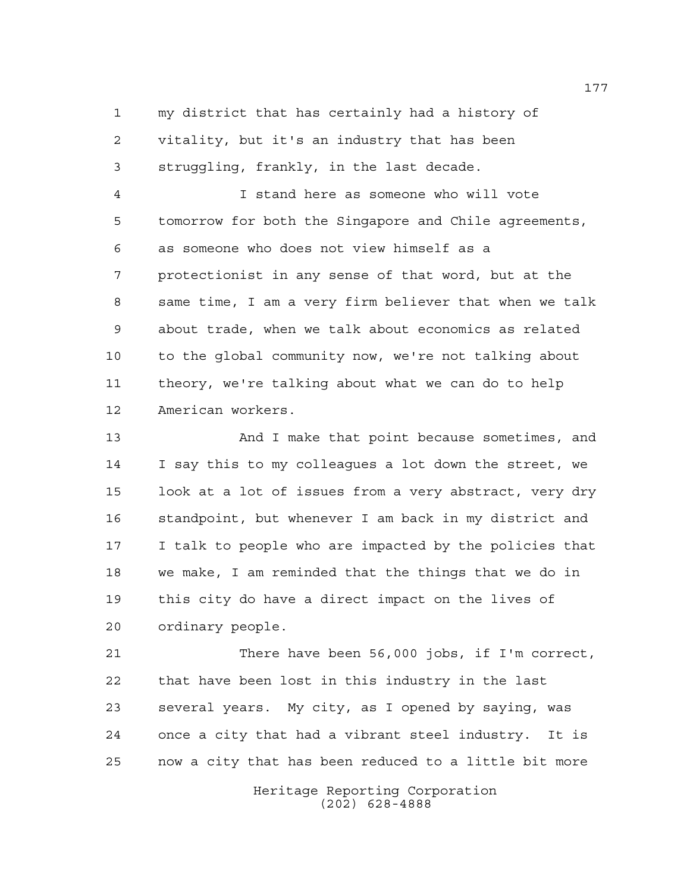my district that has certainly had a history of vitality, but it's an industry that has been struggling, frankly, in the last decade.

I stand here as someone who will vote tomorrow for both the Singapore and Chile agreements, as someone who does not view himself as a protectionist in any sense of that word, but at the same time, I am a very firm believer that when we talk about trade, when we talk about economics as related to the global community now, we're not talking about theory, we're talking about what we can do to help American workers.

And I make that point because sometimes, and I say this to my colleagues a lot down the street, we look at a lot of issues from a very abstract, very dry standpoint, but whenever I am back in my district and I talk to people who are impacted by the policies that we make, I am reminded that the things that we do in this city do have a direct impact on the lives of ordinary people.

There have been 56,000 jobs, if I'm correct, that have been lost in this industry in the last several years. My city, as I opened by saying, was once a city that had a vibrant steel industry. It is now a city that has been reduced to a little bit more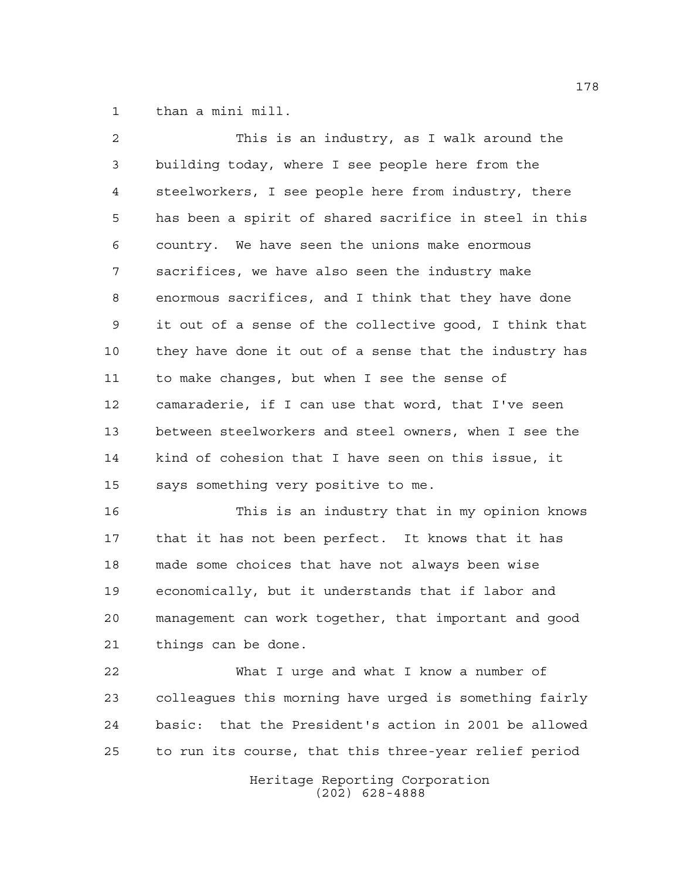than a mini mill.

This is an industry, as I walk around the building today, where I see people here from the steelworkers, I see people here from industry, there has been a spirit of shared sacrifice in steel in this country. We have seen the unions make enormous sacrifices, we have also seen the industry make enormous sacrifices, and I think that they have done it out of a sense of the collective good, I think that they have done it out of a sense that the industry has to make changes, but when I see the sense of camaraderie, if I can use that word, that I've seen between steelworkers and steel owners, when I see the kind of cohesion that I have seen on this issue, it says something very positive to me.

This is an industry that in my opinion knows that it has not been perfect. It knows that it has made some choices that have not always been wise economically, but it understands that if labor and management can work together, that important and good things can be done.

What I urge and what I know a number of colleagues this morning have urged is something fairly basic: that the President's action in 2001 be allowed to run its course, that this three-year relief period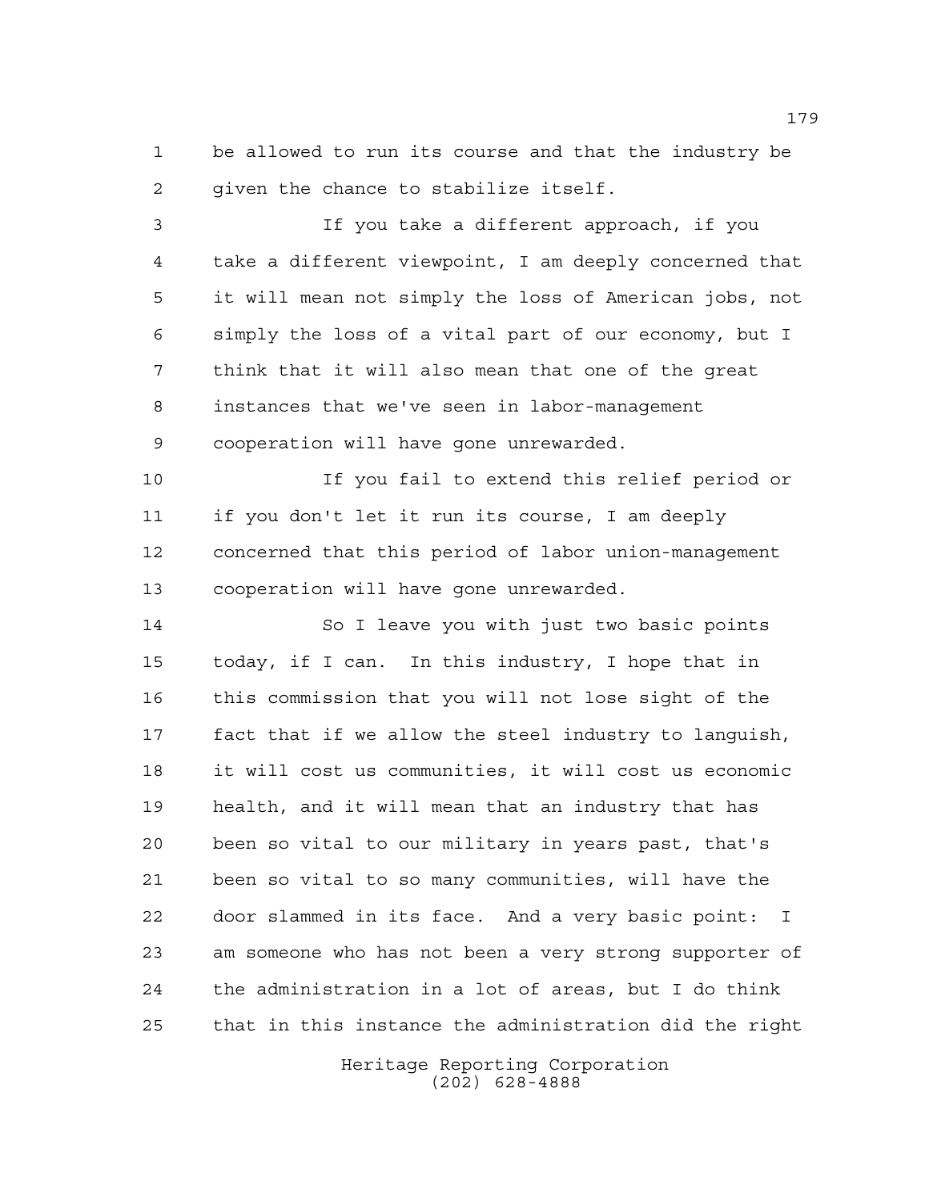be allowed to run its course and that the industry be given the chance to stabilize itself.

If you take a different approach, if you take a different viewpoint, I am deeply concerned that it will mean not simply the loss of American jobs, not simply the loss of a vital part of our economy, but I think that it will also mean that one of the great instances that we've seen in labor-management cooperation will have gone unrewarded.

If you fail to extend this relief period or if you don't let it run its course, I am deeply concerned that this period of labor union-management cooperation will have gone unrewarded.

So I leave you with just two basic points today, if I can. In this industry, I hope that in this commission that you will not lose sight of the fact that if we allow the steel industry to languish, it will cost us communities, it will cost us economic health, and it will mean that an industry that has been so vital to our military in years past, that's been so vital to so many communities, will have the door slammed in its face. And a very basic point: I am someone who has not been a very strong supporter of the administration in a lot of areas, but I do think that in this instance the administration did the right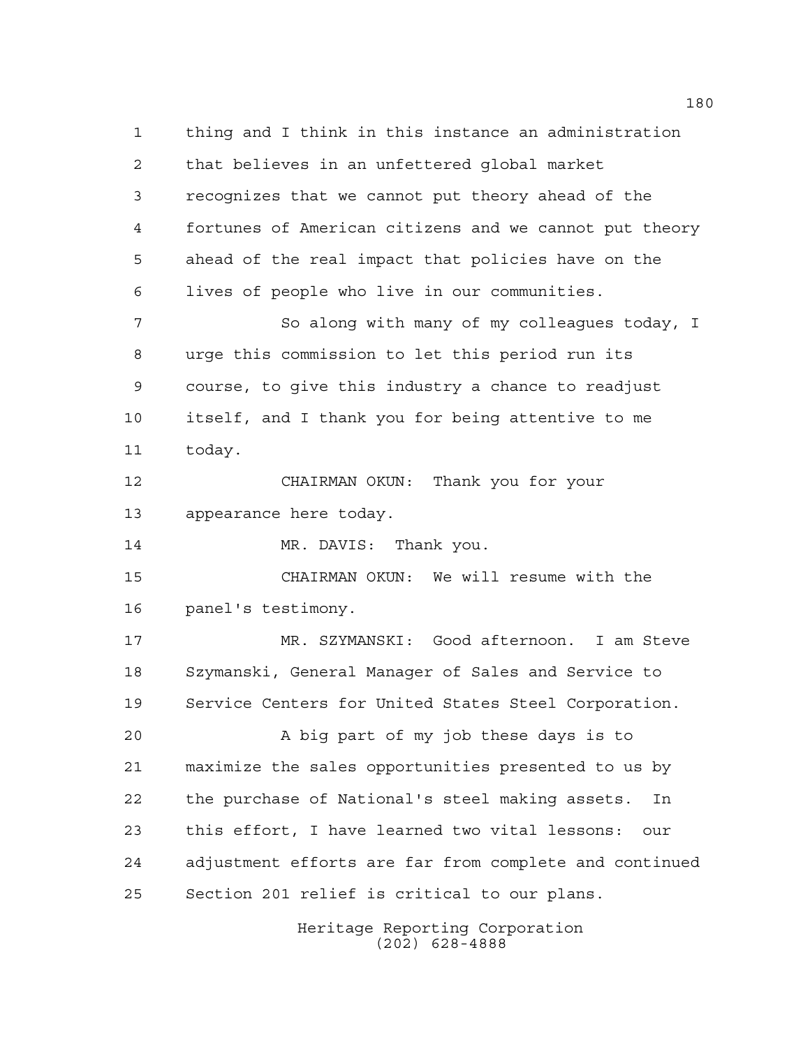thing and I think in this instance an administration that believes in an unfettered global market recognizes that we cannot put theory ahead of the fortunes of American citizens and we cannot put theory ahead of the real impact that policies have on the lives of people who live in our communities.

So along with many of my colleagues today, I urge this commission to let this period run its course, to give this industry a chance to readjust itself, and I thank you for being attentive to me today.

CHAIRMAN OKUN: Thank you for your appearance here today.

MR. DAVIS: Thank you.

CHAIRMAN OKUN: We will resume with the panel's testimony.

MR. SZYMANSKI: Good afternoon. I am Steve Szymanski, General Manager of Sales and Service to Service Centers for United States Steel Corporation.

A big part of my job these days is to maximize the sales opportunities presented to us by the purchase of National's steel making assets. In this effort, I have learned two vital lessons: our adjustment efforts are far from complete and continued Section 201 relief is critical to our plans.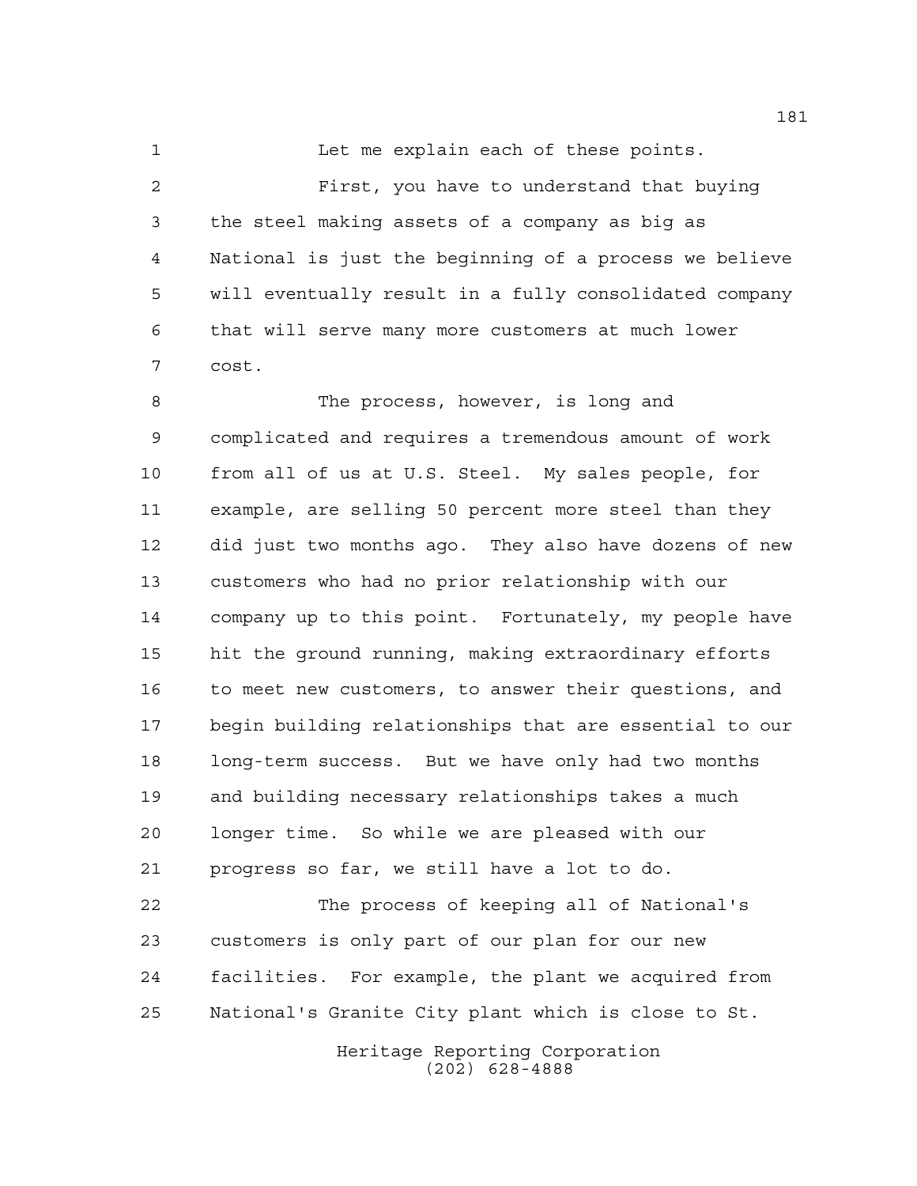Let me explain each of these points.

First, you have to understand that buying the steel making assets of a company as big as National is just the beginning of a process we believe will eventually result in a fully consolidated company that will serve many more customers at much lower cost.

The process, however, is long and complicated and requires a tremendous amount of work from all of us at U.S. Steel. My sales people, for example, are selling 50 percent more steel than they did just two months ago. They also have dozens of new customers who had no prior relationship with our company up to this point. Fortunately, my people have hit the ground running, making extraordinary efforts to meet new customers, to answer their questions, and begin building relationships that are essential to our long-term success. But we have only had two months and building necessary relationships takes a much longer time. So while we are pleased with our progress so far, we still have a lot to do.

The process of keeping all of National's customers is only part of our plan for our new facilities. For example, the plant we acquired from National's Granite City plant which is close to St.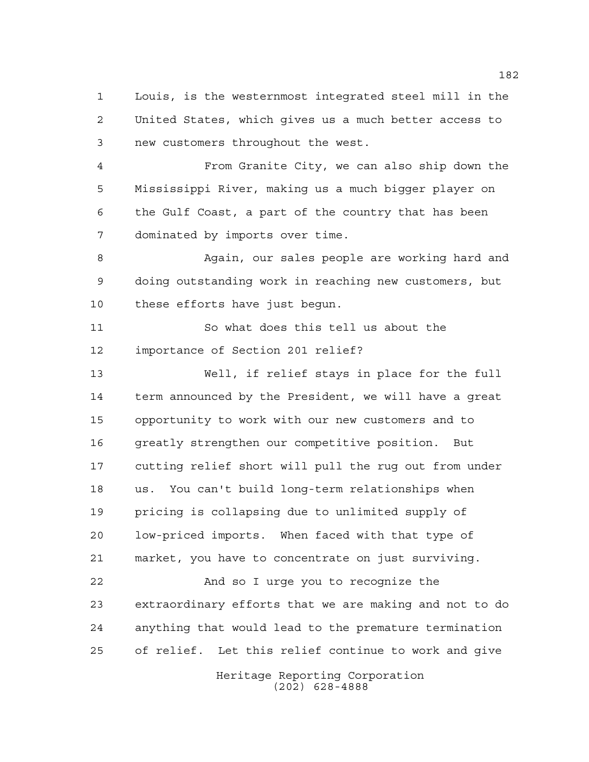Louis, is the westernmost integrated steel mill in the United States, which gives us a much better access to new customers throughout the west.

From Granite City, we can also ship down the Mississippi River, making us a much bigger player on the Gulf Coast, a part of the country that has been dominated by imports over time.

Again, our sales people are working hard and doing outstanding work in reaching new customers, but these efforts have just begun.

So what does this tell us about the importance of Section 201 relief?

Well, if relief stays in place for the full term announced by the President, we will have a great opportunity to work with our new customers and to greatly strengthen our competitive position. But cutting relief short will pull the rug out from under us. You can't build long-term relationships when pricing is collapsing due to unlimited supply of low-priced imports. When faced with that type of market, you have to concentrate on just surviving.

And so I urge you to recognize the extraordinary efforts that we are making and not to do anything that would lead to the premature termination of relief. Let this relief continue to work and give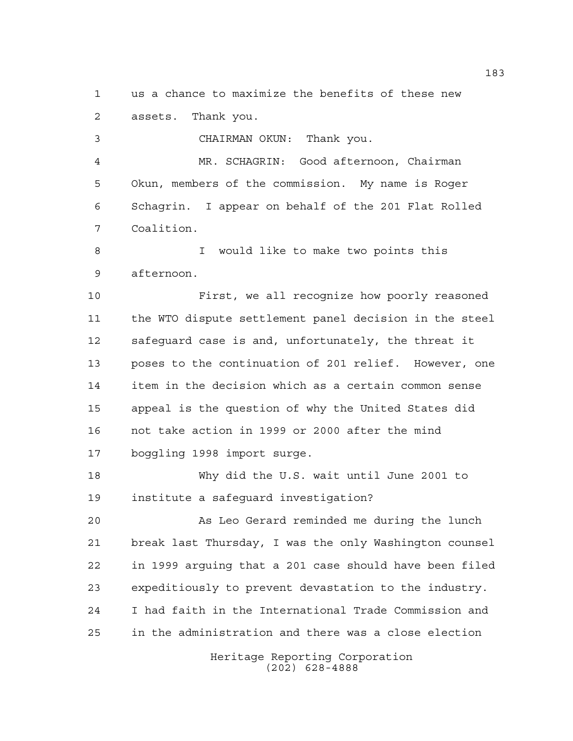us a chance to maximize the benefits of these new assets. Thank you.

CHAIRMAN OKUN: Thank you.

MR. SCHAGRIN: Good afternoon, Chairman Okun, members of the commission. My name is Roger Schagrin. I appear on behalf of the 201 Flat Rolled Coalition.

I would like to make two points this afternoon.

First, we all recognize how poorly reasoned the WTO dispute settlement panel decision in the steel safeguard case is and, unfortunately, the threat it poses to the continuation of 201 relief. However, one item in the decision which as a certain common sense appeal is the question of why the United States did not take action in 1999 or 2000 after the mind boggling 1998 import surge.

Why did the U.S. wait until June 2001 to institute a safeguard investigation?

As Leo Gerard reminded me during the lunch break last Thursday, I was the only Washington counsel in 1999 arguing that a 201 case should have been filed expeditiously to prevent devastation to the industry. I had faith in the International Trade Commission and in the administration and there was a close election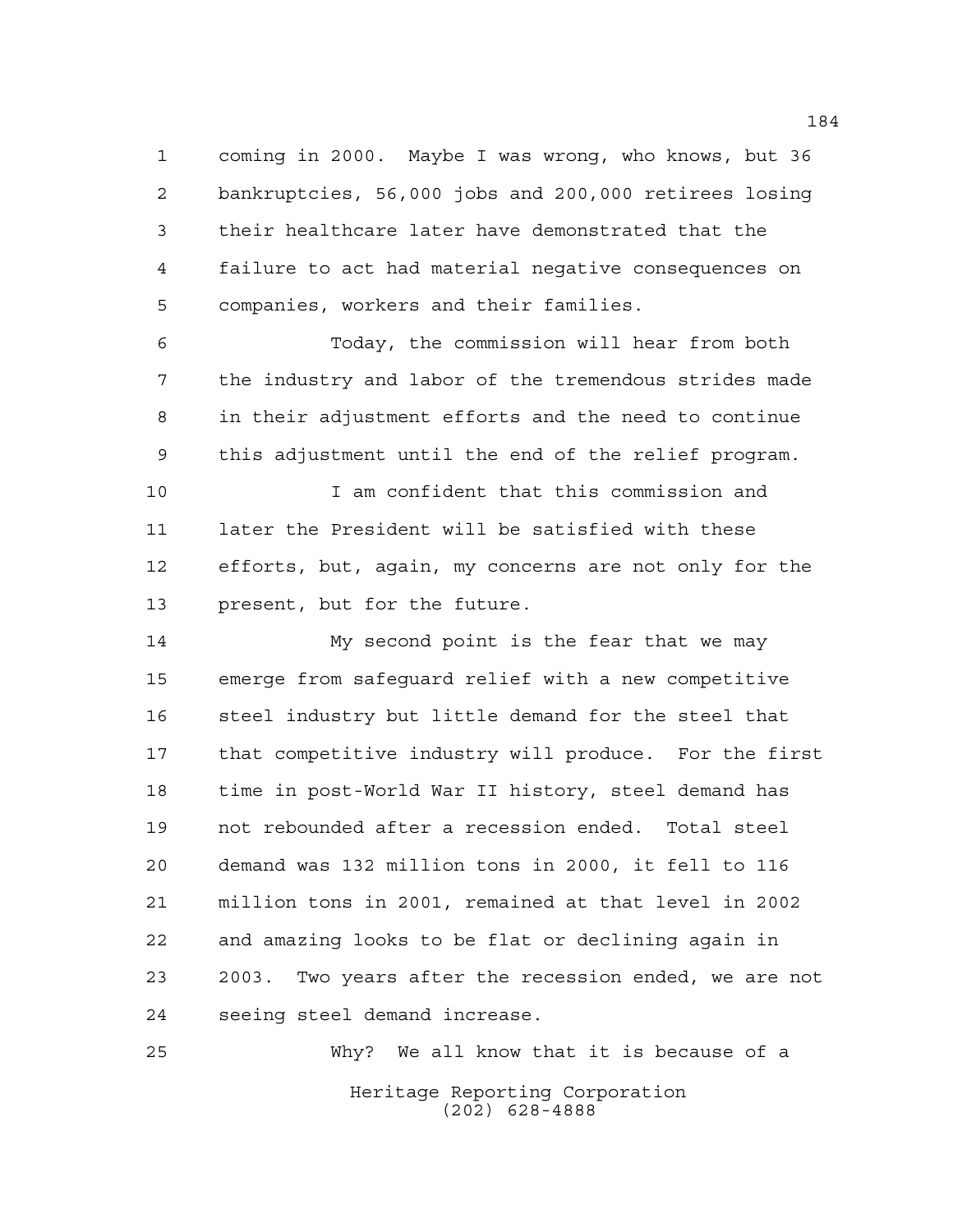coming in 2000. Maybe I was wrong, who knows, but 36 bankruptcies, 56,000 jobs and 200,000 retirees losing their healthcare later have demonstrated that the failure to act had material negative consequences on companies, workers and their families.

Today, the commission will hear from both the industry and labor of the tremendous strides made in their adjustment efforts and the need to continue this adjustment until the end of the relief program.

I am confident that this commission and later the President will be satisfied with these efforts, but, again, my concerns are not only for the present, but for the future.

My second point is the fear that we may emerge from safeguard relief with a new competitive steel industry but little demand for the steel that that competitive industry will produce. For the first time in post-World War II history, steel demand has not rebounded after a recession ended. Total steel demand was 132 million tons in 2000, it fell to 116 million tons in 2001, remained at that level in 2002 and amazing looks to be flat or declining again in 2003. Two years after the recession ended, we are not seeing steel demand increase.

Why? We all know that it is because of a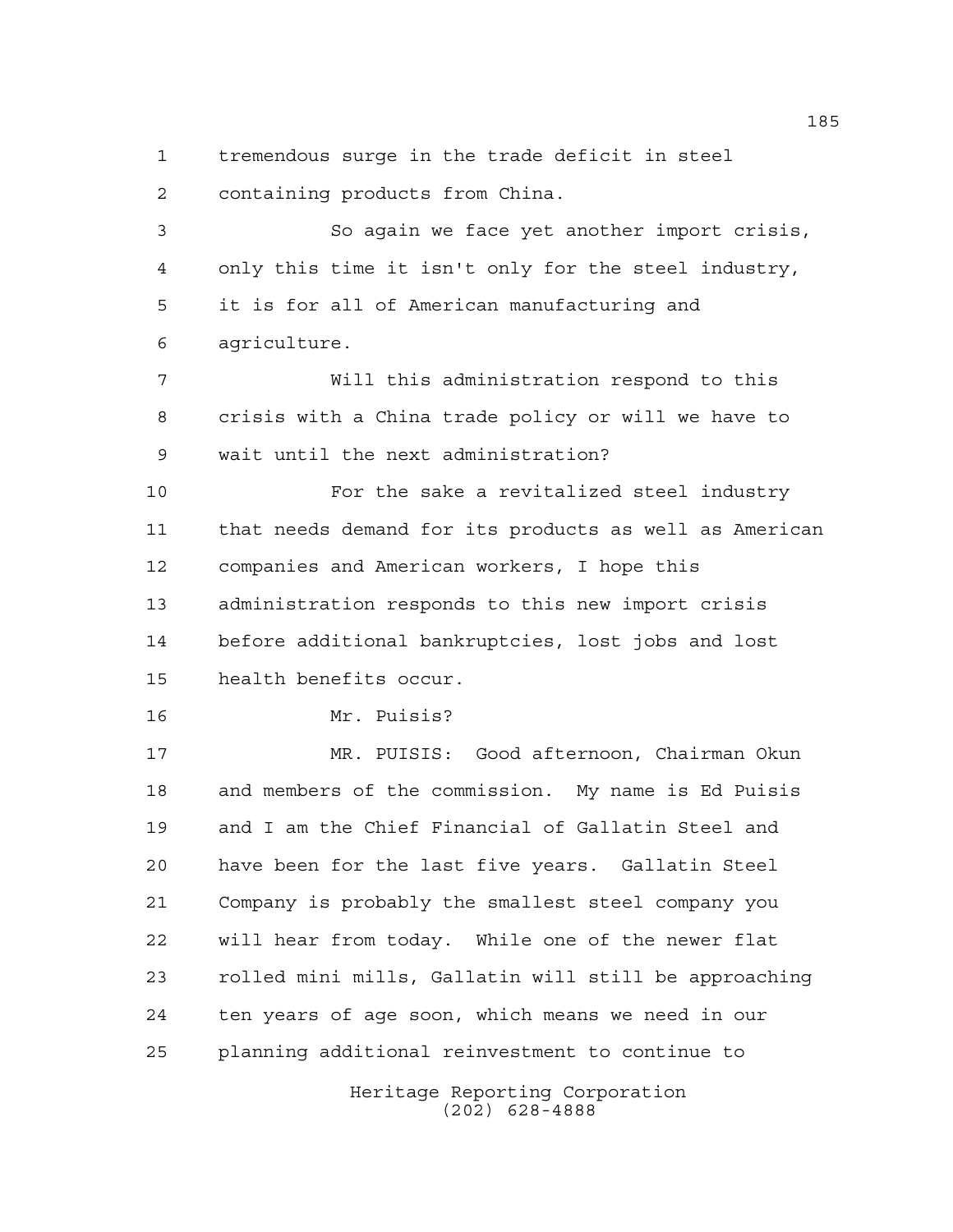tremendous surge in the trade deficit in steel containing products from China.

So again we face yet another import crisis, only this time it isn't only for the steel industry, it is for all of American manufacturing and agriculture.

Will this administration respond to this crisis with a China trade policy or will we have to wait until the next administration?

For the sake a revitalized steel industry that needs demand for its products as well as American companies and American workers, I hope this administration responds to this new import crisis before additional bankruptcies, lost jobs and lost health benefits occur.

Mr. Puisis?

MR. PUISIS: Good afternoon, Chairman Okun and members of the commission. My name is Ed Puisis and I am the Chief Financial of Gallatin Steel and have been for the last five years. Gallatin Steel Company is probably the smallest steel company you will hear from today. While one of the newer flat rolled mini mills, Gallatin will still be approaching ten years of age soon, which means we need in our planning additional reinvestment to continue to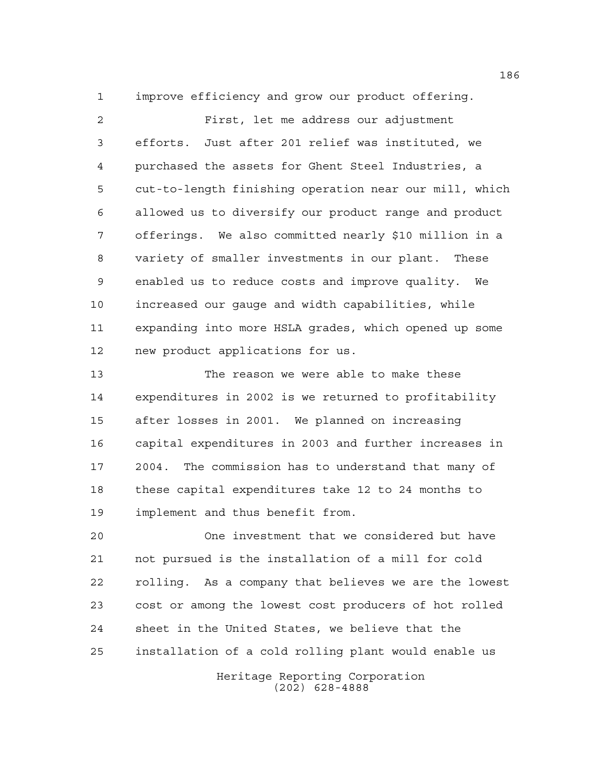improve efficiency and grow our product offering.

First, let me address our adjustment efforts. Just after 201 relief was instituted, we purchased the assets for Ghent Steel Industries, a cut-to-length finishing operation near our mill, which allowed us to diversify our product range and product offerings. We also committed nearly $10 million in a variety of smaller investments in our plant. These enabled us to reduce costs and improve quality. We increased our gauge and width capabilities, while expanding into more HSLA grades, which opened up some new product applications for us.

The reason we were able to make these expenditures in 2002 is we returned to profitability after losses in 2001. We planned on increasing capital expenditures in 2003 and further increases in 2004. The commission has to understand that many of these capital expenditures take 12 to 24 months to implement and thus benefit from.

One investment that we considered but have not pursued is the installation of a mill for cold rolling. As a company that believes we are the lowest cost or among the lowest cost producers of hot rolled sheet in the United States, we believe that the installation of a cold rolling plant would enable us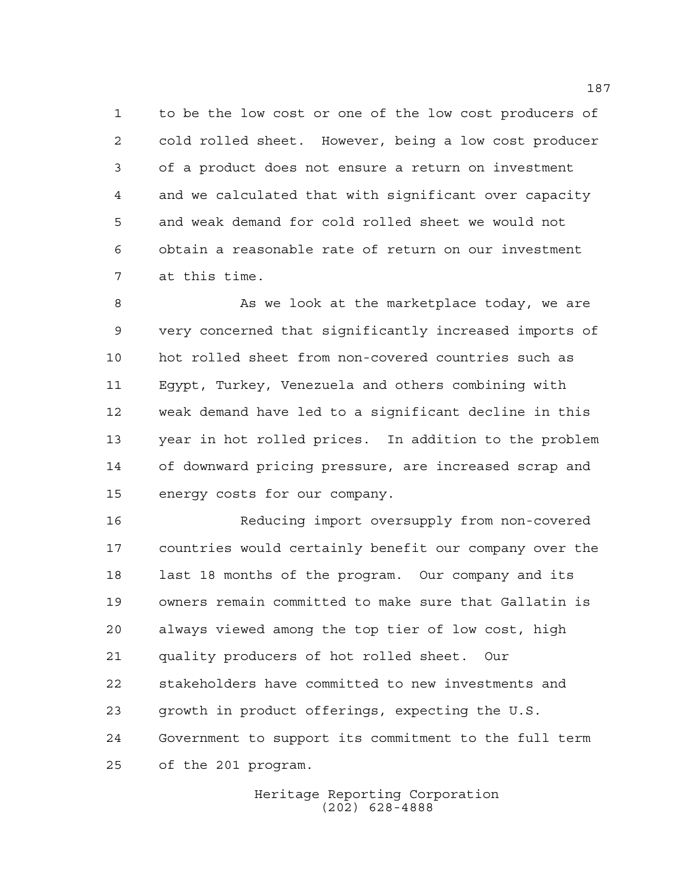to be the low cost or one of the low cost producers of cold rolled sheet. However, being a low cost producer of a product does not ensure a return on investment and we calculated that with significant over capacity and weak demand for cold rolled sheet we would not obtain a reasonable rate of return on our investment at this time.

As we look at the marketplace today, we are very concerned that significantly increased imports of hot rolled sheet from non-covered countries such as Egypt, Turkey, Venezuela and others combining with weak demand have led to a significant decline in this year in hot rolled prices. In addition to the problem of downward pricing pressure, are increased scrap and energy costs for our company.

Reducing import oversupply from non-covered countries would certainly benefit our company over the last 18 months of the program. Our company and its owners remain committed to make sure that Gallatin is always viewed among the top tier of low cost, high quality producers of hot rolled sheet. Our stakeholders have committed to new investments and growth in product offerings, expecting the U.S. Government to support its commitment to the full term of the 201 program.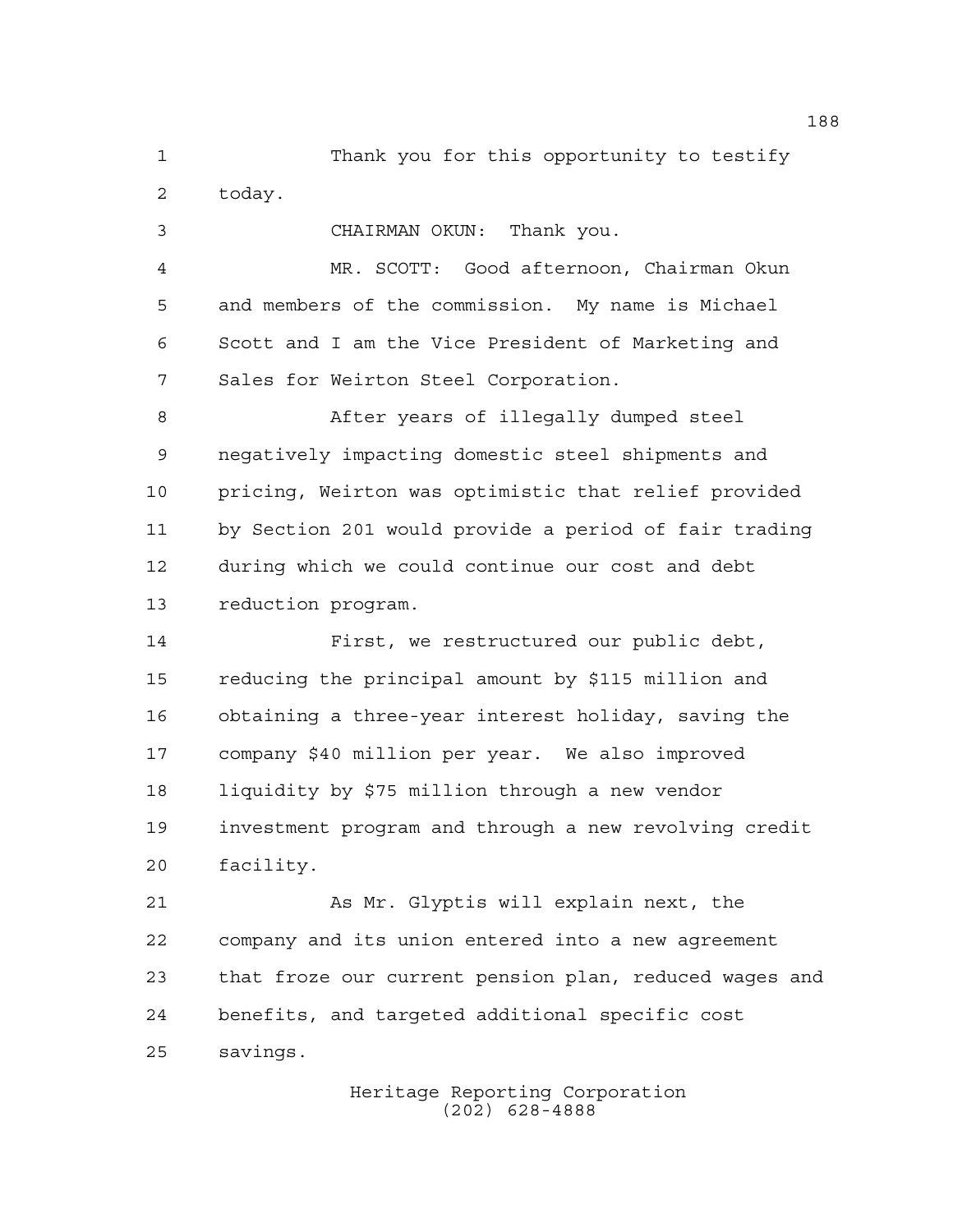Thank you for this opportunity to testify today.

CHAIRMAN OKUN: Thank you.

MR. SCOTT: Good afternoon, Chairman Okun and members of the commission. My name is Michael Scott and I am the Vice President of Marketing and Sales for Weirton Steel Corporation.

After years of illegally dumped steel negatively impacting domestic steel shipments and pricing, Weirton was optimistic that relief provided by Section 201 would provide a period of fair trading during which we could continue our cost and debt reduction program.

First, we restructured our public debt, reducing the principal amount by $115 million and obtaining a three-year interest holiday, saving the company $40 million per year. We also improved liquidity by $75 million through a new vendor investment program and through a new revolving credit facility.

As Mr. Glyptis will explain next, the company and its union entered into a new agreement that froze our current pension plan, reduced wages and benefits, and targeted additional specific cost savings.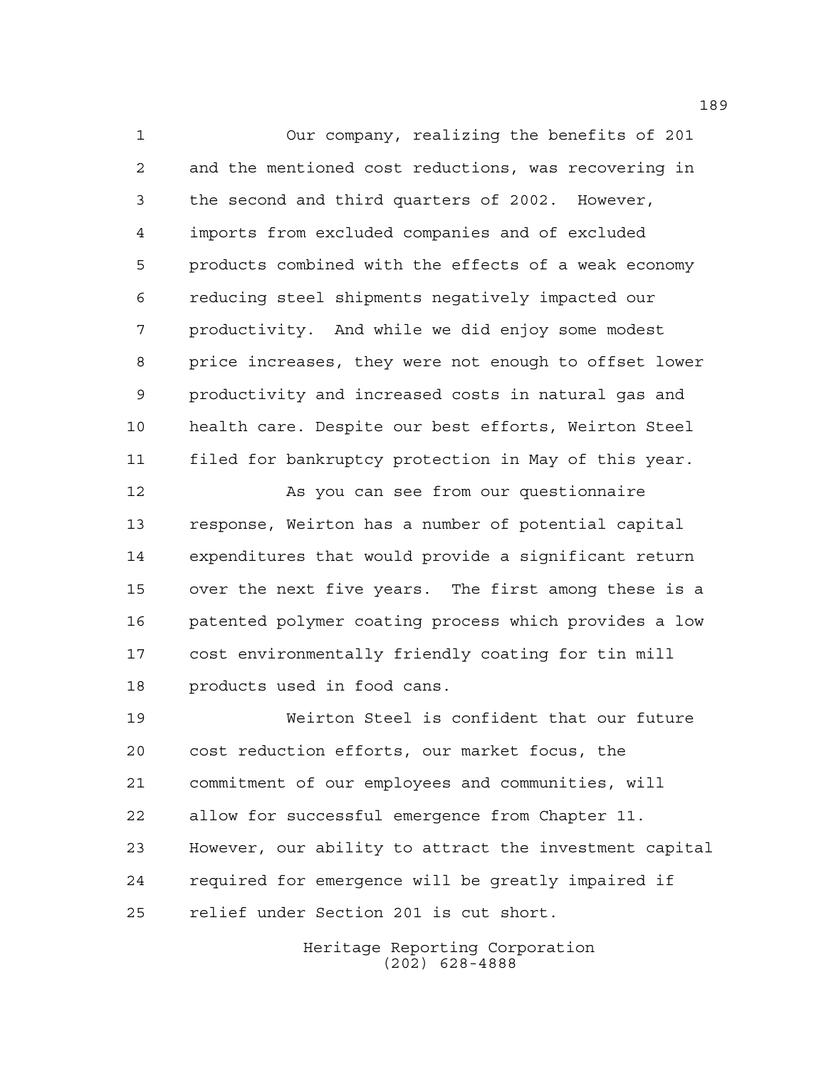Our company, realizing the benefits of 201 and the mentioned cost reductions, was recovering in the second and third quarters of 2002. However, imports from excluded companies and of excluded products combined with the effects of a weak economy reducing steel shipments negatively impacted our productivity. And while we did enjoy some modest price increases, they were not enough to offset lower productivity and increased costs in natural gas and health care. Despite our best efforts, Weirton Steel filed for bankruptcy protection in May of this year.

As you can see from our questionnaire response, Weirton has a number of potential capital expenditures that would provide a significant return over the next five years. The first among these is a patented polymer coating process which provides a low cost environmentally friendly coating for tin mill products used in food cans.

Weirton Steel is confident that our future cost reduction efforts, our market focus, the commitment of our employees and communities, will allow for successful emergence from Chapter 11. However, our ability to attract the investment capital required for emergence will be greatly impaired if relief under Section 201 is cut short.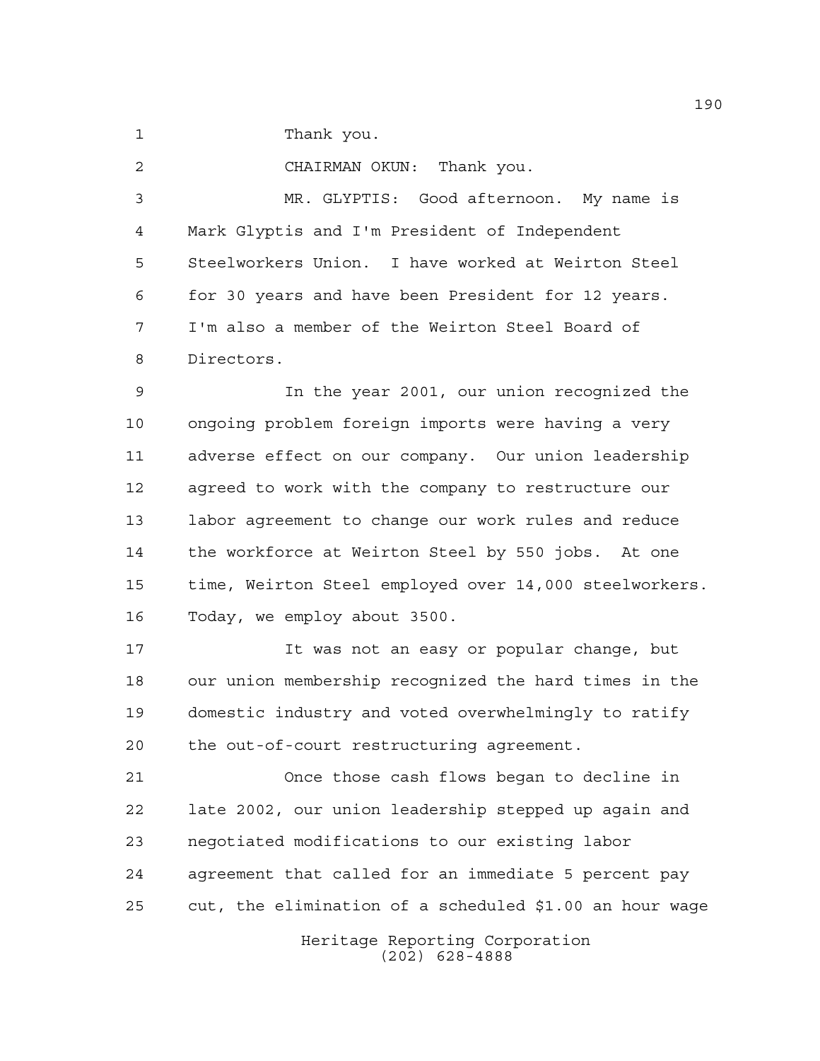Thank you.

CHAIRMAN OKUN: Thank you.

MR. GLYPTIS: Good afternoon. My name is Mark Glyptis and I'm President of Independent Steelworkers Union. I have worked at Weirton Steel for 30 years and have been President for 12 years. I'm also a member of the Weirton Steel Board of Directors.

In the year 2001, our union recognized the ongoing problem foreign imports were having a very adverse effect on our company. Our union leadership agreed to work with the company to restructure our labor agreement to change our work rules and reduce the workforce at Weirton Steel by 550 jobs. At one time, Weirton Steel employed over 14,000 steelworkers. Today, we employ about 3500.

It was not an easy or popular change, but our union membership recognized the hard times in the domestic industry and voted overwhelmingly to ratify the out-of-court restructuring agreement.

Once those cash flows began to decline in late 2002, our union leadership stepped up again and negotiated modifications to our existing labor agreement that called for an immediate 5 percent pay cut, the elimination of a scheduled $1.00 an hour wage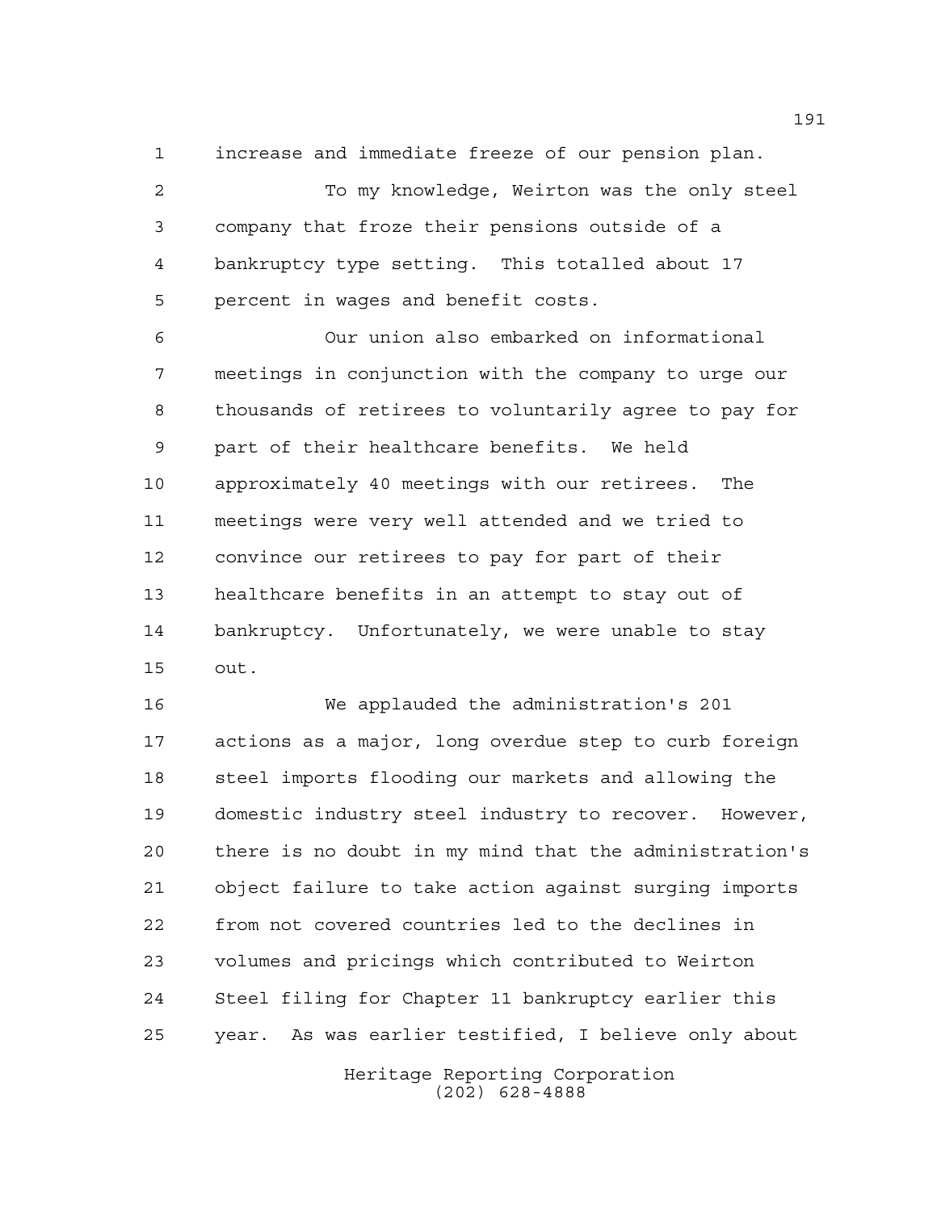increase and immediate freeze of our pension plan.

To my knowledge, Weirton was the only steel company that froze their pensions outside of a bankruptcy type setting. This totalled about 17 percent in wages and benefit costs.

Our union also embarked on informational meetings in conjunction with the company to urge our thousands of retirees to voluntarily agree to pay for part of their healthcare benefits. We held approximately 40 meetings with our retirees. The meetings were very well attended and we tried to convince our retirees to pay for part of their healthcare benefits in an attempt to stay out of bankruptcy. Unfortunately, we were unable to stay out.

We applauded the administration's 201 actions as a major, long overdue step to curb foreign steel imports flooding our markets and allowing the domestic industry steel industry to recover. However, there is no doubt in my mind that the administration's object failure to take action against surging imports from not covered countries led to the declines in volumes and pricings which contributed to Weirton Steel filing for Chapter 11 bankruptcy earlier this year. As was earlier testified, I believe only about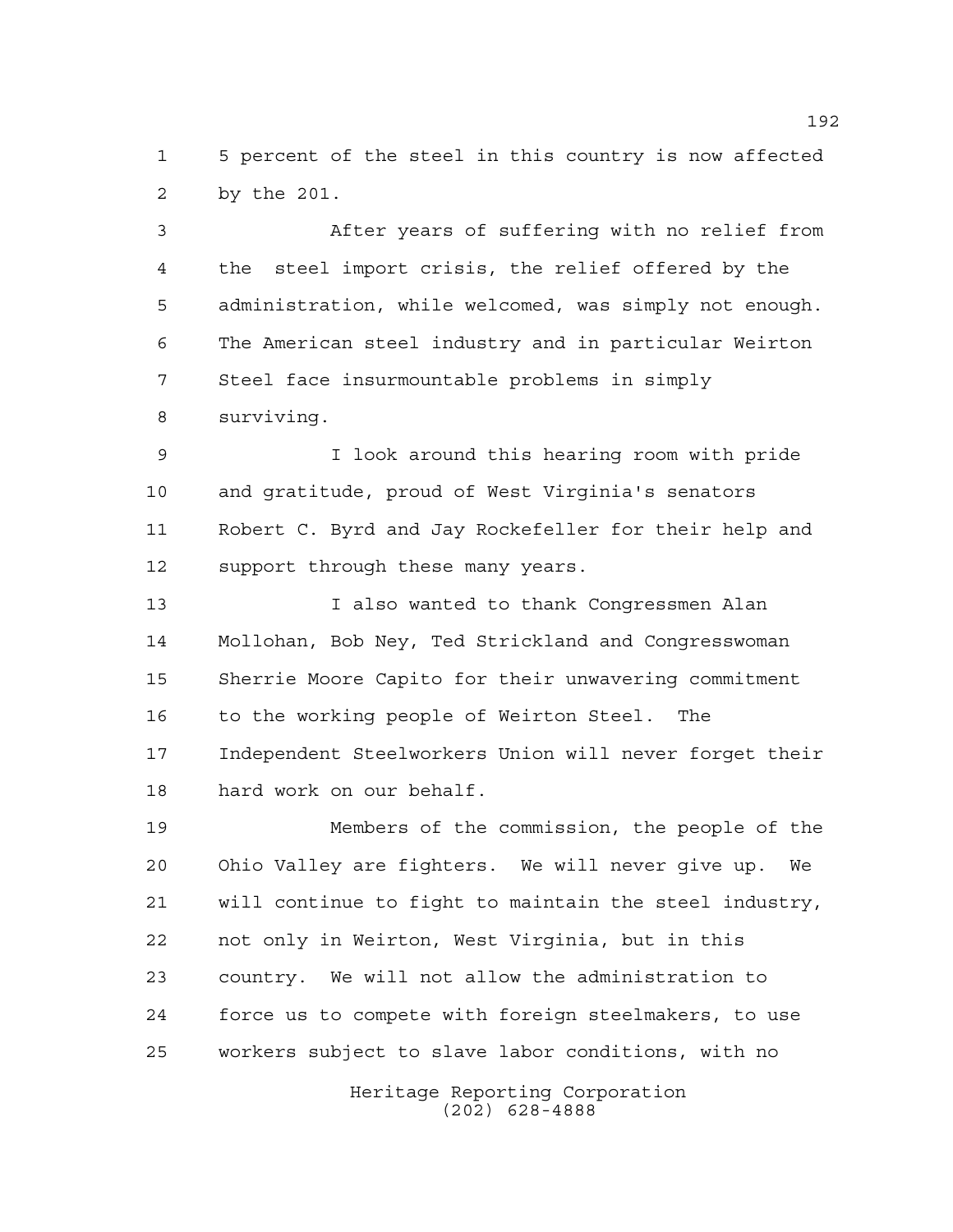5 percent of the steel in this country is now affected by the 201.

After years of suffering with no relief from the steel import crisis, the relief offered by the administration, while welcomed, was simply not enough. The American steel industry and in particular Weirton Steel face insurmountable problems in simply surviving.

I look around this hearing room with pride and gratitude, proud of West Virginia's senators Robert C. Byrd and Jay Rockefeller for their help and support through these many years.

I also wanted to thank Congressmen Alan Mollohan, Bob Ney, Ted Strickland and Congresswoman Sherrie Moore Capito for their unwavering commitment to the working people of Weirton Steel. The Independent Steelworkers Union will never forget their hard work on our behalf.

Members of the commission, the people of the Ohio Valley are fighters. We will never give up. We will continue to fight to maintain the steel industry, not only in Weirton, West Virginia, but in this country. We will not allow the administration to force us to compete with foreign steelmakers, to use workers subject to slave labor conditions, with no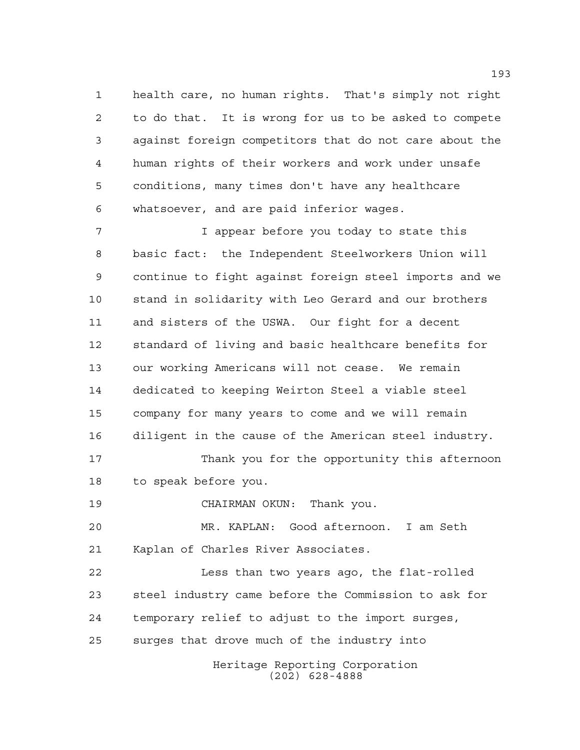health care, no human rights. That's simply not right to do that. It is wrong for us to be asked to compete against foreign competitors that do not care about the human rights of their workers and work under unsafe conditions, many times don't have any healthcare whatsoever, and are paid inferior wages.

I appear before you today to state this basic fact: the Independent Steelworkers Union will continue to fight against foreign steel imports and we stand in solidarity with Leo Gerard and our brothers and sisters of the USWA. Our fight for a decent standard of living and basic healthcare benefits for our working Americans will not cease. We remain dedicated to keeping Weirton Steel a viable steel company for many years to come and we will remain diligent in the cause of the American steel industry.

Thank you for the opportunity this afternoon to speak before you.

CHAIRMAN OKUN: Thank you.

MR. KAPLAN: Good afternoon. I am Seth Kaplan of Charles River Associates.

Less than two years ago, the flat-rolled steel industry came before the Commission to ask for temporary relief to adjust to the import surges, surges that drove much of the industry into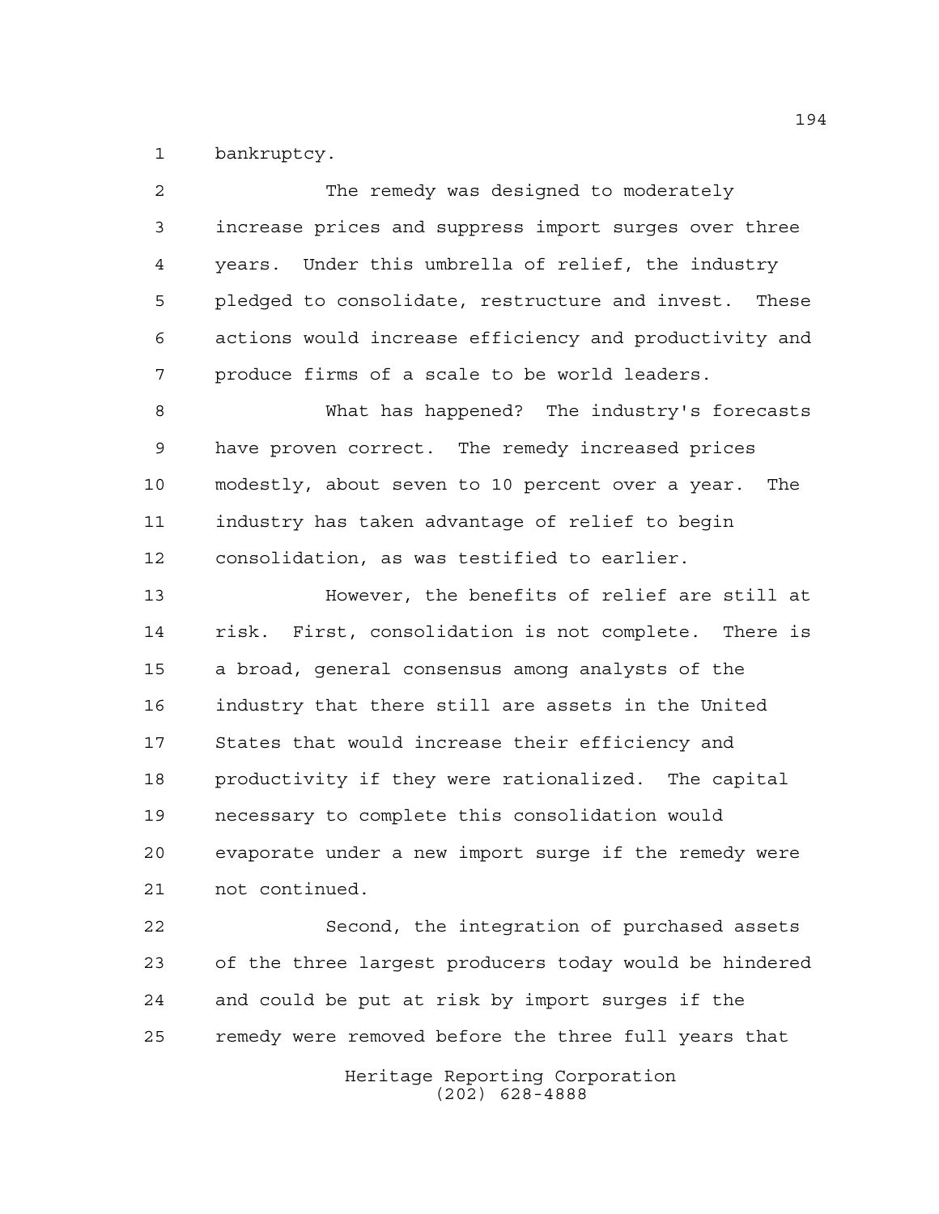bankruptcy.

The remedy was designed to moderately increase prices and suppress import surges over three years. Under this umbrella of relief, the industry pledged to consolidate, restructure and invest. These actions would increase efficiency and productivity and produce firms of a scale to be world leaders.

What has happened? The industry's forecasts have proven correct. The remedy increased prices modestly, about seven to 10 percent over a year. The industry has taken advantage of relief to begin consolidation, as was testified to earlier.

However, the benefits of relief are still at risk. First, consolidation is not complete. There is a broad, general consensus among analysts of the industry that there still are assets in the United States that would increase their efficiency and productivity if they were rationalized. The capital necessary to complete this consolidation would evaporate under a new import surge if the remedy were not continued.

Second, the integration of purchased assets of the three largest producers today would be hindered and could be put at risk by import surges if the remedy were removed before the three full years that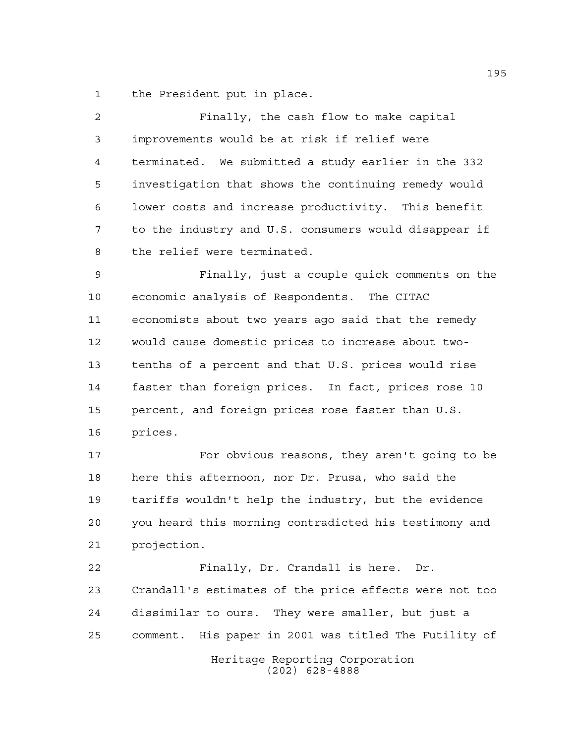the President put in place.

Finally, the cash flow to make capital improvements would be at risk if relief were terminated. We submitted a study earlier in the 332 investigation that shows the continuing remedy would lower costs and increase productivity. This benefit to the industry and U.S. consumers would disappear if the relief were terminated.

Finally, just a couple quick comments on the economic analysis of Respondents. The CITAC economists about two years ago said that the remedy would cause domestic prices to increase about two-tenths of a percent and that U.S. prices would rise faster than foreign prices. In fact, prices rose 10 percent, and foreign prices rose faster than U.S. prices.

For obvious reasons, they aren't going to be here this afternoon, nor Dr. Prusa, who said the tariffs wouldn't help the industry, but the evidence you heard this morning contradicted his testimony and projection.

Finally, Dr. Crandall is here. Dr. Crandall's estimates of the price effects were not too dissimilar to ours. They were smaller, but just a comment. His paper in 2001 was titled The Futility of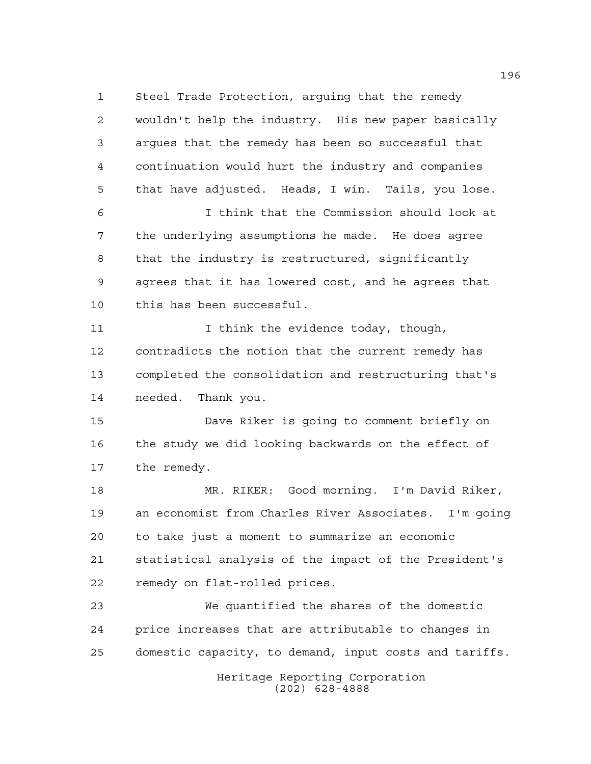Steel Trade Protection, arguing that the remedy wouldn't help the industry. His new paper basically argues that the remedy has been so successful that continuation would hurt the industry and companies that have adjusted. Heads, I win. Tails, you lose.

I think that the Commission should look at the underlying assumptions he made. He does agree that the industry is restructured, significantly agrees that it has lowered cost, and he agrees that this has been successful.

I think the evidence today, though, contradicts the notion that the current remedy has completed the consolidation and restructuring that's needed. Thank you.

Dave Riker is going to comment briefly on the study we did looking backwards on the effect of the remedy.

MR. RIKER: Good morning. I'm David Riker, an economist from Charles River Associates. I'm going to take just a moment to summarize an economic statistical analysis of the impact of the President's remedy on flat-rolled prices.

We quantified the shares of the domestic price increases that are attributable to changes in domestic capacity, to demand, input costs and tariffs.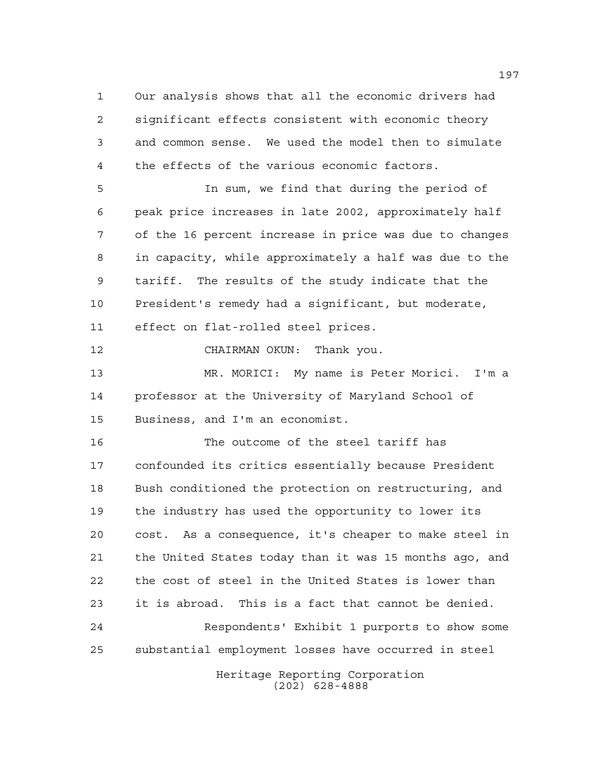Our analysis shows that all the economic drivers had significant effects consistent with economic theory and common sense. We used the model then to simulate the effects of the various economic factors.

In sum, we find that during the period of peak price increases in late 2002, approximately half of the 16 percent increase in price was due to changes in capacity, while approximately a half was due to the tariff. The results of the study indicate that the President's remedy had a significant, but moderate, effect on flat-rolled steel prices.

CHAIRMAN OKUN: Thank you.

MR. MORICI: My name is Peter Morici. I'm a professor at the University of Maryland School of Business, and I'm an economist.

The outcome of the steel tariff has confounded its critics essentially because President Bush conditioned the protection on restructuring, and the industry has used the opportunity to lower its cost. As a consequence, it's cheaper to make steel in the United States today than it was 15 months ago, and the cost of steel in the United States is lower than it is abroad. This is a fact that cannot be denied.

Respondents' Exhibit 1 purports to show some substantial employment losses have occurred in steel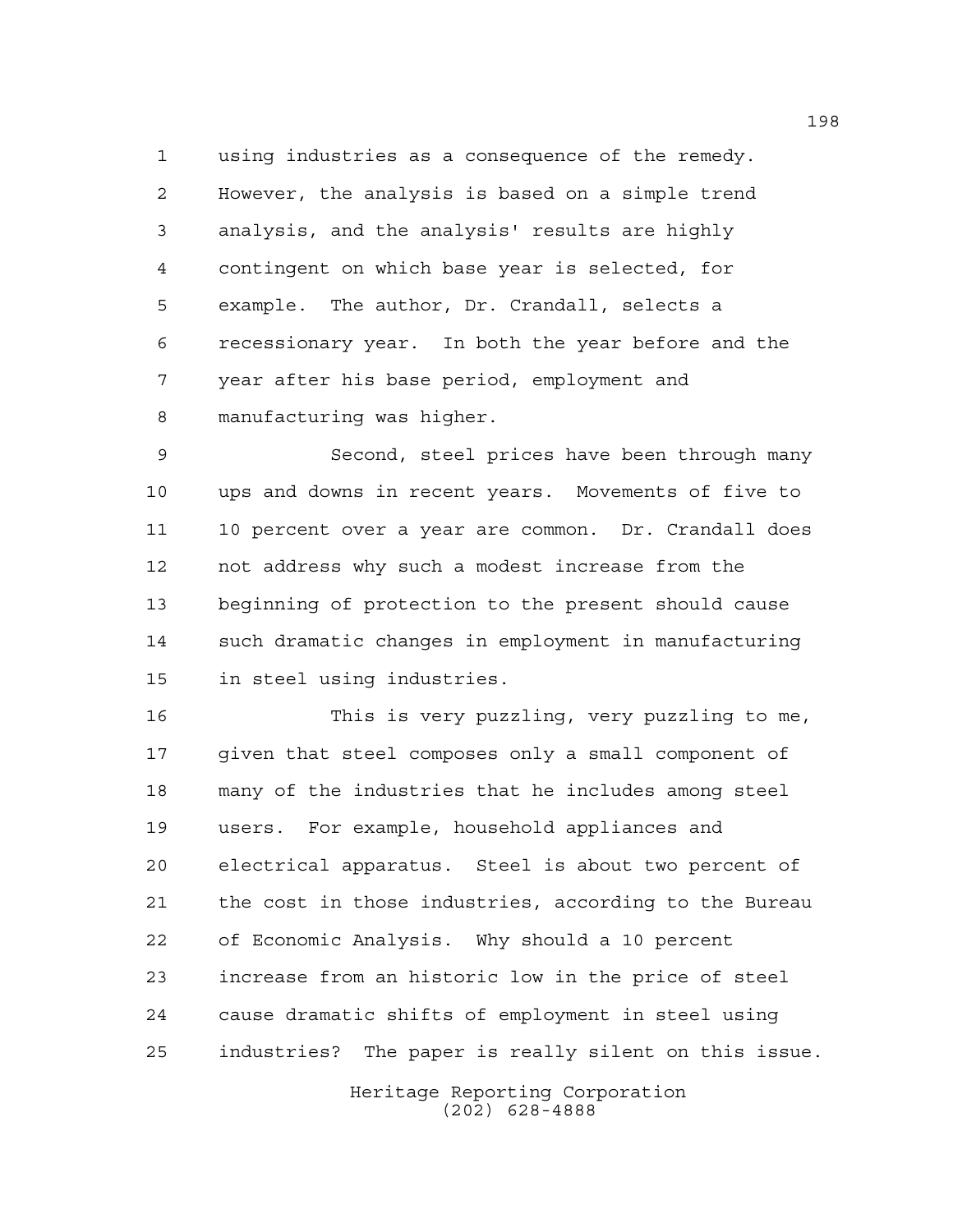using industries as a consequence of the remedy. However, the analysis is based on a simple trend analysis, and the analysis' results are highly contingent on which base year is selected, for example. The author, Dr. Crandall, selects a recessionary year. In both the year before and the year after his base period, employment and manufacturing was higher.

Second, steel prices have been through many ups and downs in recent years. Movements of five to 10 percent over a year are common. Dr. Crandall does not address why such a modest increase from the beginning of protection to the present should cause such dramatic changes in employment in manufacturing in steel using industries.

This is very puzzling, very puzzling to me, given that steel composes only a small component of many of the industries that he includes among steel users. For example, household appliances and electrical apparatus. Steel is about two percent of the cost in those industries, according to the Bureau of Economic Analysis. Why should a 10 percent increase from an historic low in the price of steel cause dramatic shifts of employment in steel using industries? The paper is really silent on this issue.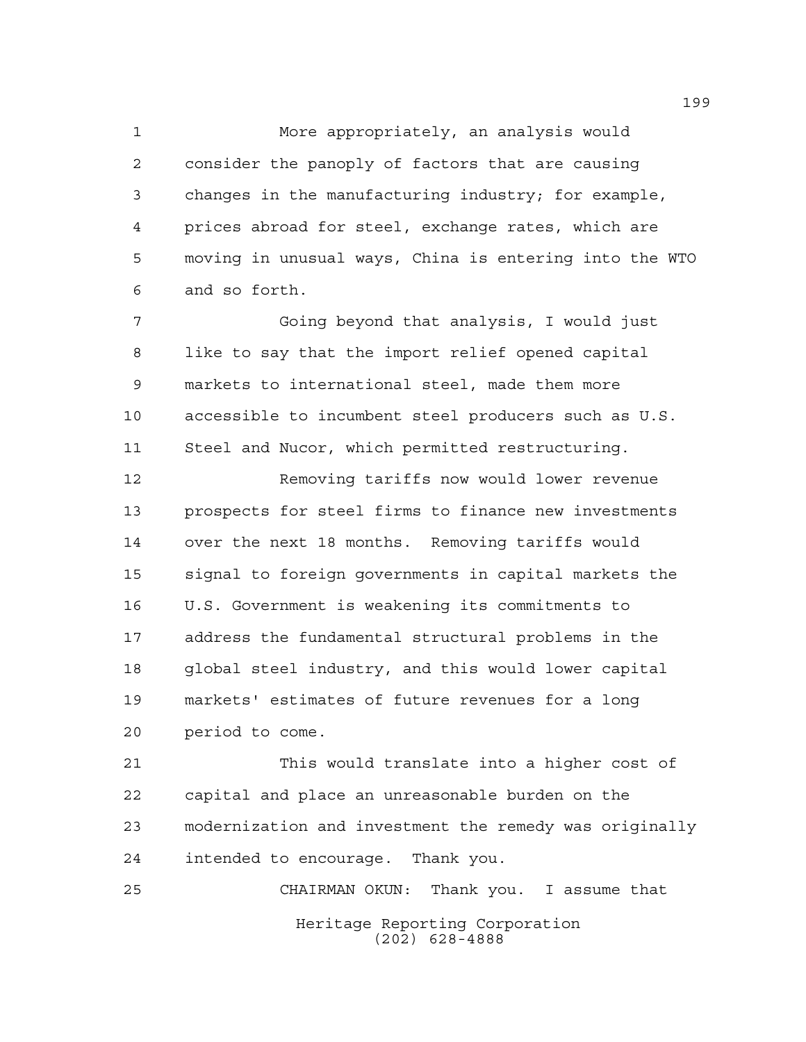More appropriately, an analysis would consider the panoply of factors that are causing changes in the manufacturing industry; for example, prices abroad for steel, exchange rates, which are moving in unusual ways, China is entering into the WTO and so forth.

Going beyond that analysis, I would just like to say that the import relief opened capital markets to international steel, made them more accessible to incumbent steel producers such as U.S. Steel and Nucor, which permitted restructuring.

Removing tariffs now would lower revenue prospects for steel firms to finance new investments over the next 18 months. Removing tariffs would signal to foreign governments in capital markets the U.S. Government is weakening its commitments to address the fundamental structural problems in the global steel industry, and this would lower capital markets' estimates of future revenues for a long period to come.

This would translate into a higher cost of capital and place an unreasonable burden on the modernization and investment the remedy was originally intended to encourage. Thank you.

CHAIRMAN OKUN: Thank you. I assume that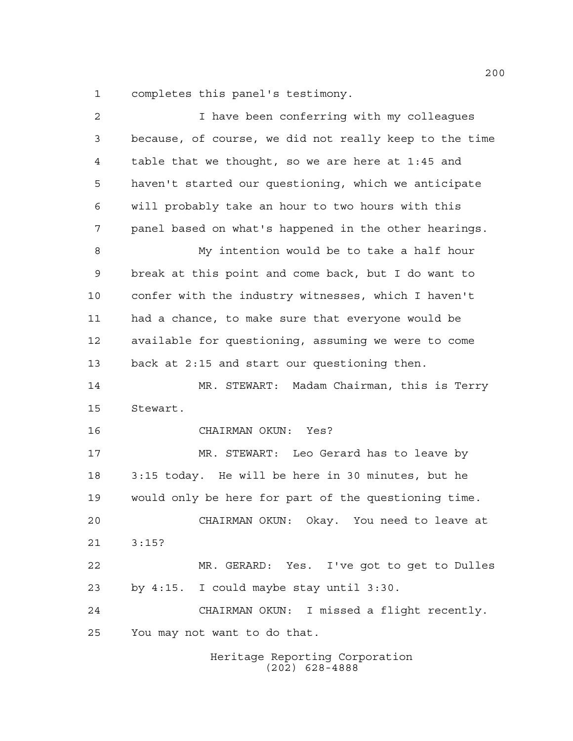completes this panel's testimony.

I have been conferring with my colleagues because, of course, we did not really keep to the time table that we thought, so we are here at 1:45 and haven't started our questioning, which we anticipate will probably take an hour to two hours with this panel based on what's happened in the other hearings.

My intention would be to take a half hour break at this point and come back, but I do want to confer with the industry witnesses, which I haven't had a chance, to make sure that everyone would be available for questioning, assuming we were to come back at 2:15 and start our questioning then.

MR. STEWART: Madam Chairman, this is Terry Stewart.

CHAIRMAN OKUN: Yes?

MR. STEWART: Leo Gerard has to leave by 3:15 today. He will be here in 30 minutes, but he would only be here for part of the questioning time.

CHAIRMAN OKUN: Okay. You need to leave at 3:15?

MR. GERARD: Yes. I've got to get to Dulles by 4:15. I could maybe stay until 3:30.

CHAIRMAN OKUN: I missed a flight recently. You may not want to do that.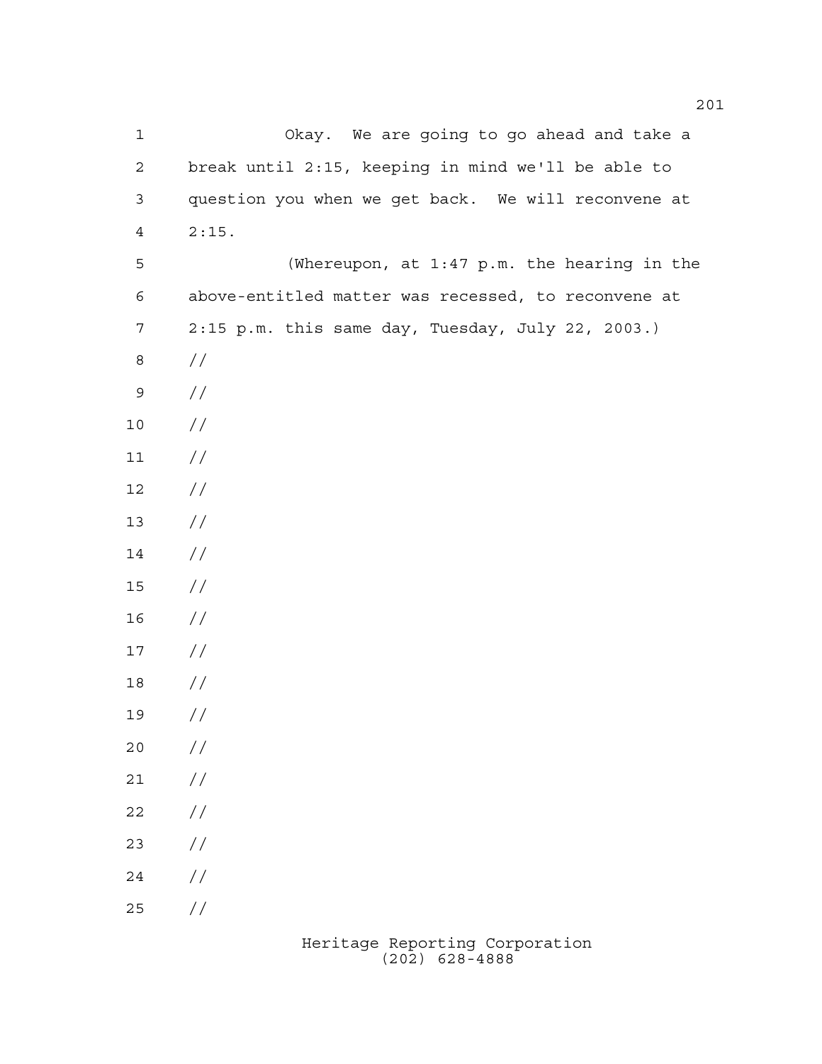Okay. We are going to go ahead and take a break until 2:15, keeping in mind we'll be able to question you when we get back. We will reconvene at 2:15.

(Whereupon, at 1:47 p.m. the hearing in the above-entitled matter was recessed, to reconvene at 2:15 p.m. this same day, Tuesday, July 22, 2003.)

//

//

//

//

//

//

//

//

//

//

//

//

//

//

//

//

//

//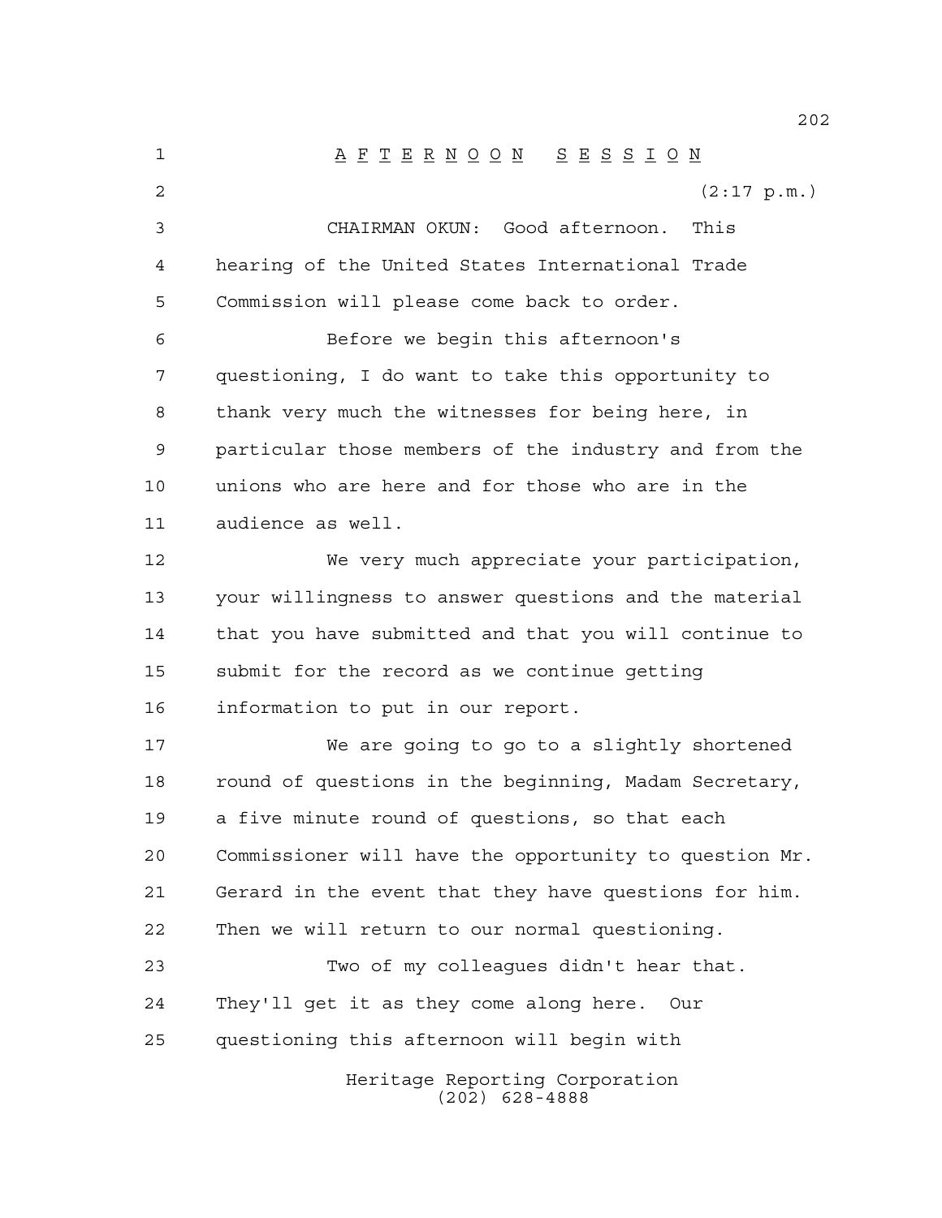# AFTERNOON SESSION

(2:17 p.m.)

CHAIRMAN OKUN: Good afternoon. This hearing of the United States International Trade Commission will please come back to order.

Before we begin this afternoon's questioning, I do want to take this opportunity to thank very much the witnesses for being here, in particular those members of the industry and from the unions who are here and for those who are in the audience as well.

We very much appreciate your participation, your willingness to answer questions and the material that you have submitted and that you will continue to submit for the record as we continue getting information to put in our report.

We are going to go to a slightly shortened round of questions in the beginning, Madam Secretary, a five minute round of questions, so that each Commissioner will have the opportunity to question Mr. Gerard in the event that they have questions for him. Then we will return to our normal questioning.

Two of my colleagues didn't hear that. They'll get it as they come along here. Our questioning this afternoon will begin with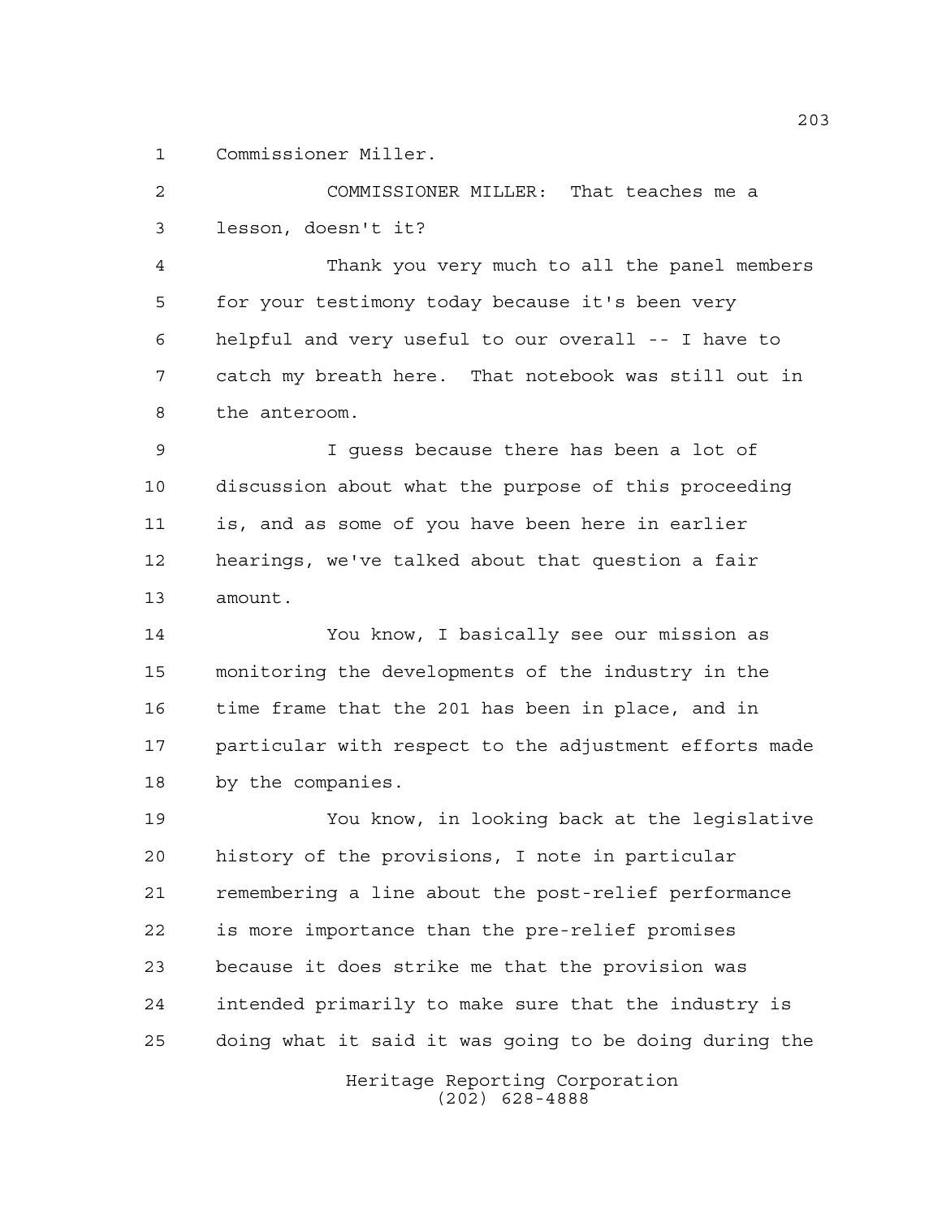Commissioner Miller.

COMMISSIONER MILLER: That teaches me a lesson, doesn't it?

Thank you very much to all the panel members for your testimony today because it's been very helpful and very useful to our overall -- I have to catch my breath here. That notebook was still out in the anteroom.

I guess because there has been a lot of discussion about what the purpose of this proceeding is, and as some of you have been here in earlier hearings, we've talked about that question a fair amount.

You know, I basically see our mission as monitoring the developments of the industry in the time frame that the 201 has been in place, and in particular with respect to the adjustment efforts made by the companies.

You know, in looking back at the legislative history of the provisions, I note in particular remembering a line about the post-relief performance is more importance than the pre-relief promises because it does strike me that the provision was intended primarily to make sure that the industry is doing what it said it was going to be doing during the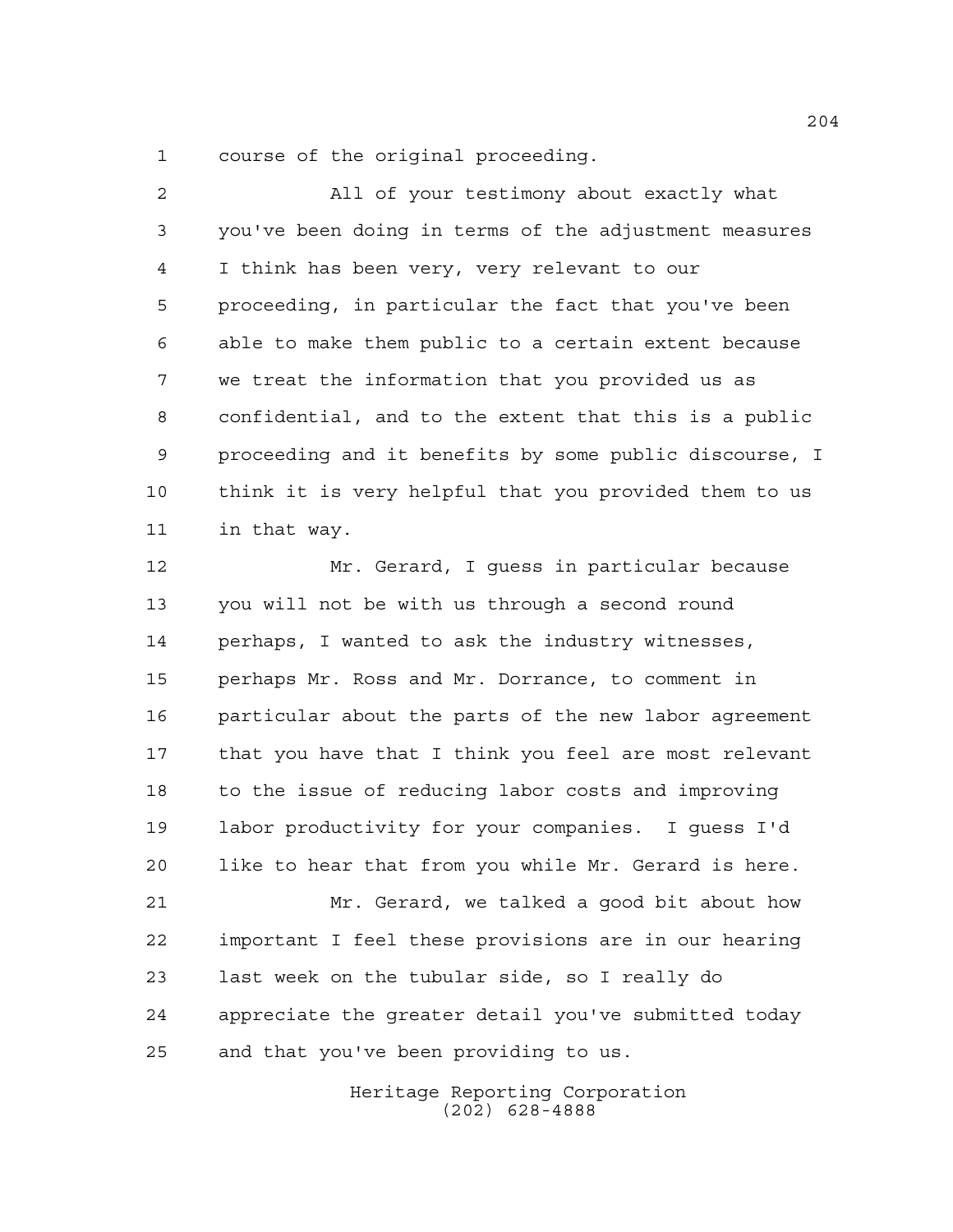course of the original proceeding.

All of your testimony about exactly what you've been doing in terms of the adjustment measures I think has been very, very relevant to our proceeding, in particular the fact that you've been able to make them public to a certain extent because we treat the information that you provided us as confidential, and to the extent that this is a public proceeding and it benefits by some public discourse, I think it is very helpful that you provided them to us in that way.

Mr. Gerard, I guess in particular because you will not be with us through a second round perhaps, I wanted to ask the industry witnesses, perhaps Mr. Ross and Mr. Dorrance, to comment in particular about the parts of the new labor agreement that you have that I think you feel are most relevant to the issue of reducing labor costs and improving labor productivity for your companies. I guess I'd like to hear that from you while Mr. Gerard is here.

Mr. Gerard, we talked a good bit about how important I feel these provisions are in our hearing last week on the tubular side, so I really do appreciate the greater detail you've submitted today and that you've been providing to us.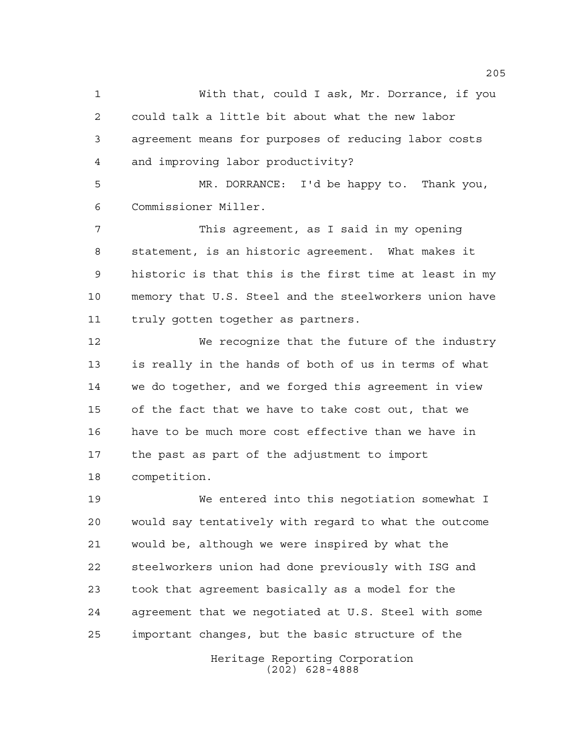With that, could I ask, Mr. Dorrance, if you could talk a little bit about what the new labor agreement means for purposes of reducing labor costs and improving labor productivity?

MR. DORRANCE: I'd be happy to. Thank you, Commissioner Miller.

This agreement, as I said in my opening statement, is an historic agreement. What makes it historic is that this is the first time at least in my memory that U.S. Steel and the steelworkers union have truly gotten together as partners.

We recognize that the future of the industry is really in the hands of both of us in terms of what we do together, and we forged this agreement in view of the fact that we have to take cost out, that we have to be much more cost effective than we have in the past as part of the adjustment to import competition.

We entered into this negotiation somewhat I would say tentatively with regard to what the outcome would be, although we were inspired by what the steelworkers union had done previously with ISG and took that agreement basically as a model for the agreement that we negotiated at U.S. Steel with some important changes, but the basic structure of the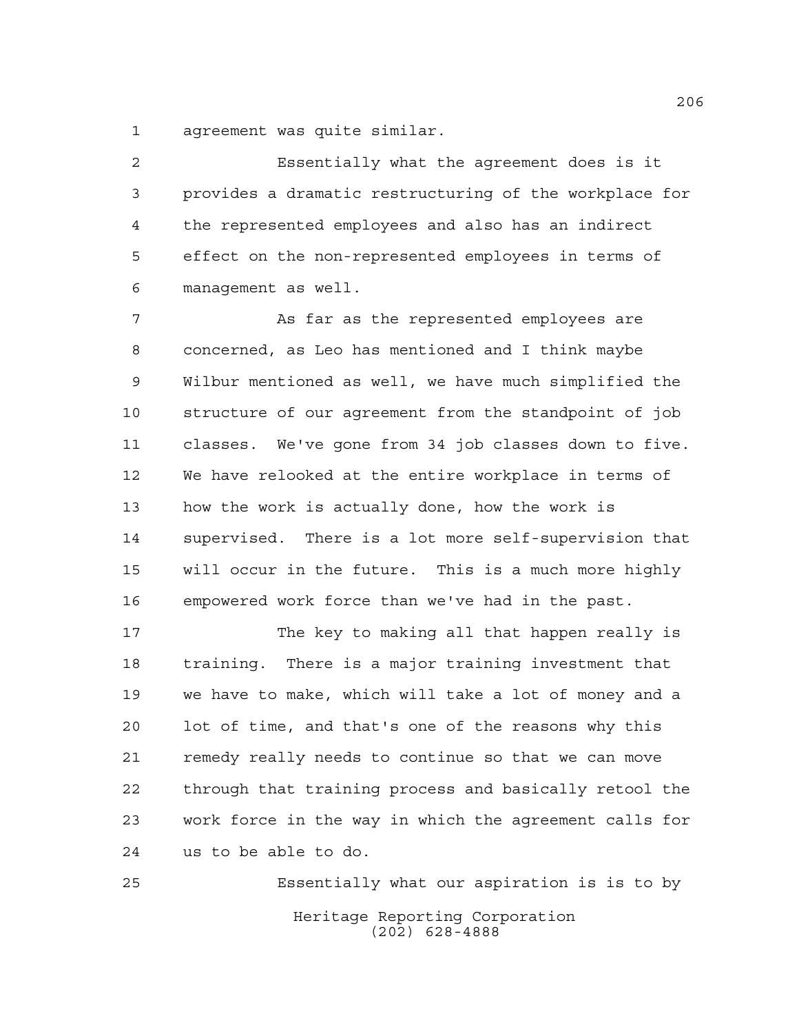agreement was quite similar.

Essentially what the agreement does is it provides a dramatic restructuring of the workplace for the represented employees and also has an indirect effect on the non-represented employees in terms of management as well.

As far as the represented employees are concerned, as Leo has mentioned and I think maybe Wilbur mentioned as well, we have much simplified the structure of our agreement from the standpoint of job classes. We've gone from 34 job classes down to five. We have relooked at the entire workplace in terms of how the work is actually done, how the work is supervised. There is a lot more self-supervision that will occur in the future. This is a much more highly empowered work force than we've had in the past.

The key to making all that happen really is training. There is a major training investment that we have to make, which will take a lot of money and a lot of time, and that's one of the reasons why this remedy really needs to continue so that we can move through that training process and basically retool the work force in the way in which the agreement calls for us to be able to do.

Essentially what our aspiration is is to by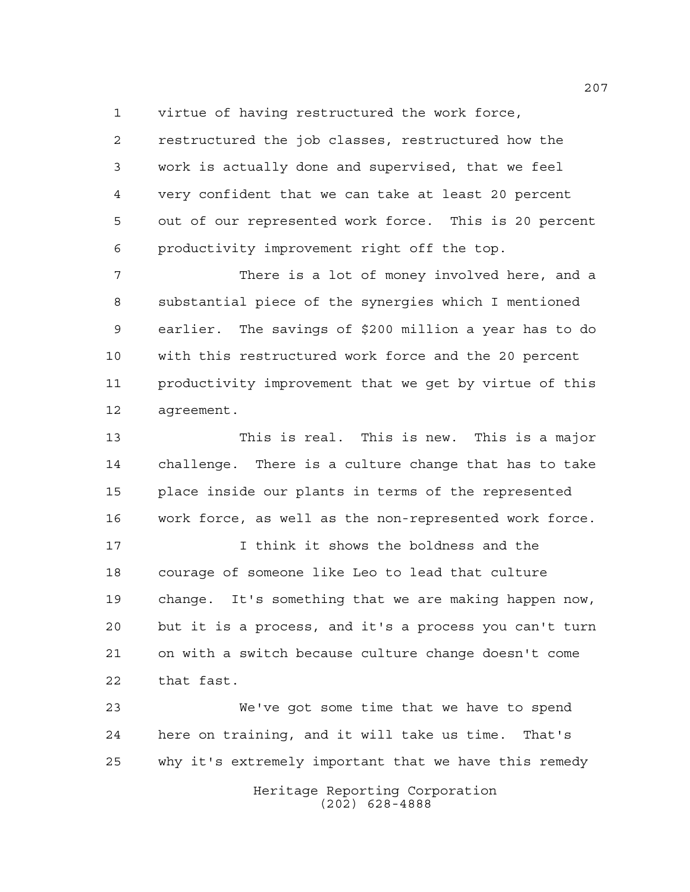virtue of having restructured the work force, restructured the job classes, restructured how the work is actually done and supervised, that we feel very confident that we can take at least 20 percent out of our represented work force. This is 20 percent productivity improvement right off the top.

There is a lot of money involved here, and a substantial piece of the synergies which I mentioned earlier. The savings of $200 million a year has to do with this restructured work force and the 20 percent productivity improvement that we get by virtue of this agreement.

This is real. This is new. This is a major challenge. There is a culture change that has to take place inside our plants in terms of the represented work force, as well as the non-represented work force.

I think it shows the boldness and the courage of someone like Leo to lead that culture change. It's something that we are making happen now, but it is a process, and it's a process you can't turn on with a switch because culture change doesn't come that fast.

We've got some time that we have to spend here on training, and it will take us time. That's why it's extremely important that we have this remedy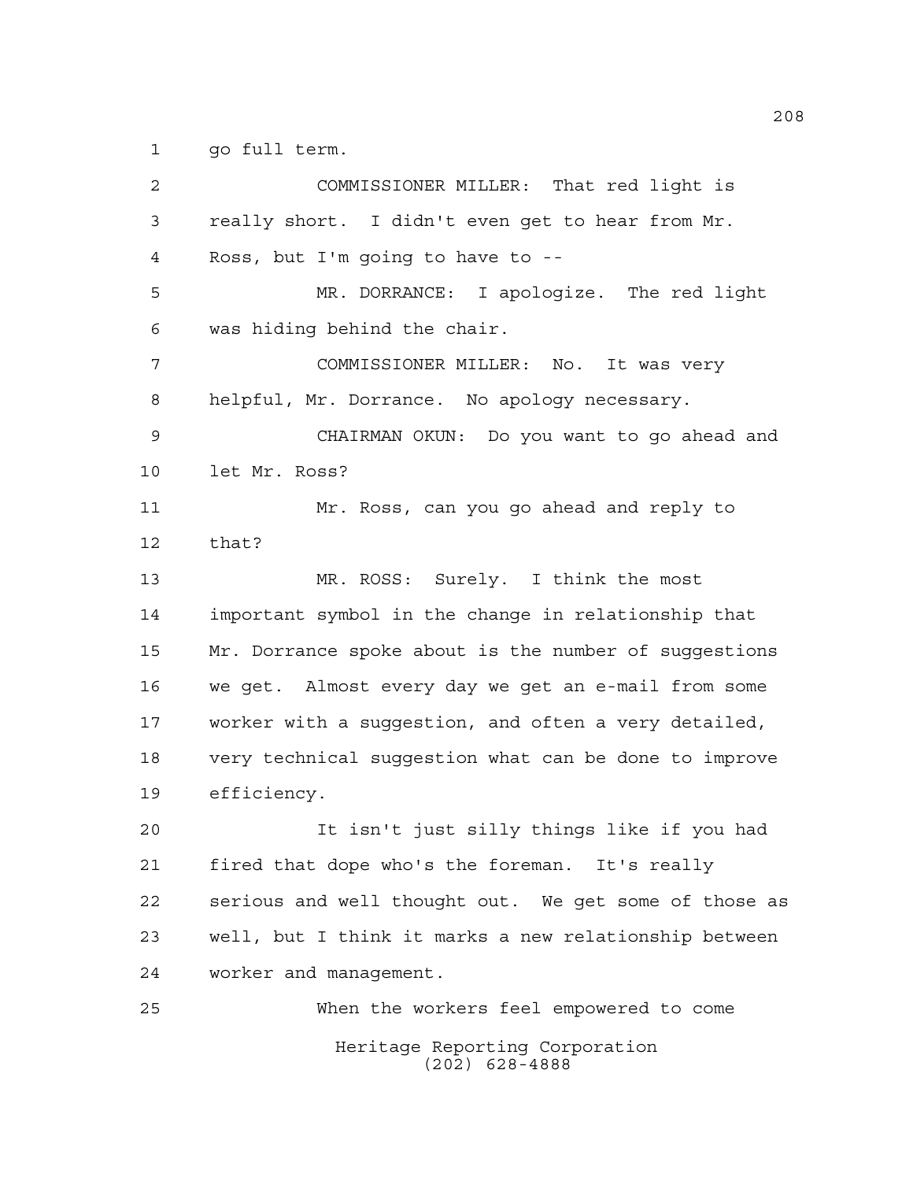go full term.

COMMISSIONER MILLER: That red light is really short. I didn't even get to hear from Mr. Ross, but I'm going to have to --

MR. DORRANCE: I apologize. The red light was hiding behind the chair.

COMMISSIONER MILLER: No. It was very helpful, Mr. Dorrance. No apology necessary.

CHAIRMAN OKUN: Do you want to go ahead and let Mr. Ross?

Mr. Ross, can you go ahead and reply to that?

MR. ROSS: Surely. I think the most important symbol in the change in relationship that Mr. Dorrance spoke about is the number of suggestions we get. Almost every day we get an e-mail from some worker with a suggestion, and often a very detailed, very technical suggestion what can be done to improve efficiency.

It isn't just silly things like if you had fired that dope who's the foreman. It's really serious and well thought out. We get some of those as well, but I think it marks a new relationship between worker and management.

When the workers feel empowered to come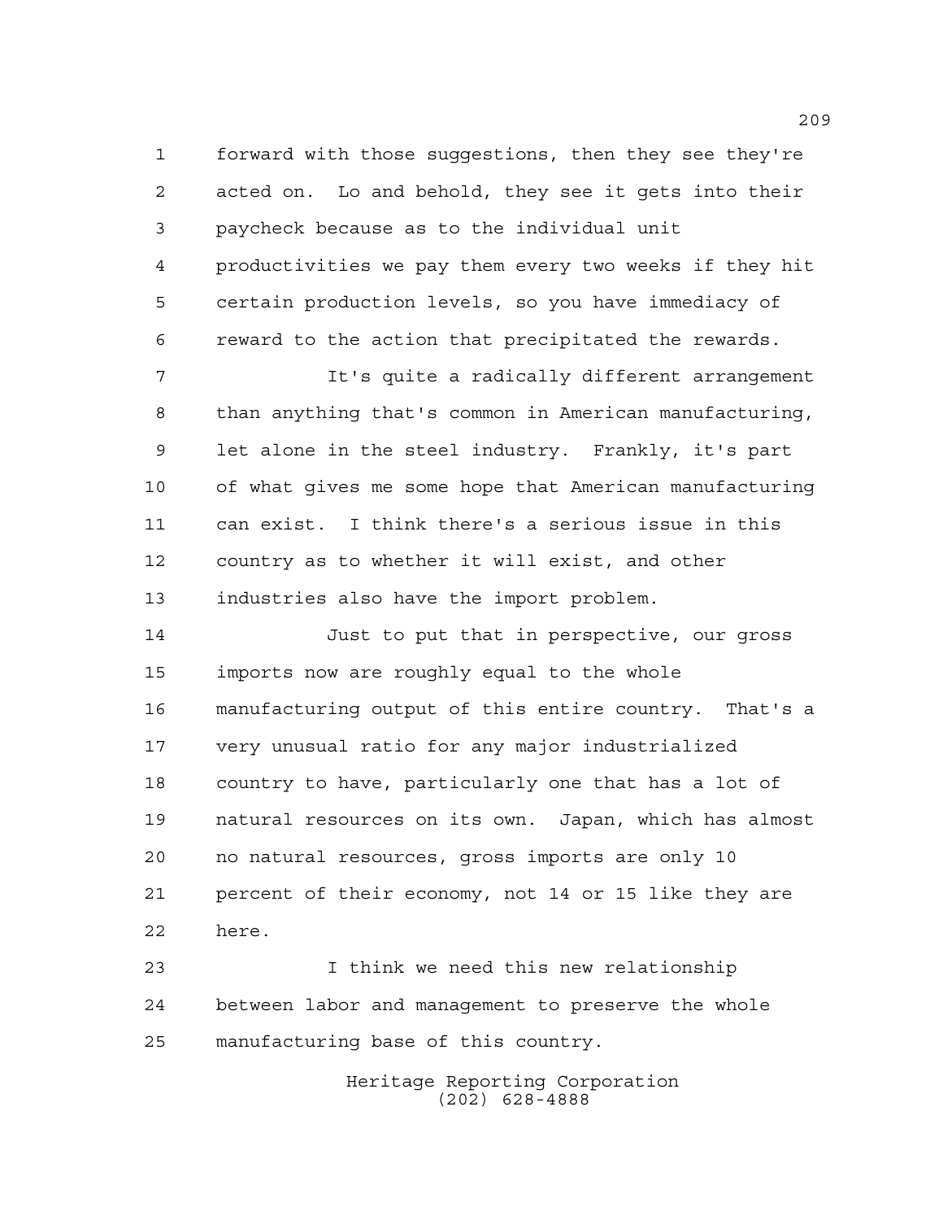forward with those suggestions, then they see they're acted on. Lo and behold, they see it gets into their paycheck because as to the individual unit productivities we pay them every two weeks if they hit certain production levels, so you have immediacy of reward to the action that precipitated the rewards.

It's quite a radically different arrangement than anything that's common in American manufacturing, let alone in the steel industry. Frankly, it's part of what gives me some hope that American manufacturing can exist. I think there's a serious issue in this country as to whether it will exist, and other industries also have the import problem.

Just to put that in perspective, our gross imports now are roughly equal to the whole manufacturing output of this entire country. That's a very unusual ratio for any major industrialized country to have, particularly one that has a lot of natural resources on its own. Japan, which has almost no natural resources, gross imports are only 10 percent of their economy, not 14 or 15 like they are here.

I think we need this new relationship between labor and management to preserve the whole manufacturing base of this country.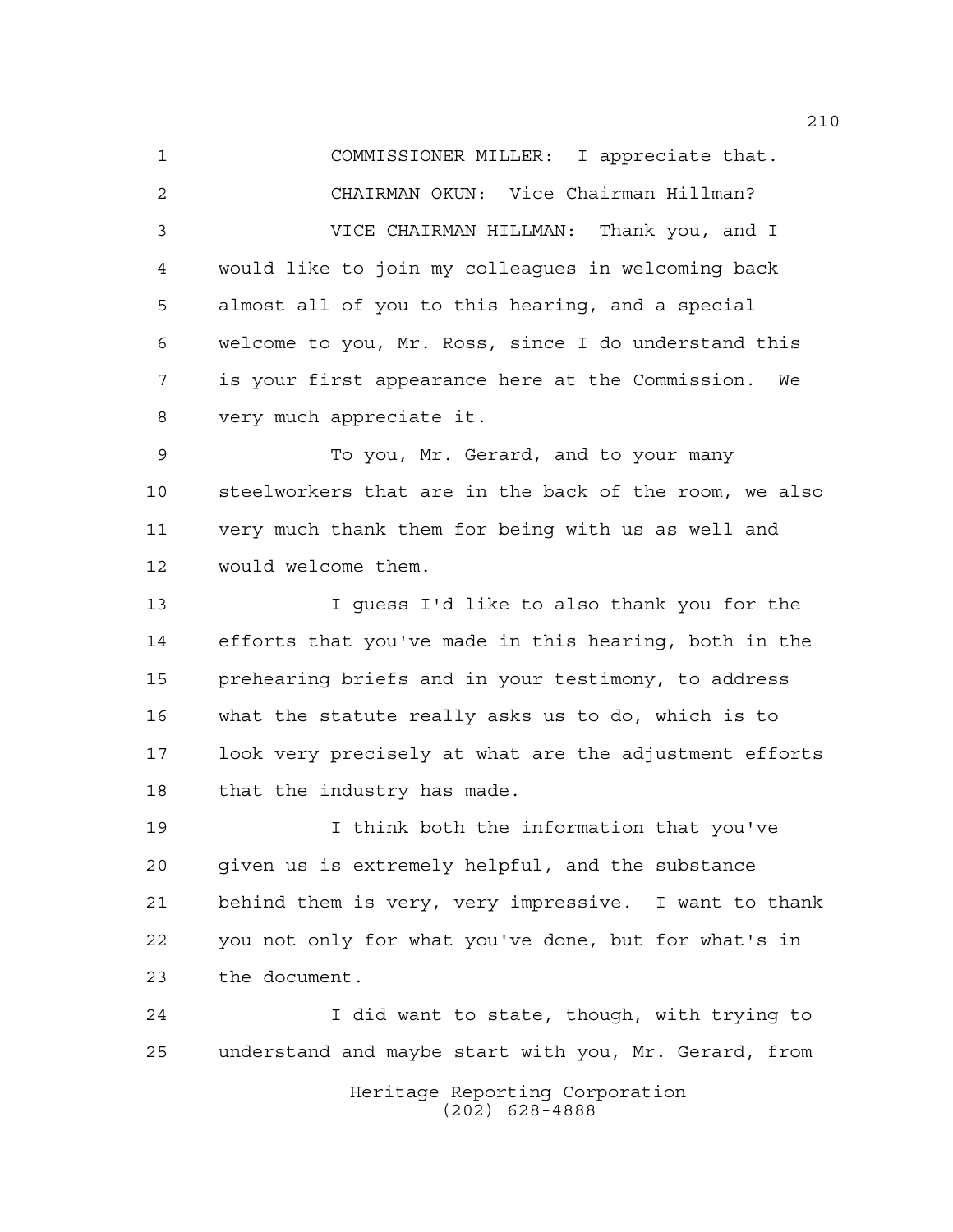COMMISSIONER MILLER: I appreciate that.

CHAIRMAN OKUN: Vice Chairman Hillman?

VICE CHAIRMAN HILLMAN: Thank you, and I would like to join my colleagues in welcoming back almost all of you to this hearing, and a special welcome to you, Mr. Ross, since I do understand this is your first appearance here at the Commission. We very much appreciate it.

To you, Mr. Gerard, and to your many steelworkers that are in the back of the room, we also very much thank them for being with us as well and would welcome them.

I guess I'd like to also thank you for the efforts that you've made in this hearing, both in the prehearing briefs and in your testimony, to address what the statute really asks us to do, which is to look very precisely at what are the adjustment efforts that the industry has made.

I think both the information that you've given us is extremely helpful, and the substance behind them is very, very impressive. I want to thank you not only for what you've done, but for what's in the document.

I did want to state, though, with trying to understand and maybe start with you, Mr. Gerard, from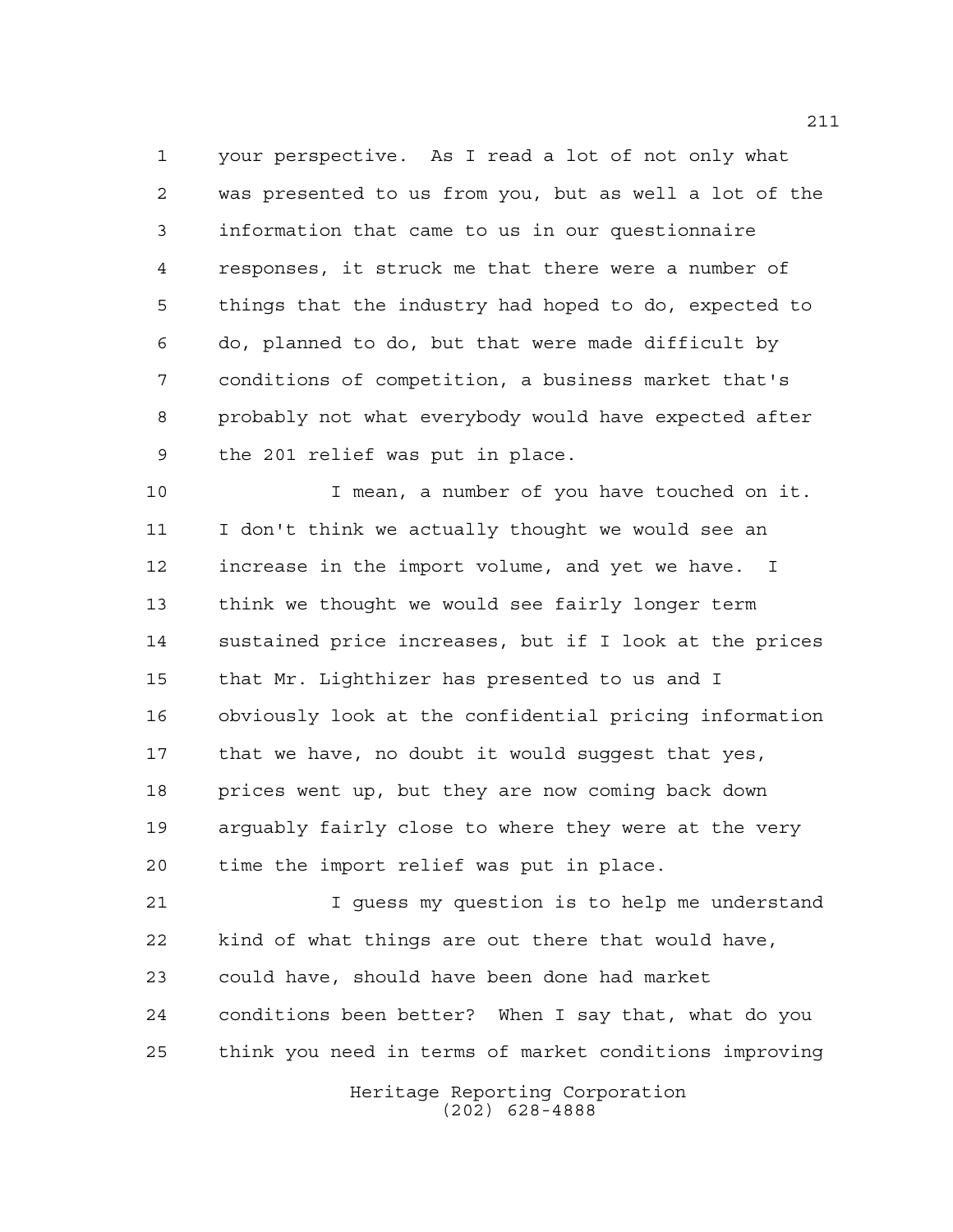your perspective. As I read a lot of not only what was presented to us from you, but as well a lot of the information that came to us in our questionnaire responses, it struck me that there were a number of things that the industry had hoped to do, expected to do, planned to do, but that were made difficult by conditions of competition, a business market that's probably not what everybody would have expected after the 201 relief was put in place.

I mean, a number of you have touched on it. I don't think we actually thought we would see an increase in the import volume, and yet we have. I think we thought we would see fairly longer term sustained price increases, but if I look at the prices that Mr. Lighthizer has presented to us and I obviously look at the confidential pricing information that we have, no doubt it would suggest that yes, prices went up, but they are now coming back down arguably fairly close to where they were at the very time the import relief was put in place.

I guess my question is to help me understand kind of what things are out there that would have, could have, should have been done had market conditions been better? When I say that, what do you think you need in terms of market conditions improving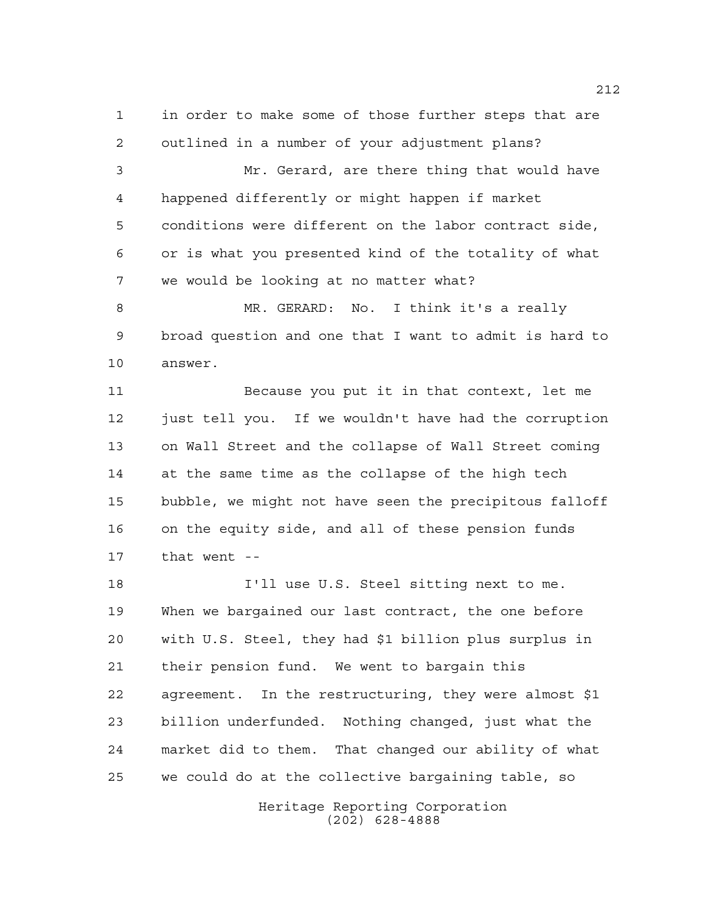in order to make some of those further steps that are outlined in a number of your adjustment plans?

Mr. Gerard, are there thing that would have happened differently or might happen if market conditions were different on the labor contract side, or is what you presented kind of the totality of what we would be looking at no matter what?

MR. GERARD: No. I think it's a really broad question and one that I want to admit is hard to answer.

Because you put it in that context, let me just tell you. If we wouldn't have had the corruption on Wall Street and the collapse of Wall Street coming at the same time as the collapse of the high tech bubble, we might not have seen the precipitous falloff on the equity side, and all of these pension funds that went --

I'll use U.S. Steel sitting next to me. When we bargained our last contract, the one before with U.S. Steel, they had $1 billion plus surplus in their pension fund. We went to bargain this agreement. In the restructuring, they were almost $1 billion underfunded. Nothing changed, just what the market did to them. That changed our ability of what we could do at the collective bargaining table, so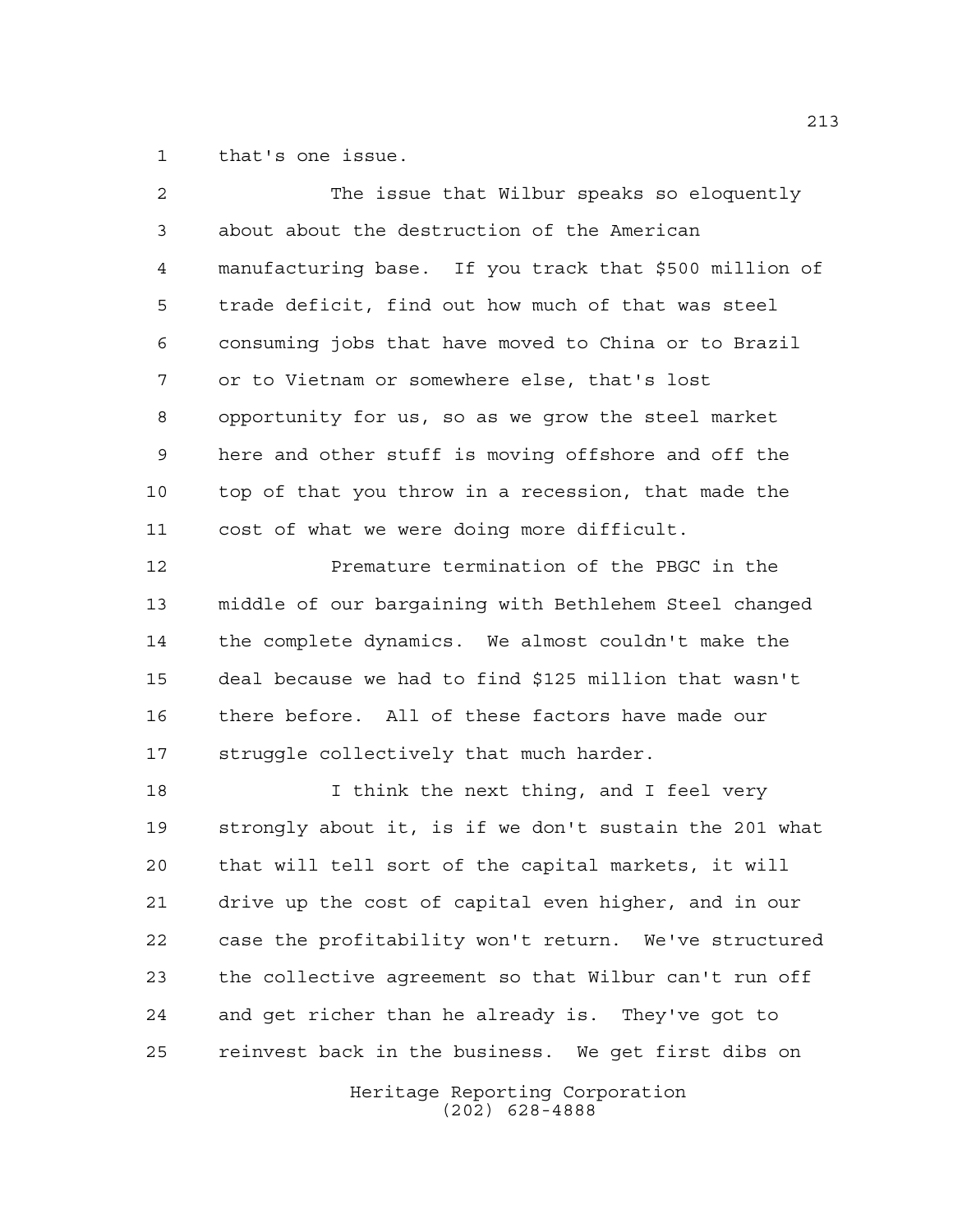that's one issue.

The issue that Wilbur speaks so eloquently about about the destruction of the American manufacturing base. If you track that $500 million of trade deficit, find out how much of that was steel consuming jobs that have moved to China or to Brazil or to Vietnam or somewhere else, that's lost opportunity for us, so as we grow the steel market here and other stuff is moving offshore and off the top of that you throw in a recession, that made the cost of what we were doing more difficult.

Premature termination of the PBGC in the middle of our bargaining with Bethlehem Steel changed the complete dynamics. We almost couldn't make the deal because we had to find $125 million that wasn't there before. All of these factors have made our struggle collectively that much harder.

I think the next thing, and I feel very strongly about it, is if we don't sustain the 201 what that will tell sort of the capital markets, it will drive up the cost of capital even higher, and in our case the profitability won't return. We've structured the collective agreement so that Wilbur can't run off and get richer than he already is. They've got to reinvest back in the business. We get first dibs on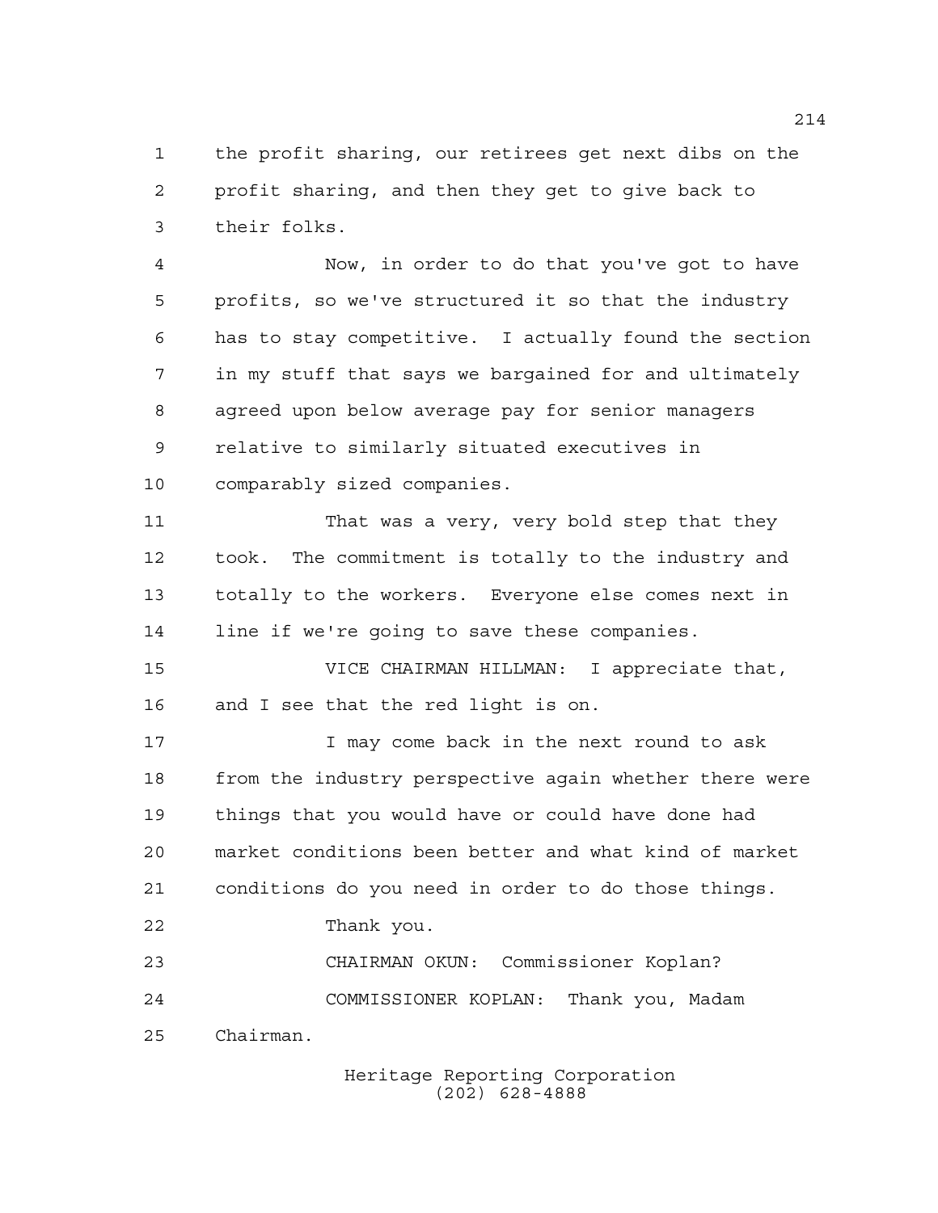the profit sharing, our retirees get next dibs on the profit sharing, and then they get to give back to their folks.

Now, in order to do that you've got to have profits, so we've structured it so that the industry has to stay competitive. I actually found the section in my stuff that says we bargained for and ultimately agreed upon below average pay for senior managers relative to similarly situated executives in comparably sized companies.

That was a very, very bold step that they took. The commitment is totally to the industry and totally to the workers. Everyone else comes next in line if we're going to save these companies.

VICE CHAIRMAN HILLMAN: I appreciate that, and I see that the red light is on.

I may come back in the next round to ask from the industry perspective again whether there were things that you would have or could have done had market conditions been better and what kind of market conditions do you need in order to do those things.

Thank you.

CHAIRMAN OKUN: Commissioner Koplan?

COMMISSIONER KOPLAN: Thank you, Madam Chairman.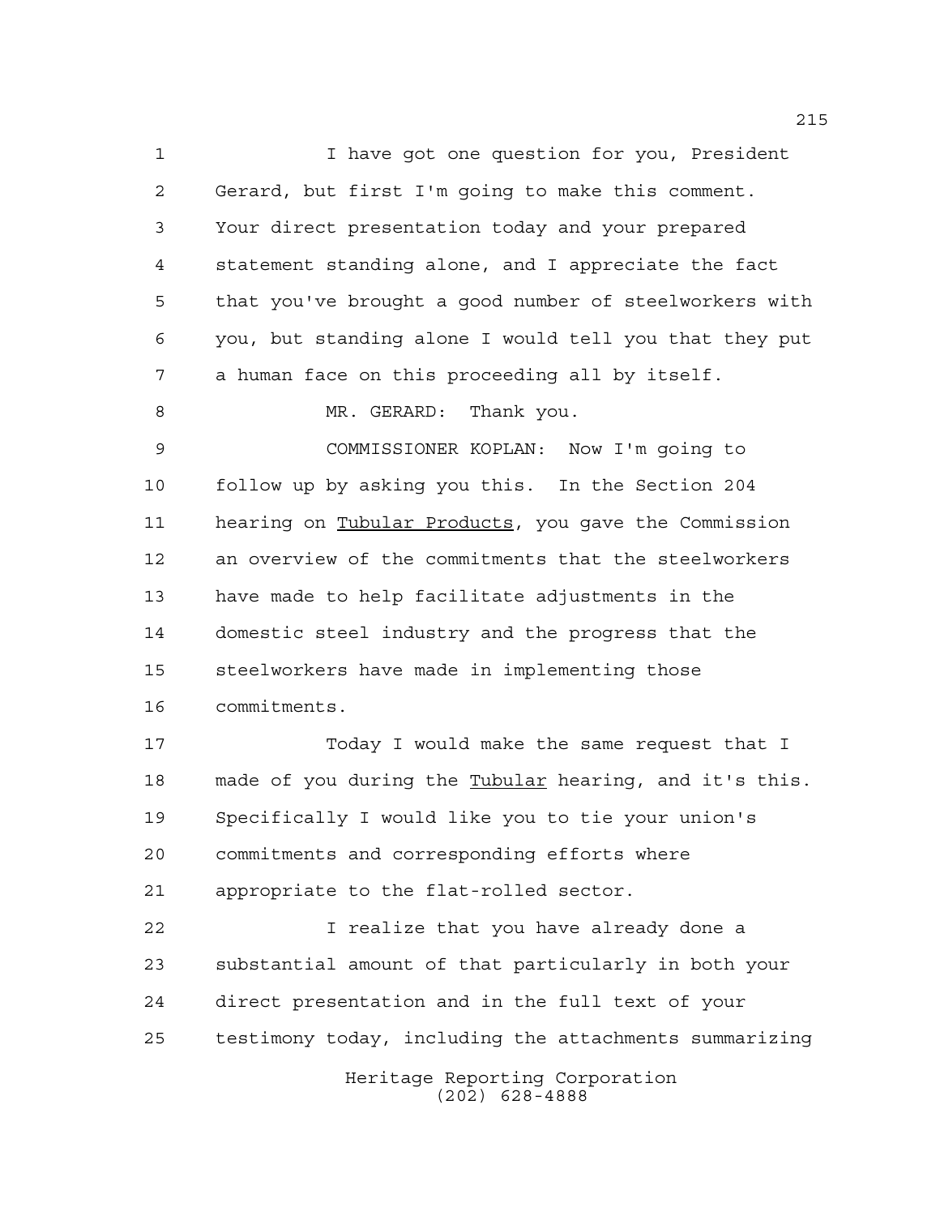I have got one question for you, President Gerard, but first I'm going to make this comment. Your direct presentation today and your prepared statement standing alone, and I appreciate the fact that you've brought a good number of steelworkers with you, but standing alone I would tell you that they put a human face on this proceeding all by itself.

MR. GERARD: Thank you.

COMMISSIONER KOPLAN: Now I'm going to follow up by asking you this. In the Section 204 hearing on Tubular Products, you gave the Commission an overview of the commitments that the steelworkers have made to help facilitate adjustments in the domestic steel industry and the progress that the steelworkers have made in implementing those commitments.

Today I would make the same request that I made of you during the Tubular hearing, and it's this. Specifically I would like you to tie your union's commitments and corresponding efforts where appropriate to the flat-rolled sector.

I realize that you have already done a substantial amount of that particularly in both your direct presentation and in the full text of your testimony today, including the attachments summarizing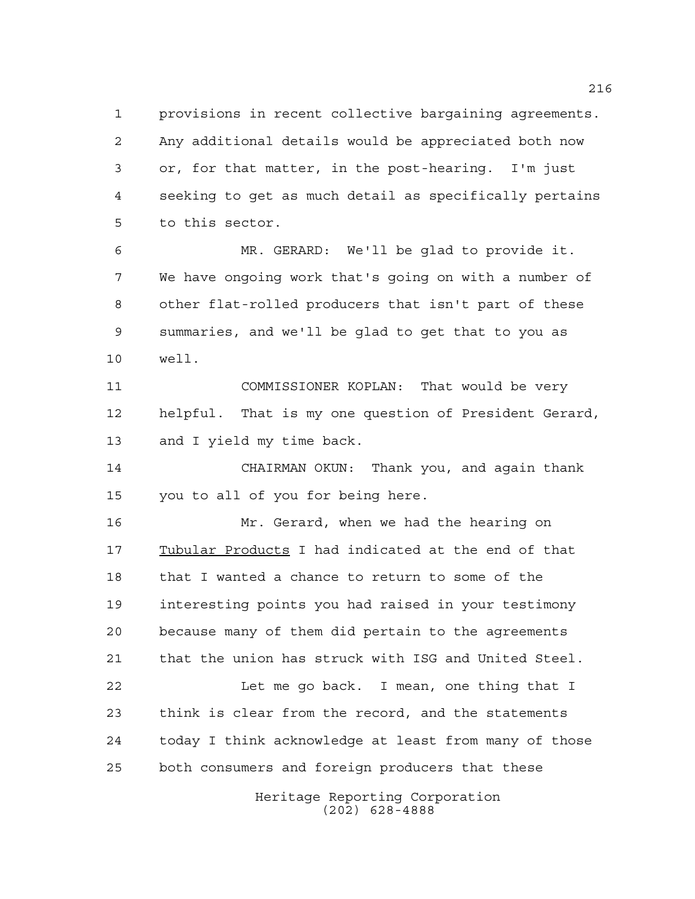provisions in recent collective bargaining agreements. Any additional details would be appreciated both now or, for that matter, in the post-hearing. I'm just seeking to get as much detail as specifically pertains to this sector.

MR. GERARD: We'll be glad to provide it. We have ongoing work that's going on with a number of other flat-rolled producers that isn't part of these summaries, and we'll be glad to get that to you as well.

COMMISSIONER KOPLAN: That would be very helpful. That is my one question of President Gerard, and I yield my time back.

CHAIRMAN OKUN: Thank you, and again thank you to all of you for being here.

Mr. Gerard, when we had the hearing on _Tubular Products_ I had indicated at the end of that that I wanted a chance to return to some of the interesting points you had raised in your testimony because many of them did pertain to the agreements that the union has struck with ISG and United Steel.

Let me go back. I mean, one thing that I think is clear from the record, and the statements today I think acknowledge at least from many of those both consumers and foreign producers that these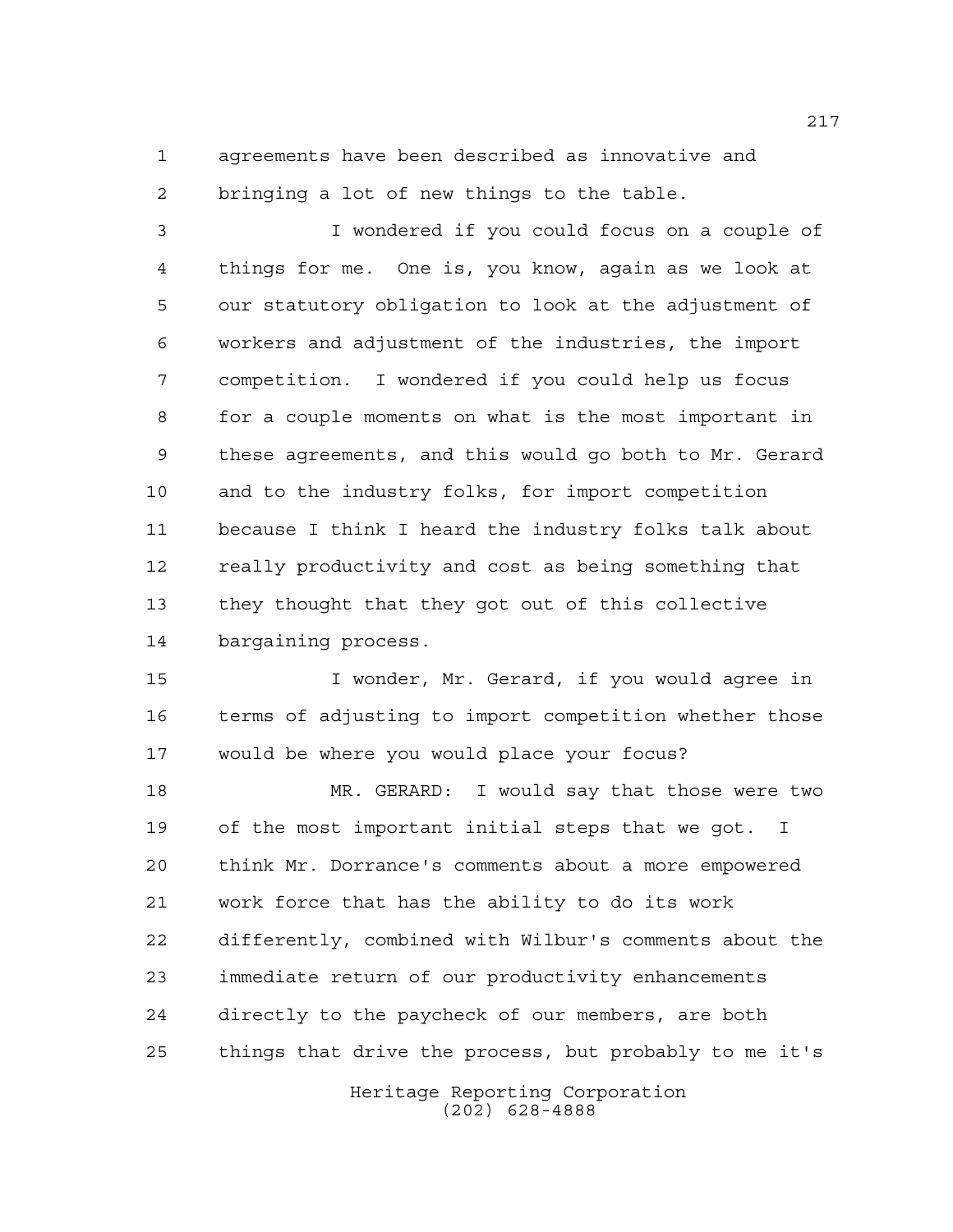agreements have been described as innovative and bringing a lot of new things to the table.

I wondered if you could focus on a couple of things for me. One is, you know, again as we look at our statutory obligation to look at the adjustment of workers and adjustment of the industries, the import competition. I wondered if you could help us focus for a couple moments on what is the most important in these agreements, and this would go both to Mr. Gerard and to the industry folks, for import competition because I think I heard the industry folks talk about really productivity and cost as being something that they thought that they got out of this collective bargaining process.

I wonder, Mr. Gerard, if you would agree in terms of adjusting to import competition whether those would be where you would place your focus?

MR. GERARD: I would say that those were two of the most important initial steps that we got. I think Mr. Dorrance's comments about a more empowered work force that has the ability to do its work differently, combined with Wilbur's comments about the immediate return of our productivity enhancements directly to the paycheck of our members, are both things that drive the process, but probably to me it's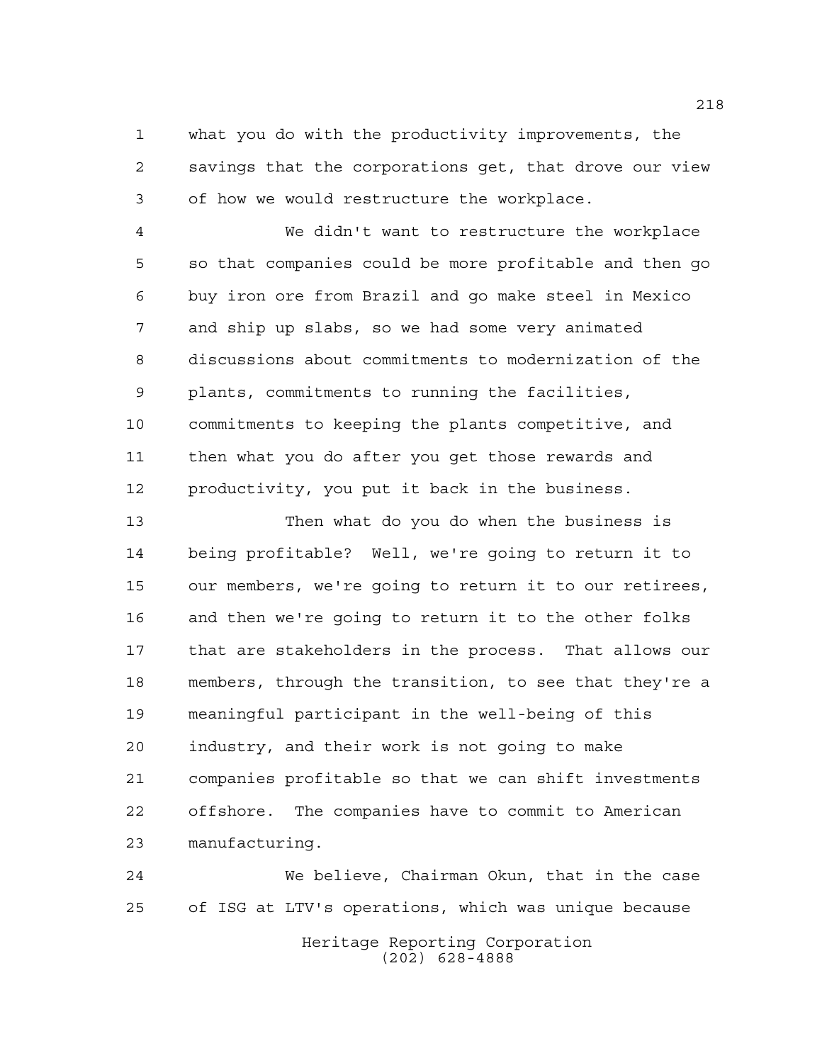what you do with the productivity improvements, the savings that the corporations get, that drove our view of how we would restructure the workplace.

We didn't want to restructure the workplace so that companies could be more profitable and then go buy iron ore from Brazil and go make steel in Mexico and ship up slabs, so we had some very animated discussions about commitments to modernization of the plants, commitments to running the facilities, commitments to keeping the plants competitive, and then what you do after you get those rewards and productivity, you put it back in the business.

Then what do you do when the business is being profitable? Well, we're going to return it to our members, we're going to return it to our retirees, and then we're going to return it to the other folks that are stakeholders in the process. That allows our members, through the transition, to see that they're a meaningful participant in the well-being of this industry, and their work is not going to make companies profitable so that we can shift investments offshore. The companies have to commit to American manufacturing.

We believe, Chairman Okun, that in the case of ISG at LTV's operations, which was unique because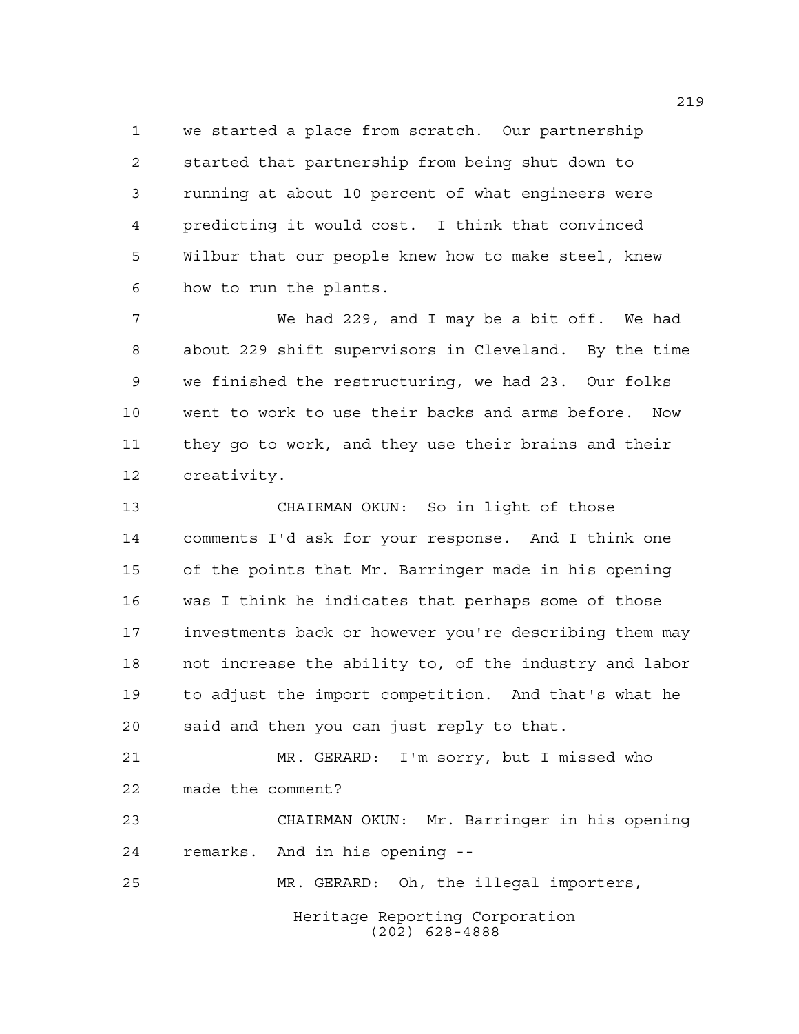we started a place from scratch. Our partnership started that partnership from being shut down to running at about 10 percent of what engineers were predicting it would cost. I think that convinced Wilbur that our people knew how to make steel, knew how to run the plants.

We had 229, and I may be a bit off. We had about 229 shift supervisors in Cleveland. By the time we finished the restructuring, we had 23. Our folks went to work to use their backs and arms before. Now they go to work, and they use their brains and their creativity.

CHAIRMAN OKUN: So in light of those comments I'd ask for your response. And I think one of the points that Mr. Barringer made in his opening was I think he indicates that perhaps some of those investments back or however you're describing them may not increase the ability to, of the industry and labor to adjust the import competition. And that's what he said and then you can just reply to that.

MR. GERARD: I'm sorry, but I missed who made the comment?

CHAIRMAN OKUN: Mr. Barringer in his opening remarks. And in his opening --

MR. GERARD: Oh, the illegal importers,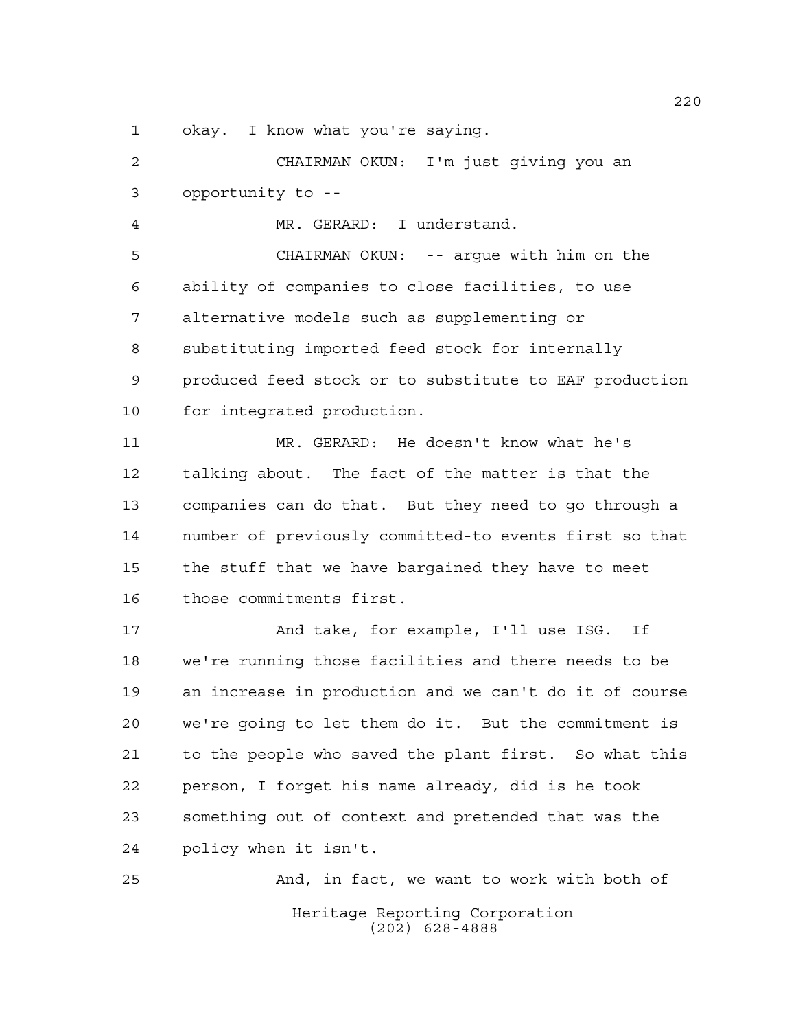okay. I know what you're saying.

CHAIRMAN OKUN: I'm just giving you an opportunity to --

MR. GERARD: I understand.

CHAIRMAN OKUN: -- argue with him on the ability of companies to close facilities, to use alternative models such as supplementing or substituting imported feed stock for internally produced feed stock or to substitute to EAF production for integrated production.

MR. GERARD: He doesn't know what he's talking about. The fact of the matter is that the companies can do that. But they need to go through a number of previously committed-to events first so that the stuff that we have bargained they have to meet those commitments first.

And take, for example, I'll use ISG. If we're running those facilities and there needs to be an increase in production and we can't do it of course we're going to let them do it. But the commitment is to the people who saved the plant first. So what this person, I forget his name already, did is he took something out of context and pretended that was the policy when it isn't.

And, in fact, we want to work with both of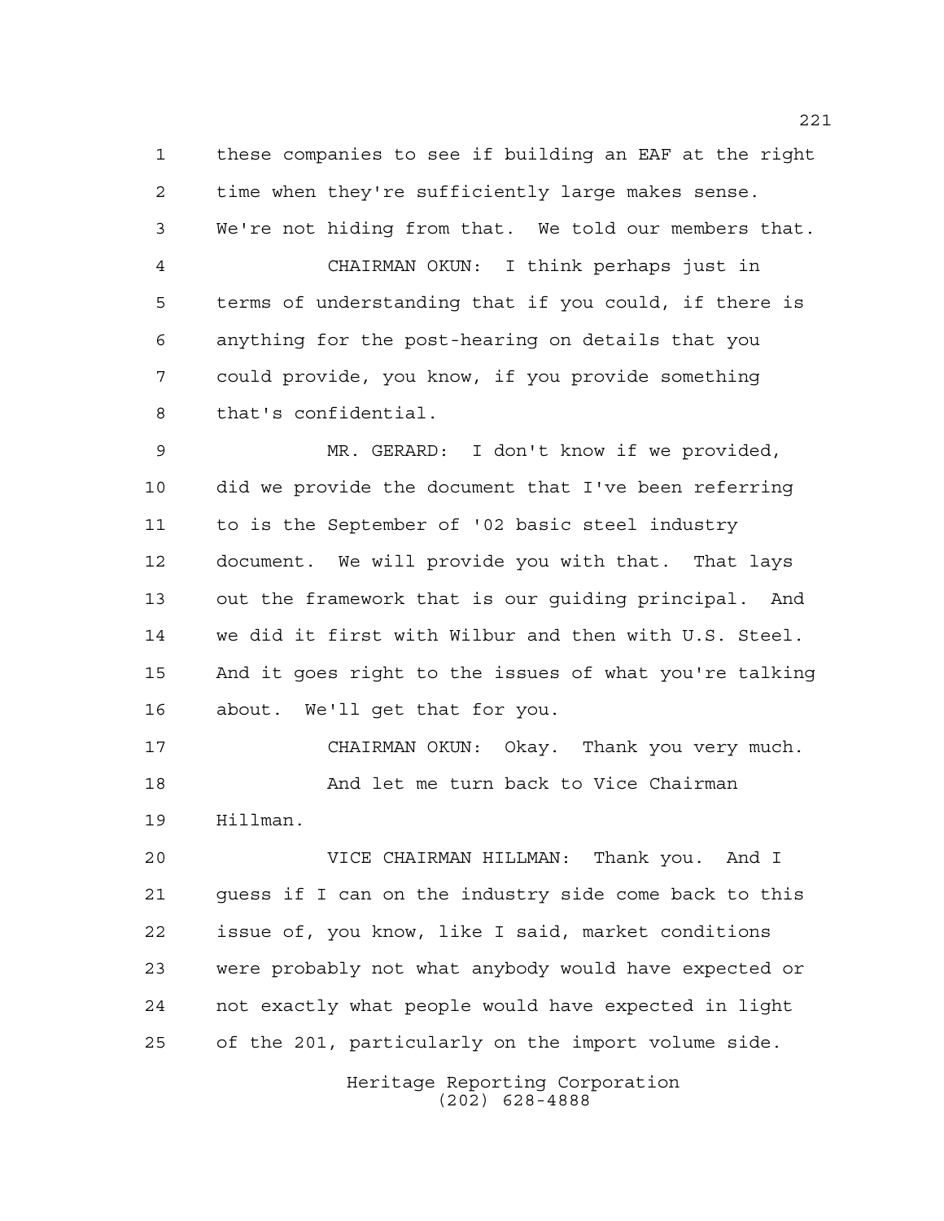these companies to see if building an EAF at the right time when they're sufficiently large makes sense. We're not hiding from that. We told our members that.

CHAIRMAN OKUN: I think perhaps just in terms of understanding that if you could, if there is anything for the post-hearing on details that you could provide, you know, if you provide something that's confidential.

MR. GERARD: I don't know if we provided, did we provide the document that I've been referring to is the September of '02 basic steel industry document. We will provide you with that. That lays out the framework that is our guiding principal. And we did it first with Wilbur and then with U.S. Steel. And it goes right to the issues of what you're talking about. We'll get that for you.

CHAIRMAN OKUN: Okay. Thank you very much.

And let me turn back to Vice Chairman Hillman.

VICE CHAIRMAN HILLMAN: Thank you. And I guess if I can on the industry side come back to this issue of, you know, like I said, market conditions were probably not what anybody would have expected or not exactly what people would have expected in light of the 201, particularly on the import volume side.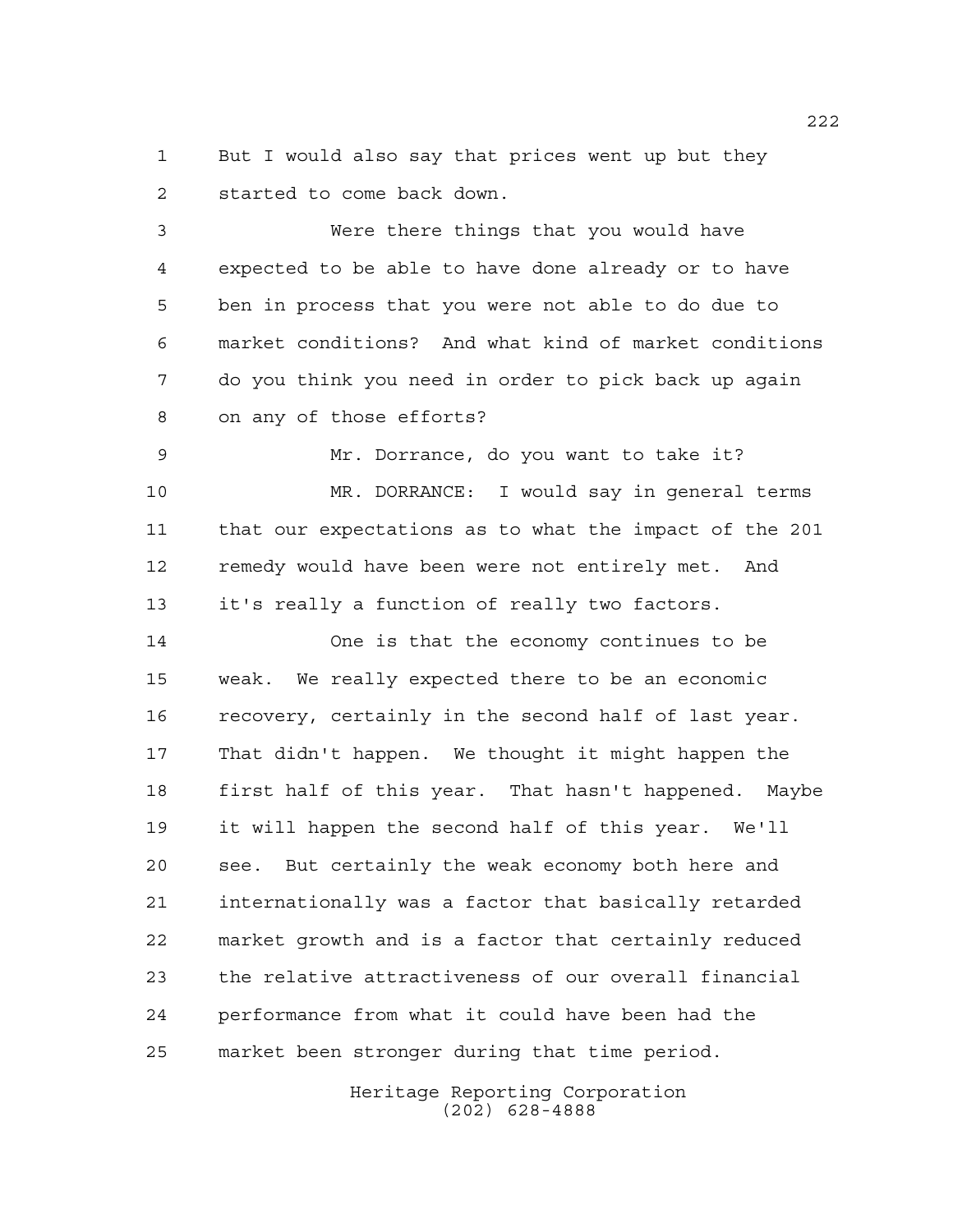But I would also say that prices went up but they started to come back down.

Were there things that you would have expected to be able to have done already or to have ben in process that you were not able to do due to market conditions? And what kind of market conditions do you think you need in order to pick back up again on any of those efforts?

Mr. Dorrance, do you want to take it?

MR. DORRANCE: I would say in general terms that our expectations as to what the impact of the 201 remedy would have been were not entirely met. And it's really a function of really two factors.

One is that the economy continues to be weak. We really expected there to be an economic recovery, certainly in the second half of last year. That didn't happen. We thought it might happen the first half of this year. That hasn't happened. Maybe it will happen the second half of this year. We'll see. But certainly the weak economy both here and internationally was a factor that basically retarded market growth and is a factor that certainly reduced the relative attractiveness of our overall financial performance from what it could have been had the market been stronger during that time period.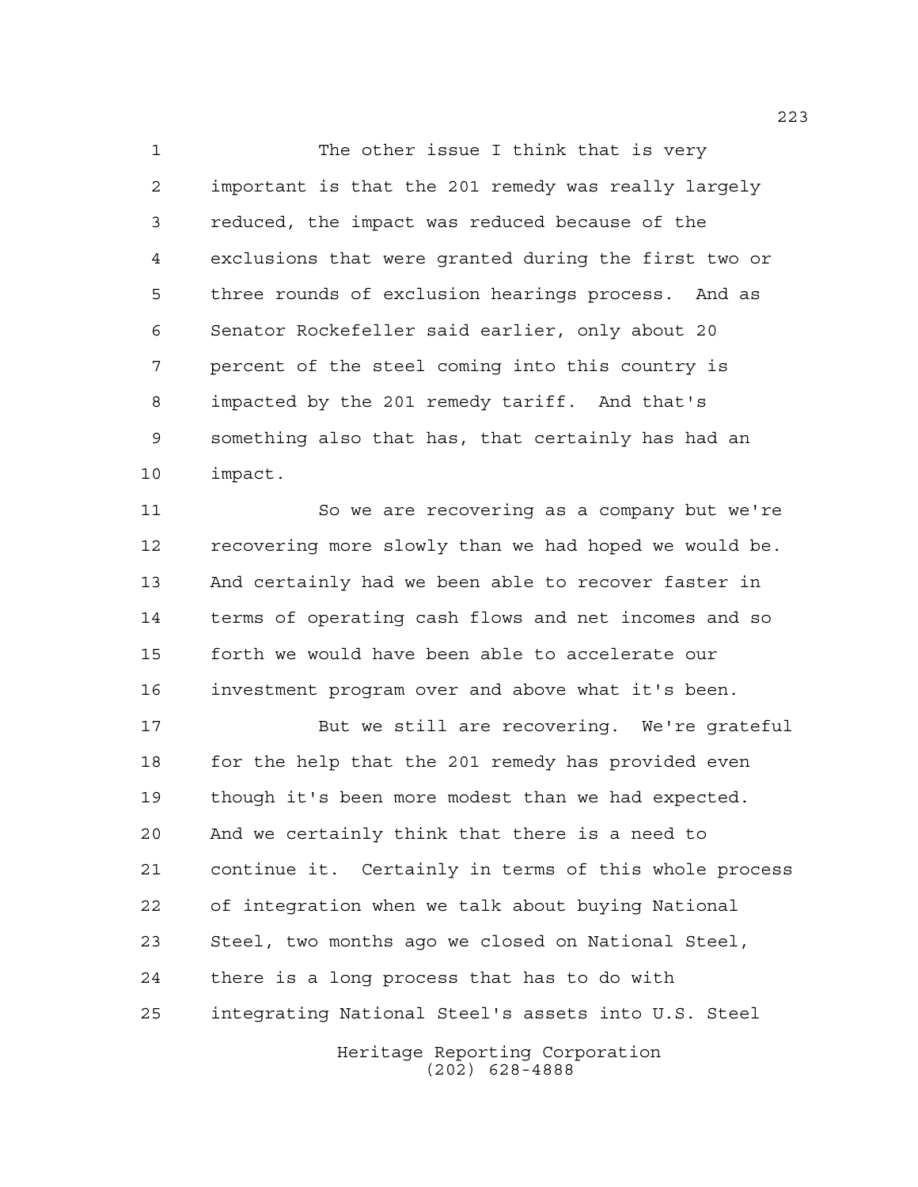The other issue I think that is very important is that the 201 remedy was really largely reduced, the impact was reduced because of the exclusions that were granted during the first two or three rounds of exclusion hearings process. And as Senator Rockefeller said earlier, only about 20 percent of the steel coming into this country is impacted by the 201 remedy tariff. And that's something also that has, that certainly has had an impact.

So we are recovering as a company but we're recovering more slowly than we had hoped we would be. And certainly had we been able to recover faster in terms of operating cash flows and net incomes and so forth we would have been able to accelerate our investment program over and above what it's been.

But we still are recovering. We're grateful for the help that the 201 remedy has provided even though it's been more modest than we had expected. And we certainly think that there is a need to continue it. Certainly in terms of this whole process of integration when we talk about buying National Steel, two months ago we closed on National Steel, there is a long process that has to do with integrating National Steel's assets into U.S. Steel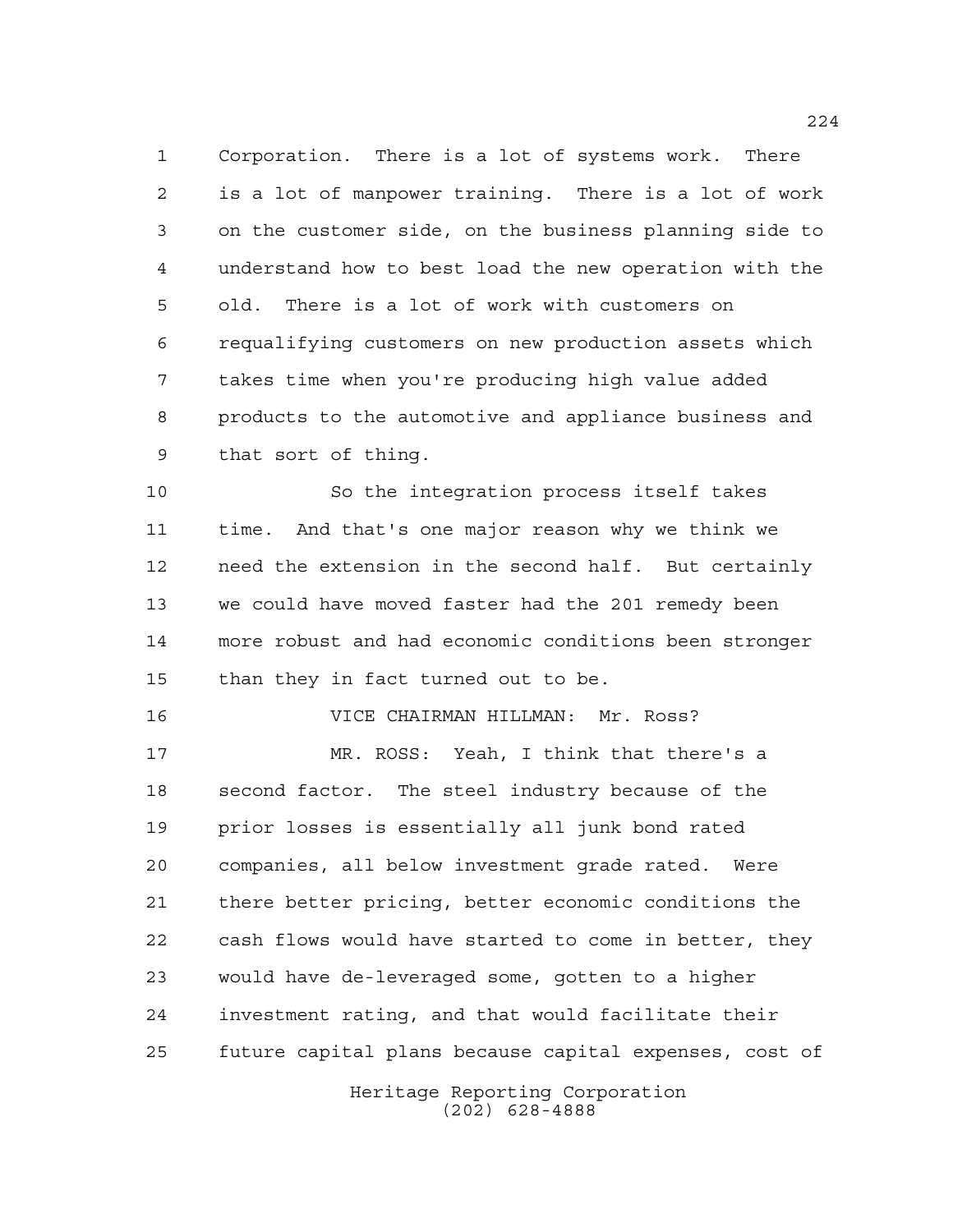Corporation. There is a lot of systems work. There is a lot of manpower training. There is a lot of work on the customer side, on the business planning side to understand how to best load the new operation with the old. There is a lot of work with customers on requalifying customers on new production assets which takes time when you're producing high value added products to the automotive and appliance business and that sort of thing.

So the integration process itself takes time. And that's one major reason why we think we need the extension in the second half. But certainly we could have moved faster had the 201 remedy been more robust and had economic conditions been stronger than they in fact turned out to be.

VICE CHAIRMAN HILLMAN: Mr. Ross?

MR. ROSS: Yeah, I think that there's a second factor. The steel industry because of the prior losses is essentially all junk bond rated companies, all below investment grade rated. Were there better pricing, better economic conditions the cash flows would have started to come in better, they would have de-leveraged some, gotten to a higher investment rating, and that would facilitate their future capital plans because capital expenses, cost of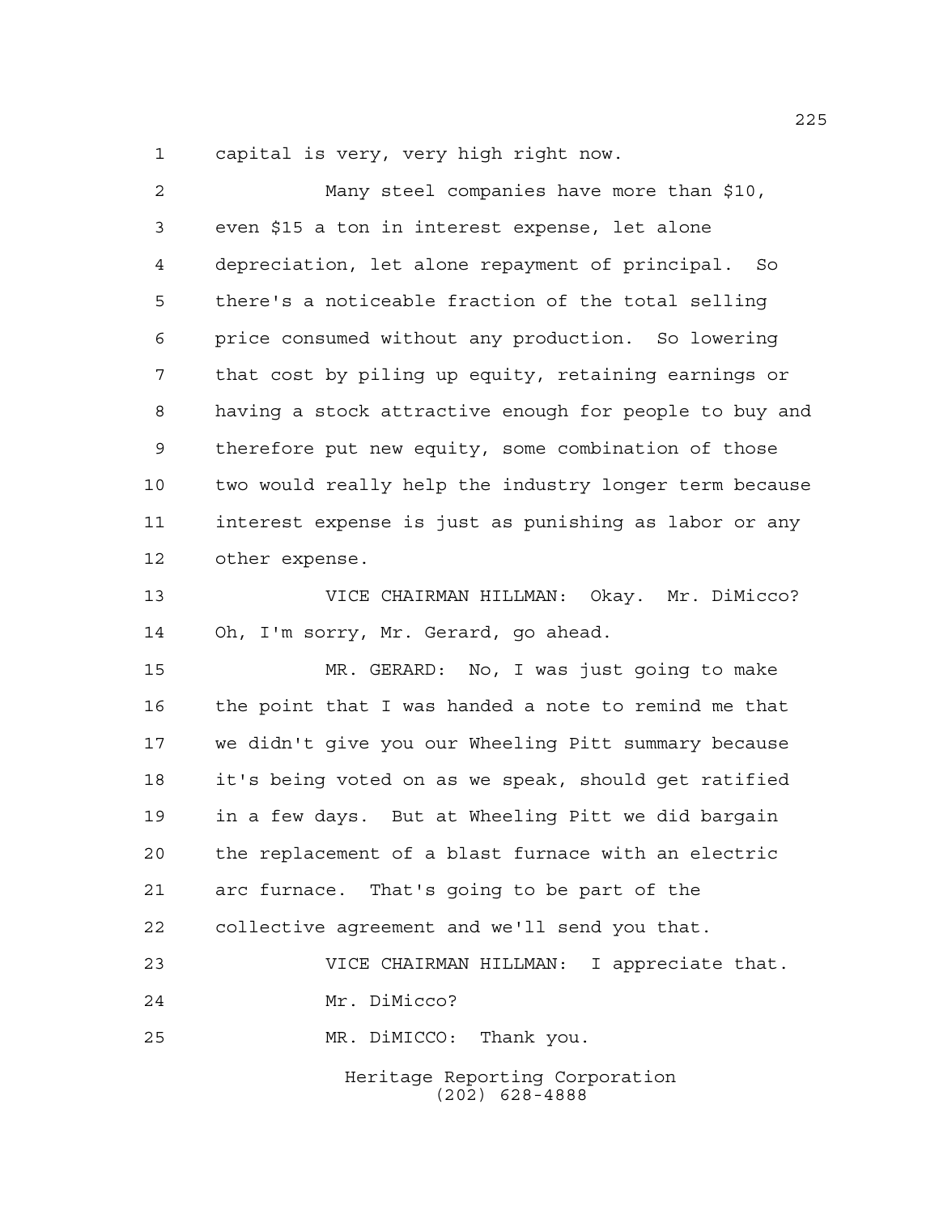capital is very, very high right now.

Many steel companies have more than $10, even $15 a ton in interest expense, let alone depreciation, let alone repayment of principal. So there's a noticeable fraction of the total selling price consumed without any production. So lowering that cost by piling up equity, retaining earnings or having a stock attractive enough for people to buy and therefore put new equity, some combination of those two would really help the industry longer term because interest expense is just as punishing as labor or any other expense.

VICE CHAIRMAN HILLMAN: Okay. Mr. DiMicco? Oh, I'm sorry, Mr. Gerard, go ahead.

MR. GERARD: No, I was just going to make the point that I was handed a note to remind me that we didn't give you our Wheeling Pitt summary because it's being voted on as we speak, should get ratified in a few days. But at Wheeling Pitt we did bargain the replacement of a blast furnace with an electric arc furnace. That's going to be part of the collective agreement and we'll send you that.

VICE CHAIRMAN HILLMAN: I appreciate that. Mr. DiMicco?

MR. DiMICCO: Thank you.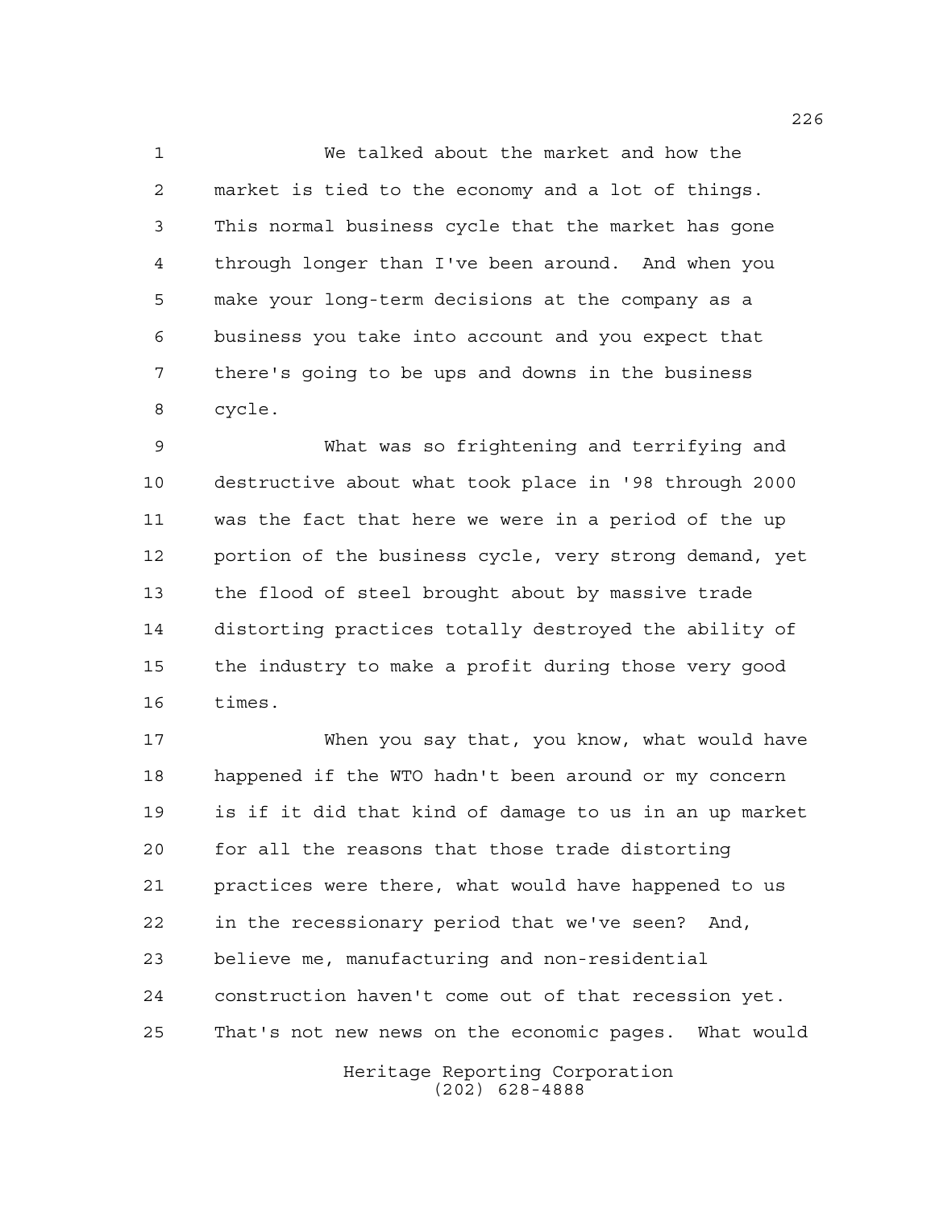We talked about the market and how the market is tied to the economy and a lot of things. This normal business cycle that the market has gone through longer than I've been around. And when you make your long-term decisions at the company as a business you take into account and you expect that there's going to be ups and downs in the business cycle.

What was so frightening and terrifying and destructive about what took place in '98 through 2000 was the fact that here we were in a period of the up portion of the business cycle, very strong demand, yet the flood of steel brought about by massive trade distorting practices totally destroyed the ability of the industry to make a profit during those very good times.

When you say that, you know, what would have happened if the WTO hadn't been around or my concern is if it did that kind of damage to us in an up market for all the reasons that those trade distorting practices were there, what would have happened to us in the recessionary period that we've seen? And, believe me, manufacturing and non-residential construction haven't come out of that recession yet. That's not new news on the economic pages. What would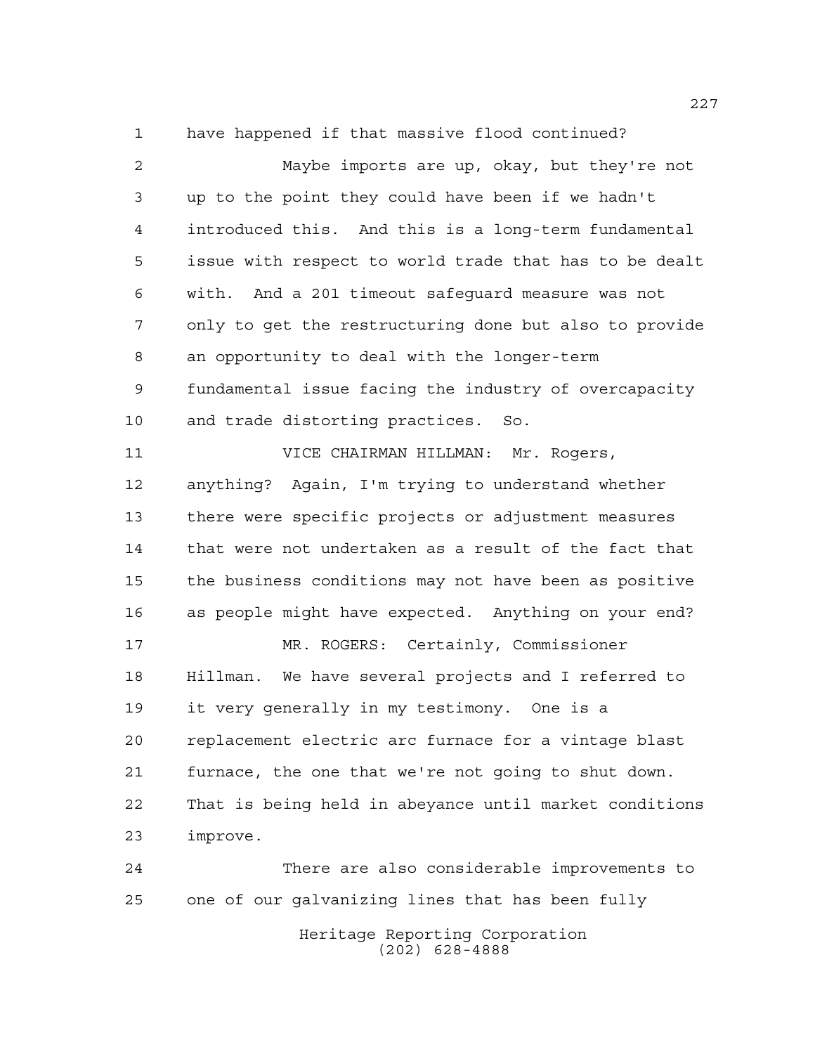have happened if that massive flood continued?

Maybe imports are up, okay, but they're not up to the point they could have been if we hadn't introduced this. And this is a long-term fundamental issue with respect to world trade that has to be dealt with. And a 201 timeout safeguard measure was not only to get the restructuring done but also to provide an opportunity to deal with the longer-term fundamental issue facing the industry of overcapacity and trade distorting practices. So.

VICE CHAIRMAN HILLMAN: Mr. Rogers, anything? Again, I'm trying to understand whether there were specific projects or adjustment measures that were not undertaken as a result of the fact that the business conditions may not have been as positive as people might have expected. Anything on your end?

MR. ROGERS: Certainly, Commissioner Hillman. We have several projects and I referred to it very generally in my testimony. One is a replacement electric arc furnace for a vintage blast furnace, the one that we're not going to shut down. That is being held in abeyance until market conditions improve.

There are also considerable improvements to one of our galvanizing lines that has been fully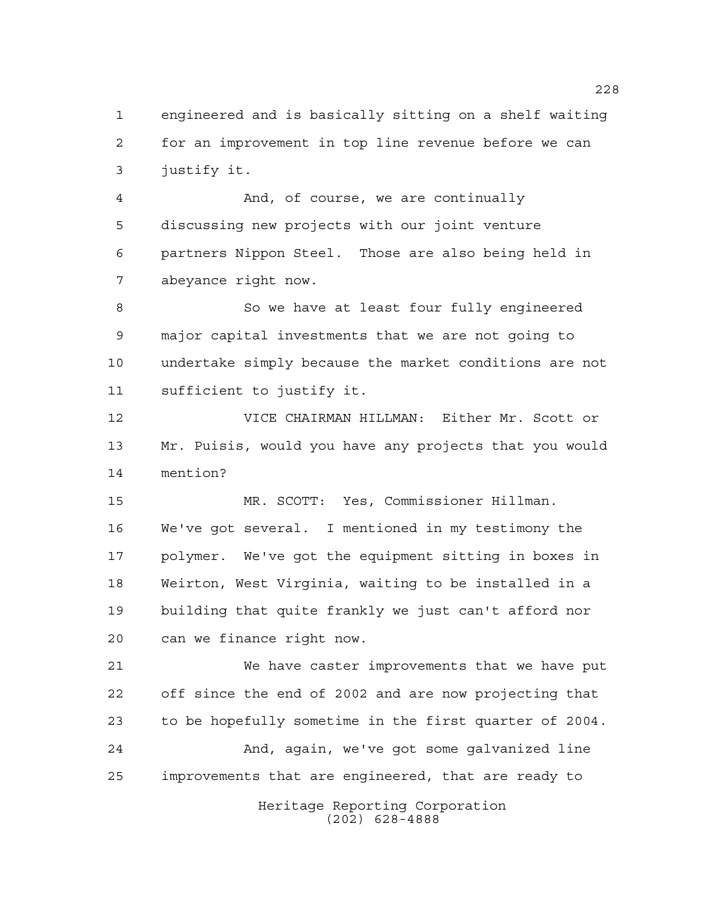engineered and is basically sitting on a shelf waiting for an improvement in top line revenue before we can justify it.

And, of course, we are continually discussing new projects with our joint venture partners Nippon Steel. Those are also being held in abeyance right now.

So we have at least four fully engineered major capital investments that we are not going to undertake simply because the market conditions are not sufficient to justify it.

VICE CHAIRMAN HILLMAN: Either Mr. Scott or Mr. Puisis, would you have any projects that you would mention?

MR. SCOTT: Yes, Commissioner Hillman. We've got several. I mentioned in my testimony the polymer. We've got the equipment sitting in boxes in Weirton, West Virginia, waiting to be installed in a building that quite frankly we just can't afford nor can we finance right now.

We have caster improvements that we have put off since the end of 2002 and are now projecting that to be hopefully sometime in the first quarter of 2004.

And, again, we've got some galvanized line improvements that are engineered, that are ready to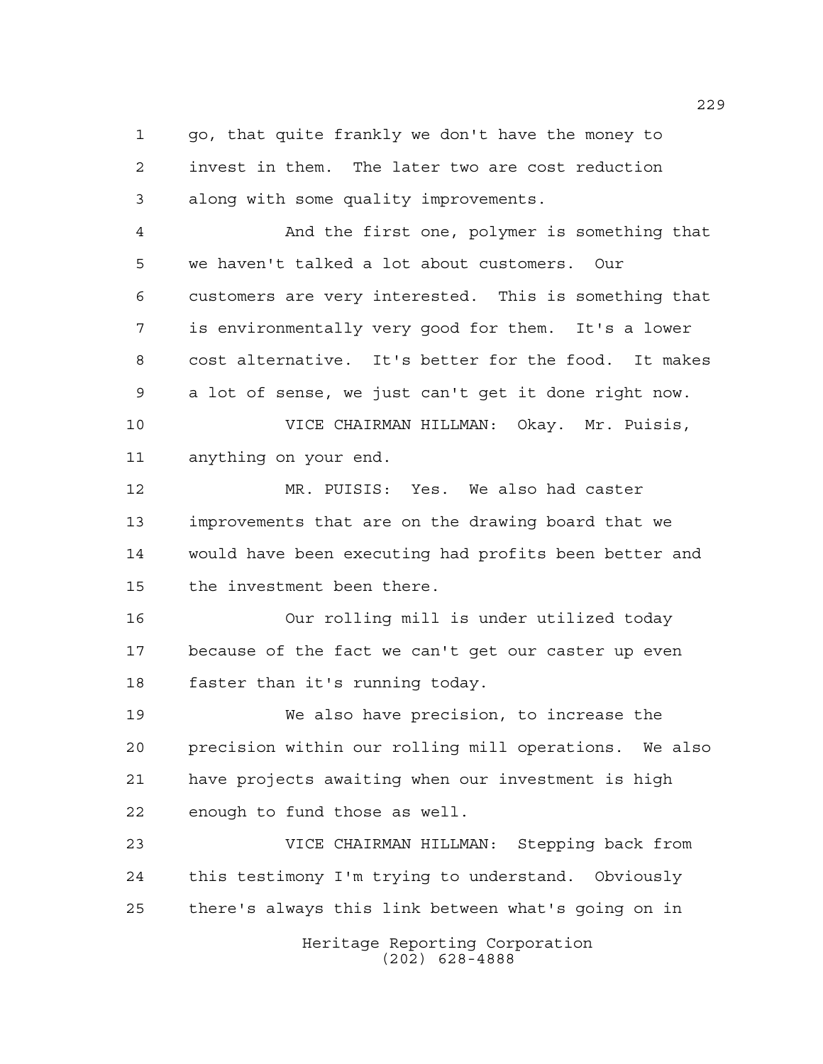go, that quite frankly we don't have the money to invest in them. The later two are cost reduction along with some quality improvements.

And the first one, polymer is something that we haven't talked a lot about customers. Our customers are very interested. This is something that is environmentally very good for them. It's a lower cost alternative. It's better for the food. It makes a lot of sense, we just can't get it done right now.

VICE CHAIRMAN HILLMAN: Okay. Mr. Puisis, anything on your end.

MR. PUISIS: Yes. We also had caster improvements that are on the drawing board that we would have been executing had profits been better and the investment been there.

Our rolling mill is under utilized today because of the fact we can't get our caster up even faster than it's running today.

We also have precision, to increase the precision within our rolling mill operations. We also have projects awaiting when our investment is high enough to fund those as well.

VICE CHAIRMAN HILLMAN: Stepping back from this testimony I'm trying to understand. Obviously there's always this link between what's going on in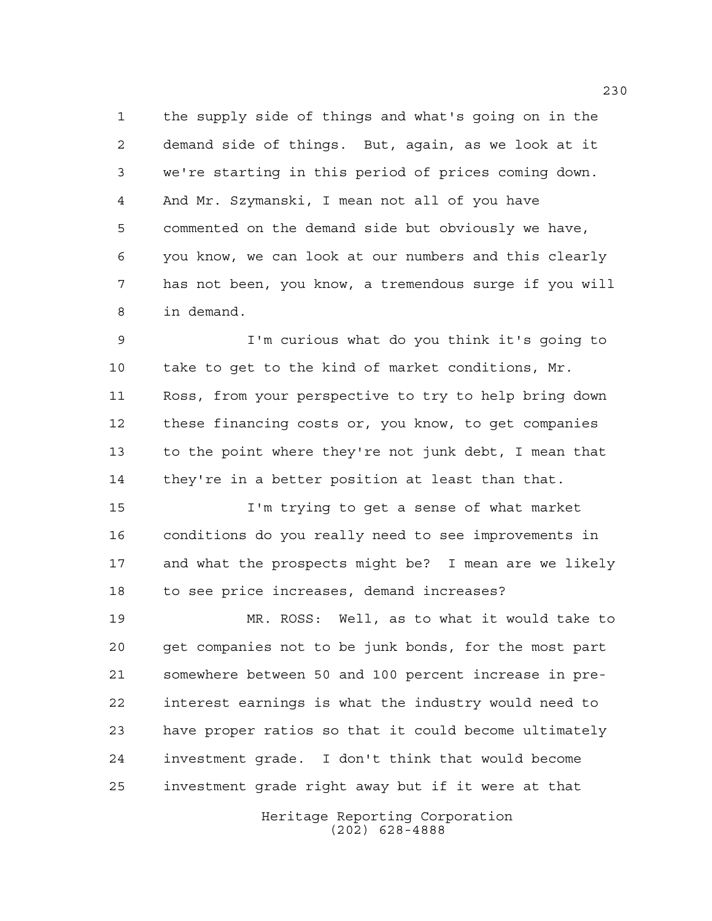the supply side of things and what's going on in the demand side of things. But, again, as we look at it we're starting in this period of prices coming down. And Mr. Szymanski, I mean not all of you have commented on the demand side but obviously we have, you know, we can look at our numbers and this clearly has not been, you know, a tremendous surge if you will in demand.

I'm curious what do you think it's going to take to get to the kind of market conditions, Mr. Ross, from your perspective to try to help bring down these financing costs or, you know, to get companies to the point where they're not junk debt, I mean that they're in a better position at least than that.

I'm trying to get a sense of what market conditions do you really need to see improvements in and what the prospects might be? I mean are we likely to see price increases, demand increases?

MR. ROSS: Well, as to what it would take to get companies not to be junk bonds, for the most part somewhere between 50 and 100 percent increase in pre-interest earnings is what the industry would need to have proper ratios so that it could become ultimately investment grade. I don't think that would become investment grade right away but if it were at that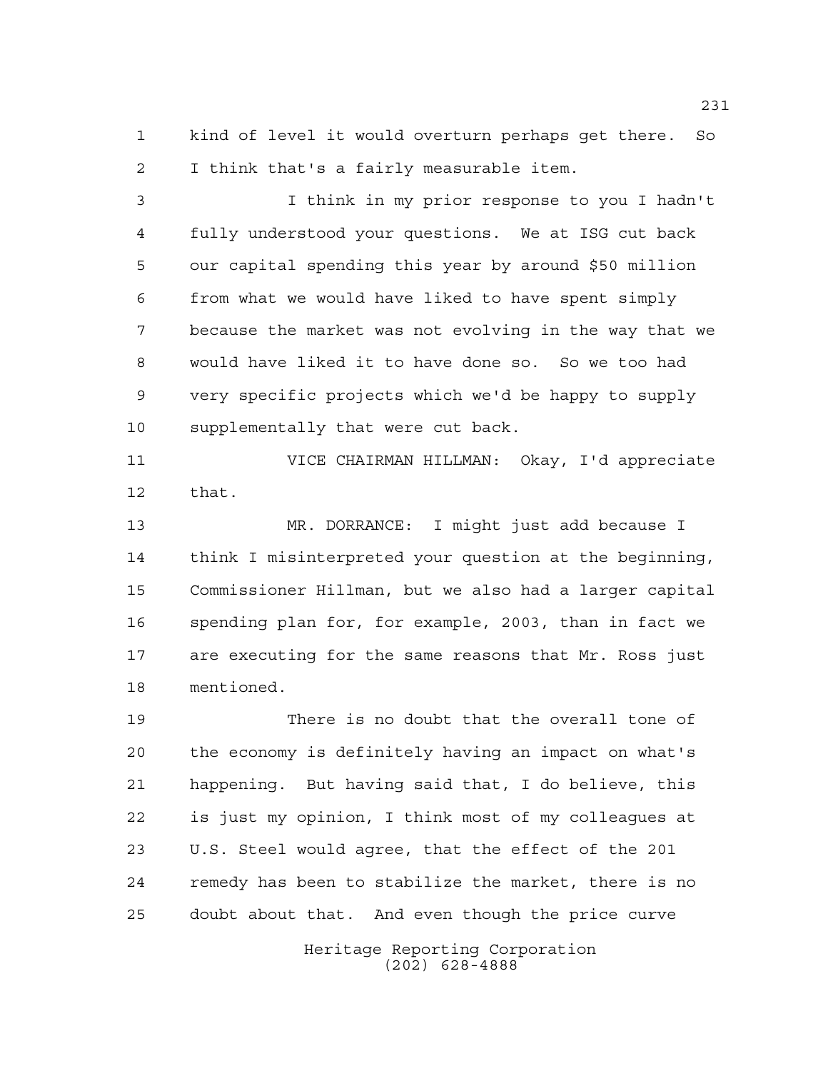kind of level it would overturn perhaps get there. So I think that's a fairly measurable item.

I think in my prior response to you I hadn't fully understood your questions. We at ISG cut back our capital spending this year by around $50 million from what we would have liked to have spent simply because the market was not evolving in the way that we would have liked it to have done so. So we too had very specific projects which we'd be happy to supply supplementally that were cut back.

VICE CHAIRMAN HILLMAN: Okay, I'd appreciate that.

MR. DORRANCE: I might just add because I think I misinterpreted your question at the beginning, Commissioner Hillman, but we also had a larger capital spending plan for, for example, 2003, than in fact we are executing for the same reasons that Mr. Ross just mentioned.

There is no doubt that the overall tone of the economy is definitely having an impact on what's happening. But having said that, I do believe, this is just my opinion, I think most of my colleagues at U.S. Steel would agree, that the effect of the 201 remedy has been to stabilize the market, there is no doubt about that. And even though the price curve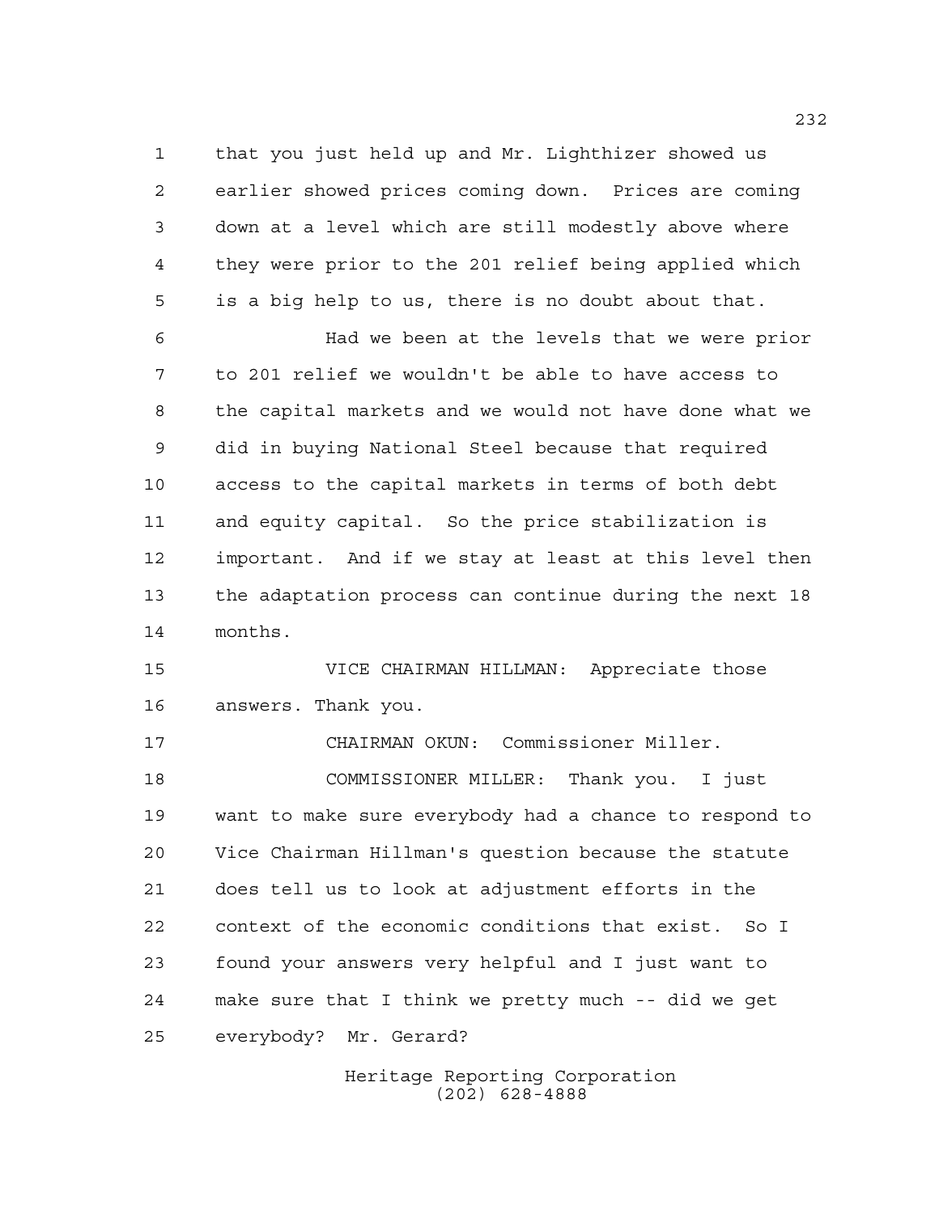that you just held up and Mr. Lighthizer showed us earlier showed prices coming down. Prices are coming down at a level which are still modestly above where they were prior to the 201 relief being applied which is a big help to us, there is no doubt about that.

Had we been at the levels that we were prior to 201 relief we wouldn't be able to have access to the capital markets and we would not have done what we did in buying National Steel because that required access to the capital markets in terms of both debt and equity capital. So the price stabilization is important. And if we stay at least at this level then the adaptation process can continue during the next 18 months.

VICE CHAIRMAN HILLMAN: Appreciate those answers. Thank you.

CHAIRMAN OKUN: Commissioner Miller.

COMMISSIONER MILLER: Thank you. I just want to make sure everybody had a chance to respond to Vice Chairman Hillman's question because the statute does tell us to look at adjustment efforts in the context of the economic conditions that exist. So I found your answers very helpful and I just want to make sure that I think we pretty much -- did we get everybody? Mr. Gerard?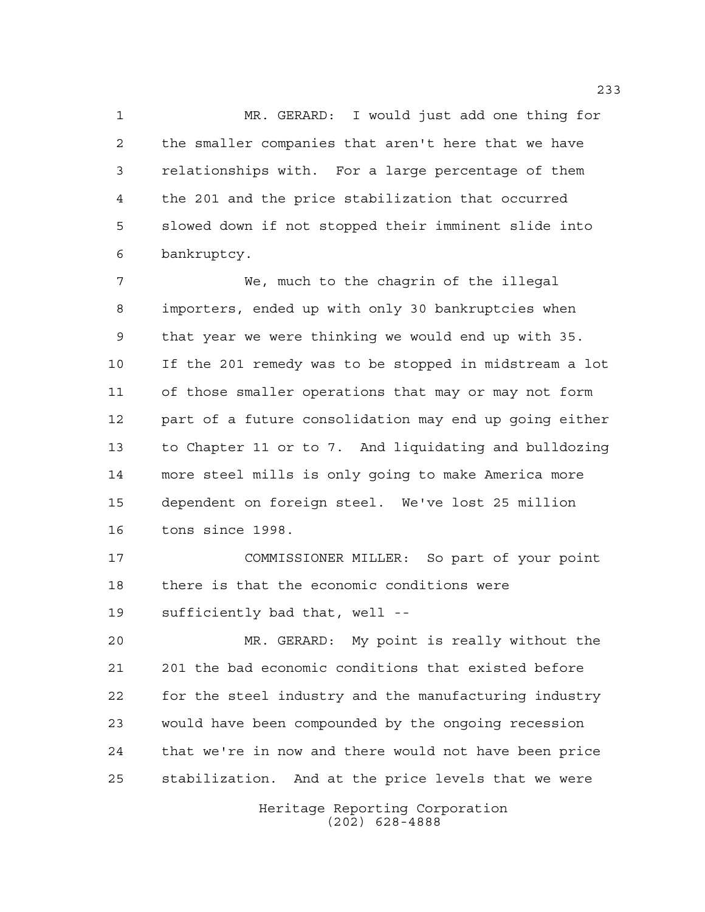MR. GERARD: I would just add one thing for the smaller companies that aren't here that we have relationships with. For a large percentage of them the 201 and the price stabilization that occurred slowed down if not stopped their imminent slide into bankruptcy.

We, much to the chagrin of the illegal importers, ended up with only 30 bankruptcies when that year we were thinking we would end up with 35. If the 201 remedy was to be stopped in midstream a lot of those smaller operations that may or may not form part of a future consolidation may end up going either to Chapter 11 or to 7. And liquidating and bulldozing more steel mills is only going to make America more dependent on foreign steel. We've lost 25 million tons since 1998.

COMMISSIONER MILLER: So part of your point there is that the economic conditions were sufficiently bad that, well --

MR. GERARD: My point is really without the 201 the bad economic conditions that existed before for the steel industry and the manufacturing industry would have been compounded by the ongoing recession that we're in now and there would not have been price stabilization. And at the price levels that we were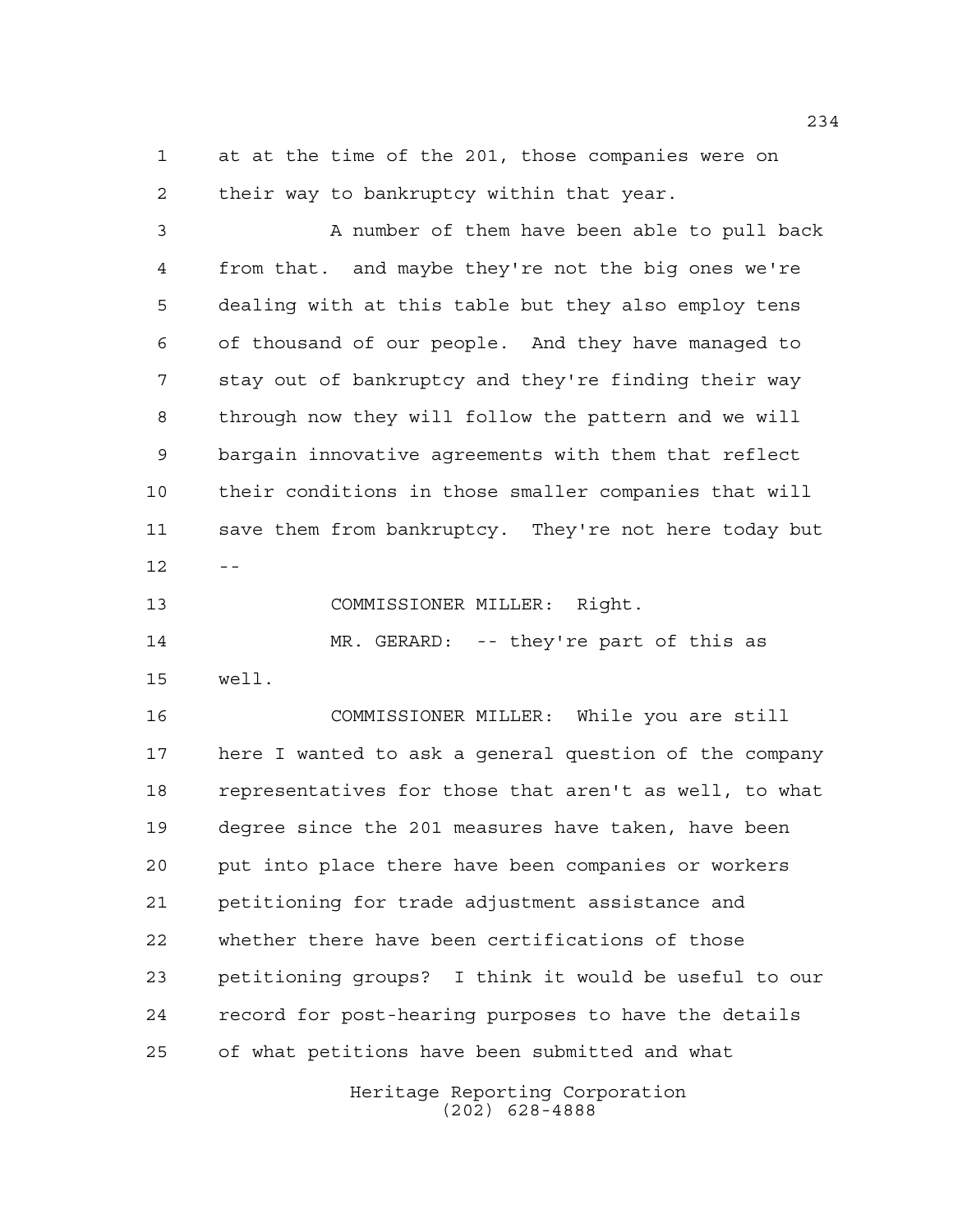at at the time of the 201, those companies were on their way to bankruptcy within that year.

A number of them have been able to pull back from that. and maybe they're not the big ones we're dealing with at this table but they also employ tens of thousand of our people. And they have managed to stay out of bankruptcy and they're finding their way through now they will follow the pattern and we will bargain innovative agreements with them that reflect their conditions in those smaller companies that will save them from bankruptcy. They're not here today but --

COMMISSIONER MILLER: Right.

MR. GERARD: -- they're part of this as well.

COMMISSIONER MILLER: While you are still here I wanted to ask a general question of the company representatives for those that aren't as well, to what degree since the 201 measures have taken, have been put into place there have been companies or workers petitioning for trade adjustment assistance and whether there have been certifications of those petitioning groups? I think it would be useful to our record for post-hearing purposes to have the details of what petitions have been submitted and what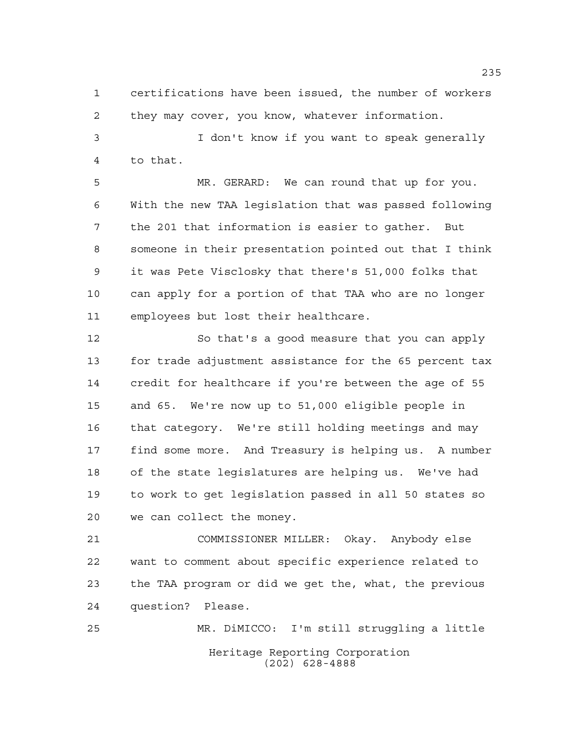certifications have been issued, the number of workers they may cover, you know, whatever information.

I don't know if you want to speak generally to that.

MR. GERARD: We can round that up for you. With the new TAA legislation that was passed following the 201 that information is easier to gather. But someone in their presentation pointed out that I think it was Pete Visclosky that there's 51,000 folks that can apply for a portion of that TAA who are no longer employees but lost their healthcare.

So that's a good measure that you can apply for trade adjustment assistance for the 65 percent tax credit for healthcare if you're between the age of 55 and 65. We're now up to 51,000 eligible people in that category. We're still holding meetings and may find some more. And Treasury is helping us. A number of the state legislatures are helping us. We've had to work to get legislation passed in all 50 states so we can collect the money.

COMMISSIONER MILLER: Okay. Anybody else want to comment about specific experience related to the TAA program or did we get the, what, the previous question? Please.

MR. DiMICCO: I'm still struggling a little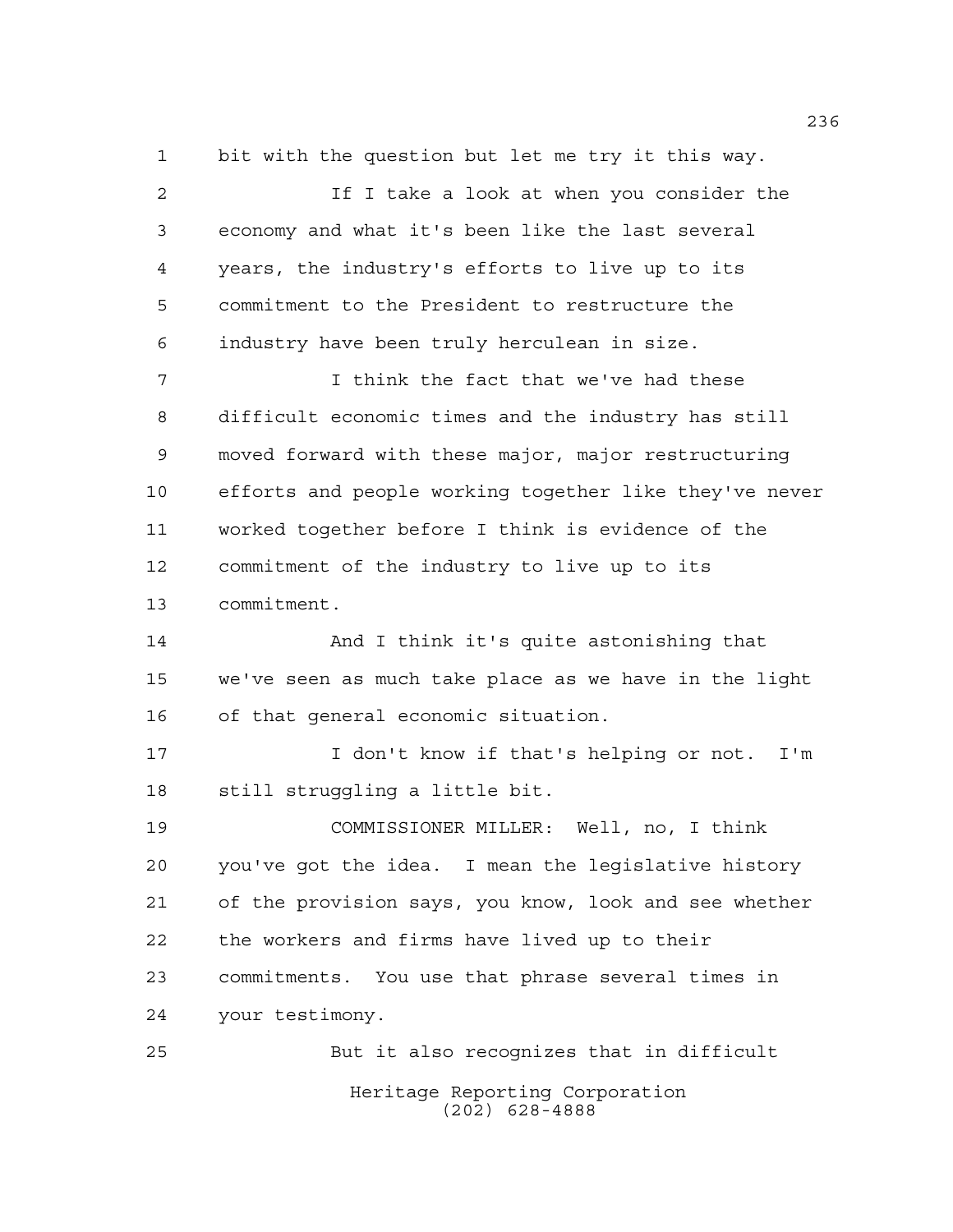bit with the question but let me try it this way.

If I take a look at when you consider the economy and what it's been like the last several years, the industry's efforts to live up to its commitment to the President to restructure the industry have been truly herculean in size.

I think the fact that we've had these difficult economic times and the industry has still moved forward with these major, major restructuring efforts and people working together like they've never worked together before I think is evidence of the commitment of the industry to live up to its commitment.

And I think it's quite astonishing that we've seen as much take place as we have in the light of that general economic situation.

I don't know if that's helping or not. I'm still struggling a little bit.

COMMISSIONER MILLER: Well, no, I think you've got the idea. I mean the legislative history of the provision says, you know, look and see whether the workers and firms have lived up to their commitments. You use that phrase several times in your testimony.

But it also recognizes that in difficult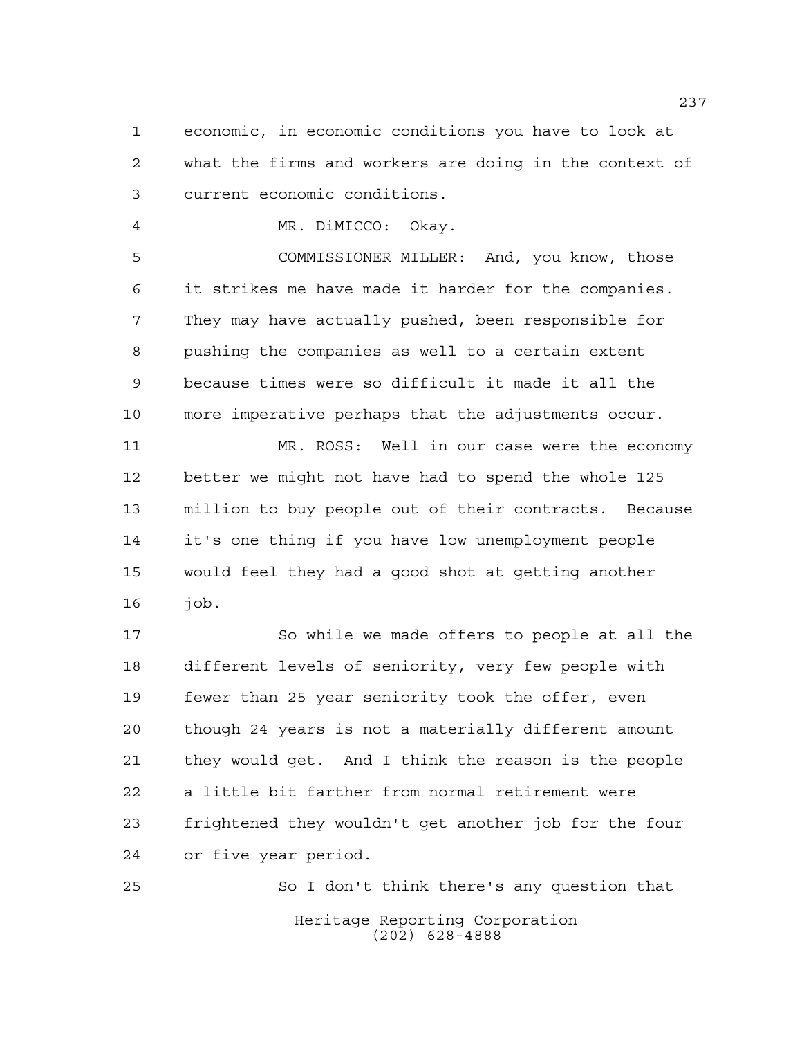economic, in economic conditions you have to look at what the firms and workers are doing in the context of current economic conditions.

MR. DiMICCO: Okay.

COMMISSIONER MILLER: And, you know, those it strikes me have made it harder for the companies. They may have actually pushed, been responsible for pushing the companies as well to a certain extent because times were so difficult it made it all the more imperative perhaps that the adjustments occur.

MR. ROSS: Well in our case were the economy better we might not have had to spend the whole 125 million to buy people out of their contracts. Because it's one thing if you have low unemployment people would feel they had a good shot at getting another job.

So while we made offers to people at all the different levels of seniority, very few people with fewer than 25 year seniority took the offer, even though 24 years is not a materially different amount they would get. And I think the reason is the people a little bit farther from normal retirement were frightened they wouldn't get another job for the four or five year period.

So I don't think there's any question that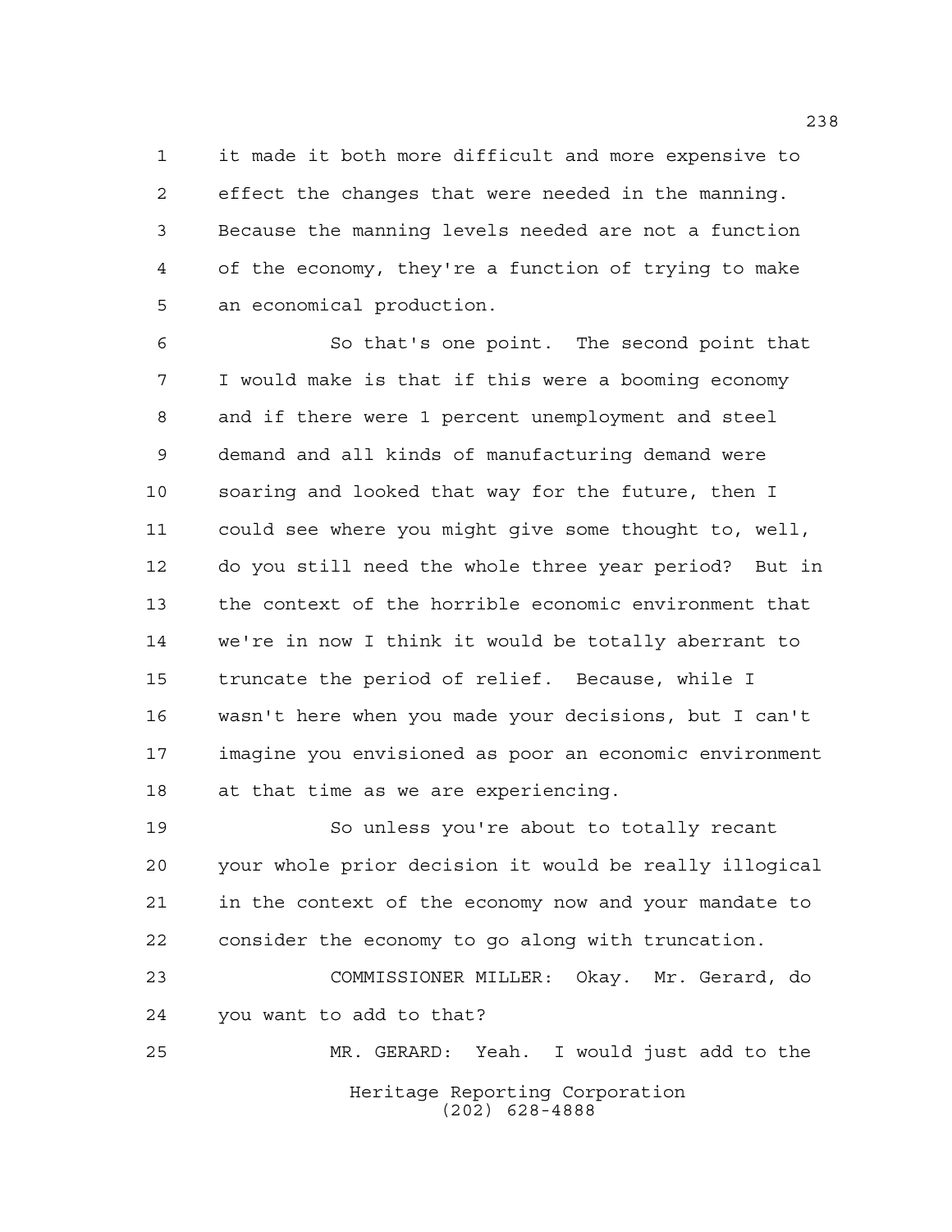it made it both more difficult and more expensive to effect the changes that were needed in the manning. Because the manning levels needed are not a function of the economy, they're a function of trying to make an economical production.

So that's one point. The second point that I would make is that if this were a booming economy and if there were 1 percent unemployment and steel demand and all kinds of manufacturing demand were soaring and looked that way for the future, then I could see where you might give some thought to, well, do you still need the whole three year period? But in the context of the horrible economic environment that we're in now I think it would be totally aberrant to truncate the period of relief. Because, while I wasn't here when you made your decisions, but I can't imagine you envisioned as poor an economic environment at that time as we are experiencing.

So unless you're about to totally recant your whole prior decision it would be really illogical in the context of the economy now and your mandate to consider the economy to go along with truncation.

COMMISSIONER MILLER: Okay. Mr. Gerard, do you want to add to that?

MR. GERARD: Yeah. I would just add to the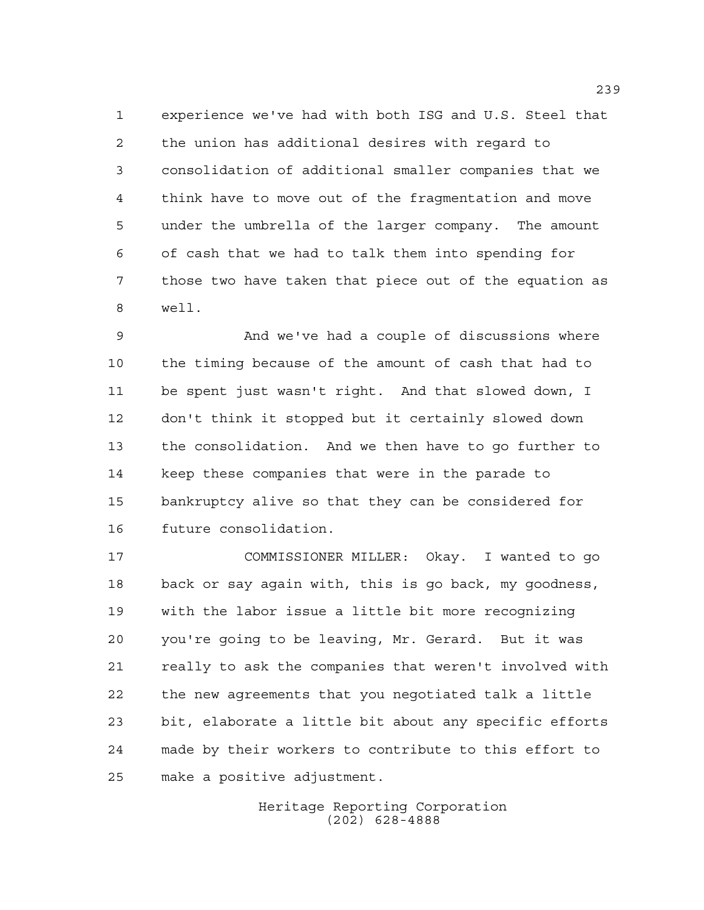experience we've had with both ISG and U.S. Steel that the union has additional desires with regard to consolidation of additional smaller companies that we think have to move out of the fragmentation and move under the umbrella of the larger company. The amount of cash that we had to talk them into spending for those two have taken that piece out of the equation as well.

And we've had a couple of discussions where the timing because of the amount of cash that had to be spent just wasn't right. And that slowed down, I don't think it stopped but it certainly slowed down the consolidation. And we then have to go further to keep these companies that were in the parade to bankruptcy alive so that they can be considered for future consolidation.

COMMISSIONER MILLER: Okay. I wanted to go back or say again with, this is go back, my goodness, with the labor issue a little bit more recognizing you're going to be leaving, Mr. Gerard. But it was really to ask the companies that weren't involved with the new agreements that you negotiated talk a little bit, elaborate a little bit about any specific efforts made by their workers to contribute to this effort to make a positive adjustment.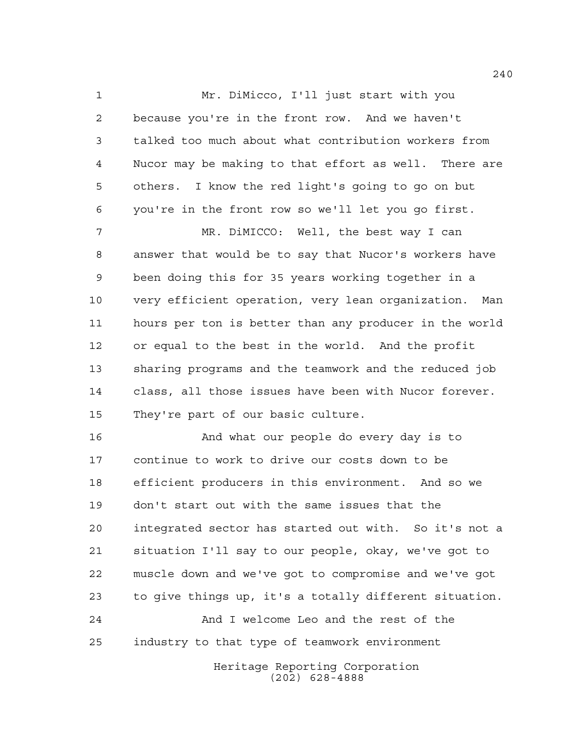Mr. DiMicco, I'll just start with you because you're in the front row. And we haven't talked too much about what contribution workers from Nucor may be making to that effort as well. There are others. I know the red light's going to go on but you're in the front row so we'll let you go first.

MR. DiMICCO: Well, the best way I can answer that would be to say that Nucor's workers have been doing this for 35 years working together in a very efficient operation, very lean organization. Man hours per ton is better than any producer in the world or equal to the best in the world. And the profit sharing programs and the teamwork and the reduced job class, all those issues have been with Nucor forever. They're part of our basic culture.

And what our people do every day is to continue to work to drive our costs down to be efficient producers in this environment. And so we don't start out with the same issues that the integrated sector has started out with. So it's not a situation I'll say to our people, okay, we've got to muscle down and we've got to compromise and we've got to give things up, it's a totally different situation.

And I welcome Leo and the rest of the industry to that type of teamwork environment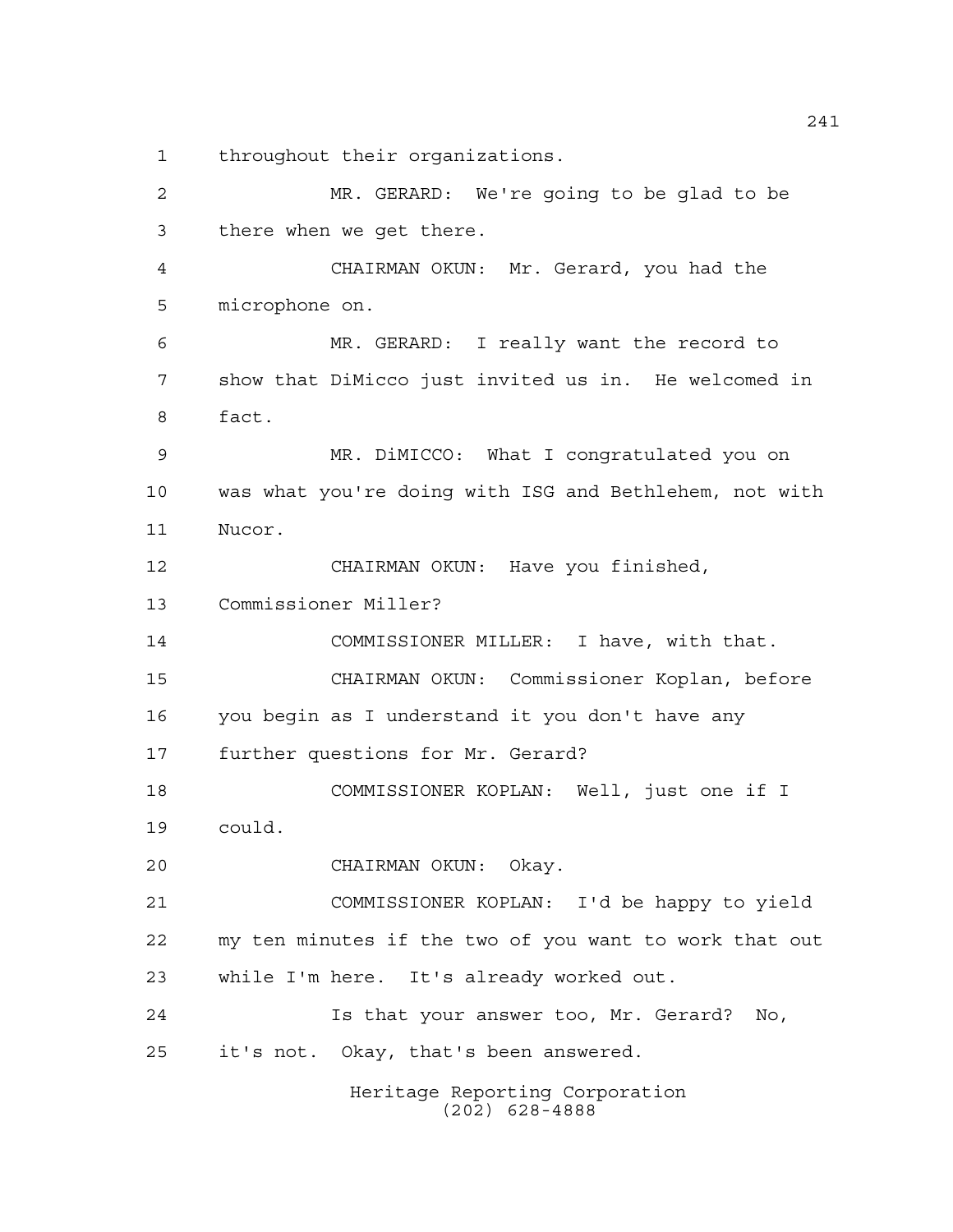throughout their organizations.

MR. GERARD: We're going to be glad to be there when we get there.

CHAIRMAN OKUN: Mr. Gerard, you had the microphone on.

MR. GERARD: I really want the record to show that DiMicco just invited us in. He welcomed in fact.

MR. DiMICCO: What I congratulated you on was what you're doing with ISG and Bethlehem, not with Nucor.

CHAIRMAN OKUN: Have you finished, Commissioner Miller?

COMMISSIONER MILLER: I have, with that.

CHAIRMAN OKUN: Commissioner Koplan, before you begin as I understand it you don't have any further questions for Mr. Gerard?

COMMISSIONER KOPLAN: Well, just one if I could.

CHAIRMAN OKUN: Okay.

COMMISSIONER KOPLAN: I'd be happy to yield my ten minutes if the two of you want to work that out while I'm here. It's already worked out.

Is that your answer too, Mr. Gerard? No, it's not. Okay, that's been answered.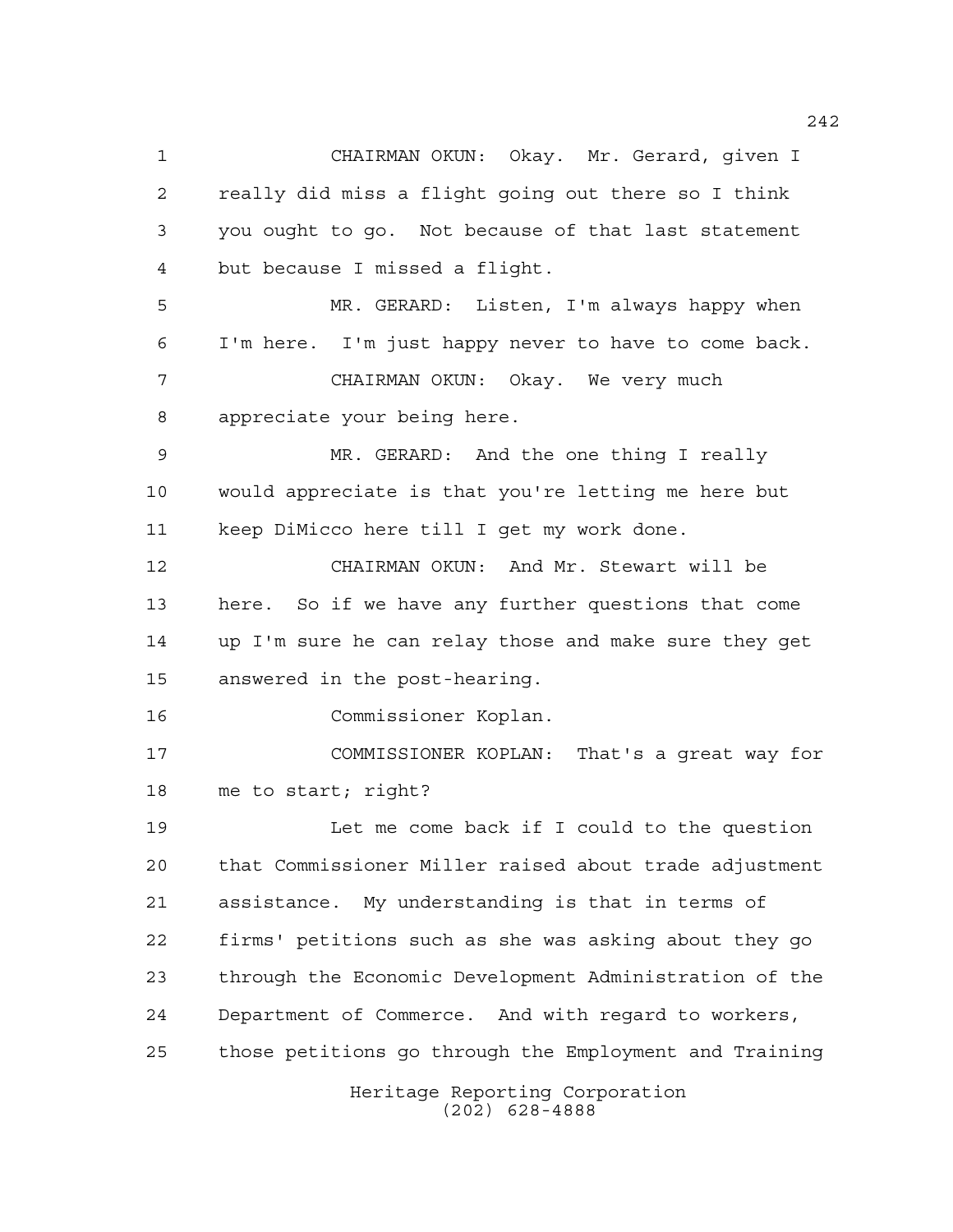CHAIRMAN OKUN: Okay. Mr. Gerard, given I really did miss a flight going out there so I think you ought to go. Not because of that last statement but because I missed a flight.

MR. GERARD: Listen, I'm always happy when I'm here. I'm just happy never to have to come back.

CHAIRMAN OKUN: Okay. We very much appreciate your being here.

MR. GERARD: And the one thing I really would appreciate is that you're letting me here but keep DiMicco here till I get my work done.

CHAIRMAN OKUN: And Mr. Stewart will be here. So if we have any further questions that come up I'm sure he can relay those and make sure they get answered in the post-hearing.

Commissioner Koplan.

COMMISSIONER KOPLAN: That's a great way for me to start; right?

Let me come back if I could to the question that Commissioner Miller raised about trade adjustment assistance. My understanding is that in terms of firms' petitions such as she was asking about they go through the Economic Development Administration of the Department of Commerce. And with regard to workers, those petitions go through the Employment and Training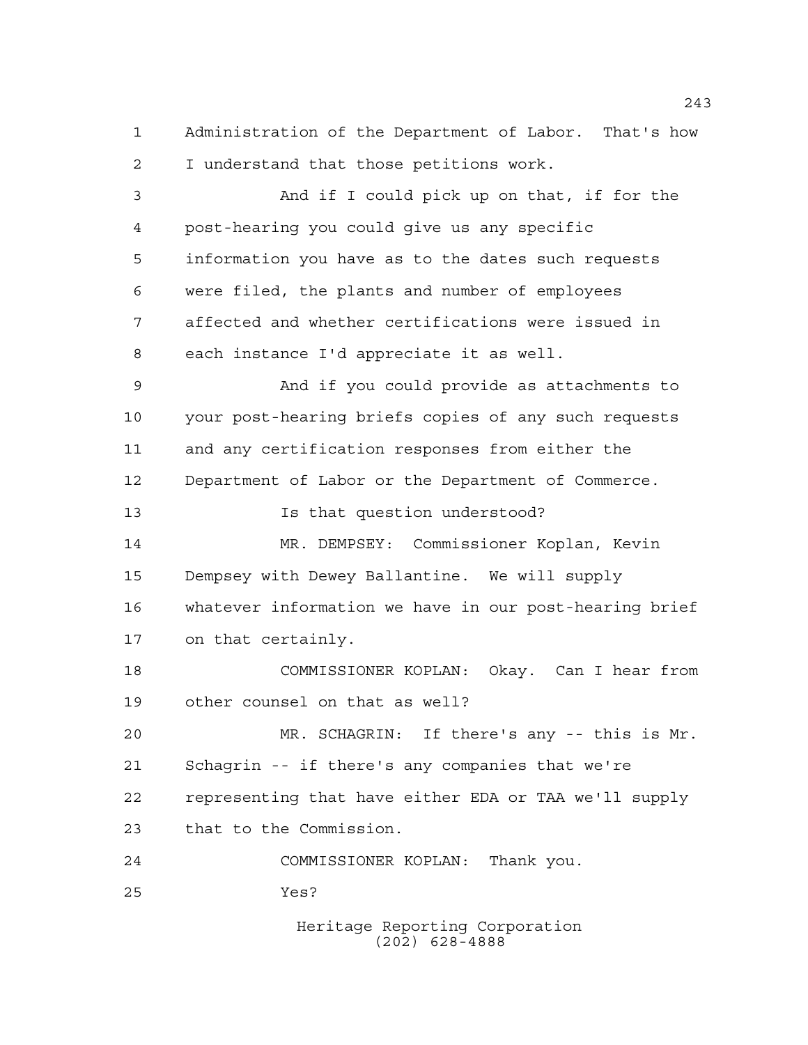Administration of the Department of Labor. That's how I understand that those petitions work.

And if I could pick up on that, if for the post-hearing you could give us any specific information you have as to the dates such requests were filed, the plants and number of employees affected and whether certifications were issued in each instance I'd appreciate it as well.

And if you could provide as attachments to your post-hearing briefs copies of any such requests and any certification responses from either the Department of Labor or the Department of Commerce.

Is that question understood?

MR. DEMPSEY: Commissioner Koplan, Kevin Dempsey with Dewey Ballantine. We will supply whatever information we have in our post-hearing brief on that certainly.

COMMISSIONER KOPLAN: Okay. Can I hear from other counsel on that as well?

MR. SCHAGRIN: If there's any -- this is Mr. Schagrin -- if there's any companies that we're representing that have either EDA or TAA we'll supply that to the Commission.

COMMISSIONER KOPLAN: Thank you.

Yes?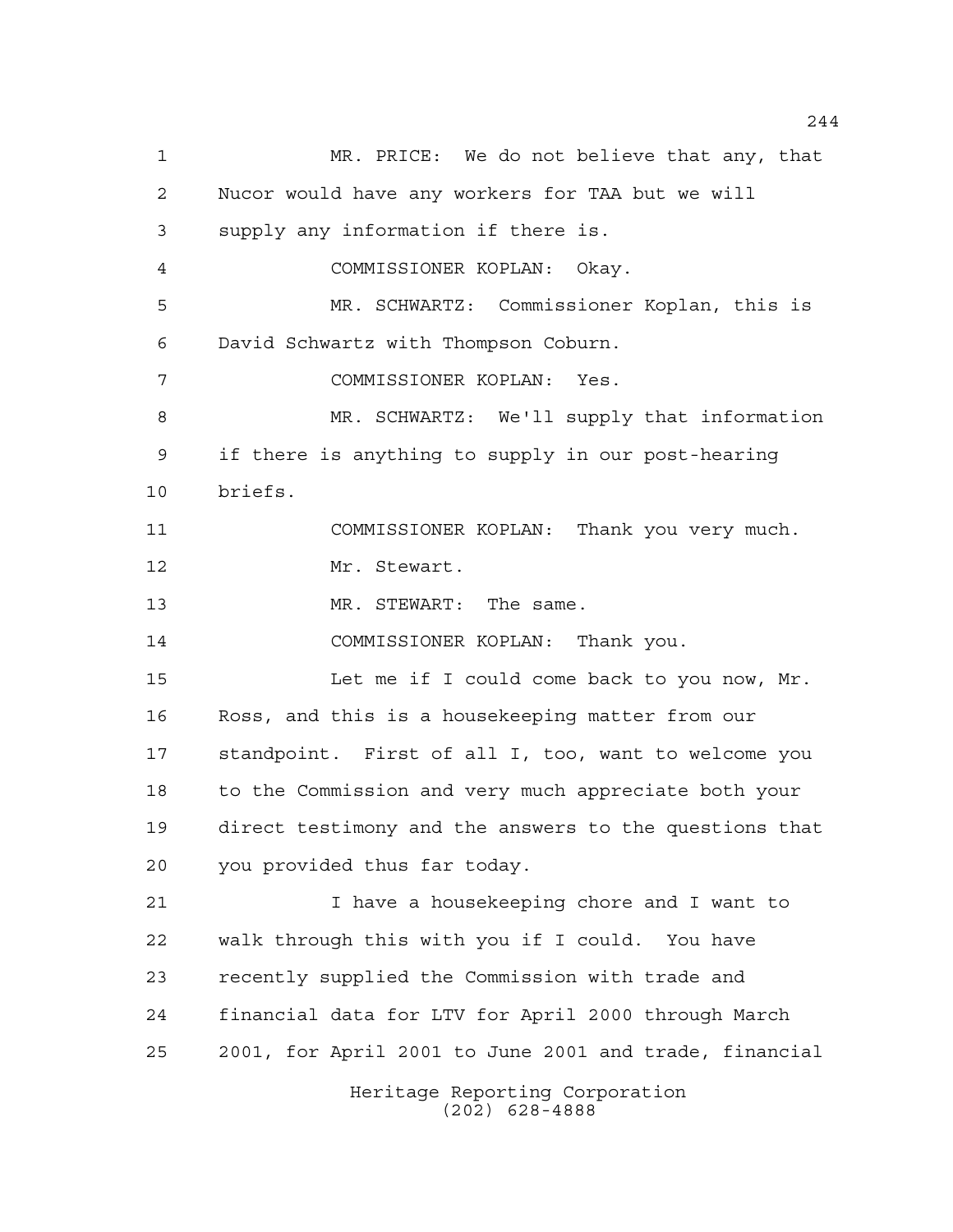MR. PRICE: We do not believe that any, that Nucor would have any workers for TAA but we will supply any information if there is.

COMMISSIONER KOPLAN: Okay.

MR. SCHWARTZ: Commissioner Koplan, this is David Schwartz with Thompson Coburn.

COMMISSIONER KOPLAN: Yes.

MR. SCHWARTZ: We'll supply that information if there is anything to supply in our post-hearing briefs.

COMMISSIONER KOPLAN: Thank you very much. Mr. Stewart.

MR. STEWART: The same.

COMMISSIONER KOPLAN: Thank you.

Let me if I could come back to you now, Mr. Ross, and this is a housekeeping matter from our standpoint. First of all I, too, want to welcome you to the Commission and very much appreciate both your direct testimony and the answers to the questions that you provided thus far today.

I have a housekeeping chore and I want to walk through this with you if I could. You have recently supplied the Commission with trade and financial data for LTV for April 2000 through March 2001, for April 2001 to June 2001 and trade, financial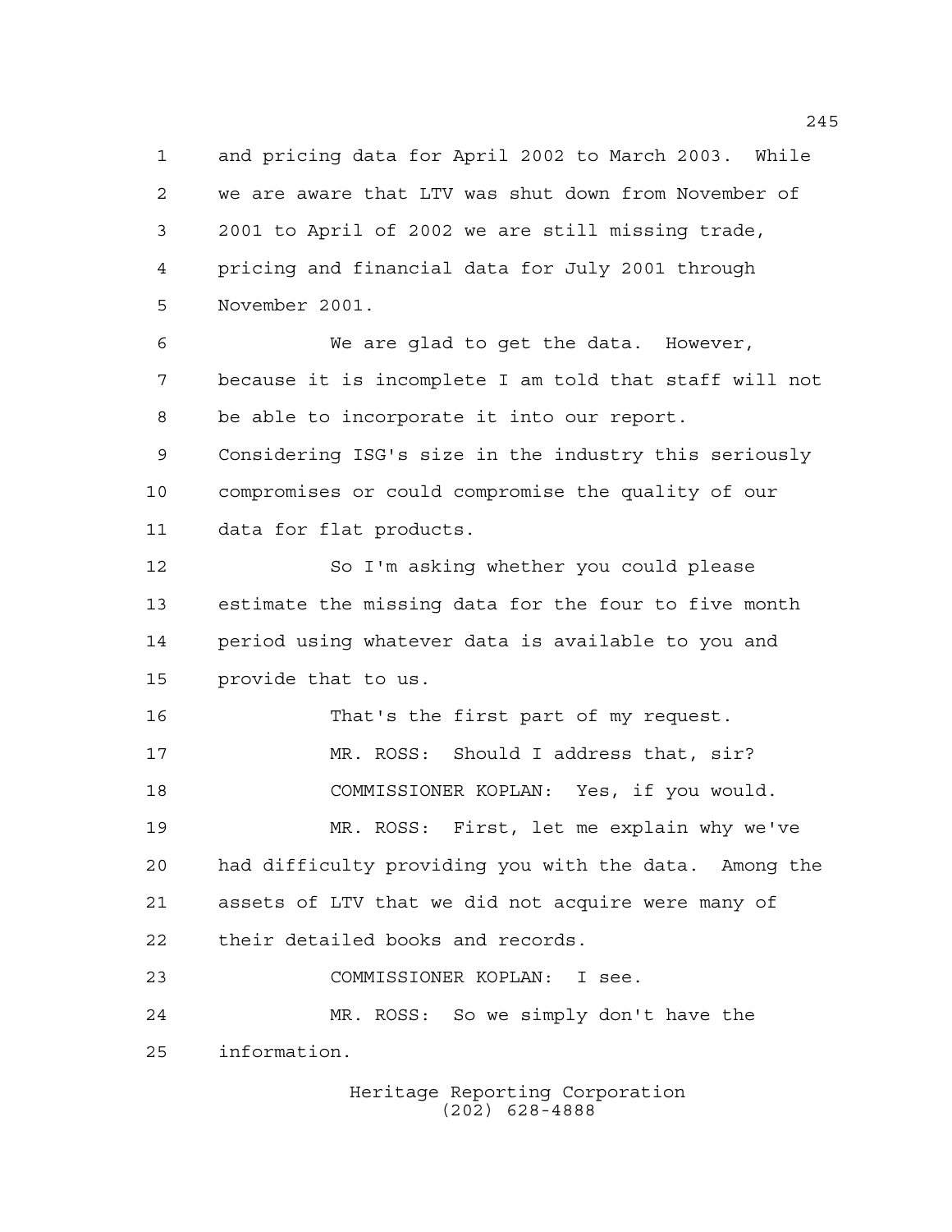and pricing data for April 2002 to March 2003. While we are aware that LTV was shut down from November of 2001 to April of 2002 we are still missing trade, pricing and financial data for July 2001 through November 2001.

We are glad to get the data. However, because it is incomplete I am told that staff will not be able to incorporate it into our report. Considering ISG's size in the industry this seriously compromises or could compromise the quality of our data for flat products.

So I'm asking whether you could please estimate the missing data for the four to five month period using whatever data is available to you and provide that to us.

That's the first part of my request.

MR. ROSS: Should I address that, sir?

COMMISSIONER KOPLAN: Yes, if you would.

MR. ROSS: First, let me explain why we've had difficulty providing you with the data. Among the assets of LTV that we did not acquire were many of their detailed books and records.

COMMISSIONER KOPLAN: I see.

MR. ROSS: So we simply don't have the information.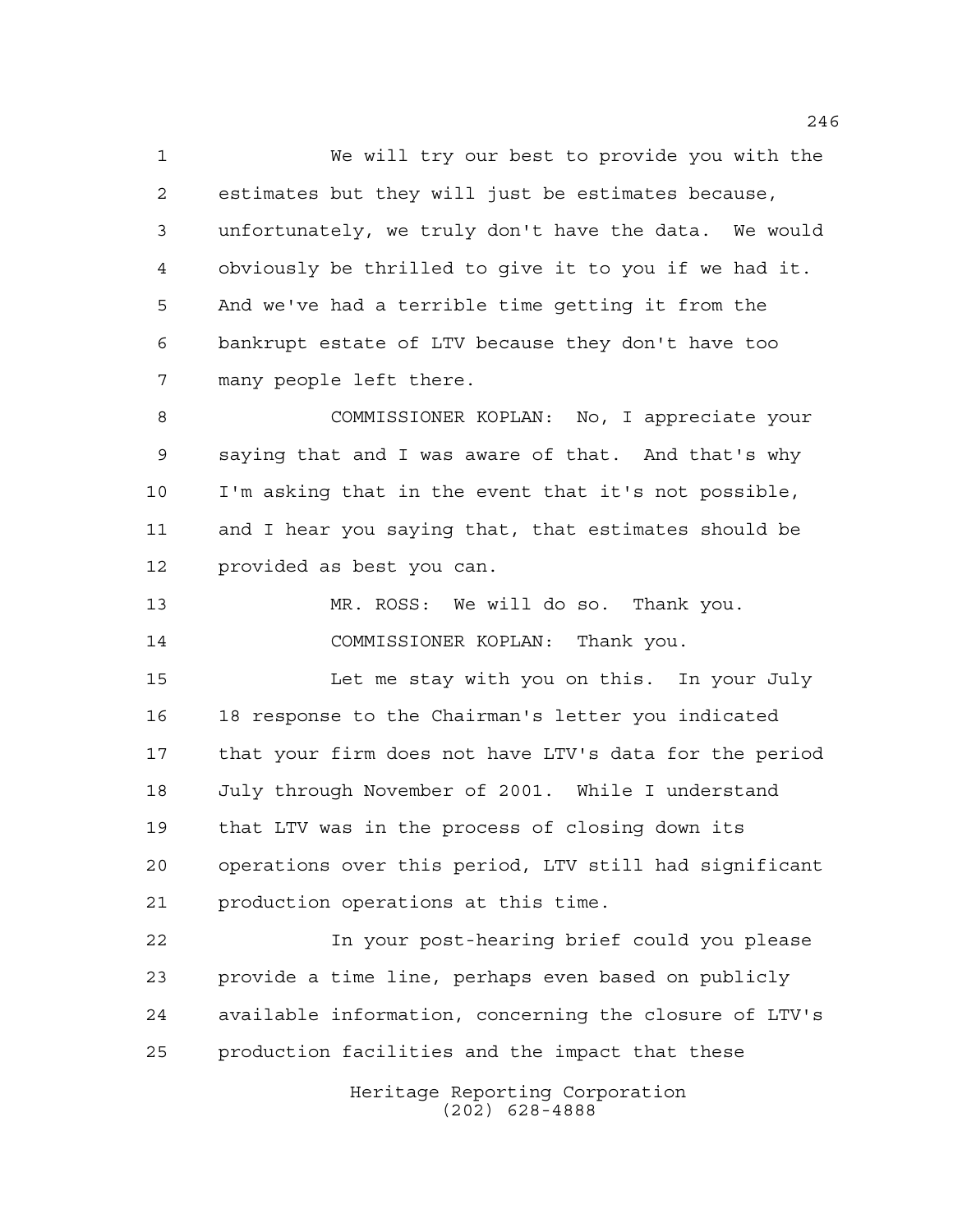We will try our best to provide you with the estimates but they will just be estimates because, unfortunately, we truly don't have the data. We would obviously be thrilled to give it to you if we had it. And we've had a terrible time getting it from the bankrupt estate of LTV because they don't have too many people left there.

COMMISSIONER KOPLAN: No, I appreciate your saying that and I was aware of that. And that's why I'm asking that in the event that it's not possible, and I hear you saying that, that estimates should be provided as best you can.

MR. ROSS: We will do so. Thank you.

COMMISSIONER KOPLAN: Thank you.

Let me stay with you on this. In your July 18 response to the Chairman's letter you indicated that your firm does not have LTV's data for the period July through November of 2001. While I understand that LTV was in the process of closing down its operations over this period, LTV still had significant production operations at this time.

In your post-hearing brief could you please provide a time line, perhaps even based on publicly available information, concerning the closure of LTV's production facilities and the impact that these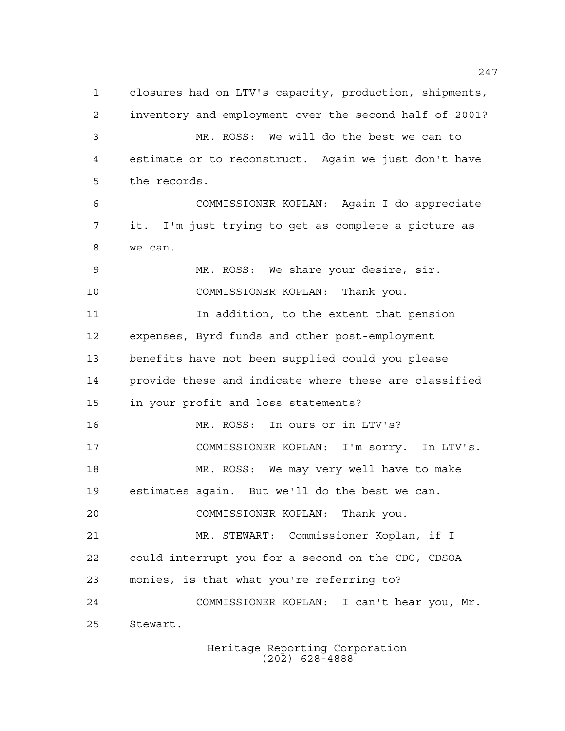closures had on LTV's capacity, production, shipments, inventory and employment over the second half of 2001?

MR. ROSS: We will do the best we can to estimate or to reconstruct. Again we just don't have the records.

COMMISSIONER KOPLAN: Again I do appreciate it. I'm just trying to get as complete a picture as we can.

MR. ROSS: We share your desire, sir.

COMMISSIONER KOPLAN: Thank you.

In addition, to the extent that pension expenses, Byrd funds and other post-employment benefits have not been supplied could you please provide these and indicate where these are classified in your profit and loss statements?

MR. ROSS: In ours or in LTV's?

COMMISSIONER KOPLAN: I'm sorry. In LTV's.

MR. ROSS: We may very well have to make estimates again. But we'll do the best we can.

COMMISSIONER KOPLAN: Thank you.

MR. STEWART: Commissioner Koplan, if I could interrupt you for a second on the CDO, CDSOA monies, is that what you're referring to?

COMMISSIONER KOPLAN: I can't hear you, Mr. Stewart.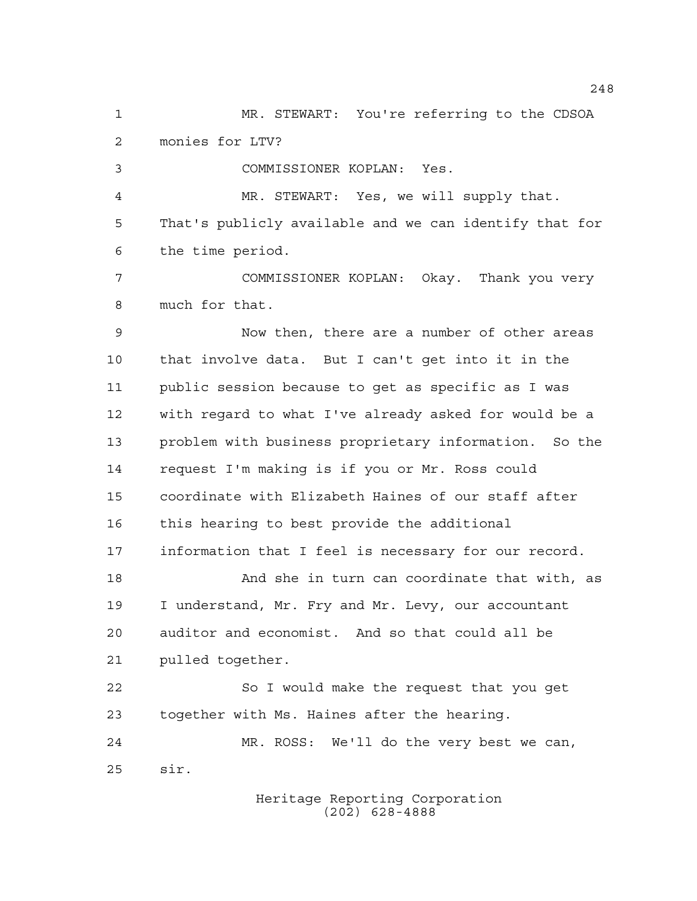MR. STEWART: You're referring to the CDSOA monies for LTV?

COMMISSIONER KOPLAN: Yes.

MR. STEWART: Yes, we will supply that. That's publicly available and we can identify that for the time period.

COMMISSIONER KOPLAN: Okay. Thank you very much for that.

Now then, there are a number of other areas that involve data. But I can't get into it in the public session because to get as specific as I was with regard to what I've already asked for would be a problem with business proprietary information. So the request I'm making is if you or Mr. Ross could coordinate with Elizabeth Haines of our staff after this hearing to best provide the additional information that I feel is necessary for our record.

And she in turn can coordinate that with, as I understand, Mr. Fry and Mr. Levy, our accountant auditor and economist. And so that could all be pulled together.

So I would make the request that you get together with Ms. Haines after the hearing.

MR. ROSS: We'll do the very best we can, sir.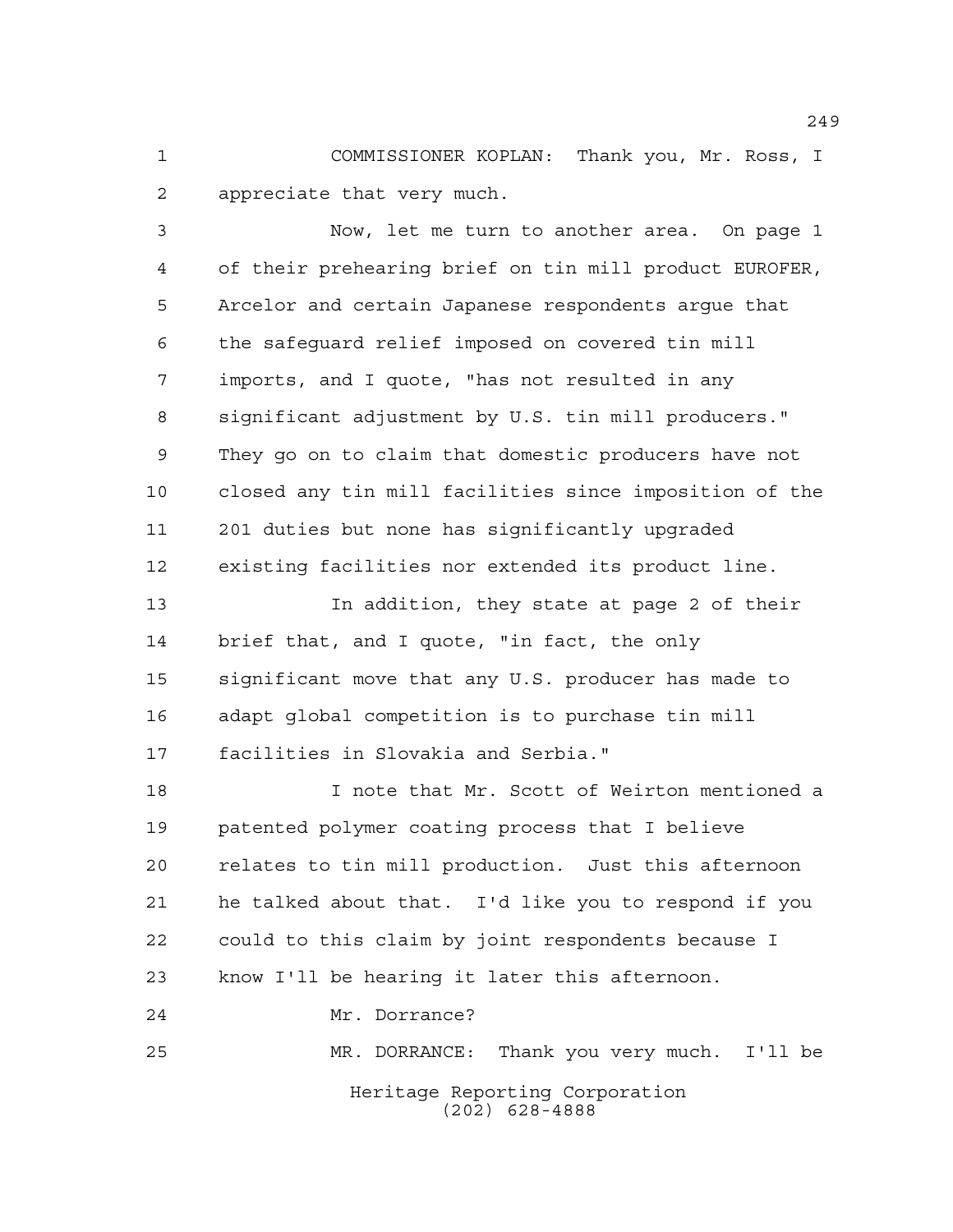COMMISSIONER KOPLAN: Thank you, Mr. Ross, I appreciate that very much.

Now, let me turn to another area. On page 1 of their prehearing brief on tin mill product EUROFER, Arcelor and certain Japanese respondents argue that the safeguard relief imposed on covered tin mill imports, and I quote, "has not resulted in any significant adjustment by U.S. tin mill producers." They go on to claim that domestic producers have not closed any tin mill facilities since imposition of the 201 duties but none has significantly upgraded existing facilities nor extended its product line.

In addition, they state at page 2 of their brief that, and I quote, "in fact, the only significant move that any U.S. producer has made to adapt global competition is to purchase tin mill facilities in Slovakia and Serbia."

I note that Mr. Scott of Weirton mentioned a patented polymer coating process that I believe relates to tin mill production. Just this afternoon he talked about that. I'd like you to respond if you could to this claim by joint respondents because I know I'll be hearing it later this afternoon.

Mr. Dorrance?

MR. DORRANCE: Thank you very much. I'll be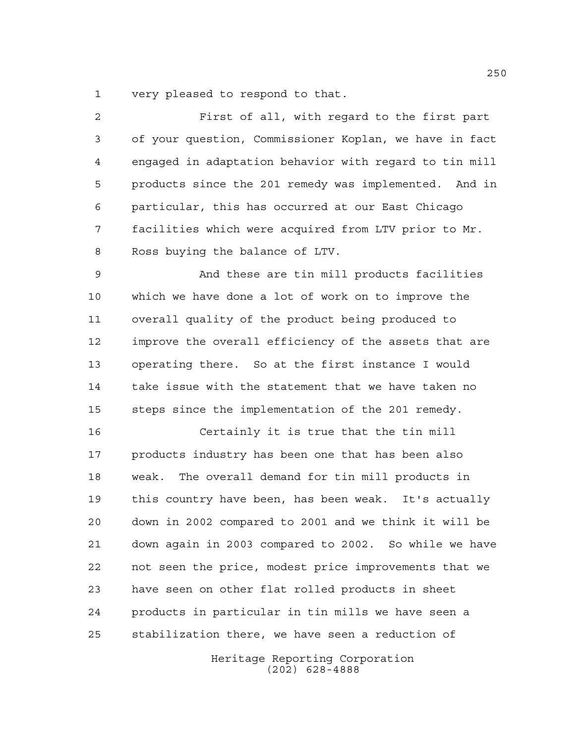very pleased to respond to that.

First of all, with regard to the first part of your question, Commissioner Koplan, we have in fact engaged in adaptation behavior with regard to tin mill products since the 201 remedy was implemented. And in particular, this has occurred at our East Chicago facilities which were acquired from LTV prior to Mr. Ross buying the balance of LTV.

And these are tin mill products facilities which we have done a lot of work on to improve the overall quality of the product being produced to improve the overall efficiency of the assets that are operating there. So at the first instance I would take issue with the statement that we have taken no steps since the implementation of the 201 remedy.

Certainly it is true that the tin mill products industry has been one that has been also weak. The overall demand for tin mill products in this country have been, has been weak. It's actually down in 2002 compared to 2001 and we think it will be down again in 2003 compared to 2002. So while we have not seen the price, modest price improvements that we have seen on other flat rolled products in sheet products in particular in tin mills we have seen a stabilization there, we have seen a reduction of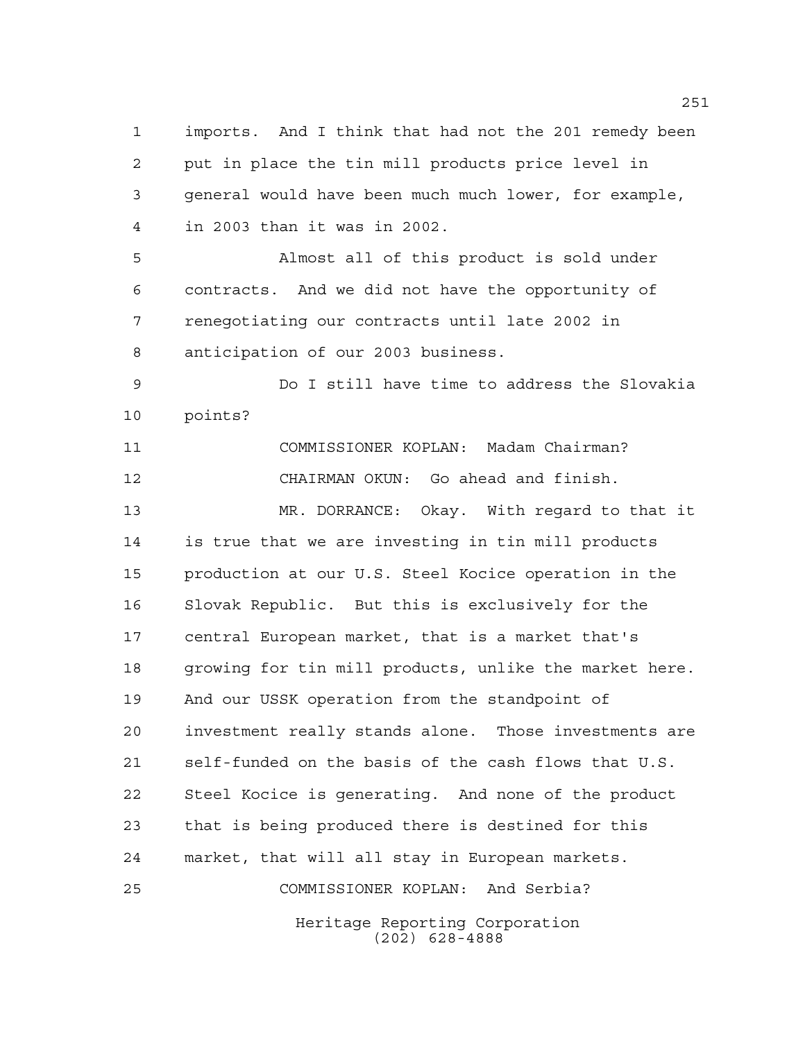imports. And I think that had not the 201 remedy been put in place the tin mill products price level in general would have been much much lower, for example, in 2003 than it was in 2002.

Almost all of this product is sold under contracts. And we did not have the opportunity of renegotiating our contracts until late 2002 in anticipation of our 2003 business.

Do I still have time to address the Slovakia points?

COMMISSIONER KOPLAN: Madam Chairman?

CHAIRMAN OKUN: Go ahead and finish.

MR. DORRANCE: Okay. With regard to that it is true that we are investing in tin mill products production at our U.S. Steel Kocice operation in the Slovak Republic. But this is exclusively for the central European market, that is a market that's growing for tin mill products, unlike the market here. And our USSK operation from the standpoint of investment really stands alone. Those investments are self-funded on the basis of the cash flows that U.S. Steel Kocice is generating. And none of the product that is being produced there is destined for this market, that will all stay in European markets.

COMMISSIONER KOPLAN: And Serbia?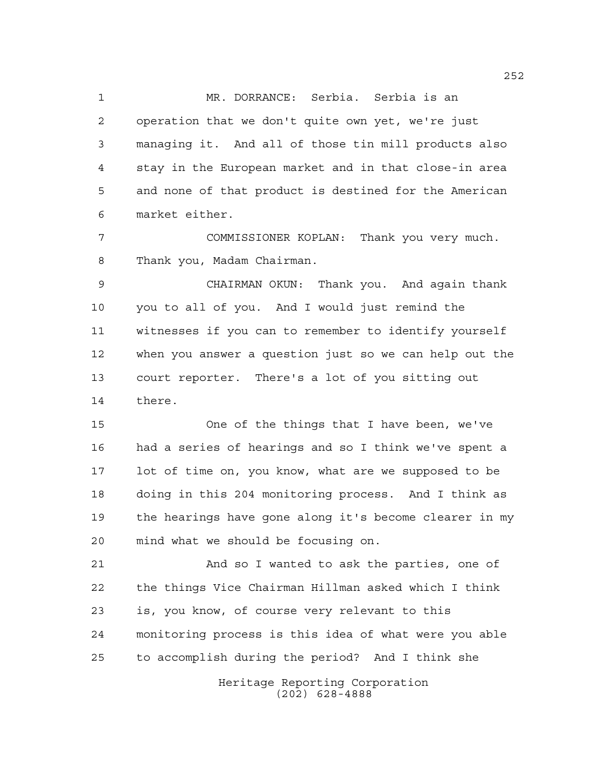MR. DORRANCE: Serbia. Serbia is an operation that we don't quite own yet, we're just managing it. And all of those tin mill products also stay in the European market and in that close-in area and none of that product is destined for the American market either.

COMMISSIONER KOPLAN: Thank you very much. Thank you, Madam Chairman.

CHAIRMAN OKUN: Thank you. And again thank you to all of you. And I would just remind the witnesses if you can to remember to identify yourself when you answer a question just so we can help out the court reporter. There's a lot of you sitting out there.

One of the things that I have been, we've had a series of hearings and so I think we've spent a lot of time on, you know, what are we supposed to be doing in this 204 monitoring process. And I think as the hearings have gone along it's become clearer in my mind what we should be focusing on.

And so I wanted to ask the parties, one of the things Vice Chairman Hillman asked which I think is, you know, of course very relevant to this monitoring process is this idea of what were you able to accomplish during the period? And I think she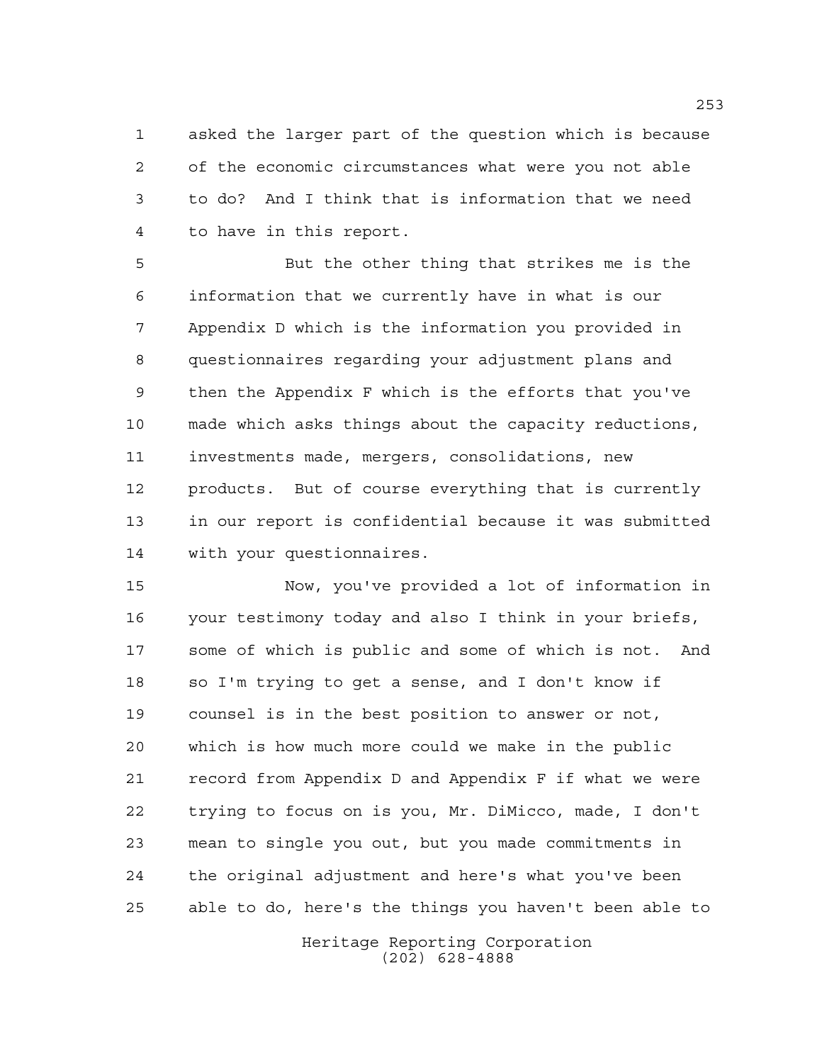asked the larger part of the question which is because of the economic circumstances what were you not able to do? And I think that is information that we need to have in this report.

But the other thing that strikes me is the information that we currently have in what is our Appendix D which is the information you provided in questionnaires regarding your adjustment plans and then the Appendix F which is the efforts that you've made which asks things about the capacity reductions, investments made, mergers, consolidations, new products. But of course everything that is currently in our report is confidential because it was submitted with your questionnaires.

Now, you've provided a lot of information in your testimony today and also I think in your briefs, some of which is public and some of which is not. And so I'm trying to get a sense, and I don't know if counsel is in the best position to answer or not, which is how much more could we make in the public record from Appendix D and Appendix F if what we were trying to focus on is you, Mr. DiMicco, made, I don't mean to single you out, but you made commitments in the original adjustment and here's what you've been able to do, here's the things you haven't been able to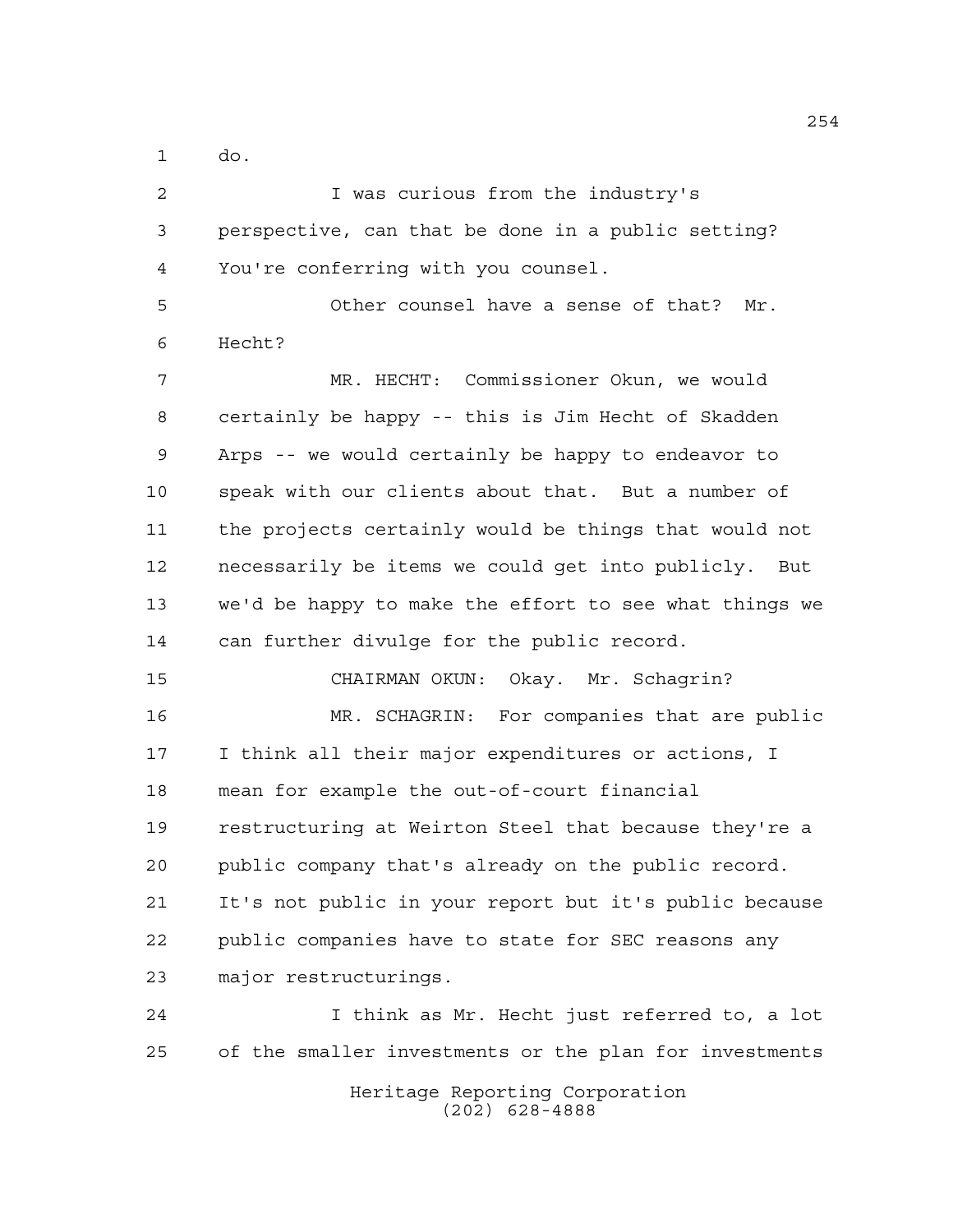do.

I was curious from the industry's perspective, can that be done in a public setting? You're conferring with you counsel.

Other counsel have a sense of that? Mr. Hecht?

MR. HECHT: Commissioner Okun, we would certainly be happy -- this is Jim Hecht of Skadden Arps -- we would certainly be happy to endeavor to speak with our clients about that. But a number of the projects certainly would be things that would not necessarily be items we could get into publicly. But we'd be happy to make the effort to see what things we can further divulge for the public record.

CHAIRMAN OKUN: Okay. Mr. Schagrin?

MR. SCHAGRIN: For companies that are public I think all their major expenditures or actions, I mean for example the out-of-court financial restructuring at Weirton Steel that because they're a public company that's already on the public record. It's not public in your report but it's public because public companies have to state for SEC reasons any major restructurings.

I think as Mr. Hecht just referred to, a lot of the smaller investments or the plan for investments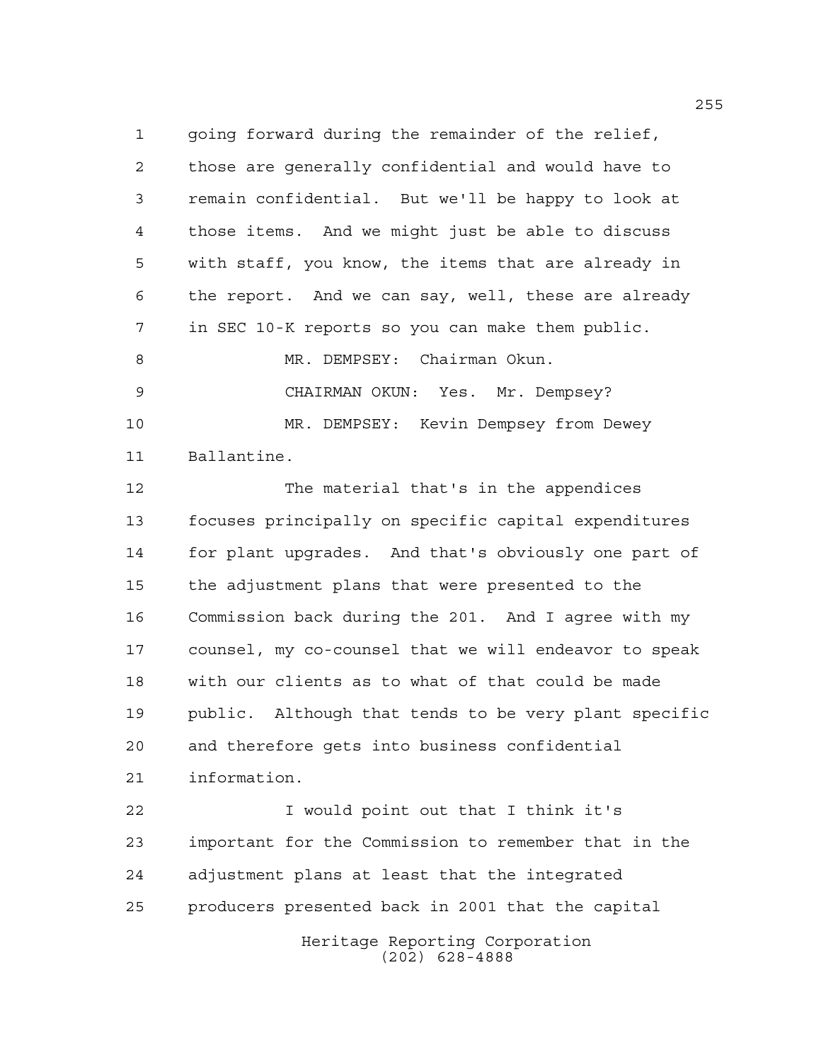going forward during the remainder of the relief, those are generally confidential and would have to remain confidential. But we'll be happy to look at those items. And we might just be able to discuss with staff, you know, the items that are already in the report. And we can say, well, these are already in SEC 10-K reports so you can make them public.

MR. DEMPSEY: Chairman Okun.

CHAIRMAN OKUN: Yes. Mr. Dempsey?

MR. DEMPSEY: Kevin Dempsey from Dewey Ballantine.

The material that's in the appendices focuses principally on specific capital expenditures for plant upgrades. And that's obviously one part of the adjustment plans that were presented to the Commission back during the 201. And I agree with my counsel, my co-counsel that we will endeavor to speak with our clients as to what of that could be made public. Although that tends to be very plant specific and therefore gets into business confidential information.

I would point out that I think it's important for the Commission to remember that in the adjustment plans at least that the integrated producers presented back in 2001 that the capital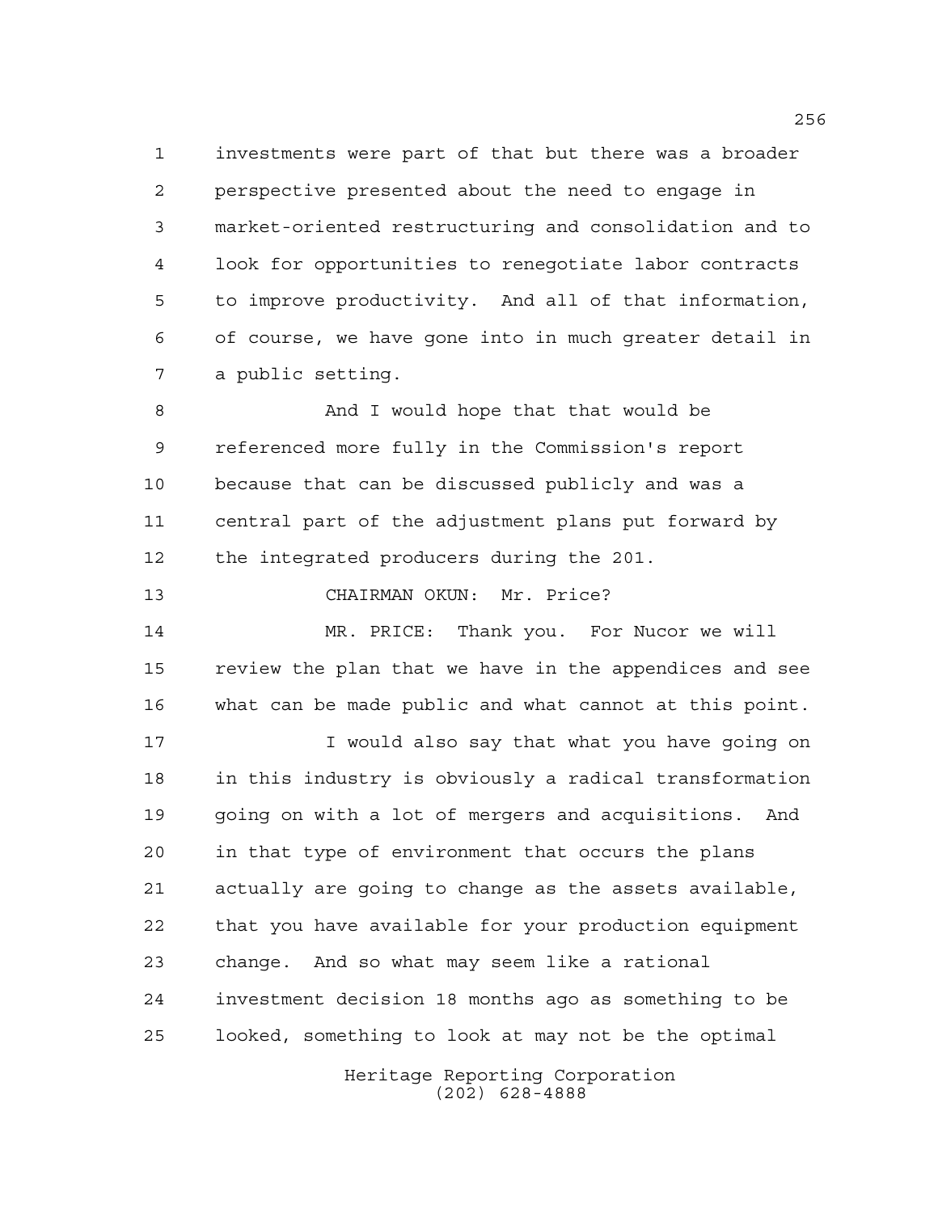investments were part of that but there was a broader perspective presented about the need to engage in market-oriented restructuring and consolidation and to look for opportunities to renegotiate labor contracts to improve productivity. And all of that information, of course, we have gone into in much greater detail in a public setting.

And I would hope that that would be referenced more fully in the Commission's report because that can be discussed publicly and was a central part of the adjustment plans put forward by the integrated producers during the 201.

CHAIRMAN OKUN: Mr. Price?

MR. PRICE: Thank you. For Nucor we will review the plan that we have in the appendices and see what can be made public and what cannot at this point.

I would also say that what you have going on in this industry is obviously a radical transformation going on with a lot of mergers and acquisitions. And in that type of environment that occurs the plans actually are going to change as the assets available, that you have available for your production equipment change. And so what may seem like a rational investment decision 18 months ago as something to be looked, something to look at may not be the optimal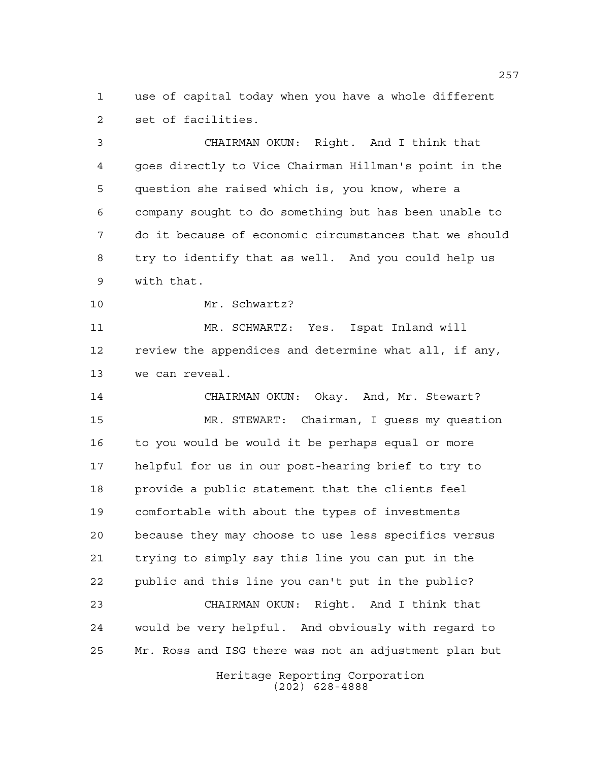use of capital today when you have a whole different set of facilities.

CHAIRMAN OKUN: Right. And I think that goes directly to Vice Chairman Hillman's point in the question she raised which is, you know, where a company sought to do something but has been unable to do it because of economic circumstances that we should try to identify that as well. And you could help us with that.

Mr. Schwartz?

MR. SCHWARTZ: Yes. Ispat Inland will review the appendices and determine what all, if any, we can reveal.

CHAIRMAN OKUN: Okay. And, Mr. Stewart?

MR. STEWART: Chairman, I guess my question to you would be would it be perhaps equal or more helpful for us in our post-hearing brief to try to provide a public statement that the clients feel comfortable with about the types of investments because they may choose to use less specifics versus trying to simply say this line you can put in the public and this line you can't put in the public?

CHAIRMAN OKUN: Right. And I think that would be very helpful. And obviously with regard to Mr. Ross and ISG there was not an adjustment plan but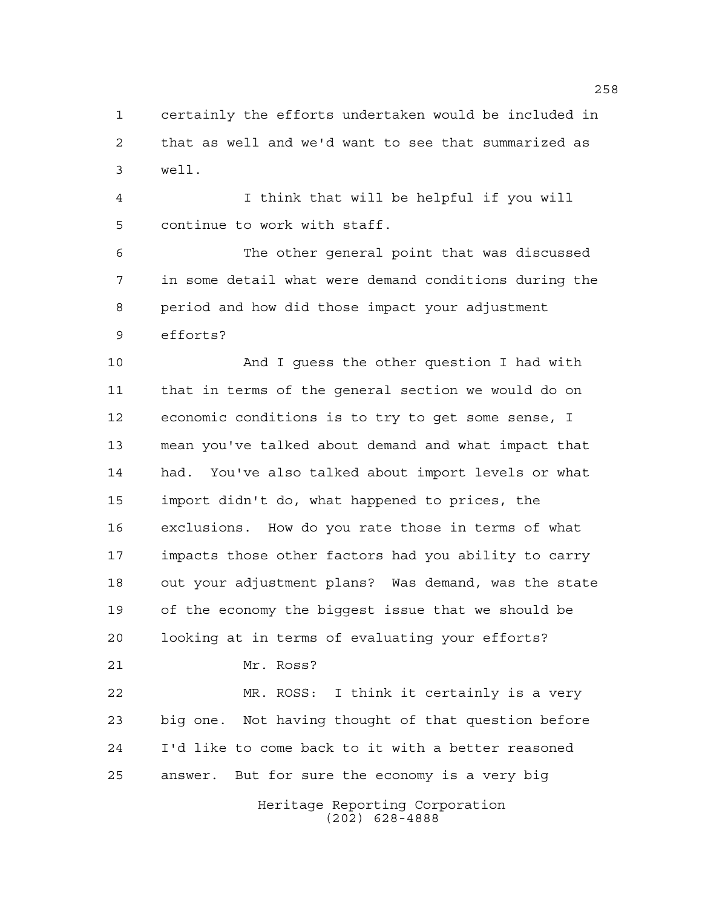certainly the efforts undertaken would be included in that as well and we'd want to see that summarized as well.

I think that will be helpful if you will continue to work with staff.

The other general point that was discussed in some detail what were demand conditions during the period and how did those impact your adjustment efforts?

And I guess the other question I had with that in terms of the general section we would do on economic conditions is to try to get some sense, I mean you've talked about demand and what impact that had. You've also talked about import levels or what import didn't do, what happened to prices, the exclusions. How do you rate those in terms of what impacts those other factors had you ability to carry out your adjustment plans? Was demand, was the state of the economy the biggest issue that we should be looking at in terms of evaluating your efforts?

Mr. Ross?

MR. ROSS: I think it certainly is a very big one. Not having thought of that question before I'd like to come back to it with a better reasoned answer. But for sure the economy is a very big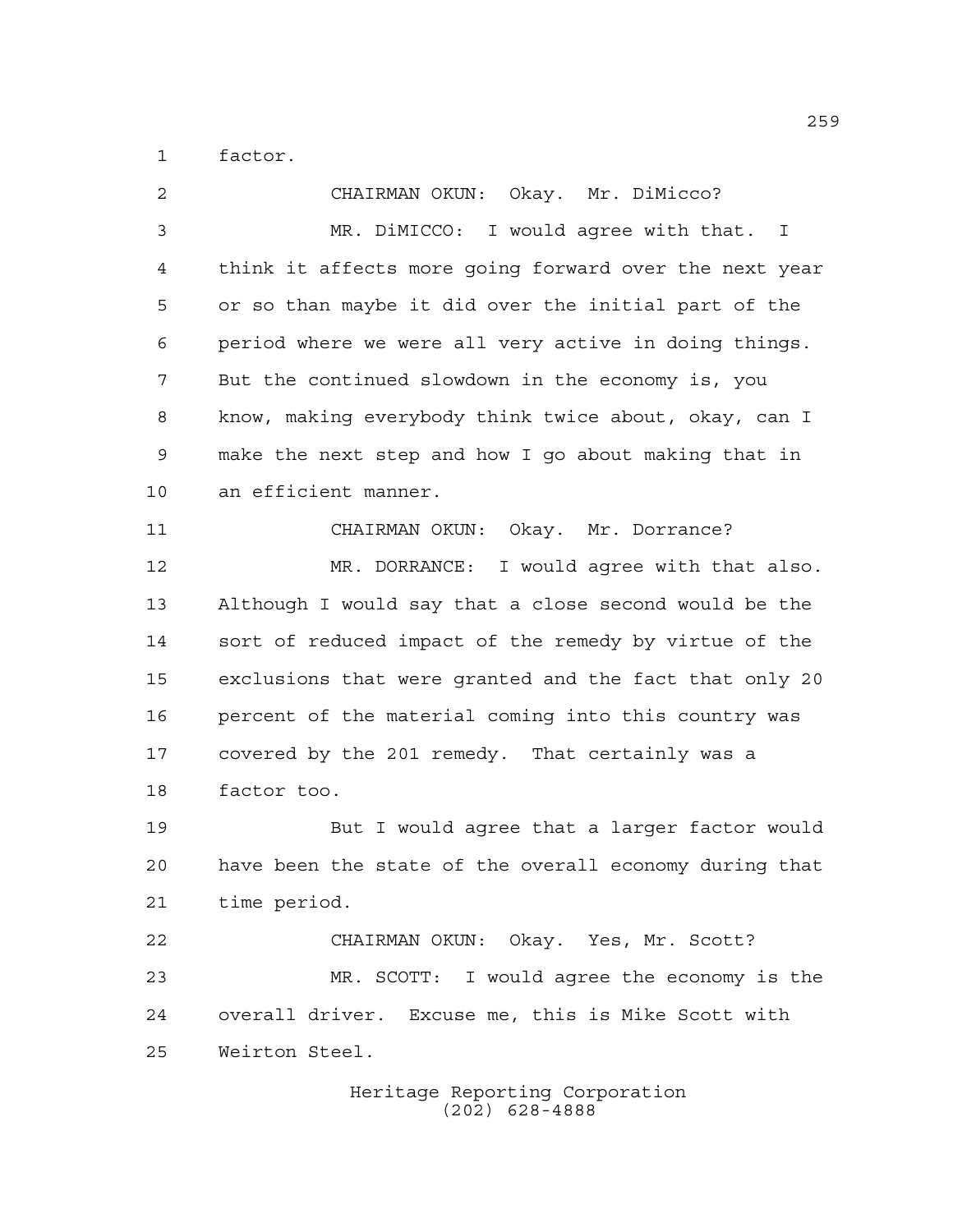factor.

CHAIRMAN OKUN: Okay. Mr. DiMicco?

MR. DiMICCO: I would agree with that. I think it affects more going forward over the next year or so than maybe it did over the initial part of the period where we were all very active in doing things. But the continued slowdown in the economy is, you know, making everybody think twice about, okay, can I make the next step and how I go about making that in an efficient manner.

CHAIRMAN OKUN: Okay. Mr. Dorrance?

MR. DORRANCE: I would agree with that also. Although I would say that a close second would be the sort of reduced impact of the remedy by virtue of the exclusions that were granted and the fact that only 20 percent of the material coming into this country was covered by the 201 remedy. That certainly was a factor too.

But I would agree that a larger factor would have been the state of the overall economy during that time period.

CHAIRMAN OKUN: Okay. Yes, Mr. Scott?

MR. SCOTT: I would agree the economy is the overall driver. Excuse me, this is Mike Scott with Weirton Steel.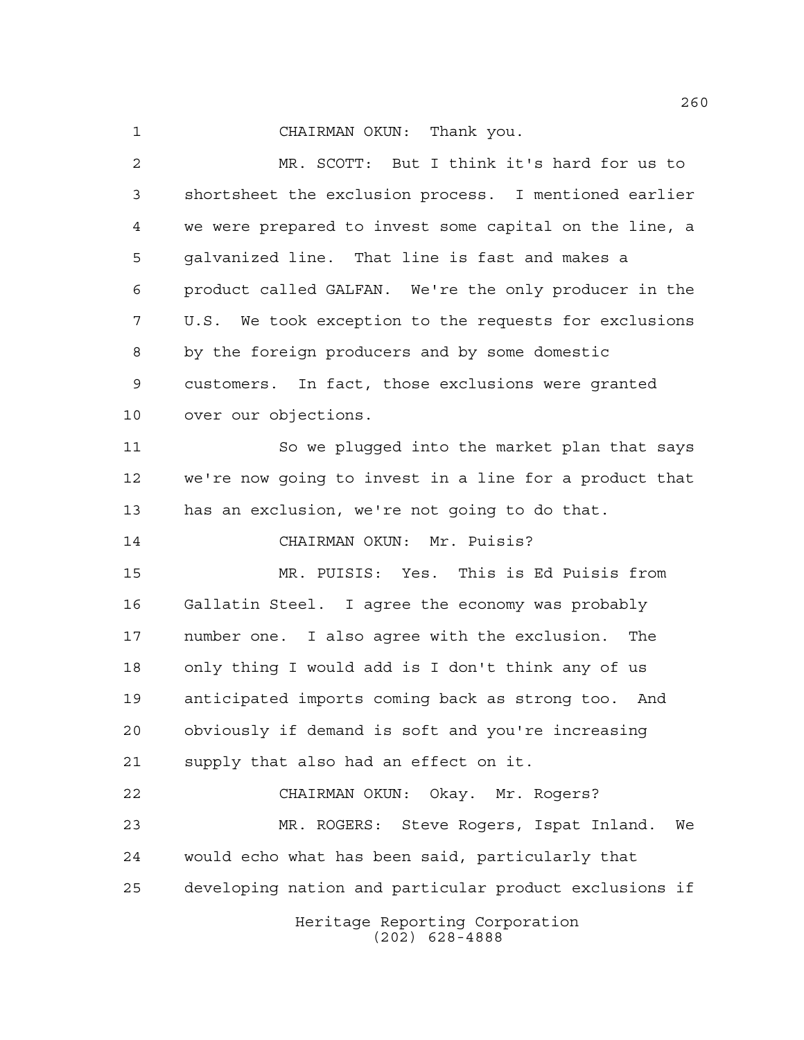CHAIRMAN OKUN: Thank you.

MR. SCOTT: But I think it's hard for us to shortsheet the exclusion process. I mentioned earlier we were prepared to invest some capital on the line, a galvanized line. That line is fast and makes a product called GALFAN. We're the only producer in the U.S. We took exception to the requests for exclusions by the foreign producers and by some domestic customers. In fact, those exclusions were granted over our objections.

So we plugged into the market plan that says we're now going to invest in a line for a product that has an exclusion, we're not going to do that.

CHAIRMAN OKUN: Mr. Puisis?

MR. PUISIS: Yes. This is Ed Puisis from Gallatin Steel. I agree the economy was probably number one. I also agree with the exclusion. The only thing I would add is I don't think any of us anticipated imports coming back as strong too. And obviously if demand is soft and you're increasing supply that also had an effect on it.

CHAIRMAN OKUN: Okay. Mr. Rogers?

MR. ROGERS: Steve Rogers, Ispat Inland. We would echo what has been said, particularly that developing nation and particular product exclusions if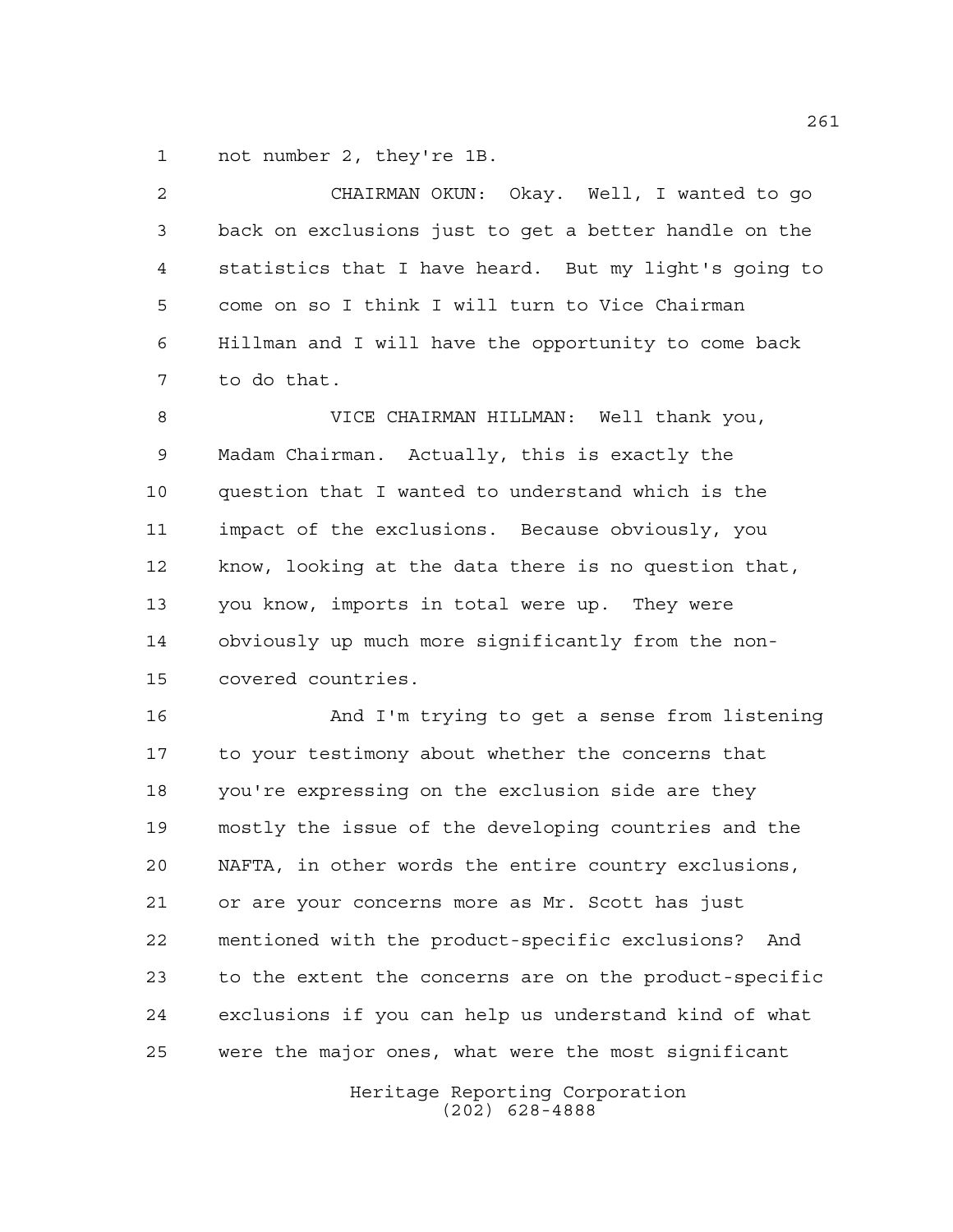not number 2, they're 1B.

CHAIRMAN OKUN: Okay. Well, I wanted to go back on exclusions just to get a better handle on the statistics that I have heard. But my light's going to come on so I think I will turn to Vice Chairman Hillman and I will have the opportunity to come back to do that.

VICE CHAIRMAN HILLMAN: Well thank you, Madam Chairman. Actually, this is exactly the question that I wanted to understand which is the impact of the exclusions. Because obviously, you know, looking at the data there is no question that, you know, imports in total were up. They were obviously up much more significantly from the non-covered countries.

And I'm trying to get a sense from listening to your testimony about whether the concerns that you're expressing on the exclusion side are they mostly the issue of the developing countries and the NAFTA, in other words the entire country exclusions, or are your concerns more as Mr. Scott has just mentioned with the product-specific exclusions? And to the extent the concerns are on the product-specific exclusions if you can help us understand kind of what were the major ones, what were the most significant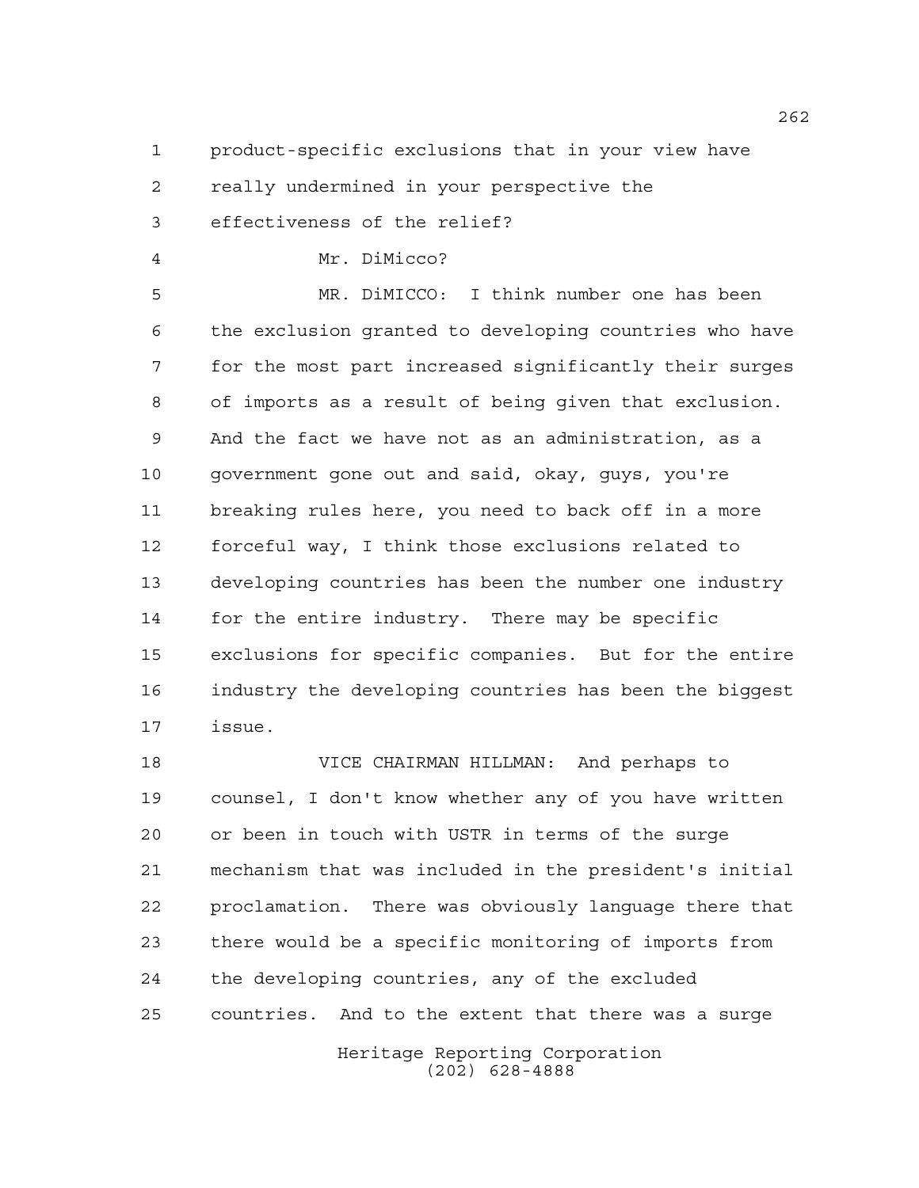product-specific exclusions that in your view have really undermined in your perspective the effectiveness of the relief?

Mr. DiMicco?

MR. DiMICCO: I think number one has been the exclusion granted to developing countries who have for the most part increased significantly their surges of imports as a result of being given that exclusion. And the fact we have not as an administration, as a government gone out and said, okay, guys, you're breaking rules here, you need to back off in a more forceful way, I think those exclusions related to developing countries has been the number one industry for the entire industry. There may be specific exclusions for specific companies. But for the entire industry the developing countries has been the biggest issue.

VICE CHAIRMAN HILLMAN: And perhaps to counsel, I don't know whether any of you have written or been in touch with USTR in terms of the surge mechanism that was included in the president's initial proclamation. There was obviously language there that there would be a specific monitoring of imports from the developing countries, any of the excluded countries. And to the extent that there was a surge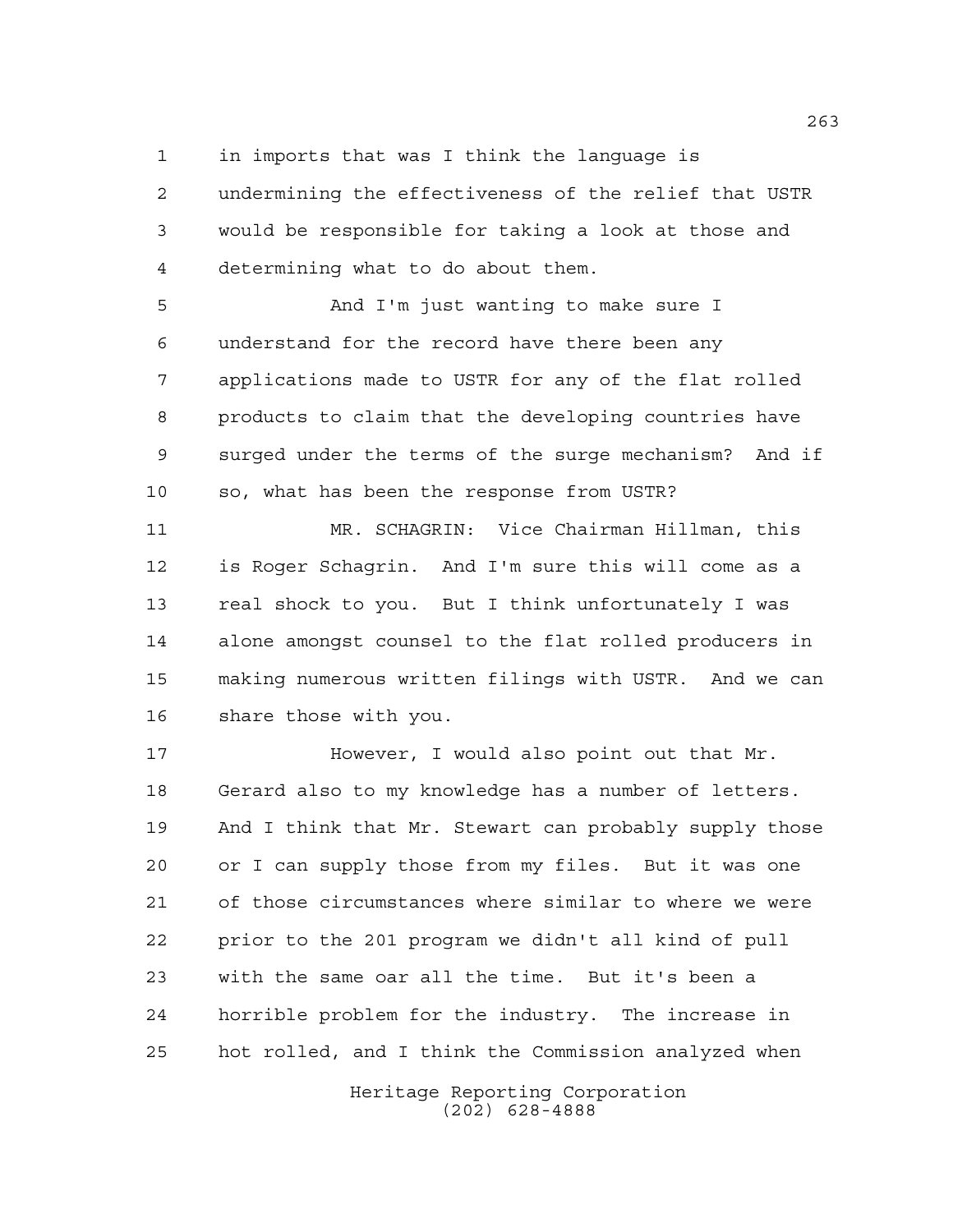in imports that was I think the language is undermining the effectiveness of the relief that USTR would be responsible for taking a look at those and determining what to do about them.

And I'm just wanting to make sure I understand for the record have there been any applications made to USTR for any of the flat rolled products to claim that the developing countries have surged under the terms of the surge mechanism? And if so, what has been the response from USTR?

MR. SCHAGRIN: Vice Chairman Hillman, this is Roger Schagrin. And I'm sure this will come as a real shock to you. But I think unfortunately I was alone amongst counsel to the flat rolled producers in making numerous written filings with USTR. And we can share those with you.

However, I would also point out that Mr. Gerard also to my knowledge has a number of letters. And I think that Mr. Stewart can probably supply those or I can supply those from my files. But it was one of those circumstances where similar to where we were prior to the 201 program we didn't all kind of pull with the same oar all the time. But it's been a horrible problem for the industry. The increase in hot rolled, and I think the Commission analyzed when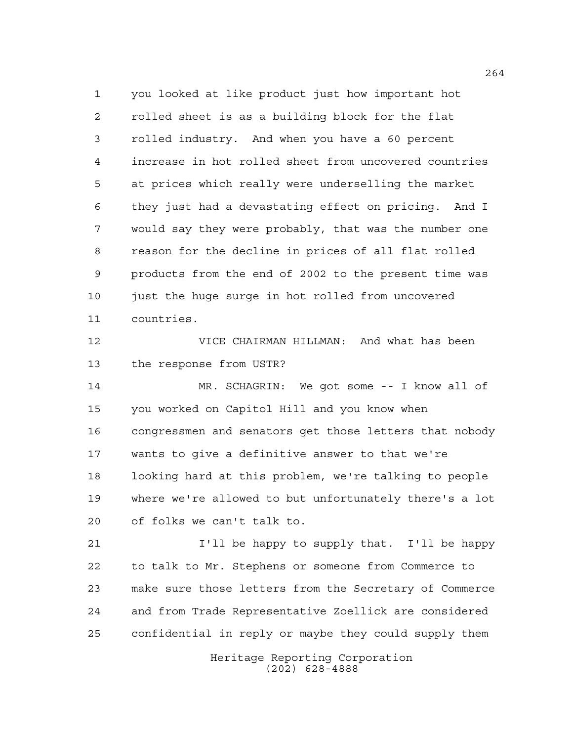you looked at like product just how important hot rolled sheet is as a building block for the flat rolled industry. And when you have a 60 percent increase in hot rolled sheet from uncovered countries at prices which really were underselling the market they just had a devastating effect on pricing. And I would say they were probably, that was the number one reason for the decline in prices of all flat rolled products from the end of 2002 to the present time was just the huge surge in hot rolled from uncovered countries.

VICE CHAIRMAN HILLMAN: And what has been the response from USTR?

MR. SCHAGRIN: We got some -- I know all of you worked on Capitol Hill and you know when congressmen and senators get those letters that nobody wants to give a definitive answer to that we're looking hard at this problem, we're talking to people where we're allowed to but unfortunately there's a lot of folks we can't talk to.

I'll be happy to supply that. I'll be happy to talk to Mr. Stephens or someone from Commerce to make sure those letters from the Secretary of Commerce and from Trade Representative Zoellick are considered confidential in reply or maybe they could supply them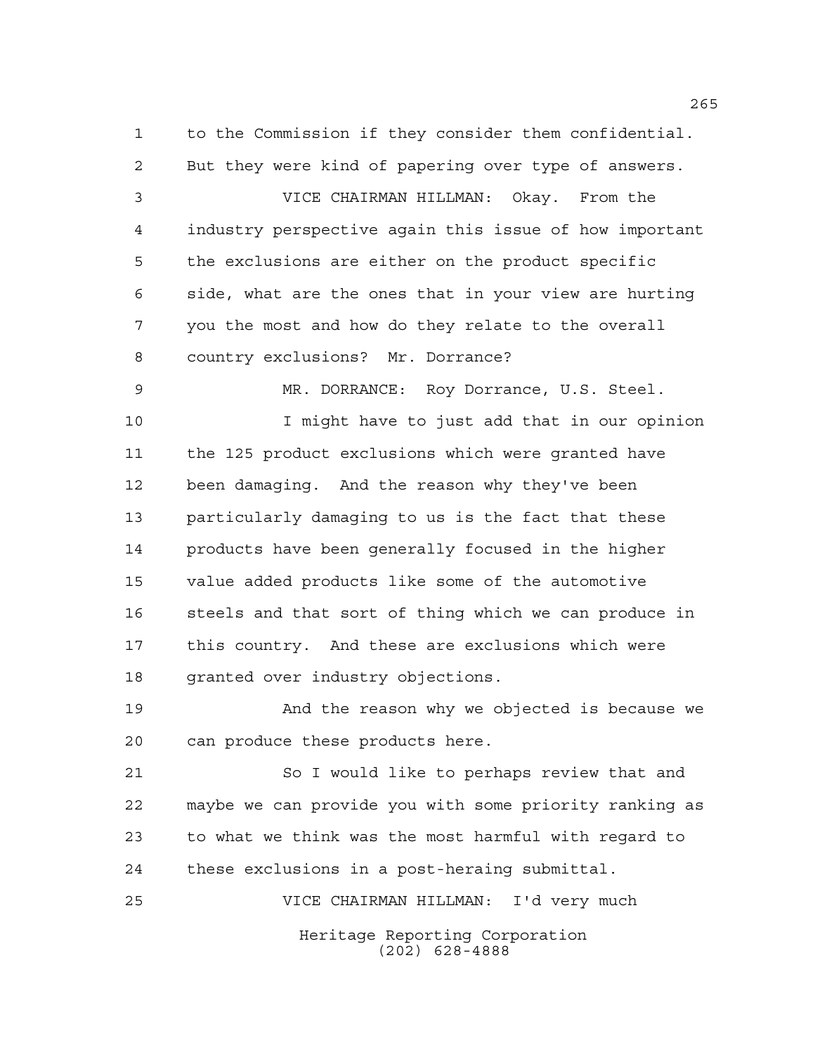to the Commission if they consider them confidential. But they were kind of papering over type of answers.

VICE CHAIRMAN HILLMAN: Okay. From the industry perspective again this issue of how important the exclusions are either on the product specific side, what are the ones that in your view are hurting you the most and how do they relate to the overall country exclusions? Mr. Dorrance?

MR. DORRANCE: Roy Dorrance, U.S. Steel.

I might have to just add that in our opinion the 125 product exclusions which were granted have been damaging. And the reason why they've been particularly damaging to us is the fact that these products have been generally focused in the higher value added products like some of the automotive steels and that sort of thing which we can produce in this country. And these are exclusions which were granted over industry objections.

And the reason why we objected is because we can produce these products here.

So I would like to perhaps review that and maybe we can provide you with some priority ranking as to what we think was the most harmful with regard to these exclusions in a post-heraing submittal.

VICE CHAIRMAN HILLMAN: I'd very much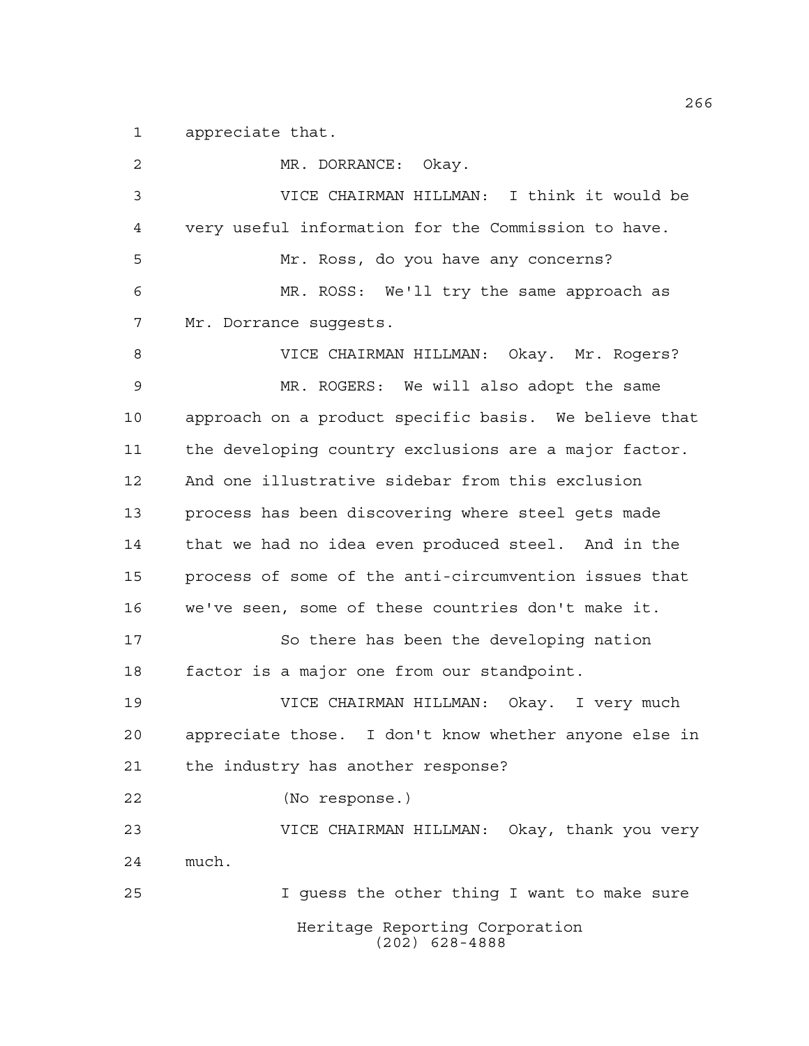appreciate that.

MR. DORRANCE: Okay.

VICE CHAIRMAN HILLMAN: I think it would be very useful information for the Commission to have.

Mr. Ross, do you have any concerns?

MR. ROSS: We'll try the same approach as Mr. Dorrance suggests.

VICE CHAIRMAN HILLMAN: Okay. Mr. Rogers?

MR. ROGERS: We will also adopt the same approach on a product specific basis. We believe that the developing country exclusions are a major factor. And one illustrative sidebar from this exclusion process has been discovering where steel gets made that we had no idea even produced steel. And in the process of some of the anti-circumvention issues that we've seen, some of these countries don't make it.

So there has been the developing nation factor is a major one from our standpoint.

VICE CHAIRMAN HILLMAN: Okay. I very much appreciate those. I don't know whether anyone else in the industry has another response?

(No response.)

VICE CHAIRMAN HILLMAN: Okay, thank you very much.

I guess the other thing I want to make sure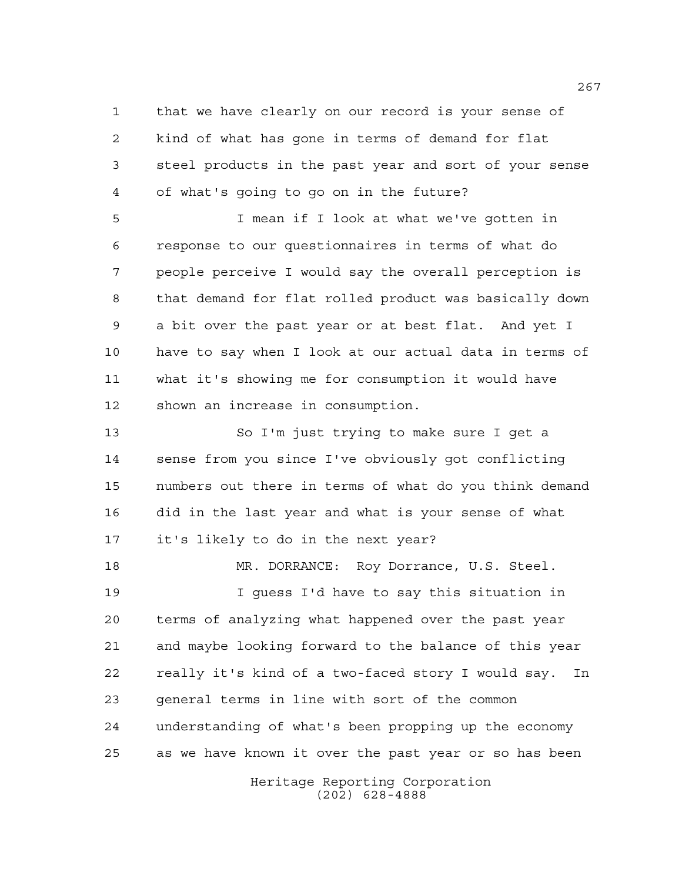that we have clearly on our record is your sense of kind of what has gone in terms of demand for flat steel products in the past year and sort of your sense of what's going to go on in the future?

I mean if I look at what we've gotten in response to our questionnaires in terms of what do people perceive I would say the overall perception is that demand for flat rolled product was basically down a bit over the past year or at best flat. And yet I have to say when I look at our actual data in terms of what it's showing me for consumption it would have shown an increase in consumption.

So I'm just trying to make sure I get a sense from you since I've obviously got conflicting numbers out there in terms of what do you think demand did in the last year and what is your sense of what it's likely to do in the next year?

MR. DORRANCE: Roy Dorrance, U.S. Steel.

I guess I'd have to say this situation in terms of analyzing what happened over the past year and maybe looking forward to the balance of this year really it's kind of a two-faced story I would say. In general terms in line with sort of the common understanding of what's been propping up the economy as we have known it over the past year or so has been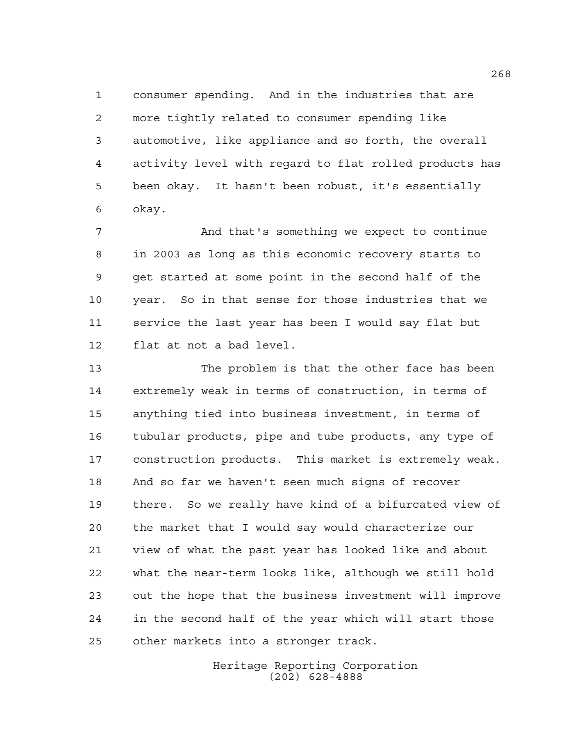consumer spending. And in the industries that are more tightly related to consumer spending like automotive, like appliance and so forth, the overall activity level with regard to flat rolled products has been okay. It hasn't been robust, it's essentially okay.

And that's something we expect to continue in 2003 as long as this economic recovery starts to get started at some point in the second half of the year. So in that sense for those industries that we service the last year has been I would say flat but flat at not a bad level.

The problem is that the other face has been extremely weak in terms of construction, in terms of anything tied into business investment, in terms of tubular products, pipe and tube products, any type of construction products. This market is extremely weak. And so far we haven't seen much signs of recover there. So we really have kind of a bifurcated view of the market that I would say would characterize our view of what the past year has looked like and about what the near-term looks like, although we still hold out the hope that the business investment will improve in the second half of the year which will start those other markets into a stronger track.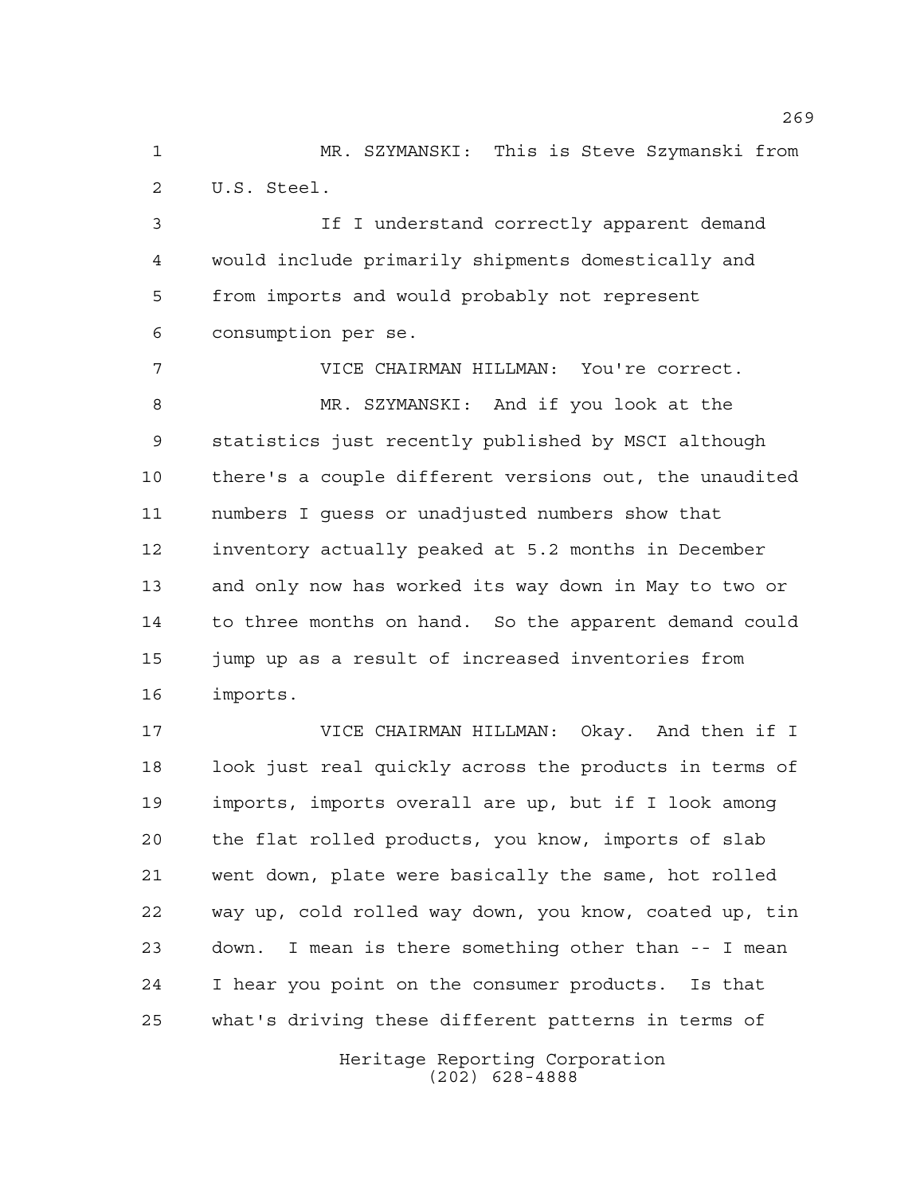MR. SZYMANSKI: This is Steve Szymanski from U.S. Steel.

If I understand correctly apparent demand would include primarily shipments domestically and from imports and would probably not represent consumption per se.

VICE CHAIRMAN HILLMAN: You're correct.

MR. SZYMANSKI: And if you look at the statistics just recently published by MSCI although there's a couple different versions out, the unaudited numbers I guess or unadjusted numbers show that inventory actually peaked at 5.2 months in December and only now has worked its way down in May to two or to three months on hand. So the apparent demand could jump up as a result of increased inventories from imports.

VICE CHAIRMAN HILLMAN: Okay. And then if I look just real quickly across the products in terms of imports, imports overall are up, but if I look among the flat rolled products, you know, imports of slab went down, plate were basically the same, hot rolled way up, cold rolled way down, you know, coated up, tin down. I mean is there something other than -- I mean I hear you point on the consumer products. Is that what's driving these different patterns in terms of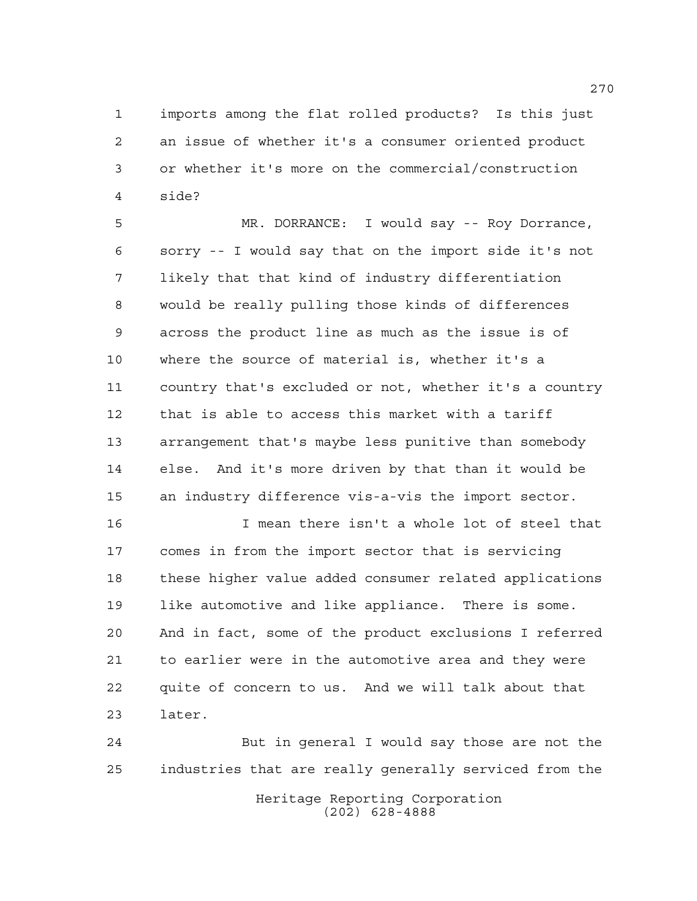imports among the flat rolled products? Is this just an issue of whether it's a consumer oriented product or whether it's more on the commercial/construction side?

MR. DORRANCE: I would say -- Roy Dorrance, sorry -- I would say that on the import side it's not likely that that kind of industry differentiation would be really pulling those kinds of differences across the product line as much as the issue is of where the source of material is, whether it's a country that's excluded or not, whether it's a country that is able to access this market with a tariff arrangement that's maybe less punitive than somebody else. And it's more driven by that than it would be an industry difference vis-a-vis the import sector.

I mean there isn't a whole lot of steel that comes in from the import sector that is servicing these higher value added consumer related applications like automotive and like appliance. There is some. And in fact, some of the product exclusions I referred to earlier were in the automotive area and they were quite of concern to us. And we will talk about that later.

But in general I would say those are not the industries that are really generally serviced from the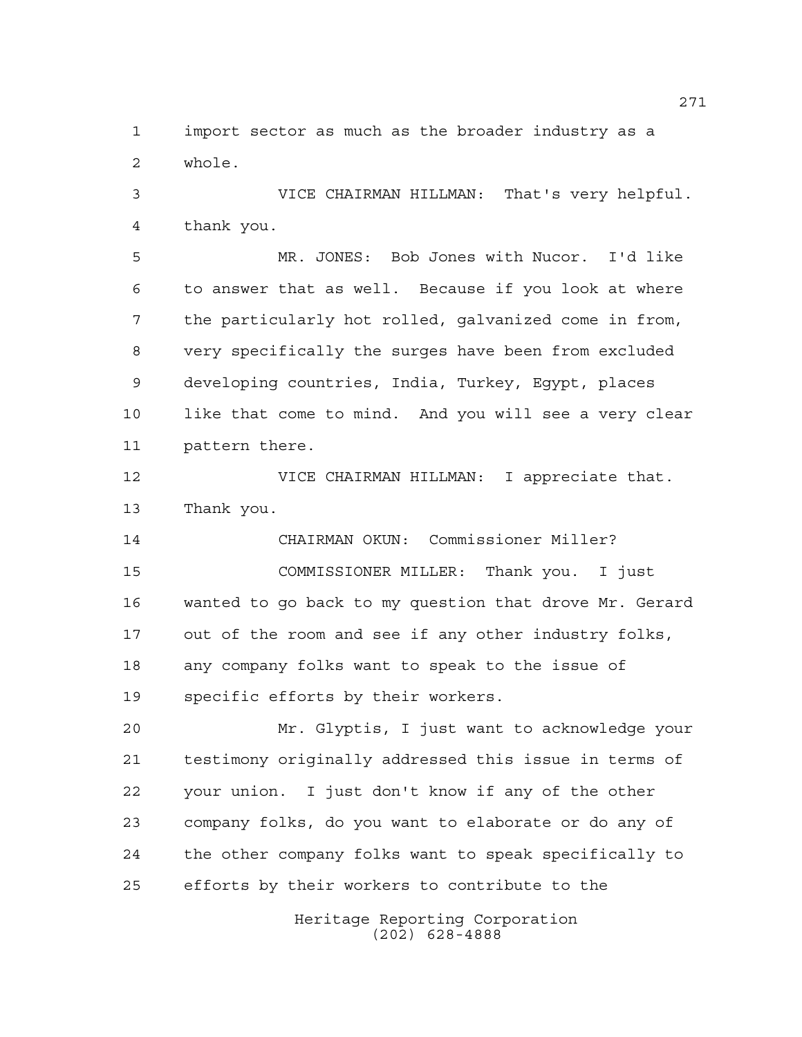import sector as much as the broader industry as a whole.

VICE CHAIRMAN HILLMAN: That's very helpful. thank you.

MR. JONES: Bob Jones with Nucor. I'd like to answer that as well. Because if you look at where the particularly hot rolled, galvanized come in from, very specifically the surges have been from excluded developing countries, India, Turkey, Egypt, places like that come to mind. And you will see a very clear pattern there.

VICE CHAIRMAN HILLMAN: I appreciate that. Thank you.

CHAIRMAN OKUN: Commissioner Miller?

COMMISSIONER MILLER: Thank you. I just wanted to go back to my question that drove Mr. Gerard out of the room and see if any other industry folks, any company folks want to speak to the issue of specific efforts by their workers.

Mr. Glyptis, I just want to acknowledge your testimony originally addressed this issue in terms of your union. I just don't know if any of the other company folks, do you want to elaborate or do any of the other company folks want to speak specifically to efforts by their workers to contribute to the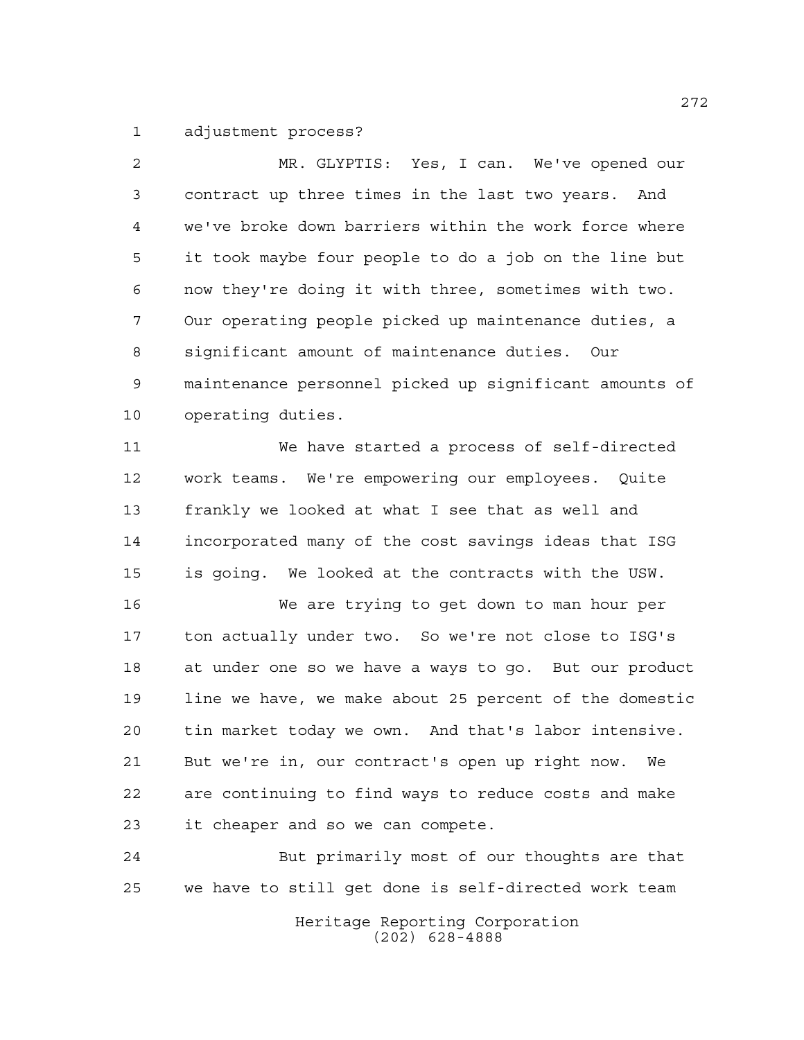adjustment process?

MR. GLYPTIS: Yes, I can. We've opened our contract up three times in the last two years. And we've broke down barriers within the work force where it took maybe four people to do a job on the line but now they're doing it with three, sometimes with two. Our operating people picked up maintenance duties, a significant amount of maintenance duties. Our maintenance personnel picked up significant amounts of operating duties.

We have started a process of self-directed work teams. We're empowering our employees. Quite frankly we looked at what I see that as well and incorporated many of the cost savings ideas that ISG is going. We looked at the contracts with the USW.

We are trying to get down to man hour per ton actually under two. So we're not close to ISG's at under one so we have a ways to go. But our product line we have, we make about 25 percent of the domestic tin market today we own. And that's labor intensive. But we're in, our contract's open up right now. We are continuing to find ways to reduce costs and make it cheaper and so we can compete.

But primarily most of our thoughts are that we have to still get done is self-directed work team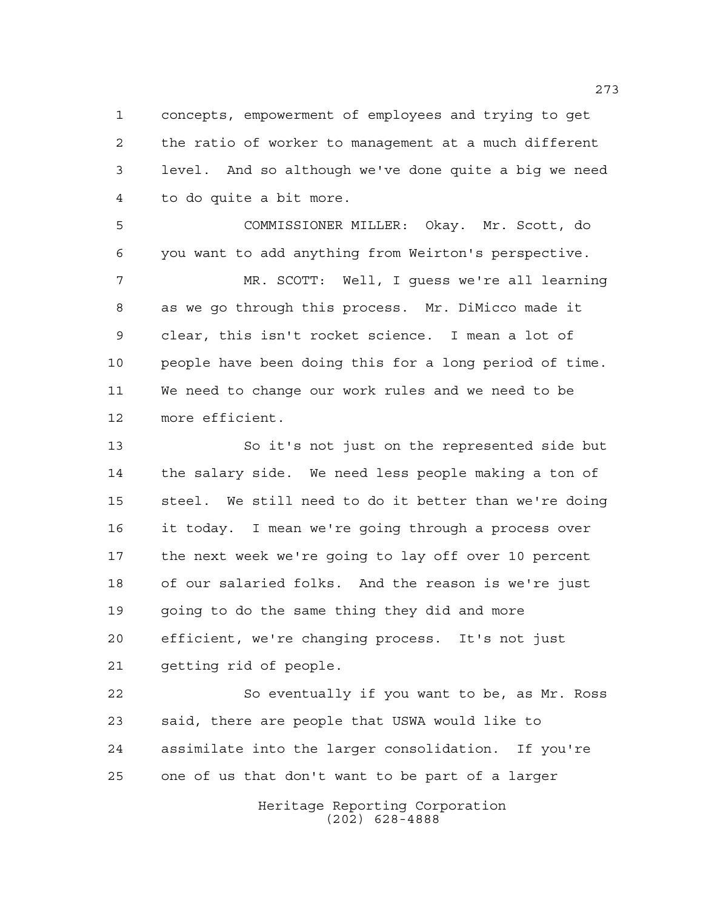concepts, empowerment of employees and trying to get the ratio of worker to management at a much different level. And so although we've done quite a big we need to do quite a bit more.

COMMISSIONER MILLER: Okay. Mr. Scott, do you want to add anything from Weirton's perspective.

MR. SCOTT: Well, I guess we're all learning as we go through this process. Mr. DiMicco made it clear, this isn't rocket science. I mean a lot of people have been doing this for a long period of time. We need to change our work rules and we need to be more efficient.

So it's not just on the represented side but the salary side. We need less people making a ton of steel. We still need to do it better than we're doing it today. I mean we're going through a process over the next week we're going to lay off over 10 percent of our salaried folks. And the reason is we're just going to do the same thing they did and more efficient, we're changing process. It's not just getting rid of people.

So eventually if you want to be, as Mr. Ross said, there are people that USWA would like to assimilate into the larger consolidation. If you're one of us that don't want to be part of a larger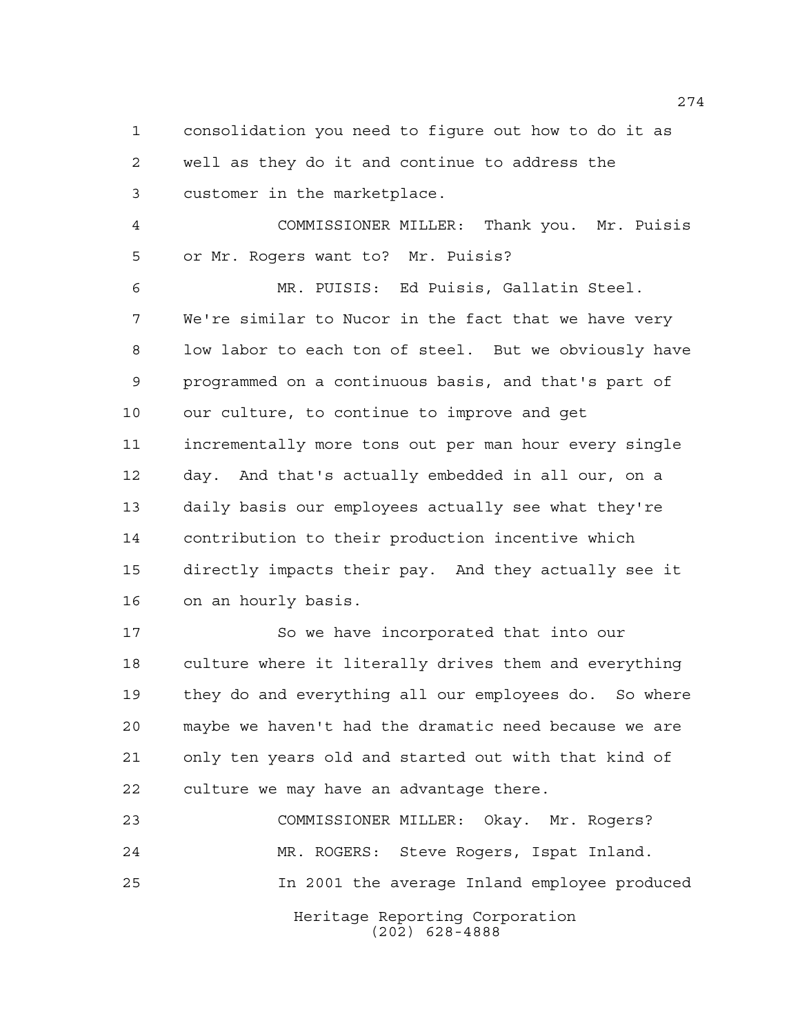consolidation you need to figure out how to do it as well as they do it and continue to address the customer in the marketplace.

COMMISSIONER MILLER: Thank you. Mr. Puisis or Mr. Rogers want to? Mr. Puisis?

MR. PUISIS: Ed Puisis, Gallatin Steel. We're similar to Nucor in the fact that we have very low labor to each ton of steel. But we obviously have programmed on a continuous basis, and that's part of our culture, to continue to improve and get incrementally more tons out per man hour every single day. And that's actually embedded in all our, on a daily basis our employees actually see what they're contribution to their production incentive which directly impacts their pay. And they actually see it on an hourly basis.

So we have incorporated that into our culture where it literally drives them and everything they do and everything all our employees do. So where maybe we haven't had the dramatic need because we are only ten years old and started out with that kind of culture we may have an advantage there.

COMMISSIONER MILLER: Okay. Mr. Rogers?

MR. ROGERS: Steve Rogers, Ispat Inland.

In 2001 the average Inland employee produced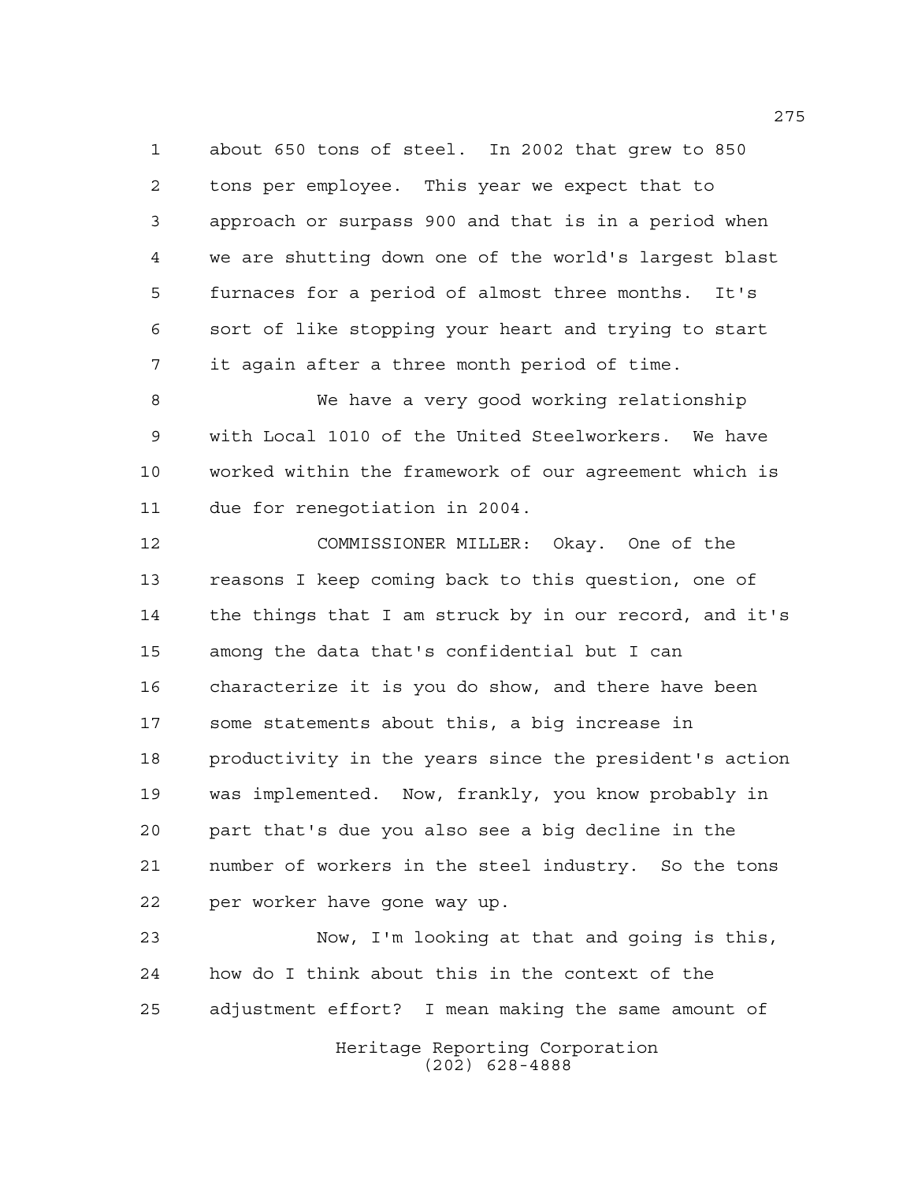about 650 tons of steel. In 2002 that grew to 850 tons per employee. This year we expect that to approach or surpass 900 and that is in a period when we are shutting down one of the world's largest blast furnaces for a period of almost three months. It's sort of like stopping your heart and trying to start it again after a three month period of time.

We have a very good working relationship with Local 1010 of the United Steelworkers. We have worked within the framework of our agreement which is due for renegotiation in 2004.

COMMISSIONER MILLER: Okay. One of the reasons I keep coming back to this question, one of the things that I am struck by in our record, and it's among the data that's confidential but I can characterize it is you do show, and there have been some statements about this, a big increase in productivity in the years since the president's action was implemented. Now, frankly, you know probably in part that's due you also see a big decline in the number of workers in the steel industry. So the tons per worker have gone way up.

Now, I'm looking at that and going is this, how do I think about this in the context of the adjustment effort? I mean making the same amount of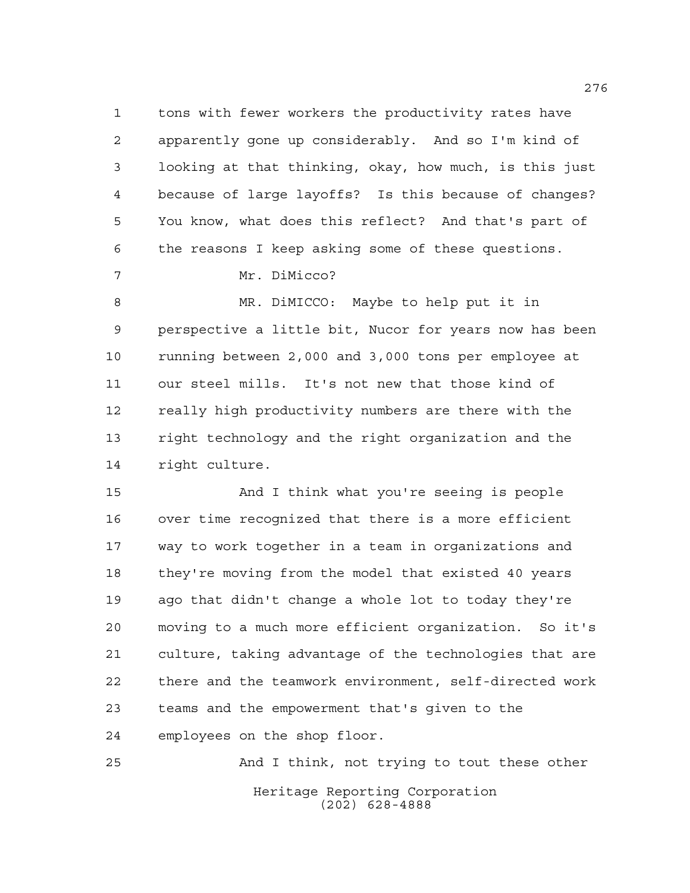tons with fewer workers the productivity rates have apparently gone up considerably. And so I'm kind of looking at that thinking, okay, how much, is this just because of large layoffs? Is this because of changes? You know, what does this reflect? And that's part of the reasons I keep asking some of these questions.

Mr. DiMicco?

MR. DiMICCO: Maybe to help put it in perspective a little bit, Nucor for years now has been running between 2,000 and 3,000 tons per employee at our steel mills. It's not new that those kind of really high productivity numbers are there with the right technology and the right organization and the right culture.

And I think what you're seeing is people over time recognized that there is a more efficient way to work together in a team in organizations and they're moving from the model that existed 40 years ago that didn't change a whole lot to today they're moving to a much more efficient organization. So it's culture, taking advantage of the technologies that are there and the teamwork environment, self-directed work teams and the empowerment that's given to the employees on the shop floor.

And I think, not trying to tout these other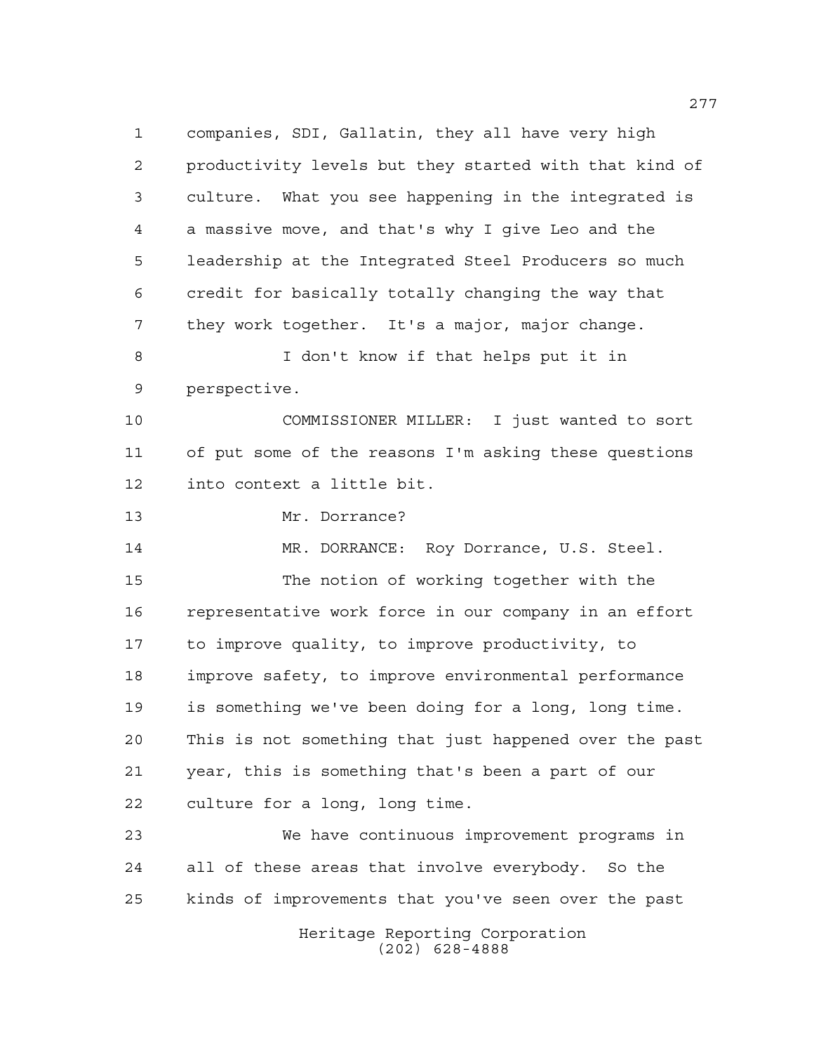companies, SDI, Gallatin, they all have very high productivity levels but they started with that kind of culture. What you see happening in the integrated is a massive move, and that's why I give Leo and the leadership at the Integrated Steel Producers so much credit for basically totally changing the way that they work together. It's a major, major change.

I don't know if that helps put it in perspective.

COMMISSIONER MILLER: I just wanted to sort of put some of the reasons I'm asking these questions into context a little bit.

Mr. Dorrance?

MR. DORRANCE: Roy Dorrance, U.S. Steel.

The notion of working together with the representative work force in our company in an effort to improve quality, to improve productivity, to improve safety, to improve environmental performance is something we've been doing for a long, long time. This is not something that just happened over the past year, this is something that's been a part of our culture for a long, long time.

We have continuous improvement programs in all of these areas that involve everybody. So the kinds of improvements that you've seen over the past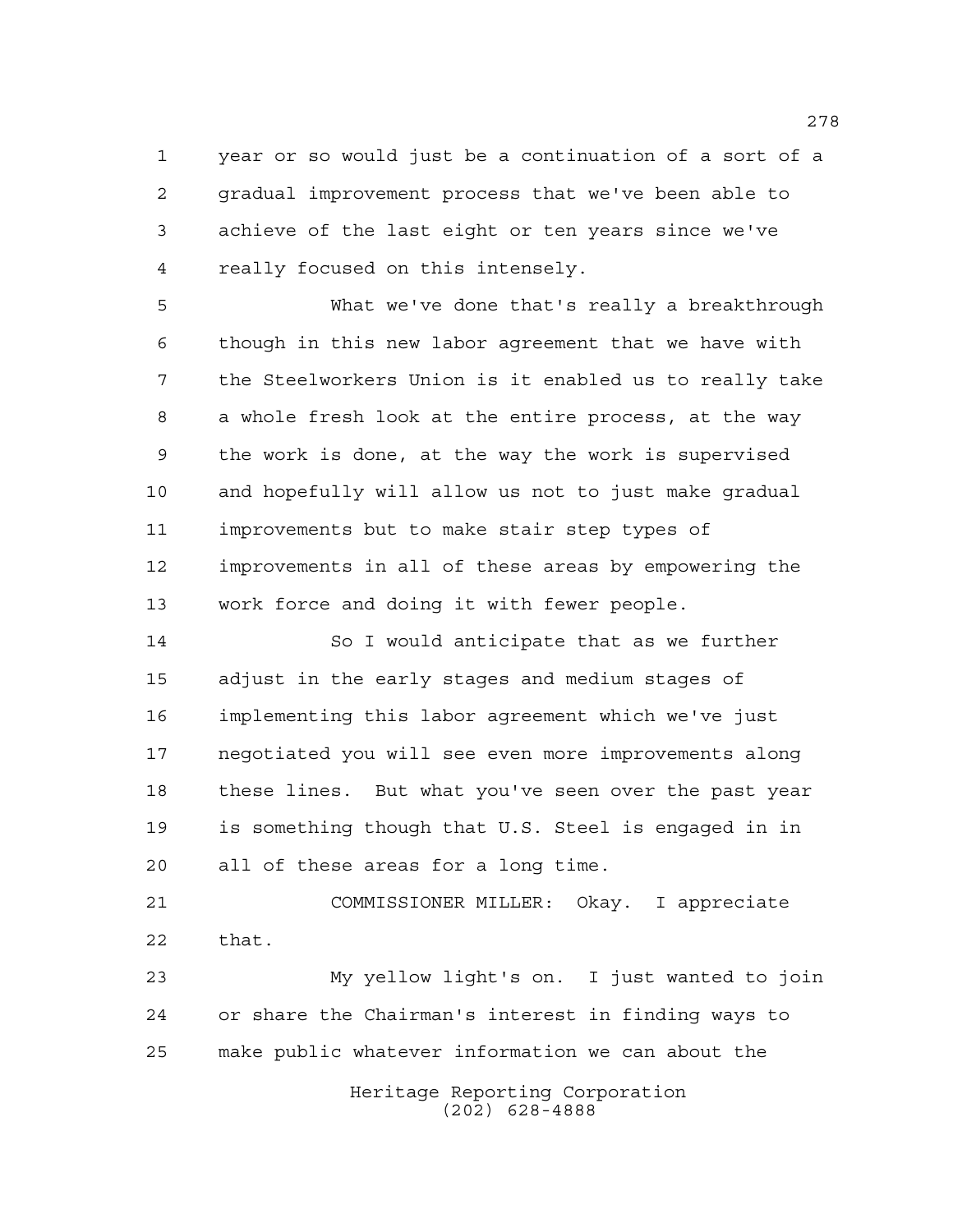year or so would just be a continuation of a sort of a gradual improvement process that we've been able to achieve of the last eight or ten years since we've really focused on this intensely.

What we've done that's really a breakthrough though in this new labor agreement that we have with the Steelworkers Union is it enabled us to really take a whole fresh look at the entire process, at the way the work is done, at the way the work is supervised and hopefully will allow us not to just make gradual improvements but to make stair step types of improvements in all of these areas by empowering the work force and doing it with fewer people.

So I would anticipate that as we further adjust in the early stages and medium stages of implementing this labor agreement which we've just negotiated you will see even more improvements along these lines. But what you've seen over the past year is something though that U.S. Steel is engaged in in all of these areas for a long time.

COMMISSIONER MILLER: Okay. I appreciate that.

My yellow light's on. I just wanted to join or share the Chairman's interest in finding ways to make public whatever information we can about the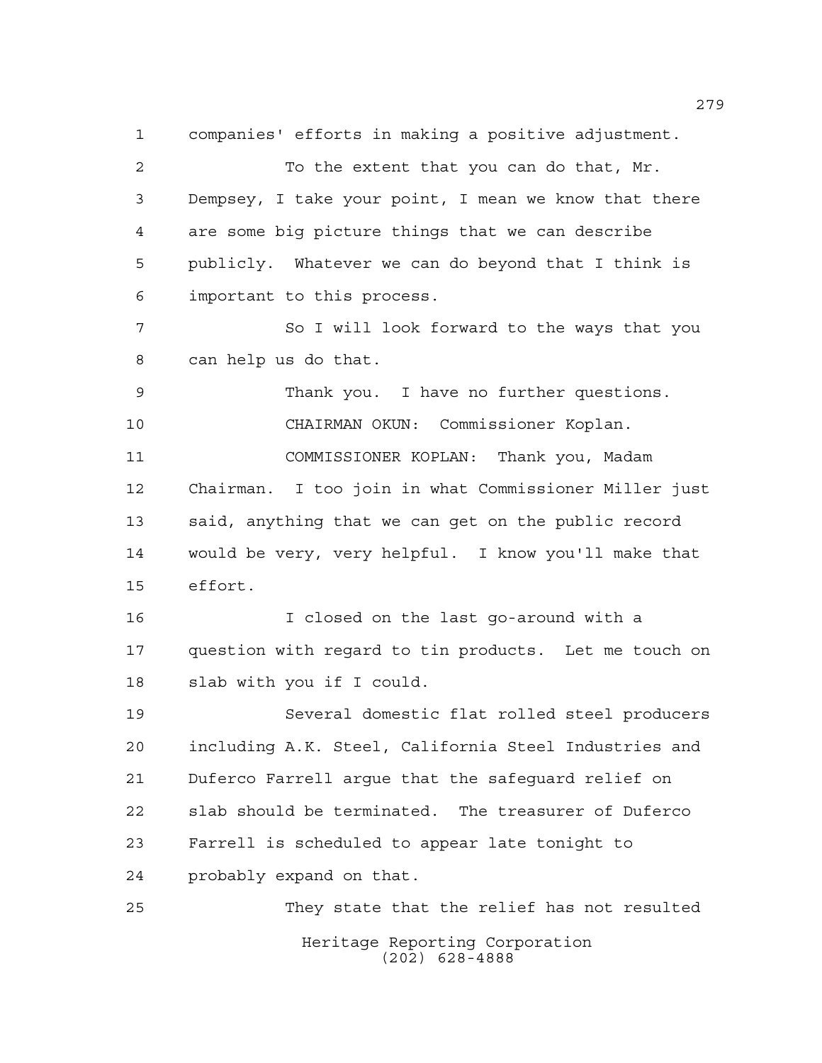companies' efforts in making a positive adjustment.

To the extent that you can do that, Mr. Dempsey, I take your point, I mean we know that there are some big picture things that we can describe publicly. Whatever we can do beyond that I think is important to this process.

So I will look forward to the ways that you can help us do that.

Thank you. I have no further questions.

CHAIRMAN OKUN: Commissioner Koplan.

COMMISSIONER KOPLAN: Thank you, Madam Chairman. I too join in what Commissioner Miller just said, anything that we can get on the public record would be very, very helpful. I know you'll make that effort.

I closed on the last go-around with a question with regard to tin products. Let me touch on slab with you if I could.

Several domestic flat rolled steel producers including A.K. Steel, California Steel Industries and Duferco Farrell argue that the safeguard relief on slab should be terminated. The treasurer of Duferco Farrell is scheduled to appear late tonight to probably expand on that.

They state that the relief has not resulted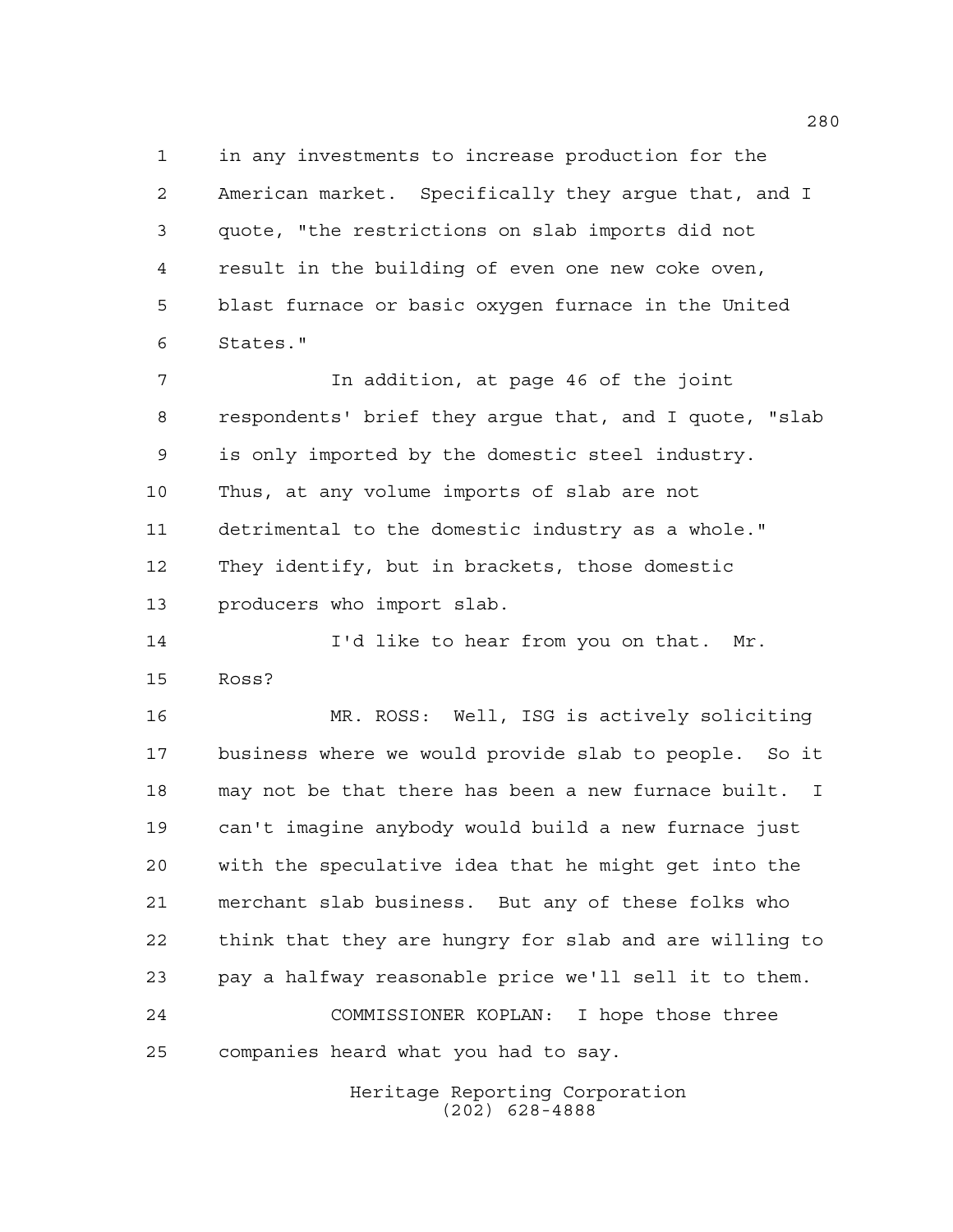in any investments to increase production for the American market. Specifically they argue that, and I quote, "the restrictions on slab imports did not result in the building of even one new coke oven, blast furnace or basic oxygen furnace in the United States."

In addition, at page 46 of the joint respondents' brief they argue that, and I quote, "slab is only imported by the domestic steel industry. Thus, at any volume imports of slab are not detrimental to the domestic industry as a whole." They identify, but in brackets, those domestic producers who import slab.

I'd like to hear from you on that. Mr. Ross?

MR. ROSS: Well, ISG is actively soliciting business where we would provide slab to people. So it may not be that there has been a new furnace built. I can't imagine anybody would build a new furnace just with the speculative idea that he might get into the merchant slab business. But any of these folks who think that they are hungry for slab and are willing to pay a halfway reasonable price we'll sell it to them.

COMMISSIONER KOPLAN: I hope those three companies heard what you had to say.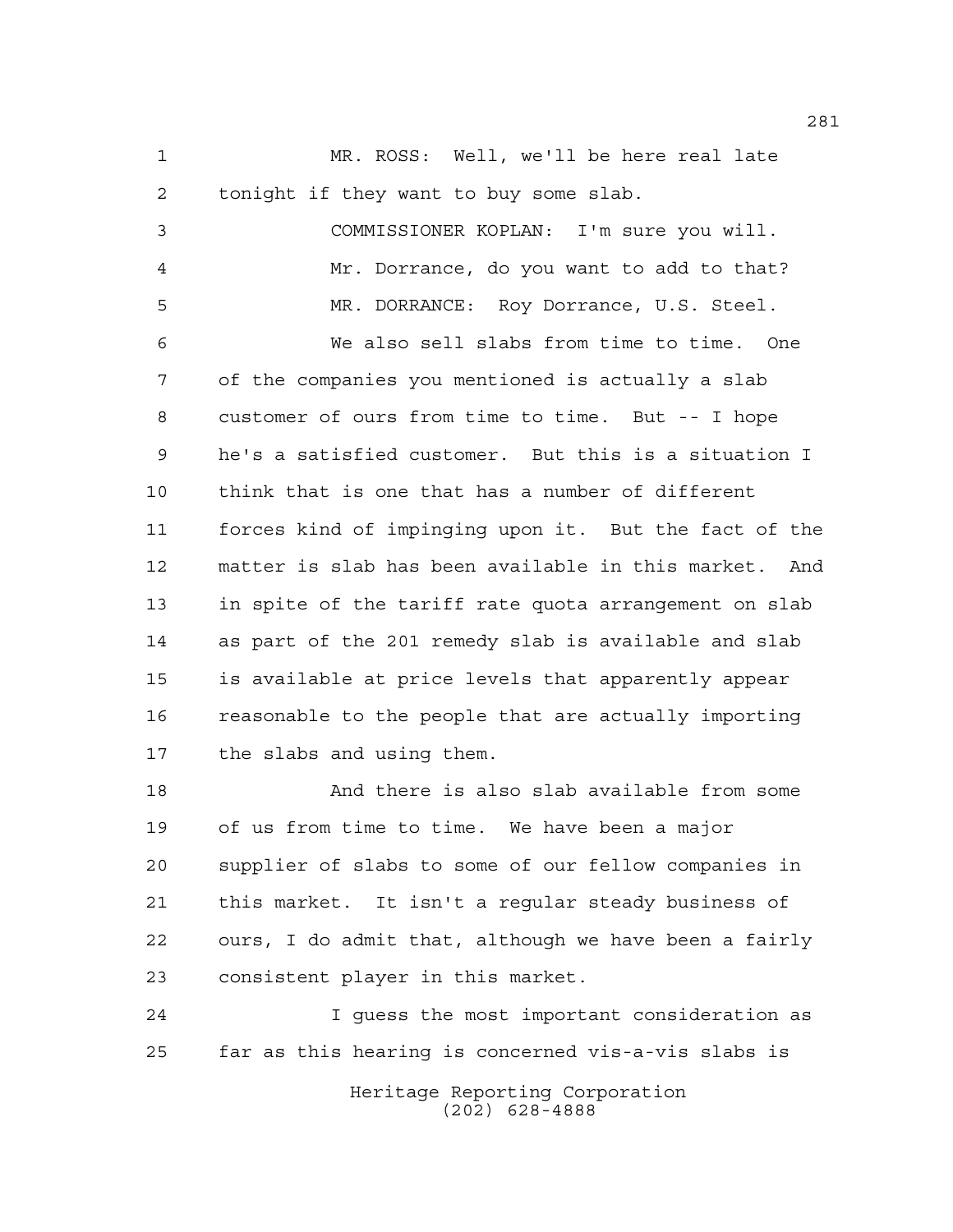MR. ROSS: Well, we'll be here real late tonight if they want to buy some slab.

COMMISSIONER KOPLAN: I'm sure you will.

Mr. Dorrance, do you want to add to that?

MR. DORRANCE: Roy Dorrance, U.S. Steel.

We also sell slabs from time to time. One of the companies you mentioned is actually a slab customer of ours from time to time. But -- I hope he's a satisfied customer. But this is a situation I think that is one that has a number of different forces kind of impinging upon it. But the fact of the matter is slab has been available in this market. And in spite of the tariff rate quota arrangement on slab as part of the 201 remedy slab is available and slab is available at price levels that apparently appear reasonable to the people that are actually importing the slabs and using them.

And there is also slab available from some of us from time to time. We have been a major supplier of slabs to some of our fellow companies in this market. It isn't a regular steady business of ours, I do admit that, although we have been a fairly consistent player in this market.

I guess the most important consideration as far as this hearing is concerned vis-a-vis slabs is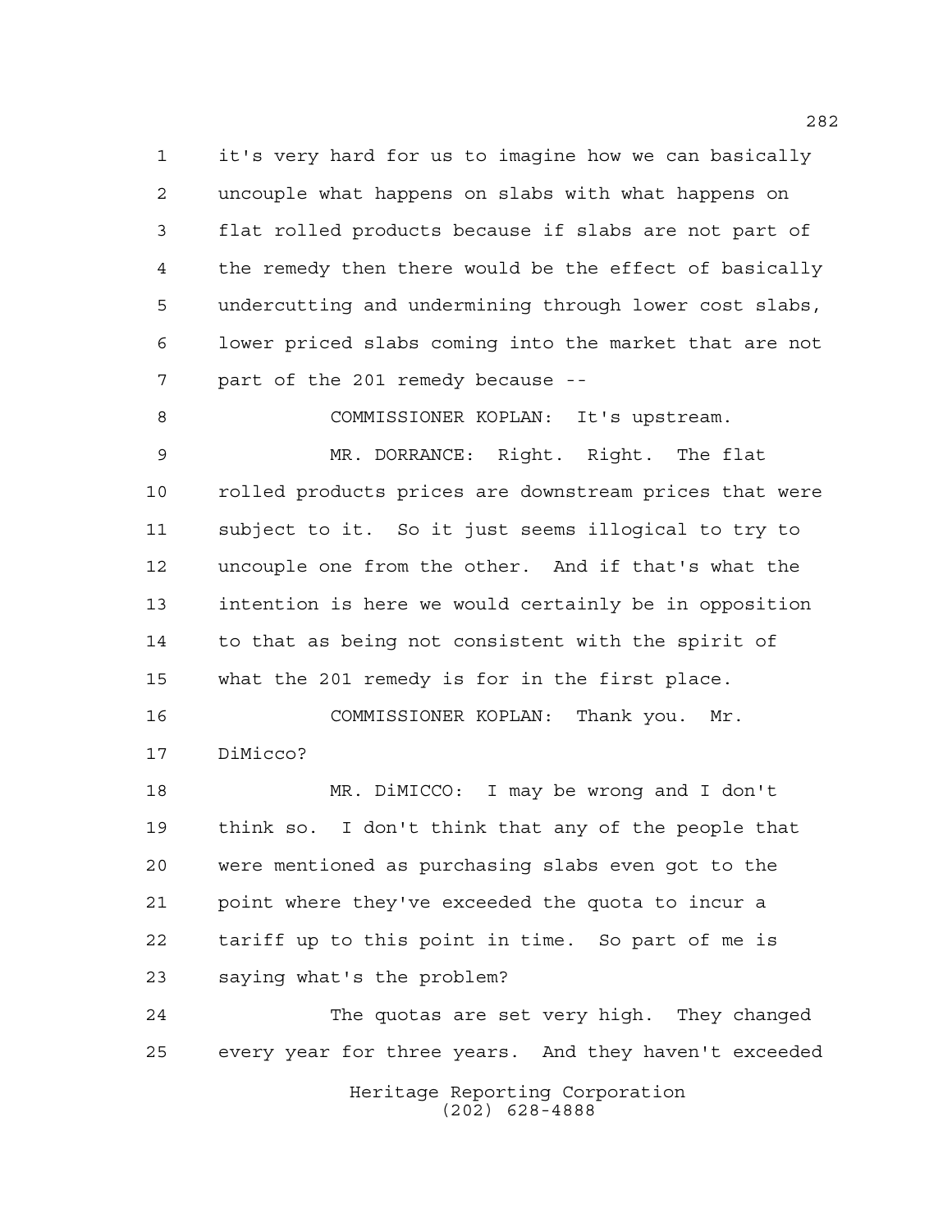it's very hard for us to imagine how we can basically uncouple what happens on slabs with what happens on flat rolled products because if slabs are not part of the remedy then there would be the effect of basically undercutting and undermining through lower cost slabs, lower priced slabs coming into the market that are not part of the 201 remedy because --

COMMISSIONER KOPLAN: It's upstream.

MR. DORRANCE: Right. Right. The flat rolled products prices are downstream prices that were subject to it. So it just seems illogical to try to uncouple one from the other. And if that's what the intention is here we would certainly be in opposition to that as being not consistent with the spirit of what the 201 remedy is for in the first place.

COMMISSIONER KOPLAN: Thank you. Mr. DiMicco?

MR. DiMICCO: I may be wrong and I don't think so. I don't think that any of the people that were mentioned as purchasing slabs even got to the point where they've exceeded the quota to incur a tariff up to this point in time. So part of me is saying what's the problem?

The quotas are set very high. They changed every year for three years. And they haven't exceeded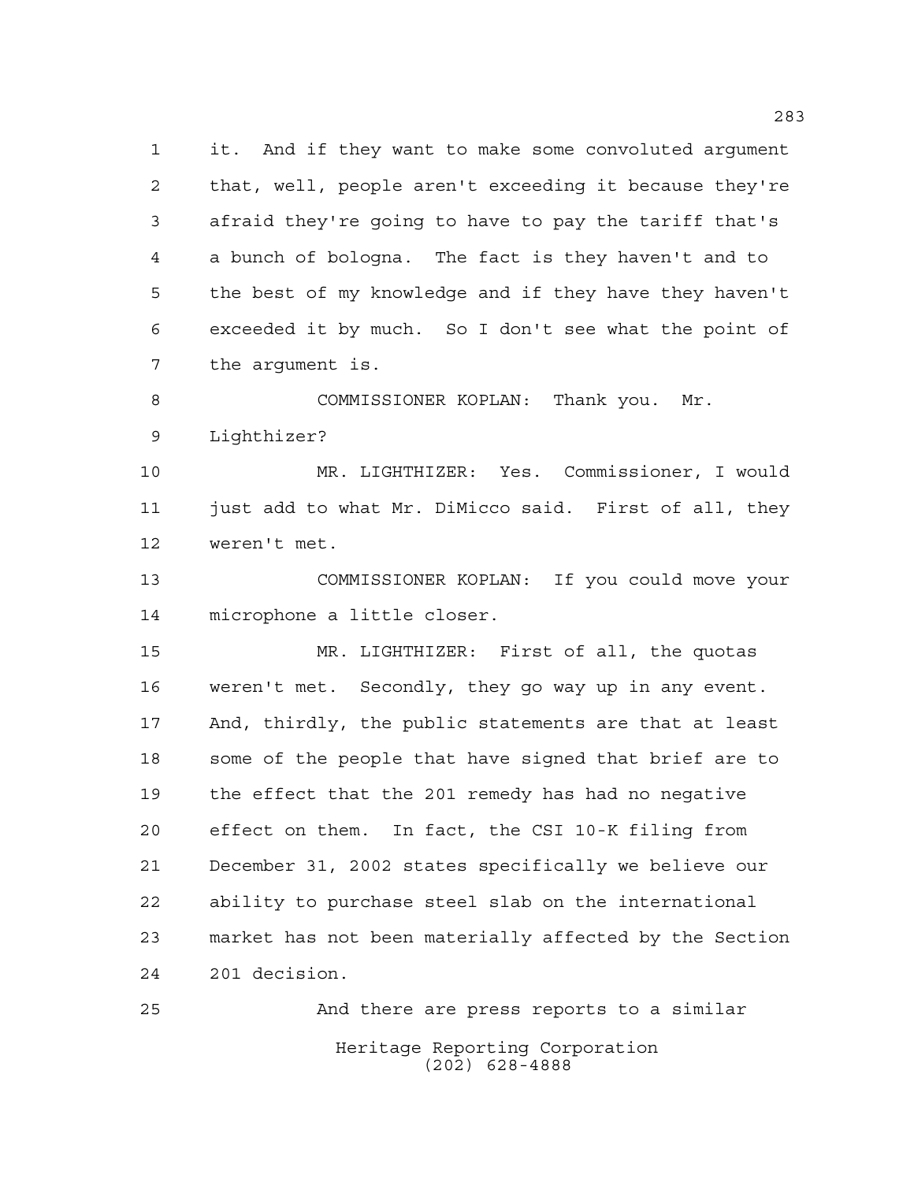it. And if they want to make some convoluted argument that, well, people aren't exceeding it because they're afraid they're going to have to pay the tariff that's a bunch of bologna. The fact is they haven't and to the best of my knowledge and if they have they haven't exceeded it by much. So I don't see what the point of the argument is.

COMMISSIONER KOPLAN: Thank you. Mr. Lighthizer?

MR. LIGHTHIZER: Yes. Commissioner, I would just add to what Mr. DiMicco said. First of all, they weren't met.

COMMISSIONER KOPLAN: If you could move your microphone a little closer.

MR. LIGHTHIZER: First of all, the quotas weren't met. Secondly, they go way up in any event. And, thirdly, the public statements are that at least some of the people that have signed that brief are to the effect that the 201 remedy has had no negative effect on them. In fact, the CSI 10-K filing from December 31, 2002 states specifically we believe our ability to purchase steel slab on the international market has not been materially affected by the Section 201 decision.

And there are press reports to a similar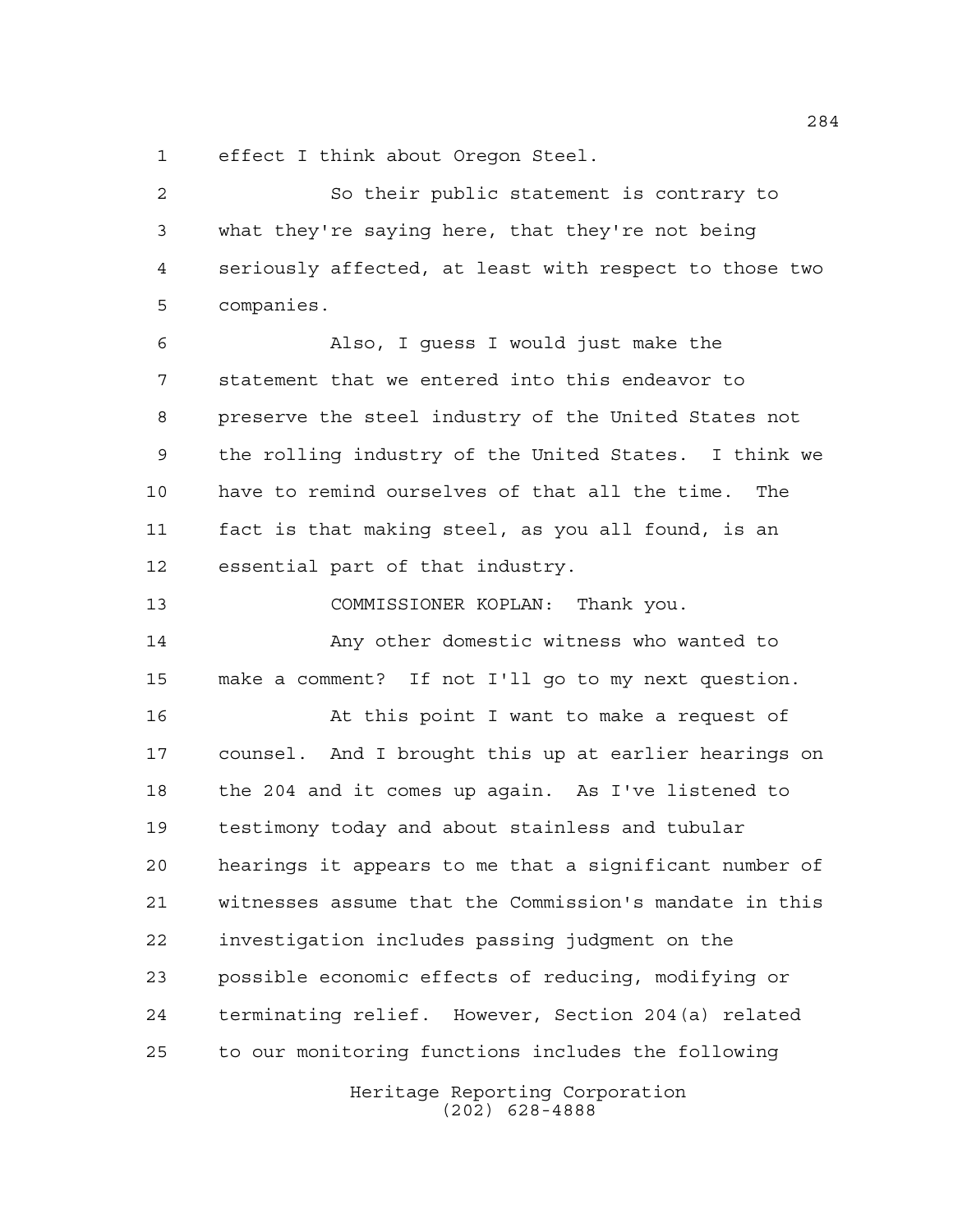effect I think about Oregon Steel.

So their public statement is contrary to what they're saying here, that they're not being seriously affected, at least with respect to those two companies.

Also, I guess I would just make the statement that we entered into this endeavor to preserve the steel industry of the United States not the rolling industry of the United States. I think we have to remind ourselves of that all the time. The fact is that making steel, as you all found, is an essential part of that industry.

COMMISSIONER KOPLAN: Thank you.

Any other domestic witness who wanted to make a comment? If not I'll go to my next question.

At this point I want to make a request of counsel. And I brought this up at earlier hearings on the 204 and it comes up again. As I've listened to testimony today and about stainless and tubular hearings it appears to me that a significant number of witnesses assume that the Commission's mandate in this investigation includes passing judgment on the possible economic effects of reducing, modifying or terminating relief. However, Section 204(a) related to our monitoring functions includes the following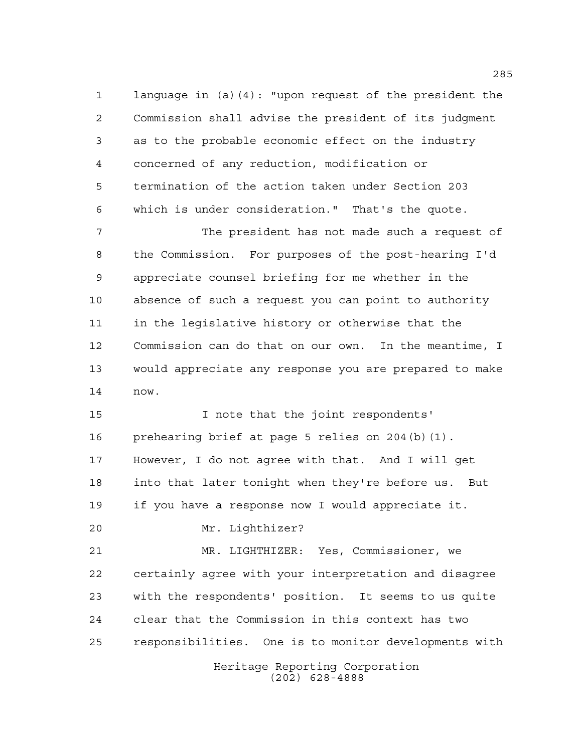language in (a)(4): "upon request of the president the Commission shall advise the president of its judgment as to the probable economic effect on the industry concerned of any reduction, modification or termination of the action taken under Section 203 which is under consideration." That's the quote.

The president has not made such a request of the Commission. For purposes of the post-hearing I'd appreciate counsel briefing for me whether in the absence of such a request you can point to authority in the legislative history or otherwise that the Commission can do that on our own. In the meantime, I would appreciate any response you are prepared to make now.

I note that the joint respondents' prehearing brief at page 5 relies on 204(b)(1). However, I do not agree with that. And I will get into that later tonight when they're before us. But if you have a response now I would appreciate it.

Mr. Lighthizer?

MR. LIGHTHIZER: Yes, Commissioner, we certainly agree with your interpretation and disagree with the respondents' position. It seems to us quite clear that the Commission in this context has two responsibilities. One is to monitor developments with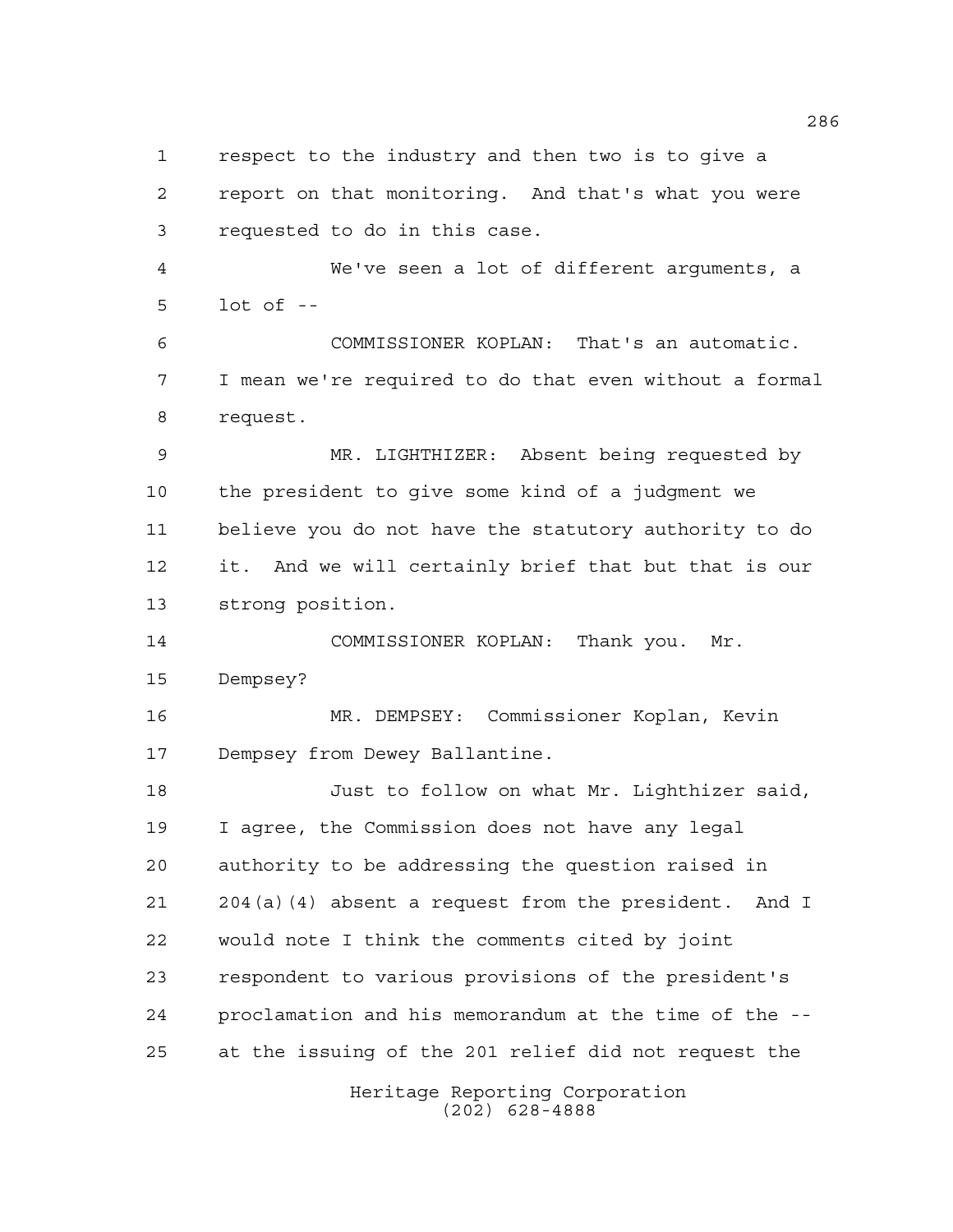respect to the industry and then two is to give a report on that monitoring. And that's what you were requested to do in this case.

We've seen a lot of different arguments, a lot of --

COMMISSIONER KOPLAN: That's an automatic. I mean we're required to do that even without a formal request.

MR. LIGHTHIZER: Absent being requested by the president to give some kind of a judgment we believe you do not have the statutory authority to do it. And we will certainly brief that but that is our strong position.

COMMISSIONER KOPLAN: Thank you. Mr. Dempsey?

MR. DEMPSEY: Commissioner Koplan, Kevin Dempsey from Dewey Ballantine.

Just to follow on what Mr. Lighthizer said, I agree, the Commission does not have any legal authority to be addressing the question raised in 204(a)(4) absent a request from the president. And I would note I think the comments cited by joint respondent to various provisions of the president's proclamation and his memorandum at the time of the -- at the issuing of the 201 relief did not request the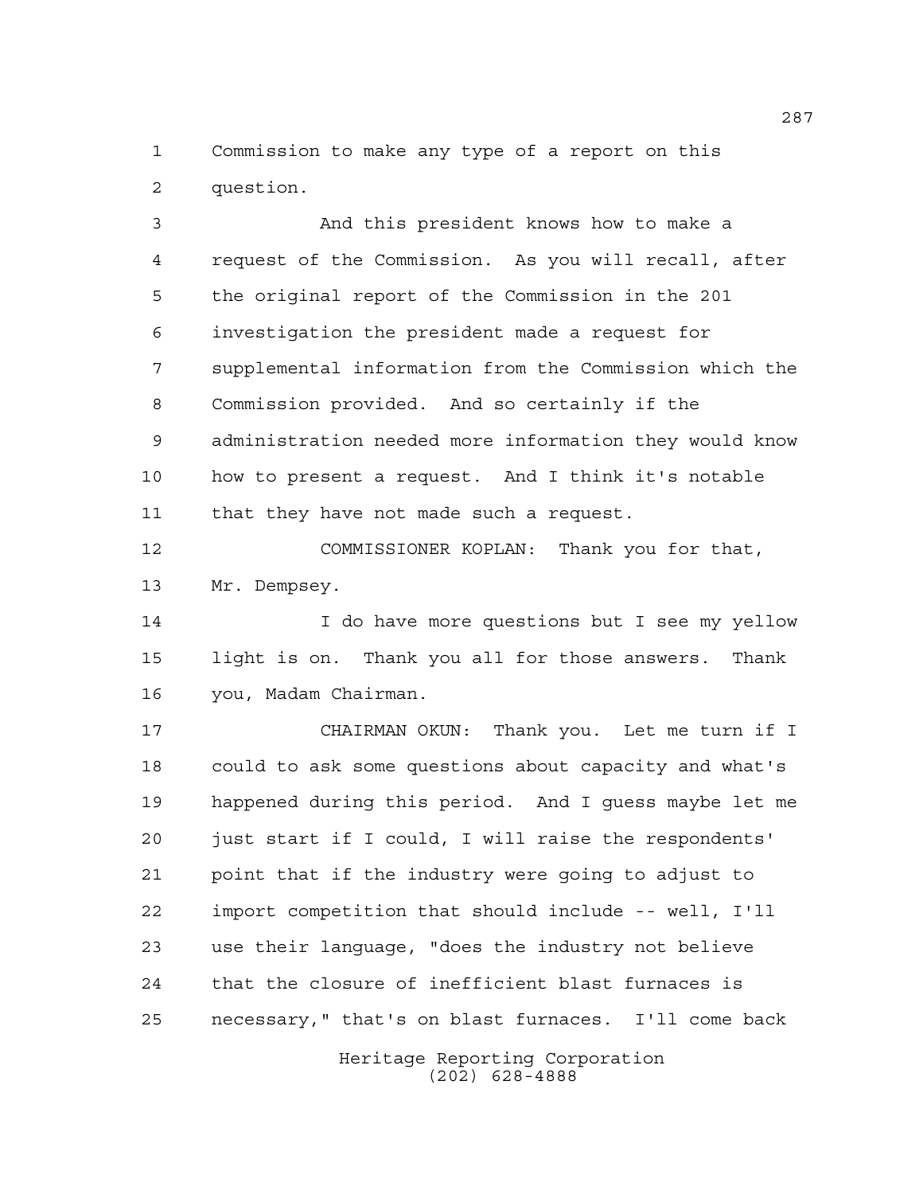Commission to make any type of a report on this question.

And this president knows how to make a request of the Commission. As you will recall, after the original report of the Commission in the 201 investigation the president made a request for supplemental information from the Commission which the Commission provided. And so certainly if the administration needed more information they would know how to present a request. And I think it's notable that they have not made such a request.

COMMISSIONER KOPLAN: Thank you for that, Mr. Dempsey.

I do have more questions but I see my yellow light is on. Thank you all for those answers. Thank you, Madam Chairman.

CHAIRMAN OKUN: Thank you. Let me turn if I could to ask some questions about capacity and what's happened during this period. And I guess maybe let me just start if I could, I will raise the respondents' point that if the industry were going to adjust to import competition that should include -- well, I'll use their language, "does the industry not believe that the closure of inefficient blast furnaces is necessary," that's on blast furnaces. I'll come back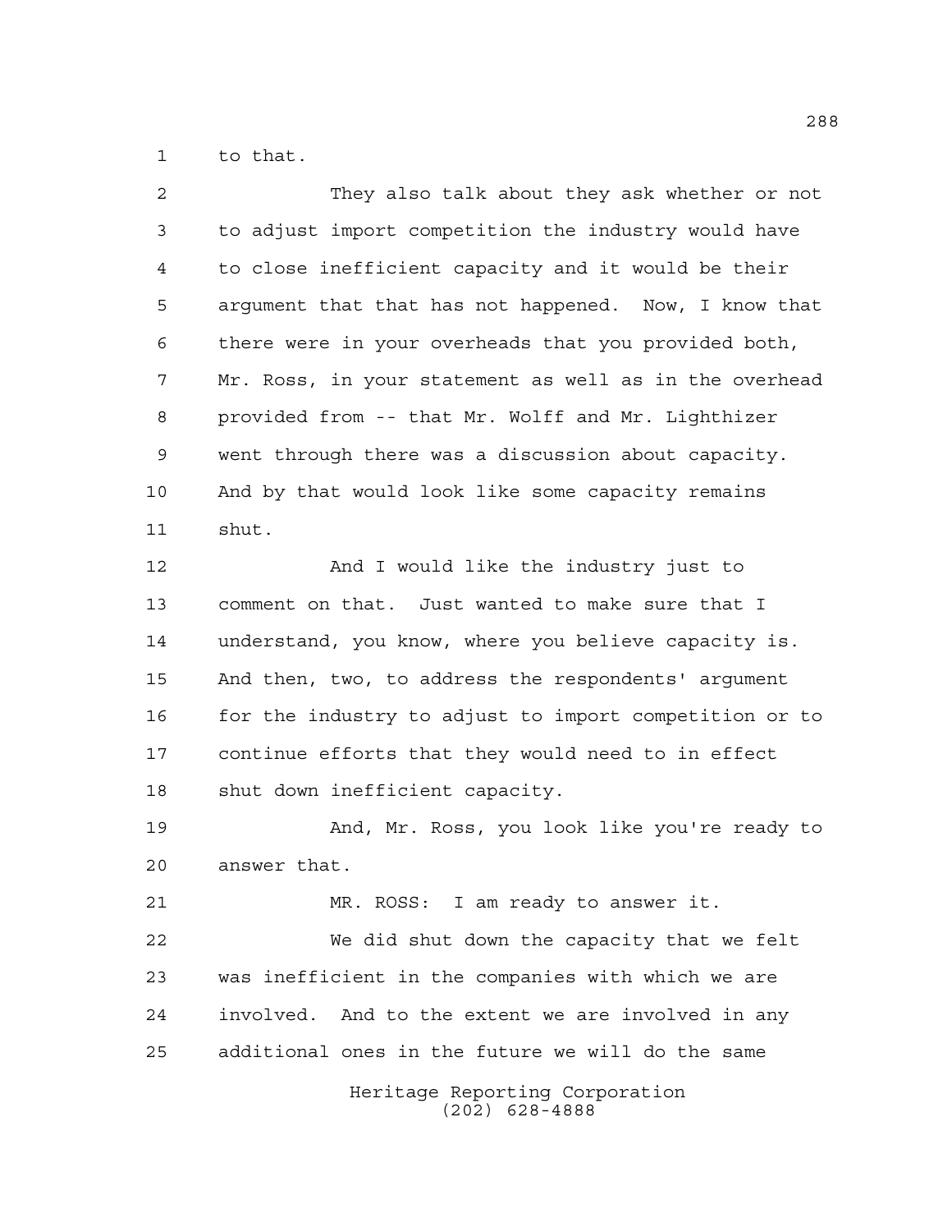to that.

They also talk about they ask whether or not to adjust import competition the industry would have to close inefficient capacity and it would be their argument that that has not happened. Now, I know that there were in your overheads that you provided both, Mr. Ross, in your statement as well as in the overhead provided from -- that Mr. Wolff and Mr. Lighthizer went through there was a discussion about capacity. And by that would look like some capacity remains shut.

And I would like the industry just to comment on that. Just wanted to make sure that I understand, you know, where you believe capacity is. And then, two, to address the respondents' argument for the industry to adjust to import competition or to continue efforts that they would need to in effect shut down inefficient capacity.

And, Mr. Ross, you look like you're ready to answer that.

MR. ROSS: I am ready to answer it.

We did shut down the capacity that we felt was inefficient in the companies with which we are involved. And to the extent we are involved in any additional ones in the future we will do the same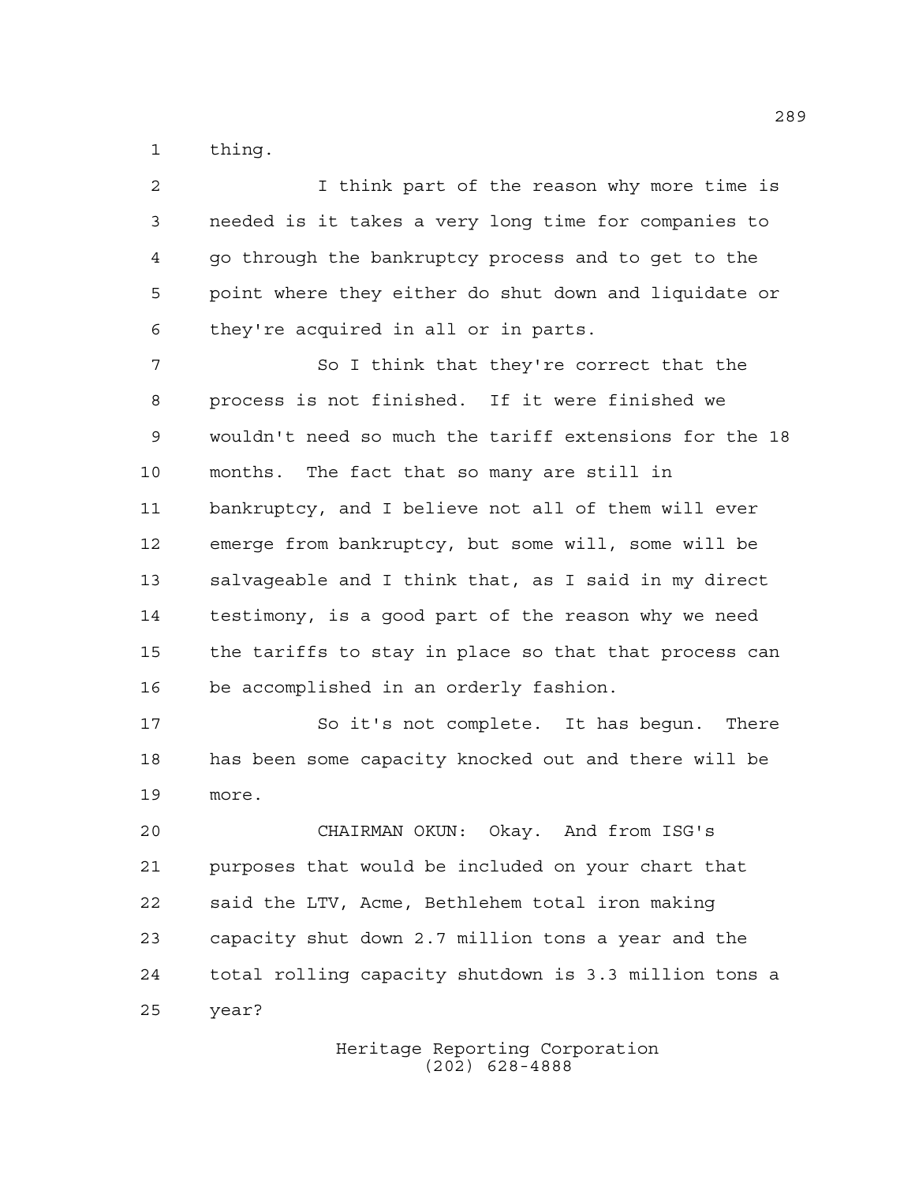thing.

I think part of the reason why more time is needed is it takes a very long time for companies to go through the bankruptcy process and to get to the point where they either do shut down and liquidate or they're acquired in all or in parts.

So I think that they're correct that the process is not finished. If it were finished we wouldn't need so much the tariff extensions for the 18 months. The fact that so many are still in bankruptcy, and I believe not all of them will ever emerge from bankruptcy, but some will, some will be salvageable and I think that, as I said in my direct testimony, is a good part of the reason why we need the tariffs to stay in place so that that process can be accomplished in an orderly fashion.

So it's not complete. It has begun. There has been some capacity knocked out and there will be more.

CHAIRMAN OKUN: Okay. And from ISG's purposes that would be included on your chart that said the LTV, Acme, Bethlehem total iron making capacity shut down 2.7 million tons a year and the total rolling capacity shutdown is 3.3 million tons a year?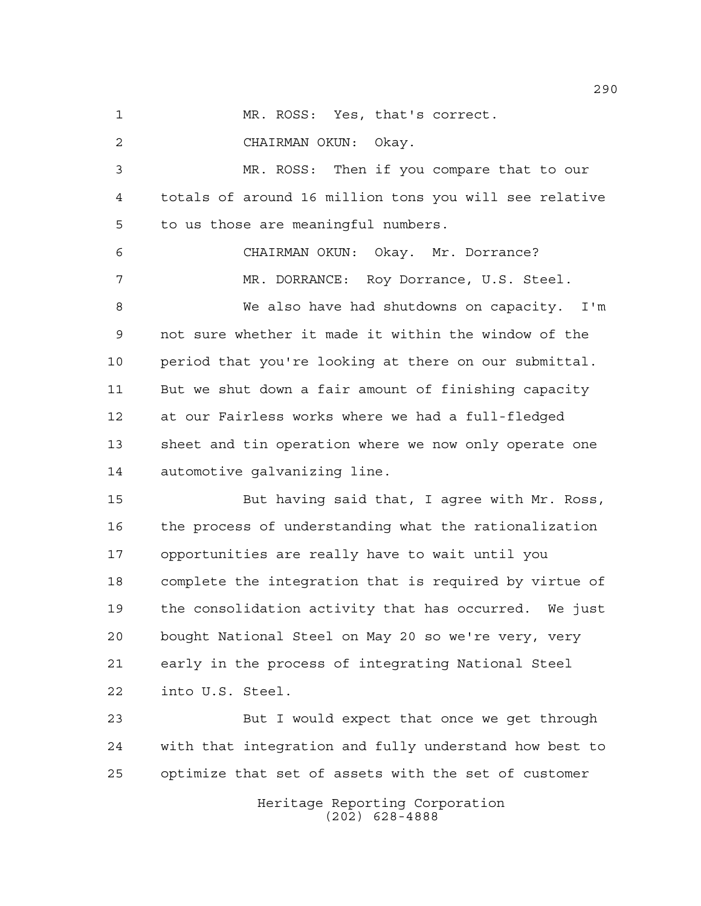MR. ROSS: Yes, that's correct.

CHAIRMAN OKUN: Okay.

MR. ROSS: Then if you compare that to our totals of around 16 million tons you will see relative to us those are meaningful numbers.

CHAIRMAN OKUN: Okay. Mr. Dorrance?

MR. DORRANCE: Roy Dorrance, U.S. Steel.

We also have had shutdowns on capacity. I'm not sure whether it made it within the window of the period that you're looking at there on our submittal. But we shut down a fair amount of finishing capacity at our Fairless works where we had a full-fledged sheet and tin operation where we now only operate one automotive galvanizing line.

But having said that, I agree with Mr. Ross, the process of understanding what the rationalization opportunities are really have to wait until you complete the integration that is required by virtue of the consolidation activity that has occurred. We just bought National Steel on May 20 so we're very, very early in the process of integrating National Steel into U.S. Steel.

But I would expect that once we get through with that integration and fully understand how best to optimize that set of assets with the set of customer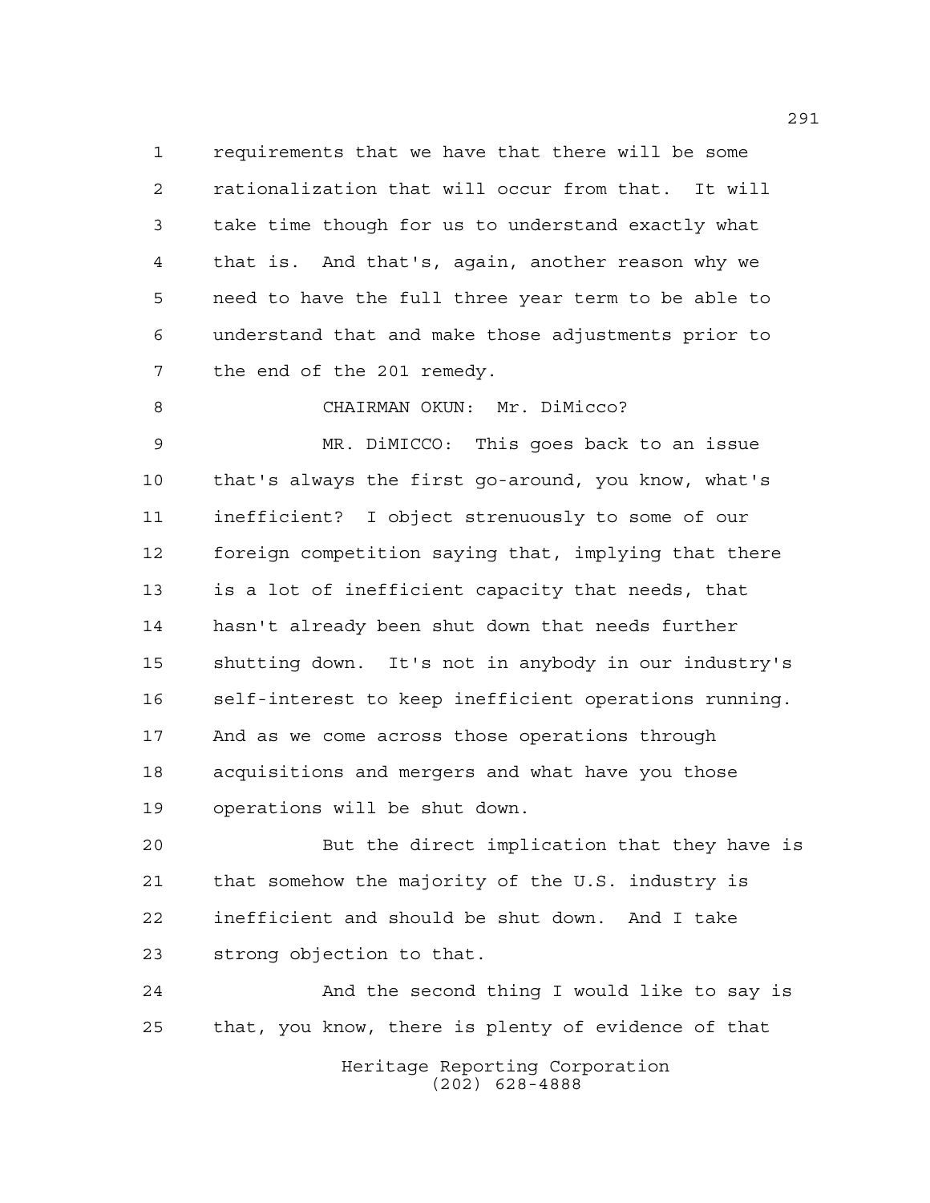requirements that we have that there will be some rationalization that will occur from that. It will take time though for us to understand exactly what that is. And that's, again, another reason why we need to have the full three year term to be able to understand that and make those adjustments prior to the end of the 201 remedy.

CHAIRMAN OKUN: Mr. DiMicco?

MR. DiMICCO: This goes back to an issue that's always the first go-around, you know, what's inefficient? I object strenuously to some of our foreign competition saying that, implying that there is a lot of inefficient capacity that needs, that hasn't already been shut down that needs further shutting down. It's not in anybody in our industry's self-interest to keep inefficient operations running. And as we come across those operations through acquisitions and mergers and what have you those operations will be shut down.

But the direct implication that they have is that somehow the majority of the U.S. industry is inefficient and should be shut down. And I take strong objection to that.

And the second thing I would like to say is that, you know, there is plenty of evidence of that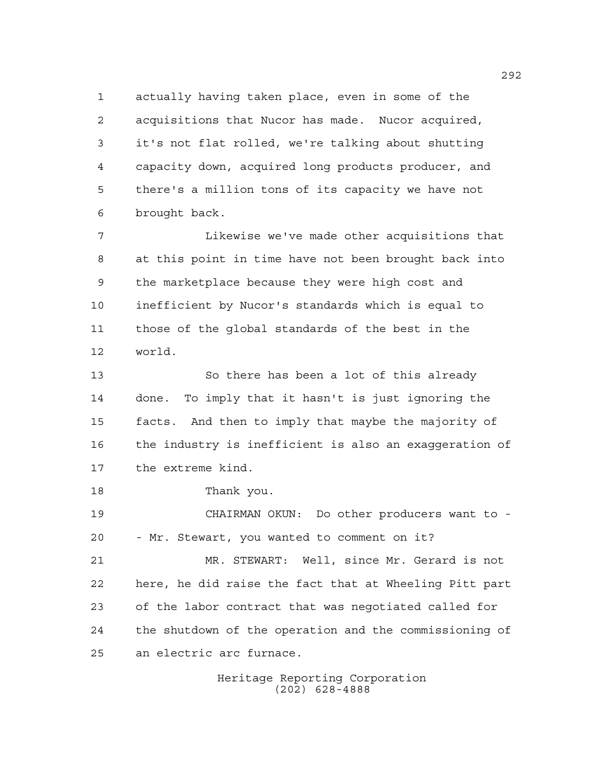actually having taken place, even in some of the acquisitions that Nucor has made. Nucor acquired, it's not flat rolled, we're talking about shutting capacity down, acquired long products producer, and there's a million tons of its capacity we have not brought back.

Likewise we've made other acquisitions that at this point in time have not been brought back into the marketplace because they were high cost and inefficient by Nucor's standards which is equal to those of the global standards of the best in the world.

So there has been a lot of this already done. To imply that it hasn't is just ignoring the facts. And then to imply that maybe the majority of the industry is inefficient is also an exaggeration of the extreme kind.

Thank you.

CHAIRMAN OKUN: Do other producers want to -- Mr. Stewart, you wanted to comment on it?

MR. STEWART: Well, since Mr. Gerard is not here, he did raise the fact that at Wheeling Pitt part of the labor contract that was negotiated called for the shutdown of the operation and the commissioning of an electric arc furnace.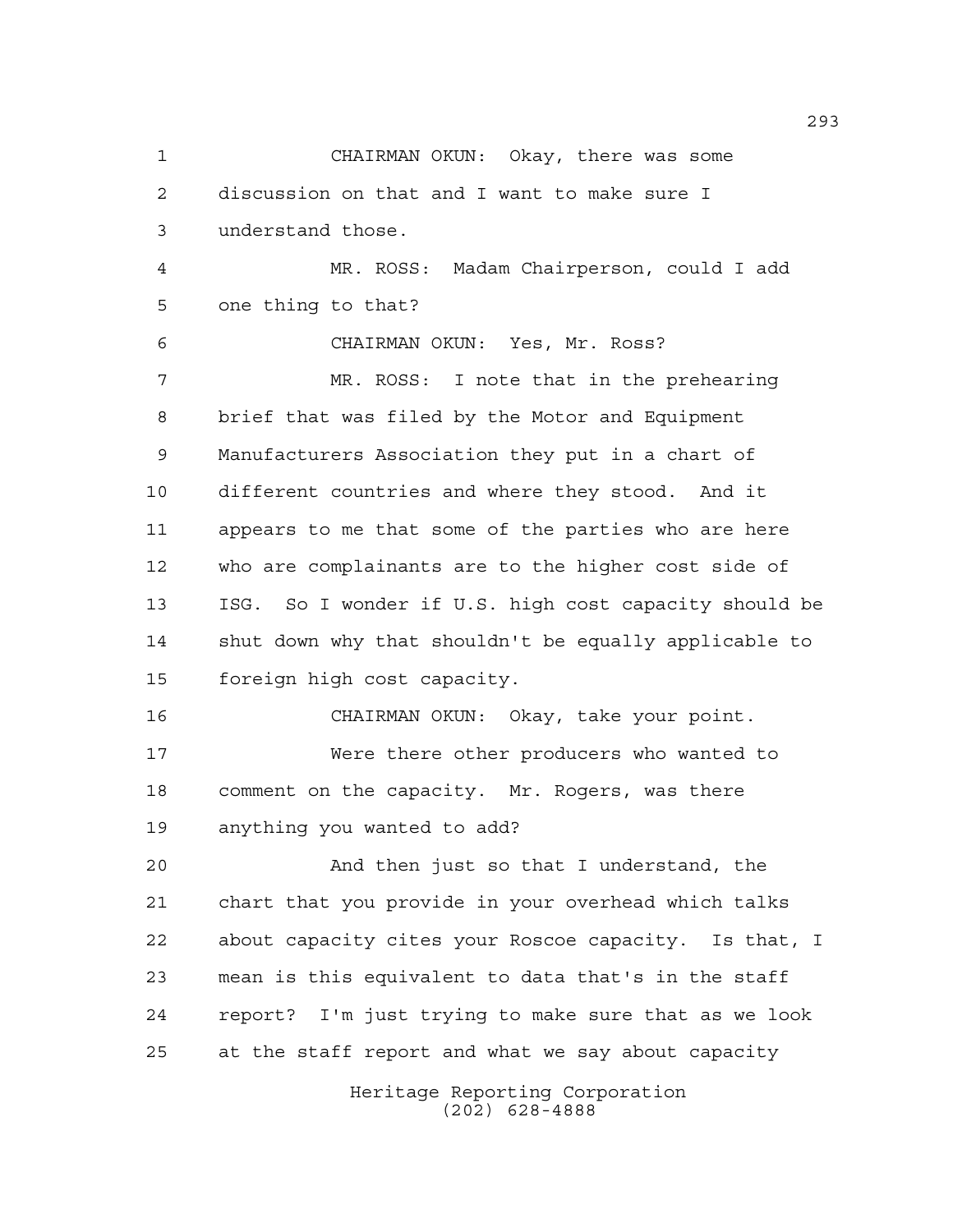CHAIRMAN OKUN: Okay, there was some discussion on that and I want to make sure I understand those.

MR. ROSS: Madam Chairperson, could I add one thing to that?

CHAIRMAN OKUN: Yes, Mr. Ross?

MR. ROSS: I note that in the prehearing brief that was filed by the Motor and Equipment Manufacturers Association they put in a chart of different countries and where they stood. And it appears to me that some of the parties who are here who are complainants are to the higher cost side of ISG. So I wonder if U.S. high cost capacity should be shut down why that shouldn't be equally applicable to foreign high cost capacity.

CHAIRMAN OKUN: Okay, take your point.

Were there other producers who wanted to comment on the capacity. Mr. Rogers, was there anything you wanted to add?

And then just so that I understand, the chart that you provide in your overhead which talks about capacity cites your Roscoe capacity. Is that, I mean is this equivalent to data that's in the staff report? I'm just trying to make sure that as we look at the staff report and what we say about capacity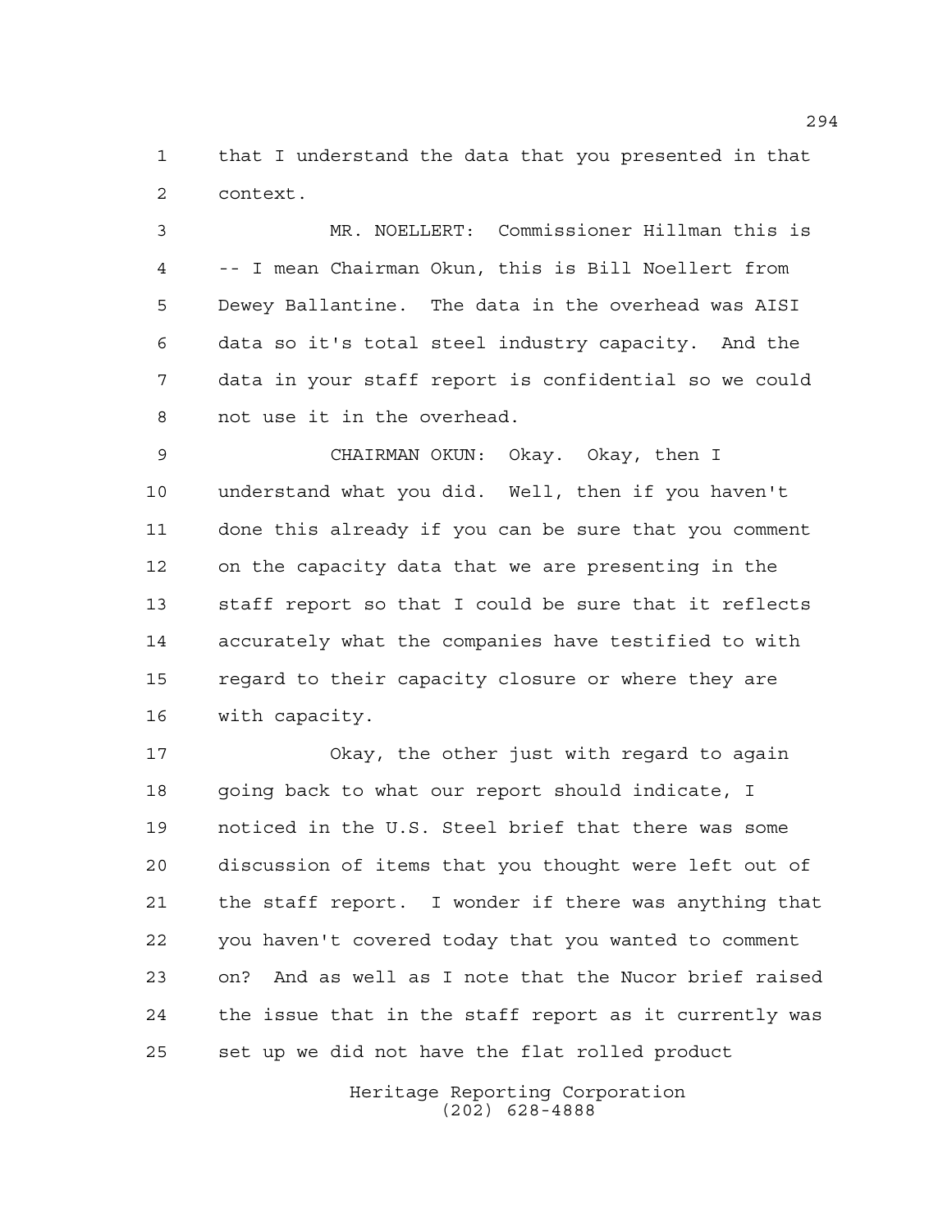that I understand the data that you presented in that context.

MR. NOELLERT: Commissioner Hillman this is -- I mean Chairman Okun, this is Bill Noellert from Dewey Ballantine. The data in the overhead was AISI data so it's total steel industry capacity. And the data in your staff report is confidential so we could not use it in the overhead.

CHAIRMAN OKUN: Okay. Okay, then I understand what you did. Well, then if you haven't done this already if you can be sure that you comment on the capacity data that we are presenting in the staff report so that I could be sure that it reflects accurately what the companies have testified to with regard to their capacity closure or where they are with capacity.

Okay, the other just with regard to again going back to what our report should indicate, I noticed in the U.S. Steel brief that there was some discussion of items that you thought were left out of the staff report. I wonder if there was anything that you haven't covered today that you wanted to comment on? And as well as I note that the Nucor brief raised the issue that in the staff report as it currently was set up we did not have the flat rolled product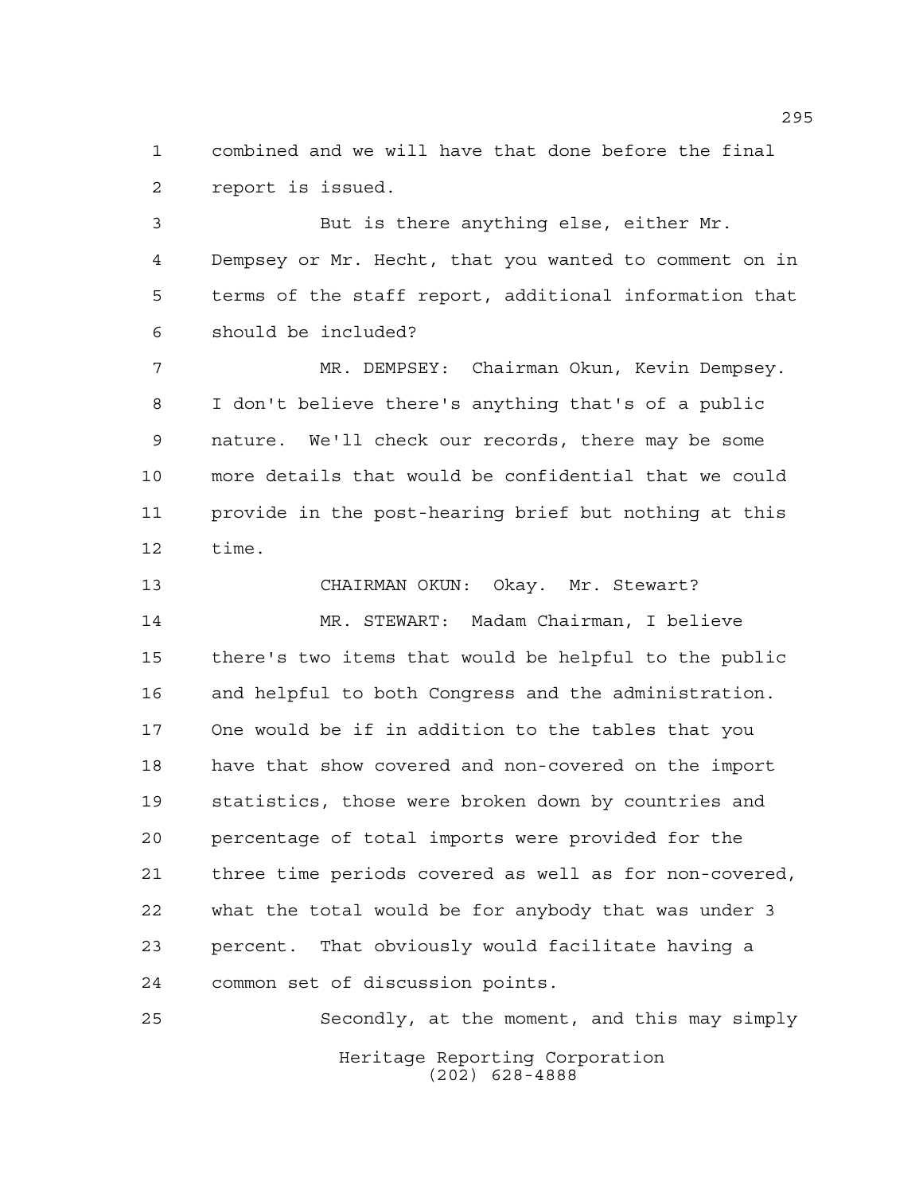combined and we will have that done before the final report is issued.

But is there anything else, either Mr. Dempsey or Mr. Hecht, that you wanted to comment on in terms of the staff report, additional information that should be included?

MR. DEMPSEY: Chairman Okun, Kevin Dempsey. I don't believe there's anything that's of a public nature. We'll check our records, there may be some more details that would be confidential that we could provide in the post-hearing brief but nothing at this time.

CHAIRMAN OKUN: Okay. Mr. Stewart?

MR. STEWART: Madam Chairman, I believe there's two items that would be helpful to the public and helpful to both Congress and the administration. One would be if in addition to the tables that you have that show covered and non-covered on the import statistics, those were broken down by countries and percentage of total imports were provided for the three time periods covered as well as for non-covered, what the total would be for anybody that was under 3 percent. That obviously would facilitate having a common set of discussion points.

Secondly, at the moment, and this may simply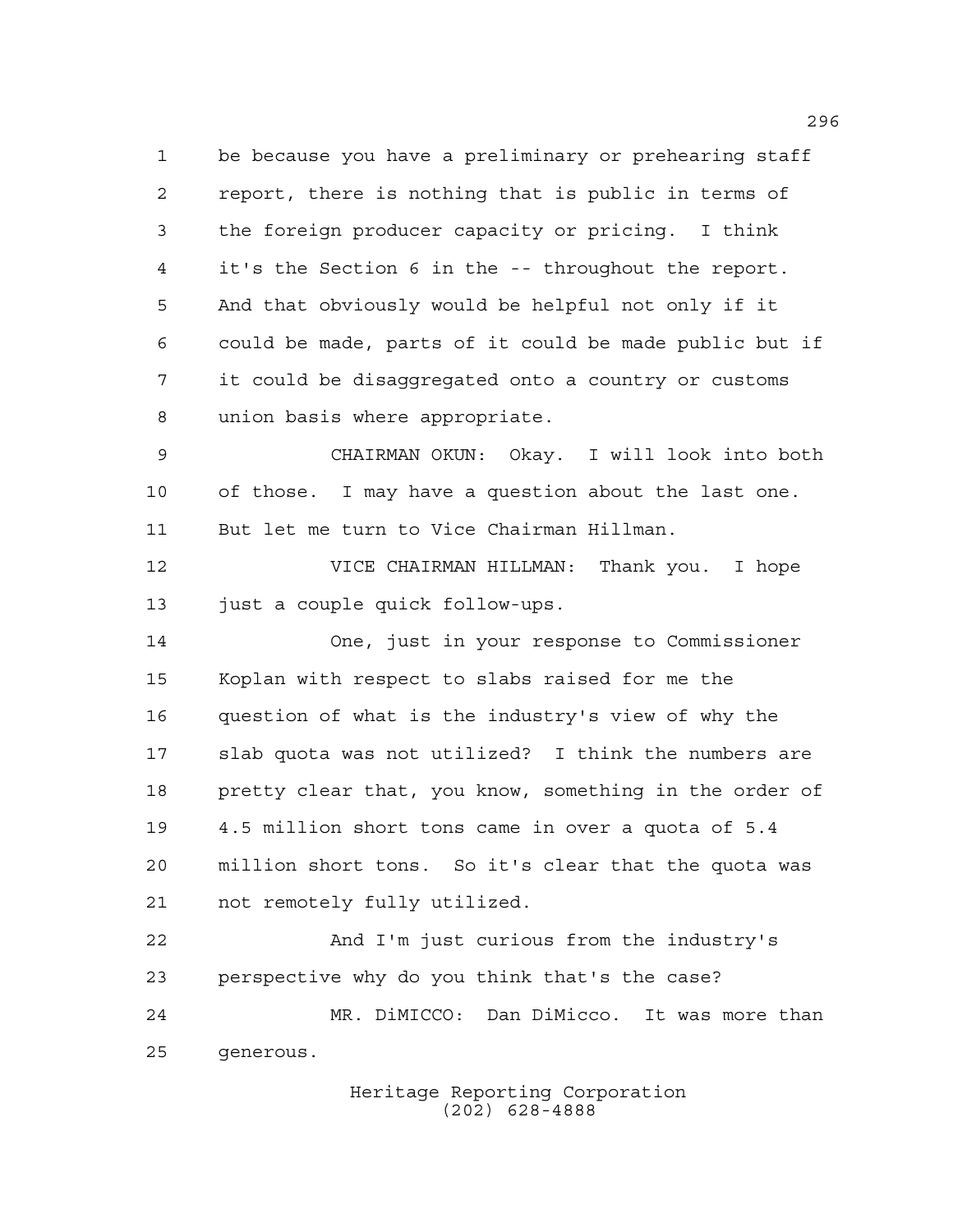be because you have a preliminary or prehearing staff report, there is nothing that is public in terms of the foreign producer capacity or pricing. I think it's the Section 6 in the -- throughout the report. And that obviously would be helpful not only if it could be made, parts of it could be made public but if it could be disaggregated onto a country or customs union basis where appropriate.

CHAIRMAN OKUN: Okay. I will look into both of those. I may have a question about the last one. But let me turn to Vice Chairman Hillman.

VICE CHAIRMAN HILLMAN: Thank you. I hope just a couple quick follow-ups.

One, just in your response to Commissioner Koplan with respect to slabs raised for me the question of what is the industry's view of why the slab quota was not utilized? I think the numbers are pretty clear that, you know, something in the order of 4.5 million short tons came in over a quota of 5.4 million short tons. So it's clear that the quota was not remotely fully utilized.

And I'm just curious from the industry's perspective why do you think that's the case?

MR. DiMICCO: Dan DiMicco. It was more than generous.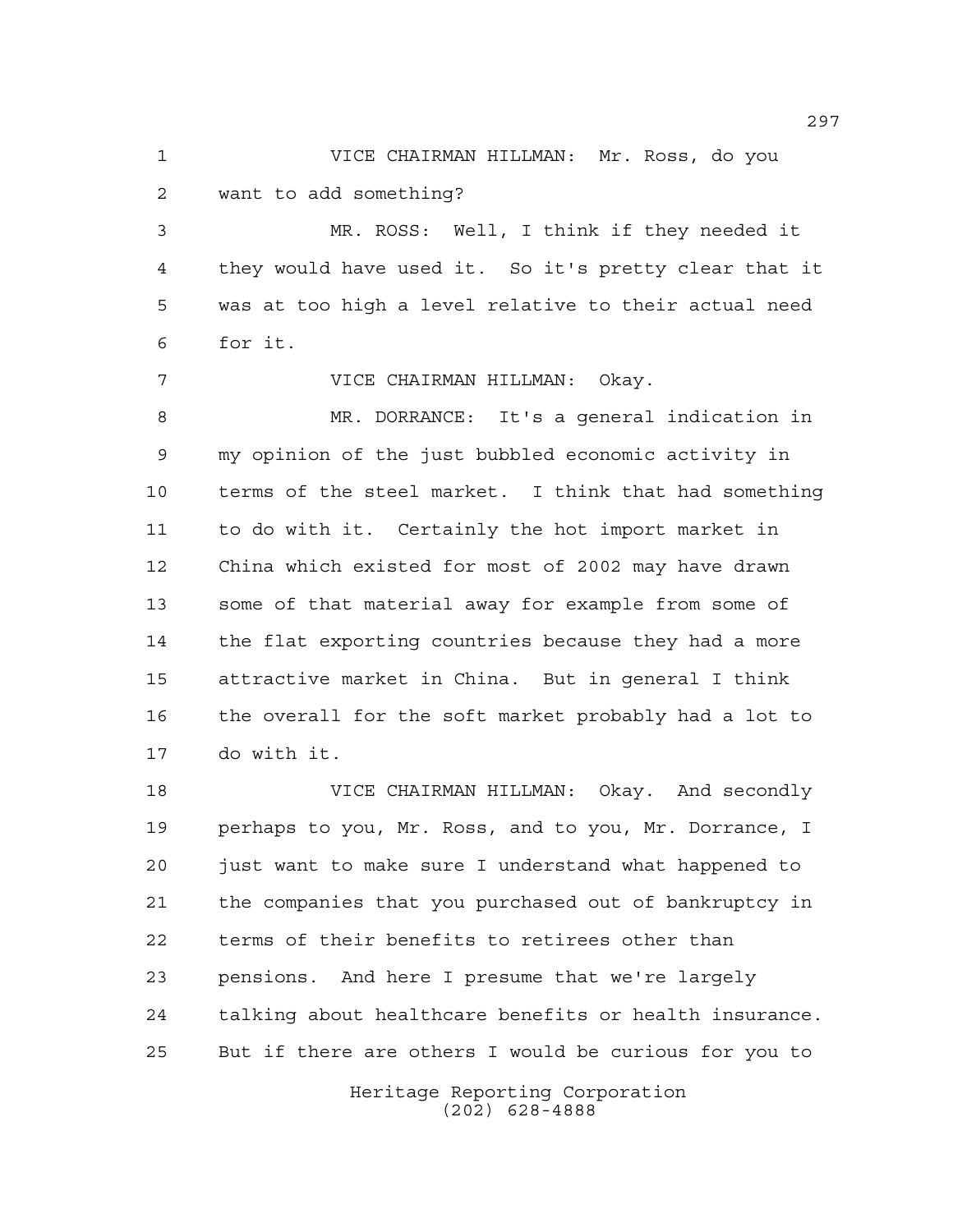VICE CHAIRMAN HILLMAN: Mr. Ross, do you want to add something?

MR. ROSS: Well, I think if they needed it they would have used it. So it's pretty clear that it was at too high a level relative to their actual need for it.

VICE CHAIRMAN HILLMAN: Okay.

MR. DORRANCE: It's a general indication in my opinion of the just bubbled economic activity in terms of the steel market. I think that had something to do with it. Certainly the hot import market in China which existed for most of 2002 may have drawn some of that material away for example from some of the flat exporting countries because they had a more attractive market in China. But in general I think the overall for the soft market probably had a lot to do with it.

VICE CHAIRMAN HILLMAN: Okay. And secondly perhaps to you, Mr. Ross, and to you, Mr. Dorrance, I just want to make sure I understand what happened to the companies that you purchased out of bankruptcy in terms of their benefits to retirees other than pensions. And here I presume that we're largely talking about healthcare benefits or health insurance. But if there are others I would be curious for you to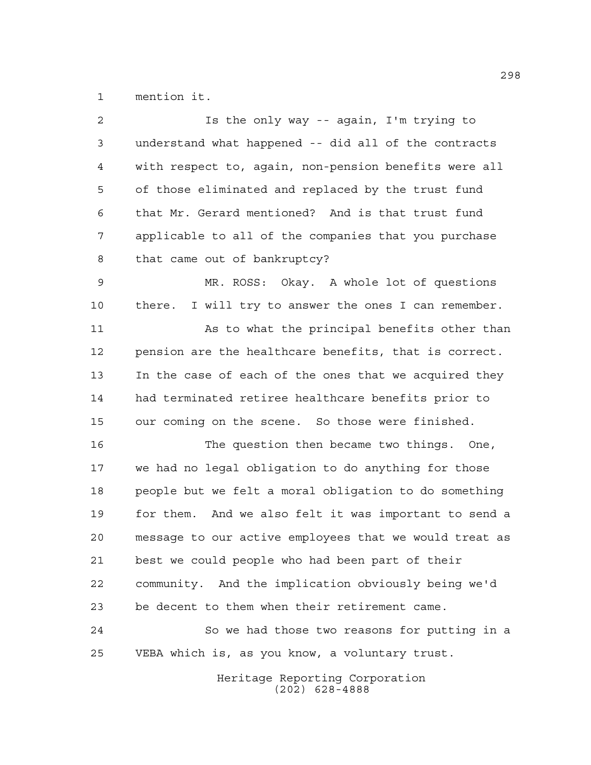mention it.

Is the only way -- again, I'm trying to understand what happened -- did all of the contracts with respect to, again, non-pension benefits were all of those eliminated and replaced by the trust fund that Mr. Gerard mentioned? And is that trust fund applicable to all of the companies that you purchase that came out of bankruptcy?

MR. ROSS: Okay. A whole lot of questions there. I will try to answer the ones I can remember.

As to what the principal benefits other than pension are the healthcare benefits, that is correct. In the case of each of the ones that we acquired they had terminated retiree healthcare benefits prior to our coming on the scene. So those were finished.

The question then became two things. One, we had no legal obligation to do anything for those people but we felt a moral obligation to do something for them. And we also felt it was important to send a message to our active employees that we would treat as best we could people who had been part of their community. And the implication obviously being we'd be decent to them when their retirement came.

So we had those two reasons for putting in a VEBA which is, as you know, a voluntary trust.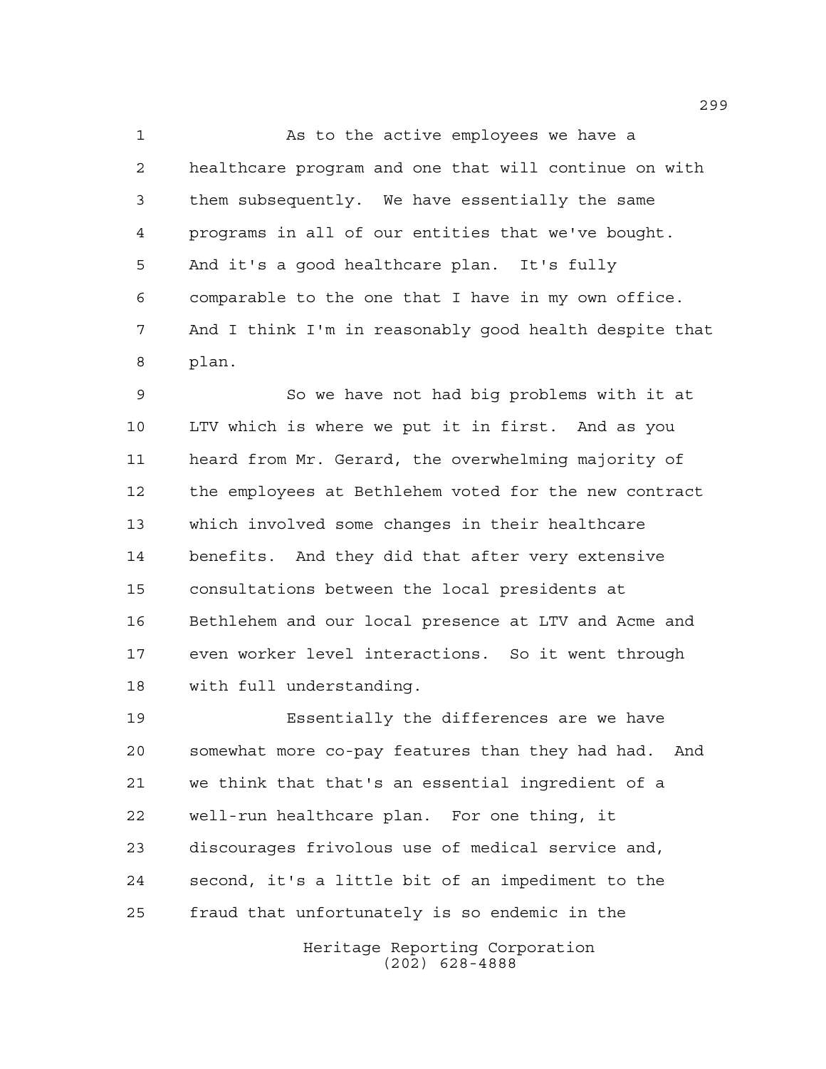As to the active employees we have a healthcare program and one that will continue on with them subsequently. We have essentially the same programs in all of our entities that we've bought. And it's a good healthcare plan. It's fully comparable to the one that I have in my own office. And I think I'm in reasonably good health despite that plan.

So we have not had big problems with it at LTV which is where we put it in first. And as you heard from Mr. Gerard, the overwhelming majority of the employees at Bethlehem voted for the new contract which involved some changes in their healthcare benefits. And they did that after very extensive consultations between the local presidents at Bethlehem and our local presence at LTV and Acme and even worker level interactions. So it went through with full understanding.

Essentially the differences are we have somewhat more co-pay features than they had had. And we think that that's an essential ingredient of a well-run healthcare plan. For one thing, it discourages frivolous use of medical service and, second, it's a little bit of an impediment to the fraud that unfortunately is so endemic in the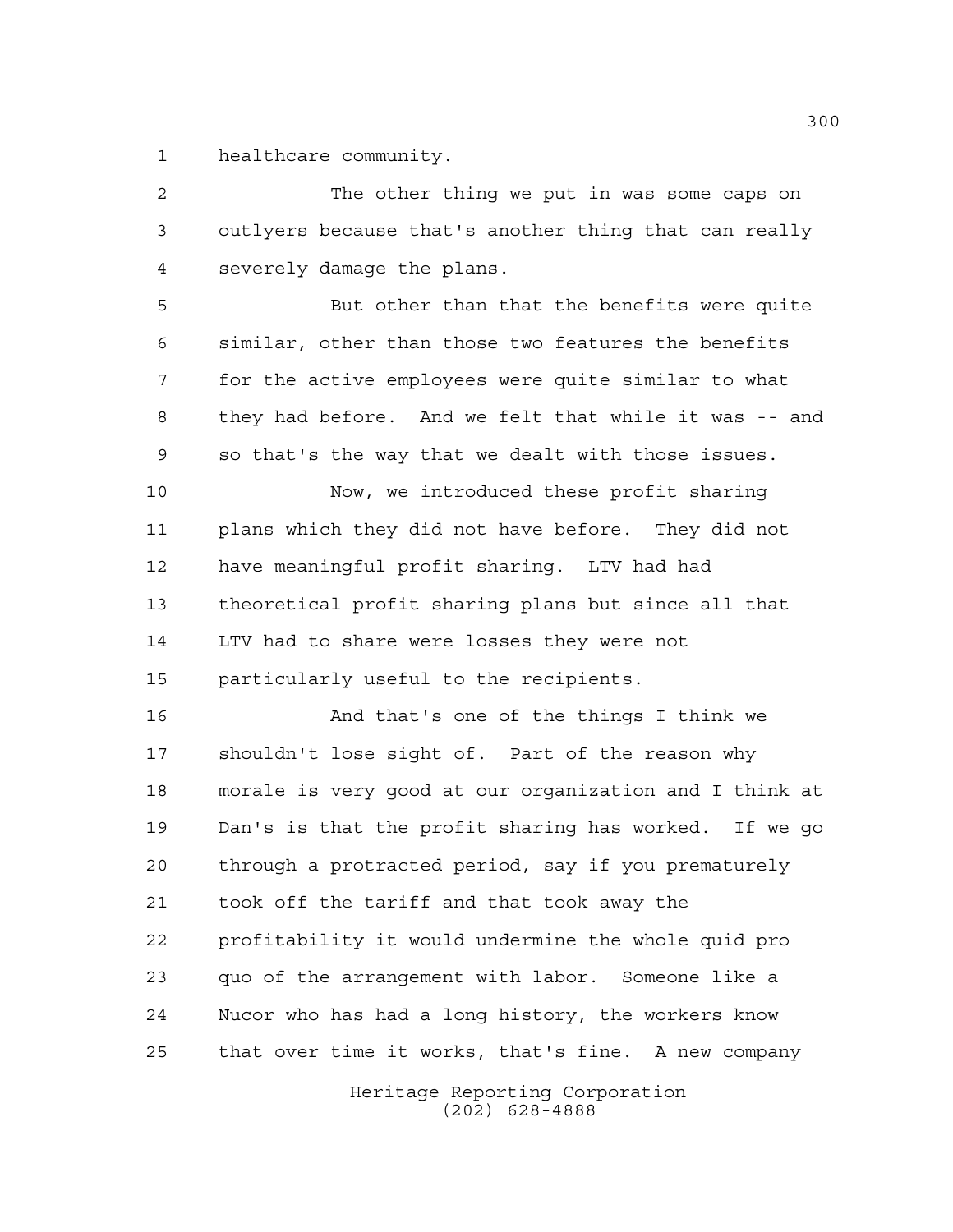healthcare community.

The other thing we put in was some caps on outlyers because that's another thing that can really severely damage the plans.

But other than that the benefits were quite similar, other than those two features the benefits for the active employees were quite similar to what they had before. And we felt that while it was -- and so that's the way that we dealt with those issues.

Now, we introduced these profit sharing plans which they did not have before. They did not have meaningful profit sharing. LTV had had theoretical profit sharing plans but since all that LTV had to share were losses they were not particularly useful to the recipients.

And that's one of the things I think we shouldn't lose sight of. Part of the reason why morale is very good at our organization and I think at Dan's is that the profit sharing has worked. If we go through a protracted period, say if you prematurely took off the tariff and that took away the profitability it would undermine the whole quid pro quo of the arrangement with labor. Someone like a Nucor who has had a long history, the workers know that over time it works, that's fine. A new company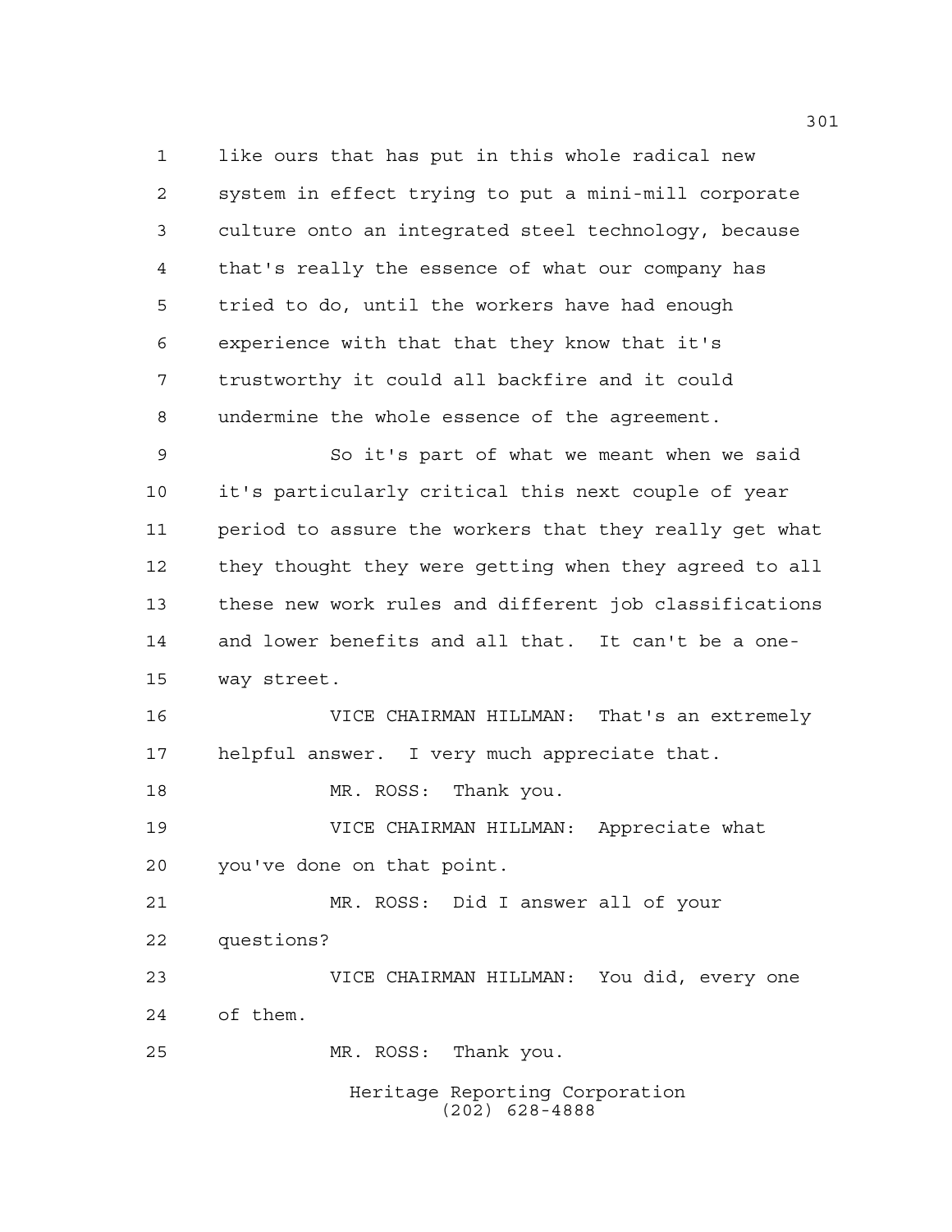like ours that has put in this whole radical new system in effect trying to put a mini-mill corporate culture onto an integrated steel technology, because that's really the essence of what our company has tried to do, until the workers have had enough experience with that that they know that it's trustworthy it could all backfire and it could undermine the whole essence of the agreement.

So it's part of what we meant when we said it's particularly critical this next couple of year period to assure the workers that they really get what they thought they were getting when they agreed to all these new work rules and different job classifications and lower benefits and all that. It can't be a one-way street.

VICE CHAIRMAN HILLMAN: That's an extremely helpful answer. I very much appreciate that.

MR. ROSS: Thank you.

VICE CHAIRMAN HILLMAN: Appreciate what you've done on that point.

MR. ROSS: Did I answer all of your questions?

VICE CHAIRMAN HILLMAN: You did, every one of them.

MR. ROSS: Thank you.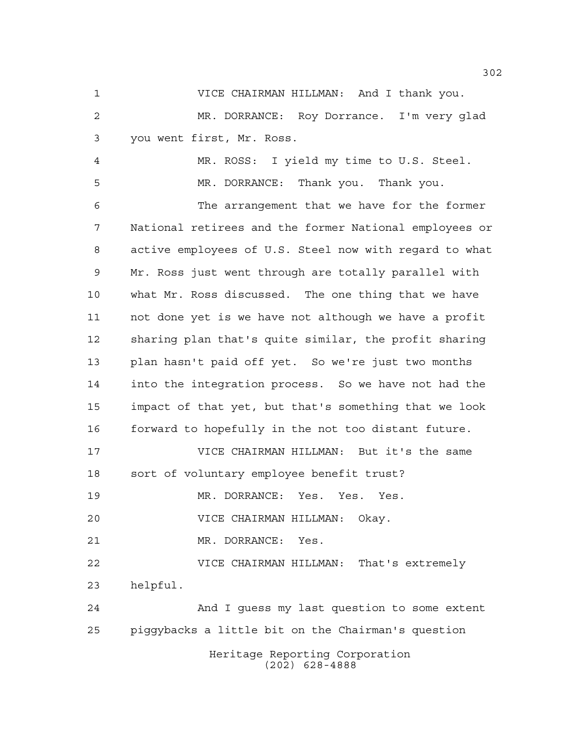VICE CHAIRMAN HILLMAN: And I thank you.

MR. DORRANCE: Roy Dorrance. I'm very glad you went first, Mr. Ross.

MR. ROSS: I yield my time to U.S. Steel.

MR. DORRANCE: Thank you. Thank you.

The arrangement that we have for the former National retirees and the former National employees or active employees of U.S. Steel now with regard to what Mr. Ross just went through are totally parallel with what Mr. Ross discussed. The one thing that we have not done yet is we have not although we have a profit sharing plan that's quite similar, the profit sharing plan hasn't paid off yet. So we're just two months into the integration process. So we have not had the impact of that yet, but that's something that we look forward to hopefully in the not too distant future.

VICE CHAIRMAN HILLMAN: But it's the same sort of voluntary employee benefit trust?

MR. DORRANCE: Yes. Yes. Yes.

VICE CHAIRMAN HILLMAN: Okay.

MR. DORRANCE: Yes.

VICE CHAIRMAN HILLMAN: That's extremely helpful.

And I guess my last question to some extent piggybacks a little bit on the Chairman's question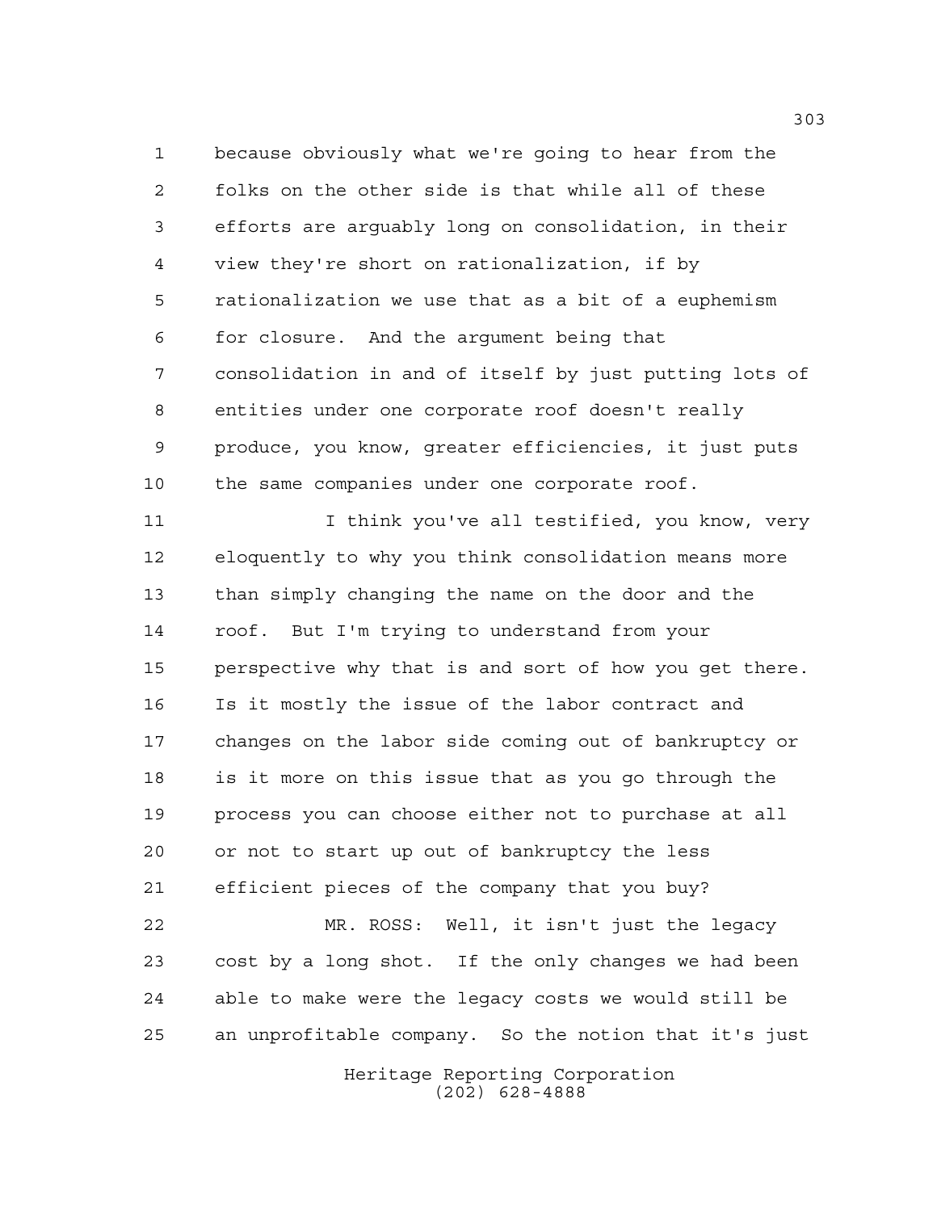because obviously what we're going to hear from the folks on the other side is that while all of these efforts are arguably long on consolidation, in their view they're short on rationalization, if by rationalization we use that as a bit of a euphemism for closure. And the argument being that consolidation in and of itself by just putting lots of entities under one corporate roof doesn't really produce, you know, greater efficiencies, it just puts the same companies under one corporate roof.

I think you've all testified, you know, very eloquently to why you think consolidation means more than simply changing the name on the door and the roof. But I'm trying to understand from your perspective why that is and sort of how you get there. Is it mostly the issue of the labor contract and changes on the labor side coming out of bankruptcy or is it more on this issue that as you go through the process you can choose either not to purchase at all or not to start up out of bankruptcy the less efficient pieces of the company that you buy?

MR. ROSS: Well, it isn't just the legacy cost by a long shot. If the only changes we had been able to make were the legacy costs we would still be an unprofitable company. So the notion that it's just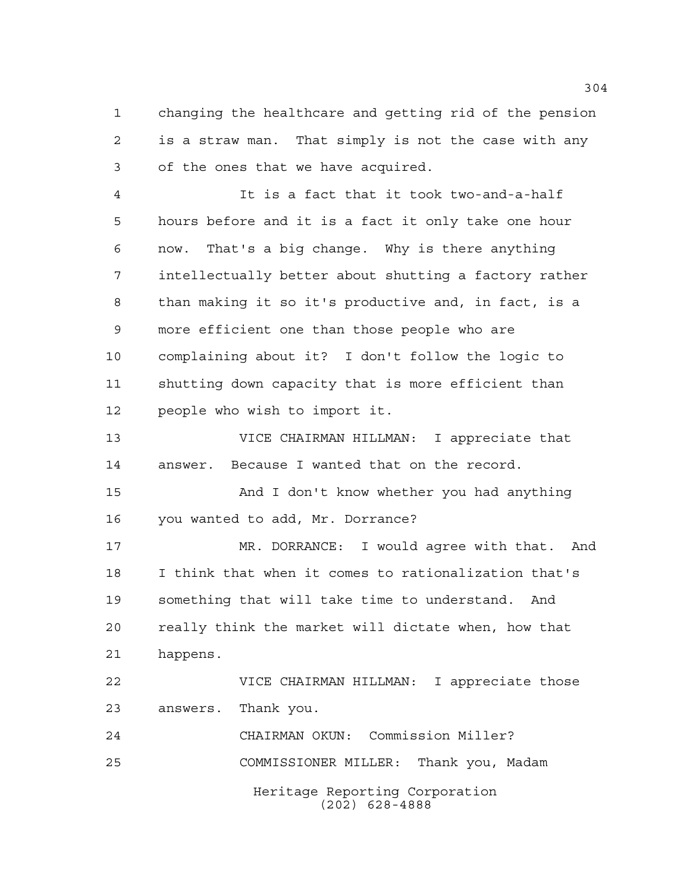changing the healthcare and getting rid of the pension is a straw man. That simply is not the case with any of the ones that we have acquired.

It is a fact that it took two-and-a-half hours before and it is a fact it only take one hour now. That's a big change. Why is there anything intellectually better about shutting a factory rather than making it so it's productive and, in fact, is a more efficient one than those people who are complaining about it? I don't follow the logic to shutting down capacity that is more efficient than people who wish to import it.

VICE CHAIRMAN HILLMAN: I appreciate that answer. Because I wanted that on the record.

And I don't know whether you had anything you wanted to add, Mr. Dorrance?

MR. DORRANCE: I would agree with that. And I think that when it comes to rationalization that's something that will take time to understand. And really think the market will dictate when, how that happens.

VICE CHAIRMAN HILLMAN: I appreciate those answers. Thank you.

CHAIRMAN OKUN: Commission Miller?

COMMISSIONER MILLER: Thank you, Madam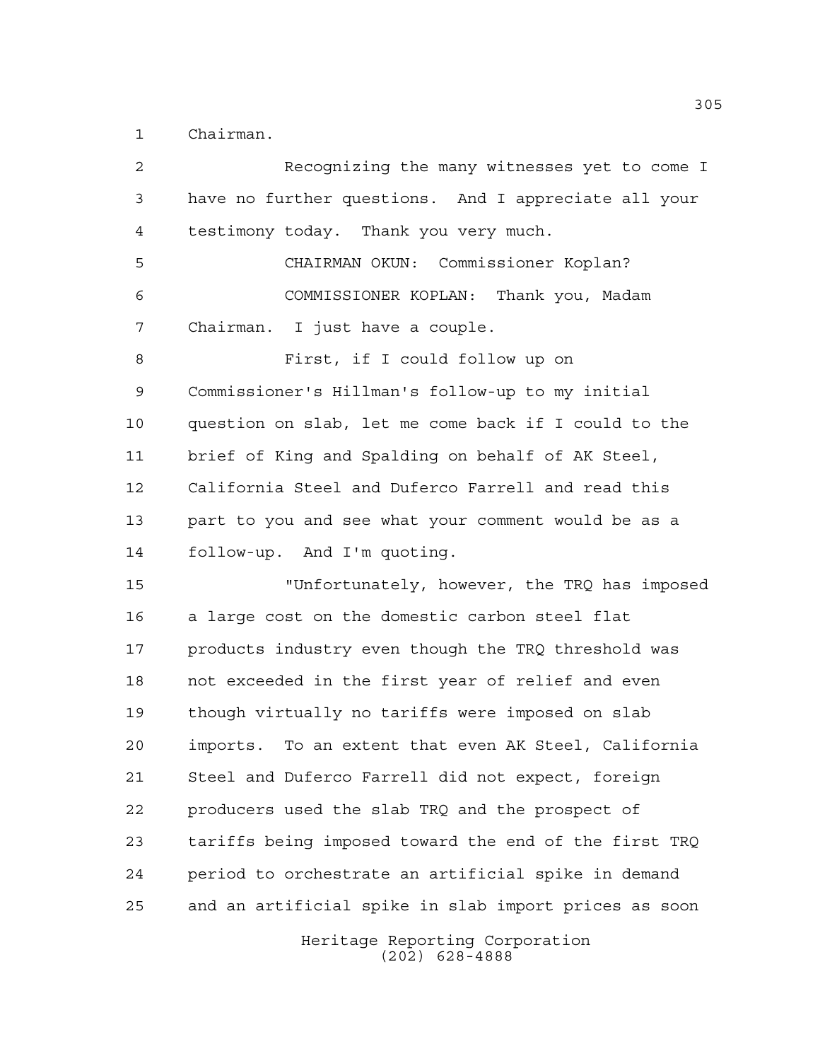Chairman.

Recognizing the many witnesses yet to come I have no further questions. And I appreciate all your testimony today. Thank you very much.

CHAIRMAN OKUN: Commissioner Koplan?

COMMISSIONER KOPLAN: Thank you, Madam Chairman. I just have a couple.

First, if I could follow up on Commissioner's Hillman's follow-up to my initial question on slab, let me come back if I could to the brief of King and Spalding on behalf of AK Steel, California Steel and Duferco Farrell and read this part to you and see what your comment would be as a follow-up. And I'm quoting.

"Unfortunately, however, the TRQ has imposed a large cost on the domestic carbon steel flat products industry even though the TRQ threshold was not exceeded in the first year of relief and even though virtually no tariffs were imposed on slab imports. To an extent that even AK Steel, California Steel and Duferco Farrell did not expect, foreign producers used the slab TRQ and the prospect of tariffs being imposed toward the end of the first TRQ period to orchestrate an artificial spike in demand and an artificial spike in slab import prices as soon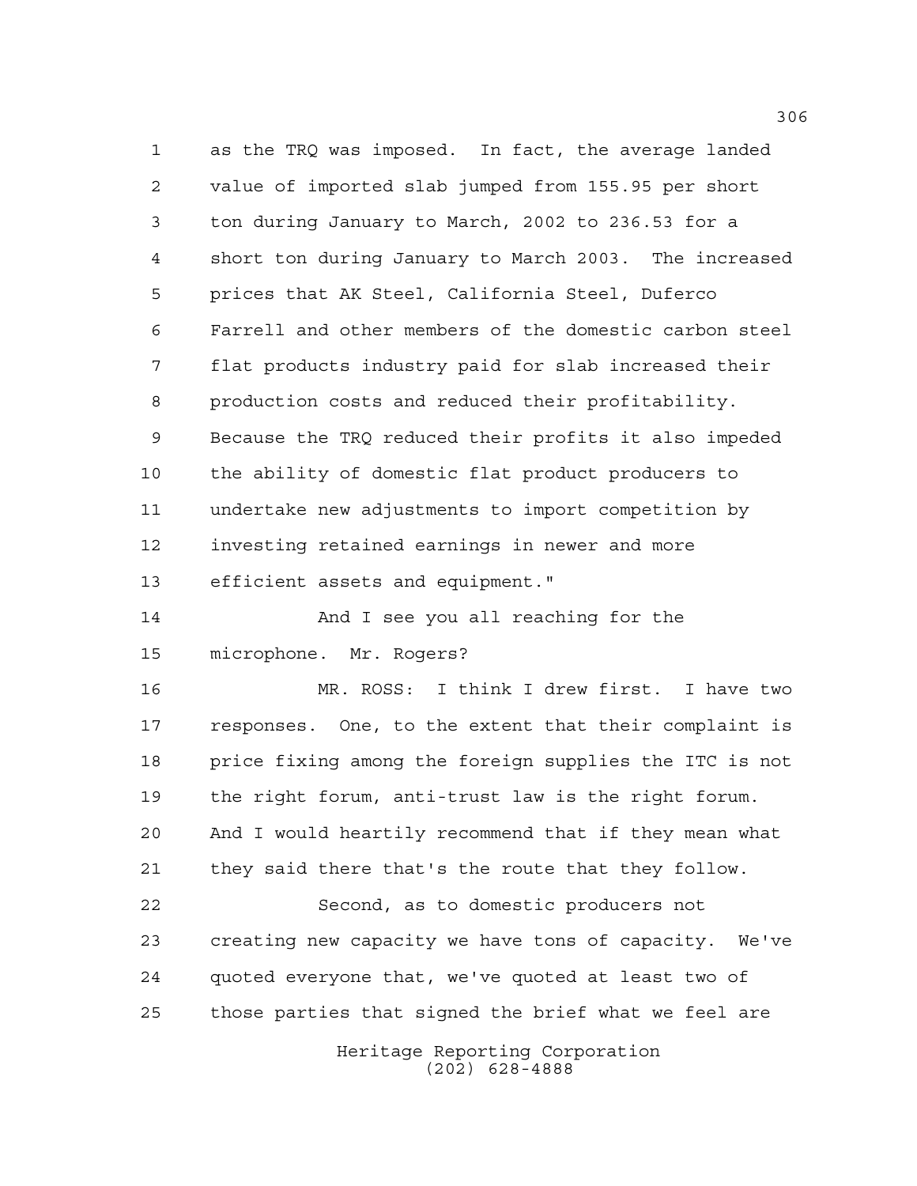as the TRQ was imposed. In fact, the average landed value of imported slab jumped from 155.95 per short ton during January to March, 2002 to 236.53 for a short ton during January to March 2003. The increased prices that AK Steel, California Steel, Duferco Farrell and other members of the domestic carbon steel flat products industry paid for slab increased their production costs and reduced their profitability. Because the TRQ reduced their profits it also impeded the ability of domestic flat product producers to undertake new adjustments to import competition by investing retained earnings in newer and more efficient assets and equipment."

And I see you all reaching for the microphone. Mr. Rogers?

MR. ROSS: I think I drew first. I have two responses. One, to the extent that their complaint is price fixing among the foreign supplies the ITC is not the right forum, anti-trust law is the right forum. And I would heartily recommend that if they mean what they said there that's the route that they follow.

Second, as to domestic producers not creating new capacity we have tons of capacity. We've quoted everyone that, we've quoted at least two of those parties that signed the brief what we feel are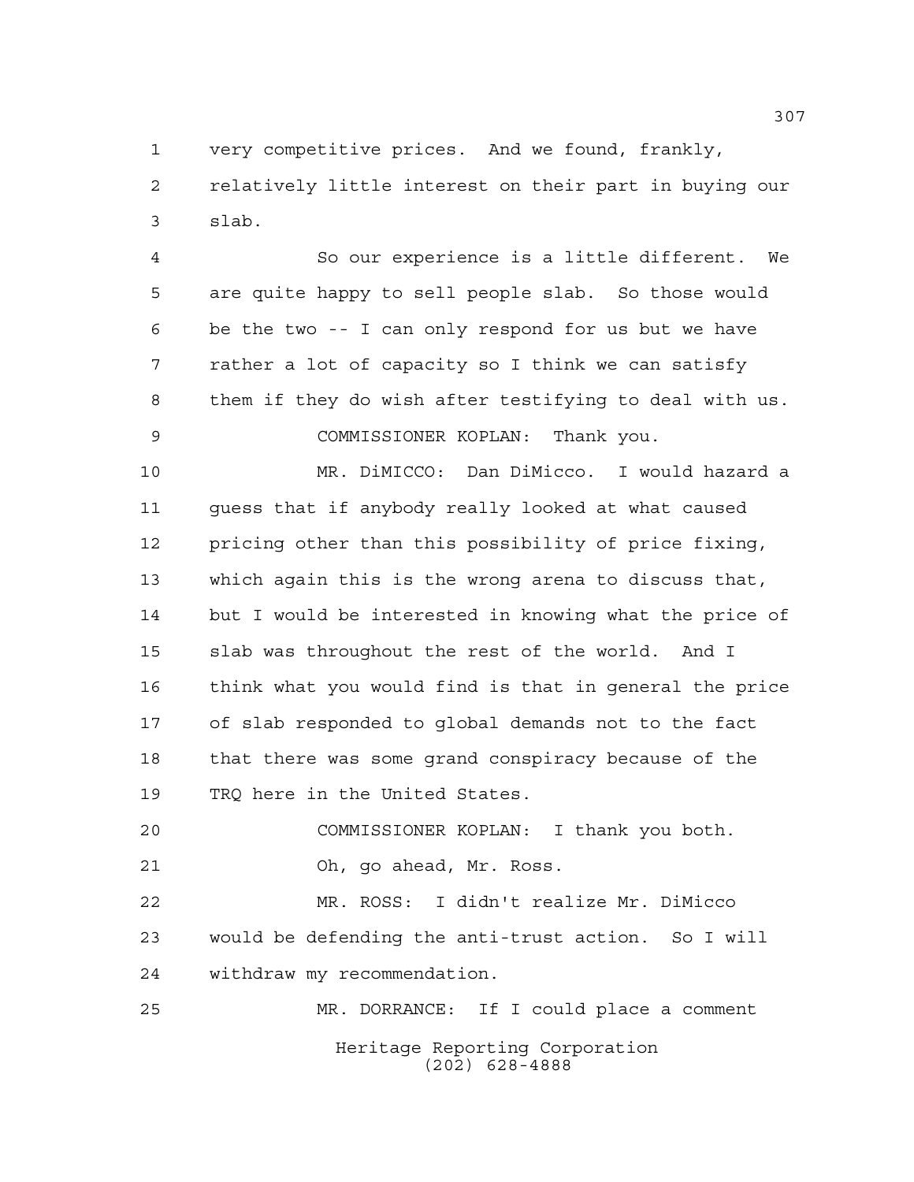very competitive prices. And we found, frankly, relatively little interest on their part in buying our slab.

So our experience is a little different. We are quite happy to sell people slab. So those would be the two -- I can only respond for us but we have rather a lot of capacity so I think we can satisfy them if they do wish after testifying to deal with us.

COMMISSIONER KOPLAN: Thank you.

MR. DiMICCO: Dan DiMicco. I would hazard a guess that if anybody really looked at what caused pricing other than this possibility of price fixing, which again this is the wrong arena to discuss that, but I would be interested in knowing what the price of slab was throughout the rest of the world. And I think what you would find is that in general the price of slab responded to global demands not to the fact that there was some grand conspiracy because of the TRQ here in the United States.

COMMISSIONER KOPLAN: I thank you both.

Oh, go ahead, Mr. Ross.

MR. ROSS: I didn't realize Mr. DiMicco would be defending the anti-trust action. So I will withdraw my recommendation.

MR. DORRANCE: If I could place a comment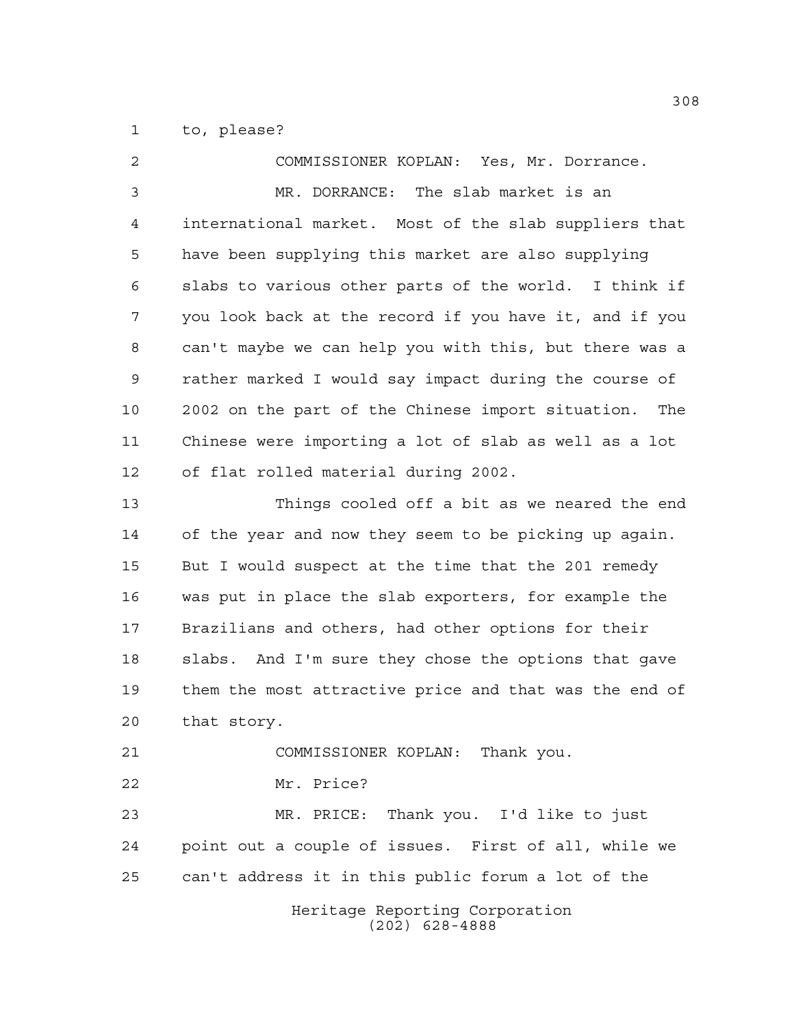to, please?

COMMISSIONER KOPLAN: Yes, Mr. Dorrance.

MR. DORRANCE: The slab market is an international market. Most of the slab suppliers that have been supplying this market are also supplying slabs to various other parts of the world. I think if you look back at the record if you have it, and if you can't maybe we can help you with this, but there was a rather marked I would say impact during the course of 2002 on the part of the Chinese import situation. The Chinese were importing a lot of slab as well as a lot of flat rolled material during 2002.

Things cooled off a bit as we neared the end of the year and now they seem to be picking up again. But I would suspect at the time that the 201 remedy was put in place the slab exporters, for example the Brazilians and others, had other options for their slabs. And I'm sure they chose the options that gave them the most attractive price and that was the end of that story.

COMMISSIONER KOPLAN: Thank you.

Mr. Price?

MR. PRICE: Thank you. I'd like to just point out a couple of issues. First of all, while we can't address it in this public forum a lot of the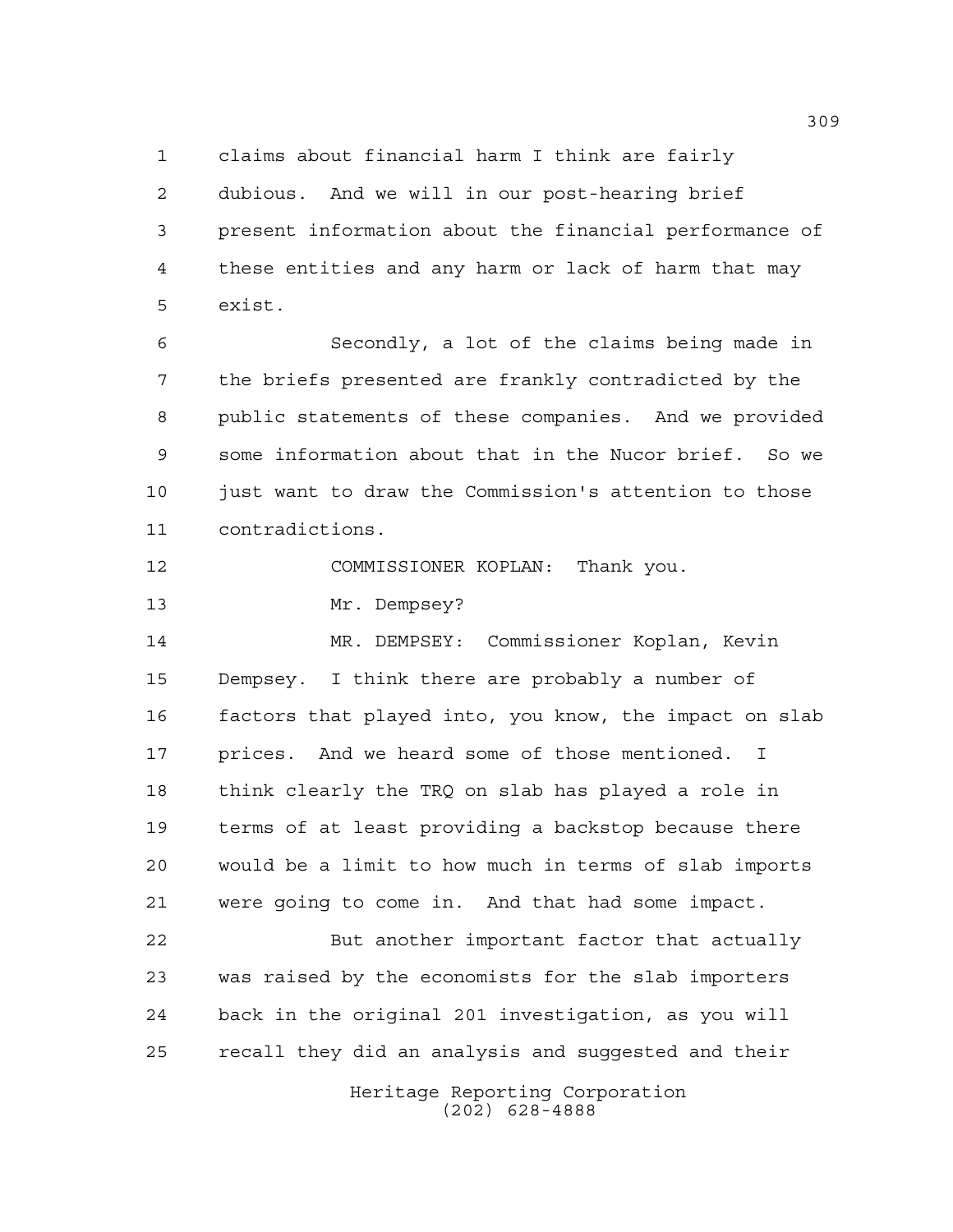claims about financial harm I think are fairly dubious. And we will in our post-hearing brief present information about the financial performance of these entities and any harm or lack of harm that may exist.

Secondly, a lot of the claims being made in the briefs presented are frankly contradicted by the public statements of these companies. And we provided some information about that in the Nucor brief. So we just want to draw the Commission's attention to those contradictions.

COMMISSIONER KOPLAN: Thank you.

Mr. Dempsey?

MR. DEMPSEY: Commissioner Koplan, Kevin Dempsey. I think there are probably a number of factors that played into, you know, the impact on slab prices. And we heard some of those mentioned. I think clearly the TRQ on slab has played a role in terms of at least providing a backstop because there would be a limit to how much in terms of slab imports were going to come in. And that had some impact.

But another important factor that actually was raised by the economists for the slab importers back in the original 201 investigation, as you will recall they did an analysis and suggested and their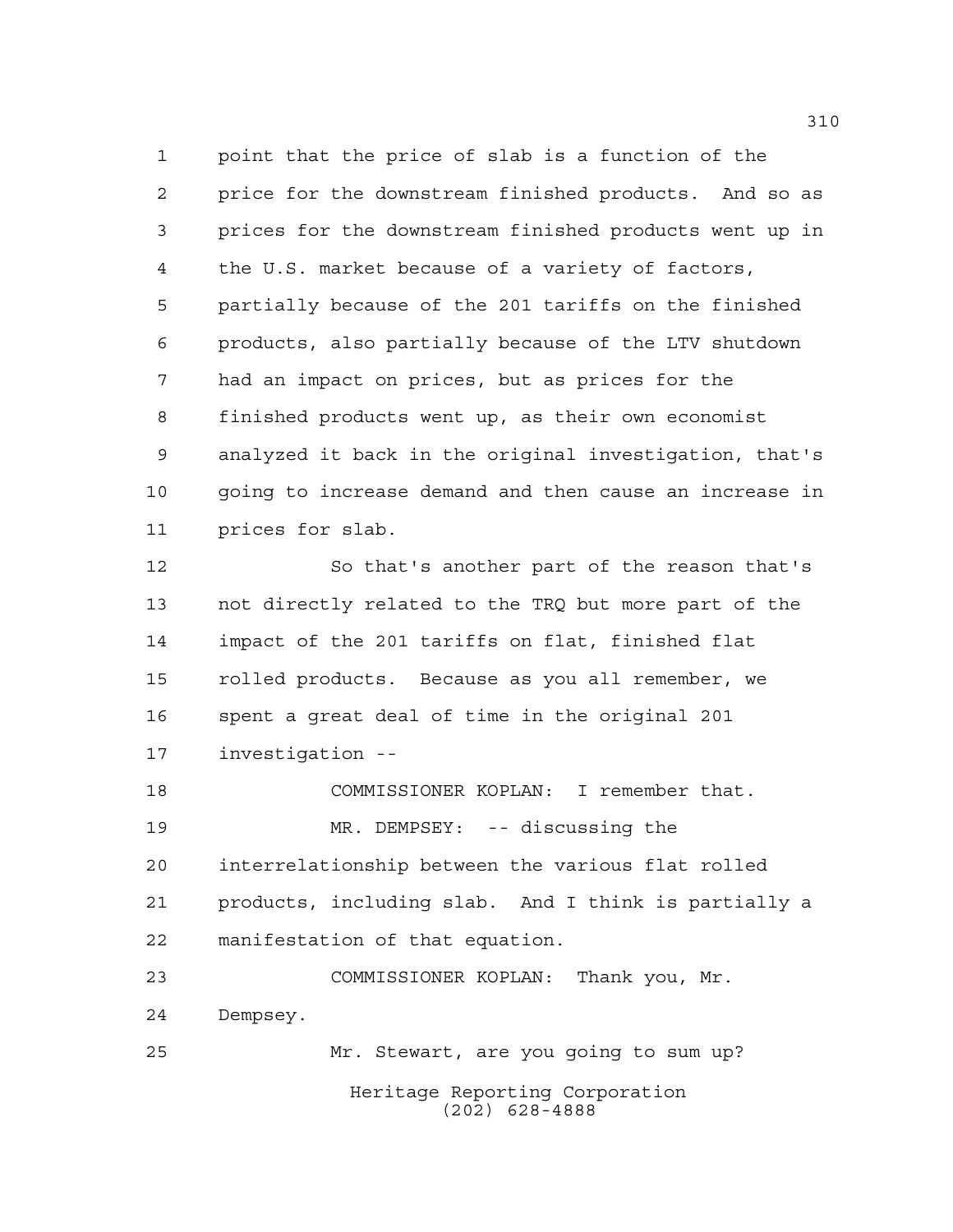point that the price of slab is a function of the price for the downstream finished products. And so as prices for the downstream finished products went up in the U.S. market because of a variety of factors, partially because of the 201 tariffs on the finished products, also partially because of the LTV shutdown had an impact on prices, but as prices for the finished products went up, as their own economist analyzed it back in the original investigation, that's going to increase demand and then cause an increase in prices for slab.

So that's another part of the reason that's not directly related to the TRQ but more part of the impact of the 201 tariffs on flat, finished flat rolled products. Because as you all remember, we spent a great deal of time in the original 201 investigation --

COMMISSIONER KOPLAN: I remember that.

MR. DEMPSEY: -- discussing the interrelationship between the various flat rolled products, including slab. And I think is partially a manifestation of that equation.

COMMISSIONER KOPLAN: Thank you, Mr. Dempsey.

Mr. Stewart, are you going to sum up?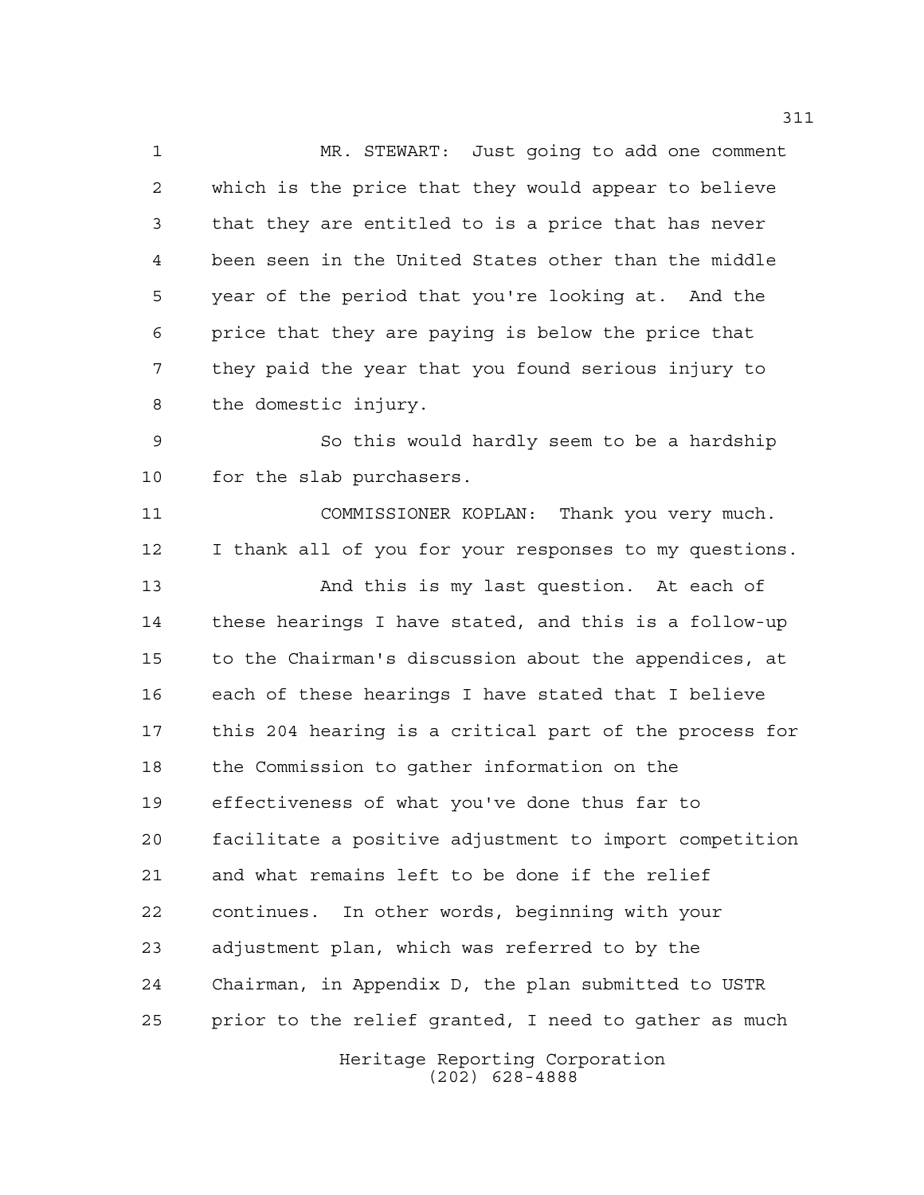MR. STEWART: Just going to add one comment which is the price that they would appear to believe that they are entitled to is a price that has never been seen in the United States other than the middle year of the period that you're looking at. And the price that they are paying is below the price that they paid the year that you found serious injury to the domestic injury.

So this would hardly seem to be a hardship for the slab purchasers.

COMMISSIONER KOPLAN: Thank you very much. I thank all of you for your responses to my questions.

And this is my last question. At each of these hearings I have stated, and this is a follow-up to the Chairman's discussion about the appendices, at each of these hearings I have stated that I believe this 204 hearing is a critical part of the process for the Commission to gather information on the effectiveness of what you've done thus far to facilitate a positive adjustment to import competition and what remains left to be done if the relief continues. In other words, beginning with your adjustment plan, which was referred to by the Chairman, in Appendix D, the plan submitted to USTR prior to the relief granted, I need to gather as much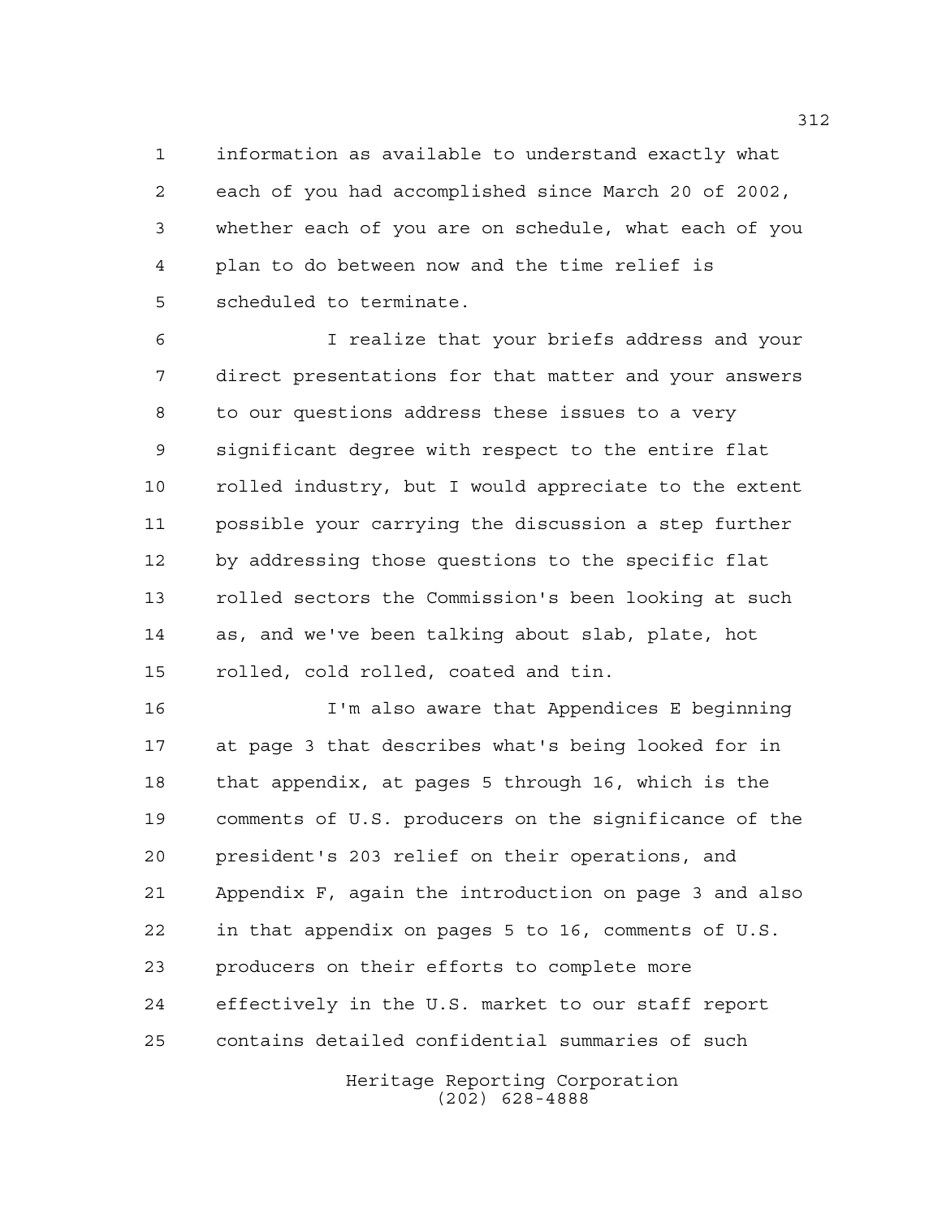information as available to understand exactly what each of you had accomplished since March 20 of 2002, whether each of you are on schedule, what each of you plan to do between now and the time relief is scheduled to terminate.

I realize that your briefs address and your direct presentations for that matter and your answers to our questions address these issues to a very significant degree with respect to the entire flat rolled industry, but I would appreciate to the extent possible your carrying the discussion a step further by addressing those questions to the specific flat rolled sectors the Commission's been looking at such as, and we've been talking about slab, plate, hot rolled, cold rolled, coated and tin.

I'm also aware that Appendices E beginning at page 3 that describes what's being looked for in that appendix, at pages 5 through 16, which is the comments of U.S. producers on the significance of the president's 203 relief on their operations, and Appendix F, again the introduction on page 3 and also in that appendix on pages 5 to 16, comments of U.S. producers on their efforts to complete more effectively in the U.S. market to our staff report contains detailed confidential summaries of such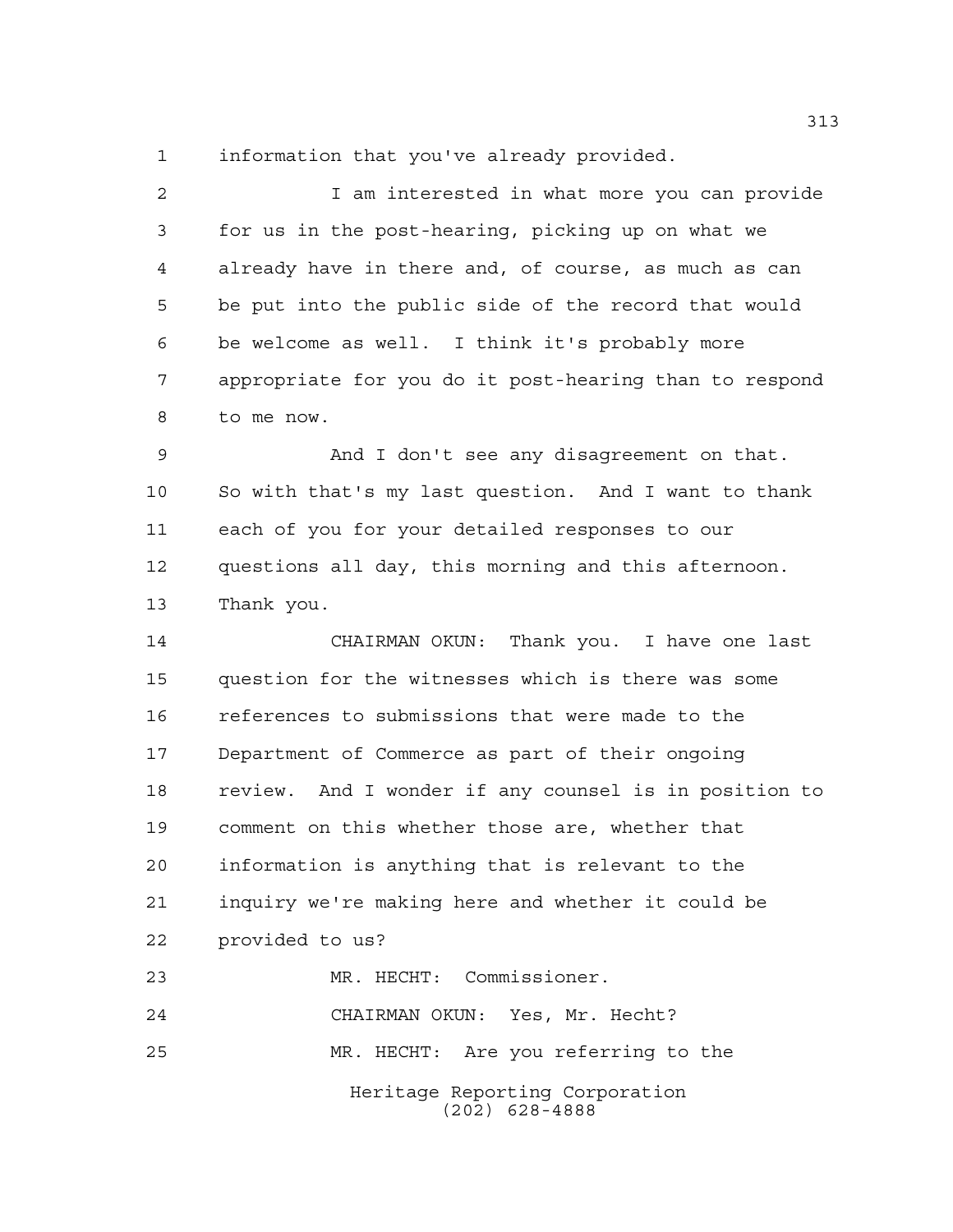information that you've already provided.

I am interested in what more you can provide for us in the post-hearing, picking up on what we already have in there and, of course, as much as can be put into the public side of the record that would be welcome as well. I think it's probably more appropriate for you do it post-hearing than to respond to me now.

And I don't see any disagreement on that. So with that's my last question. And I want to thank each of you for your detailed responses to our questions all day, this morning and this afternoon. Thank you.

CHAIRMAN OKUN: Thank you. I have one last question for the witnesses which is there was some references to submissions that were made to the Department of Commerce as part of their ongoing review. And I wonder if any counsel is in position to comment on this whether those are, whether that information is anything that is relevant to the inquiry we're making here and whether it could be provided to us?

MR. HECHT: Commissioner.

CHAIRMAN OKUN: Yes, Mr. Hecht?

MR. HECHT: Are you referring to the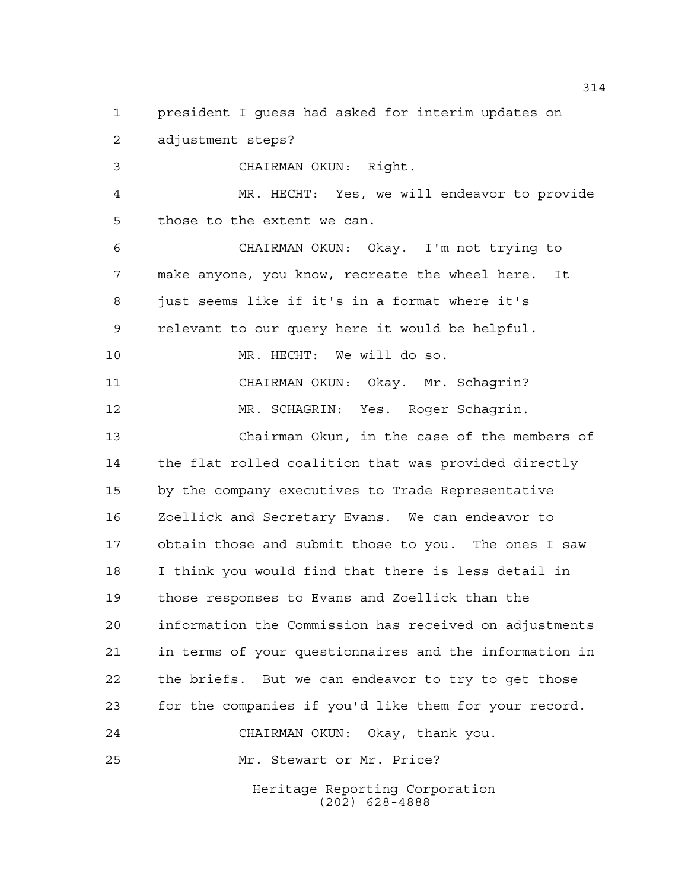president I guess had asked for interim updates on adjustment steps?

CHAIRMAN OKUN: Right.

MR. HECHT: Yes, we will endeavor to provide those to the extent we can.

CHAIRMAN OKUN: Okay. I'm not trying to make anyone, you know, recreate the wheel here. It just seems like if it's in a format where it's relevant to our query here it would be helpful.

MR. HECHT: We will do so.

CHAIRMAN OKUN: Okay. Mr. Schagrin?

MR. SCHAGRIN: Yes. Roger Schagrin.

Chairman Okun, in the case of the members of the flat rolled coalition that was provided directly by the company executives to Trade Representative Zoellick and Secretary Evans. We can endeavor to obtain those and submit those to you. The ones I saw I think you would find that there is less detail in those responses to Evans and Zoellick than the information the Commission has received on adjustments in terms of your questionnaires and the information in the briefs. But we can endeavor to try to get those for the companies if you'd like them for your record.

CHAIRMAN OKUN: Okay, thank you.

Mr. Stewart or Mr. Price?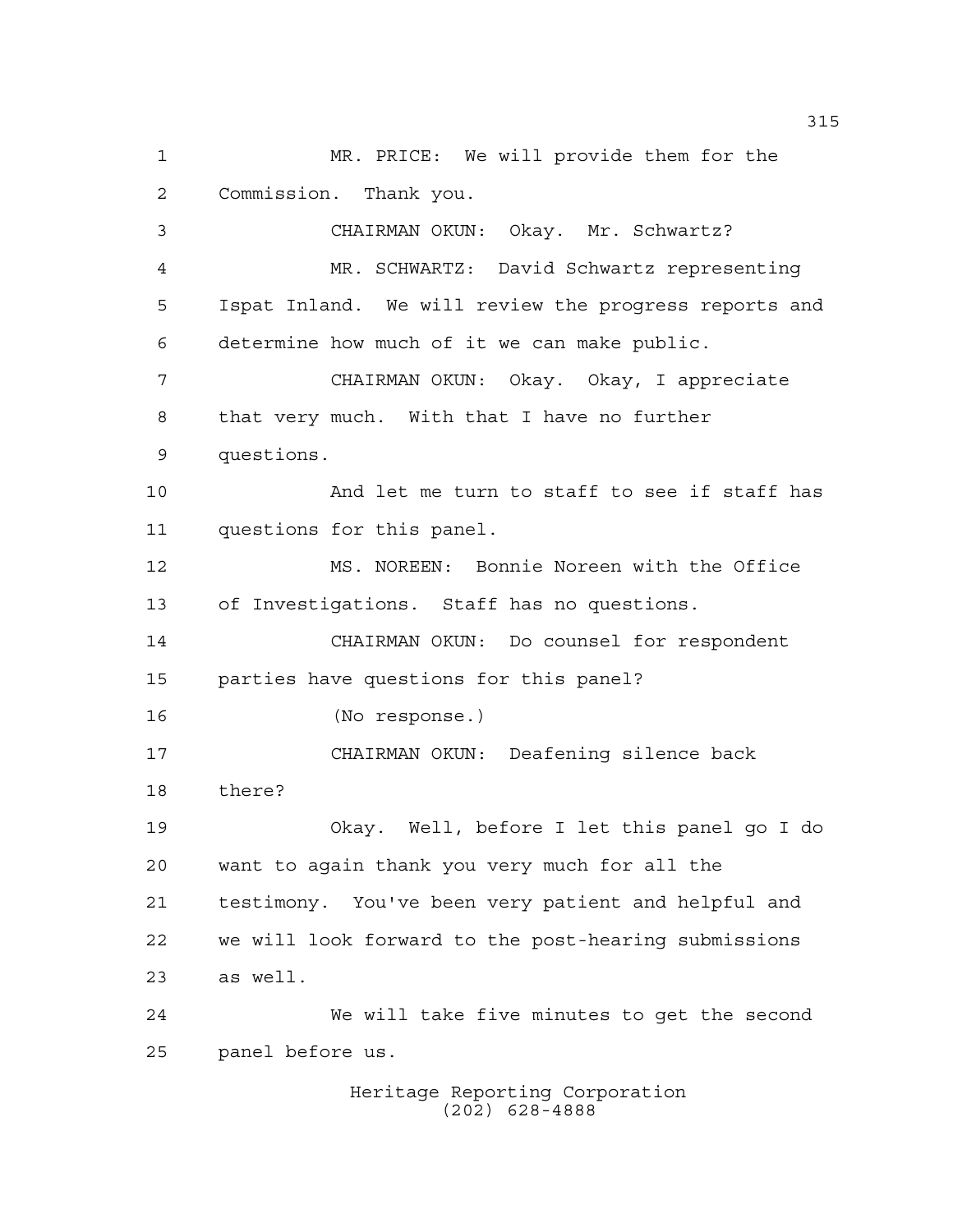MR. PRICE: We will provide them for the Commission. Thank you.

CHAIRMAN OKUN: Okay. Mr. Schwartz?

MR. SCHWARTZ: David Schwartz representing Ispat Inland. We will review the progress reports and determine how much of it we can make public.

CHAIRMAN OKUN: Okay. Okay, I appreciate that very much. With that I have no further questions.

And let me turn to staff to see if staff has questions for this panel.

MS. NOREEN: Bonnie Noreen with the Office of Investigations. Staff has no questions.

CHAIRMAN OKUN: Do counsel for respondent parties have questions for this panel?

(No response.)

CHAIRMAN OKUN: Deafening silence back there?

Okay. Well, before I let this panel go I do want to again thank you very much for all the testimony. You've been very patient and helpful and we will look forward to the post-hearing submissions as well.

We will take five minutes to get the second panel before us.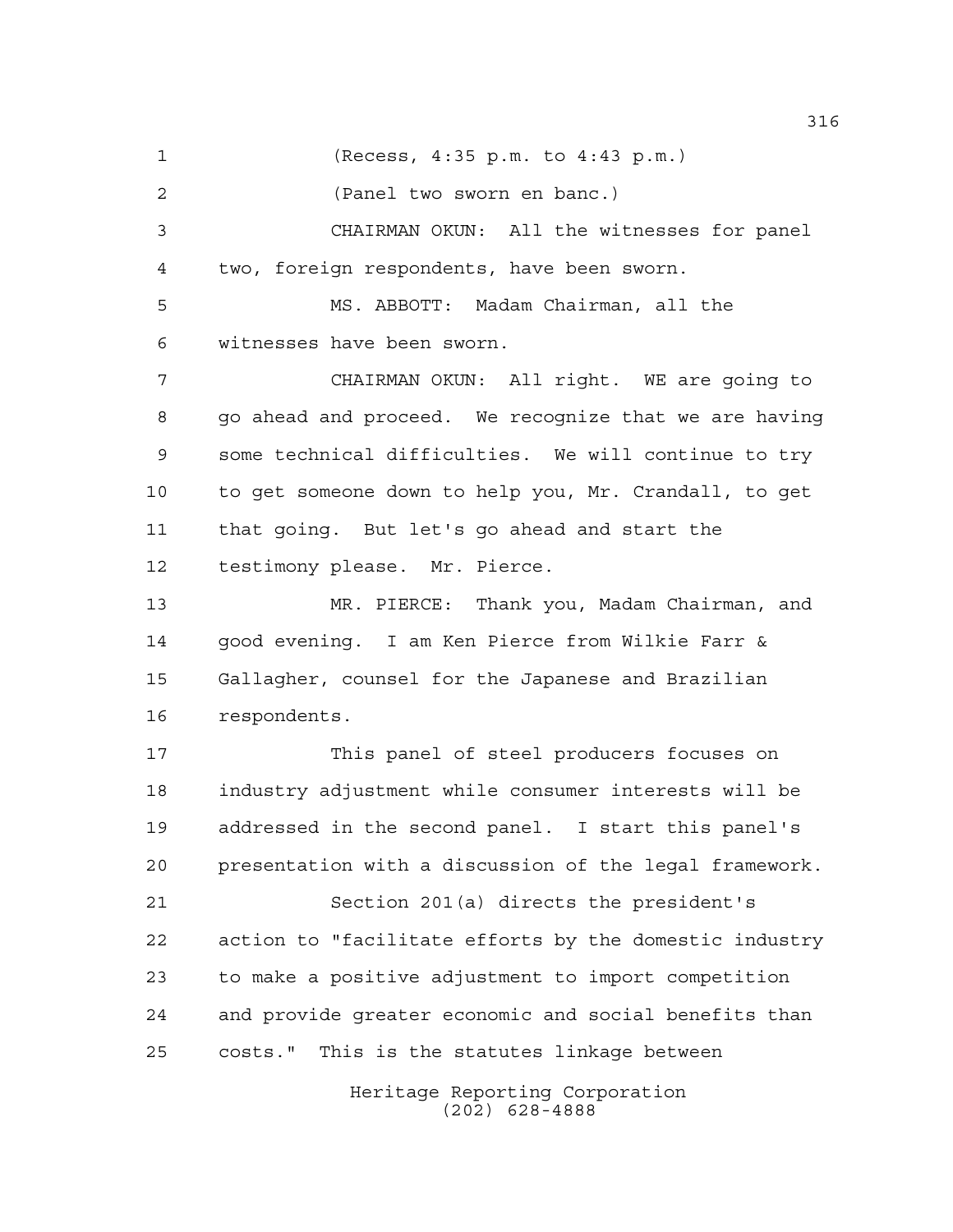(Recess, 4:35 p.m. to 4:43 p.m.)

(Panel two sworn en banc.)

CHAIRMAN OKUN: All the witnesses for panel two, foreign respondents, have been sworn.

MS. ABBOTT: Madam Chairman, all the witnesses have been sworn.

CHAIRMAN OKUN: All right. WE are going to go ahead and proceed. We recognize that we are having some technical difficulties. We will continue to try to get someone down to help you, Mr. Crandall, to get that going. But let's go ahead and start the testimony please. Mr. Pierce.

MR. PIERCE: Thank you, Madam Chairman, and good evening. I am Ken Pierce from Wilkie Farr & Gallagher, counsel for the Japanese and Brazilian respondents.

This panel of steel producers focuses on industry adjustment while consumer interests will be addressed in the second panel. I start this panel's presentation with a discussion of the legal framework.

Section 201(a) directs the president's action to "facilitate efforts by the domestic industry to make a positive adjustment to import competition and provide greater economic and social benefits than costs." This is the statutes linkage between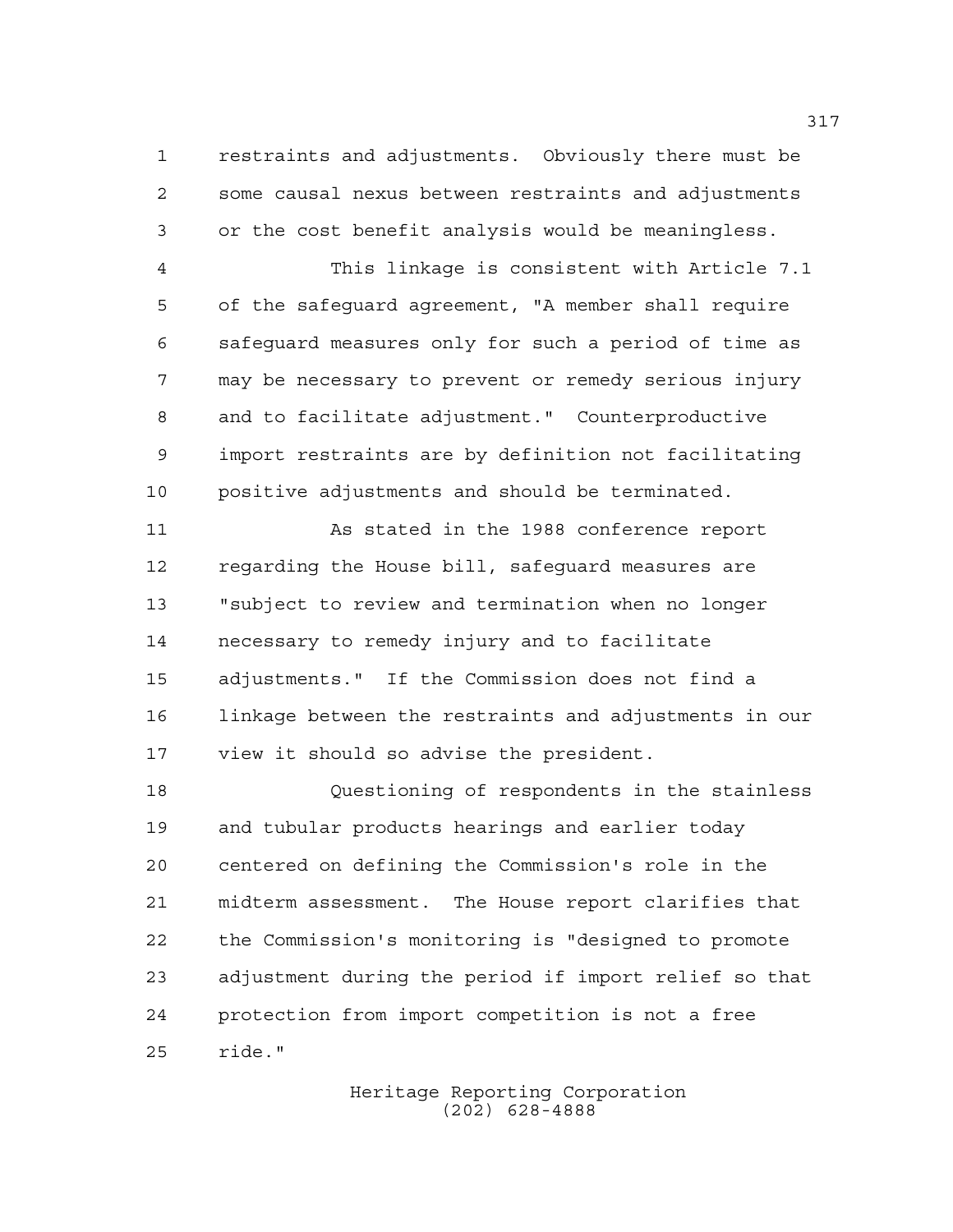restraints and adjustments. Obviously there must be some causal nexus between restraints and adjustments or the cost benefit analysis would be meaningless.

This linkage is consistent with Article 7.1 of the safeguard agreement, "A member shall require safeguard measures only for such a period of time as may be necessary to prevent or remedy serious injury and to facilitate adjustment." Counterproductive import restraints are by definition not facilitating positive adjustments and should be terminated.

As stated in the 1988 conference report regarding the House bill, safeguard measures are "subject to review and termination when no longer necessary to remedy injury and to facilitate adjustments." If the Commission does not find a linkage between the restraints and adjustments in our view it should so advise the president.

Questioning of respondents in the stainless and tubular products hearings and earlier today centered on defining the Commission's role in the midterm assessment. The House report clarifies that the Commission's monitoring is "designed to promote adjustment during the period if import relief so that protection from import competition is not a free ride."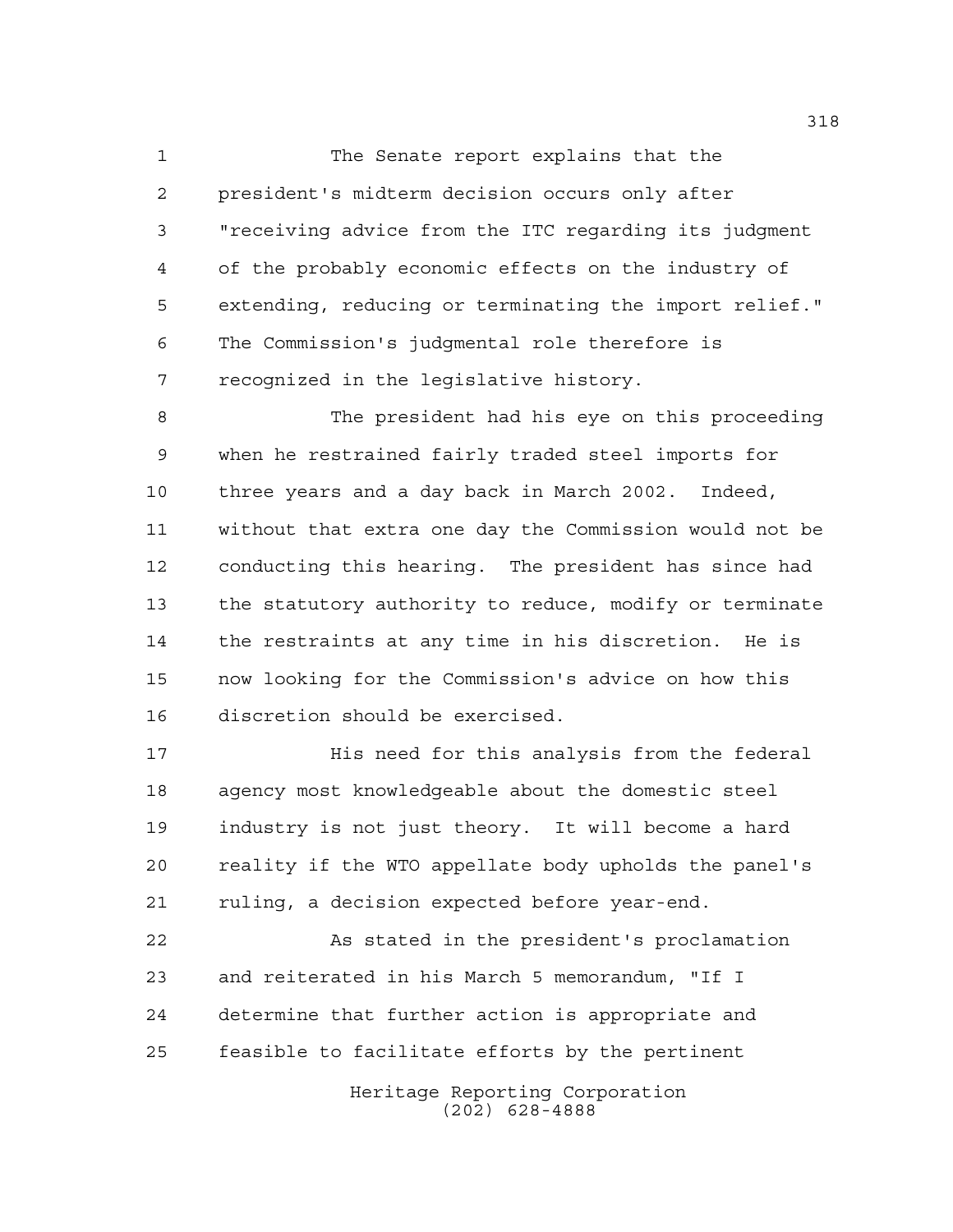The Senate report explains that the president's midterm decision occurs only after "receiving advice from the ITC regarding its judgment of the probably economic effects on the industry of extending, reducing or terminating the import relief." The Commission's judgmental role therefore is recognized in the legislative history.

The president had his eye on this proceeding when he restrained fairly traded steel imports for three years and a day back in March 2002. Indeed, without that extra one day the Commission would not be conducting this hearing. The president has since had the statutory authority to reduce, modify or terminate the restraints at any time in his discretion. He is now looking for the Commission's advice on how this discretion should be exercised.

His need for this analysis from the federal agency most knowledgeable about the domestic steel industry is not just theory. It will become a hard reality if the WTO appellate body upholds the panel's ruling, a decision expected before year-end.

As stated in the president's proclamation and reiterated in his March 5 memorandum, "If I determine that further action is appropriate and feasible to facilitate efforts by the pertinent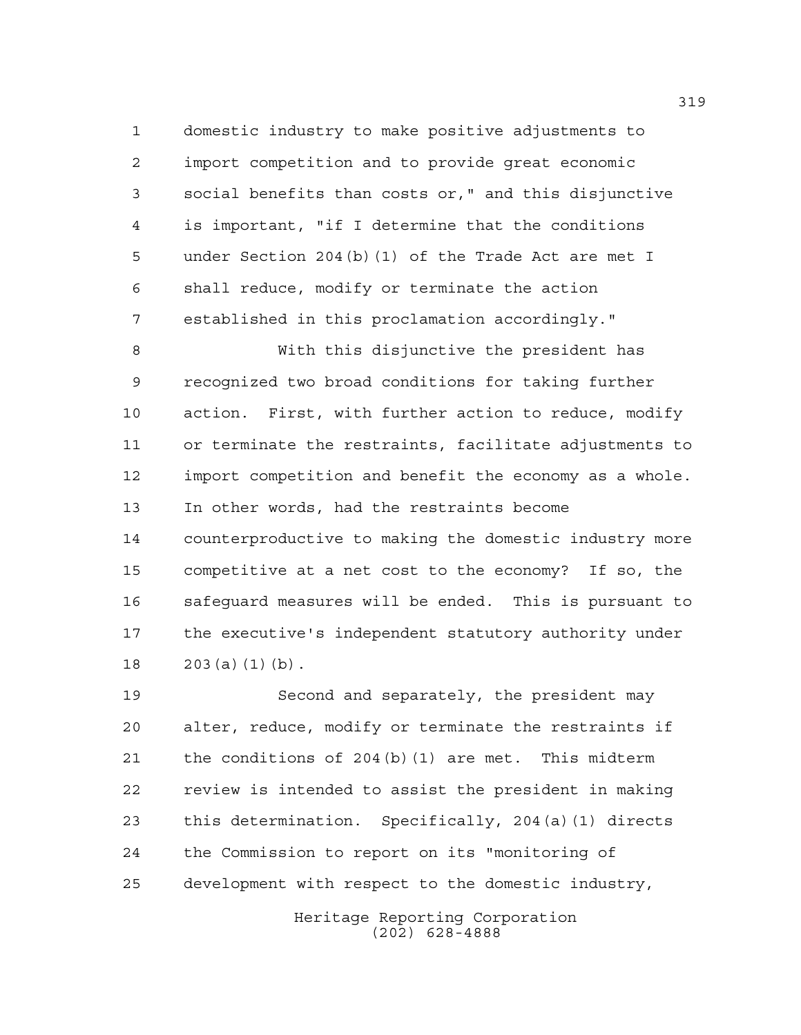domestic industry to make positive adjustments to import competition and to provide great economic social benefits than costs or," and this disjunctive is important, "if I determine that the conditions under Section 204(b)(1) of the Trade Act are met I shall reduce, modify or terminate the action established in this proclamation accordingly."

With this disjunctive the president has recognized two broad conditions for taking further action. First, with further action to reduce, modify or terminate the restraints, facilitate adjustments to import competition and benefit the economy as a whole. In other words, had the restraints become counterproductive to making the domestic industry more competitive at a net cost to the economy? If so, the safeguard measures will be ended. This is pursuant to the executive's independent statutory authority under 203(a)(1)(b).

Second and separately, the president may alter, reduce, modify or terminate the restraints if the conditions of 204(b)(1) are met. This midterm review is intended to assist the president in making this determination. Specifically, 204(a)(1) directs the Commission to report on its "monitoring of development with respect to the domestic industry,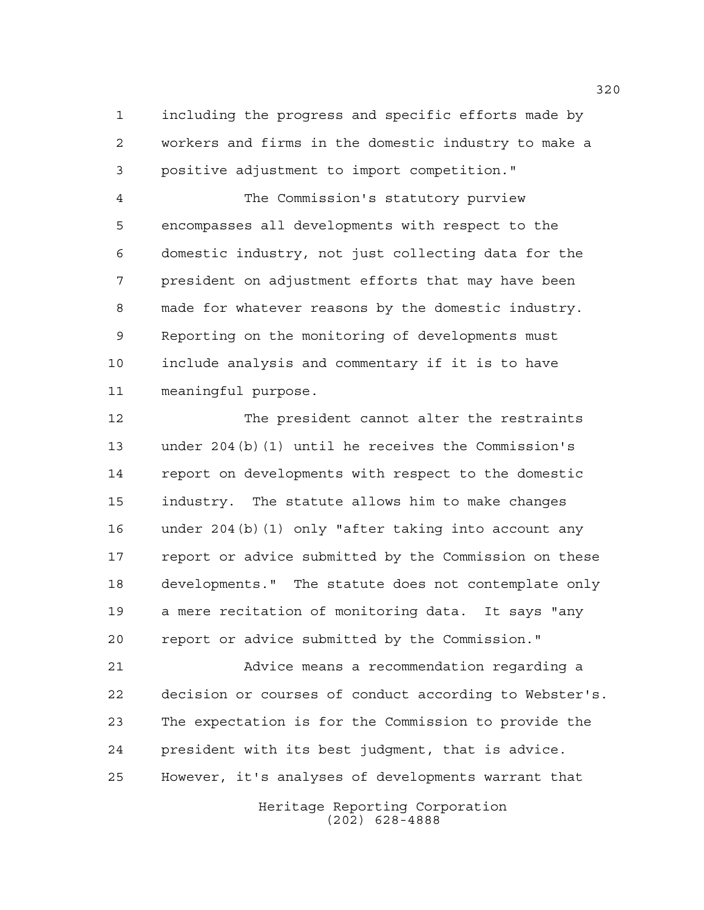including the progress and specific efforts made by workers and firms in the domestic industry to make a positive adjustment to import competition."

The Commission's statutory purview encompasses all developments with respect to the domestic industry, not just collecting data for the president on adjustment efforts that may have been made for whatever reasons by the domestic industry. Reporting on the monitoring of developments must include analysis and commentary if it is to have meaningful purpose.

The president cannot alter the restraints under 204(b)(1) until he receives the Commission's report on developments with respect to the domestic industry. The statute allows him to make changes under 204(b)(1) only "after taking into account any report or advice submitted by the Commission on these developments." The statute does not contemplate only a mere recitation of monitoring data. It says "any report or advice submitted by the Commission."

Advice means a recommendation regarding a decision or courses of conduct according to Webster's. The expectation is for the Commission to provide the president with its best judgment, that is advice. However, it's analyses of developments warrant that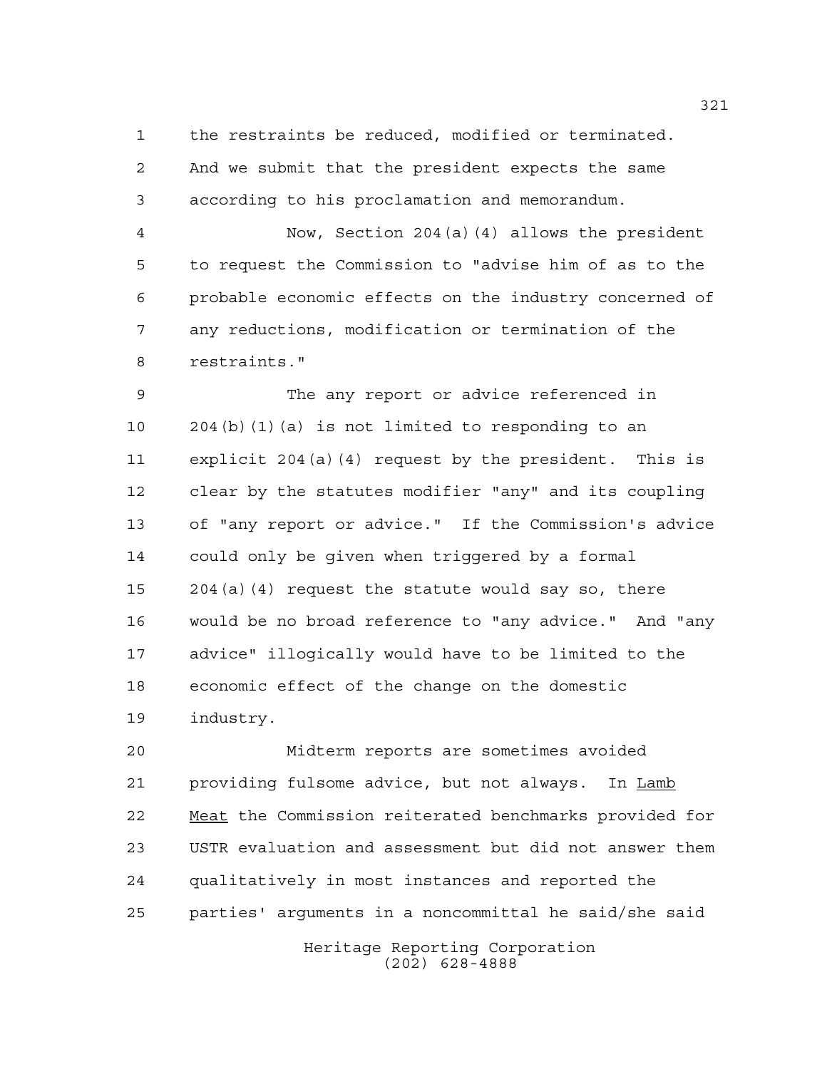the restraints be reduced, modified or terminated. And we submit that the president expects the same according to his proclamation and memorandum.

Now, Section 204(a)(4) allows the president to request the Commission to "advise him of as to the probable economic effects on the industry concerned of any reductions, modification or termination of the restraints."

The any report or advice referenced in 204(b)(1)(a) is not limited to responding to an explicit 204(a)(4) request by the president. This is clear by the statutes modifier "any" and its coupling of "any report or advice." If the Commission's advice could only be given when triggered by a formal 204(a)(4) request the statute would say so, there would be no broad reference to "any advice." And "any advice" illogically would have to be limited to the economic effect of the change on the domestic industry.

Midterm reports are sometimes avoided providing fulsome advice, but not always. In _Lamb Meat_ the Commission reiterated benchmarks provided for USTR evaluation and assessment but did not answer them qualitatively in most instances and reported the parties' arguments in a noncommittal he said/she said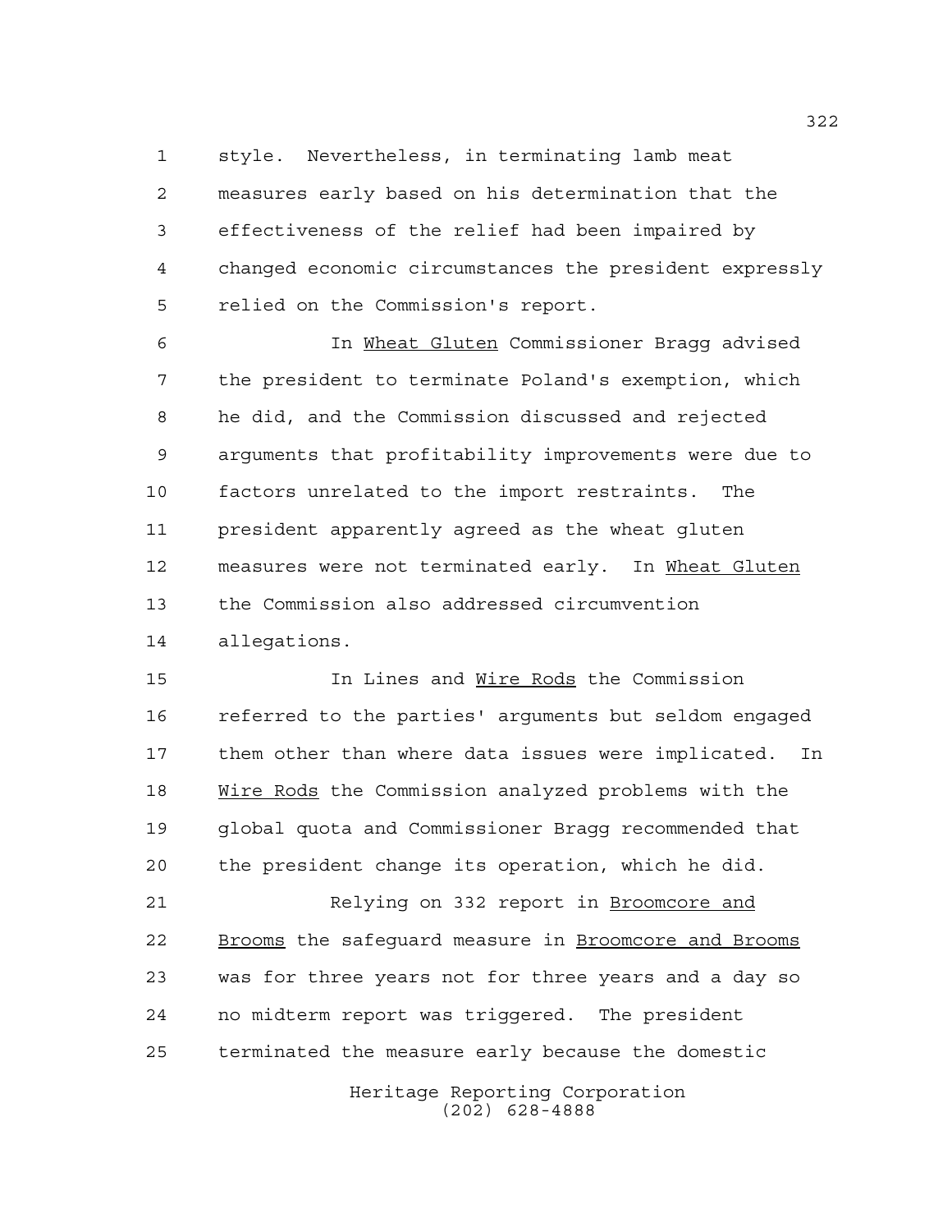style. Nevertheless, in terminating lamb meat measures early based on his determination that the effectiveness of the relief had been impaired by changed economic circumstances the president expressly relied on the Commission's report.

In _Wheat Gluten_ Commissioner Bragg advised the president to terminate Poland's exemption, which he did, and the Commission discussed and rejected arguments that profitability improvements were due to factors unrelated to the import restraints. The president apparently agreed as the wheat gluten measures were not terminated early. In _Wheat Gluten_ the Commission also addressed circumvention allegations.

In Lines and _Wire Rods_ the Commission referred to the parties' arguments but seldom engaged them other than where data issues were implicated. In _Wire Rods_ the Commission analyzed problems with the global quota and Commissioner Bragg recommended that the president change its operation, which he did.

Relying on 332 report in _Broomcore and Brooms_ the safeguard measure in _Broomcore and Brooms_ was for three years not for three years and a day so no midterm report was triggered. The president terminated the measure early because the domestic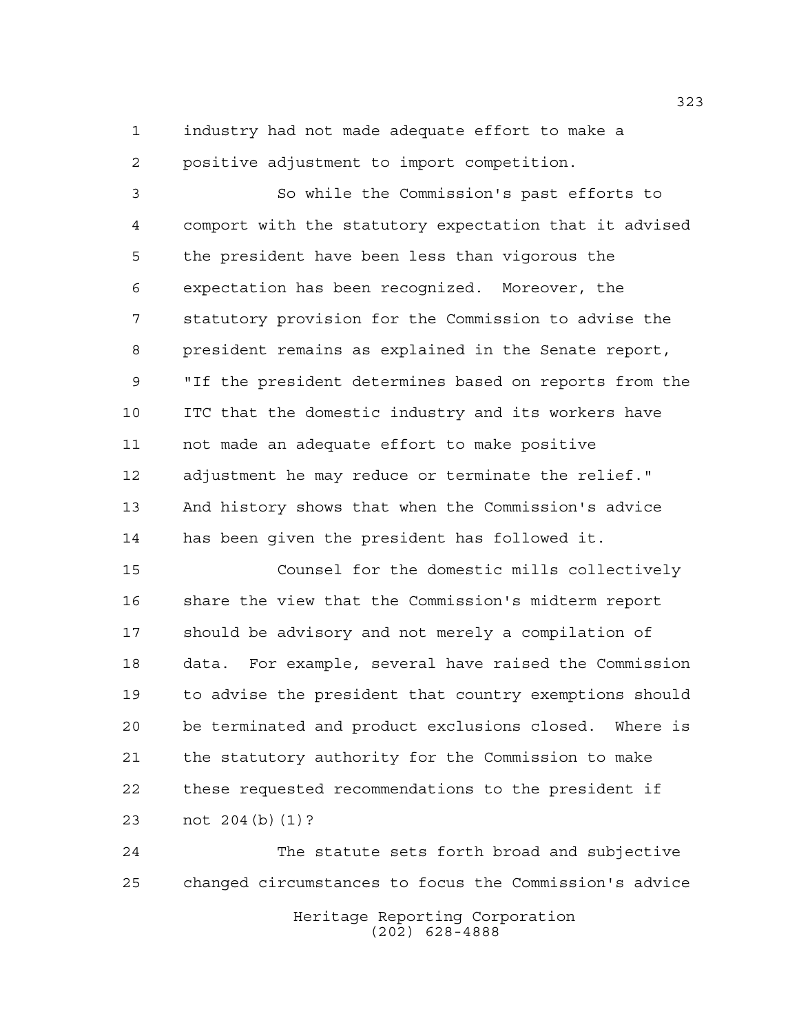industry had not made adequate effort to make a positive adjustment to import competition.

So while the Commission's past efforts to comport with the statutory expectation that it advised the president have been less than vigorous the expectation has been recognized. Moreover, the statutory provision for the Commission to advise the president remains as explained in the Senate report, "If the president determines based on reports from the ITC that the domestic industry and its workers have not made an adequate effort to make positive adjustment he may reduce or terminate the relief." And history shows that when the Commission's advice has been given the president has followed it.

Counsel for the domestic mills collectively share the view that the Commission's midterm report should be advisory and not merely a compilation of data. For example, several have raised the Commission to advise the president that country exemptions should be terminated and product exclusions closed. Where is the statutory authority for the Commission to make these requested recommendations to the president if not 204(b)(1)?

The statute sets forth broad and subjective changed circumstances to focus the Commission's advice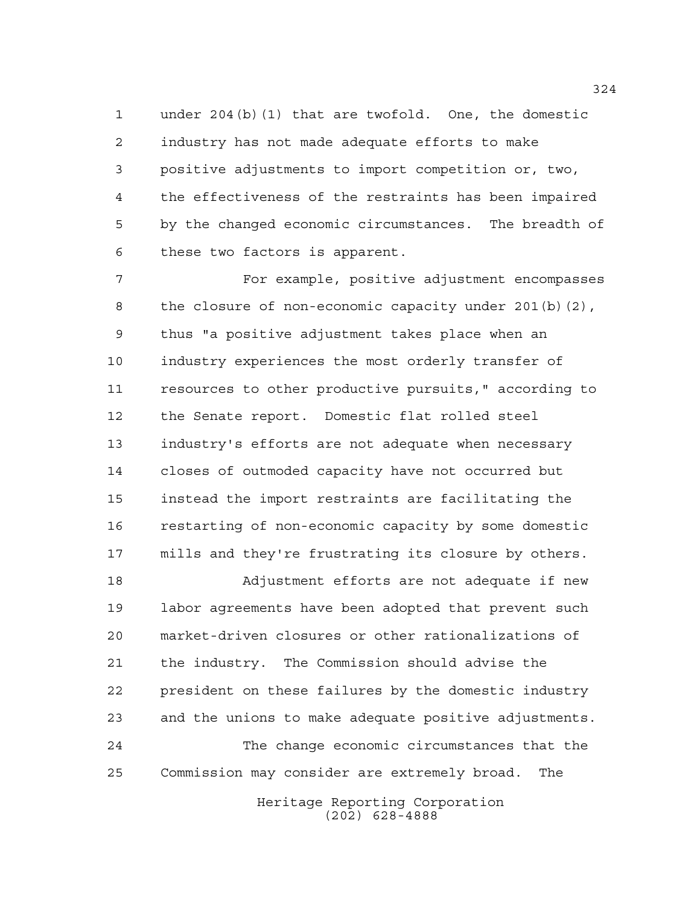under 204(b)(1) that are twofold. One, the domestic industry has not made adequate efforts to make positive adjustments to import competition or, two, the effectiveness of the restraints has been impaired by the changed economic circumstances. The breadth of these two factors is apparent.

For example, positive adjustment encompasses the closure of non-economic capacity under 201(b)(2), thus "a positive adjustment takes place when an industry experiences the most orderly transfer of resources to other productive pursuits," according to the Senate report. Domestic flat rolled steel industry's efforts are not adequate when necessary closes of outmoded capacity have not occurred but instead the import restraints are facilitating the restarting of non-economic capacity by some domestic mills and they're frustrating its closure by others.

Adjustment efforts are not adequate if new labor agreements have been adopted that prevent such market-driven closures or other rationalizations of the industry. The Commission should advise the president on these failures by the domestic industry and the unions to make adequate positive adjustments.

The change economic circumstances that the Commission may consider are extremely broad. The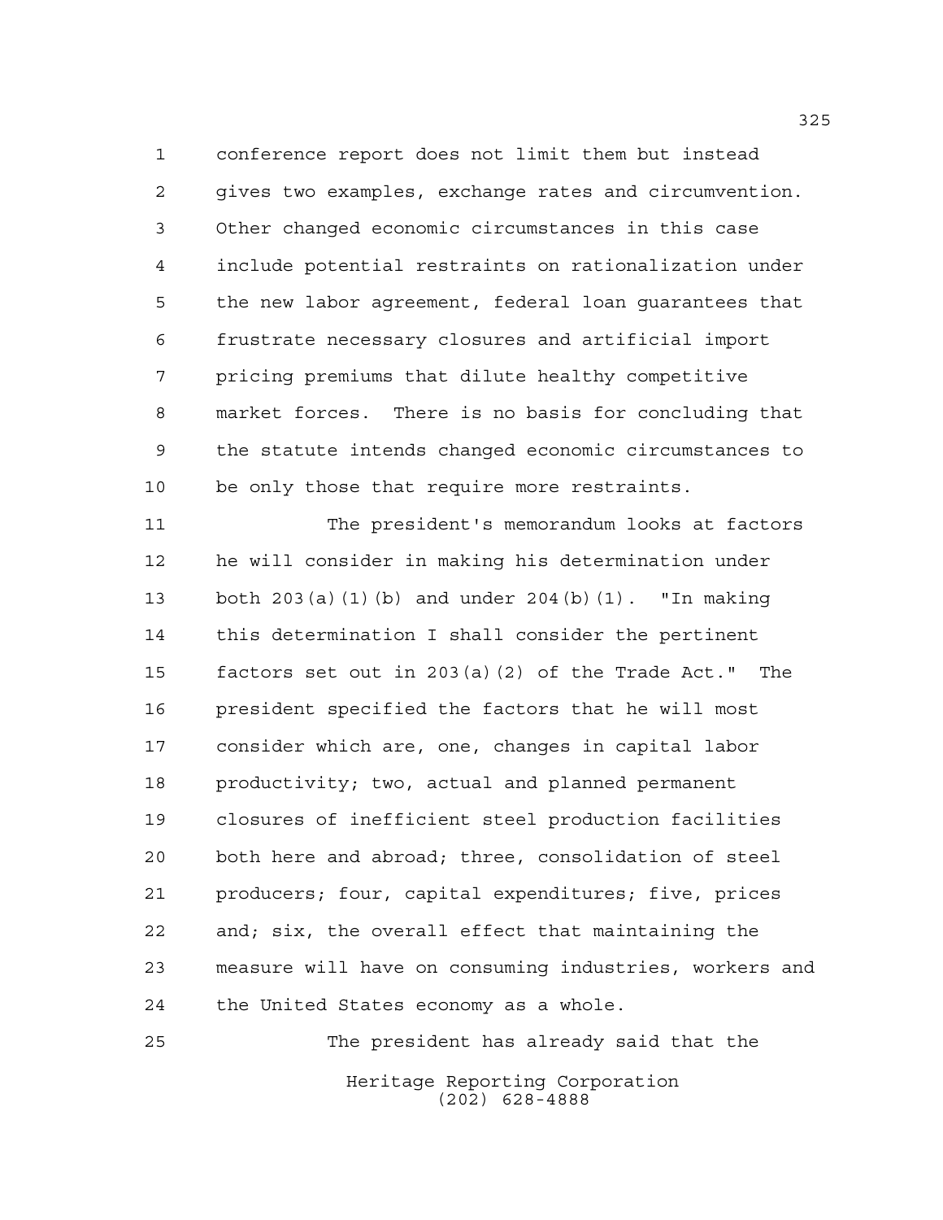conference report does not limit them but instead gives two examples, exchange rates and circumvention. Other changed economic circumstances in this case include potential restraints on rationalization under the new labor agreement, federal loan guarantees that frustrate necessary closures and artificial import pricing premiums that dilute healthy competitive market forces. There is no basis for concluding that the statute intends changed economic circumstances to be only those that require more restraints.

The president's memorandum looks at factors he will consider in making his determination under both 203(a)(1)(b) and under 204(b)(1). "In making this determination I shall consider the pertinent factors set out in 203(a)(2) of the Trade Act." The president specified the factors that he will most consider which are, one, changes in capital labor productivity; two, actual and planned permanent closures of inefficient steel production facilities both here and abroad; three, consolidation of steel producers; four, capital expenditures; five, prices and; six, the overall effect that maintaining the measure will have on consuming industries, workers and the United States economy as a whole.

The president has already said that the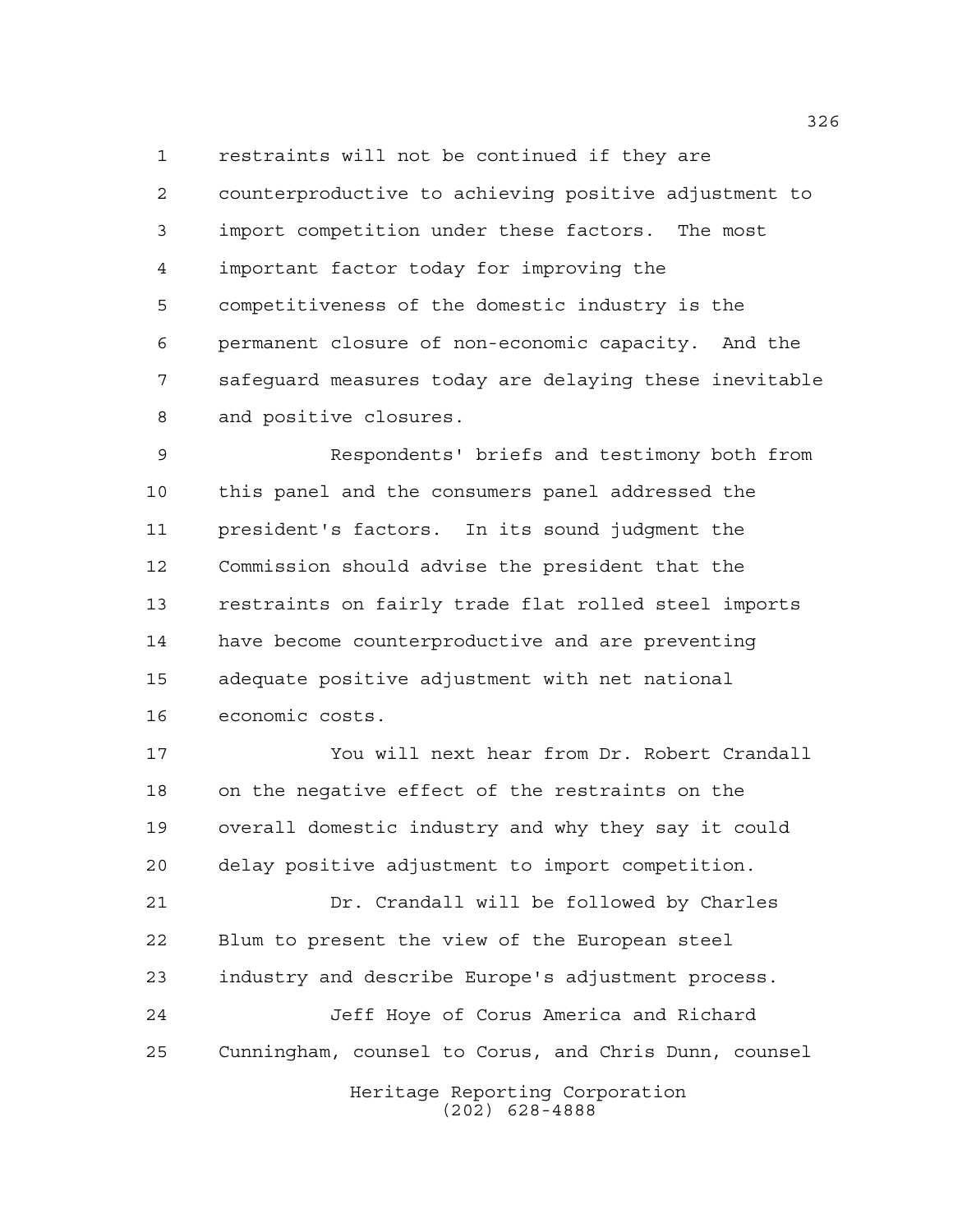restraints will not be continued if they are counterproductive to achieving positive adjustment to import competition under these factors. The most important factor today for improving the competitiveness of the domestic industry is the permanent closure of non-economic capacity. And the safeguard measures today are delaying these inevitable and positive closures.

Respondents' briefs and testimony both from this panel and the consumers panel addressed the president's factors. In its sound judgment the Commission should advise the president that the restraints on fairly trade flat rolled steel imports have become counterproductive and are preventing adequate positive adjustment with net national economic costs.

You will next hear from Dr. Robert Crandall on the negative effect of the restraints on the overall domestic industry and why they say it could delay positive adjustment to import competition.

Dr. Crandall will be followed by Charles Blum to present the view of the European steel industry and describe Europe's adjustment process.

Jeff Hoye of Corus America and Richard Cunningham, counsel to Corus, and Chris Dunn, counsel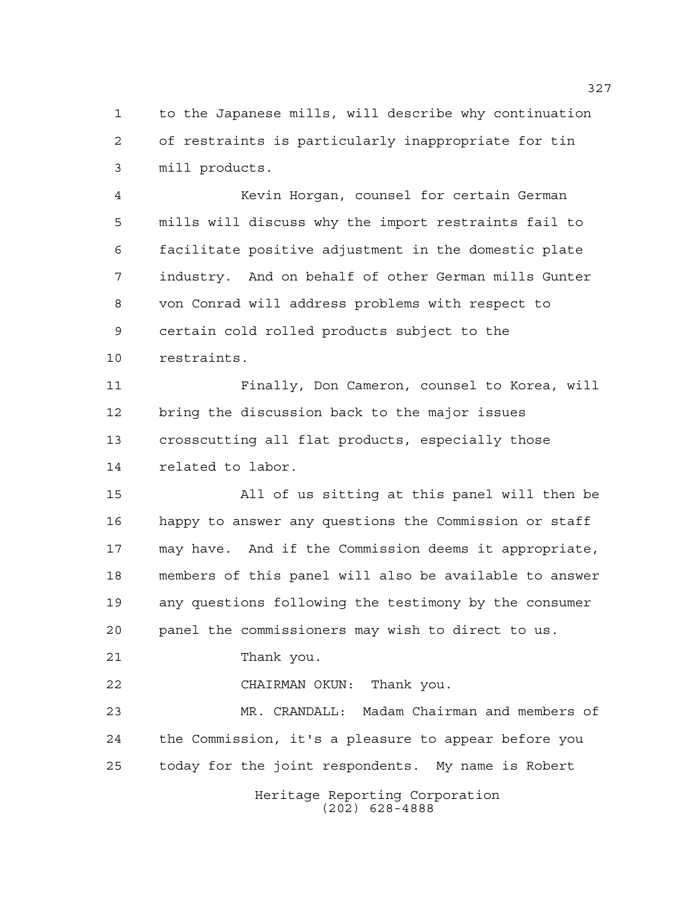to the Japanese mills, will describe why continuation of restraints is particularly inappropriate for tin mill products.

Kevin Horgan, counsel for certain German mills will discuss why the import restraints fail to facilitate positive adjustment in the domestic plate industry. And on behalf of other German mills Gunter von Conrad will address problems with respect to certain cold rolled products subject to the restraints.

Finally, Don Cameron, counsel to Korea, will bring the discussion back to the major issues crosscutting all flat products, especially those related to labor.

All of us sitting at this panel will then be happy to answer any questions the Commission or staff may have. And if the Commission deems it appropriate, members of this panel will also be available to answer any questions following the testimony by the consumer panel the commissioners may wish to direct to us.

Thank you.

CHAIRMAN OKUN: Thank you.

MR. CRANDALL: Madam Chairman and members of the Commission, it's a pleasure to appear before you today for the joint respondents. My name is Robert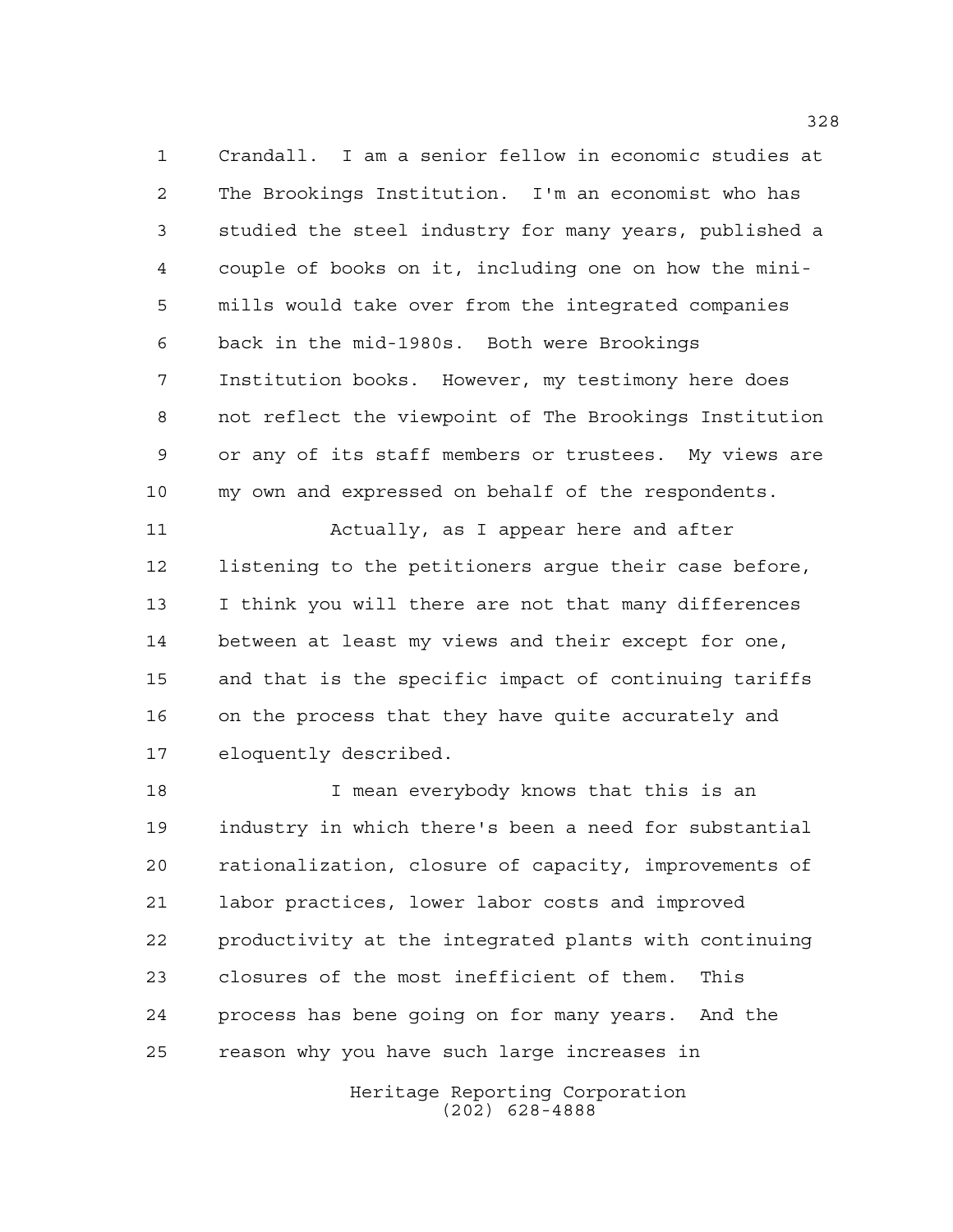Crandall. I am a senior fellow in economic studies at The Brookings Institution. I'm an economist who has studied the steel industry for many years, published a couple of books on it, including one on how the mini-mills would take over from the integrated companies back in the mid-1980s. Both were Brookings Institution books. However, my testimony here does not reflect the viewpoint of The Brookings Institution or any of its staff members or trustees. My views are my own and expressed on behalf of the respondents.

Actually, as I appear here and after listening to the petitioners argue their case before, I think you will there are not that many differences between at least my views and their except for one, and that is the specific impact of continuing tariffs on the process that they have quite accurately and eloquently described.

I mean everybody knows that this is an industry in which there's been a need for substantial rationalization, closure of capacity, improvements of labor practices, lower labor costs and improved productivity at the integrated plants with continuing closures of the most inefficient of them. This process has bene going on for many years. And the reason why you have such large increases in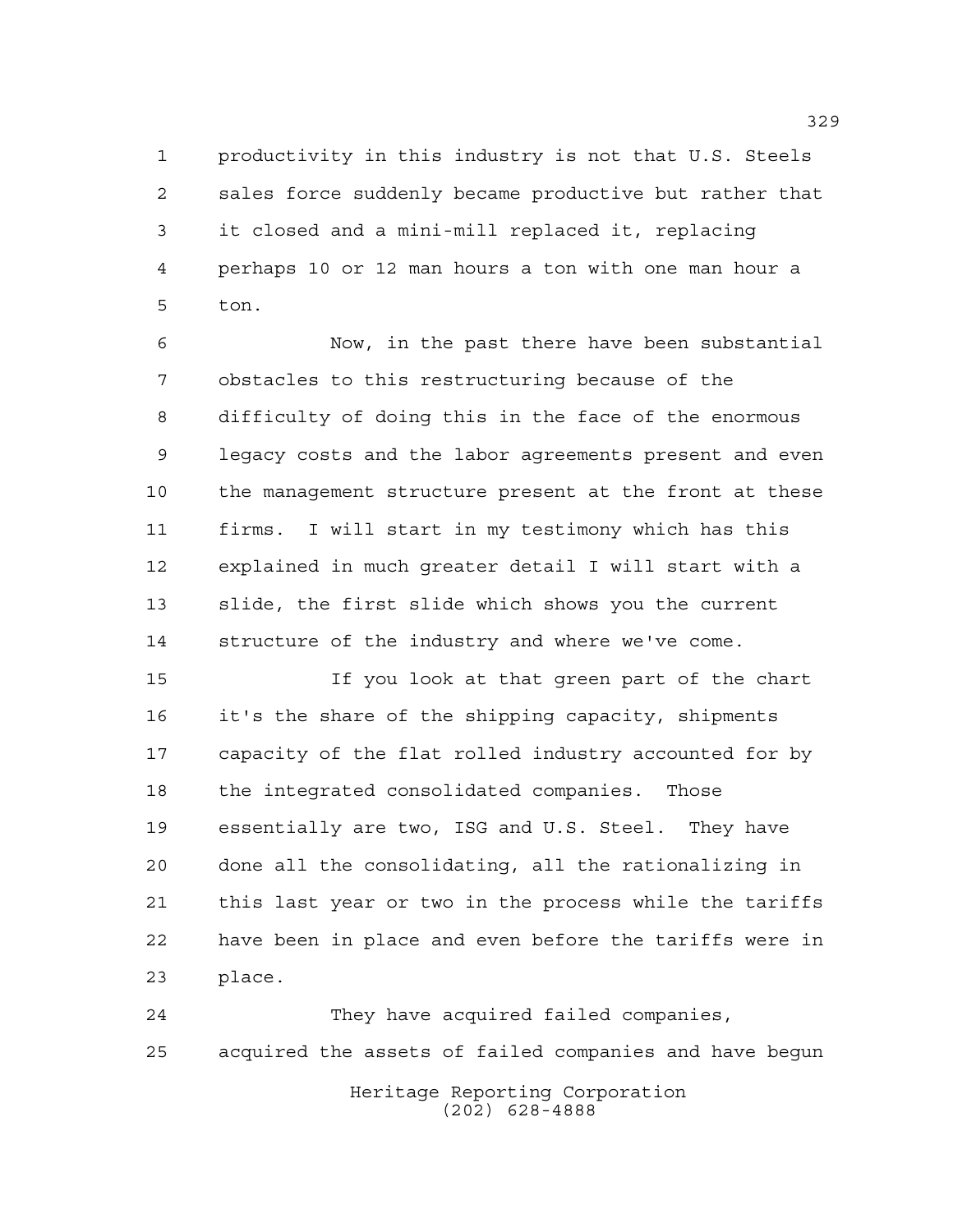productivity in this industry is not that U.S. Steels sales force suddenly became productive but rather that it closed and a mini-mill replaced it, replacing perhaps 10 or 12 man hours a ton with one man hour a ton.

Now, in the past there have been substantial obstacles to this restructuring because of the difficulty of doing this in the face of the enormous legacy costs and the labor agreements present and even the management structure present at the front at these firms. I will start in my testimony which has this explained in much greater detail I will start with a slide, the first slide which shows you the current structure of the industry and where we've come.

If you look at that green part of the chart it's the share of the shipping capacity, shipments capacity of the flat rolled industry accounted for by the integrated consolidated companies. Those essentially are two, ISG and U.S. Steel. They have done all the consolidating, all the rationalizing in this last year or two in the process while the tariffs have been in place and even before the tariffs were in place.

They have acquired failed companies, acquired the assets of failed companies and have begun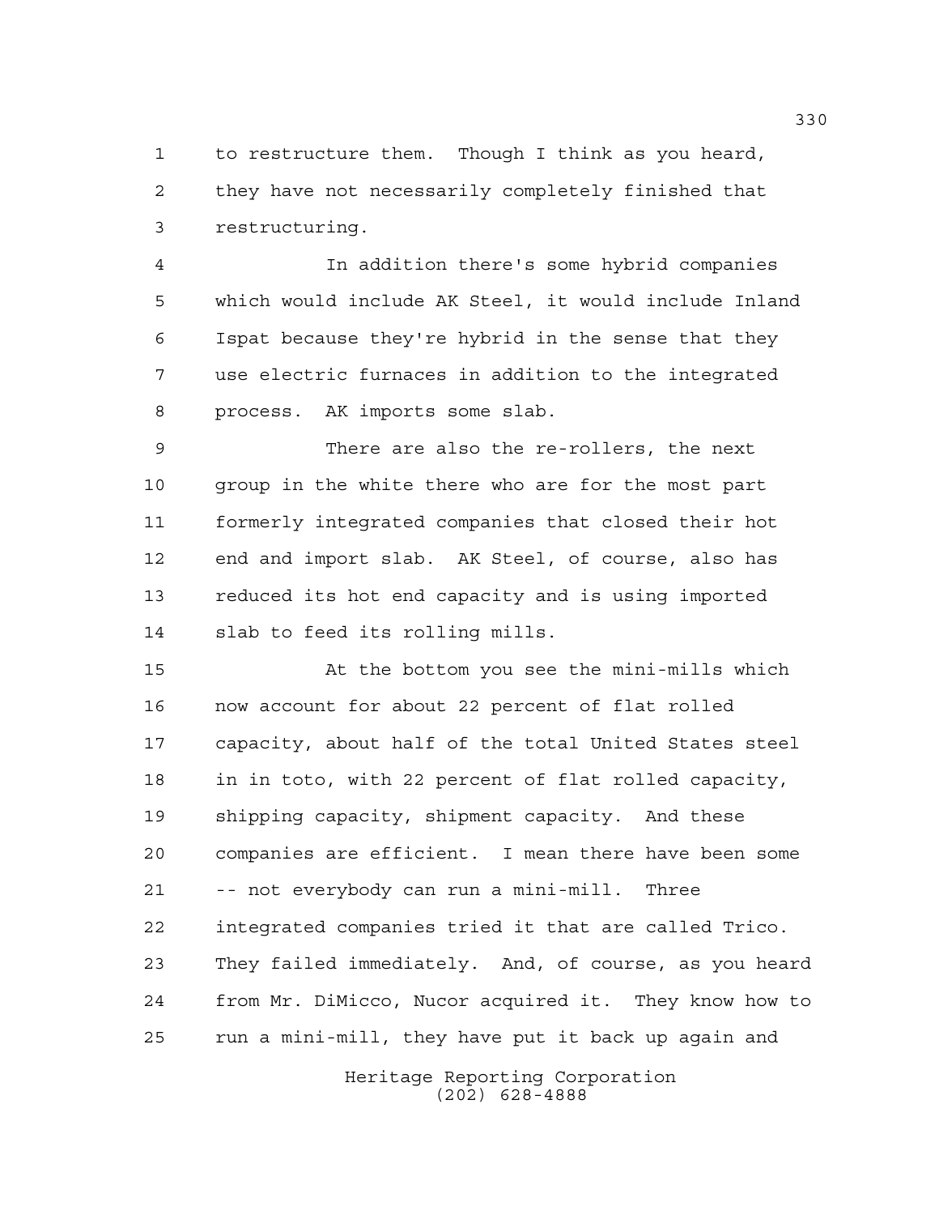to restructure them. Though I think as you heard, they have not necessarily completely finished that restructuring.

In addition there's some hybrid companies which would include AK Steel, it would include Inland Ispat because they're hybrid in the sense that they use electric furnaces in addition to the integrated process. AK imports some slab.

There are also the re-rollers, the next group in the white there who are for the most part formerly integrated companies that closed their hot end and import slab. AK Steel, of course, also has reduced its hot end capacity and is using imported slab to feed its rolling mills.

At the bottom you see the mini-mills which now account for about 22 percent of flat rolled capacity, about half of the total United States steel in in toto, with 22 percent of flat rolled capacity, shipping capacity, shipment capacity. And these companies are efficient. I mean there have been some -- not everybody can run a mini-mill. Three integrated companies tried it that are called Trico. They failed immediately. And, of course, as you heard from Mr. DiMicco, Nucor acquired it. They know how to run a mini-mill, they have put it back up again and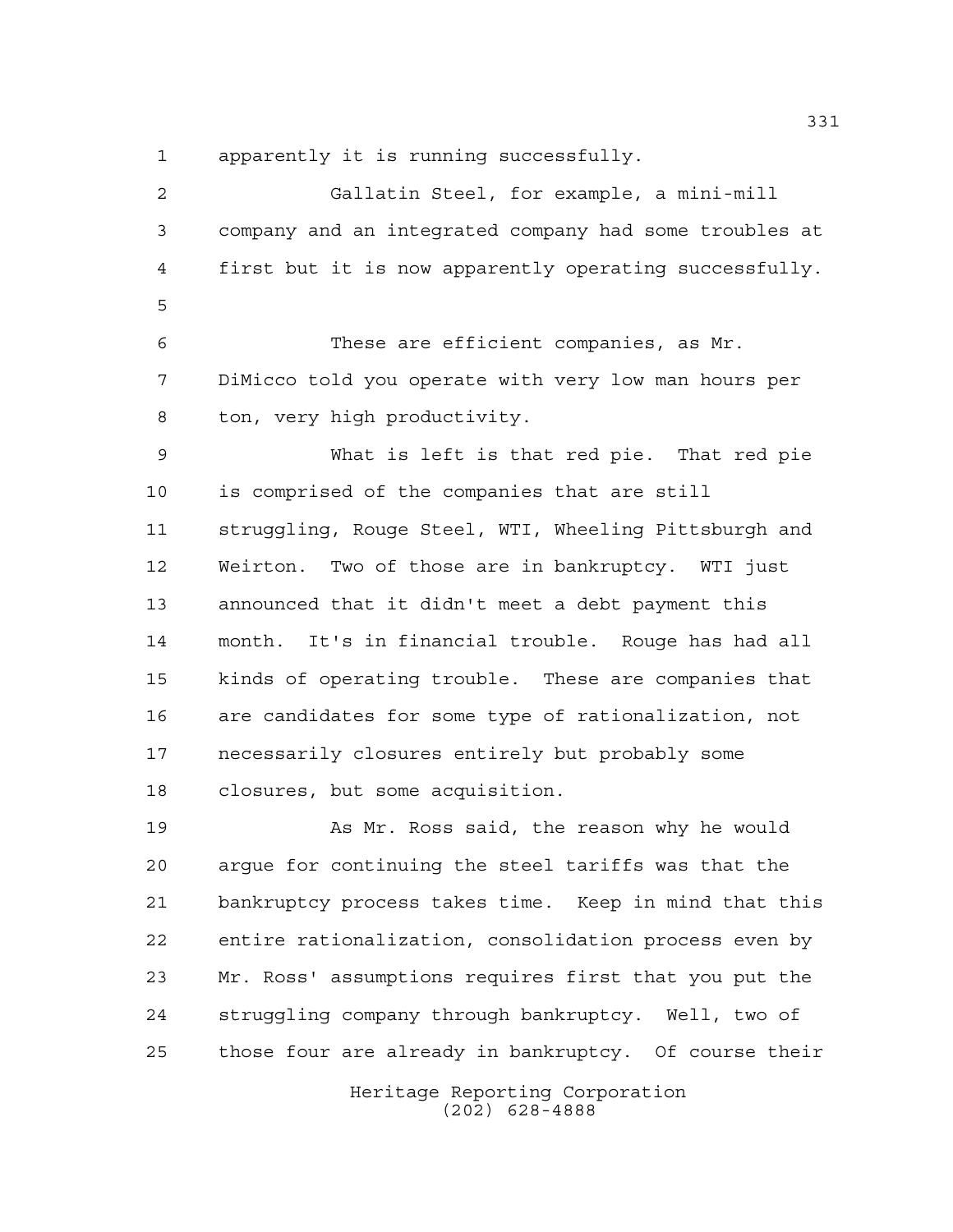apparently it is running successfully.

Gallatin Steel, for example, a mini-mill company and an integrated company had some troubles at first but it is now apparently operating successfully.

These are efficient companies, as Mr. DiMicco told you operate with very low man hours per ton, very high productivity.

What is left is that red pie. That red pie is comprised of the companies that are still struggling, Rouge Steel, WTI, Wheeling Pittsburgh and Weirton. Two of those are in bankruptcy. WTI just announced that it didn't meet a debt payment this month. It's in financial trouble. Rouge has had all kinds of operating trouble. These are companies that are candidates for some type of rationalization, not necessarily closures entirely but probably some closures, but some acquisition.

As Mr. Ross said, the reason why he would argue for continuing the steel tariffs was that the bankruptcy process takes time. Keep in mind that this entire rationalization, consolidation process even by Mr. Ross' assumptions requires first that you put the struggling company through bankruptcy. Well, two of those four are already in bankruptcy. Of course their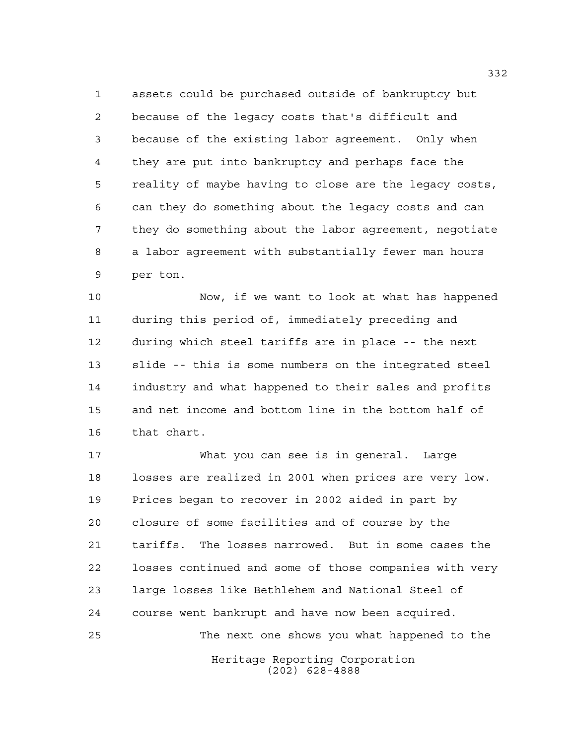assets could be purchased outside of bankruptcy but because of the legacy costs that's difficult and because of the existing labor agreement. Only when they are put into bankruptcy and perhaps face the reality of maybe having to close are the legacy costs, can they do something about the legacy costs and can they do something about the labor agreement, negotiate a labor agreement with substantially fewer man hours per ton.

Now, if we want to look at what has happened during this period of, immediately preceding and during which steel tariffs are in place -- the next slide -- this is some numbers on the integrated steel industry and what happened to their sales and profits and net income and bottom line in the bottom half of that chart.

What you can see is in general. Large losses are realized in 2001 when prices are very low. Prices began to recover in 2002 aided in part by closure of some facilities and of course by the tariffs. The losses narrowed. But in some cases the losses continued and some of those companies with very large losses like Bethlehem and National Steel of course went bankrupt and have now been acquired.

The next one shows you what happened to the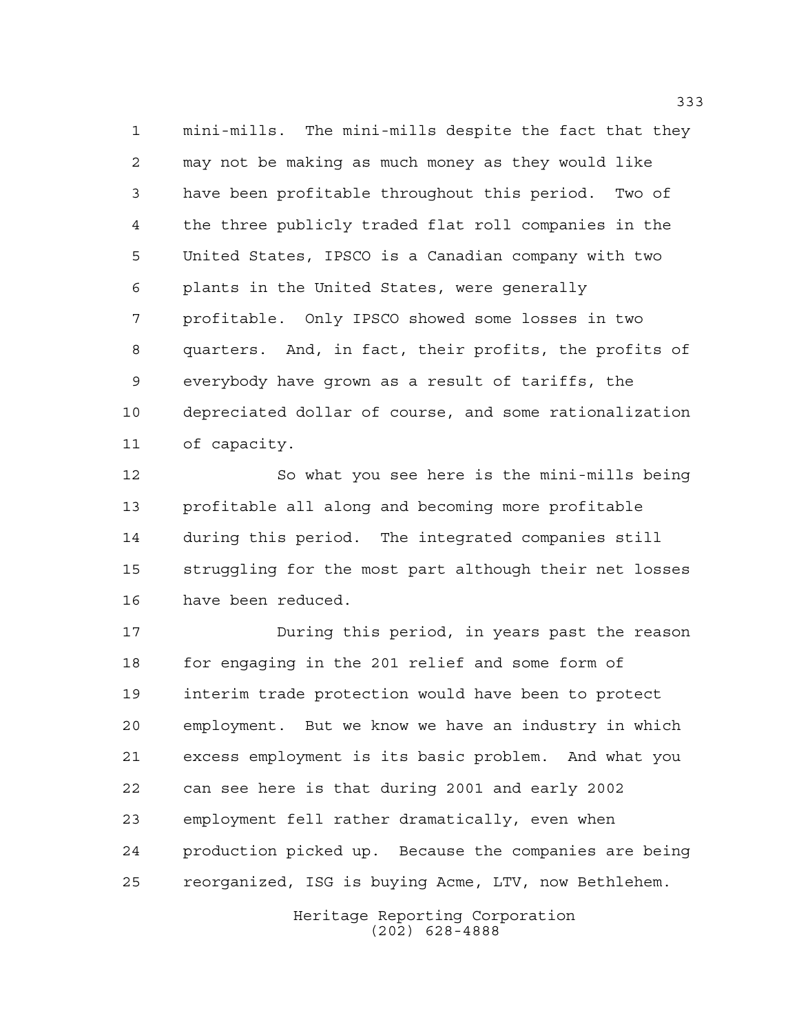mini-mills. The mini-mills despite the fact that they may not be making as much money as they would like have been profitable throughout this period. Two of the three publicly traded flat roll companies in the United States, IPSCO is a Canadian company with two plants in the United States, were generally profitable. Only IPSCO showed some losses in two quarters. And, in fact, their profits, the profits of everybody have grown as a result of tariffs, the depreciated dollar of course, and some rationalization of capacity.

So what you see here is the mini-mills being profitable all along and becoming more profitable during this period. The integrated companies still struggling for the most part although their net losses have been reduced.

During this period, in years past the reason for engaging in the 201 relief and some form of interim trade protection would have been to protect employment. But we know we have an industry in which excess employment is its basic problem. And what you can see here is that during 2001 and early 2002 employment fell rather dramatically, even when production picked up. Because the companies are being reorganized, ISG is buying Acme, LTV, now Bethlehem.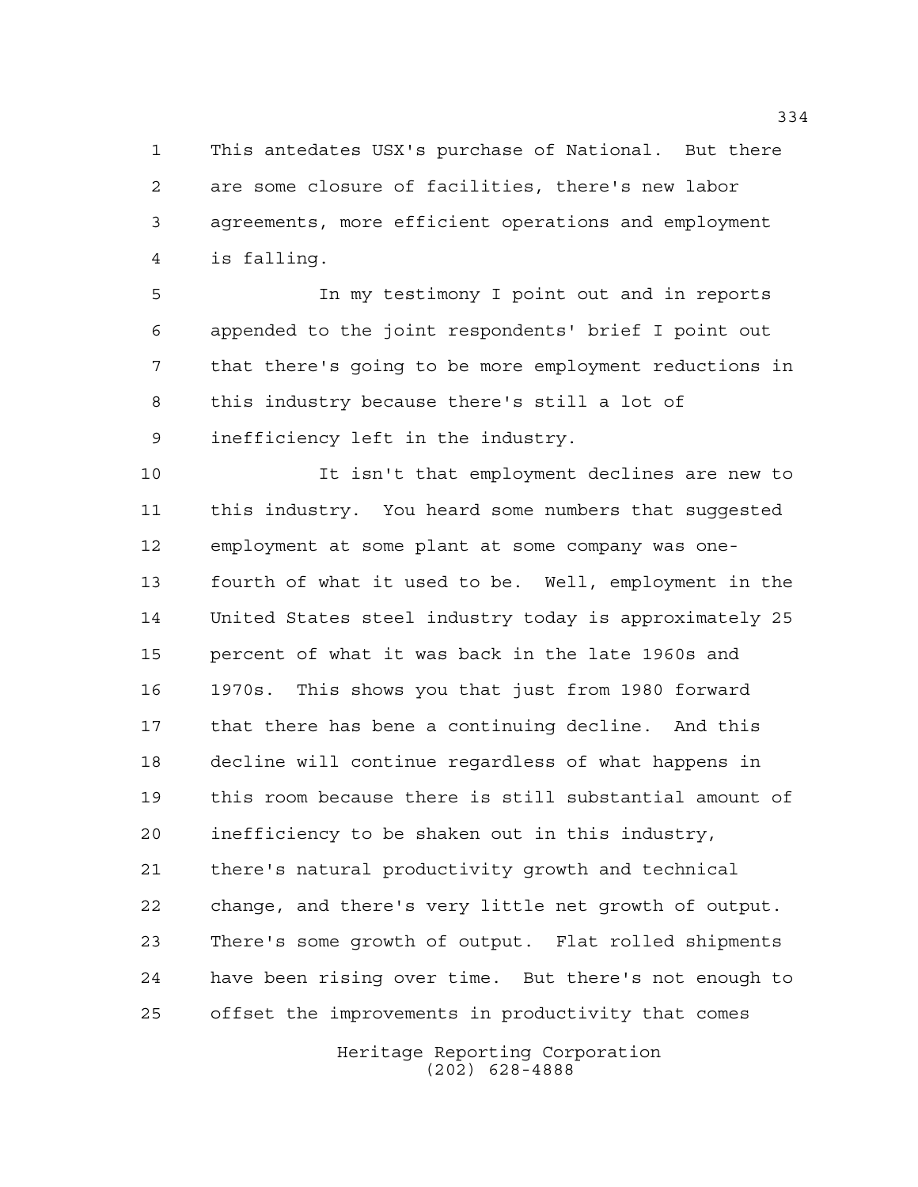This antedates USX's purchase of National. But there are some closure of facilities, there's new labor agreements, more efficient operations and employment is falling.

In my testimony I point out and in reports appended to the joint respondents' brief I point out that there's going to be more employment reductions in this industry because there's still a lot of inefficiency left in the industry.

It isn't that employment declines are new to this industry. You heard some numbers that suggested employment at some plant at some company was one-fourth of what it used to be. Well, employment in the United States steel industry today is approximately 25 percent of what it was back in the late 1960s and 1970s. This shows you that just from 1980 forward that there has bene a continuing decline. And this decline will continue regardless of what happens in this room because there is still substantial amount of inefficiency to be shaken out in this industry, there's natural productivity growth and technical change, and there's very little net growth of output. There's some growth of output. Flat rolled shipments have been rising over time. But there's not enough to offset the improvements in productivity that comes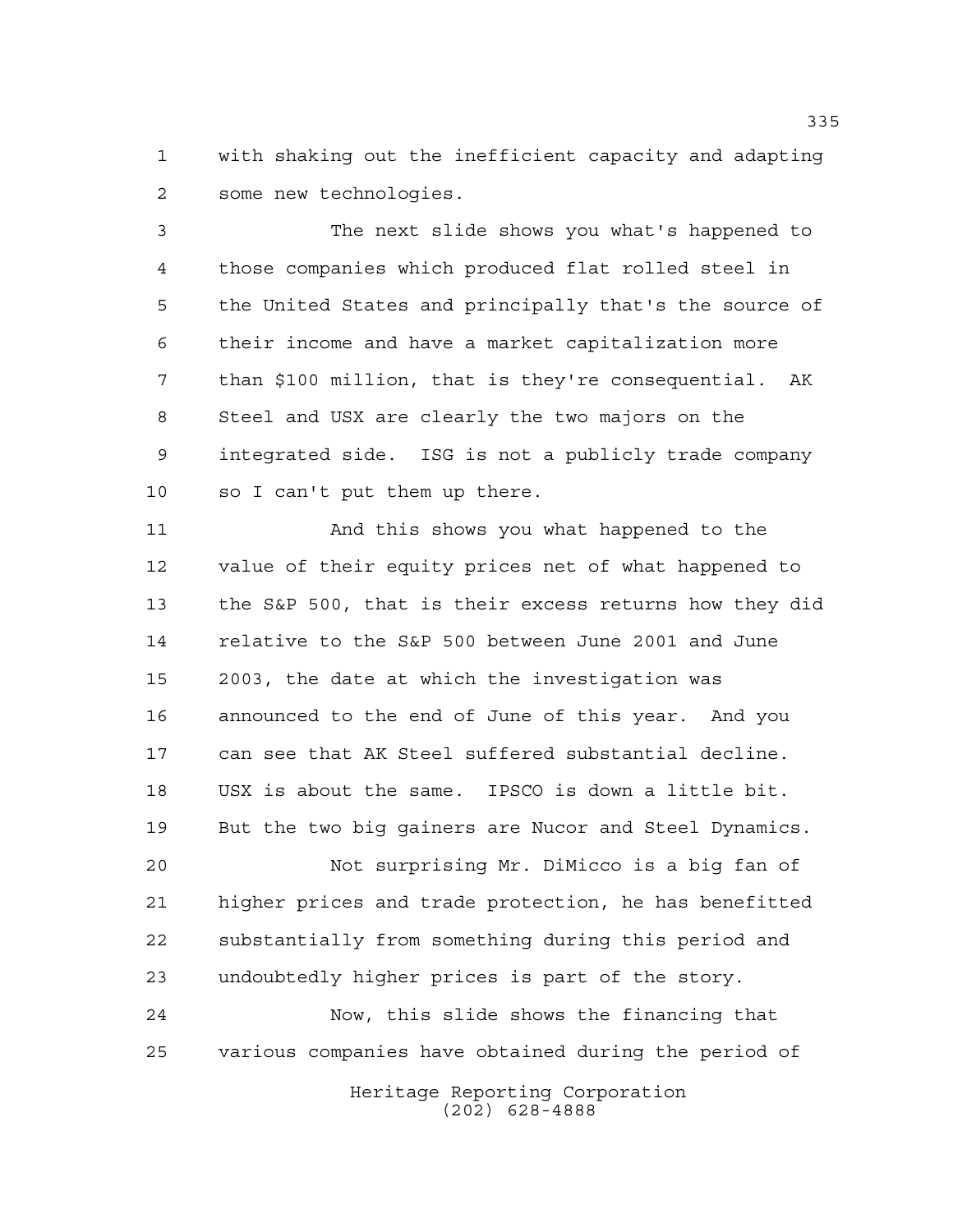with shaking out the inefficient capacity and adapting some new technologies.

The next slide shows you what's happened to those companies which produced flat rolled steel in the United States and principally that's the source of their income and have a market capitalization more than $100 million, that is they're consequential. AK Steel and USX are clearly the two majors on the integrated side. ISG is not a publicly trade company so I can't put them up there.

And this shows you what happened to the value of their equity prices net of what happened to the S&P 500, that is their excess returns how they did relative to the S&P 500 between June 2001 and June 2003, the date at which the investigation was announced to the end of June of this year. And you can see that AK Steel suffered substantial decline. USX is about the same. IPSCO is down a little bit. But the two big gainers are Nucor and Steel Dynamics.

Not surprising Mr. DiMicco is a big fan of higher prices and trade protection, he has benefitted substantially from something during this period and undoubtedly higher prices is part of the story.

Now, this slide shows the financing that various companies have obtained during the period of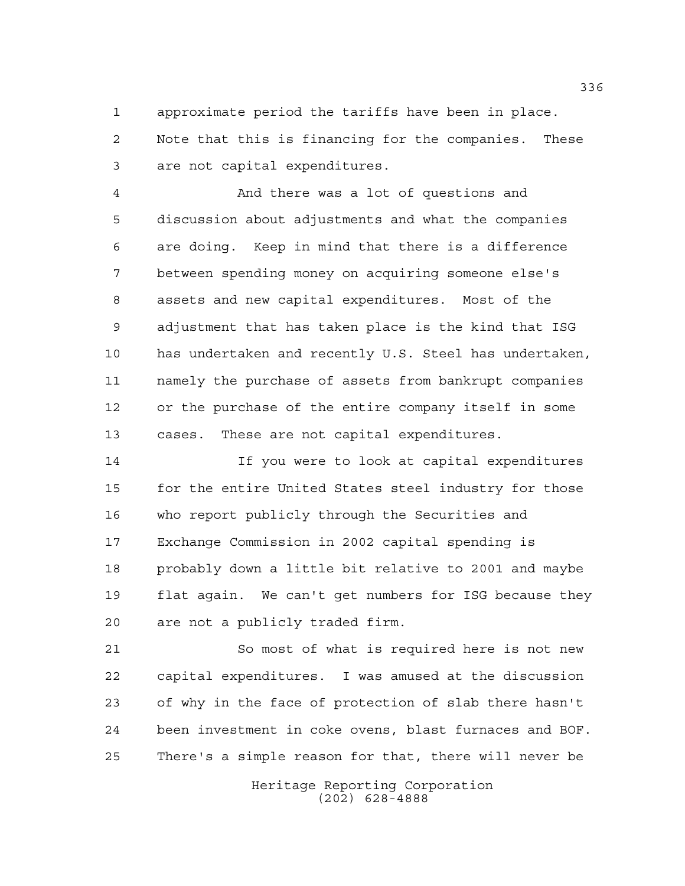approximate period the tariffs have been in place. Note that this is financing for the companies. These are not capital expenditures.

And there was a lot of questions and discussion about adjustments and what the companies are doing. Keep in mind that there is a difference between spending money on acquiring someone else's assets and new capital expenditures. Most of the adjustment that has taken place is the kind that ISG has undertaken and recently U.S. Steel has undertaken, namely the purchase of assets from bankrupt companies or the purchase of the entire company itself in some cases. These are not capital expenditures.

If you were to look at capital expenditures for the entire United States steel industry for those who report publicly through the Securities and Exchange Commission in 2002 capital spending is probably down a little bit relative to 2001 and maybe flat again. We can't get numbers for ISG because they are not a publicly traded firm.

So most of what is required here is not new capital expenditures. I was amused at the discussion of why in the face of protection of slab there hasn't been investment in coke ovens, blast furnaces and BOF. There's a simple reason for that, there will never be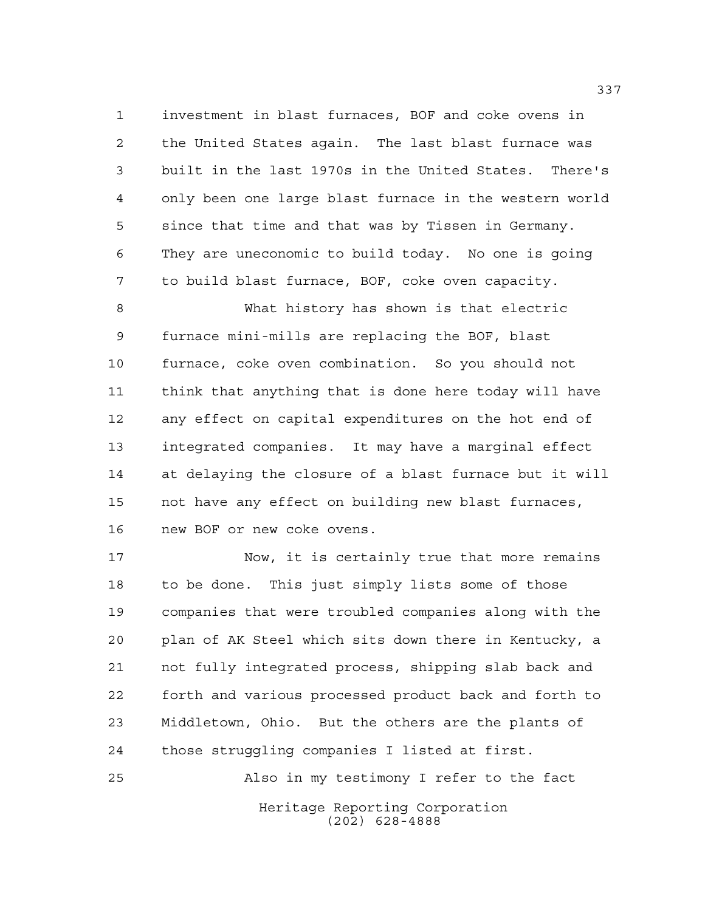investment in blast furnaces, BOF and coke ovens in the United States again. The last blast furnace was built in the last 1970s in the United States. There's only been one large blast furnace in the western world since that time and that was by Tissen in Germany. They are uneconomic to build today. No one is going to build blast furnace, BOF, coke oven capacity.

What history has shown is that electric furnace mini-mills are replacing the BOF, blast furnace, coke oven combination. So you should not think that anything that is done here today will have any effect on capital expenditures on the hot end of integrated companies. It may have a marginal effect at delaying the closure of a blast furnace but it will not have any effect on building new blast furnaces, new BOF or new coke ovens.

Now, it is certainly true that more remains to be done. This just simply lists some of those companies that were troubled companies along with the plan of AK Steel which sits down there in Kentucky, a not fully integrated process, shipping slab back and forth and various processed product back and forth to Middletown, Ohio. But the others are the plants of those struggling companies I listed at first.

Also in my testimony I refer to the fact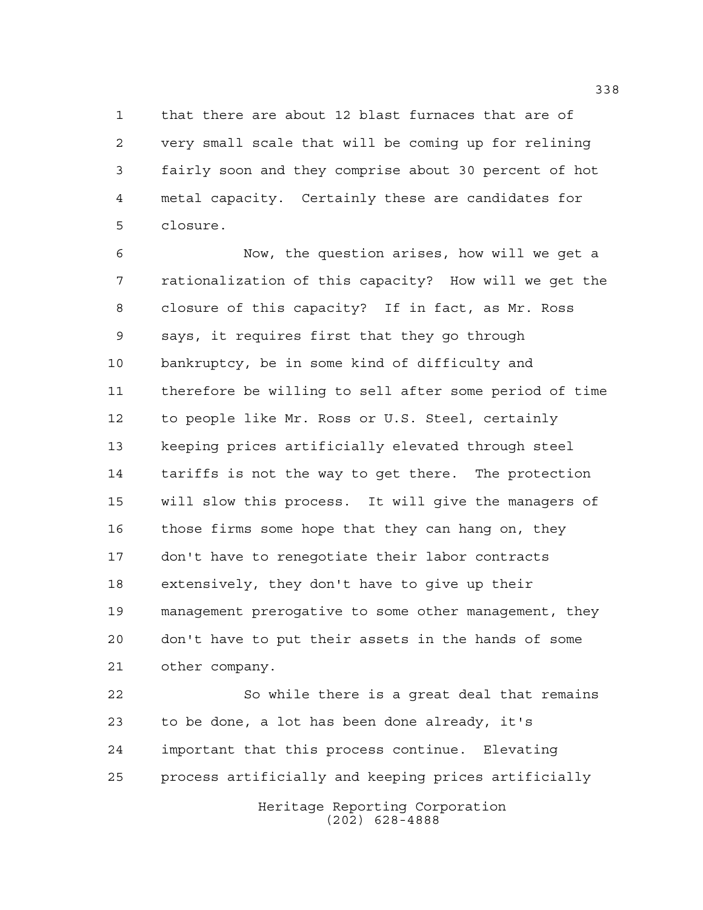that there are about 12 blast furnaces that are of very small scale that will be coming up for relining fairly soon and they comprise about 30 percent of hot metal capacity. Certainly these are candidates for closure.

Now, the question arises, how will we get a rationalization of this capacity? How will we get the closure of this capacity? If in fact, as Mr. Ross says, it requires first that they go through bankruptcy, be in some kind of difficulty and therefore be willing to sell after some period of time to people like Mr. Ross or U.S. Steel, certainly keeping prices artificially elevated through steel tariffs is not the way to get there. The protection will slow this process. It will give the managers of those firms some hope that they can hang on, they don't have to renegotiate their labor contracts extensively, they don't have to give up their management prerogative to some other management, they don't have to put their assets in the hands of some other company.

So while there is a great deal that remains to be done, a lot has been done already, it's important that this process continue. Elevating process artificially and keeping prices artificially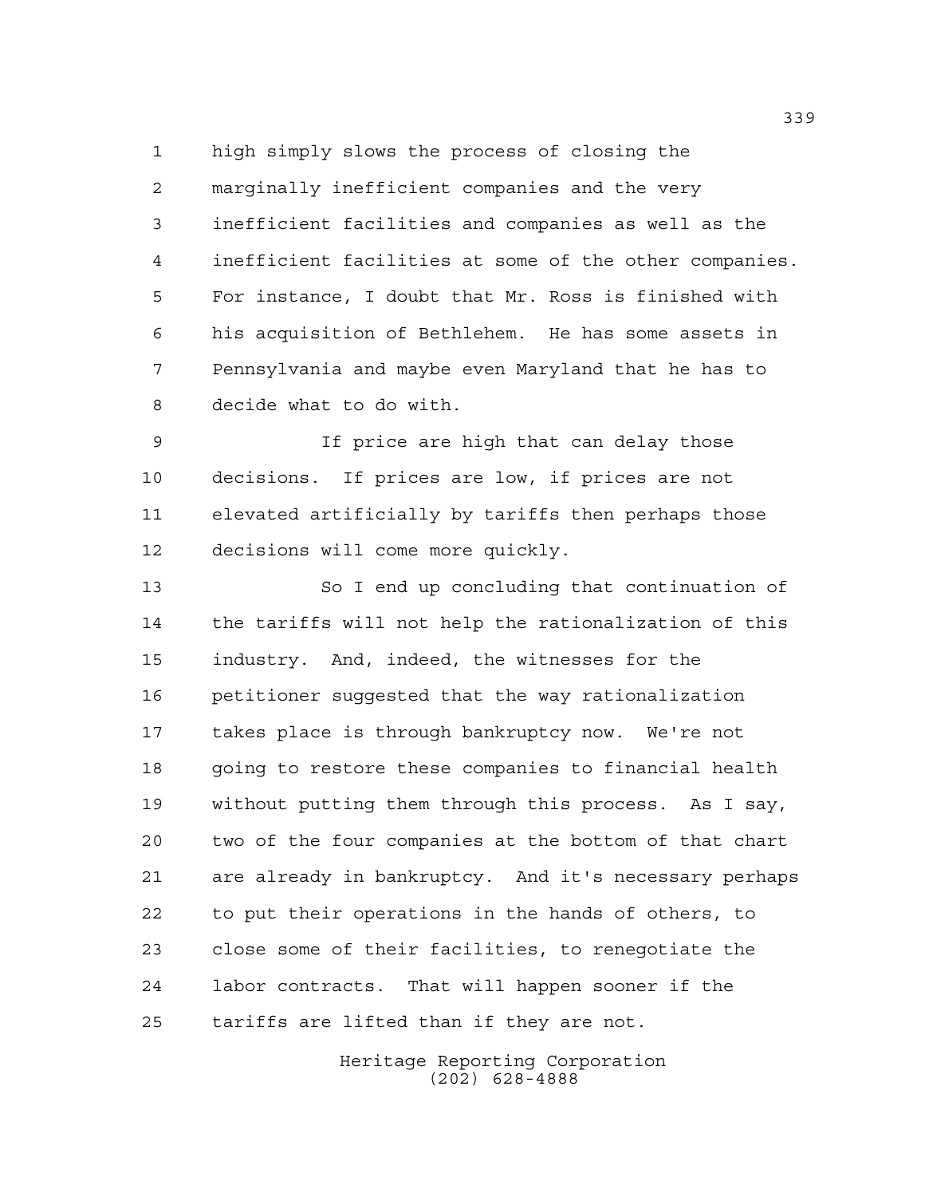high simply slows the process of closing the marginally inefficient companies and the very inefficient facilities and companies as well as the inefficient facilities at some of the other companies. For instance, I doubt that Mr. Ross is finished with his acquisition of Bethlehem. He has some assets in Pennsylvania and maybe even Maryland that he has to decide what to do with.

If price are high that can delay those decisions. If prices are low, if prices are not elevated artificially by tariffs then perhaps those decisions will come more quickly.

So I end up concluding that continuation of the tariffs will not help the rationalization of this industry. And, indeed, the witnesses for the petitioner suggested that the way rationalization takes place is through bankruptcy now. We're not going to restore these companies to financial health without putting them through this process. As I say, two of the four companies at the bottom of that chart are already in bankruptcy. And it's necessary perhaps to put their operations in the hands of others, to close some of their facilities, to renegotiate the labor contracts. That will happen sooner if the tariffs are lifted than if they are not.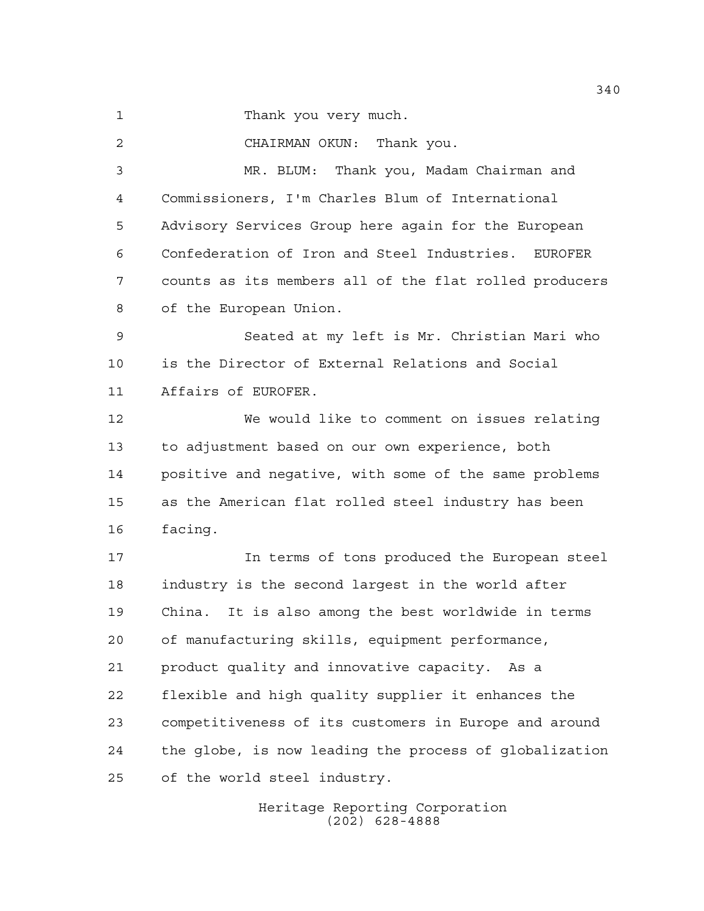Thank you very much.

CHAIRMAN OKUN: Thank you.

MR. BLUM: Thank you, Madam Chairman and Commissioners, I'm Charles Blum of International Advisory Services Group here again for the European Confederation of Iron and Steel Industries. EUROFER counts as its members all of the flat rolled producers of the European Union.

Seated at my left is Mr. Christian Mari who is the Director of External Relations and Social Affairs of EUROFER.

We would like to comment on issues relating to adjustment based on our own experience, both positive and negative, with some of the same problems as the American flat rolled steel industry has been facing.

In terms of tons produced the European steel industry is the second largest in the world after China. It is also among the best worldwide in terms of manufacturing skills, equipment performance, product quality and innovative capacity. As a flexible and high quality supplier it enhances the competitiveness of its customers in Europe and around the globe, is now leading the process of globalization of the world steel industry.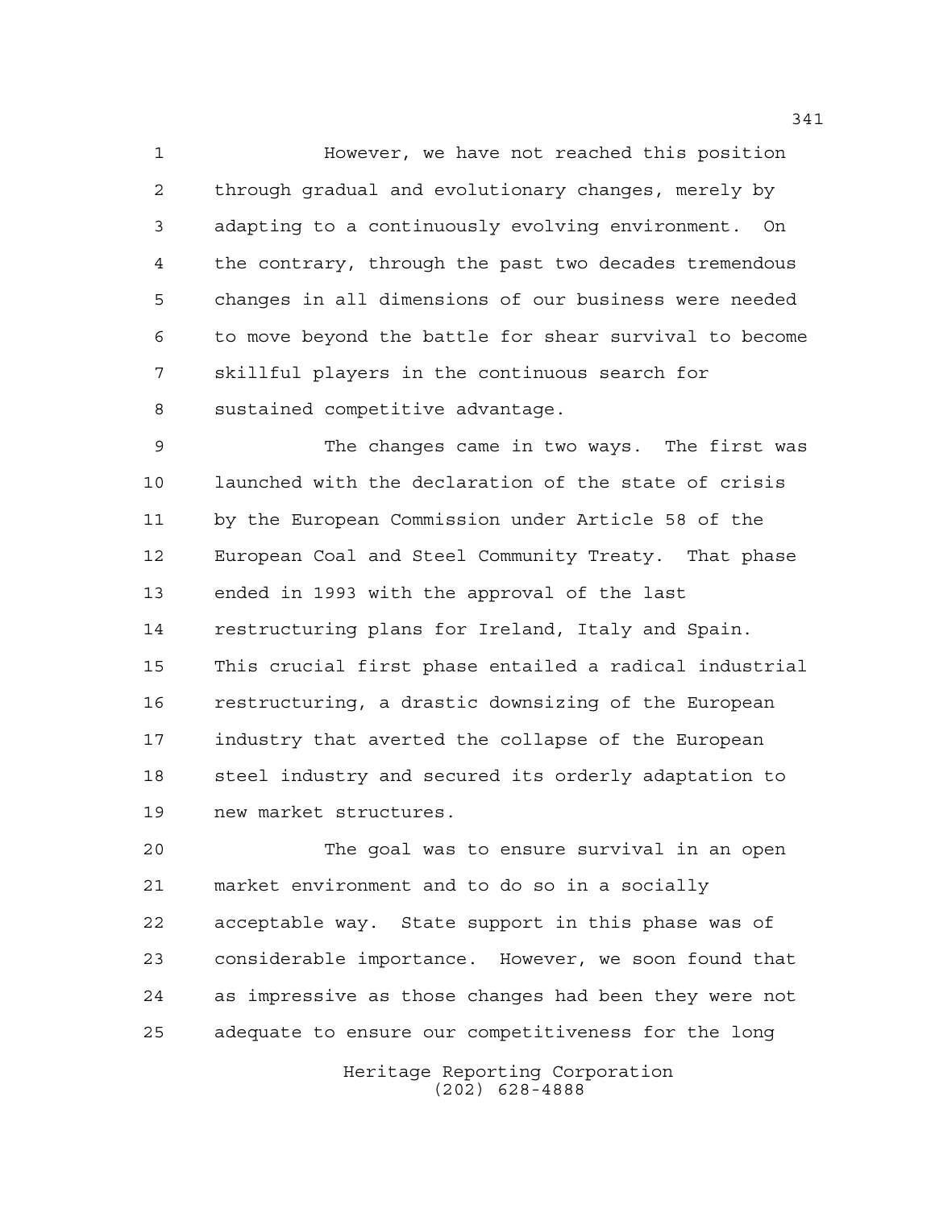However, we have not reached this position through gradual and evolutionary changes, merely by adapting to a continuously evolving environment. On the contrary, through the past two decades tremendous changes in all dimensions of our business were needed to move beyond the battle for shear survival to become skillful players in the continuous search for sustained competitive advantage.

The changes came in two ways. The first was launched with the declaration of the state of crisis by the European Commission under Article 58 of the European Coal and Steel Community Treaty. That phase ended in 1993 with the approval of the last restructuring plans for Ireland, Italy and Spain. This crucial first phase entailed a radical industrial restructuring, a drastic downsizing of the European industry that averted the collapse of the European steel industry and secured its orderly adaptation to new market structures.

The goal was to ensure survival in an open market environment and to do so in a socially acceptable way. State support in this phase was of considerable importance. However, we soon found that as impressive as those changes had been they were not adequate to ensure our competitiveness for the long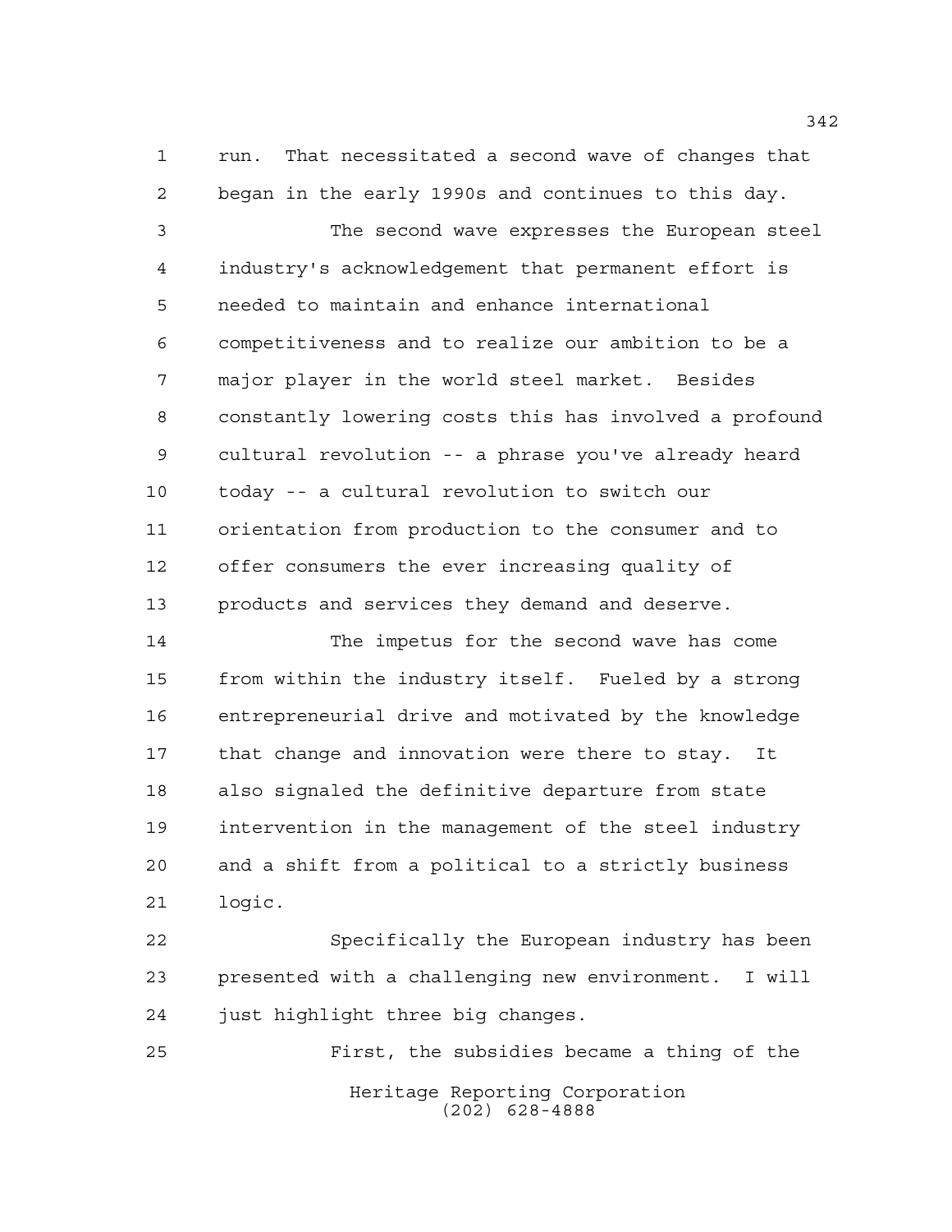run. That necessitated a second wave of changes that began in the early 1990s and continues to this day.

The second wave expresses the European steel industry's acknowledgement that permanent effort is needed to maintain and enhance international competitiveness and to realize our ambition to be a major player in the world steel market. Besides constantly lowering costs this has involved a profound cultural revolution -- a phrase you've already heard today -- a cultural revolution to switch our orientation from production to the consumer and to offer consumers the ever increasing quality of products and services they demand and deserve.

The impetus for the second wave has come from within the industry itself. Fueled by a strong entrepreneurial drive and motivated by the knowledge that change and innovation were there to stay. It also signaled the definitive departure from state intervention in the management of the steel industry and a shift from a political to a strictly business logic.

Specifically the European industry has been presented with a challenging new environment. I will just highlight three big changes.

First, the subsidies became a thing of the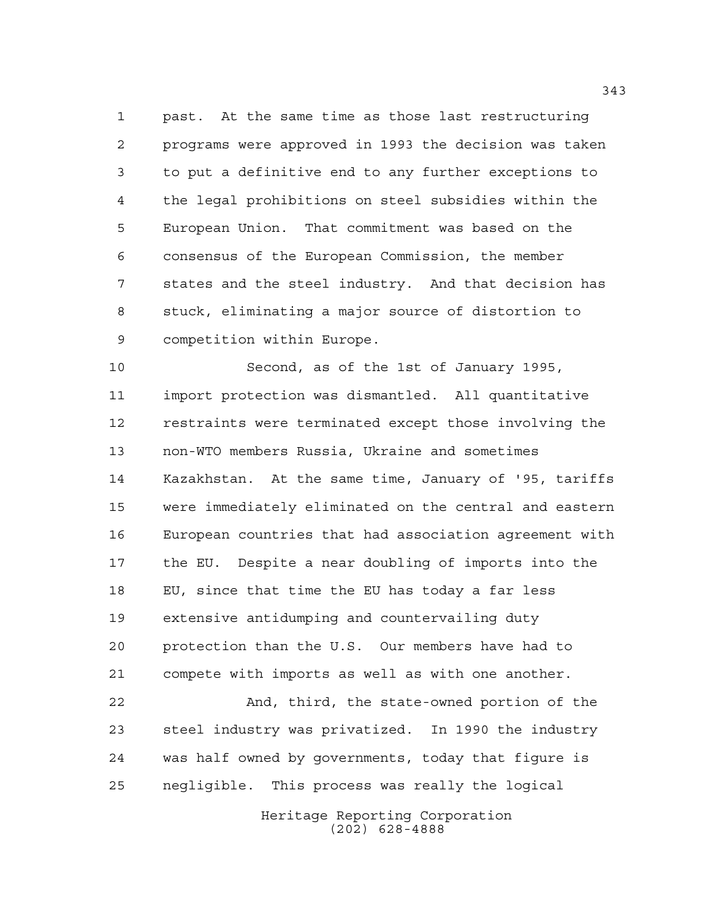past. At the same time as those last restructuring programs were approved in 1993 the decision was taken to put a definitive end to any further exceptions to the legal prohibitions on steel subsidies within the European Union. That commitment was based on the consensus of the European Commission, the member states and the steel industry. And that decision has stuck, eliminating a major source of distortion to competition within Europe.

Second, as of the 1st of January 1995, import protection was dismantled. All quantitative restraints were terminated except those involving the non-WTO members Russia, Ukraine and sometimes Kazakhstan. At the same time, January of '95, tariffs were immediately eliminated on the central and eastern European countries that had association agreement with the EU. Despite a near doubling of imports into the EU, since that time the EU has today a far less extensive antidumping and countervailing duty protection than the U.S. Our members have had to compete with imports as well as with one another.

And, third, the state-owned portion of the steel industry was privatized. In 1990 the industry was half owned by governments, today that figure is negligible. This process was really the logical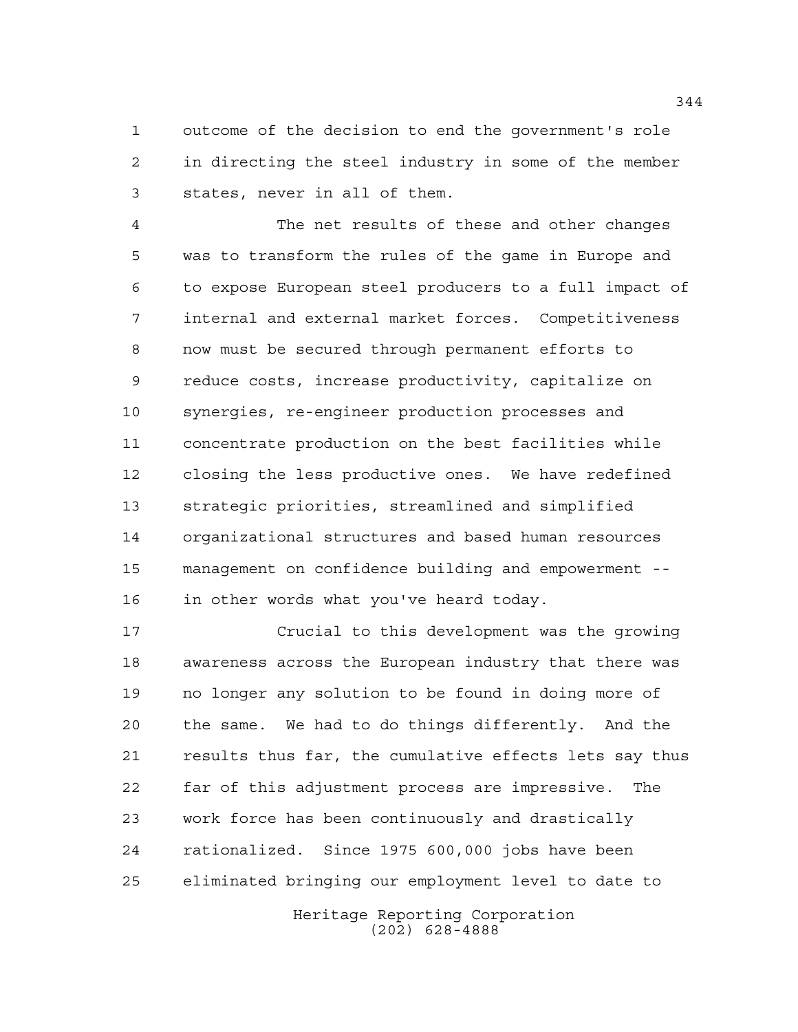outcome of the decision to end the government's role in directing the steel industry in some of the member states, never in all of them.

The net results of these and other changes was to transform the rules of the game in Europe and to expose European steel producers to a full impact of internal and external market forces. Competitiveness now must be secured through permanent efforts to reduce costs, increase productivity, capitalize on synergies, re-engineer production processes and concentrate production on the best facilities while closing the less productive ones. We have redefined strategic priorities, streamlined and simplified organizational structures and based human resources management on confidence building and empowerment -- in other words what you've heard today.

Crucial to this development was the growing awareness across the European industry that there was no longer any solution to be found in doing more of the same. We had to do things differently. And the results thus far, the cumulative effects lets say thus far of this adjustment process are impressive. The work force has been continuously and drastically rationalized. Since 1975 600,000 jobs have been eliminated bringing our employment level to date to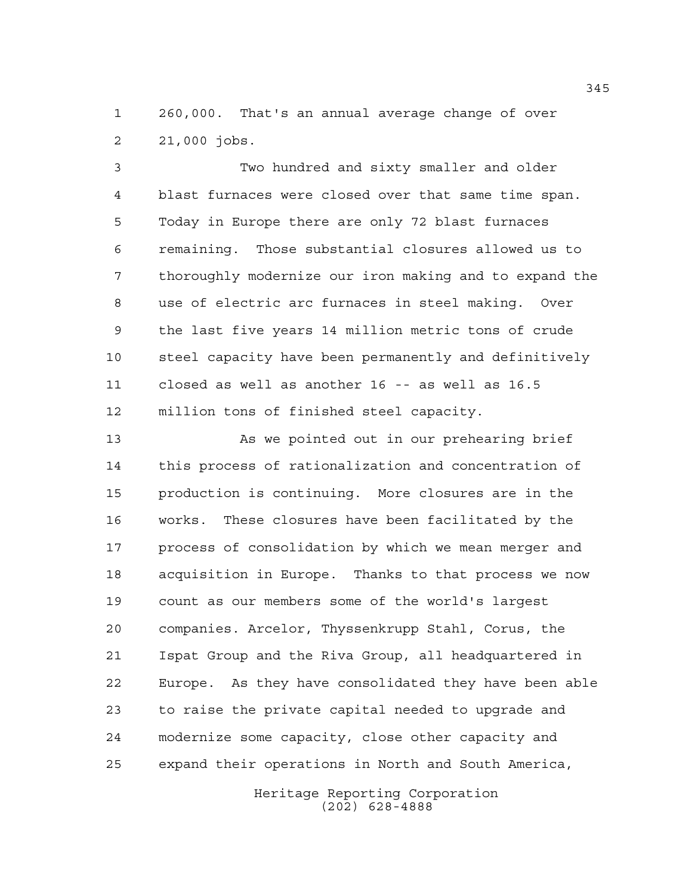260,000. That's an annual average change of over 21,000 jobs.

Two hundred and sixty smaller and older blast furnaces were closed over that same time span. Today in Europe there are only 72 blast furnaces remaining. Those substantial closures allowed us to thoroughly modernize our iron making and to expand the use of electric arc furnaces in steel making. Over the last five years 14 million metric tons of crude steel capacity have been permanently and definitively closed as well as another 16 -- as well as 16.5 million tons of finished steel capacity.

As we pointed out in our prehearing brief this process of rationalization and concentration of production is continuing. More closures are in the works. These closures have been facilitated by the process of consolidation by which we mean merger and acquisition in Europe. Thanks to that process we now count as our members some of the world's largest companies. Arcelor, Thyssenkrupp Stahl, Corus, the Ispat Group and the Riva Group, all headquartered in Europe. As they have consolidated they have been able to raise the private capital needed to upgrade and modernize some capacity, close other capacity and expand their operations in North and South America,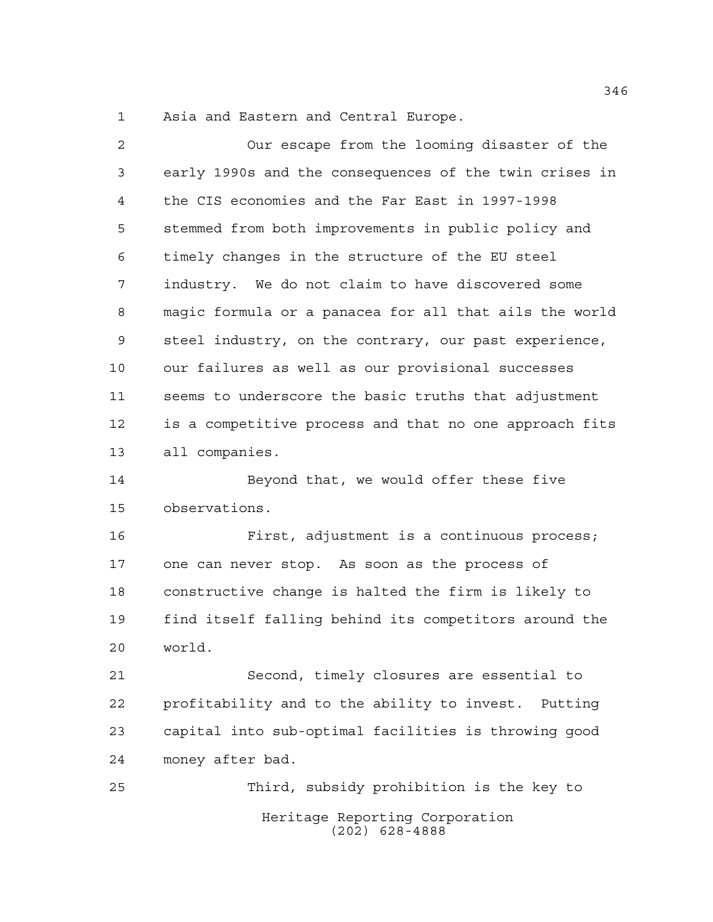Asia and Eastern and Central Europe.

Our escape from the looming disaster of the early 1990s and the consequences of the twin crises in the CIS economies and the Far East in 1997-1998 stemmed from both improvements in public policy and timely changes in the structure of the EU steel industry. We do not claim to have discovered some magic formula or a panacea for all that ails the world steel industry, on the contrary, our past experience, our failures as well as our provisional successes seems to underscore the basic truths that adjustment is a competitive process and that no one approach fits all companies.

Beyond that, we would offer these five observations.

First, adjustment is a continuous process; one can never stop. As soon as the process of constructive change is halted the firm is likely to find itself falling behind its competitors around the world.

Second, timely closures are essential to profitability and to the ability to invest. Putting capital into sub-optimal facilities is throwing good money after bad.

Third, subsidy prohibition is the key to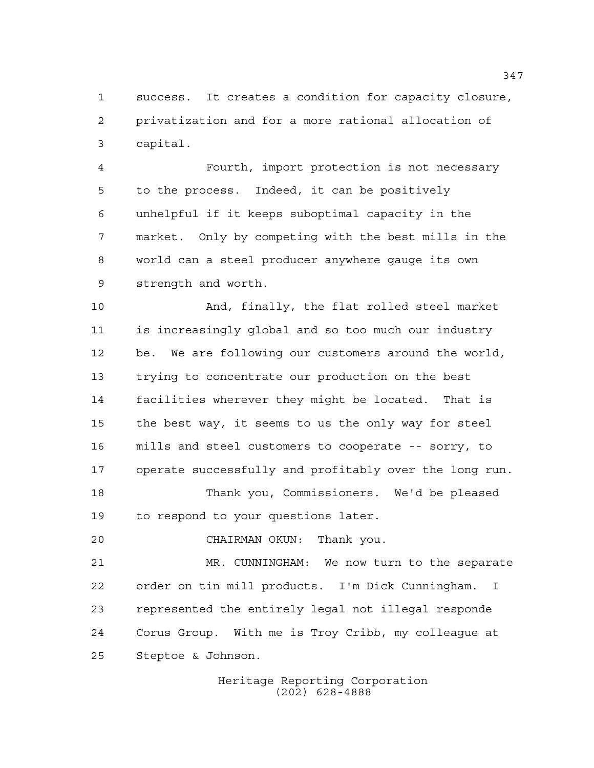success. It creates a condition for capacity closure, privatization and for a more rational allocation of capital.

Fourth, import protection is not necessary to the process. Indeed, it can be positively unhelpful if it keeps suboptimal capacity in the market. Only by competing with the best mills in the world can a steel producer anywhere gauge its own strength and worth.

And, finally, the flat rolled steel market is increasingly global and so too much our industry be. We are following our customers around the world, trying to concentrate our production on the best facilities wherever they might be located. That is the best way, it seems to us the only way for steel mills and steel customers to cooperate -- sorry, to operate successfully and profitably over the long run.

Thank you, Commissioners. We'd be pleased to respond to your questions later.

CHAIRMAN OKUN: Thank you.

MR. CUNNINGHAM: We now turn to the separate order on tin mill products. I'm Dick Cunningham. I represented the entirely legal not illegal responde Corus Group. With me is Troy Cribb, my colleague at Steptoe & Johnson.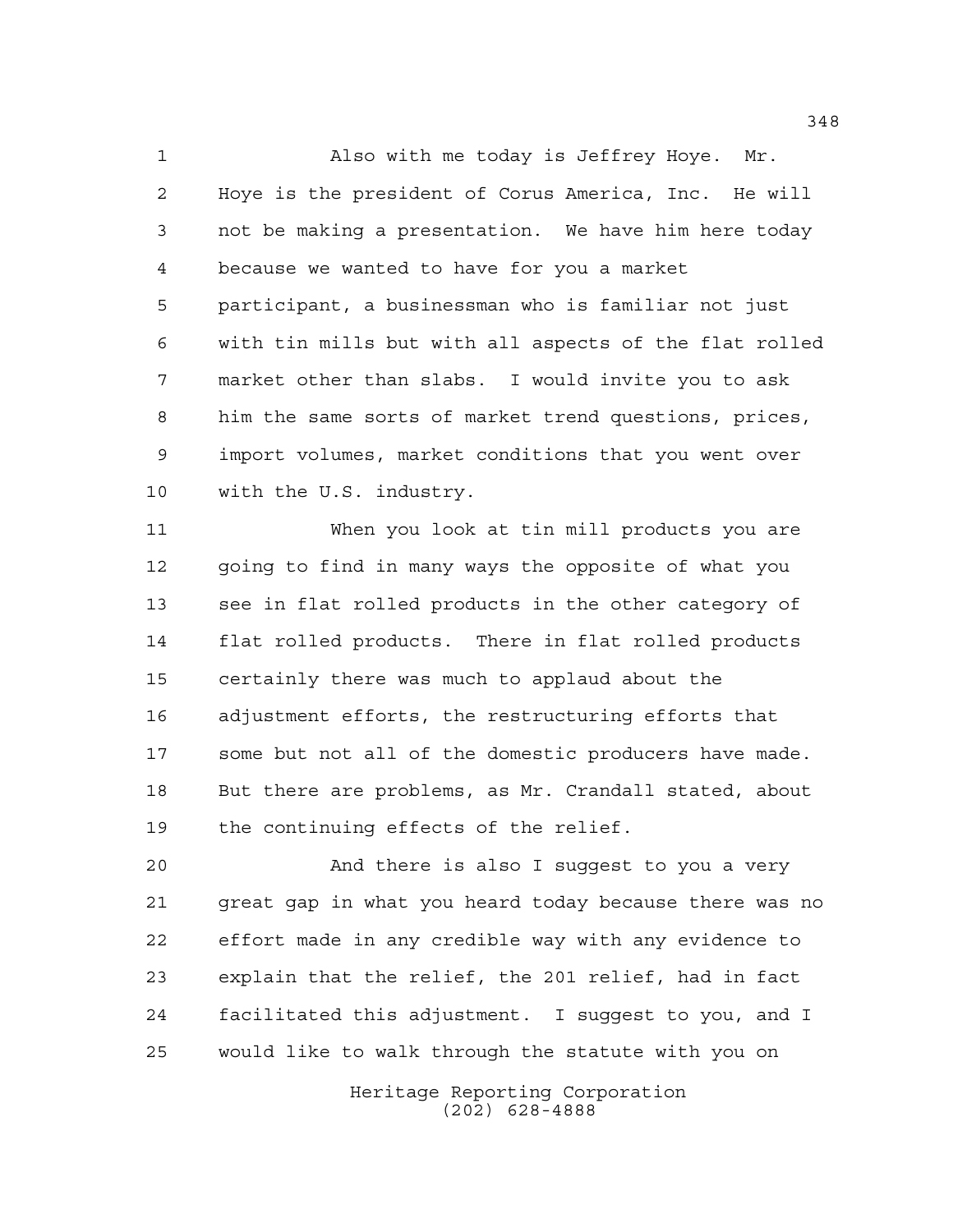Also with me today is Jeffrey Hoye. Mr. Hoye is the president of Corus America, Inc. He will not be making a presentation. We have him here today because we wanted to have for you a market participant, a businessman who is familiar not just with tin mills but with all aspects of the flat rolled market other than slabs. I would invite you to ask him the same sorts of market trend questions, prices, import volumes, market conditions that you went over with the U.S. industry.

When you look at tin mill products you are going to find in many ways the opposite of what you see in flat rolled products in the other category of flat rolled products. There in flat rolled products certainly there was much to applaud about the adjustment efforts, the restructuring efforts that some but not all of the domestic producers have made. But there are problems, as Mr. Crandall stated, about the continuing effects of the relief.

And there is also I suggest to you a very great gap in what you heard today because there was no effort made in any credible way with any evidence to explain that the relief, the 201 relief, had in fact facilitated this adjustment. I suggest to you, and I would like to walk through the statute with you on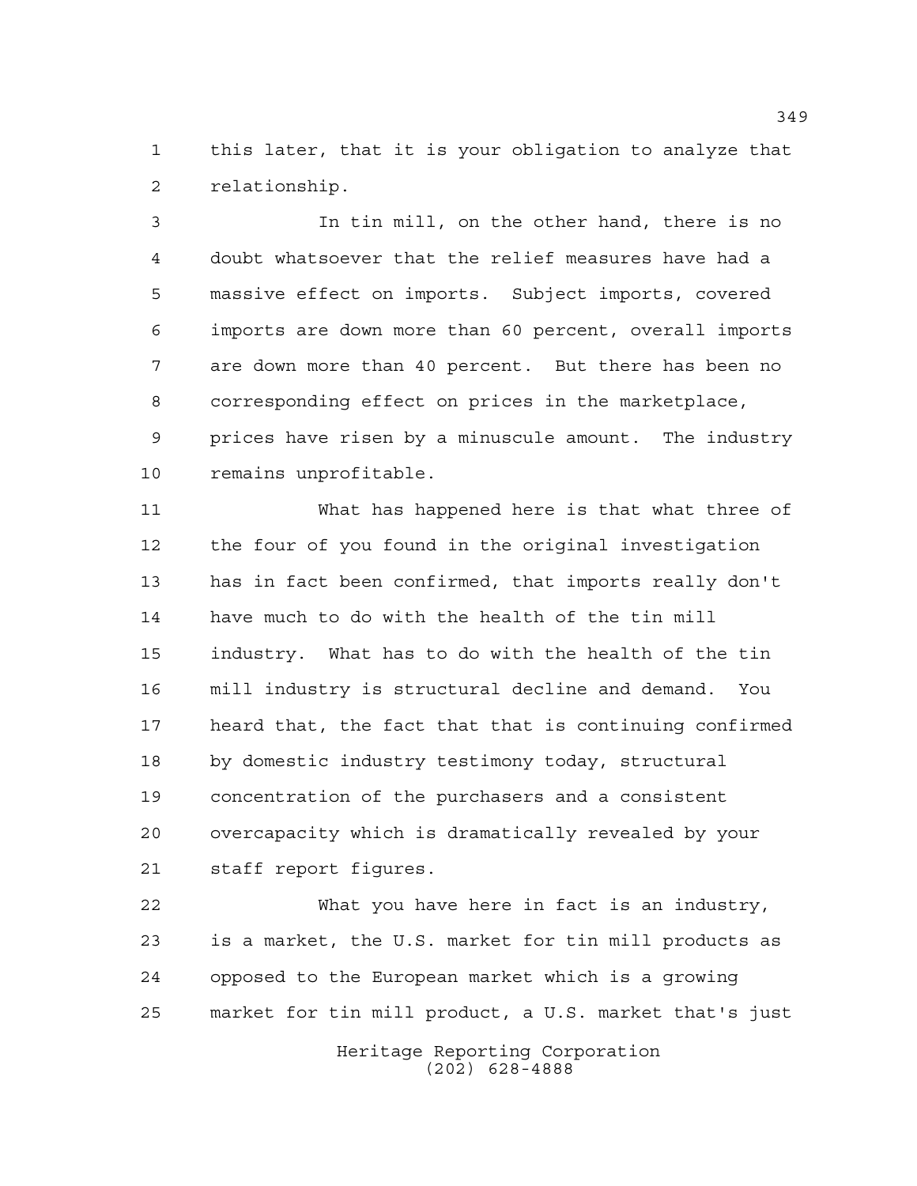this later, that it is your obligation to analyze that relationship.

In tin mill, on the other hand, there is no doubt whatsoever that the relief measures have had a massive effect on imports. Subject imports, covered imports are down more than 60 percent, overall imports are down more than 40 percent. But there has been no corresponding effect on prices in the marketplace, prices have risen by a minuscule amount. The industry remains unprofitable.

What has happened here is that what three of the four of you found in the original investigation has in fact been confirmed, that imports really don't have much to do with the health of the tin mill industry. What has to do with the health of the tin mill industry is structural decline and demand. You heard that, the fact that that is continuing confirmed by domestic industry testimony today, structural concentration of the purchasers and a consistent overcapacity which is dramatically revealed by your staff report figures.

What you have here in fact is an industry, is a market, the U.S. market for tin mill products as opposed to the European market which is a growing market for tin mill product, a U.S. market that's just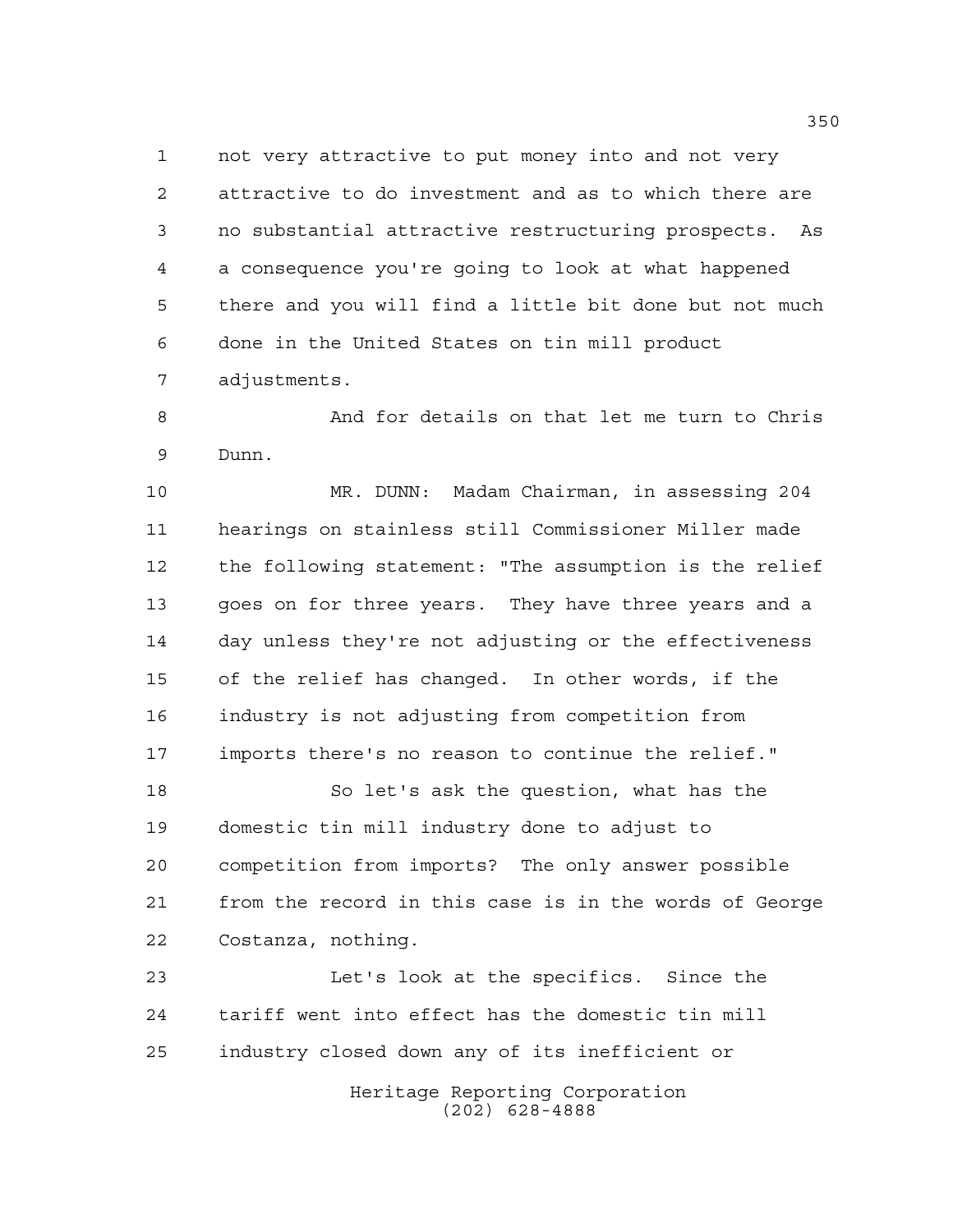not very attractive to put money into and not very attractive to do investment and as to which there are no substantial attractive restructuring prospects. As a consequence you're going to look at what happened there and you will find a little bit done but not much done in the United States on tin mill product adjustments.

And for details on that let me turn to Chris Dunn.

MR. DUNN: Madam Chairman, in assessing 204 hearings on stainless still Commissioner Miller made the following statement: "The assumption is the relief goes on for three years. They have three years and a day unless they're not adjusting or the effectiveness of the relief has changed. In other words, if the industry is not adjusting from competition from imports there's no reason to continue the relief."

So let's ask the question, what has the domestic tin mill industry done to adjust to competition from imports? The only answer possible from the record in this case is in the words of George Costanza, nothing.

Let's look at the specifics. Since the tariff went into effect has the domestic tin mill industry closed down any of its inefficient or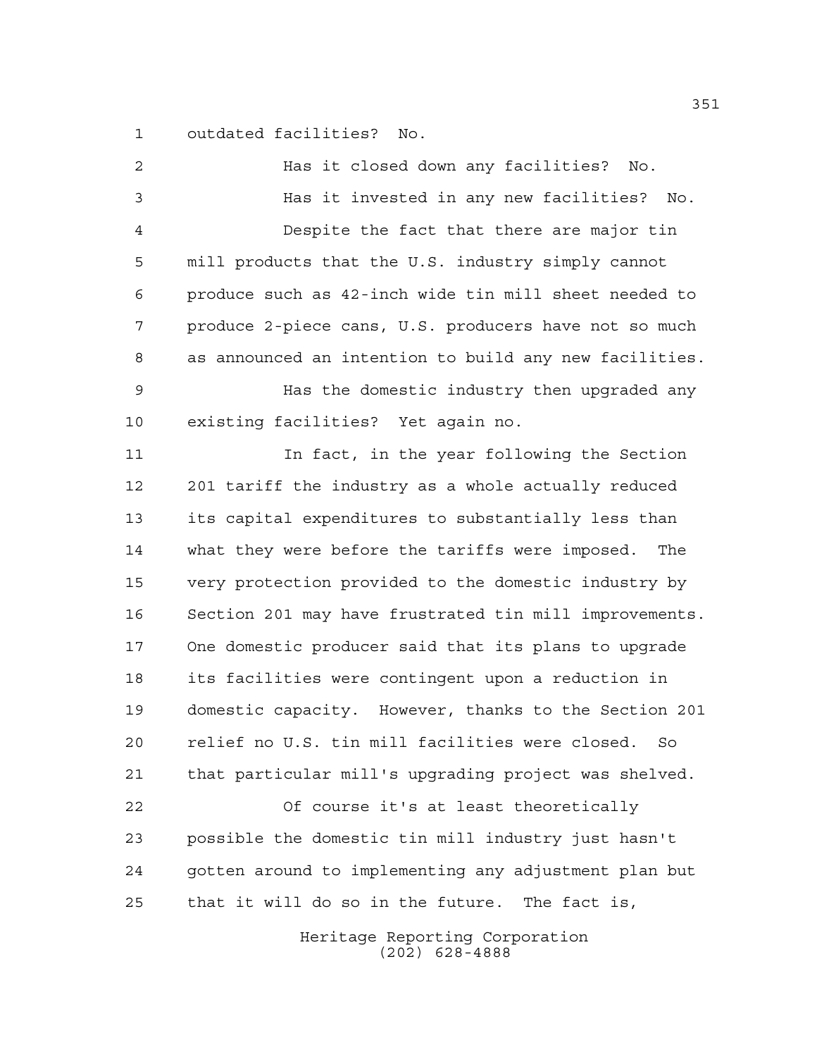outdated facilities? No.

Has it closed down any facilities? No.

Has it invested in any new facilities? No.

Despite the fact that there are major tin mill products that the U.S. industry simply cannot produce such as 42-inch wide tin mill sheet needed to produce 2-piece cans, U.S. producers have not so much as announced an intention to build any new facilities.

Has the domestic industry then upgraded any existing facilities? Yet again no.

In fact, in the year following the Section 201 tariff the industry as a whole actually reduced its capital expenditures to substantially less than what they were before the tariffs were imposed. The very protection provided to the domestic industry by Section 201 may have frustrated tin mill improvements. One domestic producer said that its plans to upgrade its facilities were contingent upon a reduction in domestic capacity. However, thanks to the Section 201 relief no U.S. tin mill facilities were closed. So that particular mill's upgrading project was shelved.

Of course it's at least theoretically possible the domestic tin mill industry just hasn't gotten around to implementing any adjustment plan but that it will do so in the future. The fact is,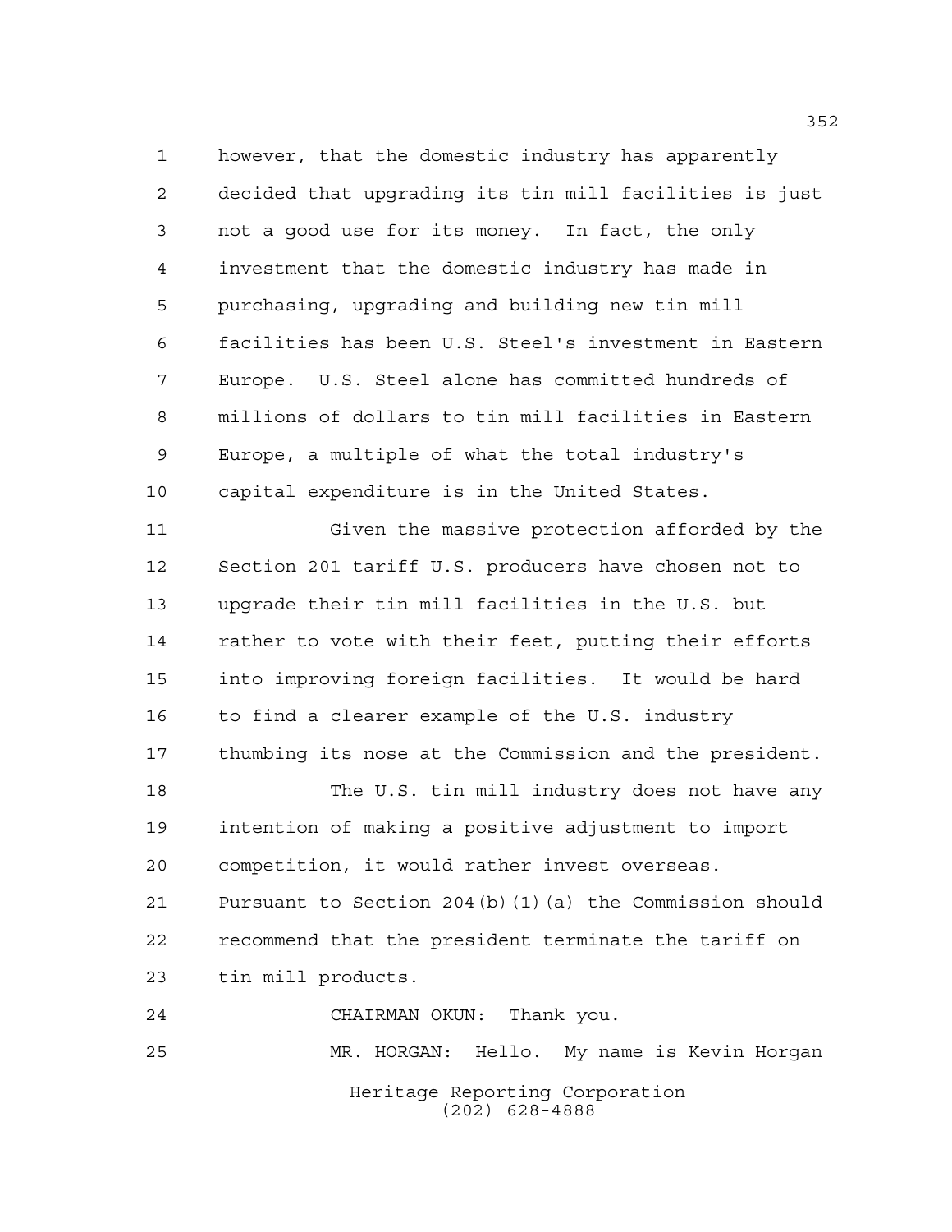however, that the domestic industry has apparently decided that upgrading its tin mill facilities is just not a good use for its money. In fact, the only investment that the domestic industry has made in purchasing, upgrading and building new tin mill facilities has been U.S. Steel's investment in Eastern Europe. U.S. Steel alone has committed hundreds of millions of dollars to tin mill facilities in Eastern Europe, a multiple of what the total industry's capital expenditure is in the United States.

Given the massive protection afforded by the Section 201 tariff U.S. producers have chosen not to upgrade their tin mill facilities in the U.S. but rather to vote with their feet, putting their efforts into improving foreign facilities. It would be hard to find a clearer example of the U.S. industry thumbing its nose at the Commission and the president.

The U.S. tin mill industry does not have any intention of making a positive adjustment to import competition, it would rather invest overseas. Pursuant to Section 204(b)(1)(a) the Commission should recommend that the president terminate the tariff on tin mill products.

CHAIRMAN OKUN: Thank you.

MR. HORGAN: Hello. My name is Kevin Horgan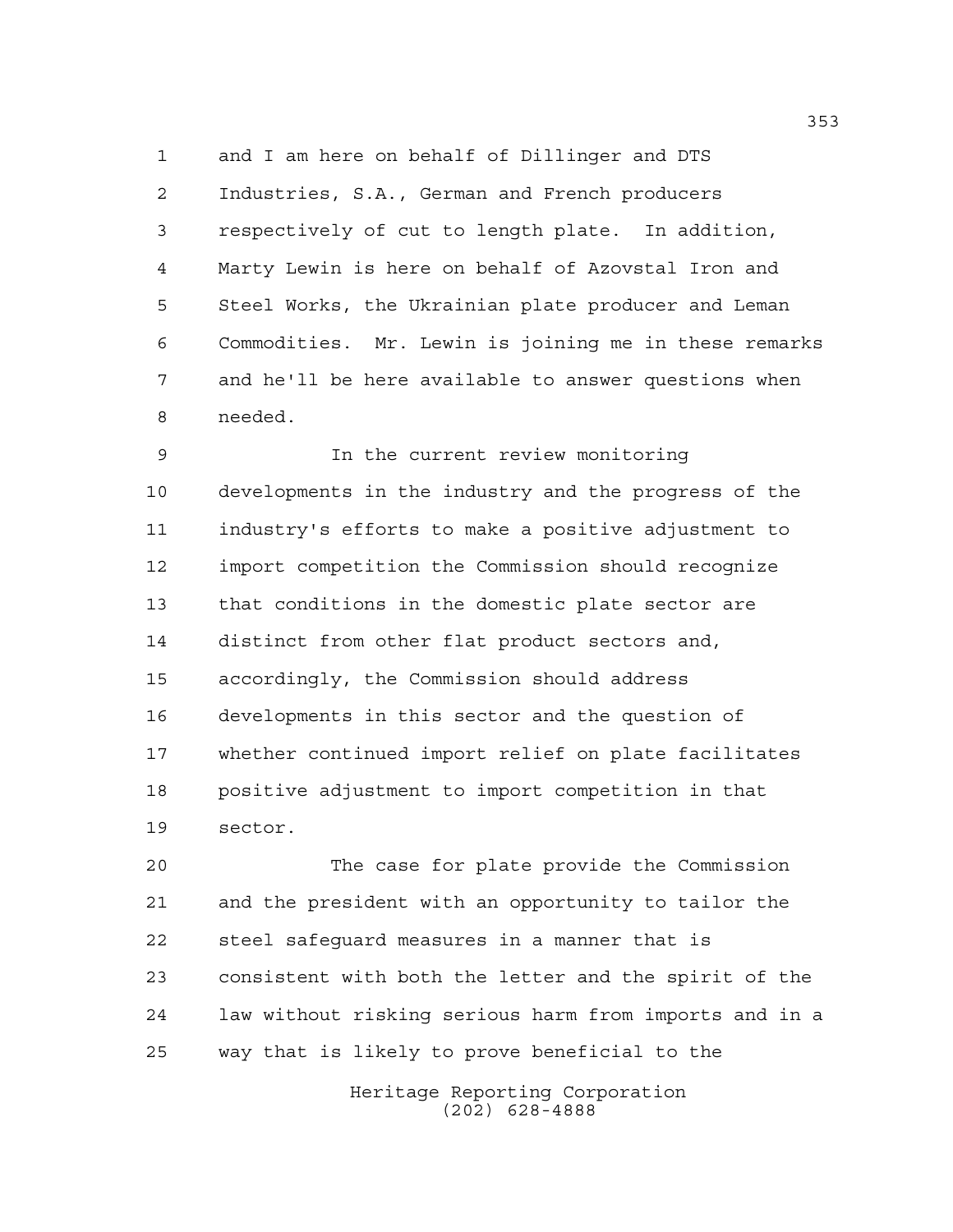and I am here on behalf of Dillinger and DTS Industries, S.A., German and French producers respectively of cut to length plate. In addition, Marty Lewin is here on behalf of Azovstal Iron and Steel Works, the Ukrainian plate producer and Leman Commodities. Mr. Lewin is joining me in these remarks and he'll be here available to answer questions when needed.

In the current review monitoring developments in the industry and the progress of the industry's efforts to make a positive adjustment to import competition the Commission should recognize that conditions in the domestic plate sector are distinct from other flat product sectors and, accordingly, the Commission should address developments in this sector and the question of whether continued import relief on plate facilitates positive adjustment to import competition in that sector.

The case for plate provide the Commission and the president with an opportunity to tailor the steel safeguard measures in a manner that is consistent with both the letter and the spirit of the law without risking serious harm from imports and in a way that is likely to prove beneficial to the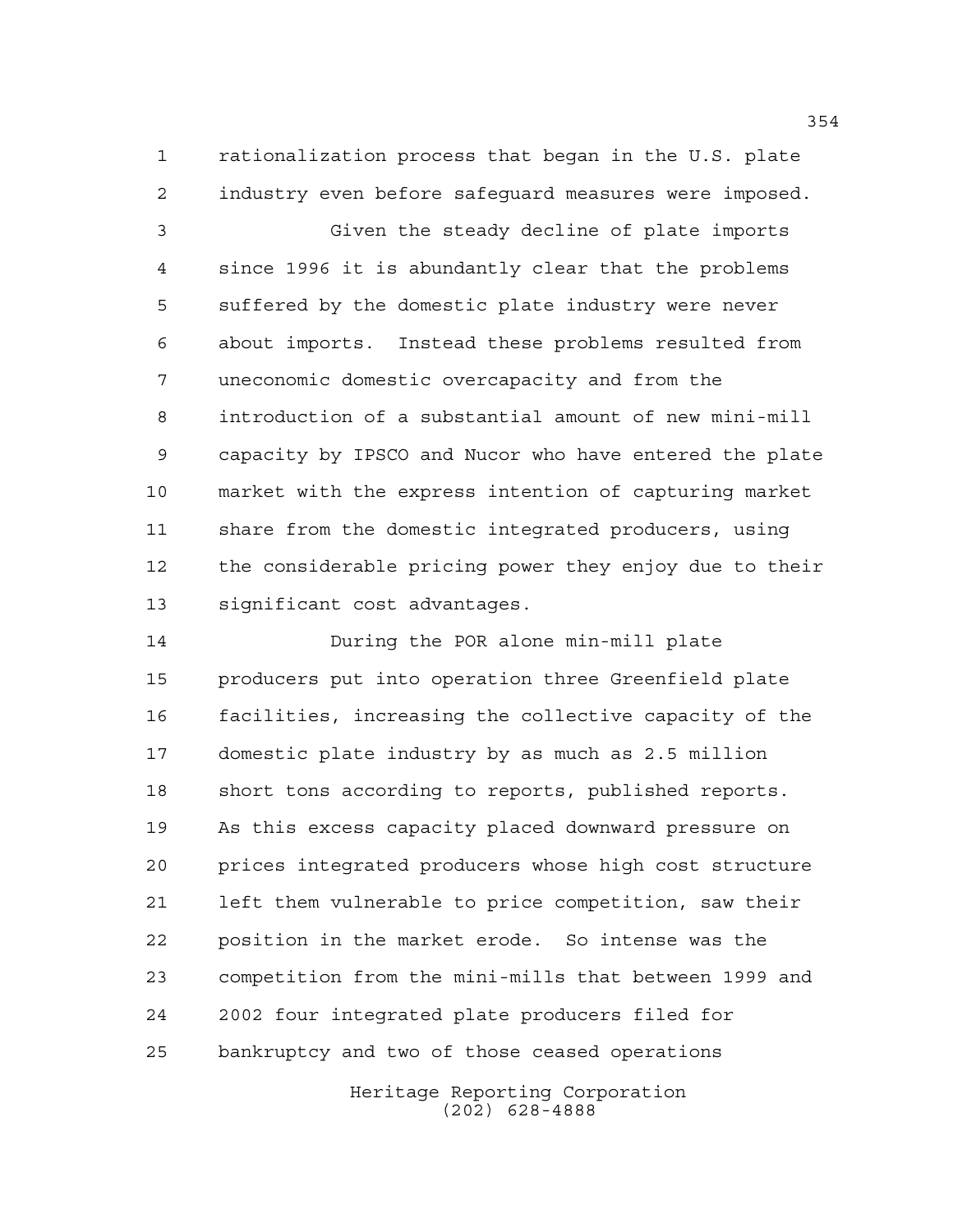rationalization process that began in the U.S. plate industry even before safeguard measures were imposed.

Given the steady decline of plate imports since 1996 it is abundantly clear that the problems suffered by the domestic plate industry were never about imports. Instead these problems resulted from uneconomic domestic overcapacity and from the introduction of a substantial amount of new mini-mill capacity by IPSCO and Nucor who have entered the plate market with the express intention of capturing market share from the domestic integrated producers, using the considerable pricing power they enjoy due to their significant cost advantages.

During the POR alone min-mill plate producers put into operation three Greenfield plate facilities, increasing the collective capacity of the domestic plate industry by as much as 2.5 million short tons according to reports, published reports. As this excess capacity placed downward pressure on prices integrated producers whose high cost structure left them vulnerable to price competition, saw their position in the market erode. So intense was the competition from the mini-mills that between 1999 and 2002 four integrated plate producers filed for bankruptcy and two of those ceased operations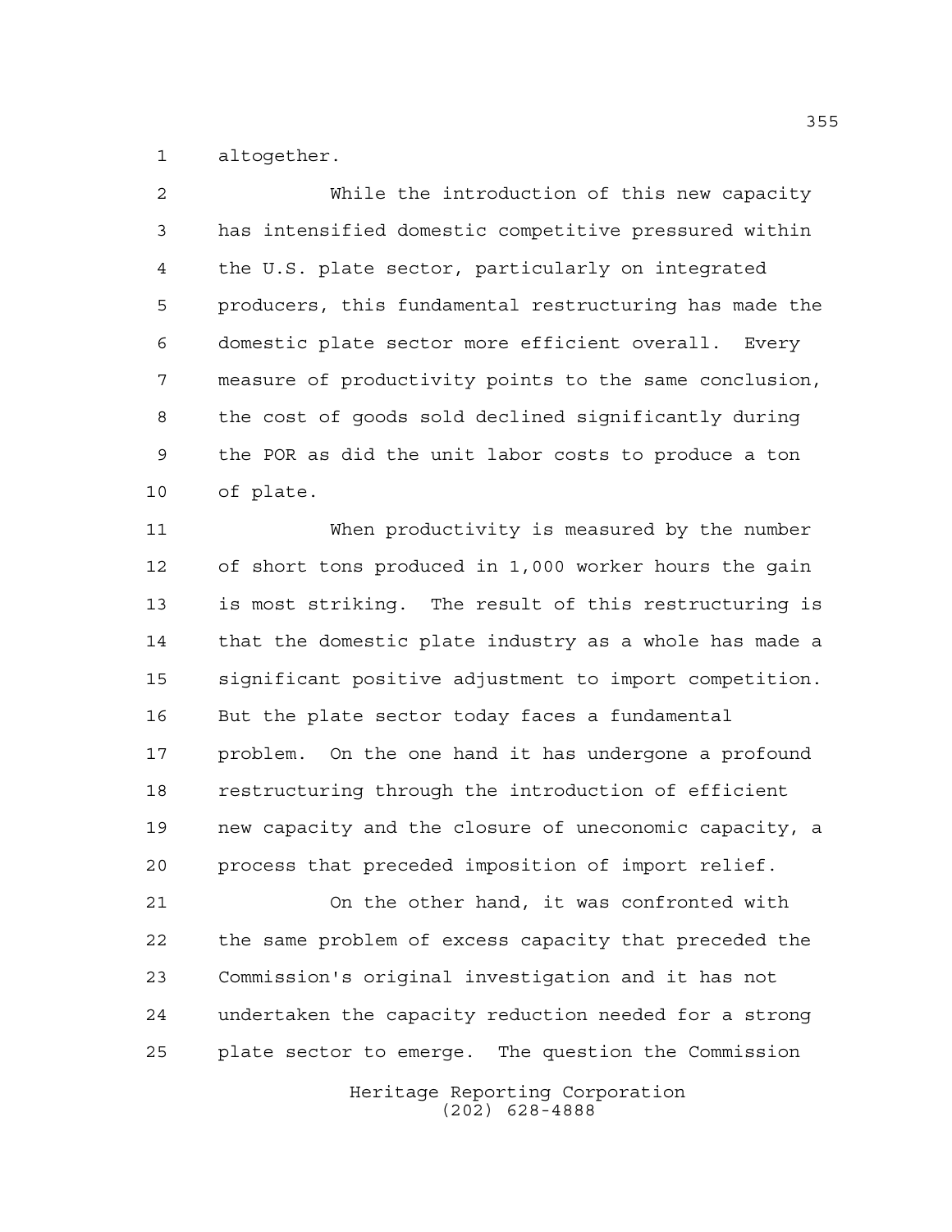altogether.

While the introduction of this new capacity has intensified domestic competitive pressured within the U.S. plate sector, particularly on integrated producers, this fundamental restructuring has made the domestic plate sector more efficient overall. Every measure of productivity points to the same conclusion, the cost of goods sold declined significantly during the POR as did the unit labor costs to produce a ton of plate.

When productivity is measured by the number of short tons produced in 1,000 worker hours the gain is most striking. The result of this restructuring is that the domestic plate industry as a whole has made a significant positive adjustment to import competition. But the plate sector today faces a fundamental problem. On the one hand it has undergone a profound restructuring through the introduction of efficient new capacity and the closure of uneconomic capacity, a process that preceded imposition of import relief.

On the other hand, it was confronted with the same problem of excess capacity that preceded the Commission's original investigation and it has not undertaken the capacity reduction needed for a strong plate sector to emerge. The question the Commission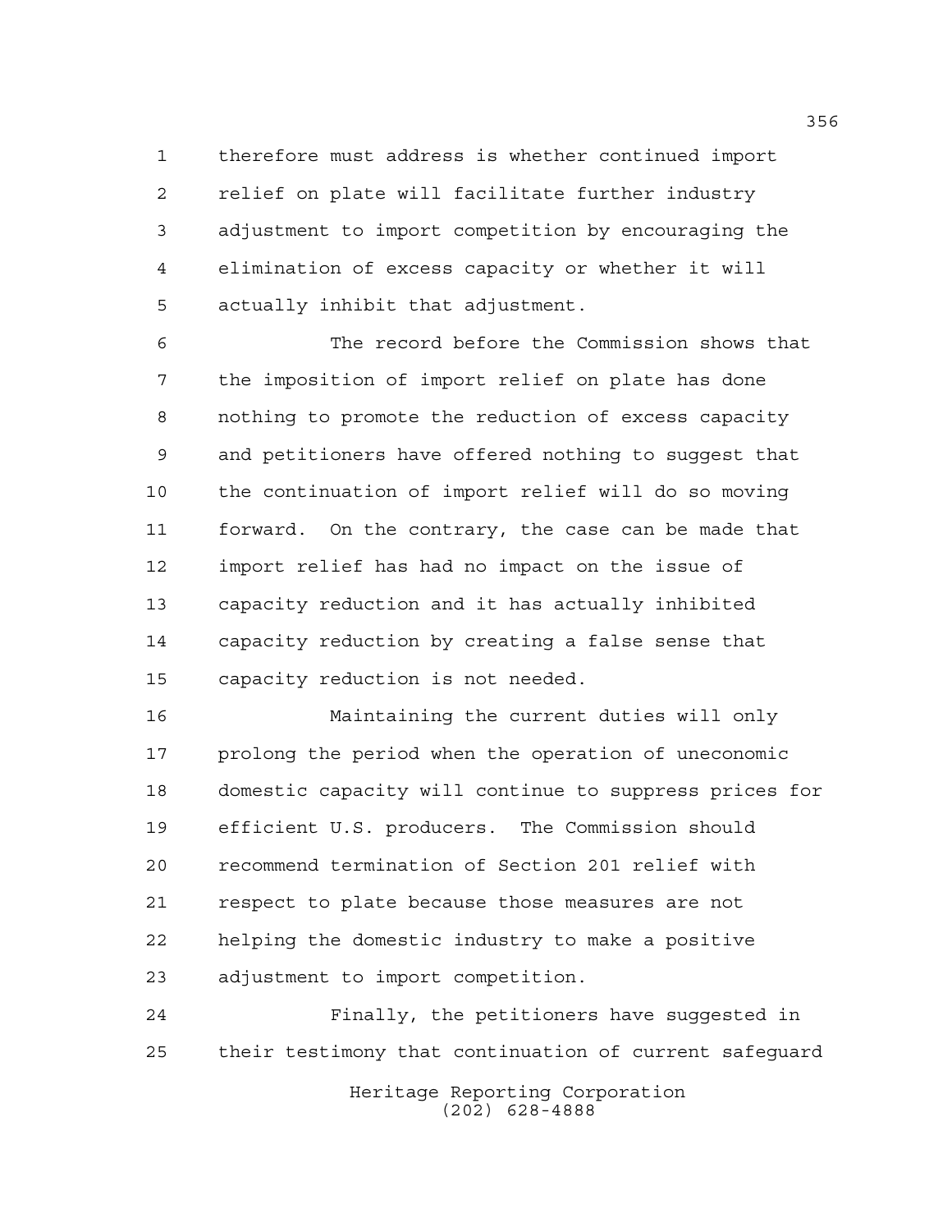therefore must address is whether continued import relief on plate will facilitate further industry adjustment to import competition by encouraging the elimination of excess capacity or whether it will actually inhibit that adjustment.

The record before the Commission shows that the imposition of import relief on plate has done nothing to promote the reduction of excess capacity and petitioners have offered nothing to suggest that the continuation of import relief will do so moving forward. On the contrary, the case can be made that import relief has had no impact on the issue of capacity reduction and it has actually inhibited capacity reduction by creating a false sense that capacity reduction is not needed.

Maintaining the current duties will only prolong the period when the operation of uneconomic domestic capacity will continue to suppress prices for efficient U.S. producers. The Commission should recommend termination of Section 201 relief with respect to plate because those measures are not helping the domestic industry to make a positive adjustment to import competition.

Finally, the petitioners have suggested in their testimony that continuation of current safeguard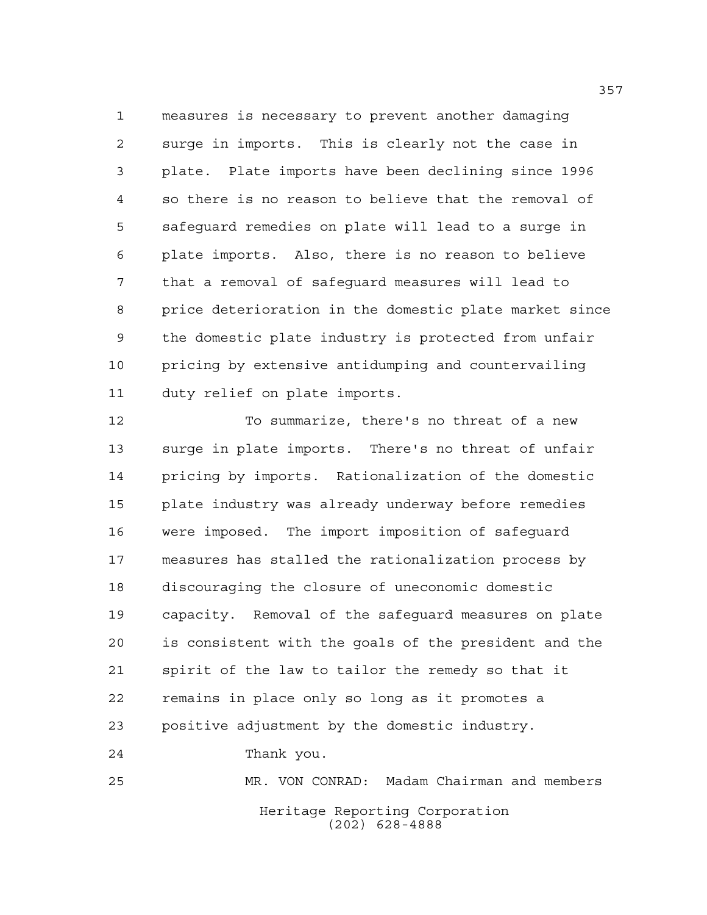measures is necessary to prevent another damaging surge in imports. This is clearly not the case in plate. Plate imports have been declining since 1996 so there is no reason to believe that the removal of safeguard remedies on plate will lead to a surge in plate imports. Also, there is no reason to believe that a removal of safeguard measures will lead to price deterioration in the domestic plate market since the domestic plate industry is protected from unfair pricing by extensive antidumping and countervailing duty relief on plate imports.

To summarize, there's no threat of a new surge in plate imports. There's no threat of unfair pricing by imports. Rationalization of the domestic plate industry was already underway before remedies were imposed. The import imposition of safeguard measures has stalled the rationalization process by discouraging the closure of uneconomic domestic capacity. Removal of the safeguard measures on plate is consistent with the goals of the president and the spirit of the law to tailor the remedy so that it remains in place only so long as it promotes a positive adjustment by the domestic industry.

Thank you.

MR. VON CONRAD: Madam Chairman and members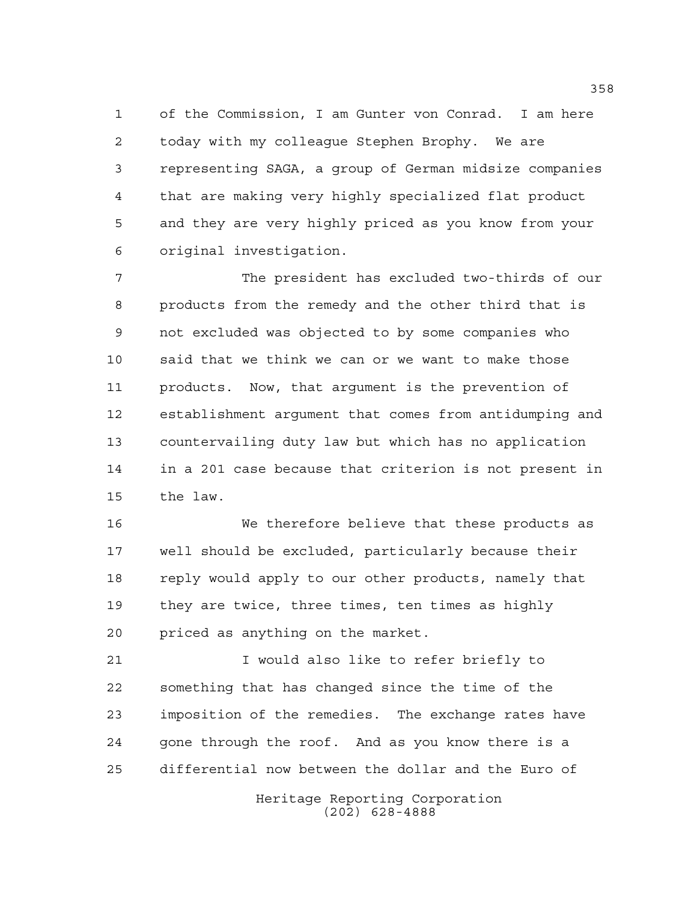of the Commission, I am Gunter von Conrad. I am here today with my colleague Stephen Brophy. We are representing SAGA, a group of German midsize companies that are making very highly specialized flat product and they are very highly priced as you know from your original investigation.

The president has excluded two-thirds of our products from the remedy and the other third that is not excluded was objected to by some companies who said that we think we can or we want to make those products. Now, that argument is the prevention of establishment argument that comes from antidumping and countervailing duty law but which has no application in a 201 case because that criterion is not present in the law.

We therefore believe that these products as well should be excluded, particularly because their reply would apply to our other products, namely that they are twice, three times, ten times as highly priced as anything on the market.

I would also like to refer briefly to something that has changed since the time of the imposition of the remedies. The exchange rates have gone through the roof. And as you know there is a differential now between the dollar and the Euro of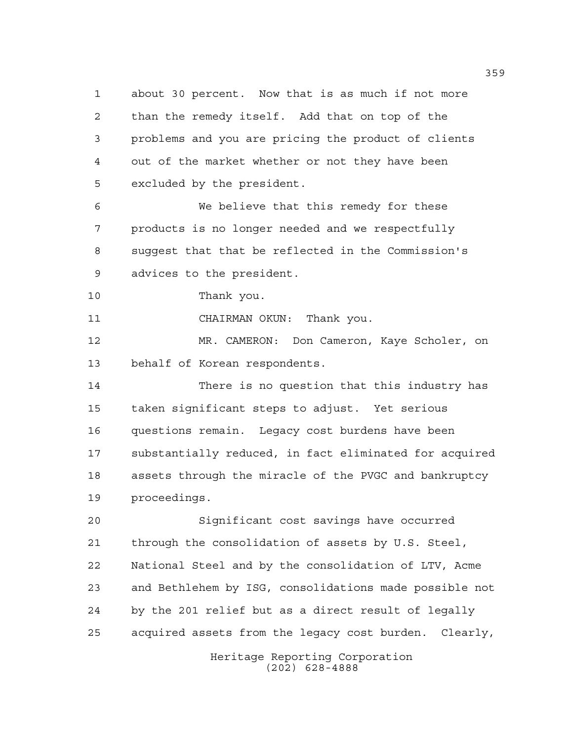about 30 percent. Now that is as much if not more than the remedy itself. Add that on top of the problems and you are pricing the product of clients out of the market whether or not they have been excluded by the president.

We believe that this remedy for these products is no longer needed and we respectfully suggest that that be reflected in the Commission's advices to the president.

Thank you.

CHAIRMAN OKUN: Thank you.

MR. CAMERON: Don Cameron, Kaye Scholer, on behalf of Korean respondents.

There is no question that this industry has taken significant steps to adjust. Yet serious questions remain. Legacy cost burdens have been substantially reduced, in fact eliminated for acquired assets through the miracle of the PVGC and bankruptcy proceedings.

Significant cost savings have occurred through the consolidation of assets by U.S. Steel, National Steel and by the consolidation of LTV, Acme and Bethlehem by ISG, consolidations made possible not by the 201 relief but as a direct result of legally acquired assets from the legacy cost burden. Clearly,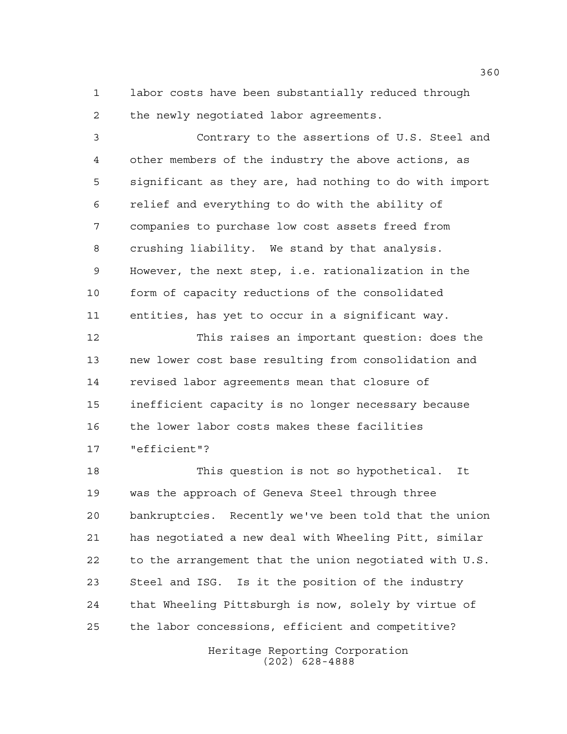labor costs have been substantially reduced through the newly negotiated labor agreements.

Contrary to the assertions of U.S. Steel and other members of the industry the above actions, as significant as they are, had nothing to do with import relief and everything to do with the ability of companies to purchase low cost assets freed from crushing liability. We stand by that analysis. However, the next step, i.e. rationalization in the form of capacity reductions of the consolidated entities, has yet to occur in a significant way.

This raises an important question: does the new lower cost base resulting from consolidation and revised labor agreements mean that closure of inefficient capacity is no longer necessary because the lower labor costs makes these facilities "efficient"?

This question is not so hypothetical. It was the approach of Geneva Steel through three bankruptcies. Recently we've been told that the union has negotiated a new deal with Wheeling Pitt, similar to the arrangement that the union negotiated with U.S. Steel and ISG. Is it the position of the industry that Wheeling Pittsburgh is now, solely by virtue of the labor concessions, efficient and competitive?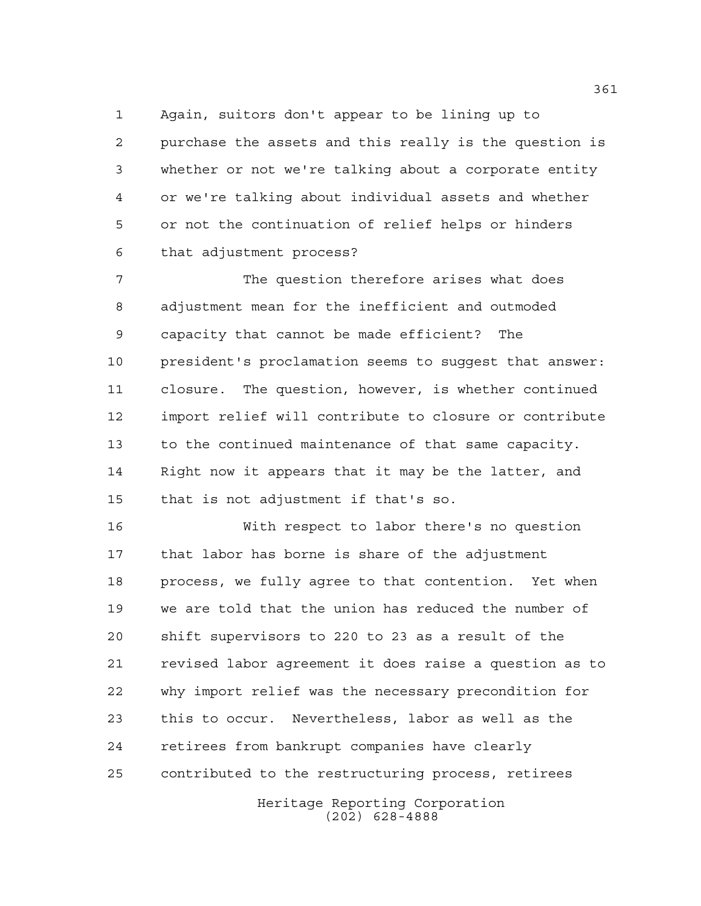Again, suitors don't appear to be lining up to purchase the assets and this really is the question is whether or not we're talking about a corporate entity or we're talking about individual assets and whether or not the continuation of relief helps or hinders that adjustment process?

The question therefore arises what does adjustment mean for the inefficient and outmoded capacity that cannot be made efficient? The president's proclamation seems to suggest that answer: closure. The question, however, is whether continued import relief will contribute to closure or contribute to the continued maintenance of that same capacity. Right now it appears that it may be the latter, and that is not adjustment if that's so.

With respect to labor there's no question that labor has borne is share of the adjustment process, we fully agree to that contention. Yet when we are told that the union has reduced the number of shift supervisors to 220 to 23 as a result of the revised labor agreement it does raise a question as to why import relief was the necessary precondition for this to occur. Nevertheless, labor as well as the retirees from bankrupt companies have clearly contributed to the restructuring process, retirees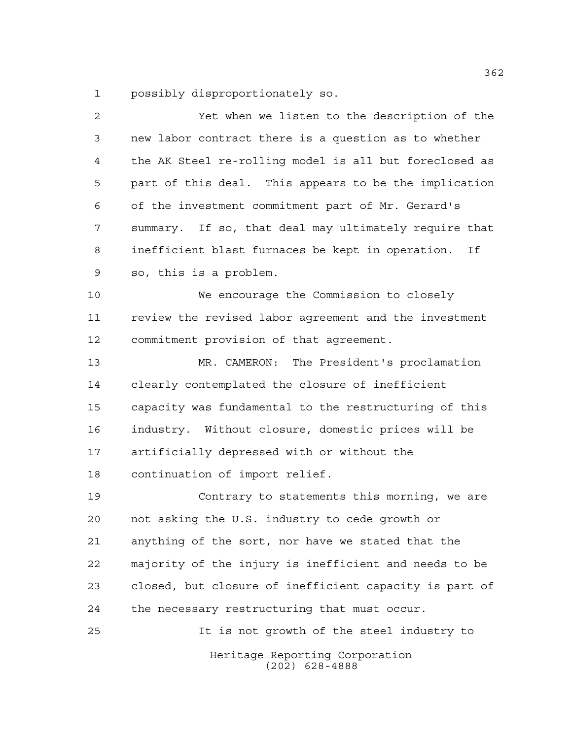possibly disproportionately so.

Yet when we listen to the description of the new labor contract there is a question as to whether the AK Steel re-rolling model is all but foreclosed as part of this deal. This appears to be the implication of the investment commitment part of Mr. Gerard's summary. If so, that deal may ultimately require that inefficient blast furnaces be kept in operation. If so, this is a problem.

We encourage the Commission to closely review the revised labor agreement and the investment commitment provision of that agreement.

MR. CAMERON: The President's proclamation clearly contemplated the closure of inefficient capacity was fundamental to the restructuring of this industry. Without closure, domestic prices will be artificially depressed with or without the continuation of import relief.

Contrary to statements this morning, we are not asking the U.S. industry to cede growth or anything of the sort, nor have we stated that the majority of the injury is inefficient and needs to be closed, but closure of inefficient capacity is part of the necessary restructuring that must occur.

It is not growth of the steel industry to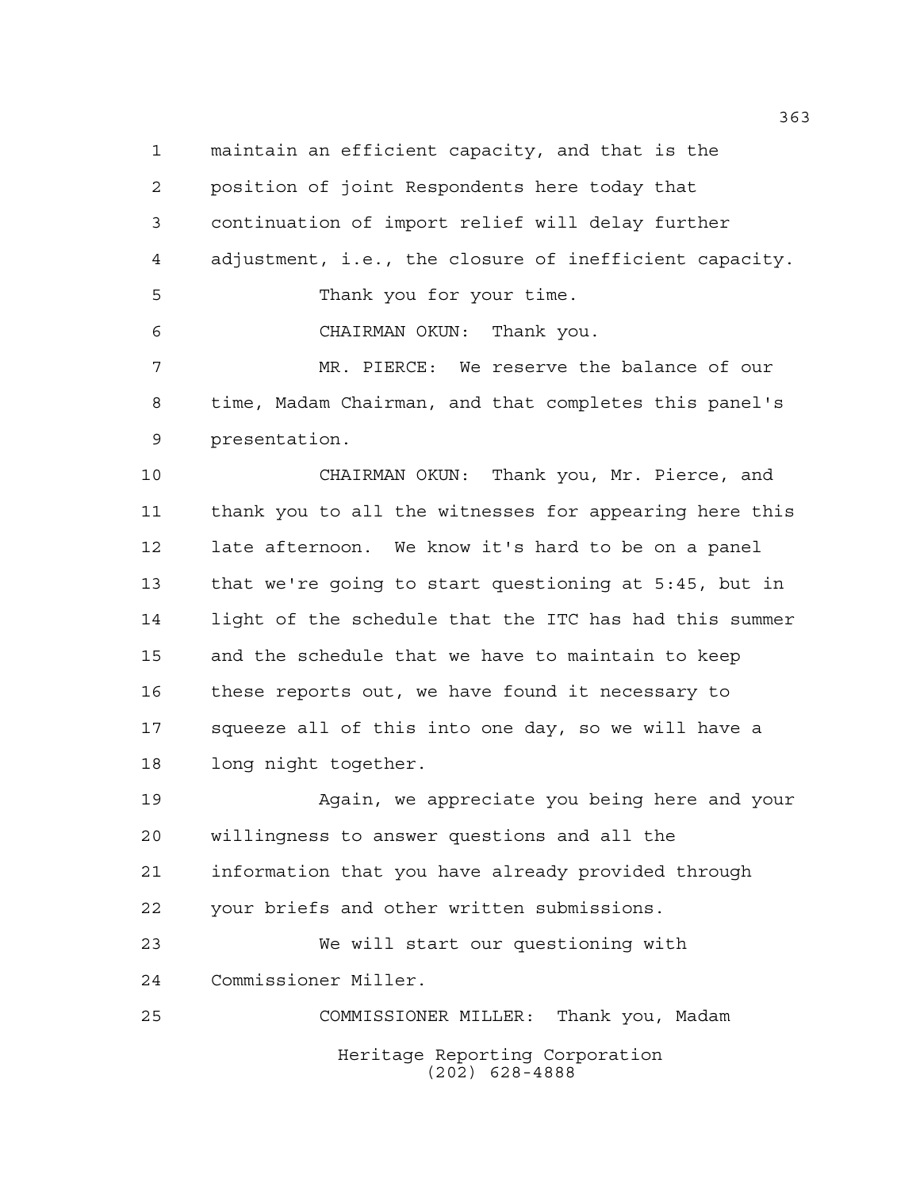maintain an efficient capacity, and that is the position of joint Respondents here today that continuation of import relief will delay further adjustment, i.e., the closure of inefficient capacity.

Thank you for your time.

CHAIRMAN OKUN: Thank you.

MR. PIERCE: We reserve the balance of our time, Madam Chairman, and that completes this panel's presentation.

CHAIRMAN OKUN: Thank you, Mr. Pierce, and thank you to all the witnesses for appearing here this late afternoon. We know it's hard to be on a panel that we're going to start questioning at 5:45, but in light of the schedule that the ITC has had this summer and the schedule that we have to maintain to keep these reports out, we have found it necessary to squeeze all of this into one day, so we will have a long night together.

Again, we appreciate you being here and your willingness to answer questions and all the information that you have already provided through your briefs and other written submissions.

We will start our questioning with Commissioner Miller.

COMMISSIONER MILLER: Thank you, Madam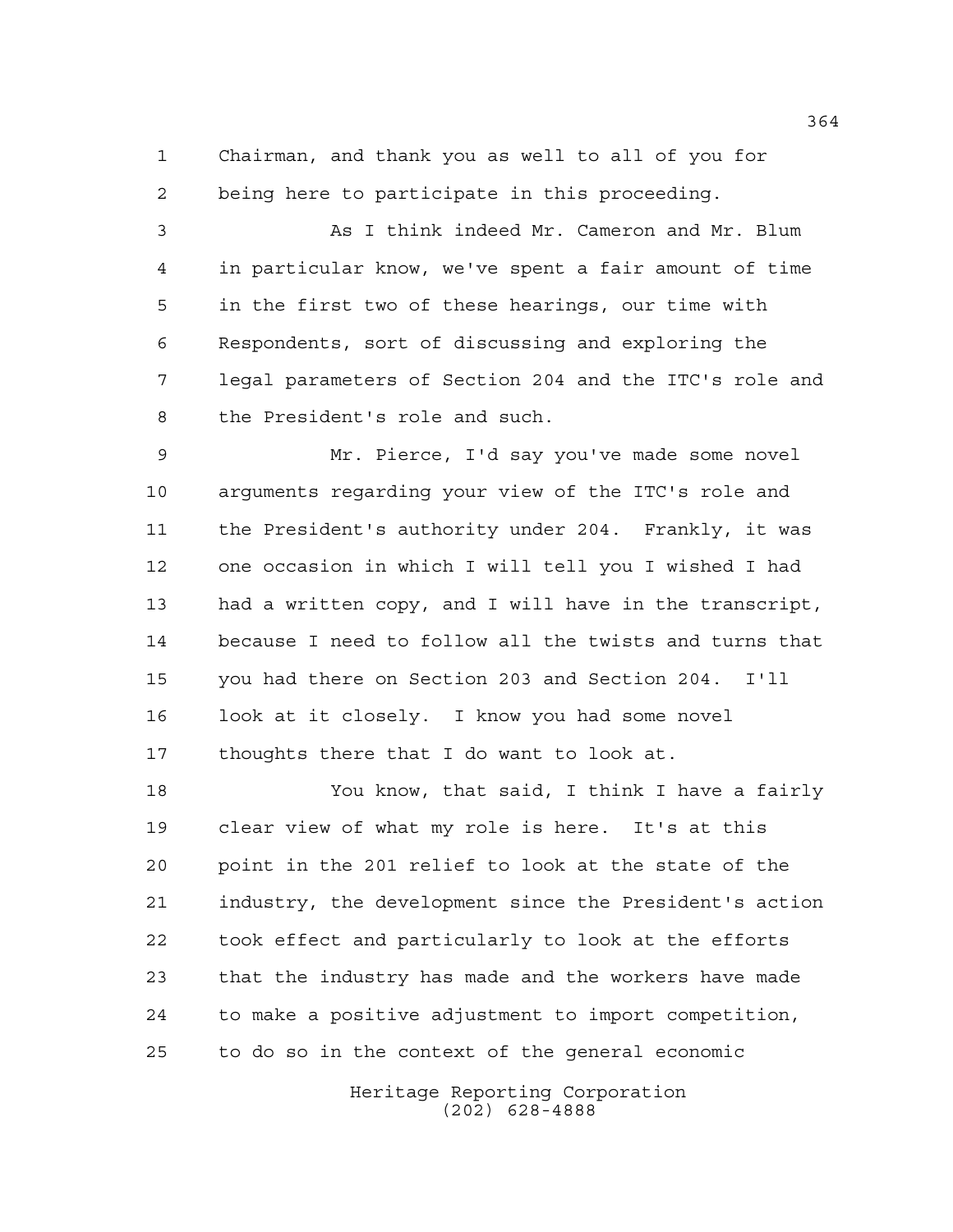Chairman, and thank you as well to all of you for being here to participate in this proceeding.

As I think indeed Mr. Cameron and Mr. Blum in particular know, we've spent a fair amount of time in the first two of these hearings, our time with Respondents, sort of discussing and exploring the legal parameters of Section 204 and the ITC's role and the President's role and such.

Mr. Pierce, I'd say you've made some novel arguments regarding your view of the ITC's role and the President's authority under 204. Frankly, it was one occasion in which I will tell you I wished I had had a written copy, and I will have in the transcript, because I need to follow all the twists and turns that you had there on Section 203 and Section 204. I'll look at it closely. I know you had some novel thoughts there that I do want to look at.

You know, that said, I think I have a fairly clear view of what my role is here. It's at this point in the 201 relief to look at the state of the industry, the development since the President's action took effect and particularly to look at the efforts that the industry has made and the workers have made to make a positive adjustment to import competition, to do so in the context of the general economic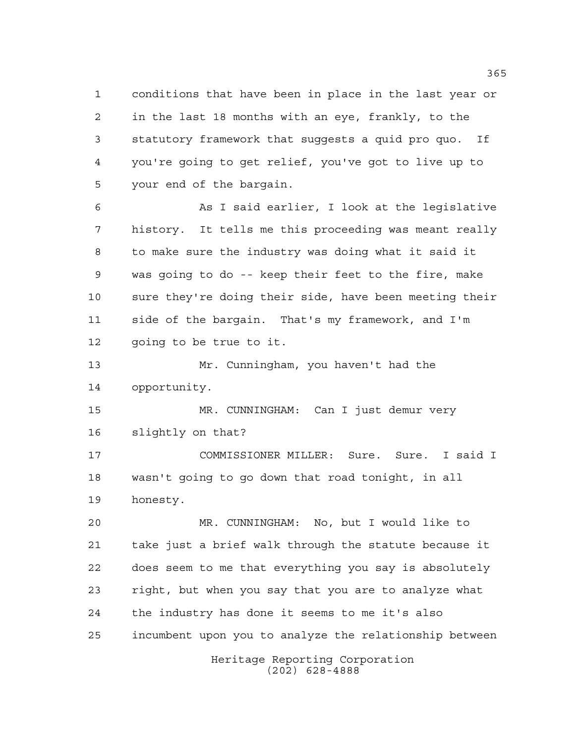conditions that have been in place in the last year or in the last 18 months with an eye, frankly, to the statutory framework that suggests a quid pro quo. If you're going to get relief, you've got to live up to your end of the bargain.

As I said earlier, I look at the legislative history. It tells me this proceeding was meant really to make sure the industry was doing what it said it was going to do -- keep their feet to the fire, make sure they're doing their side, have been meeting their side of the bargain. That's my framework, and I'm going to be true to it.

Mr. Cunningham, you haven't had the opportunity.

MR. CUNNINGHAM: Can I just demur very slightly on that?

COMMISSIONER MILLER: Sure. Sure. I said I wasn't going to go down that road tonight, in all honesty.

MR. CUNNINGHAM: No, but I would like to take just a brief walk through the statute because it does seem to me that everything you say is absolutely right, but when you say that you are to analyze what the industry has done it seems to me it's also incumbent upon you to analyze the relationship between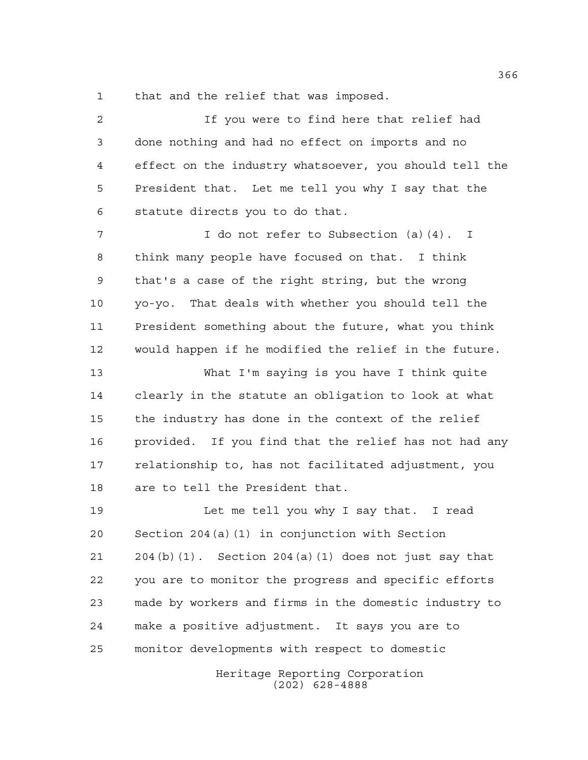that and the relief that was imposed.

If you were to find here that relief had done nothing and had no effect on imports and no effect on the industry whatsoever, you should tell the President that. Let me tell you why I say that the statute directs you to do that.

I do not refer to Subsection (a)(4). I think many people have focused on that. I think that's a case of the right string, but the wrong yo-yo. That deals with whether you should tell the President something about the future, what you think would happen if he modified the relief in the future.

What I'm saying is you have I think quite clearly in the statute an obligation to look at what the industry has done in the context of the relief provided. If you find that the relief has not had any relationship to, has not facilitated adjustment, you are to tell the President that.

Let me tell you why I say that. I read Section 204(a)(1) in conjunction with Section 204(b)(1). Section 204(a)(1) does not just say that you are to monitor the progress and specific efforts made by workers and firms in the domestic industry to make a positive adjustment. It says you are to monitor developments with respect to domestic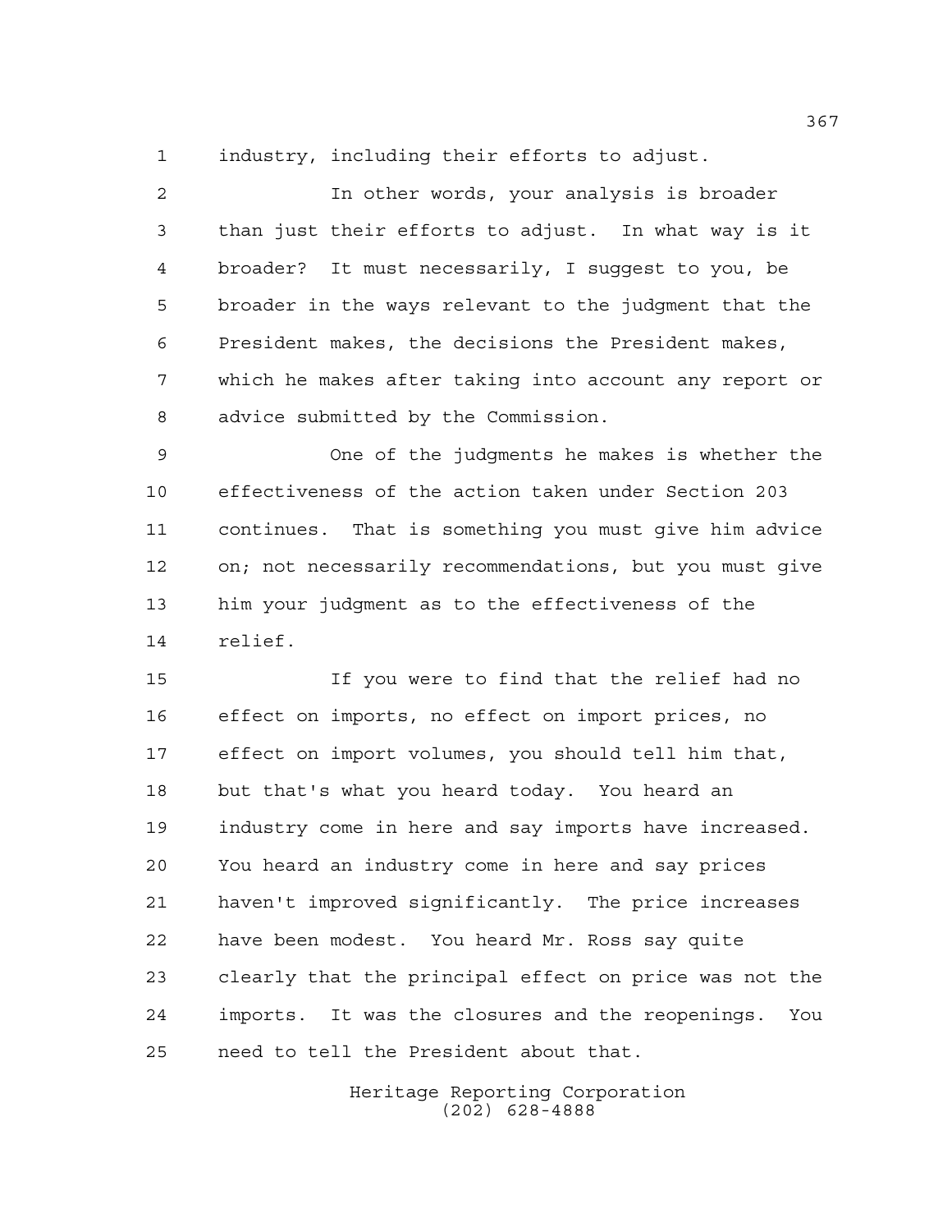industry, including their efforts to adjust.

In other words, your analysis is broader than just their efforts to adjust. In what way is it broader? It must necessarily, I suggest to you, be broader in the ways relevant to the judgment that the President makes, the decisions the President makes, which he makes after taking into account any report or advice submitted by the Commission.

One of the judgments he makes is whether the effectiveness of the action taken under Section 203 continues. That is something you must give him advice on; not necessarily recommendations, but you must give him your judgment as to the effectiveness of the relief.

If you were to find that the relief had no effect on imports, no effect on import prices, no effect on import volumes, you should tell him that, but that's what you heard today. You heard an industry come in here and say imports have increased. You heard an industry come in here and say prices haven't improved significantly. The price increases have been modest. You heard Mr. Ross say quite clearly that the principal effect on price was not the imports. It was the closures and the reopenings. You need to tell the President about that.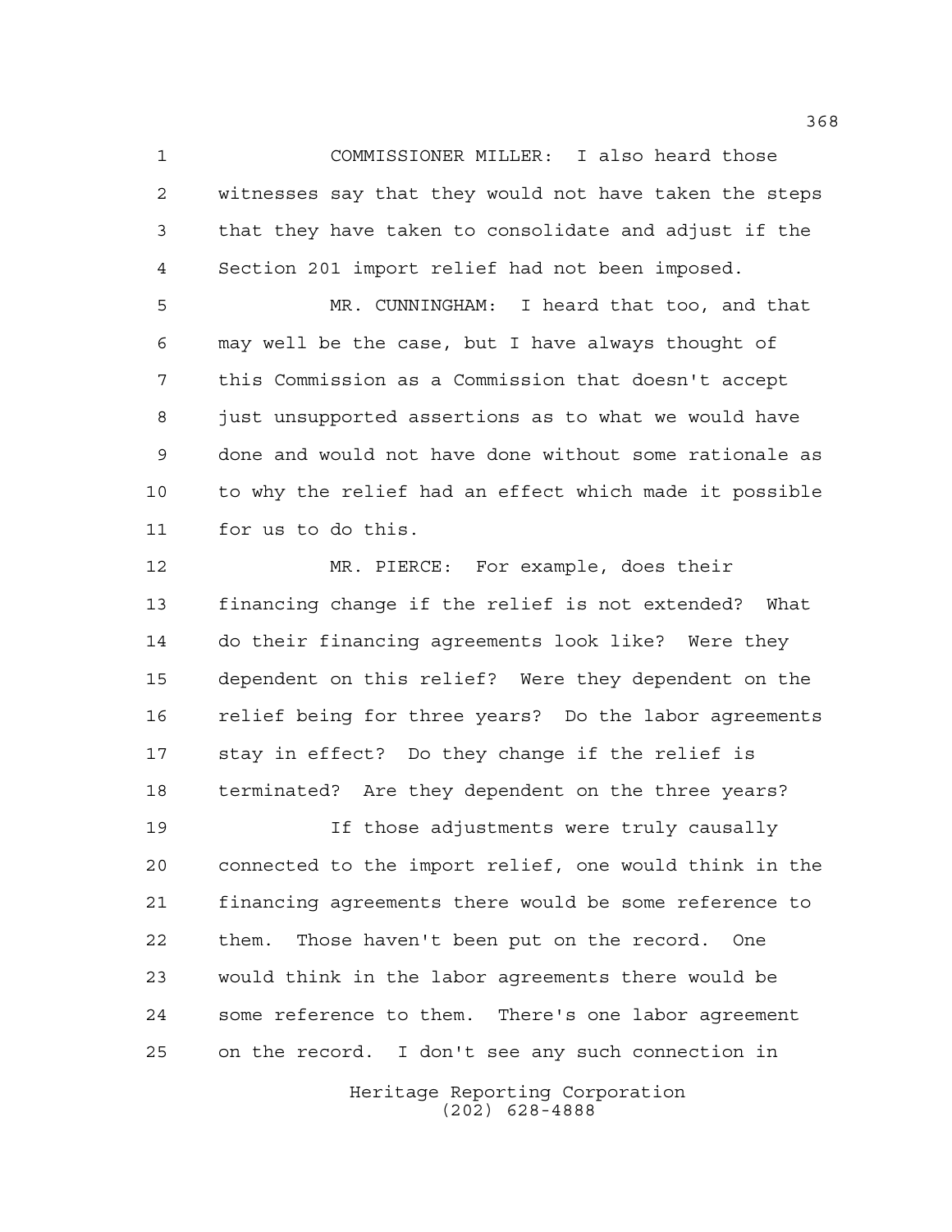COMMISSIONER MILLER: I also heard those witnesses say that they would not have taken the steps that they have taken to consolidate and adjust if the Section 201 import relief had not been imposed.

MR. CUNNINGHAM: I heard that too, and that may well be the case, but I have always thought of this Commission as a Commission that doesn't accept just unsupported assertions as to what we would have done and would not have done without some rationale as to why the relief had an effect which made it possible for us to do this.

MR. PIERCE: For example, does their financing change if the relief is not extended? What do their financing agreements look like? Were they dependent on this relief? Were they dependent on the relief being for three years? Do the labor agreements stay in effect? Do they change if the relief is terminated? Are they dependent on the three years?

If those adjustments were truly causally connected to the import relief, one would think in the financing agreements there would be some reference to them. Those haven't been put on the record. One would think in the labor agreements there would be some reference to them. There's one labor agreement on the record. I don't see any such connection in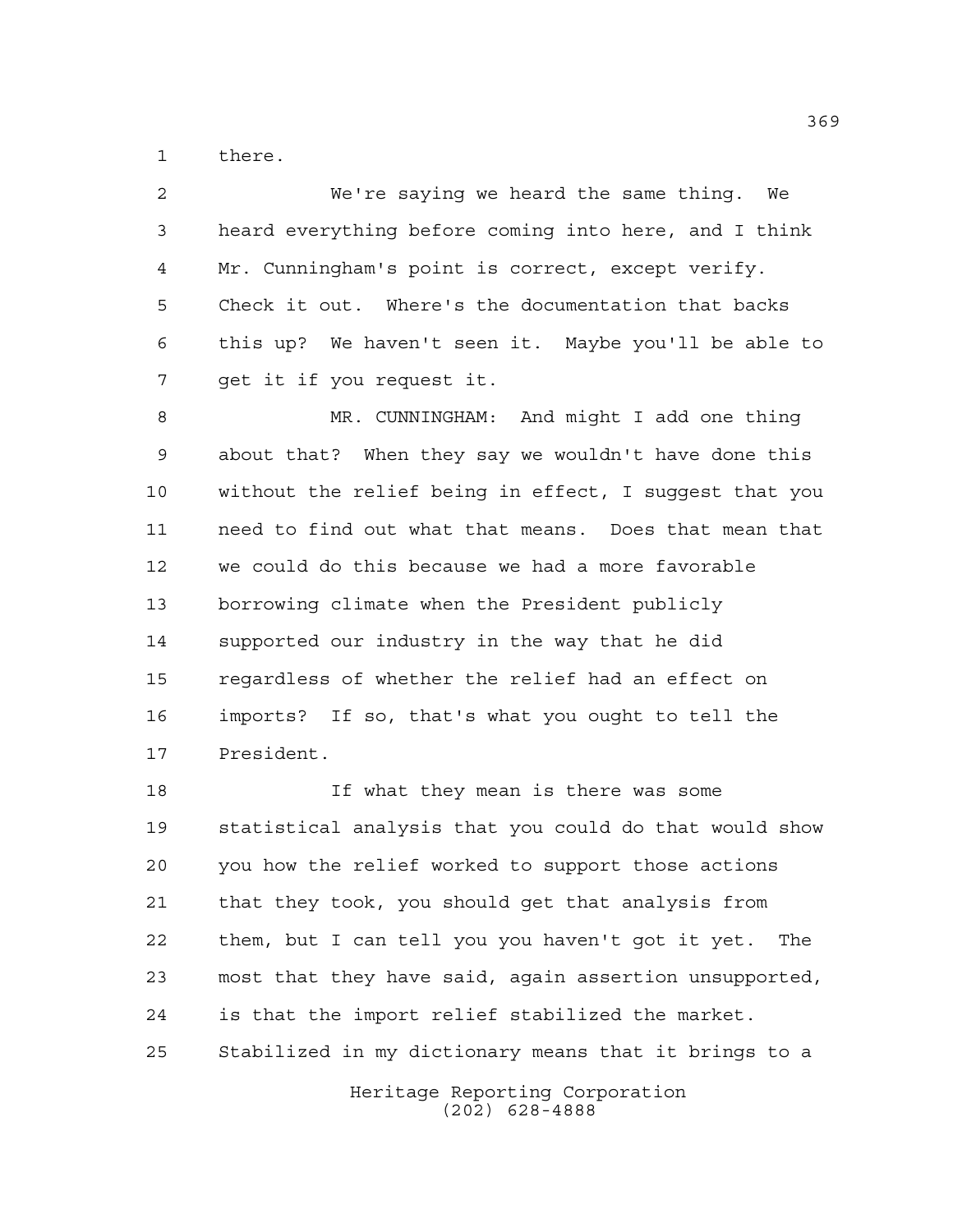there.

We're saying we heard the same thing. We heard everything before coming into here, and I think Mr. Cunningham's point is correct, except verify. Check it out. Where's the documentation that backs this up? We haven't seen it. Maybe you'll be able to get it if you request it.

MR. CUNNINGHAM: And might I add one thing about that? When they say we wouldn't have done this without the relief being in effect, I suggest that you need to find out what that means. Does that mean that we could do this because we had a more favorable borrowing climate when the President publicly supported our industry in the way that he did regardless of whether the relief had an effect on imports? If so, that's what you ought to tell the President.

If what they mean is there was some statistical analysis that you could do that would show you how the relief worked to support those actions that they took, you should get that analysis from them, but I can tell you you haven't got it yet. The most that they have said, again assertion unsupported, is that the import relief stabilized the market. Stabilized in my dictionary means that it brings to a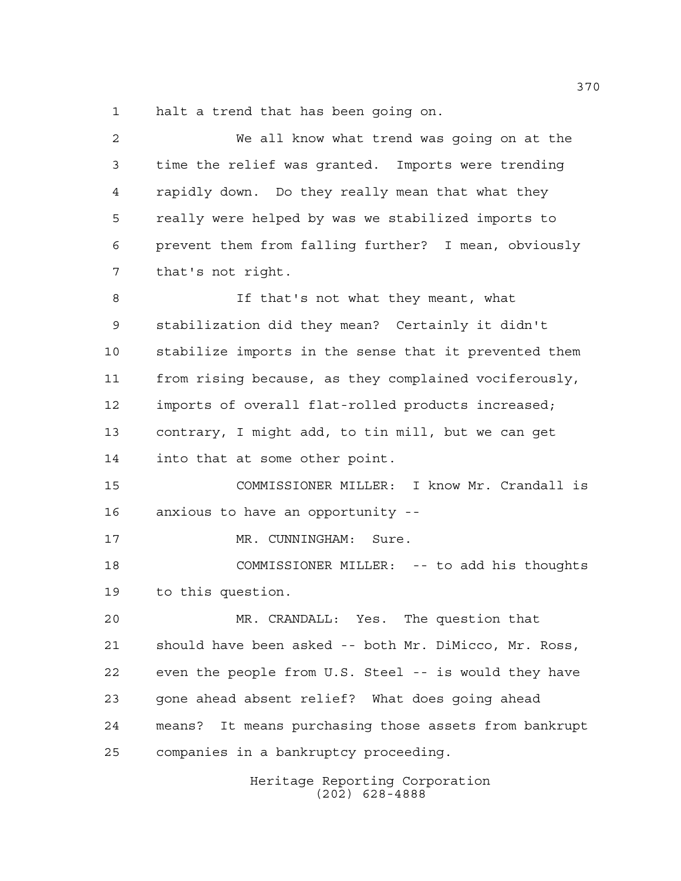halt a trend that has been going on.

We all know what trend was going on at the time the relief was granted. Imports were trending rapidly down. Do they really mean that what they really were helped by was we stabilized imports to prevent them from falling further? I mean, obviously that's not right.

If that's not what they meant, what stabilization did they mean? Certainly it didn't stabilize imports in the sense that it prevented them from rising because, as they complained vociferously, imports of overall flat-rolled products increased; contrary, I might add, to tin mill, but we can get into that at some other point.

COMMISSIONER MILLER: I know Mr. Crandall is anxious to have an opportunity --

MR. CUNNINGHAM: Sure.

COMMISSIONER MILLER: -- to add his thoughts to this question.

MR. CRANDALL: Yes. The question that should have been asked -- both Mr. DiMicco, Mr. Ross, even the people from U.S. Steel -- is would they have gone ahead absent relief? What does going ahead means? It means purchasing those assets from bankrupt companies in a bankruptcy proceeding.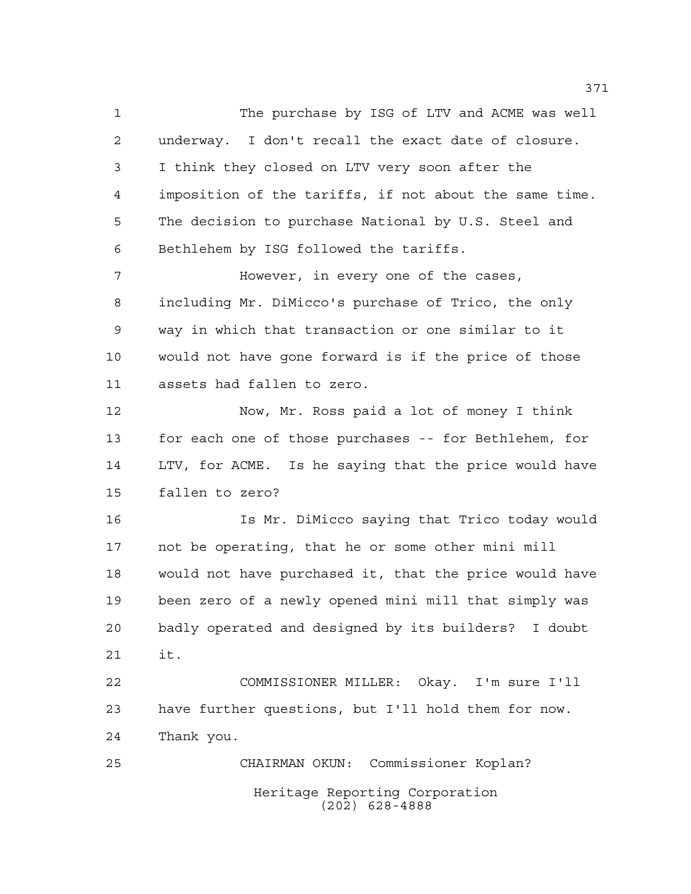The purchase by ISG of LTV and ACME was well underway. I don't recall the exact date of closure. I think they closed on LTV very soon after the imposition of the tariffs, if not about the same time. The decision to purchase National by U.S. Steel and Bethlehem by ISG followed the tariffs.

However, in every one of the cases, including Mr. DiMicco's purchase of Trico, the only way in which that transaction or one similar to it would not have gone forward is if the price of those assets had fallen to zero.

Now, Mr. Ross paid a lot of money I think for each one of those purchases -- for Bethlehem, for LTV, for ACME. Is he saying that the price would have fallen to zero?

Is Mr. DiMicco saying that Trico today would not be operating, that he or some other mini mill would not have purchased it, that the price would have been zero of a newly opened mini mill that simply was badly operated and designed by its builders? I doubt it.

COMMISSIONER MILLER: Okay. I'm sure I'll have further questions, but I'll hold them for now. Thank you.

CHAIRMAN OKUN: Commissioner Koplan?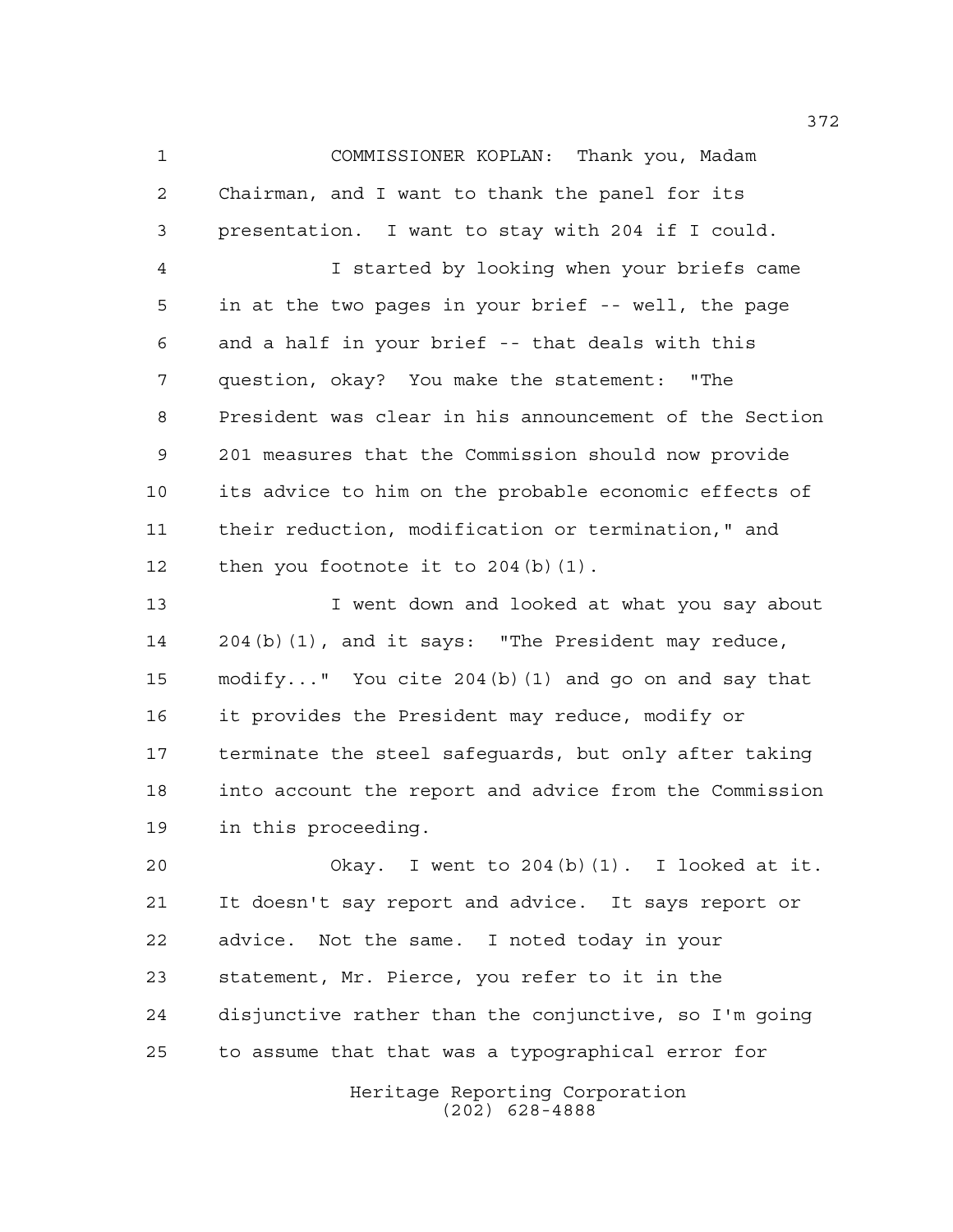COMMISSIONER KOPLAN: Thank you, Madam Chairman, and I want to thank the panel for its presentation. I want to stay with 204 if I could.

I started by looking when your briefs came in at the two pages in your brief -- well, the page and a half in your brief -- that deals with this question, okay? You make the statement: "The President was clear in his announcement of the Section 201 measures that the Commission should now provide its advice to him on the probable economic effects of their reduction, modification or termination," and then you footnote it to 204(b)(1).

I went down and looked at what you say about 204(b)(1), and it says: "The President may reduce, modify..." You cite 204(b)(1) and go on and say that it provides the President may reduce, modify or terminate the steel safeguards, but only after taking into account the report and advice from the Commission in this proceeding.

Okay. I went to 204(b)(1). I looked at it. It doesn't say report and advice. It says report or advice. Not the same. I noted today in your statement, Mr. Pierce, you refer to it in the disjunctive rather than the conjunctive, so I'm going to assume that that was a typographical error for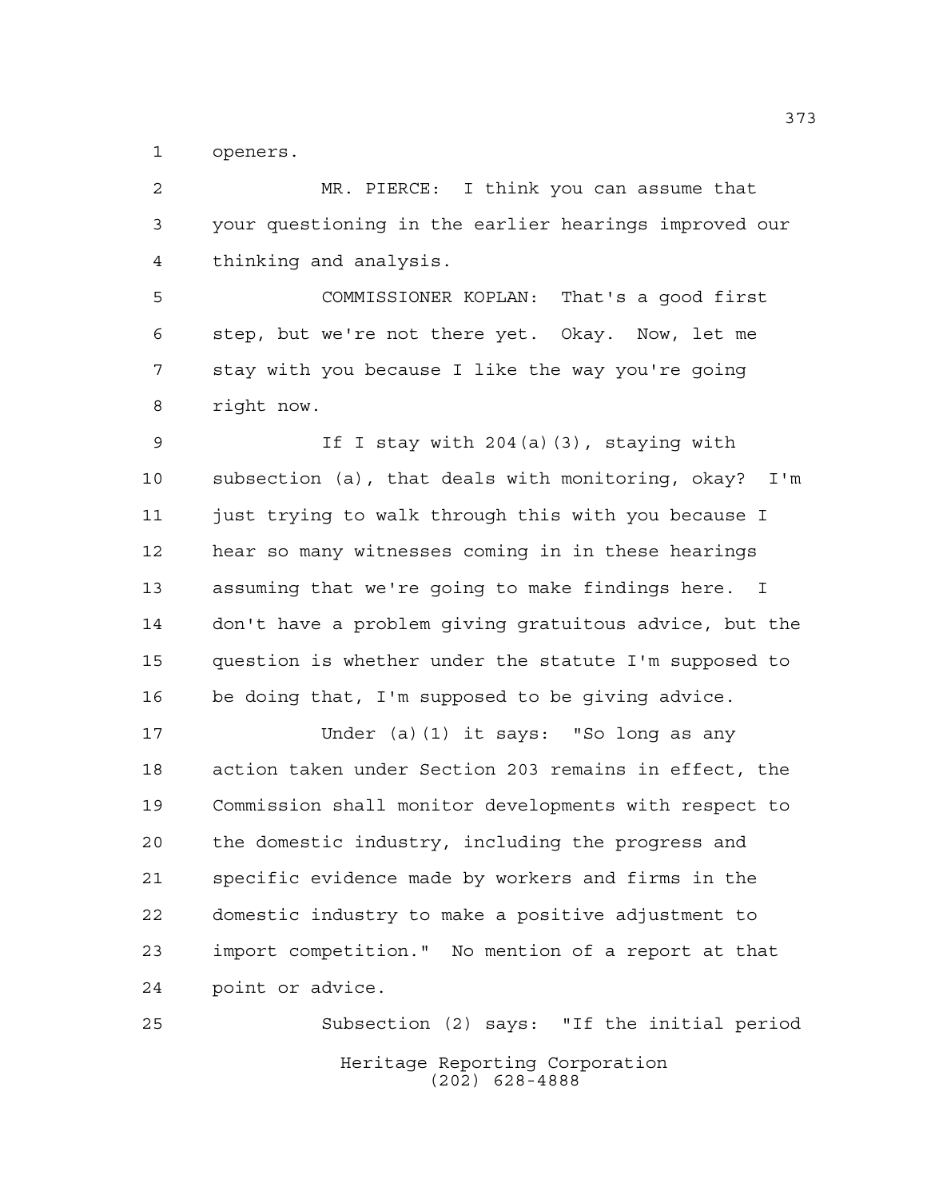openers.

MR. PIERCE: I think you can assume that your questioning in the earlier hearings improved our thinking and analysis.

COMMISSIONER KOPLAN: That's a good first step, but we're not there yet. Okay. Now, let me stay with you because I like the way you're going right now.

If I stay with 204(a)(3), staying with subsection (a), that deals with monitoring, okay? I'm just trying to walk through this with you because I hear so many witnesses coming in in these hearings assuming that we're going to make findings here. I don't have a problem giving gratuitous advice, but the question is whether under the statute I'm supposed to be doing that, I'm supposed to be giving advice.

Under (a)(1) it says: "So long as any action taken under Section 203 remains in effect, the Commission shall monitor developments with respect to the domestic industry, including the progress and specific evidence made by workers and firms in the domestic industry to make a positive adjustment to import competition." No mention of a report at that point or advice.

Subsection (2) says: "If the initial period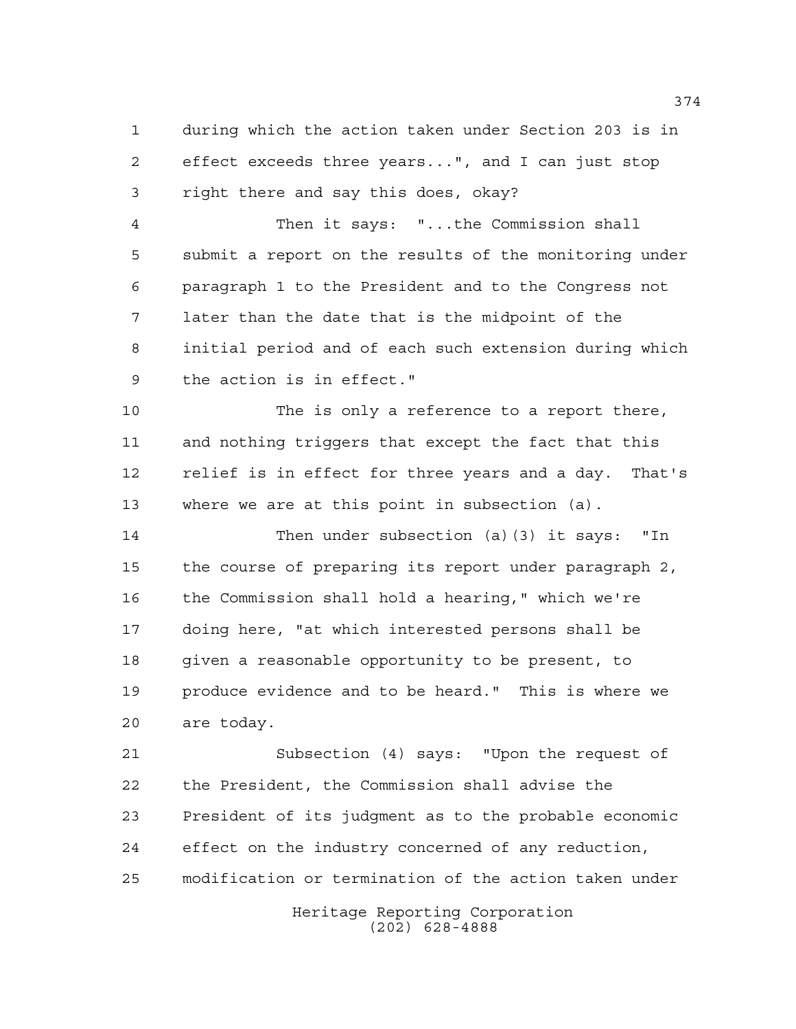during which the action taken under Section 203 is in effect exceeds three years...", and I can just stop right there and say this does, okay?

Then it says: "...the Commission shall submit a report on the results of the monitoring under paragraph 1 to the President and to the Congress not later than the date that is the midpoint of the initial period and of each such extension during which the action is in effect."

The is only a reference to a report there, and nothing triggers that except the fact that this relief is in effect for three years and a day. That's where we are at this point in subsection (a).

Then under subsection (a)(3) it says: "In the course of preparing its report under paragraph 2, the Commission shall hold a hearing," which we're doing here, "at which interested persons shall be given a reasonable opportunity to be present, to produce evidence and to be heard." This is where we are today.

Subsection (4) says: "Upon the request of the President, the Commission shall advise the President of its judgment as to the probable economic effect on the industry concerned of any reduction, modification or termination of the action taken under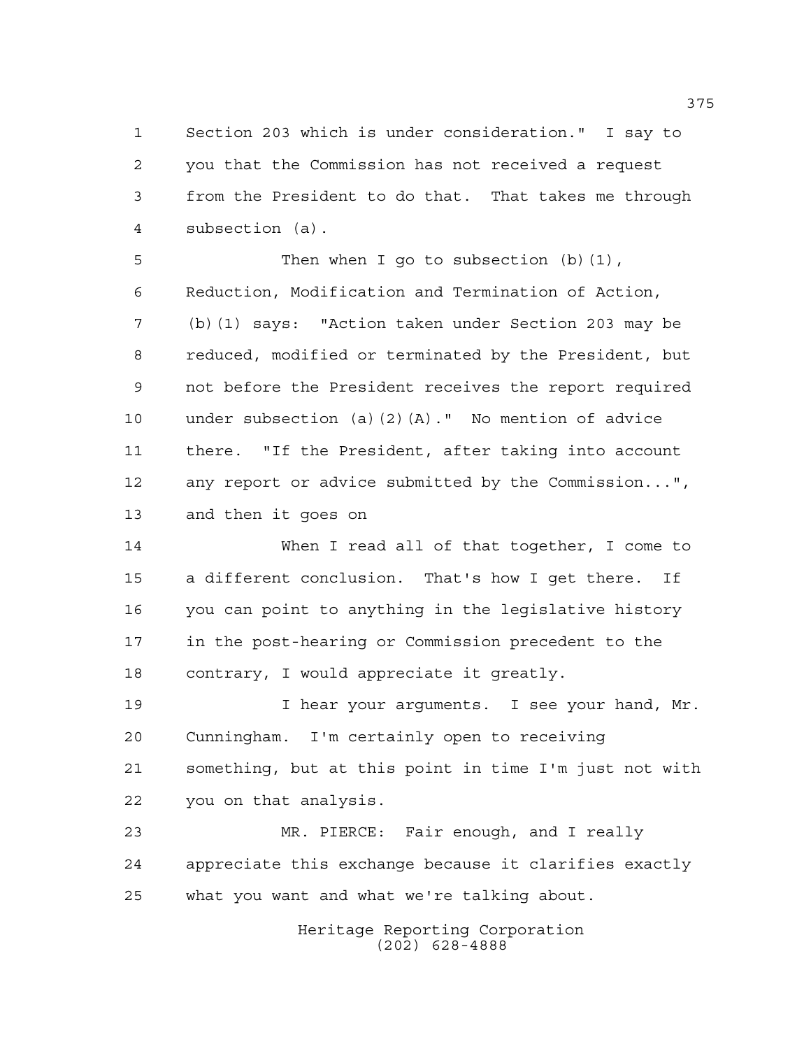Section 203 which is under consideration." I say to you that the Commission has not received a request from the President to do that. That takes me through subsection (a).

Then when I go to subsection (b)(1), Reduction, Modification and Termination of Action, (b)(1) says: "Action taken under Section 203 may be reduced, modified or terminated by the President, but not before the President receives the report required under subsection (a)(2)(A)." No mention of advice there. "If the President, after taking into account any report or advice submitted by the Commission...", and then it goes on

When I read all of that together, I come to a different conclusion. That's how I get there. If you can point to anything in the legislative history in the post-hearing or Commission precedent to the contrary, I would appreciate it greatly.

I hear your arguments. I see your hand, Mr. Cunningham. I'm certainly open to receiving something, but at this point in time I'm just not with you on that analysis.

MR. PIERCE: Fair enough, and I really appreciate this exchange because it clarifies exactly what you want and what we're talking about.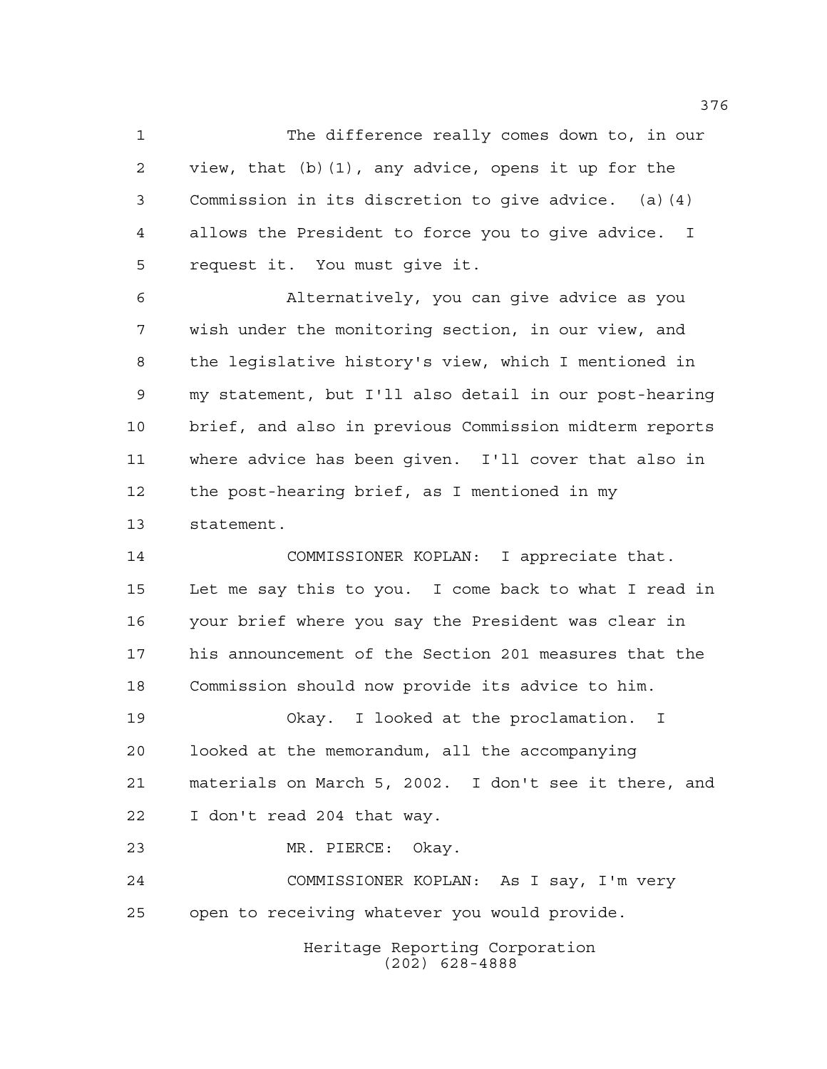The difference really comes down to, in our view, that (b)(1), any advice, opens it up for the Commission in its discretion to give advice. (a)(4) allows the President to force you to give advice. I request it. You must give it.

Alternatively, you can give advice as you wish under the monitoring section, in our view, and the legislative history's view, which I mentioned in my statement, but I'll also detail in our post-hearing brief, and also in previous Commission midterm reports where advice has been given. I'll cover that also in the post-hearing brief, as I mentioned in my statement.

COMMISSIONER KOPLAN: I appreciate that. Let me say this to you. I come back to what I read in your brief where you say the President was clear in his announcement of the Section 201 measures that the Commission should now provide its advice to him.

Okay. I looked at the proclamation. I looked at the memorandum, all the accompanying materials on March 5, 2002. I don't see it there, and I don't read 204 that way.

MR. PIERCE: Okay.

COMMISSIONER KOPLAN: As I say, I'm very open to receiving whatever you would provide.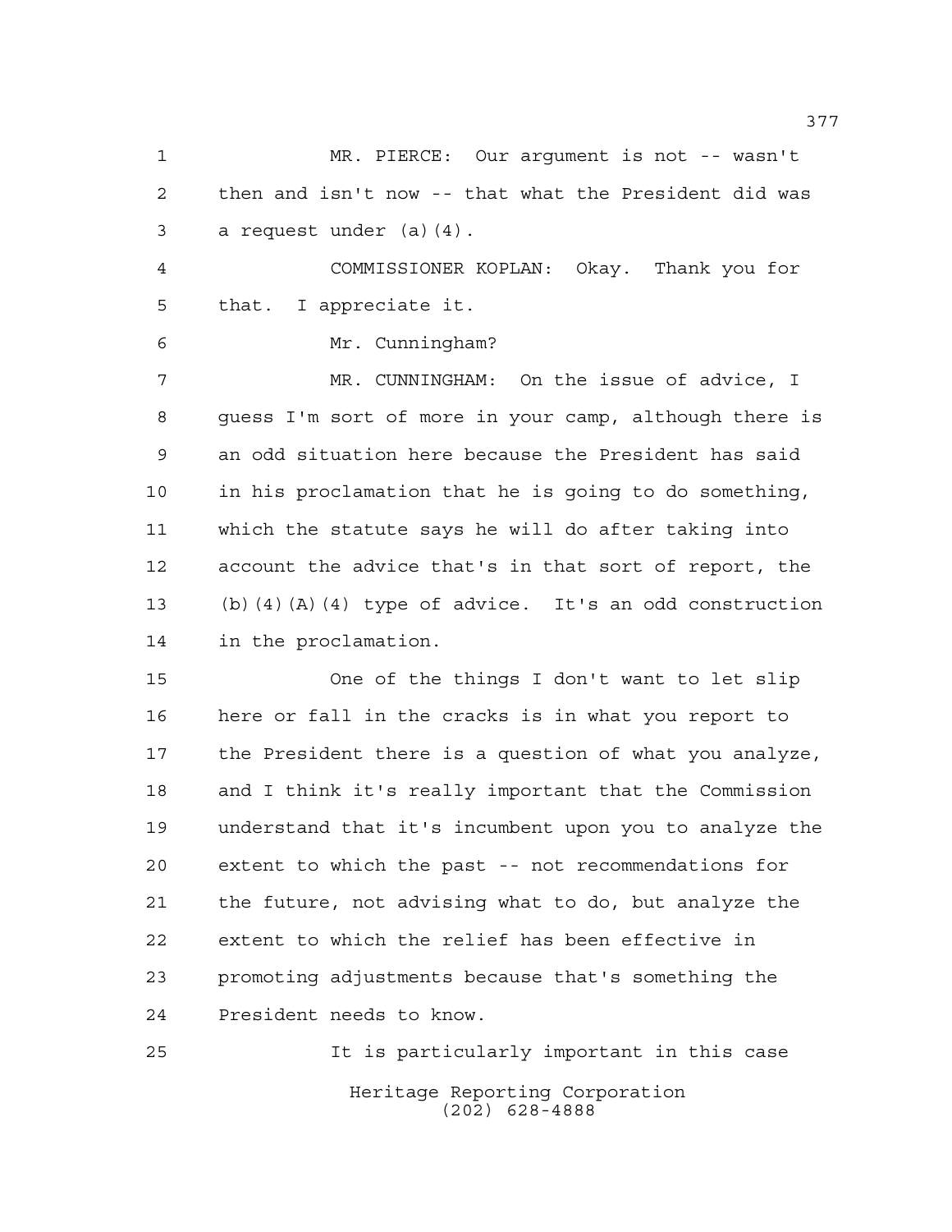MR. PIERCE: Our argument is not -- wasn't then and isn't now -- that what the President did was a request under (a)(4).

COMMISSIONER KOPLAN: Okay. Thank you for that. I appreciate it.

Mr. Cunningham?

MR. CUNNINGHAM: On the issue of advice, I guess I'm sort of more in your camp, although there is an odd situation here because the President has said in his proclamation that he is going to do something, which the statute says he will do after taking into account the advice that's in that sort of report, the (b)(4)(A)(4) type of advice. It's an odd construction in the proclamation.

One of the things I don't want to let slip here or fall in the cracks is in what you report to the President there is a question of what you analyze, and I think it's really important that the Commission understand that it's incumbent upon you to analyze the extent to which the past -- not recommendations for the future, not advising what to do, but analyze the extent to which the relief has been effective in promoting adjustments because that's something the President needs to know.

It is particularly important in this case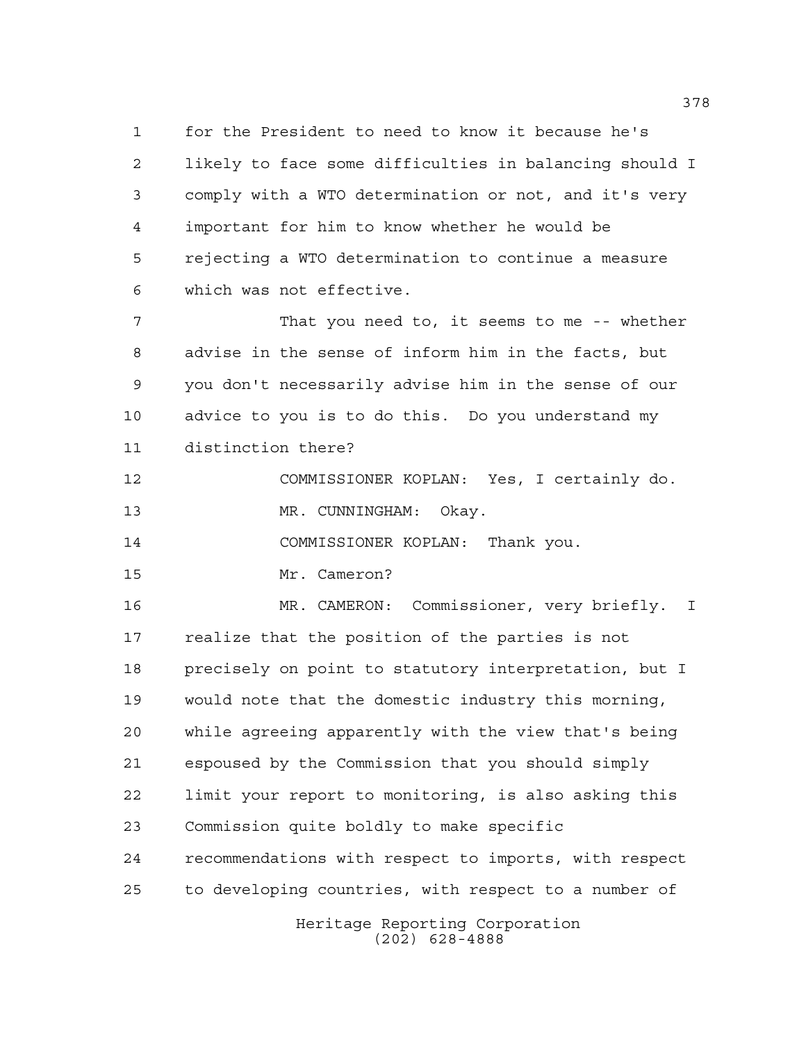for the President to need to know it because he's likely to face some difficulties in balancing should I comply with a WTO determination or not, and it's very important for him to know whether he would be rejecting a WTO determination to continue a measure which was not effective.

That you need to, it seems to me -- whether advise in the sense of inform him in the facts, but you don't necessarily advise him in the sense of our advice to you is to do this. Do you understand my distinction there?

COMMISSIONER KOPLAN: Yes, I certainly do.

MR. CUNNINGHAM: Okay.

COMMISSIONER KOPLAN: Thank you.

Mr. Cameron?

MR. CAMERON: Commissioner, very briefly. I realize that the position of the parties is not precisely on point to statutory interpretation, but I would note that the domestic industry this morning, while agreeing apparently with the view that's being espoused by the Commission that you should simply limit your report to monitoring, is also asking this Commission quite boldly to make specific recommendations with respect to imports, with respect to developing countries, with respect to a number of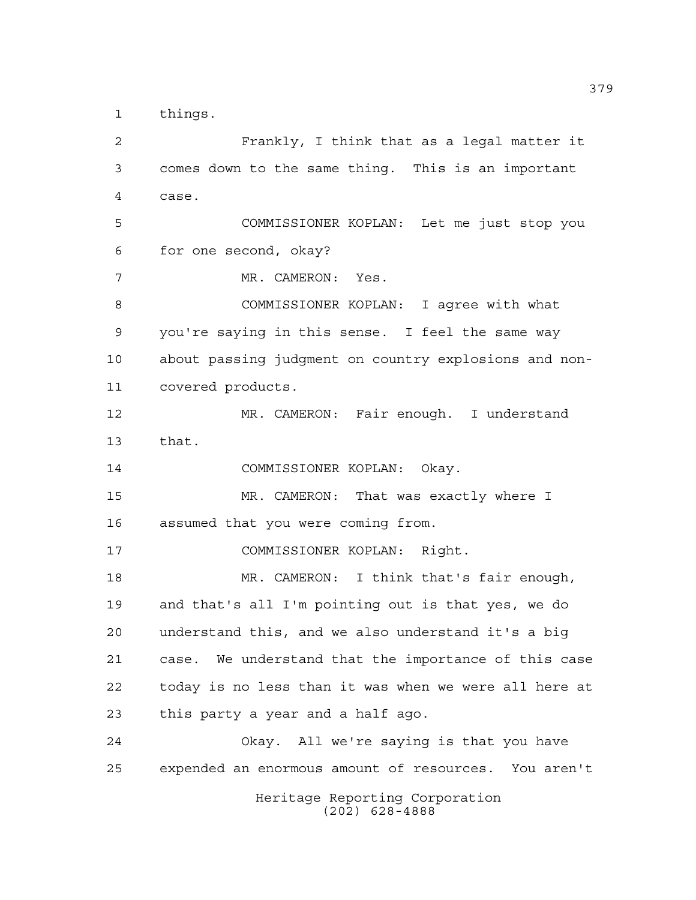things.

Frankly, I think that as a legal matter it comes down to the same thing. This is an important case.

COMMISSIONER KOPLAN: Let me just stop you for one second, okay?

MR. CAMERON: Yes.

COMMISSIONER KOPLAN: I agree with what you're saying in this sense. I feel the same way about passing judgment on country explosions and non-covered products.

MR. CAMERON: Fair enough. I understand that.

COMMISSIONER KOPLAN: Okay.

MR. CAMERON: That was exactly where I assumed that you were coming from.

COMMISSIONER KOPLAN: Right.

MR. CAMERON: I think that's fair enough, and that's all I'm pointing out is that yes, we do understand this, and we also understand it's a big case. We understand that the importance of this case today is no less than it was when we were all here at this party a year and a half ago.

Okay. All we're saying is that you have expended an enormous amount of resources. You aren't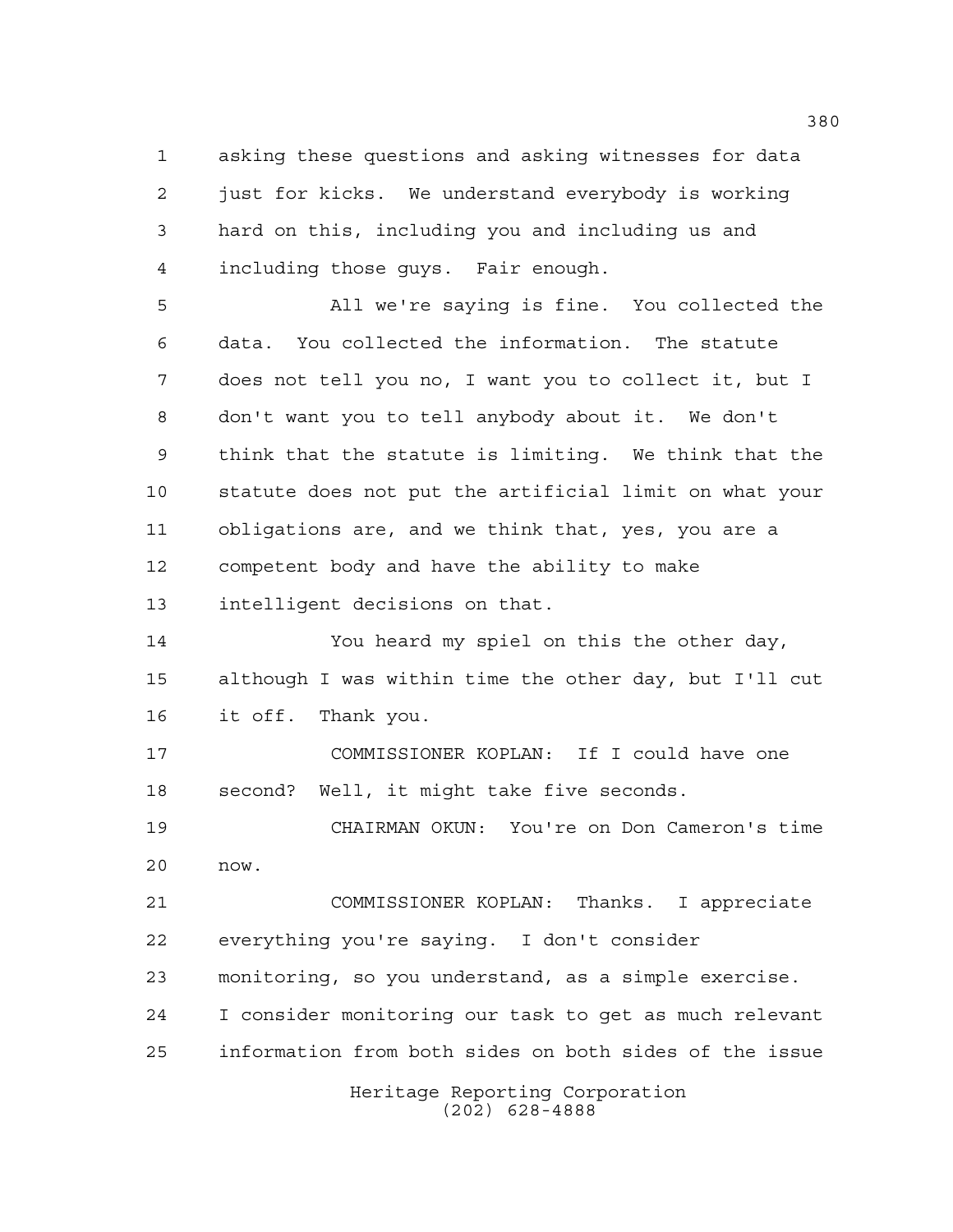asking these questions and asking witnesses for data just for kicks. We understand everybody is working hard on this, including you and including us and including those guys. Fair enough.

All we're saying is fine. You collected the data. You collected the information. The statute does not tell you no, I want you to collect it, but I don't want you to tell anybody about it. We don't think that the statute is limiting. We think that the statute does not put the artificial limit on what your obligations are, and we think that, yes, you are a competent body and have the ability to make intelligent decisions on that.

You heard my spiel on this the other day, although I was within time the other day, but I'll cut it off. Thank you.

COMMISSIONER KOPLAN: If I could have one second? Well, it might take five seconds.

CHAIRMAN OKUN: You're on Don Cameron's time now.

COMMISSIONER KOPLAN: Thanks. I appreciate everything you're saying. I don't consider monitoring, so you understand, as a simple exercise. I consider monitoring our task to get as much relevant information from both sides on both sides of the issue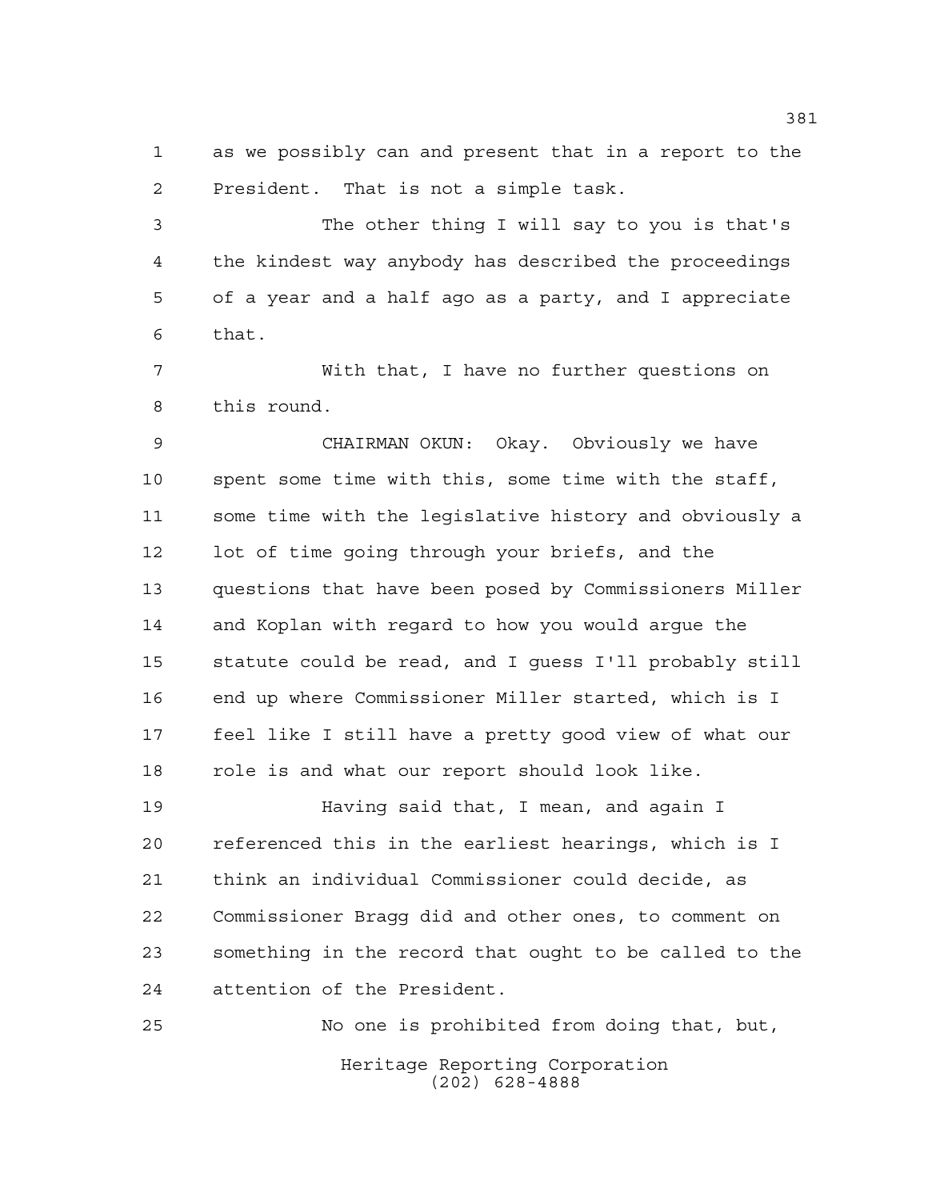as we possibly can and present that in a report to the President. That is not a simple task.

The other thing I will say to you is that's the kindest way anybody has described the proceedings of a year and a half ago as a party, and I appreciate that.

With that, I have no further questions on this round.

CHAIRMAN OKUN: Okay. Obviously we have spent some time with this, some time with the staff, some time with the legislative history and obviously a lot of time going through your briefs, and the questions that have been posed by Commissioners Miller and Koplan with regard to how you would argue the statute could be read, and I guess I'll probably still end up where Commissioner Miller started, which is I feel like I still have a pretty good view of what our role is and what our report should look like.

Having said that, I mean, and again I referenced this in the earliest hearings, which is I think an individual Commissioner could decide, as Commissioner Bragg did and other ones, to comment on something in the record that ought to be called to the attention of the President.

No one is prohibited from doing that, but,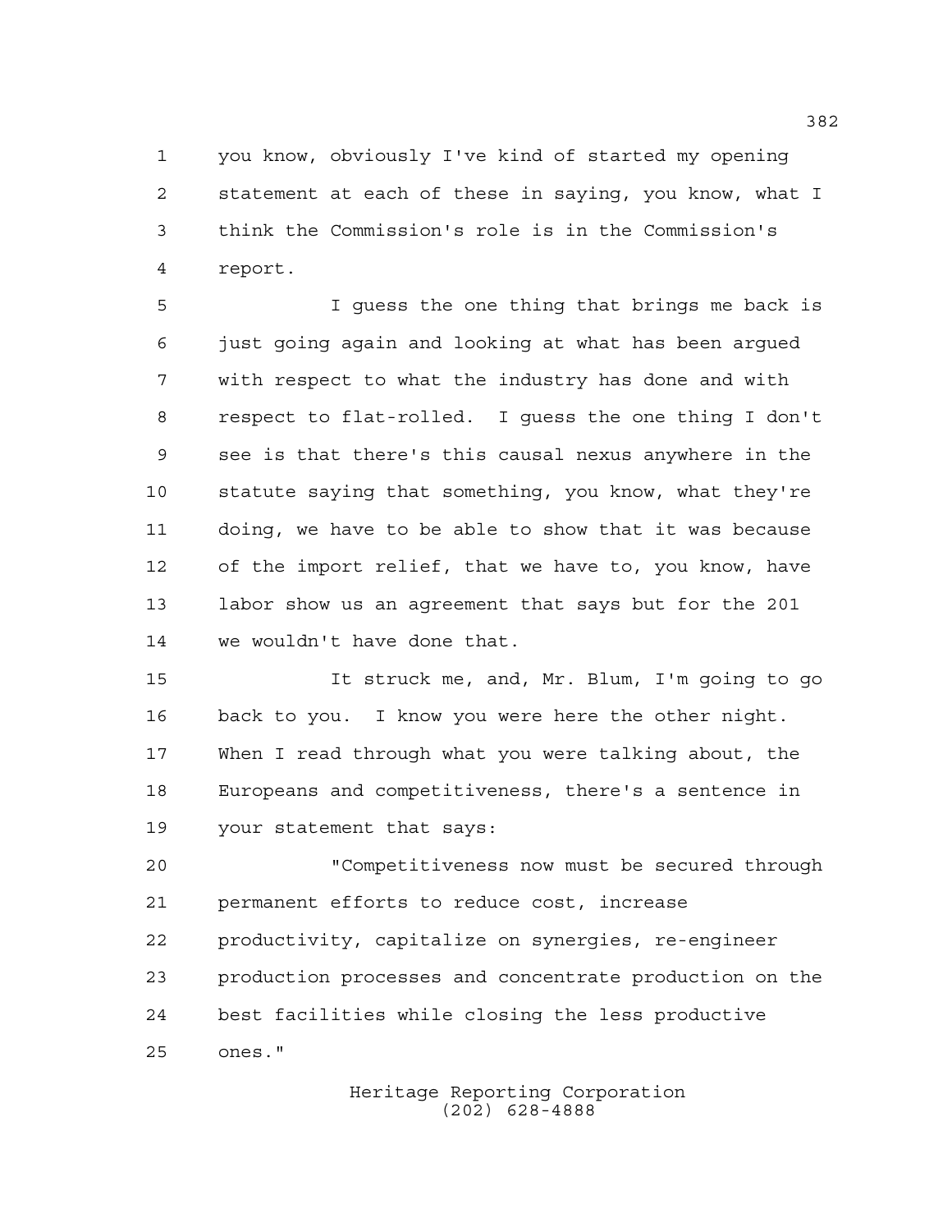you know, obviously I've kind of started my opening statement at each of these in saying, you know, what I think the Commission's role is in the Commission's report.

I guess the one thing that brings me back is just going again and looking at what has been argued with respect to what the industry has done and with respect to flat-rolled. I guess the one thing I don't see is that there's this causal nexus anywhere in the statute saying that something, you know, what they're doing, we have to be able to show that it was because of the import relief, that we have to, you know, have labor show us an agreement that says but for the 201 we wouldn't have done that.

It struck me, and, Mr. Blum, I'm going to go back to you. I know you were here the other night. When I read through what you were talking about, the Europeans and competitiveness, there's a sentence in your statement that says:

"Competitiveness now must be secured through permanent efforts to reduce cost, increase productivity, capitalize on synergies, re-engineer production processes and concentrate production on the best facilities while closing the less productive ones."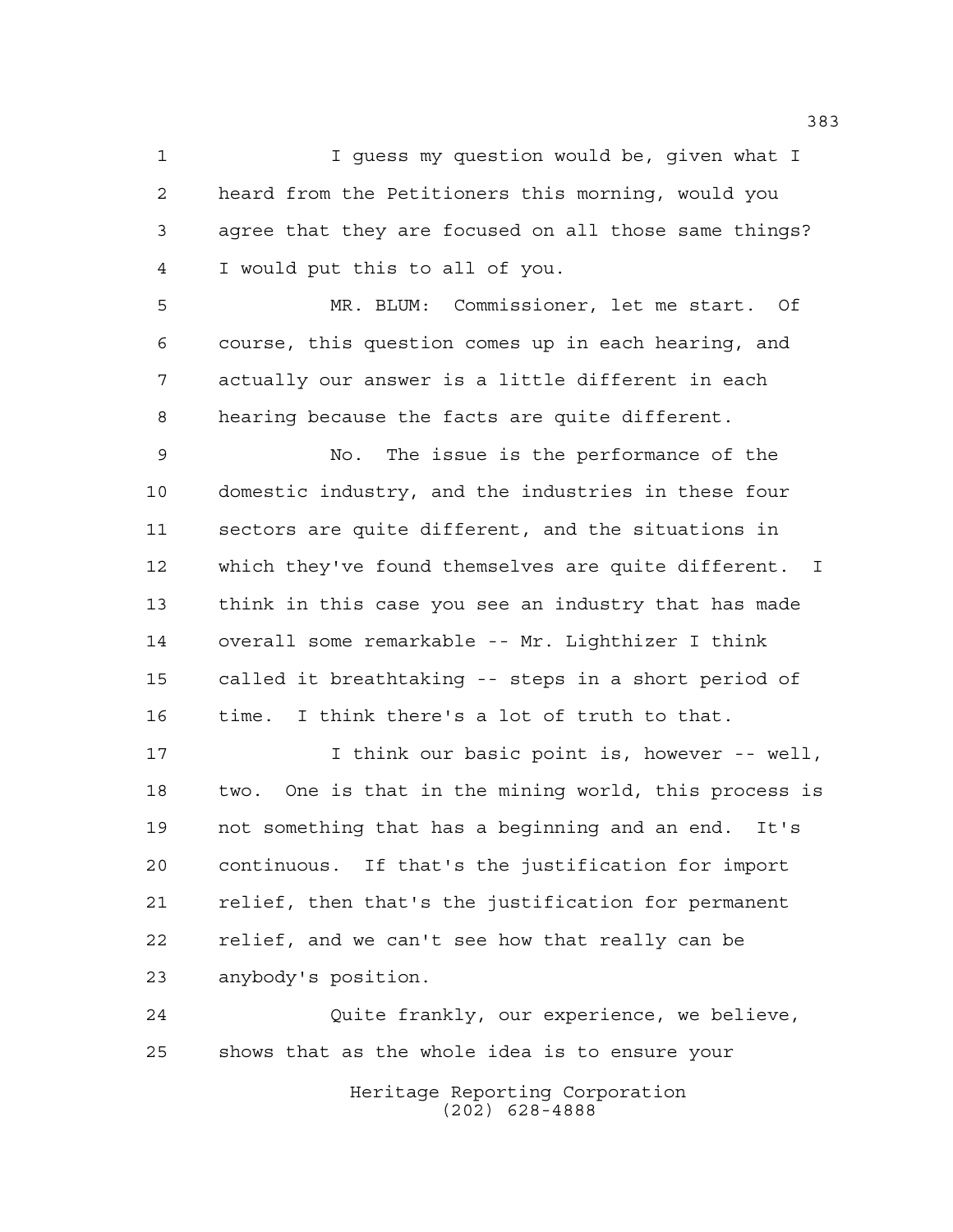I guess my question would be, given what I heard from the Petitioners this morning, would you agree that they are focused on all those same things? I would put this to all of you.

MR. BLUM: Commissioner, let me start. Of course, this question comes up in each hearing, and actually our answer is a little different in each hearing because the facts are quite different.

No. The issue is the performance of the domestic industry, and the industries in these four sectors are quite different, and the situations in which they've found themselves are quite different. I think in this case you see an industry that has made overall some remarkable -- Mr. Lighthizer I think called it breathtaking -- steps in a short period of time. I think there's a lot of truth to that.

I think our basic point is, however -- well, two. One is that in the mining world, this process is not something that has a beginning and an end. It's continuous. If that's the justification for import relief, then that's the justification for permanent relief, and we can't see how that really can be anybody's position.

Quite frankly, our experience, we believe, shows that as the whole idea is to ensure your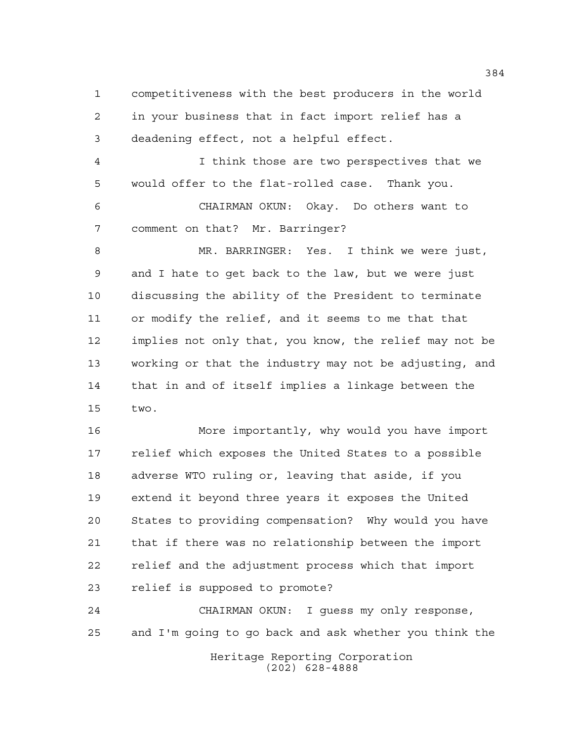competitiveness with the best producers in the world in your business that in fact import relief has a deadening effect, not a helpful effect.

I think those are two perspectives that we would offer to the flat-rolled case. Thank you.

CHAIRMAN OKUN: Okay. Do others want to comment on that? Mr. Barringer?

MR. BARRINGER: Yes. I think we were just, and I hate to get back to the law, but we were just discussing the ability of the President to terminate or modify the relief, and it seems to me that that implies not only that, you know, the relief may not be working or that the industry may not be adjusting, and that in and of itself implies a linkage between the two.

More importantly, why would you have import relief which exposes the United States to a possible adverse WTO ruling or, leaving that aside, if you extend it beyond three years it exposes the United States to providing compensation? Why would you have that if there was no relationship between the import relief and the adjustment process which that import relief is supposed to promote?

CHAIRMAN OKUN: I guess my only response, and I'm going to go back and ask whether you think the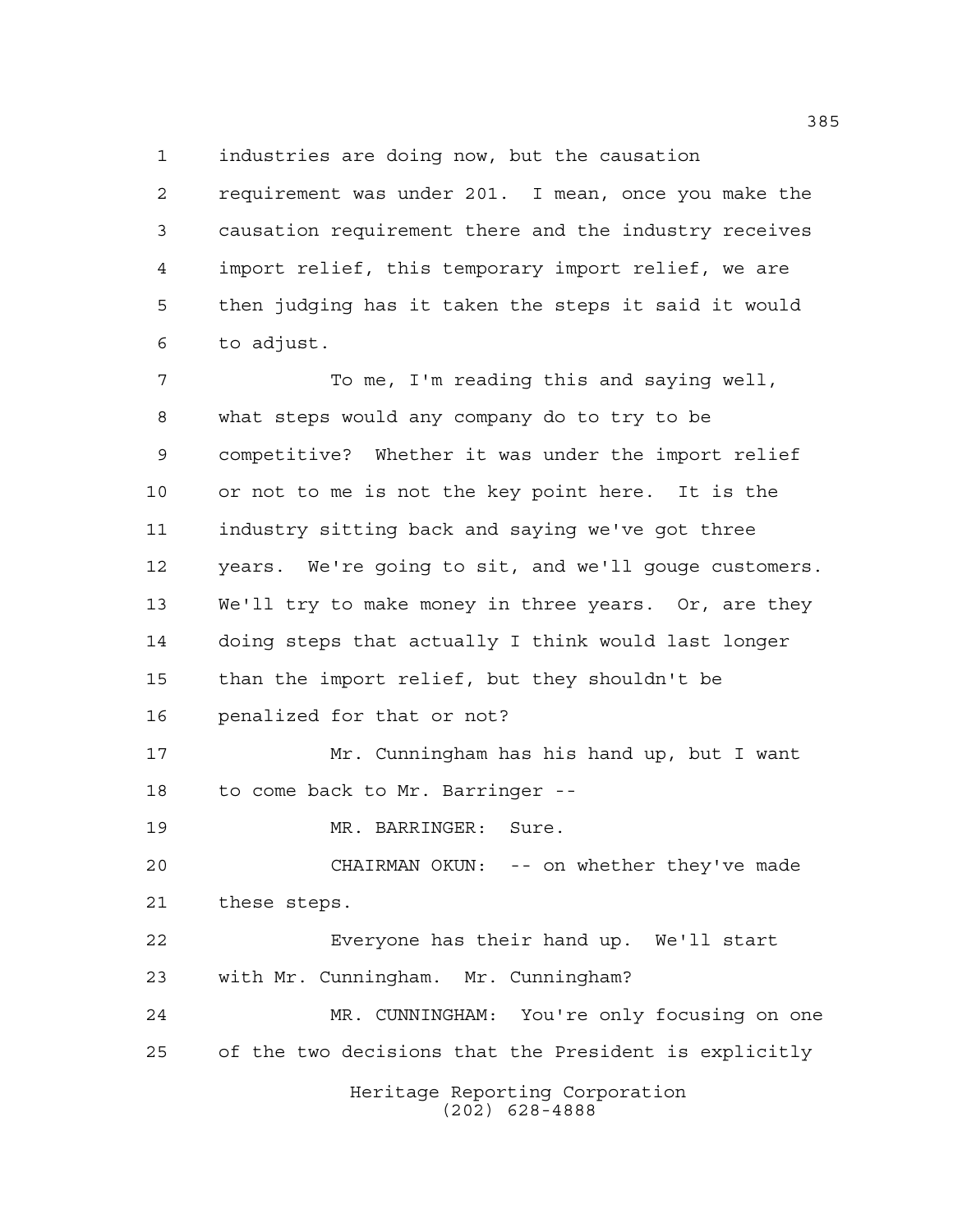industries are doing now, but the causation requirement was under 201. I mean, once you make the causation requirement there and the industry receives import relief, this temporary import relief, we are then judging has it taken the steps it said it would to adjust.

To me, I'm reading this and saying well, what steps would any company do to try to be competitive? Whether it was under the import relief or not to me is not the key point here. It is the industry sitting back and saying we've got three years. We're going to sit, and we'll gouge customers. We'll try to make money in three years. Or, are they doing steps that actually I think would last longer than the import relief, but they shouldn't be penalized for that or not?

Mr. Cunningham has his hand up, but I want to come back to Mr. Barringer --

MR. BARRINGER: Sure.

CHAIRMAN OKUN: -- on whether they've made these steps.

Everyone has their hand up. We'll start with Mr. Cunningham. Mr. Cunningham?

MR. CUNNINGHAM: You're only focusing on one of the two decisions that the President is explicitly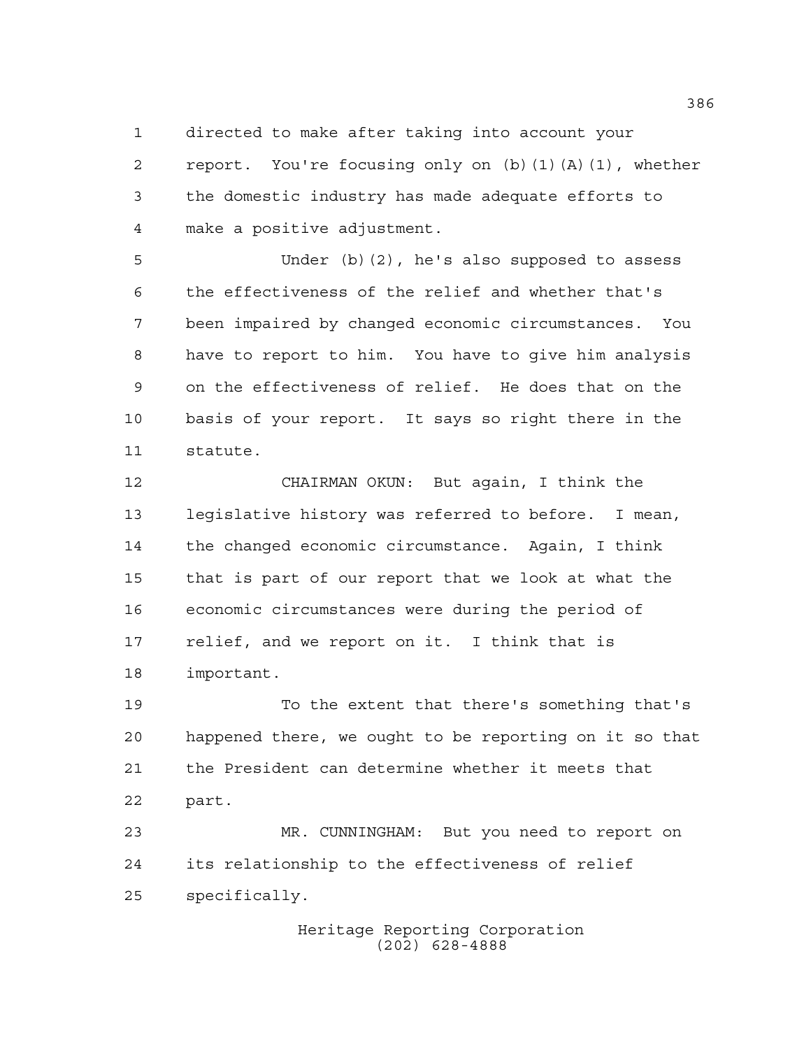directed to make after taking into account your report. You're focusing only on (b)(1)(A)(1), whether the domestic industry has made adequate efforts to make a positive adjustment.

Under (b)(2), he's also supposed to assess the effectiveness of the relief and whether that's been impaired by changed economic circumstances. You have to report to him. You have to give him analysis on the effectiveness of relief. He does that on the basis of your report. It says so right there in the statute.

CHAIRMAN OKUN: But again, I think the legislative history was referred to before. I mean, the changed economic circumstance. Again, I think that is part of our report that we look at what the economic circumstances were during the period of relief, and we report on it. I think that is important.

To the extent that there's something that's happened there, we ought to be reporting on it so that the President can determine whether it meets that part.

MR. CUNNINGHAM: But you need to report on its relationship to the effectiveness of relief specifically.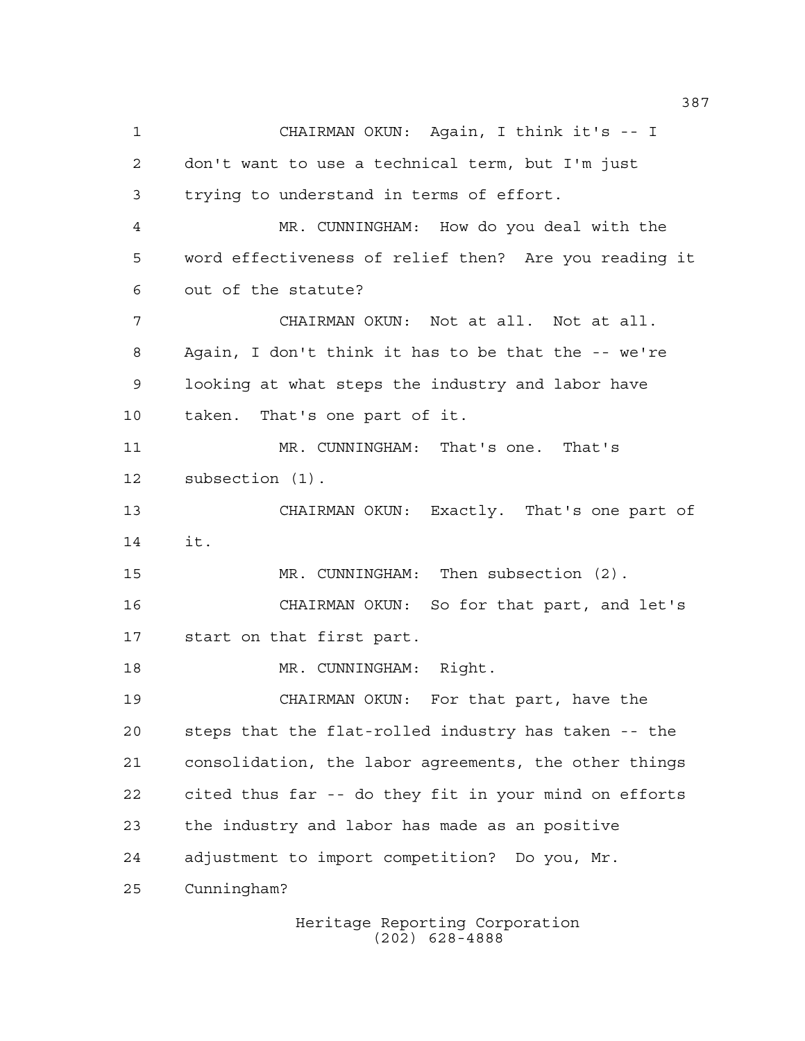CHAIRMAN OKUN: Again, I think it's -- I don't want to use a technical term, but I'm just trying to understand in terms of effort.

MR. CUNNINGHAM: How do you deal with the word effectiveness of relief then? Are you reading it out of the statute?

CHAIRMAN OKUN: Not at all. Not at all. Again, I don't think it has to be that the -- we're looking at what steps the industry and labor have taken. That's one part of it.

MR. CUNNINGHAM: That's one. That's subsection (1).

CHAIRMAN OKUN: Exactly. That's one part of it.

MR. CUNNINGHAM: Then subsection (2).

CHAIRMAN OKUN: So for that part, and let's start on that first part.

MR. CUNNINGHAM: Right.

CHAIRMAN OKUN: For that part, have the steps that the flat-rolled industry has taken -- the consolidation, the labor agreements, the other things cited thus far -- do they fit in your mind on efforts the industry and labor has made as an positive adjustment to import competition? Do you, Mr. Cunningham?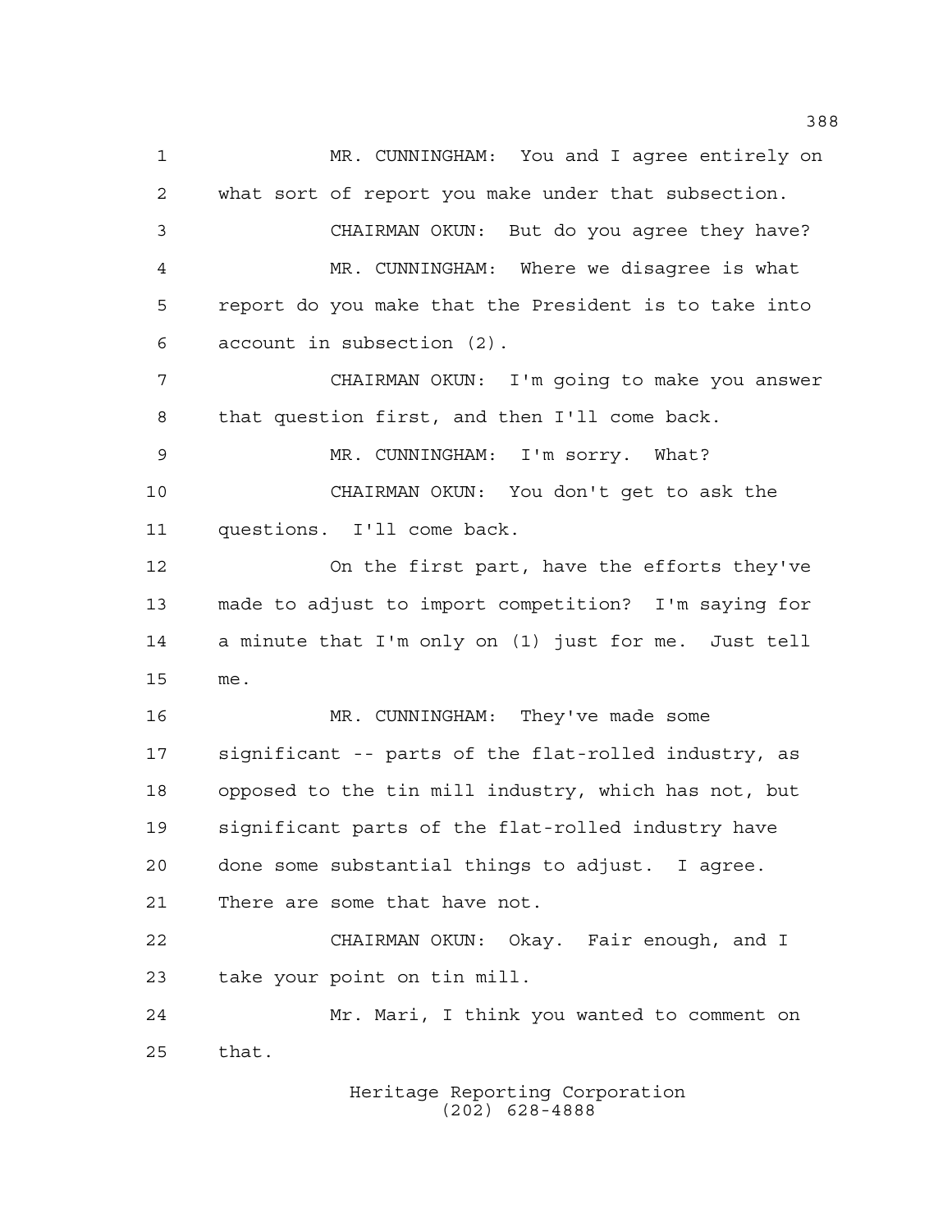MR. CUNNINGHAM: You and I agree entirely on what sort of report you make under that subsection.

CHAIRMAN OKUN: But do you agree they have?

MR. CUNNINGHAM: Where we disagree is what report do you make that the President is to take into account in subsection (2).

CHAIRMAN OKUN: I'm going to make you answer that question first, and then I'll come back.

MR. CUNNINGHAM: I'm sorry. What?

CHAIRMAN OKUN: You don't get to ask the questions. I'll come back.

On the first part, have the efforts they've made to adjust to import competition? I'm saying for a minute that I'm only on (1) just for me. Just tell me.

MR. CUNNINGHAM: They've made some significant -- parts of the flat-rolled industry, as opposed to the tin mill industry, which has not, but significant parts of the flat-rolled industry have done some substantial things to adjust. I agree. There are some that have not.

CHAIRMAN OKUN: Okay. Fair enough, and I take your point on tin mill.

Mr. Mari, I think you wanted to comment on that.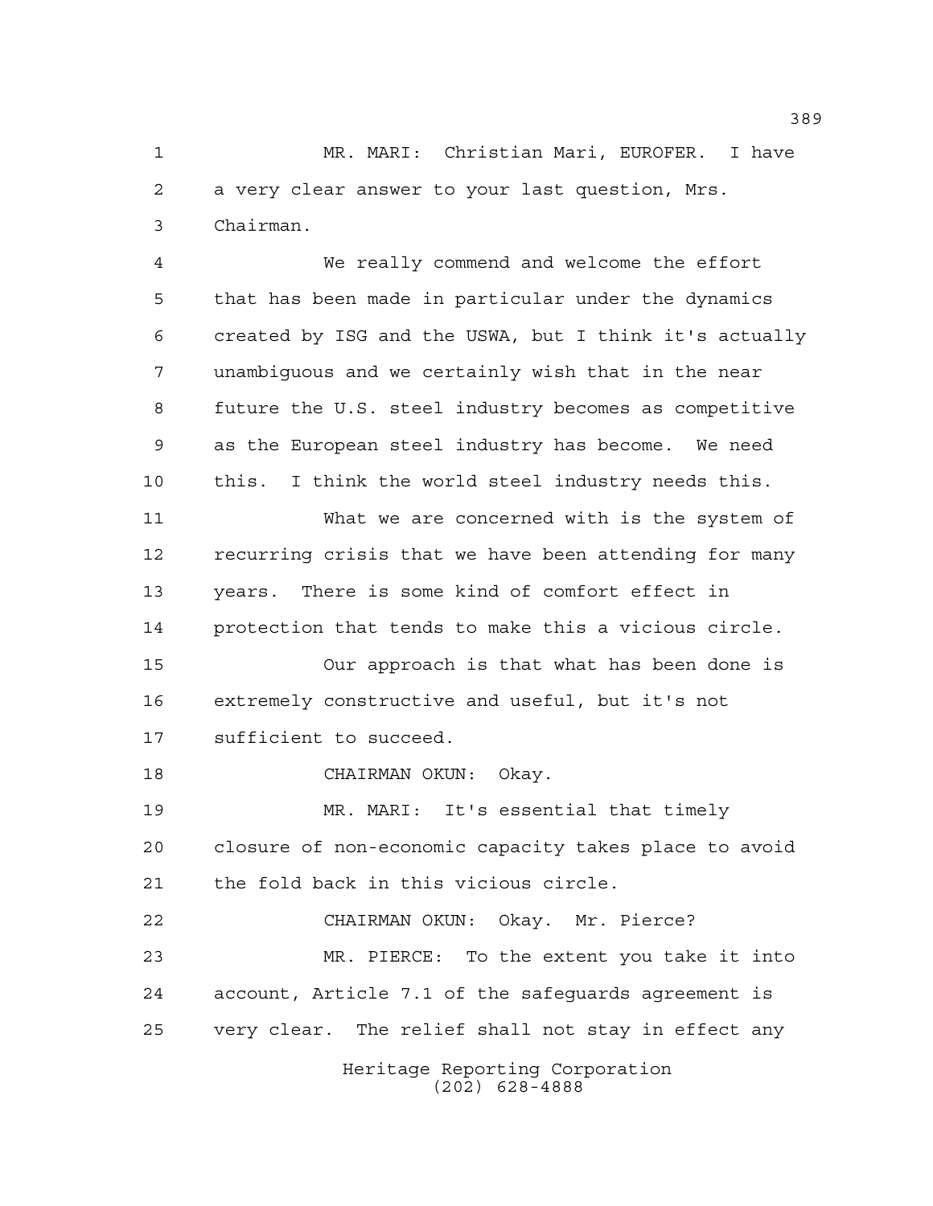MR. MARI: Christian Mari, EUROFER. I have a very clear answer to your last question, Mrs. Chairman.

We really commend and welcome the effort that has been made in particular under the dynamics created by ISG and the USWA, but I think it's actually unambiguous and we certainly wish that in the near future the U.S. steel industry becomes as competitive as the European steel industry has become. We need this. I think the world steel industry needs this.

What we are concerned with is the system of recurring crisis that we have been attending for many years. There is some kind of comfort effect in protection that tends to make this a vicious circle.

Our approach is that what has been done is extremely constructive and useful, but it's not sufficient to succeed.

CHAIRMAN OKUN: Okay.

MR. MARI: It's essential that timely closure of non-economic capacity takes place to avoid the fold back in this vicious circle.

CHAIRMAN OKUN: Okay. Mr. Pierce?

MR. PIERCE: To the extent you take it into account, Article 7.1 of the safeguards agreement is very clear. The relief shall not stay in effect any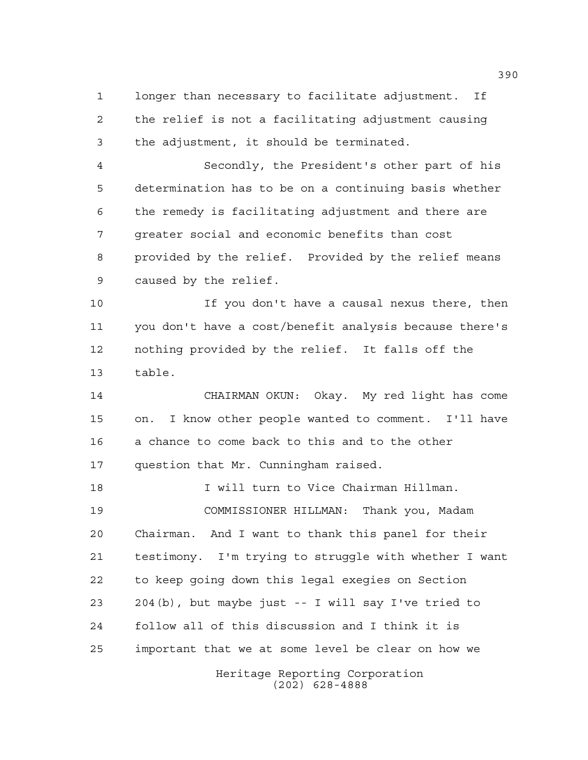longer than necessary to facilitate adjustment. If the relief is not a facilitating adjustment causing the adjustment, it should be terminated.

Secondly, the President's other part of his determination has to be on a continuing basis whether the remedy is facilitating adjustment and there are greater social and economic benefits than cost provided by the relief. Provided by the relief means caused by the relief.

If you don't have a causal nexus there, then you don't have a cost/benefit analysis because there's nothing provided by the relief. It falls off the table.

CHAIRMAN OKUN: Okay. My red light has come on. I know other people wanted to comment. I'll have a chance to come back to this and to the other question that Mr. Cunningham raised.

I will turn to Vice Chairman Hillman.

COMMISSIONER HILLMAN: Thank you, Madam Chairman. And I want to thank this panel for their testimony. I'm trying to struggle with whether I want to keep going down this legal exegies on Section 204(b), but maybe just -- I will say I've tried to follow all of this discussion and I think it is important that we at some level be clear on how we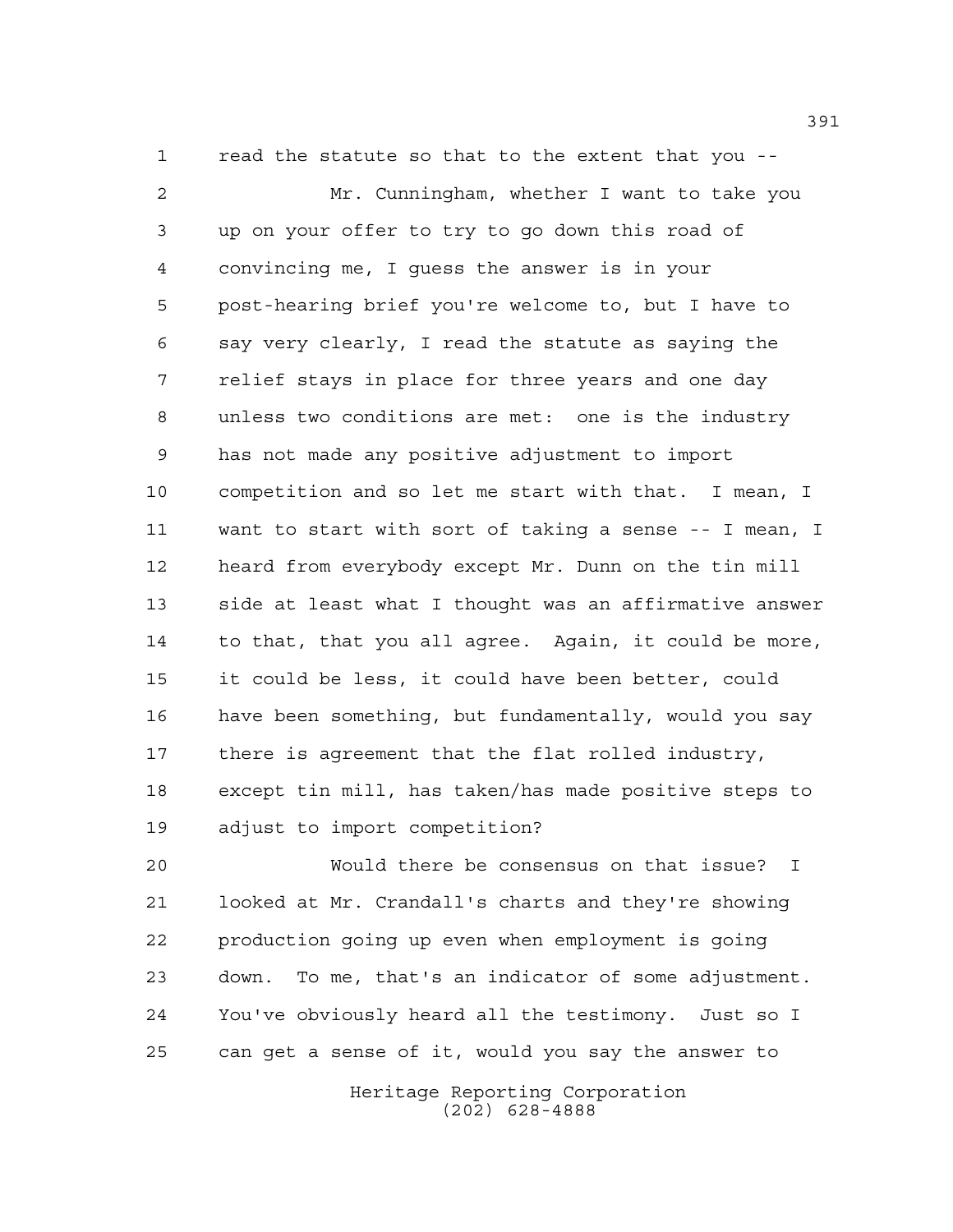read the statute so that to the extent that you --

Mr. Cunningham, whether I want to take you up on your offer to try to go down this road of convincing me, I guess the answer is in your post-hearing brief you're welcome to, but I have to say very clearly, I read the statute as saying the relief stays in place for three years and one day unless two conditions are met: one is the industry has not made any positive adjustment to import competition and so let me start with that. I mean, I want to start with sort of taking a sense -- I mean, I heard from everybody except Mr. Dunn on the tin mill side at least what I thought was an affirmative answer to that, that you all agree. Again, it could be more, it could be less, it could have been better, could have been something, but fundamentally, would you say there is agreement that the flat rolled industry, except tin mill, has taken/has made positive steps to adjust to import competition?

Would there be consensus on that issue? I looked at Mr. Crandall's charts and they're showing production going up even when employment is going down. To me, that's an indicator of some adjustment. You've obviously heard all the testimony. Just so I can get a sense of it, would you say the answer to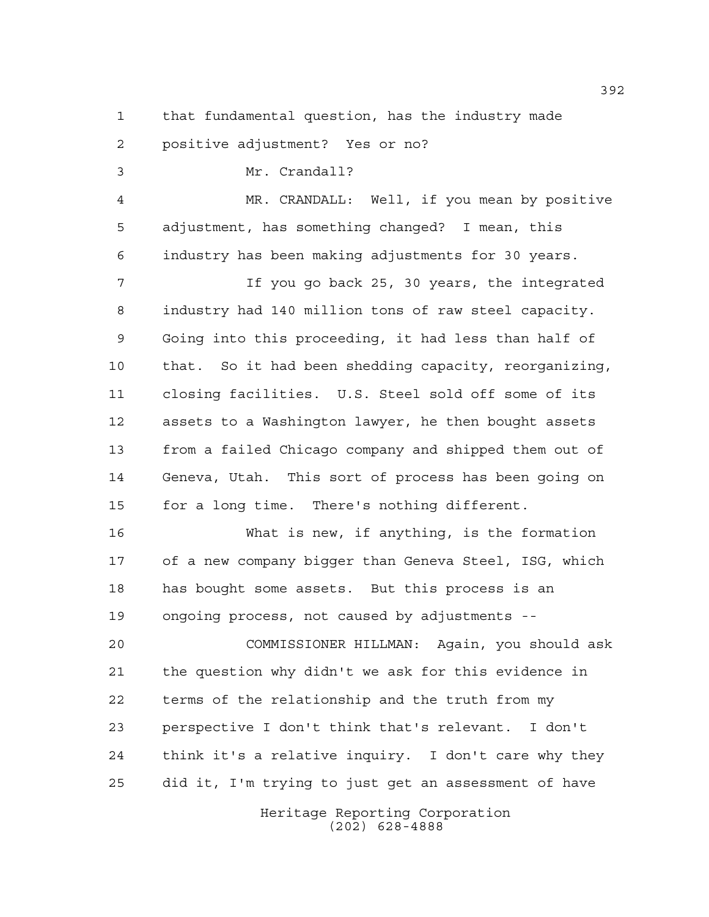that fundamental question, has the industry made positive adjustment? Yes or no?

Mr. Crandall?

MR. CRANDALL: Well, if you mean by positive adjustment, has something changed? I mean, this industry has been making adjustments for 30 years.

If you go back 25, 30 years, the integrated industry had 140 million tons of raw steel capacity. Going into this proceeding, it had less than half of that. So it had been shedding capacity, reorganizing, closing facilities. U.S. Steel sold off some of its assets to a Washington lawyer, he then bought assets from a failed Chicago company and shipped them out of Geneva, Utah. This sort of process has been going on for a long time. There's nothing different.

What is new, if anything, is the formation of a new company bigger than Geneva Steel, ISG, which has bought some assets. But this process is an ongoing process, not caused by adjustments --

COMMISSIONER HILLMAN: Again, you should ask the question why didn't we ask for this evidence in terms of the relationship and the truth from my perspective I don't think that's relevant. I don't think it's a relative inquiry. I don't care why they did it, I'm trying to just get an assessment of have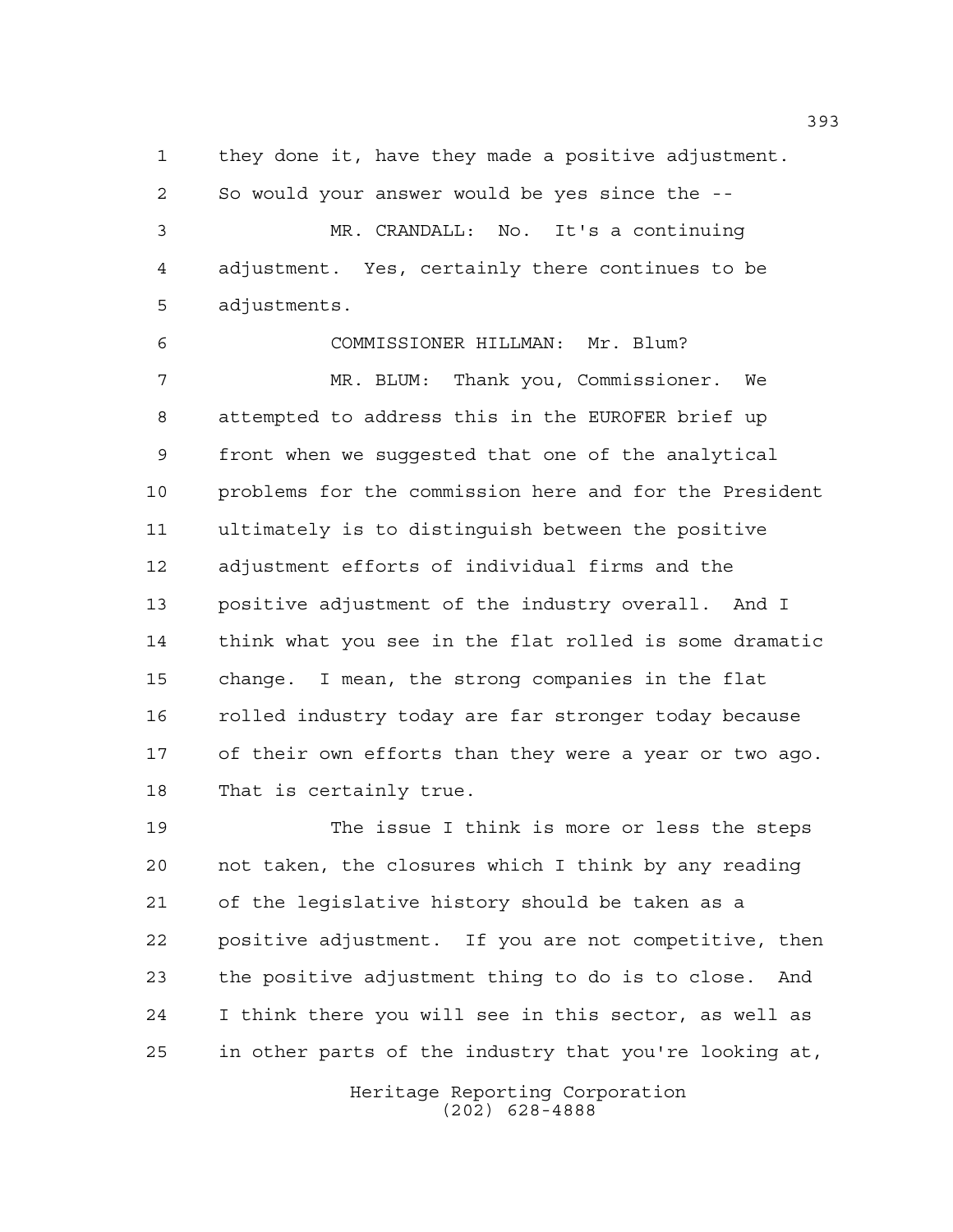they done it, have they made a positive adjustment. So would your answer would be yes since the --

MR. CRANDALL: No. It's a continuing adjustment. Yes, certainly there continues to be adjustments.

COMMISSIONER HILLMAN: Mr. Blum?

MR. BLUM: Thank you, Commissioner. We attempted to address this in the EUROFER brief up front when we suggested that one of the analytical problems for the commission here and for the President ultimately is to distinguish between the positive adjustment efforts of individual firms and the positive adjustment of the industry overall. And I think what you see in the flat rolled is some dramatic change. I mean, the strong companies in the flat rolled industry today are far stronger today because of their own efforts than they were a year or two ago. That is certainly true.

The issue I think is more or less the steps not taken, the closures which I think by any reading of the legislative history should be taken as a positive adjustment. If you are not competitive, then the positive adjustment thing to do is to close. And I think there you will see in this sector, as well as in other parts of the industry that you're looking at,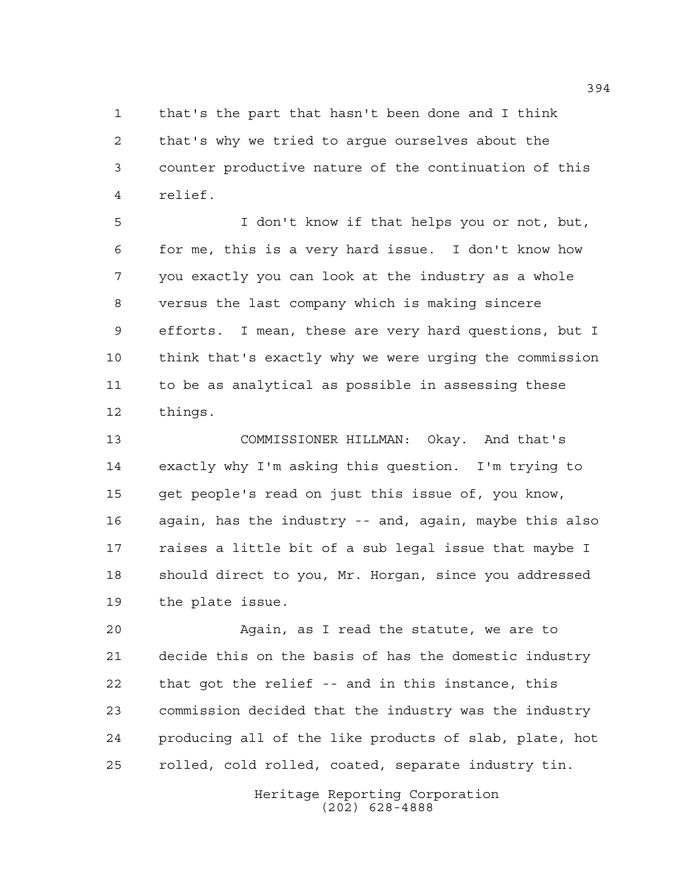that's the part that hasn't been done and I think that's why we tried to argue ourselves about the counter productive nature of the continuation of this relief.

I don't know if that helps you or not, but, for me, this is a very hard issue. I don't know how you exactly you can look at the industry as a whole versus the last company which is making sincere efforts. I mean, these are very hard questions, but I think that's exactly why we were urging the commission to be as analytical as possible in assessing these things.

COMMISSIONER HILLMAN: Okay. And that's exactly why I'm asking this question. I'm trying to get people's read on just this issue of, you know, again, has the industry -- and, again, maybe this also raises a little bit of a sub legal issue that maybe I should direct to you, Mr. Horgan, since you addressed the plate issue.

Again, as I read the statute, we are to decide this on the basis of has the domestic industry that got the relief -- and in this instance, this commission decided that the industry was the industry producing all of the like products of slab, plate, hot rolled, cold rolled, coated, separate industry tin.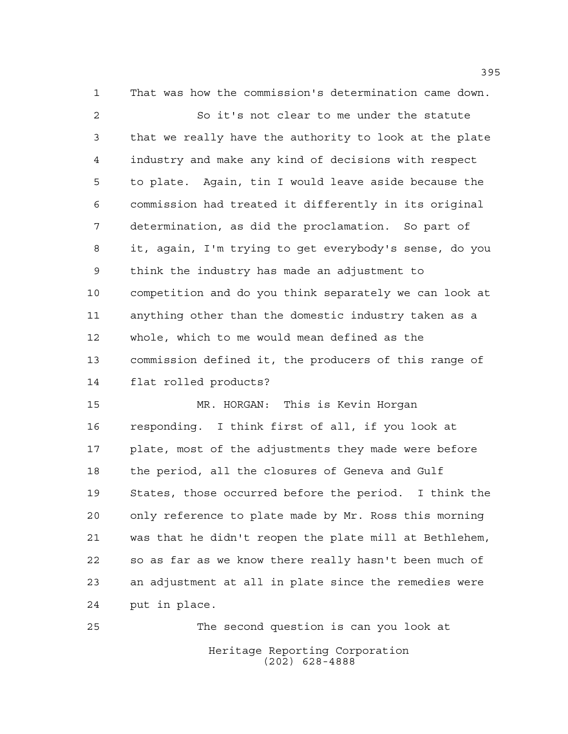That was how the commission's determination came down.

So it's not clear to me under the statute that we really have the authority to look at the plate industry and make any kind of decisions with respect to plate. Again, tin I would leave aside because the commission had treated it differently in its original determination, as did the proclamation. So part of it, again, I'm trying to get everybody's sense, do you think the industry has made an adjustment to competition and do you think separately we can look at anything other than the domestic industry taken as a whole, which to me would mean defined as the commission defined it, the producers of this range of flat rolled products?

MR. HORGAN: This is Kevin Horgan responding. I think first of all, if you look at plate, most of the adjustments they made were before the period, all the closures of Geneva and Gulf States, those occurred before the period. I think the only reference to plate made by Mr. Ross this morning was that he didn't reopen the plate mill at Bethlehem, so as far as we know there really hasn't been much of an adjustment at all in plate since the remedies were put in place.

The second question is can you look at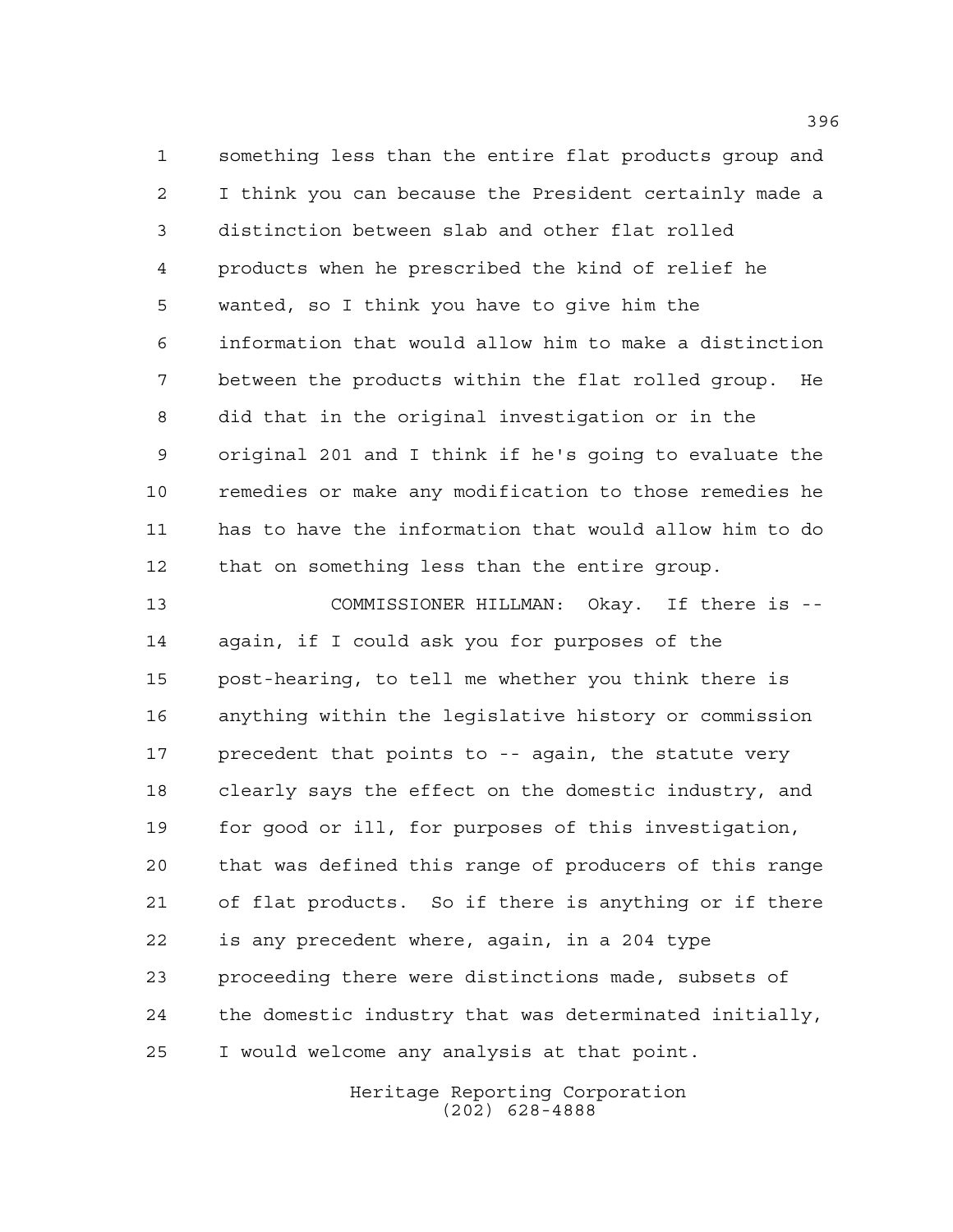something less than the entire flat products group and I think you can because the President certainly made a distinction between slab and other flat rolled products when he prescribed the kind of relief he wanted, so I think you have to give him the information that would allow him to make a distinction between the products within the flat rolled group. He did that in the original investigation or in the original 201 and I think if he's going to evaluate the remedies or make any modification to those remedies he has to have the information that would allow him to do that on something less than the entire group.

COMMISSIONER HILLMAN: Okay. If there is -- again, if I could ask you for purposes of the post-hearing, to tell me whether you think there is anything within the legislative history or commission precedent that points to -- again, the statute very clearly says the effect on the domestic industry, and for good or ill, for purposes of this investigation, that was defined this range of producers of this range of flat products. So if there is anything or if there is any precedent where, again, in a 204 type proceeding there were distinctions made, subsets of the domestic industry that was determinated initially, I would welcome any analysis at that point.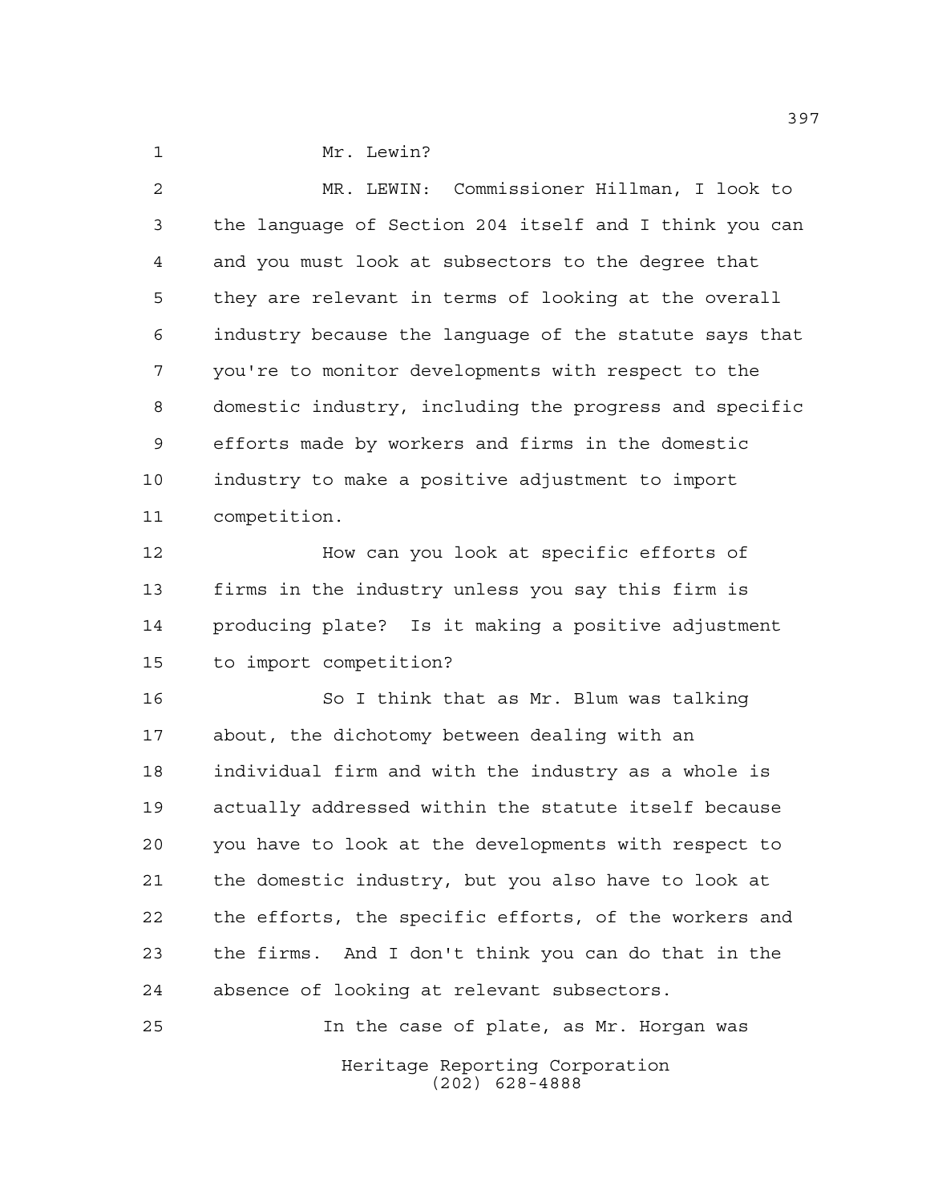Mr. Lewin?

MR. LEWIN: Commissioner Hillman, I look to the language of Section 204 itself and I think you can and you must look at subsectors to the degree that they are relevant in terms of looking at the overall industry because the language of the statute says that you're to monitor developments with respect to the domestic industry, including the progress and specific efforts made by workers and firms in the domestic industry to make a positive adjustment to import competition.

How can you look at specific efforts of firms in the industry unless you say this firm is producing plate? Is it making a positive adjustment to import competition?

So I think that as Mr. Blum was talking about, the dichotomy between dealing with an individual firm and with the industry as a whole is actually addressed within the statute itself because you have to look at the developments with respect to the domestic industry, but you also have to look at the efforts, the specific efforts, of the workers and the firms. And I don't think you can do that in the absence of looking at relevant subsectors.

In the case of plate, as Mr. Horgan was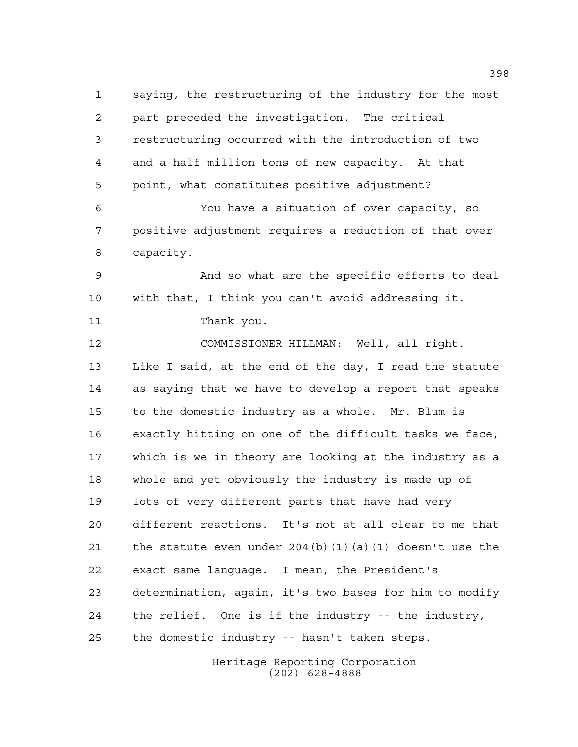saying, the restructuring of the industry for the most part preceded the investigation. The critical restructuring occurred with the introduction of two and a half million tons of new capacity. At that point, what constitutes positive adjustment?

You have a situation of over capacity, so positive adjustment requires a reduction of that over capacity.

And so what are the specific efforts to deal with that, I think you can't avoid addressing it.

Thank you.

COMMISSIONER HILLMAN: Well, all right. Like I said, at the end of the day, I read the statute as saying that we have to develop a report that speaks to the domestic industry as a whole. Mr. Blum is exactly hitting on one of the difficult tasks we face, which is we in theory are looking at the industry as a whole and yet obviously the industry is made up of lots of very different parts that have had very different reactions. It's not at all clear to me that the statute even under 204(b)(1)(a)(1) doesn't use the exact same language. I mean, the President's determination, again, it's two bases for him to modify the relief. One is if the industry -- the industry, the domestic industry -- hasn't taken steps.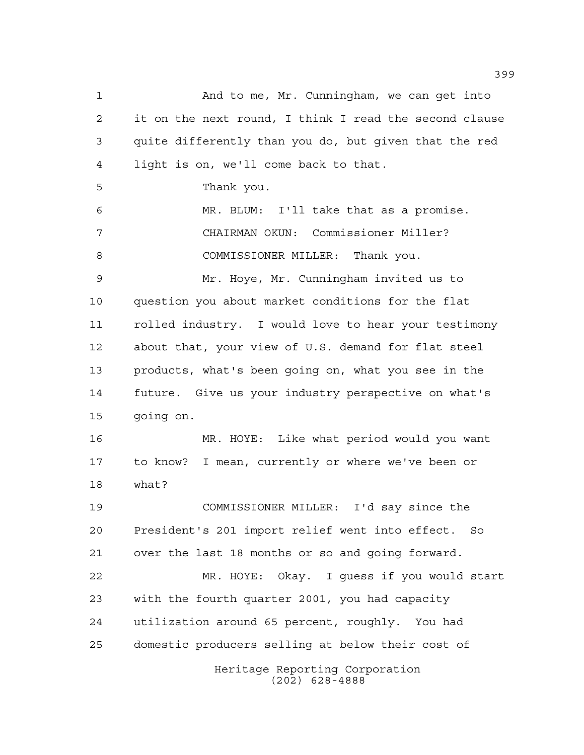And to me, Mr. Cunningham, we can get into it on the next round, I think I read the second clause quite differently than you do, but given that the red light is on, we'll come back to that.

Thank you.

MR. BLUM: I'll take that as a promise.

CHAIRMAN OKUN: Commissioner Miller?

COMMISSIONER MILLER: Thank you.

Mr. Hoye, Mr. Cunningham invited us to question you about market conditions for the flat rolled industry. I would love to hear your testimony about that, your view of U.S. demand for flat steel products, what's been going on, what you see in the future. Give us your industry perspective on what's going on.

MR. HOYE: Like what period would you want to know? I mean, currently or where we've been or what?

COMMISSIONER MILLER: I'd say since the President's 201 import relief went into effect. So over the last 18 months or so and going forward.

MR. HOYE: Okay. I guess if you would start with the fourth quarter 2001, you had capacity utilization around 65 percent, roughly. You had domestic producers selling at below their cost of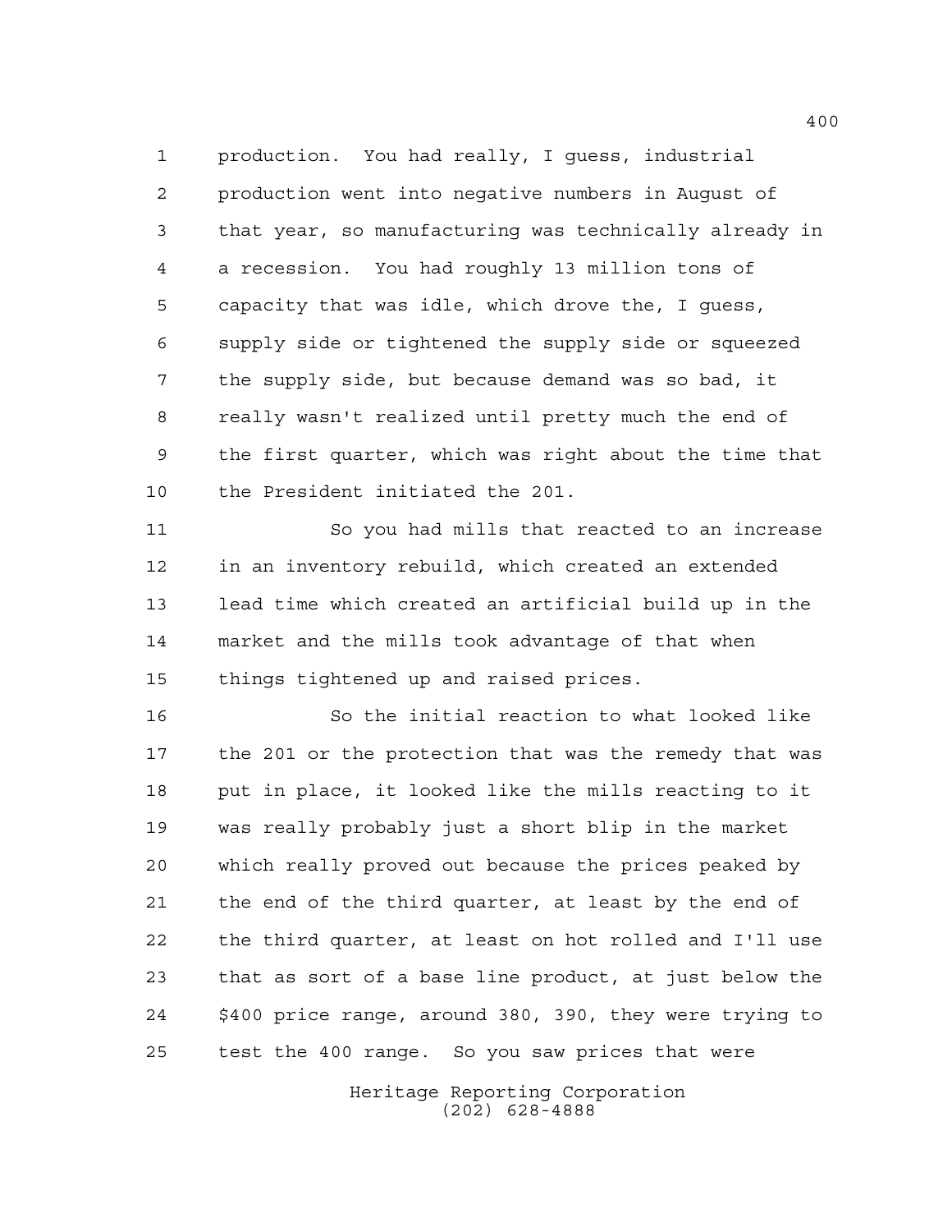production. You had really, I guess, industrial production went into negative numbers in August of that year, so manufacturing was technically already in a recession. You had roughly 13 million tons of capacity that was idle, which drove the, I guess, supply side or tightened the supply side or squeezed the supply side, but because demand was so bad, it really wasn't realized until pretty much the end of the first quarter, which was right about the time that the President initiated the 201.

So you had mills that reacted to an increase in an inventory rebuild, which created an extended lead time which created an artificial build up in the market and the mills took advantage of that when things tightened up and raised prices.

So the initial reaction to what looked like the 201 or the protection that was the remedy that was put in place, it looked like the mills reacting to it was really probably just a short blip in the market which really proved out because the prices peaked by the end of the third quarter, at least by the end of the third quarter, at least on hot rolled and I'll use that as sort of a base line product, at just below the $400 price range, around 380, 390, they were trying to test the 400 range. So you saw prices that were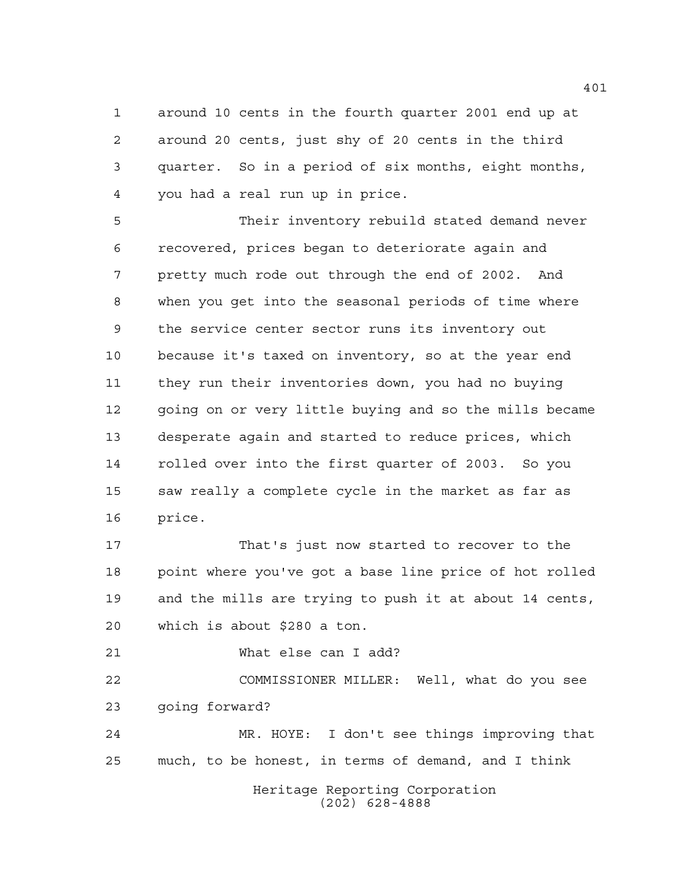around 10 cents in the fourth quarter 2001 end up at around 20 cents, just shy of 20 cents in the third quarter. So in a period of six months, eight months, you had a real run up in price.

Their inventory rebuild stated demand never recovered, prices began to deteriorate again and pretty much rode out through the end of 2002. And when you get into the seasonal periods of time where the service center sector runs its inventory out because it's taxed on inventory, so at the year end they run their inventories down, you had no buying going on or very little buying and so the mills became desperate again and started to reduce prices, which rolled over into the first quarter of 2003. So you saw really a complete cycle in the market as far as price.

That's just now started to recover to the point where you've got a base line price of hot rolled and the mills are trying to push it at about 14 cents, which is about $280 a ton.

What else can I add?

COMMISSIONER MILLER: Well, what do you see going forward?

MR. HOYE: I don't see things improving that much, to be honest, in terms of demand, and I think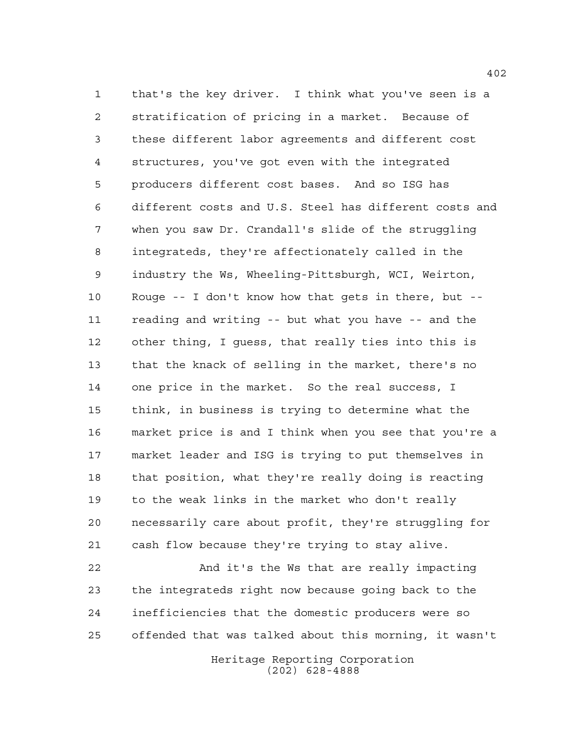that's the key driver. I think what you've seen is a stratification of pricing in a market. Because of these different labor agreements and different cost structures, you've got even with the integrated producers different cost bases. And so ISG has different costs and U.S. Steel has different costs and when you saw Dr. Crandall's slide of the struggling integrateds, they're affectionately called in the industry the Ws, Wheeling-Pittsburgh, WCI, Weirton, Rouge -- I don't know how that gets in there, but -- reading and writing -- but what you have -- and the other thing, I guess, that really ties into this is that the knack of selling in the market, there's no one price in the market. So the real success, I think, in business is trying to determine what the market price is and I think when you see that you're a market leader and ISG is trying to put themselves in that position, what they're really doing is reacting to the weak links in the market who don't really necessarily care about profit, they're struggling for cash flow because they're trying to stay alive.

And it's the Ws that are really impacting the integrateds right now because going back to the inefficiencies that the domestic producers were so offended that was talked about this morning, it wasn't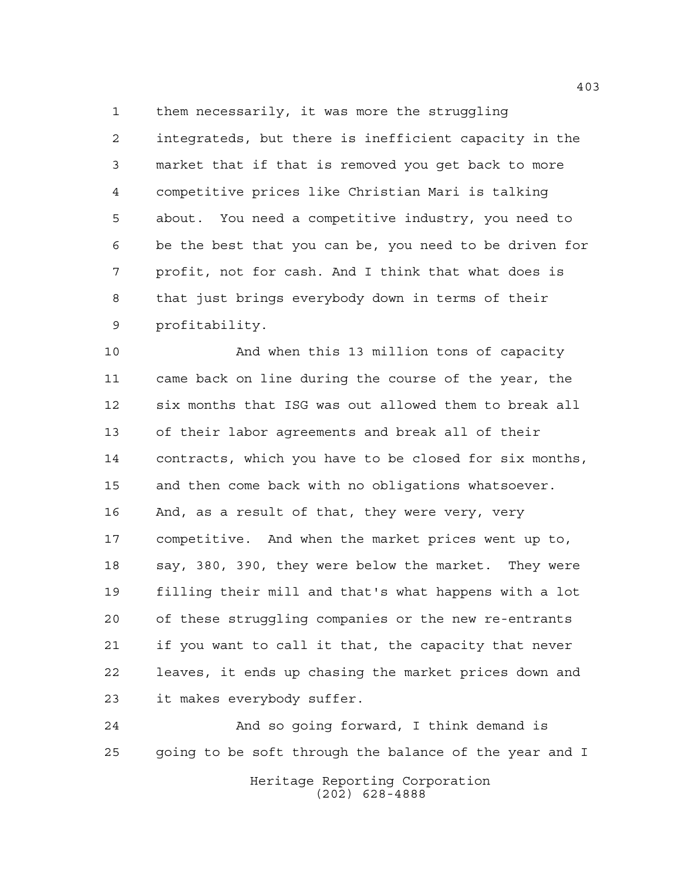them necessarily, it was more the struggling integrateds, but there is inefficient capacity in the market that if that is removed you get back to more competitive prices like Christian Mari is talking about. You need a competitive industry, you need to be the best that you can be, you need to be driven for profit, not for cash. And I think that what does is that just brings everybody down in terms of their profitability.

And when this 13 million tons of capacity came back on line during the course of the year, the six months that ISG was out allowed them to break all of their labor agreements and break all of their contracts, which you have to be closed for six months, and then come back with no obligations whatsoever. And, as a result of that, they were very, very competitive. And when the market prices went up to, say, 380, 390, they were below the market. They were filling their mill and that's what happens with a lot of these struggling companies or the new re-entrants if you want to call it that, the capacity that never leaves, it ends up chasing the market prices down and it makes everybody suffer.

And so going forward, I think demand is going to be soft through the balance of the year and I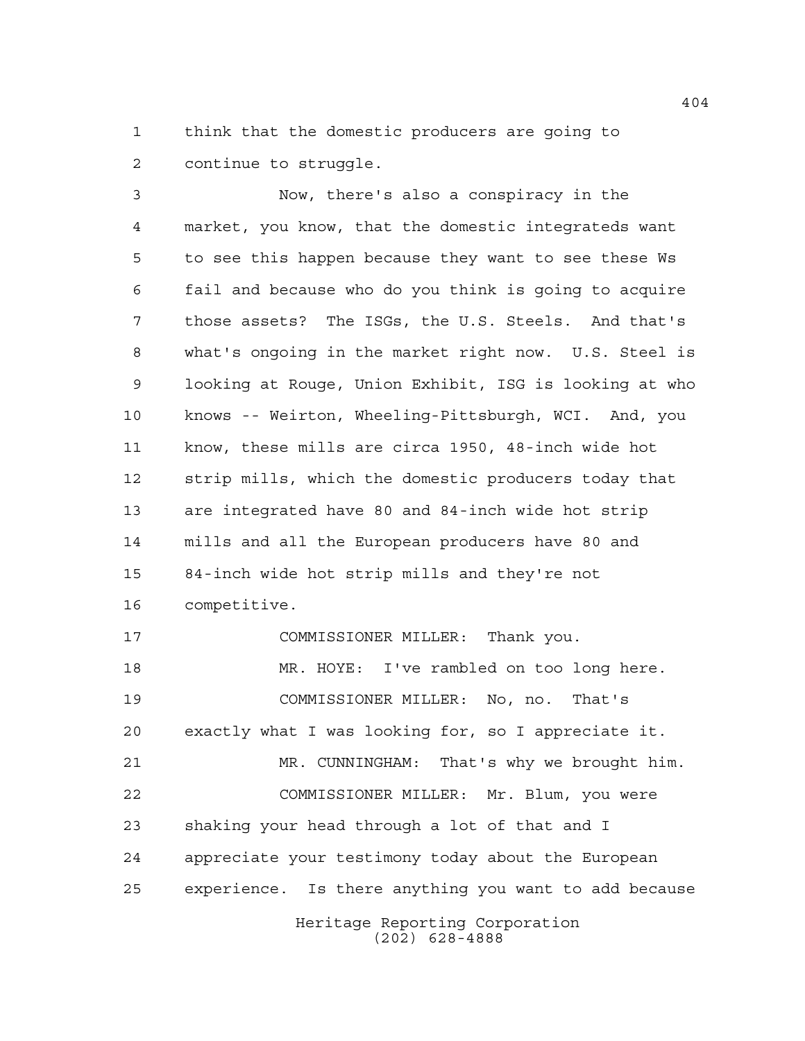think that the domestic producers are going to continue to struggle.

Now, there's also a conspiracy in the market, you know, that the domestic integrateds want to see this happen because they want to see these Ws fail and because who do you think is going to acquire those assets? The ISGs, the U.S. Steels. And that's what's ongoing in the market right now. U.S. Steel is looking at Rouge, Union Exhibit, ISG is looking at who knows -- Weirton, Wheeling-Pittsburgh, WCI. And, you know, these mills are circa 1950, 48-inch wide hot strip mills, which the domestic producers today that are integrated have 80 and 84-inch wide hot strip mills and all the European producers have 80 and 84-inch wide hot strip mills and they're not competitive.

COMMISSIONER MILLER: Thank you.

MR. HOYE: I've rambled on too long here.

COMMISSIONER MILLER: No, no. That's exactly what I was looking for, so I appreciate it.

MR. CUNNINGHAM: That's why we brought him.

COMMISSIONER MILLER: Mr. Blum, you were shaking your head through a lot of that and I appreciate your testimony today about the European experience. Is there anything you want to add because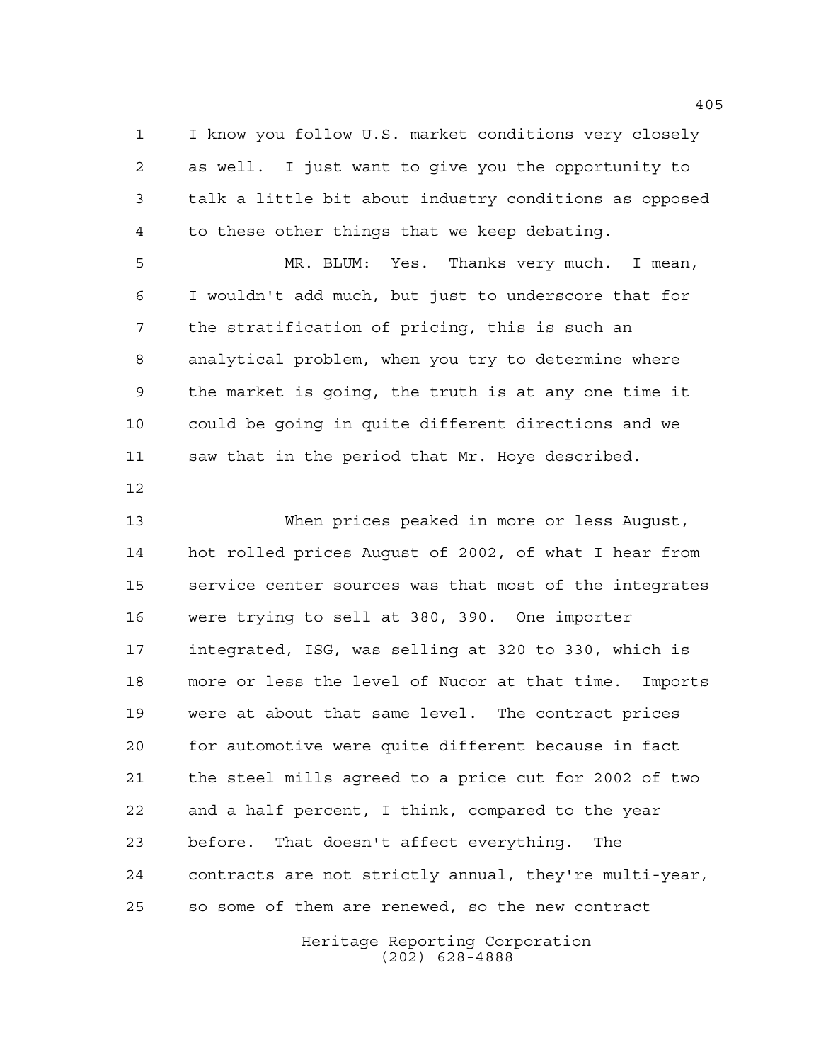I know you follow U.S. market conditions very closely as well. I just want to give you the opportunity to talk a little bit about industry conditions as opposed to these other things that we keep debating.

MR. BLUM: Yes. Thanks very much. I mean, I wouldn't add much, but just to underscore that for the stratification of pricing, this is such an analytical problem, when you try to determine where the market is going, the truth is at any one time it could be going in quite different directions and we saw that in the period that Mr. Hoye described.

When prices peaked in more or less August, hot rolled prices August of 2002, of what I hear from service center sources was that most of the integrates were trying to sell at 380, 390. One importer integrated, ISG, was selling at 320 to 330, which is more or less the level of Nucor at that time. Imports were at about that same level. The contract prices for automotive were quite different because in fact the steel mills agreed to a price cut for 2002 of two and a half percent, I think, compared to the year before. That doesn't affect everything. The contracts are not strictly annual, they're multi-year, so some of them are renewed, so the new contract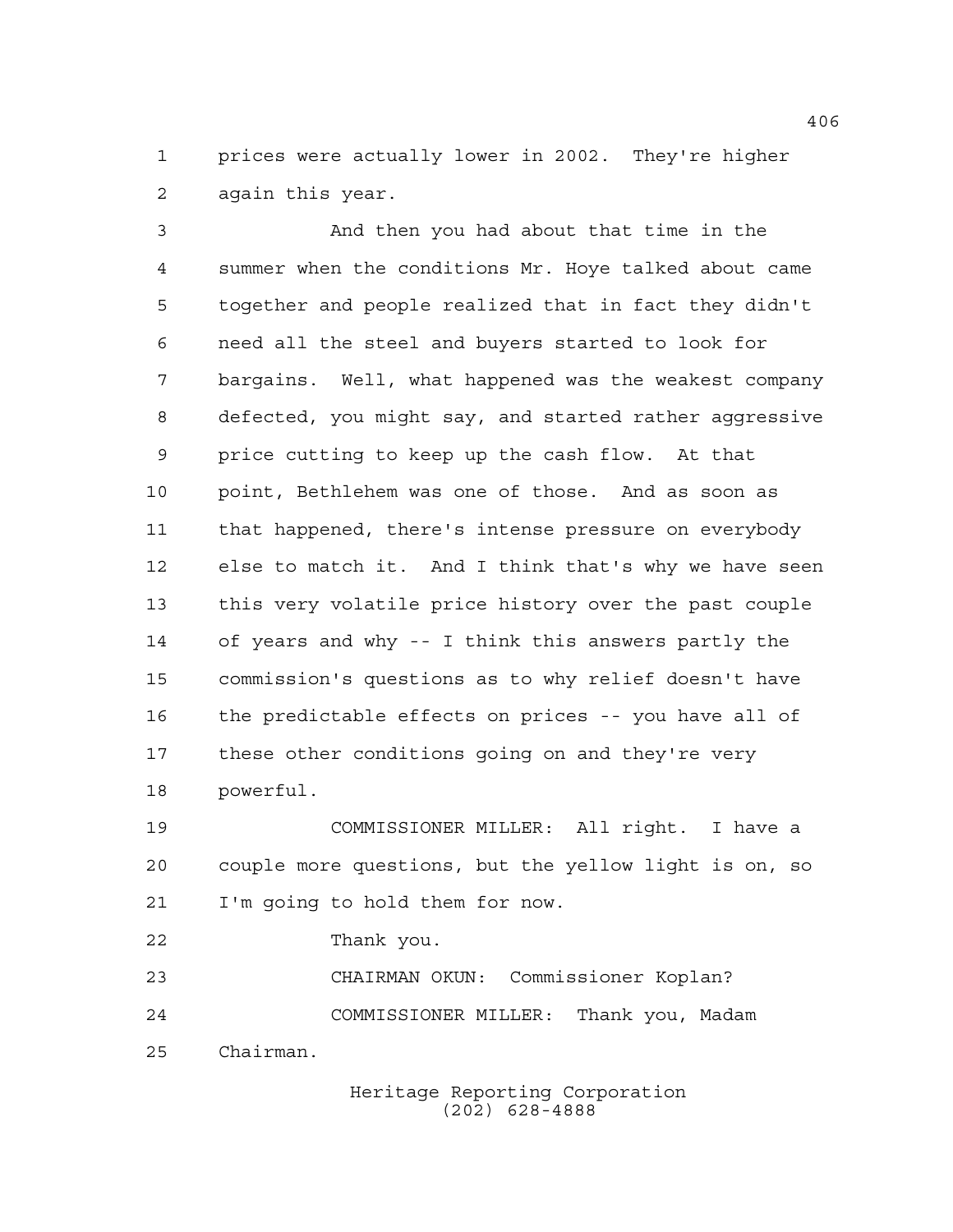prices were actually lower in 2002. They're higher again this year.

And then you had about that time in the summer when the conditions Mr. Hoye talked about came together and people realized that in fact they didn't need all the steel and buyers started to look for bargains. Well, what happened was the weakest company defected, you might say, and started rather aggressive price cutting to keep up the cash flow. At that point, Bethlehem was one of those. And as soon as that happened, there's intense pressure on everybody else to match it. And I think that's why we have seen this very volatile price history over the past couple of years and why -- I think this answers partly the commission's questions as to why relief doesn't have the predictable effects on prices -- you have all of these other conditions going on and they're very powerful.

COMMISSIONER MILLER: All right. I have a couple more questions, but the yellow light is on, so I'm going to hold them for now.

Thank you.

CHAIRMAN OKUN: Commissioner Koplan?

COMMISSIONER MILLER: Thank you, Madam Chairman.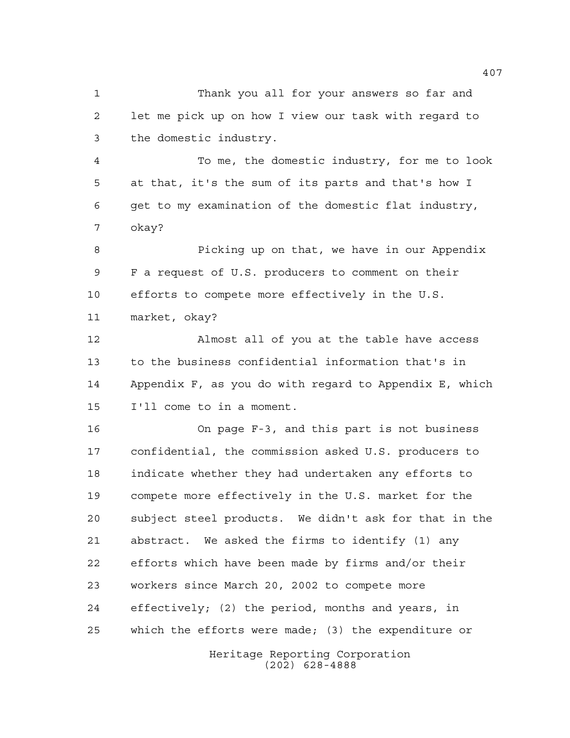Thank you all for your answers so far and let me pick up on how I view our task with regard to the domestic industry.

To me, the domestic industry, for me to look at that, it's the sum of its parts and that's how I get to my examination of the domestic flat industry, okay?

Picking up on that, we have in our Appendix F a request of U.S. producers to comment on their efforts to compete more effectively in the U.S. market, okay?

Almost all of you at the table have access to the business confidential information that's in Appendix F, as you do with regard to Appendix E, which I'll come to in a moment.

On page F-3, and this part is not business confidential, the commission asked U.S. producers to indicate whether they had undertaken any efforts to compete more effectively in the U.S. market for the subject steel products. We didn't ask for that in the abstract. We asked the firms to identify (1) any efforts which have been made by firms and/or their workers since March 20, 2002 to compete more effectively; (2) the period, months and years, in which the efforts were made; (3) the expenditure or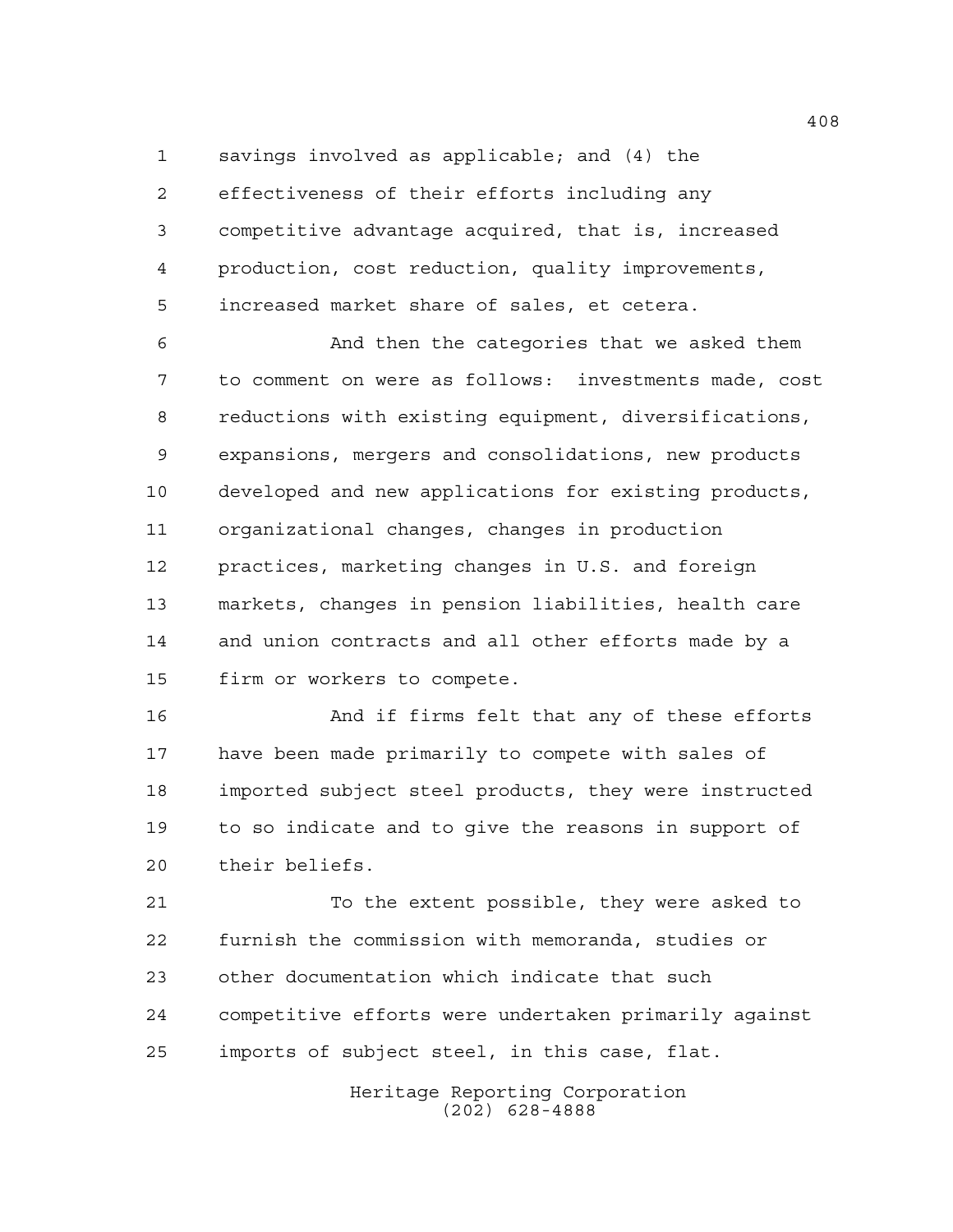savings involved as applicable; and (4) the effectiveness of their efforts including any competitive advantage acquired, that is, increased production, cost reduction, quality improvements, increased market share of sales, et cetera.

And then the categories that we asked them to comment on were as follows: investments made, cost reductions with existing equipment, diversifications, expansions, mergers and consolidations, new products developed and new applications for existing products, organizational changes, changes in production practices, marketing changes in U.S. and foreign markets, changes in pension liabilities, health care and union contracts and all other efforts made by a firm or workers to compete.

And if firms felt that any of these efforts have been made primarily to compete with sales of imported subject steel products, they were instructed to so indicate and to give the reasons in support of their beliefs.

To the extent possible, they were asked to furnish the commission with memoranda, studies or other documentation which indicate that such competitive efforts were undertaken primarily against imports of subject steel, in this case, flat.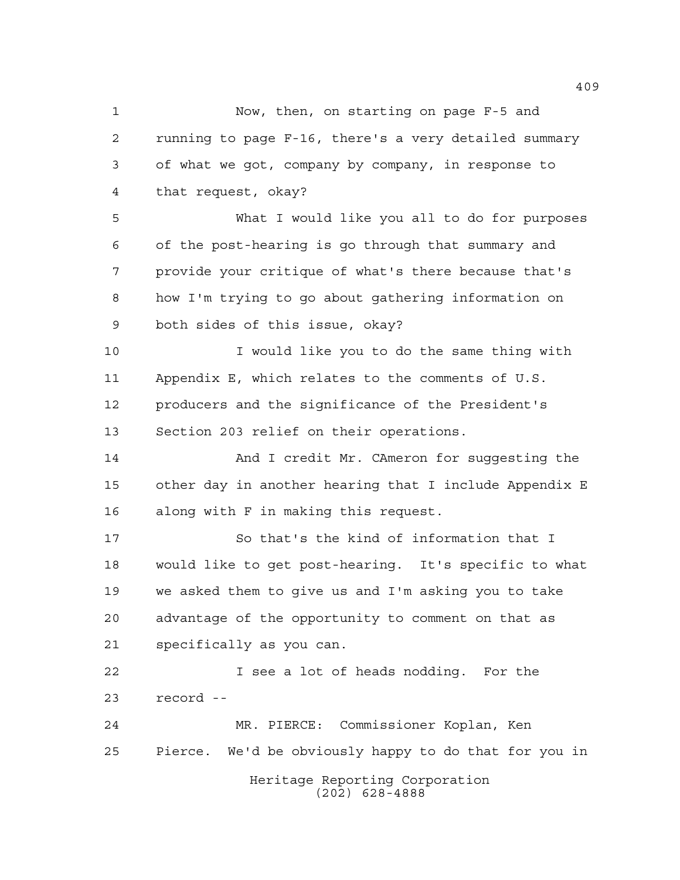Now, then, on starting on page F-5 and running to page F-16, there's a very detailed summary of what we got, company by company, in response to that request, okay?

What I would like you all to do for purposes of the post-hearing is go through that summary and provide your critique of what's there because that's how I'm trying to go about gathering information on both sides of this issue, okay?

I would like you to do the same thing with Appendix E, which relates to the comments of U.S. producers and the significance of the President's Section 203 relief on their operations.

And I credit Mr. CAmeron for suggesting the other day in another hearing that I include Appendix E along with F in making this request.

So that's the kind of information that I would like to get post-hearing. It's specific to what we asked them to give us and I'm asking you to take advantage of the opportunity to comment on that as specifically as you can.

I see a lot of heads nodding. For the record --

MR. PIERCE: Commissioner Koplan, Ken Pierce. We'd be obviously happy to do that for you in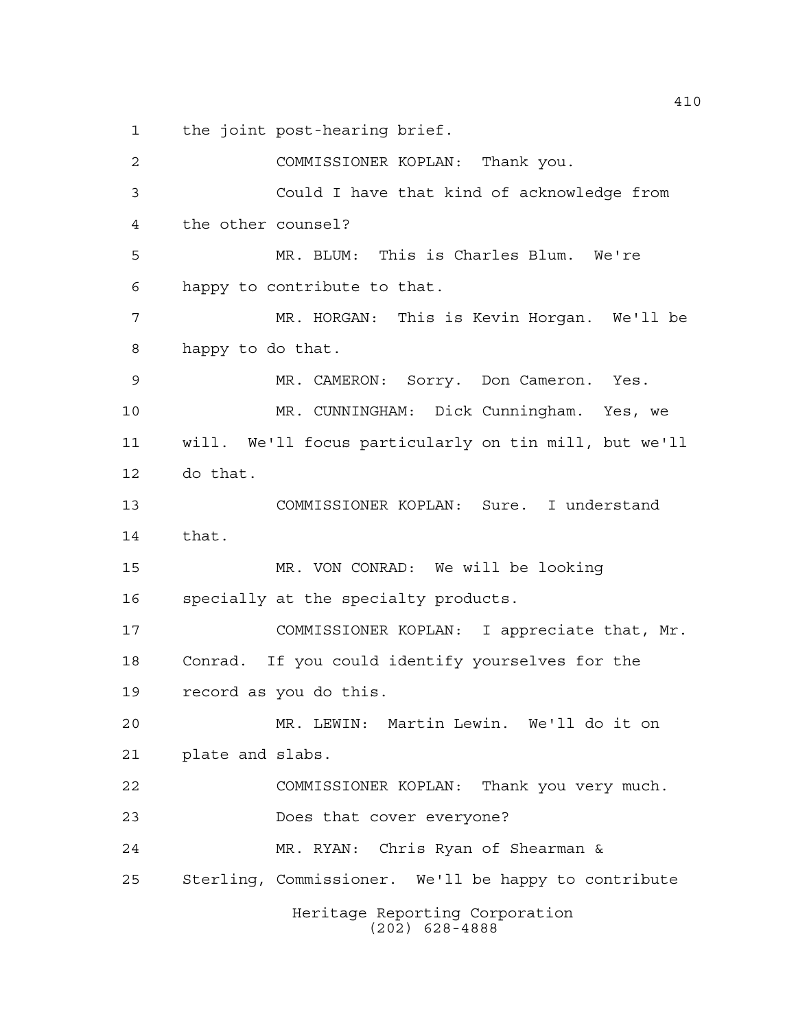the joint post-hearing brief.

COMMISSIONER KOPLAN: Thank you.

Could I have that kind of acknowledge from the other counsel?

MR. BLUM: This is Charles Blum. We're happy to contribute to that.

MR. HORGAN: This is Kevin Horgan. We'll be happy to do that.

MR. CAMERON: Sorry. Don Cameron. Yes.

MR. CUNNINGHAM: Dick Cunningham. Yes, we will. We'll focus particularly on tin mill, but we'll do that.

COMMISSIONER KOPLAN: Sure. I understand that.

MR. VON CONRAD: We will be looking specially at the specialty products.

COMMISSIONER KOPLAN: I appreciate that, Mr. Conrad. If you could identify yourselves for the record as you do this.

MR. LEWIN: Martin Lewin. We'll do it on plate and slabs.

COMMISSIONER KOPLAN: Thank you very much.

Does that cover everyone?

MR. RYAN: Chris Ryan of Shearman & Sterling, Commissioner. We'll be happy to contribute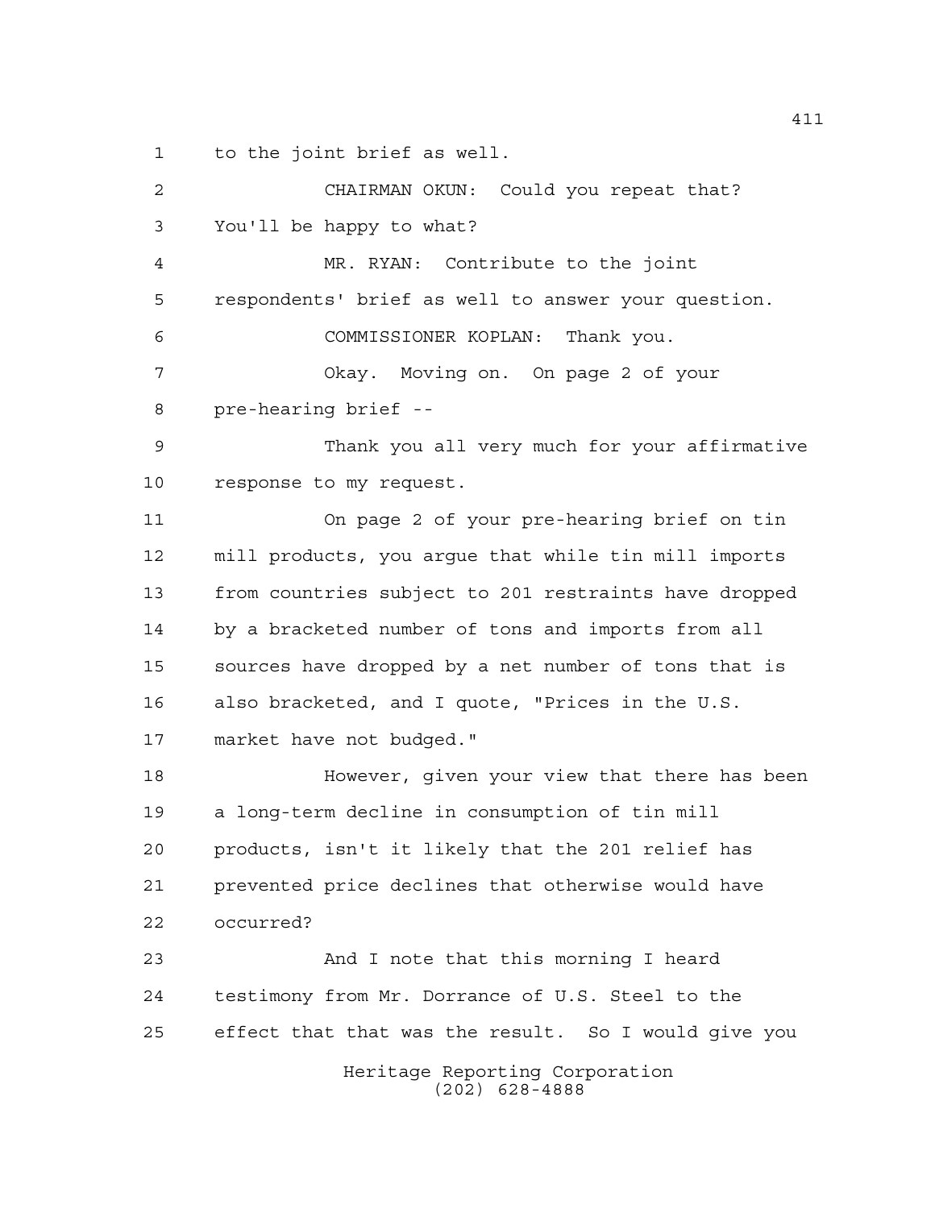to the joint brief as well.

CHAIRMAN OKUN: Could you repeat that? You'll be happy to what?

MR. RYAN: Contribute to the joint respondents' brief as well to answer your question.

COMMISSIONER KOPLAN: Thank you.

Okay. Moving on. On page 2 of your pre-hearing brief --

Thank you all very much for your affirmative response to my request.

On page 2 of your pre-hearing brief on tin mill products, you argue that while tin mill imports from countries subject to 201 restraints have dropped by a bracketed number of tons and imports from all sources have dropped by a net number of tons that is also bracketed, and I quote, "Prices in the U.S. market have not budged."

However, given your view that there has been a long-term decline in consumption of tin mill products, isn't it likely that the 201 relief has prevented price declines that otherwise would have occurred?

And I note that this morning I heard testimony from Mr. Dorrance of U.S. Steel to the effect that that was the result. So I would give you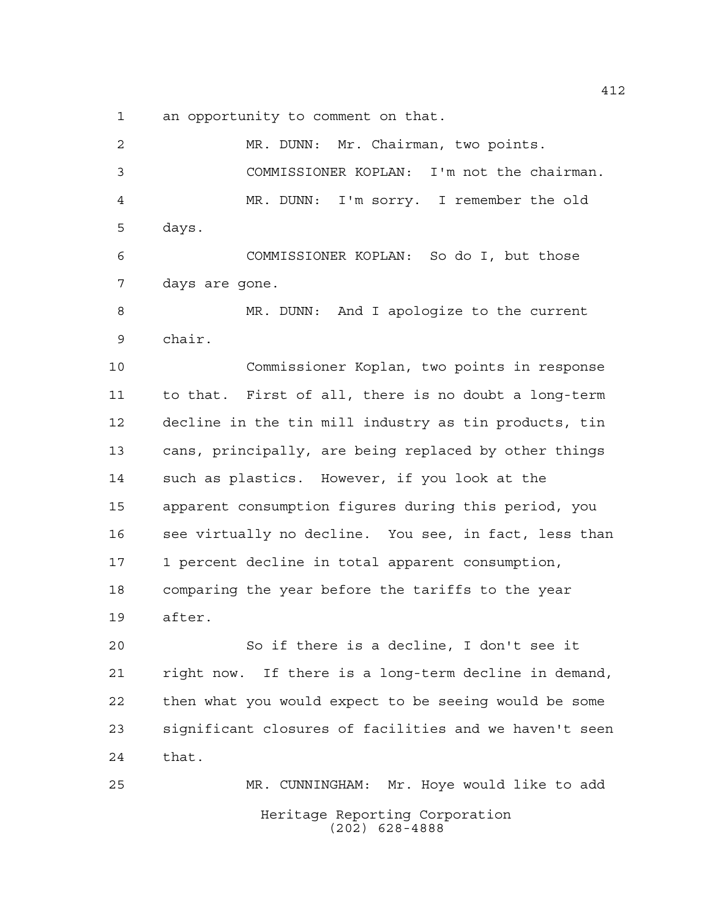an opportunity to comment on that.

MR. DUNN: Mr. Chairman, two points.

COMMISSIONER KOPLAN: I'm not the chairman.

MR. DUNN: I'm sorry. I remember the old days.

COMMISSIONER KOPLAN: So do I, but those days are gone.

MR. DUNN: And I apologize to the current chair.

Commissioner Koplan, two points in response to that. First of all, there is no doubt a long-term decline in the tin mill industry as tin products, tin cans, principally, are being replaced by other things such as plastics. However, if you look at the apparent consumption figures during this period, you see virtually no decline. You see, in fact, less than 1 percent decline in total apparent consumption, comparing the year before the tariffs to the year after.

So if there is a decline, I don't see it right now. If there is a long-term decline in demand, then what you would expect to be seeing would be some significant closures of facilities and we haven't seen that.

MR. CUNNINGHAM: Mr. Hoye would like to add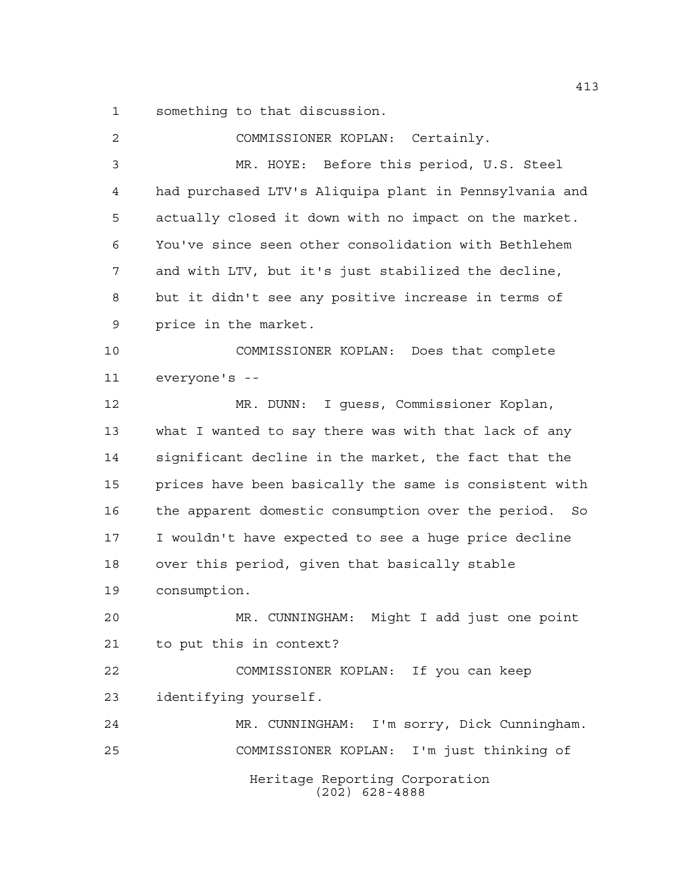something to that discussion.

COMMISSIONER KOPLAN: Certainly.

MR. HOYE: Before this period, U.S. Steel had purchased LTV's Aliquipa plant in Pennsylvania and actually closed it down with no impact on the market. You've since seen other consolidation with Bethlehem and with LTV, but it's just stabilized the decline, but it didn't see any positive increase in terms of price in the market.

COMMISSIONER KOPLAN: Does that complete everyone's --

MR. DUNN: I guess, Commissioner Koplan, what I wanted to say there was with that lack of any significant decline in the market, the fact that the prices have been basically the same is consistent with the apparent domestic consumption over the period. So I wouldn't have expected to see a huge price decline over this period, given that basically stable consumption.

MR. CUNNINGHAM: Might I add just one point to put this in context?

COMMISSIONER KOPLAN: If you can keep identifying yourself.

MR. CUNNINGHAM: I'm sorry, Dick Cunningham.

COMMISSIONER KOPLAN: I'm just thinking of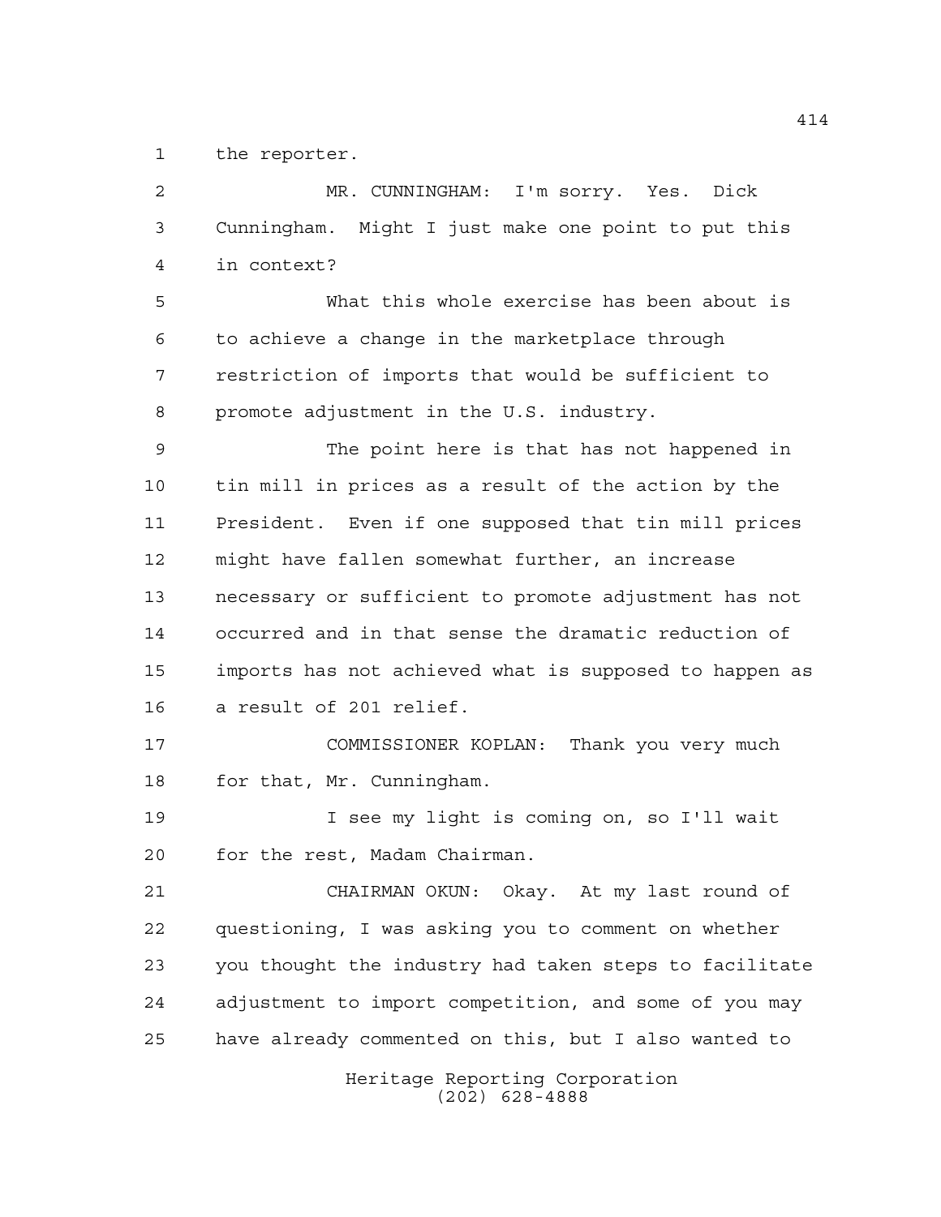the reporter.

MR. CUNNINGHAM: I'm sorry. Yes. Dick Cunningham. Might I just make one point to put this in context?

What this whole exercise has been about is to achieve a change in the marketplace through restriction of imports that would be sufficient to promote adjustment in the U.S. industry.

The point here is that has not happened in tin mill in prices as a result of the action by the President. Even if one supposed that tin mill prices might have fallen somewhat further, an increase necessary or sufficient to promote adjustment has not occurred and in that sense the dramatic reduction of imports has not achieved what is supposed to happen as a result of 201 relief.

COMMISSIONER KOPLAN: Thank you very much for that, Mr. Cunningham.

I see my light is coming on, so I'll wait for the rest, Madam Chairman.

CHAIRMAN OKUN: Okay. At my last round of questioning, I was asking you to comment on whether you thought the industry had taken steps to facilitate adjustment to import competition, and some of you may have already commented on this, but I also wanted to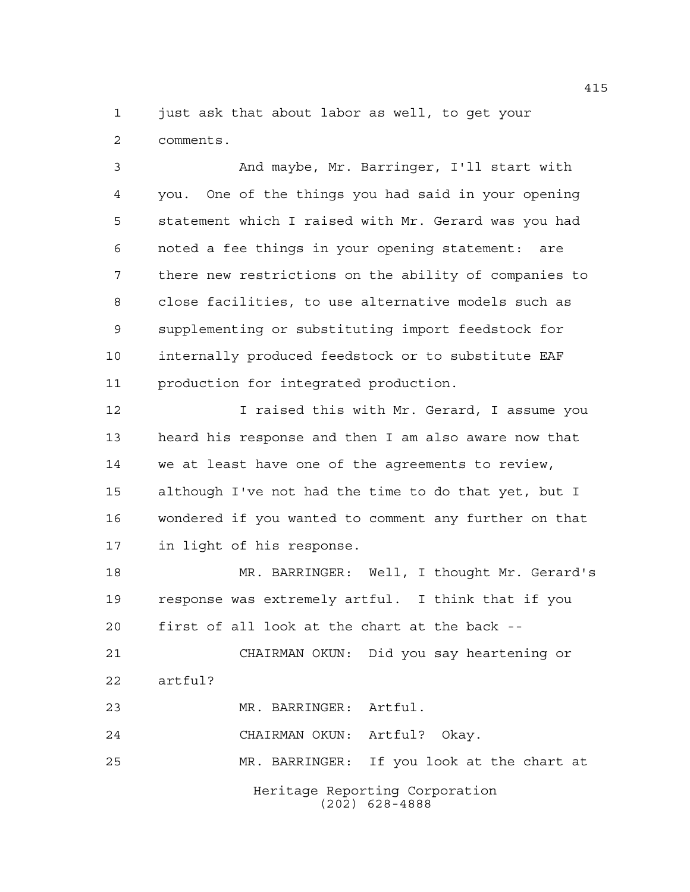just ask that about labor as well, to get your comments.

And maybe, Mr. Barringer, I'll start with you. One of the things you had said in your opening statement which I raised with Mr. Gerard was you had noted a fee things in your opening statement: are there new restrictions on the ability of companies to close facilities, to use alternative models such as supplementing or substituting import feedstock for internally produced feedstock or to substitute EAF production for integrated production.

I raised this with Mr. Gerard, I assume you heard his response and then I am also aware now that we at least have one of the agreements to review, although I've not had the time to do that yet, but I wondered if you wanted to comment any further on that in light of his response.

MR. BARRINGER: Well, I thought Mr. Gerard's response was extremely artful. I think that if you first of all look at the chart at the back --

CHAIRMAN OKUN: Did you say heartening or artful?

MR. BARRINGER: Artful.

CHAIRMAN OKUN: Artful? Okay.

MR. BARRINGER: If you look at the chart at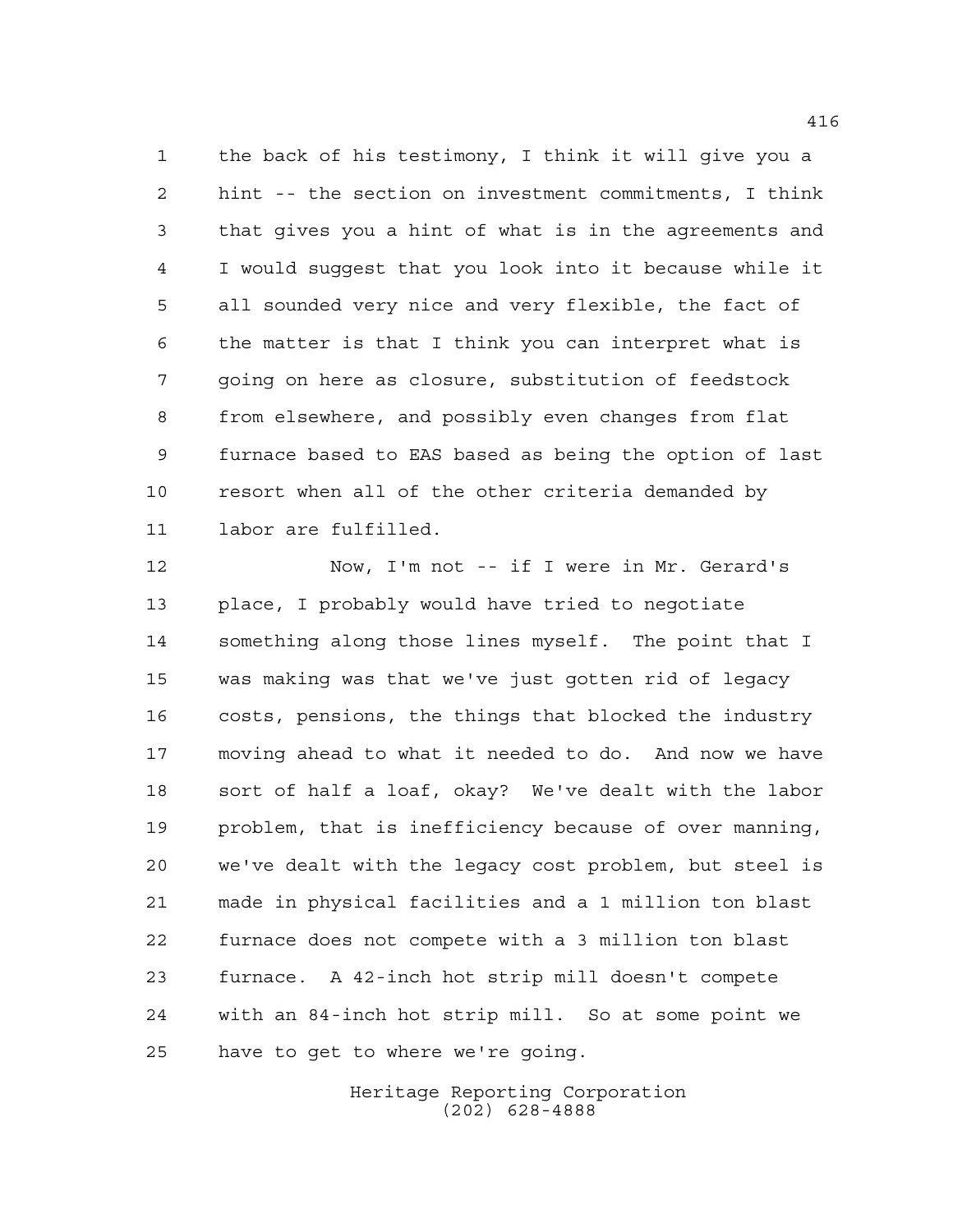the back of his testimony, I think it will give you a hint -- the section on investment commitments, I think that gives you a hint of what is in the agreements and I would suggest that you look into it because while it all sounded very nice and very flexible, the fact of the matter is that I think you can interpret what is going on here as closure, substitution of feedstock from elsewhere, and possibly even changes from flat furnace based to EAS based as being the option of last resort when all of the other criteria demanded by labor are fulfilled.

Now, I'm not -- if I were in Mr. Gerard's place, I probably would have tried to negotiate something along those lines myself. The point that I was making was that we've just gotten rid of legacy costs, pensions, the things that blocked the industry moving ahead to what it needed to do. And now we have sort of half a loaf, okay? We've dealt with the labor problem, that is inefficiency because of over manning, we've dealt with the legacy cost problem, but steel is made in physical facilities and a 1 million ton blast furnace does not compete with a 3 million ton blast furnace. A 42-inch hot strip mill doesn't compete with an 84-inch hot strip mill. So at some point we have to get to where we're going.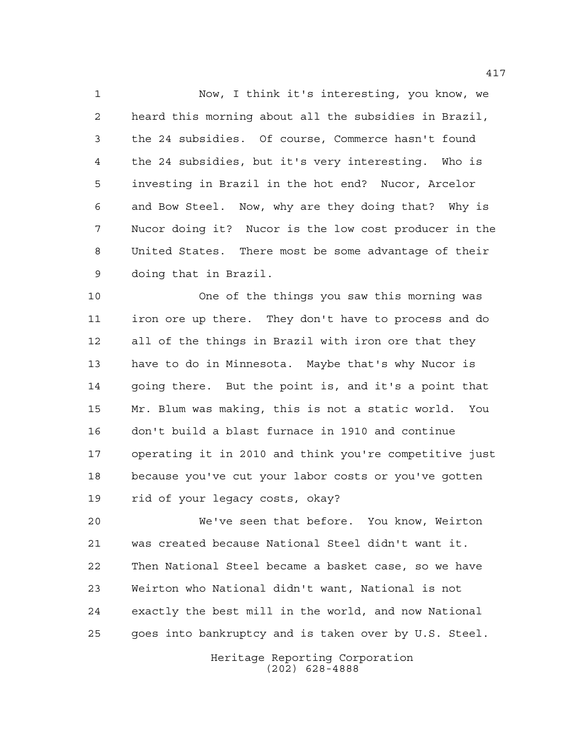Now, I think it's interesting, you know, we heard this morning about all the subsidies in Brazil, the 24 subsidies. Of course, Commerce hasn't found the 24 subsidies, but it's very interesting. Who is investing in Brazil in the hot end? Nucor, Arcelor and Bow Steel. Now, why are they doing that? Why is Nucor doing it? Nucor is the low cost producer in the United States. There most be some advantage of their doing that in Brazil.

One of the things you saw this morning was iron ore up there. They don't have to process and do all of the things in Brazil with iron ore that they have to do in Minnesota. Maybe that's why Nucor is going there. But the point is, and it's a point that Mr. Blum was making, this is not a static world. You don't build a blast furnace in 1910 and continue operating it in 2010 and think you're competitive just because you've cut your labor costs or you've gotten rid of your legacy costs, okay?

We've seen that before. You know, Weirton was created because National Steel didn't want it. Then National Steel became a basket case, so we have Weirton who National didn't want, National is not exactly the best mill in the world, and now National goes into bankruptcy and is taken over by U.S. Steel.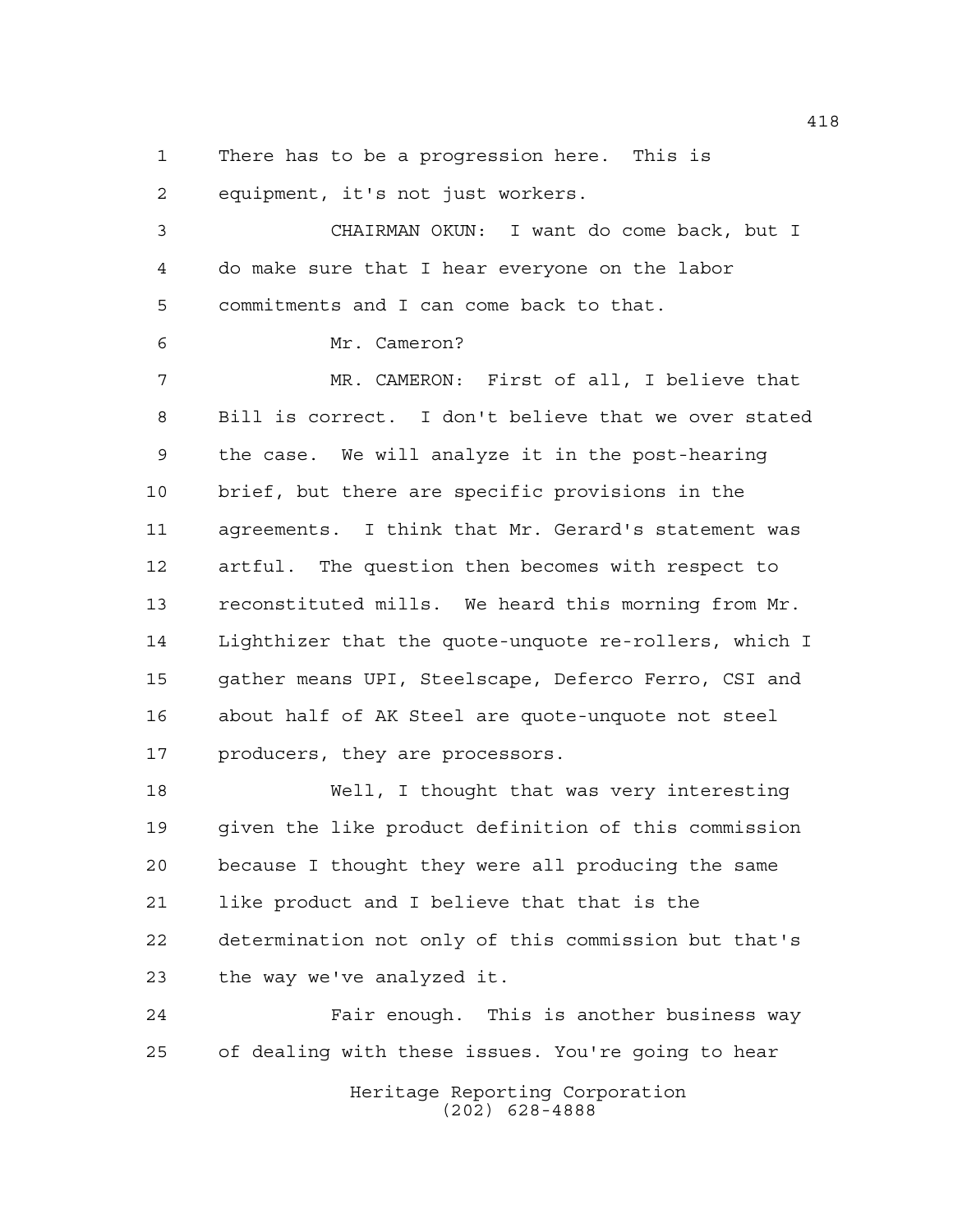There has to be a progression here. This is equipment, it's not just workers.

CHAIRMAN OKUN: I want do come back, but I do make sure that I hear everyone on the labor commitments and I can come back to that.

Mr. Cameron?

MR. CAMERON: First of all, I believe that Bill is correct. I don't believe that we over stated the case. We will analyze it in the post-hearing brief, but there are specific provisions in the agreements. I think that Mr. Gerard's statement was artful. The question then becomes with respect to reconstituted mills. We heard this morning from Mr. Lighthizer that the quote-unquote re-rollers, which I gather means UPI, Steelscape, Deferco Ferro, CSI and about half of AK Steel are quote-unquote not steel producers, they are processors.

Well, I thought that was very interesting given the like product definition of this commission because I thought they were all producing the same like product and I believe that that is the determination not only of this commission but that's the way we've analyzed it.

Fair enough. This is another business way of dealing with these issues. You're going to hear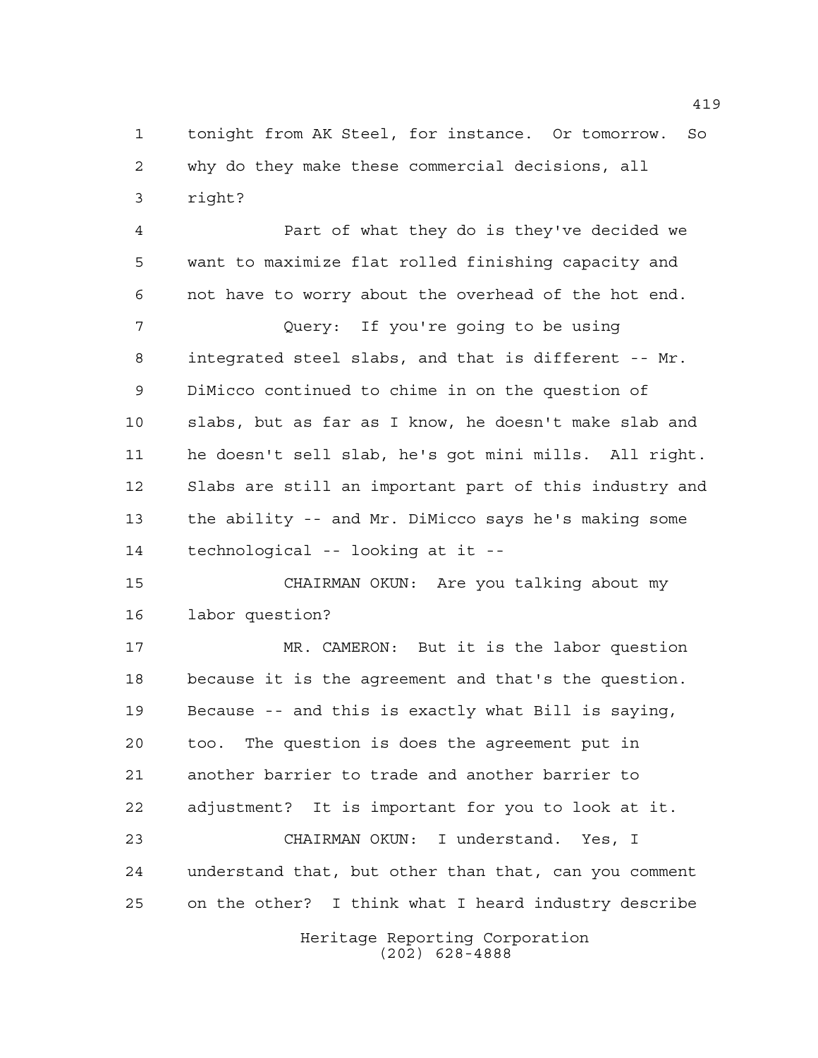tonight from AK Steel, for instance. Or tomorrow. So why do they make these commercial decisions, all right?

Part of what they do is they've decided we want to maximize flat rolled finishing capacity and not have to worry about the overhead of the hot end.

Query: If you're going to be using integrated steel slabs, and that is different -- Mr. DiMicco continued to chime in on the question of slabs, but as far as I know, he doesn't make slab and he doesn't sell slab, he's got mini mills. All right. Slabs are still an important part of this industry and the ability -- and Mr. DiMicco says he's making some technological -- looking at it --

CHAIRMAN OKUN: Are you talking about my labor question?

MR. CAMERON: But it is the labor question because it is the agreement and that's the question. Because -- and this is exactly what Bill is saying, too. The question is does the agreement put in another barrier to trade and another barrier to adjustment? It is important for you to look at it.

CHAIRMAN OKUN: I understand. Yes, I understand that, but other than that, can you comment on the other? I think what I heard industry describe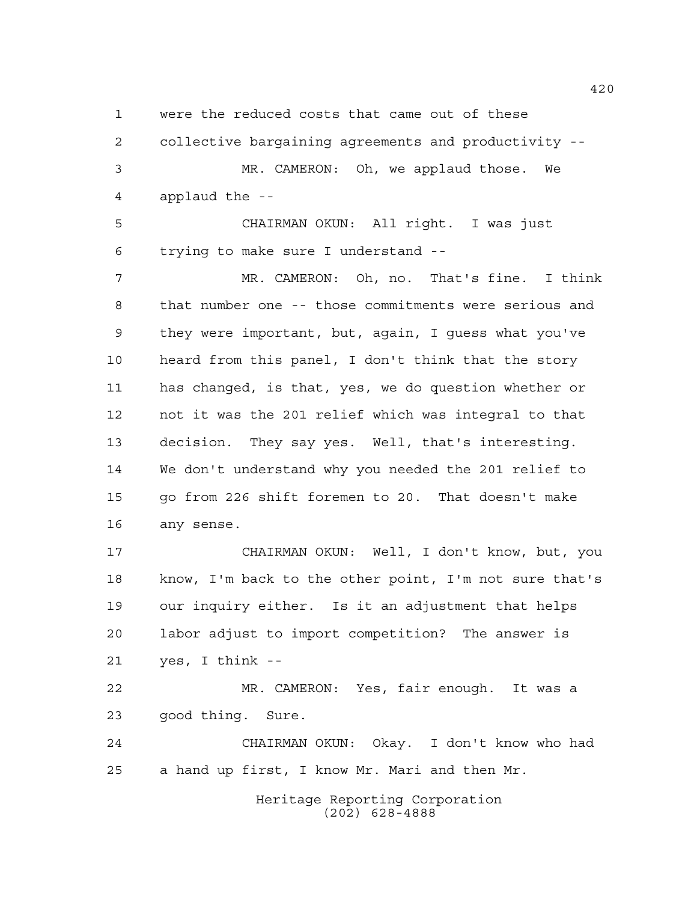were the reduced costs that came out of these collective bargaining agreements and productivity --

MR. CAMERON: Oh, we applaud those. We applaud the --

CHAIRMAN OKUN: All right. I was just trying to make sure I understand --

MR. CAMERON: Oh, no. That's fine. I think that number one -- those commitments were serious and they were important, but, again, I guess what you've heard from this panel, I don't think that the story has changed, is that, yes, we do question whether or not it was the 201 relief which was integral to that decision. They say yes. Well, that's interesting. We don't understand why you needed the 201 relief to go from 226 shift foremen to 20. That doesn't make any sense.

CHAIRMAN OKUN: Well, I don't know, but, you know, I'm back to the other point, I'm not sure that's our inquiry either. Is it an adjustment that helps labor adjust to import competition? The answer is yes, I think --

MR. CAMERON: Yes, fair enough. It was a good thing. Sure.

CHAIRMAN OKUN: Okay. I don't know who had a hand up first, I know Mr. Mari and then Mr.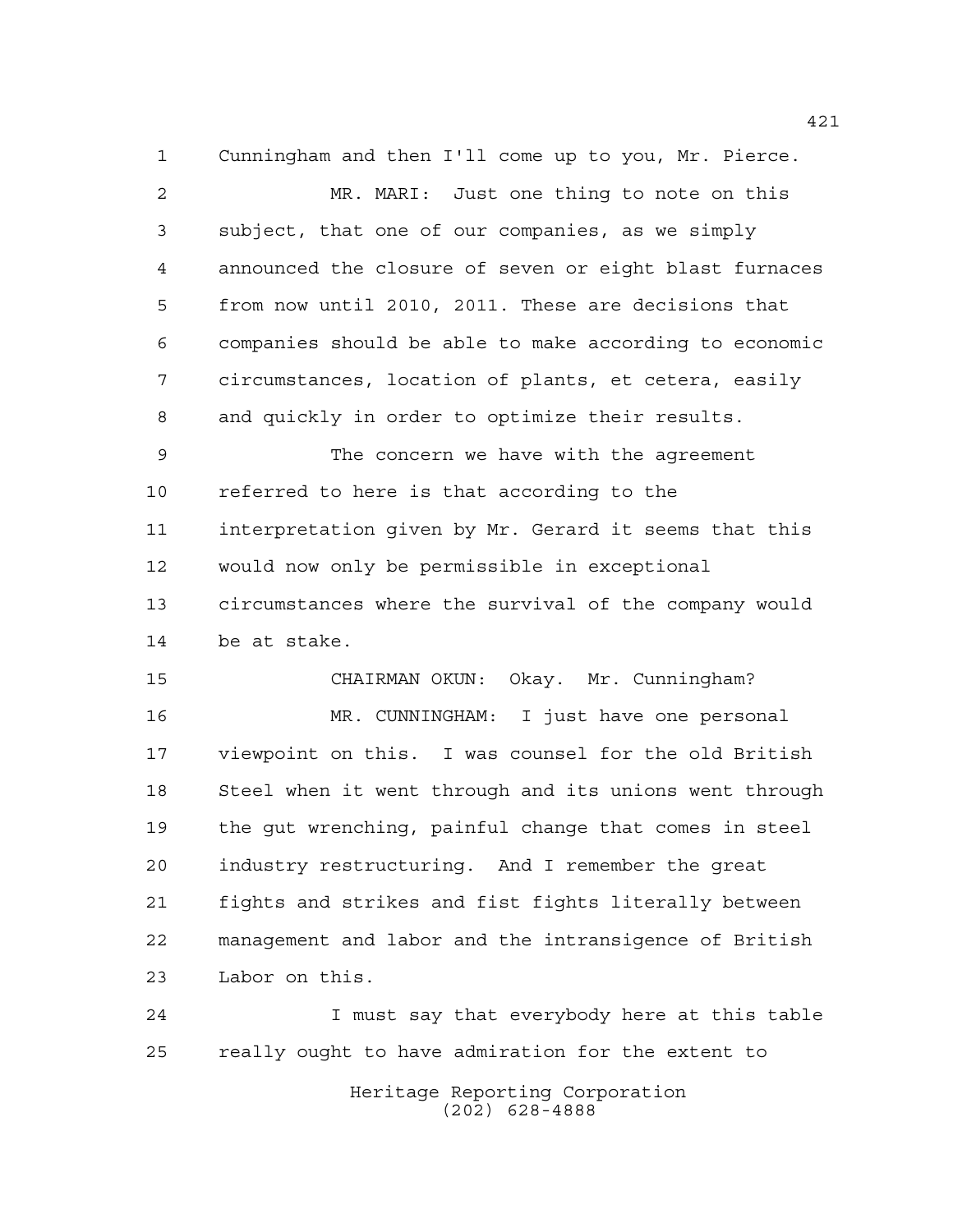Cunningham and then I'll come up to you, Mr. Pierce.

MR. MARI: Just one thing to note on this subject, that one of our companies, as we simply announced the closure of seven or eight blast furnaces from now until 2010, 2011. These are decisions that companies should be able to make according to economic circumstances, location of plants, et cetera, easily and quickly in order to optimize their results.

The concern we have with the agreement referred to here is that according to the interpretation given by Mr. Gerard it seems that this would now only be permissible in exceptional circumstances where the survival of the company would be at stake.

CHAIRMAN OKUN: Okay. Mr. Cunningham?

MR. CUNNINGHAM: I just have one personal viewpoint on this. I was counsel for the old British Steel when it went through and its unions went through the gut wrenching, painful change that comes in steel industry restructuring. And I remember the great fights and strikes and fist fights literally between management and labor and the intransigence of British Labor on this.

I must say that everybody here at this table really ought to have admiration for the extent to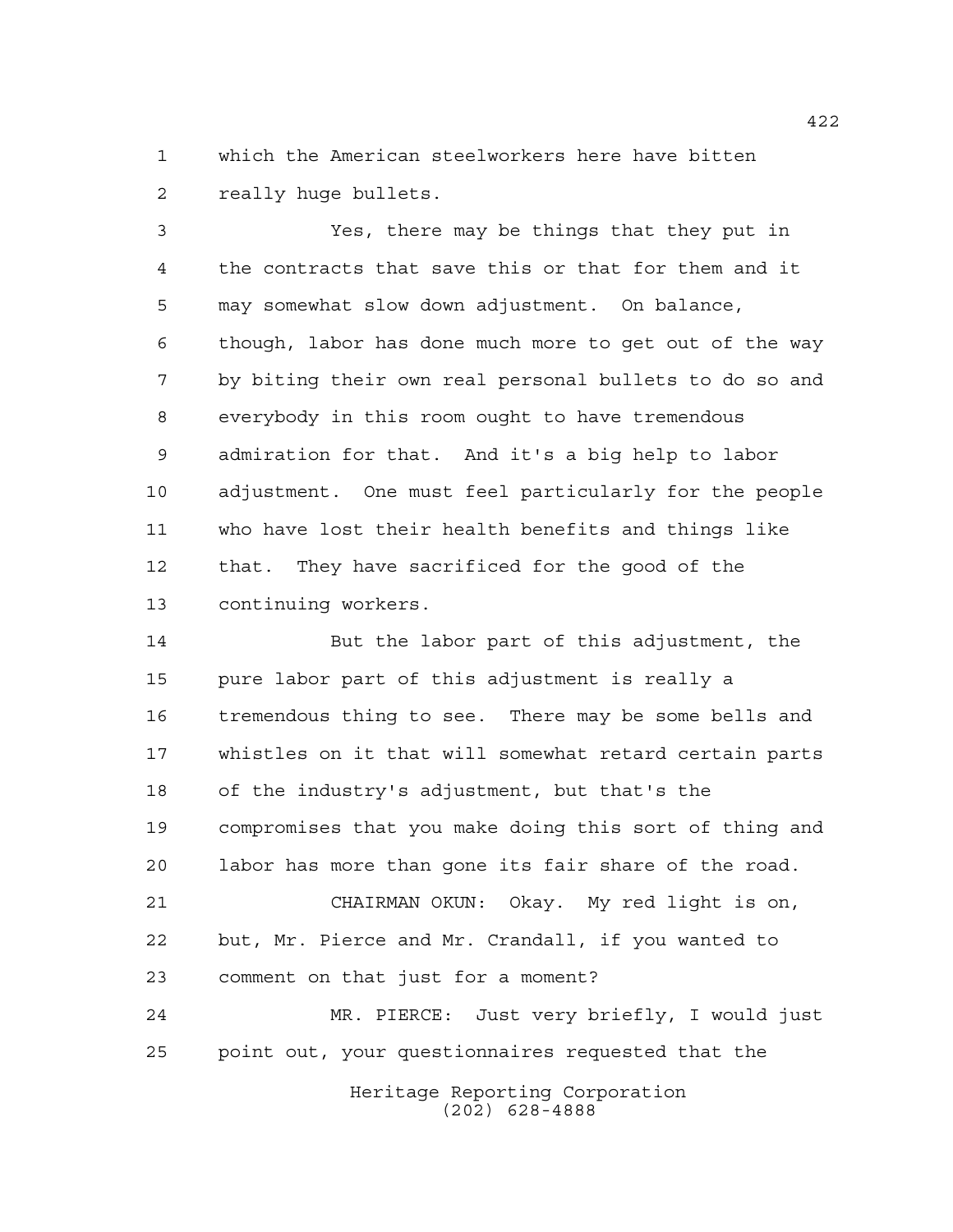which the American steelworkers here have bitten really huge bullets.

Yes, there may be things that they put in the contracts that save this or that for them and it may somewhat slow down adjustment. On balance, though, labor has done much more to get out of the way by biting their own real personal bullets to do so and everybody in this room ought to have tremendous admiration for that. And it's a big help to labor adjustment. One must feel particularly for the people who have lost their health benefits and things like that. They have sacrificed for the good of the continuing workers.

But the labor part of this adjustment, the pure labor part of this adjustment is really a tremendous thing to see. There may be some bells and whistles on it that will somewhat retard certain parts of the industry's adjustment, but that's the compromises that you make doing this sort of thing and labor has more than gone its fair share of the road.

CHAIRMAN OKUN: Okay. My red light is on, but, Mr. Pierce and Mr. Crandall, if you wanted to comment on that just for a moment?

MR. PIERCE: Just very briefly, I would just point out, your questionnaires requested that the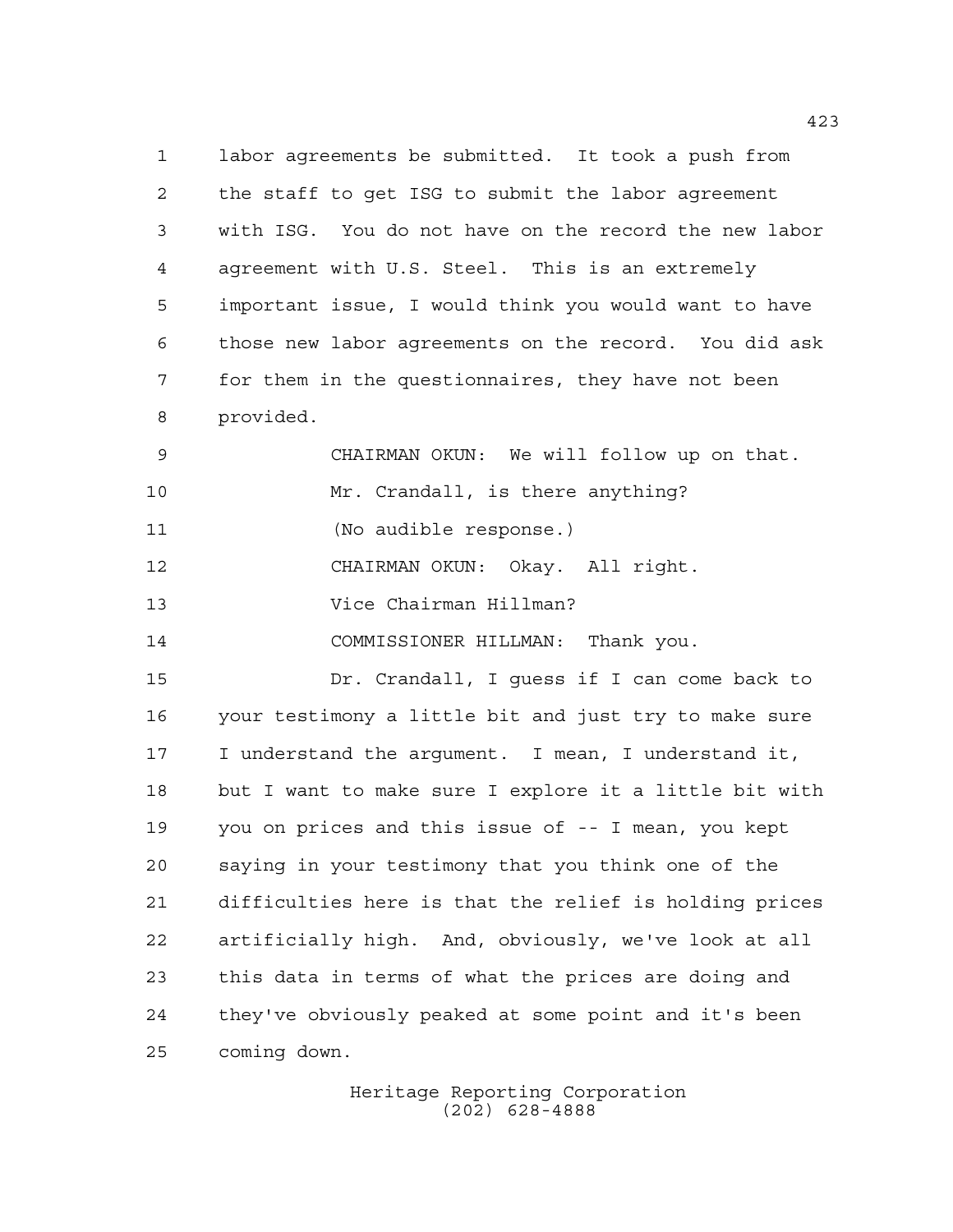labor agreements be submitted. It took a push from the staff to get ISG to submit the labor agreement with ISG. You do not have on the record the new labor agreement with U.S. Steel. This is an extremely important issue, I would think you would want to have those new labor agreements on the record. You did ask for them in the questionnaires, they have not been provided.

CHAIRMAN OKUN: We will follow up on that.

Mr. Crandall, is there anything?

(No audible response.)

CHAIRMAN OKUN: Okay. All right.

Vice Chairman Hillman?

COMMISSIONER HILLMAN: Thank you.

Dr. Crandall, I guess if I can come back to your testimony a little bit and just try to make sure I understand the argument. I mean, I understand it, but I want to make sure I explore it a little bit with you on prices and this issue of -- I mean, you kept saying in your testimony that you think one of the difficulties here is that the relief is holding prices artificially high. And, obviously, we've look at all this data in terms of what the prices are doing and they've obviously peaked at some point and it's been coming down.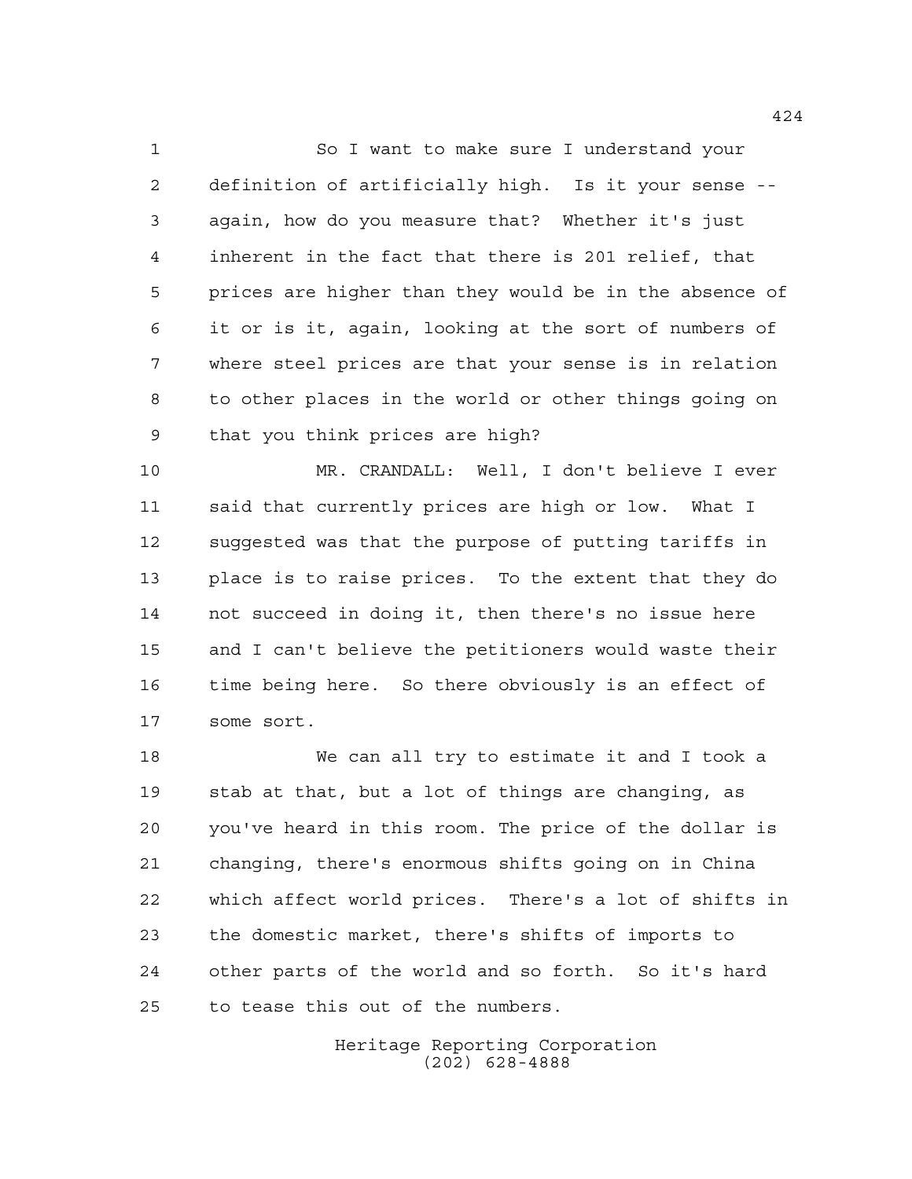So I want to make sure I understand your definition of artificially high. Is it your sense -- again, how do you measure that? Whether it's just inherent in the fact that there is 201 relief, that prices are higher than they would be in the absence of it or is it, again, looking at the sort of numbers of where steel prices are that your sense is in relation to other places in the world or other things going on that you think prices are high?

MR. CRANDALL: Well, I don't believe I ever said that currently prices are high or low. What I suggested was that the purpose of putting tariffs in place is to raise prices. To the extent that they do not succeed in doing it, then there's no issue here and I can't believe the petitioners would waste their time being here. So there obviously is an effect of some sort.

We can all try to estimate it and I took a stab at that, but a lot of things are changing, as you've heard in this room. The price of the dollar is changing, there's enormous shifts going on in China which affect world prices. There's a lot of shifts in the domestic market, there's shifts of imports to other parts of the world and so forth. So it's hard to tease this out of the numbers.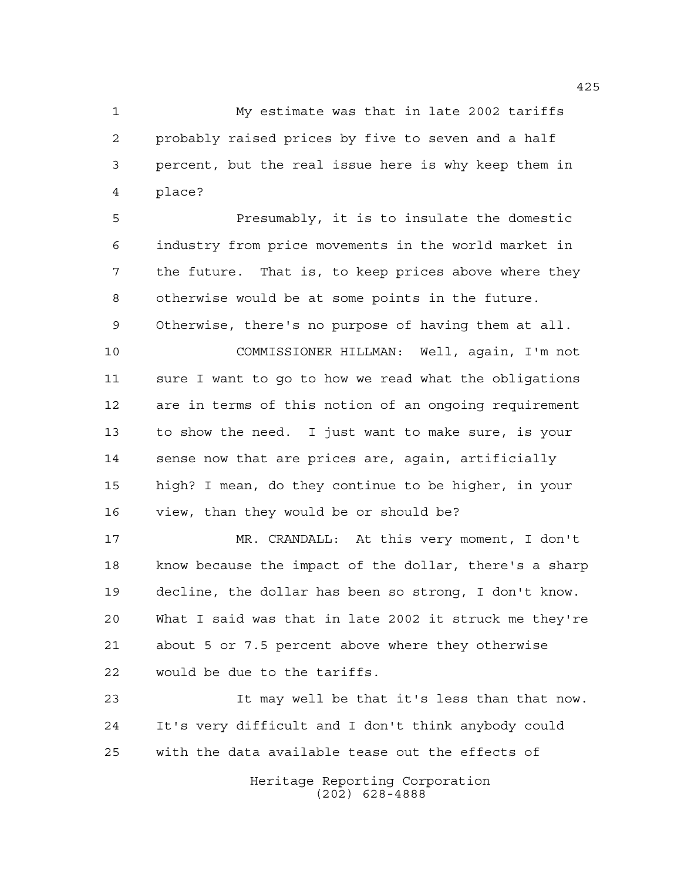My estimate was that in late 2002 tariffs probably raised prices by five to seven and a half percent, but the real issue here is why keep them in place?

Presumably, it is to insulate the domestic industry from price movements in the world market in the future. That is, to keep prices above where they otherwise would be at some points in the future. Otherwise, there's no purpose of having them at all.

COMMISSIONER HILLMAN: Well, again, I'm not sure I want to go to how we read what the obligations are in terms of this notion of an ongoing requirement to show the need. I just want to make sure, is your sense now that are prices are, again, artificially high? I mean, do they continue to be higher, in your view, than they would be or should be?

MR. CRANDALL: At this very moment, I don't know because the impact of the dollar, there's a sharp decline, the dollar has been so strong, I don't know. What I said was that in late 2002 it struck me they're about 5 or 7.5 percent above where they otherwise would be due to the tariffs.

It may well be that it's less than that now. It's very difficult and I don't think anybody could with the data available tease out the effects of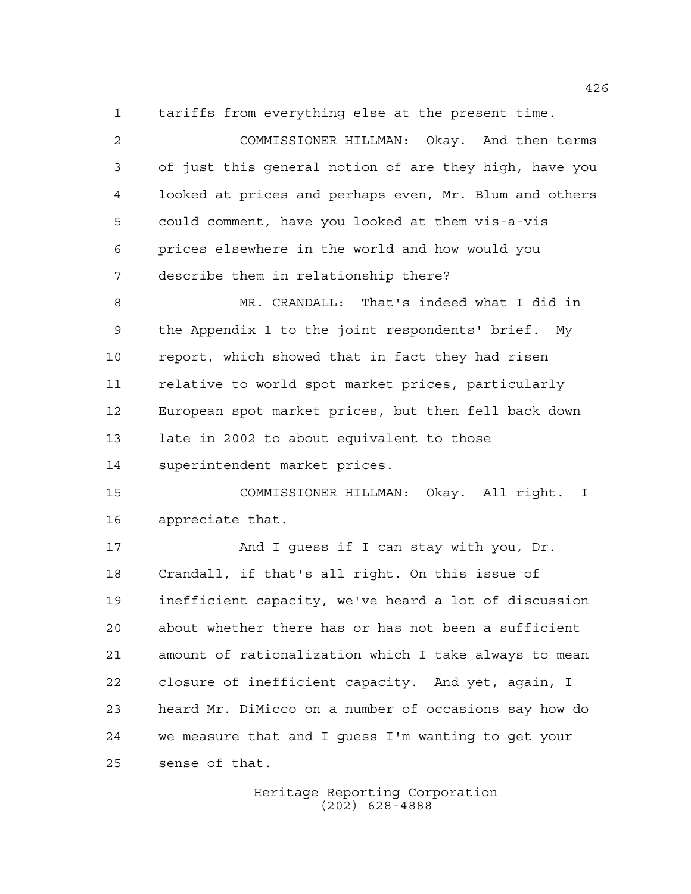tariffs from everything else at the present time.

COMMISSIONER HILLMAN: Okay. And then terms of just this general notion of are they high, have you looked at prices and perhaps even, Mr. Blum and others could comment, have you looked at them vis-a-vis prices elsewhere in the world and how would you describe them in relationship there?

MR. CRANDALL: That's indeed what I did in the Appendix 1 to the joint respondents' brief. My report, which showed that in fact they had risen relative to world spot market prices, particularly European spot market prices, but then fell back down late in 2002 to about equivalent to those superintendent market prices.

COMMISSIONER HILLMAN: Okay. All right. I appreciate that.

And I guess if I can stay with you, Dr. Crandall, if that's all right. On this issue of inefficient capacity, we've heard a lot of discussion about whether there has or has not been a sufficient amount of rationalization which I take always to mean closure of inefficient capacity. And yet, again, I heard Mr. DiMicco on a number of occasions say how do we measure that and I guess I'm wanting to get your sense of that.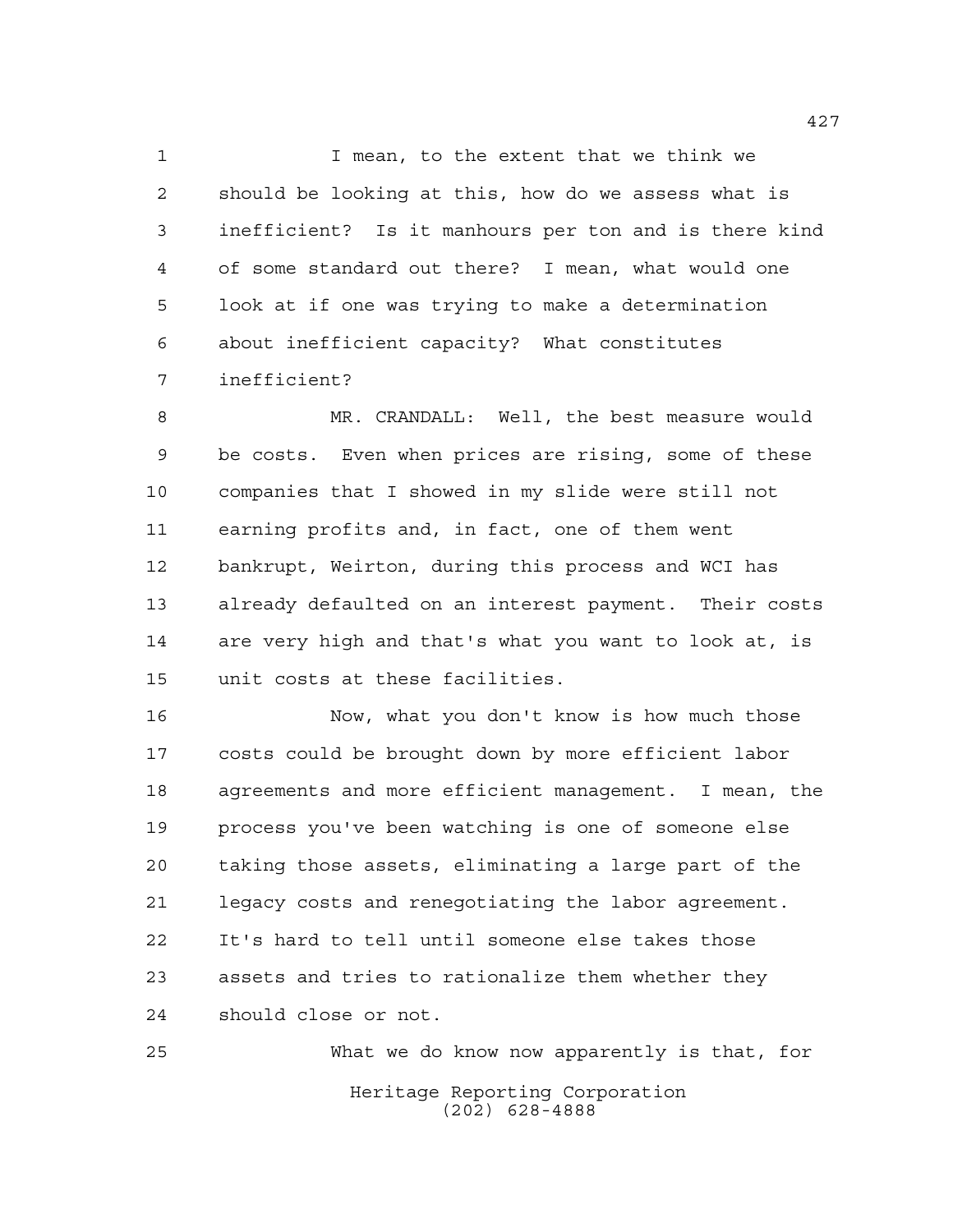I mean, to the extent that we think we should be looking at this, how do we assess what is inefficient? Is it manhours per ton and is there kind of some standard out there? I mean, what would one look at if one was trying to make a determination about inefficient capacity? What constitutes inefficient?

MR. CRANDALL: Well, the best measure would be costs. Even when prices are rising, some of these companies that I showed in my slide were still not earning profits and, in fact, one of them went bankrupt, Weirton, during this process and WCI has already defaulted on an interest payment. Their costs are very high and that's what you want to look at, is unit costs at these facilities.

Now, what you don't know is how much those costs could be brought down by more efficient labor agreements and more efficient management. I mean, the process you've been watching is one of someone else taking those assets, eliminating a large part of the legacy costs and renegotiating the labor agreement. It's hard to tell until someone else takes those assets and tries to rationalize them whether they should close or not.

What we do know now apparently is that, for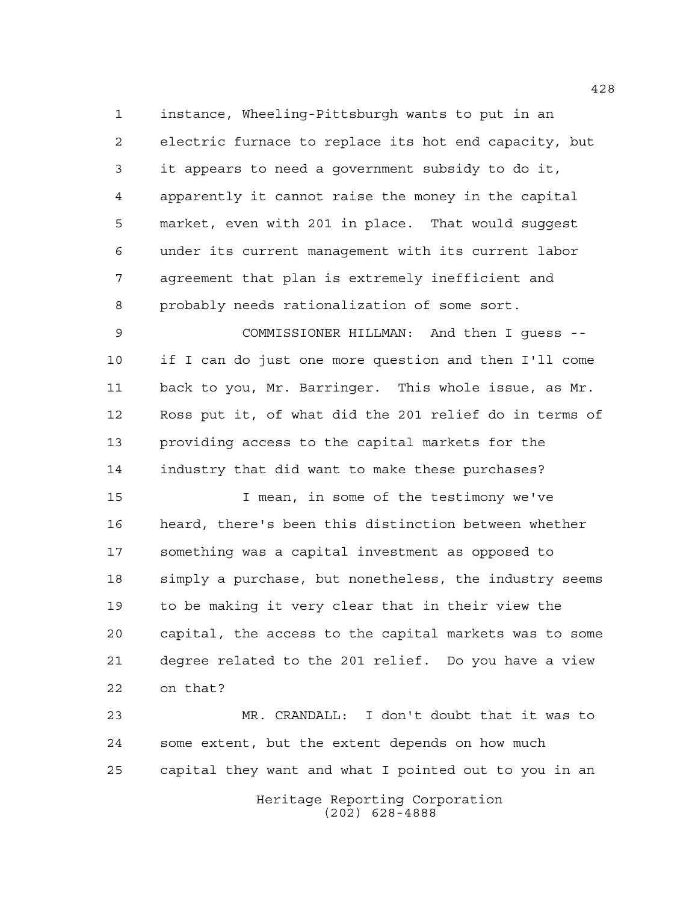instance, Wheeling-Pittsburgh wants to put in an electric furnace to replace its hot end capacity, but it appears to need a government subsidy to do it, apparently it cannot raise the money in the capital market, even with 201 in place. That would suggest under its current management with its current labor agreement that plan is extremely inefficient and probably needs rationalization of some sort.

COMMISSIONER HILLMAN: And then I guess -- if I can do just one more question and then I'll come back to you, Mr. Barringer. This whole issue, as Mr. Ross put it, of what did the 201 relief do in terms of providing access to the capital markets for the industry that did want to make these purchases?

I mean, in some of the testimony we've heard, there's been this distinction between whether something was a capital investment as opposed to simply a purchase, but nonetheless, the industry seems to be making it very clear that in their view the capital, the access to the capital markets was to some degree related to the 201 relief. Do you have a view on that?

MR. CRANDALL: I don't doubt that it was to some extent, but the extent depends on how much capital they want and what I pointed out to you in an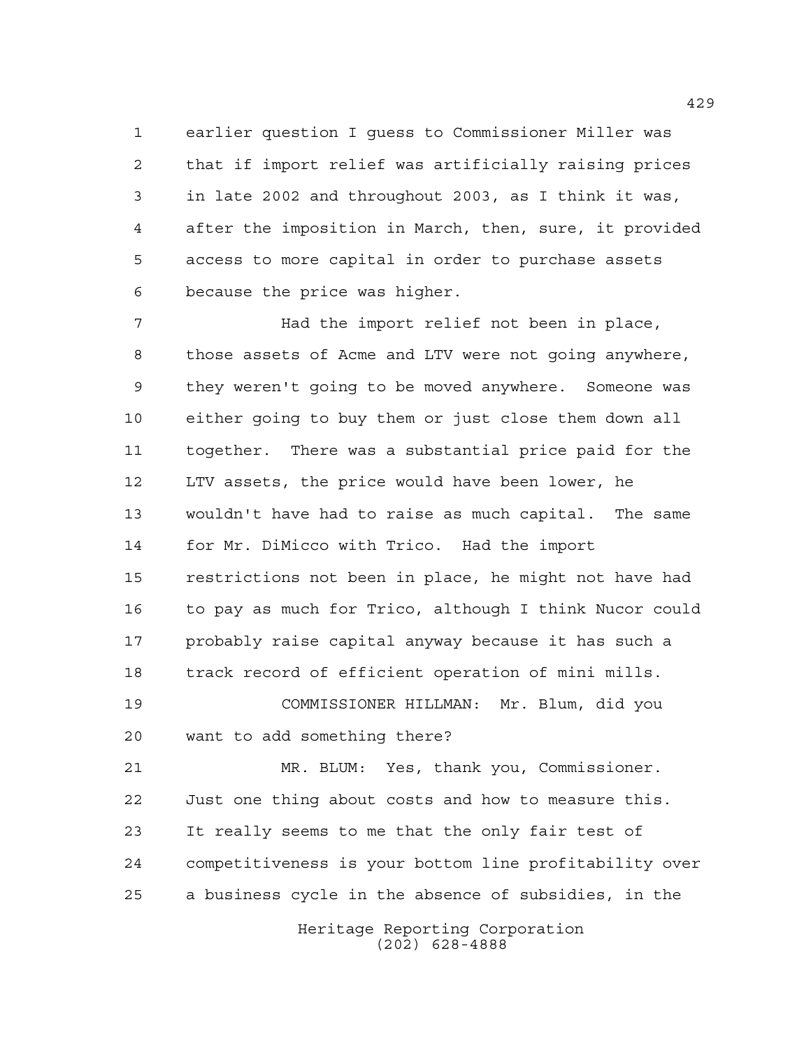earlier question I guess to Commissioner Miller was that if import relief was artificially raising prices in late 2002 and throughout 2003, as I think it was, after the imposition in March, then, sure, it provided access to more capital in order to purchase assets because the price was higher.

Had the import relief not been in place, those assets of Acme and LTV were not going anywhere, they weren't going to be moved anywhere. Someone was either going to buy them or just close them down all together. There was a substantial price paid for the LTV assets, the price would have been lower, he wouldn't have had to raise as much capital. The same for Mr. DiMicco with Trico. Had the import restrictions not been in place, he might not have had to pay as much for Trico, although I think Nucor could probably raise capital anyway because it has such a track record of efficient operation of mini mills.

COMMISSIONER HILLMAN: Mr. Blum, did you want to add something there?

MR. BLUM: Yes, thank you, Commissioner. Just one thing about costs and how to measure this. It really seems to me that the only fair test of competitiveness is your bottom line profitability over a business cycle in the absence of subsidies, in the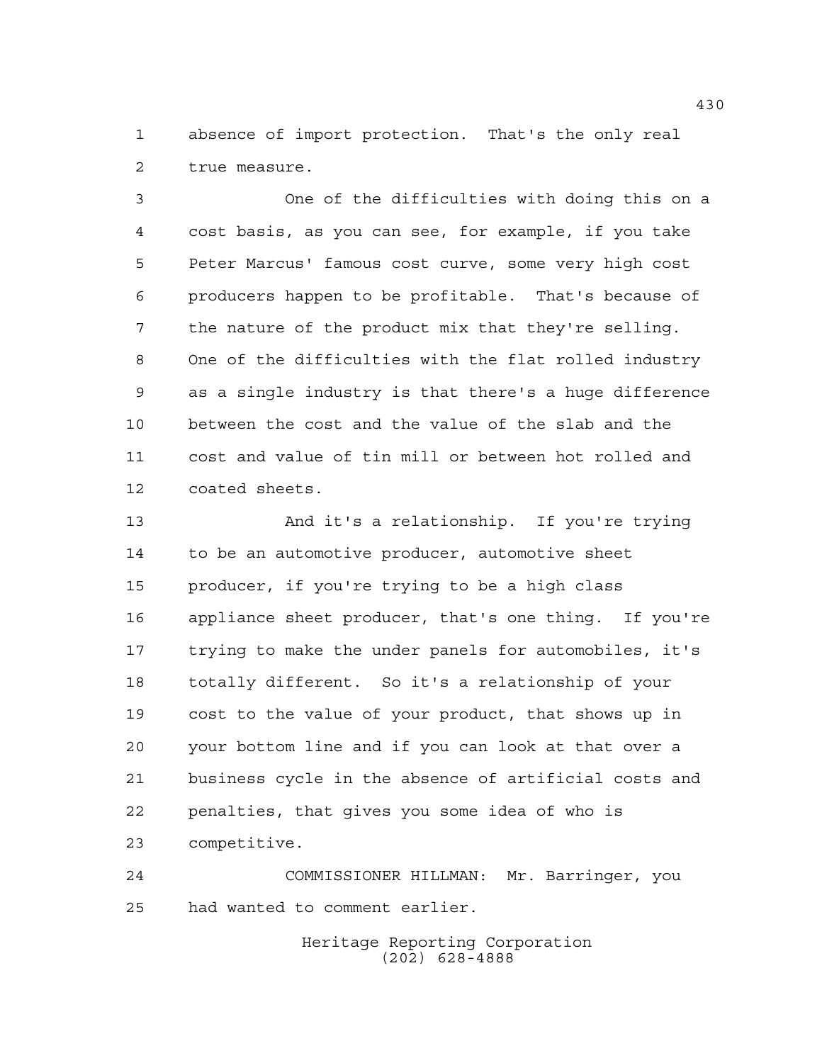absence of import protection. That's the only real true measure.

One of the difficulties with doing this on a cost basis, as you can see, for example, if you take Peter Marcus' famous cost curve, some very high cost producers happen to be profitable. That's because of the nature of the product mix that they're selling. One of the difficulties with the flat rolled industry as a single industry is that there's a huge difference between the cost and the value of the slab and the cost and value of tin mill or between hot rolled and coated sheets.

And it's a relationship. If you're trying to be an automotive producer, automotive sheet producer, if you're trying to be a high class appliance sheet producer, that's one thing. If you're trying to make the under panels for automobiles, it's totally different. So it's a relationship of your cost to the value of your product, that shows up in your bottom line and if you can look at that over a business cycle in the absence of artificial costs and penalties, that gives you some idea of who is competitive.

COMMISSIONER HILLMAN: Mr. Barringer, you had wanted to comment earlier.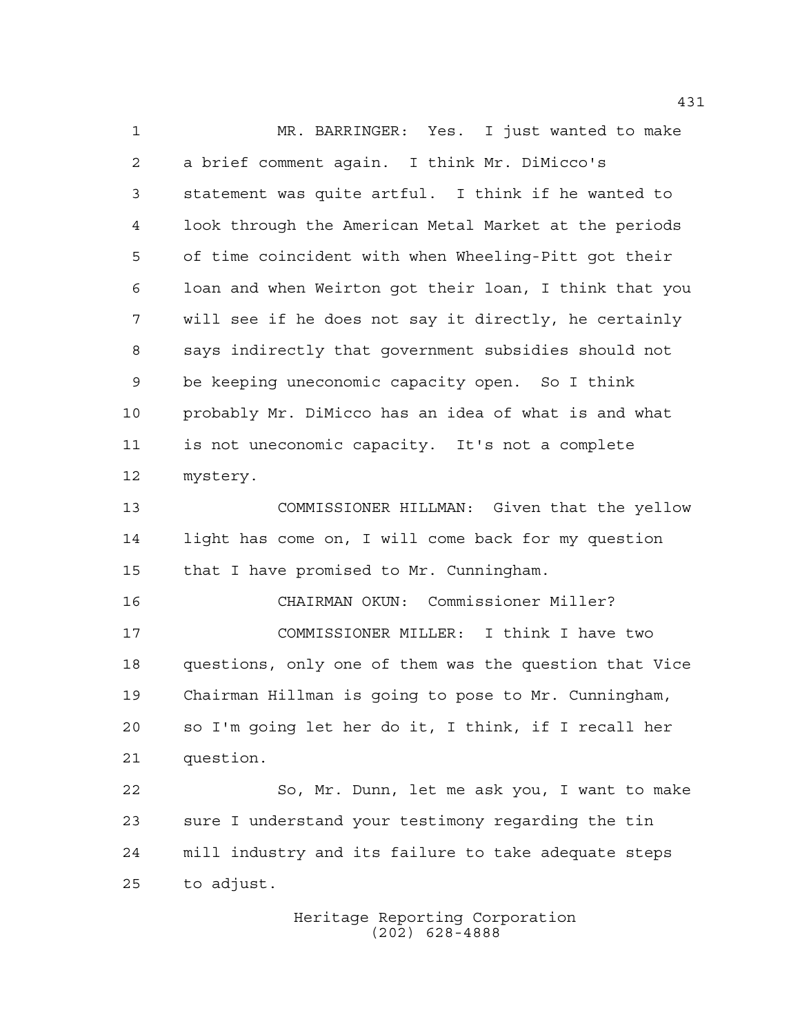MR. BARRINGER: Yes. I just wanted to make a brief comment again. I think Mr. DiMicco's statement was quite artful. I think if he wanted to look through the American Metal Market at the periods of time coincident with when Wheeling-Pitt got their loan and when Weirton got their loan, I think that you will see if he does not say it directly, he certainly says indirectly that government subsidies should not be keeping uneconomic capacity open. So I think probably Mr. DiMicco has an idea of what is and what is not uneconomic capacity. It's not a complete mystery.

COMMISSIONER HILLMAN: Given that the yellow light has come on, I will come back for my question that I have promised to Mr. Cunningham.

CHAIRMAN OKUN: Commissioner Miller?

COMMISSIONER MILLER: I think I have two questions, only one of them was the question that Vice Chairman Hillman is going to pose to Mr. Cunningham, so I'm going let her do it, I think, if I recall her question.

So, Mr. Dunn, let me ask you, I want to make sure I understand your testimony regarding the tin mill industry and its failure to take adequate steps to adjust.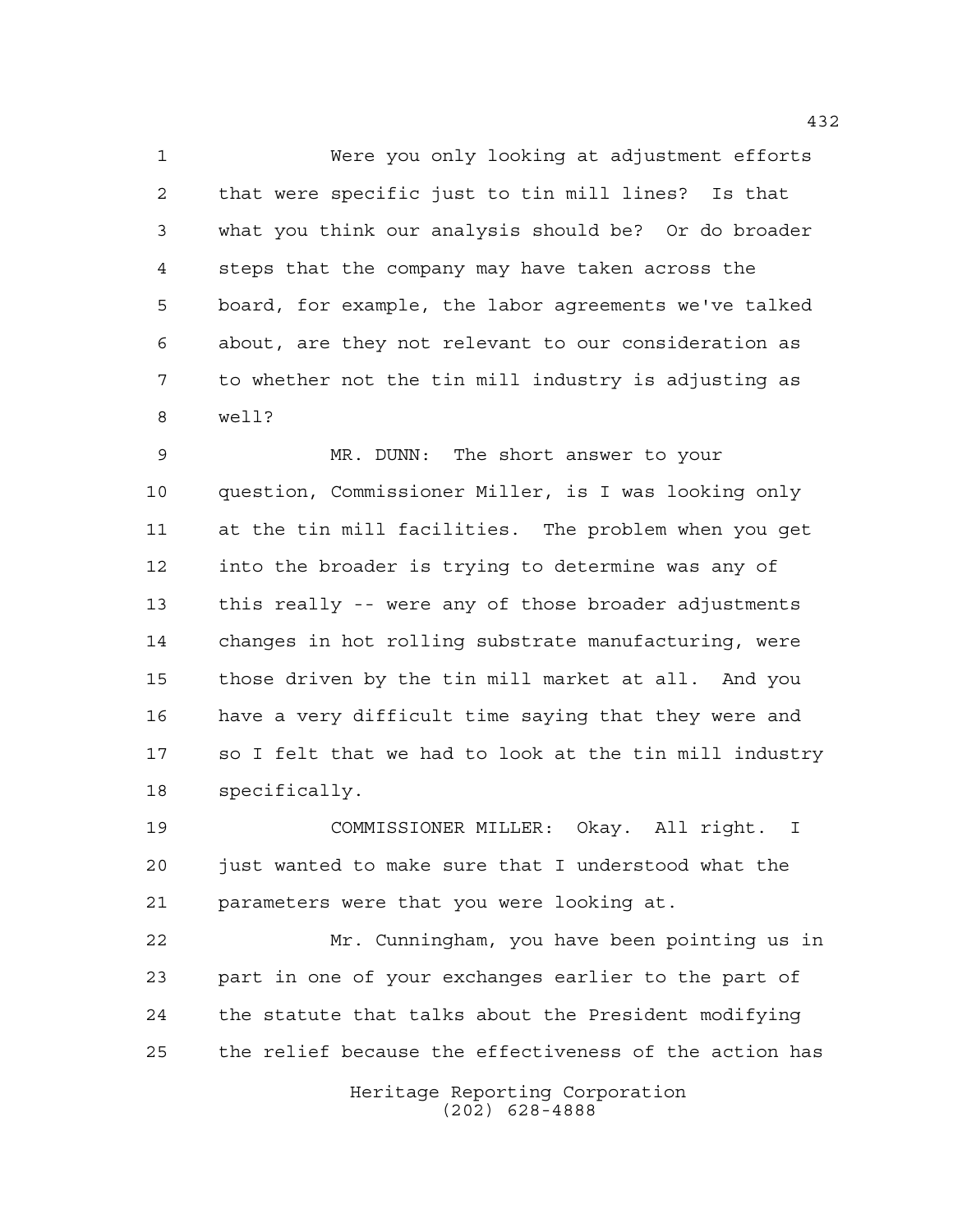Were you only looking at adjustment efforts that were specific just to tin mill lines? Is that what you think our analysis should be? Or do broader steps that the company may have taken across the board, for example, the labor agreements we've talked about, are they not relevant to our consideration as to whether not the tin mill industry is adjusting as well?

MR. DUNN: The short answer to your question, Commissioner Miller, is I was looking only at the tin mill facilities. The problem when you get into the broader is trying to determine was any of this really -- were any of those broader adjustments changes in hot rolling substrate manufacturing, were those driven by the tin mill market at all. And you have a very difficult time saying that they were and so I felt that we had to look at the tin mill industry specifically.

COMMISSIONER MILLER: Okay. All right. I just wanted to make sure that I understood what the parameters were that you were looking at.

Mr. Cunningham, you have been pointing us in part in one of your exchanges earlier to the part of the statute that talks about the President modifying the relief because the effectiveness of the action has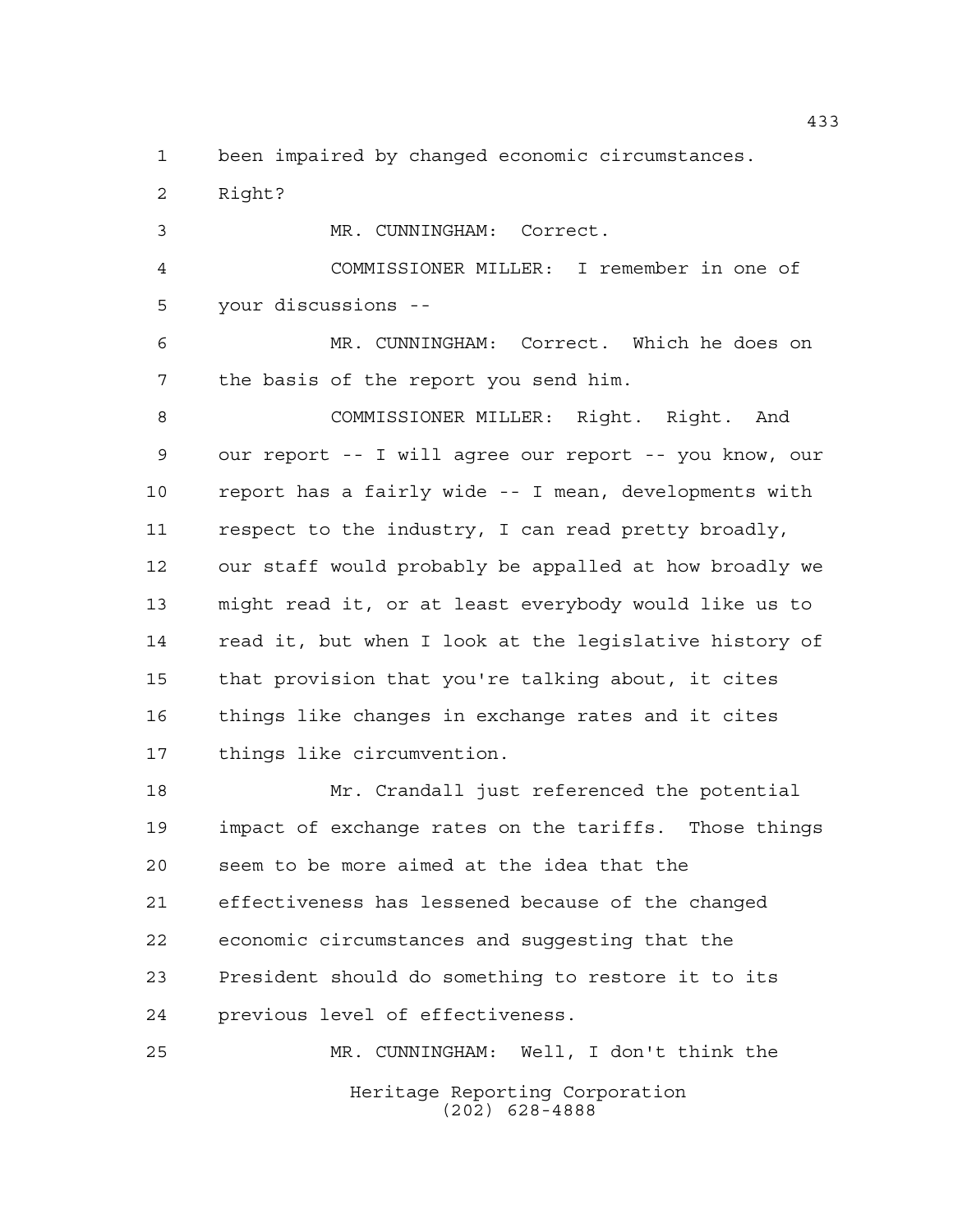been impaired by changed economic circumstances. Right?

MR. CUNNINGHAM: Correct.

COMMISSIONER MILLER: I remember in one of your discussions --

MR. CUNNINGHAM: Correct. Which he does on the basis of the report you send him.

COMMISSIONER MILLER: Right. Right. And our report -- I will agree our report -- you know, our report has a fairly wide -- I mean, developments with respect to the industry, I can read pretty broadly, our staff would probably be appalled at how broadly we might read it, or at least everybody would like us to read it, but when I look at the legislative history of that provision that you're talking about, it cites things like changes in exchange rates and it cites things like circumvention.

Mr. Crandall just referenced the potential impact of exchange rates on the tariffs. Those things seem to be more aimed at the idea that the effectiveness has lessened because of the changed economic circumstances and suggesting that the President should do something to restore it to its previous level of effectiveness.

MR. CUNNINGHAM: Well, I don't think the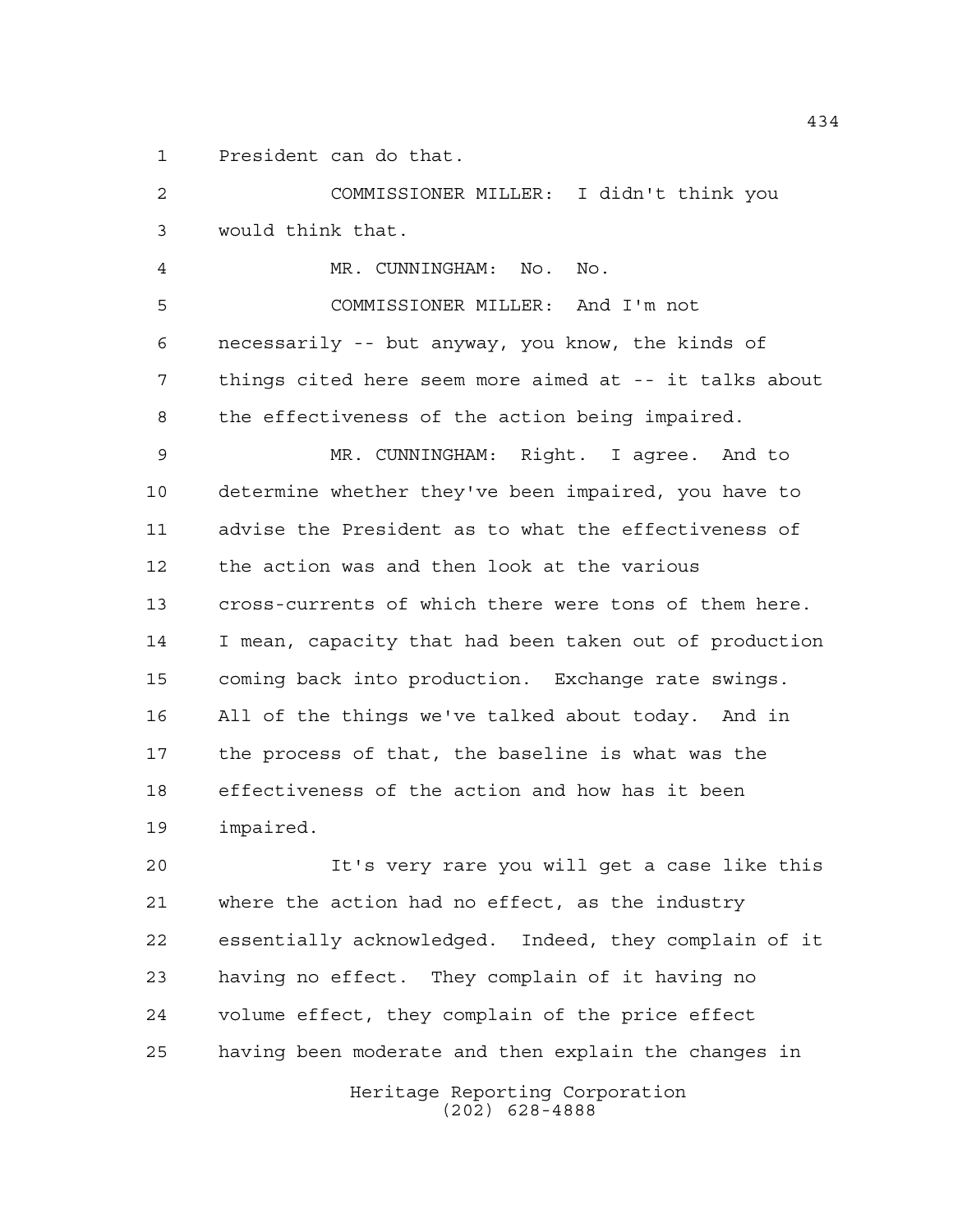President can do that.

COMMISSIONER MILLER: I didn't think you would think that.

MR. CUNNINGHAM: No. No.

COMMISSIONER MILLER: And I'm not necessarily -- but anyway, you know, the kinds of things cited here seem more aimed at -- it talks about the effectiveness of the action being impaired.

MR. CUNNINGHAM: Right. I agree. And to determine whether they've been impaired, you have to advise the President as to what the effectiveness of the action was and then look at the various cross-currents of which there were tons of them here. I mean, capacity that had been taken out of production coming back into production. Exchange rate swings. All of the things we've talked about today. And in the process of that, the baseline is what was the effectiveness of the action and how has it been impaired.

It's very rare you will get a case like this where the action had no effect, as the industry essentially acknowledged. Indeed, they complain of it having no effect. They complain of it having no volume effect, they complain of the price effect having been moderate and then explain the changes in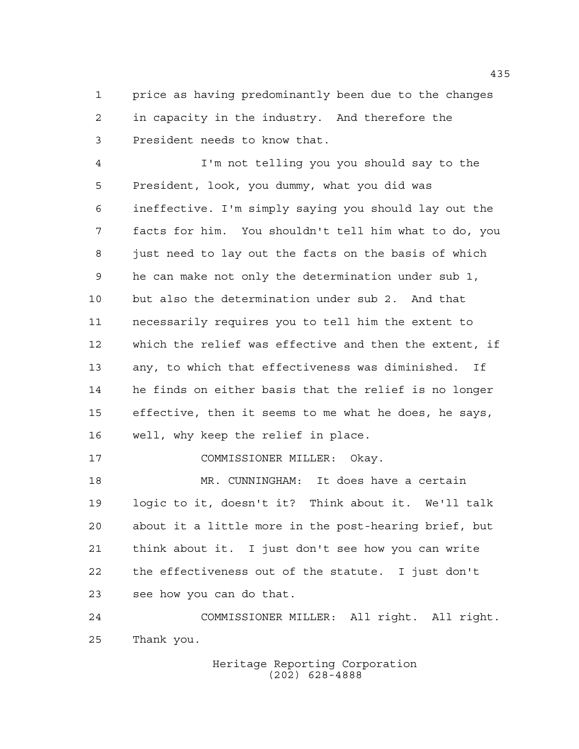price as having predominantly been due to the changes in capacity in the industry. And therefore the President needs to know that.

I'm not telling you you should say to the President, look, you dummy, what you did was ineffective. I'm simply saying you should lay out the facts for him. You shouldn't tell him what to do, you just need to lay out the facts on the basis of which he can make not only the determination under sub 1, but also the determination under sub 2. And that necessarily requires you to tell him the extent to which the relief was effective and then the extent, if any, to which that effectiveness was diminished. If he finds on either basis that the relief is no longer effective, then it seems to me what he does, he says, well, why keep the relief in place.

COMMISSIONER MILLER: Okay.

MR. CUNNINGHAM: It does have a certain logic to it, doesn't it? Think about it. We'll talk about it a little more in the post-hearing brief, but think about it. I just don't see how you can write the effectiveness out of the statute. I just don't see how you can do that.

COMMISSIONER MILLER: All right. All right. Thank you.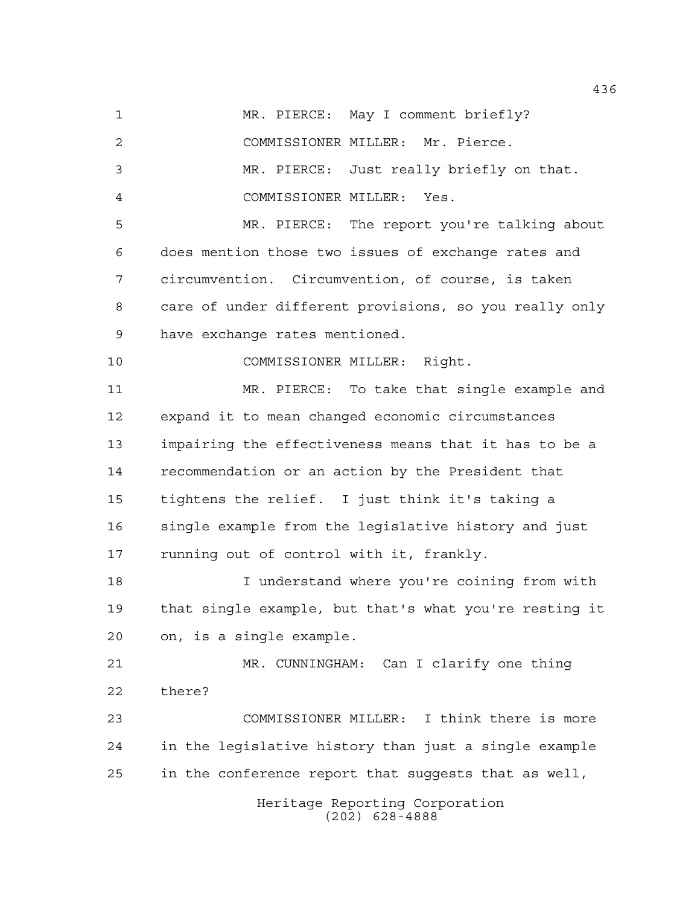MR. PIERCE: May I comment briefly?

COMMISSIONER MILLER: Mr. Pierce.

MR. PIERCE: Just really briefly on that.

COMMISSIONER MILLER: Yes.

MR. PIERCE: The report you're talking about does mention those two issues of exchange rates and circumvention. Circumvention, of course, is taken care of under different provisions, so you really only have exchange rates mentioned.

COMMISSIONER MILLER: Right.

MR. PIERCE: To take that single example and expand it to mean changed economic circumstances impairing the effectiveness means that it has to be a recommendation or an action by the President that tightens the relief. I just think it's taking a single example from the legislative history and just running out of control with it, frankly.

I understand where you're coining from with that single example, but that's what you're resting it on, is a single example.

MR. CUNNINGHAM: Can I clarify one thing there?

COMMISSIONER MILLER: I think there is more in the legislative history than just a single example in the conference report that suggests that as well,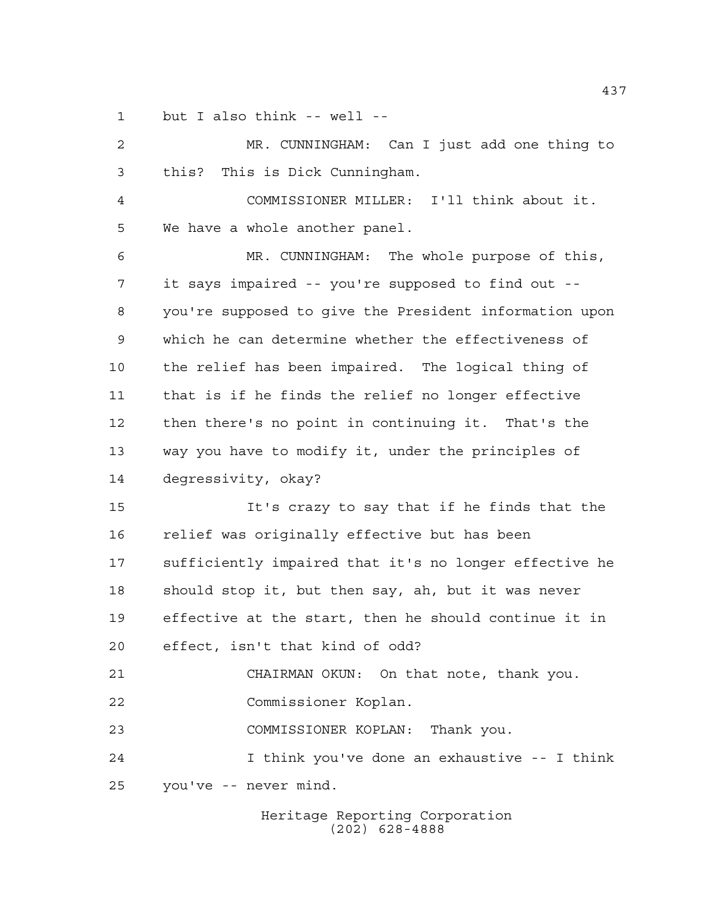1 but I also think -- well --

2 MR. CUNNINGHAM: Can I just add one thing to

3 this? This is Dick Cunningham.

4 COMMISSIONER MILLER: I'll think about it.

5 We have a whole another panel.

6 MR. CUNNINGHAM: The whole purpose of this,

7 it says impaired -- you're supposed to find out --

8 you're supposed to give the President information upon

9 which he can determine whether the effectiveness of

10 the relief has been impaired. The logical thing of

11 that is if he finds the relief no longer effective

12 then there's no point in continuing it. That's the

13 way you have to modify it, under the principles of

14 degressivity, okay?

15 It's crazy to say that if he finds that the

16 relief was originally effective but has been

17 sufficiently impaired that it's no longer effective he

18 should stop it, but then say, ah, but it was never

19 effective at the start, then he should continue it in

20 effect, isn't that kind of odd?

21 CHAIRMAN OKUN: On that note, thank you.

22 Commissioner Koplan.

23 COMMISSIONER KOPLAN: Thank you.

24 I think you've done an exhaustive -- I think

25 you've -- never mind.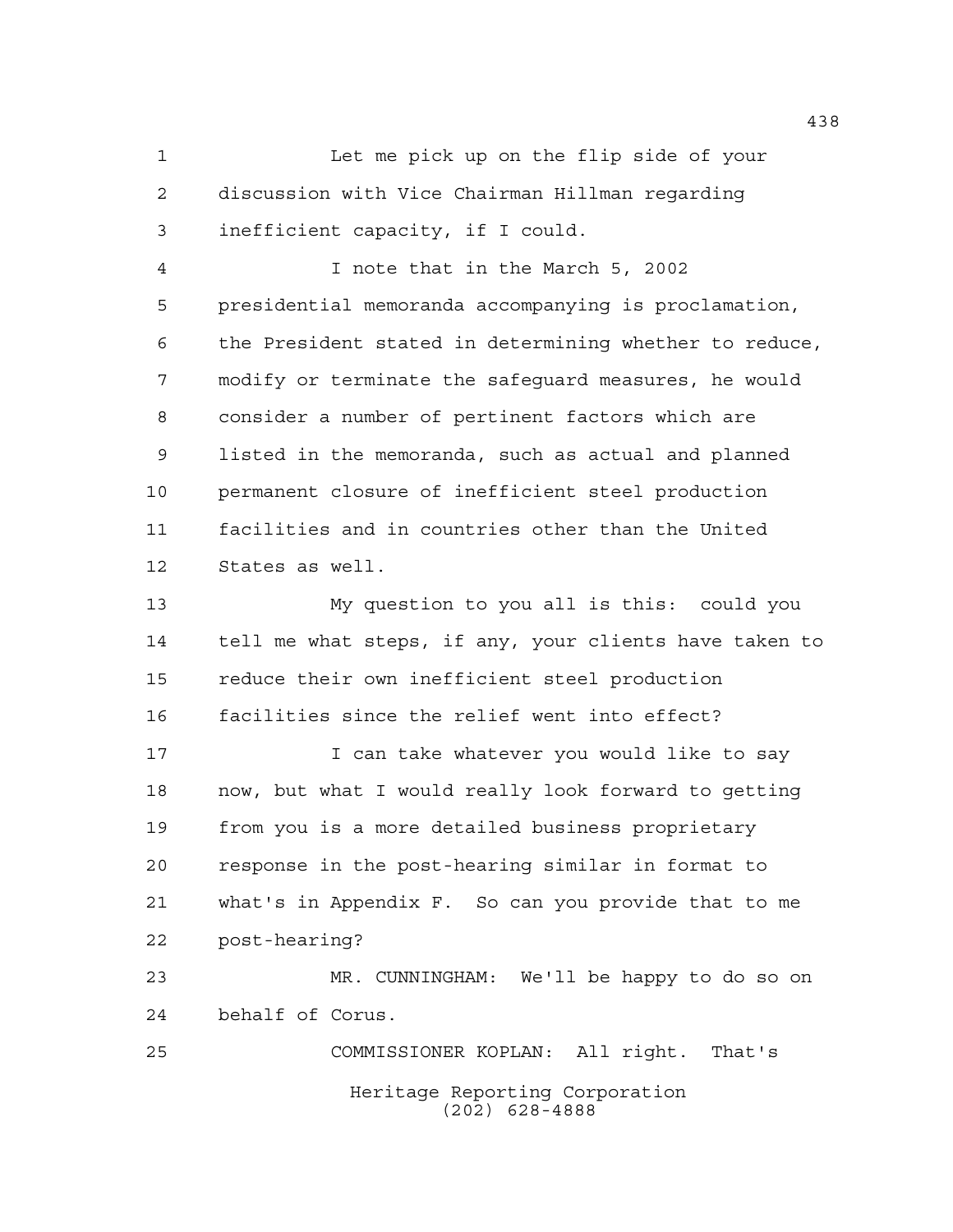Let me pick up on the flip side of your discussion with Vice Chairman Hillman regarding inefficient capacity, if I could.

I note that in the March 5, 2002 presidential memoranda accompanying is proclamation, the President stated in determining whether to reduce, modify or terminate the safeguard measures, he would consider a number of pertinent factors which are listed in the memoranda, such as actual and planned permanent closure of inefficient steel production facilities and in countries other than the United States as well.

My question to you all is this: could you tell me what steps, if any, your clients have taken to reduce their own inefficient steel production facilities since the relief went into effect?

I can take whatever you would like to say now, but what I would really look forward to getting from you is a more detailed business proprietary response in the post-hearing similar in format to what's in Appendix F. So can you provide that to me post-hearing?

MR. CUNNINGHAM: We'll be happy to do so on behalf of Corus.

COMMISSIONER KOPLAN: All right. That's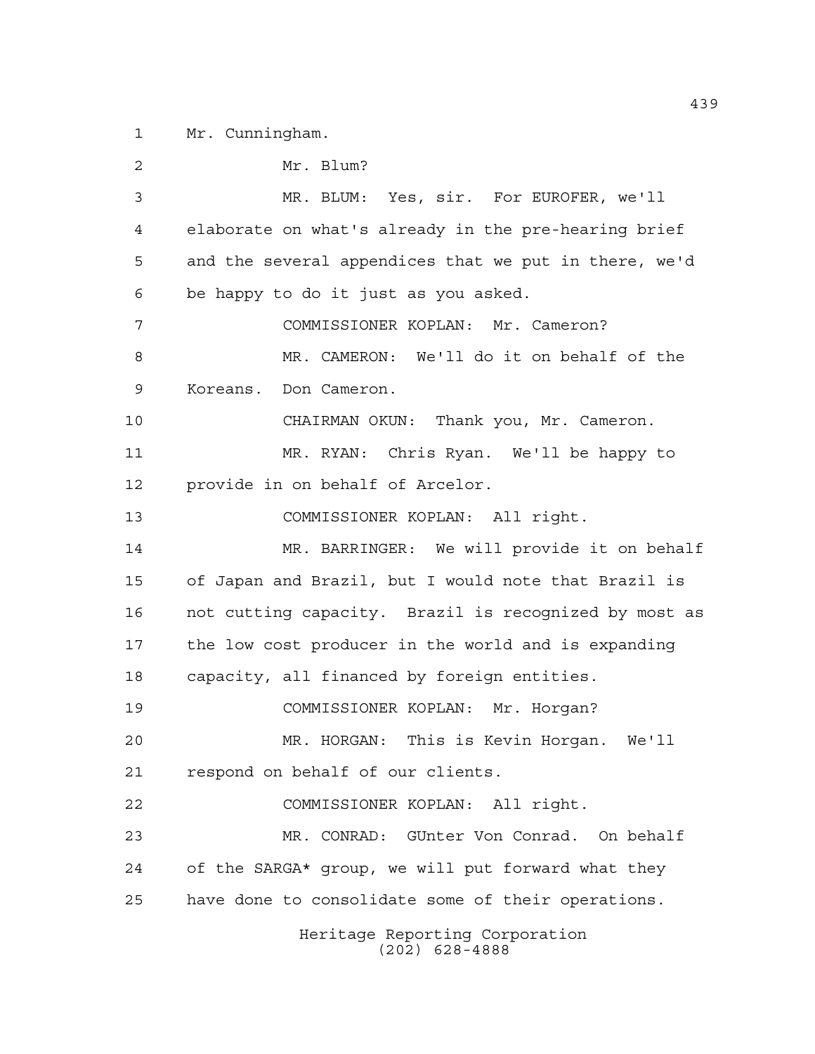1 Mr. Cunningham.

2 Mr. Blum?

3 MR. BLUM: Yes, sir. For EUROFER, we'll

4 elaborate on what's already in the pre-hearing brief

5 and the several appendices that we put in there, we'd

6 be happy to do it just as you asked.

7 COMMISSIONER KOPLAN: Mr. Cameron?

8 MR. CAMERON: We'll do it on behalf of the

9 Koreans. Don Cameron.

10 CHAIRMAN OKUN: Thank you, Mr. Cameron.

11 MR. RYAN: Chris Ryan. We'll be happy to

12 provide in on behalf of Arcelor.

13 COMMISSIONER KOPLAN: All right.

14 MR. BARRINGER: We will provide it on behalf

15 of Japan and Brazil, but I would note that Brazil is

16 not cutting capacity. Brazil is recognized by most as

17 the low cost producer in the world and is expanding

18 capacity, all financed by foreign entities.

19 COMMISSIONER KOPLAN: Mr. Horgan?

20 MR. HORGAN: This is Kevin Horgan. We'll

21 respond on behalf of our clients.

22 COMMISSIONER KOPLAN: All right.

23 MR. CONRAD: GUnter Von Conrad. On behalf

24 of the SARGA* group, we will put forward what they

25 have done to consolidate some of their operations.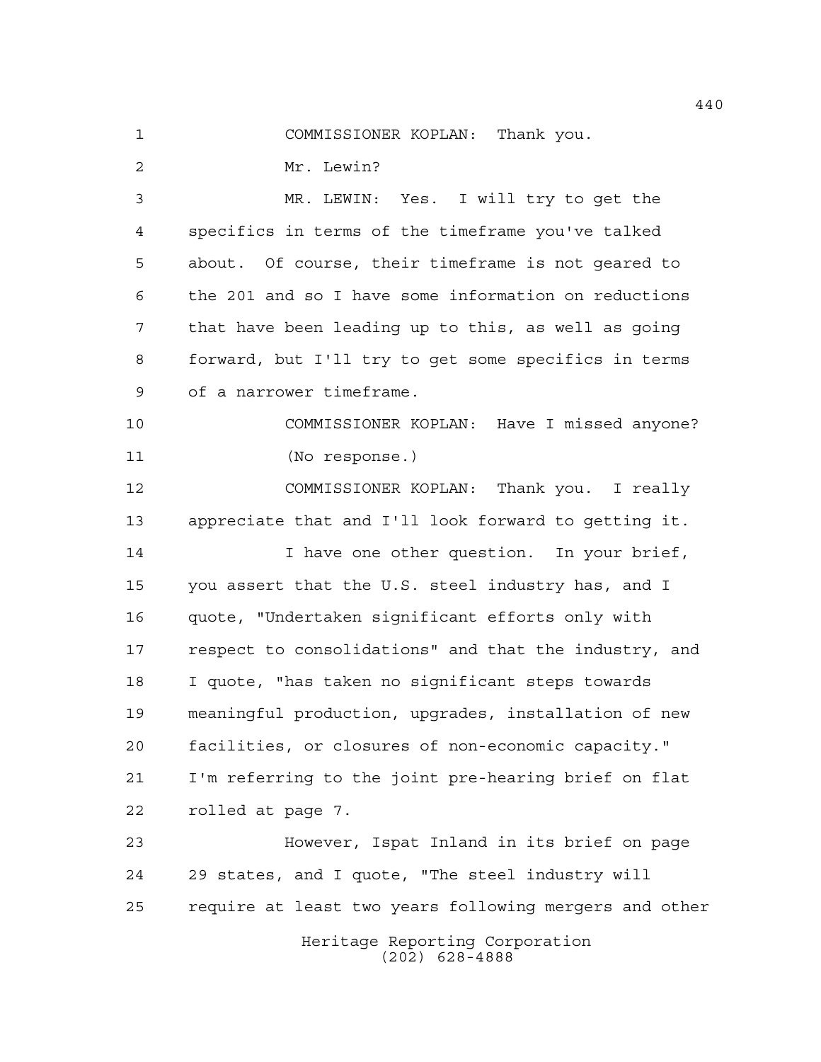COMMISSIONER KOPLAN: Thank you.

Mr. Lewin?

MR. LEWIN: Yes. I will try to get the specifics in terms of the timeframe you've talked about. Of course, their timeframe is not geared to the 201 and so I have some information on reductions that have been leading up to this, as well as going forward, but I'll try to get some specifics in terms of a narrower timeframe.

COMMISSIONER KOPLAN: Have I missed anyone?

(No response.)

COMMISSIONER KOPLAN: Thank you. I really appreciate that and I'll look forward to getting it.

I have one other question. In your brief, you assert that the U.S. steel industry has, and I quote, "Undertaken significant efforts only with respect to consolidations" and that the industry, and I quote, "has taken no significant steps towards meaningful production, upgrades, installation of new facilities, or closures of non-economic capacity." I'm referring to the joint pre-hearing brief on flat rolled at page 7.

However, Ispat Inland in its brief on page 29 states, and I quote, "The steel industry will require at least two years following mergers and other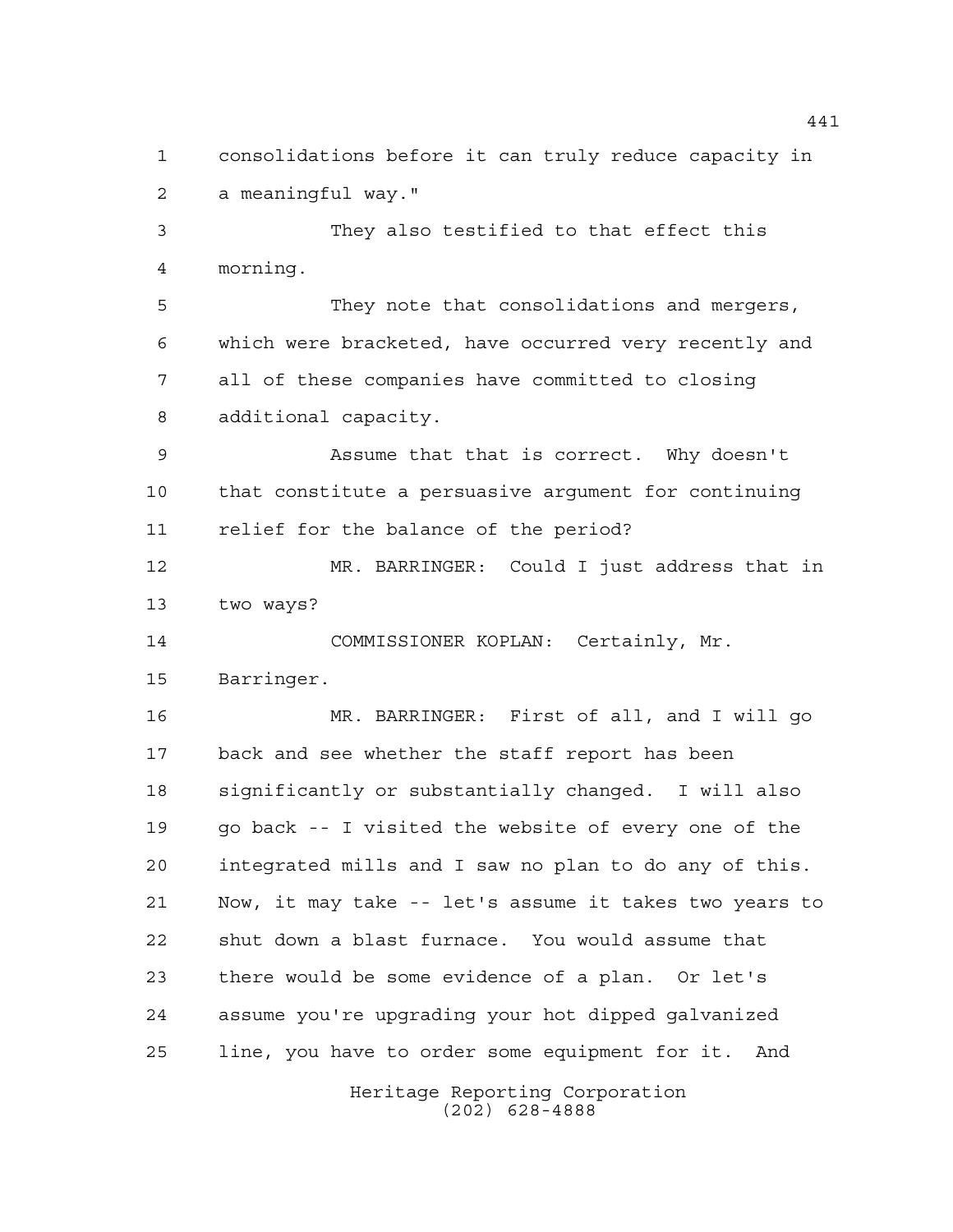consolidations before it can truly reduce capacity in a meaningful way."

They also testified to that effect this morning.

They note that consolidations and mergers, which were bracketed, have occurred very recently and all of these companies have committed to closing additional capacity.

Assume that that is correct. Why doesn't that constitute a persuasive argument for continuing relief for the balance of the period?

MR. BARRINGER: Could I just address that in two ways?

COMMISSIONER KOPLAN: Certainly, Mr. Barringer.

MR. BARRINGER: First of all, and I will go back and see whether the staff report has been significantly or substantially changed. I will also go back -- I visited the website of every one of the integrated mills and I saw no plan to do any of this. Now, it may take -- let's assume it takes two years to shut down a blast furnace. You would assume that there would be some evidence of a plan. Or let's assume you're upgrading your hot dipped galvanized line, you have to order some equipment for it. And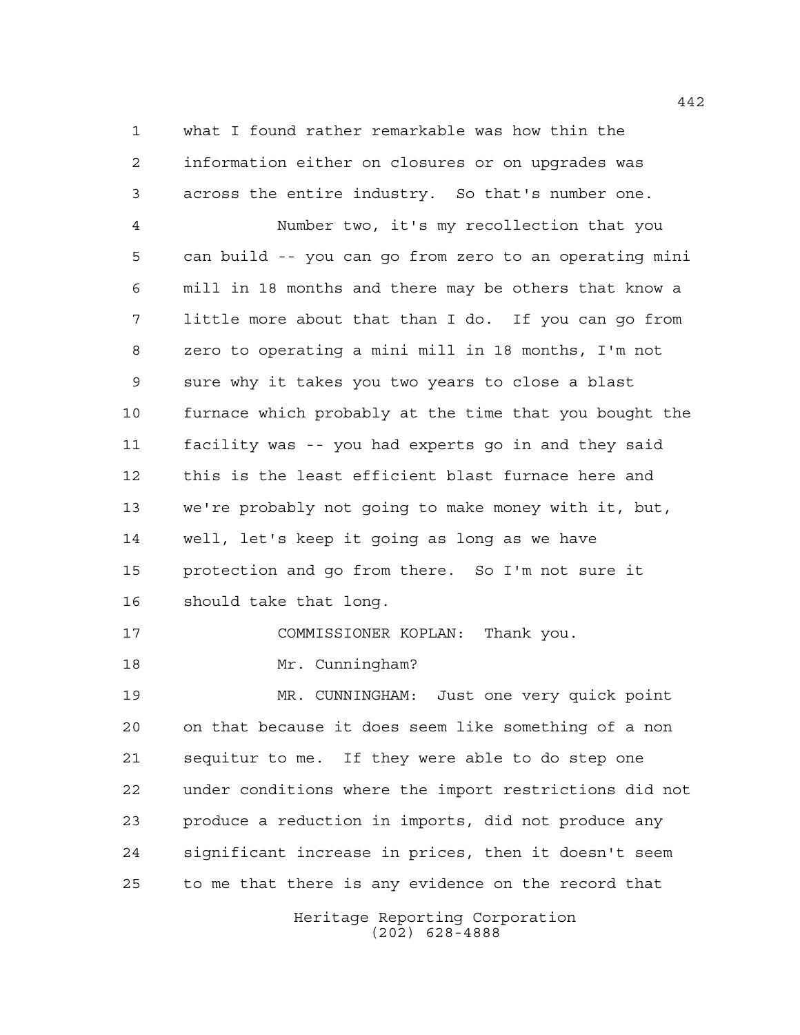what I found rather remarkable was how thin the information either on closures or on upgrades was across the entire industry. So that's number one.

Number two, it's my recollection that you can build -- you can go from zero to an operating mini mill in 18 months and there may be others that know a little more about that than I do. If you can go from zero to operating a mini mill in 18 months, I'm not sure why it takes you two years to close a blast furnace which probably at the time that you bought the facility was -- you had experts go in and they said this is the least efficient blast furnace here and we're probably not going to make money with it, but, well, let's keep it going as long as we have protection and go from there. So I'm not sure it should take that long.

COMMISSIONER KOPLAN: Thank you.

Mr. Cunningham?

MR. CUNNINGHAM: Just one very quick point on that because it does seem like something of a non sequitur to me. If they were able to do step one under conditions where the import restrictions did not produce a reduction in imports, did not produce any significant increase in prices, then it doesn't seem to me that there is any evidence on the record that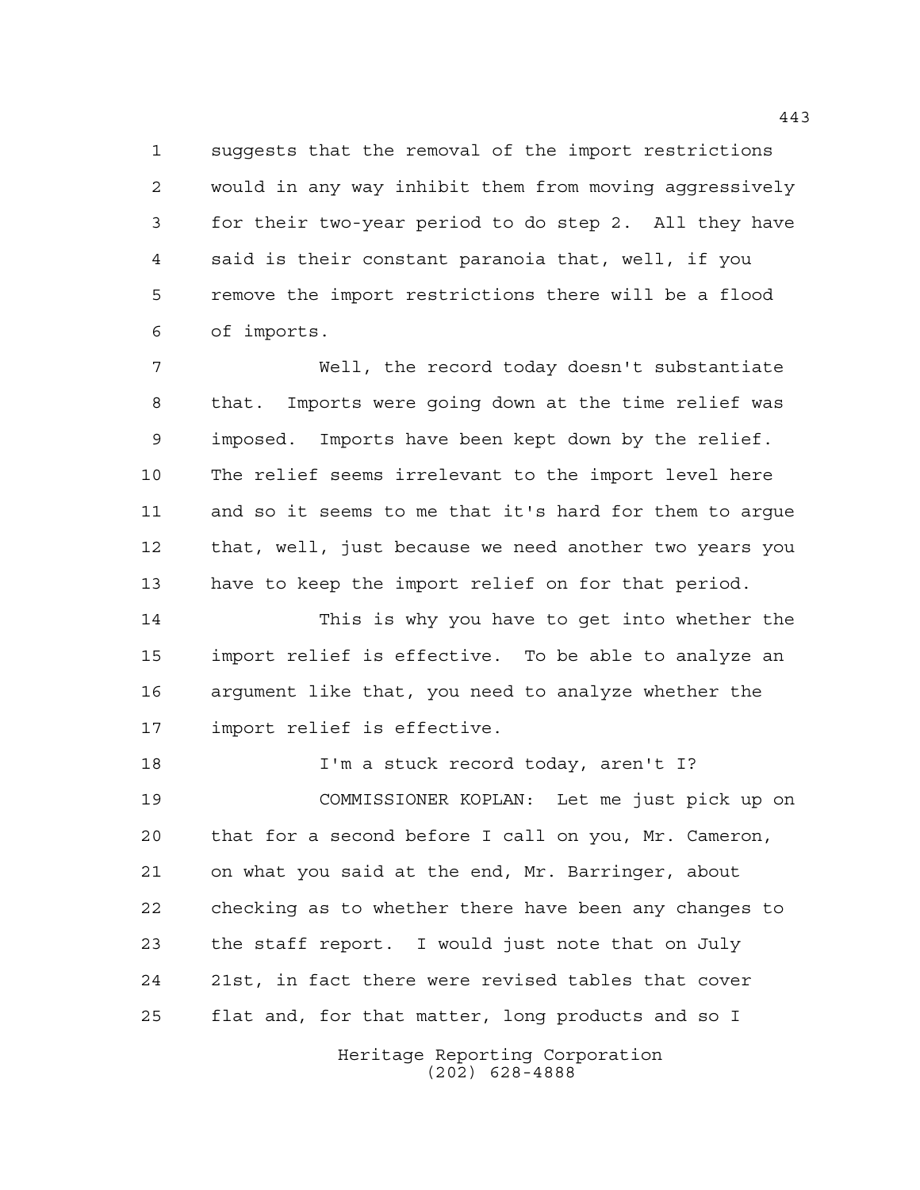suggests that the removal of the import restrictions would in any way inhibit them from moving aggressively for their two-year period to do step 2. All they have said is their constant paranoia that, well, if you remove the import restrictions there will be a flood of imports.

Well, the record today doesn't substantiate that. Imports were going down at the time relief was imposed. Imports have been kept down by the relief. The relief seems irrelevant to the import level here and so it seems to me that it's hard for them to argue that, well, just because we need another two years you have to keep the import relief on for that period.

This is why you have to get into whether the import relief is effective. To be able to analyze an argument like that, you need to analyze whether the import relief is effective.

I'm a stuck record today, aren't I?

COMMISSIONER KOPLAN: Let me just pick up on that for a second before I call on you, Mr. Cameron, on what you said at the end, Mr. Barringer, about checking as to whether there have been any changes to the staff report. I would just note that on July 21st, in fact there were revised tables that cover flat and, for that matter, long products and so I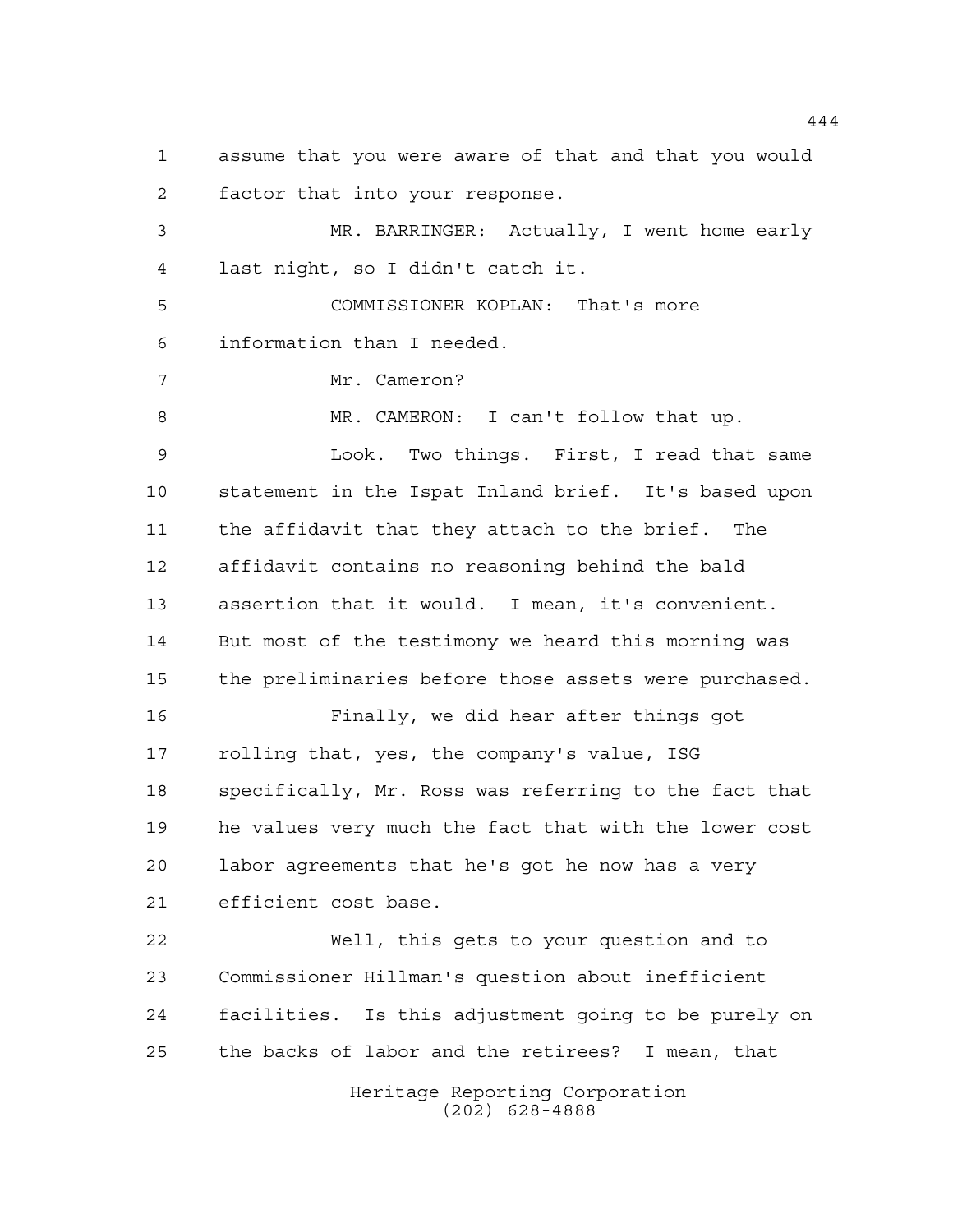assume that you were aware of that and that you would factor that into your response.

MR. BARRINGER: Actually, I went home early last night, so I didn't catch it.

COMMISSIONER KOPLAN: That's more information than I needed.

Mr. Cameron?

MR. CAMERON: I can't follow that up.

Look. Two things. First, I read that same statement in the Ispat Inland brief. It's based upon the affidavit that they attach to the brief. The affidavit contains no reasoning behind the bald assertion that it would. I mean, it's convenient. But most of the testimony we heard this morning was the preliminaries before those assets were purchased.

Finally, we did hear after things got rolling that, yes, the company's value, ISG specifically, Mr. Ross was referring to the fact that he values very much the fact that with the lower cost labor agreements that he's got he now has a very efficient cost base.

Well, this gets to your question and to Commissioner Hillman's question about inefficient facilities. Is this adjustment going to be purely on the backs of labor and the retirees? I mean, that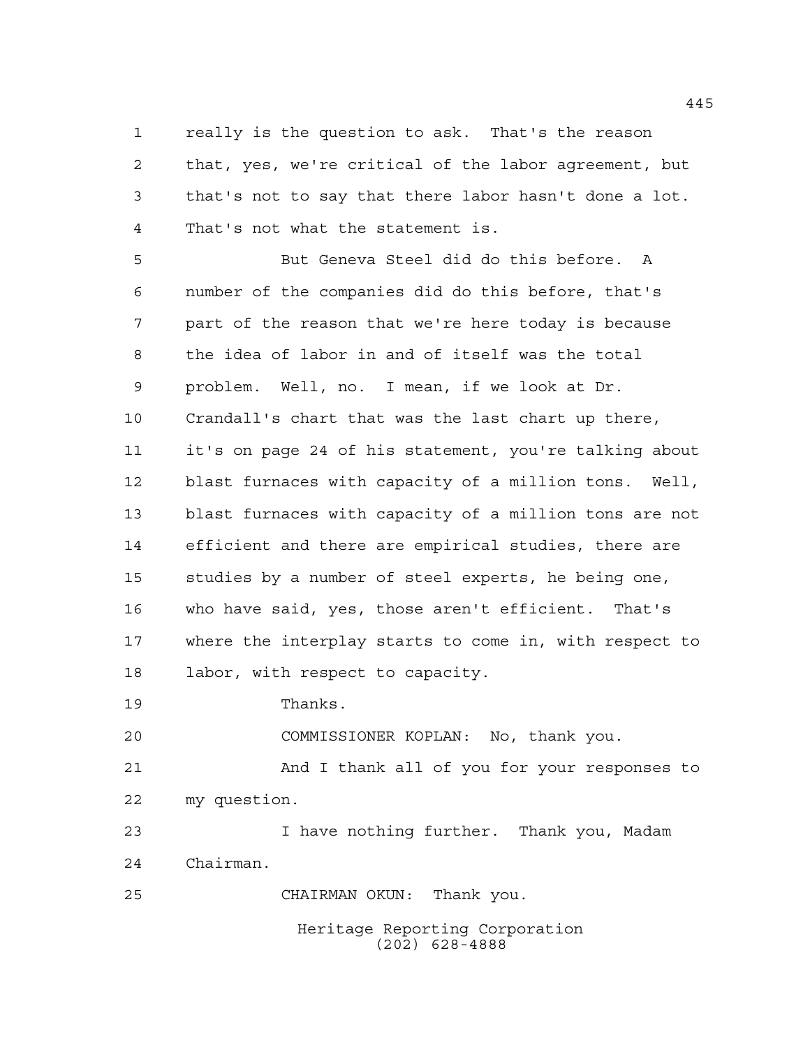really is the question to ask. That's the reason that, yes, we're critical of the labor agreement, but that's not to say that there labor hasn't done a lot. That's not what the statement is.

But Geneva Steel did do this before. A number of the companies did do this before, that's part of the reason that we're here today is because the idea of labor in and of itself was the total problem. Well, no. I mean, if we look at Dr. Crandall's chart that was the last chart up there, it's on page 24 of his statement, you're talking about blast furnaces with capacity of a million tons. Well, blast furnaces with capacity of a million tons are not efficient and there are empirical studies, there are studies by a number of steel experts, he being one, who have said, yes, those aren't efficient. That's where the interplay starts to come in, with respect to labor, with respect to capacity.

Thanks.

COMMISSIONER KOPLAN: No, thank you.

And I thank all of you for your responses to my question.

I have nothing further. Thank you, Madam Chairman.

CHAIRMAN OKUN: Thank you.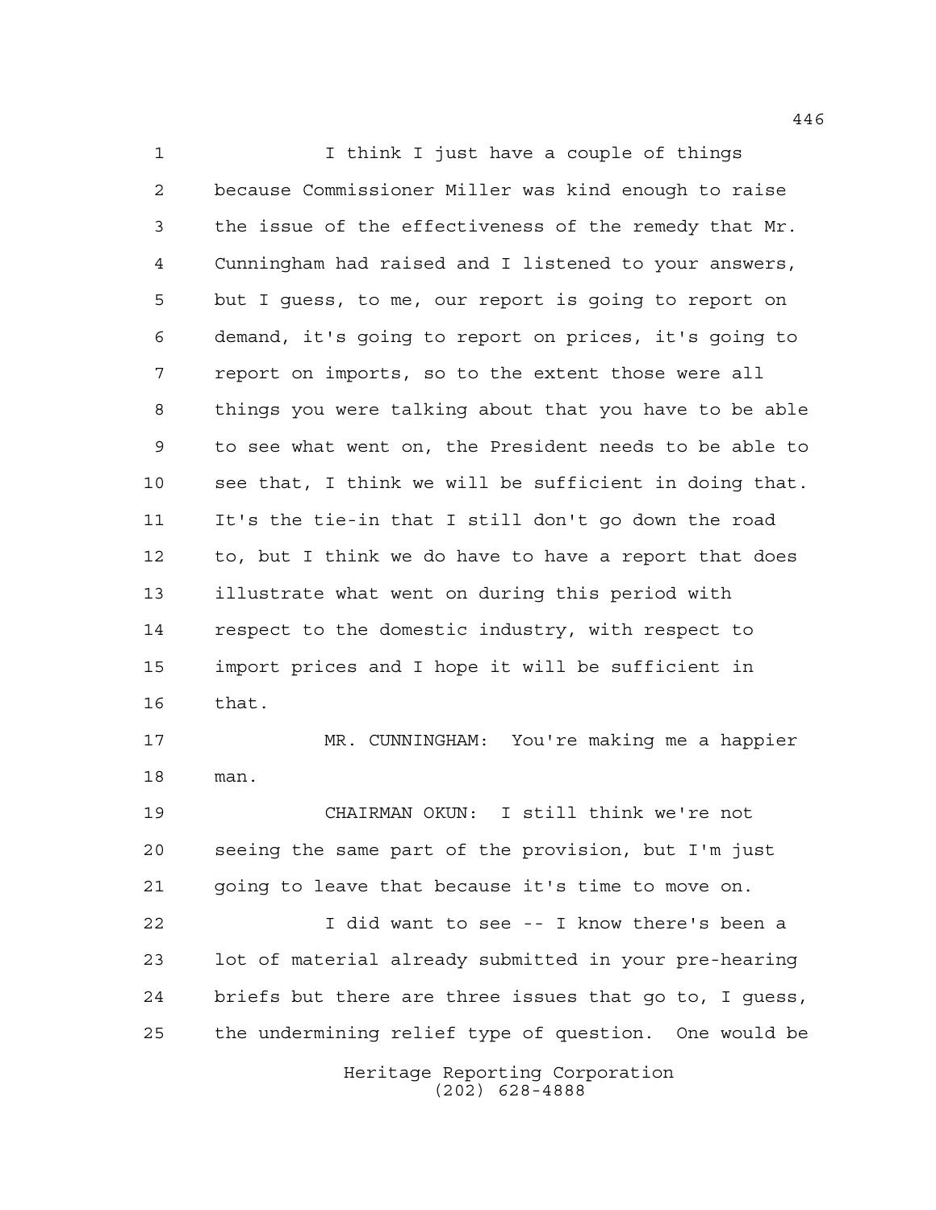I think I just have a couple of things because Commissioner Miller was kind enough to raise the issue of the effectiveness of the remedy that Mr. Cunningham had raised and I listened to your answers, but I guess, to me, our report is going to report on demand, it's going to report on prices, it's going to report on imports, so to the extent those were all things you were talking about that you have to be able to see what went on, the President needs to be able to see that, I think we will be sufficient in doing that. It's the tie-in that I still don't go down the road to, but I think we do have to have a report that does illustrate what went on during this period with respect to the domestic industry, with respect to import prices and I hope it will be sufficient in that.

MR. CUNNINGHAM: You're making me a happier man.

CHAIRMAN OKUN: I still think we're not seeing the same part of the provision, but I'm just going to leave that because it's time to move on.

I did want to see -- I know there's been a lot of material already submitted in your pre-hearing briefs but there are three issues that go to, I guess, the undermining relief type of question. One would be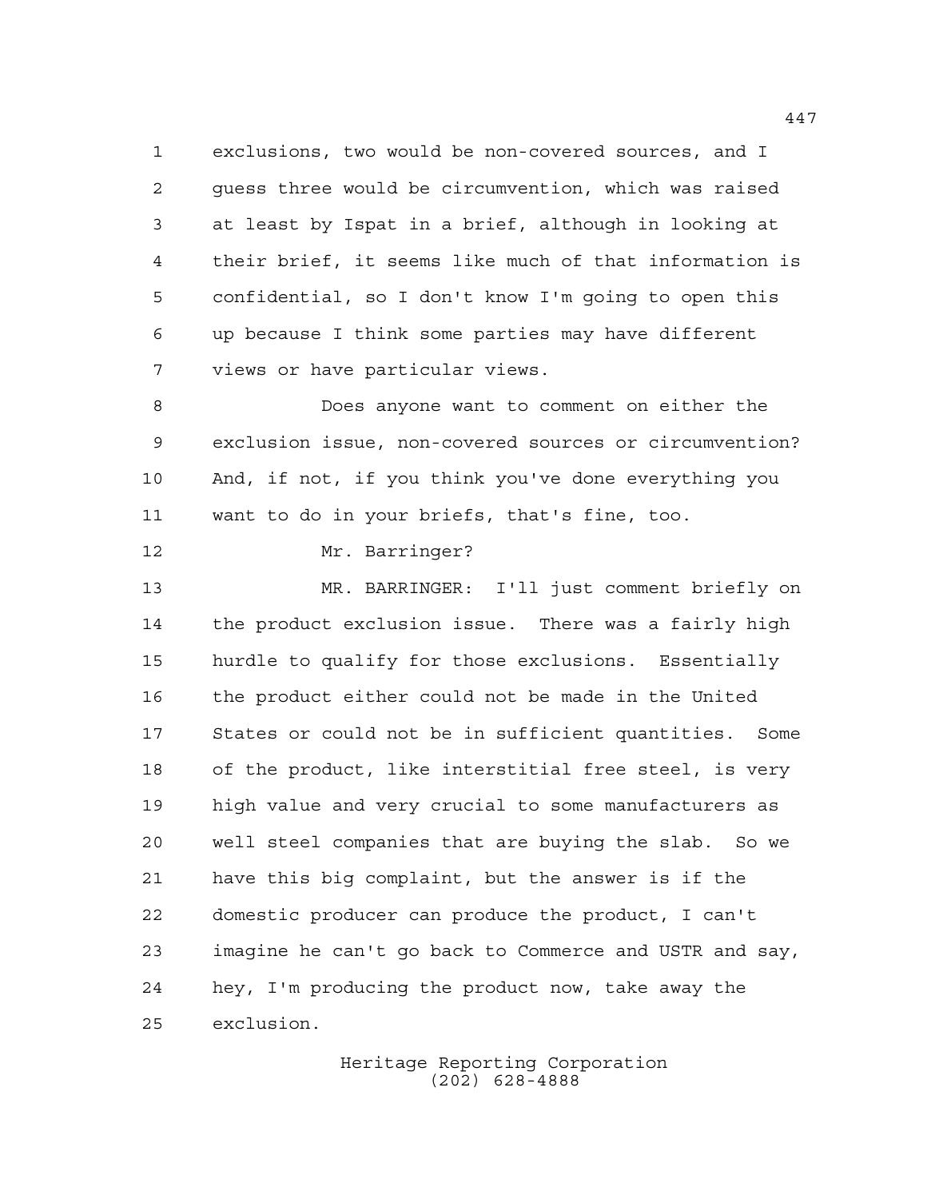exclusions, two would be non-covered sources, and I guess three would be circumvention, which was raised at least by Ispat in a brief, although in looking at their brief, it seems like much of that information is confidential, so I don't know I'm going to open this up because I think some parties may have different views or have particular views.

Does anyone want to comment on either the exclusion issue, non-covered sources or circumvention? And, if not, if you think you've done everything you want to do in your briefs, that's fine, too.

Mr. Barringer?

MR. BARRINGER: I'll just comment briefly on the product exclusion issue. There was a fairly high hurdle to qualify for those exclusions. Essentially the product either could not be made in the United States or could not be in sufficient quantities. Some of the product, like interstitial free steel, is very high value and very crucial to some manufacturers as well steel companies that are buying the slab. So we have this big complaint, but the answer is if the domestic producer can produce the product, I can't imagine he can't go back to Commerce and USTR and say, hey, I'm producing the product now, take away the exclusion.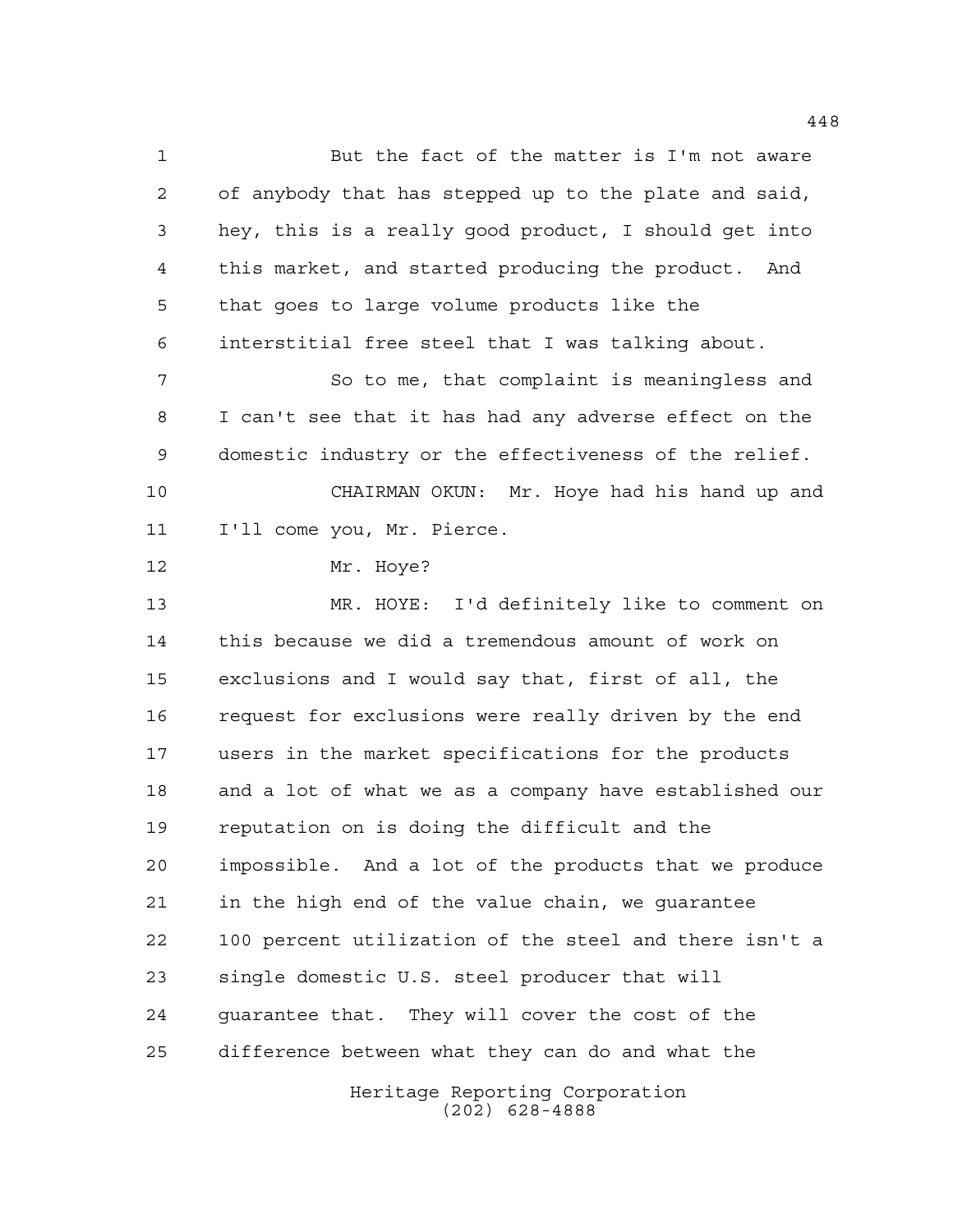But the fact of the matter is I'm not aware of anybody that has stepped up to the plate and said, hey, this is a really good product, I should get into this market, and started producing the product. And that goes to large volume products like the interstitial free steel that I was talking about.

So to me, that complaint is meaningless and I can't see that it has had any adverse effect on the domestic industry or the effectiveness of the relief.

CHAIRMAN OKUN: Mr. Hoye had his hand up and I'll come you, Mr. Pierce.

Mr. Hoye?

MR. HOYE: I'd definitely like to comment on this because we did a tremendous amount of work on exclusions and I would say that, first of all, the request for exclusions were really driven by the end users in the market specifications for the products and a lot of what we as a company have established our reputation on is doing the difficult and the impossible. And a lot of the products that we produce in the high end of the value chain, we guarantee 100 percent utilization of the steel and there isn't a single domestic U.S. steel producer that will guarantee that. They will cover the cost of the difference between what they can do and what the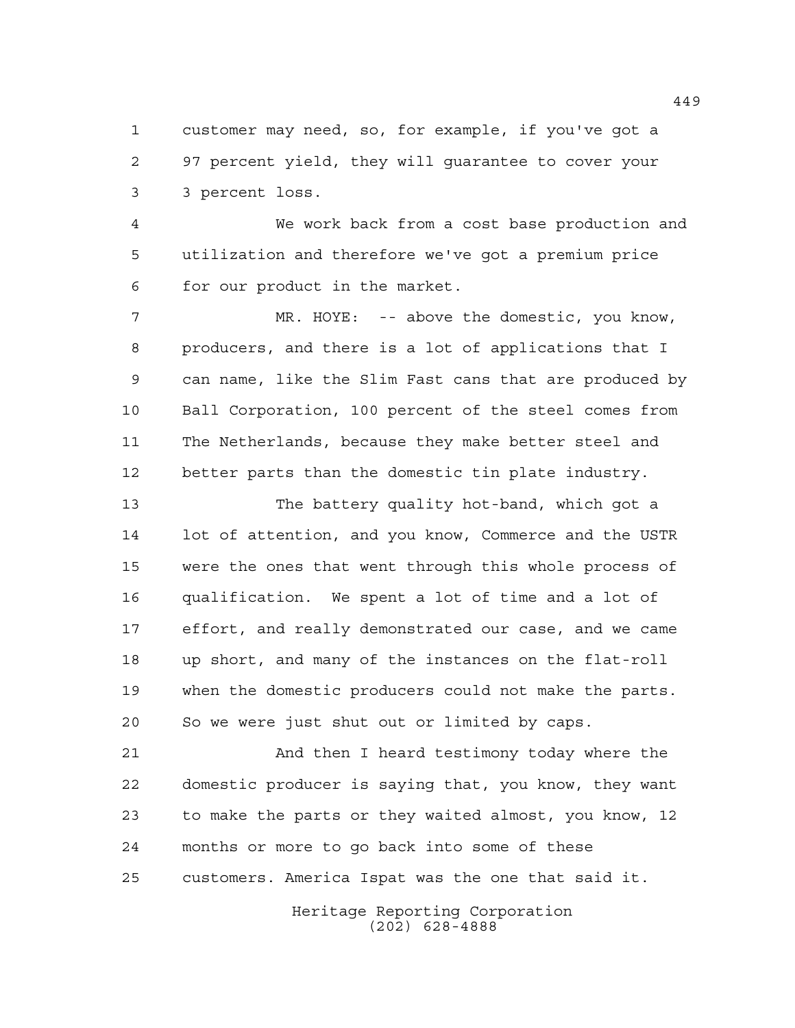customer may need, so, for example, if you've got a 97 percent yield, they will guarantee to cover your 3 percent loss.

We work back from a cost base production and utilization and therefore we've got a premium price for our product in the market.

MR. HOYE: -- above the domestic, you know, producers, and there is a lot of applications that I can name, like the Slim Fast cans that are produced by Ball Corporation, 100 percent of the steel comes from The Netherlands, because they make better steel and better parts than the domestic tin plate industry.

The battery quality hot-band, which got a lot of attention, and you know, Commerce and the USTR were the ones that went through this whole process of qualification. We spent a lot of time and a lot of effort, and really demonstrated our case, and we came up short, and many of the instances on the flat-roll when the domestic producers could not make the parts. So we were just shut out or limited by caps.

And then I heard testimony today where the domestic producer is saying that, you know, they want to make the parts or they waited almost, you know, 12 months or more to go back into some of these customers. America Ispat was the one that said it.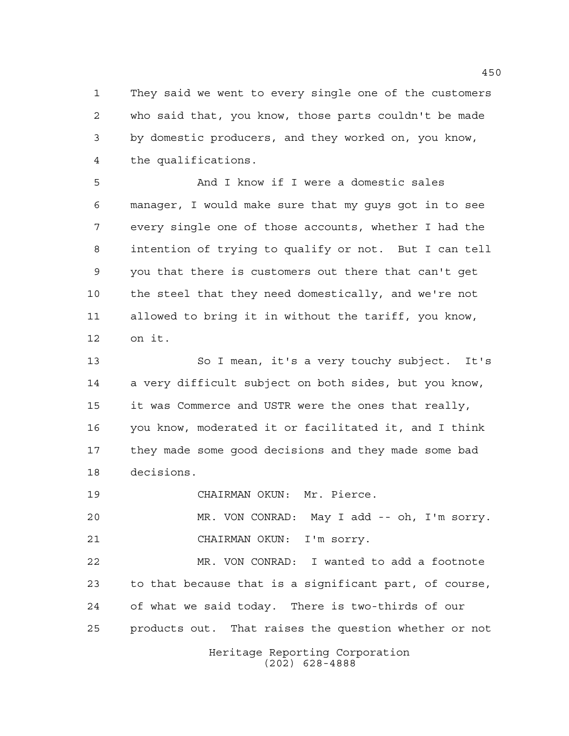They said we went to every single one of the customers who said that, you know, those parts couldn't be made by domestic producers, and they worked on, you know, the qualifications.

And I know if I were a domestic sales manager, I would make sure that my guys got in to see every single one of those accounts, whether I had the intention of trying to qualify or not. But I can tell you that there is customers out there that can't get the steel that they need domestically, and we're not allowed to bring it in without the tariff, you know, on it.

So I mean, it's a very touchy subject. It's a very difficult subject on both sides, but you know, it was Commerce and USTR were the ones that really, you know, moderated it or facilitated it, and I think they made some good decisions and they made some bad decisions.

CHAIRMAN OKUN: Mr. Pierce.

MR. VON CONRAD: May I add -- oh, I'm sorry.

CHAIRMAN OKUN: I'm sorry.

MR. VON CONRAD: I wanted to add a footnote to that because that is a significant part, of course, of what we said today. There is two-thirds of our products out. That raises the question whether or not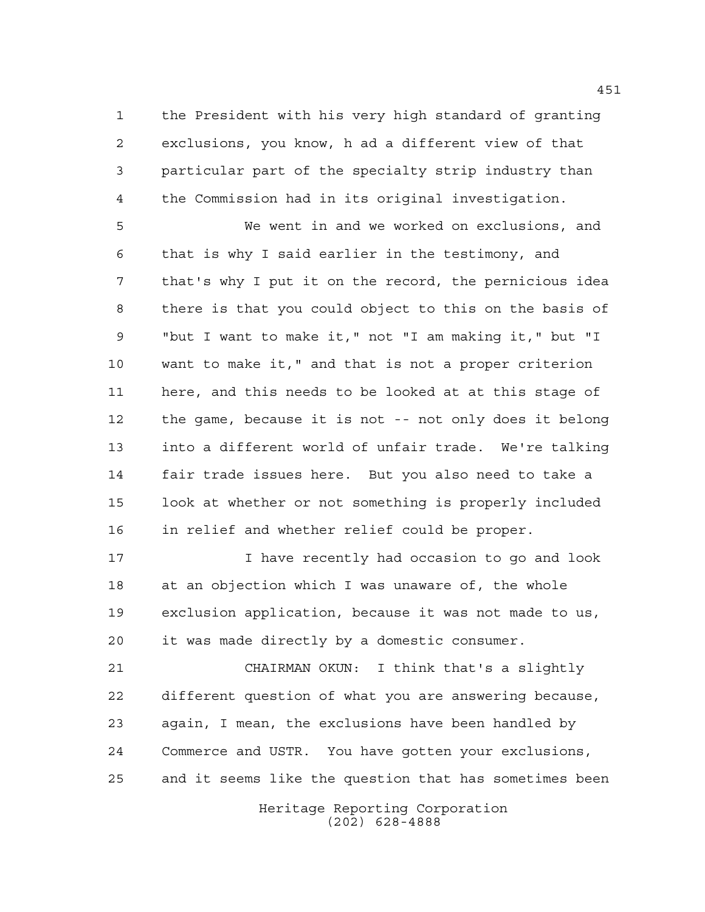the President with his very high standard of granting exclusions, you know, h ad a different view of that particular part of the specialty strip industry than the Commission had in its original investigation.

We went in and we worked on exclusions, and that is why I said earlier in the testimony, and that's why I put it on the record, the pernicious idea there is that you could object to this on the basis of "but I want to make it," not "I am making it," but "I want to make it," and that is not a proper criterion here, and this needs to be looked at at this stage of the game, because it is not -- not only does it belong into a different world of unfair trade. We're talking fair trade issues here. But you also need to take a look at whether or not something is properly included in relief and whether relief could be proper.

I have recently had occasion to go and look at an objection which I was unaware of, the whole exclusion application, because it was not made to us, it was made directly by a domestic consumer.

CHAIRMAN OKUN: I think that's a slightly different question of what you are answering because, again, I mean, the exclusions have been handled by Commerce and USTR. You have gotten your exclusions, and it seems like the question that has sometimes been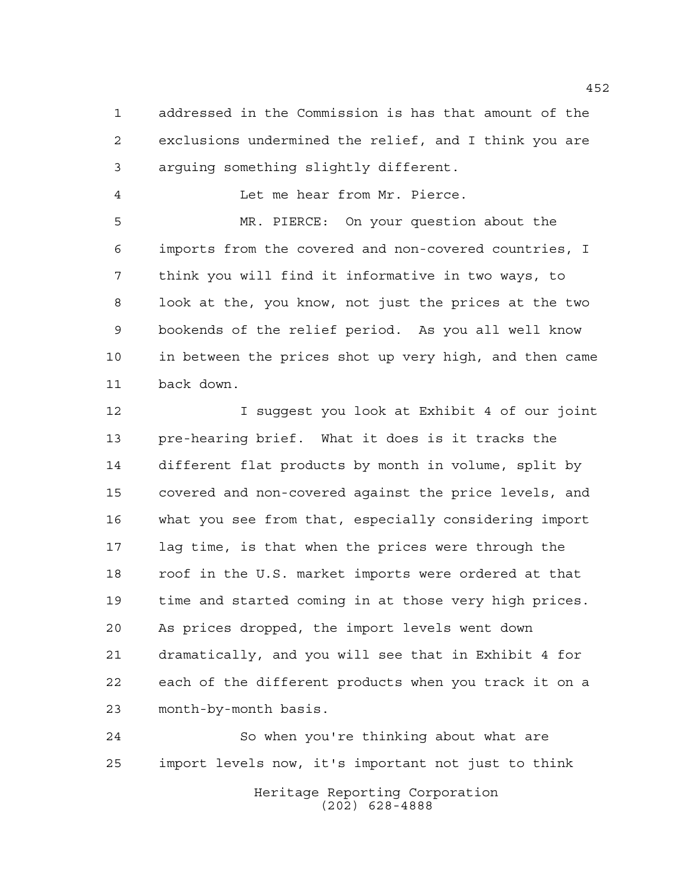addressed in the Commission is has that amount of the exclusions undermined the relief, and I think you are arguing something slightly different.

Let me hear from Mr. Pierce.

MR. PIERCE: On your question about the imports from the covered and non-covered countries, I think you will find it informative in two ways, to look at the, you know, not just the prices at the two bookends of the relief period. As you all well know in between the prices shot up very high, and then came back down.

I suggest you look at Exhibit 4 of our joint pre-hearing brief. What it does is it tracks the different flat products by month in volume, split by covered and non-covered against the price levels, and what you see from that, especially considering import lag time, is that when the prices were through the roof in the U.S. market imports were ordered at that time and started coming in at those very high prices. As prices dropped, the import levels went down dramatically, and you will see that in Exhibit 4 for each of the different products when you track it on a month-by-month basis.

So when you're thinking about what are import levels now, it's important not just to think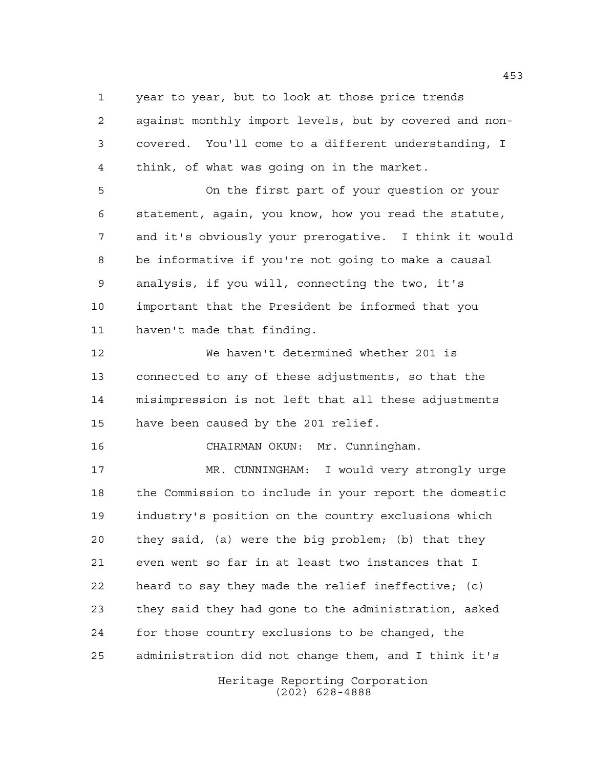year to year, but to look at those price trends against monthly import levels, but by covered and non-covered. You'll come to a different understanding, I think, of what was going on in the market.

On the first part of your question or your statement, again, you know, how you read the statute, and it's obviously your prerogative. I think it would be informative if you're not going to make a causal analysis, if you will, connecting the two, it's important that the President be informed that you haven't made that finding.

We haven't determined whether 201 is connected to any of these adjustments, so that the misimpression is not left that all these adjustments have been caused by the 201 relief.

CHAIRMAN OKUN: Mr. Cunningham.

MR. CUNNINGHAM: I would very strongly urge the Commission to include in your report the domestic industry's position on the country exclusions which they said, (a) were the big problem; (b) that they even went so far in at least two instances that I heard to say they made the relief ineffective; (c) they said they had gone to the administration, asked for those country exclusions to be changed, the administration did not change them, and I think it's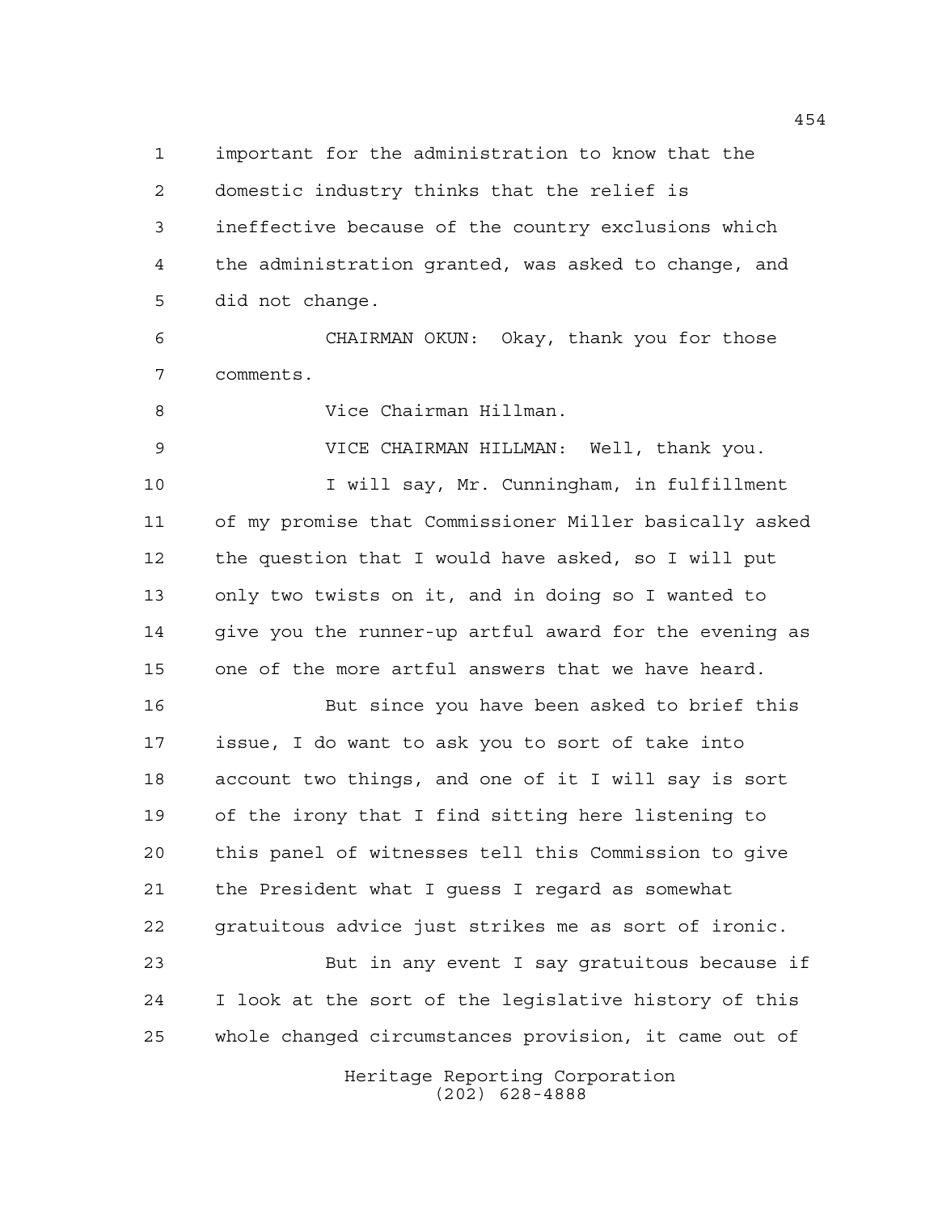important for the administration to know that the domestic industry thinks that the relief is ineffective because of the country exclusions which the administration granted, was asked to change, and did not change.

CHAIRMAN OKUN: Okay, thank you for those comments.

Vice Chairman Hillman.

VICE CHAIRMAN HILLMAN: Well, thank you.

I will say, Mr. Cunningham, in fulfillment of my promise that Commissioner Miller basically asked the question that I would have asked, so I will put only two twists on it, and in doing so I wanted to give you the runner-up artful award for the evening as one of the more artful answers that we have heard.

But since you have been asked to brief this issue, I do want to ask you to sort of take into account two things, and one of it I will say is sort of the irony that I find sitting here listening to this panel of witnesses tell this Commission to give the President what I guess I regard as somewhat gratuitous advice just strikes me as sort of ironic.

But in any event I say gratuitous because if I look at the sort of the legislative history of this whole changed circumstances provision, it came out of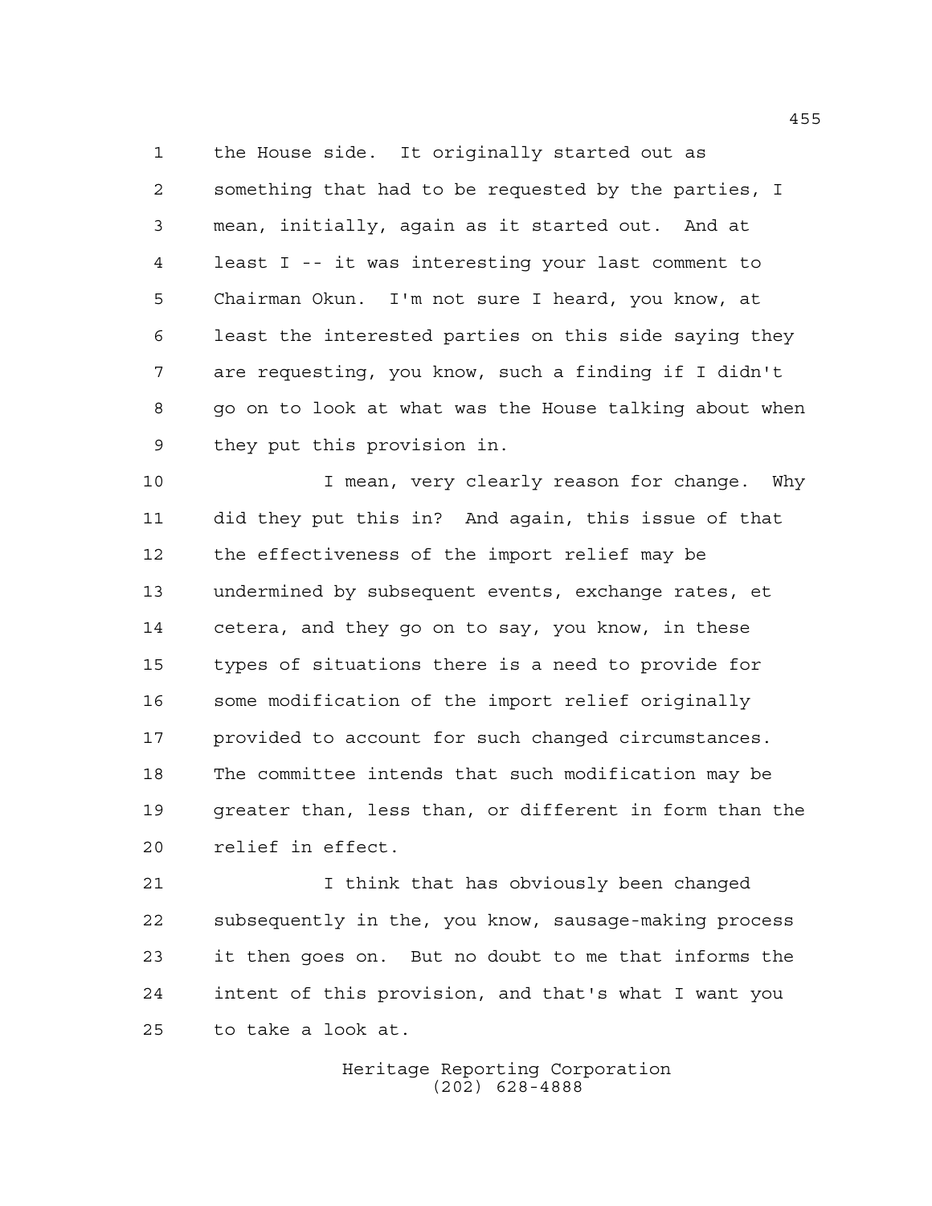the House side. It originally started out as something that had to be requested by the parties, I mean, initially, again as it started out. And at least I -- it was interesting your last comment to Chairman Okun. I'm not sure I heard, you know, at least the interested parties on this side saying they are requesting, you know, such a finding if I didn't go on to look at what was the House talking about when they put this provision in.

I mean, very clearly reason for change. Why did they put this in? And again, this issue of that the effectiveness of the import relief may be undermined by subsequent events, exchange rates, et cetera, and they go on to say, you know, in these types of situations there is a need to provide for some modification of the import relief originally provided to account for such changed circumstances. The committee intends that such modification may be greater than, less than, or different in form than the relief in effect.

I think that has obviously been changed subsequently in the, you know, sausage-making process it then goes on. But no doubt to me that informs the intent of this provision, and that's what I want you to take a look at.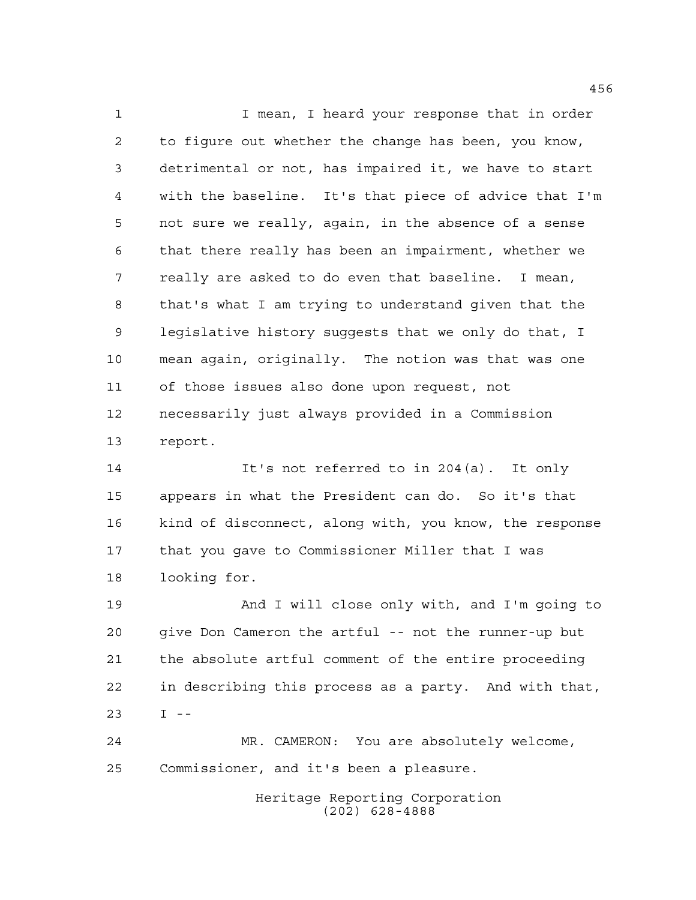I mean, I heard your response that in order to figure out whether the change has been, you know, detrimental or not, has impaired it, we have to start with the baseline. It's that piece of advice that I'm not sure we really, again, in the absence of a sense that there really has been an impairment, whether we really are asked to do even that baseline. I mean, that's what I am trying to understand given that the legislative history suggests that we only do that, I mean again, originally. The notion was that was one of those issues also done upon request, not necessarily just always provided in a Commission report.

It's not referred to in 204(a). It only appears in what the President can do. So it's that kind of disconnect, along with, you know, the response that you gave to Commissioner Miller that I was looking for.

And I will close only with, and I'm going to give Don Cameron the artful -- not the runner-up but the absolute artful comment of the entire proceeding in describing this process as a party. And with that, I --

MR. CAMERON: You are absolutely welcome, Commissioner, and it's been a pleasure.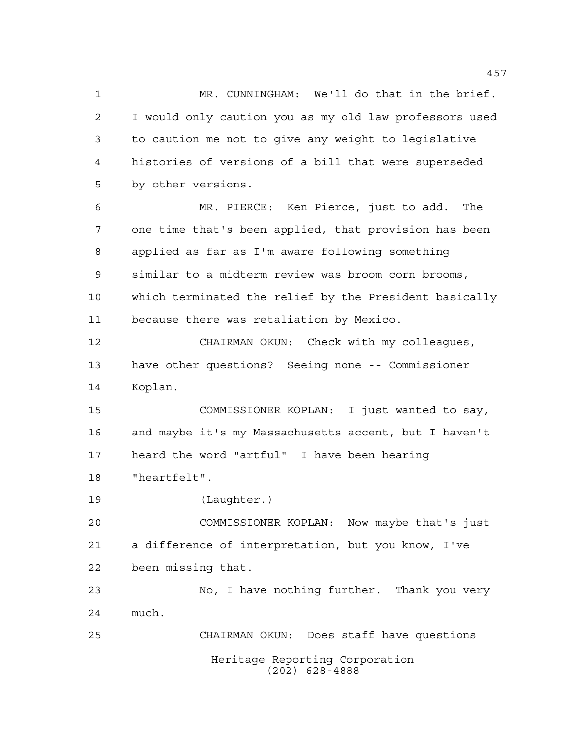MR. CUNNINGHAM: We'll do that in the brief. I would only caution you as my old law professors used to caution me not to give any weight to legislative histories of versions of a bill that were superseded by other versions.

MR. PIERCE: Ken Pierce, just to add. The one time that's been applied, that provision has been applied as far as I'm aware following something similar to a midterm review was broom corn brooms, which terminated the relief by the President basically because there was retaliation by Mexico.

CHAIRMAN OKUN: Check with my colleagues, have other questions? Seeing none -- Commissioner Koplan.

COMMISSIONER KOPLAN: I just wanted to say, and maybe it's my Massachusetts accent, but I haven't heard the word "artful" I have been hearing "heartfelt".

(Laughter.)

COMMISSIONER KOPLAN: Now maybe that's just a difference of interpretation, but you know, I've been missing that.

No, I have nothing further. Thank you very much.

CHAIRMAN OKUN: Does staff have questions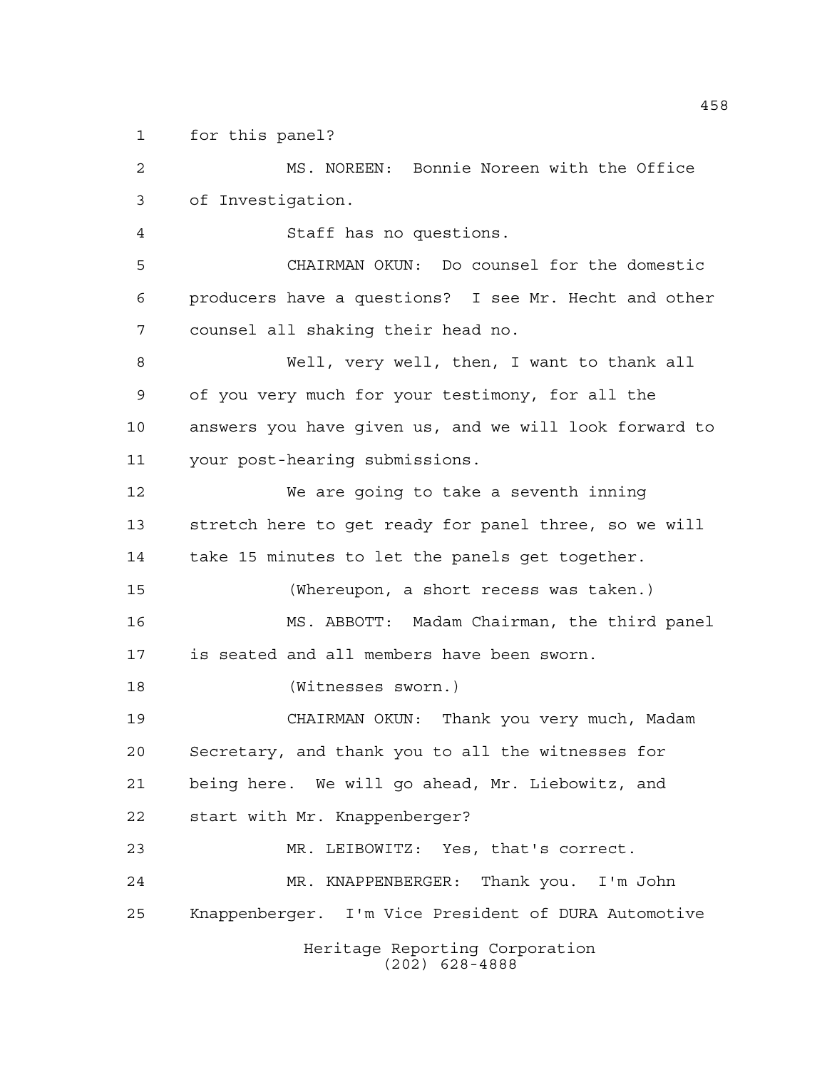for this panel?

MS. NOREEN: Bonnie Noreen with the Office of Investigation.

Staff has no questions.

CHAIRMAN OKUN: Do counsel for the domestic producers have a questions? I see Mr. Hecht and other counsel all shaking their head no.

Well, very well, then, I want to thank all of you very much for your testimony, for all the answers you have given us, and we will look forward to your post-hearing submissions.

We are going to take a seventh inning stretch here to get ready for panel three, so we will take 15 minutes to let the panels get together.

(Whereupon, a short recess was taken.)

MS. ABBOTT: Madam Chairman, the third panel is seated and all members have been sworn.

(Witnesses sworn.)

CHAIRMAN OKUN: Thank you very much, Madam Secretary, and thank you to all the witnesses for being here. We will go ahead, Mr. Liebowitz, and start with Mr. Knappenberger?

MR. LEIBOWITZ: Yes, that's correct.

MR. KNAPPENBERGER: Thank you. I'm John Knappenberger. I'm Vice President of DURA Automotive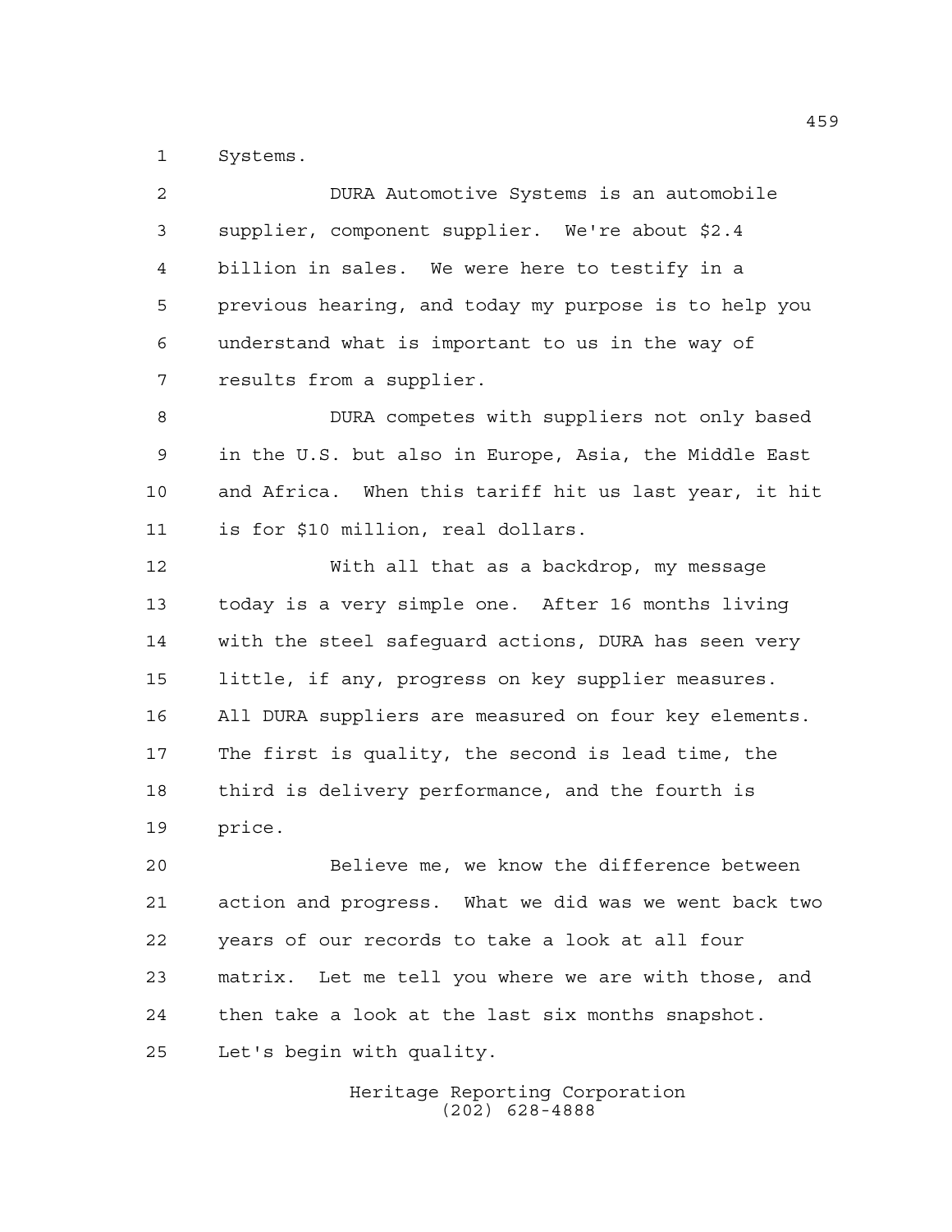Systems.

DURA Automotive Systems is an automobile supplier, component supplier. We're about $2.4 billion in sales. We were here to testify in a previous hearing, and today my purpose is to help you understand what is important to us in the way of results from a supplier.

DURA competes with suppliers not only based in the U.S. but also in Europe, Asia, the Middle East and Africa. When this tariff hit us last year, it hit is for $10 million, real dollars.

With all that as a backdrop, my message today is a very simple one. After 16 months living with the steel safeguard actions, DURA has seen very little, if any, progress on key supplier measures. All DURA suppliers are measured on four key elements. The first is quality, the second is lead time, the third is delivery performance, and the fourth is price.

Believe me, we know the difference between action and progress. What we did was we went back two years of our records to take a look at all four matrix. Let me tell you where we are with those, and then take a look at the last six months snapshot. Let's begin with quality.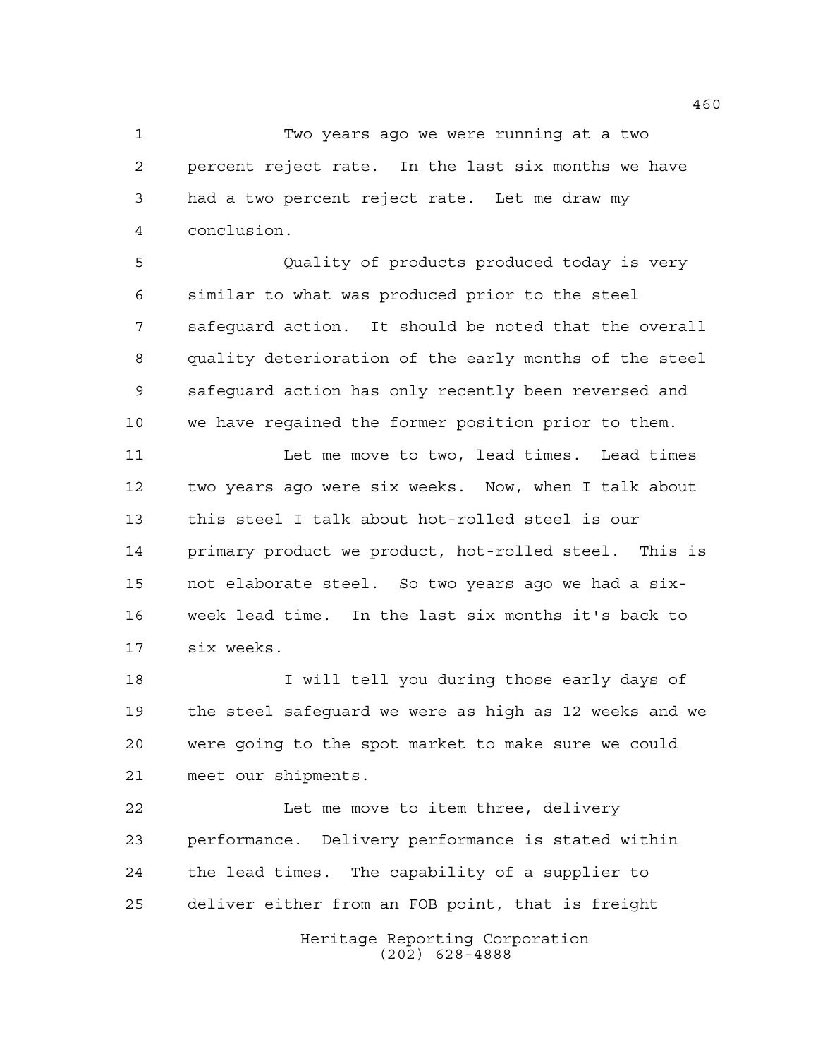Two years ago we were running at a two percent reject rate. In the last six months we have had a two percent reject rate. Let me draw my conclusion.

Quality of products produced today is very similar to what was produced prior to the steel safeguard action. It should be noted that the overall quality deterioration of the early months of the steel safeguard action has only recently been reversed and we have regained the former position prior to them.

Let me move to two, lead times. Lead times two years ago were six weeks. Now, when I talk about this steel I talk about hot-rolled steel is our primary product we product, hot-rolled steel. This is not elaborate steel. So two years ago we had a six-week lead time. In the last six months it's back to six weeks.

I will tell you during those early days of the steel safeguard we were as high as 12 weeks and we were going to the spot market to make sure we could meet our shipments.

Let me move to item three, delivery performance. Delivery performance is stated within the lead times. The capability of a supplier to deliver either from an FOB point, that is freight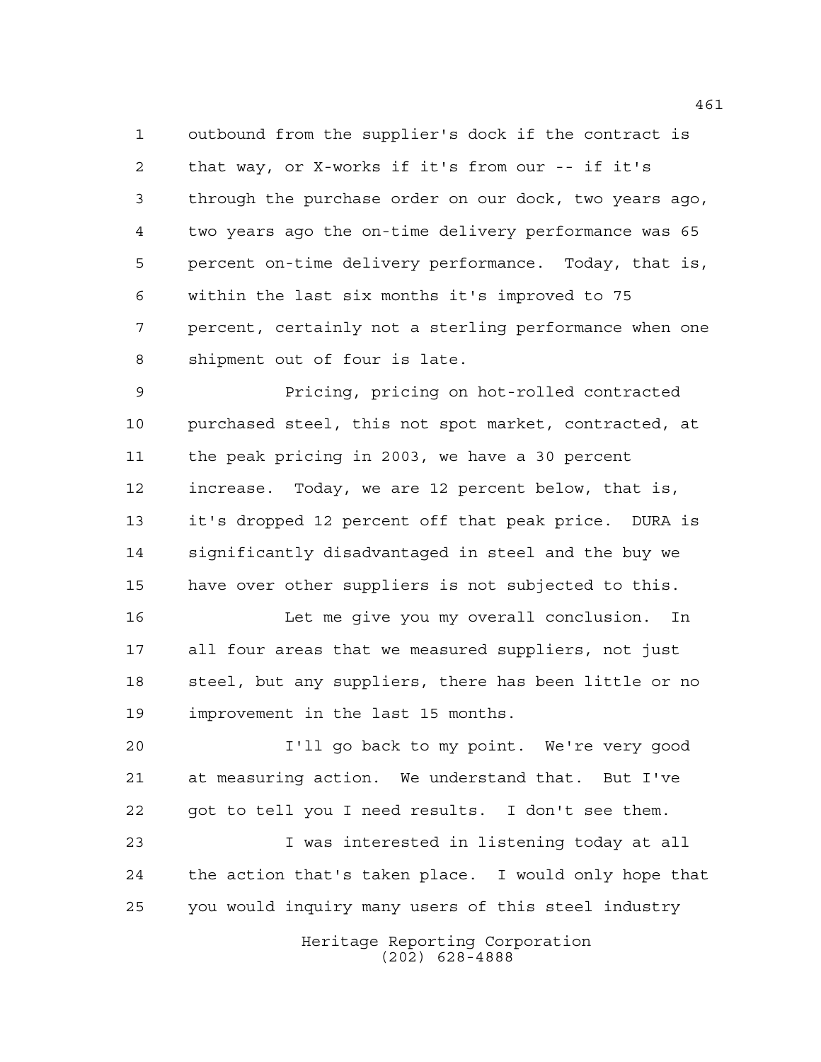outbound from the supplier's dock if the contract is that way, or X-works if it's from our -- if it's through the purchase order on our dock, two years ago, two years ago the on-time delivery performance was 65 percent on-time delivery performance. Today, that is, within the last six months it's improved to 75 percent, certainly not a sterling performance when one shipment out of four is late.

Pricing, pricing on hot-rolled contracted purchased steel, this not spot market, contracted, at the peak pricing in 2003, we have a 30 percent increase. Today, we are 12 percent below, that is, it's dropped 12 percent off that peak price. DURA is significantly disadvantaged in steel and the buy we have over other suppliers is not subjected to this.

Let me give you my overall conclusion. In all four areas that we measured suppliers, not just steel, but any suppliers, there has been little or no improvement in the last 15 months.

I'll go back to my point. We're very good at measuring action. We understand that. But I've got to tell you I need results. I don't see them.

I was interested in listening today at all the action that's taken place. I would only hope that you would inquiry many users of this steel industry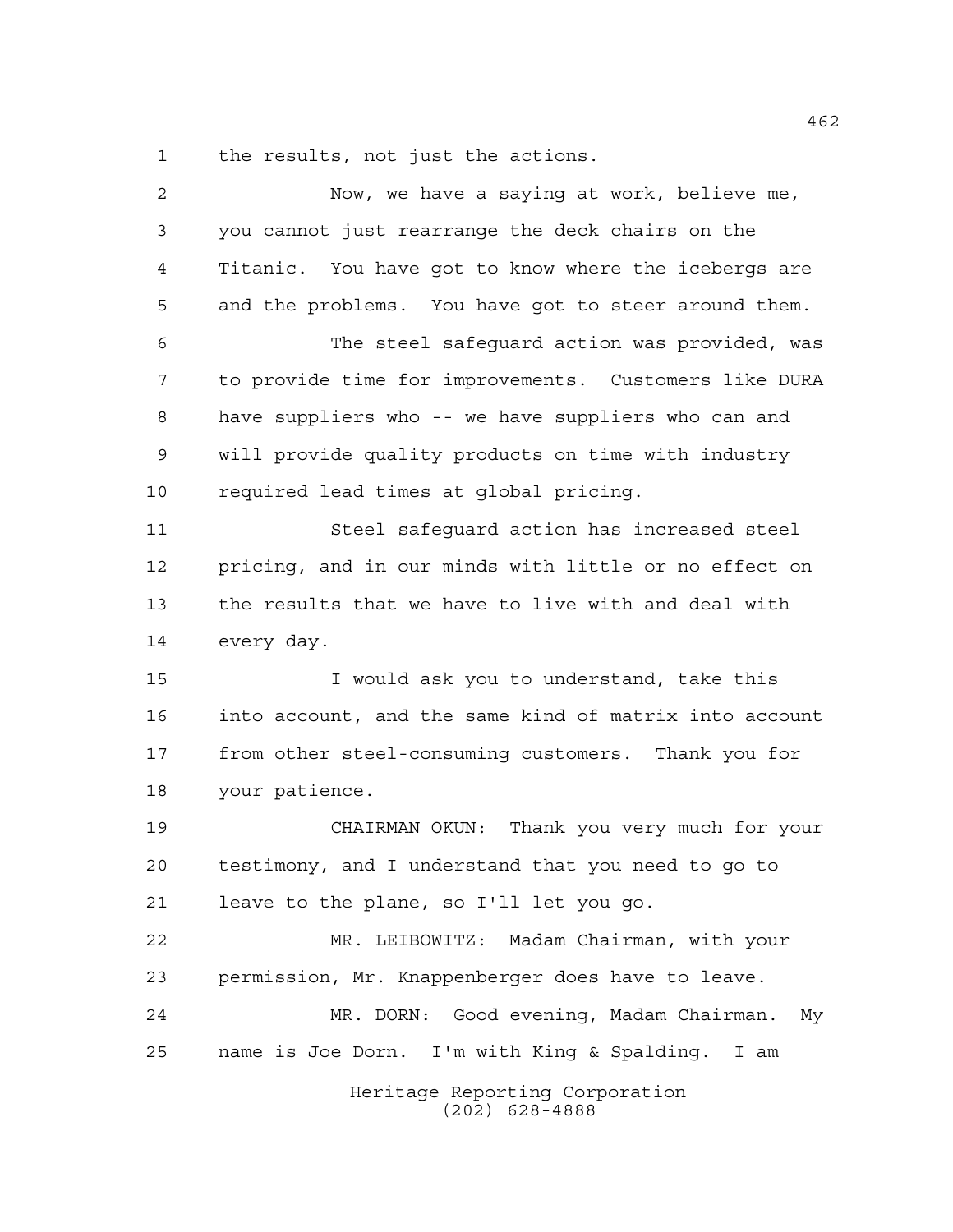the results, not just the actions.

Now, we have a saying at work, believe me, you cannot just rearrange the deck chairs on the Titanic. You have got to know where the icebergs are and the problems. You have got to steer around them.

The steel safeguard action was provided, was to provide time for improvements. Customers like DURA have suppliers who -- we have suppliers who can and will provide quality products on time with industry required lead times at global pricing.

Steel safeguard action has increased steel pricing, and in our minds with little or no effect on the results that we have to live with and deal with every day.

I would ask you to understand, take this into account, and the same kind of matrix into account from other steel-consuming customers. Thank you for your patience.

CHAIRMAN OKUN: Thank you very much for your testimony, and I understand that you need to go to leave to the plane, so I'll let you go.

MR. LEIBOWITZ: Madam Chairman, with your permission, Mr. Knappenberger does have to leave.

MR. DORN: Good evening, Madam Chairman. My name is Joe Dorn. I'm with King & Spalding. I am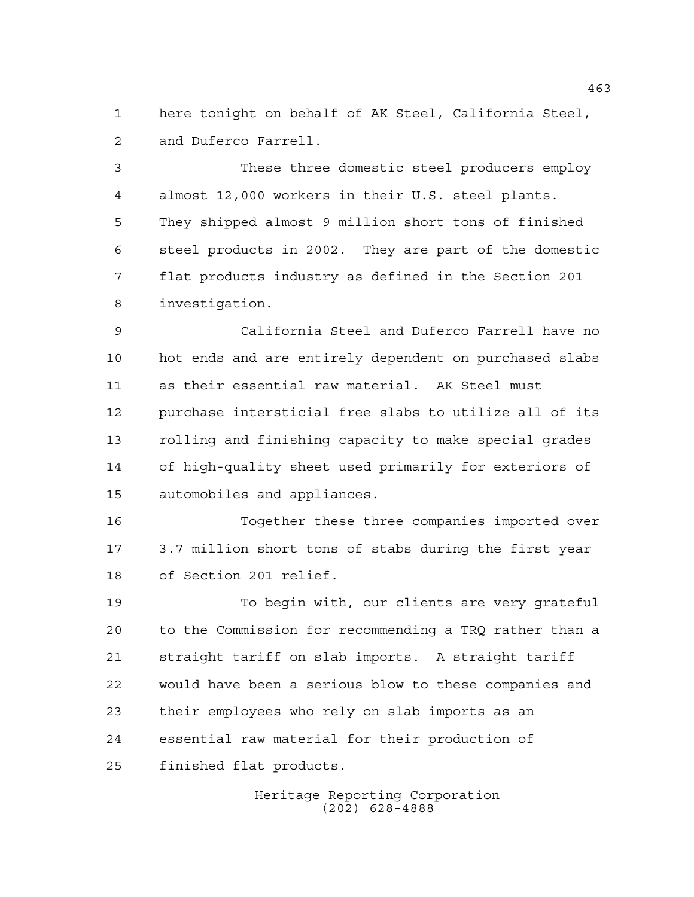here tonight on behalf of AK Steel, California Steel, and Duferco Farrell.

These three domestic steel producers employ almost 12,000 workers in their U.S. steel plants. They shipped almost 9 million short tons of finished steel products in 2002. They are part of the domestic flat products industry as defined in the Section 201 investigation.

California Steel and Duferco Farrell have no hot ends and are entirely dependent on purchased slabs as their essential raw material. AK Steel must purchase intersticial free slabs to utilize all of its rolling and finishing capacity to make special grades of high-quality sheet used primarily for exteriors of automobiles and appliances.

Together these three companies imported over 3.7 million short tons of stabs during the first year of Section 201 relief.

To begin with, our clients are very grateful to the Commission for recommending a TRQ rather than a straight tariff on slab imports. A straight tariff would have been a serious blow to these companies and their employees who rely on slab imports as an essential raw material for their production of finished flat products.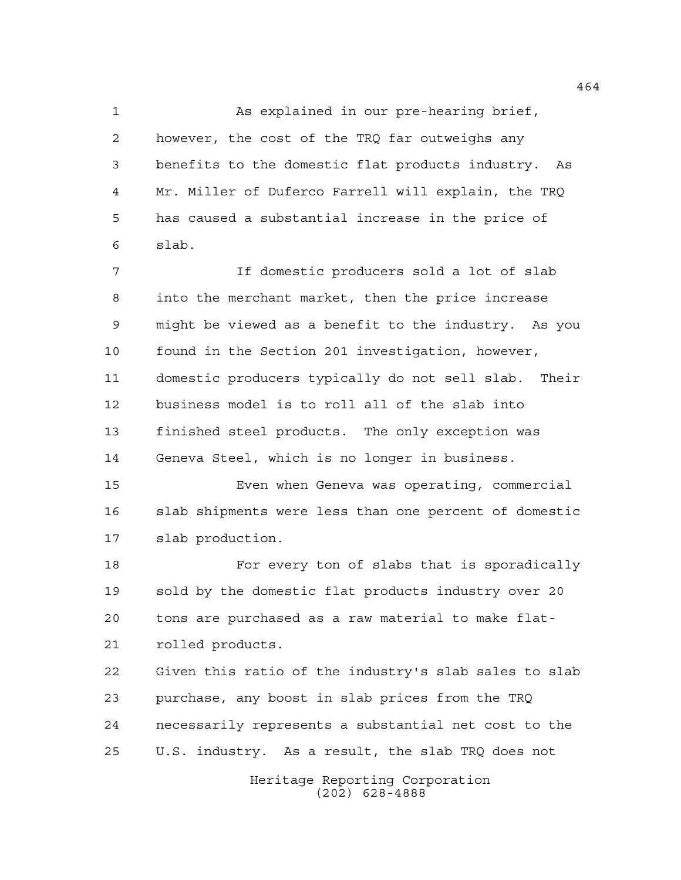As explained in our pre-hearing brief, however, the cost of the TRQ far outweighs any benefits to the domestic flat products industry. As Mr. Miller of Duferco Farrell will explain, the TRQ has caused a substantial increase in the price of slab.

If domestic producers sold a lot of slab into the merchant market, then the price increase might be viewed as a benefit to the industry. As you found in the Section 201 investigation, however, domestic producers typically do not sell slab. Their business model is to roll all of the slab into finished steel products. The only exception was Geneva Steel, which is no longer in business.

Even when Geneva was operating, commercial slab shipments were less than one percent of domestic slab production.

For every ton of slabs that is sporadically sold by the domestic flat products industry over 20 tons are purchased as a raw material to make flat-rolled products.

Given this ratio of the industry's slab sales to slab purchase, any boost in slab prices from the TRQ necessarily represents a substantial net cost to the U.S. industry. As a result, the slab TRQ does not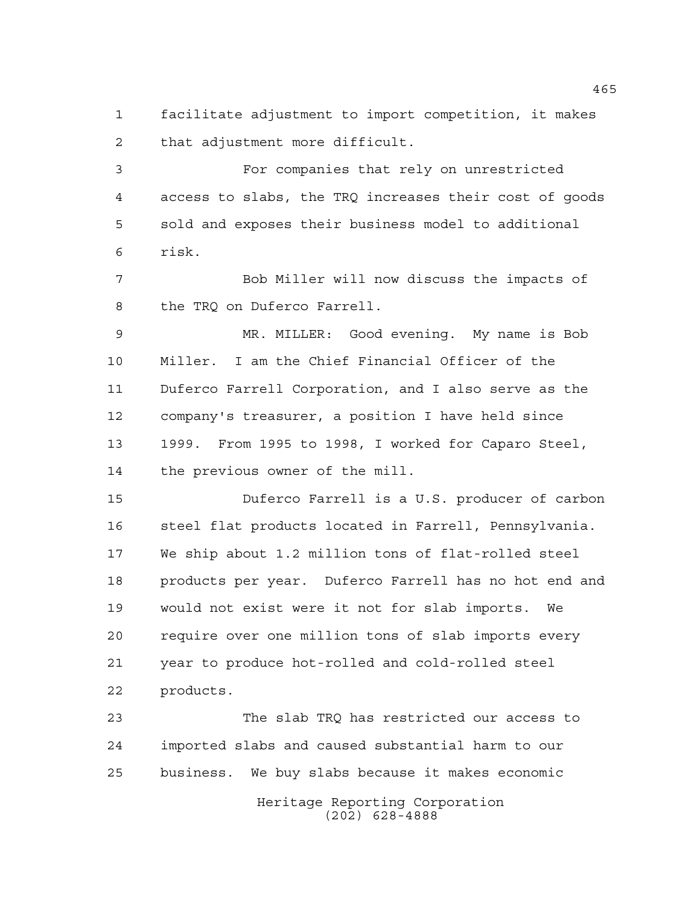facilitate adjustment to import competition, it makes that adjustment more difficult.

For companies that rely on unrestricted access to slabs, the TRQ increases their cost of goods sold and exposes their business model to additional risk.

Bob Miller will now discuss the impacts of the TRQ on Duferco Farrell.

MR. MILLER: Good evening. My name is Bob Miller. I am the Chief Financial Officer of the Duferco Farrell Corporation, and I also serve as the company's treasurer, a position I have held since 1999. From 1995 to 1998, I worked for Caparo Steel, the previous owner of the mill.

Duferco Farrell is a U.S. producer of carbon steel flat products located in Farrell, Pennsylvania. We ship about 1.2 million tons of flat-rolled steel products per year. Duferco Farrell has no hot end and would not exist were it not for slab imports. We require over one million tons of slab imports every year to produce hot-rolled and cold-rolled steel products.

The slab TRQ has restricted our access to imported slabs and caused substantial harm to our business. We buy slabs because it makes economic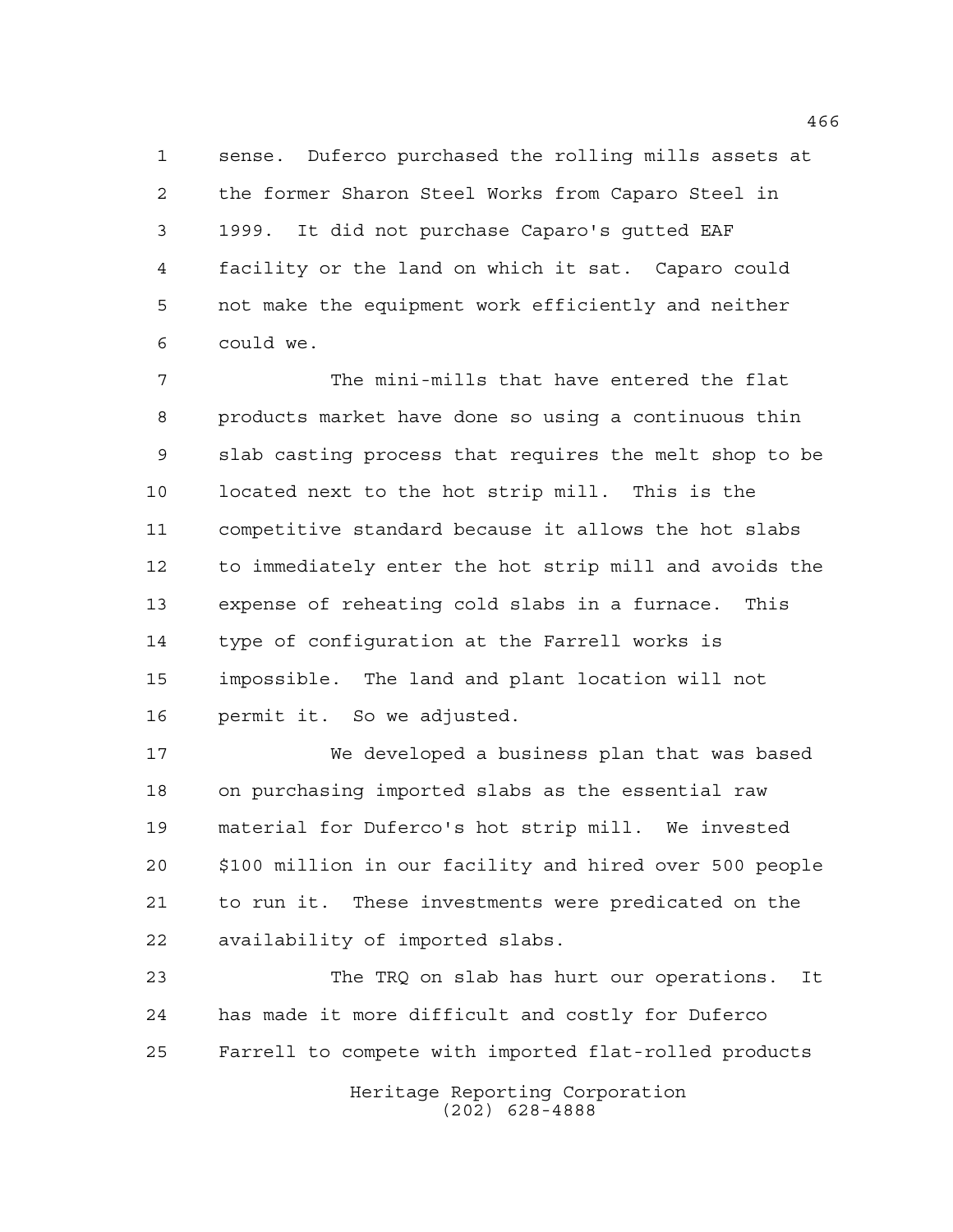sense. Duferco purchased the rolling mills assets at the former Sharon Steel Works from Caparo Steel in 1999. It did not purchase Caparo's gutted EAF facility or the land on which it sat. Caparo could not make the equipment work efficiently and neither could we.

The mini-mills that have entered the flat products market have done so using a continuous thin slab casting process that requires the melt shop to be located next to the hot strip mill. This is the competitive standard because it allows the hot slabs to immediately enter the hot strip mill and avoids the expense of reheating cold slabs in a furnace. This type of configuration at the Farrell works is impossible. The land and plant location will not permit it. So we adjusted.

We developed a business plan that was based on purchasing imported slabs as the essential raw material for Duferco's hot strip mill. We invested $100 million in our facility and hired over 500 people to run it. These investments were predicated on the availability of imported slabs.

The TRQ on slab has hurt our operations. It has made it more difficult and costly for Duferco Farrell to compete with imported flat-rolled products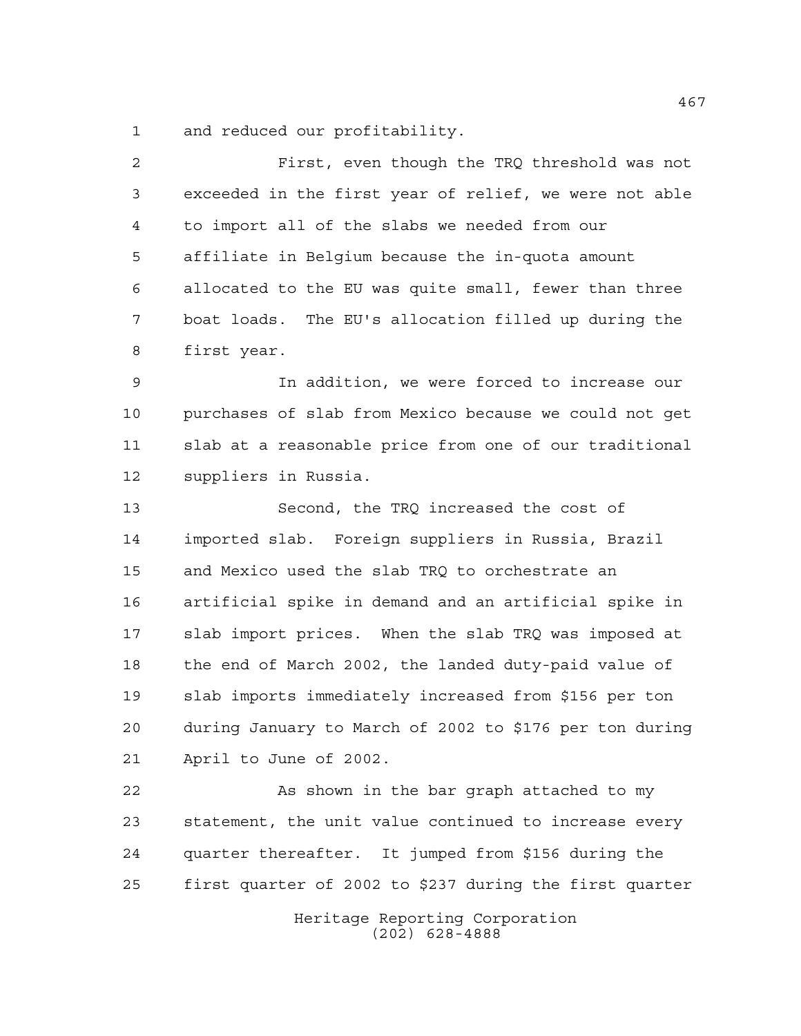and reduced our profitability.

First, even though the TRQ threshold was not exceeded in the first year of relief, we were not able to import all of the slabs we needed from our affiliate in Belgium because the in-quota amount allocated to the EU was quite small, fewer than three boat loads. The EU's allocation filled up during the first year.

In addition, we were forced to increase our purchases of slab from Mexico because we could not get slab at a reasonable price from one of our traditional suppliers in Russia.

Second, the TRQ increased the cost of imported slab. Foreign suppliers in Russia, Brazil and Mexico used the slab TRQ to orchestrate an artificial spike in demand and an artificial spike in slab import prices. When the slab TRQ was imposed at the end of March 2002, the landed duty-paid value of slab imports immediately increased from $156 per ton during January to March of 2002 to $176 per ton during April to June of 2002.

As shown in the bar graph attached to my statement, the unit value continued to increase every quarter thereafter. It jumped from $156 during the first quarter of 2002 to $237 during the first quarter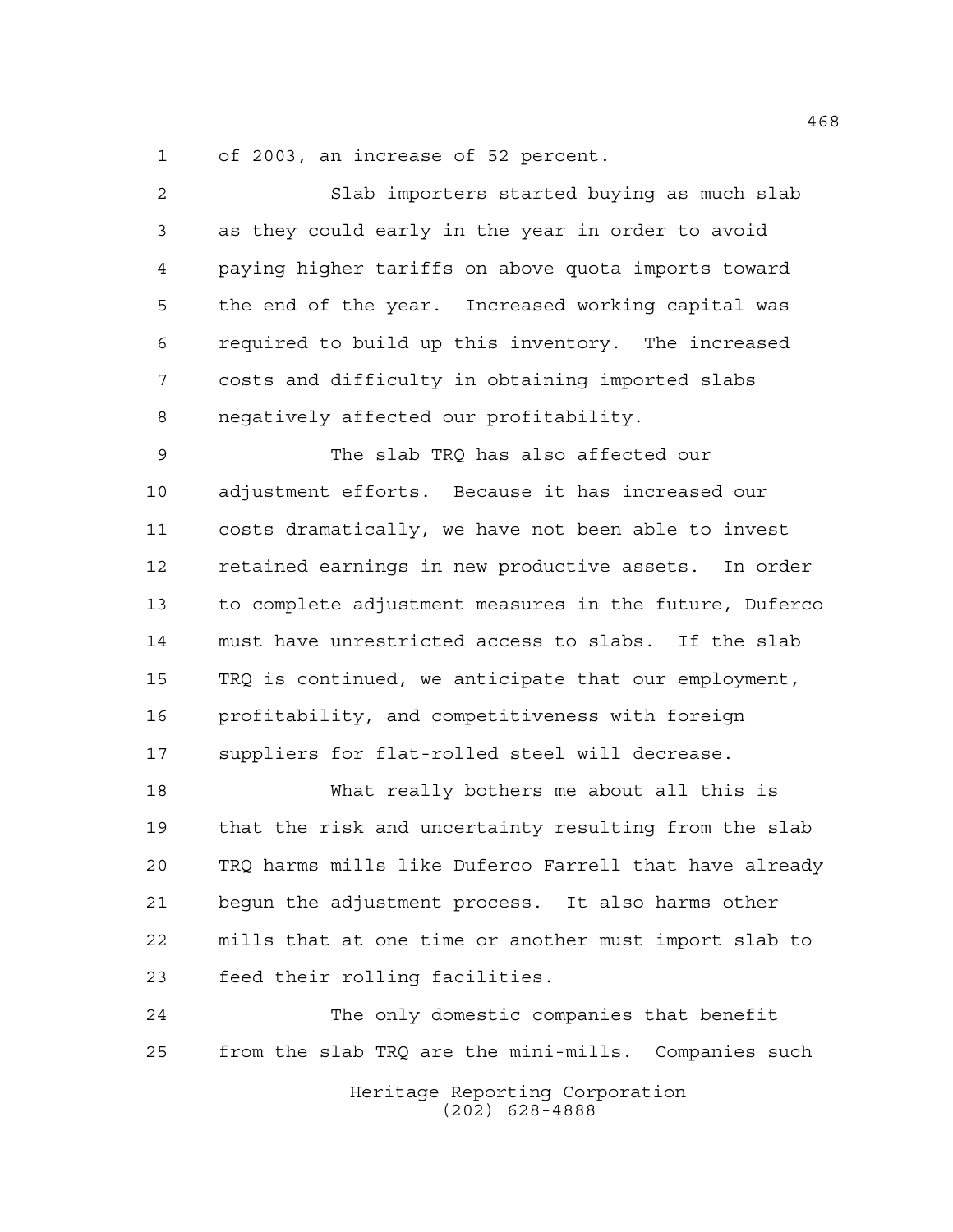of 2003, an increase of 52 percent.

Slab importers started buying as much slab as they could early in the year in order to avoid paying higher tariffs on above quota imports toward the end of the year. Increased working capital was required to build up this inventory. The increased costs and difficulty in obtaining imported slabs negatively affected our profitability.

The slab TRQ has also affected our adjustment efforts. Because it has increased our costs dramatically, we have not been able to invest retained earnings in new productive assets. In order to complete adjustment measures in the future, Duferco must have unrestricted access to slabs. If the slab TRQ is continued, we anticipate that our employment, profitability, and competitiveness with foreign suppliers for flat-rolled steel will decrease.

What really bothers me about all this is that the risk and uncertainty resulting from the slab TRQ harms mills like Duferco Farrell that have already begun the adjustment process. It also harms other mills that at one time or another must import slab to feed their rolling facilities.

The only domestic companies that benefit from the slab TRQ are the mini-mills. Companies such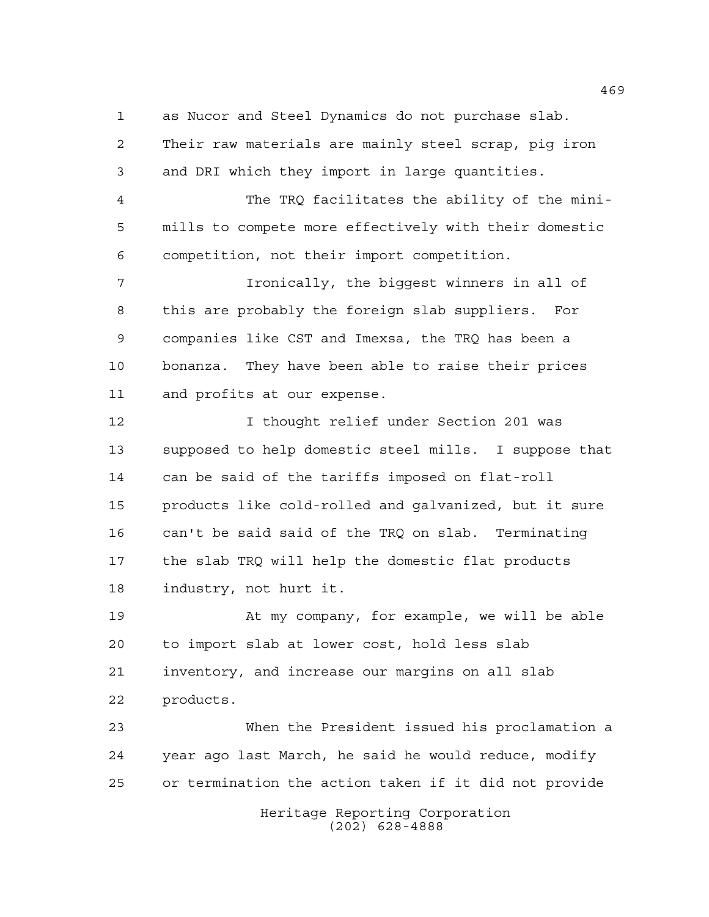as Nucor and Steel Dynamics do not purchase slab. Their raw materials are mainly steel scrap, pig iron and DRI which they import in large quantities.

The TRQ facilitates the ability of the mini-mills to compete more effectively with their domestic competition, not their import competition.

Ironically, the biggest winners in all of this are probably the foreign slab suppliers. For companies like CST and Imexsa, the TRQ has been a bonanza. They have been able to raise their prices and profits at our expense.

I thought relief under Section 201 was supposed to help domestic steel mills. I suppose that can be said of the tariffs imposed on flat-roll products like cold-rolled and galvanized, but it sure can't be said said of the TRQ on slab. Terminating the slab TRQ will help the domestic flat products industry, not hurt it.

At my company, for example, we will be able to import slab at lower cost, hold less slab inventory, and increase our margins on all slab products.

When the President issued his proclamation a year ago last March, he said he would reduce, modify or termination the action taken if it did not provide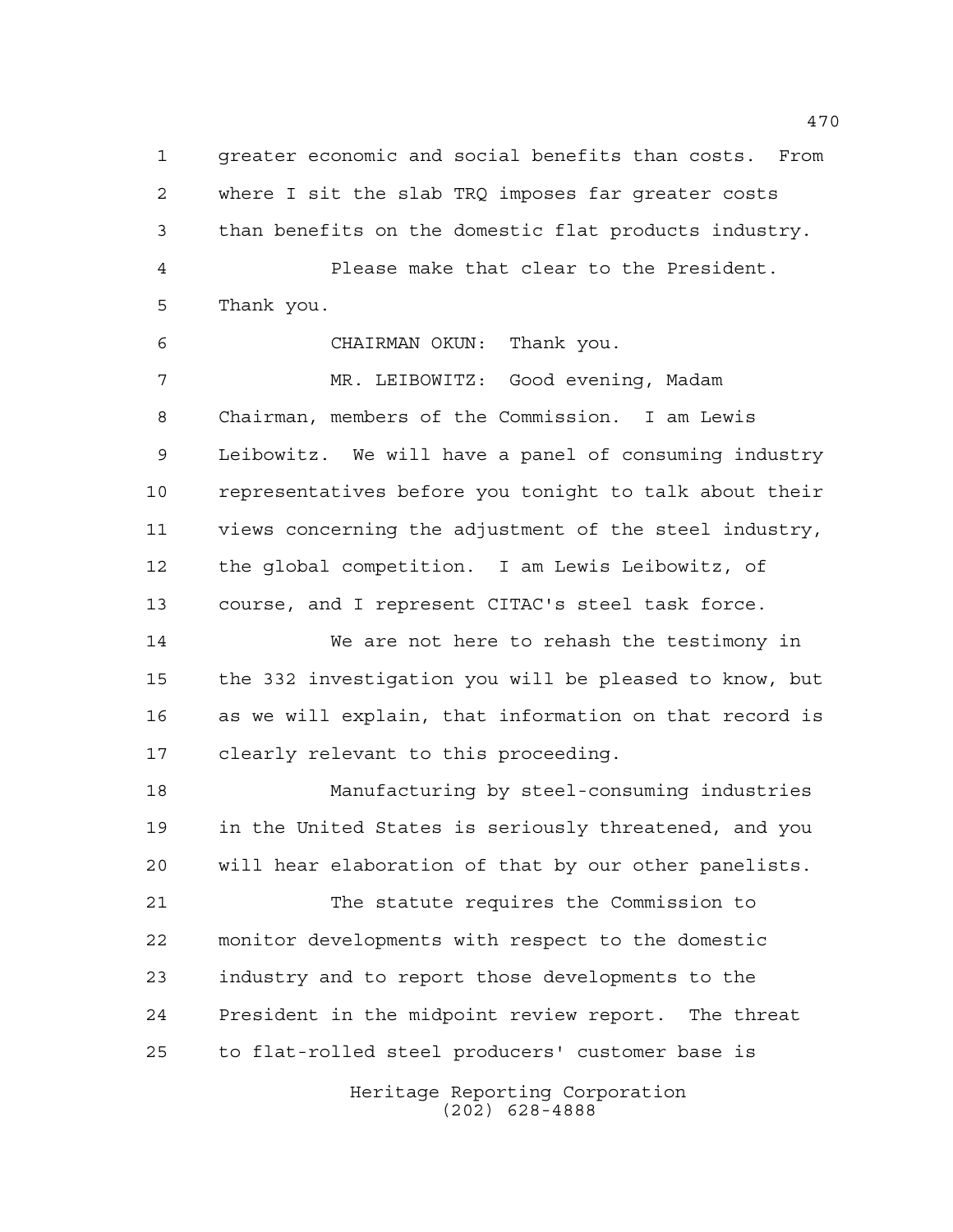greater economic and social benefits than costs. From where I sit the slab TRQ imposes far greater costs than benefits on the domestic flat products industry.

Please make that clear to the President. Thank you.

CHAIRMAN OKUN: Thank you.

MR. LEIBOWITZ: Good evening, Madam Chairman, members of the Commission. I am Lewis Leibowitz. We will have a panel of consuming industry representatives before you tonight to talk about their views concerning the adjustment of the steel industry, the global competition. I am Lewis Leibowitz, of course, and I represent CITAC's steel task force.

We are not here to rehash the testimony in the 332 investigation you will be pleased to know, but as we will explain, that information on that record is clearly relevant to this proceeding.

Manufacturing by steel-consuming industries in the United States is seriously threatened, and you will hear elaboration of that by our other panelists.

The statute requires the Commission to monitor developments with respect to the domestic industry and to report those developments to the President in the midpoint review report. The threat to flat-rolled steel producers' customer base is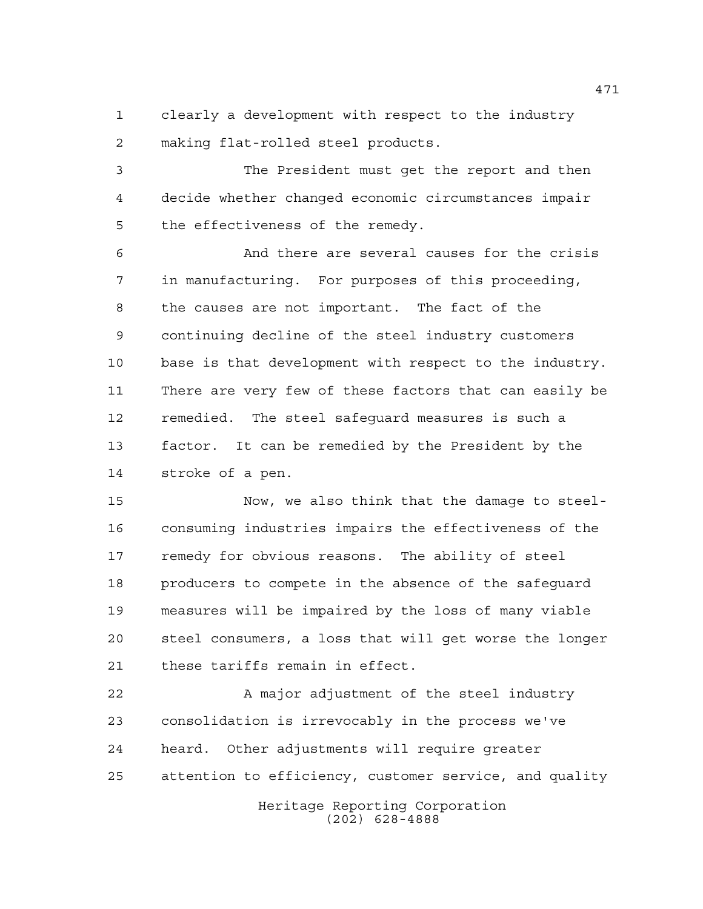clearly a development with respect to the industry making flat-rolled steel products.

The President must get the report and then decide whether changed economic circumstances impair the effectiveness of the remedy.

And there are several causes for the crisis in manufacturing. For purposes of this proceeding, the causes are not important. The fact of the continuing decline of the steel industry customers base is that development with respect to the industry. There are very few of these factors that can easily be remedied. The steel safeguard measures is such a factor. It can be remedied by the President by the stroke of a pen.

Now, we also think that the damage to steel-consuming industries impairs the effectiveness of the remedy for obvious reasons. The ability of steel producers to compete in the absence of the safeguard measures will be impaired by the loss of many viable steel consumers, a loss that will get worse the longer these tariffs remain in effect.

A major adjustment of the steel industry consolidation is irrevocably in the process we've heard. Other adjustments will require greater attention to efficiency, customer service, and quality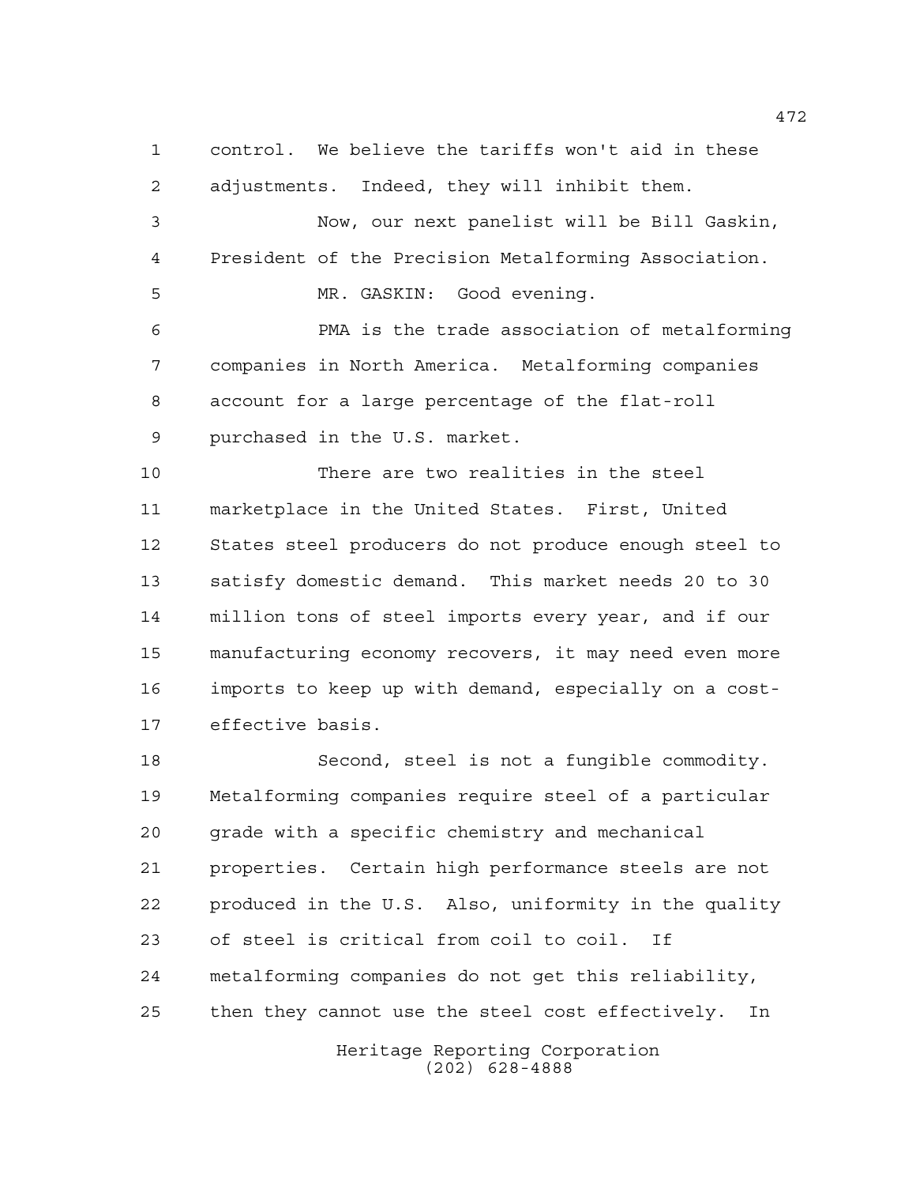control. We believe the tariffs won't aid in these adjustments. Indeed, they will inhibit them.

Now, our next panelist will be Bill Gaskin, President of the Precision Metalforming Association.

MR. GASKIN: Good evening.

PMA is the trade association of metalforming companies in North America. Metalforming companies account for a large percentage of the flat-roll purchased in the U.S. market.

There are two realities in the steel marketplace in the United States. First, United States steel producers do not produce enough steel to satisfy domestic demand. This market needs 20 to 30 million tons of steel imports every year, and if our manufacturing economy recovers, it may need even more imports to keep up with demand, especially on a cost-effective basis.

Second, steel is not a fungible commodity. Metalforming companies require steel of a particular grade with a specific chemistry and mechanical properties. Certain high performance steels are not produced in the U.S. Also, uniformity in the quality of steel is critical from coil to coil. If metalforming companies do not get this reliability, then they cannot use the steel cost effectively. In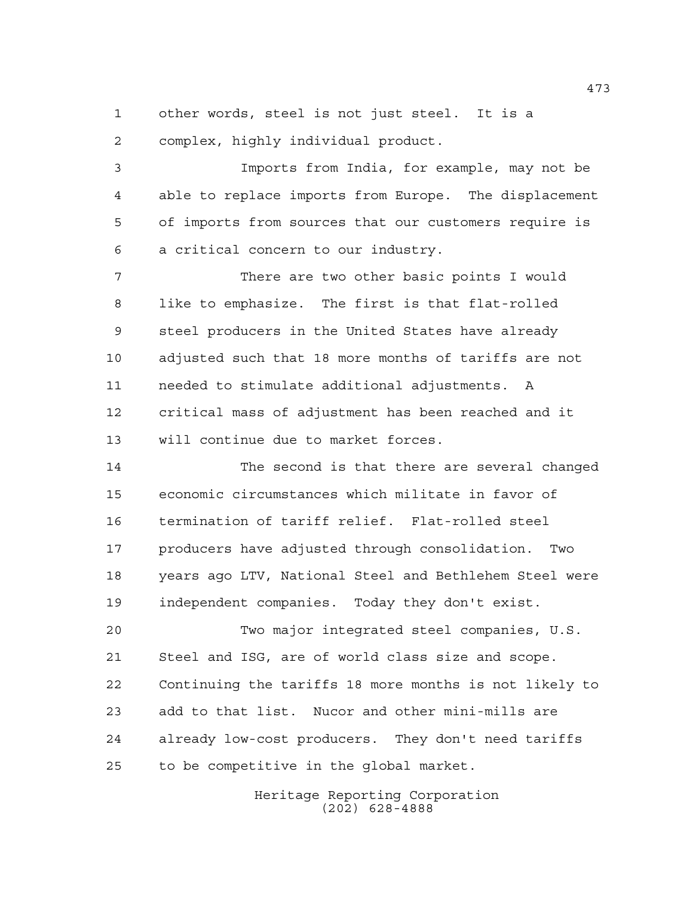other words, steel is not just steel. It is a complex, highly individual product.

Imports from India, for example, may not be able to replace imports from Europe. The displacement of imports from sources that our customers require is a critical concern to our industry.

There are two other basic points I would like to emphasize. The first is that flat-rolled steel producers in the United States have already adjusted such that 18 more months of tariffs are not needed to stimulate additional adjustments. A critical mass of adjustment has been reached and it will continue due to market forces.

The second is that there are several changed economic circumstances which militate in favor of termination of tariff relief. Flat-rolled steel producers have adjusted through consolidation. Two years ago LTV, National Steel and Bethlehem Steel were independent companies. Today they don't exist.

Two major integrated steel companies, U.S. Steel and ISG, are of world class size and scope. Continuing the tariffs 18 more months is not likely to add to that list. Nucor and other mini-mills are already low-cost producers. They don't need tariffs to be competitive in the global market.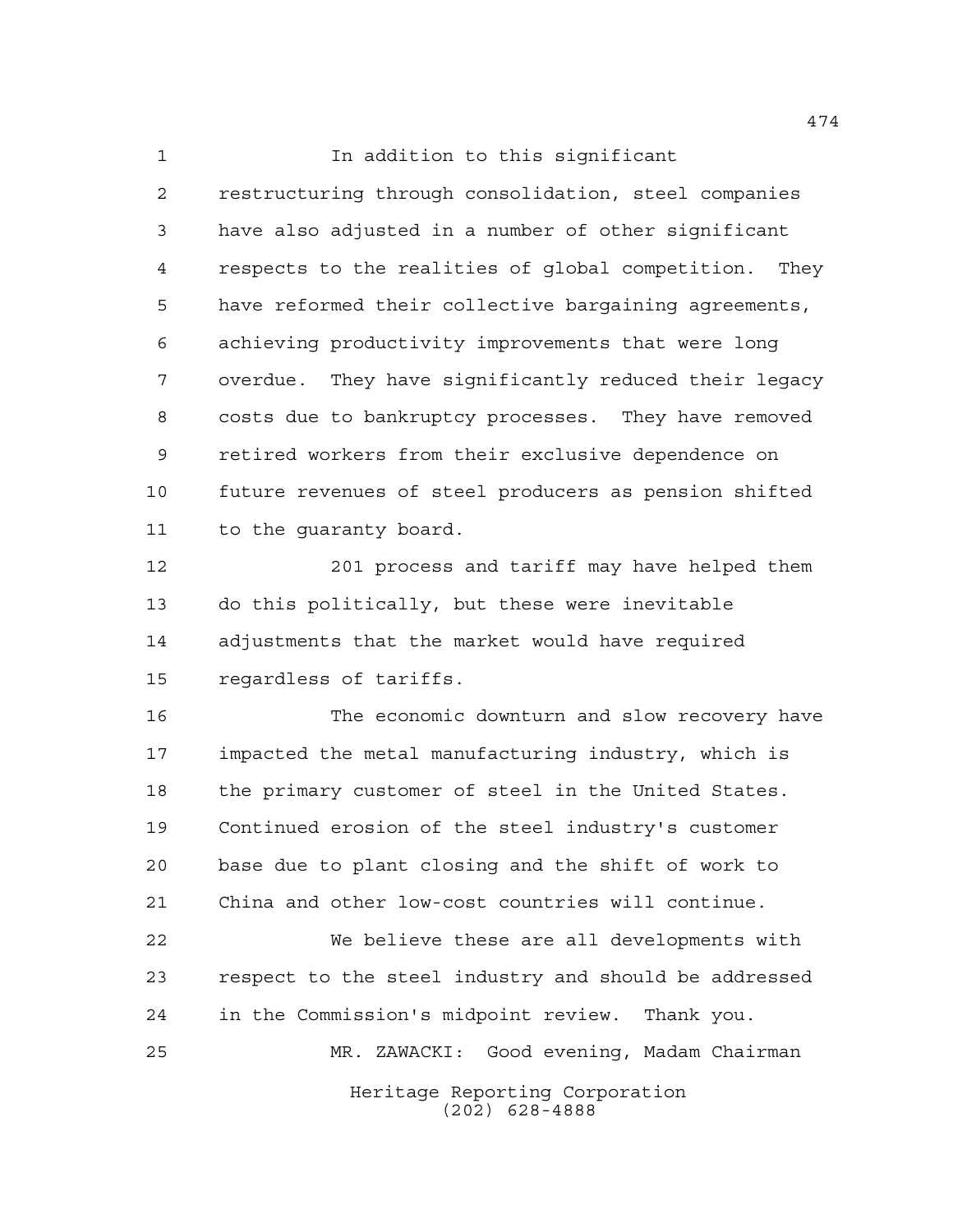In addition to this significant restructuring through consolidation, steel companies have also adjusted in a number of other significant respects to the realities of global competition. They have reformed their collective bargaining agreements, achieving productivity improvements that were long overdue. They have significantly reduced their legacy costs due to bankruptcy processes. They have removed retired workers from their exclusive dependence on future revenues of steel producers as pension shifted to the guaranty board.

201 process and tariff may have helped them do this politically, but these were inevitable adjustments that the market would have required regardless of tariffs.

The economic downturn and slow recovery have impacted the metal manufacturing industry, which is the primary customer of steel in the United States. Continued erosion of the steel industry's customer base due to plant closing and the shift of work to China and other low-cost countries will continue.

We believe these are all developments with respect to the steel industry and should be addressed in the Commission's midpoint review. Thank you.

MR. ZAWACKI: Good evening, Madam Chairman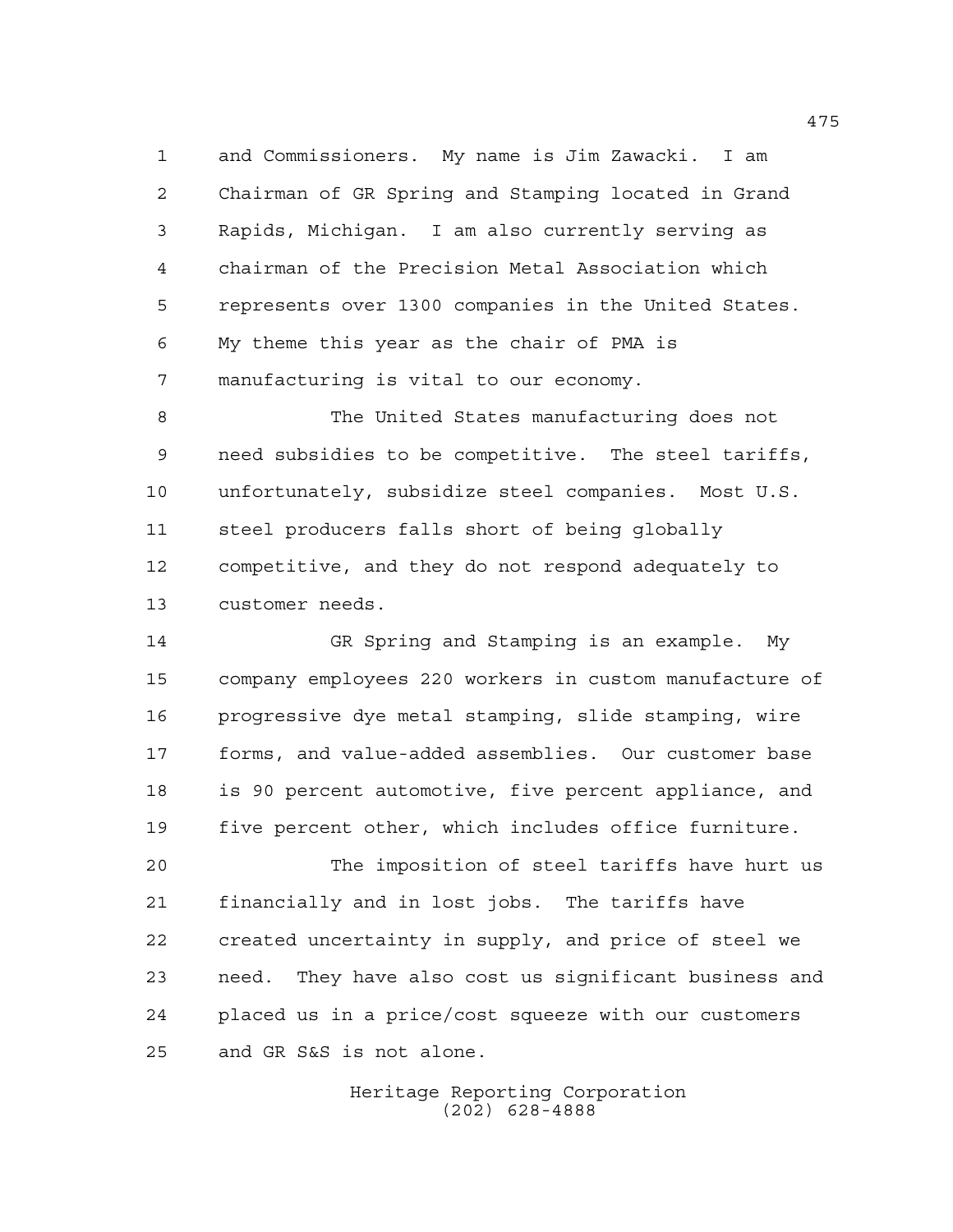and Commissioners. My name is Jim Zawacki. I am Chairman of GR Spring and Stamping located in Grand Rapids, Michigan. I am also currently serving as chairman of the Precision Metal Association which represents over 1300 companies in the United States. My theme this year as the chair of PMA is manufacturing is vital to our economy.

The United States manufacturing does not need subsidies to be competitive. The steel tariffs, unfortunately, subsidize steel companies. Most U.S. steel producers falls short of being globally competitive, and they do not respond adequately to customer needs.

GR Spring and Stamping is an example. My company employees 220 workers in custom manufacture of progressive dye metal stamping, slide stamping, wire forms, and value-added assemblies. Our customer base is 90 percent automotive, five percent appliance, and five percent other, which includes office furniture.

The imposition of steel tariffs have hurt us financially and in lost jobs. The tariffs have created uncertainty in supply, and price of steel we need. They have also cost us significant business and placed us in a price/cost squeeze with our customers and GR S&S is not alone.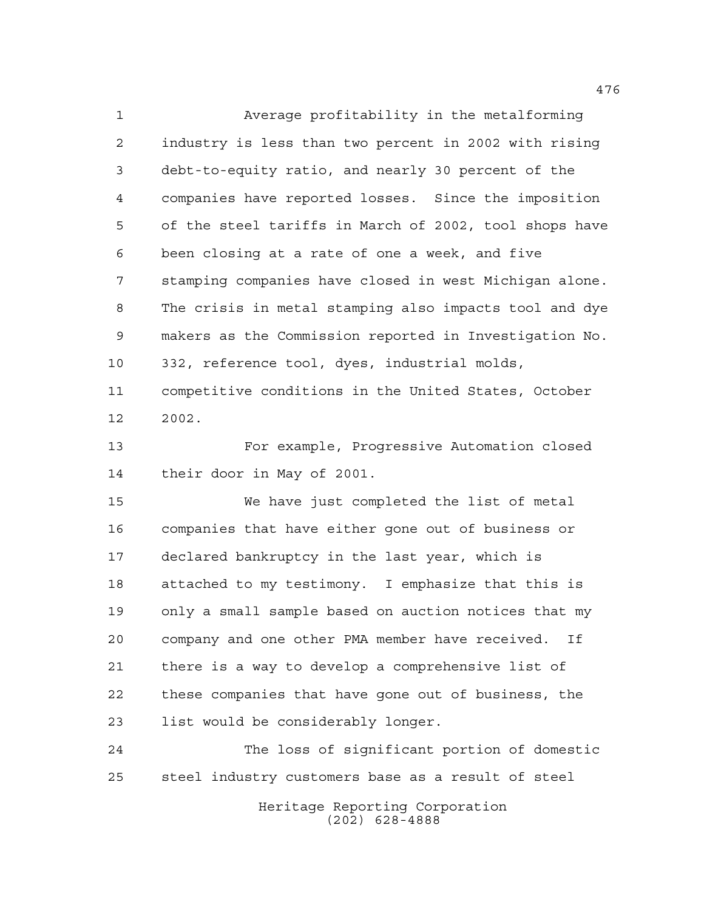Average profitability in the metalforming industry is less than two percent in 2002 with rising debt-to-equity ratio, and nearly 30 percent of the companies have reported losses. Since the imposition of the steel tariffs in March of 2002, tool shops have been closing at a rate of one a week, and five stamping companies have closed in west Michigan alone. The crisis in metal stamping also impacts tool and dye makers as the Commission reported in Investigation No. 332, reference tool, dyes, industrial molds, competitive conditions in the United States, October 2002.

For example, Progressive Automation closed their door in May of 2001.

We have just completed the list of metal companies that have either gone out of business or declared bankruptcy in the last year, which is attached to my testimony. I emphasize that this is only a small sample based on auction notices that my company and one other PMA member have received. If there is a way to develop a comprehensive list of these companies that have gone out of business, the list would be considerably longer.

The loss of significant portion of domestic steel industry customers base as a result of steel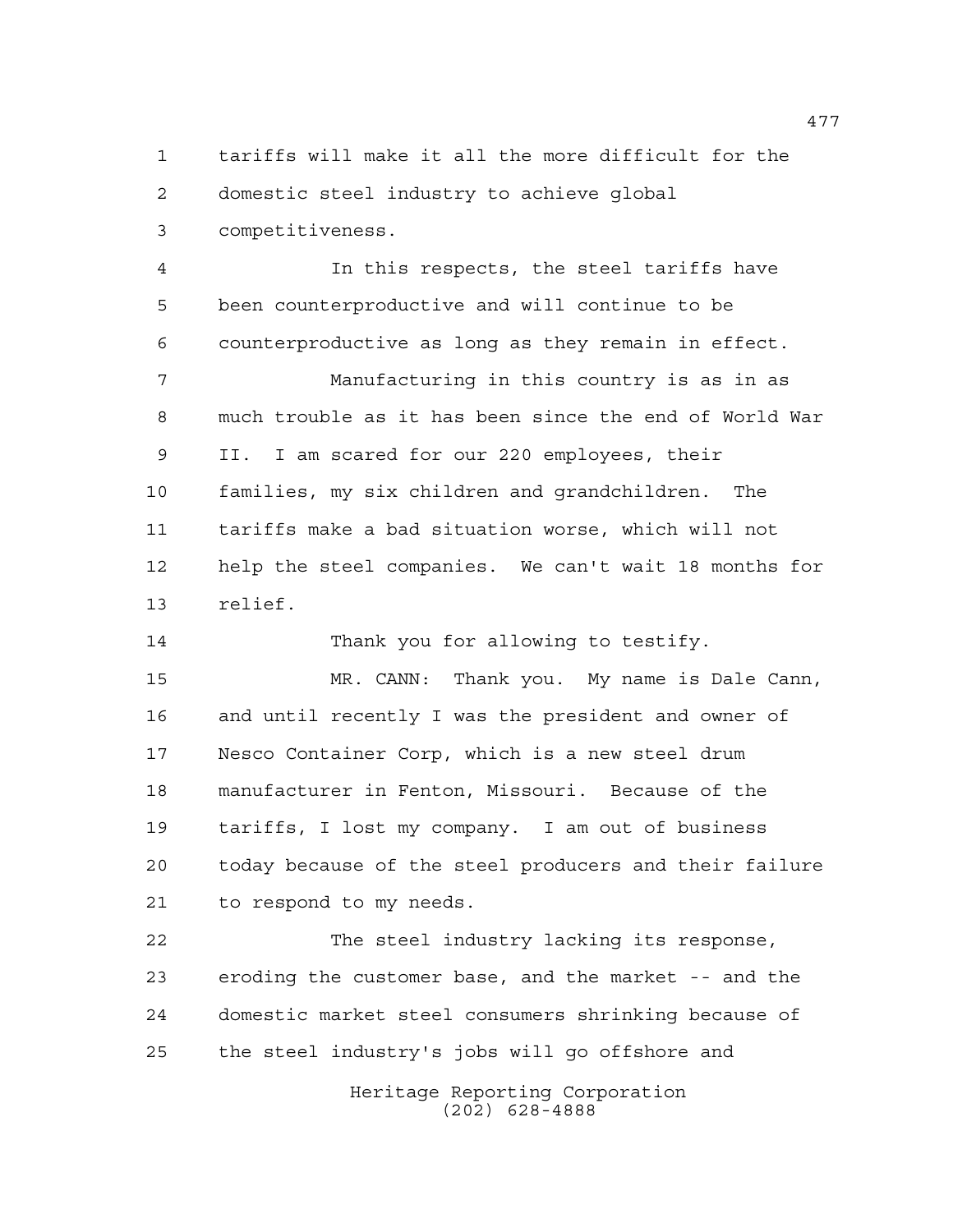tariffs will make it all the more difficult for the domestic steel industry to achieve global competitiveness.

In this respects, the steel tariffs have been counterproductive and will continue to be counterproductive as long as they remain in effect.

Manufacturing in this country is as in as much trouble as it has been since the end of World War II. I am scared for our 220 employees, their families, my six children and grandchildren. The tariffs make a bad situation worse, which will not help the steel companies. We can't wait 18 months for relief.

Thank you for allowing to testify.

MR. CANN: Thank you. My name is Dale Cann, and until recently I was the president and owner of Nesco Container Corp, which is a new steel drum manufacturer in Fenton, Missouri. Because of the tariffs, I lost my company. I am out of business today because of the steel producers and their failure to respond to my needs.

The steel industry lacking its response, eroding the customer base, and the market -- and the domestic market steel consumers shrinking because of the steel industry's jobs will go offshore and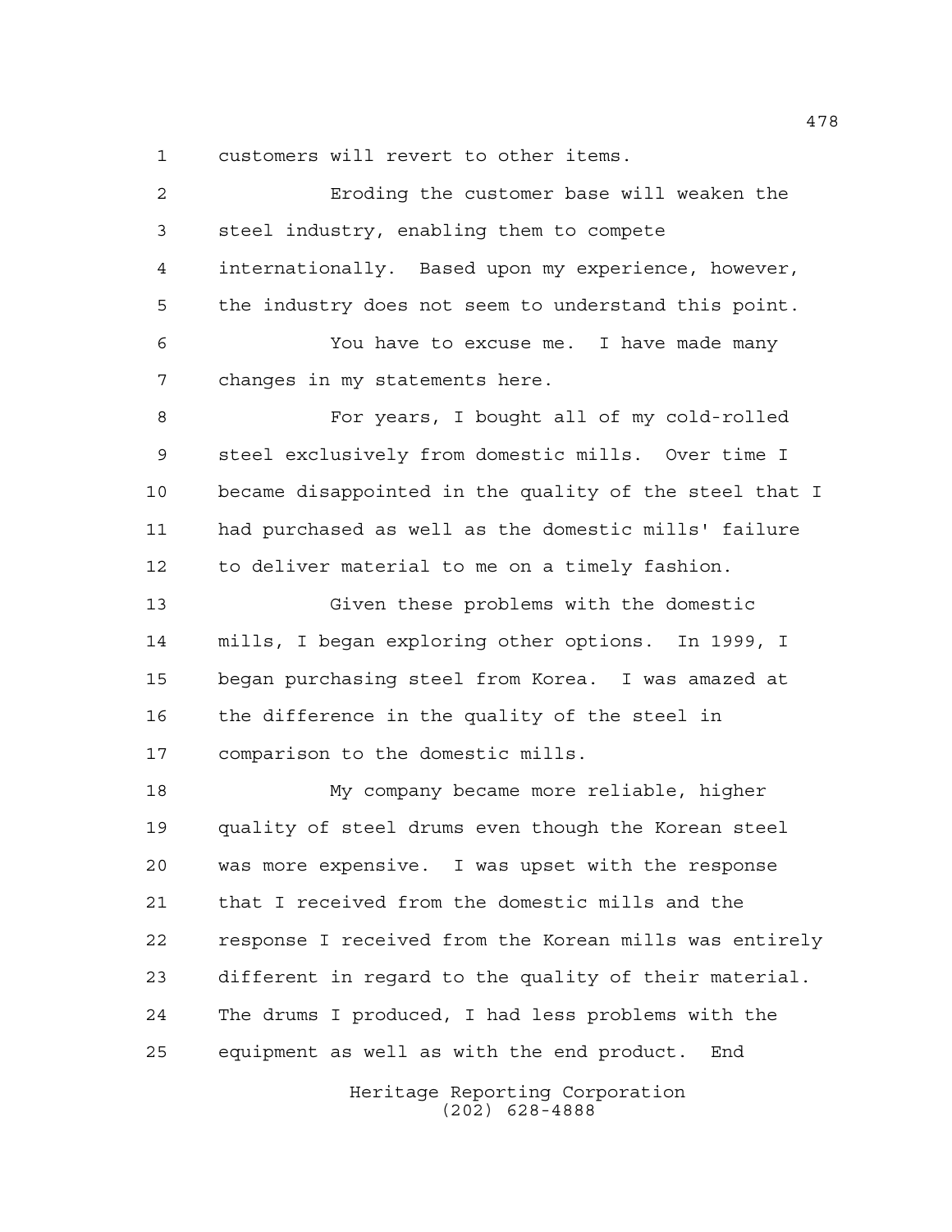customers will revert to other items.

Eroding the customer base will weaken the steel industry, enabling them to compete internationally. Based upon my experience, however, the industry does not seem to understand this point.

You have to excuse me. I have made many changes in my statements here.

For years, I bought all of my cold-rolled steel exclusively from domestic mills. Over time I became disappointed in the quality of the steel that I had purchased as well as the domestic mills' failure to deliver material to me on a timely fashion.

Given these problems with the domestic mills, I began exploring other options. In 1999, I began purchasing steel from Korea. I was amazed at the difference in the quality of the steel in comparison to the domestic mills.

My company became more reliable, higher quality of steel drums even though the Korean steel was more expensive. I was upset with the response that I received from the domestic mills and the response I received from the Korean mills was entirely different in regard to the quality of their material. The drums I produced, I had less problems with the equipment as well as with the end product. End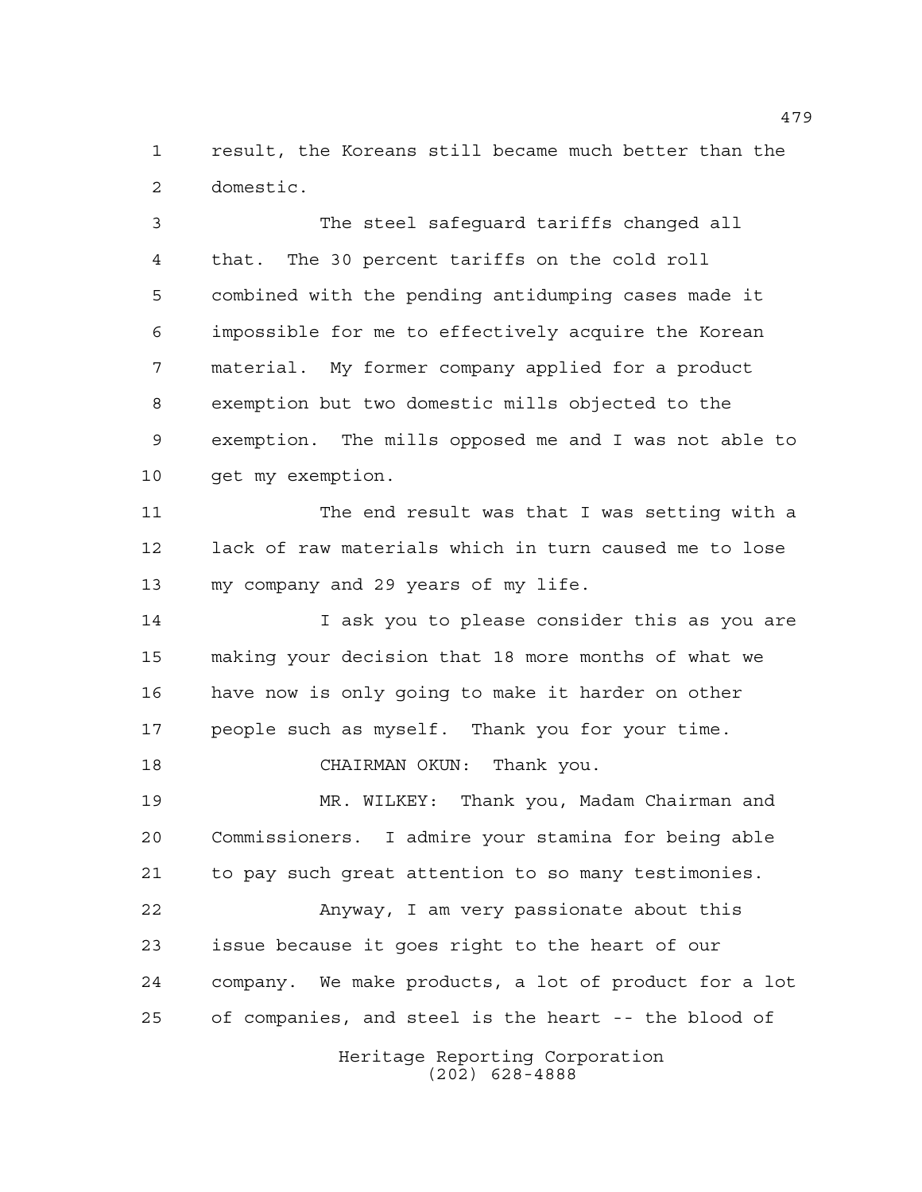result, the Koreans still became much better than the domestic.

The steel safeguard tariffs changed all that. The 30 percent tariffs on the cold roll combined with the pending antidumping cases made it impossible for me to effectively acquire the Korean material. My former company applied for a product exemption but two domestic mills objected to the exemption. The mills opposed me and I was not able to get my exemption.

The end result was that I was setting with a lack of raw materials which in turn caused me to lose my company and 29 years of my life.

I ask you to please consider this as you are making your decision that 18 more months of what we have now is only going to make it harder on other people such as myself. Thank you for your time.

CHAIRMAN OKUN: Thank you.

MR. WILKEY: Thank you, Madam Chairman and Commissioners. I admire your stamina for being able to pay such great attention to so many testimonies.

Anyway, I am very passionate about this issue because it goes right to the heart of our company. We make products, a lot of product for a lot of companies, and steel is the heart -- the blood of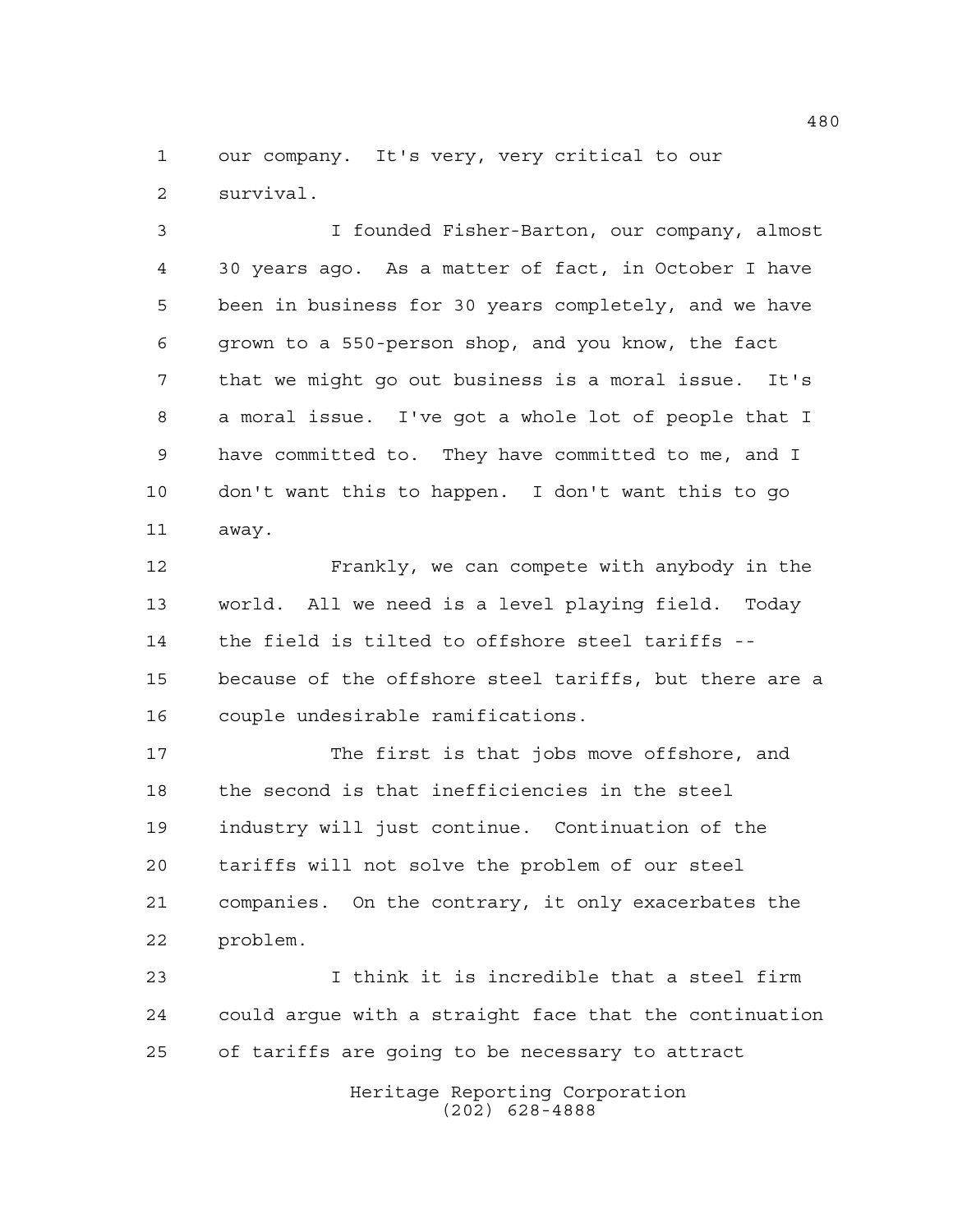our company. It's very, very critical to our survival.

I founded Fisher-Barton, our company, almost 30 years ago. As a matter of fact, in October I have been in business for 30 years completely, and we have grown to a 550-person shop, and you know, the fact that we might go out business is a moral issue. It's a moral issue. I've got a whole lot of people that I have committed to. They have committed to me, and I don't want this to happen. I don't want this to go away.

Frankly, we can compete with anybody in the world. All we need is a level playing field. Today the field is tilted to offshore steel tariffs -- because of the offshore steel tariffs, but there are a couple undesirable ramifications.

The first is that jobs move offshore, and the second is that inefficiencies in the steel industry will just continue. Continuation of the tariffs will not solve the problem of our steel companies. On the contrary, it only exacerbates the problem.

I think it is incredible that a steel firm could argue with a straight face that the continuation of tariffs are going to be necessary to attract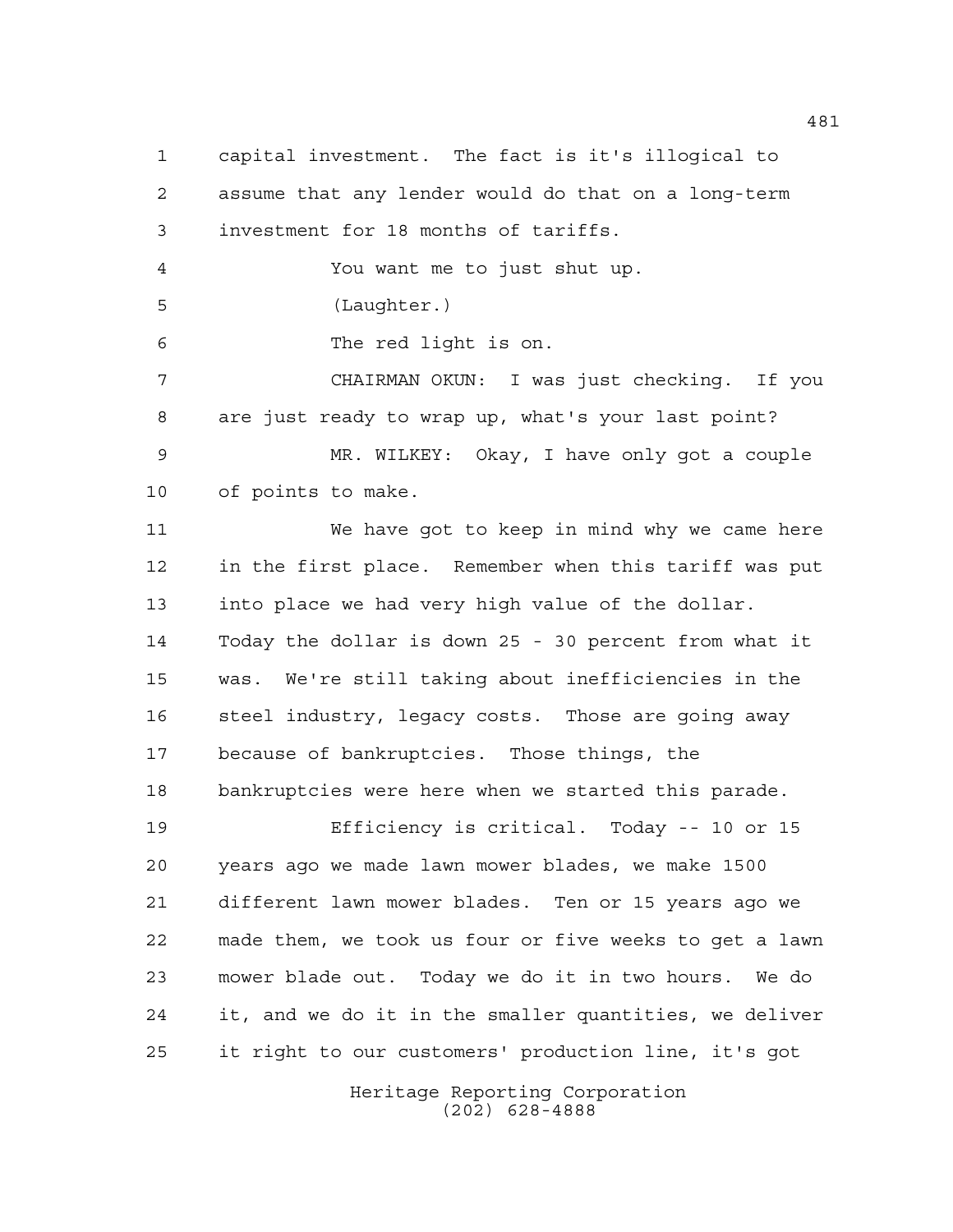capital investment. The fact is it's illogical to assume that any lender would do that on a long-term investment for 18 months of tariffs.

You want me to just shut up.

(Laughter.)

The red light is on.

CHAIRMAN OKUN: I was just checking. If you are just ready to wrap up, what's your last point?

MR. WILKEY: Okay, I have only got a couple of points to make.

We have got to keep in mind why we came here in the first place. Remember when this tariff was put into place we had very high value of the dollar. Today the dollar is down 25 - 30 percent from what it was. We're still taking about inefficiencies in the steel industry, legacy costs. Those are going away because of bankruptcies. Those things, the bankruptcies were here when we started this parade.

Efficiency is critical. Today -- 10 or 15 years ago we made lawn mower blades, we make 1500 different lawn mower blades. Ten or 15 years ago we made them, we took us four or five weeks to get a lawn mower blade out. Today we do it in two hours. We do it, and we do it in the smaller quantities, we deliver it right to our customers' production line, it's got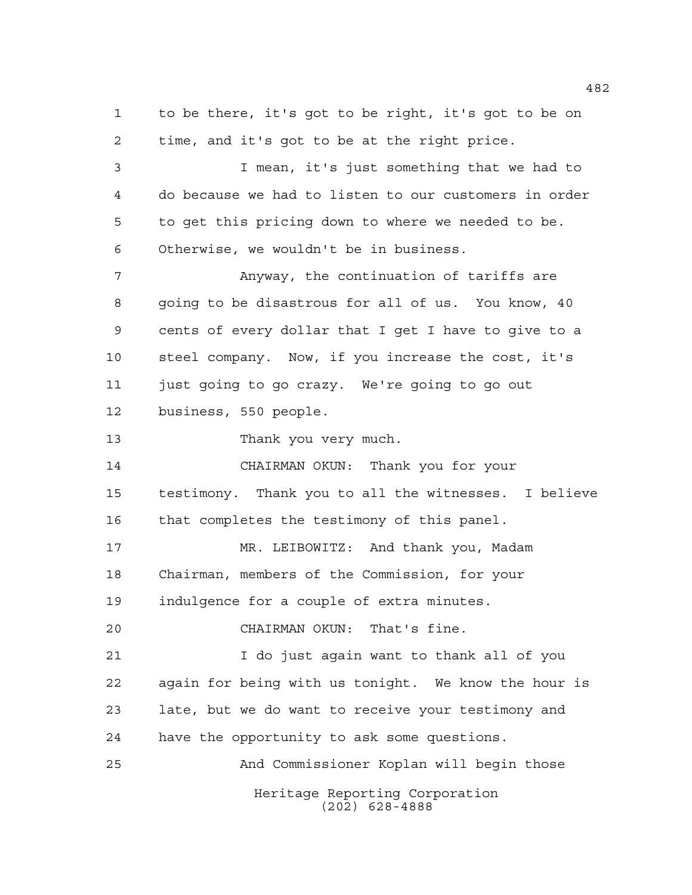to be there, it's got to be right, it's got to be on time, and it's got to be at the right price.

I mean, it's just something that we had to do because we had to listen to our customers in order to get this pricing down to where we needed to be. Otherwise, we wouldn't be in business.

Anyway, the continuation of tariffs are going to be disastrous for all of us. You know, 40 cents of every dollar that I get I have to give to a steel company. Now, if you increase the cost, it's just going to go crazy. We're going to go out business, 550 people.

Thank you very much.

CHAIRMAN OKUN: Thank you for your testimony. Thank you to all the witnesses. I believe that completes the testimony of this panel.

MR. LEIBOWITZ: And thank you, Madam Chairman, members of the Commission, for your indulgence for a couple of extra minutes.

CHAIRMAN OKUN: That's fine.

I do just again want to thank all of you again for being with us tonight. We know the hour is late, but we do want to receive your testimony and have the opportunity to ask some questions.

And Commissioner Koplan will begin those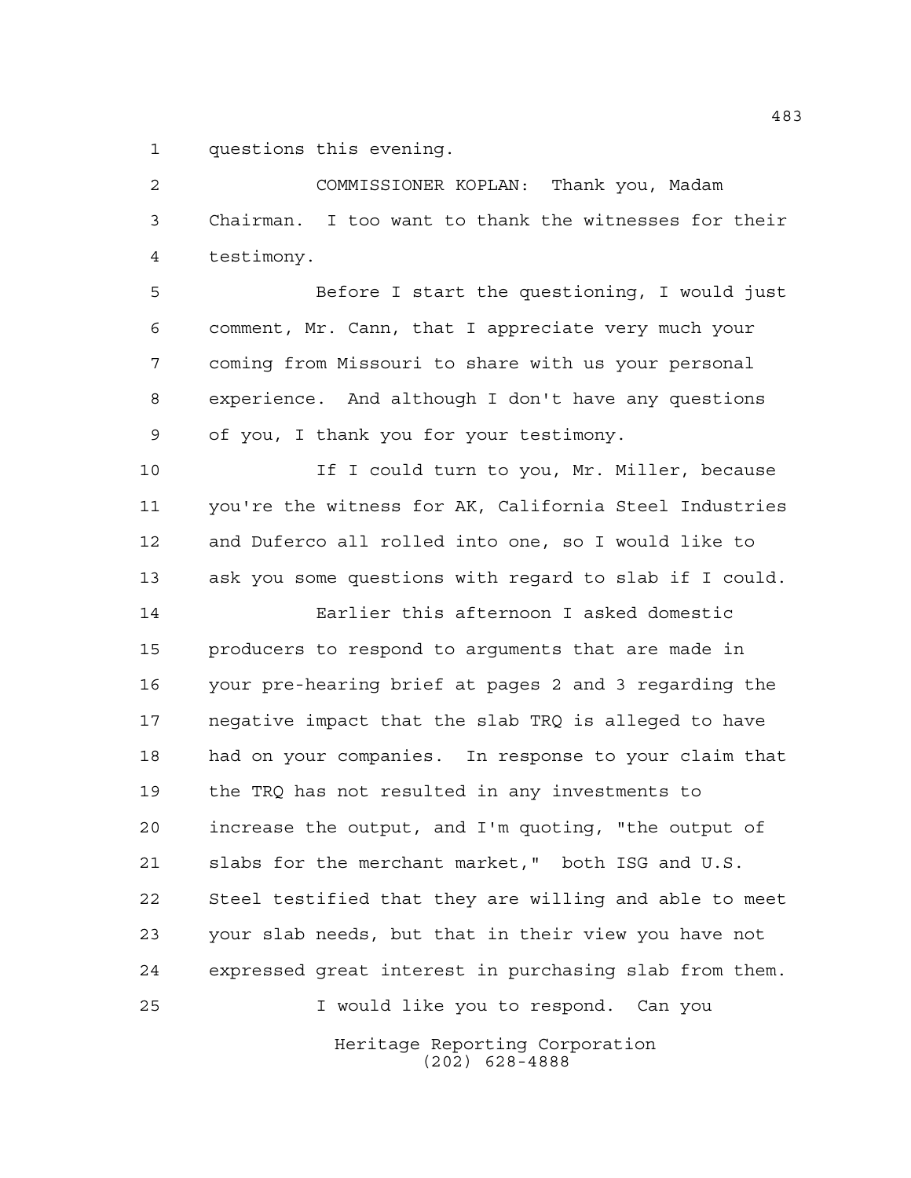questions this evening.

COMMISSIONER KOPLAN: Thank you, Madam Chairman. I too want to thank the witnesses for their testimony.

Before I start the questioning, I would just comment, Mr. Cann, that I appreciate very much your coming from Missouri to share with us your personal experience. And although I don't have any questions of you, I thank you for your testimony.

If I could turn to you, Mr. Miller, because you're the witness for AK, California Steel Industries and Duferco all rolled into one, so I would like to ask you some questions with regard to slab if I could.

Earlier this afternoon I asked domestic producers to respond to arguments that are made in your pre-hearing brief at pages 2 and 3 regarding the negative impact that the slab TRQ is alleged to have had on your companies. In response to your claim that the TRQ has not resulted in any investments to increase the output, and I'm quoting, "the output of slabs for the merchant market," both ISG and U.S. Steel testified that they are willing and able to meet your slab needs, but that in their view you have not expressed great interest in purchasing slab from them.

I would like you to respond. Can you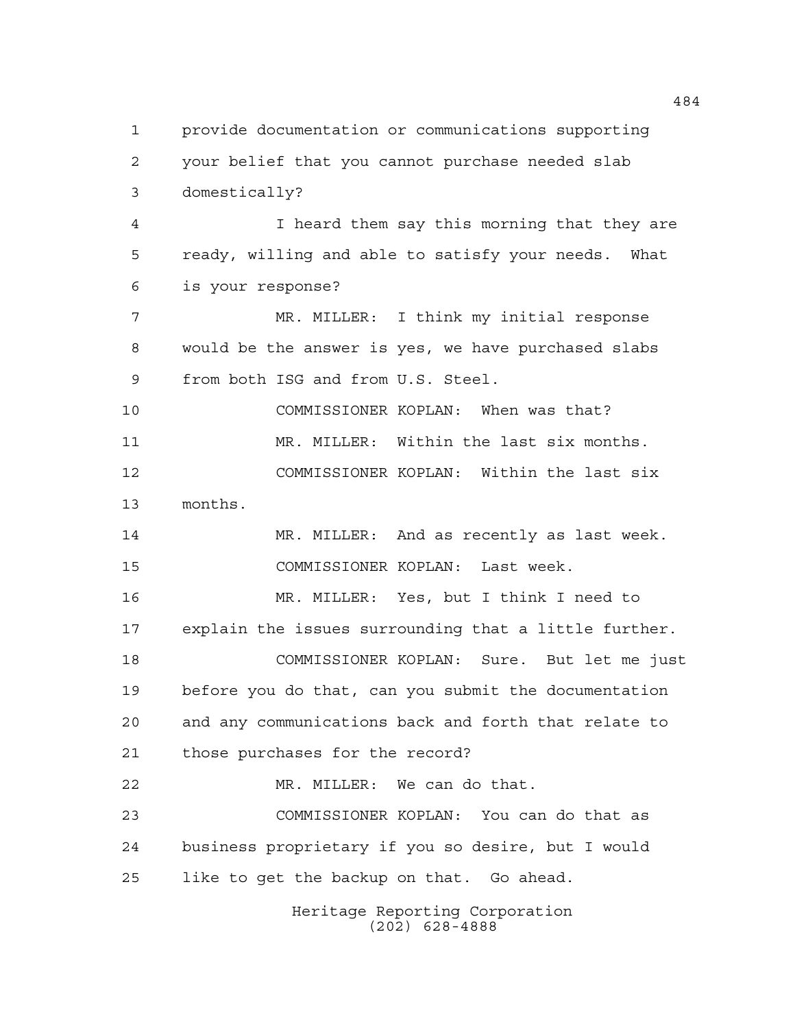provide documentation or communications supporting your belief that you cannot purchase needed slab domestically?

I heard them say this morning that they are ready, willing and able to satisfy your needs. What is your response?

MR. MILLER: I think my initial response would be the answer is yes, we have purchased slabs from both ISG and from U.S. Steel.

COMMISSIONER KOPLAN: When was that?

MR. MILLER: Within the last six months.

COMMISSIONER KOPLAN: Within the last six months.

MR. MILLER: And as recently as last week.

COMMISSIONER KOPLAN: Last week.

MR. MILLER: Yes, but I think I need to explain the issues surrounding that a little further.

COMMISSIONER KOPLAN: Sure. But let me just before you do that, can you submit the documentation and any communications back and forth that relate to those purchases for the record?

MR. MILLER: We can do that.

COMMISSIONER KOPLAN: You can do that as business proprietary if you so desire, but I would like to get the backup on that. Go ahead.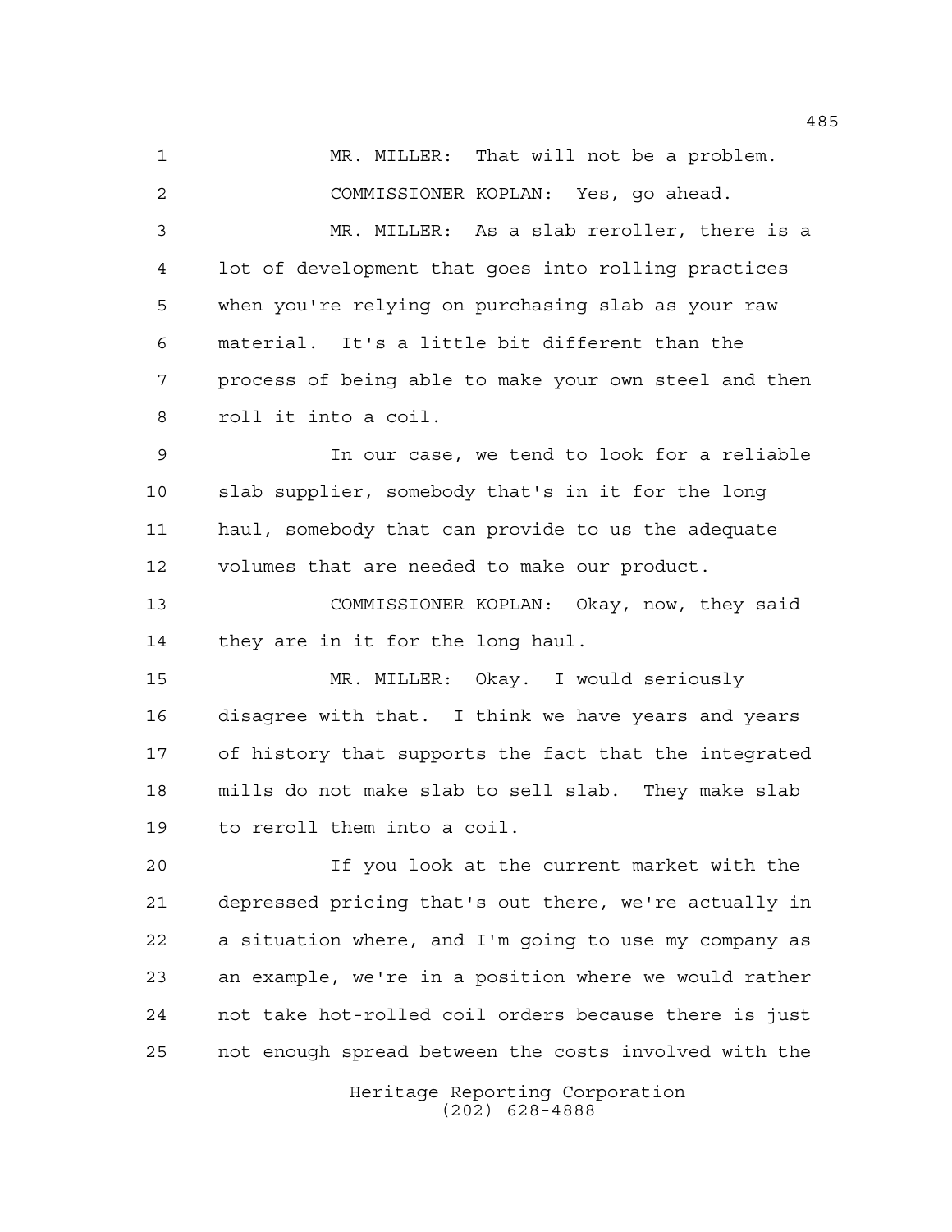MR. MILLER: That will not be a problem.

COMMISSIONER KOPLAN: Yes, go ahead.

MR. MILLER: As a slab reroller, there is a lot of development that goes into rolling practices when you're relying on purchasing slab as your raw material. It's a little bit different than the process of being able to make your own steel and then roll it into a coil.

In our case, we tend to look for a reliable slab supplier, somebody that's in it for the long haul, somebody that can provide to us the adequate volumes that are needed to make our product.

COMMISSIONER KOPLAN: Okay, now, they said they are in it for the long haul.

MR. MILLER: Okay. I would seriously disagree with that. I think we have years and years of history that supports the fact that the integrated mills do not make slab to sell slab. They make slab to reroll them into a coil.

If you look at the current market with the depressed pricing that's out there, we're actually in a situation where, and I'm going to use my company as an example, we're in a position where we would rather not take hot-rolled coil orders because there is just not enough spread between the costs involved with the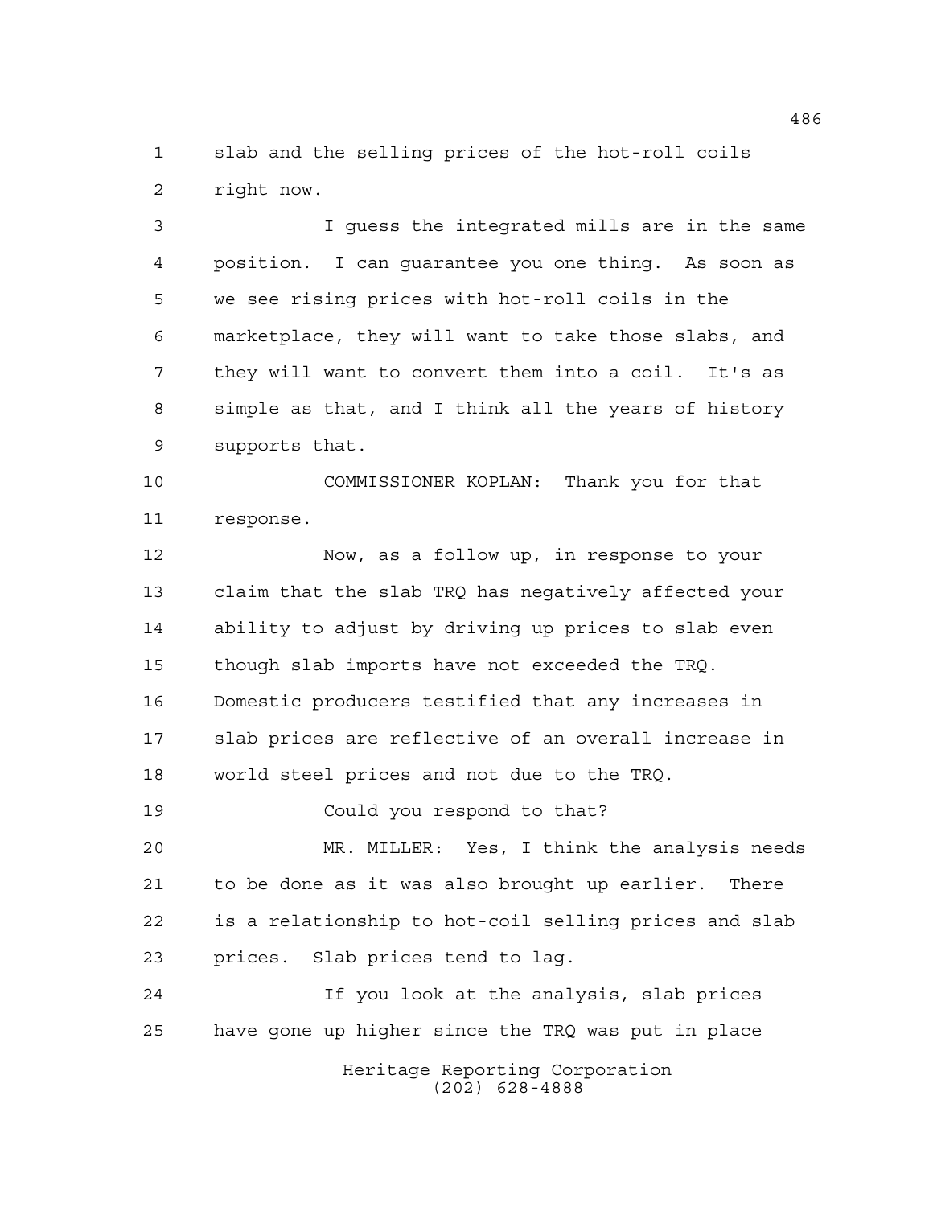slab and the selling prices of the hot-roll coils right now.

I guess the integrated mills are in the same position. I can guarantee you one thing. As soon as we see rising prices with hot-roll coils in the marketplace, they will want to take those slabs, and they will want to convert them into a coil. It's as simple as that, and I think all the years of history supports that.

COMMISSIONER KOPLAN: Thank you for that response.

Now, as a follow up, in response to your claim that the slab TRQ has negatively affected your ability to adjust by driving up prices to slab even though slab imports have not exceeded the TRQ. Domestic producers testified that any increases in slab prices are reflective of an overall increase in world steel prices and not due to the TRQ.

Could you respond to that?

MR. MILLER: Yes, I think the analysis needs to be done as it was also brought up earlier. There is a relationship to hot-coil selling prices and slab prices. Slab prices tend to lag.

If you look at the analysis, slab prices have gone up higher since the TRQ was put in place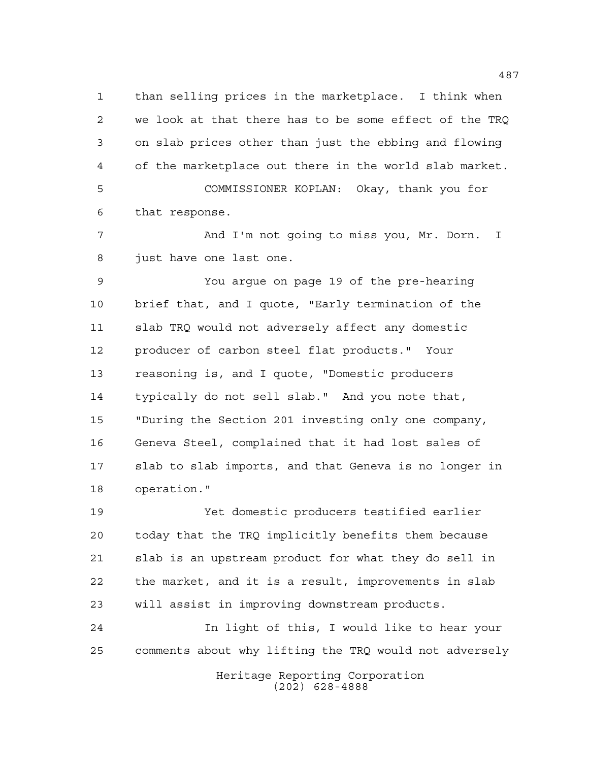than selling prices in the marketplace. I think when we look at that there has to be some effect of the TRQ on slab prices other than just the ebbing and flowing of the marketplace out there in the world slab market.

COMMISSIONER KOPLAN: Okay, thank you for that response.

And I'm not going to miss you, Mr. Dorn. I just have one last one.

You argue on page 19 of the pre-hearing brief that, and I quote, "Early termination of the slab TRQ would not adversely affect any domestic producer of carbon steel flat products." Your reasoning is, and I quote, "Domestic producers typically do not sell slab." And you note that, "During the Section 201 investing only one company, Geneva Steel, complained that it had lost sales of slab to slab imports, and that Geneva is no longer in operation."

Yet domestic producers testified earlier today that the TRQ implicitly benefits them because slab is an upstream product for what they do sell in the market, and it is a result, improvements in slab will assist in improving downstream products.

In light of this, I would like to hear your comments about why lifting the TRQ would not adversely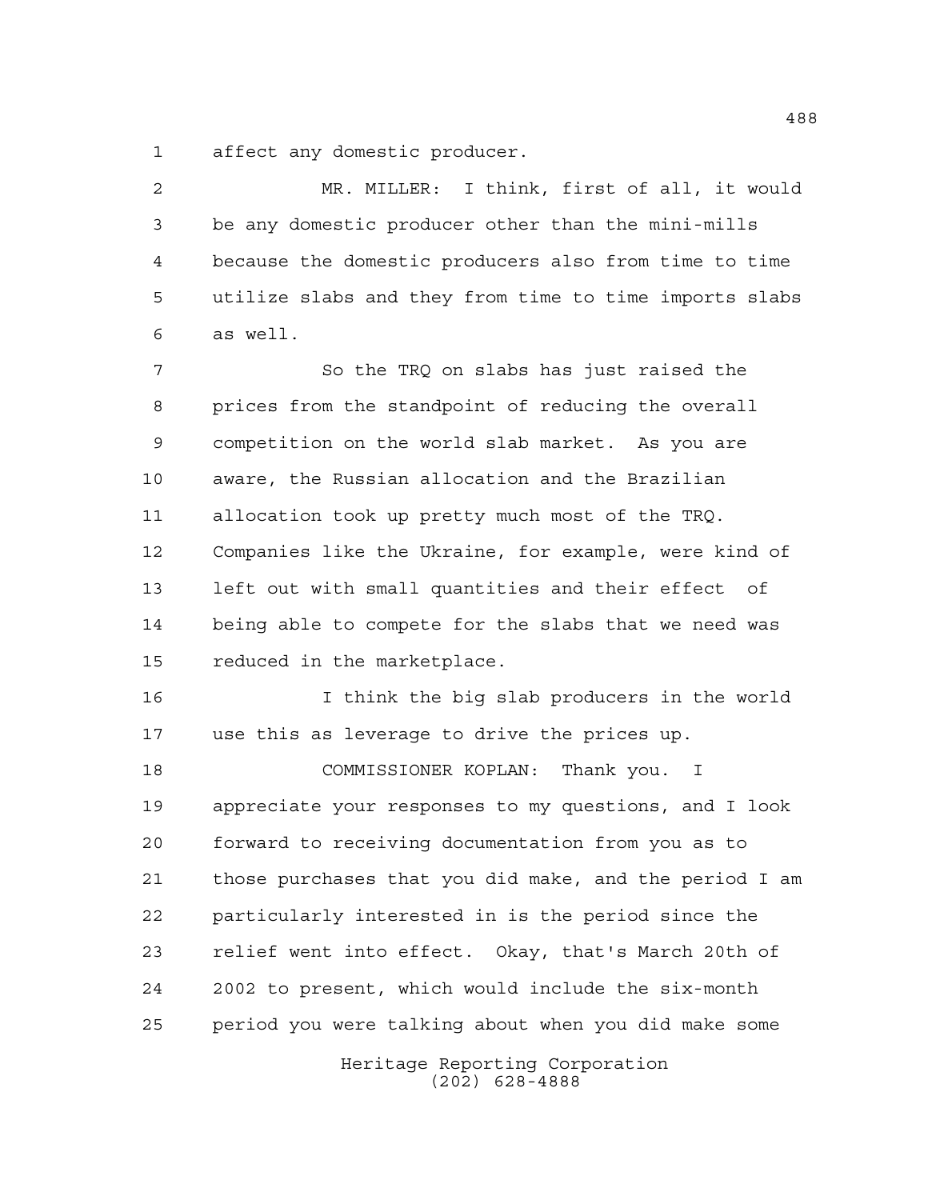affect any domestic producer.

MR. MILLER: I think, first of all, it would be any domestic producer other than the mini-mills because the domestic producers also from time to time utilize slabs and they from time to time imports slabs as well.

So the TRQ on slabs has just raised the prices from the standpoint of reducing the overall competition on the world slab market. As you are aware, the Russian allocation and the Brazilian allocation took up pretty much most of the TRQ. Companies like the Ukraine, for example, were kind of left out with small quantities and their effect of being able to compete for the slabs that we need was reduced in the marketplace.

I think the big slab producers in the world use this as leverage to drive the prices up.

COMMISSIONER KOPLAN: Thank you. I appreciate your responses to my questions, and I look forward to receiving documentation from you as to those purchases that you did make, and the period I am particularly interested in is the period since the relief went into effect. Okay, that's March 20th of 2002 to present, which would include the six-month period you were talking about when you did make some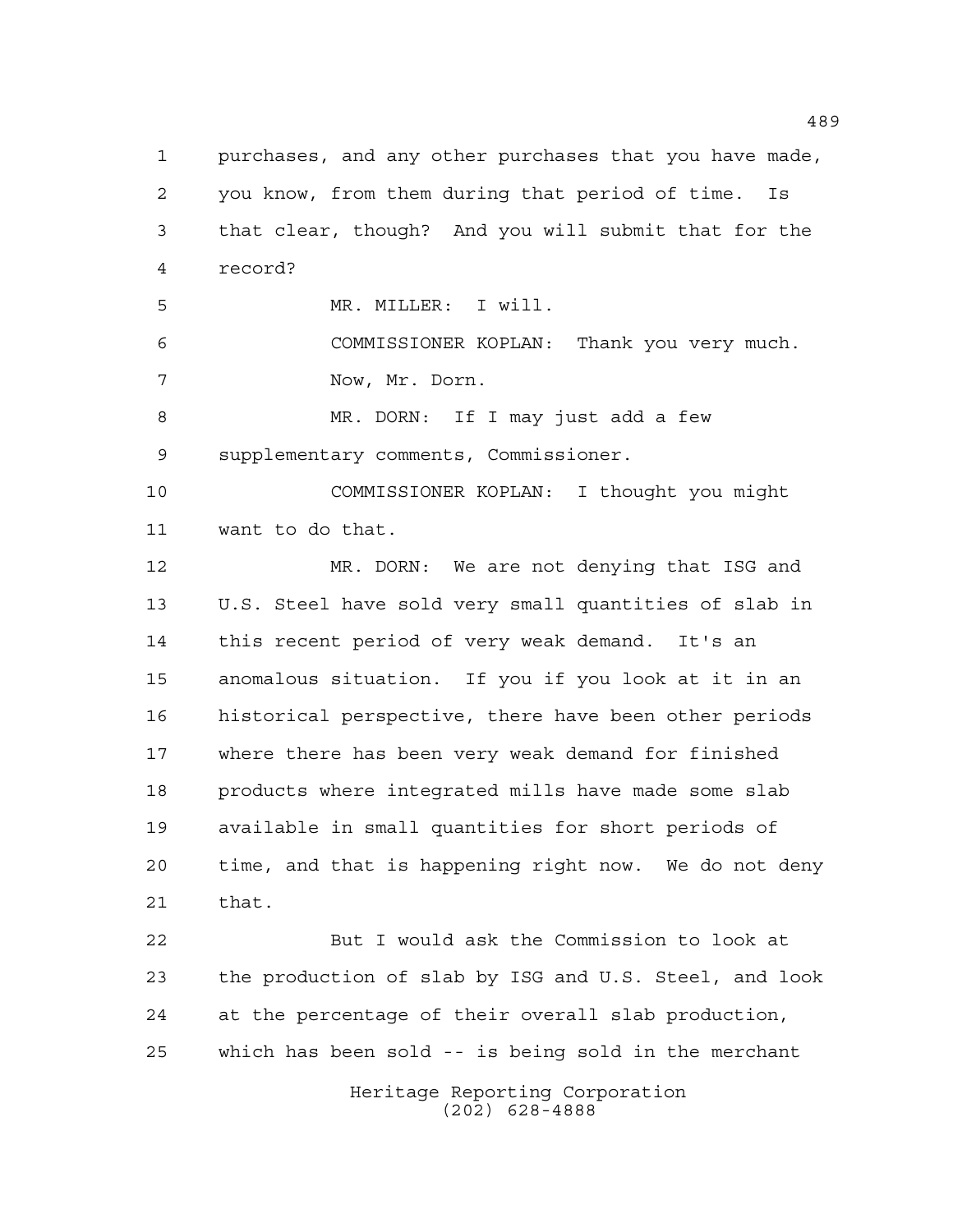purchases, and any other purchases that you have made, you know, from them during that period of time. Is that clear, though? And you will submit that for the record?

MR. MILLER: I will.

COMMISSIONER KOPLAN: Thank you very much. Now, Mr. Dorn.

MR. DORN: If I may just add a few supplementary comments, Commissioner.

COMMISSIONER KOPLAN: I thought you might want to do that.

MR. DORN: We are not denying that ISG and U.S. Steel have sold very small quantities of slab in this recent period of very weak demand. It's an anomalous situation. If you if you look at it in an historical perspective, there have been other periods where there has been very weak demand for finished products where integrated mills have made some slab available in small quantities for short periods of time, and that is happening right now. We do not deny that.

But I would ask the Commission to look at the production of slab by ISG and U.S. Steel, and look at the percentage of their overall slab production, which has been sold -- is being sold in the merchant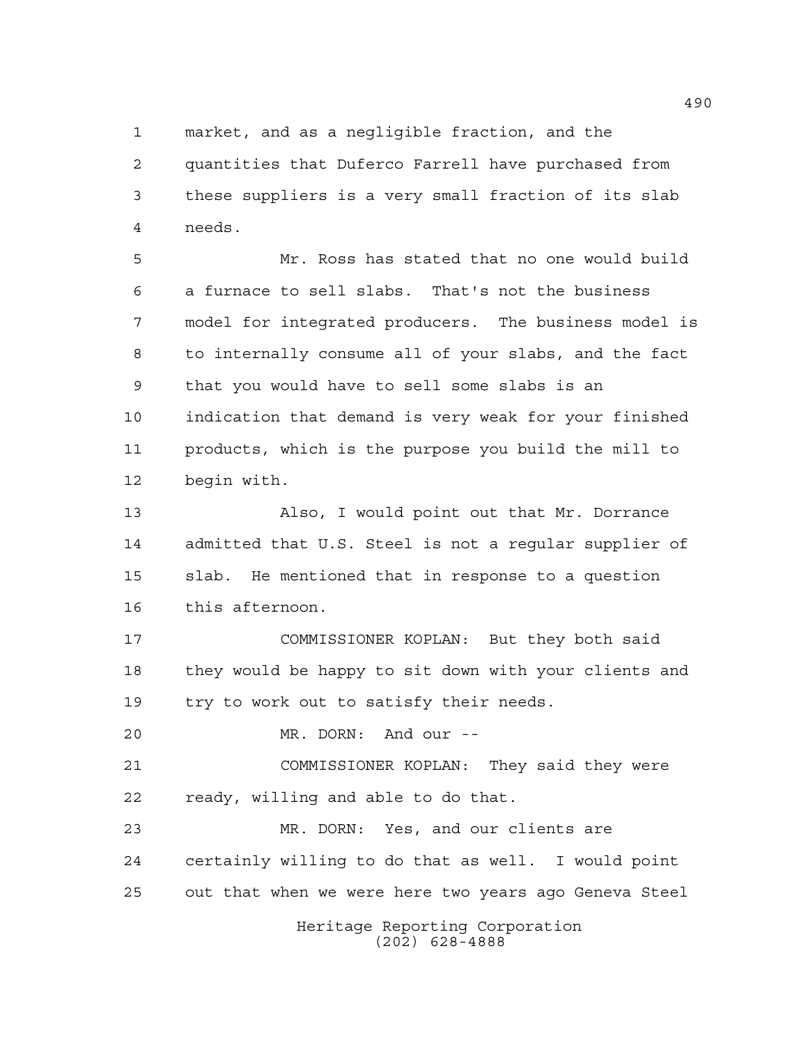market, and as a negligible fraction, and the quantities that Duferco Farrell have purchased from these suppliers is a very small fraction of its slab needs.

Mr. Ross has stated that no one would build a furnace to sell slabs. That's not the business model for integrated producers. The business model is to internally consume all of your slabs, and the fact that you would have to sell some slabs is an indication that demand is very weak for your finished products, which is the purpose you build the mill to begin with.

Also, I would point out that Mr. Dorrance admitted that U.S. Steel is not a regular supplier of slab. He mentioned that in response to a question this afternoon.

COMMISSIONER KOPLAN: But they both said they would be happy to sit down with your clients and try to work out to satisfy their needs.

MR. DORN: And our --

COMMISSIONER KOPLAN: They said they were ready, willing and able to do that.

MR. DORN: Yes, and our clients are certainly willing to do that as well. I would point out that when we were here two years ago Geneva Steel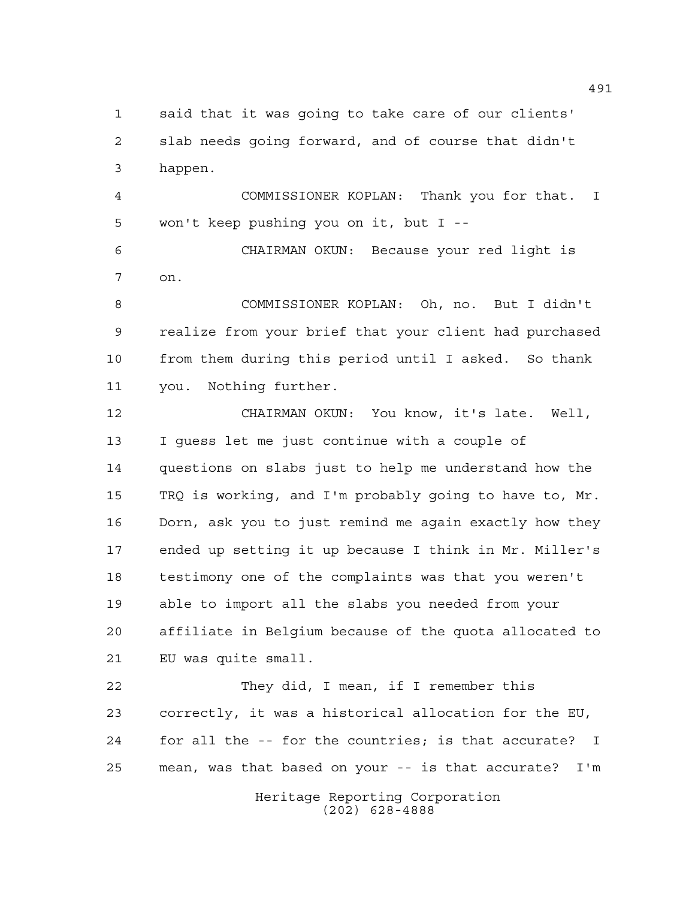said that it was going to take care of our clients' slab needs going forward, and of course that didn't happen.

COMMISSIONER KOPLAN: Thank you for that. I won't keep pushing you on it, but I --

CHAIRMAN OKUN: Because your red light is on.

COMMISSIONER KOPLAN: Oh, no. But I didn't realize from your brief that your client had purchased from them during this period until I asked. So thank you. Nothing further.

CHAIRMAN OKUN: You know, it's late. Well, I guess let me just continue with a couple of questions on slabs just to help me understand how the TRQ is working, and I'm probably going to have to, Mr. Dorn, ask you to just remind me again exactly how they ended up setting it up because I think in Mr. Miller's testimony one of the complaints was that you weren't able to import all the slabs you needed from your affiliate in Belgium because of the quota allocated to EU was quite small.

They did, I mean, if I remember this correctly, it was a historical allocation for the EU, for all the -- for the countries; is that accurate? I mean, was that based on your -- is that accurate? I'm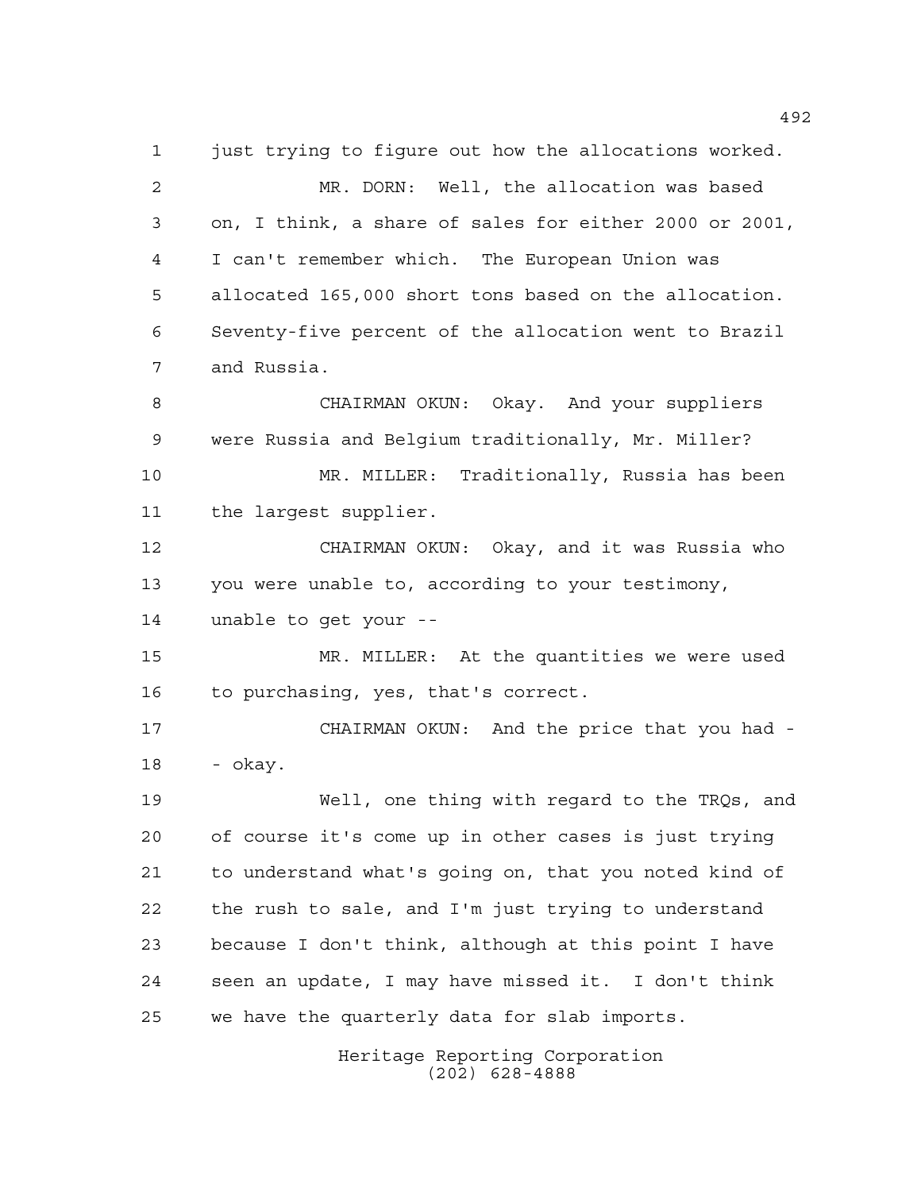just trying to figure out how the allocations worked.

MR. DORN: Well, the allocation was based on, I think, a share of sales for either 2000 or 2001, I can't remember which. The European Union was allocated 165,000 short tons based on the allocation. Seventy-five percent of the allocation went to Brazil and Russia.

CHAIRMAN OKUN: Okay. And your suppliers were Russia and Belgium traditionally, Mr. Miller?

MR. MILLER: Traditionally, Russia has been the largest supplier.

CHAIRMAN OKUN: Okay, and it was Russia who you were unable to, according to your testimony, unable to get your --

MR. MILLER: At the quantities we were used to purchasing, yes, that's correct.

CHAIRMAN OKUN: And the price that you had -- okay.

Well, one thing with regard to the TRQs, and of course it's come up in other cases is just trying to understand what's going on, that you noted kind of the rush to sale, and I'm just trying to understand because I don't think, although at this point I have seen an update, I may have missed it. I don't think we have the quarterly data for slab imports.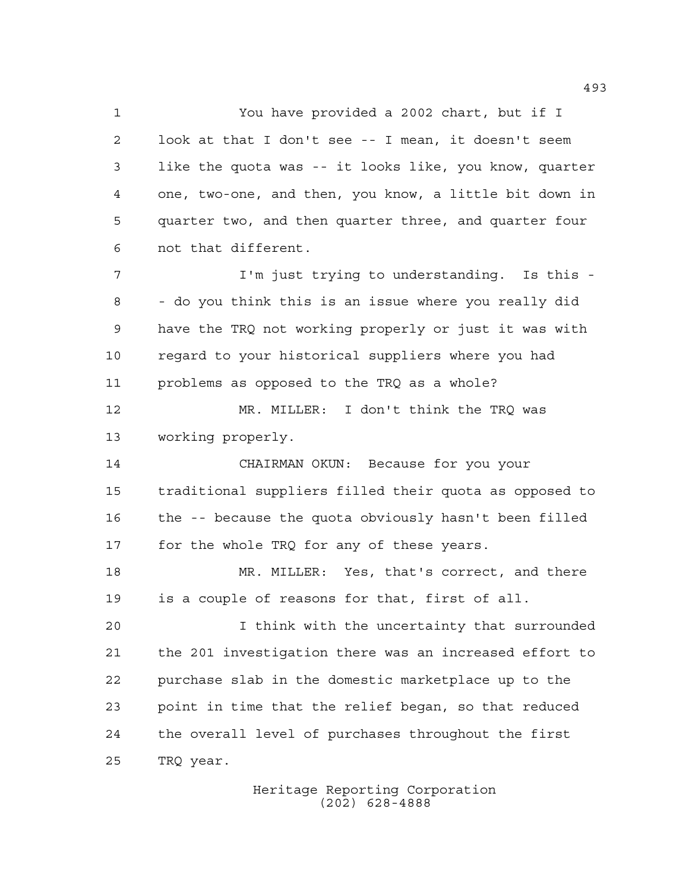You have provided a 2002 chart, but if I look at that I don't see -- I mean, it doesn't seem like the quota was -- it looks like, you know, quarter one, two-one, and then, you know, a little bit down in quarter two, and then quarter three, and quarter four not that different.

I'm just trying to understanding. Is this - - do you think this is an issue where you really did have the TRQ not working properly or just it was with regard to your historical suppliers where you had problems as opposed to the TRQ as a whole?

MR. MILLER: I don't think the TRQ was working properly.

CHAIRMAN OKUN: Because for you your traditional suppliers filled their quota as opposed to the -- because the quota obviously hasn't been filled for the whole TRQ for any of these years.

MR. MILLER: Yes, that's correct, and there is a couple of reasons for that, first of all.

I think with the uncertainty that surrounded the 201 investigation there was an increased effort to purchase slab in the domestic marketplace up to the point in time that the relief began, so that reduced the overall level of purchases throughout the first TRQ year.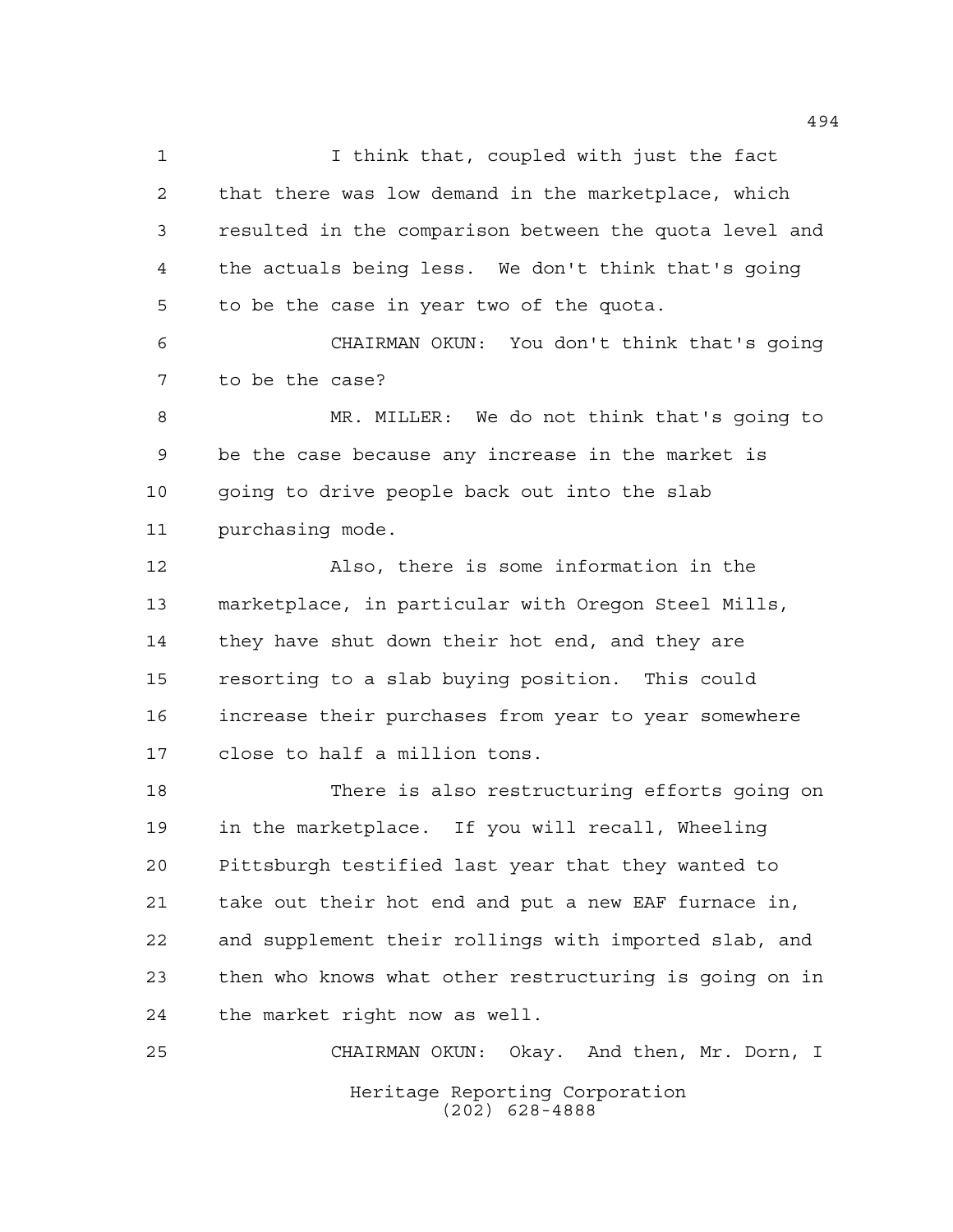I think that, coupled with just the fact that there was low demand in the marketplace, which resulted in the comparison between the quota level and the actuals being less. We don't think that's going to be the case in year two of the quota.

CHAIRMAN OKUN: You don't think that's going to be the case?

MR. MILLER: We do not think that's going to be the case because any increase in the market is going to drive people back out into the slab purchasing mode.

Also, there is some information in the marketplace, in particular with Oregon Steel Mills, they have shut down their hot end, and they are resorting to a slab buying position. This could increase their purchases from year to year somewhere close to half a million tons.

There is also restructuring efforts going on in the marketplace. If you will recall, Wheeling Pittsburgh testified last year that they wanted to take out their hot end and put a new EAF furnace in, and supplement their rollings with imported slab, and then who knows what other restructuring is going on in the market right now as well.

CHAIRMAN OKUN: Okay. And then, Mr. Dorn, I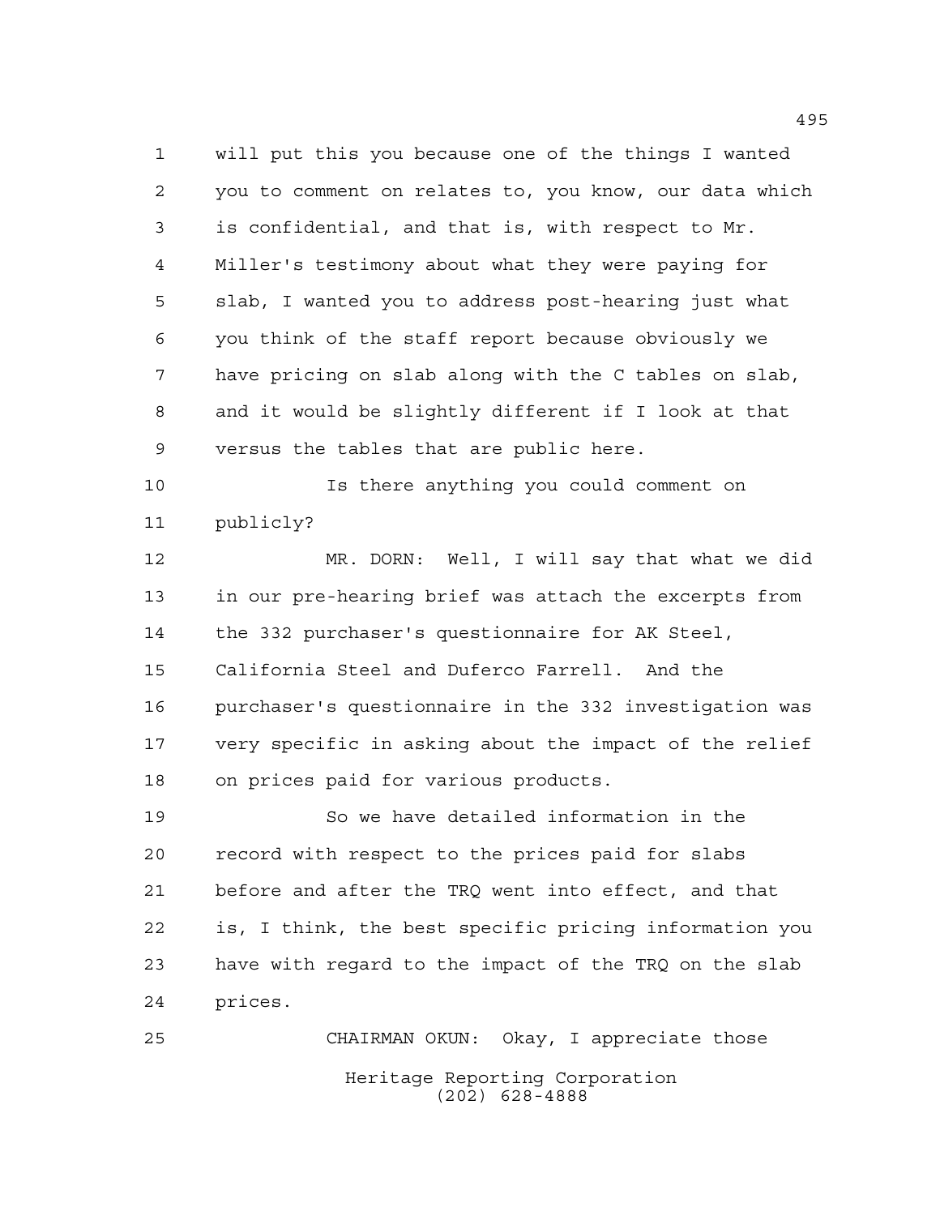will put this you because one of the things I wanted you to comment on relates to, you know, our data which is confidential, and that is, with respect to Mr. Miller's testimony about what they were paying for slab, I wanted you to address post-hearing just what you think of the staff report because obviously we have pricing on slab along with the C tables on slab, and it would be slightly different if I look at that versus the tables that are public here.

Is there anything you could comment on publicly?

MR. DORN: Well, I will say that what we did in our pre-hearing brief was attach the excerpts from the 332 purchaser's questionnaire for AK Steel, California Steel and Duferco Farrell. And the purchaser's questionnaire in the 332 investigation was very specific in asking about the impact of the relief on prices paid for various products.

So we have detailed information in the record with respect to the prices paid for slabs before and after the TRQ went into effect, and that is, I think, the best specific pricing information you have with regard to the impact of the TRQ on the slab prices.

CHAIRMAN OKUN: Okay, I appreciate those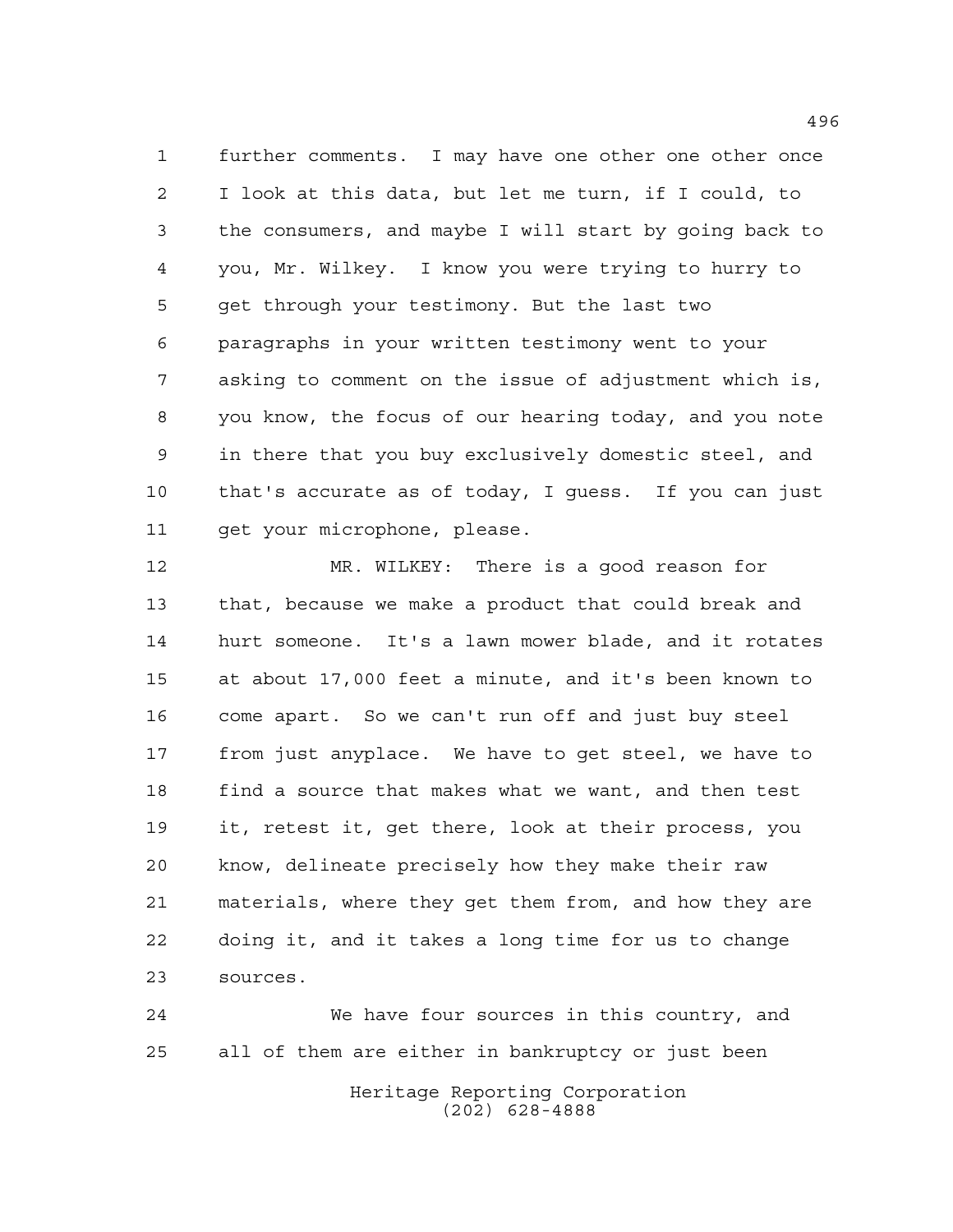further comments. I may have one other one other once I look at this data, but let me turn, if I could, to the consumers, and maybe I will start by going back to you, Mr. Wilkey. I know you were trying to hurry to get through your testimony. But the last two paragraphs in your written testimony went to your asking to comment on the issue of adjustment which is, you know, the focus of our hearing today, and you note in there that you buy exclusively domestic steel, and that's accurate as of today, I guess. If you can just get your microphone, please.

MR. WILKEY: There is a good reason for that, because we make a product that could break and hurt someone. It's a lawn mower blade, and it rotates at about 17,000 feet a minute, and it's been known to come apart. So we can't run off and just buy steel from just anyplace. We have to get steel, we have to find a source that makes what we want, and then test it, retest it, get there, look at their process, you know, delineate precisely how they make their raw materials, where they get them from, and how they are doing it, and it takes a long time for us to change sources.

We have four sources in this country, and all of them are either in bankruptcy or just been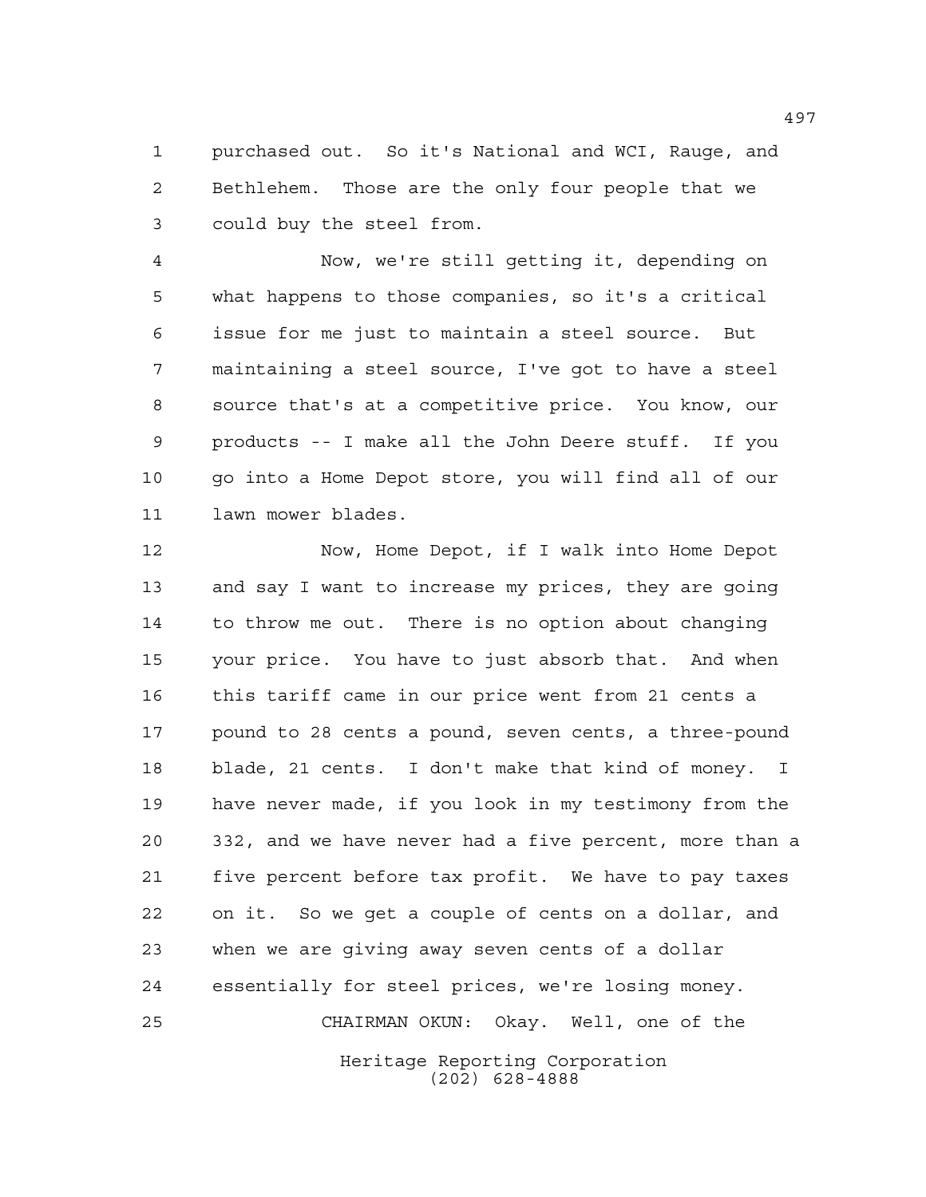purchased out. So it's National and WCI, Rauge, and Bethlehem. Those are the only four people that we could buy the steel from.

Now, we're still getting it, depending on what happens to those companies, so it's a critical issue for me just to maintain a steel source. But maintaining a steel source, I've got to have a steel source that's at a competitive price. You know, our products -- I make all the John Deere stuff. If you go into a Home Depot store, you will find all of our lawn mower blades.

Now, Home Depot, if I walk into Home Depot and say I want to increase my prices, they are going to throw me out. There is no option about changing your price. You have to just absorb that. And when this tariff came in our price went from 21 cents a pound to 28 cents a pound, seven cents, a three-pound blade, 21 cents. I don't make that kind of money. I have never made, if you look in my testimony from the 332, and we have never had a five percent, more than a five percent before tax profit. We have to pay taxes on it. So we get a couple of cents on a dollar, and when we are giving away seven cents of a dollar essentially for steel prices, we're losing money.

CHAIRMAN OKUN: Okay. Well, one of the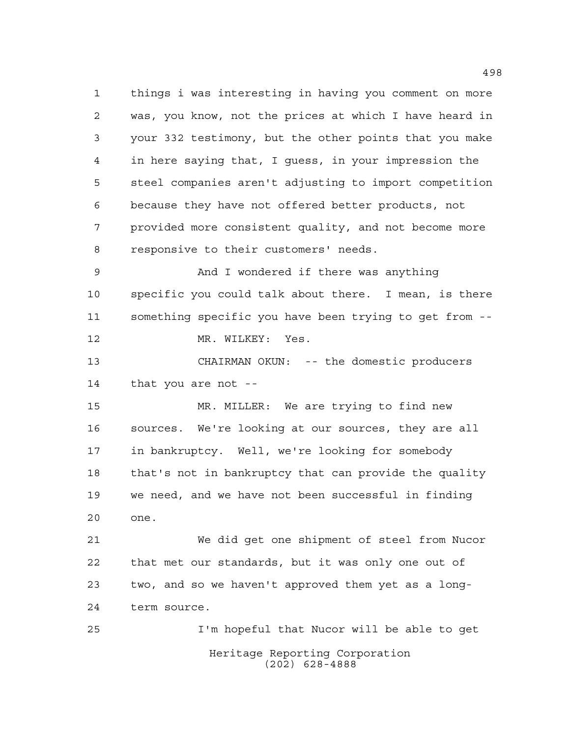things i was interesting in having you comment on more was, you know, not the prices at which I have heard in your 332 testimony, but the other points that you make in here saying that, I guess, in your impression the steel companies aren't adjusting to import competition because they have not offered better products, not provided more consistent quality, and not become more responsive to their customers' needs.

And I wondered if there was anything specific you could talk about there. I mean, is there something specific you have been trying to get from --

MR. WILKEY: Yes.

CHAIRMAN OKUN: -- the domestic producers that you are not --

MR. MILLER: We are trying to find new sources. We're looking at our sources, they are all in bankruptcy. Well, we're looking for somebody that's not in bankruptcy that can provide the quality we need, and we have not been successful in finding one.

We did get one shipment of steel from Nucor that met our standards, but it was only one out of two, and so we haven't approved them yet as a long-term source.

I'm hopeful that Nucor will be able to get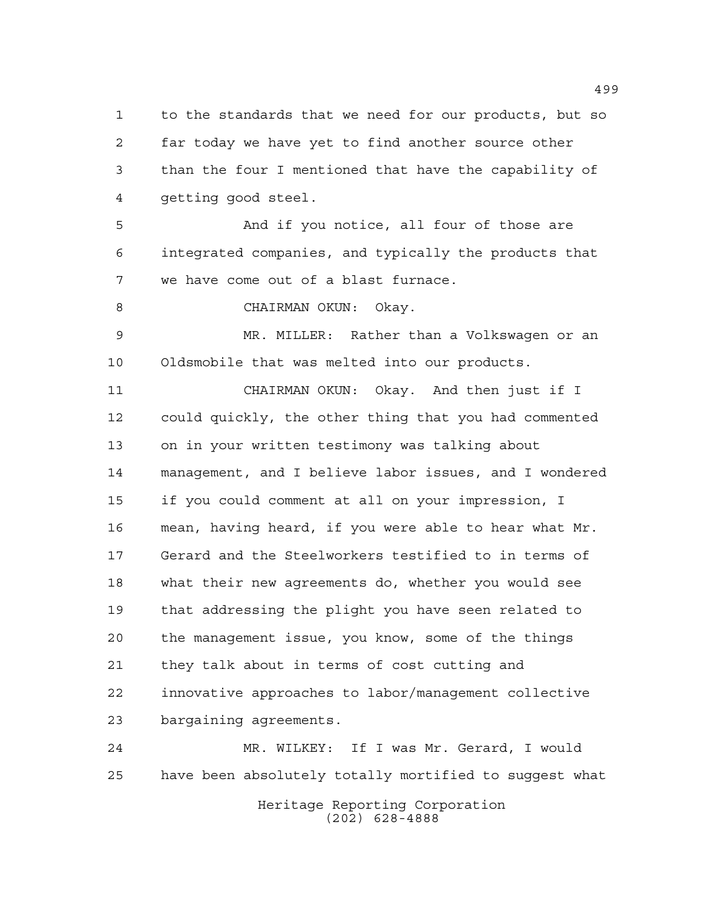to the standards that we need for our products, but so far today we have yet to find another source other than the four I mentioned that have the capability of getting good steel.

And if you notice, all four of those are integrated companies, and typically the products that we have come out of a blast furnace.

CHAIRMAN OKUN: Okay.

MR. MILLER: Rather than a Volkswagen or an Oldsmobile that was melted into our products.

CHAIRMAN OKUN: Okay. And then just if I could quickly, the other thing that you had commented on in your written testimony was talking about management, and I believe labor issues, and I wondered if you could comment at all on your impression, I mean, having heard, if you were able to hear what Mr. Gerard and the Steelworkers testified to in terms of what their new agreements do, whether you would see that addressing the plight you have seen related to the management issue, you know, some of the things they talk about in terms of cost cutting and innovative approaches to labor/management collective bargaining agreements.

MR. WILKEY: If I was Mr. Gerard, I would have been absolutely totally mortified to suggest what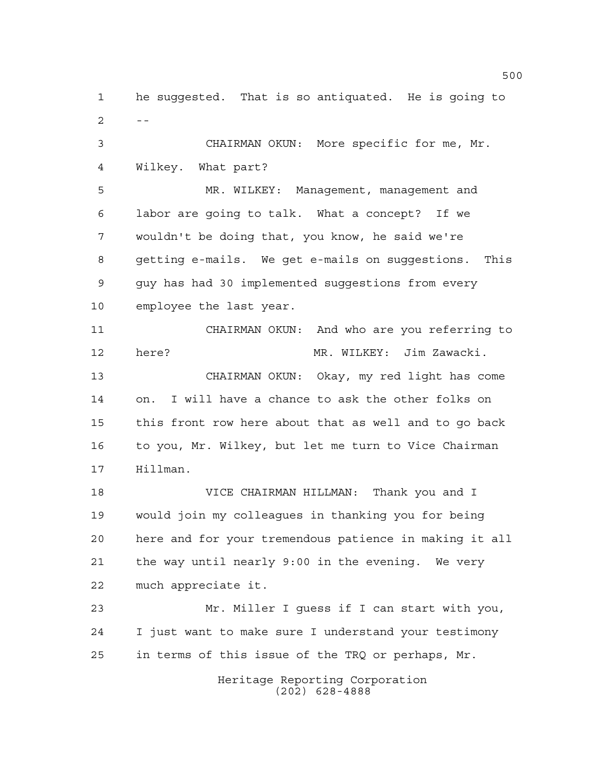he suggested. That is so antiquated. He is going to --

CHAIRMAN OKUN: More specific for me, Mr. Wilkey. What part?

MR. WILKEY: Management, management and labor are going to talk. What a concept? If we wouldn't be doing that, you know, he said we're getting e-mails. We get e-mails on suggestions. This guy has had 30 implemented suggestions from every employee the last year.

CHAIRMAN OKUN: And who are you referring to here? MR. WILKEY: Jim Zawacki.

CHAIRMAN OKUN: Okay, my red light has come on. I will have a chance to ask the other folks on this front row here about that as well and to go back to you, Mr. Wilkey, but let me turn to Vice Chairman Hillman.

VICE CHAIRMAN HILLMAN: Thank you and I would join my colleagues in thanking you for being here and for your tremendous patience in making it all the way until nearly 9:00 in the evening. We very much appreciate it.

Mr. Miller I guess if I can start with you, I just want to make sure I understand your testimony in terms of this issue of the TRQ or perhaps, Mr.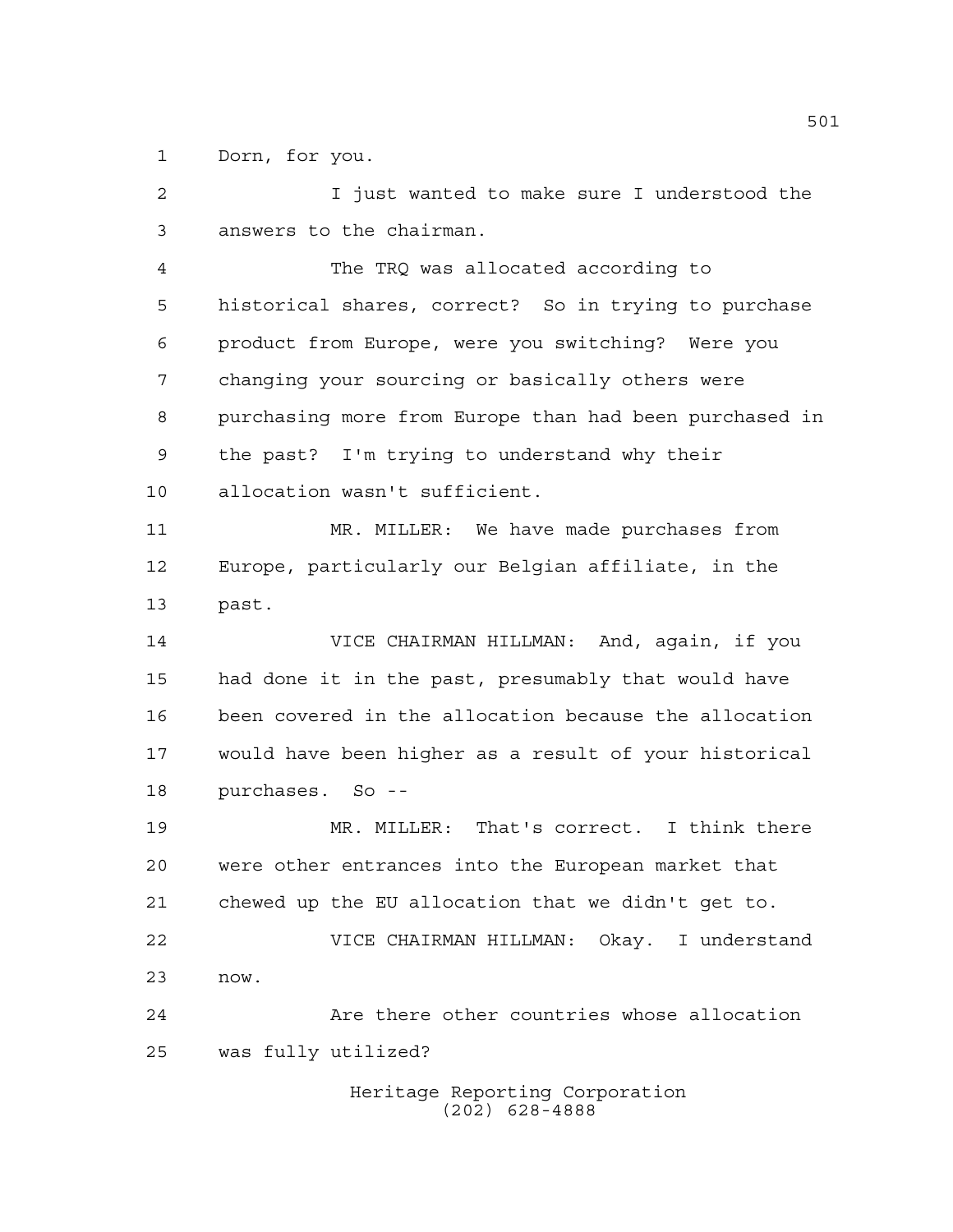Dorn, for you.

I just wanted to make sure I understood the answers to the chairman.

The TRQ was allocated according to historical shares, correct? So in trying to purchase product from Europe, were you switching? Were you changing your sourcing or basically others were purchasing more from Europe than had been purchased in the past? I'm trying to understand why their allocation wasn't sufficient.

MR. MILLER: We have made purchases from Europe, particularly our Belgian affiliate, in the past.

VICE CHAIRMAN HILLMAN: And, again, if you had done it in the past, presumably that would have been covered in the allocation because the allocation would have been higher as a result of your historical purchases. So --

MR. MILLER: That's correct. I think there were other entrances into the European market that chewed up the EU allocation that we didn't get to.

VICE CHAIRMAN HILLMAN: Okay. I understand now.

Are there other countries whose allocation was fully utilized?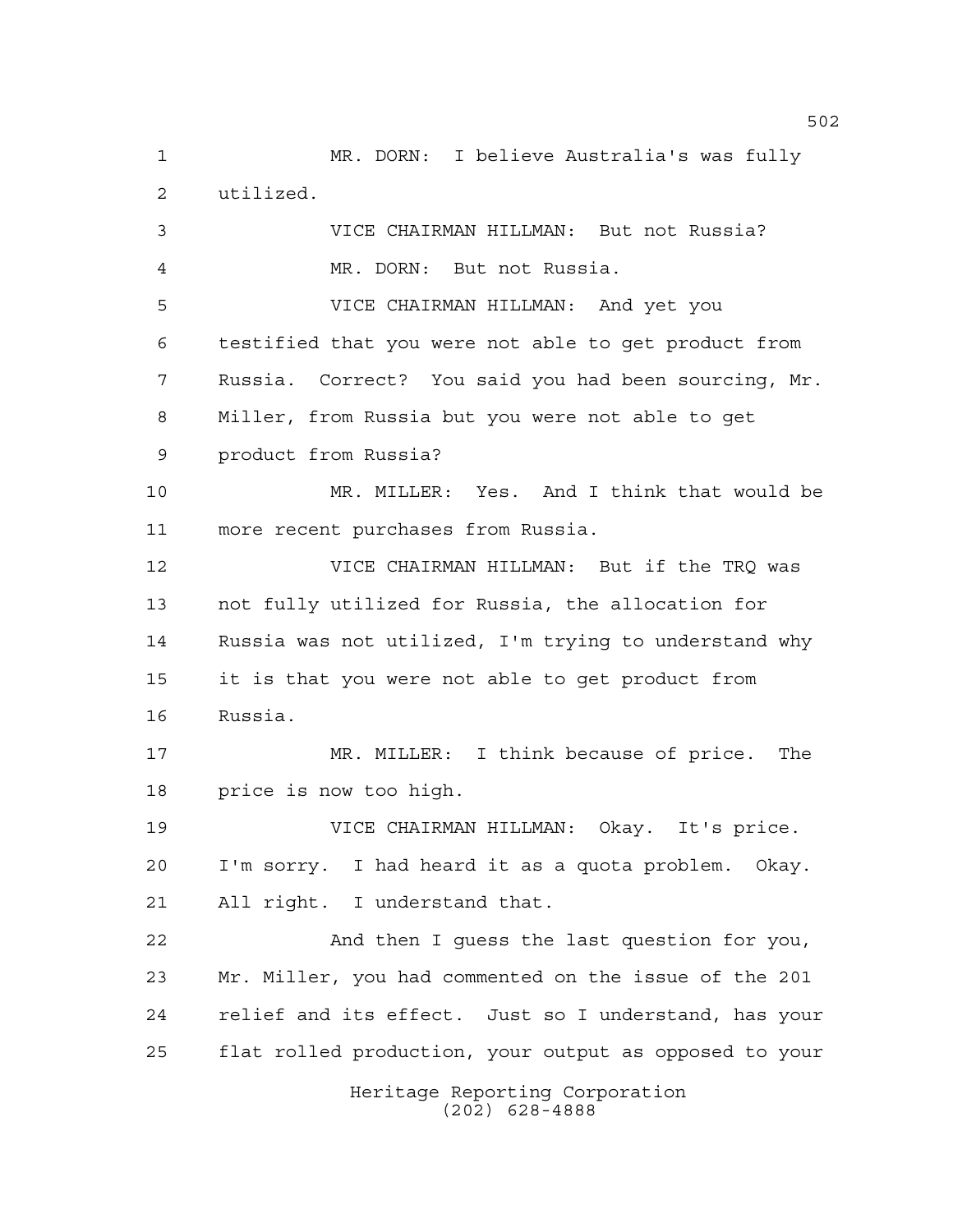MR. DORN: I believe Australia's was fully utilized.

VICE CHAIRMAN HILLMAN: But not Russia?

MR. DORN: But not Russia.

VICE CHAIRMAN HILLMAN: And yet you testified that you were not able to get product from Russia. Correct? You said you had been sourcing, Mr. Miller, from Russia but you were not able to get product from Russia?

MR. MILLER: Yes. And I think that would be more recent purchases from Russia.

VICE CHAIRMAN HILLMAN: But if the TRQ was not fully utilized for Russia, the allocation for Russia was not utilized, I'm trying to understand why it is that you were not able to get product from Russia.

MR. MILLER: I think because of price. The price is now too high.

VICE CHAIRMAN HILLMAN: Okay. It's price. I'm sorry. I had heard it as a quota problem. Okay. All right. I understand that.

And then I guess the last question for you, Mr. Miller, you had commented on the issue of the 201 relief and its effect. Just so I understand, has your flat rolled production, your output as opposed to your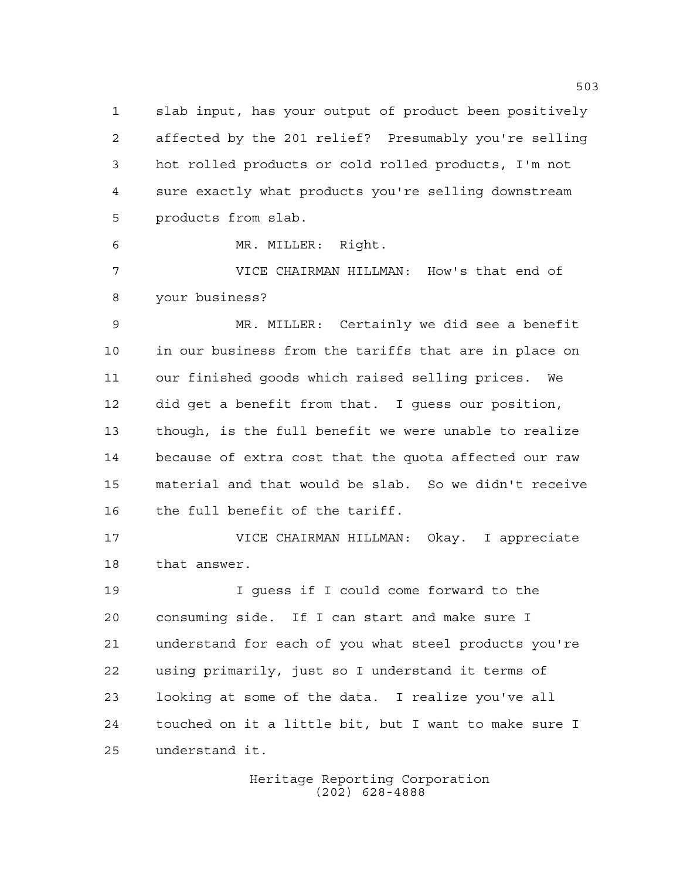slab input, has your output of product been positively affected by the 201 relief? Presumably you're selling hot rolled products or cold rolled products, I'm not sure exactly what products you're selling downstream products from slab.

MR. MILLER: Right.

VICE CHAIRMAN HILLMAN: How's that end of your business?

MR. MILLER: Certainly we did see a benefit in our business from the tariffs that are in place on our finished goods which raised selling prices. We did get a benefit from that. I guess our position, though, is the full benefit we were unable to realize because of extra cost that the quota affected our raw material and that would be slab. So we didn't receive the full benefit of the tariff.

VICE CHAIRMAN HILLMAN: Okay. I appreciate that answer.

I guess if I could come forward to the consuming side. If I can start and make sure I understand for each of you what steel products you're using primarily, just so I understand it terms of looking at some of the data. I realize you've all touched on it a little bit, but I want to make sure I understand it.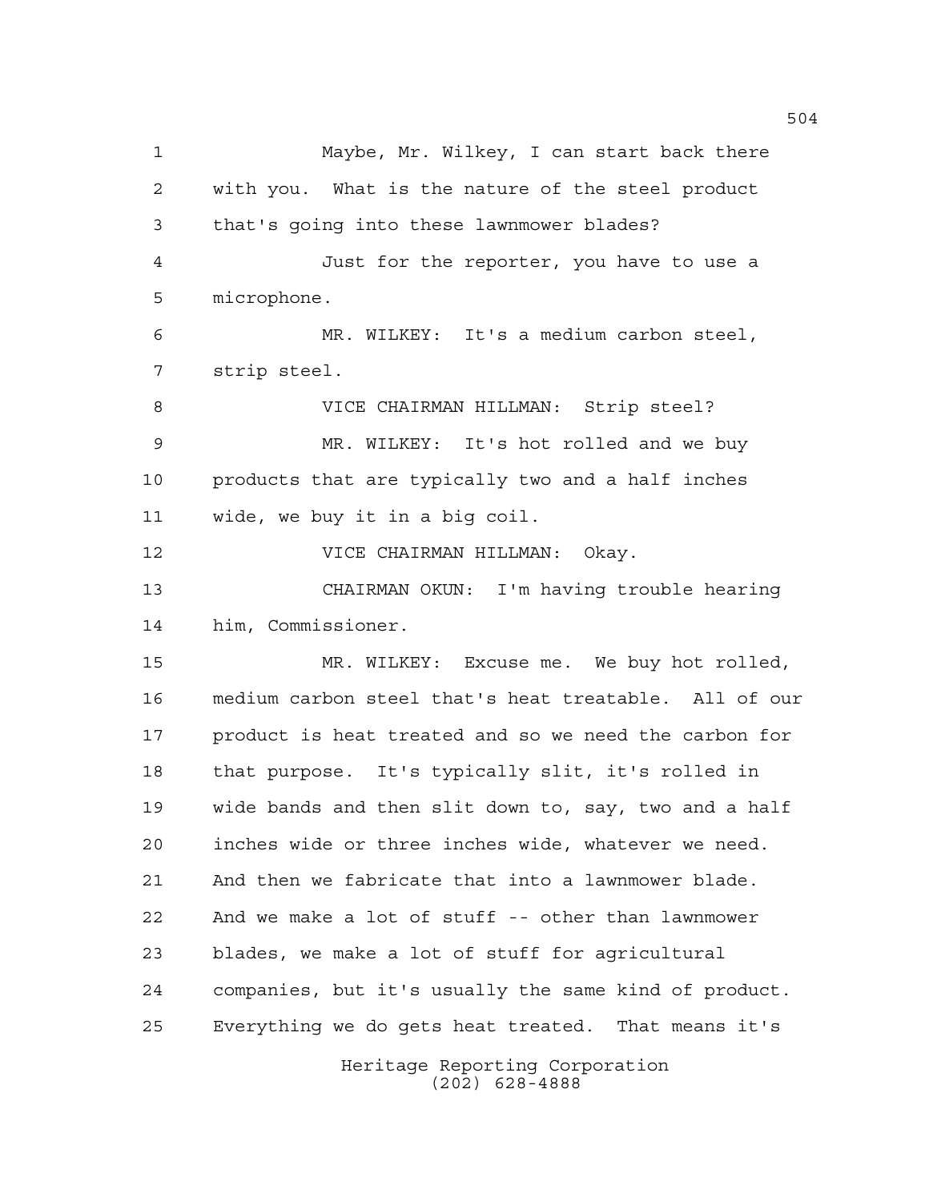Maybe, Mr. Wilkey, I can start back there with you. What is the nature of the steel product that's going into these lawnmower blades?

Just for the reporter, you have to use a microphone.

MR. WILKEY: It's a medium carbon steel, strip steel.

VICE CHAIRMAN HILLMAN: Strip steel?

MR. WILKEY: It's hot rolled and we buy products that are typically two and a half inches wide, we buy it in a big coil.

VICE CHAIRMAN HILLMAN: Okay.

CHAIRMAN OKUN: I'm having trouble hearing him, Commissioner.

MR. WILKEY: Excuse me. We buy hot rolled, medium carbon steel that's heat treatable. All of our product is heat treated and so we need the carbon for that purpose. It's typically slit, it's rolled in wide bands and then slit down to, say, two and a half inches wide or three inches wide, whatever we need. And then we fabricate that into a lawnmower blade. And we make a lot of stuff -- other than lawnmower blades, we make a lot of stuff for agricultural companies, but it's usually the same kind of product. Everything we do gets heat treated. That means it's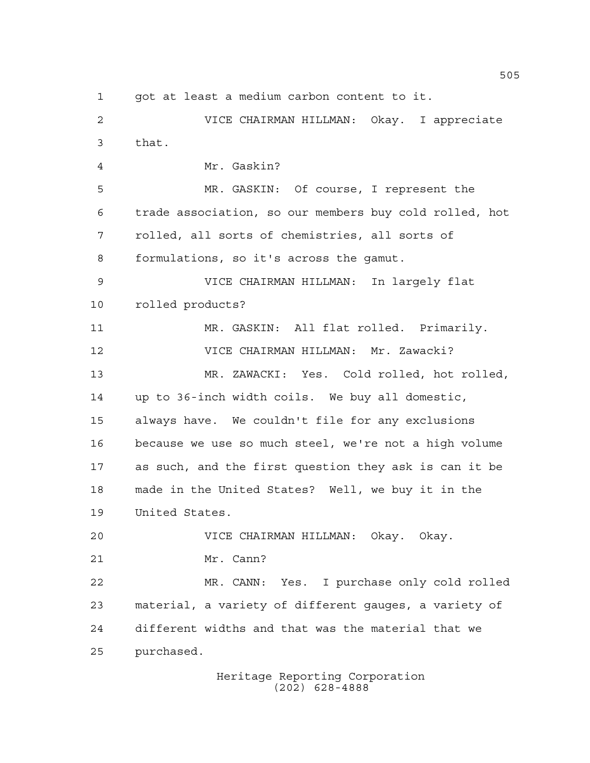got at least a medium carbon content to it.

VICE CHAIRMAN HILLMAN: Okay. I appreciate that.

Mr. Gaskin?

MR. GASKIN: Of course, I represent the trade association, so our members buy cold rolled, hot rolled, all sorts of chemistries, all sorts of formulations, so it's across the gamut.

VICE CHAIRMAN HILLMAN: In largely flat rolled products?

MR. GASKIN: All flat rolled. Primarily.

VICE CHAIRMAN HILLMAN: Mr. Zawacki?

MR. ZAWACKI: Yes. Cold rolled, hot rolled, up to 36-inch width coils. We buy all domestic, always have. We couldn't file for any exclusions because we use so much steel, we're not a high volume as such, and the first question they ask is can it be made in the United States? Well, we buy it in the United States.

VICE CHAIRMAN HILLMAN: Okay. Okay.

Mr. Cann?

MR. CANN: Yes. I purchase only cold rolled material, a variety of different gauges, a variety of different widths and that was the material that we purchased.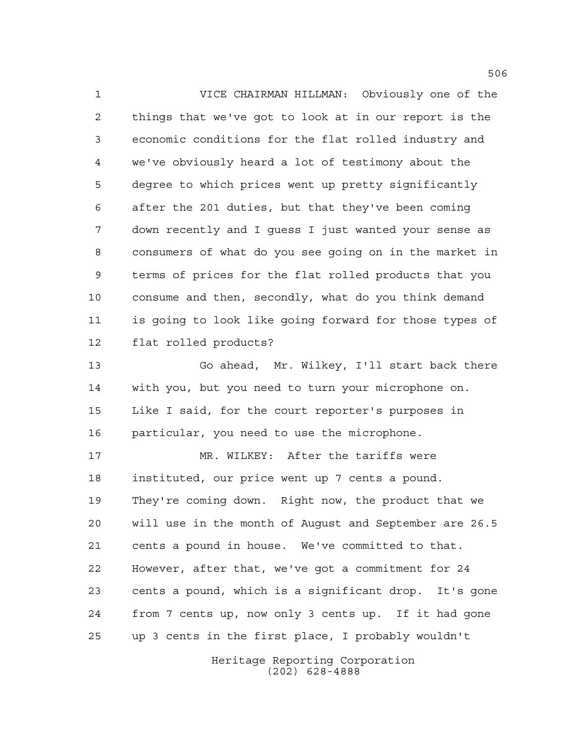VICE CHAIRMAN HILLMAN: Obviously one of the things that we've got to look at in our report is the economic conditions for the flat rolled industry and we've obviously heard a lot of testimony about the degree to which prices went up pretty significantly after the 201 duties, but that they've been coming down recently and I guess I just wanted your sense as consumers of what do you see going on in the market in terms of prices for the flat rolled products that you consume and then, secondly, what do you think demand is going to look like going forward for those types of flat rolled products?

Go ahead, Mr. Wilkey, I'll start back there with you, but you need to turn your microphone on. Like I said, for the court reporter's purposes in particular, you need to use the microphone.

MR. WILKEY: After the tariffs were instituted, our price went up 7 cents a pound. They're coming down. Right now, the product that we will use in the month of August and September are 26.5 cents a pound in house. We've committed to that. However, after that, we've got a commitment for 24 cents a pound, which is a significant drop. It's gone from 7 cents up, now only 3 cents up. If it had gone up 3 cents in the first place, I probably wouldn't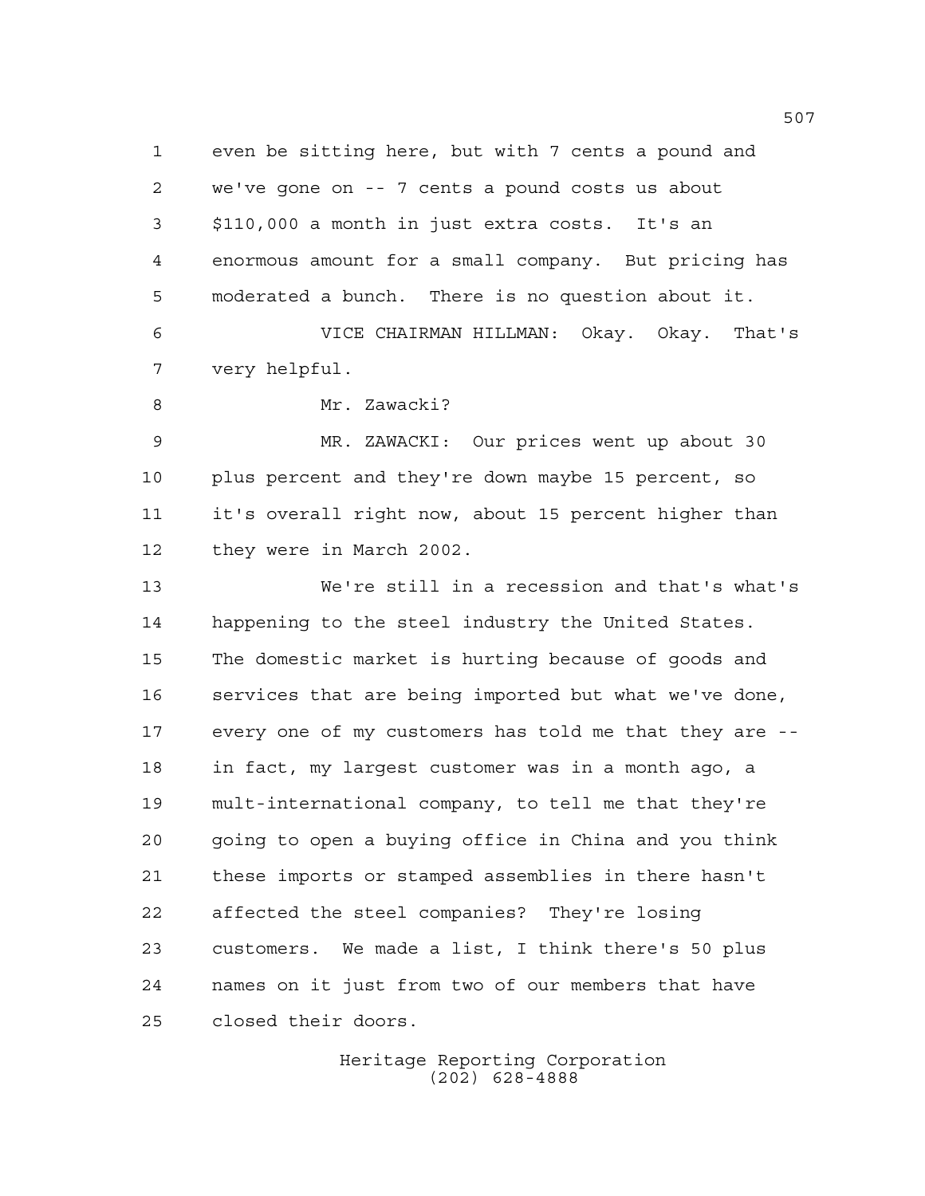even be sitting here, but with 7 cents a pound and we've gone on -- 7 cents a pound costs us about $110,000 a month in just extra costs. It's an enormous amount for a small company. But pricing has moderated a bunch. There is no question about it.

VICE CHAIRMAN HILLMAN: Okay. Okay. That's very helpful.

Mr. Zawacki?

MR. ZAWACKI: Our prices went up about 30 plus percent and they're down maybe 15 percent, so it's overall right now, about 15 percent higher than they were in March 2002.

We're still in a recession and that's what's happening to the steel industry the United States. The domestic market is hurting because of goods and services that are being imported but what we've done, every one of my customers has told me that they are -- in fact, my largest customer was in a month ago, a mult-international company, to tell me that they're going to open a buying office in China and you think these imports or stamped assemblies in there hasn't affected the steel companies? They're losing customers. We made a list, I think there's 50 plus names on it just from two of our members that have closed their doors.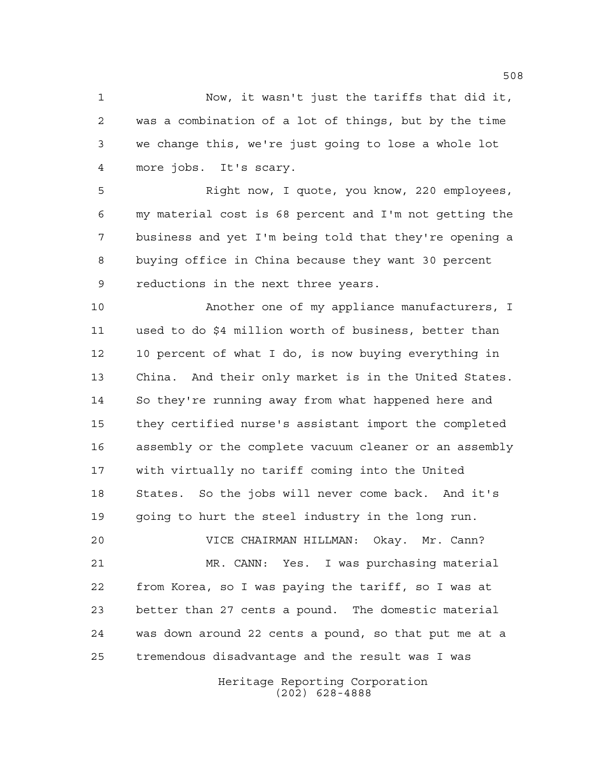Now, it wasn't just the tariffs that did it, was a combination of a lot of things, but by the time we change this, we're just going to lose a whole lot more jobs. It's scary.

Right now, I quote, you know, 220 employees, my material cost is 68 percent and I'm not getting the business and yet I'm being told that they're opening a buying office in China because they want 30 percent reductions in the next three years.

Another one of my appliance manufacturers, I used to do $4 million worth of business, better than 10 percent of what I do, is now buying everything in China. And their only market is in the United States. So they're running away from what happened here and they certified nurse's assistant import the completed assembly or the complete vacuum cleaner or an assembly with virtually no tariff coming into the United States. So the jobs will never come back. And it's going to hurt the steel industry in the long run.

VICE CHAIRMAN HILLMAN: Okay. Mr. Cann?

MR. CANN: Yes. I was purchasing material from Korea, so I was paying the tariff, so I was at better than 27 cents a pound. The domestic material was down around 22 cents a pound, so that put me at a tremendous disadvantage and the result was I was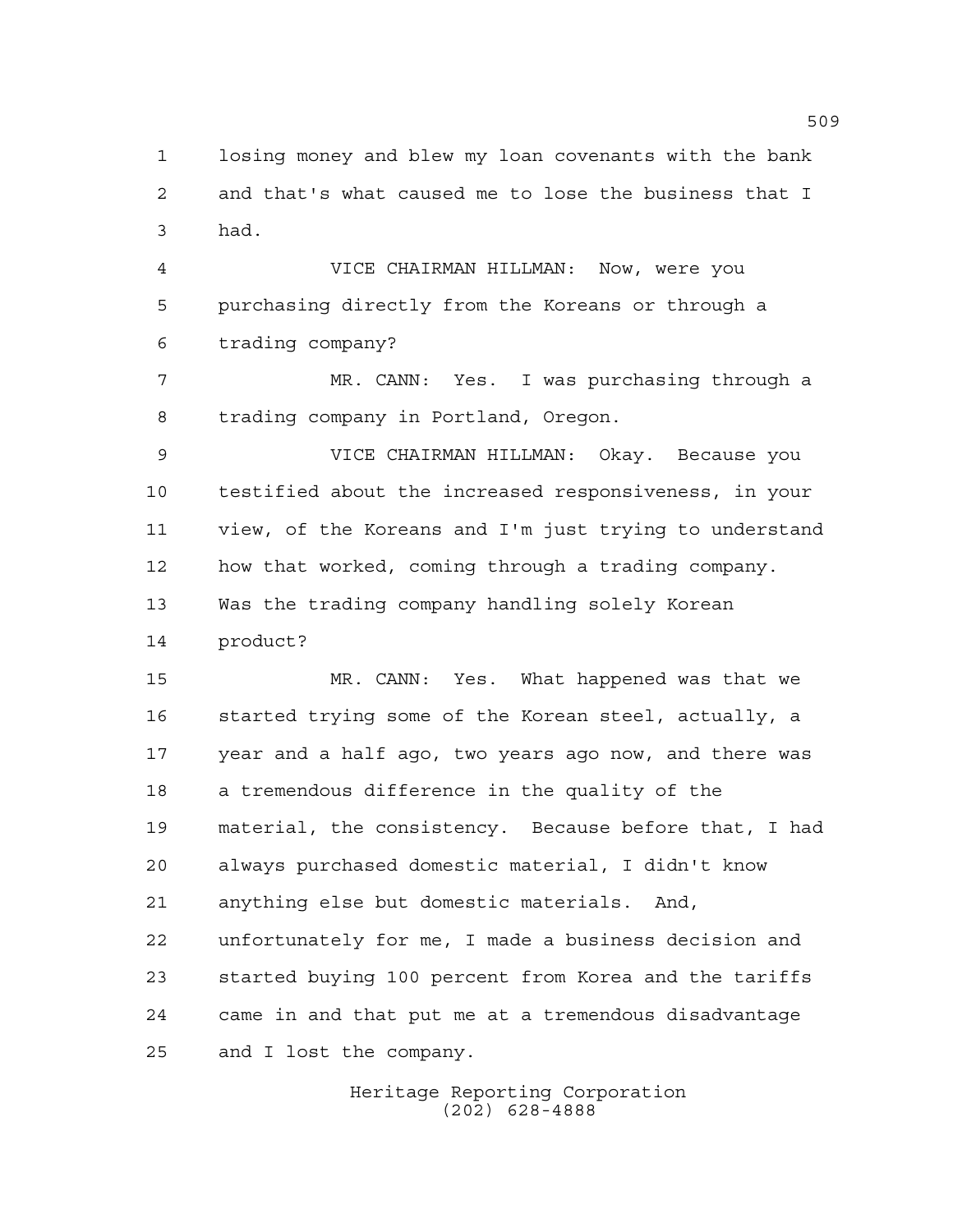losing money and blew my loan covenants with the bank and that's what caused me to lose the business that I had.

VICE CHAIRMAN HILLMAN: Now, were you purchasing directly from the Koreans or through a trading company?

MR. CANN: Yes. I was purchasing through a trading company in Portland, Oregon.

VICE CHAIRMAN HILLMAN: Okay. Because you testified about the increased responsiveness, in your view, of the Koreans and I'm just trying to understand how that worked, coming through a trading company. Was the trading company handling solely Korean product?

MR. CANN: Yes. What happened was that we started trying some of the Korean steel, actually, a year and a half ago, two years ago now, and there was a tremendous difference in the quality of the material, the consistency. Because before that, I had always purchased domestic material, I didn't know anything else but domestic materials. And, unfortunately for me, I made a business decision and started buying 100 percent from Korea and the tariffs came in and that put me at a tremendous disadvantage and I lost the company.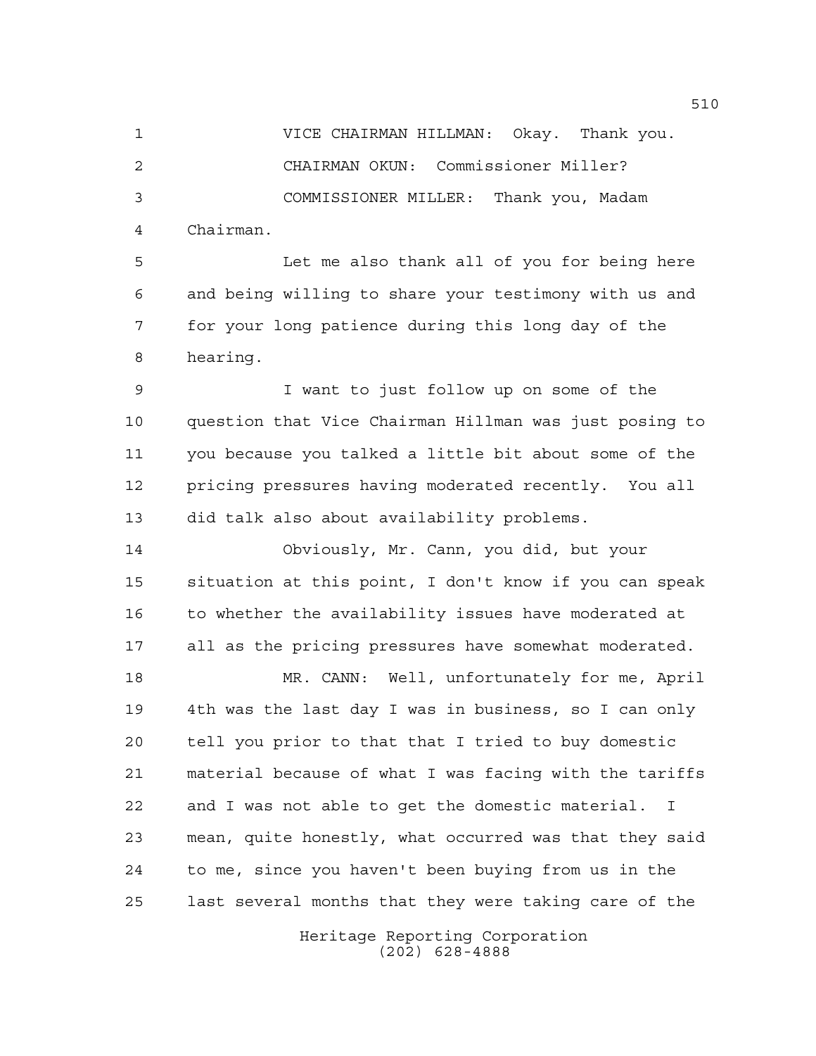VICE CHAIRMAN HILLMAN: Okay. Thank you.

CHAIRMAN OKUN: Commissioner Miller?

COMMISSIONER MILLER: Thank you, Madam Chairman.

Let me also thank all of you for being here and being willing to share your testimony with us and for your long patience during this long day of the hearing.

I want to just follow up on some of the question that Vice Chairman Hillman was just posing to you because you talked a little bit about some of the pricing pressures having moderated recently. You all did talk also about availability problems.

Obviously, Mr. Cann, you did, but your situation at this point, I don't know if you can speak to whether the availability issues have moderated at all as the pricing pressures have somewhat moderated.

MR. CANN: Well, unfortunately for me, April 4th was the last day I was in business, so I can only tell you prior to that that I tried to buy domestic material because of what I was facing with the tariffs and I was not able to get the domestic material. I mean, quite honestly, what occurred was that they said to me, since you haven't been buying from us in the last several months that they were taking care of the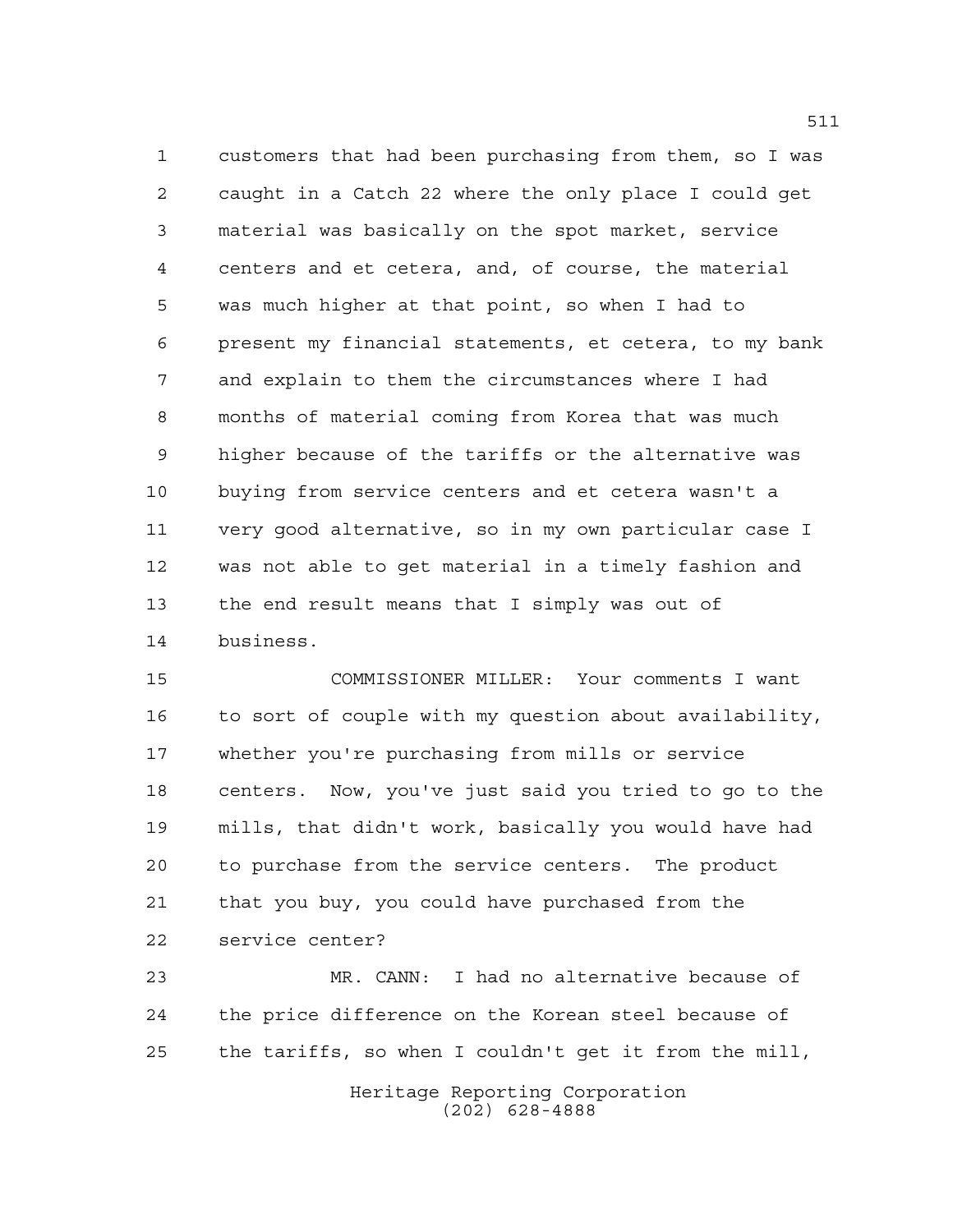customers that had been purchasing from them, so I was caught in a Catch 22 where the only place I could get material was basically on the spot market, service centers and et cetera, and, of course, the material was much higher at that point, so when I had to present my financial statements, et cetera, to my bank and explain to them the circumstances where I had months of material coming from Korea that was much higher because of the tariffs or the alternative was buying from service centers and et cetera wasn't a very good alternative, so in my own particular case I was not able to get material in a timely fashion and the end result means that I simply was out of business.

COMMISSIONER MILLER: Your comments I want to sort of couple with my question about availability, whether you're purchasing from mills or service centers. Now, you've just said you tried to go to the mills, that didn't work, basically you would have had to purchase from the service centers. The product that you buy, you could have purchased from the service center?

MR. CANN: I had no alternative because of the price difference on the Korean steel because of the tariffs, so when I couldn't get it from the mill,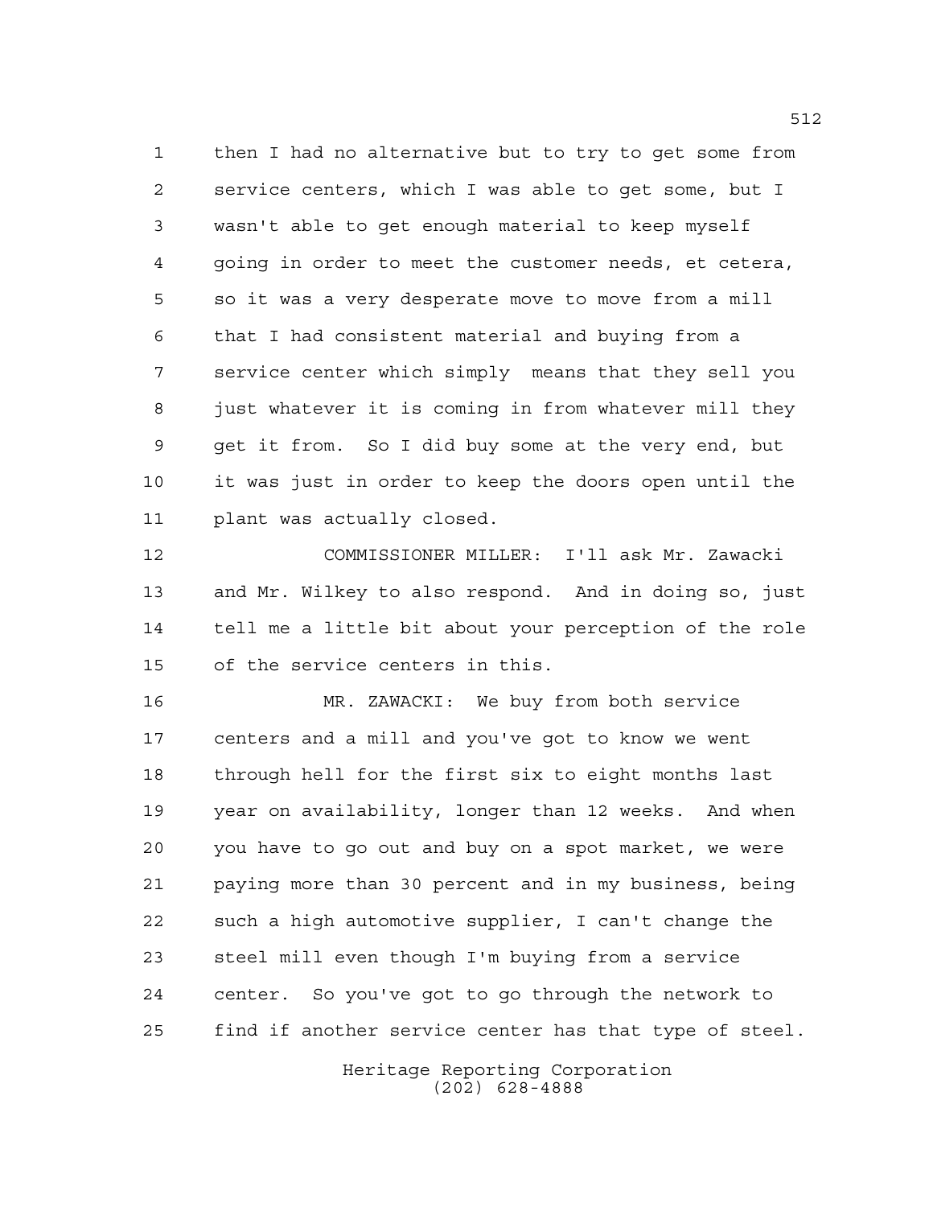then I had no alternative but to try to get some from service centers, which I was able to get some, but I wasn't able to get enough material to keep myself going in order to meet the customer needs, et cetera, so it was a very desperate move to move from a mill that I had consistent material and buying from a service center which simply means that they sell you just whatever it is coming in from whatever mill they get it from. So I did buy some at the very end, but it was just in order to keep the doors open until the plant was actually closed.

COMMISSIONER MILLER: I'll ask Mr. Zawacki and Mr. Wilkey to also respond. And in doing so, just tell me a little bit about your perception of the role of the service centers in this.

MR. ZAWACKI: We buy from both service centers and a mill and you've got to know we went through hell for the first six to eight months last year on availability, longer than 12 weeks. And when you have to go out and buy on a spot market, we were paying more than 30 percent and in my business, being such a high automotive supplier, I can't change the steel mill even though I'm buying from a service center. So you've got to go through the network to find if another service center has that type of steel.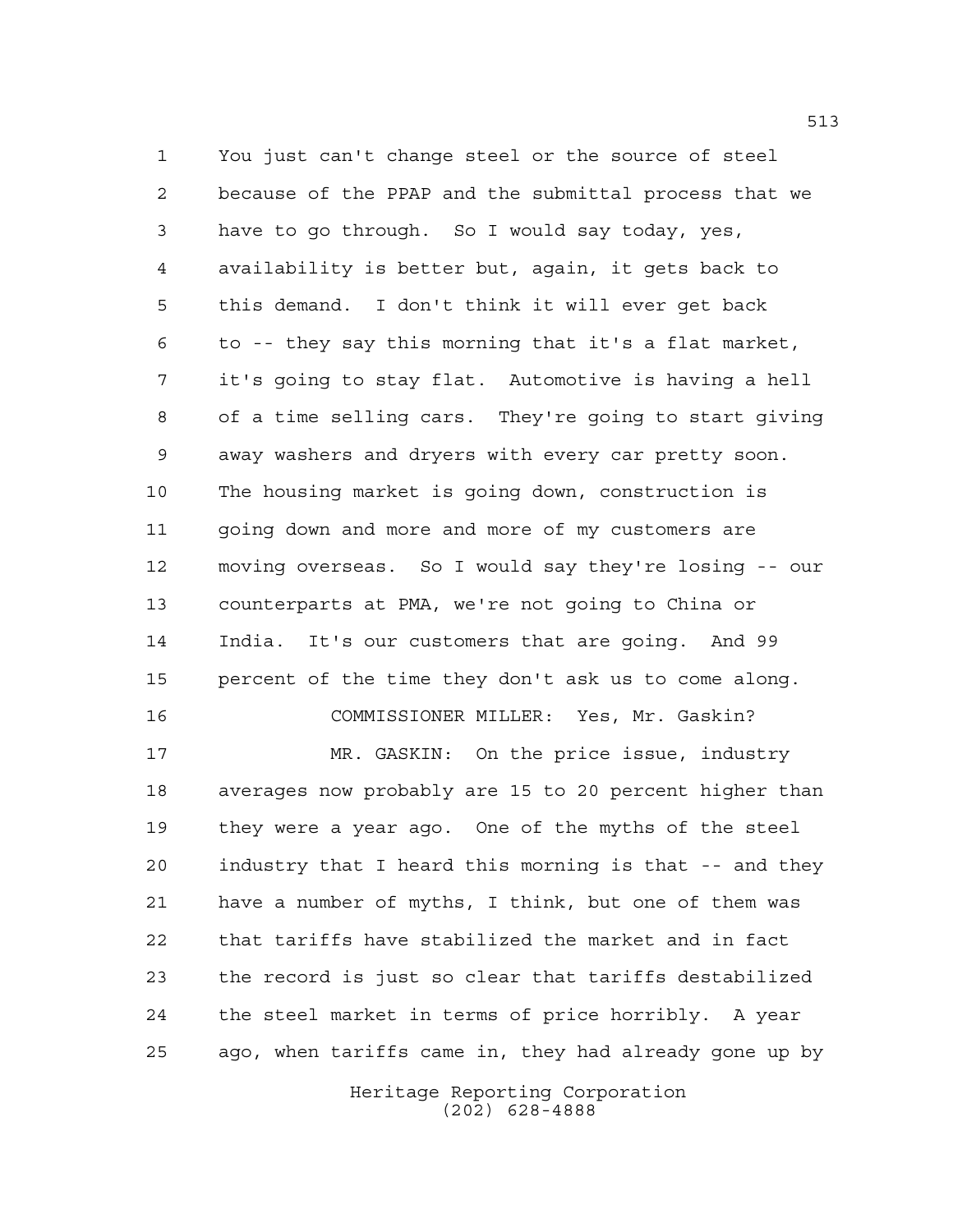You just can't change steel or the source of steel because of the PPAP and the submittal process that we have to go through. So I would say today, yes, availability is better but, again, it gets back to this demand. I don't think it will ever get back to -- they say this morning that it's a flat market, it's going to stay flat. Automotive is having a hell of a time selling cars. They're going to start giving away washers and dryers with every car pretty soon. The housing market is going down, construction is going down and more and more of my customers are moving overseas. So I would say they're losing -- our counterparts at PMA, we're not going to China or India. It's our customers that are going. And 99 percent of the time they don't ask us to come along.

COMMISSIONER MILLER: Yes, Mr. Gaskin?

MR. GASKIN: On the price issue, industry averages now probably are 15 to 20 percent higher than they were a year ago. One of the myths of the steel industry that I heard this morning is that -- and they have a number of myths, I think, but one of them was that tariffs have stabilized the market and in fact the record is just so clear that tariffs destabilized the steel market in terms of price horribly. A year ago, when tariffs came in, they had already gone up by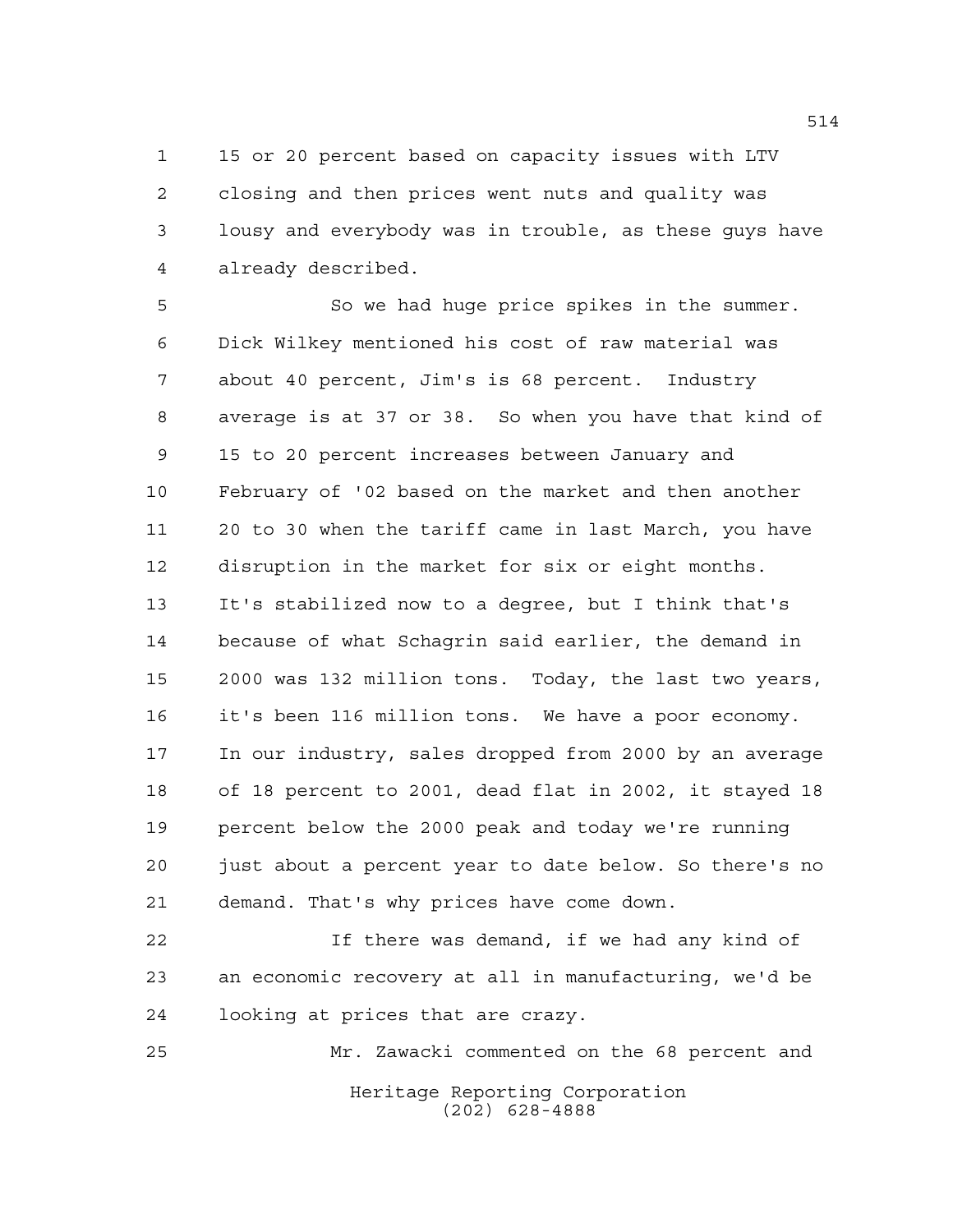15 or 20 percent based on capacity issues with LTV closing and then prices went nuts and quality was lousy and everybody was in trouble, as these guys have already described.

So we had huge price spikes in the summer. Dick Wilkey mentioned his cost of raw material was about 40 percent, Jim's is 68 percent. Industry average is at 37 or 38. So when you have that kind of 15 to 20 percent increases between January and February of '02 based on the market and then another 20 to 30 when the tariff came in last March, you have disruption in the market for six or eight months. It's stabilized now to a degree, but I think that's because of what Schagrin said earlier, the demand in 2000 was 132 million tons. Today, the last two years, it's been 116 million tons. We have a poor economy. In our industry, sales dropped from 2000 by an average of 18 percent to 2001, dead flat in 2002, it stayed 18 percent below the 2000 peak and today we're running just about a percent year to date below. So there's no demand. That's why prices have come down.

If there was demand, if we had any kind of an economic recovery at all in manufacturing, we'd be looking at prices that are crazy.

Mr. Zawacki commented on the 68 percent and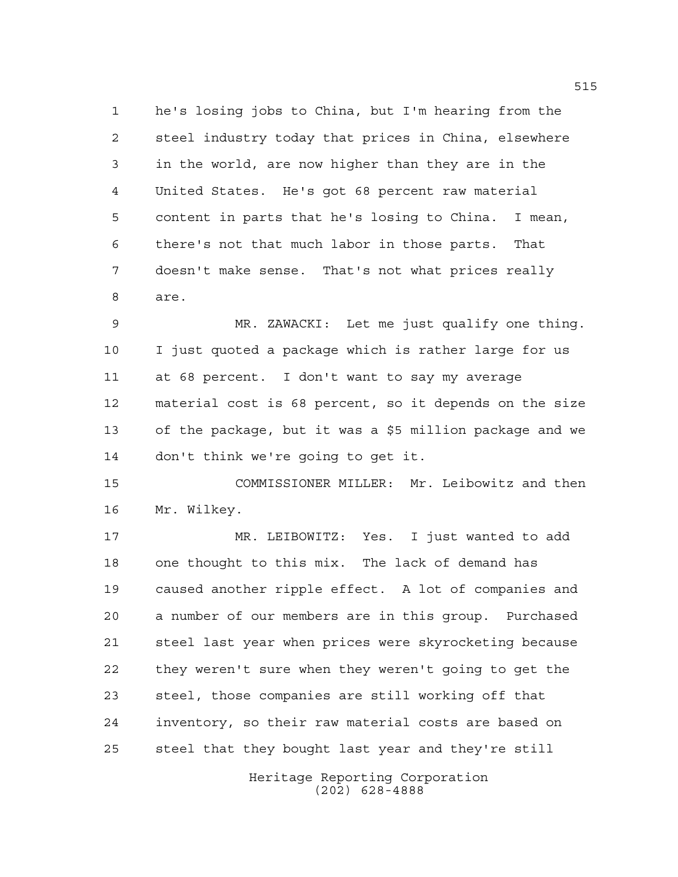he's losing jobs to China, but I'm hearing from the steel industry today that prices in China, elsewhere in the world, are now higher than they are in the United States. He's got 68 percent raw material content in parts that he's losing to China. I mean, there's not that much labor in those parts. That doesn't make sense. That's not what prices really are.

MR. ZAWACKI: Let me just qualify one thing. I just quoted a package which is rather large for us at 68 percent. I don't want to say my average material cost is 68 percent, so it depends on the size of the package, but it was a $5 million package and we don't think we're going to get it.

COMMISSIONER MILLER: Mr. Leibowitz and then Mr. Wilkey.

MR. LEIBOWITZ: Yes. I just wanted to add one thought to this mix. The lack of demand has caused another ripple effect. A lot of companies and a number of our members are in this group. Purchased steel last year when prices were skyrocketing because they weren't sure when they weren't going to get the steel, those companies are still working off that inventory, so their raw material costs are based on steel that they bought last year and they're still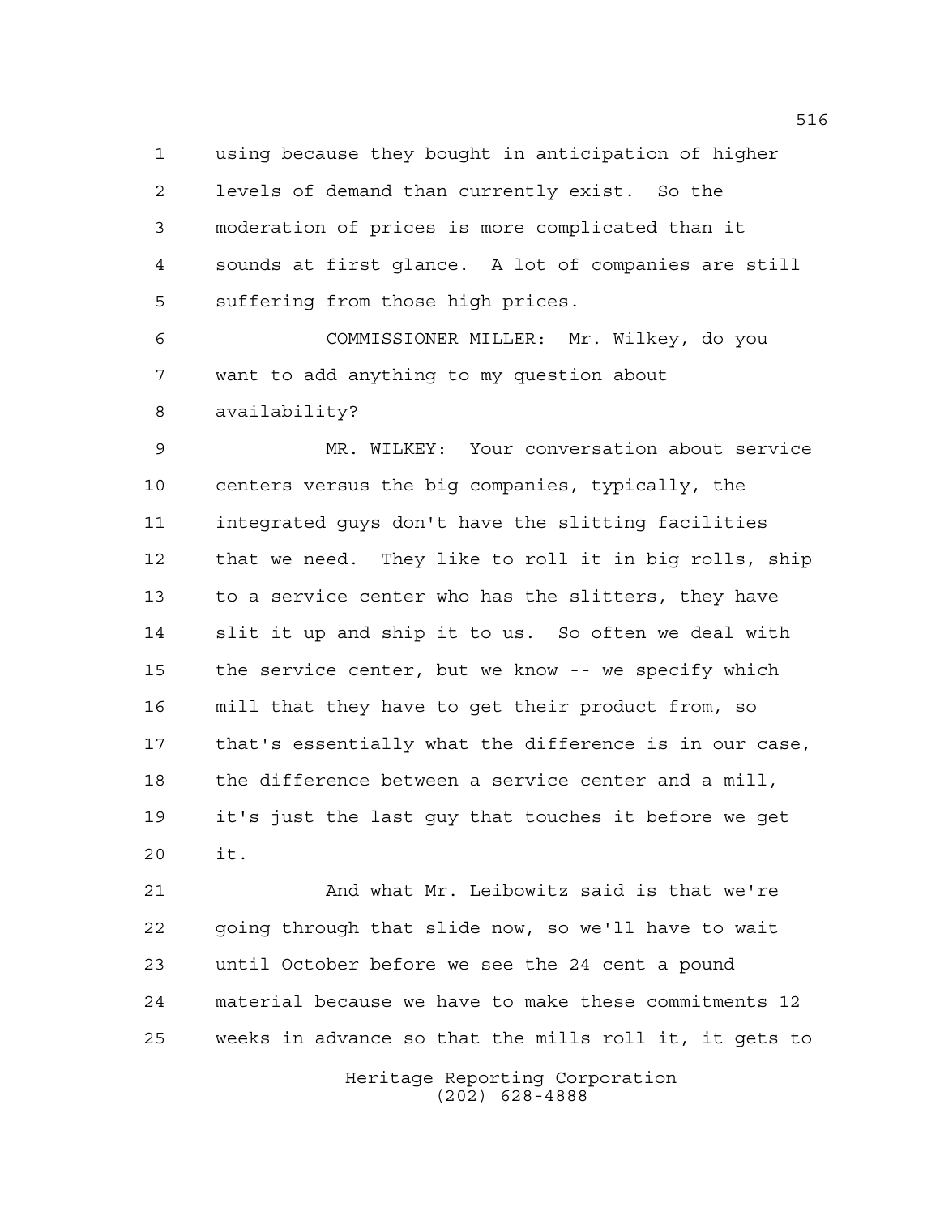using because they bought in anticipation of higher levels of demand than currently exist. So the moderation of prices is more complicated than it sounds at first glance. A lot of companies are still suffering from those high prices.

COMMISSIONER MILLER: Mr. Wilkey, do you want to add anything to my question about availability?

MR. WILKEY: Your conversation about service centers versus the big companies, typically, the integrated guys don't have the slitting facilities that we need. They like to roll it in big rolls, ship to a service center who has the slitters, they have slit it up and ship it to us. So often we deal with the service center, but we know -- we specify which mill that they have to get their product from, so that's essentially what the difference is in our case, the difference between a service center and a mill, it's just the last guy that touches it before we get it.

And what Mr. Leibowitz said is that we're going through that slide now, so we'll have to wait until October before we see the 24 cent a pound material because we have to make these commitments 12 weeks in advance so that the mills roll it, it gets to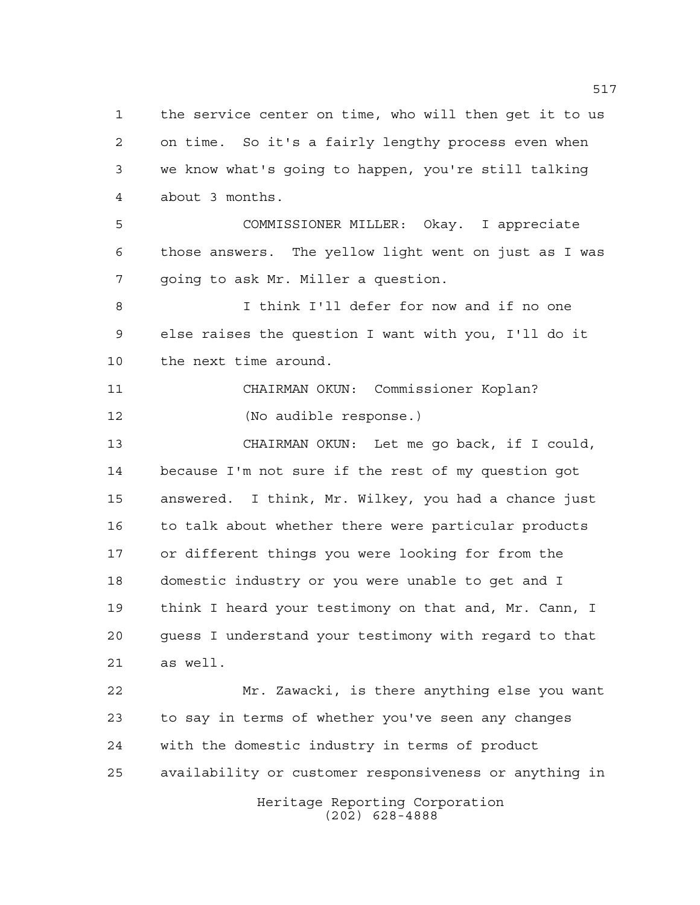the service center on time, who will then get it to us on time. So it's a fairly lengthy process even when we know what's going to happen, you're still talking about 3 months.

COMMISSIONER MILLER: Okay. I appreciate those answers. The yellow light went on just as I was going to ask Mr. Miller a question.

I think I'll defer for now and if no one else raises the question I want with you, I'll do it the next time around.

CHAIRMAN OKUN: Commissioner Koplan?

(No audible response.)

CHAIRMAN OKUN: Let me go back, if I could, because I'm not sure if the rest of my question got answered. I think, Mr. Wilkey, you had a chance just to talk about whether there were particular products or different things you were looking for from the domestic industry or you were unable to get and I think I heard your testimony on that and, Mr. Cann, I guess I understand your testimony with regard to that as well.

Mr. Zawacki, is there anything else you want to say in terms of whether you've seen any changes with the domestic industry in terms of product availability or customer responsiveness or anything in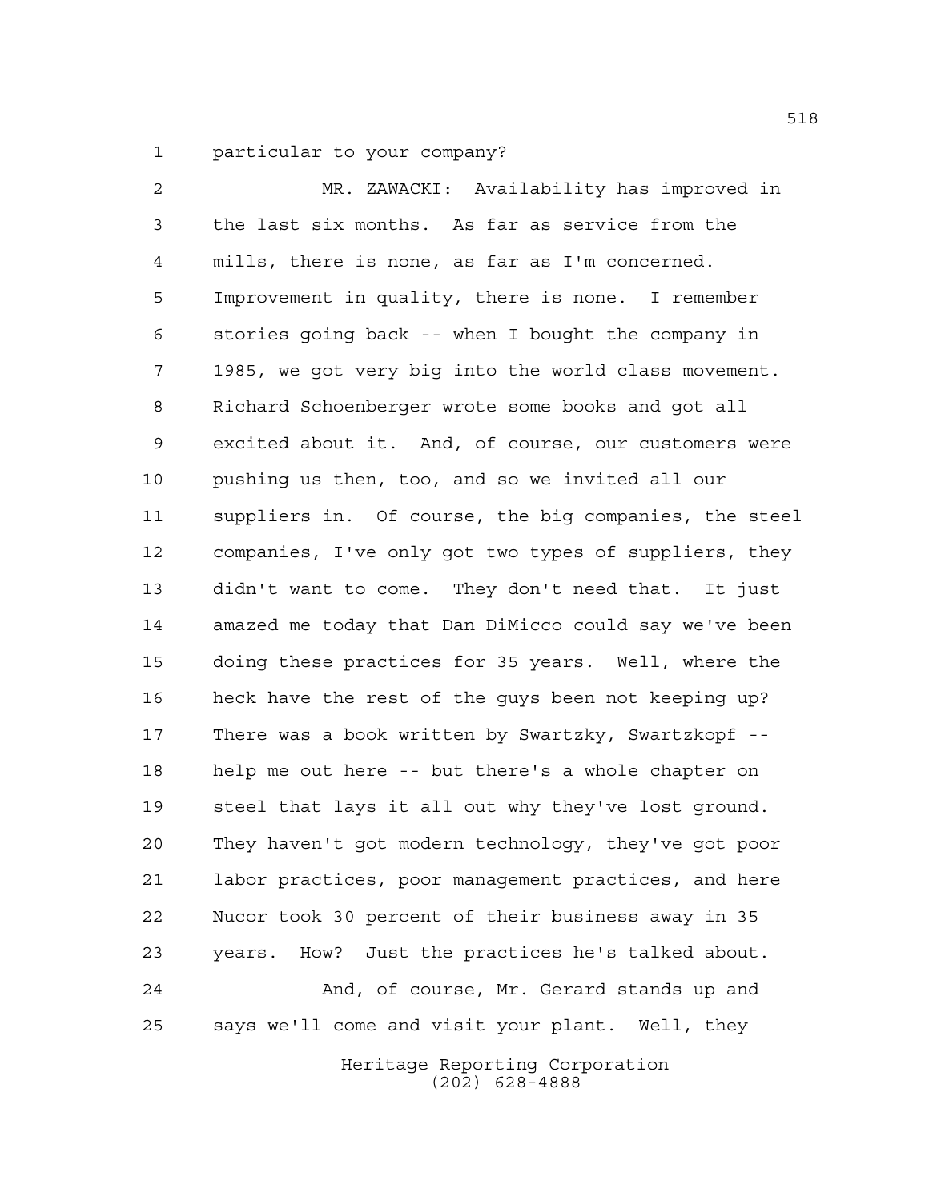particular to your company?

MR. ZAWACKI: Availability has improved in the last six months. As far as service from the mills, there is none, as far as I'm concerned. Improvement in quality, there is none. I remember stories going back -- when I bought the company in 1985, we got very big into the world class movement. Richard Schoenberger wrote some books and got all excited about it. And, of course, our customers were pushing us then, too, and so we invited all our suppliers in. Of course, the big companies, the steel companies, I've only got two types of suppliers, they didn't want to come. They don't need that. It just amazed me today that Dan DiMicco could say we've been doing these practices for 35 years. Well, where the heck have the rest of the guys been not keeping up? There was a book written by Swartzky, Swartzkopf -- help me out here -- but there's a whole chapter on steel that lays it all out why they've lost ground. They haven't got modern technology, they've got poor labor practices, poor management practices, and here Nucor took 30 percent of their business away in 35 years. How? Just the practices he's talked about.

And, of course, Mr. Gerard stands up and says we'll come and visit your plant. Well, they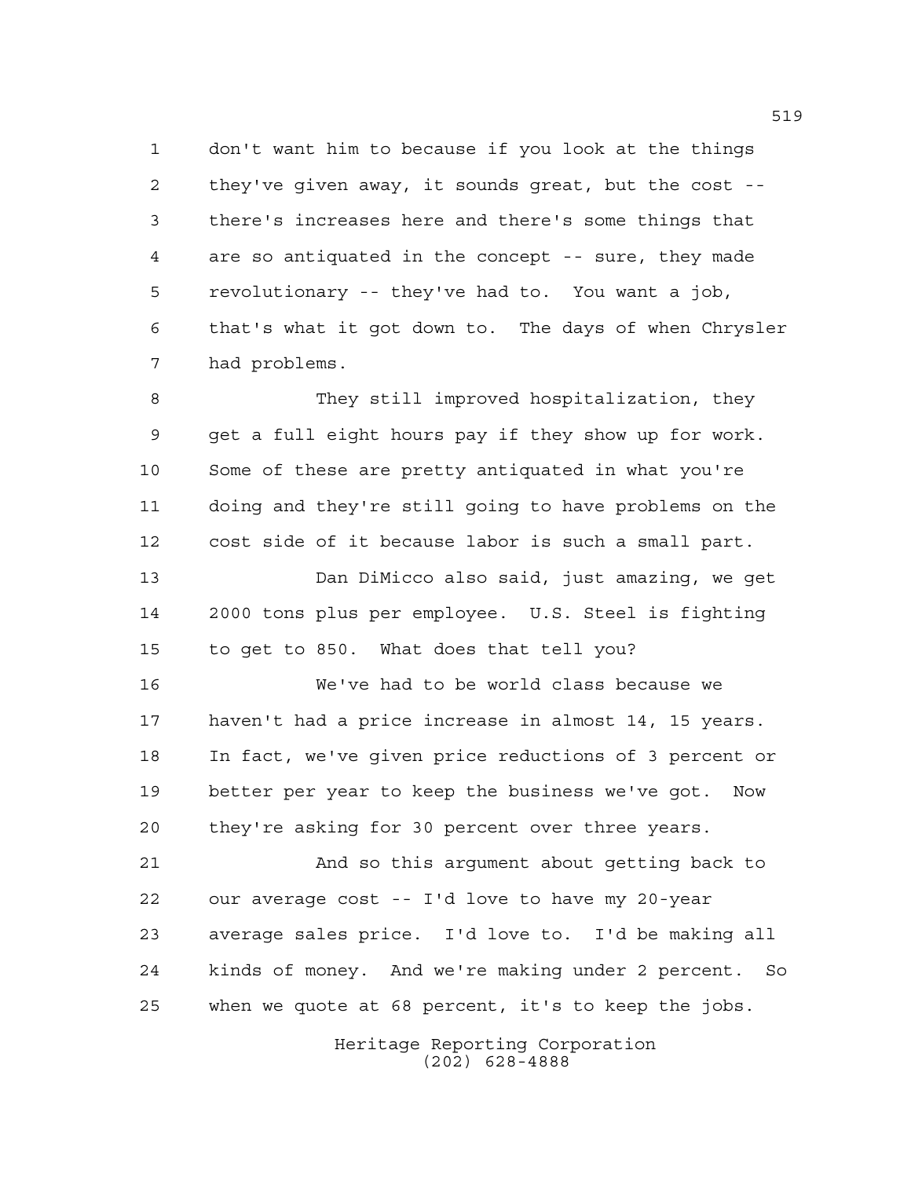don't want him to because if you look at the things they've given away, it sounds great, but the cost -- there's increases here and there's some things that are so antiquated in the concept -- sure, they made revolutionary -- they've had to. You want a job, that's what it got down to. The days of when Chrysler had problems.

They still improved hospitalization, they get a full eight hours pay if they show up for work. Some of these are pretty antiquated in what you're doing and they're still going to have problems on the cost side of it because labor is such a small part.

Dan DiMicco also said, just amazing, we get 2000 tons plus per employee. U.S. Steel is fighting to get to 850. What does that tell you?

We've had to be world class because we haven't had a price increase in almost 14, 15 years. In fact, we've given price reductions of 3 percent or better per year to keep the business we've got. Now they're asking for 30 percent over three years.

And so this argument about getting back to our average cost -- I'd love to have my 20-year average sales price. I'd love to. I'd be making all kinds of money. And we're making under 2 percent. So when we quote at 68 percent, it's to keep the jobs.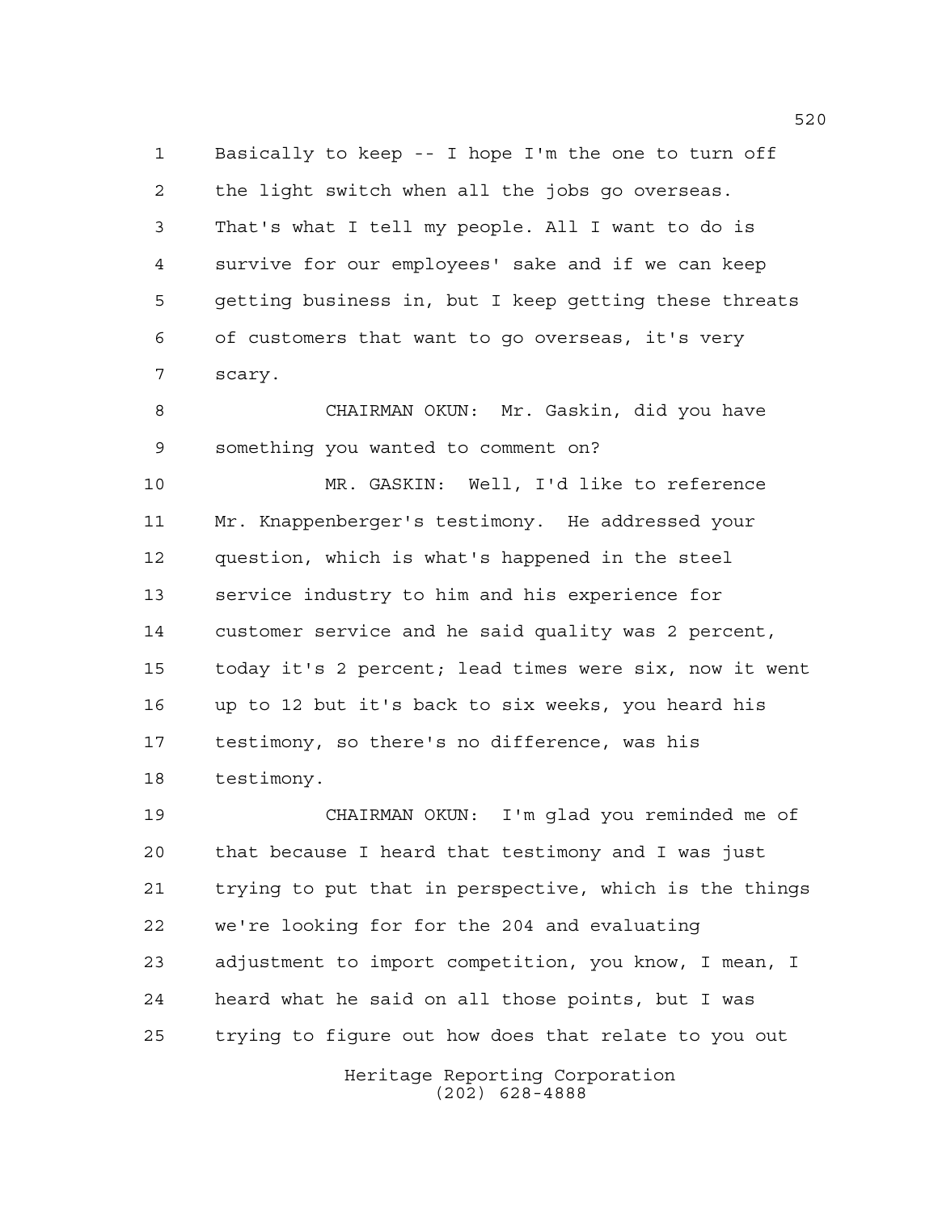Basically to keep -- I hope I'm the one to turn off the light switch when all the jobs go overseas. That's what I tell my people. All I want to do is survive for our employees' sake and if we can keep getting business in, but I keep getting these threats of customers that want to go overseas, it's very scary.

CHAIRMAN OKUN: Mr. Gaskin, did you have something you wanted to comment on?

MR. GASKIN: Well, I'd like to reference Mr. Knappenberger's testimony. He addressed your question, which is what's happened in the steel service industry to him and his experience for customer service and he said quality was 2 percent, today it's 2 percent; lead times were six, now it went up to 12 but it's back to six weeks, you heard his testimony, so there's no difference, was his testimony.

CHAIRMAN OKUN: I'm glad you reminded me of that because I heard that testimony and I was just trying to put that in perspective, which is the things we're looking for for the 204 and evaluating adjustment to import competition, you know, I mean, I heard what he said on all those points, but I was trying to figure out how does that relate to you out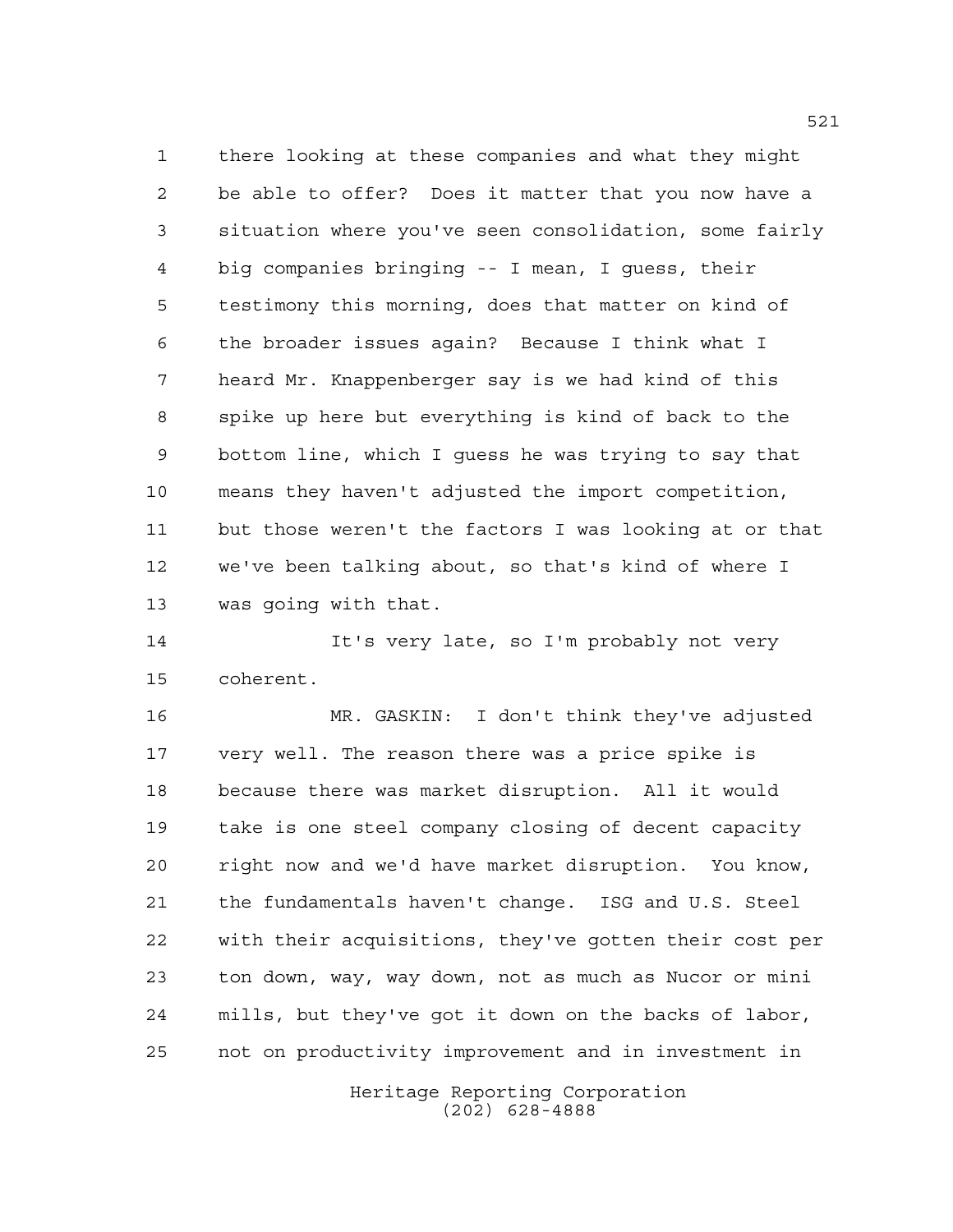there looking at these companies and what they might be able to offer? Does it matter that you now have a situation where you've seen consolidation, some fairly big companies bringing -- I mean, I guess, their testimony this morning, does that matter on kind of the broader issues again? Because I think what I heard Mr. Knappenberger say is we had kind of this spike up here but everything is kind of back to the bottom line, which I guess he was trying to say that means they haven't adjusted the import competition, but those weren't the factors I was looking at or that we've been talking about, so that's kind of where I was going with that.

It's very late, so I'm probably not very coherent.

MR. GASKIN: I don't think they've adjusted very well. The reason there was a price spike is because there was market disruption. All it would take is one steel company closing of decent capacity right now and we'd have market disruption. You know, the fundamentals haven't change. ISG and U.S. Steel with their acquisitions, they've gotten their cost per ton down, way, way down, not as much as Nucor or mini mills, but they've got it down on the backs of labor, not on productivity improvement and in investment in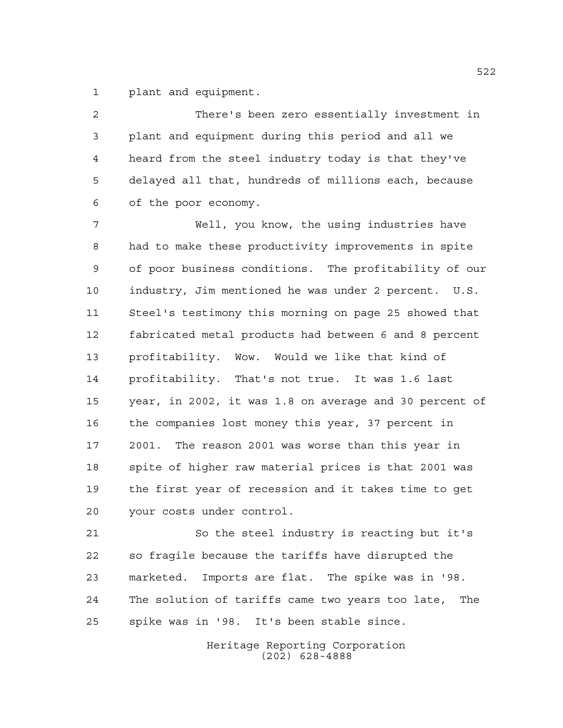plant and equipment.

There's been zero essentially investment in plant and equipment during this period and all we heard from the steel industry today is that they've delayed all that, hundreds of millions each, because of the poor economy.

Well, you know, the using industries have had to make these productivity improvements in spite of poor business conditions. The profitability of our industry, Jim mentioned he was under 2 percent. U.S. Steel's testimony this morning on page 25 showed that fabricated metal products had between 6 and 8 percent profitability. Wow. Would we like that kind of profitability. That's not true. It was 1.6 last year, in 2002, it was 1.8 on average and 30 percent of the companies lost money this year, 37 percent in 2001. The reason 2001 was worse than this year in spite of higher raw material prices is that 2001 was the first year of recession and it takes time to get your costs under control.

So the steel industry is reacting but it's so fragile because the tariffs have disrupted the marketed. Imports are flat. The spike was in '98. The solution of tariffs came two years too late, The spike was in '98. It's been stable since.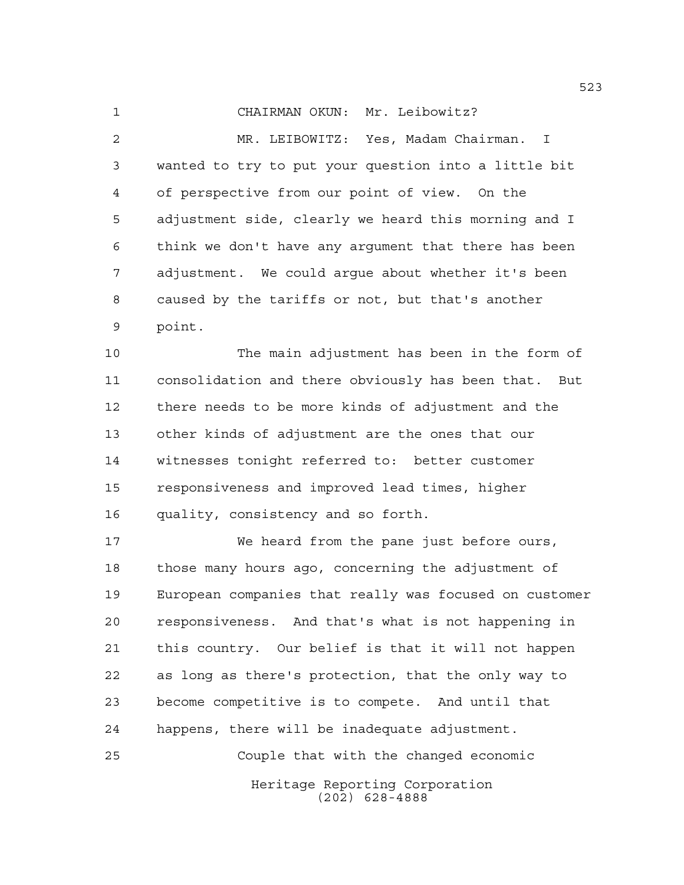CHAIRMAN OKUN: Mr. Leibowitz?

MR. LEIBOWITZ: Yes, Madam Chairman. I wanted to try to put your question into a little bit of perspective from our point of view. On the adjustment side, clearly we heard this morning and I think we don't have any argument that there has been adjustment. We could argue about whether it's been caused by the tariffs or not, but that's another point.

The main adjustment has been in the form of consolidation and there obviously has been that. But there needs to be more kinds of adjustment and the other kinds of adjustment are the ones that our witnesses tonight referred to: better customer responsiveness and improved lead times, higher quality, consistency and so forth.

We heard from the pane just before ours, those many hours ago, concerning the adjustment of European companies that really was focused on customer responsiveness. And that's what is not happening in this country. Our belief is that it will not happen as long as there's protection, that the only way to become competitive is to compete. And until that happens, there will be inadequate adjustment.

Couple that with the changed economic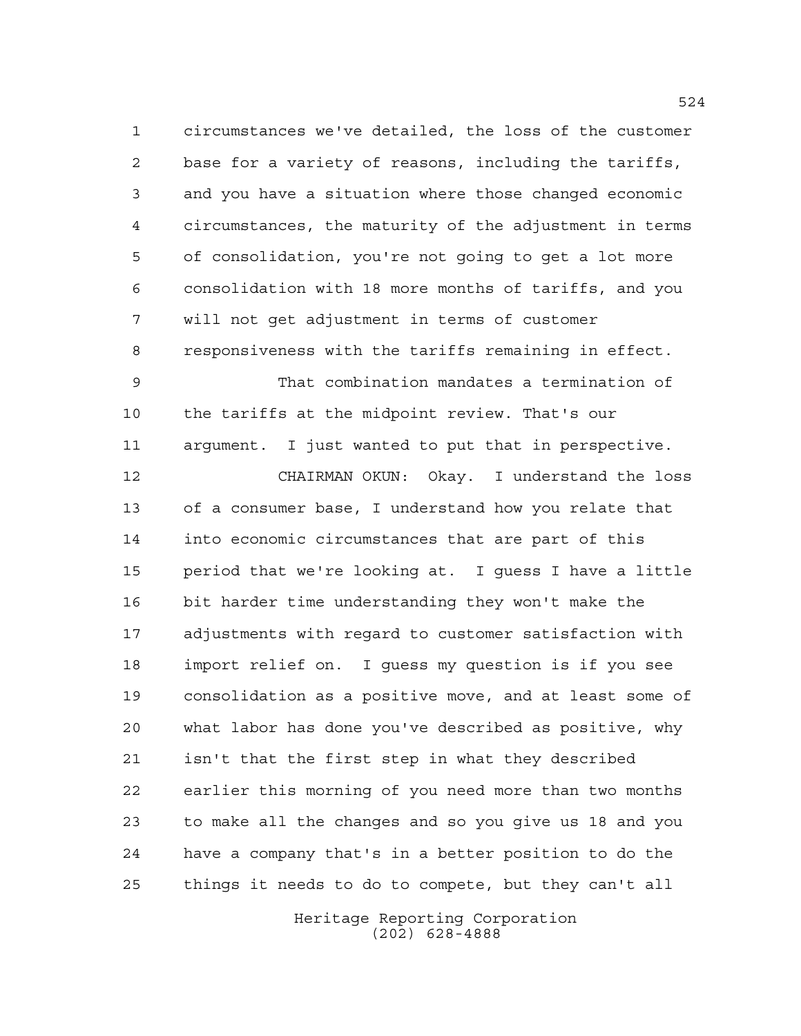circumstances we've detailed, the loss of the customer base for a variety of reasons, including the tariffs, and you have a situation where those changed economic circumstances, the maturity of the adjustment in terms of consolidation, you're not going to get a lot more consolidation with 18 more months of tariffs, and you will not get adjustment in terms of customer responsiveness with the tariffs remaining in effect.

That combination mandates a termination of the tariffs at the midpoint review. That's our argument. I just wanted to put that in perspective.

CHAIRMAN OKUN: Okay. I understand the loss of a consumer base, I understand how you relate that into economic circumstances that are part of this period that we're looking at. I guess I have a little bit harder time understanding they won't make the adjustments with regard to customer satisfaction with import relief on. I guess my question is if you see consolidation as a positive move, and at least some of what labor has done you've described as positive, why isn't that the first step in what they described earlier this morning of you need more than two months to make all the changes and so you give us 18 and you have a company that's in a better position to do the things it needs to do to compete, but they can't all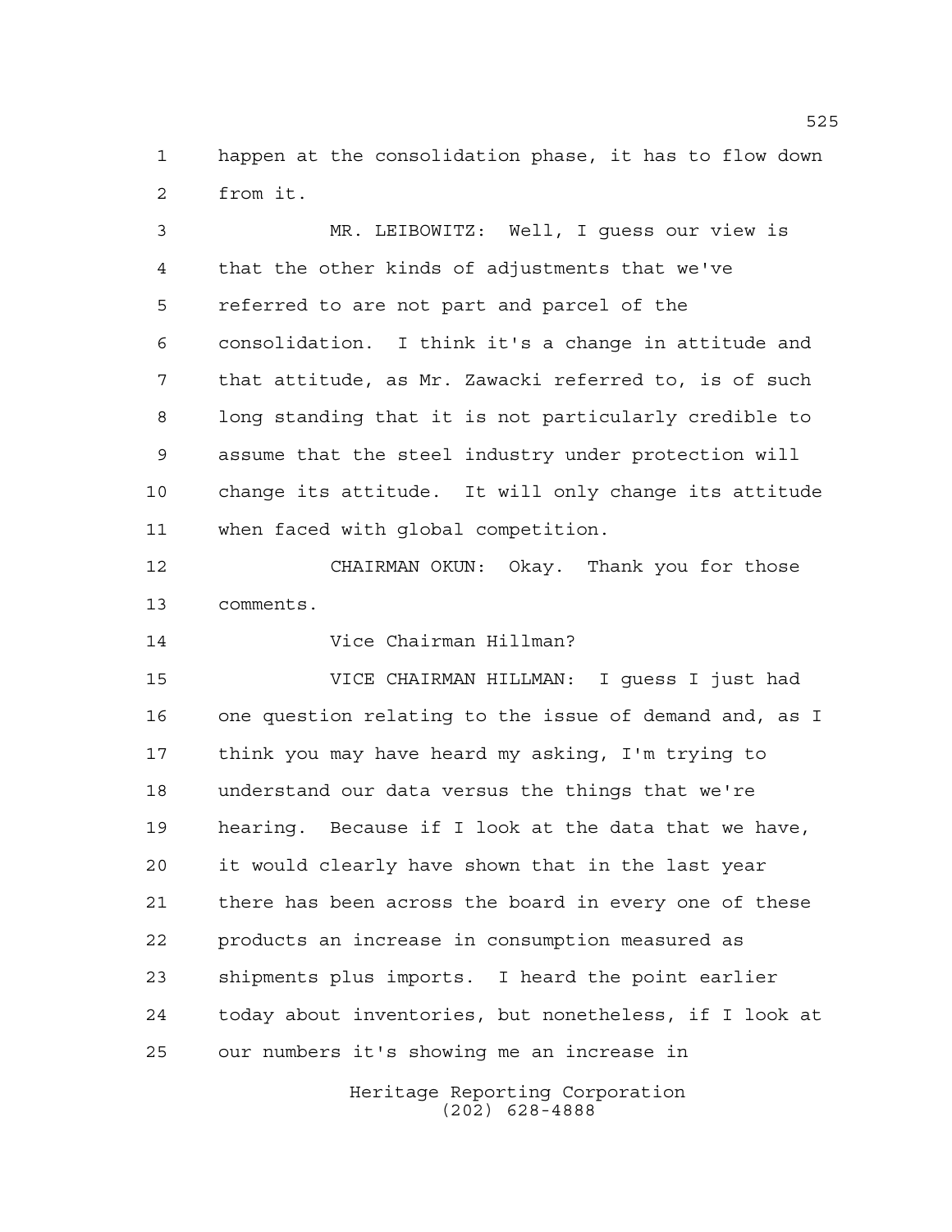happen at the consolidation phase, it has to flow down from it.

MR. LEIBOWITZ: Well, I guess our view is that the other kinds of adjustments that we've referred to are not part and parcel of the consolidation. I think it's a change in attitude and that attitude, as Mr. Zawacki referred to, is of such long standing that it is not particularly credible to assume that the steel industry under protection will change its attitude. It will only change its attitude when faced with global competition.

CHAIRMAN OKUN: Okay. Thank you for those comments.

Vice Chairman Hillman?

VICE CHAIRMAN HILLMAN: I guess I just had one question relating to the issue of demand and, as I think you may have heard my asking, I'm trying to understand our data versus the things that we're hearing. Because if I look at the data that we have, it would clearly have shown that in the last year there has been across the board in every one of these products an increase in consumption measured as shipments plus imports. I heard the point earlier today about inventories, but nonetheless, if I look at our numbers it's showing me an increase in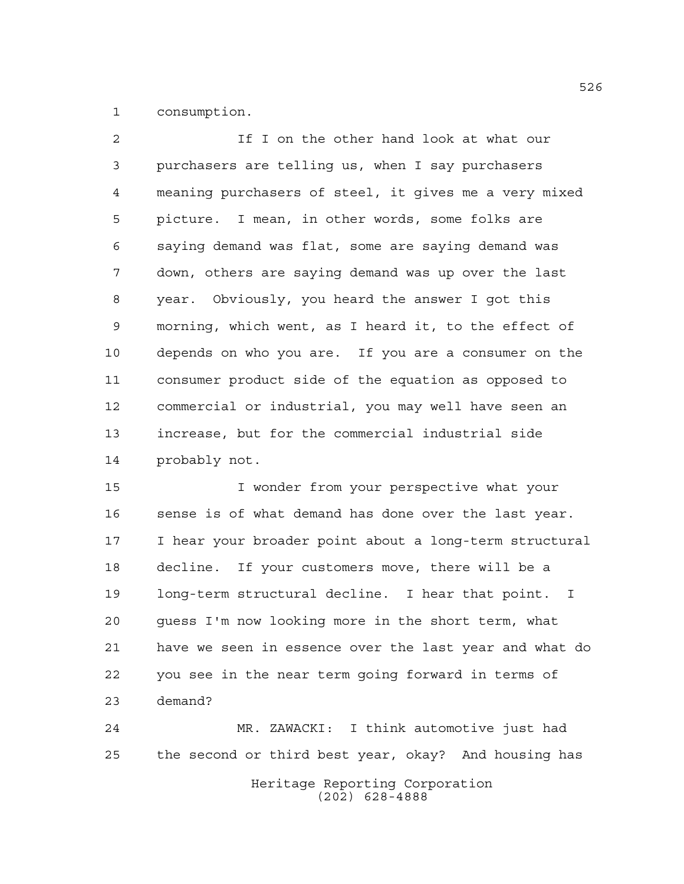consumption.

If I on the other hand look at what our purchasers are telling us, when I say purchasers meaning purchasers of steel, it gives me a very mixed picture. I mean, in other words, some folks are saying demand was flat, some are saying demand was down, others are saying demand was up over the last year. Obviously, you heard the answer I got this morning, which went, as I heard it, to the effect of depends on who you are. If you are a consumer on the consumer product side of the equation as opposed to commercial or industrial, you may well have seen an increase, but for the commercial industrial side probably not.

I wonder from your perspective what your sense is of what demand has done over the last year. I hear your broader point about a long-term structural decline. If your customers move, there will be a long-term structural decline. I hear that point. I guess I'm now looking more in the short term, what have we seen in essence over the last year and what do you see in the near term going forward in terms of demand?

MR. ZAWACKI: I think automotive just had the second or third best year, okay? And housing has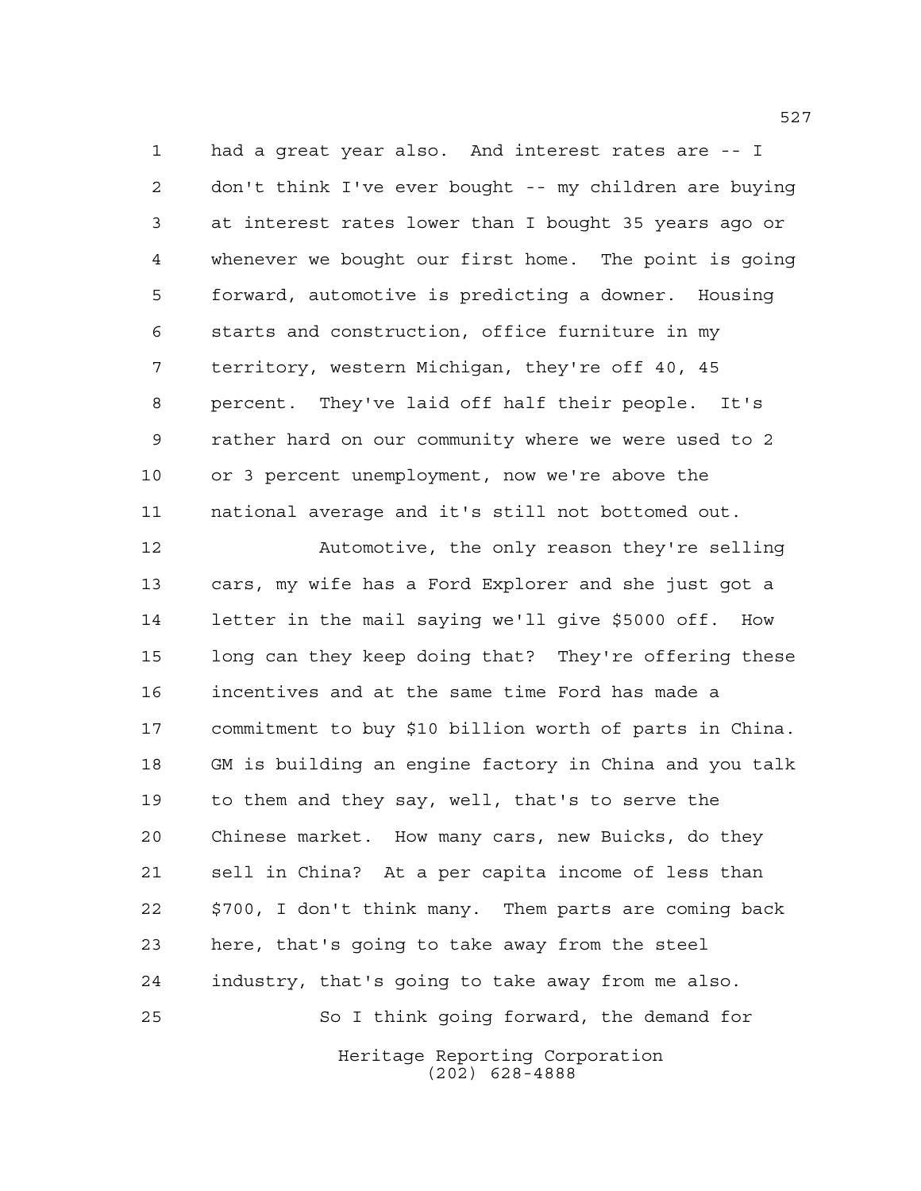had a great year also. And interest rates are -- I don't think I've ever bought -- my children are buying at interest rates lower than I bought 35 years ago or whenever we bought our first home. The point is going forward, automotive is predicting a downer. Housing starts and construction, office furniture in my territory, western Michigan, they're off 40, 45 percent. They've laid off half their people. It's rather hard on our community where we were used to 2 or 3 percent unemployment, now we're above the national average and it's still not bottomed out.

Automotive, the only reason they're selling cars, my wife has a Ford Explorer and she just got a letter in the mail saying we'll give $5000 off. How long can they keep doing that? They're offering these incentives and at the same time Ford has made a commitment to buy $10 billion worth of parts in China. GM is building an engine factory in China and you talk to them and they say, well, that's to serve the Chinese market. How many cars, new Buicks, do they sell in China? At a per capita income of less than $700, I don't think many. Them parts are coming back here, that's going to take away from the steel industry, that's going to take away from me also.

So I think going forward, the demand for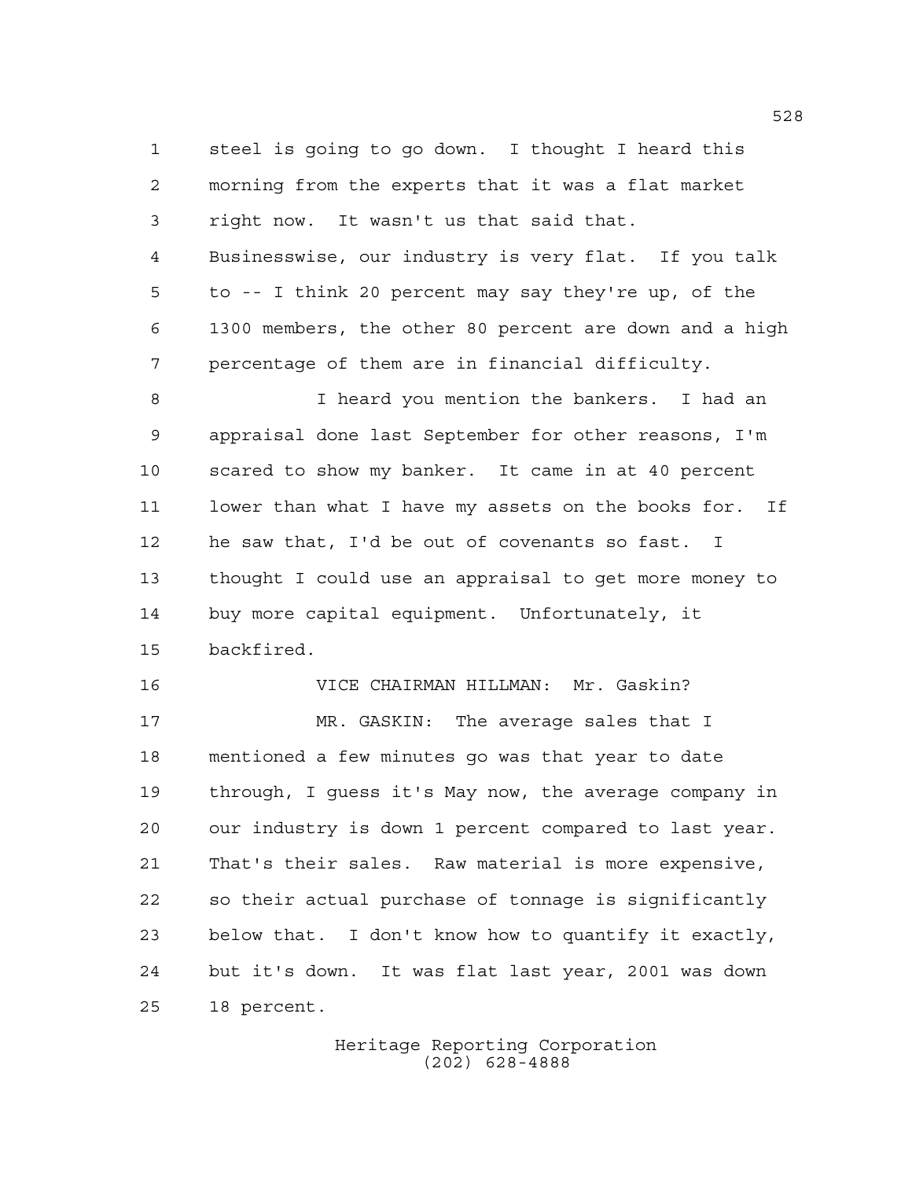steel is going to go down. I thought I heard this morning from the experts that it was a flat market right now. It wasn't us that said that. Businesswise, our industry is very flat. If you talk to -- I think 20 percent may say they're up, of the 1300 members, the other 80 percent are down and a high percentage of them are in financial difficulty.

I heard you mention the bankers. I had an appraisal done last September for other reasons, I'm scared to show my banker. It came in at 40 percent lower than what I have my assets on the books for. If he saw that, I'd be out of covenants so fast. I thought I could use an appraisal to get more money to buy more capital equipment. Unfortunately, it backfired.

VICE CHAIRMAN HILLMAN: Mr. Gaskin?

MR. GASKIN: The average sales that I mentioned a few minutes go was that year to date through, I guess it's May now, the average company in our industry is down 1 percent compared to last year. That's their sales. Raw material is more expensive, so their actual purchase of tonnage is significantly below that. I don't know how to quantify it exactly, but it's down. It was flat last year, 2001 was down 18 percent.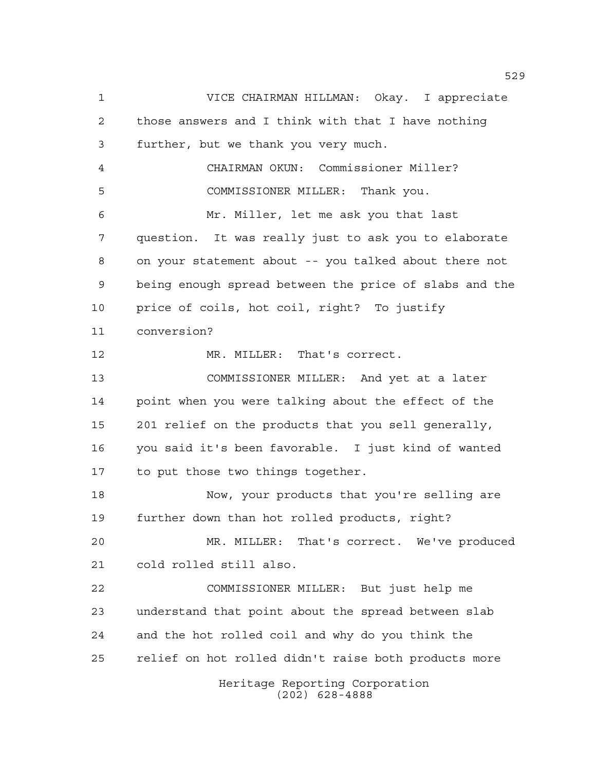VICE CHAIRMAN HILLMAN: Okay. I appreciate those answers and I think with that I have nothing further, but we thank you very much.

CHAIRMAN OKUN: Commissioner Miller?

COMMISSIONER MILLER: Thank you.

Mr. Miller, let me ask you that last question. It was really just to ask you to elaborate on your statement about -- you talked about there not being enough spread between the price of slabs and the price of coils, hot coil, right? To justify conversion?

MR. MILLER: That's correct.

COMMISSIONER MILLER: And yet at a later point when you were talking about the effect of the 201 relief on the products that you sell generally, you said it's been favorable. I just kind of wanted to put those two things together.

Now, your products that you're selling are further down than hot rolled products, right?

MR. MILLER: That's correct. We've produced cold rolled still also.

COMMISSIONER MILLER: But just help me understand that point about the spread between slab and the hot rolled coil and why do you think the relief on hot rolled didn't raise both products more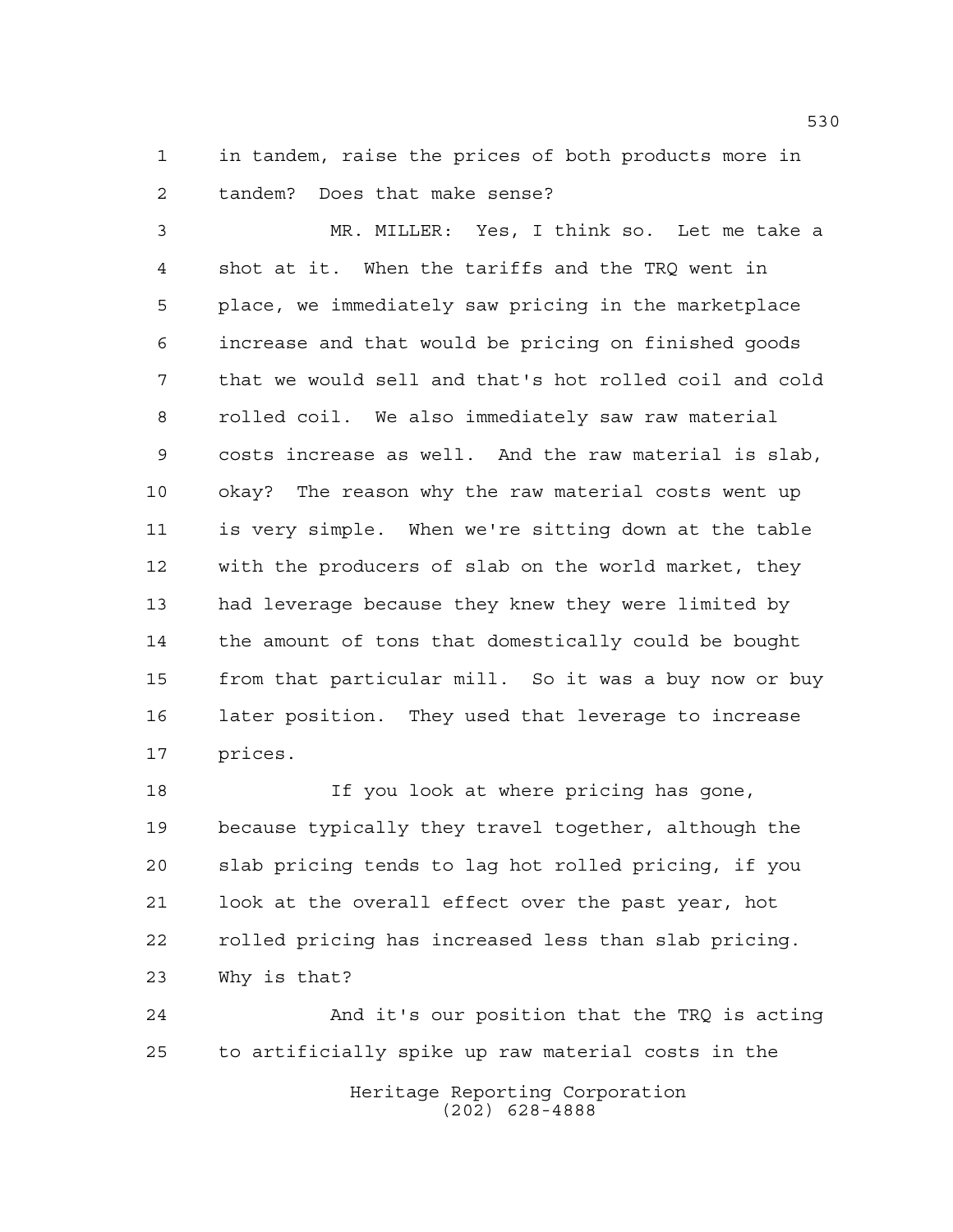in tandem, raise the prices of both products more in tandem? Does that make sense?

MR. MILLER: Yes, I think so. Let me take a shot at it. When the tariffs and the TRQ went in place, we immediately saw pricing in the marketplace increase and that would be pricing on finished goods that we would sell and that's hot rolled coil and cold rolled coil. We also immediately saw raw material costs increase as well. And the raw material is slab, okay? The reason why the raw material costs went up is very simple. When we're sitting down at the table with the producers of slab on the world market, they had leverage because they knew they were limited by the amount of tons that domestically could be bought from that particular mill. So it was a buy now or buy later position. They used that leverage to increase prices.

If you look at where pricing has gone, because typically they travel together, although the slab pricing tends to lag hot rolled pricing, if you look at the overall effect over the past year, hot rolled pricing has increased less than slab pricing. Why is that?

And it's our position that the TRQ is acting to artificially spike up raw material costs in the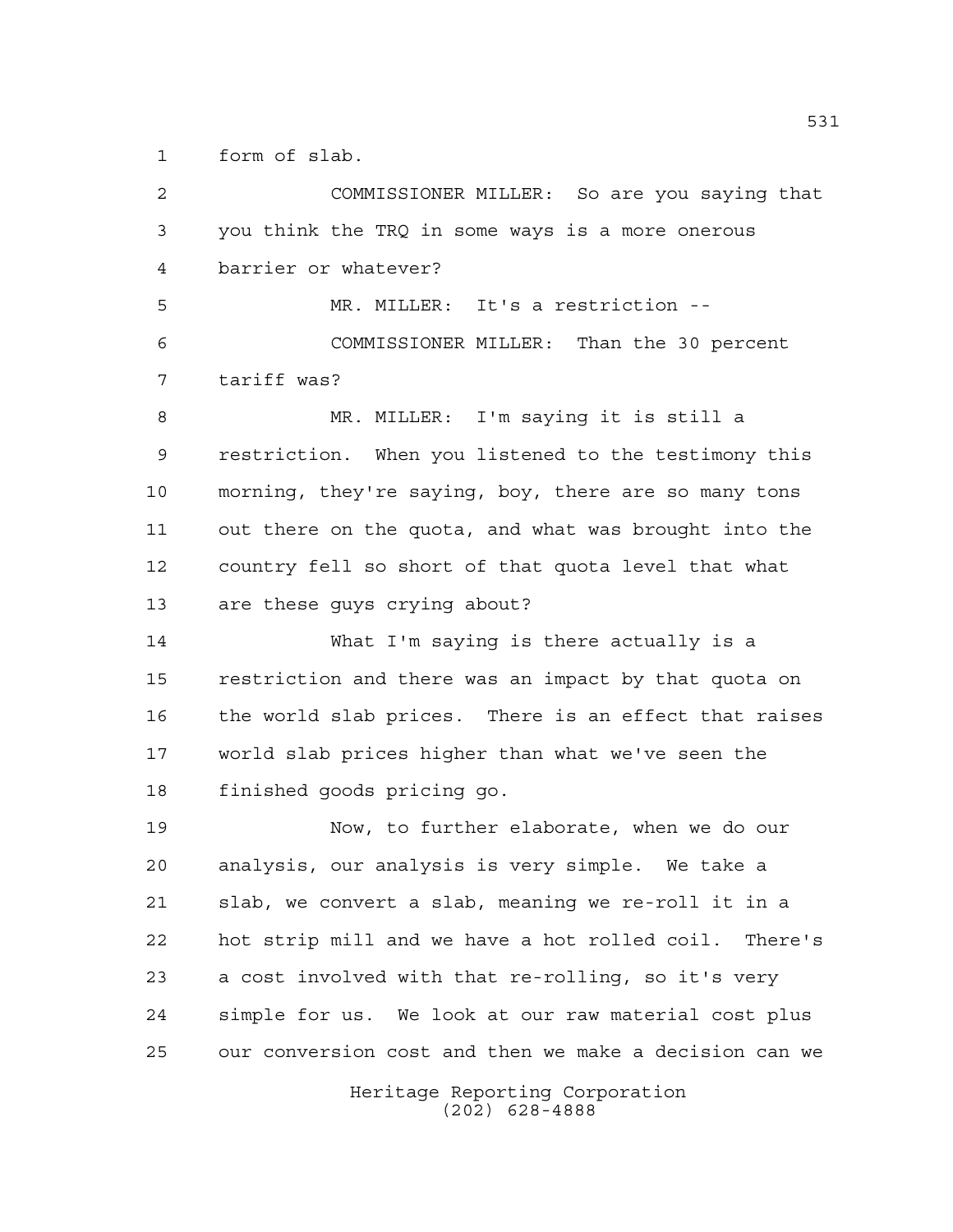form of slab.

COMMISSIONER MILLER: So are you saying that you think the TRQ in some ways is a more onerous barrier or whatever?

MR. MILLER: It's a restriction --

COMMISSIONER MILLER: Than the 30 percent tariff was?

MR. MILLER: I'm saying it is still a restriction. When you listened to the testimony this morning, they're saying, boy, there are so many tons out there on the quota, and what was brought into the country fell so short of that quota level that what are these guys crying about?

What I'm saying is there actually is a restriction and there was an impact by that quota on the world slab prices. There is an effect that raises world slab prices higher than what we've seen the finished goods pricing go.

Now, to further elaborate, when we do our analysis, our analysis is very simple. We take a slab, we convert a slab, meaning we re-roll it in a hot strip mill and we have a hot rolled coil. There's a cost involved with that re-rolling, so it's very simple for us. We look at our raw material cost plus our conversion cost and then we make a decision can we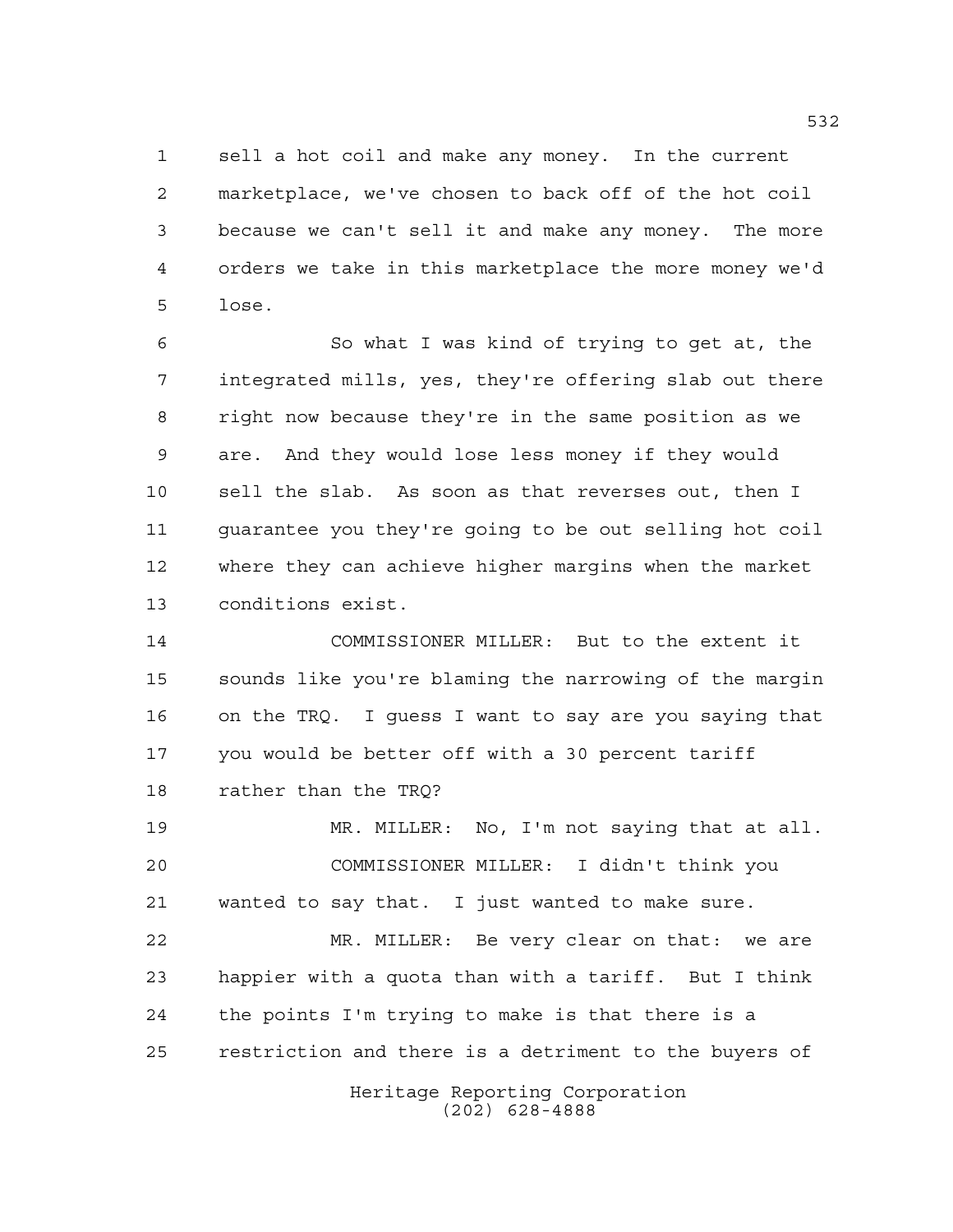sell a hot coil and make any money. In the current marketplace, we've chosen to back off of the hot coil because we can't sell it and make any money. The more orders we take in this marketplace the more money we'd lose.

So what I was kind of trying to get at, the integrated mills, yes, they're offering slab out there right now because they're in the same position as we are. And they would lose less money if they would sell the slab. As soon as that reverses out, then I guarantee you they're going to be out selling hot coil where they can achieve higher margins when the market conditions exist.

COMMISSIONER MILLER: But to the extent it sounds like you're blaming the narrowing of the margin on the TRQ. I guess I want to say are you saying that you would be better off with a 30 percent tariff rather than the TRQ?

MR. MILLER: No, I'm not saying that at all.

COMMISSIONER MILLER: I didn't think you wanted to say that. I just wanted to make sure.

MR. MILLER: Be very clear on that: we are happier with a quota than with a tariff. But I think the points I'm trying to make is that there is a restriction and there is a detriment to the buyers of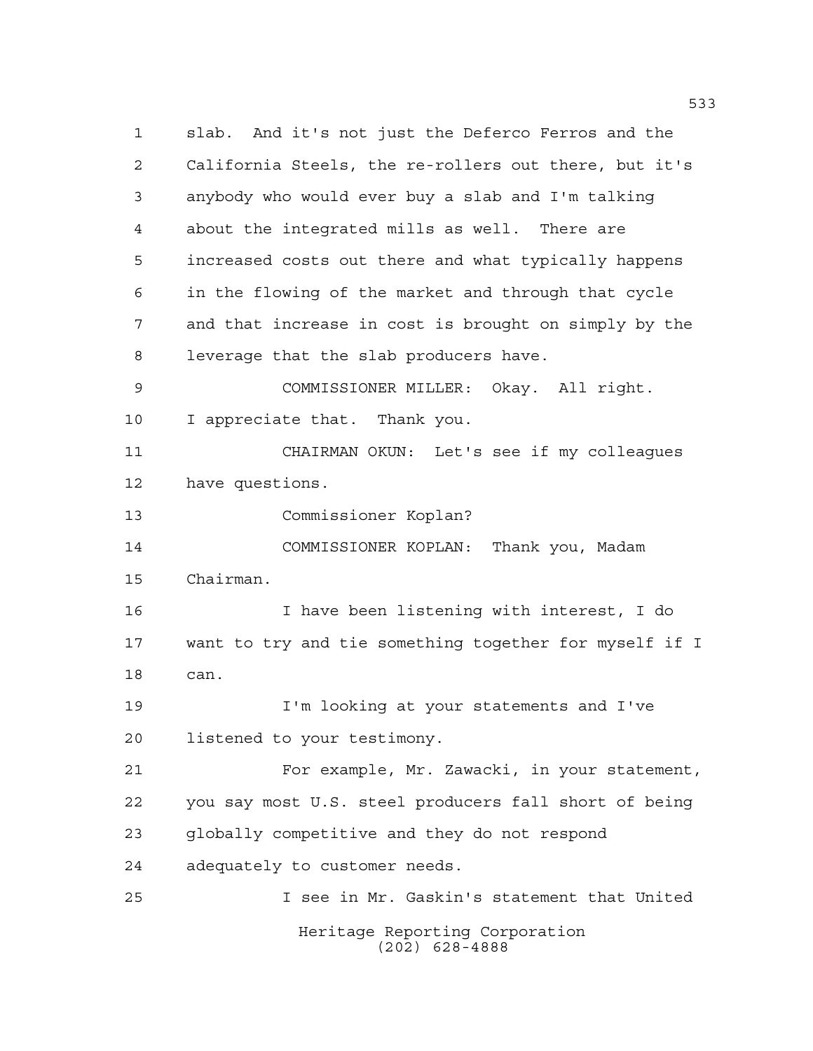slab. And it's not just the Deferco Ferros and the California Steels, the re-rollers out there, but it's anybody who would ever buy a slab and I'm talking about the integrated mills as well. There are increased costs out there and what typically happens in the flowing of the market and through that cycle and that increase in cost is brought on simply by the leverage that the slab producers have.

COMMISSIONER MILLER: Okay. All right. I appreciate that. Thank you.

CHAIRMAN OKUN: Let's see if my colleagues have questions.

Commissioner Koplan?

COMMISSIONER KOPLAN: Thank you, Madam Chairman.

I have been listening with interest, I do want to try and tie something together for myself if I can.

I'm looking at your statements and I've listened to your testimony.

For example, Mr. Zawacki, in your statement, you say most U.S. steel producers fall short of being globally competitive and they do not respond adequately to customer needs.

I see in Mr. Gaskin's statement that United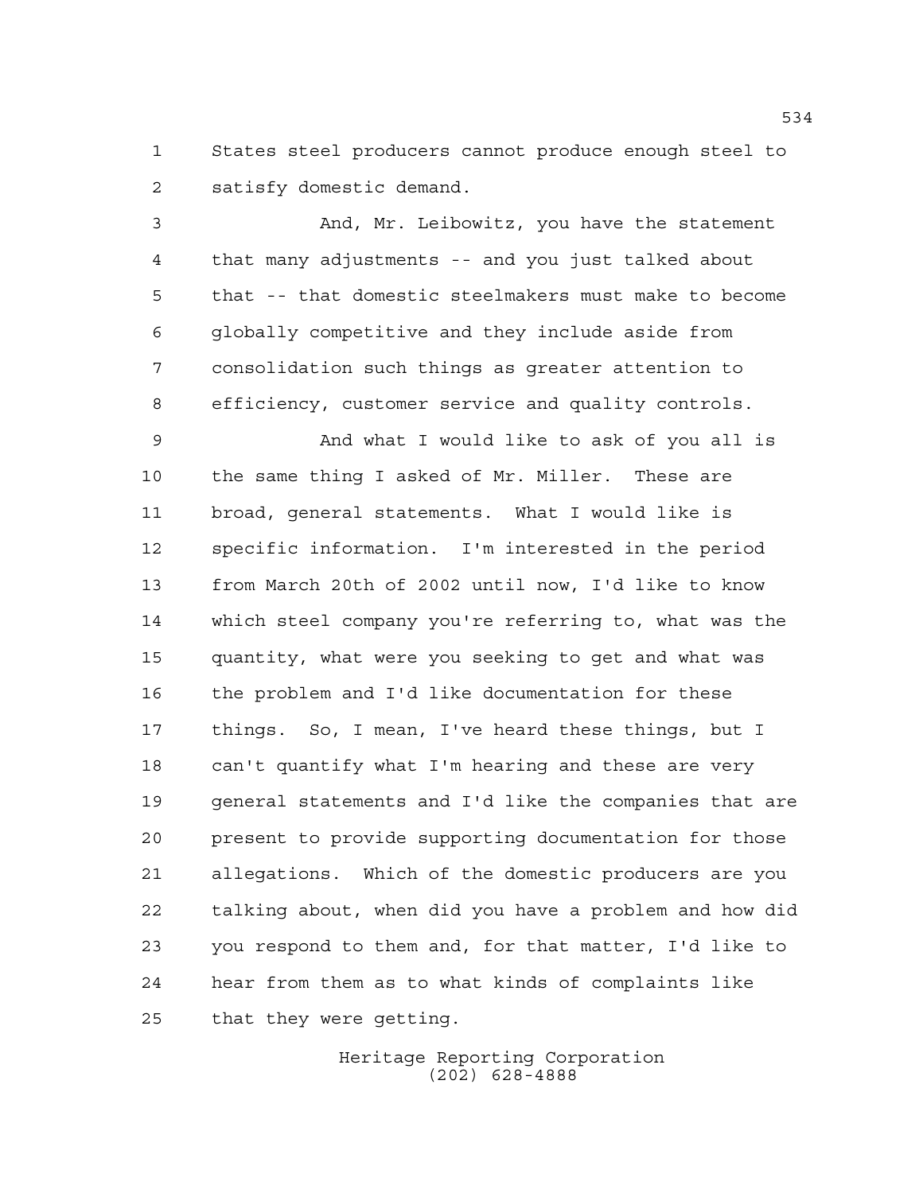States steel producers cannot produce enough steel to satisfy domestic demand.

And, Mr. Leibowitz, you have the statement that many adjustments -- and you just talked about that -- that domestic steelmakers must make to become globally competitive and they include aside from consolidation such things as greater attention to efficiency, customer service and quality controls.

And what I would like to ask of you all is the same thing I asked of Mr. Miller. These are broad, general statements. What I would like is specific information. I'm interested in the period from March 20th of 2002 until now, I'd like to know which steel company you're referring to, what was the quantity, what were you seeking to get and what was the problem and I'd like documentation for these things. So, I mean, I've heard these things, but I can't quantify what I'm hearing and these are very general statements and I'd like the companies that are present to provide supporting documentation for those allegations. Which of the domestic producers are you talking about, when did you have a problem and how did you respond to them and, for that matter, I'd like to hear from them as to what kinds of complaints like that they were getting.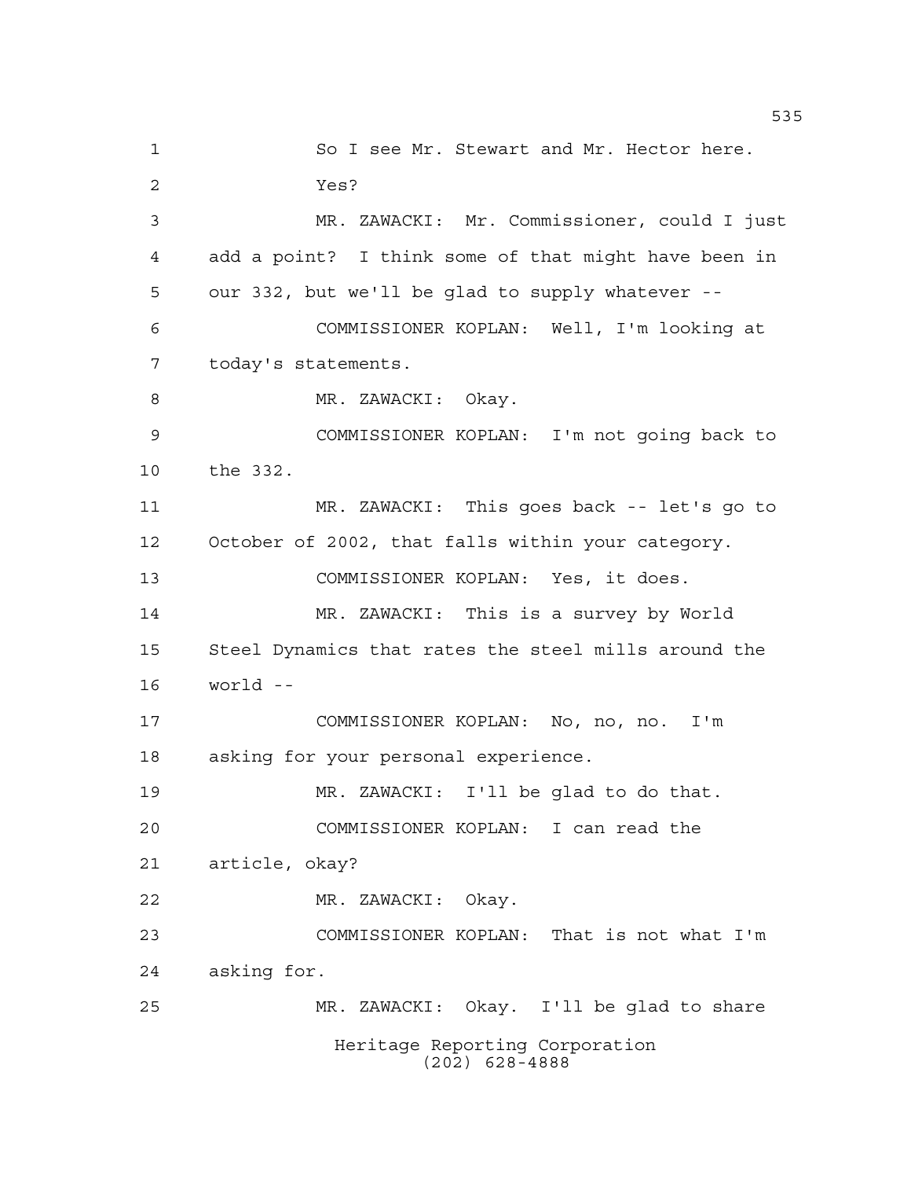So I see Mr. Stewart and Mr. Hector here.

Yes?

MR. ZAWACKI: Mr. Commissioner, could I just add a point? I think some of that might have been in our 332, but we'll be glad to supply whatever --

COMMISSIONER KOPLAN: Well, I'm looking at today's statements.

MR. ZAWACKI: Okay.

COMMISSIONER KOPLAN: I'm not going back to the 332.

MR. ZAWACKI: This goes back -- let's go to October of 2002, that falls within your category.

COMMISSIONER KOPLAN: Yes, it does.

MR. ZAWACKI: This is a survey by World Steel Dynamics that rates the steel mills around the world --

COMMISSIONER KOPLAN: No, no, no. I'm asking for your personal experience.

MR. ZAWACKI: I'll be glad to do that.

COMMISSIONER KOPLAN: I can read the article, okay?

MR. ZAWACKI: Okay.

COMMISSIONER KOPLAN: That is not what I'm asking for.

MR. ZAWACKI: Okay. I'll be glad to share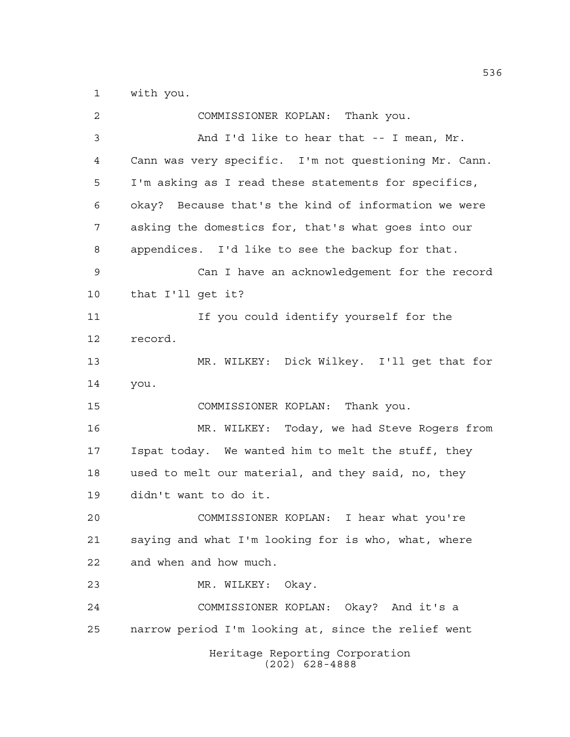1 with you.

2 COMMISSIONER KOPLAN: Thank you.

3 And I'd like to hear that -- I mean, Mr.

4 Cann was very specific. I'm not questioning Mr. Cann.

5 I'm asking as I read these statements for specifics,

6 okay? Because that's the kind of information we were

7 asking the domestics for, that's what goes into our

8 appendices. I'd like to see the backup for that.

9 Can I have an acknowledgement for the record

10 that I'll get it?

11 If you could identify yourself for the

12 record.

13 MR. WILKEY: Dick Wilkey. I'll get that for

14 you.

15 COMMISSIONER KOPLAN: Thank you.

16 MR. WILKEY: Today, we had Steve Rogers from

17 Ispat today. We wanted him to melt the stuff, they

18 used to melt our material, and they said, no, they

19 didn't want to do it.

20 COMMISSIONER KOPLAN: I hear what you're

21 saying and what I'm looking for is who, what, where

22 and when and how much.

23 MR. WILKEY: Okay.

24 COMMISSIONER KOPLAN: Okay? And it's a

25 narrow period I'm looking at, since the relief went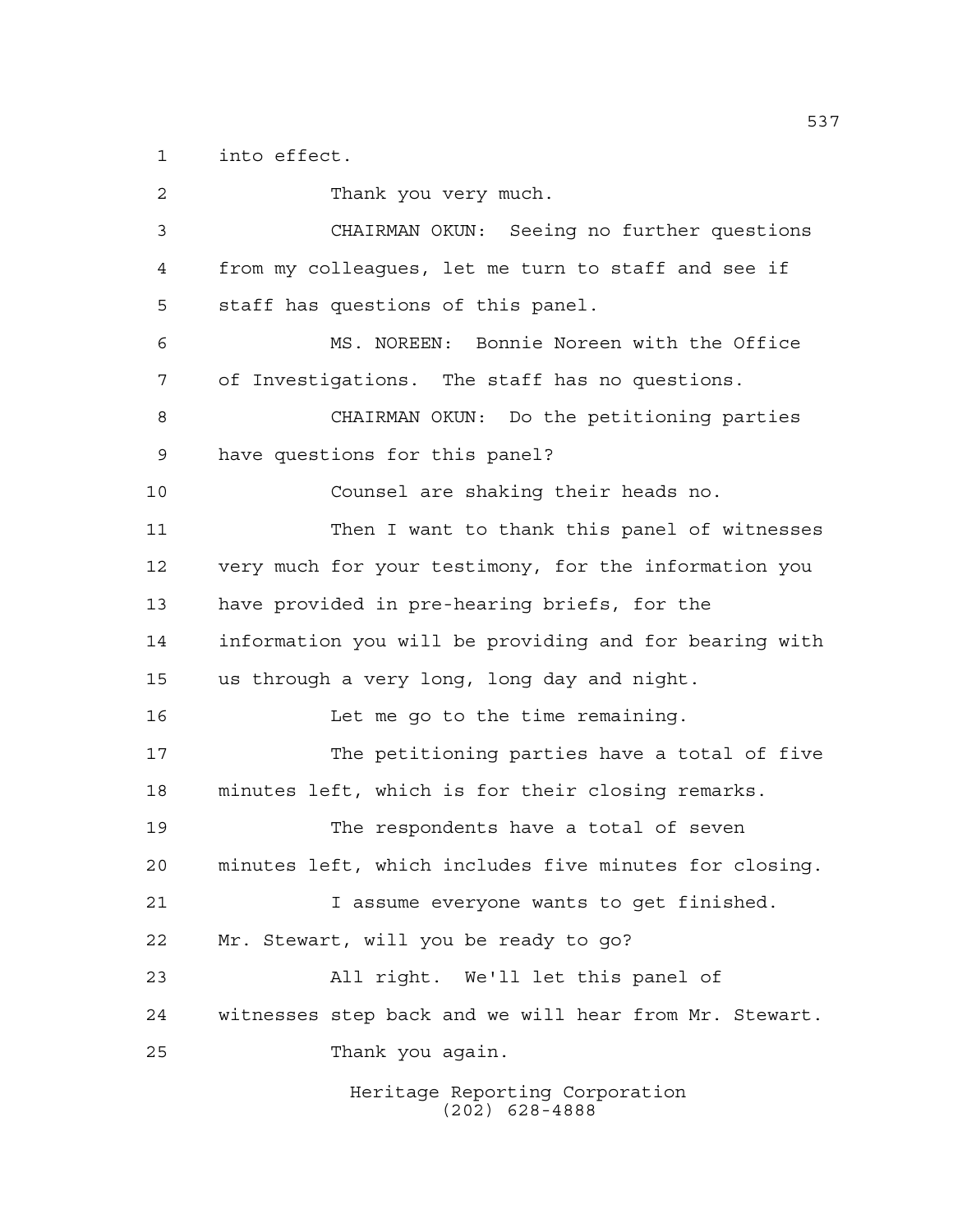into effect.

Thank you very much.

CHAIRMAN OKUN: Seeing no further questions from my colleagues, let me turn to staff and see if staff has questions of this panel.

MS. NOREEN: Bonnie Noreen with the Office of Investigations. The staff has no questions.

CHAIRMAN OKUN: Do the petitioning parties have questions for this panel?

Counsel are shaking their heads no.

Then I want to thank this panel of witnesses very much for your testimony, for the information you have provided in pre-hearing briefs, for the information you will be providing and for bearing with us through a very long, long day and night.

Let me go to the time remaining.

The petitioning parties have a total of five minutes left, which is for their closing remarks.

The respondents have a total of seven minutes left, which includes five minutes for closing.

I assume everyone wants to get finished. Mr. Stewart, will you be ready to go?

All right. We'll let this panel of witnesses step back and we will hear from Mr. Stewart.

Thank you again.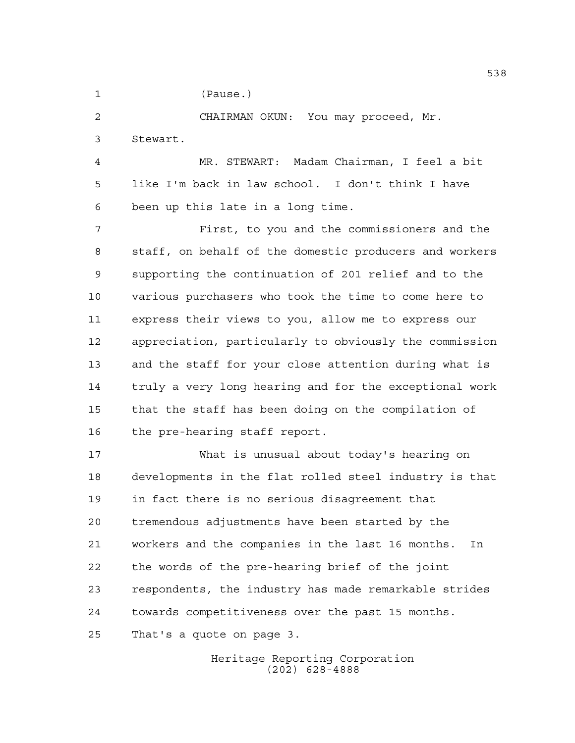(Pause.)

CHAIRMAN OKUN: You may proceed, Mr. Stewart.

MR. STEWART: Madam Chairman, I feel a bit like I'm back in law school. I don't think I have been up this late in a long time.

First, to you and the commissioners and the staff, on behalf of the domestic producers and workers supporting the continuation of 201 relief and to the various purchasers who took the time to come here to express their views to you, allow me to express our appreciation, particularly to obviously the commission and the staff for your close attention during what is truly a very long hearing and for the exceptional work that the staff has been doing on the compilation of the pre-hearing staff report.

What is unusual about today's hearing on developments in the flat rolled steel industry is that in fact there is no serious disagreement that tremendous adjustments have been started by the workers and the companies in the last 16 months. In the words of the pre-hearing brief of the joint respondents, the industry has made remarkable strides towards competitiveness over the past 15 months. That's a quote on page 3.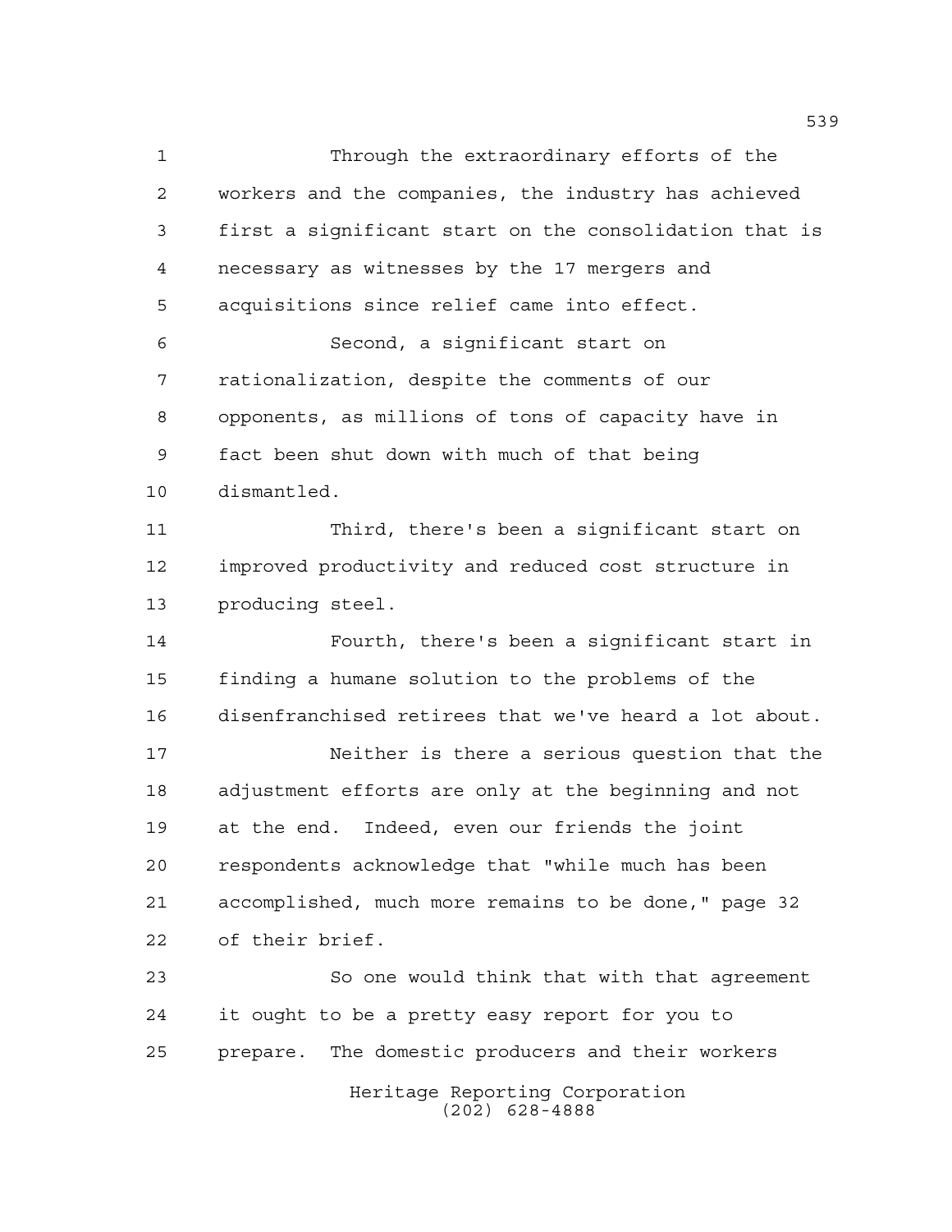Through the extraordinary efforts of the workers and the companies, the industry has achieved first a significant start on the consolidation that is necessary as witnesses by the 17 mergers and acquisitions since relief came into effect.

Second, a significant start on rationalization, despite the comments of our opponents, as millions of tons of capacity have in fact been shut down with much of that being dismantled.

Third, there's been a significant start on improved productivity and reduced cost structure in producing steel.

Fourth, there's been a significant start in finding a humane solution to the problems of the disenfranchised retirees that we've heard a lot about.

Neither is there a serious question that the adjustment efforts are only at the beginning and not at the end. Indeed, even our friends the joint respondents acknowledge that "while much has been accomplished, much more remains to be done," page 32 of their brief.

So one would think that with that agreement it ought to be a pretty easy report for you to prepare. The domestic producers and their workers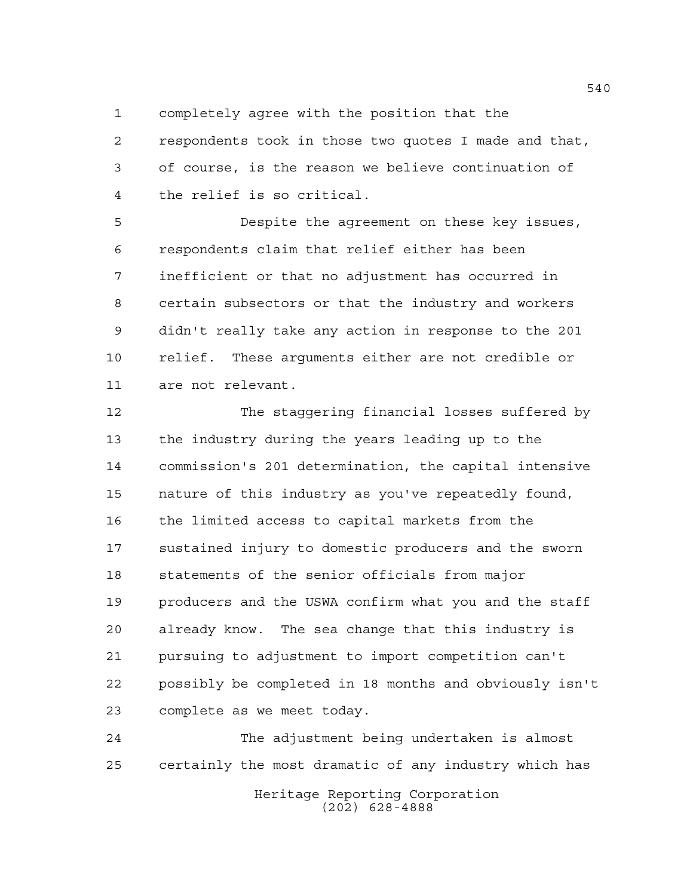completely agree with the position that the respondents took in those two quotes I made and that, of course, is the reason we believe continuation of the relief is so critical.

Despite the agreement on these key issues, respondents claim that relief either has been inefficient or that no adjustment has occurred in certain subsectors or that the industry and workers didn't really take any action in response to the 201 relief. These arguments either are not credible or are not relevant.

The staggering financial losses suffered by the industry during the years leading up to the commission's 201 determination, the capital intensive nature of this industry as you've repeatedly found, the limited access to capital markets from the sustained injury to domestic producers and the sworn statements of the senior officials from major producers and the USWA confirm what you and the staff already know. The sea change that this industry is pursuing to adjustment to import competition can't possibly be completed in 18 months and obviously isn't complete as we meet today.

The adjustment being undertaken is almost certainly the most dramatic of any industry which has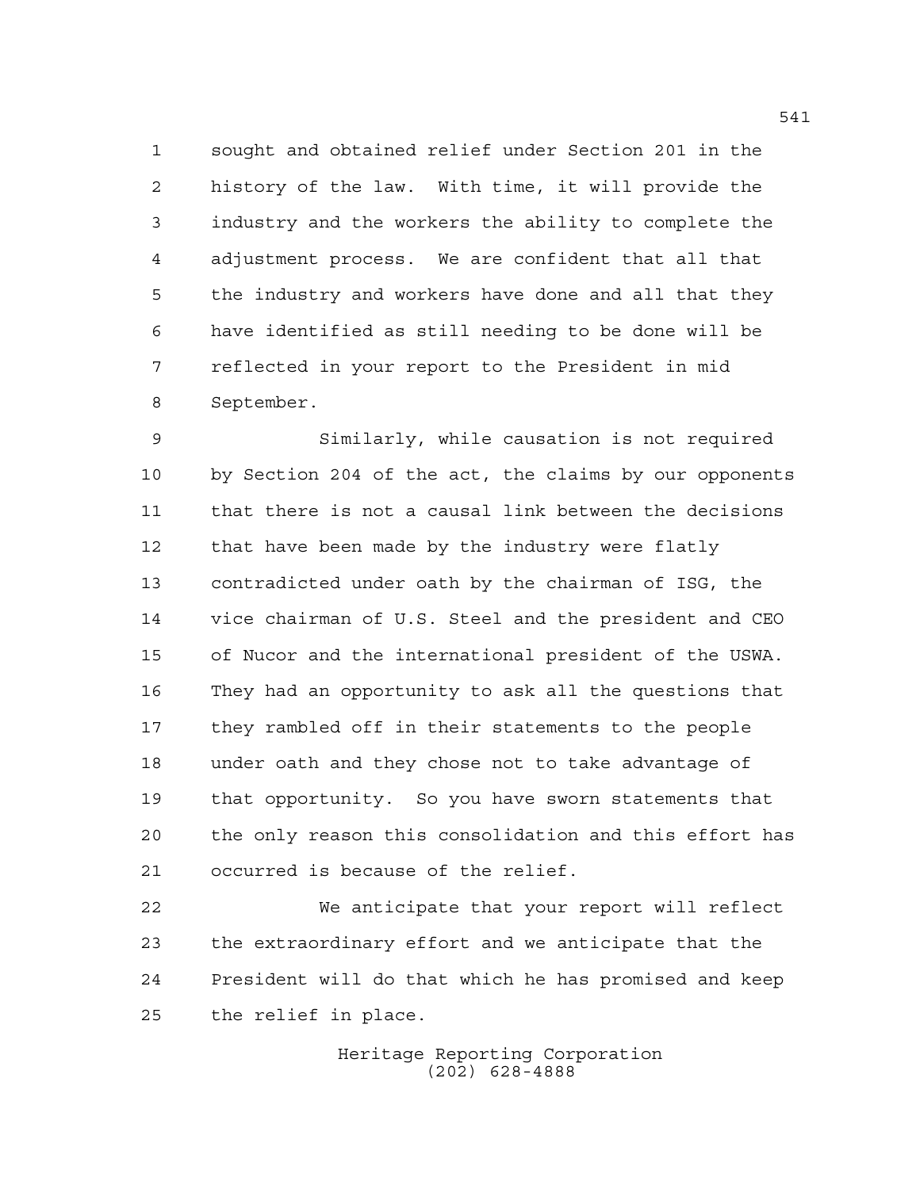sought and obtained relief under Section 201 in the history of the law. With time, it will provide the industry and the workers the ability to complete the adjustment process. We are confident that all that the industry and workers have done and all that they have identified as still needing to be done will be reflected in your report to the President in mid September.

Similarly, while causation is not required by Section 204 of the act, the claims by our opponents that there is not a causal link between the decisions that have been made by the industry were flatly contradicted under oath by the chairman of ISG, the vice chairman of U.S. Steel and the president and CEO of Nucor and the international president of the USWA. They had an opportunity to ask all the questions that they rambled off in their statements to the people under oath and they chose not to take advantage of that opportunity. So you have sworn statements that the only reason this consolidation and this effort has occurred is because of the relief.

We anticipate that your report will reflect the extraordinary effort and we anticipate that the President will do that which he has promised and keep the relief in place.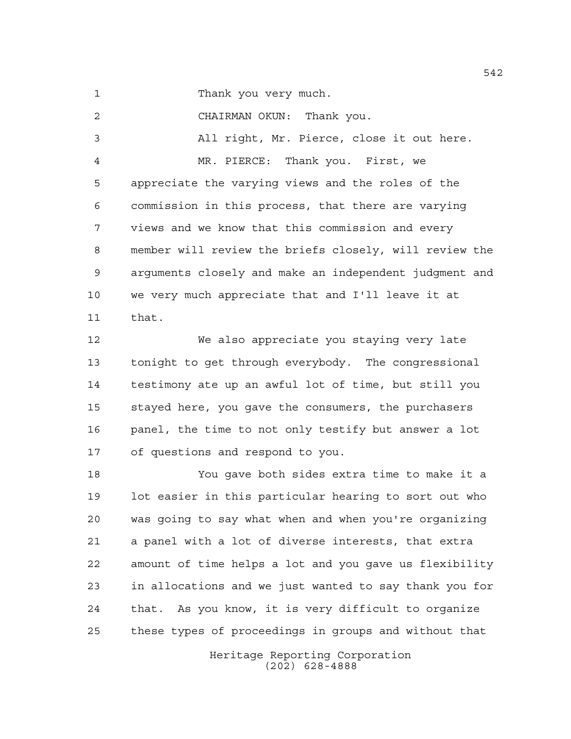Thank you very much.

CHAIRMAN OKUN: Thank you.

All right, Mr. Pierce, close it out here.

MR. PIERCE: Thank you. First, we appreciate the varying views and the roles of the commission in this process, that there are varying views and we know that this commission and every member will review the briefs closely, will review the arguments closely and make an independent judgment and we very much appreciate that and I'll leave it at that.

We also appreciate you staying very late tonight to get through everybody. The congressional testimony ate up an awful lot of time, but still you stayed here, you gave the consumers, the purchasers panel, the time to not only testify but answer a lot of questions and respond to you.

You gave both sides extra time to make it a lot easier in this particular hearing to sort out who was going to say what when and when you're organizing a panel with a lot of diverse interests, that extra amount of time helps a lot and you gave us flexibility in allocations and we just wanted to say thank you for that. As you know, it is very difficult to organize these types of proceedings in groups and without that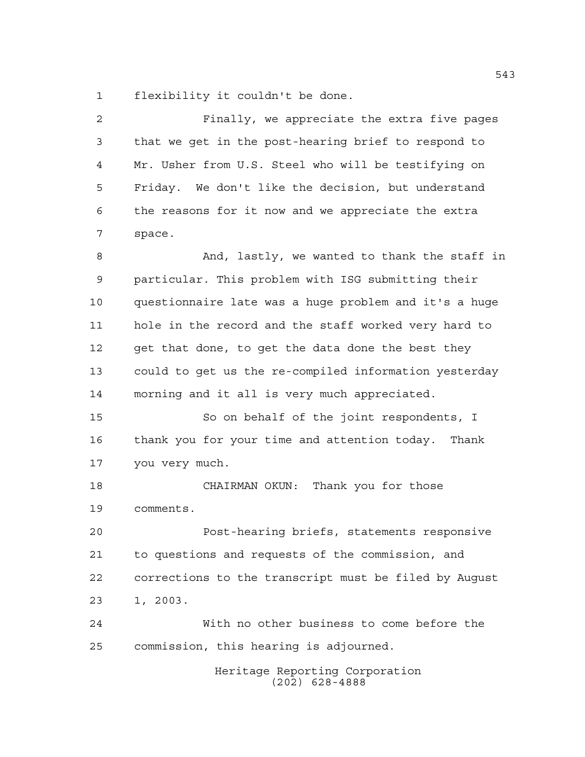flexibility it couldn't be done.

Finally, we appreciate the extra five pages that we get in the post-hearing brief to respond to Mr. Usher from U.S. Steel who will be testifying on Friday. We don't like the decision, but understand the reasons for it now and we appreciate the extra space.

And, lastly, we wanted to thank the staff in particular. This problem with ISG submitting their questionnaire late was a huge problem and it's a huge hole in the record and the staff worked very hard to get that done, to get the data done the best they could to get us the re-compiled information yesterday morning and it all is very much appreciated.

So on behalf of the joint respondents, I thank you for your time and attention today. Thank you very much.

CHAIRMAN OKUN: Thank you for those comments.

Post-hearing briefs, statements responsive to questions and requests of the commission, and corrections to the transcript must be filed by August 1, 2003.

With no other business to come before the commission, this hearing is adjourned.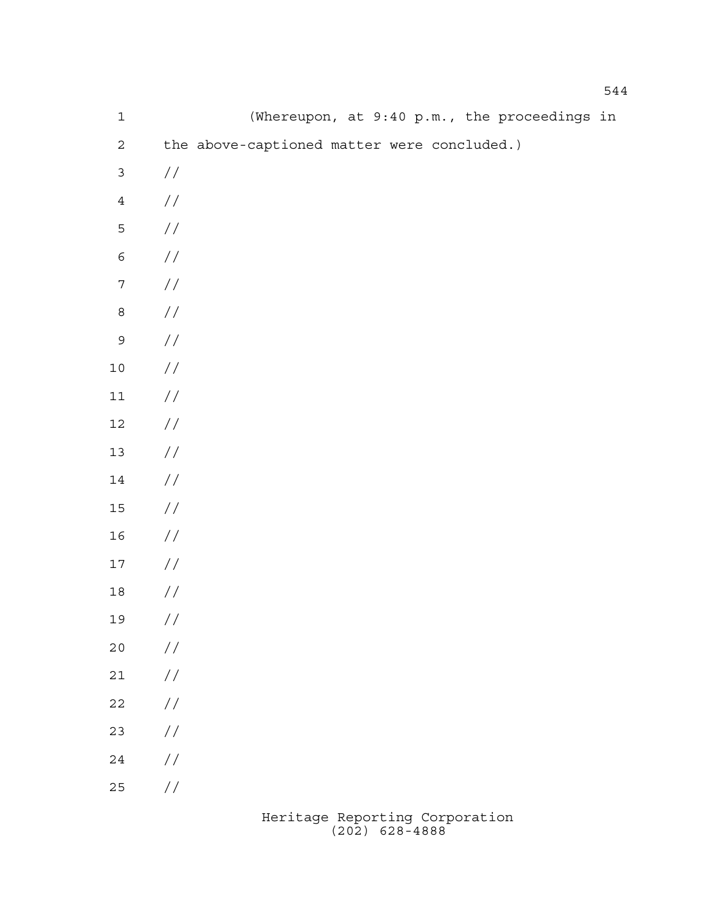(Whereupon, at 9:40 p.m., the proceedings in the above-captioned matter were concluded.)

//

//

//

//

//

//

//

//

//

//

//

//

//

//

//

//

//

//

//

//

//

//

//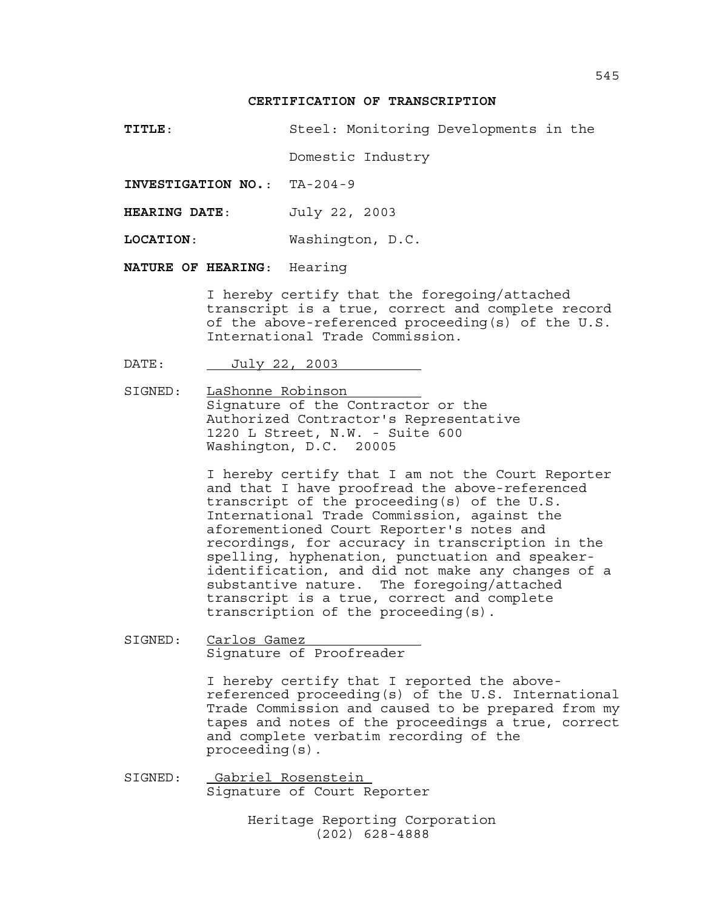## CERTIFICATION OF TRANSCRIPTION

**TITLE**: Steel: Monitoring Developments in the Domestic Industry

**INVESTIGATION NO.**: TA-204-9

**HEARING DATE**: July 22, 2003

**LOCATION**: Washington, D.C.

**NATURE OF HEARING**: Hearing

I hereby certify that the foregoing/attached transcript is a true, correct and complete record of the above-referenced proceeding(s) of the U.S. International Trade Commission.

DATE: July 22, 2003

SIGNED: LaShonne Robinson
Signature of the Contractor or the Authorized Contractor's Representative
1220 L Street, N.W. - Suite 600
Washington, D.C. 20005

I hereby certify that I am not the Court Reporter and that I have proofread the above-referenced transcript of the proceeding(s) of the U.S. International Trade Commission, against the aforementioned Court Reporter's notes and recordings, for accuracy in transcription in the spelling, hyphenation, punctuation and speaker-identification, and did not make any changes of a substantive nature. The foregoing/attached transcript is a true, correct and complete transcription of the proceeding(s).

SIGNED: Carlos Gamez
Signature of Proofreader

I hereby certify that I reported the above-referenced proceeding(s) of the U.S. International Trade Commission and caused to be prepared from my tapes and notes of the proceedings a true, correct and complete verbatim recording of the proceeding(s).

SIGNED: Gabriel Rosenstein
Signature of Court Reporter

Heritage Reporting Corporation
(202) 628-4888